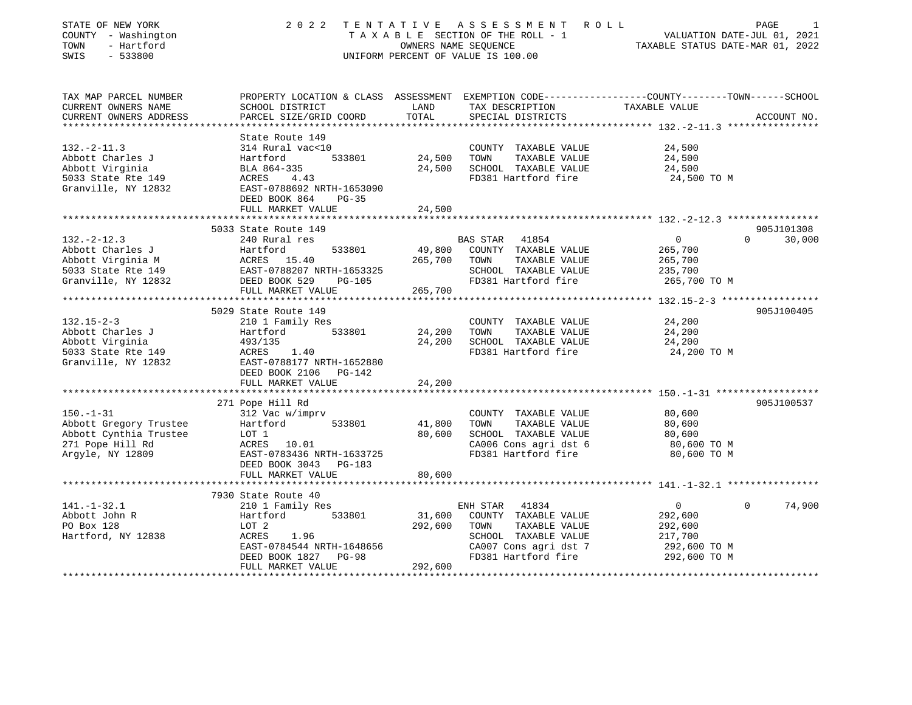STATE OF NEW YORK
COUNTY - Washington
TOWN - Hartford
SWIS - 533800

# 2022 TENTATIVE ASSESSMENT ROLL

TAXABLE SECTION OF THE ROLL - 1
OWNERS NAME SEQUENCE
UNIFORM PERCENT OF VALUE IS 100.00

VALUATION DATE-JUL 01, 2021
TAXABLE STATUS DATE-MAR 01, 2022

| TAX MAP PARCEL NUMBER / CURRENT OWNERS NAME / CURRENT OWNERS ADDRESS | PROPERTY LOCATION & CLASS / SCHOOL DISTRICT / PARCEL SIZE/GRID COORD | ASSESSMENT LAND | TOTAL | EXEMPTION CODE / TAX DESCRIPTION / SPECIAL DISTRICTS | COUNTY | TOWN | SCHOOL | ACCOUNT NO. |
|---|---|---|---|---|---|---|---|---|
| 132.-2-11.3 | State Route 149 | | | | | | | |
| | 314 Rural vac<10 | | | COUNTY TAXABLE VALUE | 24,500 | | | |
| Abbott Charles J | Hartford 533801 | 24,500 | | TOWN TAXABLE VALUE | | 24,500 | | |
| Abbott Virginia | BLA 864-335 | | 24,500 | SCHOOL TAXABLE VALUE | | | 24,500 | |
| 5033 State Rte 149 | ACRES 4.43 | | | FD381 Hartford fire | 24,500 TO M | | | |
| Granville, NY 12832 | EAST-0788692 NRTH-1653090 | | | | | | | |
| | DEED BOOK 864 PG-35 | | | | | | | |
| | FULL MARKET VALUE | | 24,500 | | | | | |
| 132.-2-12.3 | 5033 State Route 149 | | | | | | | 905J101308 |
| | 240 Rural res | | | BAS STAR 41854 | 0 | 0 | 30,000 | |
| Abbott Charles J | Hartford 533801 | 49,800 | | COUNTY TAXABLE VALUE | 265,700 | | | |
| Abbott Virginia M | ACRES 15.40 | | 265,700 | TOWN TAXABLE VALUE | | 265,700 | | |
| 5033 State Rte 149 | EAST-0788207 NRTH-1653325 | | | SCHOOL TAXABLE VALUE | | | 235,700 | |
| Granville, NY 12832 | DEED BOOK 529 PG-105 | | | FD381 Hartford fire | 265,700 TO M | | | |
| | FULL MARKET VALUE | | 265,700 | | | | | |
| 132.15-2-3 | 5029 State Route 149 | | | | | | | 905J100405 |
| | 210 1 Family Res | | | COUNTY TAXABLE VALUE | 24,200 | | | |
| Abbott Charles J | Hartford 533801 | 24,200 | | TOWN TAXABLE VALUE | | 24,200 | | |
| Abbott Virginia | 493/135 | | 24,200 | SCHOOL TAXABLE VALUE | | | 24,200 | |
| 5033 State Rte 149 | ACRES 1.40 | | | FD381 Hartford fire | 24,200 TO M | | | |
| Granville, NY 12832 | EAST-0788177 NRTH-1652880 | | | | | | | |
| | DEED BOOK 2106 PG-142 | | | | | | | |
| | FULL MARKET VALUE | | 24,200 | | | | | |
| 150.-1-31 | 271 Pope Hill Rd | | | | | | | 905J100537 |
| | 312 Vac w/imprv | | | COUNTY TAXABLE VALUE | 80,600 | | | |
| Abbott Gregory Trustee | Hartford 533801 | 41,800 | | TOWN TAXABLE VALUE | | 80,600 | | |
| Abbott Cynthia Trustee | LOT 1 | | 80,600 | SCHOOL TAXABLE VALUE | | | 80,600 | |
| 271 Pope Hill Rd | ACRES 10.01 | | | CA006 Cons agri dst 6 | 80,600 TO M | | | |
| Argyle, NY 12809 | EAST-0783436 NRTH-1633725 | | | FD381 Hartford fire | 80,600 TO M | | | |
| | DEED BOOK 3043 PG-183 | | | | | | | |
| | FULL MARKET VALUE | | 80,600 | | | | | |
| 141.-1-32.1 | 7930 State Route 40 | | | | | | | |
| | 210 1 Family Res | | | ENH STAR 41834 | 0 | 0 | 74,900 | |
| Abbott John R | Hartford 533801 | 31,600 | | COUNTY TAXABLE VALUE | 292,600 | | | |
| PO Box 128 | LOT 2 | | 292,600 | TOWN TAXABLE VALUE | | 292,600 | | |
| Hartford, NY 12838 | ACRES 1.96 | | | SCHOOL TAXABLE VALUE | | | 217,700 | |
| | EAST-0784544 NRTH-1648656 | | | CA007 Cons agri dst 7 | 292,600 TO M | | | |
| | DEED BOOK 1827 PG-98 | | | FD381 Hartford fire | 292,600 TO M | | | |
| | FULL MARKET VALUE | | 292,600 | | | | | |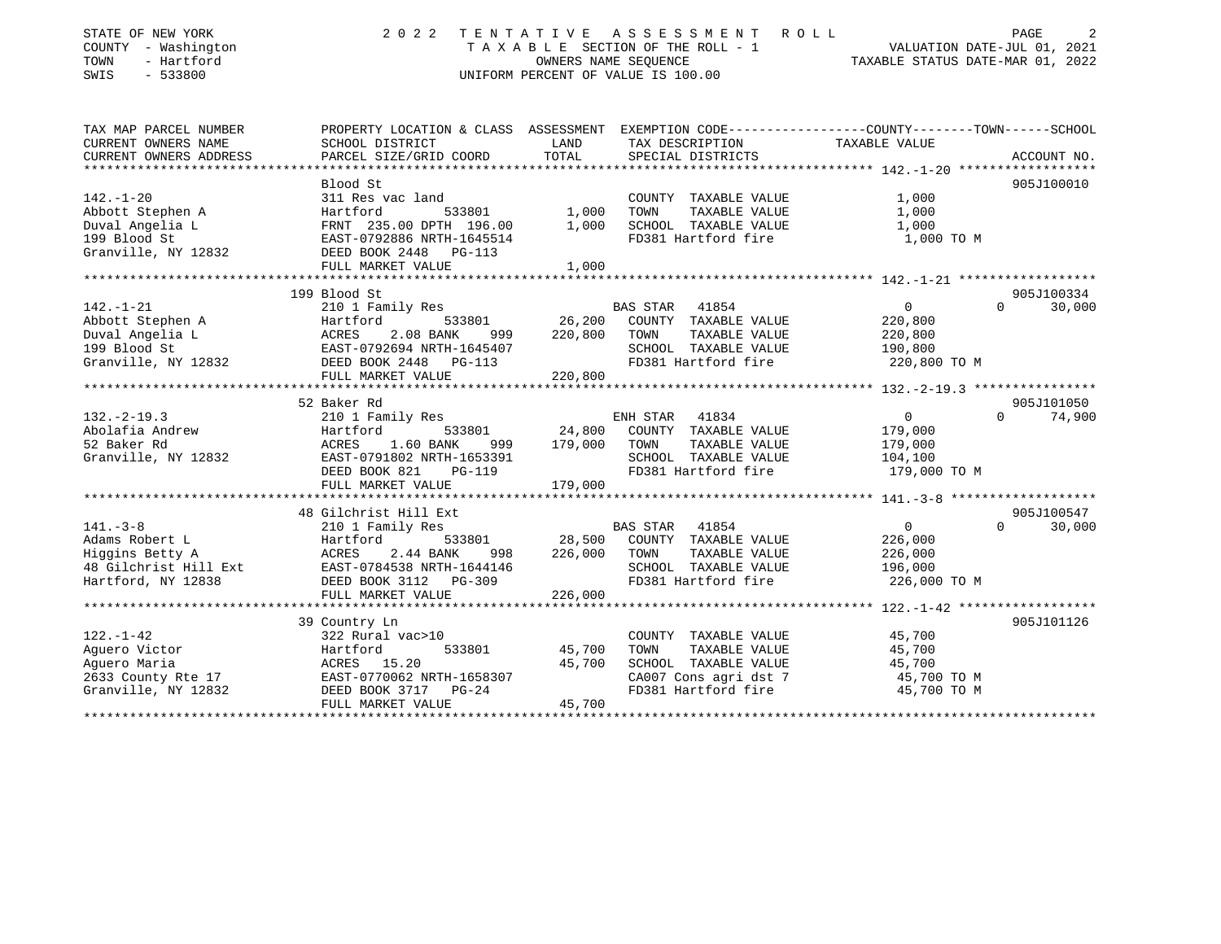STATE OF NEW YORK
COUNTY - Washington
TOWN - Hartford
SWIS - 533800

2022 TENTATIVE ASSESSMENT ROLL
TAXABLE SECTION OF THE ROLL - 1
OWNERS NAME SEQUENCE
UNIFORM PERCENT OF VALUE IS 100.00

VALUATION DATE-JUL 01, 2021
TAXABLE STATUS DATE-MAR 01, 2022

| TAX MAP PARCEL NUMBER / CURRENT OWNERS NAME / CURRENT OWNERS ADDRESS | PROPERTY LOCATION & CLASS / SCHOOL DISTRICT / PARCEL SIZE/GRID COORD | ASSESSMENT LAND | TOTAL | EXEMPTION CODE / TAX DESCRIPTION / SPECIAL DISTRICTS | COUNTY TAXABLE VALUE | TOWN | SCHOOL | ACCOUNT NO. |
|---|---|---|---|---|---|---|---|---|
| 142.-1-20 | Blood St | | | | | | | 905J100010 |
| | 311 Res vac land | | | COUNTY TAXABLE VALUE | 1,000 | | | |
| Abbott Stephen A | Hartford 533801 | 1,000 | | TOWN TAXABLE VALUE | 1,000 | | | |
| Duval Angelia L | FRNT 235.00 DPTH 196.00 | | 1,000 | SCHOOL TAXABLE VALUE | 1,000 | | | |
| 199 Blood St | EAST-0792886 NRTH-1645514 | | | FD381 Hartford fire | 1,000 TO M | | | |
| Granville, NY 12832 | DEED BOOK 2448 PG-113 | | | | | | | |
| | FULL MARKET VALUE | | 1,000 | | | | | |
| 142.-1-21 | 199 Blood St | | | | | | | 905J100334 |
| | 210 1 Family Res | | | BAS STAR 41854 | 0 | 0 | 30,000 | |
| Abbott Stephen A | Hartford 533801 | 26,200 | | COUNTY TAXABLE VALUE | 220,800 | | | |
| Duval Angelia L | ACRES 2.08 BANK 999 | | 220,800 | TOWN TAXABLE VALUE | 220,800 | | | |
| 199 Blood St | EAST-0792694 NRTH-1645407 | | | SCHOOL TAXABLE VALUE | 190,800 | | | |
| Granville, NY 12832 | DEED BOOK 2448 PG-113 | | | FD381 Hartford fire | 220,800 TO M | | | |
| | FULL MARKET VALUE | | 220,800 | | | | | |
| 132.-2-19.3 | 52 Baker Rd | | | | | | | 905J101050 |
| | 210 1 Family Res | | | ENH STAR 41834 | 0 | 0 | 74,900 | |
| Abolafia Andrew | Hartford 533801 | 24,800 | | COUNTY TAXABLE VALUE | 179,000 | | | |
| 52 Baker Rd | ACRES 1.60 BANK 999 | | 179,000 | TOWN TAXABLE VALUE | 179,000 | | | |
| Granville, NY 12832 | EAST-0791802 NRTH-1653391 | | | SCHOOL TAXABLE VALUE | 104,100 | | | |
| | DEED BOOK 821 PG-119 | | | FD381 Hartford fire | 179,000 TO M | | | |
| | FULL MARKET VALUE | | 179,000 | | | | | |
| 141.-3-8 | 48 Gilchrist Hill Ext | | | | | | | 905J100547 |
| | 210 1 Family Res | | | BAS STAR 41854 | 0 | 0 | 30,000 | |
| Adams Robert L | Hartford 533801 | 28,500 | | COUNTY TAXABLE VALUE | 226,000 | | | |
| Higgins Betty A | ACRES 2.44 BANK 998 | | 226,000 | TOWN TAXABLE VALUE | 226,000 | | | |
| 48 Gilchrist Hill Ext | EAST-0784538 NRTH-1644146 | | | SCHOOL TAXABLE VALUE | 196,000 | | | |
| Hartford, NY 12838 | DEED BOOK 3112 PG-309 | | | FD381 Hartford fire | 226,000 TO M | | | |
| | FULL MARKET VALUE | | 226,000 | | | | | |
| 122.-1-42 | 39 Country Ln | | | | | | | 905J101126 |
| | 322 Rural vac>10 | | | COUNTY TAXABLE VALUE | 45,700 | | | |
| Aguero Victor | Hartford 533801 | 45,700 | | TOWN TAXABLE VALUE | 45,700 | | | |
| Aguero Maria | ACRES 15.20 | | 45,700 | SCHOOL TAXABLE VALUE | 45,700 | | | |
| 2633 County Rte 17 | EAST-0770062 NRTH-1658307 | | | CA007 Cons agri dst 7 | 45,700 TO M | | | |
| Granville, NY 12832 | DEED BOOK 3717 PG-24 | | | FD381 Hartford fire | 45,700 TO M | | | |
| | FULL MARKET VALUE | | 45,700 | | | | | |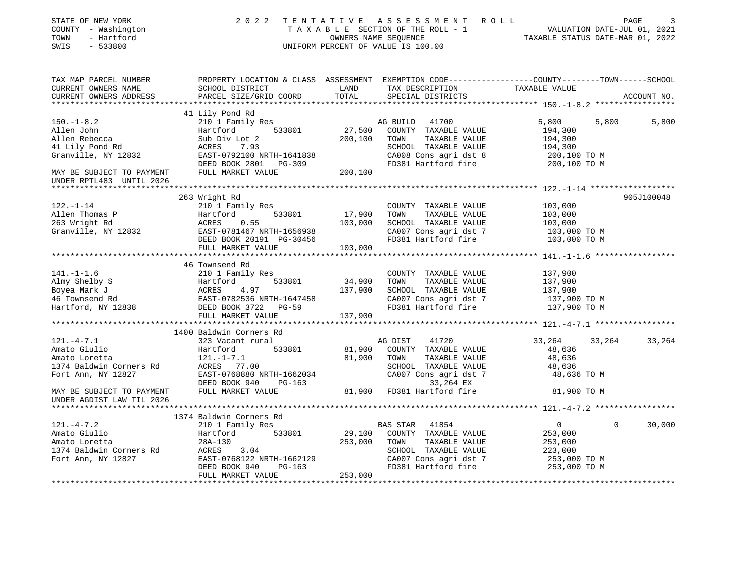STATE OF NEW YORK | COUNTY - Washington | TOWN - Hartford | SWIS - 533800

2022 TENTATIVE ASSESSMENT ROLL
TAXABLE SECTION OF THE ROLL - 1
OWNERS NAME SEQUENCE
UNIFORM PERCENT OF VALUE IS 100.00

VALUATION DATE-JUL 01, 2021
TAXABLE STATUS DATE-MAR 01, 2022

| TAX MAP PARCEL NUMBER / CURRENT OWNERS NAME / CURRENT OWNERS ADDRESS | PROPERTY LOCATION & CLASS / SCHOOL DISTRICT / PARCEL SIZE/GRID COORD | LAND | ASSESSMENT TOTAL | EXEMPTION CODE / TAX DESCRIPTION / SPECIAL DISTRICTS | COUNTY TAXABLE VALUE | TOWN | SCHOOL | ACCOUNT NO. |
|---|---|---|---|---|---|---|---|---|
| 150.-1-8.2 | 41 Lily Pond Rd | | | | | | | |
| 150.-1-8.2 | 210 1 Family Res | | | AG BUILD 41700 | 5,800 | 5,800 | 5,800 | |
| Allen John | Hartford 533801 | 27,500 | | COUNTY TAXABLE VALUE | 194,300 | | | |
| Allen Rebecca | Sub Div Lot 2 | | 200,100 | TOWN TAXABLE VALUE | 194,300 | | | |
| 41 Lily Pond Rd | ACRES 7.93 | | | SCHOOL TAXABLE VALUE | 194,300 | | | |
| Granville, NY 12832 | EAST-0792100 NRTH-1641838 | | | CA008 Cons agri dst 8 | 200,100 TO M | | | |
| | DEED BOOK 2801 PG-309 | | | FD381 Hartford fire | 200,100 TO M | | | |
| MAY BE SUBJECT TO PAYMENT UNDER RPTL483 UNTIL 2026 | FULL MARKET VALUE | | 200,100 | | | | | |
| 122.-1-14 | 263 Wright Rd | | | | | | | 905J100048 |
| 122.-1-14 | 210 1 Family Res | | | COUNTY TAXABLE VALUE | 103,000 | | | |
| Allen Thomas P | Hartford 533801 | 17,900 | | TOWN TAXABLE VALUE | 103,000 | | | |
| 263 Wright Rd | ACRES 0.55 | | 103,000 | SCHOOL TAXABLE VALUE | 103,000 | | | |
| Granville, NY 12832 | EAST-0781467 NRTH-1656938 | | | CA007 Cons agri dst 7 | 103,000 TO M | | | |
| | DEED BOOK 20191 PG-30456 | | | FD381 Hartford fire | 103,000 TO M | | | |
| | FULL MARKET VALUE | | 103,000 | | | | | |
| 141.-1-1.6 | 46 Townsend Rd | | | | | | | |
| 141.-1-1.6 | 210 1 Family Res | | | COUNTY TAXABLE VALUE | 137,900 | | | |
| Almy Shelby S | Hartford 533801 | 34,900 | | TOWN TAXABLE VALUE | 137,900 | | | |
| Boyea Mark J | ACRES 4.97 | | 137,900 | SCHOOL TAXABLE VALUE | 137,900 | | | |
| 46 Townsend Rd | EAST-0782536 NRTH-1647458 | | | CA007 Cons agri dst 7 | 137,900 TO M | | | |
| Hartford, NY 12838 | DEED BOOK 3722 PG-59 | | | FD381 Hartford fire | 137,900 TO M | | | |
| | FULL MARKET VALUE | | 137,900 | | | | | |
| 121.-4-7.1 | 1400 Baldwin Corners Rd | | | | | | | |
| 121.-4-7.1 | 323 Vacant rural | | | AG DIST 41720 | 33,264 | 33,264 | 33,264 | |
| Amato Giulio | Hartford 533801 | 81,900 | | COUNTY TAXABLE VALUE | 48,636 | | | |
| Amato Loretta | 121.-1-7.1 | | 81,900 | TOWN TAXABLE VALUE | 48,636 | | | |
| 1374 Baldwin Corners Rd | ACRES 77.00 | | | SCHOOL TAXABLE VALUE | 48,636 | | | |
| Fort Ann, NY 12827 | EAST-0768880 NRTH-1662034 | | | CA007 Cons agri dst 7 | 48,636 TO M | | | |
| | DEED BOOK 940 PG-163 | | | 33,264 EX | | | | |
| MAY BE SUBJECT TO PAYMENT UNDER AGDIST LAW TIL 2026 | FULL MARKET VALUE | | 81,900 | FD381 Hartford fire | 81,900 TO M | | | |
| 121.-4-7.2 | 1374 Baldwin Corners Rd | | | | | | | |
| 121.-4-7.2 | 210 1 Family Res | | | BAS STAR 41854 | 0 | 0 | 30,000 | |
| Amato Giulio | Hartford 533801 | 29,100 | | COUNTY TAXABLE VALUE | 253,000 | | | |
| Amato Loretta | 28A-130 | | 253,000 | TOWN TAXABLE VALUE | 253,000 | | | |
| 1374 Baldwin Corners Rd | ACRES 3.04 | | | SCHOOL TAXABLE VALUE | 223,000 | | | |
| Fort Ann, NY 12827 | EAST-0768122 NRTH-1662129 | | | CA007 Cons agri dst 7 | 253,000 TO M | | | |
| | DEED BOOK 940 PG-163 | | | FD381 Hartford fire | 253,000 TO M | | | |
| | FULL MARKET VALUE | | 253,000 | | | | | |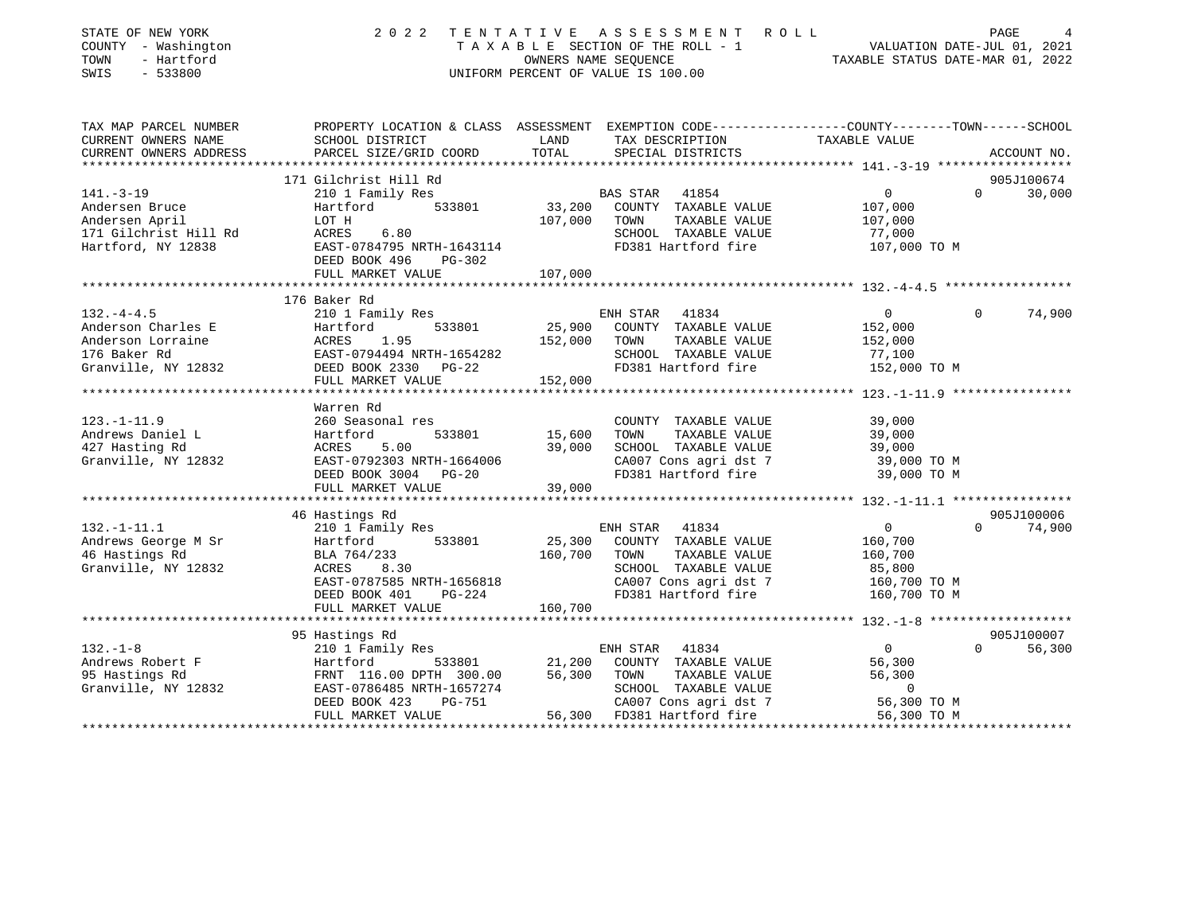STATE OF NEW YORK
COUNTY - Washington
TOWN - Hartford
SWIS - 533800

# 2022 TENTATIVE ASSESSMENT ROLL

TAXABLE SECTION OF THE ROLL - 1
OWNERS NAME SEQUENCE
UNIFORM PERCENT OF VALUE IS 100.00

VALUATION DATE-JUL 01, 2021
TAXABLE STATUS DATE-MAR 01, 2022

| TAX MAP PARCEL NUMBER / CURRENT OWNERS NAME / CURRENT OWNERS ADDRESS | PROPERTY LOCATION & CLASS / SCHOOL DISTRICT / PARCEL SIZE/GRID COORD | ASSESSMENT LAND | TOTAL | EXEMPTION CODE / TAX DESCRIPTION / SPECIAL DISTRICTS | COUNTY / TOWN TAXABLE VALUE | SCHOOL | ACCOUNT NO. |
|---|---|---|---|---|---|---|---|
| 141.-3-19 | 171 Gilchrist Hill Rd | | | | | | 905J100674 |
| | 210 1 Family Res | | | BAS STAR 41854 | 0 | 0 | 30,000 |
| Andersen Bruce | Hartford 533801 | 33,200 | | COUNTY TAXABLE VALUE | 107,000 | | |
| Andersen April | LOT H | | 107,000 | TOWN TAXABLE VALUE | 107,000 | | |
| 171 Gilchrist Hill Rd | ACRES 6.80 | | | SCHOOL TAXABLE VALUE | 77,000 | | |
| Hartford, NY 12838 | EAST-0784795 NRTH-1643114 | | | FD381 Hartford fire | 107,000 TO M | | |
| | DEED BOOK 496 PG-302 | | | | | | |
| | FULL MARKET VALUE | | 107,000 | | | | |
| 132.-4-4.5 | 176 Baker Rd | | | | | | |
| | 210 1 Family Res | | | ENH STAR 41834 | 0 | 0 | 74,900 |
| Anderson Charles E | Hartford 533801 | 25,900 | | COUNTY TAXABLE VALUE | 152,000 | | |
| Anderson Lorraine | ACRES 1.95 | | 152,000 | TOWN TAXABLE VALUE | 152,000 | | |
| 176 Baker Rd | EAST-0794494 NRTH-1654282 | | | SCHOOL TAXABLE VALUE | 77,100 | | |
| Granville, NY 12832 | DEED BOOK 2330 PG-22 | | | FD381 Hartford fire | 152,000 TO M | | |
| | FULL MARKET VALUE | | 152,000 | | | | |
| 123.-1-11.9 | Warren Rd | | | | | | |
| | 260 Seasonal res | | | COUNTY TAXABLE VALUE | 39,000 | | |
| Andrews Daniel L | Hartford 533801 | 15,600 | | TOWN TAXABLE VALUE | 39,000 | | |
| 427 Hasting Rd | ACRES 5.00 | | 39,000 | SCHOOL TAXABLE VALUE | 39,000 | | |
| Granville, NY 12832 | EAST-0792303 NRTH-1664006 | | | CA007 Cons agri dst 7 | 39,000 TO M | | |
| | DEED BOOK 3004 PG-20 | | | FD381 Hartford fire | 39,000 TO M | | |
| | FULL MARKET VALUE | | 39,000 | | | | |
| 132.-1-11.1 | 46 Hastings Rd | | | | | | 905J100006 |
| | 210 1 Family Res | | | ENH STAR 41834 | 0 | 0 | 74,900 |
| Andrews George M Sr | Hartford 533801 | 25,300 | | COUNTY TAXABLE VALUE | 160,700 | | |
| 46 Hastings Rd | BLA 764/233 | | 160,700 | TOWN TAXABLE VALUE | 160,700 | | |
| Granville, NY 12832 | ACRES 8.30 | | | SCHOOL TAXABLE VALUE | 85,800 | | |
| | EAST-0787585 NRTH-1656818 | | | CA007 Cons agri dst 7 | 160,700 TO M | | |
| | DEED BOOK 401 PG-224 | | | FD381 Hartford fire | 160,700 TO M | | |
| | FULL MARKET VALUE | | 160,700 | | | | |
| 132.-1-8 | 95 Hastings Rd | | | | | | 905J100007 |
| | 210 1 Family Res | | | ENH STAR 41834 | 0 | 0 | 56,300 |
| Andrews Robert F | Hartford 533801 | 21,200 | | COUNTY TAXABLE VALUE | 56,300 | | |
| 95 Hastings Rd | FRNT 116.00 DPTH 300.00 | | 56,300 | TOWN TAXABLE VALUE | 56,300 | | |
| Granville, NY 12832 | EAST-0786485 NRTH-1657274 | | | SCHOOL TAXABLE VALUE | 0 | | |
| | DEED BOOK 423 PG-751 | | | CA007 Cons agri dst 7 | 56,300 TO M | | |
| | FULL MARKET VALUE | | 56,300 | FD381 Hartford fire | 56,300 TO M | | |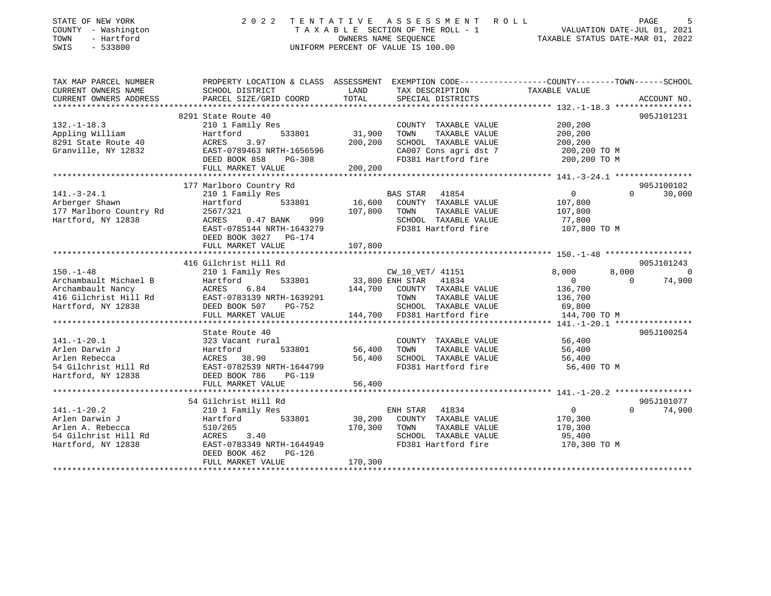STATE OF NEW YORK — 2022 TENTATIVE ASSESSMENT ROLL
COUNTY - Washington — TAXABLE SECTION OF THE ROLL - 1 — VALUATION DATE-JUL 01, 2021
TOWN - Hartford — OWNERS NAME SEQUENCE — TAXABLE STATUS DATE-MAR 01, 2022
SWIS - 533800 — UNIFORM PERCENT OF VALUE IS 100.00

| TAX MAP PARCEL NUMBER / CURRENT OWNERS NAME / CURRENT OWNERS ADDRESS | PROPERTY LOCATION & CLASS / SCHOOL DISTRICT / PARCEL SIZE/GRID COORD | ASSESSMENT LAND / TOTAL | EXEMPTION CODE / TAX DESCRIPTION / SPECIAL DISTRICTS | COUNTY | TOWN | SCHOOL / TAXABLE VALUE | ACCOUNT NO. |
|---|---|---|---|---|---|---|---|
| **132.-1-18.3** | 8291 State Route 40 | | | | | | 905J101231 |
| 132.-1-18.3 | 210 1 Family Res | | COUNTY TAXABLE VALUE | 200,200 | | | |
| Appling William | Hartford 533801 | 31,900 | TOWN TAXABLE VALUE | | 200,200 | | |
| 8291 State Route 40 | ACRES 3.97 | 200,200 | SCHOOL TAXABLE VALUE | | | 200,200 | |
| Granville, NY 12832 | EAST-0789463 NRTH-1656596 | | CA007 Cons agri dst 7 | 200,200 TO M | | | |
| | DEED BOOK 858 PG-308 | | FD381 Hartford fire | 200,200 TO M | | | |
| | FULL MARKET VALUE | 200,200 | | | | | |
| **141.-3-24.1** | 177 Marlboro Country Rd | | | | | | 905J100102 |
| 141.-3-24.1 | 210 1 Family Res | | BAS STAR 41854 | 0 | 0 | 30,000 | |
| Arberger Shawn | Hartford 533801 | 16,600 | COUNTY TAXABLE VALUE | 107,800 | | | |
| 177 Marlboro Country Rd | 2567/321 | 107,800 | TOWN TAXABLE VALUE | | 107,800 | | |
| Hartford, NY 12838 | ACRES 0.47 BANK 999 | | SCHOOL TAXABLE VALUE | | | 77,800 | |
| | EAST-0785144 NRTH-1643279 | | FD381 Hartford fire | 107,800 TO M | | | |
| | DEED BOOK 3027 PG-174 | | | | | | |
| | FULL MARKET VALUE | 107,800 | | | | | |
| **150.-1-48** | 416 Gilchrist Hill Rd | | | | | | 905J101243 |
| 150.-1-48 | 210 1 Family Res | | CW_10_VET/ 41151 | 8,000 | 8,000 | 0 | |
| Archambault Michael B | Hartford 533801 | 33,800 | ENH STAR 41834 | 0 | 0 | 74,900 | |
| Archambault Nancy | ACRES 6.84 | 144,700 | COUNTY TAXABLE VALUE | 136,700 | | | |
| 416 Gilchrist Hill Rd | EAST-0783139 NRTH-1639291 | | TOWN TAXABLE VALUE | | 136,700 | | |
| Hartford, NY 12838 | DEED BOOK 507 PG-752 | | SCHOOL TAXABLE VALUE | | | 69,800 | |
| | FULL MARKET VALUE | 144,700 | FD381 Hartford fire | 144,700 TO M | | | |
| **141.-1-20.1** | State Route 40 | | | | | | 905J100254 |
| 141.-1-20.1 | 323 Vacant rural | | COUNTY TAXABLE VALUE | 56,400 | | | |
| Arlen Darwin J | Hartford 533801 | 56,400 | TOWN TAXABLE VALUE | | 56,400 | | |
| Arlen Rebecca | ACRES 38.90 | 56,400 | SCHOOL TAXABLE VALUE | | | 56,400 | |
| 54 Gilchrist Hill Rd | EAST-0782539 NRTH-1644799 | | FD381 Hartford fire | 56,400 TO M | | | |
| Hartford, NY 12838 | DEED BOOK 786 PG-119 | | | | | | |
| | FULL MARKET VALUE | 56,400 | | | | | |
| **141.-1-20.2** | 54 Gilchrist Hill Rd | | | | | | 905J101077 |
| 141.-1-20.2 | 210 1 Family Res | | ENH STAR 41834 | 0 | 0 | 74,900 | |
| Arlen Darwin J | Hartford 533801 | 30,200 | COUNTY TAXABLE VALUE | 170,300 | | | |
| Arlen A. Rebecca | 510/265 | 170,300 | TOWN TAXABLE VALUE | | 170,300 | | |
| 54 Gilchrist Hill Rd | ACRES 3.40 | | SCHOOL TAXABLE VALUE | | | 95,400 | |
| Hartford, NY 12838 | EAST-0783349 NRTH-1644949 | | FD381 Hartford fire | 170,300 TO M | | | |
| | DEED BOOK 462 PG-126 | | | | | | |
| | FULL MARKET VALUE | 170,300 | | | | | |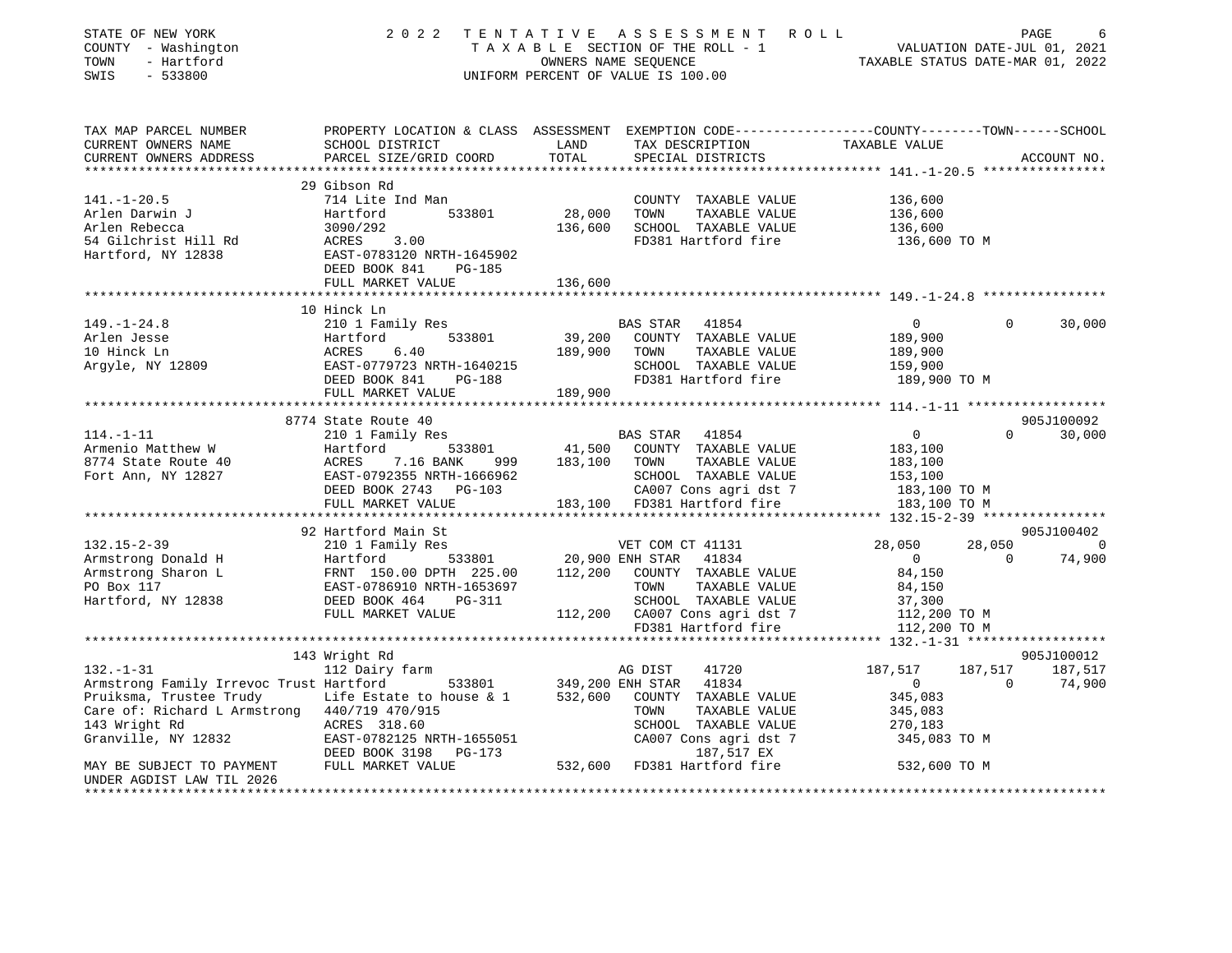STATE OF NEW YORK
COUNTY - Washington
TOWN - Hartford
SWIS - 533800

2 0 2 2 T E N T A T I V E A S S E S S M E N T R O L L
T A X A B L E SECTION OF THE ROLL - 1
OWNERS NAME SEQUENCE
UNIFORM PERCENT OF VALUE IS 100.00

VALUATION DATE-JUL 01, 2021
TAXABLE STATUS DATE-MAR 01, 2022

```
TAX MAP PARCEL NUMBER          PROPERTY LOCATION & CLASS  ASSESSMENT  EXEMPTION CODE-----------------COUNTY--------TOWN------SCHOOL
CURRENT OWNERS NAME            SCHOOL DISTRICT               LAND      TAX DESCRIPTION             TAXABLE VALUE
CURRENT OWNERS ADDRESS         PARCEL SIZE/GRID COORD        TOTAL     SPECIAL DISTRICTS                                    ACCOUNT NO.
******************************************************************************************************* 141.-1-20.5 ****************
                              29 Gibson Rd
141.-1-20.5                    714 Lite Ind Man                        COUNTY  TAXABLE VALUE           136,600
Arlen Darwin J                 Hartford          533801      28,000   TOWN    TAXABLE VALUE           136,600
Arlen Rebecca                  3090/292                     136,600   SCHOOL  TAXABLE VALUE           136,600
54 Gilchrist Hill Rd           ACRES    3.00                           FD381 Hartford fire              136,600 TO M
Hartford, NY 12838             EAST-0783120 NRTH-1645902
                               DEED BOOK 841    PG-185
                               FULL MARKET VALUE            136,600
******************************************************************************************************* 149.-1-24.8 ****************
                              10 Hinck Ln
149.-1-24.8                    210 1 Family Res                        BAS STAR   41854                  0           0        30,000
Arlen Jesse                    Hartford          533801      39,200   COUNTY  TAXABLE VALUE           189,900
10 Hinck Ln                    ACRES    6.40                189,900   TOWN    TAXABLE VALUE           189,900
Argyle, NY 12809               EAST-0779723 NRTH-1640215               SCHOOL  TAXABLE VALUE           159,900
                               DEED BOOK 841    PG-188                 FD381 Hartford fire              189,900 TO M
                               FULL MARKET VALUE            189,900
******************************************************************************************************* 114.-1-11 ******************
                              8774 State Route 40                                                                        905J100092
114.-1-11                      210 1 Family Res                        BAS STAR   41854                  0           0        30,000
Armenio Matthew W              Hartford          533801      41,500   COUNTY  TAXABLE VALUE           183,100
8774 State Route 40            ACRES    7.16 BANK     999   183,100   TOWN    TAXABLE VALUE           183,100
Fort Ann, NY 12827             EAST-0792355 NRTH-1666962               SCHOOL  TAXABLE VALUE           153,100
                               DEED BOOK 2743   PG-103                 CA007 Cons agri dst 7            183,100 TO M
                               FULL MARKET VALUE            183,100   FD381 Hartford fire              183,100 TO M
******************************************************************************************************* 132.15-2-39 ****************
                              92 Hartford Main St                                                                        905J100402
132.15-2-39                    210 1 Family Res                        VET COM CT 41131              28,050      28,050            0
Armstrong Donald H             Hartford          533801      20,900 ENH STAR   41834                  0           0        74,900
Armstrong Sharon L             FRNT  150.00 DPTH  225.00    112,200   COUNTY  TAXABLE VALUE            84,150
PO Box 117                     EAST-0786910 NRTH-1653697               TOWN    TAXABLE VALUE            84,150
Hartford, NY 12838             DEED BOOK 464    PG-311                 SCHOOL  TAXABLE VALUE            37,300
                               FULL MARKET VALUE            112,200   CA007 Cons agri dst 7            112,200 TO M
                                                                       FD381 Hartford fire              112,200 TO M
******************************************************************************************************* 132.-1-31 ******************
                              143 Wright Rd                                                                              905J100012
132.-1-31                      112 Dairy farm                          AG DIST    41720             187,517     187,517       187,517
Armstrong Family Irrevoc Trust Hartford          533801     349,200 ENH STAR   41834                  0           0        74,900
Pruiksma, Trustee Trudy        Life Estate to house & 1     532,600   COUNTY  TAXABLE VALUE           345,083
Care of: Richard L Armstrong   440/719 470/915                         TOWN    TAXABLE VALUE           345,083
143 Wright Rd                  ACRES  318.60                           SCHOOL  TAXABLE VALUE           270,183
Granville, NY 12832            EAST-0782125 NRTH-1655051               CA007 Cons agri dst 7            345,083 TO M
                               DEED BOOK 3198   PG-173                      187,517 EX
MAY BE SUBJECT TO PAYMENT      FULL MARKET VALUE            532,600   FD381 Hartford fire              532,600 TO M
UNDER AGDIST LAW TIL 2026
************************************************************************************************************************************
```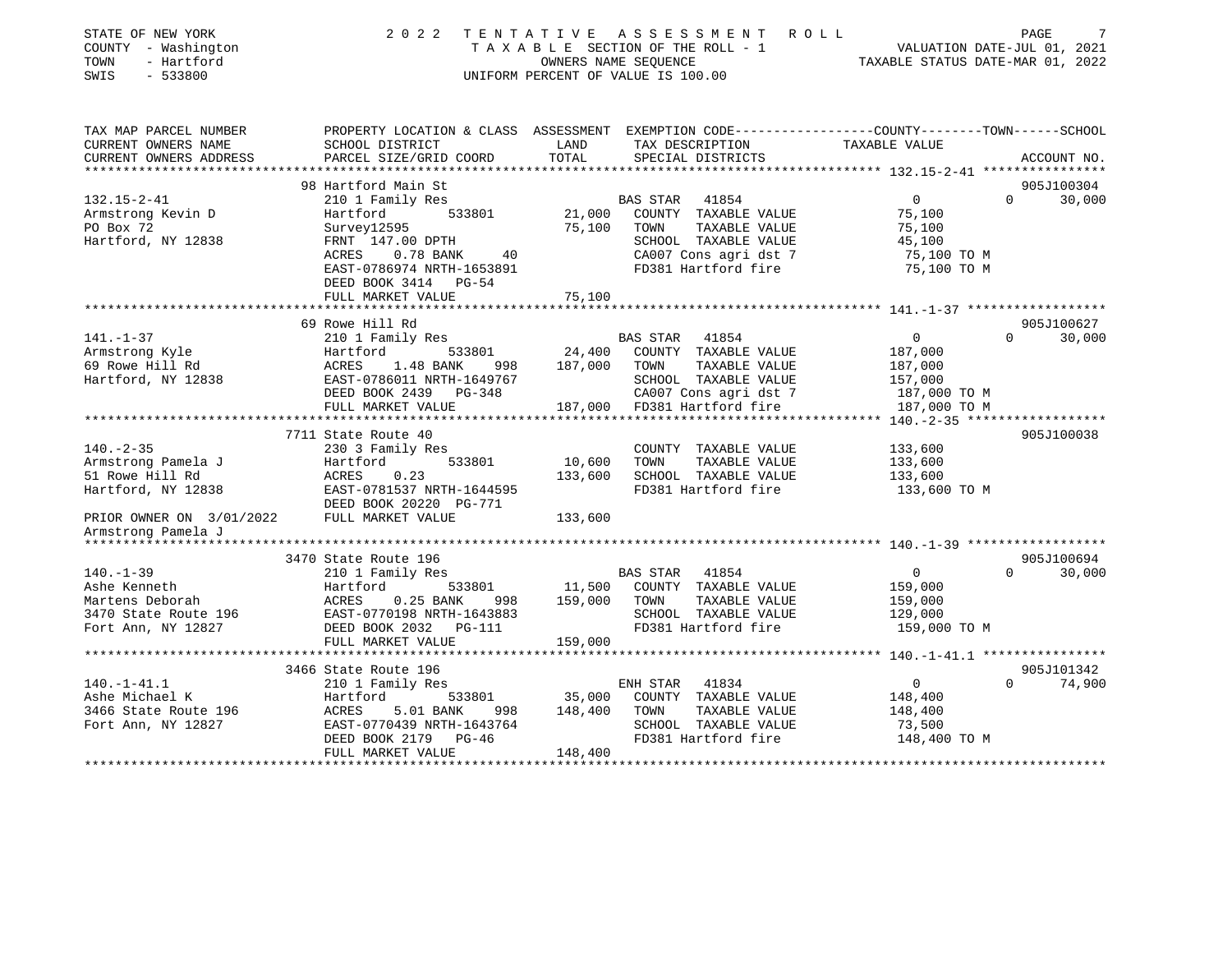STATE OF NEW YORK
COUNTY - Washington
TOWN - Hartford
SWIS - 533800

2022 TENTATIVE ASSESSMENT ROLL
TAXABLE SECTION OF THE ROLL - 1
OWNERS NAME SEQUENCE
UNIFORM PERCENT OF VALUE IS 100.00

VALUATION DATE-JUL 01, 2021
TAXABLE STATUS DATE-MAR 01, 2022

```
TAX MAP PARCEL NUMBER      PROPERTY LOCATION & CLASS  ASSESSMENT  EXEMPTION CODE------------------COUNTY--------TOWN------SCHOOL
CURRENT OWNERS NAME        SCHOOL DISTRICT             LAND       TAX DESCRIPTION             TAXABLE VALUE
CURRENT OWNERS ADDRESS     PARCEL SIZE/GRID COORD      TOTAL      SPECIAL DISTRICTS                                    ACCOUNT NO.
******************************************************************************************************* 132.15-2-41 ****************
                           98 Hartford Main St                                                                           905J100304
132.15-2-41                210 1 Family Res                        BAS STAR  41854            0              0       30,000
Armstrong Kevin D          Hartford         533801      21,000     COUNTY  TAXABLE VALUE       75,100
PO Box 72                  Survey12595                  75,100     TOWN    TAXABLE VALUE       75,100
Hartford, NY 12838         FRNT 147.00 DPTH                        SCHOOL  TAXABLE VALUE       45,100
                           ACRES    0.78 BANK     40               CA007 Cons agri dst 7        75,100 TO M
                           EAST-0786974 NRTH-1653891               FD381 Hartford fire          75,100 TO M
                           DEED BOOK 3414   PG-54
                           FULL MARKET VALUE            75,100
******************************************************************************************************* 141.-1-37 ******************
                           69 Rowe Hill Rd                                                                               905J100627
141.-1-37                  210 1 Family Res                        BAS STAR  41854            0              0       30,000
Armstrong Kyle             Hartford         533801      24,400     COUNTY  TAXABLE VALUE      187,000
69 Rowe Hill Rd            ACRES    1.48 BANK    998   187,000     TOWN    TAXABLE VALUE      187,000
Hartford, NY 12838         EAST-0786011 NRTH-1649767               SCHOOL  TAXABLE VALUE      157,000
                           DEED BOOK 2439   PG-348                 CA007 Cons agri dst 7       187,000 TO M
                           FULL MARKET VALUE           187,000     FD381 Hartford fire         187,000 TO M
******************************************************************************************************* 140.-2-35 ******************
                           7711 State Route 40                                                                           905J100038
140.-2-35                  230 3 Family Res                        COUNTY  TAXABLE VALUE      133,600
Armstrong Pamela J         Hartford         533801      10,600     TOWN    TAXABLE VALUE      133,600
51 Rowe Hill Rd            ACRES    0.23               133,600     SCHOOL  TAXABLE VALUE      133,600
Hartford, NY 12838         EAST-0781537 NRTH-1644595               FD381 Hartford fire         133,600 TO M
                           DEED BOOK 20220  PG-771
PRIOR OWNER ON 3/01/2022   FULL MARKET VALUE           133,600
Armstrong Pamela J
******************************************************************************************************* 140.-1-39 ******************
                           3470 State Route 196                                                                          905J100694
140.-1-39                  210 1 Family Res                        BAS STAR  41854            0              0       30,000
Ashe Kenneth               Hartford         533801      11,500     COUNTY  TAXABLE VALUE      159,000
Martens Deborah            ACRES    0.25 BANK    998   159,000     TOWN    TAXABLE VALUE      159,000
3470 State Route 196       EAST-0770198 NRTH-1643883               SCHOOL  TAXABLE VALUE      129,000
Fort Ann, NY 12827         DEED BOOK 2032   PG-111                 FD381 Hartford fire         159,000 TO M
                           FULL MARKET VALUE           159,000
******************************************************************************************************* 140.-1-41.1 ****************
                           3466 State Route 196                                                                          905J101342
140.-1-41.1                210 1 Family Res                        ENH STAR  41834            0              0       74,900
Ashe Michael K             Hartford         533801      35,000     COUNTY  TAXABLE VALUE      148,400
3466 State Route 196       ACRES    5.01 BANK    998   148,400     TOWN    TAXABLE VALUE      148,400
Fort Ann, NY 12827         EAST-0770439 NRTH-1643764               SCHOOL  TAXABLE VALUE       73,500
                           DEED BOOK 2179   PG-46                  FD381 Hartford fire         148,400 TO M
                           FULL MARKET VALUE           148,400
************************************************************************************************************************************
```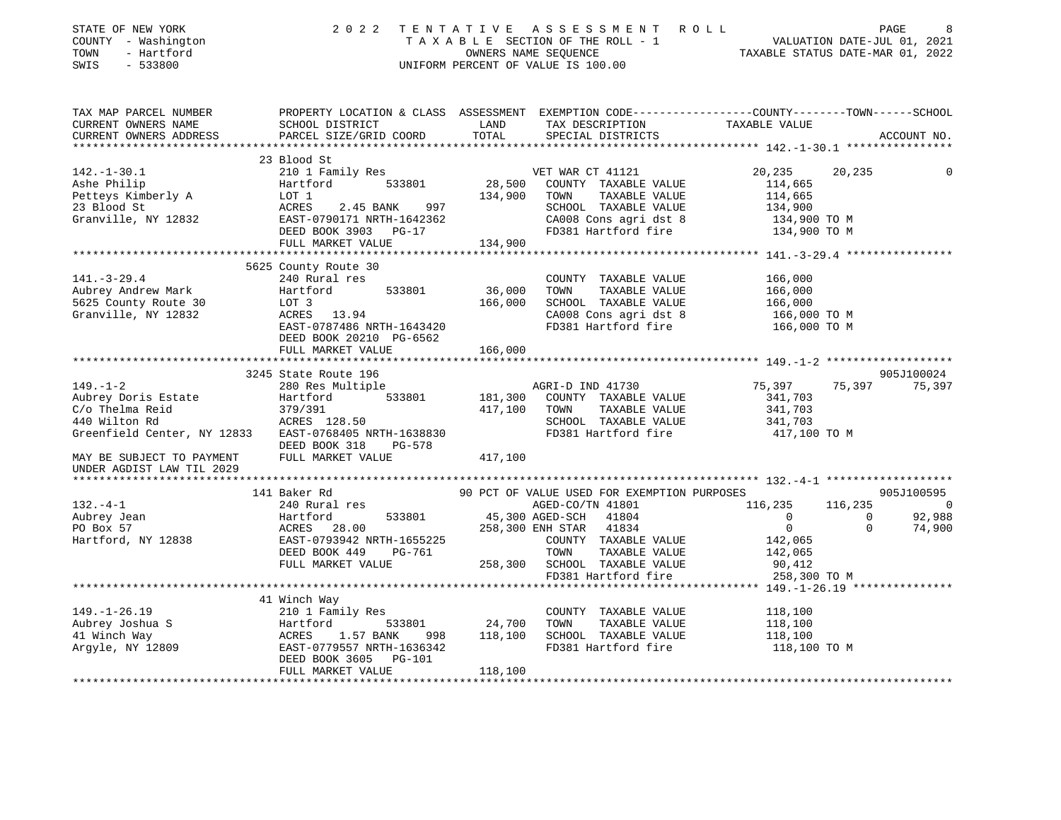STATE OF NEW YORK — 2022 TENTATIVE ASSESSMENT ROLL
COUNTY - Washington — TAXABLE SECTION OF THE ROLL - 1 — VALUATION DATE-JUL 01, 2021
TOWN - Hartford — OWNERS NAME SEQUENCE — TAXABLE STATUS DATE-MAR 01, 2022
SWIS - 533800 — UNIFORM PERCENT OF VALUE IS 100.00

```
TAX MAP PARCEL NUMBER          PROPERTY LOCATION & CLASS  ASSESSMENT  EXEMPTION CODE-----------------COUNTY--------TOWN------SCHOOL
CURRENT OWNERS NAME            SCHOOL DISTRICT               LAND      TAX DESCRIPTION              TAXABLE VALUE
CURRENT OWNERS ADDRESS         PARCEL SIZE/GRID COORD        TOTAL     SPECIAL DISTRICTS                                    ACCOUNT NO.
******************************************************************************************************* 142.-1-30.1 ****************
                               23 Blood St
142.-1-30.1                    210 1 Family Res                         VET WAR CT 41121           20,235      20,235            0
Ashe Philip                    Hartford        533801       28,500   COUNTY  TAXABLE VALUE          114,665
Petteys Kimberly A             LOT 1                        134,900  TOWN    TAXABLE VALUE          114,665
23 Blood St                    ACRES    2.45 BANK     997            SCHOOL  TAXABLE VALUE          134,900
Granville, NY 12832            EAST-0790171 NRTH-1642362             CA008 Cons agri dst 8          134,900 TO M
                               DEED BOOK 3903   PG-17                FD381 Hartford fire            134,900 TO M
                               FULL MARKET VALUE             134,900
******************************************************************************************************* 141.-3-29.4 ****************
                               5625 County Route 30
141.-3-29.4                    240 Rural res                            COUNTY  TAXABLE VALUE          166,000
Aubrey Andrew Mark             Hartford        533801       36,000   TOWN    TAXABLE VALUE          166,000
5625 County Route 30           LOT 3                        166,000  SCHOOL  TAXABLE VALUE          166,000
Granville, NY 12832            ACRES   13.94                          CA008 Cons agri dst 8          166,000 TO M
                               EAST-0787486 NRTH-1643420             FD381 Hartford fire            166,000 TO M
                               DEED BOOK 20210 PG-6562
                               FULL MARKET VALUE             166,000
******************************************************************************************************* 149.-1-2 *******************
                               3245 State Route 196                                                                      905J100024
149.-1-2                       280 Res Multiple                         AGRI-D IND 41730           75,397      75,397       75,397
Aubrey Doris Estate            Hartford        533801      181,300   COUNTY  TAXABLE VALUE          341,703
C/o Thelma Reid                379/391                      417,100  TOWN    TAXABLE VALUE          341,703
440 Wilton Rd                  ACRES  128.50                          SCHOOL  TAXABLE VALUE          341,703
Greenfield Center, NY 12833    EAST-0768405 NRTH-1638830             FD381 Hartford fire            417,100 TO M
                               DEED BOOK 318    PG-578
MAY BE SUBJECT TO PAYMENT      FULL MARKET VALUE             417,100
UNDER AGDIST LAW TIL 2029
******************************************************************************************************* 132.-4-1 *******************
                               141 Baker Rd                     90 PCT OF VALUE USED FOR EXEMPTION PURPOSES                   905J100595
132.-4-1                       240 Rural res                            AGED-CO/TN 41801          116,235     116,235            0
Aubrey Jean                    Hartford        533801       45,300 AGED-SCH  41804                  0           0       92,988
PO Box 57                      ACRES   28.00               258,300 ENH STAR  41834                  0           0       74,900
Hartford, NY 12838             EAST-0793942 NRTH-1655225             COUNTY  TAXABLE VALUE          142,065
                               DEED BOOK 449    PG-761               TOWN    TAXABLE VALUE          142,065
                               FULL MARKET VALUE             258,300  SCHOOL  TAXABLE VALUE           90,412
                                                                      FD381 Hartford fire            258,300 TO M
******************************************************************************************************* 149.-1-26.19 ***************
                               41 Winch Way
149.-1-26.19                   210 1 Family Res                         COUNTY  TAXABLE VALUE          118,100
Aubrey Joshua S                Hartford        533801       24,700   TOWN    TAXABLE VALUE          118,100
41 Winch Way                   ACRES    1.57 BANK     998   118,100  SCHOOL  TAXABLE VALUE          118,100
Argyle, NY 12809               EAST-0779557 NRTH-1636342             FD381 Hartford fire            118,100 TO M
                               DEED BOOK 3605   PG-101
                               FULL MARKET VALUE             118,100
************************************************************************************************************************************
```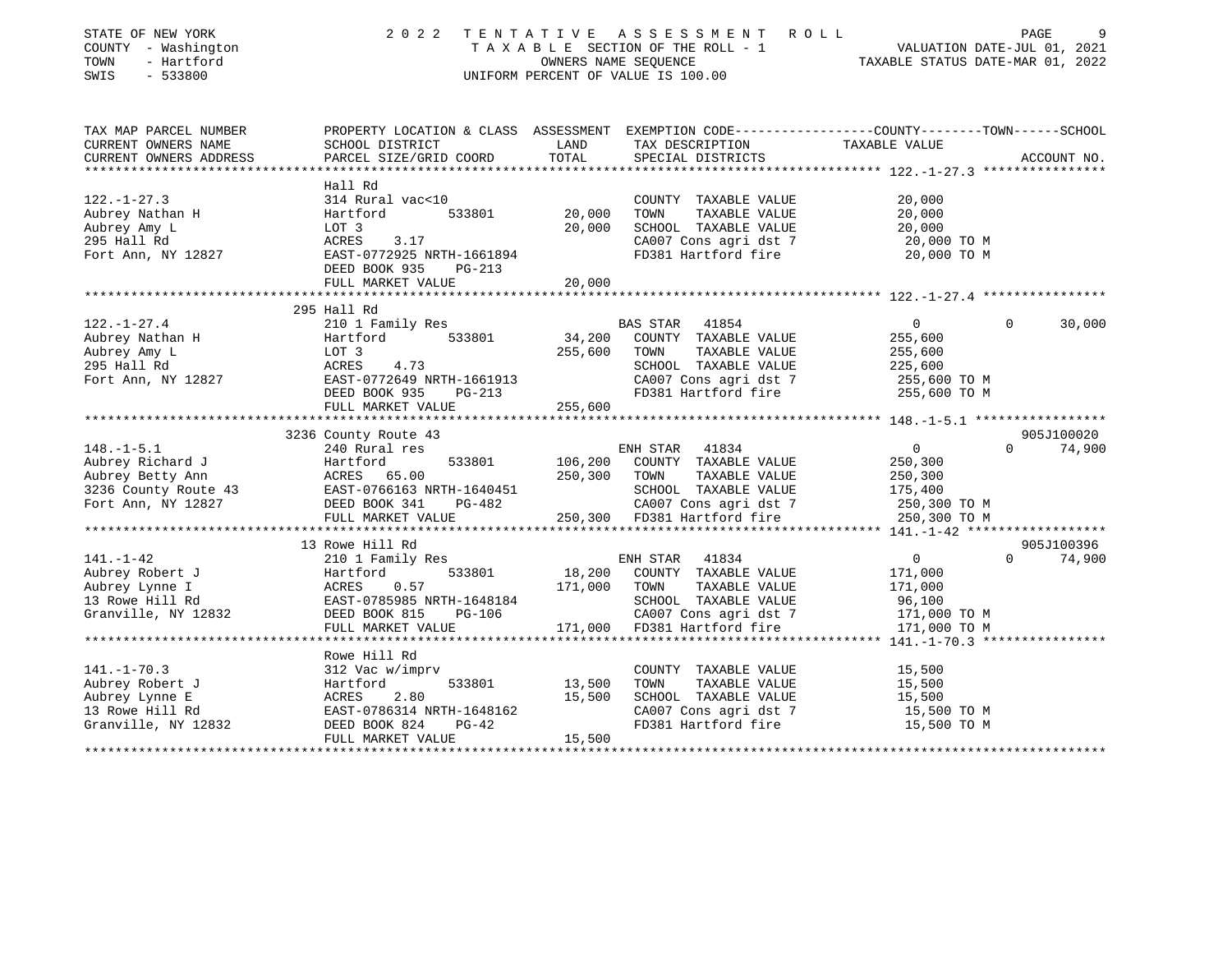STATE OF NEW YORK
COUNTY - Washington
TOWN - Hartford
SWIS - 533800

2022 TENTATIVE ASSESSMENT ROLL
TAXABLE SECTION OF THE ROLL - 1
OWNERS NAME SEQUENCE
UNIFORM PERCENT OF VALUE IS 100.00

VALUATION DATE-JUL 01, 2021
TAXABLE STATUS DATE-MAR 01, 2022

| TAX MAP PARCEL NUMBER / CURRENT OWNERS NAME / CURRENT OWNERS ADDRESS | PROPERTY LOCATION & CLASS / SCHOOL DISTRICT / PARCEL SIZE/GRID COORD | ASSESSMENT LAND | TOTAL | EXEMPTION CODE / TAX DESCRIPTION / SPECIAL DISTRICTS | COUNTY TAXABLE VALUE | TOWN | SCHOOL | ACCOUNT NO. |
|---|---|---|---|---|---|---|---|---|
| **122.-1-27.3** | Hall Rd | | | | | | | |
| 122.-1-27.3 | 314 Rural vac<10 | | | COUNTY TAXABLE VALUE | 20,000 | | | |
| Aubrey Nathan H | Hartford 533801 | 20,000 | | TOWN TAXABLE VALUE | 20,000 | | | |
| Aubrey Amy L | LOT 3 | | 20,000 | SCHOOL TAXABLE VALUE | 20,000 | | | |
| 295 Hall Rd | ACRES 3.17 | | | CA007 Cons agri dst 7 | 20,000 TO M | | | |
| Fort Ann, NY 12827 | EAST-0772925 NRTH-1661894 | | | FD381 Hartford fire | 20,000 TO M | | | |
| | DEED BOOK 935 PG-213 | | | | | | | |
| | FULL MARKET VALUE | | 20,000 | | | | | |
| **122.-1-27.4** | 295 Hall Rd | | | | | | | |
| 122.-1-27.4 | 210 1 Family Res | | | BAS STAR 41854 | 0 | 0 | 30,000 | |
| Aubrey Nathan H | Hartford 533801 | 34,200 | | COUNTY TAXABLE VALUE | 255,600 | | | |
| Aubrey Amy L | LOT 3 | | 255,600 | TOWN TAXABLE VALUE | 255,600 | | | |
| 295 Hall Rd | ACRES 4.73 | | | SCHOOL TAXABLE VALUE | 225,600 | | | |
| Fort Ann, NY 12827 | EAST-0772649 NRTH-1661913 | | | CA007 Cons agri dst 7 | 255,600 TO M | | | |
| | DEED BOOK 935 PG-213 | | | FD381 Hartford fire | 255,600 TO M | | | |
| | FULL MARKET VALUE | | 255,600 | | | | | |
| **148.-1-5.1** | 3236 County Route 43 | | | | | | | 905J100020 |
| 148.-1-5.1 | 240 Rural res | | | ENH STAR 41834 | 0 | 0 | 74,900 | |
| Aubrey Richard J | Hartford 533801 | 106,200 | | COUNTY TAXABLE VALUE | 250,300 | | | |
| Aubrey Betty Ann | ACRES 65.00 | | 250,300 | TOWN TAXABLE VALUE | 250,300 | | | |
| 3236 County Route 43 | EAST-0766163 NRTH-1640451 | | | SCHOOL TAXABLE VALUE | 175,400 | | | |
| Fort Ann, NY 12827 | DEED BOOK 341 PG-482 | | | CA007 Cons agri dst 7 | 250,300 TO M | | | |
| | FULL MARKET VALUE | | 250,300 | FD381 Hartford fire | 250,300 TO M | | | |
| **141.-1-42** | 13 Rowe Hill Rd | | | | | | | 905J100396 |
| 141.-1-42 | 210 1 Family Res | | | ENH STAR 41834 | 0 | 0 | 74,900 | |
| Aubrey Robert J | Hartford 533801 | 18,200 | | COUNTY TAXABLE VALUE | 171,000 | | | |
| Aubrey Lynne I | ACRES 0.57 | | 171,000 | TOWN TAXABLE VALUE | 171,000 | | | |
| 13 Rowe Hill Rd | EAST-0785985 NRTH-1648184 | | | SCHOOL TAXABLE VALUE | 96,100 | | | |
| Granville, NY 12832 | DEED BOOK 815 PG-106 | | | CA007 Cons agri dst 7 | 171,000 TO M | | | |
| | FULL MARKET VALUE | | 171,000 | FD381 Hartford fire | 171,000 TO M | | | |
| **141.-1-70.3** | Rowe Hill Rd | | | | | | | |
| 141.-1-70.3 | 312 Vac w/imprv | | | COUNTY TAXABLE VALUE | 15,500 | | | |
| Aubrey Robert J | Hartford 533801 | 13,500 | | TOWN TAXABLE VALUE | 15,500 | | | |
| Aubrey Lynne E | ACRES 2.80 | | 15,500 | SCHOOL TAXABLE VALUE | 15,500 | | | |
| 13 Rowe Hill Rd | EAST-0786314 NRTH-1648162 | | | CA007 Cons agri dst 7 | 15,500 TO M | | | |
| Granville, NY 12832 | DEED BOOK 824 PG-42 | | | FD381 Hartford fire | 15,500 TO M | | | |
| | FULL MARKET VALUE | | 15,500 | | | | | |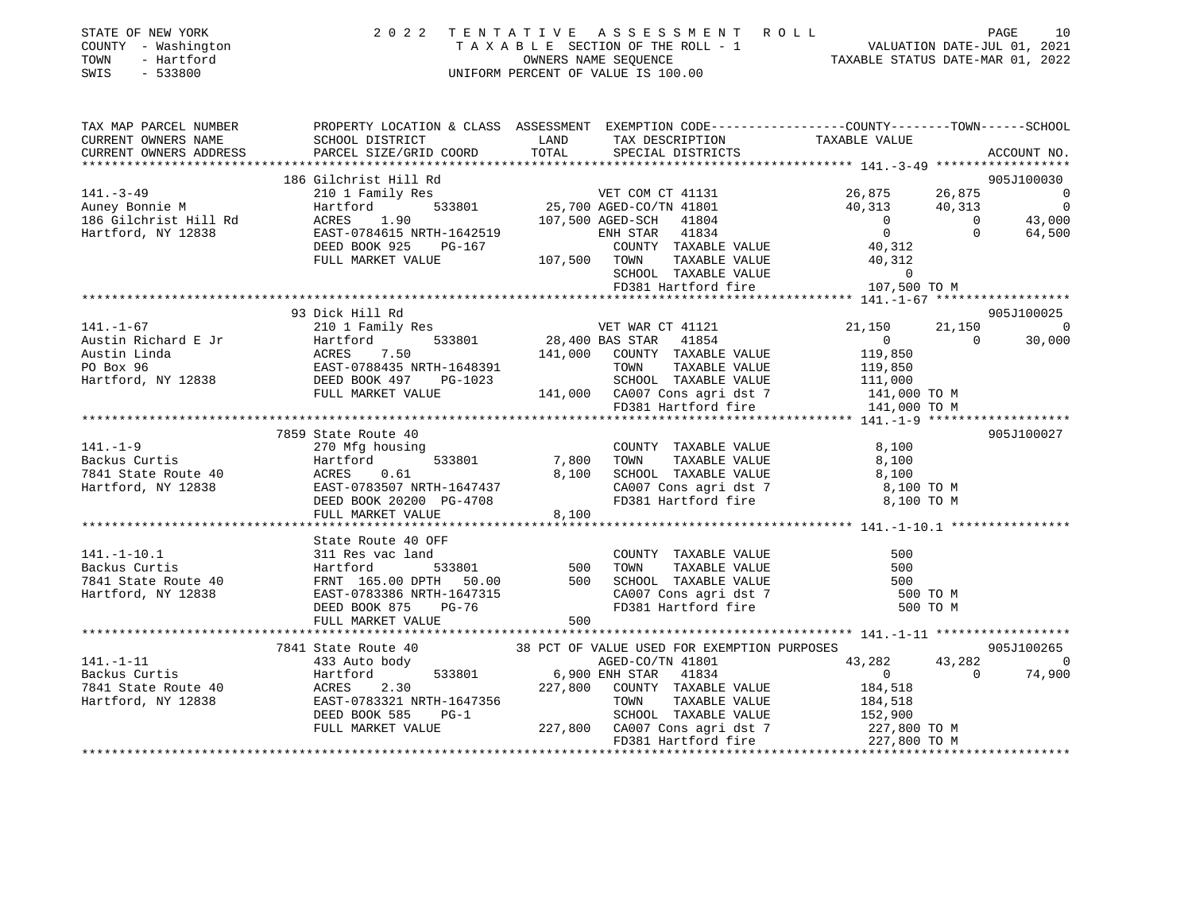STATE OF NEW YORK
COUNTY - Washington
TOWN - Hartford
SWIS - 533800

# 2022 TENTATIVE ASSESSMENT ROLL

TAXABLE SECTION OF THE ROLL - 1
OWNERS NAME SEQUENCE
UNIFORM PERCENT OF VALUE IS 100.00

VALUATION DATE-JUL 01, 2021
TAXABLE STATUS DATE-MAR 01, 2022

```
TAX MAP PARCEL NUMBER     PROPERTY LOCATION & CLASS  ASSESSMENT  EXEMPTION CODE-----------------COUNTY--------TOWN------SCHOOL
CURRENT OWNERS NAME       SCHOOL DISTRICT              LAND      TAX DESCRIPTION               TAXABLE VALUE
CURRENT OWNERS ADDRESS    PARCEL SIZE/GRID COORD       TOTAL     SPECIAL DISTRICTS                                   ACCOUNT NO.
********************************************************************************************** 141.-3-49 ******************
                          186 Gilchrist Hill Rd                                                                      905J100030
141.-3-49                 210 1 Family Res                       VET COM CT 41131            26,875      26,875           0
Auney Bonnie M            Hartford         533801        25,700 AGED-CO/TN 41801             40,313      40,313           0
186 Gilchrist Hill Rd     ACRES    1.90                 107,500 AGED-SCH   41804                  0           0      43,000
Hartford, NY 12838        EAST-0784615 NRTH-1642519              ENH STAR   41834                  0           0      64,500
                          DEED BOOK 925    PG-167                  COUNTY  TAXABLE VALUE        40,312
                          FULL MARKET VALUE             107,500   TOWN    TAXABLE VALUE        40,312
                                                                   SCHOOL  TAXABLE VALUE             0
                                                                   FD381 Hartford fire         107,500 TO M
********************************************************************************************** 141.-1-67 ******************
                          93 Dick Hill Rd                                                                            905J100025
141.-1-67                 210 1 Family Res                       VET WAR CT 41121            21,150      21,150           0
Austin Richard E Jr       Hartford         533801        28,400 BAS STAR   41854                  0           0      30,000
Austin Linda              ACRES    7.50                 141,000   COUNTY  TAXABLE VALUE       119,850
PO Box 96                 EAST-0788435 NRTH-1648391                TOWN    TAXABLE VALUE       119,850
Hartford, NY 12838        DEED BOOK 497    PG-1023                 SCHOOL  TAXABLE VALUE       111,000
                          FULL MARKET VALUE             141,000   CA007 Cons agri dst 7       141,000 TO M
                                                                   FD381 Hartford fire         141,000 TO M
********************************************************************************************** 141.-1-9 *******************
                          7859 State Route 40                                                                        905J100027
141.-1-9                  270 Mfg housing                          COUNTY  TAXABLE VALUE         8,100
Backus Curtis             Hartford         533801         7,800   TOWN    TAXABLE VALUE         8,100
7841 State Route 40       ACRES    0.61                   8,100   SCHOOL  TAXABLE VALUE         8,100
Hartford, NY 12838        EAST-0783507 NRTH-1647437                CA007 Cons agri dst 7         8,100 TO M
                          DEED BOOK 20200 PG-4708                  FD381 Hartford fire           8,100 TO M
                          FULL MARKET VALUE               8,100
********************************************************************************************** 141.-1-10.1 ****************
                          State Route 40 OFF
141.-1-10.1               311 Res vac land                         COUNTY  TAXABLE VALUE           500
Backus Curtis             Hartford         533801           500   TOWN    TAXABLE VALUE           500
7841 State Route 40       FRNT 165.00 DPTH  50.00           500   SCHOOL  TAXABLE VALUE           500
Hartford, NY 12838        EAST-0783386 NRTH-1647315                CA007 Cons agri dst 7           500 TO M
                          DEED BOOK 875    PG-76                   FD381 Hartford fire             500 TO M
                          FULL MARKET VALUE                 500
********************************************************************************************** 141.-1-11 ******************
                          7841 State Route 40          38 PCT OF VALUE USED FOR EXEMPTION PURPOSES                  905J100265
141.-1-11                 433 Auto body                          AGED-CO/TN 41801            43,282      43,282           0
Backus Curtis             Hartford         533801         6,900 ENH STAR   41834                  0           0      74,900
7841 State Route 40       ACRES    2.30                 227,800   COUNTY  TAXABLE VALUE       184,518
Hartford, NY 12838        EAST-0783321 NRTH-1647356                TOWN    TAXABLE VALUE       184,518
                          DEED BOOK 585    PG-1                    SCHOOL  TAXABLE VALUE       152,900
                          FULL MARKET VALUE             227,800   CA007 Cons agri dst 7       227,800 TO M
                                                                   FD381 Hartford fire         227,800 TO M
****************************************************************************************************************************
```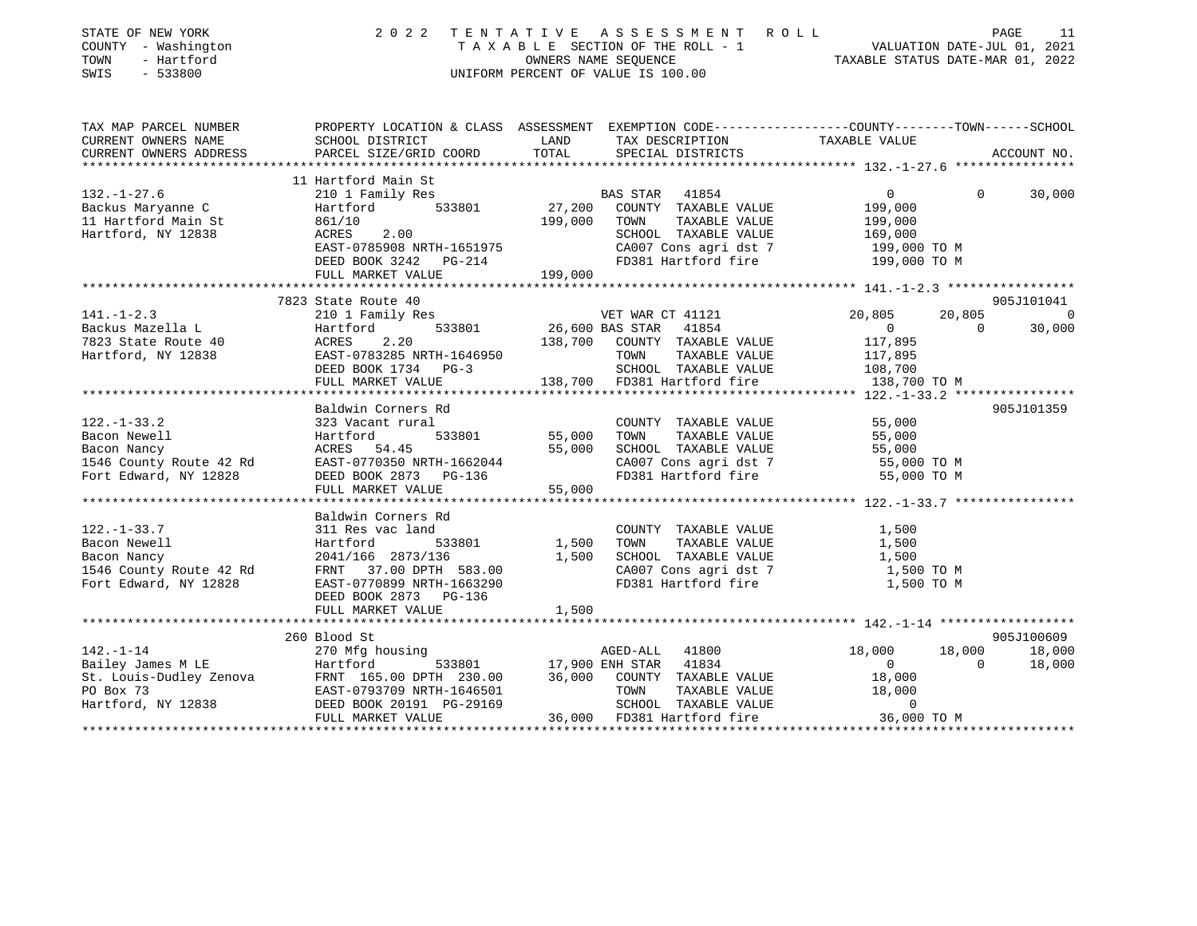STATE OF NEW YORK
COUNTY - Washington
TOWN - Hartford
SWIS - 533800

# 2022 TENTATIVE ASSESSMENT ROLL

TAXABLE SECTION OF THE ROLL - 1
OWNERS NAME SEQUENCE
UNIFORM PERCENT OF VALUE IS 100.00

VALUATION DATE-JUL 01, 2021
TAXABLE STATUS DATE-MAR 01, 2022

| TAX MAP PARCEL NUMBER / CURRENT OWNERS NAME / CURRENT OWNERS ADDRESS | PROPERTY LOCATION & CLASS / SCHOOL DISTRICT / PARCEL SIZE/GRID COORD | ASSESSMENT LAND / TOTAL | EXEMPTION CODE / TAX DESCRIPTION / SPECIAL DISTRICTS | COUNTY TAXABLE VALUE | TOWN | SCHOOL / ACCOUNT NO. |
|---|---|---|---|---|---|---|
| **132.-1-27.6** | 11 Hartford Main St | | | | | |
| | 210 1 Family Res | | BAS STAR 41854 | 0 | 0 | 30,000 |
| Backus Maryanne C | Hartford 533801 | 27,200 | COUNTY TAXABLE VALUE | 199,000 | | |
| 11 Hartford Main St | 861/10 | 199,000 | TOWN TAXABLE VALUE | 199,000 | | |
| Hartford, NY 12838 | ACRES 2.00 | | SCHOOL TAXABLE VALUE | 169,000 | | |
| | EAST-0785908 NRTH-1651975 | | CA007 Cons agri dst 7 | 199,000 TO M | | |
| | DEED BOOK 3242 PG-214 | | FD381 Hartford fire | 199,000 TO M | | |
| | FULL MARKET VALUE | 199,000 | | | | |
| **141.-1-2.3** | 7823 State Route 40 | | | | | 905J101041 |
| | 210 1 Family Res | | VET WAR CT 41121 | 20,805 | 20,805 | 0 |
| Backus Mazella L | Hartford 533801 | 26,600 | BAS STAR 41854 | 0 | 0 | 30,000 |
| 7823 State Route 40 | ACRES 2.20 | 138,700 | COUNTY TAXABLE VALUE | 117,895 | | |
| Hartford, NY 12838 | EAST-0783285 NRTH-1646950 | | TOWN TAXABLE VALUE | 117,895 | | |
| | DEED BOOK 1734 PG-3 | | SCHOOL TAXABLE VALUE | 108,700 | | |
| | FULL MARKET VALUE | 138,700 | FD381 Hartford fire | 138,700 TO M | | |
| **122.-1-33.2** | Baldwin Corners Rd | | | | | 905J101359 |
| | 323 Vacant rural | | COUNTY TAXABLE VALUE | 55,000 | | |
| Bacon Newell | Hartford 533801 | 55,000 | TOWN TAXABLE VALUE | 55,000 | | |
| Bacon Nancy | ACRES 54.45 | 55,000 | SCHOOL TAXABLE VALUE | 55,000 | | |
| 1546 County Route 42 Rd | EAST-0770350 NRTH-1662044 | | CA007 Cons agri dst 7 | 55,000 TO M | | |
| Fort Edward, NY 12828 | DEED BOOK 2873 PG-136 | | FD381 Hartford fire | 55,000 TO M | | |
| | FULL MARKET VALUE | 55,000 | | | | |
| **122.-1-33.7** | Baldwin Corners Rd | | | | | |
| | 311 Res vac land | | COUNTY TAXABLE VALUE | 1,500 | | |
| Bacon Newell | Hartford 533801 | 1,500 | TOWN TAXABLE VALUE | 1,500 | | |
| Bacon Nancy | 2041/166 2873/136 | 1,500 | SCHOOL TAXABLE VALUE | 1,500 | | |
| 1546 County Route 42 Rd | FRNT 37.00 DPTH 583.00 | | CA007 Cons agri dst 7 | 1,500 TO M | | |
| Fort Edward, NY 12828 | EAST-0770899 NRTH-1663290 | | FD381 Hartford fire | 1,500 TO M | | |
| | DEED BOOK 2873 PG-136 | | | | | |
| | FULL MARKET VALUE | 1,500 | | | | |
| **142.-1-14** | 260 Blood St | | | | | 905J100609 |
| | 270 Mfg housing | | AGED-ALL 41800 | 18,000 | 18,000 | 18,000 |
| Bailey James M LE | Hartford 533801 | 17,900 | ENH STAR 41834 | 0 | 0 | 18,000 |
| St. Louis-Dudley Zenova | FRNT 165.00 DPTH 230.00 | 36,000 | COUNTY TAXABLE VALUE | 18,000 | | |
| PO Box 73 | EAST-0793709 NRTH-1646501 | | TOWN TAXABLE VALUE | 18,000 | | |
| Hartford, NY 12838 | DEED BOOK 20191 PG-29169 | | SCHOOL TAXABLE VALUE | 0 | | |
| | FULL MARKET VALUE | 36,000 | FD381 Hartford fire | 36,000 TO M | | |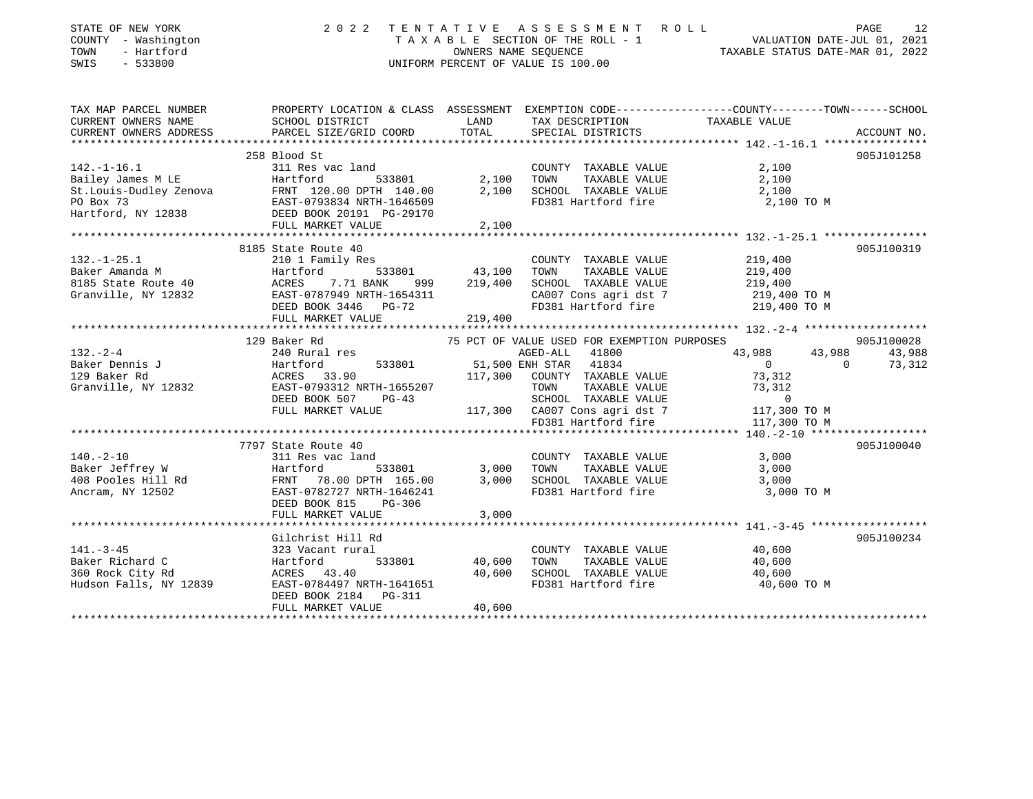STATE OF NEW YORK
COUNTY - Washington
TOWN - Hartford
SWIS - 533800

# 2022 TENTATIVE ASSESSMENT ROLL

TAXABLE SECTION OF THE ROLL - 1
OWNERS NAME SEQUENCE
UNIFORM PERCENT OF VALUE IS 100.00

VALUATION DATE-JUL 01, 2021
TAXABLE STATUS DATE-MAR 01, 2022

| TAX MAP PARCEL NUMBER / CURRENT OWNERS NAME / CURRENT OWNERS ADDRESS | PROPERTY LOCATION & CLASS / SCHOOL DISTRICT / PARCEL SIZE/GRID COORD | ASSESSMENT LAND | TOTAL | EXEMPTION CODE / TAX DESCRIPTION / SPECIAL DISTRICTS | COUNTY | TOWN | SCHOOL | ACCOUNT NO. |
|---|---|---|---|---|---|---|---|---|
| 142.-1-16.1 | 258 Blood St | | | | | | | 905J101258 |
| Bailey James M LE | 311 Res vac land | | | COUNTY TAXABLE VALUE | 2,100 | | | |
| St.Louis-Dudley Zenova | Hartford 533801 | 2,100 | | TOWN TAXABLE VALUE | | 2,100 | | |
| PO Box 73 | FRNT 120.00 DPTH 140.00 | | 2,100 | SCHOOL TAXABLE VALUE | | | 2,100 | |
| Hartford, NY 12838 | EAST-0793834 NRTH-1646509 | | | FD381 Hartford fire | 2,100 TO M | | | |
| | DEED BOOK 20191 PG-29170 | | | | | | | |
| | FULL MARKET VALUE | | 2,100 | | | | | |
| 132.-1-25.1 | 8185 State Route 40 | | | | | | | 905J100319 |
| Baker Amanda M | 210 1 Family Res | | | COUNTY TAXABLE VALUE | 219,400 | | | |
| 8185 State Route 40 | Hartford 533801 | 43,100 | | TOWN TAXABLE VALUE | | 219,400 | | |
| Granville, NY 12832 | ACRES 7.71 BANK 999 | | 219,400 | SCHOOL TAXABLE VALUE | | | 219,400 | |
| | EAST-0787949 NRTH-1654311 | | | CA007 Cons agri dst 7 | 219,400 TO M | | | |
| | DEED BOOK 3446 PG-72 | | | FD381 Hartford fire | 219,400 TO M | | | |
| | FULL MARKET VALUE | | 219,400 | | | | | |
| 132.-2-4 | 129 Baker Rd | | | 75 PCT OF VALUE USED FOR EXEMPTION PURPOSES | | | | 905J100028 |
| Baker Dennis J | 240 Rural res | | | AGED-ALL 41800 | 43,988 | 43,988 | 43,988 | |
| 129 Baker Rd | Hartford 533801 | 51,500 | | ENH STAR 41834 | 0 | 0 | 73,312 | |
| Granville, NY 12832 | ACRES 33.90 | | 117,300 | COUNTY TAXABLE VALUE | 73,312 | | | |
| | EAST-0793312 NRTH-1655207 | | | TOWN TAXABLE VALUE | | 73,312 | | |
| | DEED BOOK 507 PG-43 | | | SCHOOL TAXABLE VALUE | | | 0 | |
| | FULL MARKET VALUE | | 117,300 | CA007 Cons agri dst 7 | 117,300 TO M | | | |
| | | | | FD381 Hartford fire | 117,300 TO M | | | |
| 140.-2-10 | 7797 State Route 40 | | | | | | | 905J100040 |
| Baker Jeffrey W | 311 Res vac land | | | COUNTY TAXABLE VALUE | 3,000 | | | |
| 408 Pooles Hill Rd | Hartford 533801 | 3,000 | | TOWN TAXABLE VALUE | | 3,000 | | |
| Ancram, NY 12502 | FRNT 78.00 DPTH 165.00 | | 3,000 | SCHOOL TAXABLE VALUE | | | 3,000 | |
| | EAST-0782727 NRTH-1646241 | | | FD381 Hartford fire | 3,000 TO M | | | |
| | DEED BOOK 815 PG-306 | | | | | | | |
| | FULL MARKET VALUE | | 3,000 | | | | | |
| 141.-3-45 | Gilchrist Hill Rd | | | | | | | 905J100234 |
| Baker Richard C | 323 Vacant rural | | | COUNTY TAXABLE VALUE | 40,600 | | | |
| 360 Rock City Rd | Hartford 533801 | 40,600 | | TOWN TAXABLE VALUE | | 40,600 | | |
| Hudson Falls, NY 12839 | ACRES 43.40 | | 40,600 | SCHOOL TAXABLE VALUE | | | 40,600 | |
| | EAST-0784497 NRTH-1641651 | | | FD381 Hartford fire | 40,600 TO M | | | |
| | DEED BOOK 2184 PG-311 | | | | | | | |
| | FULL MARKET VALUE | | 40,600 | | | | | |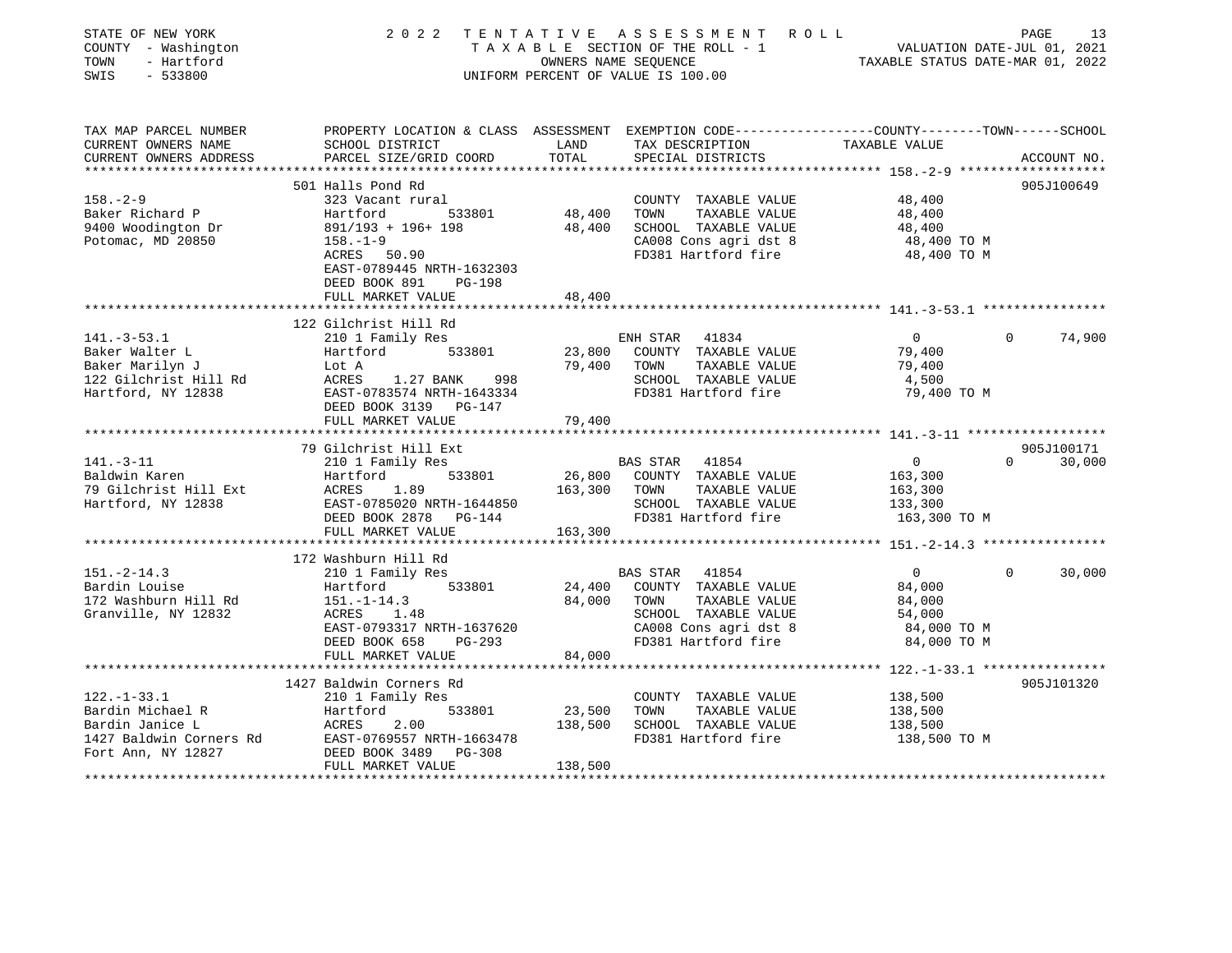STATE OF NEW YORK | COUNTY - Washington | TOWN - Hartford | SWIS - 533800

# 2022 TENTATIVE ASSESSMENT ROLL

TAXABLE SECTION OF THE ROLL - 1
OWNERS NAME SEQUENCE
UNIFORM PERCENT OF VALUE IS 100.00

VALUATION DATE-JUL 01, 2021
TAXABLE STATUS DATE-MAR 01, 2022

| TAX MAP PARCEL NUMBER / CURRENT OWNERS NAME / CURRENT OWNERS ADDRESS | PROPERTY LOCATION & CLASS / SCHOOL DISTRICT / PARCEL SIZE/GRID COORD | ASSESSMENT LAND | TOTAL | EXEMPTION CODE / TAX DESCRIPTION / SPECIAL DISTRICTS | COUNTY TAXABLE VALUE | TOWN | SCHOOL | ACCOUNT NO. |
|---|---|---|---|---|---|---|---|---|
| 158.-2-9 | 501 Halls Pond Rd | | | | | | | 905J100649 |
| Baker Richard P | 323 Vacant rural | | | COUNTY TAXABLE VALUE | 48,400 | | | |
| 9400 Woodington Dr | Hartford 533801 | 48,400 | | TOWN TAXABLE VALUE | 48,400 | | | |
| Potomac, MD 20850 | 891/193 + 196+ 198 | | 48,400 | SCHOOL TAXABLE VALUE | 48,400 | | | |
| | 158.-1-9 | | | CA008 Cons agri dst 8 | 48,400 TO M | | | |
| | ACRES 50.90 | | | FD381 Hartford fire | 48,400 TO M | | | |
| | EAST-0789445 NRTH-1632303 | | | | | | | |
| | DEED BOOK 891 PG-198 | | | | | | | |
| | FULL MARKET VALUE | | 48,400 | | | | | |
| 141.-3-53.1 | 122 Gilchrist Hill Rd | | | | | | | |
| Baker Walter L | 210 1 Family Res | | | ENH STAR 41834 | 0 | 0 | 74,900 | |
| Baker Marilyn J | Hartford 533801 | 23,800 | | COUNTY TAXABLE VALUE | 79,400 | | | |
| 122 Gilchrist Hill Rd | Lot A | | 79,400 | TOWN TAXABLE VALUE | 79,400 | | | |
| Hartford, NY 12838 | ACRES 1.27 BANK 998 | | | SCHOOL TAXABLE VALUE | 4,500 | | | |
| | EAST-0783574 NRTH-1643334 | | | FD381 Hartford fire | 79,400 TO M | | | |
| | DEED BOOK 3139 PG-147 | | | | | | | |
| | FULL MARKET VALUE | | 79,400 | | | | | |
| 141.-3-11 | 79 Gilchrist Hill Ext | | | | | | | 905J100171 |
| Baldwin Karen | 210 1 Family Res | | | BAS STAR 41854 | 0 | 0 | 30,000 | |
| 79 Gilchrist Hill Ext | Hartford 533801 | 26,800 | | COUNTY TAXABLE VALUE | 163,300 | | | |
| Hartford, NY 12838 | ACRES 1.89 | | 163,300 | TOWN TAXABLE VALUE | 163,300 | | | |
| | EAST-0785020 NRTH-1644850 | | | SCHOOL TAXABLE VALUE | 133,300 | | | |
| | DEED BOOK 2878 PG-144 | | | FD381 Hartford fire | 163,300 TO M | | | |
| | FULL MARKET VALUE | | 163,300 | | | | | |
| 151.-2-14.3 | 172 Washburn Hill Rd | | | | | | | |
| Bardin Louise | 210 1 Family Res | | | BAS STAR 41854 | 0 | 0 | 30,000 | |
| 172 Washburn Hill Rd | Hartford 533801 | 24,400 | | COUNTY TAXABLE VALUE | 84,000 | | | |
| Granville, NY 12832 | 151.-1-14.3 | | 84,000 | TOWN TAXABLE VALUE | 84,000 | | | |
| | ACRES 1.48 | | | SCHOOL TAXABLE VALUE | 54,000 | | | |
| | EAST-0793317 NRTH-1637620 | | | CA008 Cons agri dst 8 | 84,000 TO M | | | |
| | DEED BOOK 658 PG-293 | | | FD381 Hartford fire | 84,000 TO M | | | |
| | FULL MARKET VALUE | | 84,000 | | | | | |
| 122.-1-33.1 | 1427 Baldwin Corners Rd | | | | | | | 905J101320 |
| Bardin Michael R | 210 1 Family Res | | | COUNTY TAXABLE VALUE | 138,500 | | | |
| Bardin Janice L | Hartford 533801 | 23,500 | | TOWN TAXABLE VALUE | 138,500 | | | |
| 1427 Baldwin Corners Rd | ACRES 2.00 | | 138,500 | SCHOOL TAXABLE VALUE | 138,500 | | | |
| Fort Ann, NY 12827 | EAST-0769557 NRTH-1663478 | | | FD381 Hartford fire | 138,500 TO M | | | |
| | DEED BOOK 3489 PG-308 | | | | | | | |
| | FULL MARKET VALUE | | 138,500 | | | | | |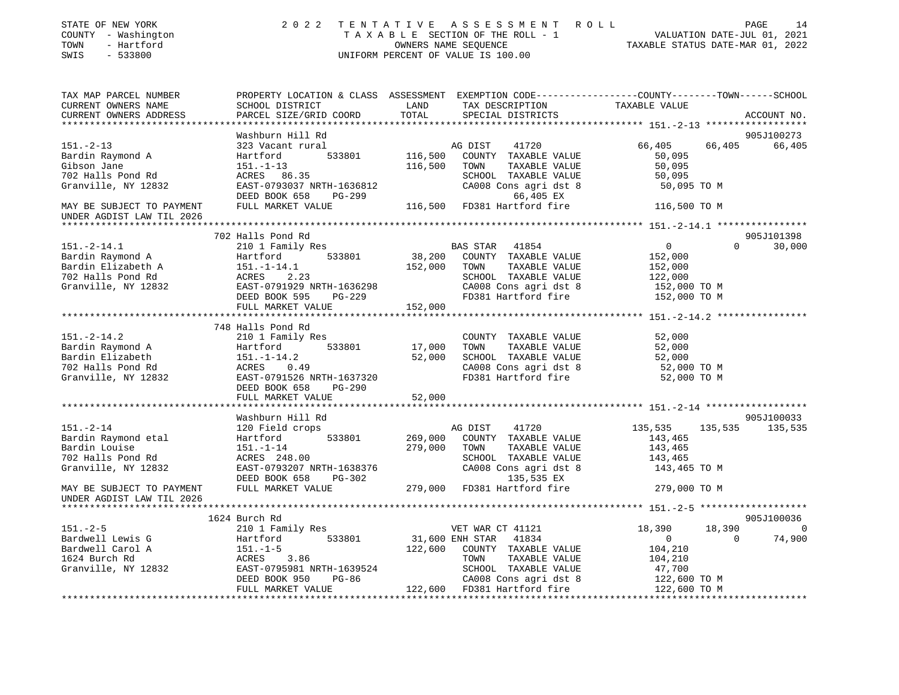STATE OF NEW YORK
COUNTY - Washington
TOWN - Hartford
SWIS - 533800

2 0 2 2 T E N T A T I V E A S S E S S M E N T R O L L
T A X A B L E SECTION OF THE ROLL - 1
OWNERS NAME SEQUENCE
UNIFORM PERCENT OF VALUE IS 100.00

VALUATION DATE-JUL 01, 2021
TAXABLE STATUS DATE-MAR 01, 2022

| TAX MAP PARCEL NUMBER / CURRENT OWNERS NAME / CURRENT OWNERS ADDRESS | PROPERTY LOCATION & CLASS / SCHOOL DISTRICT / PARCEL SIZE/GRID COORD | ASSESSMENT LAND / TOTAL | EXEMPTION CODE / TAX DESCRIPTION / SPECIAL DISTRICTS | COUNTY TAXABLE VALUE | TOWN | SCHOOL | ACCOUNT NO. |
|---|---|---|---|---|---|---|---|
| **151.-2-13** | Washburn Hill Rd | | | | | | 905J100273 |
| | 323 Vacant rural | | AG DIST 41720 | 66,405 | 66,405 | 66,405 | |
| Bardin Raymond A | Hartford 533801 | 116,500 | COUNTY TAXABLE VALUE | 50,095 | | | |
| Gibson Jane | 151.-1-13 | 116,500 | TOWN TAXABLE VALUE | 50,095 | | | |
| 702 Halls Pond Rd | ACRES 86.35 | | SCHOOL TAXABLE VALUE | 50,095 | | | |
| Granville, NY 12832 | EAST-0793037 NRTH-1636812 | | CA008 Cons agri dst 8 | 50,095 TO M | | | |
| | DEED BOOK 658 PG-299 | | 66,405 EX | | | | |
| MAY BE SUBJECT TO PAYMENT | FULL MARKET VALUE | 116,500 | FD381 Hartford fire | 116,500 TO M | | | |
| UNDER AGDIST LAW TIL 2026 | | | | | | | |
| **151.-2-14.1** | 702 Halls Pond Rd | | | | | | 905J101398 |
| | 210 1 Family Res | | BAS STAR 41854 | 0 | 0 | 30,000 | |
| Bardin Raymond A | Hartford 533801 | 38,200 | COUNTY TAXABLE VALUE | 152,000 | | | |
| Bardin Elizabeth A | 151.-1-14.1 | 152,000 | TOWN TAXABLE VALUE | 152,000 | | | |
| 702 Halls Pond Rd | ACRES 2.23 | | SCHOOL TAXABLE VALUE | 122,000 | | | |
| Granville, NY 12832 | EAST-0791929 NRTH-1636298 | | CA008 Cons agri dst 8 | 152,000 TO M | | | |
| | DEED BOOK 595 PG-229 | | FD381 Hartford fire | 152,000 TO M | | | |
| | FULL MARKET VALUE | 152,000 | | | | | |
| **151.-2-14.2** | 748 Halls Pond Rd | | | | | | |
| | 210 1 Family Res | | COUNTY TAXABLE VALUE | 52,000 | | | |
| Bardin Raymond A | Hartford 533801 | 17,000 | TOWN TAXABLE VALUE | 52,000 | | | |
| Bardin Elizabeth | 151.-1-14.2 | 52,000 | SCHOOL TAXABLE VALUE | 52,000 | | | |
| 702 Halls Pond Rd | ACRES 0.49 | | CA008 Cons agri dst 8 | 52,000 TO M | | | |
| Granville, NY 12832 | EAST-0791526 NRTH-1637320 | | FD381 Hartford fire | 52,000 TO M | | | |
| | DEED BOOK 658 PG-290 | | | | | | |
| | FULL MARKET VALUE | 52,000 | | | | | |
| **151.-2-14** | Washburn Hill Rd | | | | | | 905J100033 |
| | 120 Field crops | | AG DIST 41720 | 135,535 | 135,535 | 135,535 | |
| Bardin Raymond etal | Hartford 533801 | 269,000 | COUNTY TAXABLE VALUE | 143,465 | | | |
| Bardin Louise | 151.-1-14 | 279,000 | TOWN TAXABLE VALUE | 143,465 | | | |
| 702 Halls Pond Rd | ACRES 248.00 | | SCHOOL TAXABLE VALUE | 143,465 | | | |
| Granville, NY 12832 | EAST-0793207 NRTH-1638376 | | CA008 Cons agri dst 8 | 143,465 TO M | | | |
| | DEED BOOK 658 PG-302 | | 135,535 EX | | | | |
| MAY BE SUBJECT TO PAYMENT | FULL MARKET VALUE | 279,000 | FD381 Hartford fire | 279,000 TO M | | | |
| UNDER AGDIST LAW TIL 2026 | | | | | | | |
| **151.-2-5** | 1624 Burch Rd | | | | | | 905J100036 |
| | 210 1 Family Res | | VET WAR CT 41121 | 18,390 | 18,390 | 0 | |
| Bardwell Lewis G | Hartford 533801 | 31,600 | ENH STAR 41834 | 0 | 0 | 74,900 | |
| Bardwell Carol A | 151.-1-5 | 122,600 | COUNTY TAXABLE VALUE | 104,210 | | | |
| 1624 Burch Rd | ACRES 3.86 | | TOWN TAXABLE VALUE | 104,210 | | | |
| Granville, NY 12832 | EAST-0795981 NRTH-1639524 | | SCHOOL TAXABLE VALUE | 47,700 | | | |
| | DEED BOOK 950 PG-86 | | CA008 Cons agri dst 8 | 122,600 TO M | | | |
| | FULL MARKET VALUE | 122,600 | FD381 Hartford fire | 122,600 TO M | | | |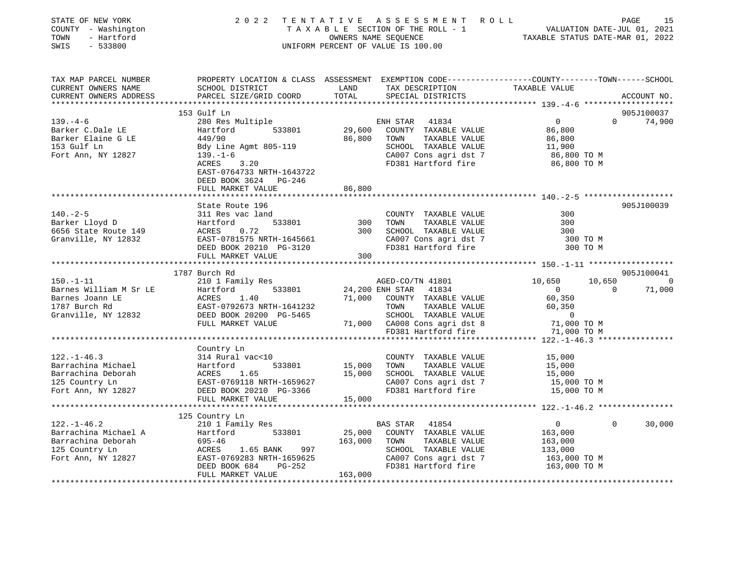STATE OF NEW YORK
COUNTY - Washington
TOWN - Hartford
SWIS - 533800

# 2022 TENTATIVE ASSESSMENT ROLL

TAXABLE SECTION OF THE ROLL - 1
OWNERS NAME SEQUENCE
UNIFORM PERCENT OF VALUE IS 100.00

VALUATION DATE-JUL 01, 2021
TAXABLE STATUS DATE-MAR 01, 2022

| TAX MAP PARCEL NUMBER / CURRENT OWNERS NAME / CURRENT OWNERS ADDRESS | PROPERTY LOCATION & CLASS / SCHOOL DISTRICT / PARCEL SIZE/GRID COORD | ASSESSMENT LAND | TOTAL | EXEMPTION CODE / TAX DESCRIPTION / SPECIAL DISTRICTS | COUNTY TAXABLE VALUE | TOWN | SCHOOL | ACCOUNT NO. |
|---|---|---|---|---|---|---|---|---|
| | 153 Gulf Ln | | | | | | | 905J100037 |
| 139.-4-6 | 280 Res Multiple | | | ENH STAR 41834 | 0 | 0 | 74,900 | |
| Barker C.Dale LE | Hartford 533801 | 29,600 | | COUNTY TAXABLE VALUE | 86,800 | | | |
| Barker Elaine G LE | 449/90 | | 86,800 | TOWN TAXABLE VALUE | 86,800 | | | |
| 153 Gulf Ln | Bdy Line Agmt 805-119 | | | SCHOOL TAXABLE VALUE | 11,900 | | | |
| Fort Ann, NY 12827 | 139.-1-6 | | | CA007 Cons agri dst 7 | 86,800 TO M | | | |
| | ACRES 3.20 | | | FD381 Hartford fire | 86,800 TO M | | | |
| | EAST-0764733 NRTH-1643722 | | | | | | | |
| | DEED BOOK 3624 PG-246 | | | | | | | |
| | FULL MARKET VALUE | | 86,800 | | | | | |
| | State Route 196 | | | | | | | 905J100039 |
| 140.-2-5 | 311 Res vac land | | | COUNTY TAXABLE VALUE | 300 | | | |
| Barker Lloyd D | Hartford 533801 | 300 | | TOWN TAXABLE VALUE | 300 | | | |
| 6656 State Route 149 | ACRES 0.72 | | 300 | SCHOOL TAXABLE VALUE | 300 | | | |
| Granville, NY 12832 | EAST-0781575 NRTH-1645661 | | | CA007 Cons agri dst 7 | 300 TO M | | | |
| | DEED BOOK 20210 PG-3120 | | | FD381 Hartford fire | 300 TO M | | | |
| | FULL MARKET VALUE | | 300 | | | | | |
| | 1787 Burch Rd | | | | | | | 905J100041 |
| 150.-1-11 | 210 1 Family Res | | | AGED-CO/TN 41801 | 10,650 | 10,650 | 0 | |
| Barnes William M Sr LE | Hartford 533801 | 24,200 | | ENH STAR 41834 | 0 | 0 | 71,000 | |
| Barnes Joann LE | ACRES 1.40 | | 71,000 | COUNTY TAXABLE VALUE | 60,350 | | | |
| 1787 Burch Rd | EAST-0792673 NRTH-1641232 | | | TOWN TAXABLE VALUE | 60,350 | | | |
| Granville, NY 12832 | DEED BOOK 20200 PG-5465 | | | SCHOOL TAXABLE VALUE | 0 | | | |
| | FULL MARKET VALUE | | 71,000 | CA008 Cons agri dst 8 | 71,000 TO M | | | |
| | | | | FD381 Hartford fire | 71,000 TO M | | | |
| | Country Ln | | | | | | | |
| 122.-1-46.3 | 314 Rural vac<10 | | | COUNTY TAXABLE VALUE | 15,000 | | | |
| Barrachina Michael | Hartford 533801 | 15,000 | | TOWN TAXABLE VALUE | 15,000 | | | |
| Barrachina Deborah | ACRES 1.65 | | 15,000 | SCHOOL TAXABLE VALUE | 15,000 | | | |
| 125 Country Ln | EAST-0769118 NRTH-1659627 | | | CA007 Cons agri dst 7 | 15,000 TO M | | | |
| Fort Ann, NY 12827 | DEED BOOK 20210 PG-3366 | | | FD381 Hartford fire | 15,000 TO M | | | |
| | FULL MARKET VALUE | | 15,000 | | | | | |
| | 125 Country Ln | | | | | | | |
| 122.-1-46.2 | 210 1 Family Res | | | BAS STAR 41854 | 0 | 0 | 30,000 | |
| Barrachina Michael A | Hartford 533801 | 25,000 | | COUNTY TAXABLE VALUE | 163,000 | | | |
| Barrachina Deborah | 695-46 | | 163,000 | TOWN TAXABLE VALUE | 163,000 | | | |
| 125 Country Ln | ACRES 1.65 BANK 997 | | | SCHOOL TAXABLE VALUE | 133,000 | | | |
| Fort Ann, NY 12827 | EAST-0769283 NRTH-1659625 | | | CA007 Cons agri dst 7 | 163,000 TO M | | | |
| | DEED BOOK 684 PG-252 | | | FD381 Hartford fire | 163,000 TO M | | | |
| | FULL MARKET VALUE | | 163,000 | | | | | |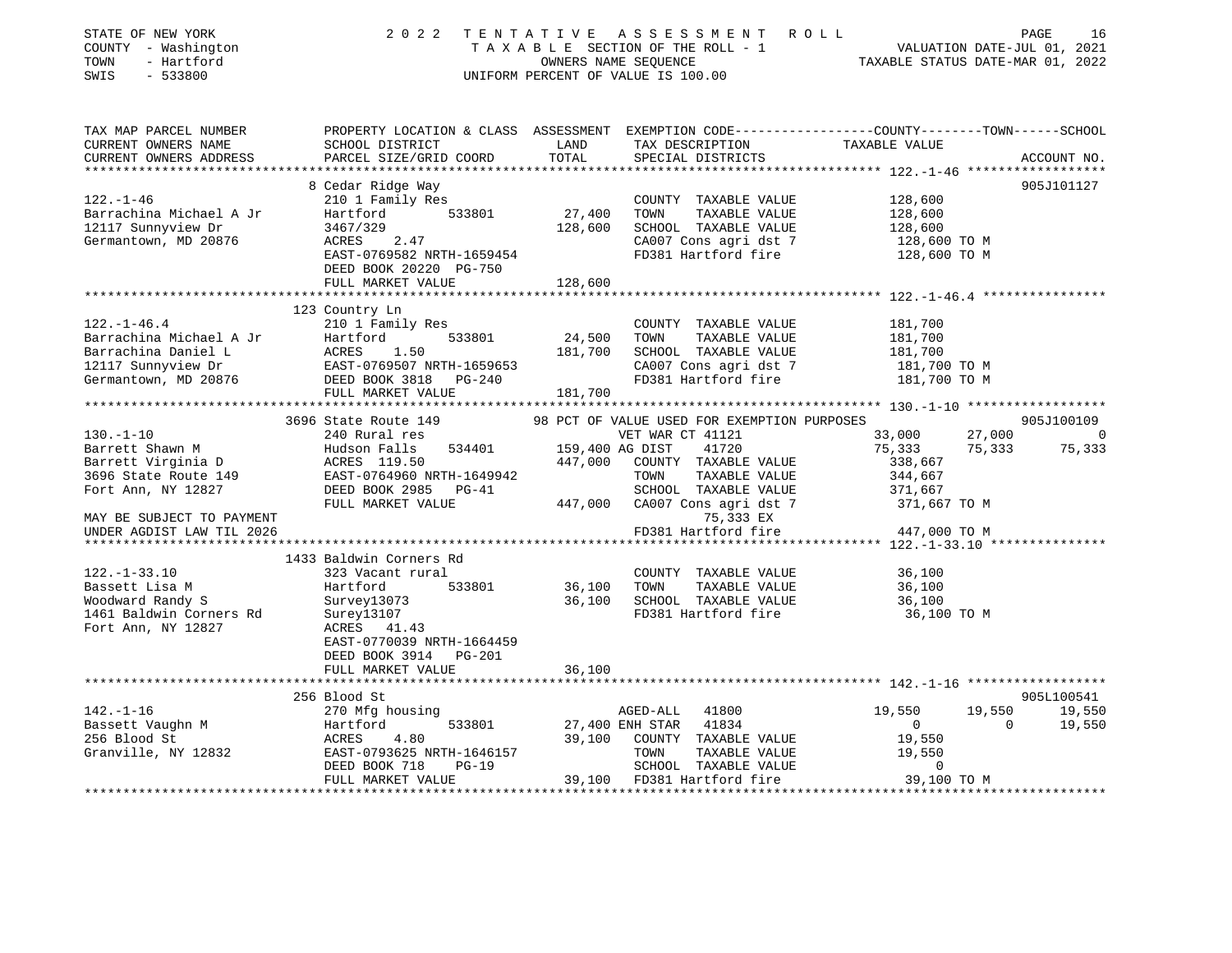STATE OF NEW YORK — 2022 TENTATIVE ASSESSMENT ROLL
COUNTY - Washington — TAXABLE SECTION OF THE ROLL - 1 — VALUATION DATE-JUL 01, 2021
TOWN - Hartford — OWNERS NAME SEQUENCE — TAXABLE STATUS DATE-MAR 01, 2022
SWIS - 533800 — UNIFORM PERCENT OF VALUE IS 100.00

```
TAX MAP PARCEL NUMBER          PROPERTY LOCATION & CLASS  ASSESSMENT  EXEMPTION CODE-----------------COUNTY--------TOWN------SCHOOL
CURRENT OWNERS NAME            SCHOOL DISTRICT               LAND      TAX DESCRIPTION            TAXABLE VALUE
CURRENT OWNERS ADDRESS         PARCEL SIZE/GRID COORD        TOTAL     SPECIAL DISTRICTS                                  ACCOUNT NO.
****************************************************************************************************** 122.-1-46 ******************
                               8 Cedar Ridge Way                                                                           905J101127
122.-1-46                      210 1 Family Res                        COUNTY  TAXABLE VALUE          128,600
Barrachina Michael A Jr        Hartford        533801       27,400     TOWN    TAXABLE VALUE          128,600
12117 Sunnyview Dr             3467/329                    128,600     SCHOOL  TAXABLE VALUE          128,600
Germantown, MD 20876           ACRES    2.47                           CA007 Cons agri dst 7           128,600 TO M
                               EAST-0769582 NRTH-1659454               FD381 Hartford fire             128,600 TO M
                               DEED BOOK 20220 PG-750
                               FULL MARKET VALUE           128,600
****************************************************************************************************** 122.-1-46.4 ****************
                               123 Country Ln
122.-1-46.4                    210 1 Family Res                        COUNTY  TAXABLE VALUE          181,700
Barrachina Michael A Jr        Hartford        533801       24,500     TOWN    TAXABLE VALUE          181,700
Barrachina Daniel L            ACRES    1.50               181,700     SCHOOL  TAXABLE VALUE          181,700
12117 Sunnyview Dr             EAST-0769507 NRTH-1659653               CA007 Cons agri dst 7           181,700 TO M
Germantown, MD 20876           DEED BOOK 3818   PG-240                 FD381 Hartford fire             181,700 TO M
                               FULL MARKET VALUE           181,700
****************************************************************************************************** 130.-1-10 ******************
                               3696 State Route 149       98 PCT OF VALUE USED FOR EXEMPTION PURPOSES                      905J100109
130.-1-10                      240 Rural res                           VET WAR CT 41121              33,000      27,000          0
Barrett Shawn M                Hudson Falls    534401      159,400 AG DIST    41720                 75,333      75,333     75,333
Barrett Virginia D             ACRES  119.50               447,000     COUNTY  TAXABLE VALUE          338,667
3696 State Route 149           EAST-0764960 NRTH-1649942               TOWN    TAXABLE VALUE          344,667
Fort Ann, NY 12827             DEED BOOK 2985   PG-41                  SCHOOL  TAXABLE VALUE          371,667
                               FULL MARKET VALUE           447,000     CA007 Cons agri dst 7           371,667 TO M
MAY BE SUBJECT TO PAYMENT                                                   75,333 EX
UNDER AGDIST LAW TIL 2026                                              FD381 Hartford fire             447,000 TO M
****************************************************************************************************** 122.-1-33.10 ***************
                               1433 Baldwin Corners Rd
122.-1-33.10                   323 Vacant rural                        COUNTY  TAXABLE VALUE           36,100
Bassett Lisa M                 Hartford        533801       36,100     TOWN    TAXABLE VALUE           36,100
Woodward Randy S               Survey13073                  36,100     SCHOOL  TAXABLE VALUE           36,100
1461 Baldwin Corners Rd        Surey13107                              FD381 Hartford fire              36,100 TO M
Fort Ann, NY 12827             ACRES   41.43
                               EAST-0770039 NRTH-1664459
                               DEED BOOK 3914   PG-201
                               FULL MARKET VALUE            36,100
****************************************************************************************************** 142.-1-16 ******************
                               256 Blood St                                                                                905L100541
142.-1-16                      270 Mfg housing                         AGED-ALL   41800              19,550      19,550     19,550
Bassett Vaughn M               Hartford        533801       27,400 ENH STAR   41834                      0           0     19,550
256 Blood St                   ACRES    4.80                39,100     COUNTY  TAXABLE VALUE           19,550
Granville, NY 12832            EAST-0793625 NRTH-1646157               TOWN    TAXABLE VALUE           19,550
                               DEED BOOK 718    PG-19                  SCHOOL  TAXABLE VALUE                0
                               FULL MARKET VALUE            39,100     FD381 Hartford fire              39,100 TO M
************************************************************************************************************************************
```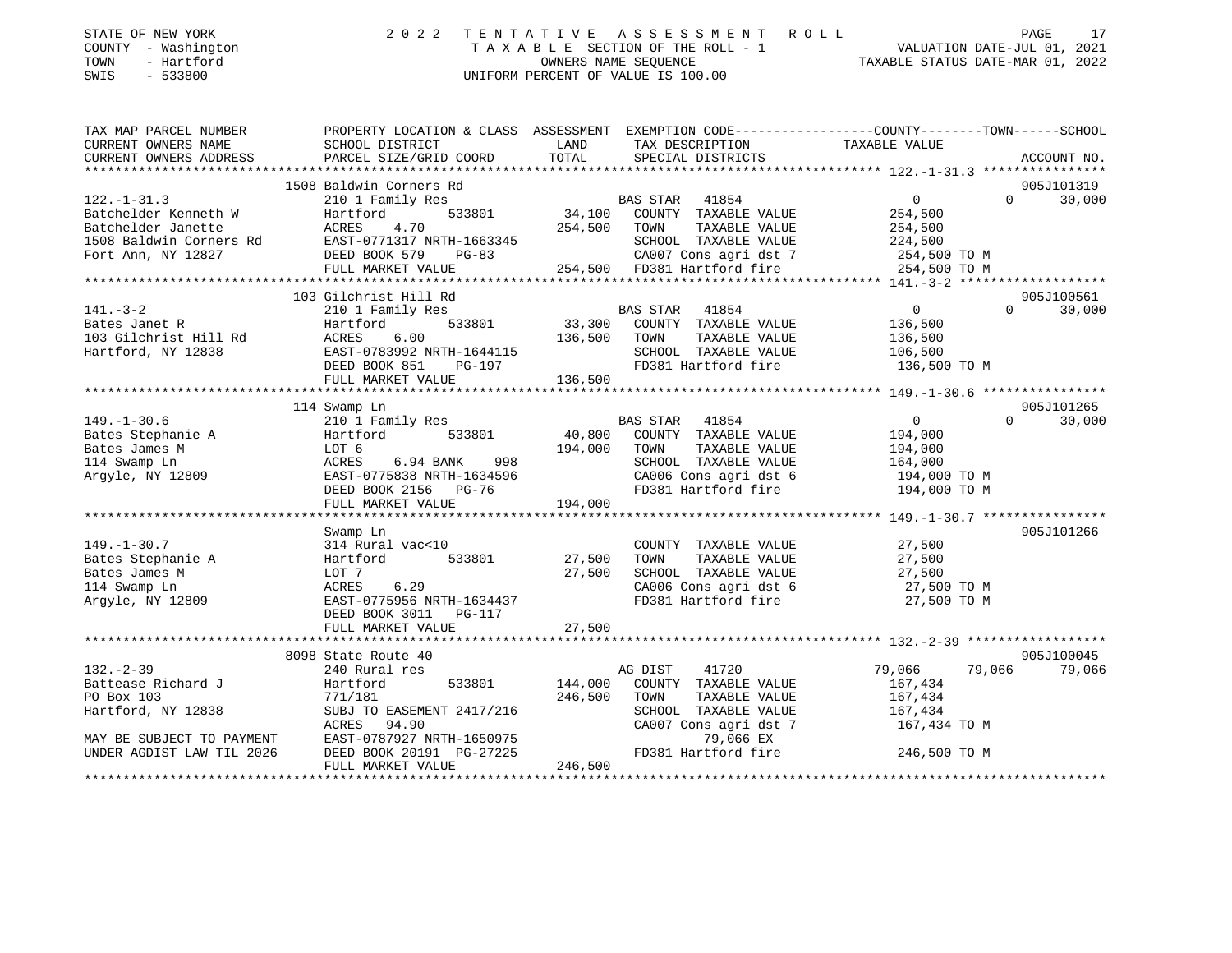STATE OF NEW YORK
COUNTY - Washington
TOWN - Hartford
SWIS - 533800

2022 TENTATIVE ASSESSMENT ROLL
TAXABLE SECTION OF THE ROLL - 1
OWNERS NAME SEQUENCE
UNIFORM PERCENT OF VALUE IS 100.00

VALUATION DATE-JUL 01, 2021
TAXABLE STATUS DATE-MAR 01, 2022

| TAX MAP PARCEL NUMBER / CURRENT OWNERS NAME / CURRENT OWNERS ADDRESS | PROPERTY LOCATION & CLASS / SCHOOL DISTRICT / PARCEL SIZE/GRID COORD | ASSESSMENT LAND / TOTAL | EXEMPTION CODE / TAX DESCRIPTION / SPECIAL DISTRICTS | COUNTY TAXABLE VALUE | TOWN | SCHOOL / ACCOUNT NO. |
|---|---|---|---|---|---|---|
| **122.-1-31.3** | 1508 Baldwin Corners Rd | | | | | 905J101319 |
| Batchelder Kenneth W | 210 1 Family Res | | BAS STAR 41854 | 0 | 0 | 30,000 |
| Batchelder Janette | Hartford 533801 | 34,100 | COUNTY TAXABLE VALUE | 254,500 | | |
| 1508 Baldwin Corners Rd | ACRES 4.70 | 254,500 | TOWN TAXABLE VALUE | 254,500 | | |
| Fort Ann, NY 12827 | EAST-0771317 NRTH-1663345 | | SCHOOL TAXABLE VALUE | 224,500 | | |
| | DEED BOOK 579 PG-83 | | CA007 Cons agri dst 7 | 254,500 TO M | | |
| | FULL MARKET VALUE | 254,500 | FD381 Hartford fire | 254,500 TO M | | |
| **141.-3-2** | 103 Gilchrist Hill Rd | | | | | 905J100561 |
| Bates Janet R | 210 1 Family Res | | BAS STAR 41854 | 0 | 0 | 30,000 |
| 103 Gilchrist Hill Rd | Hartford 533801 | 33,300 | COUNTY TAXABLE VALUE | 136,500 | | |
| Hartford, NY 12838 | ACRES 6.00 | 136,500 | TOWN TAXABLE VALUE | 136,500 | | |
| | EAST-0783992 NRTH-1644115 | | SCHOOL TAXABLE VALUE | 106,500 | | |
| | DEED BOOK 851 PG-197 | | FD381 Hartford fire | 136,500 TO M | | |
| | FULL MARKET VALUE | 136,500 | | | | |
| **149.-1-30.6** | 114 Swamp Ln | | | | | 905J101265 |
| Bates Stephanie A | 210 1 Family Res | | BAS STAR 41854 | 0 | 0 | 30,000 |
| Bates James M | Hartford 533801 | 40,800 | COUNTY TAXABLE VALUE | 194,000 | | |
| 114 Swamp Ln | LOT 6 | 194,000 | TOWN TAXABLE VALUE | 194,000 | | |
| Argyle, NY 12809 | ACRES 6.94 BANK 998 | | SCHOOL TAXABLE VALUE | 164,000 | | |
| | EAST-0775838 NRTH-1634596 | | CA006 Cons agri dst 6 | 194,000 TO M | | |
| | DEED BOOK 2156 PG-76 | | FD381 Hartford fire | 194,000 TO M | | |
| | FULL MARKET VALUE | 194,000 | | | | |
| **149.-1-30.7** | Swamp Ln | | | | | 905J101266 |
| Bates Stephanie A | 314 Rural vac<10 | | COUNTY TAXABLE VALUE | 27,500 | | |
| Bates James M | Hartford 533801 | 27,500 | TOWN TAXABLE VALUE | 27,500 | | |
| 114 Swamp Ln | LOT 7 | 27,500 | SCHOOL TAXABLE VALUE | 27,500 | | |
| Argyle, NY 12809 | ACRES 6.29 | | CA006 Cons agri dst 6 | 27,500 TO M | | |
| | EAST-0775956 NRTH-1634437 | | FD381 Hartford fire | 27,500 TO M | | |
| | DEED BOOK 3011 PG-117 | | | | | |
| | FULL MARKET VALUE | 27,500 | | | | |
| **132.-2-39** | 8098 State Route 40 | | | | | 905J100045 |
| Battease Richard J | 240 Rural res | | AG DIST 41720 | 79,066 | 79,066 | 79,066 |
| PO Box 103 | Hartford 533801 | 144,000 | COUNTY TAXABLE VALUE | 167,434 | | |
| Hartford, NY 12838 | 771/181 | 246,500 | TOWN TAXABLE VALUE | 167,434 | | |
| | SUBJ TO EASEMENT 2417/216 | | SCHOOL TAXABLE VALUE | 167,434 | | |
| | ACRES 94.90 | | CA007 Cons agri dst 7 | 167,434 TO M | | |
| MAY BE SUBJECT TO PAYMENT | EAST-0787927 NRTH-1650975 | | 79,066 EX | | | |
| UNDER AGDIST LAW TIL 2026 | DEED BOOK 20191 PG-27225 | | FD381 Hartford fire | 246,500 TO M | | |
| | FULL MARKET VALUE | 246,500 | | | | |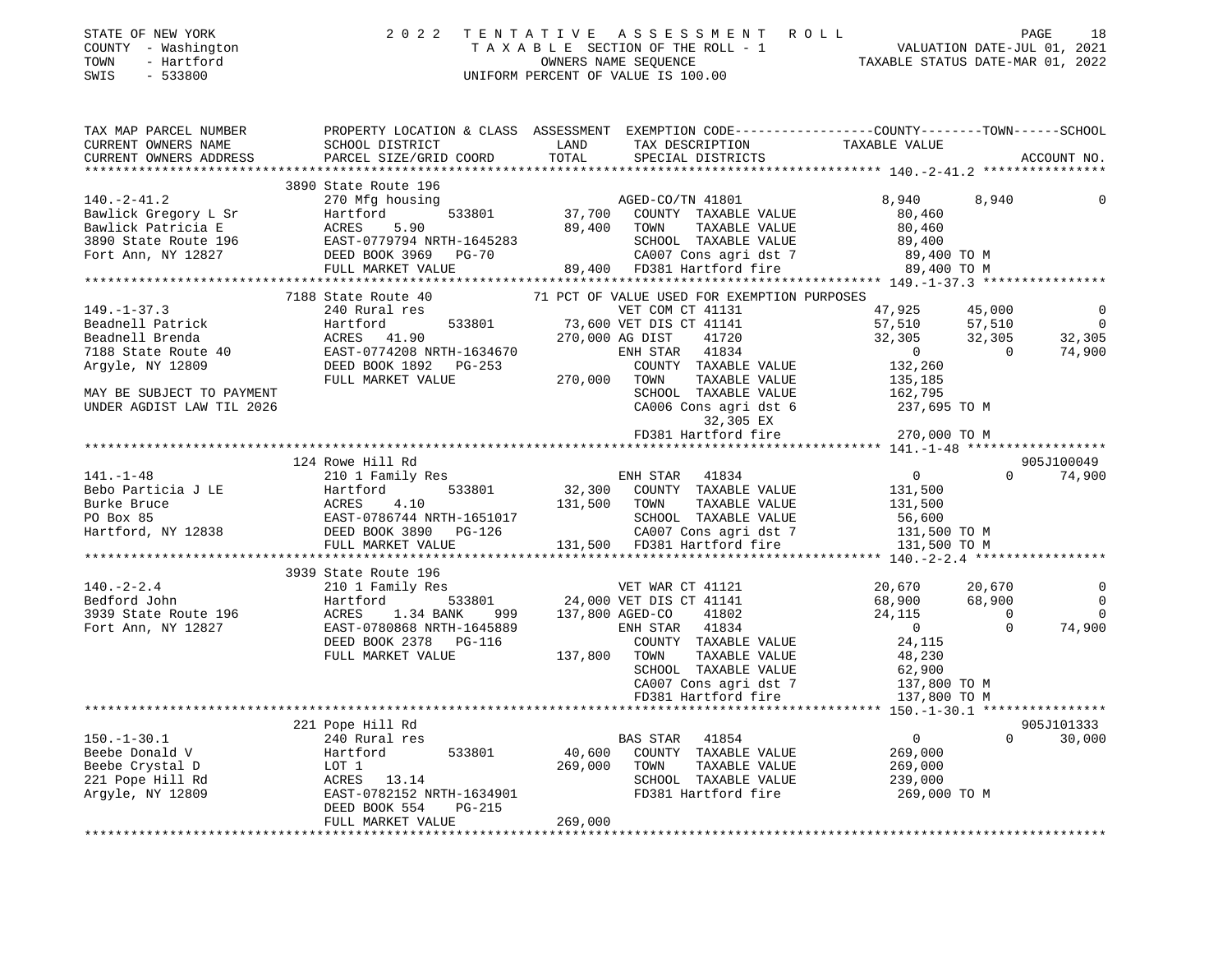STATE OF NEW YORK — 2022 TENTATIVE ASSESSMENT ROLL
COUNTY - Washington — TAXABLE SECTION OF THE ROLL - 1 — VALUATION DATE-JUL 01, 2021
TOWN - Hartford — OWNERS NAME SEQUENCE — TAXABLE STATUS DATE-MAR 01, 2022
SWIS - 533800 — UNIFORM PERCENT OF VALUE IS 100.00

```
TAX MAP PARCEL NUMBER          PROPERTY LOCATION & CLASS  ASSESSMENT  EXEMPTION CODE-----------------COUNTY--------TOWN------SCHOOL
CURRENT OWNERS NAME            SCHOOL DISTRICT              LAND      TAX DESCRIPTION            TAXABLE VALUE
CURRENT OWNERS ADDRESS         PARCEL SIZE/GRID COORD       TOTAL     SPECIAL DISTRICTS                                    ACCOUNT NO.
******************************************************************************************************* 140.-2-41.2 ****************
                               3890 State Route 196
140.-2-41.2                    270 Mfg housing                        AGED-CO/TN 41801              8,940       8,940            0
Bawlick Gregory L Sr           Hartford         533801       37,700   COUNTY  TAXABLE VALUE         80,460
Bawlick Patricia E             ACRES     5.90                89,400   TOWN    TAXABLE VALUE         80,460
3890 State Route 196           EAST-0779794 NRTH-1645283              SCHOOL  TAXABLE VALUE         89,400
Fort Ann, NY 12827             DEED BOOK 3969   PG-70                 CA007 Cons agri dst 7         89,400 TO M
                               FULL MARKET VALUE             89,400   FD381 Hartford fire           89,400 TO M
******************************************************************************************************* 149.-1-37.3 ****************
                               7188 State Route 40             71 PCT OF VALUE USED FOR EXEMPTION PURPOSES
149.-1-37.3                    240 Rural res                          VET COM CT 41131             47,925      45,000            0
Beadnell Patrick               Hartford         533801       73,600 VET DIS CT 41141               57,510      57,510            0
Beadnell Brenda                ACRES    41.90               270,000 AG DIST     41720              32,305      32,305       32,305
7188 State Route 40            EAST-0774208 NRTH-1634670              ENH STAR    41834                 0           0       74,900
Argyle, NY 12809               DEED BOOK 1892   PG-253                COUNTY  TAXABLE VALUE        132,260
                               FULL MARKET VALUE            270,000   TOWN    TAXABLE VALUE        135,185
MAY BE SUBJECT TO PAYMENT                                             SCHOOL  TAXABLE VALUE        162,795
UNDER AGDIST LAW TIL 2026                                             CA006 Cons agri dst 6        237,695 TO M
                                                                            32,305 EX
                                                                      FD381 Hartford fire          270,000 TO M
******************************************************************************************************* 141.-1-48 ******************
                               124 Rowe Hill Rd                                                                           905J100049
141.-1-48                      210 1 Family Res                       ENH STAR    41834                 0           0       74,900
Bebo Particia J LE             Hartford         533801       32,300   COUNTY  TAXABLE VALUE        131,500
Burke Bruce                    ACRES     4.10               131,500   TOWN    TAXABLE VALUE        131,500
PO Box 85                      EAST-0786744 NRTH-1651017              SCHOOL  TAXABLE VALUE         56,600
Hartford, NY 12838             DEED BOOK 3890   PG-126                CA007 Cons agri dst 7        131,500 TO M
                               FULL MARKET VALUE            131,500   FD381 Hartford fire          131,500 TO M
******************************************************************************************************* 140.-2-2.4 *****************
                               3939 State Route 196
140.-2-2.4                     210 1 Family Res                       VET WAR CT 41121             20,670      20,670            0
Bedford John                   Hartford         533801       24,000 VET DIS CT 41141               68,900      68,900            0
3939 State Route 196           ACRES     1.34 BANK     999  137,800 AGED-CO     41802              24,115           0            0
Fort Ann, NY 12827             EAST-0780868 NRTH-1645889              ENH STAR    41834                 0           0       74,900
                               DEED BOOK 2378   PG-116                COUNTY  TAXABLE VALUE         24,115
                               FULL MARKET VALUE            137,800   TOWN    TAXABLE VALUE         48,230
                                                                      SCHOOL  TAXABLE VALUE         62,900
                                                                      CA007 Cons agri dst 7        137,800 TO M
                                                                      FD381 Hartford fire          137,800 TO M
******************************************************************************************************* 150.-1-30.1 ****************
                               221 Pope Hill Rd                                                                           905J101333
150.-1-30.1                    240 Rural res                          BAS STAR    41854                 0           0       30,000
Beebe Donald V                 Hartford         533801       40,600   COUNTY  TAXABLE VALUE        269,000
Beebe Crystal D                LOT 1                        269,000   TOWN    TAXABLE VALUE        269,000
221 Pope Hill Rd               ACRES    13.14                         SCHOOL  TAXABLE VALUE        239,000
Argyle, NY 12809               EAST-0782152 NRTH-1634901              FD381 Hartford fire          269,000 TO M
                               DEED BOOK 554    PG-215
                               FULL MARKET VALUE            269,000
************************************************************************************************************************************
```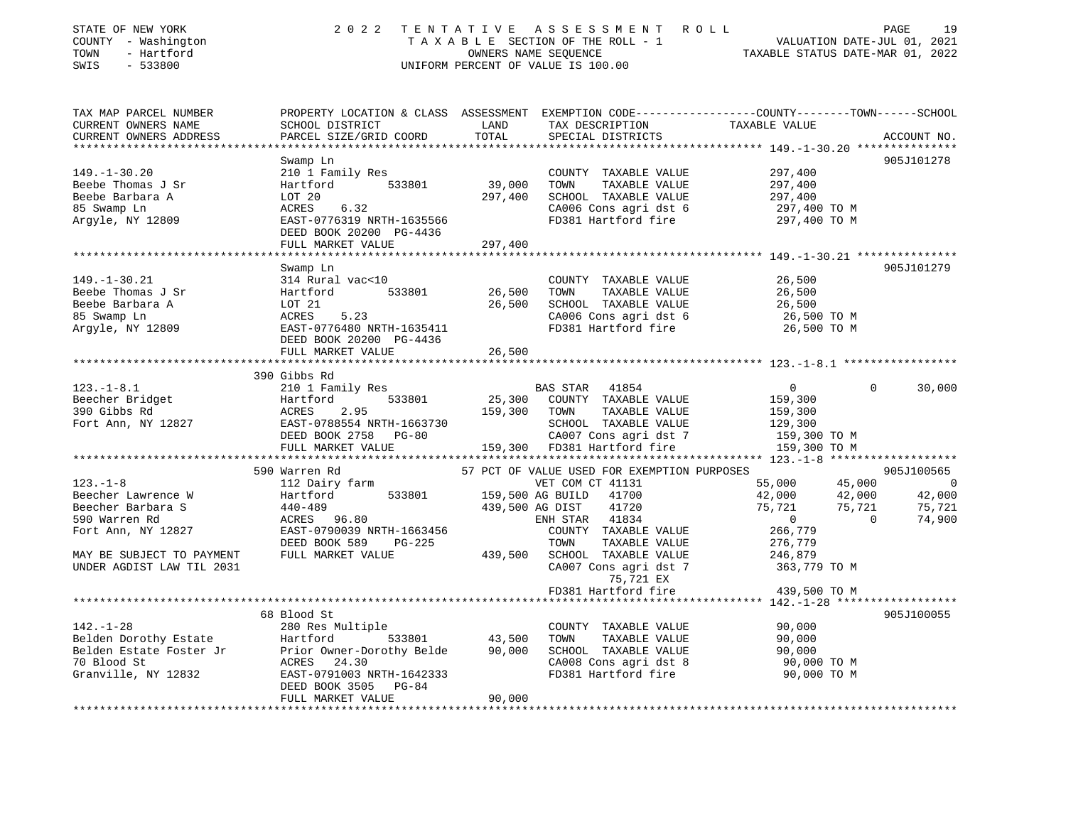STATE OF NEW YORK — 2022 TENTATIVE ASSESSMENT ROLL
COUNTY - Washington — TAXABLE SECTION OF THE ROLL - 1 — VALUATION DATE-JUL 01, 2021
TOWN - Hartford — OWNERS NAME SEQUENCE — TAXABLE STATUS DATE-MAR 01, 2022
SWIS - 533800 — UNIFORM PERCENT OF VALUE IS 100.00

| TAX MAP PARCEL NUMBER / CURRENT OWNERS NAME / CURRENT OWNERS ADDRESS | PROPERTY LOCATION & CLASS / SCHOOL DISTRICT / PARCEL SIZE/GRID COORD | ASSESSMENT LAND | TOTAL | EXEMPTION CODE / TAX DESCRIPTION / SPECIAL DISTRICTS | COUNTY TAXABLE VALUE | TOWN | SCHOOL | ACCOUNT NO. |
|---|---|---|---|---|---|---|---|---|
| **149.-1-30.20** | Swamp Ln | | | | | | | 905J101278 |
| 149.-1-30.20 | 210 1 Family Res | | | COUNTY TAXABLE VALUE | 297,400 | | | |
| Beebe Thomas J Sr | Hartford 533801 | 39,000 | | TOWN TAXABLE VALUE | 297,400 | | | |
| Beebe Barbara A | LOT 20 | | 297,400 | SCHOOL TAXABLE VALUE | 297,400 | | | |
| 85 Swamp Ln | ACRES 6.32 | | | CA006 Cons agri dst 6 | 297,400 TO M | | | |
| Argyle, NY 12809 | EAST-0776319 NRTH-1635566 | | | FD381 Hartford fire | 297,400 TO M | | | |
| | DEED BOOK 20200 PG-4436 | | | | | | | |
| | FULL MARKET VALUE | | 297,400 | | | | | |
| **149.-1-30.21** | Swamp Ln | | | | | | | 905J101279 |
| 149.-1-30.21 | 314 Rural vac<10 | | | COUNTY TAXABLE VALUE | 26,500 | | | |
| Beebe Thomas J Sr | Hartford 533801 | 26,500 | | TOWN TAXABLE VALUE | 26,500 | | | |
| Beebe Barbara A | LOT 21 | | 26,500 | SCHOOL TAXABLE VALUE | 26,500 | | | |
| 85 Swamp Ln | ACRES 5.23 | | | CA006 Cons agri dst 6 | 26,500 TO M | | | |
| Argyle, NY 12809 | EAST-0776480 NRTH-1635411 | | | FD381 Hartford fire | 26,500 TO M | | | |
| | DEED BOOK 20200 PG-4436 | | | | | | | |
| | FULL MARKET VALUE | | 26,500 | | | | | |
| **123.-1-8.1** | 390 Gibbs Rd | | | | | | | |
| 123.-1-8.1 | 210 1 Family Res | | | BAS STAR 41854 | 0 | 0 | 30,000 | |
| Beecher Bridget | Hartford 533801 | 25,300 | | COUNTY TAXABLE VALUE | 159,300 | | | |
| 390 Gibbs Rd | ACRES 2.95 | | 159,300 | TOWN TAXABLE VALUE | 159,300 | | | |
| Fort Ann, NY 12827 | EAST-0788554 NRTH-1663730 | | | SCHOOL TAXABLE VALUE | 129,300 | | | |
| | DEED BOOK 2758 PG-80 | | | CA007 Cons agri dst 7 | 159,300 TO M | | | |
| | FULL MARKET VALUE | | 159,300 | FD381 Hartford fire | 159,300 TO M | | | |
| **123.-1-8** | 590 Warren Rd | | | 57 PCT OF VALUE USED FOR EXEMPTION PURPOSES | | | | 905J100565 |
| 123.-1-8 | 112 Dairy farm | | | VET COM CT 41131 | 55,000 | 45,000 | 0 | |
| Beecher Lawrence W | Hartford 533801 | 159,500 | | AG BUILD 41700 | 42,000 | 42,000 | 42,000 | |
| Beecher Barbara S | 440-489 | | 439,500 | AG DIST 41720 | 75,721 | 75,721 | 75,721 | |
| 590 Warren Rd | ACRES 96.80 | | | ENH STAR 41834 | 0 | 0 | 74,900 | |
| Fort Ann, NY 12827 | EAST-0790039 NRTH-1663456 | | | COUNTY TAXABLE VALUE | 266,779 | | | |
| | DEED BOOK 589 PG-225 | | | TOWN TAXABLE VALUE | 276,779 | | | |
| MAY BE SUBJECT TO PAYMENT | FULL MARKET VALUE | | 439,500 | SCHOOL TAXABLE VALUE | 246,879 | | | |
| UNDER AGDIST LAW TIL 2031 | | | | CA007 Cons agri dst 7 | 363,779 TO M | | | |
| | | | | 75,721 EX | | | | |
| | | | | FD381 Hartford fire | 439,500 TO M | | | |
| **142.-1-28** | 68 Blood St | | | | | | | 905J100055 |
| 142.-1-28 | 280 Res Multiple | | | COUNTY TAXABLE VALUE | 90,000 | | | |
| Belden Dorothy Estate | Hartford 533801 | 43,500 | | TOWN TAXABLE VALUE | 90,000 | | | |
| Belden Estate Foster Jr | Prior Owner-Dorothy Belde | | 90,000 | SCHOOL TAXABLE VALUE | 90,000 | | | |
| 70 Blood St | ACRES 24.30 | | | CA008 Cons agri dst 8 | 90,000 TO M | | | |
| Granville, NY 12832 | EAST-0791003 NRTH-1642333 | | | FD381 Hartford fire | 90,000 TO M | | | |
| | DEED BOOK 3505 PG-84 | | | | | | | |
| | FULL MARKET VALUE | | 90,000 | | | | | |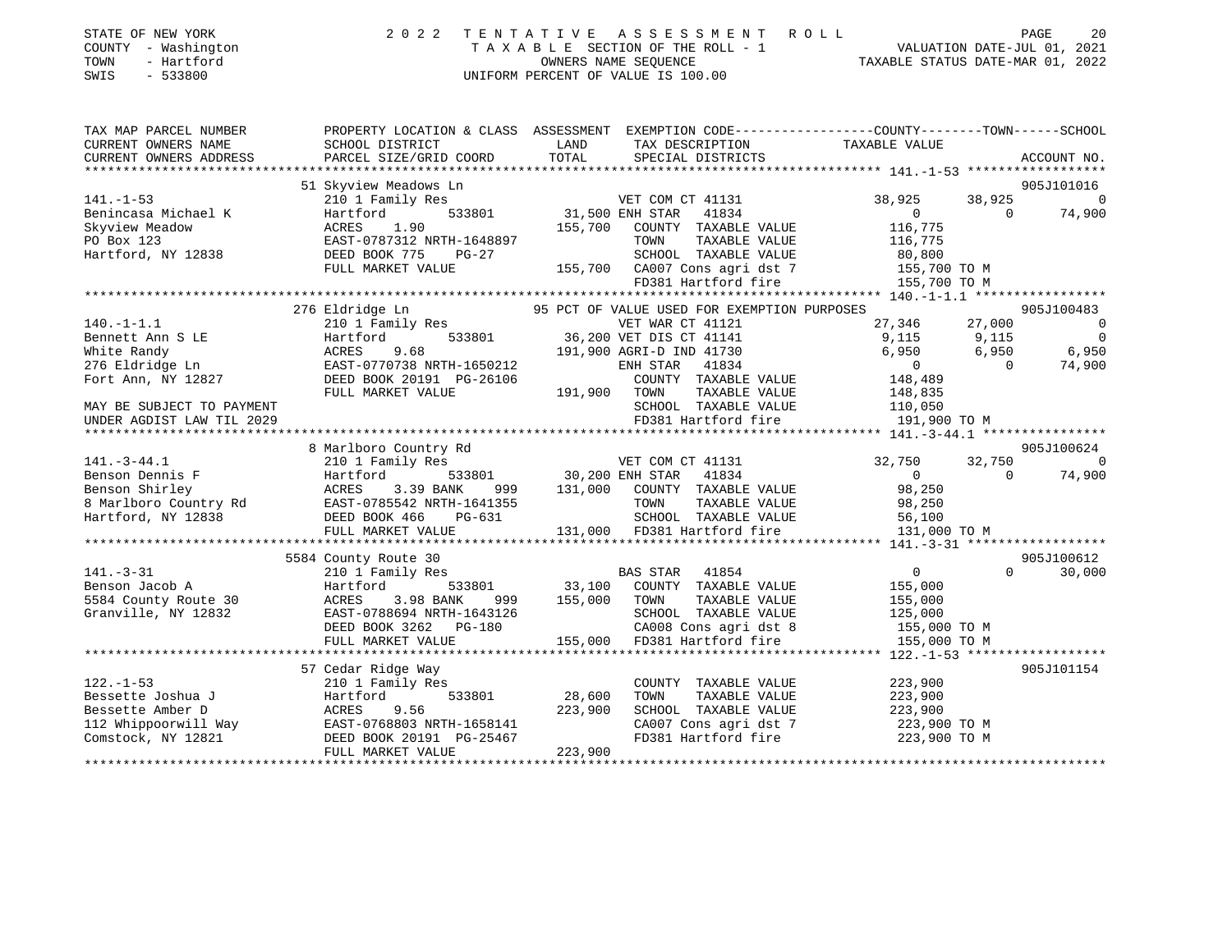STATE OF NEW YORK — 2022 TENTATIVE ASSESSMENT ROLL
COUNTY - Washington — TAXABLE SECTION OF THE ROLL - 1 — VALUATION DATE-JUL 01, 2021
TOWN - Hartford — OWNERS NAME SEQUENCE — TAXABLE STATUS DATE-MAR 01, 2022
SWIS - 533800 — UNIFORM PERCENT OF VALUE IS 100.00

| TAX MAP PARCEL NUMBER / CURRENT OWNERS NAME / CURRENT OWNERS ADDRESS | PROPERTY LOCATION & CLASS / SCHOOL DISTRICT / PARCEL SIZE/GRID COORD | ASSESSMENT LAND / TOTAL | EXEMPTION CODE / TAX DESCRIPTION / SPECIAL DISTRICTS | COUNTY TAXABLE VALUE | TOWN | SCHOOL / ACCOUNT NO. |
|---|---|---|---|---|---|---|
| | 51 Skyview Meadows Ln | | | | | 905J101016 |
| 141.-1-53 | 210 1 Family Res | | VET COM CT 41131 | 38,925 | 38,925 | 0 |
| Benincasa Michael K | Hartford 533801 | 31,500 | ENH STAR 41834 | 0 | 0 | 74,900 |
| Skyview Meadow | ACRES 1.90 | 155,700 | COUNTY TAXABLE VALUE | 116,775 | | |
| PO Box 123 | EAST-0787312 NRTH-1648897 | | TOWN TAXABLE VALUE | 116,775 | | |
| Hartford, NY 12838 | DEED BOOK 775 PG-27 | | SCHOOL TAXABLE VALUE | 80,800 | | |
| | FULL MARKET VALUE | 155,700 | CA007 Cons agri dst 7 | 155,700 TO M | | |
| | | | FD381 Hartford fire | 155,700 TO M | | |
| | 276 Eldridge Ln | | 95 PCT OF VALUE USED FOR EXEMPTION PURPOSES | | | 905J100483 |
| 140.-1-1.1 | 210 1 Family Res | | VET WAR CT 41121 | 27,346 | 27,000 | 0 |
| Bennett Ann S LE | Hartford 533801 | 36,200 | VET DIS CT 41141 | 9,115 | 9,115 | 0 |
| White Randy | ACRES 9.68 | 191,900 | AGRI-D IND 41730 | 6,950 | 6,950 | 6,950 |
| 276 Eldridge Ln | EAST-0770738 NRTH-1650212 | | ENH STAR 41834 | 0 | 0 | 74,900 |
| Fort Ann, NY 12827 | DEED BOOK 20191 PG-26106 | | COUNTY TAXABLE VALUE | 148,489 | | |
| | FULL MARKET VALUE | 191,900 | TOWN TAXABLE VALUE | 148,835 | | |
| MAY BE SUBJECT TO PAYMENT | | | SCHOOL TAXABLE VALUE | 110,050 | | |
| UNDER AGDIST LAW TIL 2029 | | | FD381 Hartford fire | 191,900 TO M | | |
| | 8 Marlboro Country Rd | | | | | 905J100624 |
| 141.-3-44.1 | 210 1 Family Res | | VET COM CT 41131 | 32,750 | 32,750 | 0 |
| Benson Dennis F | Hartford 533801 | 30,200 | ENH STAR 41834 | 0 | 0 | 74,900 |
| Benson Shirley | ACRES 3.39 BANK 999 | 131,000 | COUNTY TAXABLE VALUE | 98,250 | | |
| 8 Marlboro Country Rd | EAST-0785542 NRTH-1641355 | | TOWN TAXABLE VALUE | 98,250 | | |
| Hartford, NY 12838 | DEED BOOK 466 PG-631 | | SCHOOL TAXABLE VALUE | 56,100 | | |
| | FULL MARKET VALUE | 131,000 | FD381 Hartford fire | 131,000 TO M | | |
| | 5584 County Route 30 | | | | | 905J100612 |
| 141.-3-31 | 210 1 Family Res | | BAS STAR 41854 | 0 | 0 | 30,000 |
| Benson Jacob A | Hartford 533801 | 33,100 | COUNTY TAXABLE VALUE | 155,000 | | |
| 5584 County Route 30 | ACRES 3.98 BANK 999 | 155,000 | TOWN TAXABLE VALUE | 155,000 | | |
| Granville, NY 12832 | EAST-0788694 NRTH-1643126 | | SCHOOL TAXABLE VALUE | 125,000 | | |
| | DEED BOOK 3262 PG-180 | | CA008 Cons agri dst 8 | 155,000 TO M | | |
| | FULL MARKET VALUE | 155,000 | FD381 Hartford fire | 155,000 TO M | | |
| | 57 Cedar Ridge Way | | | | | 905J101154 |
| 122.-1-53 | 210 1 Family Res | | COUNTY TAXABLE VALUE | 223,900 | | |
| Bessette Joshua J | Hartford 533801 | 28,600 | TOWN TAXABLE VALUE | 223,900 | | |
| Bessette Amber D | ACRES 9.56 | 223,900 | SCHOOL TAXABLE VALUE | 223,900 | | |
| 112 Whippoorwill Way | EAST-0768803 NRTH-1658141 | | CA007 Cons agri dst 7 | 223,900 TO M | | |
| Comstock, NY 12821 | DEED BOOK 20191 PG-25467 | | FD381 Hartford fire | 223,900 TO M | | |
| | FULL MARKET VALUE | 223,900 | | | | |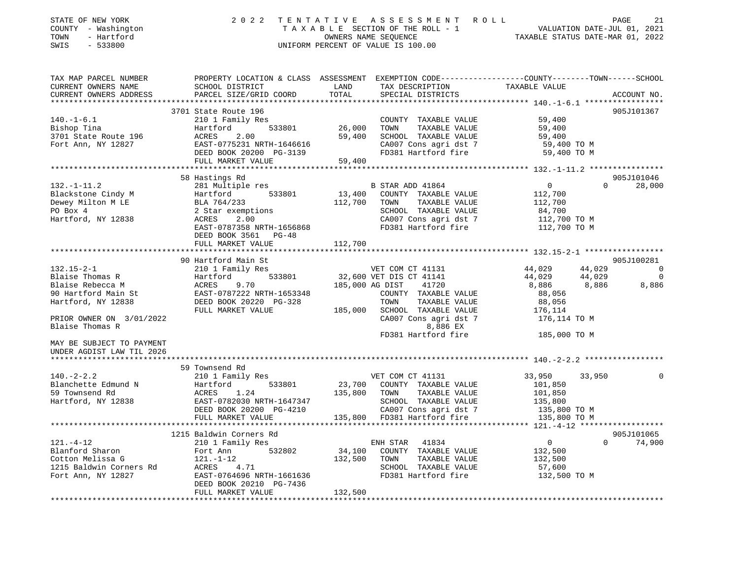STATE OF NEW YORK | COUNTY - Washington | TOWN - Hartford | SWIS - 533800

# 2022 TENTATIVE ASSESSMENT ROLL

TAXABLE SECTION OF THE ROLL - 1
OWNERS NAME SEQUENCE
UNIFORM PERCENT OF VALUE IS 100.00

VALUATION DATE-JUL 01, 2021
TAXABLE STATUS DATE-MAR 01, 2022

| TAX MAP PARCEL NUMBER / CURRENT OWNERS NAME / CURRENT OWNERS ADDRESS | PROPERTY LOCATION & CLASS / SCHOOL DISTRICT / PARCEL SIZE/GRID COORD | ASSESSMENT LAND / TOTAL | EXEMPTION CODE / TAX DESCRIPTION / SPECIAL DISTRICTS | COUNTY | TOWN | SCHOOL / ACCOUNT NO. |
|---|---|---|---|---|---|---|
| 140.-1-6.1 | 3701 State Route 196 | | | | | 905J101367 |
| Bishop Tina | 210 1 Family Res | | COUNTY TAXABLE VALUE | 59,400 | | |
| 3701 State Route 196 | Hartford 533801 | 26,000 | TOWN TAXABLE VALUE | | 59,400 | |
| Fort Ann, NY 12827 | ACRES 2.00 | 59,400 | SCHOOL TAXABLE VALUE | | | 59,400 |
| | EAST-0775231 NRTH-1646616 | | CA007 Cons agri dst 7 | 59,400 TO M | | |
| | DEED BOOK 20200 PG-3139 | | FD381 Hartford fire | 59,400 TO M | | |
| | FULL MARKET VALUE | 59,400 | | | | |
| 132.-1-11.2 | 58 Hastings Rd | | | | | 905J101046 |
| Blackstone Cindy M | 281 Multiple res | | B STAR ADD 41864 | 0 | 0 | 28,000 |
| Dewey Milton M LE | Hartford 533801 | 13,400 | COUNTY TAXABLE VALUE | 112,700 | | |
| PO Box 4 | BLA 764/233 | 112,700 | TOWN TAXABLE VALUE | | 112,700 | |
| Hartford, NY 12838 | 2 Star exemptions | | SCHOOL TAXABLE VALUE | | | 84,700 |
| | ACRES 2.00 | | CA007 Cons agri dst 7 | 112,700 TO M | | |
| | EAST-0787358 NRTH-1656868 | | FD381 Hartford fire | 112,700 TO M | | |
| | DEED BOOK 3561 PG-48 | | | | | |
| | FULL MARKET VALUE | 112,700 | | | | |
| 132.15-2-1 | 90 Hartford Main St | | | | | 905J100281 |
| Blaise Thomas R | 210 1 Family Res | | VET COM CT 41131 | 44,029 | 44,029 | 0 |
| Blaise Rebecca M | Hartford 533801 | 32,600 | VET DIS CT 41141 | 44,029 | 44,029 | 0 |
| 90 Hartford Main St | ACRES 9.70 | 185,000 | AG DIST 41720 | 8,886 | 8,886 | 8,886 |
| Hartford, NY 12838 | EAST-0787222 NRTH-1653348 | | COUNTY TAXABLE VALUE | 88,056 | | |
| | DEED BOOK 20220 PG-328 | | TOWN TAXABLE VALUE | | 88,056 | |
| | FULL MARKET VALUE | 185,000 | SCHOOL TAXABLE VALUE | | | 176,114 |
| PRIOR OWNER ON 3/01/2022 | | | CA007 Cons agri dst 7 | 176,114 TO M | | |
| Blaise Thomas R | | | 8,886 EX | | | |
| | | | FD381 Hartford fire | 185,000 TO M | | |
| MAY BE SUBJECT TO PAYMENT UNDER AGDIST LAW TIL 2026 | | | | | | |
| 140.-2-2.2 | 59 Townsend Rd | | | | | |
| Blanchette Edmund N | 210 1 Family Res | | VET COM CT 41131 | 33,950 | 33,950 | 0 |
| 59 Townsend Rd | Hartford 533801 | 23,700 | COUNTY TAXABLE VALUE | 101,850 | | |
| Hartford, NY 12838 | ACRES 1.24 | 135,800 | TOWN TAXABLE VALUE | | 101,850 | |
| | EAST-0782030 NRTH-1647347 | | SCHOOL TAXABLE VALUE | | | 135,800 |
| | DEED BOOK 20200 PG-4210 | | CA007 Cons agri dst 7 | 135,800 TO M | | |
| | FULL MARKET VALUE | 135,800 | FD381 Hartford fire | 135,800 TO M | | |
| 121.-4-12 | 1215 Baldwin Corners Rd | | | | | 905J101065 |
| Blanford Sharon | 210 1 Family Res | | ENH STAR 41834 | 0 | 0 | 74,900 |
| Cotton Melissa G | Fort Ann 532802 | 34,100 | COUNTY TAXABLE VALUE | 132,500 | | |
| 1215 Baldwin Corners Rd | 121.-1-12 | 132,500 | TOWN TAXABLE VALUE | | 132,500 | |
| Fort Ann, NY 12827 | ACRES 4.71 | | SCHOOL TAXABLE VALUE | | | 57,600 |
| | EAST-0764696 NRTH-1661636 | | FD381 Hartford fire | 132,500 TO M | | |
| | DEED BOOK 20210 PG-7436 | | | | | |
| | FULL MARKET VALUE | 132,500 | | | | |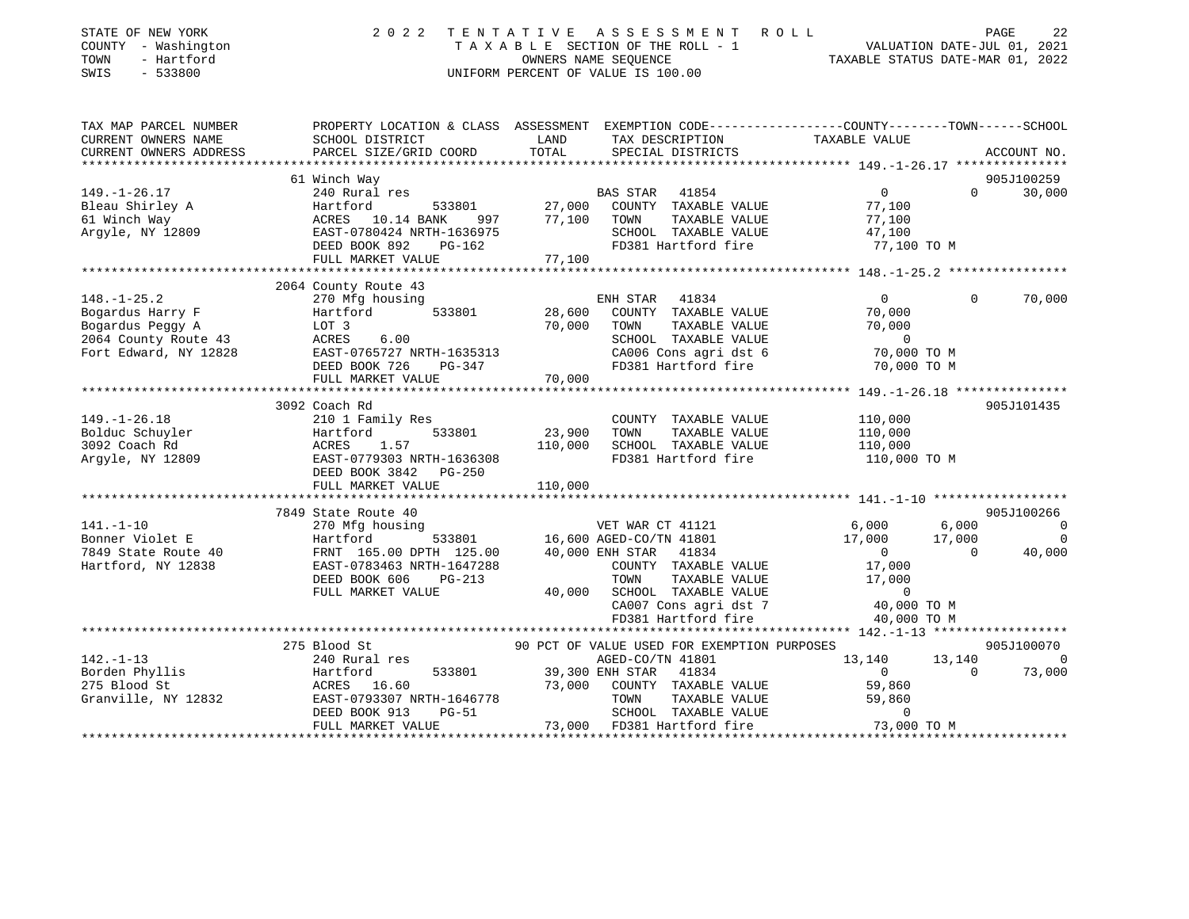STATE OF NEW YORK — 2022 TENTATIVE ASSESSMENT ROLL — TAXABLE SECTION OF THE ROLL - 1 — VALUATION DATE-JUL 01, 2021
COUNTY - Washington — OWNERS NAME SEQUENCE — TAXABLE STATUS DATE-MAR 01, 2022
TOWN - Hartford — UNIFORM PERCENT OF VALUE IS 100.00
SWIS - 533800

```
TAX MAP PARCEL NUMBER     PROPERTY LOCATION & CLASS  ASSESSMENT  EXEMPTION CODE-----------------COUNTY--------TOWN------SCHOOL
CURRENT OWNERS NAME       SCHOOL DISTRICT               LAND      TAX DESCRIPTION             TAXABLE VALUE
CURRENT OWNERS ADDRESS    PARCEL SIZE/GRID COORD        TOTAL     SPECIAL DISTRICTS                                       ACCOUNT NO.
******************************************************************************************************* 149.-1-26.17 ***************
                          61 Winch Way                                                                                    905J100259
149.-1-26.17              240 Rural res                           BAS STAR  41854                  0            0      30,000
Bleau Shirley A           Hartford          533801      27,000    COUNTY  TAXABLE VALUE       77,100
61 Winch Way              ACRES   10.14 BANK     997    77,100    TOWN    TAXABLE VALUE       77,100
Argyle, NY 12809          EAST-0780424 NRTH-1636975               SCHOOL  TAXABLE VALUE       47,100
                          DEED BOOK 892    PG-162                 FD381 Hartford fire          77,100 TO M
                          FULL MARKET VALUE             77,100
******************************************************************************************************* 148.-1-25.2 ****************
                          2064 County Route 43
148.-1-25.2               270 Mfg housing                         ENH STAR  41834                  0            0      70,000
Bogardus Harry F          Hartford          533801      28,600    COUNTY  TAXABLE VALUE       70,000
Bogardus Peggy A          LOT 3                         70,000    TOWN    TAXABLE VALUE       70,000
2064 County Route 43      ACRES    6.00                           SCHOOL  TAXABLE VALUE            0
Fort Edward, NY 12828     EAST-0765727 NRTH-1635313               CA006 Cons agri dst 6        70,000 TO M
                          DEED BOOK 726    PG-347                 FD381 Hartford fire          70,000 TO M
                          FULL MARKET VALUE             70,000
******************************************************************************************************* 149.-1-26.18 ***************
                          3092 Coach Rd                                                                                   905J101435
149.-1-26.18              210 1 Family Res                        COUNTY  TAXABLE VALUE      110,000
Bolduc Schuyler           Hartford          533801      23,900    TOWN    TAXABLE VALUE      110,000
3092 Coach Rd             ACRES    1.57                110,000    SCHOOL  TAXABLE VALUE      110,000
Argyle, NY 12809          EAST-0779303 NRTH-1636308               FD381 Hartford fire         110,000 TO M
                          DEED BOOK 3842   PG-250
                          FULL MARKET VALUE            110,000
******************************************************************************************************* 141.-1-10 ******************
                          7849 State Route 40                                                                             905J100266
141.-1-10                 270 Mfg housing                         VET WAR CT 41121              6,000        6,000           0
Bonner Violet E           Hartford          533801      16,600 AGED-CO/TN 41801                17,000       17,000           0
7849 State Route 40       FRNT 165.00 DPTH 125.00       40,000 ENH STAR  41834                      0            0      40,000
Hartford, NY 12838        EAST-0783463 NRTH-1647288               COUNTY  TAXABLE VALUE       17,000
                          DEED BOOK 606    PG-213                 TOWN    TAXABLE VALUE       17,000
                          FULL MARKET VALUE             40,000    SCHOOL  TAXABLE VALUE            0
                                                                  CA007 Cons agri dst 7        40,000 TO M
                                                                  FD381 Hartford fire          40,000 TO M
******************************************************************************************************* 142.-1-13 ******************
                          275 Blood St                  90 PCT OF VALUE USED FOR EXEMPTION PURPOSES                       905J100070
142.-1-13                 240 Rural res                           AGED-CO/TN 41801             13,140       13,140           0
Borden Phyllis            Hartford          533801      39,300 ENH STAR  41834                      0            0      73,000
275 Blood St              ACRES   16.60                 73,000    COUNTY  TAXABLE VALUE       59,860
Granville, NY 12832       EAST-0793307 NRTH-1646778               TOWN    TAXABLE VALUE       59,860
                          DEED BOOK 913    PG-51                  SCHOOL  TAXABLE VALUE            0
                          FULL MARKET VALUE             73,000    FD381 Hartford fire          73,000 TO M
************************************************************************************************************************************
```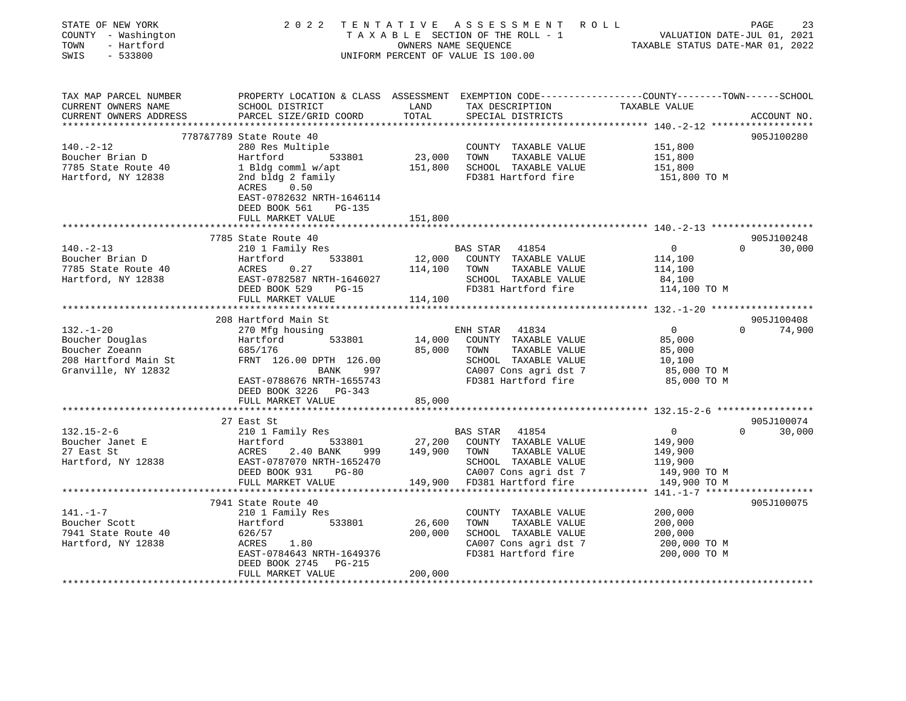STATE OF NEW YORK
COUNTY - Washington
TOWN - Hartford
SWIS - 533800

2022 TENTATIVE ASSESSMENT ROLL
TAXABLE SECTION OF THE ROLL - 1
OWNERS NAME SEQUENCE
UNIFORM PERCENT OF VALUE IS 100.00

VALUATION DATE-JUL 01, 2021
TAXABLE STATUS DATE-MAR 01, 2022

| TAX MAP PARCEL NUMBER / CURRENT OWNERS NAME / CURRENT OWNERS ADDRESS | PROPERTY LOCATION & CLASS / SCHOOL DISTRICT / PARCEL SIZE/GRID COORD | ASSESSMENT LAND / TOTAL | EXEMPTION CODE / TAX DESCRIPTION / SPECIAL DISTRICTS | COUNTY TAXABLE VALUE | TOWN | SCHOOL | ACCOUNT NO. |
|---|---|---|---|---|---|---|---|
| **140.-2-12** | 7787&7789 State Route 40 | | | | | | 905J100280 |
| | 280 Res Multiple | | COUNTY TAXABLE VALUE | 151,800 | | | |
| Boucher Brian D | Hartford 533801 | 23,000 | TOWN TAXABLE VALUE | 151,800 | | | |
| 7785 State Route 40 | 1 Bldg comml w/apt | 151,800 | SCHOOL TAXABLE VALUE | 151,800 | | | |
| Hartford, NY 12838 | 2nd bldg 2 family | | FD381 Hartford fire | 151,800 TO M | | | |
| | ACRES 0.50 | | | | | | |
| | EAST-0782632 NRTH-1646114 | | | | | | |
| | DEED BOOK 561 PG-135 | | | | | | |
| | FULL MARKET VALUE | 151,800 | | | | | |
| **140.-2-13** | 7785 State Route 40 | | | | | | 905J100248 |
| | 210 1 Family Res | | BAS STAR 41854 | 0 | 0 | 30,000 | |
| Boucher Brian D | Hartford 533801 | 12,000 | COUNTY TAXABLE VALUE | 114,100 | | | |
| 7785 State Route 40 | ACRES 0.27 | 114,100 | TOWN TAXABLE VALUE | 114,100 | | | |
| Hartford, NY 12838 | EAST-0782587 NRTH-1646027 | | SCHOOL TAXABLE VALUE | 84,100 | | | |
| | DEED BOOK 529 PG-15 | | FD381 Hartford fire | 114,100 TO M | | | |
| | FULL MARKET VALUE | 114,100 | | | | | |
| **132.-1-20** | 208 Hartford Main St | | | | | | 905J100408 |
| | 270 Mfg housing | | ENH STAR 41834 | 0 | 0 | 74,900 | |
| Boucher Douglas | Hartford 533801 | 14,000 | COUNTY TAXABLE VALUE | 85,000 | | | |
| Boucher Zoeann | 685/176 | 85,000 | TOWN TAXABLE VALUE | 85,000 | | | |
| 208 Hartford Main St | FRNT 126.00 DPTH 126.00 | | SCHOOL TAXABLE VALUE | 10,100 | | | |
| Granville, NY 12832 | BANK 997 | | CA007 Cons agri dst 7 | 85,000 TO M | | | |
| | EAST-0788676 NRTH-1655743 | | FD381 Hartford fire | 85,000 TO M | | | |
| | DEED BOOK 3226 PG-343 | | | | | | |
| | FULL MARKET VALUE | 85,000 | | | | | |
| **132.15-2-6** | 27 East St | | | | | | 905J100074 |
| | 210 1 Family Res | | BAS STAR 41854 | 0 | 0 | 30,000 | |
| Boucher Janet E | Hartford 533801 | 27,200 | COUNTY TAXABLE VALUE | 149,900 | | | |
| 27 East St | ACRES 2.40 BANK 999 | 149,900 | TOWN TAXABLE VALUE | 149,900 | | | |
| Hartford, NY 12838 | EAST-0787070 NRTH-1652470 | | SCHOOL TAXABLE VALUE | 119,900 | | | |
| | DEED BOOK 931 PG-80 | | CA007 Cons agri dst 7 | 149,900 TO M | | | |
| | FULL MARKET VALUE | 149,900 | FD381 Hartford fire | 149,900 TO M | | | |
| **141.-1-7** | 7941 State Route 40 | | | | | | 905J100075 |
| | 210 1 Family Res | | COUNTY TAXABLE VALUE | 200,000 | | | |
| Boucher Scott | Hartford 533801 | 26,600 | TOWN TAXABLE VALUE | 200,000 | | | |
| 7941 State Route 40 | 626/57 | 200,000 | SCHOOL TAXABLE VALUE | 200,000 | | | |
| Hartford, NY 12838 | ACRES 1.80 | | CA007 Cons agri dst 7 | 200,000 TO M | | | |
| | EAST-0784643 NRTH-1649376 | | FD381 Hartford fire | 200,000 TO M | | | |
| | DEED BOOK 2745 PG-215 | | | | | | |
| | FULL MARKET VALUE | 200,000 | | | | | |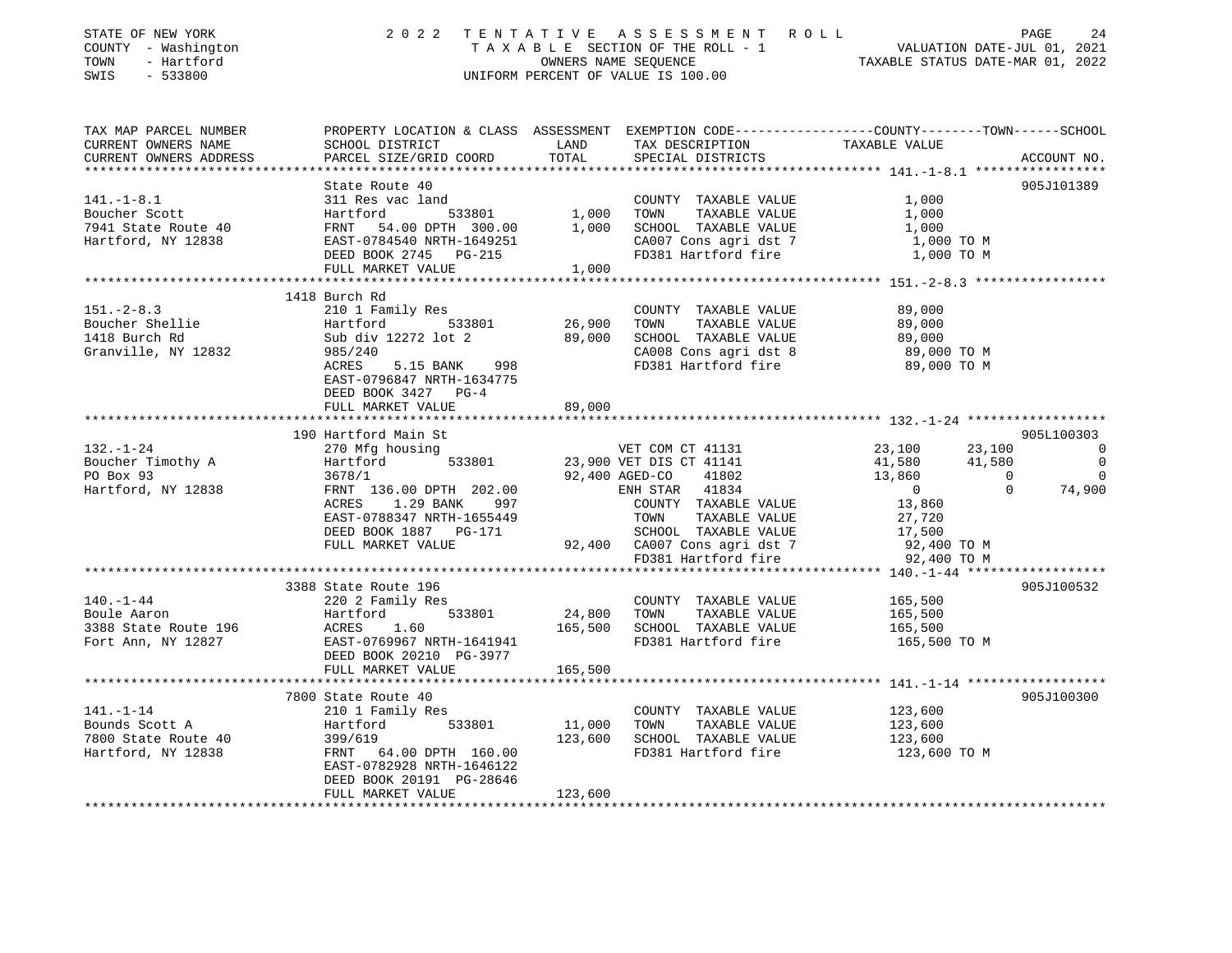STATE OF NEW YORK
COUNTY - Washington
TOWN - Hartford
SWIS - 533800

# 2022 TENTATIVE ASSESSMENT ROLL

TAXABLE SECTION OF THE ROLL - 1
OWNERS NAME SEQUENCE
UNIFORM PERCENT OF VALUE IS 100.00

VALUATION DATE-JUL 01, 2021
TAXABLE STATUS DATE-MAR 01, 2022

| TAX MAP PARCEL NUMBER / CURRENT OWNERS NAME / CURRENT OWNERS ADDRESS | PROPERTY LOCATION & CLASS / SCHOOL DISTRICT / PARCEL SIZE/GRID COORD | ASSESSMENT LAND | TOTAL | EXEMPTION CODE / TAX DESCRIPTION / SPECIAL DISTRICTS | COUNTY TAXABLE VALUE | TOWN | SCHOOL | ACCOUNT NO. |
|---|---|---|---|---|---|---|---|---|
| **141.-1-8.1** | State Route 40 | | | | | | | 905J101389 |
| 141.-1-8.1 | 311 Res vac land | | | COUNTY TAXABLE VALUE | 1,000 | | | |
| Boucher Scott | Hartford 533801 | 1,000 | | TOWN TAXABLE VALUE | 1,000 | | | |
| 7941 State Route 40 | FRNT 54.00 DPTH 300.00 | | 1,000 | SCHOOL TAXABLE VALUE | 1,000 | | | |
| Hartford, NY 12838 | EAST-0784540 NRTH-1649251 | | | CA007 Cons agri dst 7 | 1,000 TO M | | | |
| | DEED BOOK 2745 PG-215 | | | FD381 Hartford fire | 1,000 TO M | | | |
| | FULL MARKET VALUE | | 1,000 | | | | | |
| **151.-2-8.3** | 1418 Burch Rd | | | | | | | |
| 151.-2-8.3 | 210 1 Family Res | | | COUNTY TAXABLE VALUE | 89,000 | | | |
| Boucher Shellie | Hartford 533801 | 26,900 | | TOWN TAXABLE VALUE | 89,000 | | | |
| 1418 Burch Rd | Sub div 12272 lot 2 | | 89,000 | SCHOOL TAXABLE VALUE | 89,000 | | | |
| Granville, NY 12832 | 985/240 | | | CA008 Cons agri dst 8 | 89,000 TO M | | | |
| | ACRES 5.15 BANK 998 | | | FD381 Hartford fire | 89,000 TO M | | | |
| | EAST-0796847 NRTH-1634775 | | | | | | | |
| | DEED BOOK 3427 PG-4 | | | | | | | |
| | FULL MARKET VALUE | | 89,000 | | | | | |
| **132.-1-24** | 190 Hartford Main St | | | | | | | 905L100303 |
| 132.-1-24 | 270 Mfg housing | | | VET COM CT 41131 | 23,100 | 23,100 | 0 | |
| Boucher Timothy A | Hartford 533801 | 23,900 | | VET DIS CT 41141 | 41,580 | 41,580 | 0 | |
| PO Box 93 | 3678/1 | | 92,400 | AGED-CO 41802 | 13,860 | 0 | 0 | |
| Hartford, NY 12838 | FRNT 136.00 DPTH 202.00 | | | ENH STAR 41834 | 0 | 0 | 74,900 | |
| | ACRES 1.29 BANK 997 | | | COUNTY TAXABLE VALUE | 13,860 | | | |
| | EAST-0788347 NRTH-1655449 | | | TOWN TAXABLE VALUE | 27,720 | | | |
| | DEED BOOK 1887 PG-171 | | | SCHOOL TAXABLE VALUE | 17,500 | | | |
| | FULL MARKET VALUE | | 92,400 | CA007 Cons agri dst 7 | 92,400 TO M | | | |
| | | | | FD381 Hartford fire | 92,400 TO M | | | |
| **140.-1-44** | 3388 State Route 196 | | | | | | | 905J100532 |
| 140.-1-44 | 220 2 Family Res | | | COUNTY TAXABLE VALUE | 165,500 | | | |
| Boule Aaron | Hartford 533801 | 24,800 | | TOWN TAXABLE VALUE | 165,500 | | | |
| 3388 State Route 196 | ACRES 1.60 | | 165,500 | SCHOOL TAXABLE VALUE | 165,500 | | | |
| Fort Ann, NY 12827 | EAST-0769967 NRTH-1641941 | | | FD381 Hartford fire | 165,500 TO M | | | |
| | DEED BOOK 20210 PG-3977 | | | | | | | |
| | FULL MARKET VALUE | | 165,500 | | | | | |
| **141.-1-14** | 7800 State Route 40 | | | | | | | 905J100300 |
| 141.-1-14 | 210 1 Family Res | | | COUNTY TAXABLE VALUE | 123,600 | | | |
| Bounds Scott A | Hartford 533801 | 11,000 | | TOWN TAXABLE VALUE | 123,600 | | | |
| 7800 State Route 40 | 399/619 | | 123,600 | SCHOOL TAXABLE VALUE | 123,600 | | | |
| Hartford, NY 12838 | FRNT 64.00 DPTH 160.00 | | | FD381 Hartford fire | 123,600 TO M | | | |
| | EAST-0782928 NRTH-1646122 | | | | | | | |
| | DEED BOOK 20191 PG-28646 | | | | | | | |
| | FULL MARKET VALUE | | 123,600 | | | | | |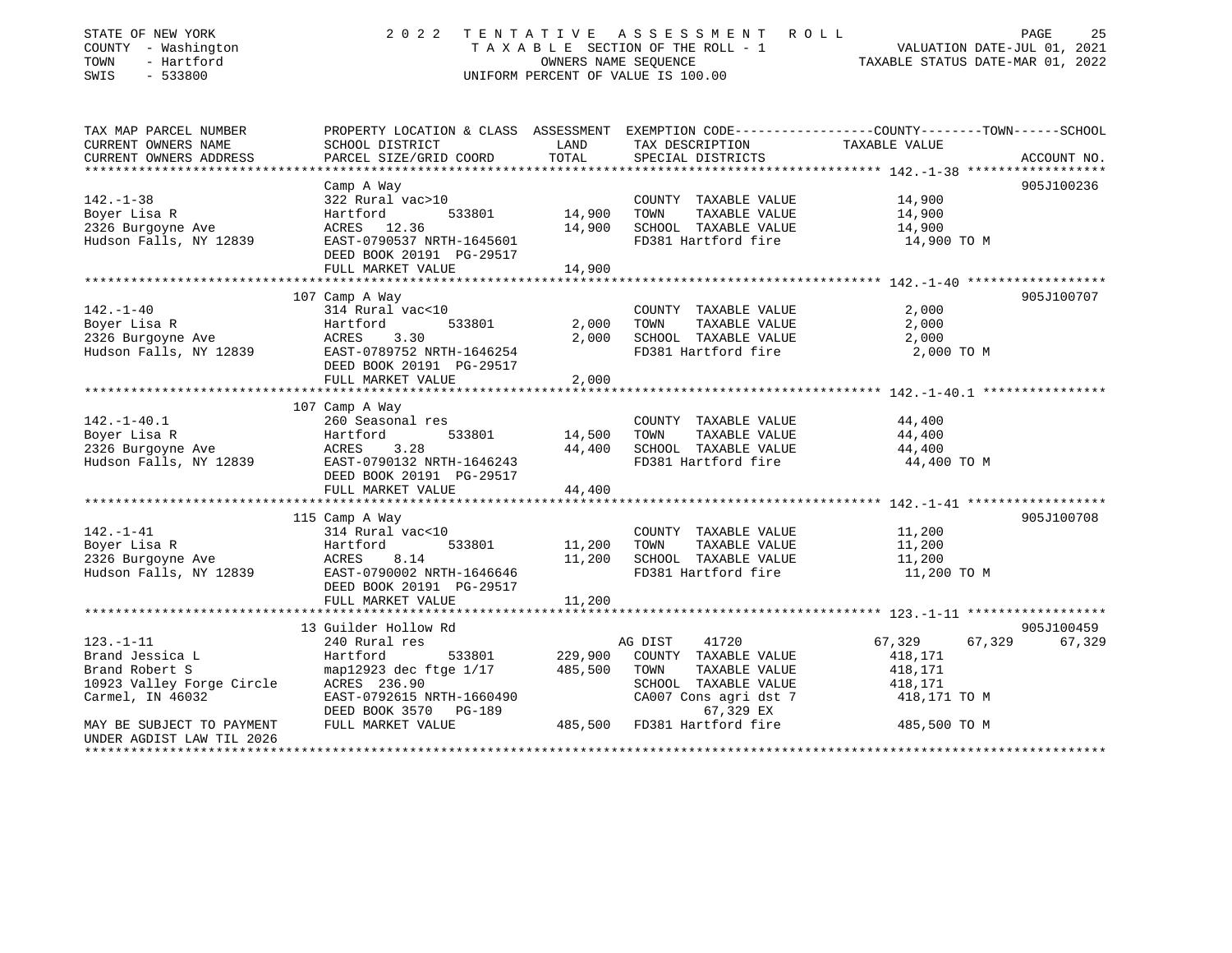STATE OF NEW YORK — 2022 TENTATIVE ASSESSMENT ROLL
COUNTY - Washington — TAXABLE SECTION OF THE ROLL - 1 — VALUATION DATE-JUL 01, 2021
TOWN - Hartford — OWNERS NAME SEQUENCE — TAXABLE STATUS DATE-MAR 01, 2022
SWIS - 533800 — UNIFORM PERCENT OF VALUE IS 100.00

| TAX MAP PARCEL NUMBER / CURRENT OWNERS NAME / CURRENT OWNERS ADDRESS | PROPERTY LOCATION & CLASS / SCHOOL DISTRICT / PARCEL SIZE/GRID COORD | ASSESSMENT LAND | TOTAL | EXEMPTION CODE / TAX DESCRIPTION / SPECIAL DISTRICTS | COUNTY / TAXABLE VALUE | TOWN | SCHOOL / ACCOUNT NO. |
|---|---|---|---|---|---|---|---|
| **142.-1-38** | Camp A Way | | | | | | 905J100236 |
| 142.-1-38 | 322 Rural vac>10 | | | COUNTY TAXABLE VALUE | 14,900 | | |
| Boyer Lisa R | Hartford 533801 | 14,900 | | TOWN TAXABLE VALUE | 14,900 | | |
| 2326 Burgoyne Ave | ACRES 12.36 | | 14,900 | SCHOOL TAXABLE VALUE | 14,900 | | |
| Hudson Falls, NY 12839 | EAST-0790537 NRTH-1645601 | | | FD381 Hartford fire | 14,900 TO M | | |
| | DEED BOOK 20191 PG-29517 | | | | | | |
| | FULL MARKET VALUE | | 14,900 | | | | |
| **142.-1-40** | 107 Camp A Way | | | | | | 905J100707 |
| 142.-1-40 | 314 Rural vac<10 | | | COUNTY TAXABLE VALUE | 2,000 | | |
| Boyer Lisa R | Hartford 533801 | 2,000 | | TOWN TAXABLE VALUE | 2,000 | | |
| 2326 Burgoyne Ave | ACRES 3.30 | | 2,000 | SCHOOL TAXABLE VALUE | 2,000 | | |
| Hudson Falls, NY 12839 | EAST-0789752 NRTH-1646254 | | | FD381 Hartford fire | 2,000 TO M | | |
| | DEED BOOK 20191 PG-29517 | | | | | | |
| | FULL MARKET VALUE | | 2,000 | | | | |
| **142.-1-40.1** | 107 Camp A Way | | | | | | |
| 142.-1-40.1 | 260 Seasonal res | | | COUNTY TAXABLE VALUE | 44,400 | | |
| Boyer Lisa R | Hartford 533801 | 14,500 | | TOWN TAXABLE VALUE | 44,400 | | |
| 2326 Burgoyne Ave | ACRES 3.28 | | 44,400 | SCHOOL TAXABLE VALUE | 44,400 | | |
| Hudson Falls, NY 12839 | EAST-0790132 NRTH-1646243 | | | FD381 Hartford fire | 44,400 TO M | | |
| | DEED BOOK 20191 PG-29517 | | | | | | |
| | FULL MARKET VALUE | | 44,400 | | | | |
| **142.-1-41** | 115 Camp A Way | | | | | | 905J100708 |
| 142.-1-41 | 314 Rural vac<10 | | | COUNTY TAXABLE VALUE | 11,200 | | |
| Boyer Lisa R | Hartford 533801 | 11,200 | | TOWN TAXABLE VALUE | 11,200 | | |
| 2326 Burgoyne Ave | ACRES 8.14 | | 11,200 | SCHOOL TAXABLE VALUE | 11,200 | | |
| Hudson Falls, NY 12839 | EAST-0790002 NRTH-1646646 | | | FD381 Hartford fire | 11,200 TO M | | |
| | DEED BOOK 20191 PG-29517 | | | | | | |
| | FULL MARKET VALUE | | 11,200 | | | | |
| **123.-1-11** | 13 Guilder Hollow Rd | | | | | | 905J100459 |
| 123.-1-11 | 240 Rural res | | | AG DIST 41720 | 67,329 | 67,329 | 67,329 |
| Brand Jessica L | Hartford 533801 | 229,900 | | COUNTY TAXABLE VALUE | 418,171 | | |
| Brand Robert S | map12923 dec ftge 1/17 | | 485,500 | TOWN TAXABLE VALUE | 418,171 | | |
| 10923 Valley Forge Circle | ACRES 236.90 | | | SCHOOL TAXABLE VALUE | 418,171 | | |
| Carmel, IN 46032 | EAST-0792615 NRTH-1660490 | | | CA007 Cons agri dst 7 | 418,171 TO M | | |
| | DEED BOOK 3570 PG-189 | | | 67,329 EX | | | |
| MAY BE SUBJECT TO PAYMENT | FULL MARKET VALUE | | 485,500 | FD381 Hartford fire | 485,500 TO M | | |
| UNDER AGDIST LAW TIL 2026 | | | | | | | |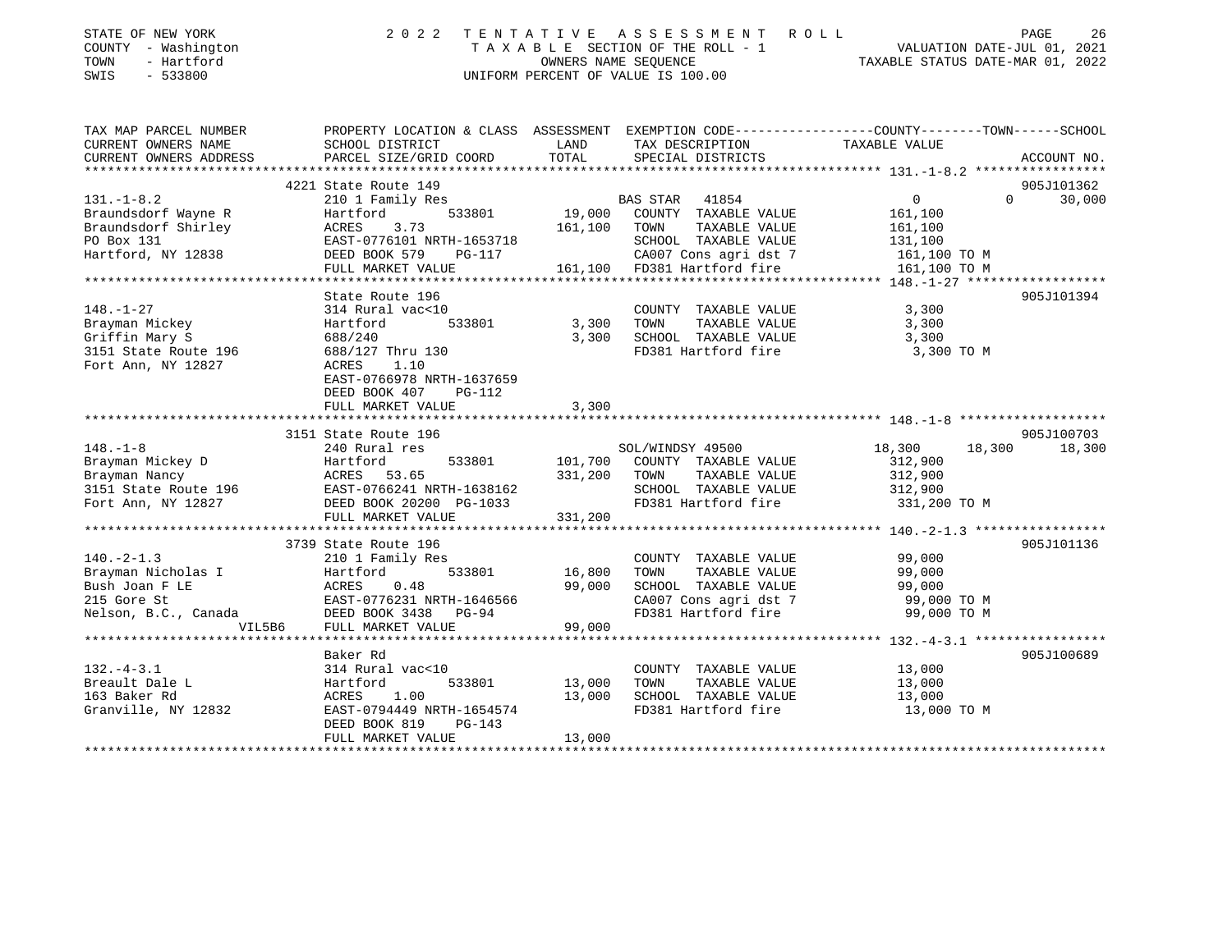STATE OF NEW YORK
COUNTY - Washington
TOWN - Hartford
SWIS - 533800

# 2022 TENTATIVE ASSESSMENT ROLL

TAXABLE SECTION OF THE ROLL - 1
OWNERS NAME SEQUENCE
UNIFORM PERCENT OF VALUE IS 100.00

VALUATION DATE-JUL 01, 2021
TAXABLE STATUS DATE-MAR 01, 2022

```
TAX MAP PARCEL NUMBER     PROPERTY LOCATION & CLASS  ASSESSMENT  EXEMPTION CODE------------------COUNTY--------TOWN------SCHOOL
CURRENT OWNERS NAME       SCHOOL DISTRICT               LAND     TAX DESCRIPTION           TAXABLE VALUE
CURRENT OWNERS ADDRESS    PARCEL SIZE/GRID COORD        TOTAL    SPECIAL DISTRICTS                                  ACCOUNT NO.
******************************************************************************************************* 131.-1-8.2 *****************
                          4221 State Route 149                                                                       905J101362
131.-1-8.2                210 1 Family Res                        BAS STAR  41854              0             0      30,000
Braundsdorf Wayne R       Hartford        533801       19,000     COUNTY  TAXABLE VALUE          161,100
Braundsdorf Shirley       ACRES     3.73              161,100     TOWN    TAXABLE VALUE          161,100
PO Box 131                EAST-0776101 NRTH-1653718               SCHOOL  TAXABLE VALUE          131,100
Hartford, NY 12838        DEED BOOK 579    PG-117                 CA007 Cons agri dst 7          161,100 TO M
                          FULL MARKET VALUE           161,100     FD381 Hartford fire            161,100 TO M
******************************************************************************************************* 148.-1-27 ******************
                          State Route 196                                                                            905J101394
148.-1-27                 314 Rural vac<10                        COUNTY  TAXABLE VALUE            3,300
Brayman Mickey            Hartford        533801        3,300     TOWN    TAXABLE VALUE            3,300
Griffin Mary S            688/240                       3,300     SCHOOL  TAXABLE VALUE            3,300
3151 State Route 196      688/127 Thru 130                        FD381 Hartford fire              3,300 TO M
Fort Ann, NY 12827        ACRES     1.10
                          EAST-0766978 NRTH-1637659
                          DEED BOOK 407    PG-112
                          FULL MARKET VALUE             3,300
******************************************************************************************************* 148.-1-8 *******************
                          3151 State Route 196                                                                       905J100703
148.-1-8                  240 Rural res                           SOL/WINDSY 49500          18,300        18,300      18,300
Brayman Mickey D          Hartford        533801      101,700     COUNTY  TAXABLE VALUE          312,900
Brayman Nancy             ACRES    53.65              331,200     TOWN    TAXABLE VALUE          312,900
3151 State Route 196      EAST-0766241 NRTH-1638162               SCHOOL  TAXABLE VALUE          312,900
Fort Ann, NY 12827        DEED BOOK 20200 PG-1033                 FD381 Hartford fire            331,200 TO M
                          FULL MARKET VALUE           331,200
******************************************************************************************************* 140.-2-1.3 *****************
                          3739 State Route 196                                                                       905J101136
140.-2-1.3                210 1 Family Res                        COUNTY  TAXABLE VALUE           99,000
Brayman Nicholas I        Hartford        533801       16,800     TOWN    TAXABLE VALUE           99,000
Bush Joan F LE            ACRES     0.48               99,000     SCHOOL  TAXABLE VALUE           99,000
215 Gore St               EAST-0776231 NRTH-1646566               CA007 Cons agri dst 7           99,000 TO M
Nelson, B.C., Canada      DEED BOOK 3438   PG-94                  FD381 Hartford fire             99,000 TO M
                 VIL5B6   FULL MARKET VALUE            99,000
******************************************************************************************************* 132.-4-3.1 *****************
                          Baker Rd                                                                                   905J100689
132.-4-3.1                314 Rural vac<10                        COUNTY  TAXABLE VALUE           13,000
Breault Dale L            Hartford        533801       13,000     TOWN    TAXABLE VALUE           13,000
163 Baker Rd              ACRES     1.00               13,000     SCHOOL  TAXABLE VALUE           13,000
Granville, NY 12832       EAST-0794449 NRTH-1654574               FD381 Hartford fire             13,000 TO M
                          DEED BOOK 819    PG-143
                          FULL MARKET VALUE            13,000
************************************************************************************************************************************
```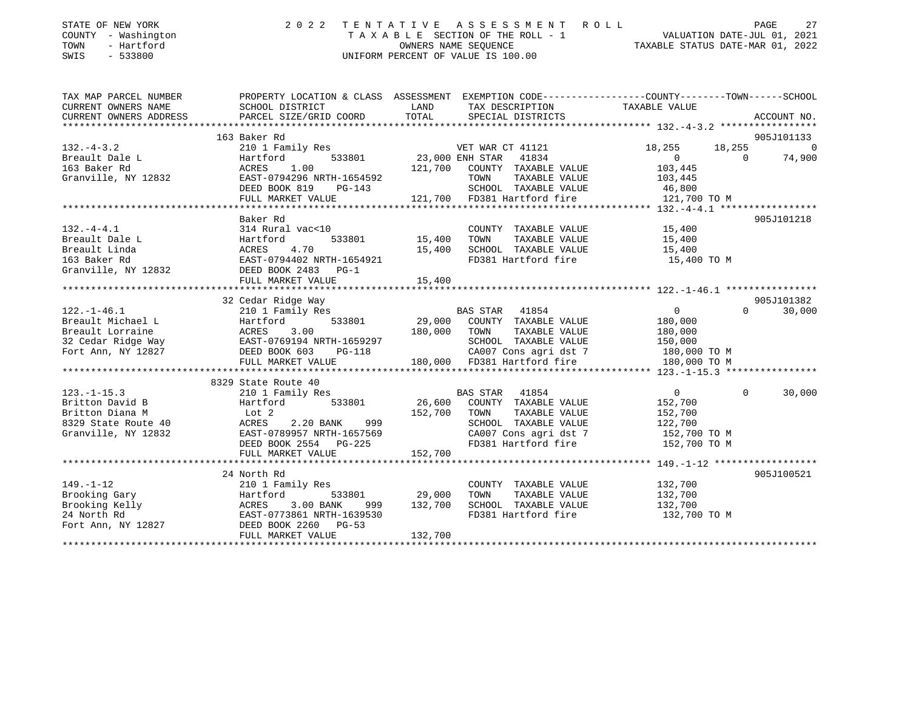STATE OF NEW YORK
COUNTY - Washington
TOWN - Hartford
SWIS - 533800

2 0 2 2 T E N T A T I V E A S S E S S M E N T R O L L
T A X A B L E SECTION OF THE ROLL - 1
OWNERS NAME SEQUENCE
UNIFORM PERCENT OF VALUE IS 100.00

VALUATION DATE-JUL 01, 2021
TAXABLE STATUS DATE-MAR 01, 2022

```
TAX MAP PARCEL NUMBER      PROPERTY LOCATION & CLASS  ASSESSMENT  EXEMPTION CODE------------------COUNTY--------TOWN------SCHOOL
CURRENT OWNERS NAME        SCHOOL DISTRICT              LAND      TAX DESCRIPTION             TAXABLE VALUE
CURRENT OWNERS ADDRESS     PARCEL SIZE/GRID COORD       TOTAL     SPECIAL DISTRICTS                                   ACCOUNT NO.
******************************************************************************************************* 132.-4-3.2 *****************
                           163 Baker Rd                                                                               905J101133
132.-4-3.2                 210 1 Family Res                     VET WAR CT 41121           18,255       18,255            0
Breault Dale L             Hartford        533801     23,000 ENH STAR   41834                  0            0        74,900
163 Baker Rd               ACRES     1.00            121,700    COUNTY  TAXABLE VALUE        103,445
Granville, NY 12832        EAST-0794296 NRTH-1654592            TOWN    TAXABLE VALUE        103,445
                           DEED BOOK 819     PG-143             SCHOOL  TAXABLE VALUE         46,800
                           FULL MARKET VALUE         121,700    FD381 Hartford fire          121,700 TO M
******************************************************************************************************* 132.-4-4.1 *****************
                           Baker Rd                                                                                   905J101218
132.-4-4.1                 314 Rural vac<10                     COUNTY  TAXABLE VALUE         15,400
Breault Dale L             Hartford        533801     15,400    TOWN    TAXABLE VALUE         15,400
Breault Linda              ACRES     4.70             15,400    SCHOOL  TAXABLE VALUE         15,400
163 Baker Rd               EAST-0794402 NRTH-1654921            FD381 Hartford fire           15,400 TO M
Granville, NY 12832        DEED BOOK 2483    PG-1
                           FULL MARKET VALUE          15,400
******************************************************************************************************* 122.-1-46.1 ****************
                           32 Cedar Ridge Way                                                                         905J101382
122.-1-46.1                210 1 Family Res                     BAS STAR  41854                0            0        30,000
Breault Michael L          Hartford        533801     29,000    COUNTY  TAXABLE VALUE        180,000
Breault Lorraine           ACRES     3.00            180,000    TOWN    TAXABLE VALUE        180,000
32 Cedar Ridge Way         EAST-0769194 NRTH-1659297            SCHOOL  TAXABLE VALUE        150,000
Fort Ann, NY 12827         DEED BOOK 603     PG-118             CA007 Cons agri dst 7        180,000 TO M
                           FULL MARKET VALUE         180,000    FD381 Hartford fire          180,000 TO M
******************************************************************************************************* 123.-1-15.3 ****************
                           8329 State Route 40
123.-1-15.3                210 1 Family Res                     BAS STAR  41854                0            0        30,000
Britton David B            Hartford        533801     26,600    COUNTY  TAXABLE VALUE        152,700
Britton Diana M            Lot 2                     152,700    TOWN    TAXABLE VALUE        152,700
8329 State Route 40        ACRES     2.20 BANK     999          SCHOOL  TAXABLE VALUE        122,700
Granville, NY 12832        EAST-0789957 NRTH-1657569            CA007 Cons agri dst 7        152,700 TO M
                           DEED BOOK 2554    PG-225             FD381 Hartford fire          152,700 TO M
                           FULL MARKET VALUE         152,700
******************************************************************************************************* 149.-1-12 ******************
                           24 North Rd                                                                                905J100521
149.-1-12                  210 1 Family Res                     COUNTY  TAXABLE VALUE        132,700
Brooking Gary              Hartford        533801     29,000    TOWN    TAXABLE VALUE        132,700
Brooking Kelly             ACRES     3.00 BANK     999  132,700 SCHOOL  TAXABLE VALUE        132,700
24 North Rd                EAST-0773861 NRTH-1639530            FD381 Hartford fire          132,700 TO M
Fort Ann, NY 12827         DEED BOOK 2260    PG-53
                           FULL MARKET VALUE         132,700
************************************************************************************************************************************
```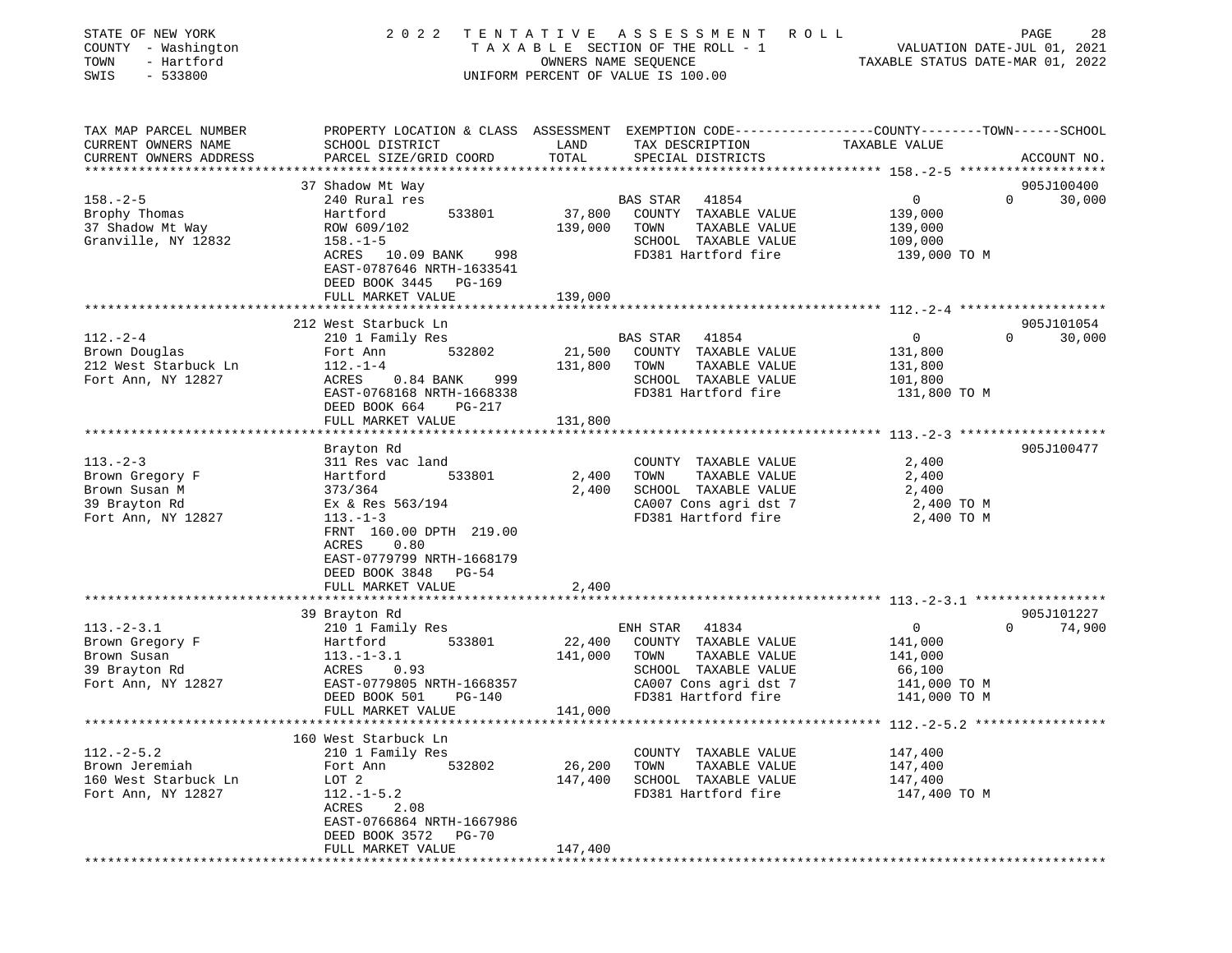STATE OF NEW YORK
COUNTY - Washington
TOWN - Hartford
SWIS - 533800

2 0 2 2 T E N T A T I V E A S S E S S M E N T R O L L
T A X A B L E SECTION OF THE ROLL - 1
OWNERS NAME SEQUENCE
UNIFORM PERCENT OF VALUE IS 100.00

VALUATION DATE-JUL 01, 2021
TAXABLE STATUS DATE-MAR 01, 2022

| TAX MAP PARCEL NUMBER / CURRENT OWNERS NAME / CURRENT OWNERS ADDRESS | PROPERTY LOCATION & CLASS / SCHOOL DISTRICT / PARCEL SIZE/GRID COORD | ASSESSMENT LAND / TOTAL | EXEMPTION CODE / TAX DESCRIPTION / SPECIAL DISTRICTS | COUNTY / TAXABLE VALUE | TOWN | SCHOOL / ACCOUNT NO. |
|---|---|---|---|---|---|---|
| 158.-2-5 | 37 Shadow Mt Way | | | | | 905J100400 |
| Brophy Thomas | 240 Rural res | | BAS STAR 41854 | 0 | 0 | 30,000 |
| 37 Shadow Mt Way | Hartford 533801 | 37,800 | COUNTY TAXABLE VALUE | 139,000 | | |
| Granville, NY 12832 | ROW 609/102 | 139,000 | TOWN TAXABLE VALUE | 139,000 | | |
| | 158.-1-5 | | SCHOOL TAXABLE VALUE | 109,000 | | |
| | ACRES 10.09 BANK 998 | | FD381 Hartford fire | 139,000 TO M | | |
| | EAST-0787646 NRTH-1633541 | | | | | |
| | DEED BOOK 3445 PG-169 | | | | | |
| | FULL MARKET VALUE | 139,000 | | | | |
| 112.-2-4 | 212 West Starbuck Ln | | | | | 905J101054 |
| Brown Douglas | 210 1 Family Res | | BAS STAR 41854 | 0 | 0 | 30,000 |
| 212 West Starbuck Ln | Fort Ann 532802 | 21,500 | COUNTY TAXABLE VALUE | 131,800 | | |
| Fort Ann, NY 12827 | 112.-1-4 | 131,800 | TOWN TAXABLE VALUE | 131,800 | | |
| | ACRES 0.84 BANK 999 | | SCHOOL TAXABLE VALUE | 101,800 | | |
| | EAST-0768168 NRTH-1668338 | | FD381 Hartford fire | 131,800 TO M | | |
| | DEED BOOK 664 PG-217 | | | | | |
| | FULL MARKET VALUE | 131,800 | | | | |
| 113.-2-3 | Brayton Rd | | | | | 905J100477 |
| Brown Gregory F | 311 Res vac land | | COUNTY TAXABLE VALUE | 2,400 | | |
| Brown Susan M | Hartford 533801 | 2,400 | TOWN TAXABLE VALUE | 2,400 | | |
| 39 Brayton Rd | 373/364 | 2,400 | SCHOOL TAXABLE VALUE | 2,400 | | |
| Fort Ann, NY 12827 | Ex & Res 563/194 | | CA007 Cons agri dst 7 | 2,400 TO M | | |
| | 113.-1-3 | | FD381 Hartford fire | 2,400 TO M | | |
| | FRNT 160.00 DPTH 219.00 | | | | | |
| | ACRES 0.80 | | | | | |
| | EAST-0779799 NRTH-1668179 | | | | | |
| | DEED BOOK 3848 PG-54 | | | | | |
| | FULL MARKET VALUE | 2,400 | | | | |
| 113.-2-3.1 | 39 Brayton Rd | | | | | 905J101227 |
| Brown Gregory F | 210 1 Family Res | | ENH STAR 41834 | 0 | 0 | 74,900 |
| Brown Susan | Hartford 533801 | 22,400 | COUNTY TAXABLE VALUE | 141,000 | | |
| 39 Brayton Rd | 113.-1-3.1 | 141,000 | TOWN TAXABLE VALUE | 141,000 | | |
| Fort Ann, NY 12827 | ACRES 0.93 | | SCHOOL TAXABLE VALUE | 66,100 | | |
| | EAST-0779805 NRTH-1668357 | | CA007 Cons agri dst 7 | 141,000 TO M | | |
| | DEED BOOK 501 PG-140 | | FD381 Hartford fire | 141,000 TO M | | |
| | FULL MARKET VALUE | 141,000 | | | | |
| 112.-2-5.2 | 160 West Starbuck Ln | | | | | |
| Brown Jeremiah | 210 1 Family Res | | COUNTY TAXABLE VALUE | 147,400 | | |
| 160 West Starbuck Ln | Fort Ann 532802 | 26,200 | TOWN TAXABLE VALUE | 147,400 | | |
| Fort Ann, NY 12827 | LOT 2 | 147,400 | SCHOOL TAXABLE VALUE | 147,400 | | |
| | 112.-1-5.2 | | FD381 Hartford fire | 147,400 TO M | | |
| | ACRES 2.08 | | | | | |
| | EAST-0766864 NRTH-1667986 | | | | | |
| | DEED BOOK 3572 PG-70 | | | | | |
| | FULL MARKET VALUE | 147,400 | | | | |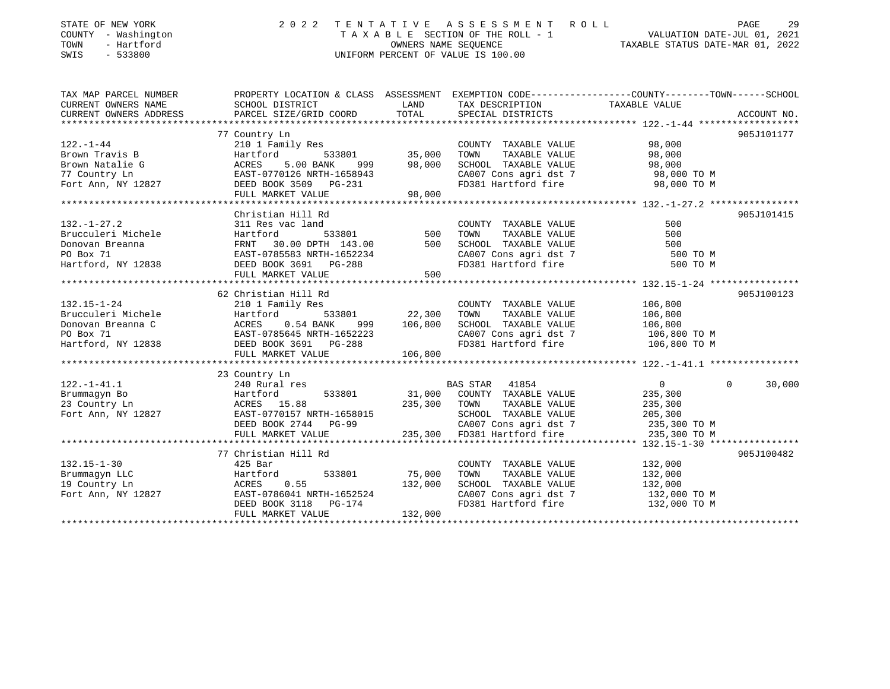STATE OF NEW YORK
COUNTY - Washington
TOWN - Hartford
SWIS - 533800

# 2022 TENTATIVE ASSESSMENT ROLL

TAXABLE SECTION OF THE ROLL - 1
OWNERS NAME SEQUENCE
UNIFORM PERCENT OF VALUE IS 100.00

VALUATION DATE-JUL 01, 2021
TAXABLE STATUS DATE-MAR 01, 2022

| TAX MAP PARCEL NUMBER / CURRENT OWNERS NAME / CURRENT OWNERS ADDRESS | PROPERTY LOCATION & CLASS / SCHOOL DISTRICT / PARCEL SIZE/GRID COORD | ASSESSMENT LAND | TOTAL | EXEMPTION CODE / TAX DESCRIPTION / SPECIAL DISTRICTS | COUNTY | TOWN | SCHOOL | ACCOUNT NO. |
|---|---|---|---|---|---|---|---|---|
| **122.-1-44** | 77 Country Ln | | | | | | | 905J101177 |
| | 210 1 Family Res | | | COUNTY TAXABLE VALUE | 98,000 | | | |
| Brown Travis B | Hartford 533801 | 35,000 | | TOWN TAXABLE VALUE | | 98,000 | | |
| Brown Natalie G | ACRES 5.00 BANK 999 | | 98,000 | SCHOOL TAXABLE VALUE | | | 98,000 | |
| 77 Country Ln | EAST-0770126 NRTH-1658943 | | | CA007 Cons agri dst 7 | 98,000 TO M | | | |
| Fort Ann, NY 12827 | DEED BOOK 3509 PG-231 | | | FD381 Hartford fire | 98,000 TO M | | | |
| | FULL MARKET VALUE | | 98,000 | | | | | |
| **132.-1-27.2** | Christian Hill Rd | | | | | | | 905J101415 |
| | 311 Res vac land | | | COUNTY TAXABLE VALUE | 500 | | | |
| Brucculeri Michele | Hartford 533801 | 500 | | TOWN TAXABLE VALUE | | 500 | | |
| Donovan Breanna | FRNT 30.00 DPTH 143.00 | | 500 | SCHOOL TAXABLE VALUE | | | 500 | |
| PO Box 71 | EAST-0785583 NRTH-1652234 | | | CA007 Cons agri dst 7 | 500 TO M | | | |
| Hartford, NY 12838 | DEED BOOK 3691 PG-288 | | | FD381 Hartford fire | 500 TO M | | | |
| | FULL MARKET VALUE | | 500 | | | | | |
| **132.15-1-24** | 62 Christian Hill Rd | | | | | | | 905J100123 |
| | 210 1 Family Res | | | COUNTY TAXABLE VALUE | 106,800 | | | |
| Brucculeri Michele | Hartford 533801 | 22,300 | | TOWN TAXABLE VALUE | | 106,800 | | |
| Donovan Breanna C | ACRES 0.54 BANK 999 | | 106,800 | SCHOOL TAXABLE VALUE | | | 106,800 | |
| PO Box 71 | EAST-0785645 NRTH-1652223 | | | CA007 Cons agri dst 7 | 106,800 TO M | | | |
| Hartford, NY 12838 | DEED BOOK 3691 PG-288 | | | FD381 Hartford fire | 106,800 TO M | | | |
| | FULL MARKET VALUE | | 106,800 | | | | | |
| **122.-1-41.1** | 23 Country Ln | | | | | | | |
| | 240 Rural res | | | BAS STAR 41854 | 0 | 0 | 30,000 | |
| Brummagyn Bo | Hartford 533801 | 31,000 | | COUNTY TAXABLE VALUE | 235,300 | | | |
| 23 Country Ln | ACRES 15.88 | | 235,300 | TOWN TAXABLE VALUE | | 235,300 | | |
| Fort Ann, NY 12827 | EAST-0770157 NRTH-1658015 | | | SCHOOL TAXABLE VALUE | | | 205,300 | |
| | DEED BOOK 2744 PG-99 | | | CA007 Cons agri dst 7 | 235,300 TO M | | | |
| | FULL MARKET VALUE | | 235,300 | FD381 Hartford fire | 235,300 TO M | | | |
| **132.15-1-30** | 77 Christian Hill Rd | | | | | | | 905J100482 |
| | 425 Bar | | | COUNTY TAXABLE VALUE | 132,000 | | | |
| Brummagyn LLC | Hartford 533801 | 75,000 | | TOWN TAXABLE VALUE | | 132,000 | | |
| 19 Country Ln | ACRES 0.55 | | 132,000 | SCHOOL TAXABLE VALUE | | | 132,000 | |
| Fort Ann, NY 12827 | EAST-0786041 NRTH-1652524 | | | CA007 Cons agri dst 7 | 132,000 TO M | | | |
| | DEED BOOK 3118 PG-174 | | | FD381 Hartford fire | 132,000 TO M | | | |
| | FULL MARKET VALUE | | 132,000 | | | | | |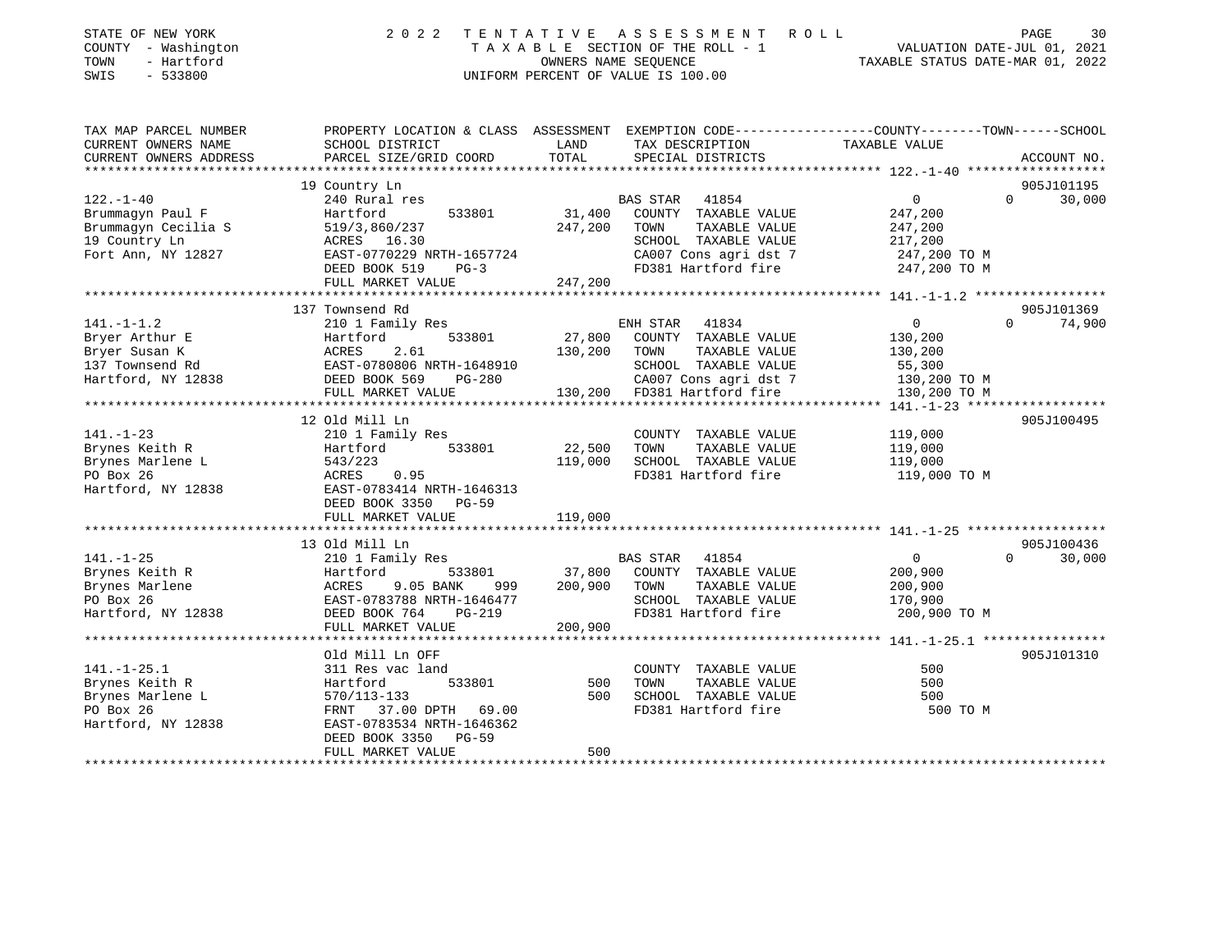STATE OF NEW YORK  
COUNTY - Washington  
TOWN - Hartford  
SWIS - 533800

# 2022 TENTATIVE ASSESSMENT ROLL

TAXABLE SECTION OF THE ROLL - 1  
OWNERS NAME SEQUENCE  
UNIFORM PERCENT OF VALUE IS 100.00

VALUATION DATE-JUL 01, 2021  
TAXABLE STATUS DATE-MAR 01, 2022

| TAX MAP PARCEL NUMBER / CURRENT OWNERS NAME / CURRENT OWNERS ADDRESS | PROPERTY LOCATION & CLASS / SCHOOL DISTRICT / PARCEL SIZE/GRID COORD | ASSESSMENT LAND | TOTAL | EXEMPTION CODE / TAX DESCRIPTION / SPECIAL DISTRICTS | COUNTY / TOWN TAXABLE VALUE | SCHOOL | ACCOUNT NO. |
|---|---|---|---|---|---|---|---|
| 122.-1-40 | 19 Country Ln | | | | | | 905J101195 |
| | 240 Rural res | | | BAS STAR 41854 | 0 | 0 | 30,000 |
| Brummagyn Paul F | Hartford 533801 | 31,400 | | COUNTY TAXABLE VALUE | 247,200 | | |
| Brummagyn Cecilia S | 519/3,860/237 | | 247,200 | TOWN TAXABLE VALUE | 247,200 | | |
| 19 Country Ln | ACRES 16.30 | | | SCHOOL TAXABLE VALUE | 217,200 | | |
| Fort Ann, NY 12827 | EAST-0770229 NRTH-1657724 | | | CA007 Cons agri dst 7 | 247,200 TO M | | |
| | DEED BOOK 519 PG-3 | | | FD381 Hartford fire | 247,200 TO M | | |
| | FULL MARKET VALUE | | 247,200 | | | | |
| 141.-1-1.2 | 137 Townsend Rd | | | | | | 905J101369 |
| | 210 1 Family Res | | | ENH STAR 41834 | 0 | 0 | 74,900 |
| Bryer Arthur E | Hartford 533801 | 27,800 | | COUNTY TAXABLE VALUE | 130,200 | | |
| Bryer Susan K | ACRES 2.61 | | 130,200 | TOWN TAXABLE VALUE | 130,200 | | |
| 137 Townsend Rd | EAST-0780806 NRTH-1648910 | | | SCHOOL TAXABLE VALUE | 55,300 | | |
| Hartford, NY 12838 | DEED BOOK 569 PG-280 | | | CA007 Cons agri dst 7 | 130,200 TO M | | |
| | FULL MARKET VALUE | | 130,200 | FD381 Hartford fire | 130,200 TO M | | |
| 141.-1-23 | 12 Old Mill Ln | | | | | | 905J100495 |
| | 210 1 Family Res | | | COUNTY TAXABLE VALUE | 119,000 | | |
| Brynes Keith R | Hartford 533801 | 22,500 | | TOWN TAXABLE VALUE | 119,000 | | |
| Brynes Marlene L | 543/223 | | 119,000 | SCHOOL TAXABLE VALUE | 119,000 | | |
| PO Box 26 | ACRES 0.95 | | | FD381 Hartford fire | 119,000 TO M | | |
| Hartford, NY 12838 | EAST-0783414 NRTH-1646313 | | | | | | |
| | DEED BOOK 3350 PG-59 | | | | | | |
| | FULL MARKET VALUE | | 119,000 | | | | |
| 141.-1-25 | 13 Old Mill Ln | | | | | | 905J100436 |
| | 210 1 Family Res | | | BAS STAR 41854 | 0 | 0 | 30,000 |
| Brynes Keith R | Hartford 533801 | 37,800 | | COUNTY TAXABLE VALUE | 200,900 | | |
| Brynes Marlene | ACRES 9.05 BANK 999 | | 200,900 | TOWN TAXABLE VALUE | 200,900 | | |
| PO Box 26 | EAST-0783788 NRTH-1646477 | | | SCHOOL TAXABLE VALUE | 170,900 | | |
| Hartford, NY 12838 | DEED BOOK 764 PG-219 | | | FD381 Hartford fire | 200,900 TO M | | |
| | FULL MARKET VALUE | | 200,900 | | | | |
| 141.-1-25.1 | Old Mill Ln OFF | | | | | | 905J101310 |
| | 311 Res vac land | | | COUNTY TAXABLE VALUE | 500 | | |
| Brynes Keith R | Hartford 533801 | 500 | | TOWN TAXABLE VALUE | 500 | | |
| Brynes Marlene L | 570/113-133 | | 500 | SCHOOL TAXABLE VALUE | 500 | | |
| PO Box 26 | FRNT 37.00 DPTH 69.00 | | | FD381 Hartford fire | 500 TO M | | |
| Hartford, NY 12838 | EAST-0783534 NRTH-1646362 | | | | | | |
| | DEED BOOK 3350 PG-59 | | | | | | |
| | FULL MARKET VALUE | | 500 | | | | |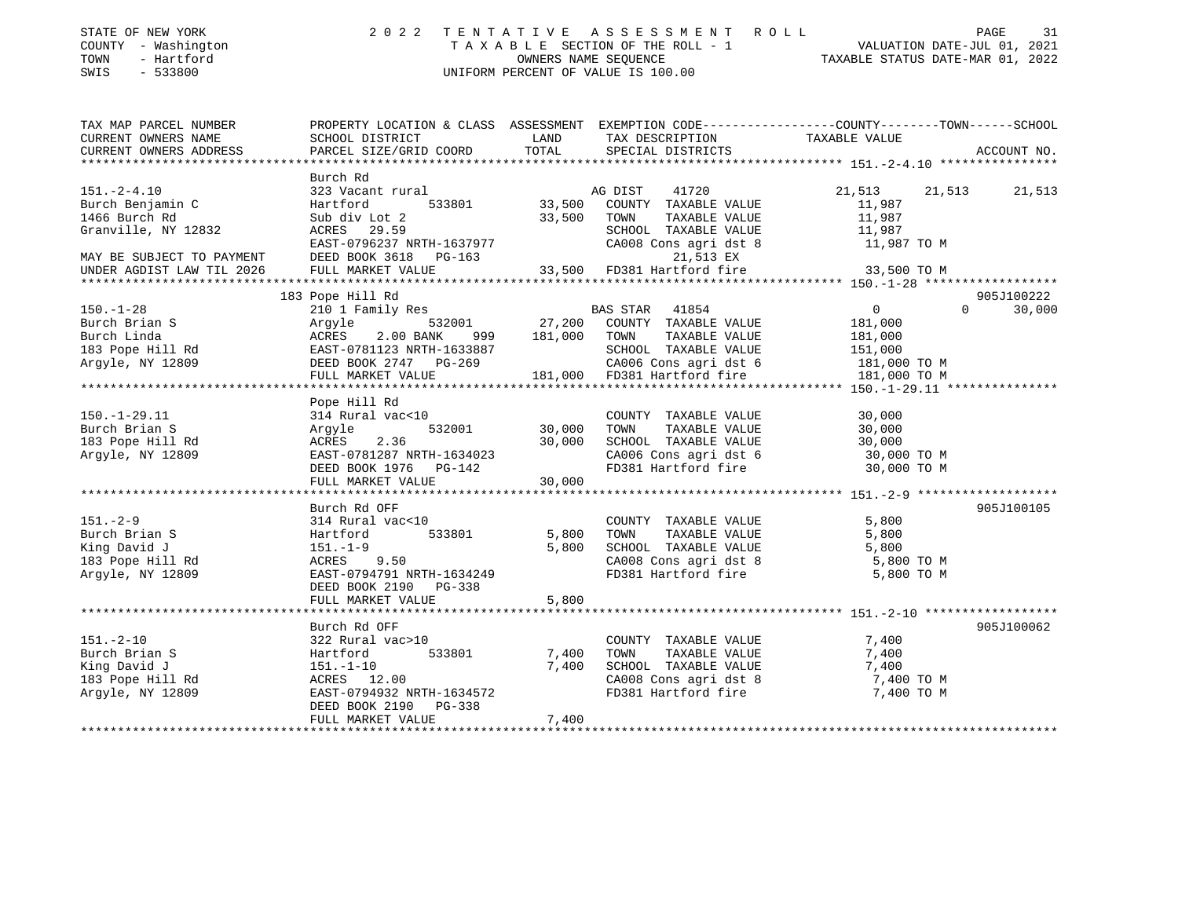STATE OF NEW YORK — 2022 TENTATIVE ASSESSMENT ROLL
COUNTY - Washington — TAXABLE SECTION OF THE ROLL - 1 — VALUATION DATE-JUL 01, 2021
TOWN - Hartford — OWNERS NAME SEQUENCE — TAXABLE STATUS DATE-MAR 01, 2022
SWIS - 533800 — UNIFORM PERCENT OF VALUE IS 100.00

| TAX MAP PARCEL NUMBER / CURRENT OWNERS NAME / CURRENT OWNERS ADDRESS | PROPERTY LOCATION & CLASS / SCHOOL DISTRICT / PARCEL SIZE/GRID COORD | ASSESSMENT LAND | TOTAL | EXEMPTION CODE / TAX DESCRIPTION / SPECIAL DISTRICTS | COUNTY TAXABLE VALUE | TOWN | SCHOOL | ACCOUNT NO. |
|---|---|---|---|---|---|---|---|---|
| 151.-2-4.10 | Burch Rd | | | | | | | |
| 151.-2-4.10 | 323 Vacant rural | | | AG DIST 41720 | 21,513 | 21,513 | 21,513 | |
| Burch Benjamin C | Hartford 533801 | 33,500 | | COUNTY TAXABLE VALUE | 11,987 | | | |
| 1466 Burch Rd | Sub div Lot 2 | | 33,500 | TOWN TAXABLE VALUE | 11,987 | | | |
| Granville, NY 12832 | ACRES 29.59 | | | SCHOOL TAXABLE VALUE | 11,987 | | | |
| | EAST-0796237 NRTH-1637977 | | | CA008 Cons agri dst 8 | 11,987 TO M | | | |
| MAY BE SUBJECT TO PAYMENT | DEED BOOK 3618 PG-163 | | | 21,513 EX | | | | |
| UNDER AGDIST LAW TIL 2026 | FULL MARKET VALUE | | 33,500 | FD381 Hartford fire | 33,500 TO M | | | |
| 150.-1-28 | 183 Pope Hill Rd | | | | | | | 905J100222 |
| 150.-1-28 | 210 1 Family Res | | | BAS STAR 41854 | 0 | 0 | 30,000 | |
| Burch Brian S | Argyle 532001 | 27,200 | | COUNTY TAXABLE VALUE | 181,000 | | | |
| Burch Linda | ACRES 2.00 BANK 999 | | 181,000 | TOWN TAXABLE VALUE | 181,000 | | | |
| 183 Pope Hill Rd | EAST-0781123 NRTH-1633887 | | | SCHOOL TAXABLE VALUE | 151,000 | | | |
| Argyle, NY 12809 | DEED BOOK 2747 PG-269 | | | CA006 Cons agri dst 6 | 181,000 TO M | | | |
| | FULL MARKET VALUE | | 181,000 | FD381 Hartford fire | 181,000 TO M | | | |
| 150.-1-29.11 | Pope Hill Rd | | | | | | | |
| 150.-1-29.11 | 314 Rural vac<10 | | | COUNTY TAXABLE VALUE | 30,000 | | | |
| Burch Brian S | Argyle 532001 | 30,000 | | TOWN TAXABLE VALUE | 30,000 | | | |
| 183 Pope Hill Rd | ACRES 2.36 | | 30,000 | SCHOOL TAXABLE VALUE | 30,000 | | | |
| Argyle, NY 12809 | EAST-0781287 NRTH-1634023 | | | CA006 Cons agri dst 6 | 30,000 TO M | | | |
| | DEED BOOK 1976 PG-142 | | | FD381 Hartford fire | 30,000 TO M | | | |
| | FULL MARKET VALUE | | 30,000 | | | | | |
| 151.-2-9 | Burch Rd OFF | | | | | | | 905J100105 |
| 151.-2-9 | 314 Rural vac<10 | | | COUNTY TAXABLE VALUE | 5,800 | | | |
| Burch Brian S | Hartford 533801 | 5,800 | | TOWN TAXABLE VALUE | 5,800 | | | |
| King David J | 151.-1-9 | | 5,800 | SCHOOL TAXABLE VALUE | 5,800 | | | |
| 183 Pope Hill Rd | ACRES 9.50 | | | CA008 Cons agri dst 8 | 5,800 TO M | | | |
| Argyle, NY 12809 | EAST-0794791 NRTH-1634249 | | | FD381 Hartford fire | 5,800 TO M | | | |
| | DEED BOOK 2190 PG-338 | | | | | | | |
| | FULL MARKET VALUE | | 5,800 | | | | | |
| 151.-2-10 | Burch Rd OFF | | | | | | | 905J100062 |
| 151.-2-10 | 322 Rural vac>10 | | | COUNTY TAXABLE VALUE | 7,400 | | | |
| Burch Brian S | Hartford 533801 | 7,400 | | TOWN TAXABLE VALUE | 7,400 | | | |
| King David J | 151.-1-10 | | 7,400 | SCHOOL TAXABLE VALUE | 7,400 | | | |
| 183 Pope Hill Rd | ACRES 12.00 | | | CA008 Cons agri dst 8 | 7,400 TO M | | | |
| Argyle, NY 12809 | EAST-0794932 NRTH-1634572 | | | FD381 Hartford fire | 7,400 TO M | | | |
| | DEED BOOK 2190 PG-338 | | | | | | | |
| | FULL MARKET VALUE | | 7,400 | | | | | |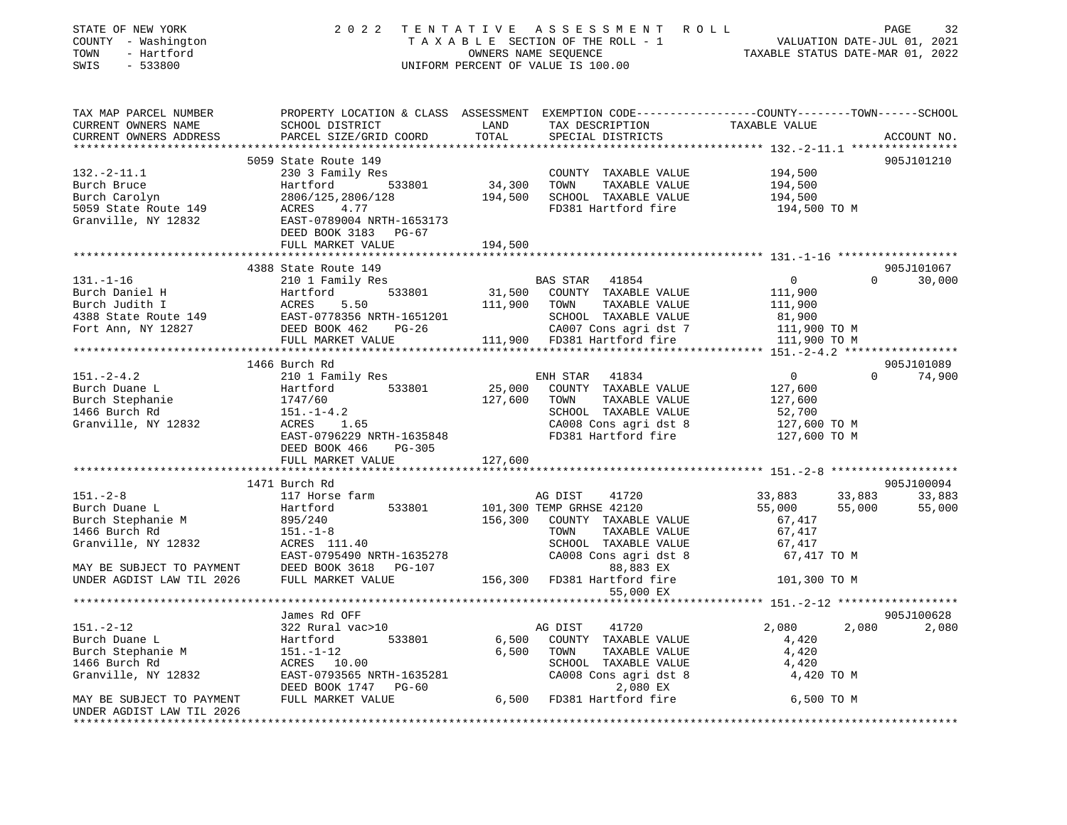STATE OF NEW YORK — 2022 TENTATIVE ASSESSMENT ROLL
COUNTY - Washington — TAXABLE SECTION OF THE ROLL - 1 — VALUATION DATE-JUL 01, 2021
TOWN - Hartford — OWNERS NAME SEQUENCE — TAXABLE STATUS DATE-MAR 01, 2022
SWIS - 533800 — UNIFORM PERCENT OF VALUE IS 100.00

| TAX MAP PARCEL NUMBER / CURRENT OWNERS NAME / CURRENT OWNERS ADDRESS | PROPERTY LOCATION & CLASS / SCHOOL DISTRICT / PARCEL SIZE/GRID COORD | ASSESSMENT LAND | ASSESSMENT TOTAL | EXEMPTION CODE / TAX DESCRIPTION / SPECIAL DISTRICTS | COUNTY TAXABLE VALUE | TOWN | SCHOOL | ACCOUNT NO. |
|---|---|---|---|---|---|---|---|---|
| | 5059 State Route 149 | | | | | | | 905J101210 |
| 132.-2-11.1 | 230 3 Family Res | | | COUNTY TAXABLE VALUE | 194,500 | | | |
| Burch Bruce | Hartford 533801 | 34,300 | | TOWN TAXABLE VALUE | 194,500 | | | |
| Burch Carolyn | 2806/125,2806/128 | | 194,500 | SCHOOL TAXABLE VALUE | 194,500 | | | |
| 5059 State Route 149 | ACRES 4.77 | | | FD381 Hartford fire | 194,500 TO M | | | |
| Granville, NY 12832 | EAST-0789004 NRTH-1653173 | | | | | | | |
| | DEED BOOK 3183 PG-67 | | | | | | | |
| | FULL MARKET VALUE | | 194,500 | | | | | |
| | 4388 State Route 149 | | | | | | | 905J101067 |
| 131.-1-16 | 210 1 Family Res | | | BAS STAR 41854 | 0 | 0 | 30,000 | |
| Burch Daniel H | Hartford 533801 | 31,500 | | COUNTY TAXABLE VALUE | 111,900 | | | |
| Burch Judith I | ACRES 5.50 | | 111,900 | TOWN TAXABLE VALUE | 111,900 | | | |
| 4388 State Route 149 | EAST-0778356 NRTH-1651201 | | | SCHOOL TAXABLE VALUE | 81,900 | | | |
| Fort Ann, NY 12827 | DEED BOOK 462 PG-26 | | | CA007 Cons agri dst 7 | 111,900 TO M | | | |
| | FULL MARKET VALUE | | 111,900 | FD381 Hartford fire | 111,900 TO M | | | |
| | 1466 Burch Rd | | | | | | | 905J101089 |
| 151.-2-4.2 | 210 1 Family Res | | | ENH STAR 41834 | 0 | 0 | 74,900 | |
| Burch Duane L | Hartford 533801 | 25,000 | | COUNTY TAXABLE VALUE | 127,600 | | | |
| Burch Stephanie | 1747/60 | | 127,600 | TOWN TAXABLE VALUE | 127,600 | | | |
| 1466 Burch Rd | 151.-1-4.2 | | | SCHOOL TAXABLE VALUE | 52,700 | | | |
| Granville, NY 12832 | ACRES 1.65 | | | CA008 Cons agri dst 8 | 127,600 TO M | | | |
| | EAST-0796229 NRTH-1635848 | | | FD381 Hartford fire | 127,600 TO M | | | |
| | DEED BOOK 466 PG-305 | | | | | | | |
| | FULL MARKET VALUE | | 127,600 | | | | | |
| | 1471 Burch Rd | | | | | | | 905J100094 |
| 151.-2-8 | 117 Horse farm | | | AG DIST 41720 | 33,883 | 33,883 | 33,883 | |
| Burch Duane L | Hartford 533801 | 101,300 | | TEMP GRHSE 42120 | 55,000 | 55,000 | 55,000 | |
| Burch Stephanie M | 895/240 | | 156,300 | COUNTY TAXABLE VALUE | 67,417 | | | |
| 1466 Burch Rd | 151.-1-8 | | | TOWN TAXABLE VALUE | 67,417 | | | |
| Granville, NY 12832 | ACRES 111.40 | | | SCHOOL TAXABLE VALUE | 67,417 | | | |
| | EAST-0795490 NRTH-1635278 | | | CA008 Cons agri dst 8 | 67,417 TO M | | | |
| MAY BE SUBJECT TO PAYMENT | DEED BOOK 3618 PG-107 | | | 88,883 EX | | | | |
| UNDER AGDIST LAW TIL 2026 | FULL MARKET VALUE | | 156,300 | FD381 Hartford fire | 101,300 TO M | | | |
| | | | | 55,000 EX | | | | |
| | James Rd OFF | | | | | | | 905J100628 |
| 151.-2-12 | 322 Rural vac>10 | | | AG DIST 41720 | 2,080 | 2,080 | 2,080 | |
| Burch Duane L | Hartford 533801 | 6,500 | | COUNTY TAXABLE VALUE | 4,420 | | | |
| Burch Stephanie M | 151.-1-12 | | 6,500 | TOWN TAXABLE VALUE | 4,420 | | | |
| 1466 Burch Rd | ACRES 10.00 | | | SCHOOL TAXABLE VALUE | 4,420 | | | |
| Granville, NY 12832 | EAST-0793565 NRTH-1635281 | | | CA008 Cons agri dst 8 | 4,420 TO M | | | |
| | DEED BOOK 1747 PG-60 | | | 2,080 EX | | | | |
| MAY BE SUBJECT TO PAYMENT | FULL MARKET VALUE | | 6,500 | FD381 Hartford fire | 6,500 TO M | | | |
| UNDER AGDIST LAW TIL 2026 | | | | | | | | |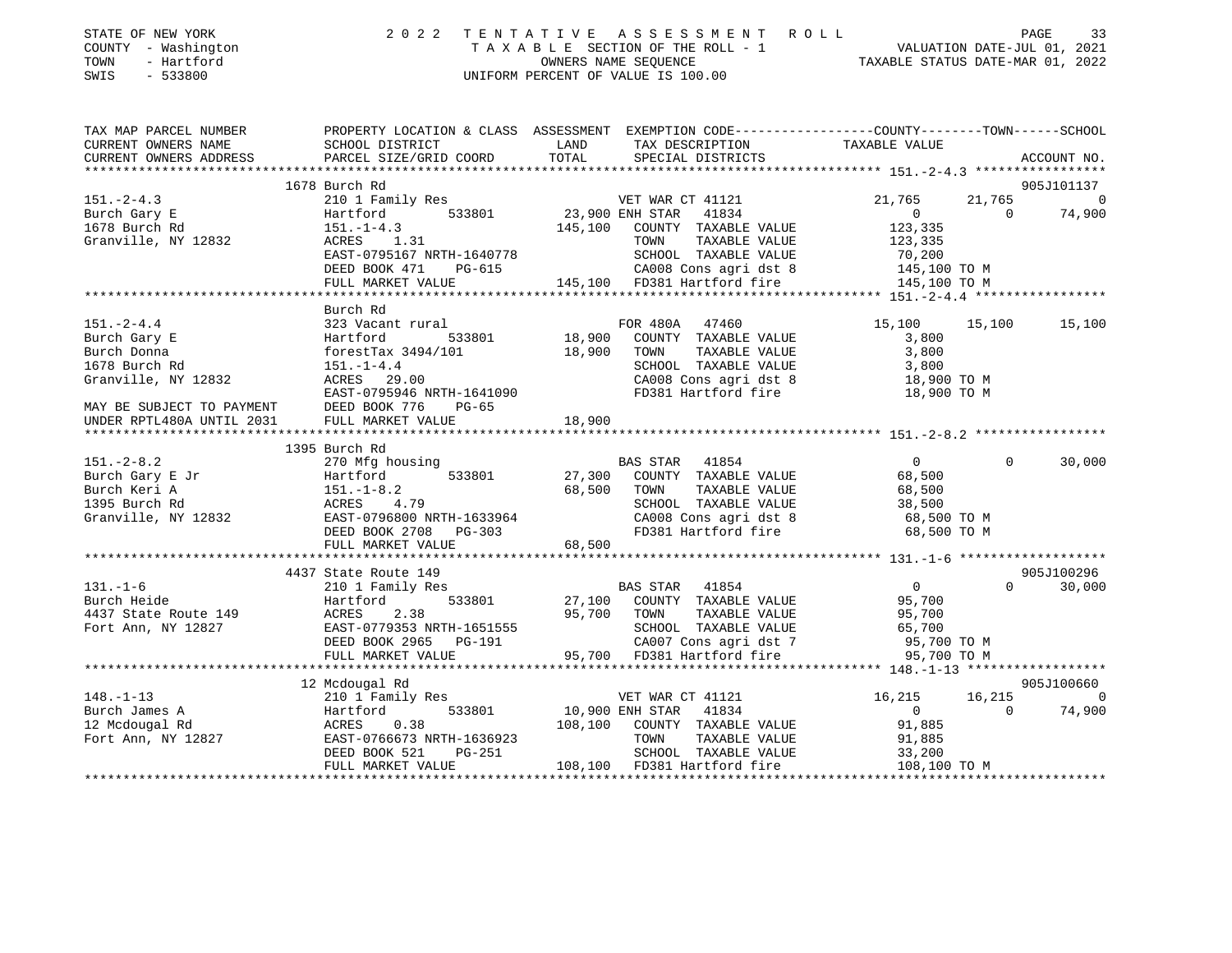STATE OF NEW YORK — 2022 TENTATIVE ASSESSMENT ROLL
COUNTY - Washington — TAXABLE SECTION OF THE ROLL - 1 — VALUATION DATE-JUL 01, 2021
TOWN - Hartford — OWNERS NAME SEQUENCE — TAXABLE STATUS DATE-MAR 01, 2022
SWIS - 533800 — UNIFORM PERCENT OF VALUE IS 100.00

| TAX MAP PARCEL NUMBER / CURRENT OWNERS NAME / CURRENT OWNERS ADDRESS | PROPERTY LOCATION & CLASS / SCHOOL DISTRICT / PARCEL SIZE/GRID COORD | ASSESSMENT LAND | TOTAL | EXEMPTION CODE / TAX DESCRIPTION / SPECIAL DISTRICTS | COUNTY TAXABLE VALUE | TOWN | SCHOOL | ACCOUNT NO. |
|---|---|---|---|---|---|---|---|---|
| | 1678 Burch Rd | | | | | | | 905J101137 |
| 151.-2-4.3 | 210 1 Family Res | | | VET WAR CT 41121 | 21,765 | 21,765 | 0 | |
| Burch Gary E | Hartford 533801 | 23,900 | | ENH STAR 41834 | 0 | 0 | 74,900 | |
| 1678 Burch Rd | 151.-1-4.3 | | 145,100 | COUNTY TAXABLE VALUE | 123,335 | | | |
| Granville, NY 12832 | ACRES 1.31 | | | TOWN TAXABLE VALUE | 123,335 | | | |
| | EAST-0795167 NRTH-1640778 | | | SCHOOL TAXABLE VALUE | 70,200 | | | |
| | DEED BOOK 471 PG-615 | | | CA008 Cons agri dst 8 | 145,100 TO M | | | |
| | FULL MARKET VALUE | | 145,100 | FD381 Hartford fire | 145,100 TO M | | | |
| | Burch Rd | | | | | | | |
| 151.-2-4.4 | 323 Vacant rural | | | FOR 480A 47460 | 15,100 | 15,100 | 15,100 | |
| Burch Gary E | Hartford 533801 | 18,900 | | COUNTY TAXABLE VALUE | 3,800 | | | |
| Burch Donna | forestTax 3494/101 | | 18,900 | TOWN TAXABLE VALUE | 3,800 | | | |
| 1678 Burch Rd | 151.-1-4.4 | | | SCHOOL TAXABLE VALUE | 3,800 | | | |
| Granville, NY 12832 | ACRES 29.00 | | | CA008 Cons agri dst 8 | 18,900 TO M | | | |
| | EAST-0795946 NRTH-1641090 | | | FD381 Hartford fire | 18,900 TO M | | | |
| MAY BE SUBJECT TO PAYMENT | DEED BOOK 776 PG-65 | | | | | | | |
| UNDER RPTL480A UNTIL 2031 | FULL MARKET VALUE | | 18,900 | | | | | |
| | 1395 Burch Rd | | | | | | | |
| 151.-2-8.2 | 270 Mfg housing | | | BAS STAR 41854 | 0 | 0 | 30,000 | |
| Burch Gary E Jr | Hartford 533801 | 27,300 | | COUNTY TAXABLE VALUE | 68,500 | | | |
| Burch Keri A | 151.-1-8.2 | | 68,500 | TOWN TAXABLE VALUE | 68,500 | | | |
| 1395 Burch Rd | ACRES 4.79 | | | SCHOOL TAXABLE VALUE | 38,500 | | | |
| Granville, NY 12832 | EAST-0796800 NRTH-1633964 | | | CA008 Cons agri dst 8 | 68,500 TO M | | | |
| | DEED BOOK 2708 PG-303 | | | FD381 Hartford fire | 68,500 TO M | | | |
| | FULL MARKET VALUE | | 68,500 | | | | | |
| | 4437 State Route 149 | | | | | | | 905J100296 |
| 131.-1-6 | 210 1 Family Res | | | BAS STAR 41854 | 0 | 0 | 30,000 | |
| Burch Heide | Hartford 533801 | 27,100 | | COUNTY TAXABLE VALUE | 95,700 | | | |
| 4437 State Route 149 | ACRES 2.38 | | 95,700 | TOWN TAXABLE VALUE | 95,700 | | | |
| Fort Ann, NY 12827 | EAST-0779353 NRTH-1651555 | | | SCHOOL TAXABLE VALUE | 65,700 | | | |
| | DEED BOOK 2965 PG-191 | | | CA007 Cons agri dst 7 | 95,700 TO M | | | |
| | FULL MARKET VALUE | | 95,700 | FD381 Hartford fire | 95,700 TO M | | | |
| | 12 Mcdougal Rd | | | | | | | 905J100660 |
| 148.-1-13 | 210 1 Family Res | | | VET WAR CT 41121 | 16,215 | 16,215 | 0 | |
| Burch James A | Hartford 533801 | 10,900 | | ENH STAR 41834 | 0 | 0 | 74,900 | |
| 12 Mcdougal Rd | ACRES 0.38 | | 108,100 | COUNTY TAXABLE VALUE | 91,885 | | | |
| Fort Ann, NY 12827 | EAST-0766673 NRTH-1636923 | | | TOWN TAXABLE VALUE | 91,885 | | | |
| | DEED BOOK 521 PG-251 | | | SCHOOL TAXABLE VALUE | 33,200 | | | |
| | FULL MARKET VALUE | | 108,100 | FD381 Hartford fire | 108,100 TO M | | | |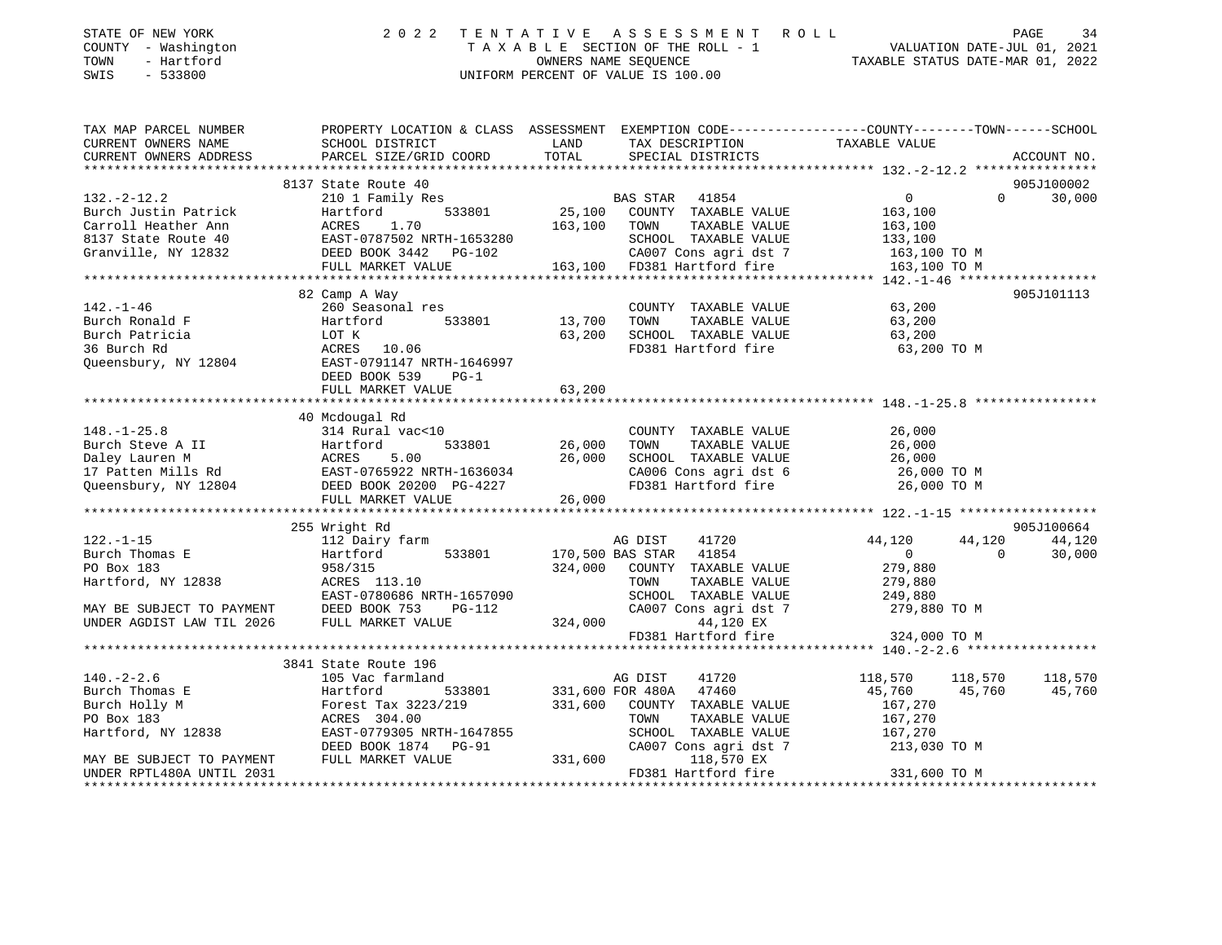STATE OF NEW YORK
COUNTY - Washington
TOWN - Hartford
SWIS - 533800

# 2022 TENTATIVE ASSESSMENT ROLL

TAXABLE SECTION OF THE ROLL - 1
OWNERS NAME SEQUENCE
UNIFORM PERCENT OF VALUE IS 100.00

VALUATION DATE-JUL 01, 2021
TAXABLE STATUS DATE-MAR 01, 2022

```
TAX MAP PARCEL NUMBER        PROPERTY LOCATION & CLASS  ASSESSMENT  EXEMPTION CODE-----------------COUNTY--------TOWN------SCHOOL
CURRENT OWNERS NAME          SCHOOL DISTRICT              LAND      TAX DESCRIPTION               TAXABLE VALUE
CURRENT OWNERS ADDRESS       PARCEL SIZE/GRID COORD       TOTAL     SPECIAL DISTRICTS                                   ACCOUNT NO.
******************************************************************************************************* 132.-2-12.2 ****************
                             8137 State Route 40                                                                       905J100002
132.-2-12.2                  210 1 Family Res                       BAS STAR   41854                 0           0      30,000
Burch Justin Patrick         Hartford        533801      25,100     COUNTY  TAXABLE VALUE       163,100
Carroll Heather Ann          ACRES     1.70             163,100     TOWN    TAXABLE VALUE       163,100
8137 State Route 40          EAST-0787502 NRTH-1653280              SCHOOL  TAXABLE VALUE       133,100
Granville, NY 12832          DEED BOOK 3442   PG-102                CA007 Cons agri dst 7        163,100 TO M
                             FULL MARKET VALUE          163,100     FD381 Hartford fire           163,100 TO M
******************************************************************************************************* 142.-1-46 ******************
                             82 Camp A Way                                                                             905J101113
142.-1-46                    260 Seasonal res                       COUNTY  TAXABLE VALUE        63,200
Burch Ronald F               Hartford        533801      13,700     TOWN    TAXABLE VALUE        63,200
Burch Patricia               LOT K                       63,200     SCHOOL  TAXABLE VALUE        63,200
36 Burch Rd                  ACRES    10.06                         FD381 Hartford fire            63,200 TO M
Queensbury, NY 12804         EAST-0791147 NRTH-1646997
                             DEED BOOK 539    PG-1
                             FULL MARKET VALUE           63,200
******************************************************************************************************* 148.-1-25.8 ****************
                             40 Mcdougal Rd
148.-1-25.8                  314 Rural vac<10                       COUNTY  TAXABLE VALUE        26,000
Burch Steve A II             Hartford        533801      26,000     TOWN    TAXABLE VALUE        26,000
Daley Lauren M               ACRES     5.00              26,000     SCHOOL  TAXABLE VALUE        26,000
17 Patten Mills Rd           EAST-0765922 NRTH-1636034              CA006 Cons agri dst 6          26,000 TO M
Queensbury, NY 12804         DEED BOOK 20200 PG-4227                FD381 Hartford fire            26,000 TO M
                             FULL MARKET VALUE           26,000
******************************************************************************************************* 122.-1-15 ******************
                             255 Wright Rd                                                                             905J100664
122.-1-15                    112 Dairy farm                         AG DIST    41720            44,120      44,120      44,120
Burch Thomas E               Hartford        533801     170,500 BAS STAR   41854                 0           0      30,000
PO Box 183                   958/315                    324,000     COUNTY  TAXABLE VALUE       279,880
Hartford, NY 12838           ACRES   113.10                         TOWN    TAXABLE VALUE       279,880
                             EAST-0780686 NRTH-1657090              SCHOOL  TAXABLE VALUE       249,880
MAY BE SUBJECT TO PAYMENT    DEED BOOK 753    PG-112                CA007 Cons agri dst 7        279,880 TO M
UNDER AGDIST LAW TIL 2026    FULL MARKET VALUE          324,000           44,120 EX
                                                                    FD381 Hartford fire           324,000 TO M
******************************************************************************************************* 140.-2-2.6 *****************
                             3841 State Route 196
140.-2-2.6                   105 Vac farmland                       AG DIST    41720           118,570     118,570     118,570
Burch Thomas E               Hartford        533801     331,600 FOR 480A   47460                45,760      45,760      45,760
Burch Holly M                Forest Tax 3223/219        331,600     COUNTY  TAXABLE VALUE       167,270
PO Box 183                   ACRES   304.00                         TOWN    TAXABLE VALUE       167,270
Hartford, NY 12838           EAST-0779305 NRTH-1647855              SCHOOL  TAXABLE VALUE       167,270
                             DEED BOOK 1874   PG-91                 CA007 Cons agri dst 7        213,030 TO M
MAY BE SUBJECT TO PAYMENT    FULL MARKET VALUE          331,600          118,570 EX
UNDER RPTL480A UNTIL 2031                                           FD381 Hartford fire           331,600 TO M
************************************************************************************************************************************
```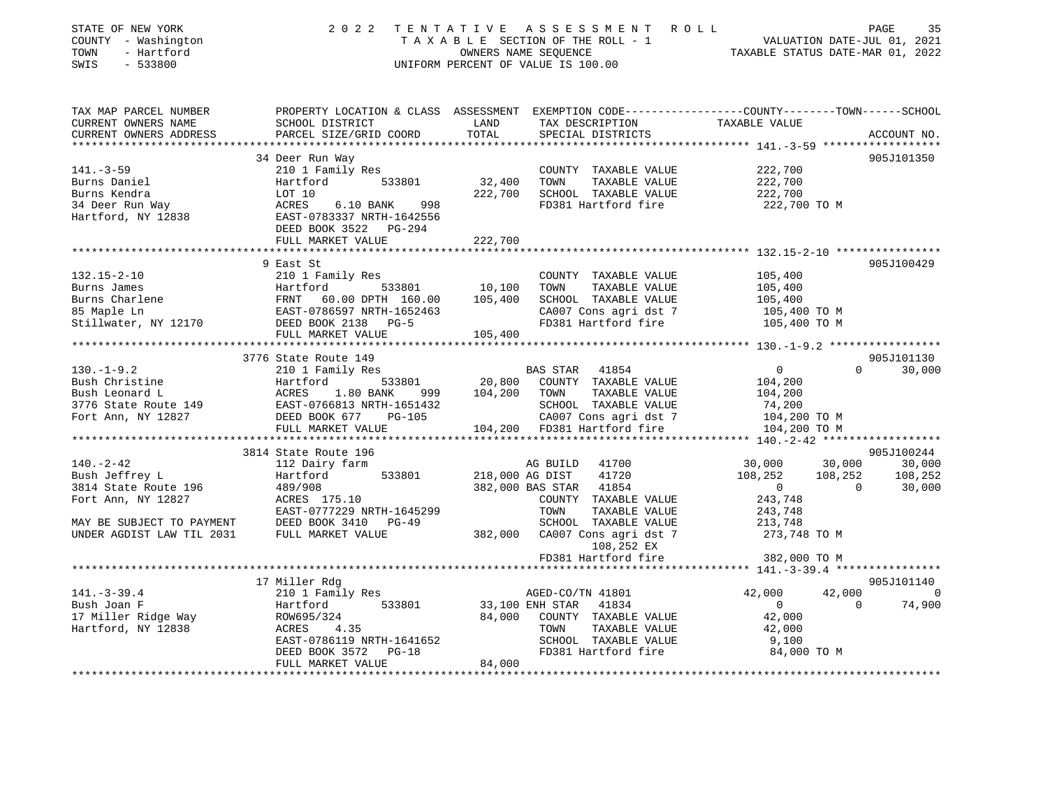STATE OF NEW YORK · COUNTY - Washington · TOWN - Hartford · SWIS - 533800

# 2022 TENTATIVE ASSESSMENT ROLL

TAXABLE SECTION OF THE ROLL - 1 · OWNERS NAME SEQUENCE · UNIFORM PERCENT OF VALUE IS 100.00

VALUATION DATE-JUL 01, 2021 · TAXABLE STATUS DATE-MAR 01, 2022

```
TAX MAP PARCEL NUMBER          PROPERTY LOCATION & CLASS  ASSESSMENT  EXEMPTION CODE------------------COUNTY--------TOWN------SCHOOL
CURRENT OWNERS NAME            SCHOOL DISTRICT               LAND      TAX DESCRIPTION                 TAXABLE VALUE
CURRENT OWNERS ADDRESS         PARCEL SIZE/GRID COORD        TOTAL     SPECIAL DISTRICTS                                     ACCOUNT NO.
******************************************************************************************************* 141.-3-59 ******************
                               34 Deer Run Way                                                                               905J101350
141.-3-59                      210 1 Family Res                        COUNTY  TAXABLE VALUE            222,700
Burns Daniel                   Hartford        533801       32,400     TOWN    TAXABLE VALUE            222,700
Burns Kendra                   LOT 10                      222,700     SCHOOL  TAXABLE VALUE            222,700
34 Deer Run Way                ACRES    6.10 BANK    998               FD381 Hartford fire              222,700 TO M
Hartford, NY 12838             EAST-0783337 NRTH-1642556
                               DEED BOOK 3522   PG-294
                               FULL MARKET VALUE           222,700
******************************************************************************************************* 132.15-2-10 ****************
                               9 East St                                                                                     905J100429
132.15-2-10                    210 1 Family Res                        COUNTY  TAXABLE VALUE            105,400
Burns James                    Hartford        533801       10,100     TOWN    TAXABLE VALUE            105,400
Burns Charlene                 FRNT   60.00 DPTH 160.00    105,400     SCHOOL  TAXABLE VALUE            105,400
85 Maple Ln                    EAST-0786597 NRTH-1652463               CA007 Cons agri dst 7            105,400 TO M
Stillwater, NY 12170           DEED BOOK 2138   PG-5                   FD381 Hartford fire              105,400 TO M
                               FULL MARKET VALUE           105,400
******************************************************************************************************* 130.-1-9.2 *****************
                               3776 State Route 149                                                                          905J101130
130.-1-9.2                     210 1 Family Res                        BAS STAR   41854                     0          0      30,000
Bush Christine                 Hartford        533801       20,800     COUNTY  TAXABLE VALUE            104,200
Bush Leonard L                 ACRES    1.80 BANK    999   104,200     TOWN    TAXABLE VALUE            104,200
3776 State Route 149           EAST-0766813 NRTH-1651432               SCHOOL  TAXABLE VALUE             74,200
Fort Ann, NY 12827             DEED BOOK 677    PG-105                 CA007 Cons agri dst 7            104,200 TO M
                               FULL MARKET VALUE           104,200     FD381 Hartford fire              104,200 TO M
******************************************************************************************************* 140.-2-42 ******************
                               3814 State Route 196                                                                          905J100244
140.-2-42                      112 Dairy farm                          AG BUILD   41700                30,000     30,000      30,000
Bush Jeffrey L                 Hartford        533801      218,000     AG DIST    41720               108,252    108,252     108,252
3814 State Route 196           489/908                     382,000     BAS STAR   41854                     0          0      30,000
Fort Ann, NY 12827             ACRES  175.10                           COUNTY  TAXABLE VALUE            243,748
                               EAST-0777229 NRTH-1645299               TOWN    TAXABLE VALUE            243,748
MAY BE SUBJECT TO PAYMENT      DEED BOOK 3410   PG-49                  SCHOOL  TAXABLE VALUE            213,748
UNDER AGDIST LAW TIL 2031      FULL MARKET VALUE           382,000     CA007 Cons agri dst 7            273,748 TO M
                                                                              108,252 EX
                                                                       FD381 Hartford fire              382,000 TO M
******************************************************************************************************* 141.-3-39.4 ****************
                               17 Miller Rdg                                                                                 905J101140
141.-3-39.4                    210 1 Family Res                        AGED-CO/TN 41801                42,000     42,000           0
Bush Joan F                    Hartford        533801       33,100     ENH STAR   41834                     0          0      74,900
17 Miller Ridge Way            ROW695/324                   84,000     COUNTY  TAXABLE VALUE             42,000
Hartford, NY 12838             ACRES    4.35                           TOWN    TAXABLE VALUE             42,000
                               EAST-0786119 NRTH-1641652               SCHOOL  TAXABLE VALUE              9,100
                               DEED BOOK 3572   PG-18                  FD381 Hartford fire               84,000 TO M
                               FULL MARKET VALUE            84,000
************************************************************************************************************************************
```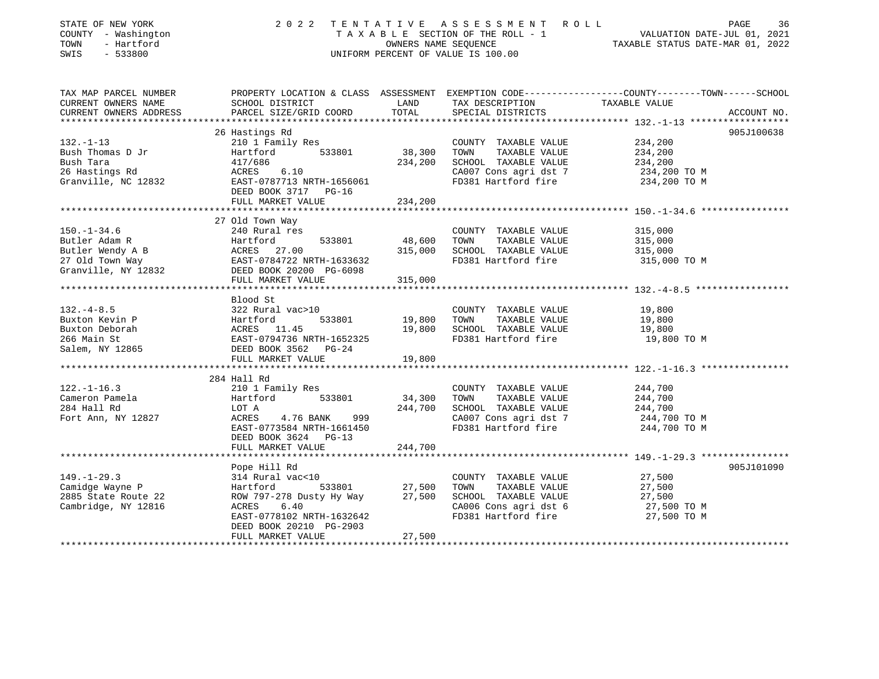STATE OF NEW YORK
COUNTY - Washington
TOWN - Hartford
SWIS - 533800

2022 TENTATIVE ASSESSMENT ROLL
TAXABLE SECTION OF THE ROLL - 1
OWNERS NAME SEQUENCE
UNIFORM PERCENT OF VALUE IS 100.00

VALUATION DATE-JUL 01, 2021
TAXABLE STATUS DATE-MAR 01, 2022

| TAX MAP PARCEL NUMBER / CURRENT OWNERS NAME / CURRENT OWNERS ADDRESS | PROPERTY LOCATION & CLASS / SCHOOL DISTRICT / PARCEL SIZE/GRID COORD | ASSESSMENT LAND | TOTAL | EXEMPTION CODE / TAX DESCRIPTION / SPECIAL DISTRICTS | TAXABLE VALUE | ACCOUNT NO. |
|---|---|---|---|---|---|---|
| 132.-1-13 | 26 Hastings Rd | | | | | 905J100638 |
| | 210 1 Family Res | | | COUNTY TAXABLE VALUE | 234,200 | |
| Bush Thomas D Jr | Hartford 533801 | 38,300 | | TOWN TAXABLE VALUE | 234,200 | |
| Bush Tara | 417/686 | | 234,200 | SCHOOL TAXABLE VALUE | 234,200 | |
| 26 Hastings Rd | ACRES 6.10 | | | CA007 Cons agri dst 7 | 234,200 TO M | |
| Granville, NC 12832 | EAST-0787713 NRTH-1656061 | | | FD381 Hartford fire | 234,200 TO M | |
| | DEED BOOK 3717 PG-16 | | | | | |
| | FULL MARKET VALUE | | 234,200 | | | |
| 150.-1-34.6 | 27 Old Town Way | | | | | |
| | 240 Rural res | | | COUNTY TAXABLE VALUE | 315,000 | |
| Butler Adam R | Hartford 533801 | 48,600 | | TOWN TAXABLE VALUE | 315,000 | |
| Butler Wendy A B | ACRES 27.00 | | 315,000 | SCHOOL TAXABLE VALUE | 315,000 | |
| 27 Old Town Way | EAST-0784722 NRTH-1633632 | | | FD381 Hartford fire | 315,000 TO M | |
| Granville, NY 12832 | DEED BOOK 20200 PG-6098 | | | | | |
| | FULL MARKET VALUE | | 315,000 | | | |
| 132.-4-8.5 | Blood St | | | | | |
| | 322 Rural vac>10 | | | COUNTY TAXABLE VALUE | 19,800 | |
| Buxton Kevin P | Hartford 533801 | 19,800 | | TOWN TAXABLE VALUE | 19,800 | |
| Buxton Deborah | ACRES 11.45 | | 19,800 | SCHOOL TAXABLE VALUE | 19,800 | |
| 266 Main St | EAST-0794736 NRTH-1652325 | | | FD381 Hartford fire | 19,800 TO M | |
| Salem, NY 12865 | DEED BOOK 3562 PG-24 | | | | | |
| | FULL MARKET VALUE | | 19,800 | | | |
| 122.-1-16.3 | 284 Hall Rd | | | | | |
| | 210 1 Family Res | | | COUNTY TAXABLE VALUE | 244,700 | |
| Cameron Pamela | Hartford 533801 | 34,300 | | TOWN TAXABLE VALUE | 244,700 | |
| 284 Hall Rd | LOT A | | 244,700 | SCHOOL TAXABLE VALUE | 244,700 | |
| Fort Ann, NY 12827 | ACRES 4.76 BANK 999 | | | CA007 Cons agri dst 7 | 244,700 TO M | |
| | EAST-0773584 NRTH-1661450 | | | FD381 Hartford fire | 244,700 TO M | |
| | DEED BOOK 3624 PG-13 | | | | | |
| | FULL MARKET VALUE | | 244,700 | | | |
| 149.-1-29.3 | Pope Hill Rd | | | | | 905J101090 |
| | 314 Rural vac<10 | | | COUNTY TAXABLE VALUE | 27,500 | |
| Camidge Wayne P | Hartford 533801 | 27,500 | | TOWN TAXABLE VALUE | 27,500 | |
| 2885 State Route 22 | ROW 797-278 Dusty Hy Way | | 27,500 | SCHOOL TAXABLE VALUE | 27,500 | |
| Cambridge, NY 12816 | ACRES 6.40 | | | CA006 Cons agri dst 6 | 27,500 TO M | |
| | EAST-0778102 NRTH-1632642 | | | FD381 Hartford fire | 27,500 TO M | |
| | DEED BOOK 20210 PG-2903 | | | | | |
| | FULL MARKET VALUE | | 27,500 | | | |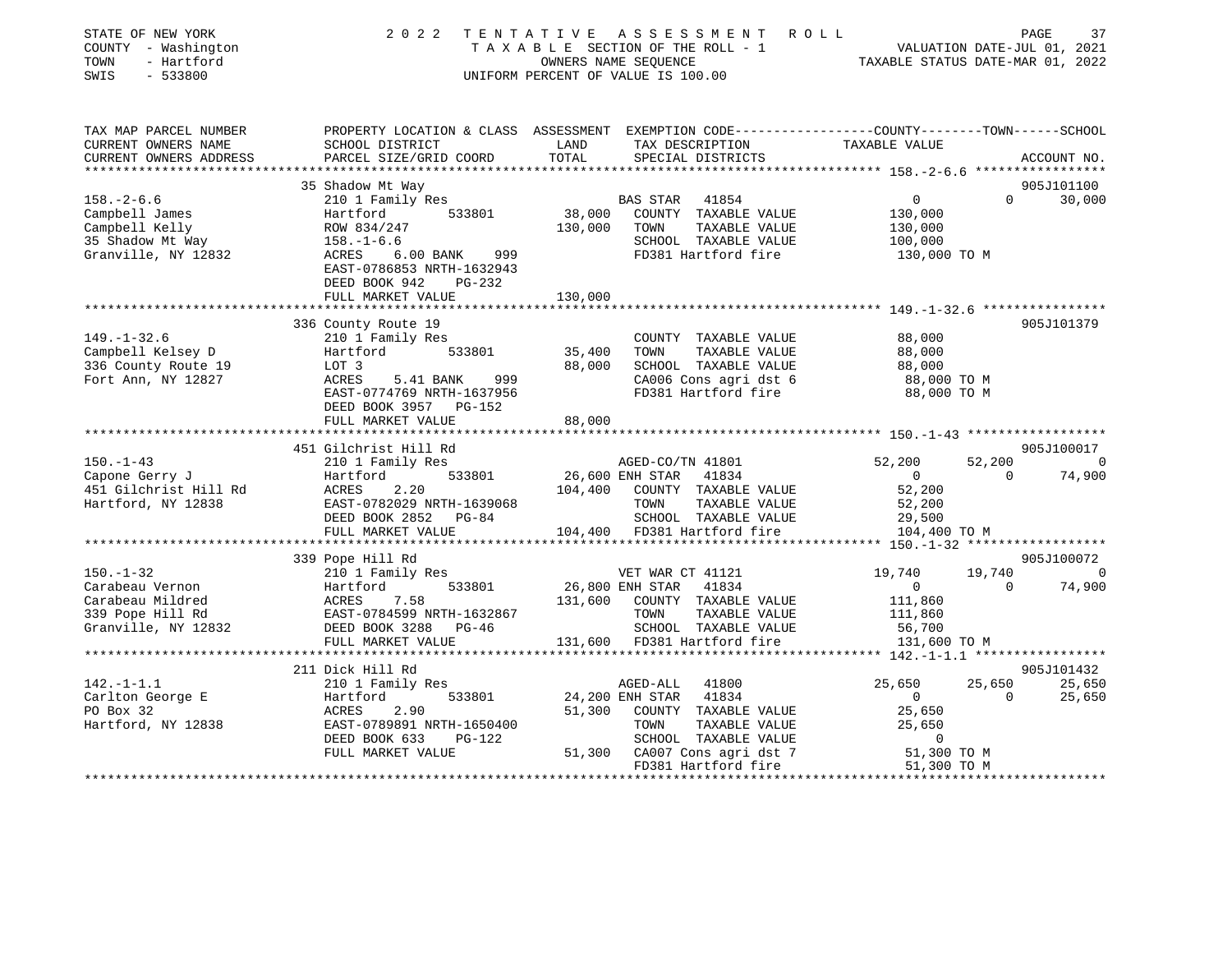STATE OF NEW YORK
COUNTY - Washington
TOWN - Hartford
SWIS - 533800

2022 TENTATIVE ASSESSMENT ROLL
TAXABLE SECTION OF THE ROLL - 1
OWNERS NAME SEQUENCE
UNIFORM PERCENT OF VALUE IS 100.00

VALUATION DATE-JUL 01, 2021
TAXABLE STATUS DATE-MAR 01, 2022

| TAX MAP PARCEL NUMBER / CURRENT OWNERS NAME / CURRENT OWNERS ADDRESS | PROPERTY LOCATION & CLASS / SCHOOL DISTRICT / PARCEL SIZE/GRID COORD | ASSESSMENT LAND / TOTAL | EXEMPTION CODE / TAX DESCRIPTION / SPECIAL DISTRICTS | COUNTY TAXABLE VALUE | TOWN | SCHOOL | ACCOUNT NO. |
|---|---|---|---|---|---|---|---|
| **158.-2-6.6** | 35 Shadow Mt Way | | | | | | 905J101100 |
| 158.-2-6.6 | 210 1 Family Res | | BAS STAR 41854 | 0 | 0 | 30,000 | |
| Campbell James | Hartford 533801 | 38,000 | COUNTY TAXABLE VALUE | 130,000 | | | |
| Campbell Kelly | ROW 834/247 | 130,000 | TOWN TAXABLE VALUE | 130,000 | | | |
| 35 Shadow Mt Way | 158.-1-6.6 | | SCHOOL TAXABLE VALUE | 100,000 | | | |
| Granville, NY 12832 | ACRES 6.00 BANK 999 | | FD381 Hartford fire | 130,000 TO M | | | |
| | EAST-0786853 NRTH-1632943 | | | | | | |
| | DEED BOOK 942 PG-232 | | | | | | |
| | FULL MARKET VALUE | 130,000 | | | | | |
| **149.-1-32.6** | 336 County Route 19 | | | | | | 905J101379 |
| 149.-1-32.6 | 210 1 Family Res | | COUNTY TAXABLE VALUE | 88,000 | | | |
| Campbell Kelsey D | Hartford 533801 | 35,400 | TOWN TAXABLE VALUE | 88,000 | | | |
| 336 County Route 19 | LOT 3 | 88,000 | SCHOOL TAXABLE VALUE | 88,000 | | | |
| Fort Ann, NY 12827 | ACRES 5.41 BANK 999 | | CA006 Cons agri dst 6 | 88,000 TO M | | | |
| | EAST-0774769 NRTH-1637956 | | FD381 Hartford fire | 88,000 TO M | | | |
| | DEED BOOK 3957 PG-152 | | | | | | |
| | FULL MARKET VALUE | 88,000 | | | | | |
| **150.-1-43** | 451 Gilchrist Hill Rd | | | | | | 905J100017 |
| 150.-1-43 | 210 1 Family Res | | AGED-CO/TN 41801 | 52,200 | 52,200 | 0 | |
| Capone Gerry J | Hartford 533801 | 26,600 | ENH STAR 41834 | 0 | 0 | 74,900 | |
| 451 Gilchrist Hill Rd | ACRES 2.20 | 104,400 | COUNTY TAXABLE VALUE | 52,200 | | | |
| Hartford, NY 12838 | EAST-0782029 NRTH-1639068 | | TOWN TAXABLE VALUE | 52,200 | | | |
| | DEED BOOK 2852 PG-84 | | SCHOOL TAXABLE VALUE | 29,500 | | | |
| | FULL MARKET VALUE | 104,400 | FD381 Hartford fire | 104,400 TO M | | | |
| **150.-1-32** | 339 Pope Hill Rd | | | | | | 905J100072 |
| 150.-1-32 | 210 1 Family Res | | VET WAR CT 41121 | 19,740 | 19,740 | 0 | |
| Carabeau Vernon | Hartford 533801 | 26,800 | ENH STAR 41834 | 0 | 0 | 74,900 | |
| Carabeau Mildred | ACRES 7.58 | 131,600 | COUNTY TAXABLE VALUE | 111,860 | | | |
| 339 Pope Hill Rd | EAST-0784599 NRTH-1632867 | | TOWN TAXABLE VALUE | 111,860 | | | |
| Granville, NY 12832 | DEED BOOK 3288 PG-46 | | SCHOOL TAXABLE VALUE | 56,700 | | | |
| | FULL MARKET VALUE | 131,600 | FD381 Hartford fire | 131,600 TO M | | | |
| **142.-1-1.1** | 211 Dick Hill Rd | | | | | | 905J101432 |
| 142.-1-1.1 | 210 1 Family Res | | AGED-ALL 41800 | 25,650 | 25,650 | 25,650 | |
| Carlton George E | Hartford 533801 | 24,200 | ENH STAR 41834 | 0 | 0 | 25,650 | |
| PO Box 32 | ACRES 2.90 | 51,300 | COUNTY TAXABLE VALUE | 25,650 | | | |
| Hartford, NY 12838 | EAST-0789891 NRTH-1650400 | | TOWN TAXABLE VALUE | 25,650 | | | |
| | DEED BOOK 633 PG-122 | | SCHOOL TAXABLE VALUE | 0 | | | |
| | FULL MARKET VALUE | 51,300 | CA007 Cons agri dst 7 | 51,300 TO M | | | |
| | | | FD381 Hartford fire | 51,300 TO M | | | |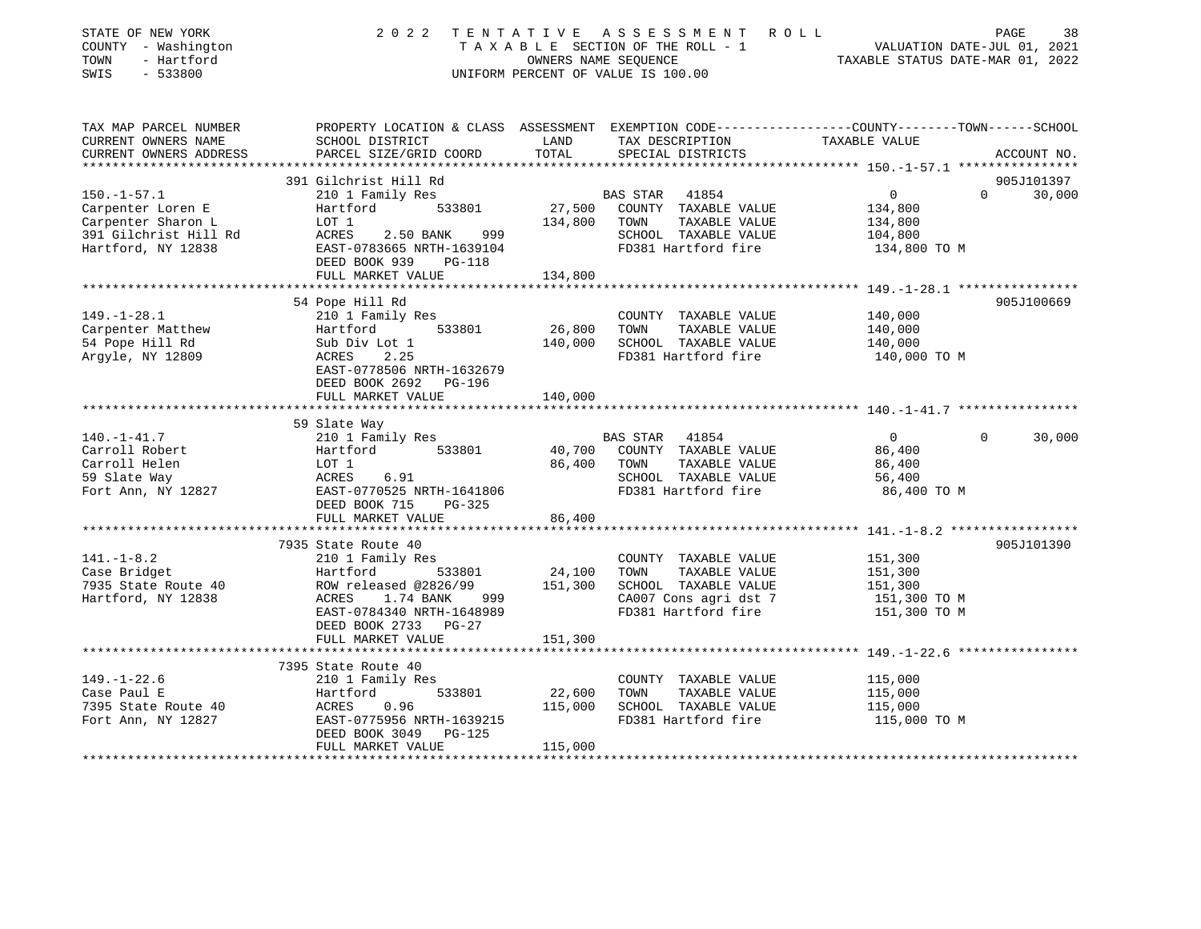STATE OF NEW YORK
COUNTY - Washington
TOWN - Hartford
SWIS - 533800

# 2022 TENTATIVE ASSESSMENT ROLL

TAXABLE SECTION OF THE ROLL - 1
OWNERS NAME SEQUENCE
UNIFORM PERCENT OF VALUE IS 100.00

VALUATION DATE-JUL 01, 2021
TAXABLE STATUS DATE-MAR 01, 2022

| TAX MAP PARCEL NUMBER / CURRENT OWNERS NAME / CURRENT OWNERS ADDRESS | PROPERTY LOCATION & CLASS / SCHOOL DISTRICT / PARCEL SIZE/GRID COORD | ASSESSMENT LAND | TOTAL | EXEMPTION CODE / TAX DESCRIPTION / SPECIAL DISTRICTS | COUNTY TAXABLE VALUE | TOWN | SCHOOL | ACCOUNT NO. |
|---|---|---|---|---|---|---|---|---|
| **150.-1-57.1** | 391 Gilchrist Hill Rd | | | | | | | 905J101397 |
| 150.-1-57.1 | 210 1 Family Res | | | BAS STAR 41854 | 0 | 0 | 30,000 | |
| Carpenter Loren E | Hartford 533801 | 27,500 | | COUNTY TAXABLE VALUE | 134,800 | | | |
| Carpenter Sharon L | LOT 1 | | 134,800 | TOWN TAXABLE VALUE | 134,800 | | | |
| 391 Gilchrist Hill Rd | ACRES 2.50 BANK 999 | | | SCHOOL TAXABLE VALUE | 104,800 | | | |
| Hartford, NY 12838 | EAST-0783665 NRTH-1639104 | | | FD381 Hartford fire | 134,800 TO M | | | |
| | DEED BOOK 939 PG-118 | | | | | | | |
| | FULL MARKET VALUE | | 134,800 | | | | | |
| **149.-1-28.1** | 54 Pope Hill Rd | | | | | | | 905J100669 |
| 149.-1-28.1 | 210 1 Family Res | | | COUNTY TAXABLE VALUE | 140,000 | | | |
| Carpenter Matthew | Hartford 533801 | 26,800 | | TOWN TAXABLE VALUE | 140,000 | | | |
| 54 Pope Hill Rd | Sub Div Lot 1 | | 140,000 | SCHOOL TAXABLE VALUE | 140,000 | | | |
| Argyle, NY 12809 | ACRES 2.25 | | | FD381 Hartford fire | 140,000 TO M | | | |
| | EAST-0778506 NRTH-1632679 | | | | | | | |
| | DEED BOOK 2692 PG-196 | | | | | | | |
| | FULL MARKET VALUE | | 140,000 | | | | | |
| **140.-1-41.7** | 59 Slate Way | | | | | | | |
| 140.-1-41.7 | 210 1 Family Res | | | BAS STAR 41854 | 0 | 0 | 30,000 | |
| Carroll Robert | Hartford 533801 | 40,700 | | COUNTY TAXABLE VALUE | 86,400 | | | |
| Carroll Helen | LOT 1 | | 86,400 | TOWN TAXABLE VALUE | 86,400 | | | |
| 59 Slate Way | ACRES 6.91 | | | SCHOOL TAXABLE VALUE | 56,400 | | | |
| Fort Ann, NY 12827 | EAST-0770525 NRTH-1641806 | | | FD381 Hartford fire | 86,400 TO M | | | |
| | DEED BOOK 715 PG-325 | | | | | | | |
| | FULL MARKET VALUE | | 86,400 | | | | | |
| **141.-1-8.2** | 7935 State Route 40 | | | | | | | 905J101390 |
| 141.-1-8.2 | 210 1 Family Res | | | COUNTY TAXABLE VALUE | 151,300 | | | |
| Case Bridget | Hartford 533801 | 24,100 | | TOWN TAXABLE VALUE | 151,300 | | | |
| 7935 State Route 40 | ROW released @2826/99 | | 151,300 | SCHOOL TAXABLE VALUE | 151,300 | | | |
| Hartford, NY 12838 | ACRES 1.74 BANK 999 | | | CA007 Cons agri dst 7 | 151,300 TO M | | | |
| | EAST-0784340 NRTH-1648989 | | | FD381 Hartford fire | 151,300 TO M | | | |
| | DEED BOOK 2733 PG-27 | | | | | | | |
| | FULL MARKET VALUE | | 151,300 | | | | | |
| **149.-1-22.6** | 7395 State Route 40 | | | | | | | |
| 149.-1-22.6 | 210 1 Family Res | | | COUNTY TAXABLE VALUE | 115,000 | | | |
| Case Paul E | Hartford 533801 | 22,600 | | TOWN TAXABLE VALUE | 115,000 | | | |
| 7395 State Route 40 | ACRES 0.96 | | 115,000 | SCHOOL TAXABLE VALUE | 115,000 | | | |
| Fort Ann, NY 12827 | EAST-0775956 NRTH-1639215 | | | FD381 Hartford fire | 115,000 TO M | | | |
| | DEED BOOK 3049 PG-125 | | | | | | | |
| | FULL MARKET VALUE | | 115,000 | | | | | |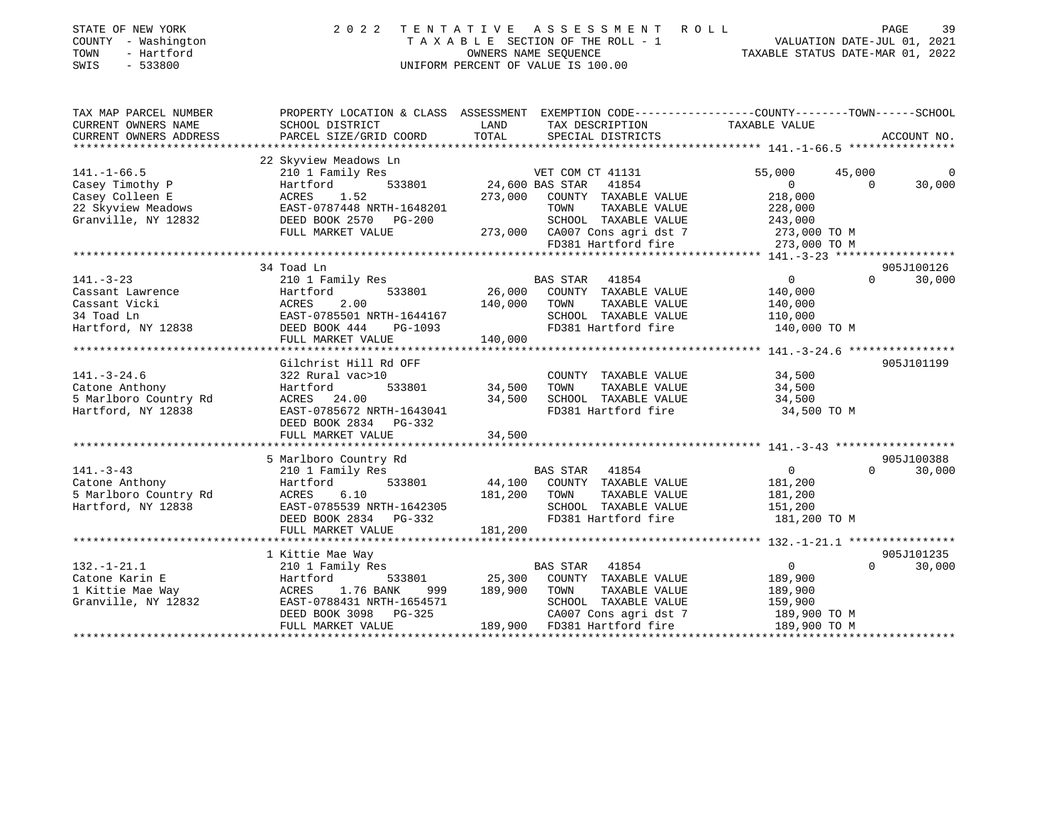STATE OF NEW YORK | 2022 TENTATIVE ASSESSMENT ROLL
COUNTY - Washington | TAXABLE SECTION OF THE ROLL - 1 | VALUATION DATE-JUL 01, 2021
TOWN - Hartford | OWNERS NAME SEQUENCE | TAXABLE STATUS DATE-MAR 01, 2022
SWIS - 533800 | UNIFORM PERCENT OF VALUE IS 100.00

| TAX MAP PARCEL NUMBER / CURRENT OWNERS NAME / CURRENT OWNERS ADDRESS | PROPERTY LOCATION & CLASS / SCHOOL DISTRICT / PARCEL SIZE/GRID COORD | ASSESSMENT LAND / TOTAL | EXEMPTION CODE / TAX DESCRIPTION / SPECIAL DISTRICTS | COUNTY TAXABLE VALUE | TOWN | SCHOOL | ACCOUNT NO. |
|---|---|---|---|---|---|---|---|
| **141.-1-66.5** | 22 Skyview Meadows Ln | | | | | | |
| 141.-1-66.5 | 210 1 Family Res | | VET COM CT 41131 | 55,000 | 45,000 | 0 | |
| Casey Timothy P | Hartford 533801 | 24,600 | BAS STAR 41854 | 0 | 0 | 30,000 | |
| Casey Colleen E | ACRES 1.52 | 273,000 | COUNTY TAXABLE VALUE | 218,000 | | | |
| 22 Skyview Meadows | EAST-0787448 NRTH-1648201 | | TOWN TAXABLE VALUE | 228,000 | | | |
| Granville, NY 12832 | DEED BOOK 2570 PG-200 | | SCHOOL TAXABLE VALUE | 243,000 | | | |
| | FULL MARKET VALUE | 273,000 | CA007 Cons agri dst 7 | 273,000 TO M | | | |
| | | | FD381 Hartford fire | 273,000 TO M | | | |
| **141.-3-23** | 34 Toad Ln | | | | | | 905J100126 |
| 141.-3-23 | 210 1 Family Res | | BAS STAR 41854 | 0 | 0 | 30,000 | |
| Cassant Lawrence | Hartford 533801 | 26,000 | COUNTY TAXABLE VALUE | 140,000 | | | |
| Cassant Vicki | ACRES 2.00 | 140,000 | TOWN TAXABLE VALUE | 140,000 | | | |
| 34 Toad Ln | EAST-0785501 NRTH-1644167 | | SCHOOL TAXABLE VALUE | 110,000 | | | |
| Hartford, NY 12838 | DEED BOOK 444 PG-1093 | | FD381 Hartford fire | 140,000 TO M | | | |
| | FULL MARKET VALUE | 140,000 | | | | | |
| **141.-3-24.6** | Gilchrist Hill Rd OFF | | | | | | 905J101199 |
| 141.-3-24.6 | 322 Rural vac>10 | | COUNTY TAXABLE VALUE | 34,500 | | | |
| Catone Anthony | Hartford 533801 | 34,500 | TOWN TAXABLE VALUE | 34,500 | | | |
| 5 Marlboro Country Rd | ACRES 24.00 | 34,500 | SCHOOL TAXABLE VALUE | 34,500 | | | |
| Hartford, NY 12838 | EAST-0785672 NRTH-1643041 | | FD381 Hartford fire | 34,500 TO M | | | |
| | DEED BOOK 2834 PG-332 | | | | | | |
| | FULL MARKET VALUE | 34,500 | | | | | |
| **141.-3-43** | 5 Marlboro Country Rd | | | | | | 905J100388 |
| 141.-3-43 | 210 1 Family Res | | BAS STAR 41854 | 0 | 0 | 30,000 | |
| Catone Anthony | Hartford 533801 | 44,100 | COUNTY TAXABLE VALUE | 181,200 | | | |
| 5 Marlboro Country Rd | ACRES 6.10 | 181,200 | TOWN TAXABLE VALUE | 181,200 | | | |
| Hartford, NY 12838 | EAST-0785539 NRTH-1642305 | | SCHOOL TAXABLE VALUE | 151,200 | | | |
| | DEED BOOK 2834 PG-332 | | FD381 Hartford fire | 181,200 TO M | | | |
| | FULL MARKET VALUE | 181,200 | | | | | |
| **132.-1-21.1** | 1 Kittie Mae Way | | | | | | 905J101235 |
| 132.-1-21.1 | 210 1 Family Res | | BAS STAR 41854 | 0 | 0 | 30,000 | |
| Catone Karin E | Hartford 533801 | 25,300 | COUNTY TAXABLE VALUE | 189,900 | | | |
| 1 Kittie Mae Way | ACRES 1.76 BANK 999 | 189,900 | TOWN TAXABLE VALUE | 189,900 | | | |
| Granville, NY 12832 | EAST-0788431 NRTH-1654571 | | SCHOOL TAXABLE VALUE | 159,900 | | | |
| | DEED BOOK 3098 PG-325 | | CA007 Cons agri dst 7 | 189,900 TO M | | | |
| | FULL MARKET VALUE | 189,900 | FD381 Hartford fire | 189,900 TO M | | | |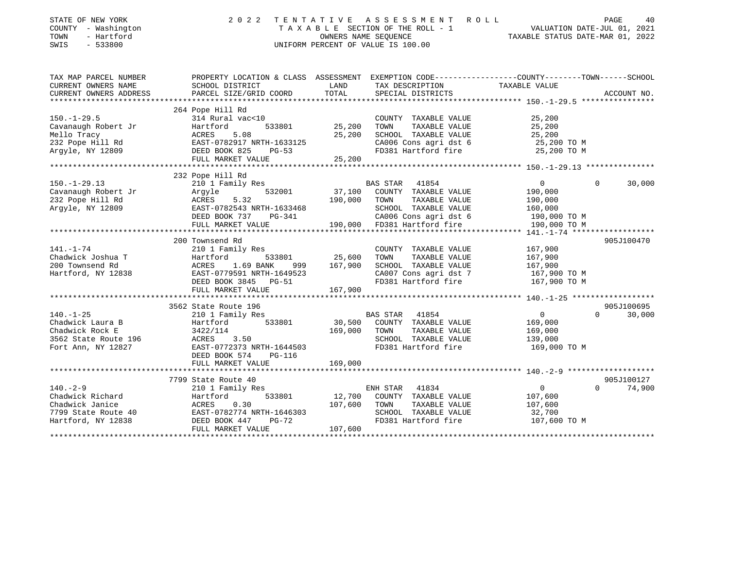STATE OF NEW YORK — COUNTY - Washington — TOWN - Hartford — SWIS - 533800

2022 TENTATIVE ASSESSMENT ROLL — TAXABLE SECTION OF THE ROLL - 1 — OWNERS NAME SEQUENCE — UNIFORM PERCENT OF VALUE IS 100.00

VALUATION DATE-JUL 01, 2021 — TAXABLE STATUS DATE-MAR 01, 2022

| TAX MAP PARCEL NUMBER / CURRENT OWNERS NAME / CURRENT OWNERS ADDRESS | PROPERTY LOCATION & CLASS / SCHOOL DISTRICT / PARCEL SIZE/GRID COORD | ASSESSMENT LAND / TOTAL | EXEMPTION CODE / TAX DESCRIPTION / SPECIAL DISTRICTS | COUNTY | TOWN | SCHOOL | ACCOUNT NO. |
|---|---|---|---|---|---|---|---|
| **150.-1-29.5** | 264 Pope Hill Rd | | | | | | |
| Cavanaugh Robert Jr | 314 Rural vac<10 | | COUNTY TAXABLE VALUE | 25,200 | | | |
| Mello Tracy | Hartford 533801 | 25,200 | TOWN TAXABLE VALUE | | 25,200 | | |
| 232 Pope Hill Rd | ACRES 5.08 | 25,200 | SCHOOL TAXABLE VALUE | | | 25,200 | |
| Argyle, NY 12809 | EAST-0782917 NRTH-1633125 | | CA006 Cons agri dst 6 | 25,200 TO M | | | |
| | DEED BOOK 825 PG-53 | | FD381 Hartford fire | 25,200 TO M | | | |
| | FULL MARKET VALUE | 25,200 | | | | | |
| **150.-1-29.13** | 232 Pope Hill Rd | | | | | | |
| Cavanaugh Robert Jr | 210 1 Family Res | | BAS STAR 41854 | 0 | 0 | 30,000 | |
| 232 Pope Hill Rd | Argyle 532001 | 37,100 | COUNTY TAXABLE VALUE | 190,000 | | | |
| Argyle, NY 12809 | ACRES 5.32 | 190,000 | TOWN TAXABLE VALUE | | 190,000 | | |
| | EAST-0782543 NRTH-1633468 | | SCHOOL TAXABLE VALUE | | | 160,000 | |
| | DEED BOOK 737 PG-341 | | CA006 Cons agri dst 6 | 190,000 TO M | | | |
| | FULL MARKET VALUE | 190,000 | FD381 Hartford fire | 190,000 TO M | | | |
| **141.-1-74** | 200 Townsend Rd | | | | | | 905J100470 |
| Chadwick Joshua T | 210 1 Family Res | | COUNTY TAXABLE VALUE | 167,900 | | | |
| 200 Townsend Rd | Hartford 533801 | 25,600 | TOWN TAXABLE VALUE | | 167,900 | | |
| Hartford, NY 12838 | ACRES 1.69 BANK 999 | 167,900 | SCHOOL TAXABLE VALUE | | | 167,900 | |
| | EAST-0779591 NRTH-1649523 | | CA007 Cons agri dst 7 | 167,900 TO M | | | |
| | DEED BOOK 3845 PG-51 | | FD381 Hartford fire | 167,900 TO M | | | |
| | FULL MARKET VALUE | 167,900 | | | | | |
| **140.-1-25** | 3562 State Route 196 | | | | | | 905J100695 |
| Chadwick Laura B | 210 1 Family Res | | BAS STAR 41854 | 0 | 0 | 30,000 | |
| Chadwick Rock E | Hartford 533801 | 30,500 | COUNTY TAXABLE VALUE | 169,000 | | | |
| 3562 State Route 196 | 3422/114 | 169,000 | TOWN TAXABLE VALUE | | 169,000 | | |
| Fort Ann, NY 12827 | ACRES 3.50 | | SCHOOL TAXABLE VALUE | | | 139,000 | |
| | EAST-0772373 NRTH-1644503 | | FD381 Hartford fire | 169,000 TO M | | | |
| | DEED BOOK 574 PG-116 | | | | | | |
| | FULL MARKET VALUE | 169,000 | | | | | |
| **140.-2-9** | 7799 State Route 40 | | | | | | 905J100127 |
| Chadwick Richard | 210 1 Family Res | | ENH STAR 41834 | 0 | 0 | 74,900 | |
| Chadwick Janice | Hartford 533801 | 12,700 | COUNTY TAXABLE VALUE | 107,600 | | | |
| 7799 State Route 40 | ACRES 0.30 | 107,600 | TOWN TAXABLE VALUE | | 107,600 | | |
| Hartford, NY 12838 | EAST-0782774 NRTH-1646303 | | SCHOOL TAXABLE VALUE | | | 32,700 | |
| | DEED BOOK 447 PG-72 | | FD381 Hartford fire | 107,600 TO M | | | |
| | FULL MARKET VALUE | 107,600 | | | | | |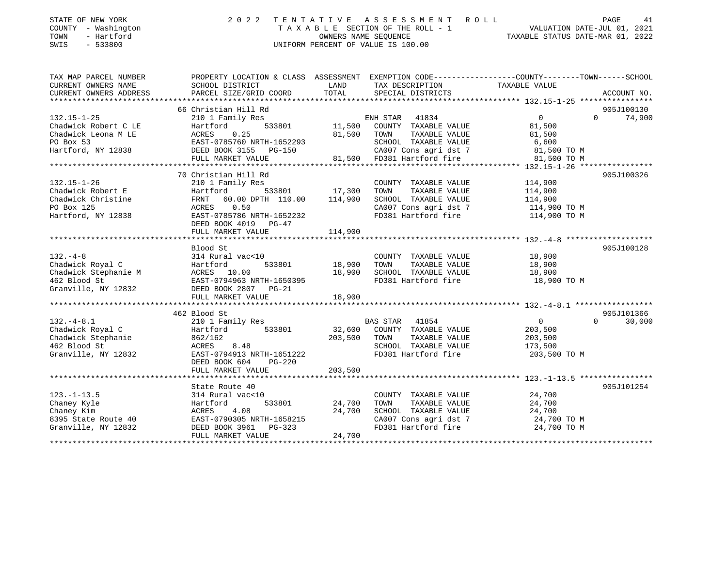STATE OF NEW YORK
COUNTY - Washington
TOWN - Hartford
SWIS - 533800

2022 TENTATIVE ASSESSMENT ROLL
TAXABLE SECTION OF THE ROLL - 1
OWNERS NAME SEQUENCE
UNIFORM PERCENT OF VALUE IS 100.00

VALUATION DATE-JUL 01, 2021
TAXABLE STATUS DATE-MAR 01, 2022

| TAX MAP PARCEL NUMBER / CURRENT OWNERS NAME / CURRENT OWNERS ADDRESS | PROPERTY LOCATION & CLASS / SCHOOL DISTRICT / PARCEL SIZE/GRID COORD | ASSESSMENT LAND / TOTAL | EXEMPTION CODE / TAX DESCRIPTION / SPECIAL DISTRICTS | COUNTY | TOWN | SCHOOL / TAXABLE VALUE | ACCOUNT NO. |
|---|---|---|---|---|---|---|---|
| **132.15-1-25** | 66 Christian Hill Rd | | | | | | 905J100130 |
| | 210 1 Family Res | | ENH STAR 41834 | 0 | 0 | 74,900 | |
| Chadwick Robert C LE | Hartford 533801 | 11,500 | COUNTY TAXABLE VALUE | 81,500 | | | |
| Chadwick Leona M LE | ACRES 0.25 | 81,500 | TOWN TAXABLE VALUE | | 81,500 | | |
| PO Box 53 | EAST-0785760 NRTH-1652293 | | SCHOOL TAXABLE VALUE | | | 6,600 | |
| Hartford, NY 12838 | DEED BOOK 3155 PG-150 | | CA007 Cons agri dst 7 | | | 81,500 TO M | |
| | FULL MARKET VALUE | 81,500 | FD381 Hartford fire | | | 81,500 TO M | |
| **132.15-1-26** | 70 Christian Hill Rd | | | | | | 905J100326 |
| | 210 1 Family Res | | COUNTY TAXABLE VALUE | 114,900 | | | |
| Chadwick Robert E | Hartford 533801 | 17,300 | TOWN TAXABLE VALUE | | 114,900 | | |
| Chadwick Christine | FRNT 60.00 DPTH 110.00 | 114,900 | SCHOOL TAXABLE VALUE | | | 114,900 | |
| PO Box 125 | ACRES 0.50 | | CA007 Cons agri dst 7 | | | 114,900 TO M | |
| Hartford, NY 12838 | EAST-0785786 NRTH-1652232 | | FD381 Hartford fire | | | 114,900 TO M | |
| | DEED BOOK 4019 PG-47 | | | | | | |
| | FULL MARKET VALUE | 114,900 | | | | | |
| **132.-4-8** | Blood St | | | | | | 905J100128 |
| | 314 Rural vac<10 | | COUNTY TAXABLE VALUE | 18,900 | | | |
| Chadwick Royal C | Hartford 533801 | 18,900 | TOWN TAXABLE VALUE | | 18,900 | | |
| Chadwick Stephanie M | ACRES 10.00 | 18,900 | SCHOOL TAXABLE VALUE | | | 18,900 | |
| 462 Blood St | EAST-0794963 NRTH-1650395 | | FD381 Hartford fire | | | 18,900 TO M | |
| Granville, NY 12832 | DEED BOOK 2807 PG-21 | | | | | | |
| | FULL MARKET VALUE | 18,900 | | | | | |
| **132.-4-8.1** | 462 Blood St | | | | | | 905J101366 |
| | 210 1 Family Res | | BAS STAR 41854 | 0 | 0 | 30,000 | |
| Chadwick Royal C | Hartford 533801 | 32,600 | COUNTY TAXABLE VALUE | 203,500 | | | |
| Chadwick Stephanie | 862/162 | 203,500 | TOWN TAXABLE VALUE | | 203,500 | | |
| 462 Blood St | ACRES 8.48 | | SCHOOL TAXABLE VALUE | | | 173,500 | |
| Granville, NY 12832 | EAST-0794913 NRTH-1651222 | | FD381 Hartford fire | | | 203,500 TO M | |
| | DEED BOOK 604 PG-220 | | | | | | |
| | FULL MARKET VALUE | 203,500 | | | | | |
| **123.-1-13.5** | State Route 40 | | | | | | 905J101254 |
| | 314 Rural vac<10 | | COUNTY TAXABLE VALUE | 24,700 | | | |
| Chaney Kyle | Hartford 533801 | 24,700 | TOWN TAXABLE VALUE | | 24,700 | | |
| Chaney Kim | ACRES 4.08 | 24,700 | SCHOOL TAXABLE VALUE | | | 24,700 | |
| 8395 State Route 40 | EAST-0790305 NRTH-1658215 | | CA007 Cons agri dst 7 | | | 24,700 TO M | |
| Granville, NY 12832 | DEED BOOK 3961 PG-323 | | FD381 Hartford fire | | | 24,700 TO M | |
| | FULL MARKET VALUE | 24,700 | | | | | |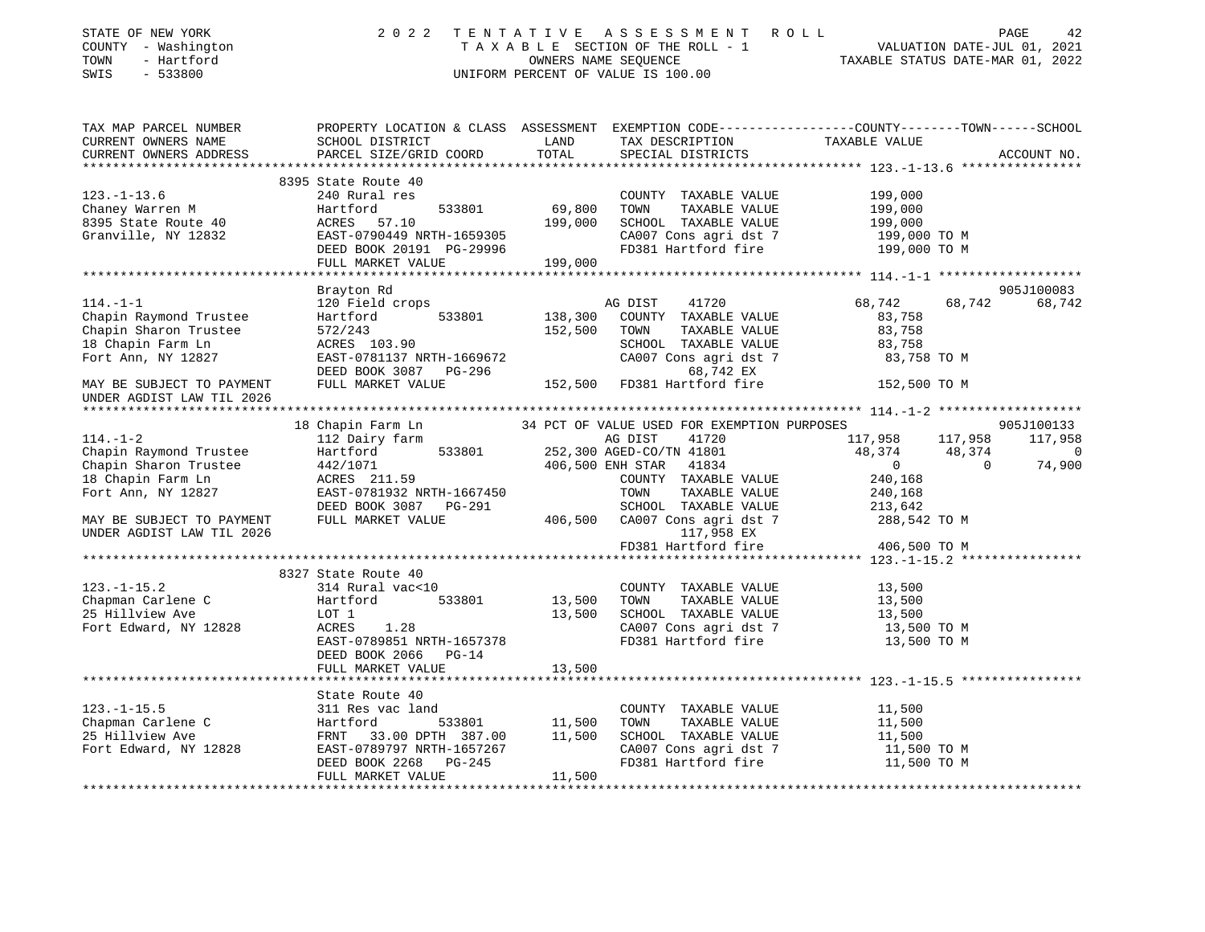STATE OF NEW YORK | 2 0 2 2 T E N T A T I V E A S S E S S M E N T R O L L
COUNTY - Washington | T A X A B L E SECTION OF THE ROLL - 1 | VALUATION DATE-JUL 01, 2021
TOWN - Hartford | OWNERS NAME SEQUENCE | TAXABLE STATUS DATE-MAR 01, 2022
SWIS - 533800 | UNIFORM PERCENT OF VALUE IS 100.00

```
TAX MAP PARCEL NUMBER          PROPERTY LOCATION & CLASS  ASSESSMENT  EXEMPTION CODE------------------COUNTY--------TOWN------SCHOOL
CURRENT OWNERS NAME            SCHOOL DISTRICT               LAND      TAX DESCRIPTION                 TAXABLE VALUE
CURRENT OWNERS ADDRESS         PARCEL SIZE/GRID COORD        TOTAL     SPECIAL DISTRICTS                                    ACCOUNT NO.
******************************************************************************************************* 123.-1-13.6 ****************
                    8395 State Route 40
123.-1-13.6                    240 Rural res                           COUNTY  TAXABLE VALUE           199,000
Chaney Warren M                Hartford       533801        69,800     TOWN    TAXABLE VALUE           199,000
8395 State Route 40            ACRES   57.10               199,000     SCHOOL  TAXABLE VALUE           199,000
Granville, NY 12832            EAST-0790449 NRTH-1659305               CA007 Cons agri dst 7           199,000 TO M
                               DEED BOOK 20191 PG-29996                FD381 Hartford fire             199,000 TO M
                               FULL MARKET VALUE           199,000
******************************************************************************************************* 114.-1-1 *******************
                    Brayton Rd                                                                                          905J100083
114.-1-1                       120 Field crops                         AG DIST    41720               68,742     68,742     68,742
Chapin Raymond Trustee         Hartford       533801       138,300     COUNTY  TAXABLE VALUE            83,758
Chapin Sharon Trustee          572/243                     152,500     TOWN    TAXABLE VALUE            83,758
18 Chapin Farm Ln              ACRES  103.90                           SCHOOL  TAXABLE VALUE            83,758
Fort Ann, NY 12827             EAST-0781137 NRTH-1669672               CA007 Cons agri dst 7            83,758 TO M
                               DEED BOOK 3087   PG-296                       68,742 EX
MAY BE SUBJECT TO PAYMENT      FULL MARKET VALUE           152,500     FD381 Hartford fire             152,500 TO M
UNDER AGDIST LAW TIL 2026
******************************************************************************************************* 114.-1-2 *******************
                    18 Chapin Farm Ln                  34 PCT OF VALUE USED FOR EXEMPTION PURPOSES                     905J100133
114.-1-2                       112 Dairy farm                          AG DIST    41720              117,958    117,958    117,958
Chapin Raymond Trustee         Hartford       533801       252,300 AGED-CO/TN 41801                   48,374     48,374          0
Chapin Sharon Trustee          442/1071                    406,500 ENH STAR   41834                        0          0     74,900
18 Chapin Farm Ln              ACRES  211.59                           COUNTY  TAXABLE VALUE           240,168
Fort Ann, NY 12827             EAST-0781932 NRTH-1667450               TOWN    TAXABLE VALUE           240,168
                               DEED BOOK 3087   PG-291                 SCHOOL  TAXABLE VALUE           213,642
MAY BE SUBJECT TO PAYMENT      FULL MARKET VALUE           406,500     CA007 Cons agri dst 7           288,542 TO M
UNDER AGDIST LAW TIL 2026                                                   117,958 EX
                                                                       FD381 Hartford fire             406,500 TO M
******************************************************************************************************* 123.-1-15.2 ****************
                    8327 State Route 40
123.-1-15.2                    314 Rural vac<10                        COUNTY  TAXABLE VALUE            13,500
Chapman Carlene C              Hartford       533801        13,500     TOWN    TAXABLE VALUE            13,500
25 Hillview Ave                LOT 1                        13,500     SCHOOL  TAXABLE VALUE            13,500
Fort Edward, NY 12828          ACRES    1.28                           CA007 Cons agri dst 7            13,500 TO M
                               EAST-0789851 NRTH-1657378               FD381 Hartford fire              13,500 TO M
                               DEED BOOK 2066   PG-14
                               FULL MARKET VALUE            13,500
******************************************************************************************************* 123.-1-15.5 ****************
                    State Route 40
123.-1-15.5                    311 Res vac land                        COUNTY  TAXABLE VALUE            11,500
Chapman Carlene C              Hartford       533801        11,500     TOWN    TAXABLE VALUE            11,500
25 Hillview Ave                FRNT   33.00 DPTH 387.00     11,500     SCHOOL  TAXABLE VALUE            11,500
Fort Edward, NY 12828          EAST-0789797 NRTH-1657267               CA007 Cons agri dst 7            11,500 TO M
                               DEED BOOK 2268   PG-245                 FD381 Hartford fire              11,500 TO M
                               FULL MARKET VALUE            11,500
************************************************************************************************************************************
```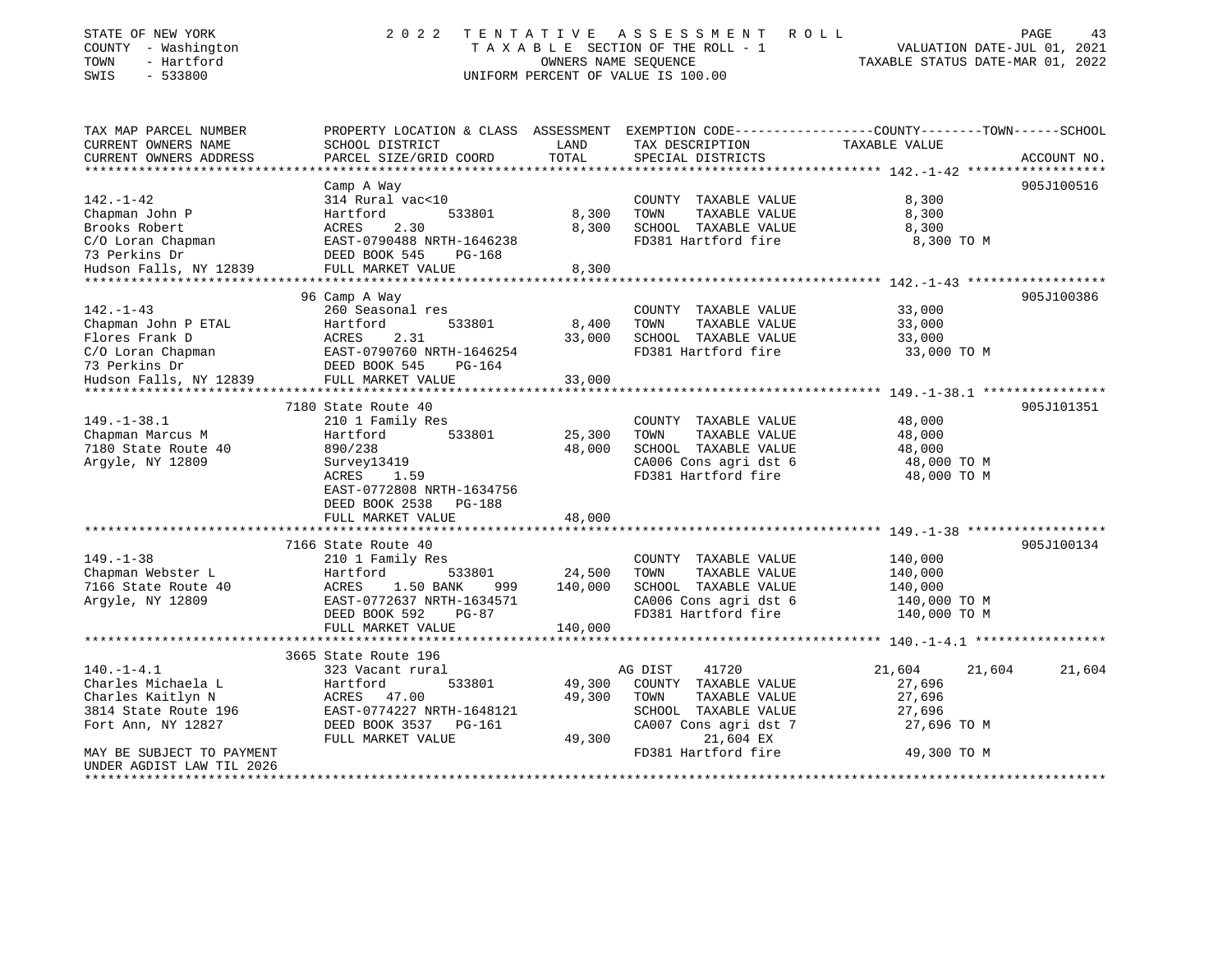STATE OF NEW YORK — COUNTY - Washington — TOWN - Hartford — SWIS - 533800

2022 TENTATIVE ASSESSMENT ROLL
TAXABLE SECTION OF THE ROLL - 1
OWNERS NAME SEQUENCE
UNIFORM PERCENT OF VALUE IS 100.00

VALUATION DATE-JUL 01, 2021
TAXABLE STATUS DATE-MAR 01, 2022

| TAX MAP PARCEL NUMBER / CURRENT OWNERS NAME / CURRENT OWNERS ADDRESS | PROPERTY LOCATION & CLASS / SCHOOL DISTRICT / PARCEL SIZE/GRID COORD | ASSESSMENT LAND | TOTAL | EXEMPTION CODE / TAX DESCRIPTION / SPECIAL DISTRICTS | COUNTY TAXABLE VALUE | TOWN | SCHOOL | ACCOUNT NO. |
|---|---|---|---|---|---|---|---|---|
| **142.-1-42** | Camp A Way | | | | | | | 905J100516 |
| 142.-1-42 | 314 Rural vac<10 | | | COUNTY TAXABLE VALUE | 8,300 | | | |
| Chapman John P | Hartford 533801 | 8,300 | | TOWN TAXABLE VALUE | 8,300 | | | |
| Brooks Robert | ACRES 2.30 | | 8,300 | SCHOOL TAXABLE VALUE | 8,300 | | | |
| C/O Loran Chapman | EAST-0790488 NRTH-1646238 | | | FD381 Hartford fire | 8,300 TO M | | | |
| 73 Perkins Dr | DEED BOOK 545 PG-168 | | | | | | | |
| Hudson Falls, NY 12839 | FULL MARKET VALUE | | 8,300 | | | | | |
| **142.-1-43** | 96 Camp A Way | | | | | | | 905J100386 |
| 142.-1-43 | 260 Seasonal res | | | COUNTY TAXABLE VALUE | 33,000 | | | |
| Chapman John P ETAL | Hartford 533801 | 8,400 | | TOWN TAXABLE VALUE | 33,000 | | | |
| Flores Frank D | ACRES 2.31 | | 33,000 | SCHOOL TAXABLE VALUE | 33,000 | | | |
| C/O Loran Chapman | EAST-0790760 NRTH-1646254 | | | FD381 Hartford fire | 33,000 TO M | | | |
| 73 Perkins Dr | DEED BOOK 545 PG-164 | | | | | | | |
| Hudson Falls, NY 12839 | FULL MARKET VALUE | | 33,000 | | | | | |
| **149.-1-38.1** | 7180 State Route 40 | | | | | | | 905J101351 |
| 149.-1-38.1 | 210 1 Family Res | | | COUNTY TAXABLE VALUE | 48,000 | | | |
| Chapman Marcus M | Hartford 533801 | 25,300 | | TOWN TAXABLE VALUE | 48,000 | | | |
| 7180 State Route 40 | 890/238 | | 48,000 | SCHOOL TAXABLE VALUE | 48,000 | | | |
| Argyle, NY 12809 | Survey13419 | | | CA006 Cons agri dst 6 | 48,000 TO M | | | |
| | ACRES 1.59 | | | FD381 Hartford fire | 48,000 TO M | | | |
| | EAST-0772808 NRTH-1634756 | | | | | | | |
| | DEED BOOK 2538 PG-188 | | | | | | | |
| | FULL MARKET VALUE | | 48,000 | | | | | |
| **149.-1-38** | 7166 State Route 40 | | | | | | | 905J100134 |
| 149.-1-38 | 210 1 Family Res | | | COUNTY TAXABLE VALUE | 140,000 | | | |
| Chapman Webster L | Hartford 533801 | 24,500 | | TOWN TAXABLE VALUE | 140,000 | | | |
| 7166 State Route 40 | ACRES 1.50 BANK 999 | | 140,000 | SCHOOL TAXABLE VALUE | 140,000 | | | |
| Argyle, NY 12809 | EAST-0772637 NRTH-1634571 | | | CA006 Cons agri dst 6 | 140,000 TO M | | | |
| | DEED BOOK 592 PG-87 | | | FD381 Hartford fire | 140,000 TO M | | | |
| | FULL MARKET VALUE | | 140,000 | | | | | |
| **140.-1-4.1** | 3665 State Route 196 | | | | | | | |
| 140.-1-4.1 | 323 Vacant rural | | | AG DIST 41720 | 21,604 | 21,604 | 21,604 | |
| Charles Michaela L | Hartford 533801 | 49,300 | | COUNTY TAXABLE VALUE | 27,696 | | | |
| Charles Kaitlyn N | ACRES 47.00 | | 49,300 | TOWN TAXABLE VALUE | 27,696 | | | |
| 3814 State Route 196 | EAST-0774227 NRTH-1648121 | | | SCHOOL TAXABLE VALUE | 27,696 | | | |
| Fort Ann, NY 12827 | DEED BOOK 3537 PG-161 | | | CA007 Cons agri dst 7 | 27,696 TO M | | | |
| | FULL MARKET VALUE | | 49,300 | 21,604 EX | | | | |
| MAY BE SUBJECT TO PAYMENT | | | | FD381 Hartford fire | 49,300 TO M | | | |
| UNDER AGDIST LAW TIL 2026 | | | | | | | | |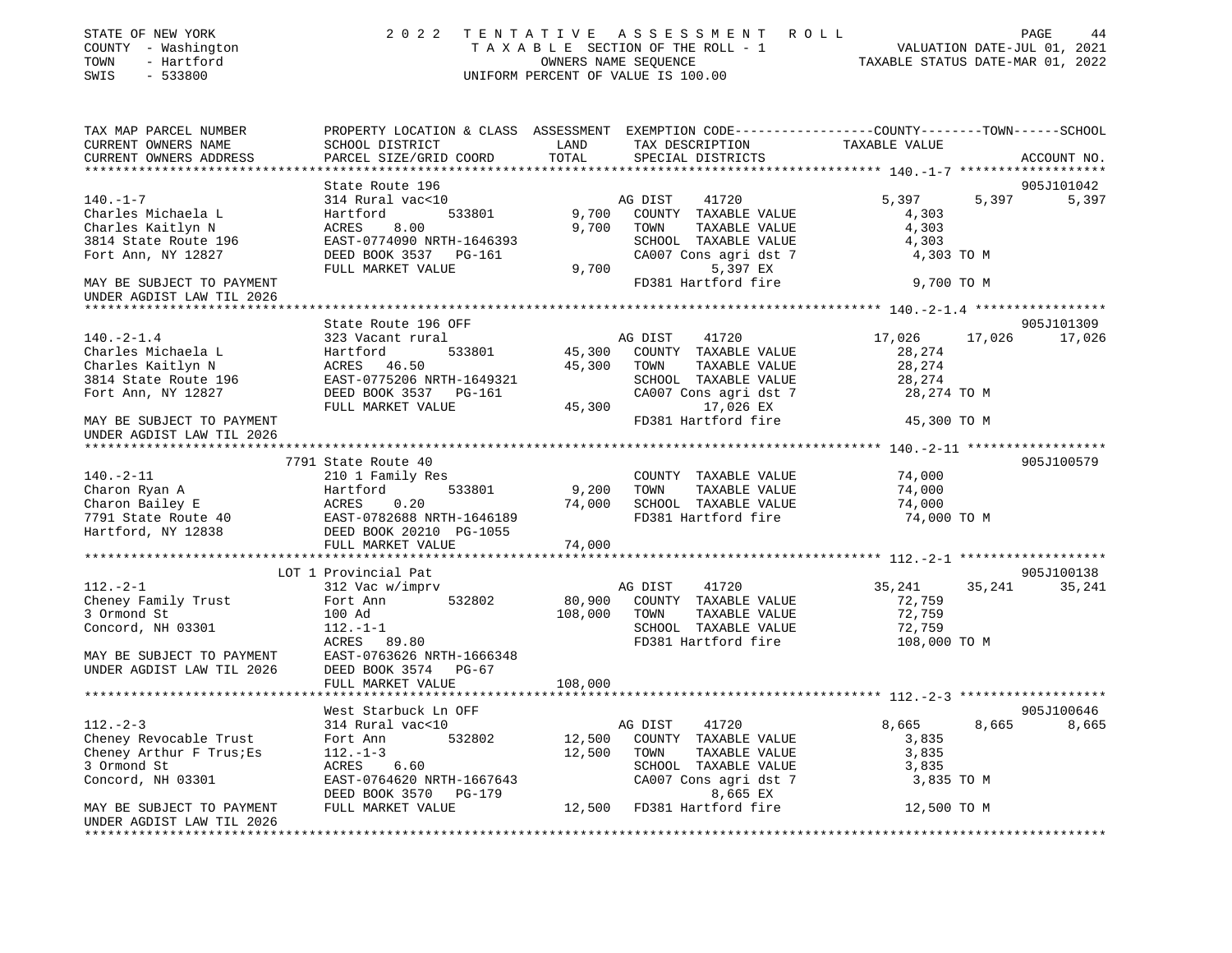STATE OF NEW YORK
COUNTY - Washington
TOWN - Hartford
SWIS - 533800

2 0 2 2 T E N T A T I V E A S S E S S M E N T R O L L
T A X A B L E SECTION OF THE ROLL - 1
OWNERS NAME SEQUENCE
UNIFORM PERCENT OF VALUE IS 100.00

VALUATION DATE-JUL 01, 2021
TAXABLE STATUS DATE-MAR 01, 2022

```
TAX MAP PARCEL NUMBER          PROPERTY LOCATION & CLASS  ASSESSMENT  EXEMPTION CODE-----------------COUNTY--------TOWN------SCHOOL
CURRENT OWNERS NAME            SCHOOL DISTRICT               LAND      TAX DESCRIPTION              TAXABLE VALUE
CURRENT OWNERS ADDRESS         PARCEL SIZE/GRID COORD        TOTAL     SPECIAL DISTRICTS                                  ACCOUNT NO.
****************************************************************************************************** 140.-1-7 *******************
                               State Route 196                                                                          905J101042
140.-1-7                       314 Rural vac<10                       AG DIST     41720                5,397     5,397      5,397
Charles Michaela L             Hartford          533801        9,700  COUNTY  TAXABLE VALUE            4,303
Charles Kaitlyn N              ACRES    8.00                   9,700  TOWN    TAXABLE VALUE            4,303
3814 State Route 196           EAST-0774090 NRTH-1646393              SCHOOL  TAXABLE VALUE            4,303
Fort Ann, NY 12827             DEED BOOK 3537   PG-161                CA007 Cons agri dst 7             4,303 TO M
                               FULL MARKET VALUE               9,700               5,397 EX
MAY BE SUBJECT TO PAYMENT                                             FD381 Hartford fire               9,700 TO M
UNDER AGDIST LAW TIL 2026
****************************************************************************************************** 140.-2-1.4 *****************
                               State Route 196 OFF                                                                      905J101309
140.-2-1.4                     323 Vacant rural                       AG DIST     41720               17,026    17,026     17,026
Charles Michaela L             Hartford          533801       45,300  COUNTY  TAXABLE VALUE           28,274
Charles Kaitlyn N              ACRES   46.50                  45,300  TOWN    TAXABLE VALUE           28,274
3814 State Route 196           EAST-0775206 NRTH-1649321              SCHOOL  TAXABLE VALUE           28,274
Fort Ann, NY 12827             DEED BOOK 3537   PG-161                CA007 Cons agri dst 7            28,274 TO M
                               FULL MARKET VALUE              45,300              17,026 EX
MAY BE SUBJECT TO PAYMENT                                             FD381 Hartford fire              45,300 TO M
UNDER AGDIST LAW TIL 2026
****************************************************************************************************** 140.-2-11 ******************
                          7791 State Route 40                                                                           905J100579
140.-2-11                      210 1 Family Res                       COUNTY  TAXABLE VALUE           74,000
Charon Ryan A                  Hartford          533801        9,200  TOWN    TAXABLE VALUE           74,000
Charon Bailey E                ACRES    0.20                  74,000  SCHOOL  TAXABLE VALUE           74,000
7791 State Route 40            EAST-0782688 NRTH-1646189              FD381 Hartford fire              74,000 TO M
Hartford, NY 12838             DEED BOOK 20210  PG-1055
                               FULL MARKET VALUE              74,000
****************************************************************************************************** 112.-2-1 *******************
                               LOT 1 Provincial Pat                                                                     905J100138
112.-2-1                       312 Vac w/imprv                        AG DIST     41720               35,241    35,241     35,241
Cheney Family Trust            Fort Ann          532802       80,900  COUNTY  TAXABLE VALUE           72,759
3 Ormond St                    100 Ad                        108,000  TOWN    TAXABLE VALUE           72,759
Concord, NH 03301              112.-1-1                               SCHOOL  TAXABLE VALUE           72,759
                               ACRES   89.80                          FD381 Hartford fire             108,000 TO M
MAY BE SUBJECT TO PAYMENT      EAST-0763626 NRTH-1666348
UNDER AGDIST LAW TIL 2026      DEED BOOK 3574   PG-67
                               FULL MARKET VALUE             108,000
****************************************************************************************************** 112.-2-3 *******************
                               West Starbuck Ln OFF                                                                     905J100646
112.-2-3                       314 Rural vac<10                       AG DIST     41720                8,665     8,665      8,665
Cheney Revocable Trust         Fort Ann          532802       12,500  COUNTY  TAXABLE VALUE            3,835
Cheney Arthur F Trus;Es        112.-1-3                       12,500  TOWN    TAXABLE VALUE            3,835
3 Ormond St                    ACRES    6.60                          SCHOOL  TAXABLE VALUE            3,835
Concord, NH 03301              EAST-0764620 NRTH-1667643              CA007 Cons agri dst 7             3,835 TO M
                               DEED BOOK 3570   PG-179                             8,665 EX
MAY BE SUBJECT TO PAYMENT      FULL MARKET VALUE              12,500  FD381 Hartford fire              12,500 TO M
UNDER AGDIST LAW TIL 2026
************************************************************************************************************************************
```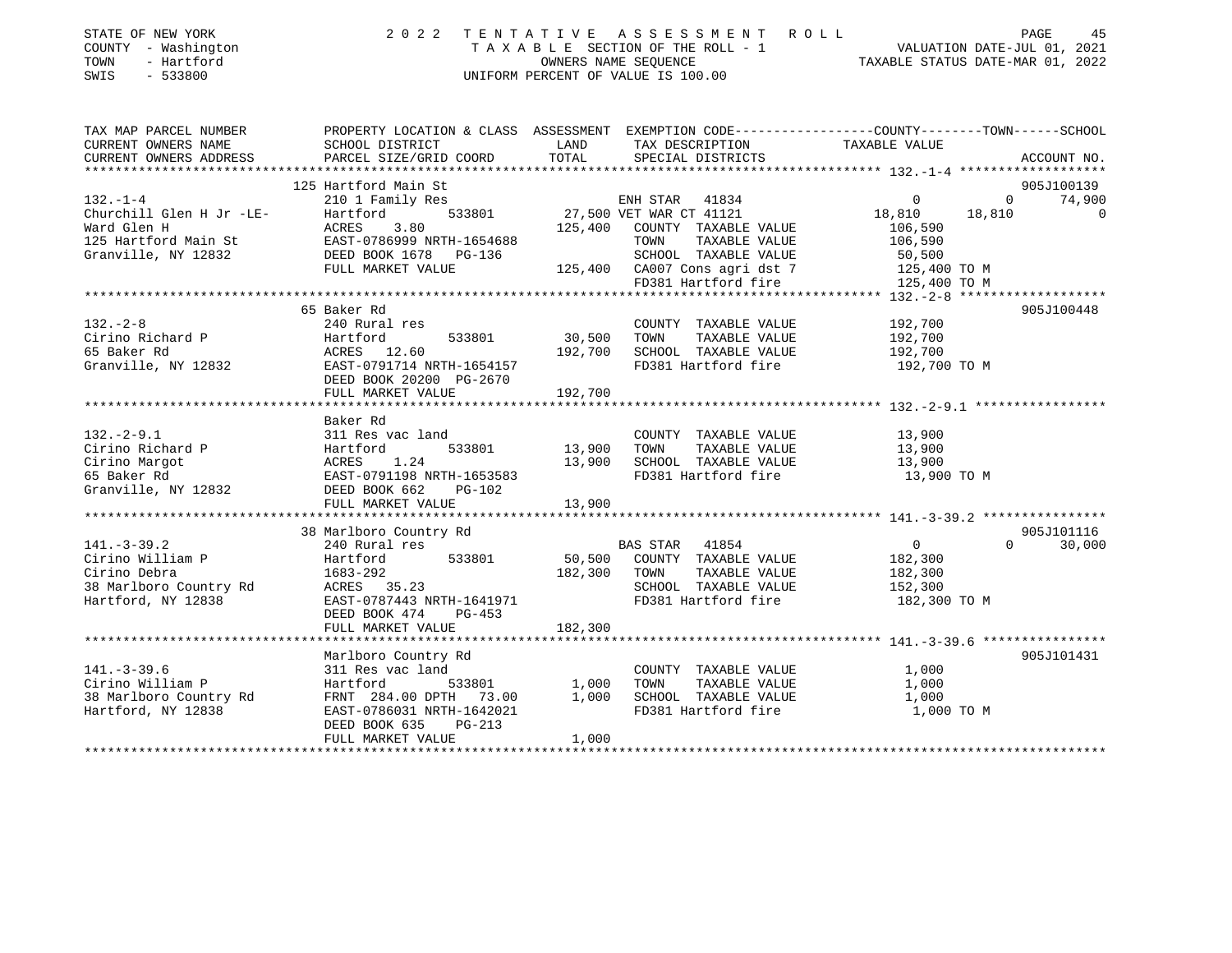STATE OF NEW YORK
COUNTY - Washington
TOWN - Hartford
SWIS - 533800

2022 TENTATIVE ASSESSMENT ROLL
TAXABLE SECTION OF THE ROLL - 1
OWNERS NAME SEQUENCE
UNIFORM PERCENT OF VALUE IS 100.00

VALUATION DATE-JUL 01, 2021
TAXABLE STATUS DATE-MAR 01, 2022

| TAX MAP PARCEL NUMBER / CURRENT OWNERS NAME / CURRENT OWNERS ADDRESS | PROPERTY LOCATION & CLASS / SCHOOL DISTRICT / PARCEL SIZE/GRID COORD | ASSESSMENT LAND | TOTAL | EXEMPTION CODE / TAX DESCRIPTION / SPECIAL DISTRICTS | COUNTY TAXABLE VALUE | TOWN | SCHOOL | ACCOUNT NO. |
|---|---|---|---|---|---|---|---|---|
| | 125 Hartford Main St | | | | | | | 905J100139 |
| 132.-1-4 | 210 1 Family Res | | | ENH STAR 41834 | 0 | 0 | 74,900 | |
| Churchill Glen H Jr -LE- | Hartford 533801 | 27,500 | | VET WAR CT 41121 | 18,810 | 18,810 | 0 | |
| Ward Glen H | ACRES 3.80 | | 125,400 | COUNTY TAXABLE VALUE | 106,590 | | | |
| 125 Hartford Main St | EAST-0786999 NRTH-1654688 | | | TOWN TAXABLE VALUE | 106,590 | | | |
| Granville, NY 12832 | DEED BOOK 1678 PG-136 | | | SCHOOL TAXABLE VALUE | 50,500 | | | |
| | FULL MARKET VALUE | | 125,400 | CA007 Cons agri dst 7 | 125,400 TO M | | | |
| | | | | FD381 Hartford fire | 125,400 TO M | | | |
| | 65 Baker Rd | | | | | | | 905J100448 |
| 132.-2-8 | 240 Rural res | | | COUNTY TAXABLE VALUE | 192,700 | | | |
| Cirino Richard P | Hartford 533801 | 30,500 | | TOWN TAXABLE VALUE | 192,700 | | | |
| 65 Baker Rd | ACRES 12.60 | | 192,700 | SCHOOL TAXABLE VALUE | 192,700 | | | |
| Granville, NY 12832 | EAST-0791714 NRTH-1654157 | | | FD381 Hartford fire | 192,700 TO M | | | |
| | DEED BOOK 20200 PG-2670 | | | | | | | |
| | FULL MARKET VALUE | | 192,700 | | | | | |
| | Baker Rd | | | | | | | |
| 132.-2-9.1 | 311 Res vac land | | | COUNTY TAXABLE VALUE | 13,900 | | | |
| Cirino Richard P | Hartford 533801 | 13,900 | | TOWN TAXABLE VALUE | 13,900 | | | |
| Cirino Margot | ACRES 1.24 | | 13,900 | SCHOOL TAXABLE VALUE | 13,900 | | | |
| 65 Baker Rd | EAST-0791198 NRTH-1653583 | | | FD381 Hartford fire | 13,900 TO M | | | |
| Granville, NY 12832 | DEED BOOK 662 PG-102 | | | | | | | |
| | FULL MARKET VALUE | | 13,900 | | | | | |
| | 38 Marlboro Country Rd | | | | | | | 905J101116 |
| 141.-3-39.2 | 240 Rural res | | | BAS STAR 41854 | 0 | 0 | 30,000 | |
| Cirino William P | Hartford 533801 | 50,500 | | COUNTY TAXABLE VALUE | 182,300 | | | |
| Cirino Debra | 1683-292 | | 182,300 | TOWN TAXABLE VALUE | 182,300 | | | |
| 38 Marlboro Country Rd | ACRES 35.23 | | | SCHOOL TAXABLE VALUE | 152,300 | | | |
| Hartford, NY 12838 | EAST-0787443 NRTH-1641971 | | | FD381 Hartford fire | 182,300 TO M | | | |
| | DEED BOOK 474 PG-453 | | | | | | | |
| | FULL MARKET VALUE | | 182,300 | | | | | |
| | Marlboro Country Rd | | | | | | | 905J101431 |
| 141.-3-39.6 | 311 Res vac land | | | COUNTY TAXABLE VALUE | 1,000 | | | |
| Cirino William P | Hartford 533801 | 1,000 | | TOWN TAXABLE VALUE | 1,000 | | | |
| 38 Marlboro Country Rd | FRNT 284.00 DPTH 73.00 | | 1,000 | SCHOOL TAXABLE VALUE | 1,000 | | | |
| Hartford, NY 12838 | EAST-0786031 NRTH-1642021 | | | FD381 Hartford fire | 1,000 TO M | | | |
| | DEED BOOK 635 PG-213 | | | | | | | |
| | FULL MARKET VALUE | | 1,000 | | | | | |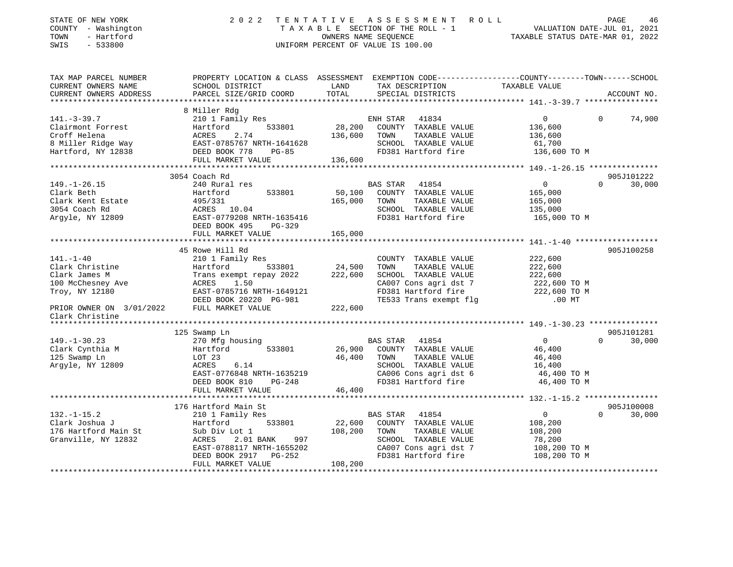STATE OF NEW YORK
COUNTY - Washington
TOWN - Hartford
SWIS - 533800

2022 TENTATIVE ASSESSMENT ROLL
TAXABLE SECTION OF THE ROLL - 1
OWNERS NAME SEQUENCE
UNIFORM PERCENT OF VALUE IS 100.00

VALUATION DATE-JUL 01, 2021
TAXABLE STATUS DATE-MAR 01, 2022

```
TAX MAP PARCEL NUMBER       PROPERTY LOCATION & CLASS  ASSESSMENT  EXEMPTION CODE-----------------COUNTY--------TOWN------SCHOOL
CURRENT OWNERS NAME         SCHOOL DISTRICT              LAND      TAX DESCRIPTION             TAXABLE VALUE
CURRENT OWNERS ADDRESS      PARCEL SIZE/GRID COORD       TOTAL     SPECIAL DISTRICTS                                    ACCOUNT NO.
******************************************************************************************************* 141.-3-39.7 ****************
                           8 Miller Rdg
141.-3-39.7                210 1 Family Res                   ENH STAR   41834            0             0      74,900
Clairmont Forrest          Hartford        533801      28,200    COUNTY  TAXABLE VALUE        136,600
Croff Helena               ACRES    2.74              136,600    TOWN    TAXABLE VALUE        136,600
8 Miller Ridge Way         EAST-0785767 NRTH-1641628             SCHOOL  TAXABLE VALUE         61,700
Hartford, NY 12838         DEED BOOK 778    PG-85                FD381 Hartford fire          136,600 TO M
                           FULL MARKET VALUE          136,600
******************************************************************************************************* 149.-1-26.15 ***************
                           3054 Coach Rd                                                                            905J101222
149.-1-26.15               240 Rural res                      BAS STAR   41854            0             0      30,000
Clark Beth                 Hartford        533801      50,100    COUNTY  TAXABLE VALUE        165,000
Clark Kent Estate          495/331                    165,000    TOWN    TAXABLE VALUE        165,000
3054 Coach Rd              ACRES   10.04                         SCHOOL  TAXABLE VALUE        135,000
Argyle, NY 12809           EAST-0779208 NRTH-1635416             FD381 Hartford fire          165,000 TO M
                           DEED BOOK 495    PG-329
                           FULL MARKET VALUE          165,000
******************************************************************************************************* 141.-1-40 ******************
                           45 Rowe Hill Rd                                                                          905J100258
141.-1-40                  210 1 Family Res                      COUNTY  TAXABLE VALUE        222,600
Clark Christine            Hartford        533801      24,500    TOWN    TAXABLE VALUE        222,600
Clark James M              Trans exempt repay 2022    222,600    SCHOOL  TAXABLE VALUE        222,600
100 McChesney Ave          ACRES    1.50                         CA007 Cons agri dst 7        222,600 TO M
Troy, NY 12180             EAST-0785716 NRTH-1649121             FD381 Hartford fire          222,600 TO M
                           DEED BOOK 20220 PG-981                TE533 Trans exempt flg           .00 MT
PRIOR OWNER ON 3/01/2022   FULL MARKET VALUE          222,600
Clark Christine
******************************************************************************************************* 149.-1-30.23 ***************
                           125 Swamp Ln                                                                             905J101281
149.-1-30.23               270 Mfg housing                    BAS STAR   41854            0             0      30,000
Clark Cynthia M            Hartford        533801      26,900    COUNTY  TAXABLE VALUE         46,400
125 Swamp Ln               LOT 23                      46,400    TOWN    TAXABLE VALUE         46,400
Argyle, NY 12809           ACRES    6.14                         SCHOOL  TAXABLE VALUE         16,400
                           EAST-0776848 NRTH-1635219             CA006 Cons agri dst 6         46,400 TO M
                           DEED BOOK 810    PG-248               FD381 Hartford fire           46,400 TO M
                           FULL MARKET VALUE           46,400
******************************************************************************************************* 132.-1-15.2 ****************
                           176 Hartford Main St                                                                     905J100008
132.-1-15.2                210 1 Family Res                   BAS STAR   41854            0             0      30,000
Clark Joshua J             Hartford        533801      22,600    COUNTY  TAXABLE VALUE        108,200
176 Hartford Main St       Sub Div Lot 1              108,200    TOWN    TAXABLE VALUE        108,200
Granville, NY 12832        ACRES    2.01 BANK    997             SCHOOL  TAXABLE VALUE         78,200
                           EAST-0788117 NRTH-1655202             CA007 Cons agri dst 7        108,200 TO M
                           DEED BOOK 2917   PG-252               FD381 Hartford fire          108,200 TO M
                           FULL MARKET VALUE          108,200
************************************************************************************************************************************
```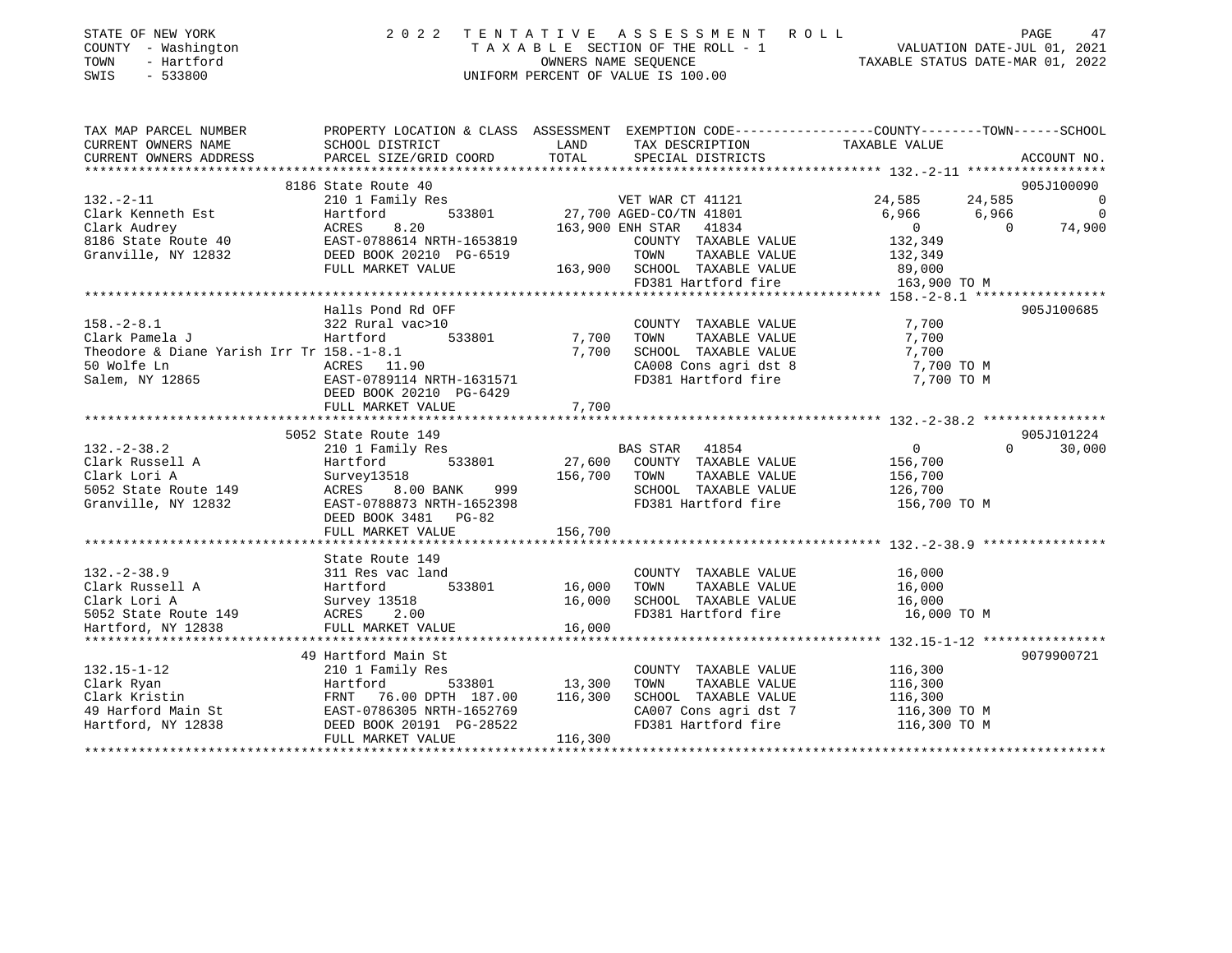STATE OF NEW YORK | 2 0 2 2 T E N T A T I V E A S S E S S M E N T R O L L
COUNTY - Washington | T A X A B L E SECTION OF THE ROLL - 1 | VALUATION DATE-JUL 01, 2021
TOWN - Hartford | OWNERS NAME SEQUENCE | TAXABLE STATUS DATE-MAR 01, 2022
SWIS - 533800 | UNIFORM PERCENT OF VALUE IS 100.00

```
TAX MAP PARCEL NUMBER          PROPERTY LOCATION & CLASS  ASSESSMENT  EXEMPTION CODE------------------COUNTY--------TOWN------SCHOOL
CURRENT OWNERS NAME            SCHOOL DISTRICT             LAND       TAX DESCRIPTION             TAXABLE VALUE
CURRENT OWNERS ADDRESS         PARCEL SIZE/GRID COORD      TOTAL      SPECIAL DISTRICTS                                      ACCOUNT NO.
****************************************************************************************************** 132.-2-11 ******************
                               8186 State Route 40                                                                          905J100090
132.-2-11                      210 1 Family Res                        VET WAR CT 41121             24,585      24,585           0
Clark Kenneth Est              Hartford          533801     27,700 AGED-CO/TN 41801                  6,966       6,966           0
Clark Audrey                   ACRES     8.20              163,900 ENH STAR   41834                      0           0      74,900
8186 State Route 40            EAST-0788614 NRTH-1653819              COUNTY  TAXABLE VALUE          132,349
Granville, NY 12832            DEED BOOK 20210 PG-6519                TOWN    TAXABLE VALUE          132,349
                               FULL MARKET VALUE           163,900    SCHOOL  TAXABLE VALUE           89,000
                                                                      FD381 Hartford fire            163,900 TO M
****************************************************************************************************** 158.-2-8.1 *****************
                               Halls Pond Rd OFF                                                                            905J100685
158.-2-8.1                     322 Rural vac>10                       COUNTY  TAXABLE VALUE            7,700
Clark Pamela J                 Hartford          533801      7,700    TOWN    TAXABLE VALUE            7,700
Theodore & Diane Yarish Irr Tr 158.-1-8.1                    7,700    SCHOOL  TAXABLE VALUE            7,700
50 Wolfe Ln                    ACRES    11.90                         CA008 Cons agri dst 8            7,700 TO M
Salem, NY 12865                EAST-0789114 NRTH-1631571              FD381 Hartford fire              7,700 TO M
                               DEED BOOK 20210 PG-6429
                               FULL MARKET VALUE             7,700
****************************************************************************************************** 132.-2-38.2 ****************
                               5052 State Route 149                                                                         905J101224
132.-2-38.2                    210 1 Family Res                       BAS STAR   41854                    0           0      30,000
Clark Russell A                Hartford          533801     27,600    COUNTY  TAXABLE VALUE          156,700
Clark Lori A                   Survey13518                 156,700    TOWN    TAXABLE VALUE          156,700
5052 State Route 149           ACRES     8.00 BANK     999            SCHOOL  TAXABLE VALUE          126,700
Granville, NY 12832            EAST-0788873 NRTH-1652398              FD381 Hartford fire            156,700 TO M
                               DEED BOOK 3481   PG-82
                               FULL MARKET VALUE           156,700
****************************************************************************************************** 132.-2-38.9 ****************
                               State Route 149
132.-2-38.9                    311 Res vac land                       COUNTY  TAXABLE VALUE           16,000
Clark Russell A                Hartford          533801     16,000    TOWN    TAXABLE VALUE           16,000
Clark Lori A                   Survey 13518                 16,000    SCHOOL  TAXABLE VALUE           16,000
5052 State Route 149           ACRES     2.00                         FD381 Hartford fire             16,000 TO M
Hartford, NY 12838             FULL MARKET VALUE            16,000
****************************************************************************************************** 132.15-1-12 ****************
                               49 Hartford Main St                                                                          9079900721
132.15-1-12                    210 1 Family Res                       COUNTY  TAXABLE VALUE          116,300
Clark Ryan                     Hartford          533801     13,300    TOWN    TAXABLE VALUE          116,300
Clark Kristin                  FRNT    76.00 DPTH 187.00   116,300    SCHOOL  TAXABLE VALUE          116,300
49 Harford Main St             EAST-0786305 NRTH-1652769              CA007 Cons agri dst 7          116,300 TO M
Hartford, NY 12838             DEED BOOK 20191 PG-28522               FD381 Hartford fire            116,300 TO M
                               FULL MARKET VALUE           116,300
************************************************************************************************************************************
```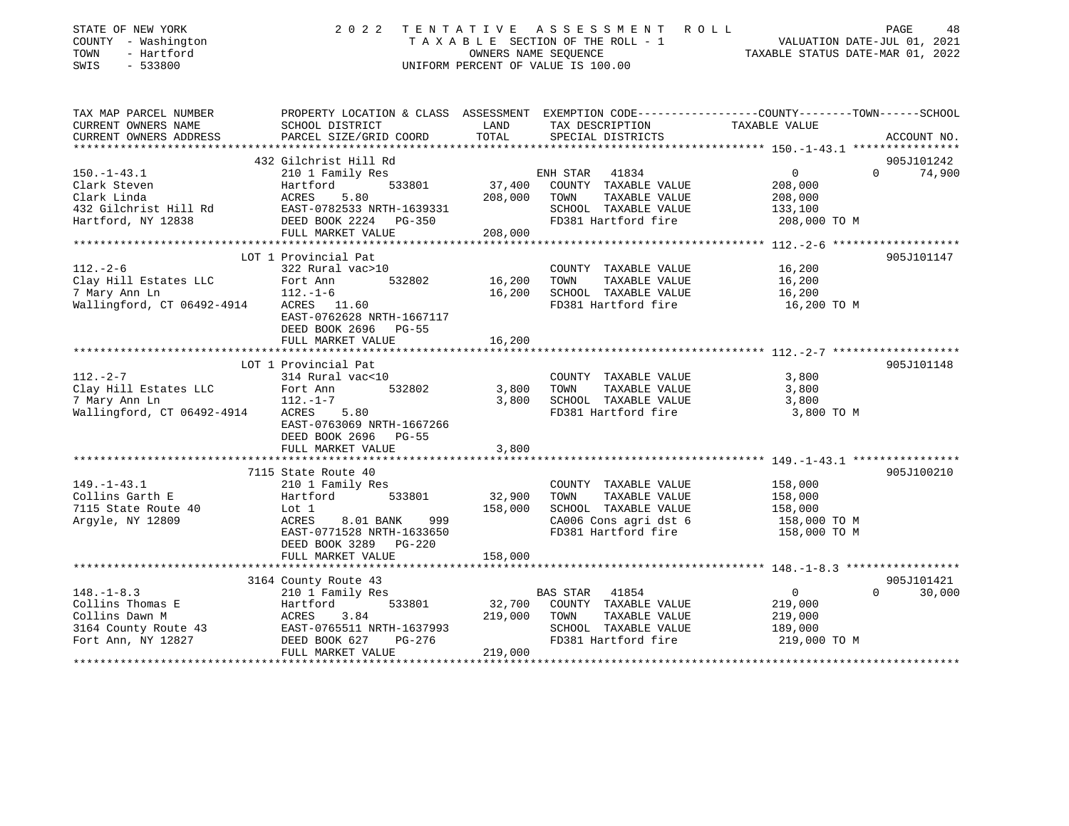STATE OF NEW YORK · COUNTY - Washington · TOWN - Hartford · SWIS - 533800

# 2022 TENTATIVE ASSESSMENT ROLL

TAXABLE SECTION OF THE ROLL - 1 · OWNERS NAME SEQUENCE · UNIFORM PERCENT OF VALUE IS 100.00

VALUATION DATE-JUL 01, 2021 · TAXABLE STATUS DATE-MAR 01, 2022

| TAX MAP PARCEL NUMBER / CURRENT OWNERS NAME / CURRENT OWNERS ADDRESS | PROPERTY LOCATION & CLASS / SCHOOL DISTRICT / PARCEL SIZE/GRID COORD | ASSESSMENT LAND / TOTAL | EXEMPTION CODE / TAX DESCRIPTION / SPECIAL DISTRICTS | COUNTY | TOWN | SCHOOL | ACCOUNT NO. |
|---|---|---|---|---|---|---|---|
| 150.-1-43.1 | 432 Gilchrist Hill Rd | | | | | | 905J101242 |
| Clark Steven | 210 1 Family Res | | ENH STAR 41834 | 0 | 0 | 74,900 | |
| Clark Linda | Hartford 533801 | 37,400 | COUNTY TAXABLE VALUE | 208,000 | | | |
| 432 Gilchrist Hill Rd | ACRES 5.80 | 208,000 | TOWN TAXABLE VALUE | | 208,000 | | |
| Hartford, NY 12838 | EAST-0782533 NRTH-1639331 | | SCHOOL TAXABLE VALUE | | | 133,100 | |
| | DEED BOOK 2224 PG-350 | | FD381 Hartford fire | 208,000 TO M | | | |
| | FULL MARKET VALUE | 208,000 | | | | | |
| 112.-2-6 | LOT 1 Provincial Pat | | | | | | 905J101147 |
| Clay Hill Estates LLC | 322 Rural vac>10 | | COUNTY TAXABLE VALUE | 16,200 | | | |
| 7 Mary Ann Ln | Fort Ann 532802 | 16,200 | TOWN TAXABLE VALUE | | 16,200 | | |
| Wallingford, CT 06492-4914 | 112.-1-6 | 16,200 | SCHOOL TAXABLE VALUE | | | 16,200 | |
| | ACRES 11.60 | | FD381 Hartford fire | 16,200 TO M | | | |
| | EAST-0762628 NRTH-1667117 | | | | | | |
| | DEED BOOK 2696 PG-55 | | | | | | |
| | FULL MARKET VALUE | 16,200 | | | | | |
| 112.-2-7 | LOT 1 Provincial Pat | | | | | | 905J101148 |
| Clay Hill Estates LLC | 314 Rural vac<10 | | COUNTY TAXABLE VALUE | 3,800 | | | |
| 7 Mary Ann Ln | Fort Ann 532802 | 3,800 | TOWN TAXABLE VALUE | | 3,800 | | |
| Wallingford, CT 06492-4914 | 112.-1-7 | 3,800 | SCHOOL TAXABLE VALUE | | | 3,800 | |
| | ACRES 5.80 | | FD381 Hartford fire | 3,800 TO M | | | |
| | EAST-0763069 NRTH-1667266 | | | | | | |
| | DEED BOOK 2696 PG-55 | | | | | | |
| | FULL MARKET VALUE | 3,800 | | | | | |
| 149.-1-43.1 | 7115 State Route 40 | | | | | | 905J100210 |
| Collins Garth E | 210 1 Family Res | | COUNTY TAXABLE VALUE | 158,000 | | | |
| 7115 State Route 40 | Hartford 533801 | 32,900 | TOWN TAXABLE VALUE | | 158,000 | | |
| Argyle, NY 12809 | Lot 1 | 158,000 | SCHOOL TAXABLE VALUE | | | 158,000 | |
| | ACRES 8.01 BANK 999 | | CA006 Cons agri dst 6 | 158,000 TO M | | | |
| | EAST-0771528 NRTH-1633650 | | FD381 Hartford fire | 158,000 TO M | | | |
| | DEED BOOK 3289 PG-220 | | | | | | |
| | FULL MARKET VALUE | 158,000 | | | | | |
| 148.-1-8.3 | 3164 County Route 43 | | | | | | 905J101421 |
| Collins Thomas E | 210 1 Family Res | | BAS STAR 41854 | 0 | 0 | 30,000 | |
| Collins Dawn M | Hartford 533801 | 32,700 | COUNTY TAXABLE VALUE | 219,000 | | | |
| 3164 County Route 43 | ACRES 3.84 | 219,000 | TOWN TAXABLE VALUE | | 219,000 | | |
| Fort Ann, NY 12827 | EAST-0765511 NRTH-1637993 | | SCHOOL TAXABLE VALUE | | | 189,000 | |
| | DEED BOOK 627 PG-276 | | FD381 Hartford fire | 219,000 TO M | | | |
| | FULL MARKET VALUE | 219,000 | | | | | |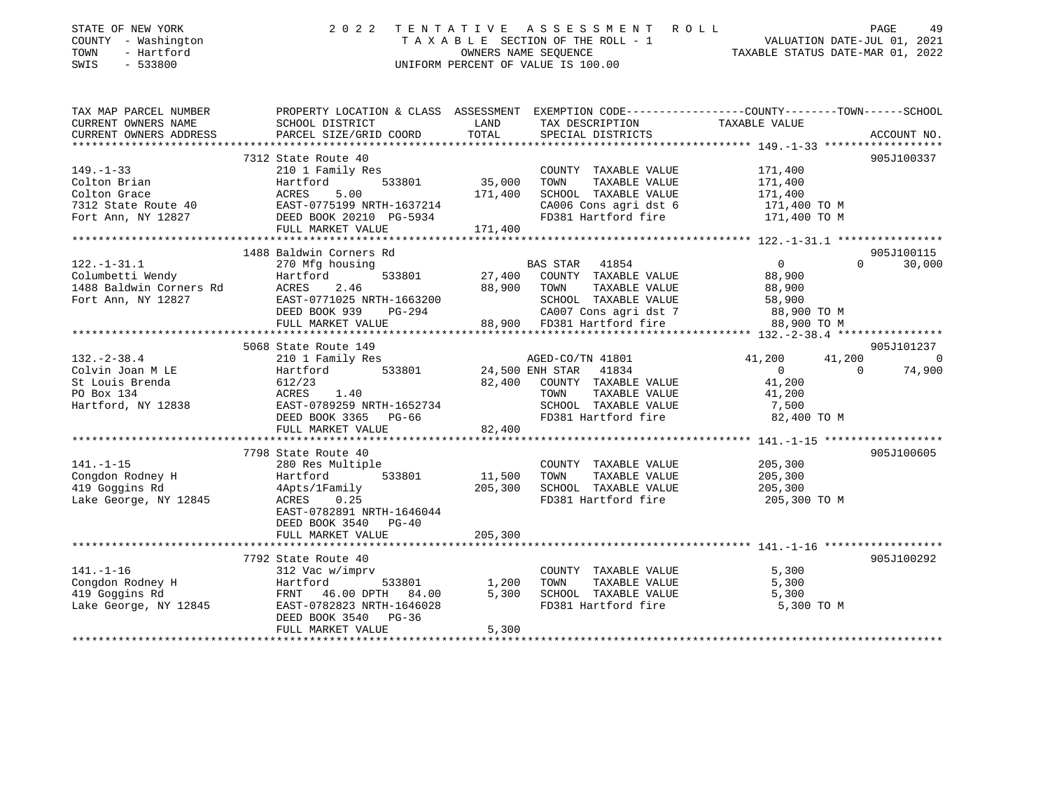STATE OF NEW YORK
COUNTY - Washington
TOWN - Hartford
SWIS - 533800

2 0 2 2 T E N T A T I V E A S S E S S M E N T R O L L
T A X A B L E SECTION OF THE ROLL - 1
OWNERS NAME SEQUENCE
UNIFORM PERCENT OF VALUE IS 100.00

VALUATION DATE-JUL 01, 2021
TAXABLE STATUS DATE-MAR 01, 2022

```
TAX MAP PARCEL NUMBER          PROPERTY LOCATION & CLASS  ASSESSMENT  EXEMPTION CODE-----------------COUNTY--------TOWN------SCHOOL
CURRENT OWNERS NAME            SCHOOL DISTRICT              LAND      TAX DESCRIPTION              TAXABLE VALUE
CURRENT OWNERS ADDRESS         PARCEL SIZE/GRID COORD       TOTAL     SPECIAL DISTRICTS                                     ACCOUNT NO.
******************************************************************************************************* 149.-1-33 ******************
                               7312 State Route 40                                                                          905J100337
149.-1-33                      210 1 Family Res                       COUNTY  TAXABLE VALUE           171,400
Colton Brian                   Hartford       533801      35,000      TOWN    TAXABLE VALUE           171,400
Colton Grace                   ACRES    5.00             171,400      SCHOOL  TAXABLE VALUE           171,400
7312 State Route 40            EAST-0775199 NRTH-1637214              CA006 Cons agri dst 6           171,400 TO M
Fort Ann, NY 12827             DEED BOOK 20210 PG-5934                FD381 Hartford fire             171,400 TO M
                               FULL MARKET VALUE         171,400
******************************************************************************************************* 122.-1-31.1 ****************
                               1488 Baldwin Corners Rd                                                                      905J100115
122.-1-31.1                    270 Mfg housing                        BAS STAR  41854                    0              0      30,000
Columbetti Wendy               Hartford       533801      27,400      COUNTY  TAXABLE VALUE            88,900
1488 Baldwin Corners Rd        ACRES    2.46              88,900      TOWN    TAXABLE VALUE            88,900
Fort Ann, NY 12827             EAST-0771025 NRTH-1663200              SCHOOL  TAXABLE VALUE            58,900
                               DEED BOOK 939     PG-294                CA007 Cons agri dst 7            88,900 TO M
                               FULL MARKET VALUE          88,900      FD381 Hartford fire              88,900 TO M
******************************************************************************************************* 132.-2-38.4 ****************
                               5068 State Route 149                                                                         905J101237
132.-2-38.4                    210 1 Family Res                       AGED-CO/TN 41801              41,200         41,200           0
Colvin Joan M LE               Hartford       533801      24,500 ENH STAR  41834                         0              0      74,900
St Louis Brenda                612/23                     82,400      COUNTY  TAXABLE VALUE            41,200
PO Box 134                     ACRES    1.40                          TOWN    TAXABLE VALUE            41,200
Hartford, NY 12838             EAST-0789259 NRTH-1652734              SCHOOL  TAXABLE VALUE             7,500
                               DEED BOOK 3365    PG-66                FD381 Hartford fire              82,400 TO M
                               FULL MARKET VALUE          82,400
******************************************************************************************************* 141.-1-15 ******************
                               7798 State Route 40                                                                          905J100605
141.-1-15                      280 Res Multiple                       COUNTY  TAXABLE VALUE           205,300
Congdon Rodney H               Hartford       533801      11,500      TOWN    TAXABLE VALUE           205,300
419 Goggins Rd                 4Apts/1Family             205,300      SCHOOL  TAXABLE VALUE           205,300
Lake George, NY 12845          ACRES    0.25                          FD381 Hartford fire             205,300 TO M
                               EAST-0782891 NRTH-1646044
                               DEED BOOK 3540    PG-40
                               FULL MARKET VALUE         205,300
******************************************************************************************************* 141.-1-16 ******************
                               7792 State Route 40                                                                          905J100292
141.-1-16                      312 Vac w/imprv                        COUNTY  TAXABLE VALUE             5,300
Congdon Rodney H               Hartford       533801       1,200      TOWN    TAXABLE VALUE             5,300
419 Goggins Rd                 FRNT   46.00 DPTH   84.00   5,300      SCHOOL  TAXABLE VALUE             5,300
Lake George, NY 12845          EAST-0782823 NRTH-1646028              FD381 Hartford fire               5,300 TO M
                               DEED BOOK 3540    PG-36
                               FULL MARKET VALUE           5,300
************************************************************************************************************************************
```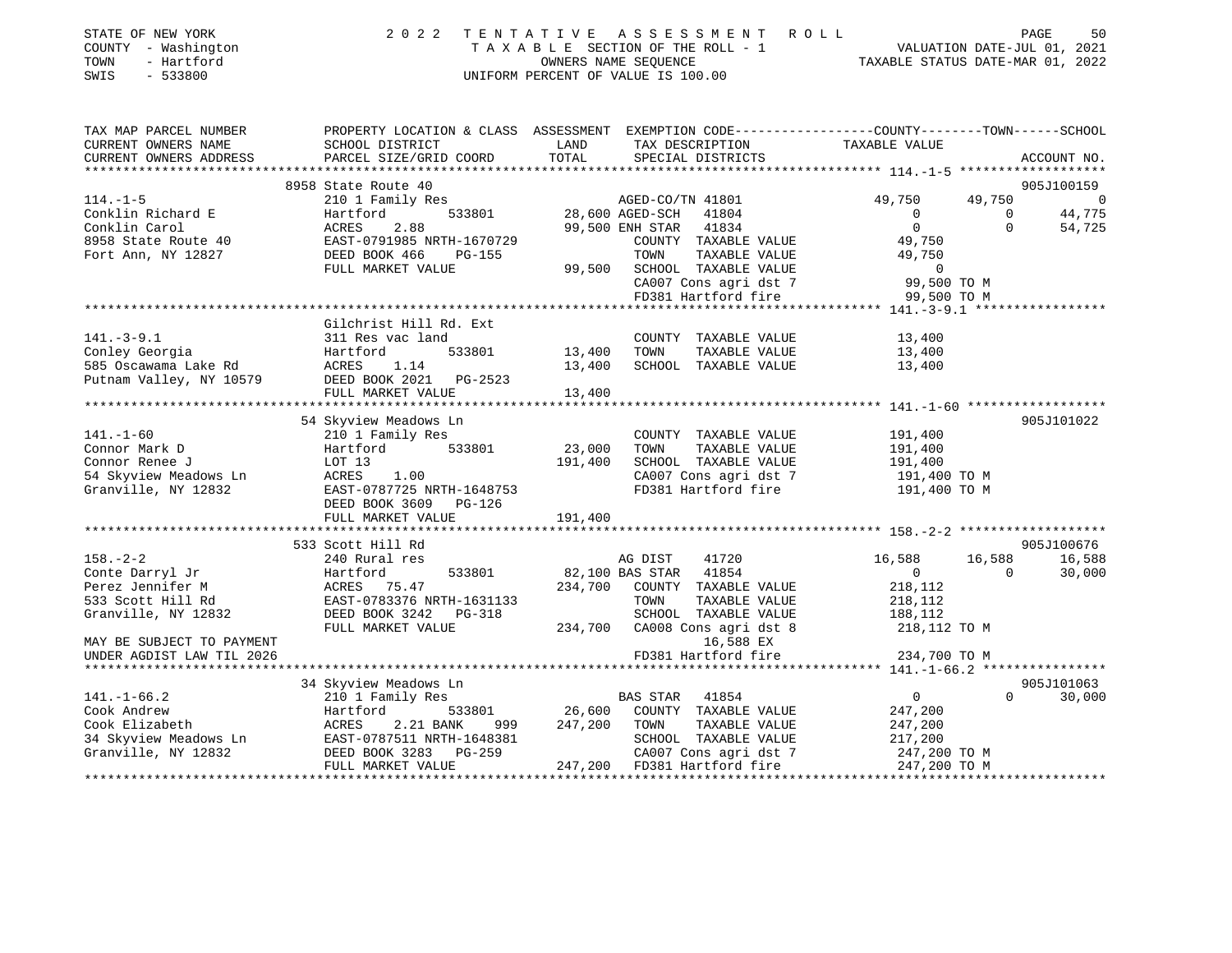STATE OF NEW YORK  
COUNTY - Washington  
TOWN - Hartford  
SWIS - 533800

2022 TENTATIVE ASSESSMENT ROLL  
TAXABLE SECTION OF THE ROLL - 1  
OWNERS NAME SEQUENCE  
UNIFORM PERCENT OF VALUE IS 100.00

VALUATION DATE-JUL 01, 2021  
TAXABLE STATUS DATE-MAR 01, 2022

```
TAX MAP PARCEL NUMBER     PROPERTY LOCATION & CLASS  ASSESSMENT  EXEMPTION CODE------------------COUNTY--------TOWN------SCHOOL
CURRENT OWNERS NAME       SCHOOL DISTRICT               LAND      TAX DESCRIPTION              TAXABLE VALUE
CURRENT OWNERS ADDRESS    PARCEL SIZE/GRID COORD        TOTAL     SPECIAL DISTRICTS                                       ACCOUNT NO.
******************************************************************************************************* 114.-1-5 *******************
                          8958 State Route 40                                                                           905J100159
114.-1-5                  210 1 Family Res                      AGED-CO/TN 41801              49,750      49,750             0
Conklin Richard E         Hartford         533801      28,600 AGED-SCH   41804                      0           0        44,775
Conklin Carol             ACRES    2.88                 99,500 ENH STAR   41834                      0           0        54,725
8958 State Route 40       EAST-0791985 NRTH-1670729            COUNTY  TAXABLE VALUE             49,750
Fort Ann, NY 12827        DEED BOOK 466    PG-155              TOWN    TAXABLE VALUE             49,750
                          FULL MARKET VALUE             99,500 SCHOOL  TAXABLE VALUE                  0
                                                               CA007 Cons agri dst 7            99,500 TO M
                                                               FD381 Hartford fire              99,500 TO M
******************************************************************************************************* 141.-3-9.1 *****************
                          Gilchrist Hill Rd. Ext
141.-3-9.1                311 Res vac land                     COUNTY  TAXABLE VALUE             13,400
Conley Georgia            Hartford         533801      13,400 TOWN    TAXABLE VALUE             13,400
585 Oscawama Lake Rd      ACRES    1.14                 13,400 SCHOOL  TAXABLE VALUE             13,400
Putnam Valley, NY 10579   DEED BOOK 2021   PG-2523
                          FULL MARKET VALUE             13,400
******************************************************************************************************* 141.-1-60 ******************
                          54 Skyview Meadows Ln                                                                         905J101022
141.-1-60                 210 1 Family Res                     COUNTY  TAXABLE VALUE            191,400
Connor Mark D             Hartford         533801      23,000 TOWN    TAXABLE VALUE            191,400
Connor Renee J            LOT 13                       191,400 SCHOOL  TAXABLE VALUE            191,400
54 Skyview Meadows Ln     ACRES    1.00                        CA007 Cons agri dst 7           191,400 TO M
Granville, NY 12832       EAST-0787725 NRTH-1648753            FD381 Hartford fire             191,400 TO M
                          DEED BOOK 3609   PG-126
                          FULL MARKET VALUE            191,400
******************************************************************************************************* 158.-2-2 *******************
                          533 Scott Hill Rd                                                                             905J100676
158.-2-2                  240 Rural res                        AG DIST    41720              16,588      16,588        16,588
Conte Darryl Jr           Hartford         533801      82,100 BAS STAR   41854                      0           0        30,000
Perez Jennifer M          ACRES   75.47                234,700 COUNTY  TAXABLE VALUE            218,112
533 Scott Hill Rd         EAST-0783376 NRTH-1631133            TOWN    TAXABLE VALUE            218,112
Granville, NY 12832       DEED BOOK 3242   PG-318              SCHOOL  TAXABLE VALUE            188,112
                          FULL MARKET VALUE            234,700 CA008 Cons agri dst 8           218,112 TO M
MAY BE SUBJECT TO PAYMENT                                          16,588 EX
UNDER AGDIST LAW TIL 2026                                      FD381 Hartford fire             234,700 TO M
******************************************************************************************************* 141.-1-66.2 ****************
                          34 Skyview Meadows Ln                                                                         905J101063
141.-1-66.2               210 1 Family Res                     BAS STAR   41854                      0           0        30,000
Cook Andrew               Hartford         533801      26,600 COUNTY  TAXABLE VALUE            247,200
Cook Elizabeth            ACRES    2.21 BANK     999   247,200 TOWN    TAXABLE VALUE            247,200
34 Skyview Meadows Ln     EAST-0787511 NRTH-1648381            SCHOOL  TAXABLE VALUE            217,200
Granville, NY 12832       DEED BOOK 3283   PG-259              CA007 Cons agri dst 7           247,200 TO M
                          FULL MARKET VALUE            247,200 FD381 Hartford fire             247,200 TO M
************************************************************************************************************************************
```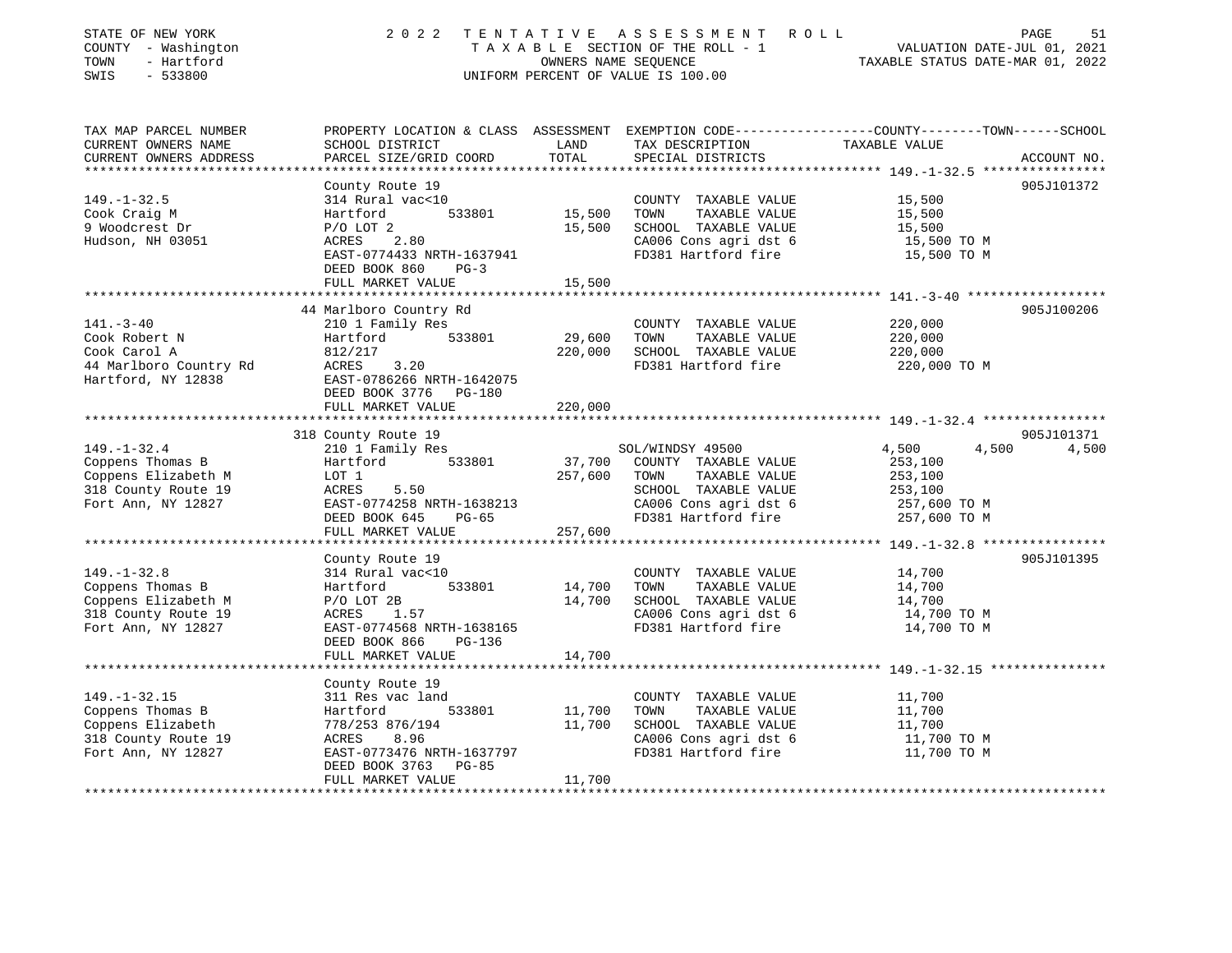STATE OF NEW YORK  
COUNTY - Washington  
TOWN - Hartford  
SWIS - 533800

2022 TENTATIVE ASSESSMENT ROLL  
TAXABLE SECTION OF THE ROLL - 1  
OWNERS NAME SEQUENCE  
UNIFORM PERCENT OF VALUE IS 100.00

VALUATION DATE-JUL 01, 2021  
TAXABLE STATUS DATE-MAR 01, 2022

| TAX MAP PARCEL NUMBER<br>CURRENT OWNERS NAME<br>CURRENT OWNERS ADDRESS | PROPERTY LOCATION & CLASS<br>SCHOOL DISTRICT<br>PARCEL SIZE/GRID COORD | ASSESSMENT<br>LAND<br>TOTAL | EXEMPTION CODE<br>TAX DESCRIPTION<br>SPECIAL DISTRICTS | COUNTY / TOWN / SCHOOL<br>TAXABLE VALUE | ACCOUNT NO. |
|---|---|---|---|---|---|
| **149.-1-32.5** | County Route 19 | | | | 905J101372 |
| 149.-1-32.5 | 314 Rural vac<10 | | COUNTY TAXABLE VALUE | 15,500 | |
| Cook Craig M | Hartford 533801 | 15,500 | TOWN TAXABLE VALUE | 15,500 | |
| 9 Woodcrest Dr | P/O LOT 2 | 15,500 | SCHOOL TAXABLE VALUE | 15,500 | |
| Hudson, NH 03051 | ACRES 2.80 | | CA006 Cons agri dst 6 | 15,500 TO M | |
| | EAST-0774433 NRTH-1637941 | | FD381 Hartford fire | 15,500 TO M | |
| | DEED BOOK 860 PG-3 | | | | |
| | FULL MARKET VALUE | 15,500 | | | |
| **141.-3-40** | 44 Marlboro Country Rd | | | | 905J100206 |
| 141.-3-40 | 210 1 Family Res | | COUNTY TAXABLE VALUE | 220,000 | |
| Cook Robert N | Hartford 533801 | 29,600 | TOWN TAXABLE VALUE | 220,000 | |
| Cook Carol A | 812/217 | 220,000 | SCHOOL TAXABLE VALUE | 220,000 | |
| 44 Marlboro Country Rd | ACRES 3.20 | | FD381 Hartford fire | 220,000 TO M | |
| Hartford, NY 12838 | EAST-0786266 NRTH-1642075 | | | | |
| | DEED BOOK 3776 PG-180 | | | | |
| | FULL MARKET VALUE | 220,000 | | | |
| **149.-1-32.4** | 318 County Route 19 | | | | 905J101371 |
| 149.-1-32.4 | 210 1 Family Res | | SOL/WINDSY 49500 | 4,500 / 4,500 / 4,500 | |
| Coppens Thomas B | Hartford 533801 | 37,700 | COUNTY TAXABLE VALUE | 253,100 | |
| Coppens Elizabeth M | LOT 1 | 257,600 | TOWN TAXABLE VALUE | 253,100 | |
| 318 County Route 19 | ACRES 5.50 | | SCHOOL TAXABLE VALUE | 253,100 | |
| Fort Ann, NY 12827 | EAST-0774258 NRTH-1638213 | | CA006 Cons agri dst 6 | 257,600 TO M | |
| | DEED BOOK 645 PG-65 | | FD381 Hartford fire | 257,600 TO M | |
| | FULL MARKET VALUE | 257,600 | | | |
| **149.-1-32.8** | County Route 19 | | | | 905J101395 |
| 149.-1-32.8 | 314 Rural vac<10 | | COUNTY TAXABLE VALUE | 14,700 | |
| Coppens Thomas B | Hartford 533801 | 14,700 | TOWN TAXABLE VALUE | 14,700 | |
| Coppens Elizabeth M | P/O LOT 2B | 14,700 | SCHOOL TAXABLE VALUE | 14,700 | |
| 318 County Route 19 | ACRES 1.57 | | CA006 Cons agri dst 6 | 14,700 TO M | |
| Fort Ann, NY 12827 | EAST-0774568 NRTH-1638165 | | FD381 Hartford fire | 14,700 TO M | |
| | DEED BOOK 866 PG-136 | | | | |
| | FULL MARKET VALUE | 14,700 | | | |
| **149.-1-32.15** | County Route 19 | | | | |
| 149.-1-32.15 | 311 Res vac land | | COUNTY TAXABLE VALUE | 11,700 | |
| Coppens Thomas B | Hartford 533801 | 11,700 | TOWN TAXABLE VALUE | 11,700 | |
| Coppens Elizabeth | 778/253 876/194 | 11,700 | SCHOOL TAXABLE VALUE | 11,700 | |
| 318 County Route 19 | ACRES 8.96 | | CA006 Cons agri dst 6 | 11,700 TO M | |
| Fort Ann, NY 12827 | EAST-0773476 NRTH-1637797 | | FD381 Hartford fire | 11,700 TO M | |
| | DEED BOOK 3763 PG-85 | | | | |
| | FULL MARKET VALUE | 11,700 | | | |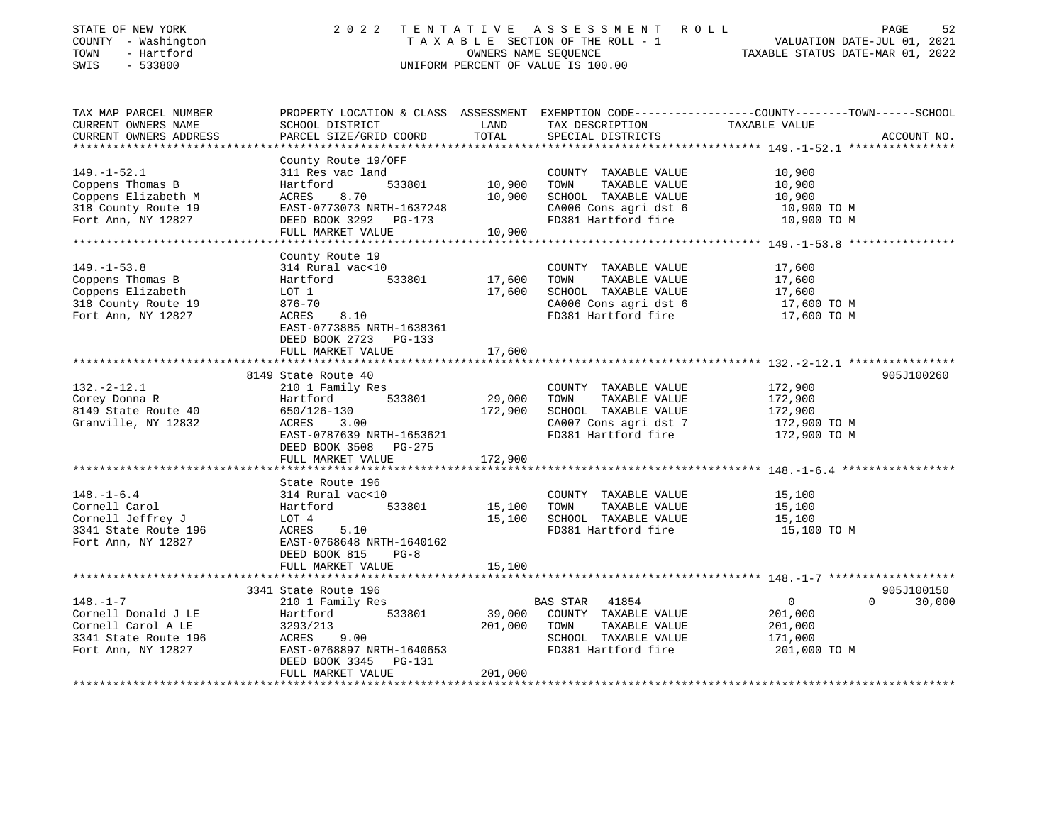STATE OF NEW YORK
COUNTY - Washington
TOWN - Hartford
SWIS - 533800

2022 TENTATIVE ASSESSMENT ROLL
TAXABLE SECTION OF THE ROLL - 1
OWNERS NAME SEQUENCE
UNIFORM PERCENT OF VALUE IS 100.00

VALUATION DATE-JUL 01, 2021
TAXABLE STATUS DATE-MAR 01, 2022

| TAX MAP PARCEL NUMBER / CURRENT OWNERS NAME / CURRENT OWNERS ADDRESS | PROPERTY LOCATION & CLASS / SCHOOL DISTRICT / PARCEL SIZE/GRID COORD | ASSESSMENT LAND | TOTAL | EXEMPTION CODE / TAX DESCRIPTION / SPECIAL DISTRICTS | COUNTY TOWN SCHOOL TAXABLE VALUE | ACCOUNT NO. |
|---|---|---|---|---|---|---|
| **149.-1-52.1** | County Route 19/OFF | | | | | |
| 149.-1-52.1 | 311 Res vac land | | | COUNTY TAXABLE VALUE | 10,900 | |
| Coppens Thomas B | Hartford 533801 | 10,900 | | TOWN TAXABLE VALUE | 10,900 | |
| Coppens Elizabeth M | ACRES 8.70 | | 10,900 | SCHOOL TAXABLE VALUE | 10,900 | |
| 318 County Route 19 | EAST-0773073 NRTH-1637248 | | | CA006 Cons agri dst 6 | 10,900 TO M | |
| Fort Ann, NY 12827 | DEED BOOK 3292 PG-173 | | | FD381 Hartford fire | 10,900 TO M | |
| | FULL MARKET VALUE | | 10,900 | | | |
| **149.-1-53.8** | County Route 19 | | | | | |
| 149.-1-53.8 | 314 Rural vac<10 | | | COUNTY TAXABLE VALUE | 17,600 | |
| Coppens Thomas B | Hartford 533801 | 17,600 | | TOWN TAXABLE VALUE | 17,600 | |
| Coppens Elizabeth | LOT 1 | | 17,600 | SCHOOL TAXABLE VALUE | 17,600 | |
| 318 County Route 19 | 876-70 | | | CA006 Cons agri dst 6 | 17,600 TO M | |
| Fort Ann, NY 12827 | ACRES 8.10 | | | FD381 Hartford fire | 17,600 TO M | |
| | EAST-0773885 NRTH-1638361 | | | | | |
| | DEED BOOK 2723 PG-133 | | | | | |
| | FULL MARKET VALUE | | 17,600 | | | |
| **132.-2-12.1** | 8149 State Route 40 | | | | | 905J100260 |
| 132.-2-12.1 | 210 1 Family Res | | | COUNTY TAXABLE VALUE | 172,900 | |
| Corey Donna R | Hartford 533801 | 29,000 | | TOWN TAXABLE VALUE | 172,900 | |
| 8149 State Route 40 | 650/126-130 | | 172,900 | SCHOOL TAXABLE VALUE | 172,900 | |
| Granville, NY 12832 | ACRES 3.00 | | | CA007 Cons agri dst 7 | 172,900 TO M | |
| | EAST-0787639 NRTH-1653621 | | | FD381 Hartford fire | 172,900 TO M | |
| | DEED BOOK 3508 PG-275 | | | | | |
| | FULL MARKET VALUE | | 172,900 | | | |
| **148.-1-6.4** | State Route 196 | | | | | |
| 148.-1-6.4 | 314 Rural vac<10 | | | COUNTY TAXABLE VALUE | 15,100 | |
| Cornell Carol | Hartford 533801 | 15,100 | | TOWN TAXABLE VALUE | 15,100 | |
| Cornell Jeffrey J | LOT 4 | | 15,100 | SCHOOL TAXABLE VALUE | 15,100 | |
| 3341 State Route 196 | ACRES 5.10 | | | FD381 Hartford fire | 15,100 TO M | |
| Fort Ann, NY 12827 | EAST-0768648 NRTH-1640162 | | | | | |
| | DEED BOOK 815 PG-8 | | | | | |
| | FULL MARKET VALUE | | 15,100 | | | |
| **148.-1-7** | 3341 State Route 196 | | | | | 905J100150 |
| 148.-1-7 | 210 1 Family Res | | | BAS STAR 41854 | 0 0 30,000 | |
| Cornell Donald J LE | Hartford 533801 | 39,000 | | COUNTY TAXABLE VALUE | 201,000 | |
| Cornell Carol A LE | 3293/213 | | 201,000 | TOWN TAXABLE VALUE | 201,000 | |
| 3341 State Route 196 | ACRES 9.00 | | | SCHOOL TAXABLE VALUE | 171,000 | |
| Fort Ann, NY 12827 | EAST-0768897 NRTH-1640653 | | | FD381 Hartford fire | 201,000 TO M | |
| | DEED BOOK 3345 PG-131 | | | | | |
| | FULL MARKET VALUE | | 201,000 | | | |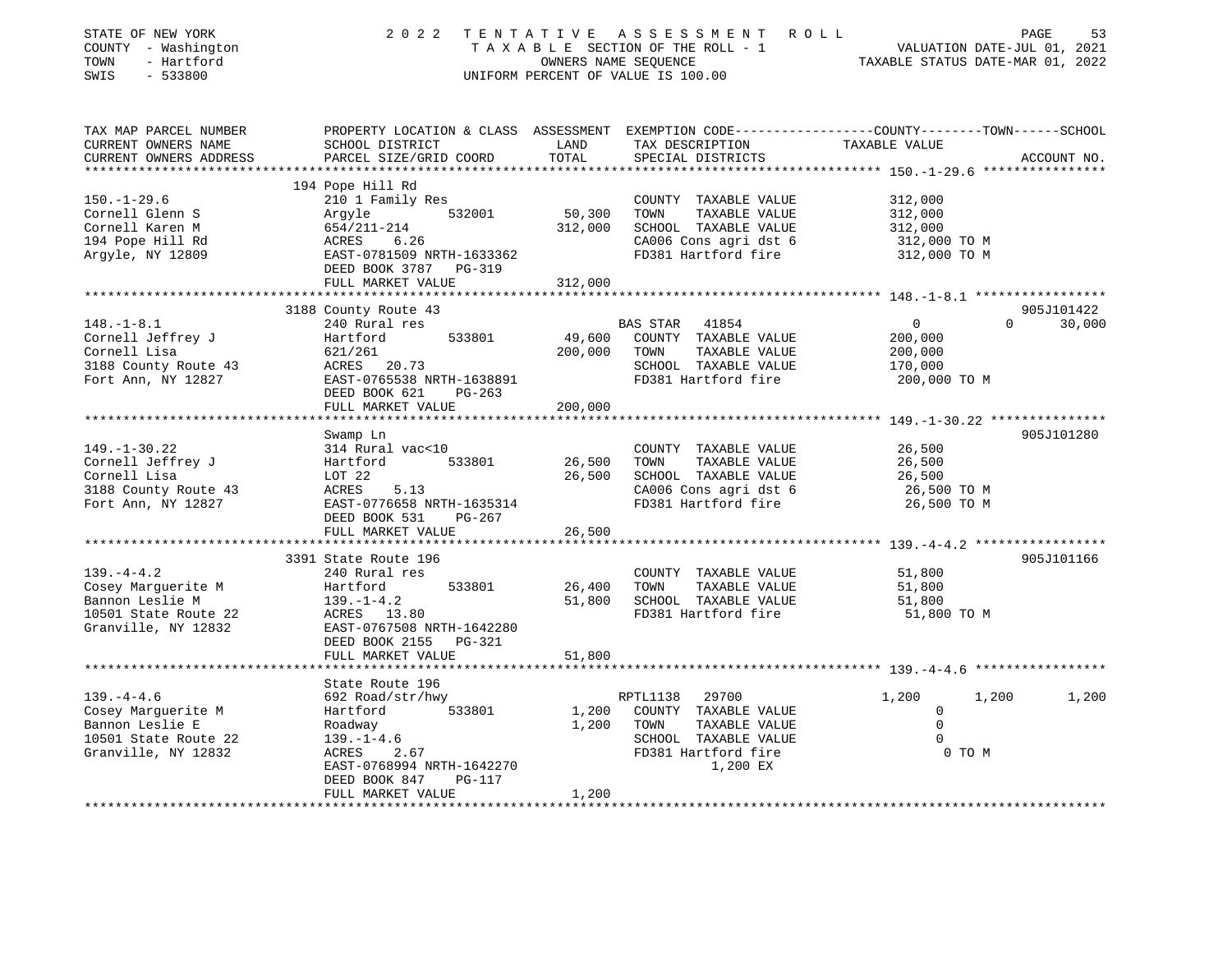STATE OF NEW YORK | 2022 TENTATIVE ASSESSMENT ROLL | VALUATION DATE-JUL 01, 2021
COUNTY - Washington | TAXABLE SECTION OF THE ROLL - 1 | TAXABLE STATUS DATE-MAR 01, 2022
TOWN - Hartford | OWNERS NAME SEQUENCE
SWIS - 533800 | UNIFORM PERCENT OF VALUE IS 100.00

| TAX MAP PARCEL NUMBER / CURRENT OWNERS NAME / CURRENT OWNERS ADDRESS | PROPERTY LOCATION & CLASS / SCHOOL DISTRICT / PARCEL SIZE/GRID COORD | ASSESSMENT LAND | TOTAL | EXEMPTION CODE / TAX DESCRIPTION / SPECIAL DISTRICTS | COUNTY TAXABLE VALUE | TOWN | SCHOOL | ACCOUNT NO. |
|---|---|---|---|---|---|---|---|---|
| **150.-1-29.6** | 194 Pope Hill Rd | | | | | | | |
| 150.-1-29.6 | 210 1 Family Res | | | COUNTY TAXABLE VALUE | 312,000 | | | |
| Cornell Glenn S | Argyle 532001 | 50,300 | | TOWN TAXABLE VALUE | 312,000 | | | |
| Cornell Karen M | 654/211-214 | | 312,000 | SCHOOL TAXABLE VALUE | 312,000 | | | |
| 194 Pope Hill Rd | ACRES 6.26 | | | CA006 Cons agri dst 6 | 312,000 TO M | | | |
| Argyle, NY 12809 | EAST-0781509 NRTH-1633362 | | | FD381 Hartford fire | 312,000 TO M | | | |
| | DEED BOOK 3787 PG-319 | | | | | | | |
| | FULL MARKET VALUE | | 312,000 | | | | | |
| **148.-1-8.1** | 3188 County Route 43 | | | | | | | 905J101422 |
| 148.-1-8.1 | 240 Rural res | | | BAS STAR 41854 | 0 | 0 | 30,000 | |
| Cornell Jeffrey J | Hartford 533801 | 49,600 | | COUNTY TAXABLE VALUE | 200,000 | | | |
| Cornell Lisa | 621/261 | | 200,000 | TOWN TAXABLE VALUE | 200,000 | | | |
| 3188 County Route 43 | ACRES 20.73 | | | SCHOOL TAXABLE VALUE | 170,000 | | | |
| Fort Ann, NY 12827 | EAST-0765538 NRTH-1638891 | | | FD381 Hartford fire | 200,000 TO M | | | |
| | DEED BOOK 621 PG-263 | | | | | | | |
| | FULL MARKET VALUE | | 200,000 | | | | | |
| **149.-1-30.22** | Swamp Ln | | | | | | | 905J101280 |
| 149.-1-30.22 | 314 Rural vac<10 | | | COUNTY TAXABLE VALUE | 26,500 | | | |
| Cornell Jeffrey J | Hartford 533801 | 26,500 | | TOWN TAXABLE VALUE | 26,500 | | | |
| Cornell Lisa | LOT 22 | | 26,500 | SCHOOL TAXABLE VALUE | 26,500 | | | |
| 3188 County Route 43 | ACRES 5.13 | | | CA006 Cons agri dst 6 | 26,500 TO M | | | |
| Fort Ann, NY 12827 | EAST-0776658 NRTH-1635314 | | | FD381 Hartford fire | 26,500 TO M | | | |
| | DEED BOOK 531 PG-267 | | | | | | | |
| | FULL MARKET VALUE | | 26,500 | | | | | |
| **139.-4-4.2** | 3391 State Route 196 | | | | | | | 905J101166 |
| 139.-4-4.2 | 240 Rural res | | | COUNTY TAXABLE VALUE | 51,800 | | | |
| Cosey Marguerite M | Hartford 533801 | 26,400 | | TOWN TAXABLE VALUE | 51,800 | | | |
| Bannon Leslie M | 139.-1-4.2 | | 51,800 | SCHOOL TAXABLE VALUE | 51,800 | | | |
| 10501 State Route 22 | ACRES 13.80 | | | FD381 Hartford fire | 51,800 TO M | | | |
| Granville, NY 12832 | EAST-0767508 NRTH-1642280 | | | | | | | |
| | DEED BOOK 2155 PG-321 | | | | | | | |
| | FULL MARKET VALUE | | 51,800 | | | | | |
| **139.-4-4.6** | State Route 196 | | | | | | | |
| 139.-4-4.6 | 692 Road/str/hwy | | | RPTL1138 29700 | 1,200 | 1,200 | 1,200 | |
| Cosey Marguerite M | Hartford 533801 | 1,200 | | COUNTY TAXABLE VALUE | 0 | | | |
| Bannon Leslie E | Roadway | | 1,200 | TOWN TAXABLE VALUE | 0 | | | |
| 10501 State Route 22 | 139.-1-4.6 | | | SCHOOL TAXABLE VALUE | 0 | | | |
| Granville, NY 12832 | ACRES 2.67 | | | FD381 Hartford fire | 0 TO M | | | |
| | EAST-0768994 NRTH-1642270 | | | 1,200 EX | | | | |
| | DEED BOOK 847 PG-117 | | | | | | | |
| | FULL MARKET VALUE | | 1,200 | | | | | |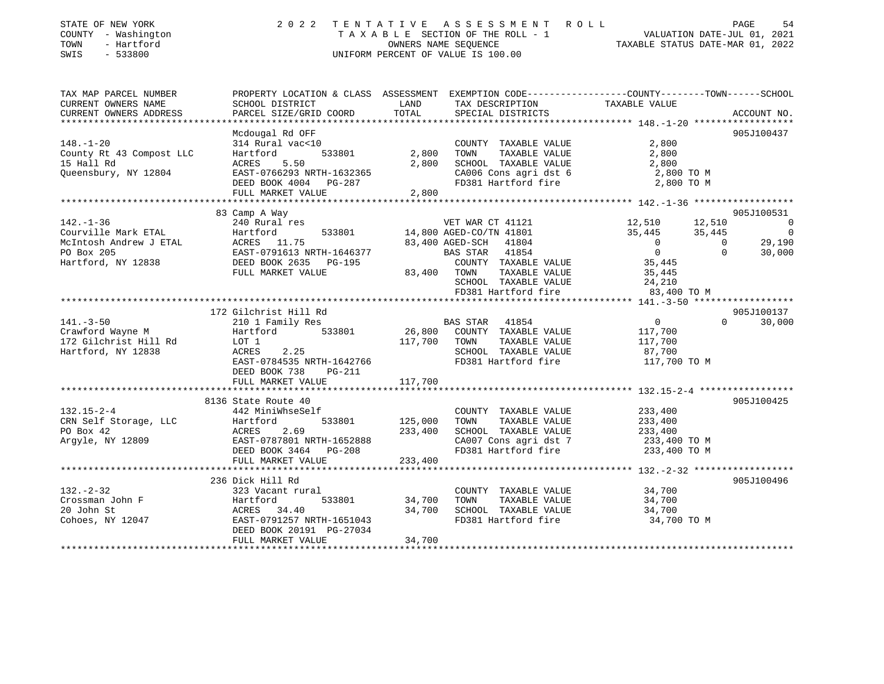STATE OF NEW YORK
COUNTY - Washington
TOWN - Hartford
SWIS - 533800

2022 TENTATIVE ASSESSMENT ROLL
TAXABLE SECTION OF THE ROLL - 1
OWNERS NAME SEQUENCE
UNIFORM PERCENT OF VALUE IS 100.00

VALUATION DATE-JUL 01, 2021
TAXABLE STATUS DATE-MAR 01, 2022

```
TAX MAP PARCEL NUMBER      PROPERTY LOCATION & CLASS  ASSESSMENT  EXEMPTION CODE-----------------COUNTY--------TOWN------SCHOOL
CURRENT OWNERS NAME        SCHOOL DISTRICT              LAND      TAX DESCRIPTION              TAXABLE VALUE
CURRENT OWNERS ADDRESS     PARCEL SIZE/GRID COORD       TOTAL     SPECIAL DISTRICTS                                  ACCOUNT NO.
******************************************************************************************************* 148.-1-20 ******************
                           Mcdougal Rd OFF                                                                          905J100437
148.-1-20                  314 Rural vac<10                       COUNTY  TAXABLE VALUE            2,800
County Rt 43 Compost LLC   Hartford        533801        2,800    TOWN    TAXABLE VALUE            2,800
15 Hall Rd                 ACRES    5.50                 2,800    SCHOOL  TAXABLE VALUE            2,800
Queensbury, NY 12804       EAST-0766293 NRTH-1632365              CA006 Cons agri dst 6             2,800 TO M
                           DEED BOOK 4004   PG-287                FD381 Hartford fire               2,800 TO M
                           FULL MARKET VALUE             2,800
******************************************************************************************************* 142.-1-36 ******************
                           83 Camp A Way                                                                            905J100531
142.-1-36                  240 Rural res                          VET WAR CT 41121            12,510       12,510            0
Courville Mark ETAL        Hartford        533801       14,800 AGED-CO/TN 41801               35,445       35,445            0
McIntosh Andrew J ETAL     ACRES   11.75                83,400 AGED-SCH   41804                    0            0       29,190
PO Box 205                 EAST-0791613 NRTH-1646377              BAS STAR  41854                   0            0       30,000
Hartford, NY 12838         DEED BOOK 2635   PG-195                COUNTY  TAXABLE VALUE           35,445
                           FULL MARKET VALUE            83,400    TOWN    TAXABLE VALUE           35,445
                                                                  SCHOOL  TAXABLE VALUE           24,210
                                                                  FD381 Hartford fire              83,400 TO M
******************************************************************************************************* 141.-3-50 ******************
                           172 Gilchrist Hill Rd                                                                    905J100137
141.-3-50                  210 1 Family Res                       BAS STAR  41854                   0            0       30,000
Crawford Wayne M           Hartford        533801       26,800    COUNTY  TAXABLE VALUE          117,700
172 Gilchrist Hill Rd      LOT 1                       117,700    TOWN    TAXABLE VALUE          117,700
Hartford, NY 12838         ACRES    2.25                          SCHOOL  TAXABLE VALUE           87,700
                           EAST-0784535 NRTH-1642766              FD381 Hartford fire             117,700 TO M
                           DEED BOOK 738    PG-211
                           FULL MARKET VALUE           117,700
******************************************************************************************************* 132.15-2-4 *****************
                           8136 State Route 40                                                                      905J100425
132.15-2-4                 442 MiniWhseSelf                       COUNTY  TAXABLE VALUE          233,400
CRN Self Storage, LLC      Hartford        533801      125,000    TOWN    TAXABLE VALUE          233,400
PO Box 42                  ACRES    2.69               233,400    SCHOOL  TAXABLE VALUE          233,400
Argyle, NY 12809           EAST-0787801 NRTH-1652888              CA007 Cons agri dst 7           233,400 TO M
                           DEED BOOK 3464   PG-208                FD381 Hartford fire             233,400 TO M
                           FULL MARKET VALUE           233,400
******************************************************************************************************* 132.-2-32 ******************
                           236 Dick Hill Rd                                                                         905J100496
132.-2-32                  323 Vacant rural                       COUNTY  TAXABLE VALUE           34,700
Crossman John F            Hartford        533801       34,700    TOWN    TAXABLE VALUE           34,700
20 John St                 ACRES   34.40                34,700    SCHOOL  TAXABLE VALUE           34,700
Cohoes, NY 12047           EAST-0791257 NRTH-1651043              FD381 Hartford fire              34,700 TO M
                           DEED BOOK 20191  PG-27034
                           FULL MARKET VALUE            34,700
************************************************************************************************************************************
```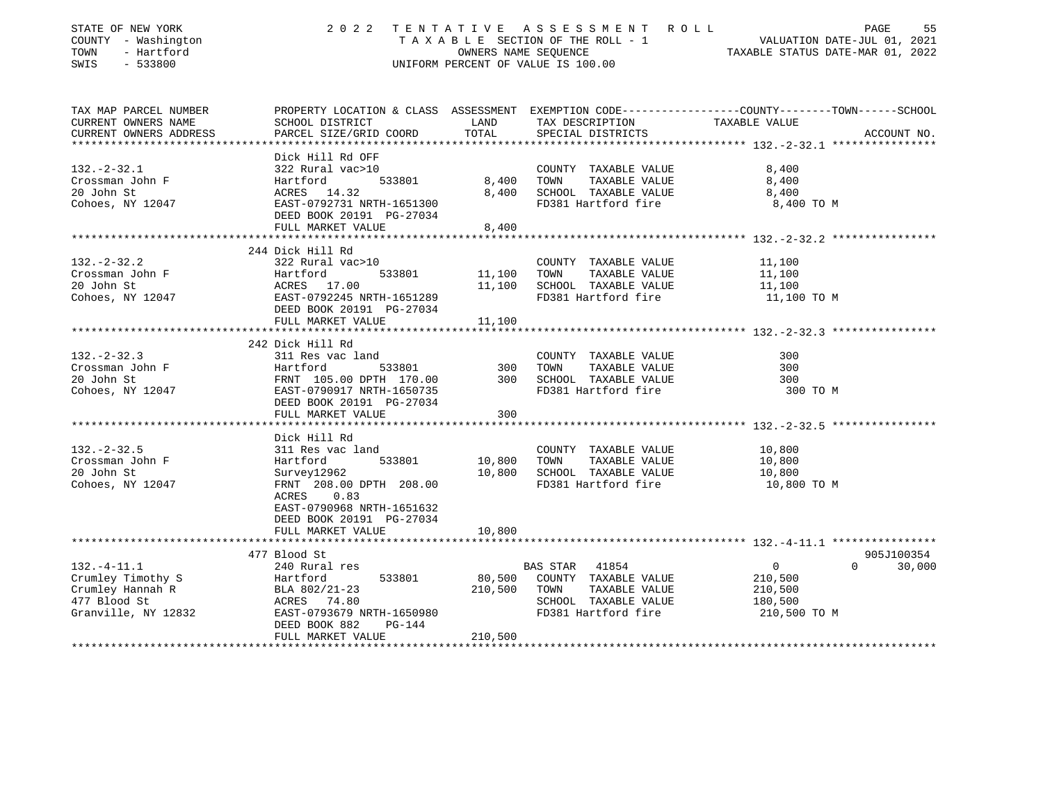STATE OF NEW YORK | COUNTY - Washington | TOWN - Hartford | SWIS - 533800

**2022 TENTATIVE ASSESSMENT ROLL**
TAXABLE SECTION OF THE ROLL - 1
OWNERS NAME SEQUENCE
UNIFORM PERCENT OF VALUE IS 100.00

VALUATION DATE-JUL 01, 2021
TAXABLE STATUS DATE-MAR 01, 2022

| TAX MAP PARCEL NUMBER / CURRENT OWNERS NAME / CURRENT OWNERS ADDRESS | PROPERTY LOCATION & CLASS / SCHOOL DISTRICT / PARCEL SIZE/GRID COORD | ASSESSMENT LAND | TOTAL | EXEMPTION CODE / TAX DESCRIPTION / SPECIAL DISTRICTS | COUNTY / TOWN / SCHOOL TAXABLE VALUE | ACCOUNT NO. |
|---|---|---|---|---|---|---|
| **132.-2-32.1** | Dick Hill Rd OFF | | | | | |
| Crossman John F | 322 Rural vac>10 | | | COUNTY TAXABLE VALUE | 8,400 | |
| 20 John St | Hartford 533801 | 8,400 | | TOWN TAXABLE VALUE | 8,400 | |
| Cohoes, NY 12047 | ACRES 14.32 | | 8,400 | SCHOOL TAXABLE VALUE | 8,400 | |
| | EAST-0792731 NRTH-1651300 | | | FD381 Hartford fire | 8,400 TO M | |
| | DEED BOOK 20191 PG-27034 | | | | | |
| | FULL MARKET VALUE | | 8,400 | | | |
| **132.-2-32.2** | 244 Dick Hill Rd | | | | | |
| Crossman John F | 322 Rural vac>10 | | | COUNTY TAXABLE VALUE | 11,100 | |
| 20 John St | Hartford 533801 | 11,100 | | TOWN TAXABLE VALUE | 11,100 | |
| Cohoes, NY 12047 | ACRES 17.00 | | 11,100 | SCHOOL TAXABLE VALUE | 11,100 | |
| | EAST-0792245 NRTH-1651289 | | | FD381 Hartford fire | 11,100 TO M | |
| | DEED BOOK 20191 PG-27034 | | | | | |
| | FULL MARKET VALUE | | 11,100 | | | |
| **132.-2-32.3** | 242 Dick Hill Rd | | | | | |
| Crossman John F | 311 Res vac land | | | COUNTY TAXABLE VALUE | 300 | |
| 20 John St | Hartford 533801 | 300 | | TOWN TAXABLE VALUE | 300 | |
| Cohoes, NY 12047 | FRNT 105.00 DPTH 170.00 | | 300 | SCHOOL TAXABLE VALUE | 300 | |
| | EAST-0790917 NRTH-1650735 | | | FD381 Hartford fire | 300 TO M | |
| | DEED BOOK 20191 PG-27034 | | | | | |
| | FULL MARKET VALUE | | 300 | | | |
| **132.-2-32.5** | Dick Hill Rd | | | | | |
| Crossman John F | 311 Res vac land | | | COUNTY TAXABLE VALUE | 10,800 | |
| 20 John St | Hartford 533801 | 10,800 | | TOWN TAXABLE VALUE | 10,800 | |
| Cohoes, NY 12047 | Survey12962 | | 10,800 | SCHOOL TAXABLE VALUE | 10,800 | |
| | FRNT 208.00 DPTH 208.00 | | | FD381 Hartford fire | 10,800 TO M | |
| | ACRES 0.83 | | | | | |
| | EAST-0790968 NRTH-1651632 | | | | | |
| | DEED BOOK 20191 PG-27034 | | | | | |
| | FULL MARKET VALUE | | 10,800 | | | |
| **132.-4-11.1** | 477 Blood St | | | | | 905J100354 |
| Crumley Timothy S | 240 Rural res | | | BAS STAR 41854 | 0 / 0 / 30,000 | |
| Crumley Hannah R | Hartford 533801 | 80,500 | | COUNTY TAXABLE VALUE | 210,500 | |
| 477 Blood St | BLA 802/21-23 | | 210,500 | TOWN TAXABLE VALUE | 210,500 | |
| Granville, NY 12832 | ACRES 74.80 | | | SCHOOL TAXABLE VALUE | 180,500 | |
| | EAST-0793679 NRTH-1650980 | | | FD381 Hartford fire | 210,500 TO M | |
| | DEED BOOK 882 PG-144 | | | | | |
| | FULL MARKET VALUE | | 210,500 | | | |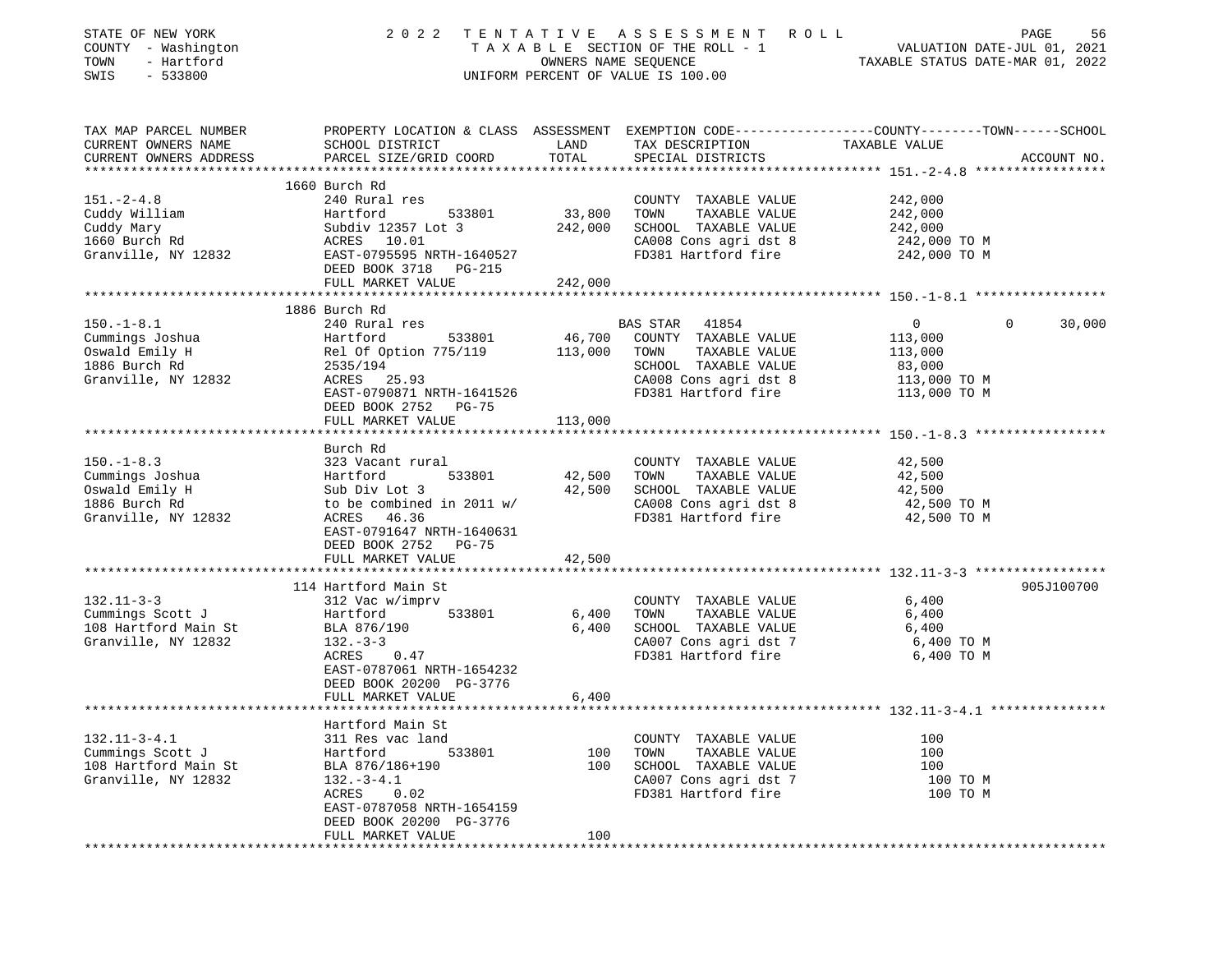STATE OF NEW YORK | 2022 TENTATIVE ASSESSMENT ROLL
COUNTY - Washington | TAXABLE SECTION OF THE ROLL - 1 | VALUATION DATE-JUL 01, 2021
TOWN - Hartford | OWNERS NAME SEQUENCE | TAXABLE STATUS DATE-MAR 01, 2022
SWIS - 533800 | UNIFORM PERCENT OF VALUE IS 100.00

| TAX MAP PARCEL NUMBER / CURRENT OWNERS NAME / CURRENT OWNERS ADDRESS | PROPERTY LOCATION & CLASS / SCHOOL DISTRICT / PARCEL SIZE/GRID COORD | ASSESSMENT LAND | TOTAL | EXEMPTION CODE / TAX DESCRIPTION / SPECIAL DISTRICTS | COUNTY--------TOWN------SCHOOL TAXABLE VALUE | ACCOUNT NO. |
|---|---|---|---|---|---|---|
| **151.-2-4.8** | 1660 Burch Rd | | | | | |
| 151.-2-4.8 | 240 Rural res | | | COUNTY TAXABLE VALUE | 242,000 | |
| Cuddy William | Hartford 533801 | 33,800 | | TOWN TAXABLE VALUE | 242,000 | |
| Cuddy Mary | Subdiv 12357 Lot 3 | | 242,000 | SCHOOL TAXABLE VALUE | 242,000 | |
| 1660 Burch Rd | ACRES 10.01 | | | CA008 Cons agri dst 8 | 242,000 TO M | |
| Granville, NY 12832 | EAST-0795595 NRTH-1640527 | | | FD381 Hartford fire | 242,000 TO M | |
| | DEED BOOK 3718 PG-215 | | | | | |
| | FULL MARKET VALUE | | 242,000 | | | |
| **150.-1-8.1** | 1886 Burch Rd | | | | | |
| 150.-1-8.1 | 240 Rural res | | | BAS STAR 41854 | 0 0 30,000 | |
| Cummings Joshua | Hartford 533801 | 46,700 | | COUNTY TAXABLE VALUE | 113,000 | |
| Oswald Emily H | Rel Of Option 775/119 | | 113,000 | TOWN TAXABLE VALUE | 113,000 | |
| 1886 Burch Rd | 2535/194 | | | SCHOOL TAXABLE VALUE | 83,000 | |
| Granville, NY 12832 | ACRES 25.93 | | | CA008 Cons agri dst 8 | 113,000 TO M | |
| | EAST-0790871 NRTH-1641526 | | | FD381 Hartford fire | 113,000 TO M | |
| | DEED BOOK 2752 PG-75 | | | | | |
| | FULL MARKET VALUE | | 113,000 | | | |
| **150.-1-8.3** | Burch Rd | | | | | |
| 150.-1-8.3 | 323 Vacant rural | | | COUNTY TAXABLE VALUE | 42,500 | |
| Cummings Joshua | Hartford 533801 | 42,500 | | TOWN TAXABLE VALUE | 42,500 | |
| Oswald Emily H | Sub Div Lot 3 | | 42,500 | SCHOOL TAXABLE VALUE | 42,500 | |
| 1886 Burch Rd | to be combined in 2011 w/ | | | CA008 Cons agri dst 8 | 42,500 TO M | |
| Granville, NY 12832 | ACRES 46.36 | | | FD381 Hartford fire | 42,500 TO M | |
| | EAST-0791647 NRTH-1640631 | | | | | |
| | DEED BOOK 2752 PG-75 | | | | | |
| | FULL MARKET VALUE | | 42,500 | | | |
| **132.11-3-3** | 114 Hartford Main St | | | | | 905J100700 |
| 132.11-3-3 | 312 Vac w/imprv | | | COUNTY TAXABLE VALUE | 6,400 | |
| Cummings Scott J | Hartford 533801 | 6,400 | | TOWN TAXABLE VALUE | 6,400 | |
| 108 Hartford Main St | BLA 876/190 | | 6,400 | SCHOOL TAXABLE VALUE | 6,400 | |
| Granville, NY 12832 | 132.-3-3 | | | CA007 Cons agri dst 7 | 6,400 TO M | |
| | ACRES 0.47 | | | FD381 Hartford fire | 6,400 TO M | |
| | EAST-0787061 NRTH-1654232 | | | | | |
| | DEED BOOK 20200 PG-3776 | | | | | |
| | FULL MARKET VALUE | | 6,400 | | | |
| **132.11-3-4.1** | Hartford Main St | | | | | |
| 132.11-3-4.1 | 311 Res vac land | | | COUNTY TAXABLE VALUE | 100 | |
| Cummings Scott J | Hartford 533801 | 100 | | TOWN TAXABLE VALUE | 100 | |
| 108 Hartford Main St | BLA 876/186+190 | | 100 | SCHOOL TAXABLE VALUE | 100 | |
| Granville, NY 12832 | 132.-3-4.1 | | | CA007 Cons agri dst 7 | 100 TO M | |
| | ACRES 0.02 | | | FD381 Hartford fire | 100 TO M | |
| | EAST-0787058 NRTH-1654159 | | | | | |
| | DEED BOOK 20200 PG-3776 | | | | | |
| | FULL MARKET VALUE | | 100 | | | |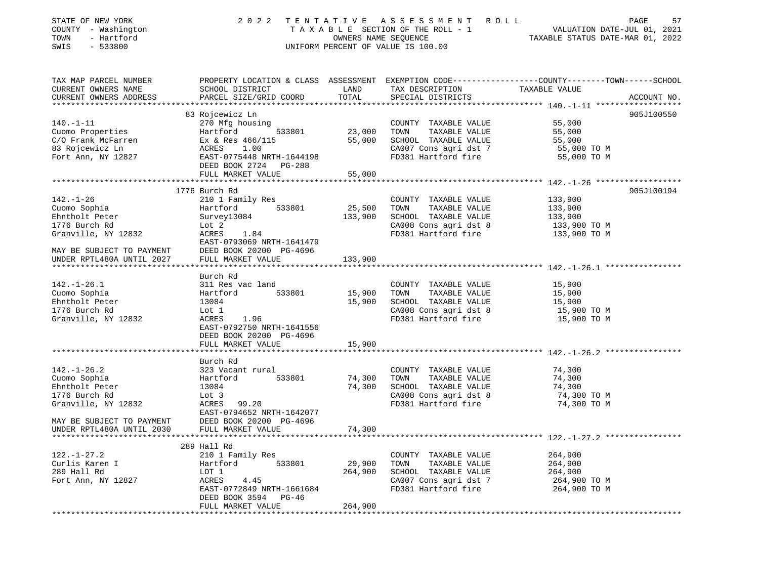STATE OF NEW YORK
COUNTY - Washington
TOWN - Hartford
SWIS - 533800

# 2022 TENTATIVE ASSESSMENT ROLL

TAXABLE SECTION OF THE ROLL - 1
OWNERS NAME SEQUENCE
UNIFORM PERCENT OF VALUE IS 100.00

VALUATION DATE-JUL 01, 2021
TAXABLE STATUS DATE-MAR 01, 2022

| TAX MAP PARCEL NUMBER / CURRENT OWNERS NAME / CURRENT OWNERS ADDRESS | PROPERTY LOCATION & CLASS / SCHOOL DISTRICT / PARCEL SIZE/GRID COORD | ASSESSMENT LAND | TOTAL | EXEMPTION CODE / TAX DESCRIPTION / SPECIAL DISTRICTS | COUNTY--------TOWN------SCHOOL TAXABLE VALUE | ACCOUNT NO. |
|---|---|---|---|---|---|---|
| 140.-1-11 | 83 Rojcewicz Ln | | | | | 905J100550 |
| 140.-1-11 | 270 Mfg housing | | | COUNTY TAXABLE VALUE | 55,000 | |
| Cuomo Properties | Hartford 533801 | 23,000 | | TOWN TAXABLE VALUE | 55,000 | |
| C/O Frank McFarren | Ex & Res 466/115 | | 55,000 | SCHOOL TAXABLE VALUE | 55,000 | |
| 83 Rojcewicz Ln | ACRES 1.00 | | | CA007 Cons agri dst 7 | 55,000 TO M | |
| Fort Ann, NY 12827 | EAST-0775448 NRTH-1644198 | | | FD381 Hartford fire | 55,000 TO M | |
| | DEED BOOK 2724 PG-288 | | | | | |
| | FULL MARKET VALUE | | 55,000 | | | |
| 142.-1-26 | 1776 Burch Rd | | | | | 905J100194 |
| 142.-1-26 | 210 1 Family Res | | | COUNTY TAXABLE VALUE | 133,900 | |
| Cuomo Sophia | Hartford 533801 | 25,500 | | TOWN TAXABLE VALUE | 133,900 | |
| Ehntholt Peter | Survey13084 | | 133,900 | SCHOOL TAXABLE VALUE | 133,900 | |
| 1776 Burch Rd | Lot 2 | | | CA008 Cons agri dst 8 | 133,900 TO M | |
| Granville, NY 12832 | ACRES 1.84 | | | FD381 Hartford fire | 133,900 TO M | |
| | EAST-0793069 NRTH-1641479 | | | | | |
| MAY BE SUBJECT TO PAYMENT | DEED BOOK 20200 PG-4696 | | | | | |
| UNDER RPTL480A UNTIL 2027 | FULL MARKET VALUE | | 133,900 | | | |
| 142.-1-26.1 | Burch Rd | | | | | |
| 142.-1-26.1 | 311 Res vac land | | | COUNTY TAXABLE VALUE | 15,900 | |
| Cuomo Sophia | Hartford 533801 | 15,900 | | TOWN TAXABLE VALUE | 15,900 | |
| Ehntholt Peter | 13084 | | 15,900 | SCHOOL TAXABLE VALUE | 15,900 | |
| 1776 Burch Rd | Lot 1 | | | CA008 Cons agri dst 8 | 15,900 TO M | |
| Granville, NY 12832 | ACRES 1.96 | | | FD381 Hartford fire | 15,900 TO M | |
| | EAST-0792750 NRTH-1641556 | | | | | |
| | DEED BOOK 20200 PG-4696 | | | | | |
| | FULL MARKET VALUE | | 15,900 | | | |
| 142.-1-26.2 | Burch Rd | | | | | |
| 142.-1-26.2 | 323 Vacant rural | | | COUNTY TAXABLE VALUE | 74,300 | |
| Cuomo Sophia | Hartford 533801 | 74,300 | | TOWN TAXABLE VALUE | 74,300 | |
| Ehntholt Peter | 13084 | | 74,300 | SCHOOL TAXABLE VALUE | 74,300 | |
| 1776 Burch Rd | Lot 3 | | | CA008 Cons agri dst 8 | 74,300 TO M | |
| Granville, NY 12832 | ACRES 99.20 | | | FD381 Hartford fire | 74,300 TO M | |
| | EAST-0794652 NRTH-1642077 | | | | | |
| MAY BE SUBJECT TO PAYMENT | DEED BOOK 20200 PG-4696 | | | | | |
| UNDER RPTL480A UNTIL 2030 | FULL MARKET VALUE | | 74,300 | | | |
| 122.-1-27.2 | 289 Hall Rd | | | | | |
| 122.-1-27.2 | 210 1 Family Res | | | COUNTY TAXABLE VALUE | 264,900 | |
| Curlis Karen I | Hartford 533801 | 29,900 | | TOWN TAXABLE VALUE | 264,900 | |
| 289 Hall Rd | LOT 1 | | 264,900 | SCHOOL TAXABLE VALUE | 264,900 | |
| Fort Ann, NY 12827 | ACRES 4.45 | | | CA007 Cons agri dst 7 | 264,900 TO M | |
| | EAST-0772849 NRTH-1661684 | | | FD381 Hartford fire | 264,900 TO M | |
| | DEED BOOK 3594 PG-46 | | | | | |
| | FULL MARKET VALUE | | 264,900 | | | |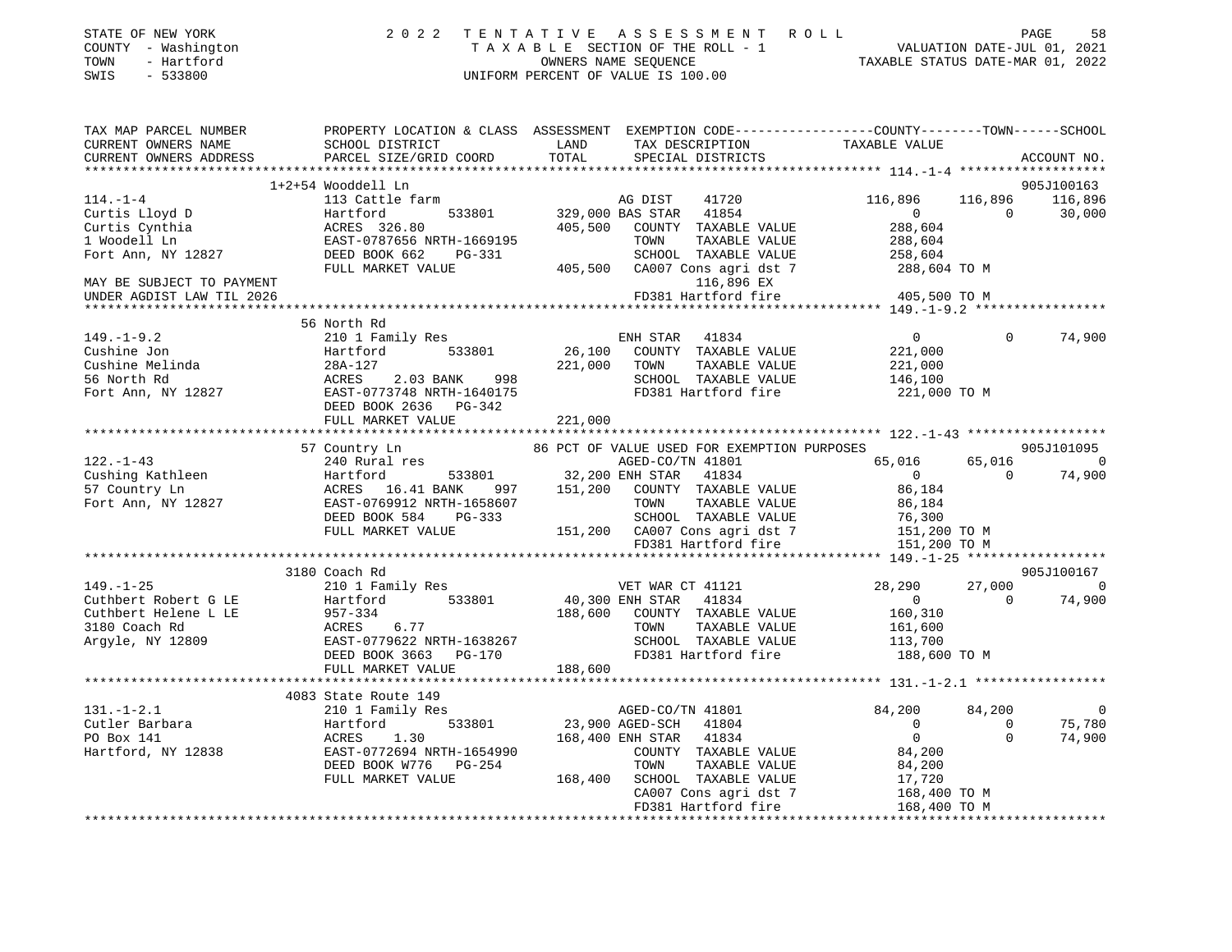STATE OF NEW YORK
COUNTY - Washington
TOWN - Hartford
SWIS - 533800

2 0 2 2 TENTATIVE ASSESSMENT ROLL
TAXABLE SECTION OF THE ROLL - 1
OWNERS NAME SEQUENCE
UNIFORM PERCENT OF VALUE IS 100.00

VALUATION DATE-JUL 01, 2021
TAXABLE STATUS DATE-MAR 01, 2022

```
TAX MAP PARCEL NUMBER      PROPERTY LOCATION & CLASS  ASSESSMENT  EXEMPTION CODE------------------COUNTY--------TOWN------SCHOOL
CURRENT OWNERS NAME        SCHOOL DISTRICT              LAND      TAX DESCRIPTION              TAXABLE VALUE
CURRENT OWNERS ADDRESS     PARCEL SIZE/GRID COORD       TOTAL     SPECIAL DISTRICTS                                    ACCOUNT NO.
******************************************************************************************************* 114.-1-4 *******************
         1+2+54 Wooddell Ln                                                                                          905J100163
114.-1-4                   113 Cattle farm                       AG DIST     41720            116,896     116,896     116,896
Curtis Lloyd D             Hartford        533801      329,000 BAS STAR    41854                  0           0      30,000
Curtis Cynthia             ACRES 326.80                405,500   COUNTY  TAXABLE VALUE         288,604
1 Woodell Ln               EAST-0787656 NRTH-1669195             TOWN    TAXABLE VALUE         288,604
Fort Ann, NY 12827         DEED BOOK 662    PG-331               SCHOOL  TAXABLE VALUE         258,604
                           FULL MARKET VALUE           405,500   CA007 Cons agri dst 7         288,604 TO M
MAY BE SUBJECT TO PAYMENT                                            116,896 EX
UNDER AGDIST LAW TIL 2026                                        FD381 Hartford fire           405,500 TO M
******************************************************************************************************* 149.-1-9.2 *****************
         56 North Rd
149.-1-9.2                 210 1 Family Res                      ENH STAR    41834                  0           0      74,900
Cushine Jon                Hartford        533801       26,100   COUNTY  TAXABLE VALUE         221,000
Cushine Melinda            28A-127                     221,000   TOWN    TAXABLE VALUE         221,000
56 North Rd                ACRES    2.03 BANK    998             SCHOOL  TAXABLE VALUE         146,100
Fort Ann, NY 12827         EAST-0773748 NRTH-1640175             FD381 Hartford fire           221,000 TO M
                           DEED BOOK 2636   PG-342
                           FULL MARKET VALUE           221,000
******************************************************************************************************* 122.-1-43 ******************
         57 Country Ln                                 86 PCT OF VALUE USED FOR EXEMPTION PURPOSES                   905J101095
122.-1-43                  240 Rural res                         AGED-CO/TN 41801              65,016      65,016           0
Cushing Kathleen           Hartford        533801       32,200 ENH STAR    41834                  0           0      74,900
57 Country Ln              ACRES   16.41 BANK    997   151,200   COUNTY  TAXABLE VALUE          86,184
Fort Ann, NY 12827         EAST-0769912 NRTH-1658607             TOWN    TAXABLE VALUE          86,184
                           DEED BOOK 584    PG-333               SCHOOL  TAXABLE VALUE          76,300
                           FULL MARKET VALUE           151,200   CA007 Cons agri dst 7         151,200 TO M
                                                                 FD381 Hartford fire           151,200 TO M
******************************************************************************************************* 149.-1-25 ******************
         3180 Coach Rd                                                                                               905J100167
149.-1-25                  210 1 Family Res                      VET WAR CT 41121              28,290      27,000           0
Cuthbert Robert G LE       Hartford        533801       40,300 ENH STAR    41834                  0           0      74,900
Cuthbert Helene L LE       957-334                     188,600   COUNTY  TAXABLE VALUE         160,310
3180 Coach Rd              ACRES    6.77                         TOWN    TAXABLE VALUE         161,600
Argyle, NY 12809           EAST-0779622 NRTH-1638267             SCHOOL  TAXABLE VALUE         113,700
                           DEED BOOK 3663   PG-170               FD381 Hartford fire           188,600 TO M
                           FULL MARKET VALUE           188,600
******************************************************************************************************* 131.-1-2.1 *****************
         4083 State Route 149
131.-1-2.1                 210 1 Family Res                      AGED-CO/TN 41801              84,200      84,200           0
Cutler Barbara             Hartford        533801       23,900 AGED-SCH   41804                   0           0      75,780
PO Box 141                 ACRES    1.30               168,400 ENH STAR    41834                  0           0      74,900
Hartford, NY 12838         EAST-0772694 NRTH-1654990             COUNTY  TAXABLE VALUE          84,200
                           DEED BOOK W776   PG-254               TOWN    TAXABLE VALUE          84,200
                           FULL MARKET VALUE           168,400   SCHOOL  TAXABLE VALUE          17,720
                                                                 CA007 Cons agri dst 7         168,400 TO M
                                                                 FD381 Hartford fire           168,400 TO M
************************************************************************************************************************************
```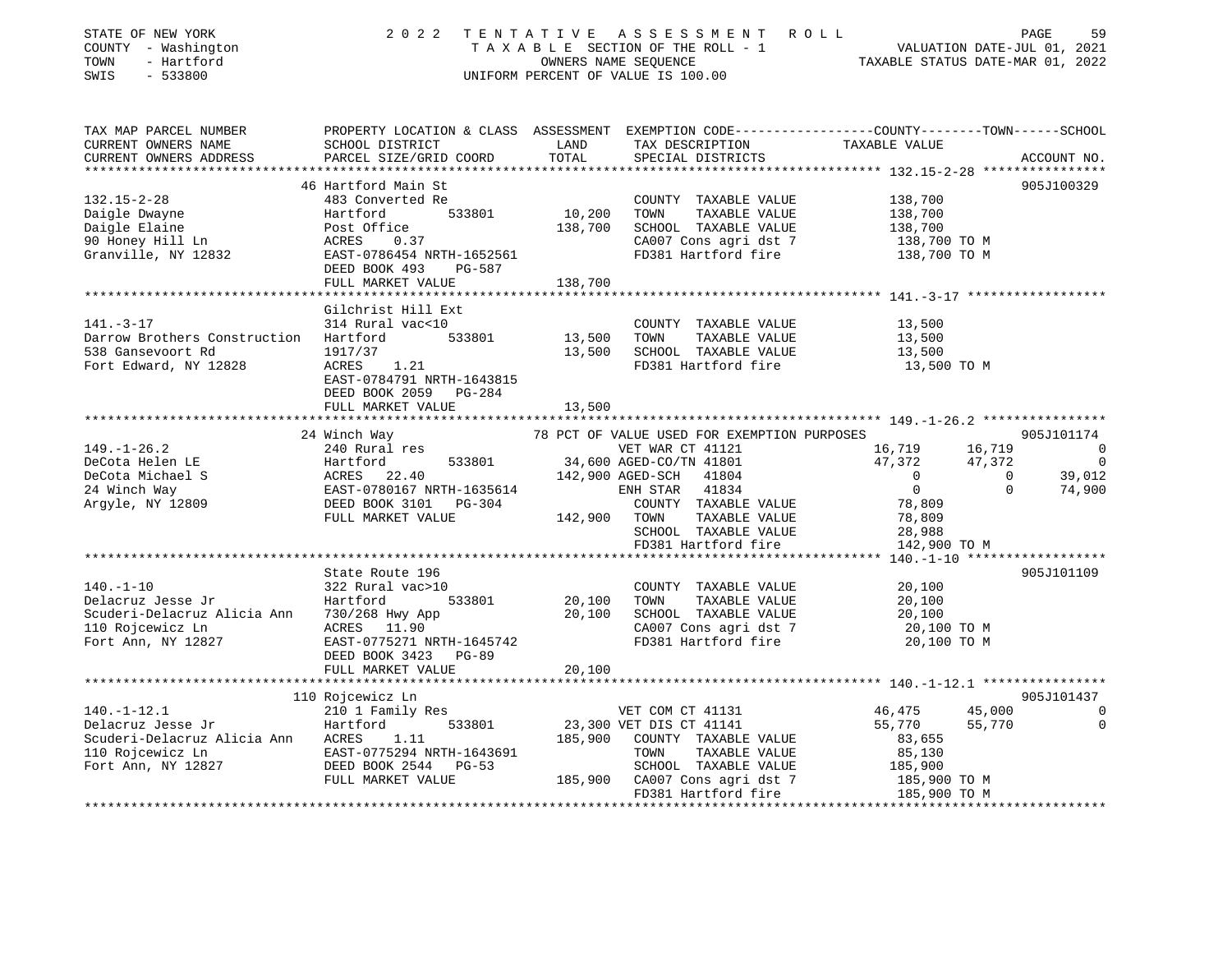STATE OF NEW YORK — 2022 TENTATIVE ASSESSMENT ROLL
COUNTY - Washington — TAXABLE SECTION OF THE ROLL - 1 — VALUATION DATE-JUL 01, 2021
TOWN - Hartford — OWNERS NAME SEQUENCE — TAXABLE STATUS DATE-MAR 01, 2022
SWIS - 533800 — UNIFORM PERCENT OF VALUE IS 100.00

```
TAX MAP PARCEL NUMBER          PROPERTY LOCATION & CLASS  ASSESSMENT  EXEMPTION CODE------------------COUNTY--------TOWN------SCHOOL
CURRENT OWNERS NAME            SCHOOL DISTRICT               LAND      TAX DESCRIPTION              TAXABLE VALUE
CURRENT OWNERS ADDRESS         PARCEL SIZE/GRID COORD        TOTAL     SPECIAL DISTRICTS                                   ACCOUNT NO.
******************************************************************************************************* 132.15-2-28 ****************
                               46 Hartford Main St                                                                         905J100329
132.15-2-28                    483 Converted Re                         COUNTY  TAXABLE VALUE            138,700
Daigle Dwayne                  Hartford          533801       10,200    TOWN    TAXABLE VALUE            138,700
Daigle Elaine                  Post Office                   138,700    SCHOOL  TAXABLE VALUE            138,700
90 Honey Hill Ln               ACRES     0.37                           CA007 Cons agri dst 7             138,700 TO M
Granville, NY 12832            EAST-0786454 NRTH-1652561                FD381 Hartford fire               138,700 TO M
                               DEED BOOK 493     PG-587
                               FULL MARKET VALUE             138,700
******************************************************************************************************* 141.-3-17 ******************
                               Gilchrist Hill Ext
141.-3-17                      314 Rural vac<10                         COUNTY  TAXABLE VALUE             13,500
Darrow Brothers Construction   Hartford          533801       13,500    TOWN    TAXABLE VALUE             13,500
538 Gansevoort Rd              1917/37                        13,500    SCHOOL  TAXABLE VALUE             13,500
Fort Edward, NY 12828          ACRES     1.21                           FD381 Hartford fire                13,500 TO M
                               EAST-0784791 NRTH-1643815
                               DEED BOOK 2059    PG-284
                               FULL MARKET VALUE              13,500
******************************************************************************************************* 149.-1-26.2 ****************
                               24 Winch Way                      78 PCT OF VALUE USED FOR EXEMPTION PURPOSES               905J101174
149.-1-26.2                    240 Rural res                            VET WAR CT 41121           16,719      16,719            0
DeCota Helen LE                Hartford          533801       34,600 AGED-CO/TN 41801              47,372      47,372            0
DeCota Michael S               ACRES    22.40                142,900 AGED-SCH   41804                   0           0       39,012
24 Winch Way                   EAST-0780167 NRTH-1635614                ENH STAR   41834                   0           0       74,900
Argyle, NY 12809               DEED BOOK 3101    PG-304                 COUNTY  TAXABLE VALUE             78,809
                               FULL MARKET VALUE             142,900    TOWN    TAXABLE VALUE             78,809
                                                                        SCHOOL  TAXABLE VALUE             28,988
                                                                        FD381 Hartford fire               142,900 TO M
******************************************************************************************************* 140.-1-10 ******************
                               State Route 196                                                                             905J101109
140.-1-10                      322 Rural vac>10                         COUNTY  TAXABLE VALUE             20,100
Delacruz Jesse Jr              Hartford          533801       20,100    TOWN    TAXABLE VALUE             20,100
Scuderi-Delacruz Alicia Ann    730/268 Hwy App                20,100    SCHOOL  TAXABLE VALUE             20,100
110 Rojcewicz Ln               ACRES    11.90                           CA007 Cons agri dst 7              20,100 TO M
Fort Ann, NY 12827             EAST-0775271 NRTH-1645742                FD381 Hartford fire                20,100 TO M
                               DEED BOOK 3423    PG-89
                               FULL MARKET VALUE              20,100
******************************************************************************************************* 140.-1-12.1 ****************
                               110 Rojcewicz Ln                                                                            905J101437
140.-1-12.1                    210 1 Family Res                         VET COM CT 41131           46,475      45,000            0
Delacruz Jesse Jr              Hartford          533801       23,300 VET DIS CT 41141              55,770      55,770            0
Scuderi-Delacruz Alicia Ann    ACRES     1.11                185,900    COUNTY  TAXABLE VALUE             83,655
110 Rojcewicz Ln               EAST-0775294 NRTH-1643691                TOWN    TAXABLE VALUE             85,130
Fort Ann, NY 12827             DEED BOOK 2544    PG-53                  SCHOOL  TAXABLE VALUE            185,900
                               FULL MARKET VALUE             185,900    CA007 Cons agri dst 7             185,900 TO M
                                                                        FD381 Hartford fire               185,900 TO M
************************************************************************************************************************************
```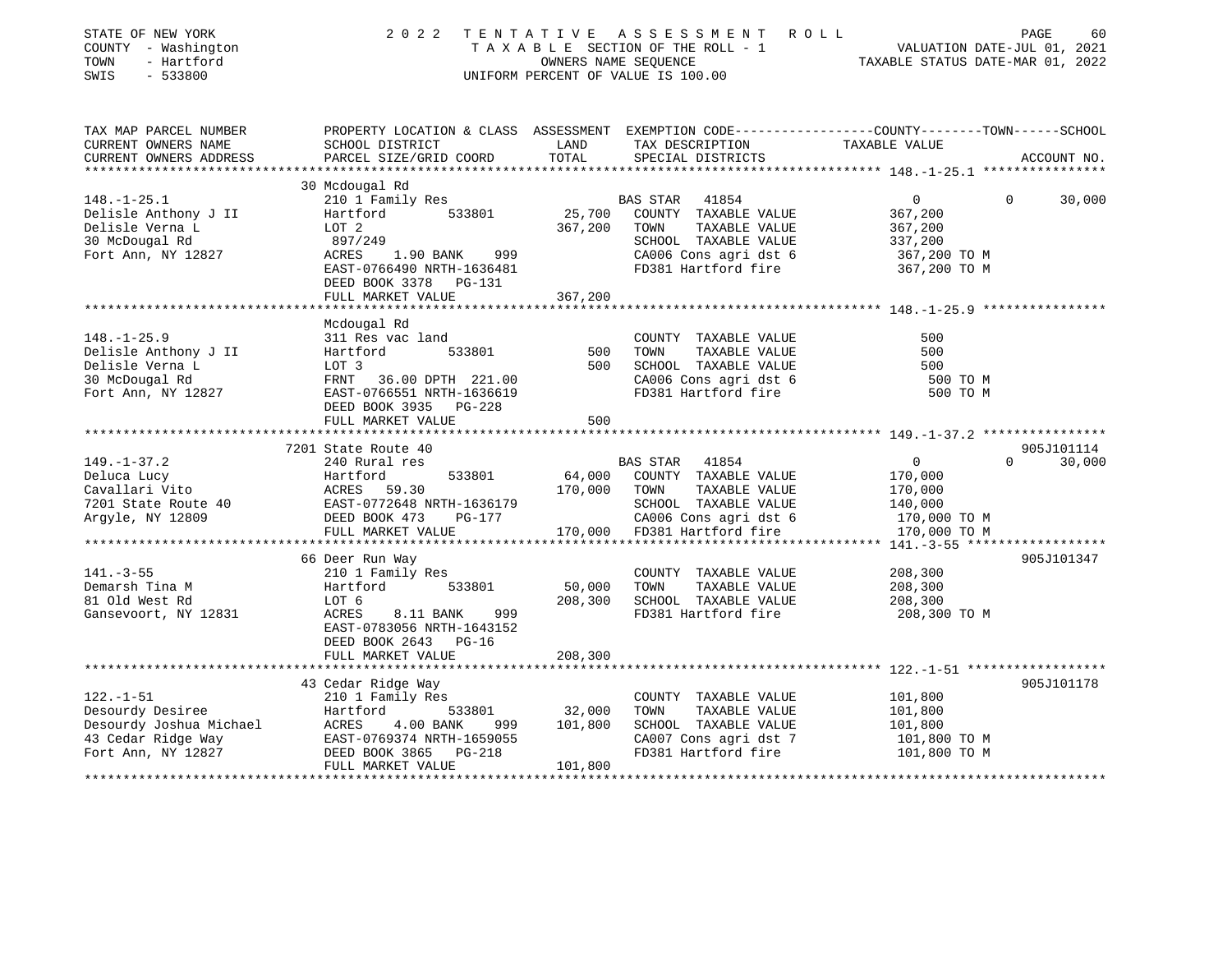STATE OF NEW YORK
COUNTY - Washington
TOWN - Hartford
SWIS - 533800

2022 TENTATIVE ASSESSMENT ROLL
TAXABLE SECTION OF THE ROLL - 1
OWNERS NAME SEQUENCE
UNIFORM PERCENT OF VALUE IS 100.00

VALUATION DATE-JUL 01, 2021
TAXABLE STATUS DATE-MAR 01, 2022

| TAX MAP PARCEL NUMBER / CURRENT OWNERS NAME / CURRENT OWNERS ADDRESS | PROPERTY LOCATION & CLASS / SCHOOL DISTRICT / PARCEL SIZE/GRID COORD | ASSESSMENT LAND | TOTAL | EXEMPTION CODE / TAX DESCRIPTION / SPECIAL DISTRICTS | COUNTY TAXABLE VALUE | TOWN | SCHOOL | ACCOUNT NO. |
|---|---|---|---|---|---|---|---|---|
| 148.-1-25.1 | 30 Mcdougal Rd | | | | | | | |
| Delisle Anthony J II | 210 1 Family Res | | | BAS STAR 41854 | 0 | 0 | 30,000 | |
| Delisle Verna L | Hartford 533801 | 25,700 | | COUNTY TAXABLE VALUE | 367,200 | | | |
| 30 McDougal Rd | LOT 2 | | 367,200 | TOWN TAXABLE VALUE | 367,200 | | | |
| Fort Ann, NY 12827 | 897/249 | | | SCHOOL TAXABLE VALUE | 337,200 | | | |
| | ACRES 1.90 BANK 999 | | | CA006 Cons agri dst 6 | 367,200 TO M | | | |
| | EAST-0766490 NRTH-1636481 | | | FD381 Hartford fire | 367,200 TO M | | | |
| | DEED BOOK 3378 PG-131 | | | | | | | |
| | FULL MARKET VALUE | | 367,200 | | | | | |
| 148.-1-25.9 | Mcdougal Rd | | | | | | | |
| Delisle Anthony J II | 311 Res vac land | | | COUNTY TAXABLE VALUE | 500 | | | |
| Delisle Verna L | Hartford 533801 | 500 | | TOWN TAXABLE VALUE | 500 | | | |
| 30 McDougal Rd | LOT 3 | | 500 | SCHOOL TAXABLE VALUE | 500 | | | |
| Fort Ann, NY 12827 | FRNT 36.00 DPTH 221.00 | | | CA006 Cons agri dst 6 | 500 TO M | | | |
| | EAST-0766551 NRTH-1636619 | | | FD381 Hartford fire | 500 TO M | | | |
| | DEED BOOK 3935 PG-228 | | | | | | | |
| | FULL MARKET VALUE | | 500 | | | | | |
| 149.-1-37.2 | 7201 State Route 40 | | | | | | | 905J101114 |
| Deluca Lucy | 240 Rural res | | | BAS STAR 41854 | 0 | 0 | 30,000 | |
| Cavallari Vito | Hartford 533801 | 64,000 | | COUNTY TAXABLE VALUE | 170,000 | | | |
| 7201 State Route 40 | ACRES 59.30 | | 170,000 | TOWN TAXABLE VALUE | 170,000 | | | |
| Argyle, NY 12809 | EAST-0772648 NRTH-1636179 | | | SCHOOL TAXABLE VALUE | 140,000 | | | |
| | DEED BOOK 473 PG-177 | | | CA006 Cons agri dst 6 | 170,000 TO M | | | |
| | FULL MARKET VALUE | | 170,000 | FD381 Hartford fire | 170,000 TO M | | | |
| 141.-3-55 | 66 Deer Run Way | | | | | | | 905J101347 |
| Demarsh Tina M | 210 1 Family Res | | | COUNTY TAXABLE VALUE | 208,300 | | | |
| 81 Old West Rd | Hartford 533801 | 50,000 | | TOWN TAXABLE VALUE | 208,300 | | | |
| Gansevoort, NY 12831 | LOT 6 | | 208,300 | SCHOOL TAXABLE VALUE | 208,300 | | | |
| | ACRES 8.11 BANK 999 | | | FD381 Hartford fire | 208,300 TO M | | | |
| | EAST-0783056 NRTH-1643152 | | | | | | | |
| | DEED BOOK 2643 PG-16 | | | | | | | |
| | FULL MARKET VALUE | | 208,300 | | | | | |
| 122.-1-51 | 43 Cedar Ridge Way | | | | | | | 905J101178 |
| Desourdy Desiree | 210 1 Family Res | | | COUNTY TAXABLE VALUE | 101,800 | | | |
| Desourdy Joshua Michael | Hartford 533801 | 32,000 | | TOWN TAXABLE VALUE | 101,800 | | | |
| 43 Cedar Ridge Way | ACRES 4.00 BANK 999 | | 101,800 | SCHOOL TAXABLE VALUE | 101,800 | | | |
| Fort Ann, NY 12827 | EAST-0769374 NRTH-1659055 | | | CA007 Cons agri dst 7 | 101,800 TO M | | | |
| | DEED BOOK 3865 PG-218 | | | FD381 Hartford fire | 101,800 TO M | | | |
| | FULL MARKET VALUE | | 101,800 | | | | | |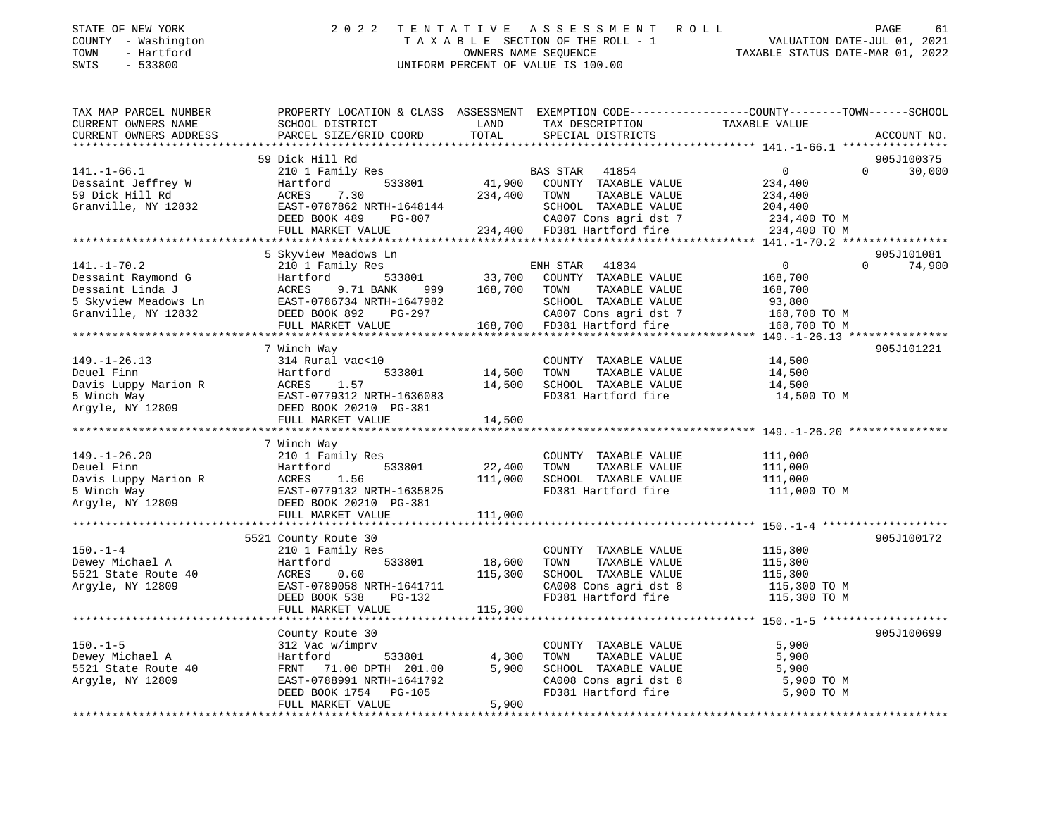STATE OF NEW YORK · COUNTY - Washington · TOWN - Hartford · SWIS - 533800

# 2022 TENTATIVE ASSESSMENT ROLL

TAXABLE SECTION OF THE ROLL - 1 · OWNERS NAME SEQUENCE · UNIFORM PERCENT OF VALUE IS 100.00

VALUATION DATE-JUL 01, 2021 · TAXABLE STATUS DATE-MAR 01, 2022

| TAX MAP PARCEL NUMBER / CURRENT OWNERS NAME / CURRENT OWNERS ADDRESS | PROPERTY LOCATION & CLASS / SCHOOL DISTRICT / PARCEL SIZE/GRID COORD | ASSESSMENT LAND / TOTAL | EXEMPTION CODE / TAX DESCRIPTION / SPECIAL DISTRICTS | COUNTY / TOWN / SCHOOL TAXABLE VALUE | ACCOUNT NO. |
|---|---|---|---|---|---|
| **141.-1-66.1** | 59 Dick Hill Rd | | | | 905J100375 |
| Dessaint Jeffrey W | 210 1 Family Res | | BAS STAR 41854 | 0 / 0 / 30,000 | |
| 59 Dick Hill Rd | Hartford 533801 | 41,900 | COUNTY TAXABLE VALUE | 234,400 | |
| Granville, NY 12832 | ACRES 7.30 | 234,400 | TOWN TAXABLE VALUE | 234,400 | |
| | EAST-0787862 NRTH-1648144 | | SCHOOL TAXABLE VALUE | 204,400 | |
| | DEED BOOK 489 PG-807 | | CA007 Cons agri dst 7 | 234,400 TO M | |
| | FULL MARKET VALUE | 234,400 | FD381 Hartford fire | 234,400 TO M | |
| **141.-1-70.2** | 5 Skyview Meadows Ln | | | | 905J101081 |
| Dessaint Raymond G | 210 1 Family Res | | ENH STAR 41834 | 0 / 0 / 74,900 | |
| Dessaint Linda J | Hartford 533801 | 33,700 | COUNTY TAXABLE VALUE | 168,700 | |
| 5 Skyview Meadows Ln | ACRES 9.71 BANK 999 | 168,700 | TOWN TAXABLE VALUE | 168,700 | |
| Granville, NY 12832 | EAST-0786734 NRTH-1647982 | | SCHOOL TAXABLE VALUE | 93,800 | |
| | DEED BOOK 892 PG-297 | | CA007 Cons agri dst 7 | 168,700 TO M | |
| | FULL MARKET VALUE | 168,700 | FD381 Hartford fire | 168,700 TO M | |
| **149.-1-26.13** | 7 Winch Way | | | | 905J101221 |
| Deuel Finn | 314 Rural vac<10 | | COUNTY TAXABLE VALUE | 14,500 | |
| Davis Luppy Marion R | Hartford 533801 | 14,500 | TOWN TAXABLE VALUE | 14,500 | |
| 5 Winch Way | ACRES 1.57 | 14,500 | SCHOOL TAXABLE VALUE | 14,500 | |
| Argyle, NY 12809 | EAST-0779312 NRTH-1636083 | | FD381 Hartford fire | 14,500 TO M | |
| | DEED BOOK 20210 PG-381 | | | | |
| | FULL MARKET VALUE | 14,500 | | | |
| **149.-1-26.20** | 7 Winch Way | | | | |
| Deuel Finn | 210 1 Family Res | | COUNTY TAXABLE VALUE | 111,000 | |
| Davis Luppy Marion R | Hartford 533801 | 22,400 | TOWN TAXABLE VALUE | 111,000 | |
| 5 Winch Way | ACRES 1.56 | 111,000 | SCHOOL TAXABLE VALUE | 111,000 | |
| Argyle, NY 12809 | EAST-0779132 NRTH-1635825 | | FD381 Hartford fire | 111,000 TO M | |
| | DEED BOOK 20210 PG-381 | | | | |
| | FULL MARKET VALUE | 111,000 | | | |
| **150.-1-4** | 5521 County Route 30 | | | | 905J100172 |
| Dewey Michael A | 210 1 Family Res | | COUNTY TAXABLE VALUE | 115,300 | |
| 5521 State Route 40 | Hartford 533801 | 18,600 | TOWN TAXABLE VALUE | 115,300 | |
| Argyle, NY 12809 | ACRES 0.60 | 115,300 | SCHOOL TAXABLE VALUE | 115,300 | |
| | EAST-0789058 NRTH-1641711 | | CA008 Cons agri dst 8 | 115,300 TO M | |
| | DEED BOOK 538 PG-132 | | FD381 Hartford fire | 115,300 TO M | |
| | FULL MARKET VALUE | 115,300 | | | |
| **150.-1-5** | County Route 30 | | | | 905J100699 |
| Dewey Michael A | 312 Vac w/imprv | | COUNTY TAXABLE VALUE | 5,900 | |
| 5521 State Route 40 | Hartford 533801 | 4,300 | TOWN TAXABLE VALUE | 5,900 | |
| Argyle, NY 12809 | FRNT 71.00 DPTH 201.00 | 5,900 | SCHOOL TAXABLE VALUE | 5,900 | |
| | EAST-0788991 NRTH-1641792 | | CA008 Cons agri dst 8 | 5,900 TO M | |
| | DEED BOOK 1754 PG-105 | | FD381 Hartford fire | 5,900 TO M | |
| | FULL MARKET VALUE | 5,900 | | | |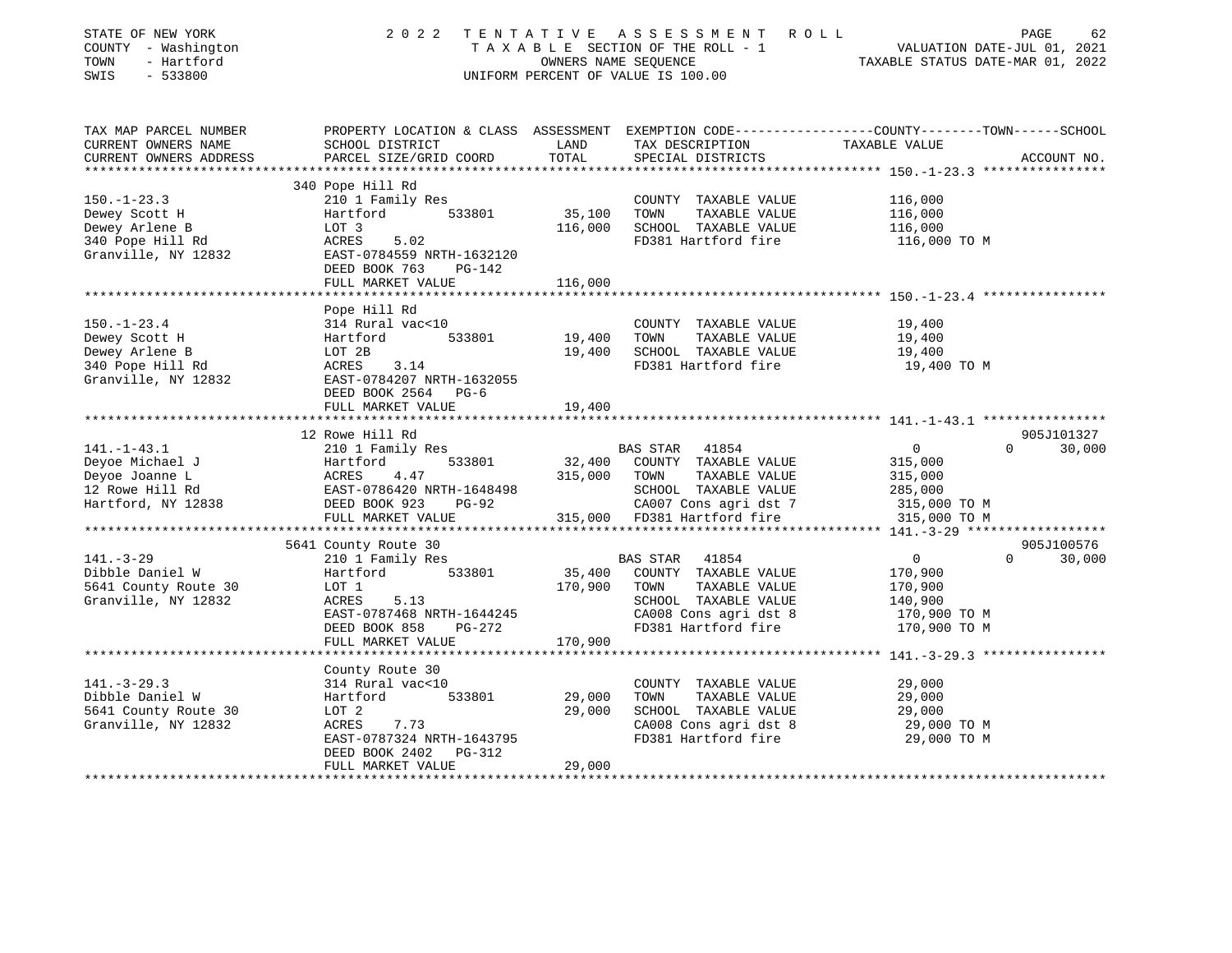STATE OF NEW YORK — COUNTY - Washington — TOWN - Hartford — SWIS - 533800

2022 TENTATIVE ASSESSMENT ROLL — TAXABLE SECTION OF THE ROLL - 1 — OWNERS NAME SEQUENCE — UNIFORM PERCENT OF VALUE IS 100.00

VALUATION DATE-JUL 01, 2021 — TAXABLE STATUS DATE-MAR 01, 2022

```
TAX MAP PARCEL NUMBER          PROPERTY LOCATION & CLASS  ASSESSMENT  EXEMPTION CODE-----------------COUNTY--------TOWN------SCHOOL
CURRENT OWNERS NAME            SCHOOL DISTRICT               LAND      TAX DESCRIPTION                 TAXABLE VALUE
CURRENT OWNERS ADDRESS         PARCEL SIZE/GRID COORD        TOTAL     SPECIAL DISTRICTS                                    ACCOUNT NO.
******************************************************************************************************* 150.-1-23.3 ****************
                               340 Pope Hill Rd
150.-1-23.3                    210 1 Family Res                        COUNTY  TAXABLE VALUE           116,000
Dewey Scott H                  Hartford         533801       35,100    TOWN    TAXABLE VALUE           116,000
Dewey Arlene B                 LOT 3                        116,000    SCHOOL  TAXABLE VALUE           116,000
340 Pope Hill Rd               ACRES    5.02                           FD381 Hartford fire              116,000 TO M
Granville, NY 12832            EAST-0784559 NRTH-1632120
                               DEED BOOK 763    PG-142
                               FULL MARKET VALUE            116,000
******************************************************************************************************* 150.-1-23.4 ****************
                               Pope Hill Rd
150.-1-23.4                    314 Rural vac<10                        COUNTY  TAXABLE VALUE            19,400
Dewey Scott H                  Hartford         533801       19,400    TOWN    TAXABLE VALUE            19,400
Dewey Arlene B                 LOT 2B                        19,400    SCHOOL  TAXABLE VALUE            19,400
340 Pope Hill Rd               ACRES    3.14                           FD381 Hartford fire               19,400 TO M
Granville, NY 12832            EAST-0784207 NRTH-1632055
                               DEED BOOK 2564   PG-6
                               FULL MARKET VALUE             19,400
******************************************************************************************************* 141.-1-43.1 ****************
                               12 Rowe Hill Rd                                                                          905J101327
141.-1-43.1                    210 1 Family Res                        BAS STAR  41854                      0            0     30,000
Deyoe Michael J                Hartford         533801       32,400    COUNTY  TAXABLE VALUE           315,000
Deyoe Joanne L                 ACRES    4.47                315,000    TOWN    TAXABLE VALUE           315,000
12 Rowe Hill Rd                EAST-0786420 NRTH-1648498               SCHOOL  TAXABLE VALUE           285,000
Hartford, NY 12838             DEED BOOK 923    PG-92                  CA007 Cons agri dst 7            315,000 TO M
                               FULL MARKET VALUE            315,000    FD381 Hartford fire              315,000 TO M
******************************************************************************************************* 141.-3-29 ******************
                               5641 County Route 30                                                                     905J100576
141.-3-29                      210 1 Family Res                        BAS STAR  41854                      0            0     30,000
Dibble Daniel W                Hartford         533801       35,400    COUNTY  TAXABLE VALUE           170,900
5641 County Route 30           LOT 1                        170,900    TOWN    TAXABLE VALUE           170,900
Granville, NY 12832            ACRES    5.13                           SCHOOL  TAXABLE VALUE           140,900
                               EAST-0787468 NRTH-1644245               CA008 Cons agri dst 8            170,900 TO M
                               DEED BOOK 858    PG-272                 FD381 Hartford fire              170,900 TO M
                               FULL MARKET VALUE            170,900
******************************************************************************************************* 141.-3-29.3 ****************
                               County Route 30
141.-3-29.3                    314 Rural vac<10                        COUNTY  TAXABLE VALUE            29,000
Dibble Daniel W                Hartford         533801       29,000    TOWN    TAXABLE VALUE            29,000
5641 County Route 30           LOT 2                         29,000    SCHOOL  TAXABLE VALUE            29,000
Granville, NY 12832            ACRES    7.73                           CA008 Cons agri dst 8             29,000 TO M
                               EAST-0787324 NRTH-1643795               FD381 Hartford fire               29,000 TO M
                               DEED BOOK 2402   PG-312
                               FULL MARKET VALUE             29,000
************************************************************************************************************************************
```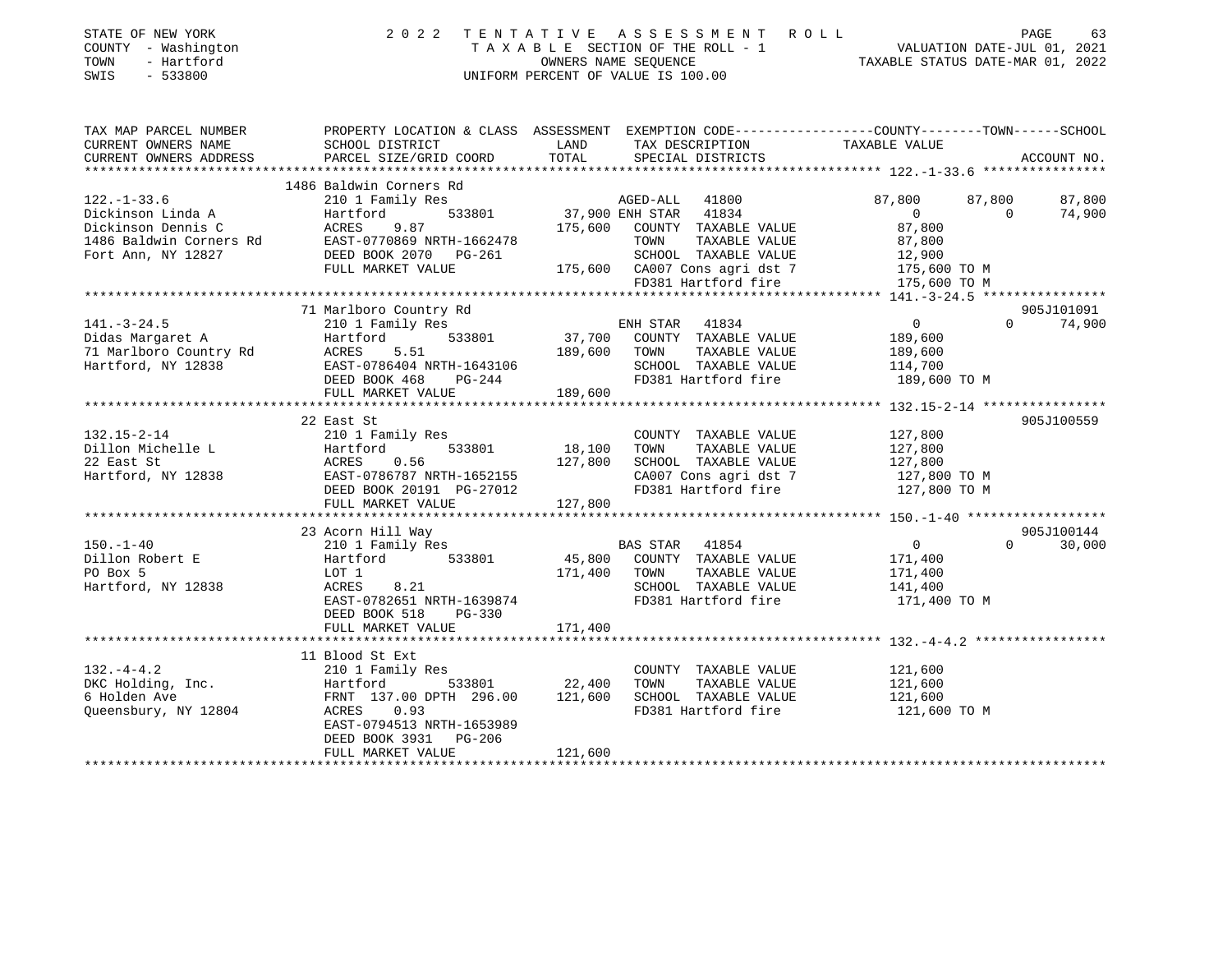STATE OF NEW YORK
COUNTY - Washington
TOWN - Hartford
SWIS - 533800

2022 TENTATIVE ASSESSMENT ROLL
TAXABLE SECTION OF THE ROLL - 1
OWNERS NAME SEQUENCE
UNIFORM PERCENT OF VALUE IS 100.00

VALUATION DATE-JUL 01, 2021
TAXABLE STATUS DATE-MAR 01, 2022

| TAX MAP PARCEL NUMBER / CURRENT OWNERS NAME / CURRENT OWNERS ADDRESS | PROPERTY LOCATION & CLASS / SCHOOL DISTRICT / PARCEL SIZE/GRID COORD | ASSESSMENT LAND | TOTAL | EXEMPTION CODE / TAX DESCRIPTION / SPECIAL DISTRICTS | COUNTY TAXABLE VALUE | TOWN | SCHOOL | ACCOUNT NO. |
|---|---|---|---|---|---|---|---|---|
| | 1486 Baldwin Corners Rd | | | | | | | |
| 122.-1-33.6 | 210 1 Family Res | | | AGED-ALL 41800 | 87,800 | 87,800 | 87,800 | |
| Dickinson Linda A | Hartford 533801 | 37,900 | | ENH STAR 41834 | 0 | 0 | 74,900 | |
| Dickinson Dennis C | ACRES 9.87 | | 175,600 | COUNTY TAXABLE VALUE | 87,800 | | | |
| 1486 Baldwin Corners Rd | EAST-0770869 NRTH-1662478 | | | TOWN TAXABLE VALUE | 87,800 | | | |
| Fort Ann, NY 12827 | DEED BOOK 2070 PG-261 | | | SCHOOL TAXABLE VALUE | 12,900 | | | |
| | FULL MARKET VALUE | | 175,600 | CA007 Cons agri dst 7 | 175,600 TO M | | | |
| | | | | FD381 Hartford fire | 175,600 TO M | | | |
| | 71 Marlboro Country Rd | | | | | | | 905J101091 |
| 141.-3-24.5 | 210 1 Family Res | | | ENH STAR 41834 | 0 | 0 | 74,900 | |
| Didas Margaret A | Hartford 533801 | 37,700 | | COUNTY TAXABLE VALUE | 189,600 | | | |
| 71 Marlboro Country Rd | ACRES 5.51 | | 189,600 | TOWN TAXABLE VALUE | 189,600 | | | |
| Hartford, NY 12838 | EAST-0786404 NRTH-1643106 | | | SCHOOL TAXABLE VALUE | 114,700 | | | |
| | DEED BOOK 468 PG-244 | | | FD381 Hartford fire | 189,600 TO M | | | |
| | FULL MARKET VALUE | | 189,600 | | | | | |
| | 22 East St | | | | | | | 905J100559 |
| 132.15-2-14 | 210 1 Family Res | | | COUNTY TAXABLE VALUE | 127,800 | | | |
| Dillon Michelle L | Hartford 533801 | 18,100 | | TOWN TAXABLE VALUE | 127,800 | | | |
| 22 East St | ACRES 0.56 | | 127,800 | SCHOOL TAXABLE VALUE | 127,800 | | | |
| Hartford, NY 12838 | EAST-0786787 NRTH-1652155 | | | CA007 Cons agri dst 7 | 127,800 TO M | | | |
| | DEED BOOK 20191 PG-27012 | | | FD381 Hartford fire | 127,800 TO M | | | |
| | FULL MARKET VALUE | | 127,800 | | | | | |
| | 23 Acorn Hill Way | | | | | | | 905J100144 |
| 150.-1-40 | 210 1 Family Res | | | BAS STAR 41854 | 0 | 0 | 30,000 | |
| Dillon Robert E | Hartford 533801 | 45,800 | | COUNTY TAXABLE VALUE | 171,400 | | | |
| PO Box 5 | LOT 1 | | 171,400 | TOWN TAXABLE VALUE | 171,400 | | | |
| Hartford, NY 12838 | ACRES 8.21 | | | SCHOOL TAXABLE VALUE | 141,400 | | | |
| | EAST-0782651 NRTH-1639874 | | | FD381 Hartford fire | 171,400 TO M | | | |
| | DEED BOOK 518 PG-330 | | | | | | | |
| | FULL MARKET VALUE | | 171,400 | | | | | |
| | 11 Blood St Ext | | | | | | | |
| 132.-4-4.2 | 210 1 Family Res | | | COUNTY TAXABLE VALUE | 121,600 | | | |
| DKC Holding, Inc. | Hartford 533801 | 22,400 | | TOWN TAXABLE VALUE | 121,600 | | | |
| 6 Holden Ave | FRNT 137.00 DPTH 296.00 | | 121,600 | SCHOOL TAXABLE VALUE | 121,600 | | | |
| Queensbury, NY 12804 | ACRES 0.93 | | | FD381 Hartford fire | 121,600 TO M | | | |
| | EAST-0794513 NRTH-1653989 | | | | | | | |
| | DEED BOOK 3931 PG-206 | | | | | | | |
| | FULL MARKET VALUE | | 121,600 | | | | | |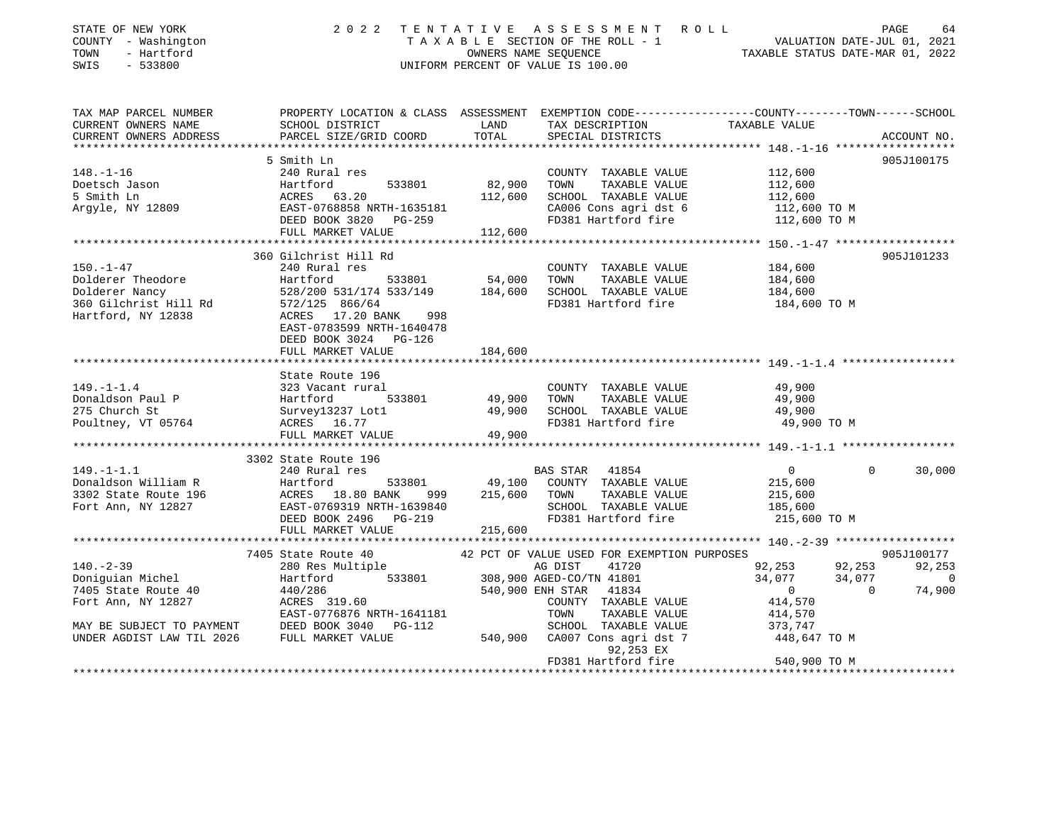STATE OF NEW YORK — COUNTY - Washington — TOWN - Hartford — SWIS - 533800

2022 TENTATIVE ASSESSMENT ROLL
TAXABLE SECTION OF THE ROLL - 1
OWNERS NAME SEQUENCE
UNIFORM PERCENT OF VALUE IS 100.00

VALUATION DATE-JUL 01, 2021
TAXABLE STATUS DATE-MAR 01, 2022

| TAX MAP PARCEL NUMBER / CURRENT OWNERS NAME / CURRENT OWNERS ADDRESS | PROPERTY LOCATION & CLASS / SCHOOL DISTRICT / PARCEL SIZE/GRID COORD | ASSESSMENT LAND / TOTAL | EXEMPTION CODE / TAX DESCRIPTION / SPECIAL DISTRICTS | COUNTY TAXABLE VALUE | TOWN | SCHOOL | ACCOUNT NO. |
|---|---|---|---|---|---|---|---|
| 148.-1-16 | 5 Smith Ln | | | | | | 905J100175 |
| 148.-1-16 | 240 Rural res | | COUNTY TAXABLE VALUE | 112,600 | | | |
| Doetsch Jason | Hartford 533801 | 82,900 | TOWN TAXABLE VALUE | 112,600 | | | |
| 5 Smith Ln | ACRES 63.20 | 112,600 | SCHOOL TAXABLE VALUE | 112,600 | | | |
| Argyle, NY 12809 | EAST-0768858 NRTH-1635181 | | CA006 Cons agri dst 6 | 112,600 TO M | | | |
| | DEED BOOK 3820 PG-259 | | FD381 Hartford fire | 112,600 TO M | | | |
| | FULL MARKET VALUE | 112,600 | | | | | |
| 150.-1-47 | 360 Gilchrist Hill Rd | | | | | | 905J101233 |
| 150.-1-47 | 240 Rural res | | COUNTY TAXABLE VALUE | 184,600 | | | |
| Dolderer Theodore | Hartford 533801 | 54,000 | TOWN TAXABLE VALUE | 184,600 | | | |
| Dolderer Nancy | 528/200 531/174 533/149 | 184,600 | SCHOOL TAXABLE VALUE | 184,600 | | | |
| 360 Gilchrist Hill Rd | 572/125 866/64 | | FD381 Hartford fire | 184,600 TO M | | | |
| Hartford, NY 12838 | ACRES 17.20 BANK 998 | | | | | | |
| | EAST-0783599 NRTH-1640478 | | | | | | |
| | DEED BOOK 3024 PG-126 | | | | | | |
| | FULL MARKET VALUE | 184,600 | | | | | |
| 149.-1-1.4 | State Route 196 | | | | | | |
| 149.-1-1.4 | 323 Vacant rural | | COUNTY TAXABLE VALUE | 49,900 | | | |
| Donaldson Paul P | Hartford 533801 | 49,900 | TOWN TAXABLE VALUE | 49,900 | | | |
| 275 Church St | Survey13237 Lot1 | 49,900 | SCHOOL TAXABLE VALUE | 49,900 | | | |
| Poultney, VT 05764 | ACRES 16.77 | | FD381 Hartford fire | 49,900 TO M | | | |
| | FULL MARKET VALUE | 49,900 | | | | | |
| 149.-1-1.1 | 3302 State Route 196 | | | | | | |
| 149.-1-1.1 | 240 Rural res | | BAS STAR 41854 | 0 | 0 | 30,000 | |
| Donaldson William R | Hartford 533801 | 49,100 | COUNTY TAXABLE VALUE | 215,600 | | | |
| 3302 State Route 196 | ACRES 18.80 BANK 999 | 215,600 | TOWN TAXABLE VALUE | 215,600 | | | |
| Fort Ann, NY 12827 | EAST-0769319 NRTH-1639840 | | SCHOOL TAXABLE VALUE | 185,600 | | | |
| | DEED BOOK 2496 PG-219 | | FD381 Hartford fire | 215,600 TO M | | | |
| | FULL MARKET VALUE | 215,600 | | | | | |
| 140.-2-39 | 7405 State Route 40 | | 42 PCT OF VALUE USED FOR EXEMPTION PURPOSES | | | | 905J100177 |
| 140.-2-39 | 280 Res Multiple | | AG DIST 41720 | 92,253 | 92,253 | 92,253 | |
| Doniguian Michel | Hartford 533801 | 308,900 | AGED-CO/TN 41801 | 34,077 | 34,077 | 0 | |
| 7405 State Route 40 | 440/286 | 540,900 | ENH STAR 41834 | 0 | 0 | 74,900 | |
| Fort Ann, NY 12827 | ACRES 319.60 | | COUNTY TAXABLE VALUE | 414,570 | | | |
| | EAST-0776876 NRTH-1641181 | | TOWN TAXABLE VALUE | 414,570 | | | |
| MAY BE SUBJECT TO PAYMENT | DEED BOOK 3040 PG-112 | | SCHOOL TAXABLE VALUE | 373,747 | | | |
| UNDER AGDIST LAW TIL 2026 | FULL MARKET VALUE | 540,900 | CA007 Cons agri dst 7 | 448,647 TO M | | | |
| | | | 92,253 EX | | | | |
| | | | FD381 Hartford fire | 540,900 TO M | | | |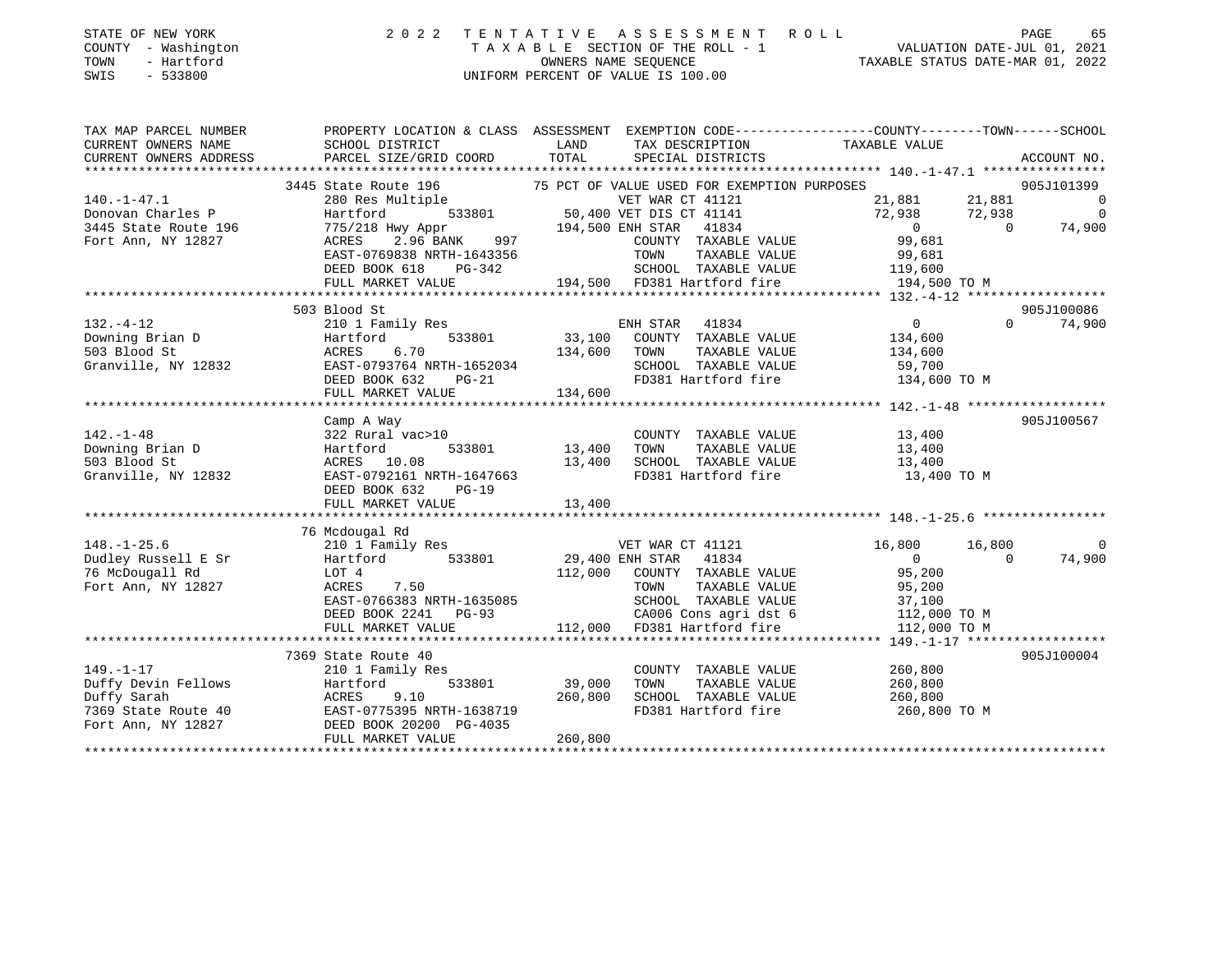STATE OF NEW YORK — 2022 TENTATIVE ASSESSMENT ROLL
COUNTY - Washington — TAXABLE SECTION OF THE ROLL - 1 — VALUATION DATE-JUL 01, 2021
TOWN - Hartford — OWNERS NAME SEQUENCE — TAXABLE STATUS DATE-MAR 01, 2022
SWIS - 533800 — UNIFORM PERCENT OF VALUE IS 100.00

```
TAX MAP PARCEL NUMBER       PROPERTY LOCATION & CLASS  ASSESSMENT  EXEMPTION CODE-----------------COUNTY--------TOWN------SCHOOL
CURRENT OWNERS NAME         SCHOOL DISTRICT               LAND      TAX DESCRIPTION              TAXABLE VALUE
CURRENT OWNERS ADDRESS      PARCEL SIZE/GRID COORD        TOTAL     SPECIAL DISTRICTS                                    ACCOUNT NO.
******************************************************************************************************* 140.-1-47.1 ****************
                            3445 State Route 196          75 PCT OF VALUE USED FOR EXEMPTION PURPOSES                    905J101399
140.-1-47.1                 280 Res Multiple                     VET WAR CT 41121         21,881     21,881           0
Donovan Charles P           Hartford      533801        50,400 VET DIS CT 41141           72,938     72,938           0
3445 State Route 196        775/218 Hwy Appr           194,500 ENH STAR  41834                 0          0      74,900
Fort Ann, NY 12827          ACRES    2.96 BANK    997           COUNTY  TAXABLE VALUE       99,681
                            EAST-0769838 NRTH-1643356           TOWN    TAXABLE VALUE       99,681
                            DEED BOOK 618    PG-342             SCHOOL  TAXABLE VALUE      119,600
                            FULL MARKET VALUE          194,500  FD381 Hartford fire        194,500 TO M
******************************************************************************************************* 132.-4-12 ******************
                            503 Blood St                                                                         905J100086
132.-4-12                   210 1 Family Res                    ENH STAR  41834                 0          0      74,900
Downing Brian D             Hartford      533801        33,100  COUNTY  TAXABLE VALUE      134,600
503 Blood St                ACRES    6.70              134,600  TOWN    TAXABLE VALUE      134,600
Granville, NY 12832         EAST-0793764 NRTH-1652034           SCHOOL  TAXABLE VALUE       59,700
                            DEED BOOK 632    PG-21              FD381 Hartford fire        134,600 TO M
                            FULL MARKET VALUE          134,600
******************************************************************************************************* 142.-1-48 ******************
                            Camp A Way                                                                           905J100567
142.-1-48                   322 Rural vac>10                    COUNTY  TAXABLE VALUE       13,400
Downing Brian D             Hartford      533801        13,400  TOWN    TAXABLE VALUE       13,400
503 Blood St                ACRES   10.08               13,400  SCHOOL  TAXABLE VALUE       13,400
Granville, NY 12832         EAST-0792161 NRTH-1647663           FD381 Hartford fire         13,400 TO M
                            DEED BOOK 632    PG-19
                            FULL MARKET VALUE           13,400
******************************************************************************************************* 148.-1-25.6 ****************
                            76 Mcdougal Rd
148.-1-25.6                 210 1 Family Res                    VET WAR CT 41121          16,800     16,800           0
Dudley Russell E Sr         Hartford      533801        29,400 ENH STAR  41834                 0          0      74,900
76 McDougall Rd             LOT 4                      112,000  COUNTY  TAXABLE VALUE       95,200
Fort Ann, NY 12827          ACRES    7.50                       TOWN    TAXABLE VALUE       95,200
                            EAST-0766383 NRTH-1635085           SCHOOL  TAXABLE VALUE       37,100
                            DEED BOOK 2241   PG-93              CA006 Cons agri dst 6      112,000 TO M
                            FULL MARKET VALUE          112,000  FD381 Hartford fire        112,000 TO M
******************************************************************************************************* 149.-1-17 ******************
                            7369 State Route 40                                                                  905J100004
149.-1-17                   210 1 Family Res                    COUNTY  TAXABLE VALUE      260,800
Duffy Devin Fellows         Hartford      533801        39,000  TOWN    TAXABLE VALUE      260,800
Duffy Sarah                 ACRES    9.10              260,800  SCHOOL  TAXABLE VALUE      260,800
7369 State Route 40         EAST-0775395 NRTH-1638719           FD381 Hartford fire        260,800 TO M
Fort Ann, NY 12827          DEED BOOK 20200  PG-4035
                            FULL MARKET VALUE          260,800
************************************************************************************************************************************
```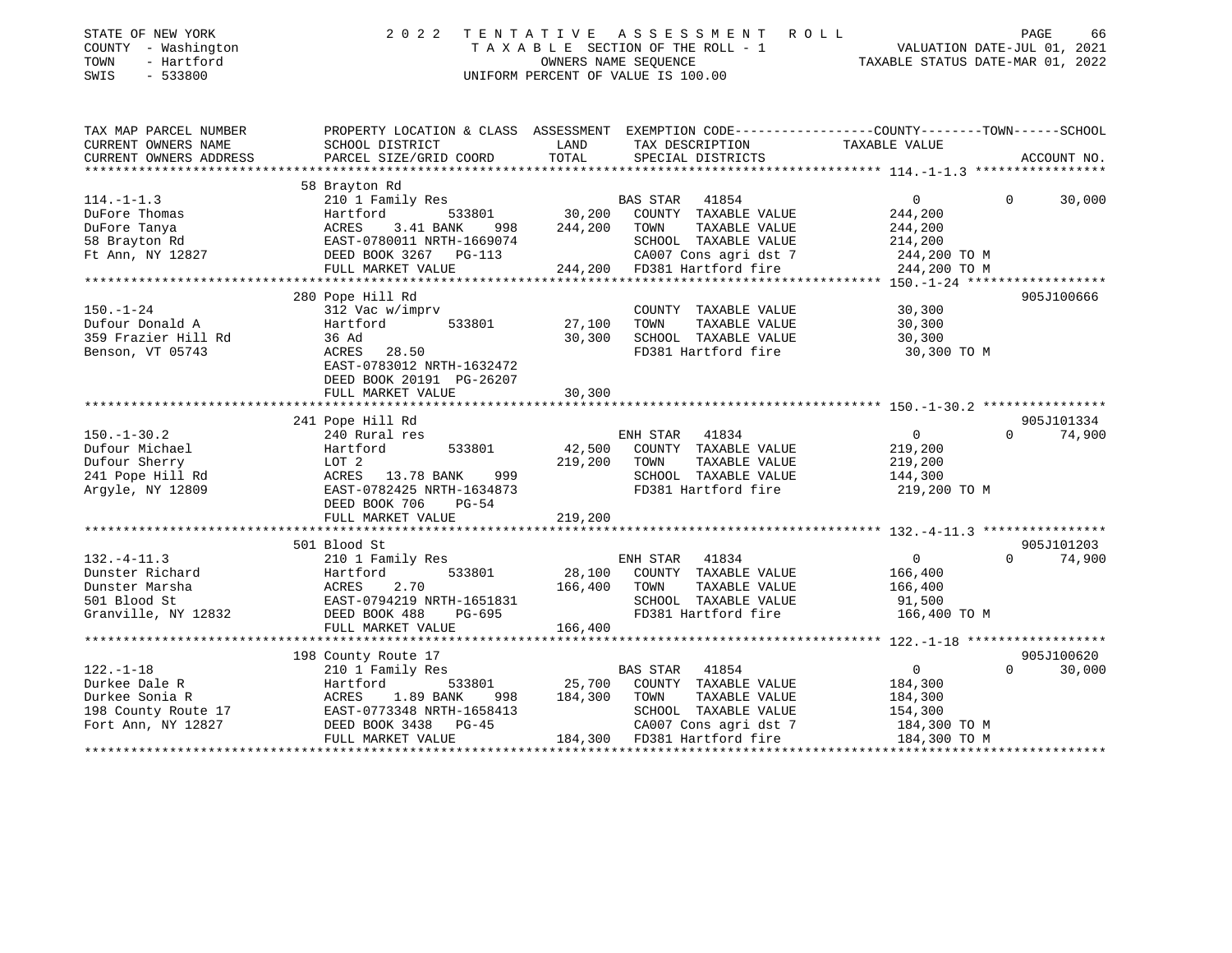STATE OF NEW YORK
COUNTY - Washington
TOWN - Hartford
SWIS - 533800

2022 TENTATIVE ASSESSMENT ROLL
TAXABLE SECTION OF THE ROLL - 1
OWNERS NAME SEQUENCE
UNIFORM PERCENT OF VALUE IS 100.00

VALUATION DATE-JUL 01, 2021
TAXABLE STATUS DATE-MAR 01, 2022

| TAX MAP PARCEL NUMBER / CURRENT OWNERS NAME / CURRENT OWNERS ADDRESS | PROPERTY LOCATION & CLASS / SCHOOL DISTRICT / PARCEL SIZE/GRID COORD | ASSESSMENT LAND | TOTAL | EXEMPTION CODE / TAX DESCRIPTION / SPECIAL DISTRICTS | COUNTY | TOWN | SCHOOL / ACCOUNT NO. |
|---|---|---|---|---|---|---|---|
| 114.-1-1.3 | 58 Brayton Rd | | | | | | |
| | 210 1 Family Res | | | BAS STAR 41854 | 0 | 0 | 30,000 |
| DuFore Thomas | Hartford 533801 | 30,200 | | COUNTY TAXABLE VALUE | 244,200 | | |
| DuFore Tanya | ACRES 3.41 BANK 998 | | 244,200 | TOWN TAXABLE VALUE | | 244,200 | |
| 58 Brayton Rd | EAST-0780011 NRTH-1669074 | | | SCHOOL TAXABLE VALUE | | | 214,200 |
| Ft Ann, NY 12827 | DEED BOOK 3267 PG-113 | | | CA007 Cons agri dst 7 | 244,200 TO M | | |
| | FULL MARKET VALUE | | 244,200 | FD381 Hartford fire | 244,200 TO M | | |
| 150.-1-24 | 280 Pope Hill Rd | | | | | | 905J100666 |
| | 312 Vac w/imprv | | | COUNTY TAXABLE VALUE | 30,300 | | |
| Dufour Donald A | Hartford 533801 | 27,100 | | TOWN TAXABLE VALUE | | 30,300 | |
| 359 Frazier Hill Rd | 36 Ad | | 30,300 | SCHOOL TAXABLE VALUE | | | 30,300 |
| Benson, VT 05743 | ACRES 28.50 | | | FD381 Hartford fire | 30,300 TO M | | |
| | EAST-0783012 NRTH-1632472 | | | | | | |
| | DEED BOOK 20191 PG-26207 | | | | | | |
| | FULL MARKET VALUE | | 30,300 | | | | |
| 150.-1-30.2 | 241 Pope Hill Rd | | | | | | 905J101334 |
| | 240 Rural res | | | ENH STAR 41834 | 0 | 0 | 74,900 |
| Dufour Michael | Hartford 533801 | 42,500 | | COUNTY TAXABLE VALUE | 219,200 | | |
| Dufour Sherry | LOT 2 | | 219,200 | TOWN TAXABLE VALUE | | 219,200 | |
| 241 Pope Hill Rd | ACRES 13.78 BANK 999 | | | SCHOOL TAXABLE VALUE | | | 144,300 |
| Argyle, NY 12809 | EAST-0782425 NRTH-1634873 | | | FD381 Hartford fire | 219,200 TO M | | |
| | DEED BOOK 706 PG-54 | | | | | | |
| | FULL MARKET VALUE | | 219,200 | | | | |
| 132.-4-11.3 | 501 Blood St | | | | | | 905J101203 |
| | 210 1 Family Res | | | ENH STAR 41834 | 0 | 0 | 74,900 |
| Dunster Richard | Hartford 533801 | 28,100 | | COUNTY TAXABLE VALUE | 166,400 | | |
| Dunster Marsha | ACRES 2.70 | | 166,400 | TOWN TAXABLE VALUE | | 166,400 | |
| 501 Blood St | EAST-0794219 NRTH-1651831 | | | SCHOOL TAXABLE VALUE | | | 91,500 |
| Granville, NY 12832 | DEED BOOK 488 PG-695 | | | FD381 Hartford fire | 166,400 TO M | | |
| | FULL MARKET VALUE | | 166,400 | | | | |
| 122.-1-18 | 198 County Route 17 | | | | | | 905J100620 |
| | 210 1 Family Res | | | BAS STAR 41854 | 0 | 0 | 30,000 |
| Durkee Dale R | Hartford 533801 | 25,700 | | COUNTY TAXABLE VALUE | 184,300 | | |
| Durkee Sonia R | ACRES 1.89 BANK 998 | | 184,300 | TOWN TAXABLE VALUE | | 184,300 | |
| 198 County Route 17 | EAST-0773348 NRTH-1658413 | | | SCHOOL TAXABLE VALUE | | | 154,300 |
| Fort Ann, NY 12827 | DEED BOOK 3438 PG-45 | | | CA007 Cons agri dst 7 | 184,300 TO M | | |
| | FULL MARKET VALUE | | 184,300 | FD381 Hartford fire | 184,300 TO M | | |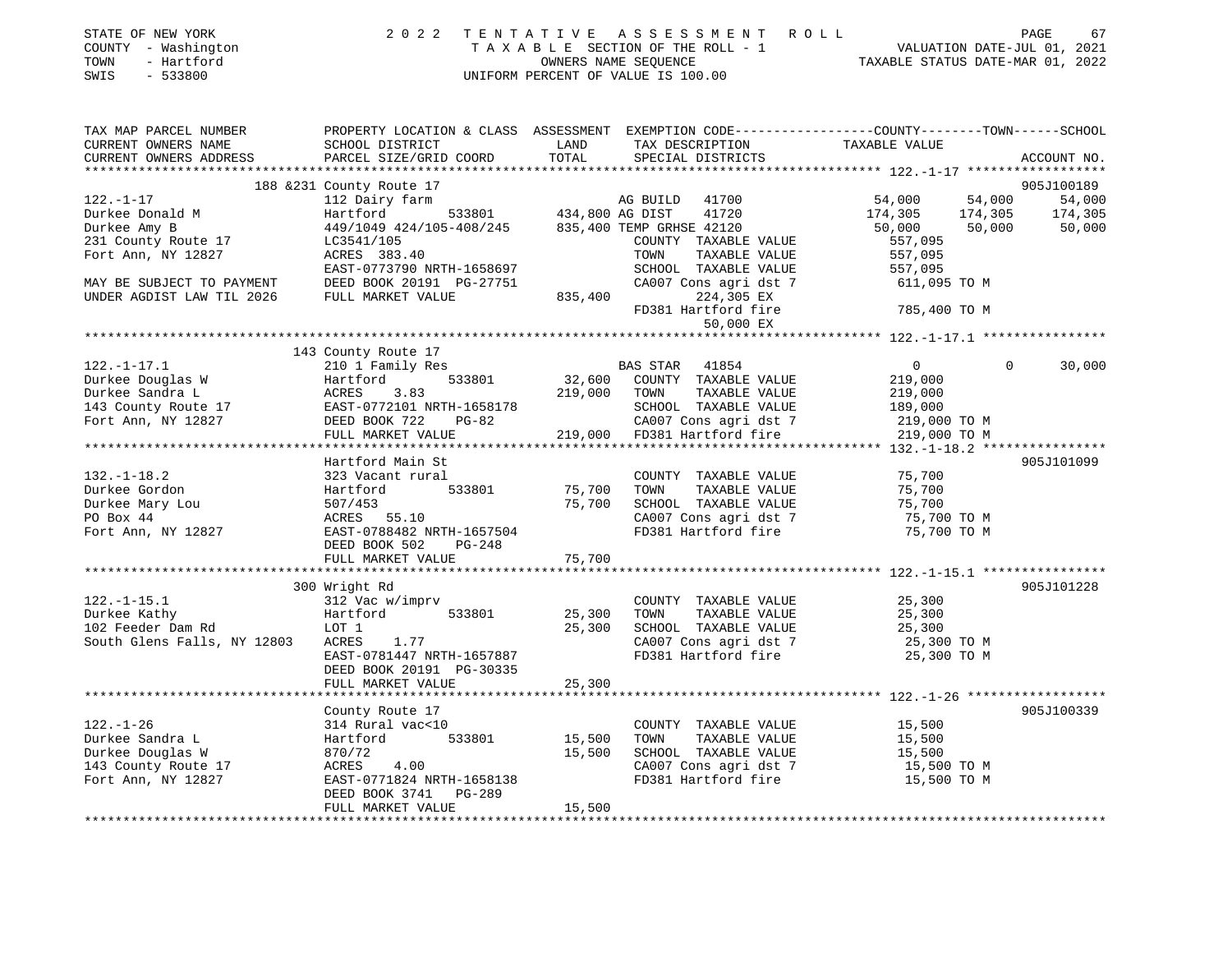STATE OF NEW YORK
COUNTY - Washington
TOWN - Hartford
SWIS - 533800

# 2022 TENTATIVE ASSESSMENT ROLL

TAXABLE SECTION OF THE ROLL - 1
OWNERS NAME SEQUENCE
UNIFORM PERCENT OF VALUE IS 100.00

VALUATION DATE-JUL 01, 2021
TAXABLE STATUS DATE-MAR 01, 2022

| TAX MAP PARCEL NUMBER / CURRENT OWNERS NAME / CURRENT OWNERS ADDRESS | PROPERTY LOCATION & CLASS / SCHOOL DISTRICT / PARCEL SIZE/GRID COORD | ASSESSMENT LAND / TOTAL | EXEMPTION CODE / TAX DESCRIPTION / SPECIAL DISTRICTS | COUNTY TAXABLE VALUE | TOWN | SCHOOL / ACCOUNT NO. |
|---|---|---|---|---|---|---|
| | 188 &231 County Route 17 | | | | | 905J100189 |
| 122.-1-17 | 112 Dairy farm | | AG BUILD 41700 | 54,000 | 54,000 | 54,000 |
| Durkee Donald M | Hartford 533801 | 434,800 | AG DIST 41720 | 174,305 | 174,305 | 174,305 |
| Durkee Amy B | 449/1049 424/105-408/245 | 835,400 | TEMP GRHSE 42120 | 50,000 | 50,000 | 50,000 |
| 231 County Route 17 | LC3541/105 | | COUNTY TAXABLE VALUE | 557,095 | | |
| Fort Ann, NY 12827 | ACRES 383.40 | | TOWN TAXABLE VALUE | 557,095 | | |
| | EAST-0773790 NRTH-1658697 | | SCHOOL TAXABLE VALUE | 557,095 | | |
| MAY BE SUBJECT TO PAYMENT | DEED BOOK 20191 PG-27751 | | CA007 Cons agri dst 7 | 611,095 TO M | | |
| UNDER AGDIST LAW TIL 2026 | FULL MARKET VALUE | 835,400 | 224,305 EX | | | |
| | | | FD381 Hartford fire | 785,400 TO M | | |
| | | | 50,000 EX | | | |
| | 143 County Route 17 | | | | | |
| 122.-1-17.1 | 210 1 Family Res | | BAS STAR 41854 | 0 | 0 | 30,000 |
| Durkee Douglas W | Hartford 533801 | 32,600 | COUNTY TAXABLE VALUE | 219,000 | | |
| Durkee Sandra L | ACRES 3.83 | 219,000 | TOWN TAXABLE VALUE | 219,000 | | |
| 143 County Route 17 | EAST-0772101 NRTH-1658178 | | SCHOOL TAXABLE VALUE | 189,000 | | |
| Fort Ann, NY 12827 | DEED BOOK 722 PG-82 | | CA007 Cons agri dst 7 | 219,000 TO M | | |
| | FULL MARKET VALUE | 219,000 | FD381 Hartford fire | 219,000 TO M | | |
| | Hartford Main St | | | | | 905J101099 |
| 132.-1-18.2 | 323 Vacant rural | | COUNTY TAXABLE VALUE | 75,700 | | |
| Durkee Gordon | Hartford 533801 | 75,700 | TOWN TAXABLE VALUE | 75,700 | | |
| Durkee Mary Lou | 507/453 | 75,700 | SCHOOL TAXABLE VALUE | 75,700 | | |
| PO Box 44 | ACRES 55.10 | | CA007 Cons agri dst 7 | 75,700 TO M | | |
| Fort Ann, NY 12827 | EAST-0788482 NRTH-1657504 | | FD381 Hartford fire | 75,700 TO M | | |
| | DEED BOOK 502 PG-248 | | | | | |
| | FULL MARKET VALUE | 75,700 | | | | |
| | 300 Wright Rd | | | | | 905J101228 |
| 122.-1-15.1 | 312 Vac w/imprv | | COUNTY TAXABLE VALUE | 25,300 | | |
| Durkee Kathy | Hartford 533801 | 25,300 | TOWN TAXABLE VALUE | 25,300 | | |
| 102 Feeder Dam Rd | LOT 1 | 25,300 | SCHOOL TAXABLE VALUE | 25,300 | | |
| South Glens Falls, NY 12803 | ACRES 1.77 | | CA007 Cons agri dst 7 | 25,300 TO M | | |
| | EAST-0781447 NRTH-1657887 | | FD381 Hartford fire | 25,300 TO M | | |
| | DEED BOOK 20191 PG-30335 | | | | | |
| | FULL MARKET VALUE | 25,300 | | | | |
| | County Route 17 | | | | | 905J100339 |
| 122.-1-26 | 314 Rural vac<10 | | COUNTY TAXABLE VALUE | 15,500 | | |
| Durkee Sandra L | Hartford 533801 | 15,500 | TOWN TAXABLE VALUE | 15,500 | | |
| Durkee Douglas W | 870/72 | 15,500 | SCHOOL TAXABLE VALUE | 15,500 | | |
| 143 County Route 17 | ACRES 4.00 | | CA007 Cons agri dst 7 | 15,500 TO M | | |
| Fort Ann, NY 12827 | EAST-0771824 NRTH-1658138 | | FD381 Hartford fire | 15,500 TO M | | |
| | DEED BOOK 3741 PG-289 | | | | | |
| | FULL MARKET VALUE | 15,500 | | | | |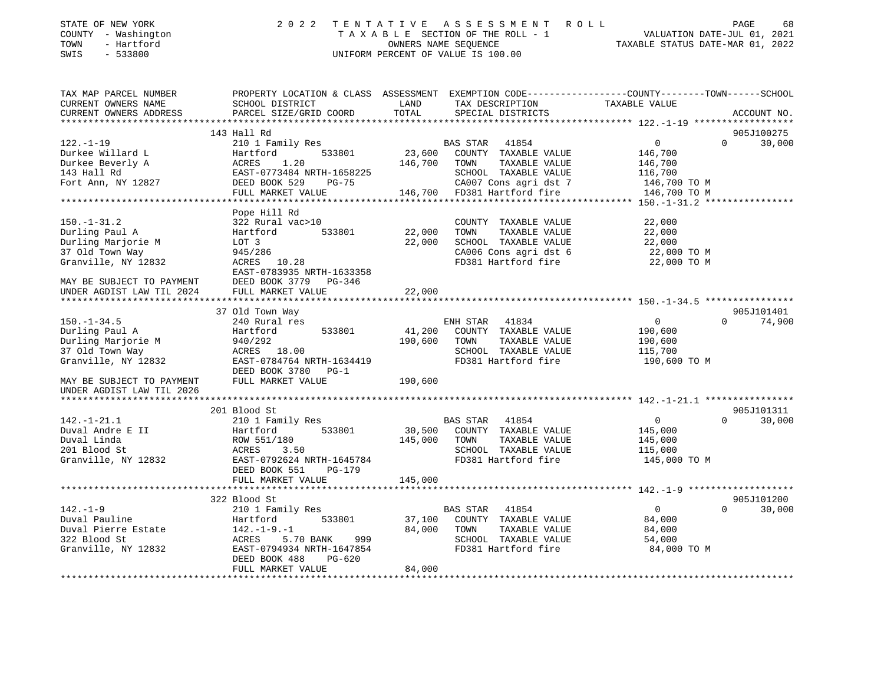STATE OF NEW YORK | 2 0 2 2 T E N T A T I V E A S S E S S M E N T R O L L
COUNTY - Washington | T A X A B L E SECTION OF THE ROLL - 1 | VALUATION DATE-JUL 01, 2021
TOWN - Hartford | OWNERS NAME SEQUENCE | TAXABLE STATUS DATE-MAR 01, 2022
SWIS - 533800 | UNIFORM PERCENT OF VALUE IS 100.00

```
TAX MAP PARCEL NUMBER          PROPERTY LOCATION & CLASS  ASSESSMENT  EXEMPTION CODE------------------COUNTY--------TOWN------SCHOOL
CURRENT OWNERS NAME            SCHOOL DISTRICT              LAND       TAX DESCRIPTION              TAXABLE VALUE
CURRENT OWNERS ADDRESS         PARCEL SIZE/GRID COORD       TOTAL      SPECIAL DISTRICTS                                      ACCOUNT NO.
******************************************************************************************************* 122.-1-19 ******************
                               143 Hall Rd                                                                                905J100275
122.-1-19                      210 1 Family Res                        BAS STAR   41854                   0             0       30,000
Durkee Willard L               Hartford          533801       23,600   COUNTY  TAXABLE VALUE          146,700
Durkee Beverly A               ACRES    1.20                 146,700   TOWN    TAXABLE VALUE          146,700
143 Hall Rd                    EAST-0773484 NRTH-1658225               SCHOOL  TAXABLE VALUE          116,700
Fort Ann, NY 12827             DEED BOOK 529     PG-75                 CA007 Cons agri dst 7          146,700 TO M
                               FULL MARKET VALUE             146,700   FD381 Hartford fire            146,700 TO M
******************************************************************************************************* 150.-1-31.2 ****************
                               Pope Hill Rd
150.-1-31.2                    322 Rural vac>10                        COUNTY  TAXABLE VALUE           22,000
Durling Paul A                 Hartford          533801       22,000   TOWN    TAXABLE VALUE           22,000
Durling Marjorie M             LOT 3                          22,000   SCHOOL  TAXABLE VALUE           22,000
37 Old Town Way                945/286                                 CA006 Cons agri dst 6           22,000 TO M
Granville, NY 12832            ACRES   10.28                           FD381 Hartford fire             22,000 TO M
                               EAST-0783935 NRTH-1633358
MAY BE SUBJECT TO PAYMENT      DEED BOOK 3779    PG-346
UNDER AGDIST LAW TIL 2024      FULL MARKET VALUE              22,000
******************************************************************************************************* 150.-1-34.5 ****************
                               37 Old Town Way                                                                            905J101401
150.-1-34.5                    240 Rural res                           ENH STAR   41834                   0             0       74,900
Durling Paul A                 Hartford          533801       41,200   COUNTY  TAXABLE VALUE          190,600
Durling Marjorie M             940/292                       190,600   TOWN    TAXABLE VALUE          190,600
37 Old Town Way                ACRES   18.00                           SCHOOL  TAXABLE VALUE          115,700
Granville, NY 12832            EAST-0784764 NRTH-1634419               FD381 Hartford fire            190,600 TO M
                               DEED BOOK 3780    PG-1
MAY BE SUBJECT TO PAYMENT      FULL MARKET VALUE             190,600
UNDER AGDIST LAW TIL 2026
******************************************************************************************************* 142.-1-21.1 ****************
                               201 Blood St                                                                               905J101311
142.-1-21.1                    210 1 Family Res                        BAS STAR   41854                   0             0       30,000
Duval Andre E II               Hartford          533801       30,500   COUNTY  TAXABLE VALUE          145,000
Duval Linda                    ROW 551/180                   145,000   TOWN    TAXABLE VALUE          145,000
201 Blood St                   ACRES    3.50                           SCHOOL  TAXABLE VALUE          115,000
Granville, NY 12832            EAST-0792624 NRTH-1645784               FD381 Hartford fire            145,000 TO M
                               DEED BOOK 551     PG-179
                               FULL MARKET VALUE             145,000
******************************************************************************************************* 142.-1-9 *******************
                               322 Blood St                                                                               905J101200
142.-1-9                       210 1 Family Res                        BAS STAR   41854                   0             0       30,000
Duval Pauline                  Hartford          533801       37,100   COUNTY  TAXABLE VALUE           84,000
Duval Pierre Estate            142.-1-9.-1                    84,000   TOWN    TAXABLE VALUE           84,000
322 Blood St                   ACRES    5.70 BANK     999              SCHOOL  TAXABLE VALUE           54,000
Granville, NY 12832            EAST-0794934 NRTH-1647854               FD381 Hartford fire             84,000 TO M
                               DEED BOOK 488     PG-620
                               FULL MARKET VALUE              84,000
************************************************************************************************************************************
```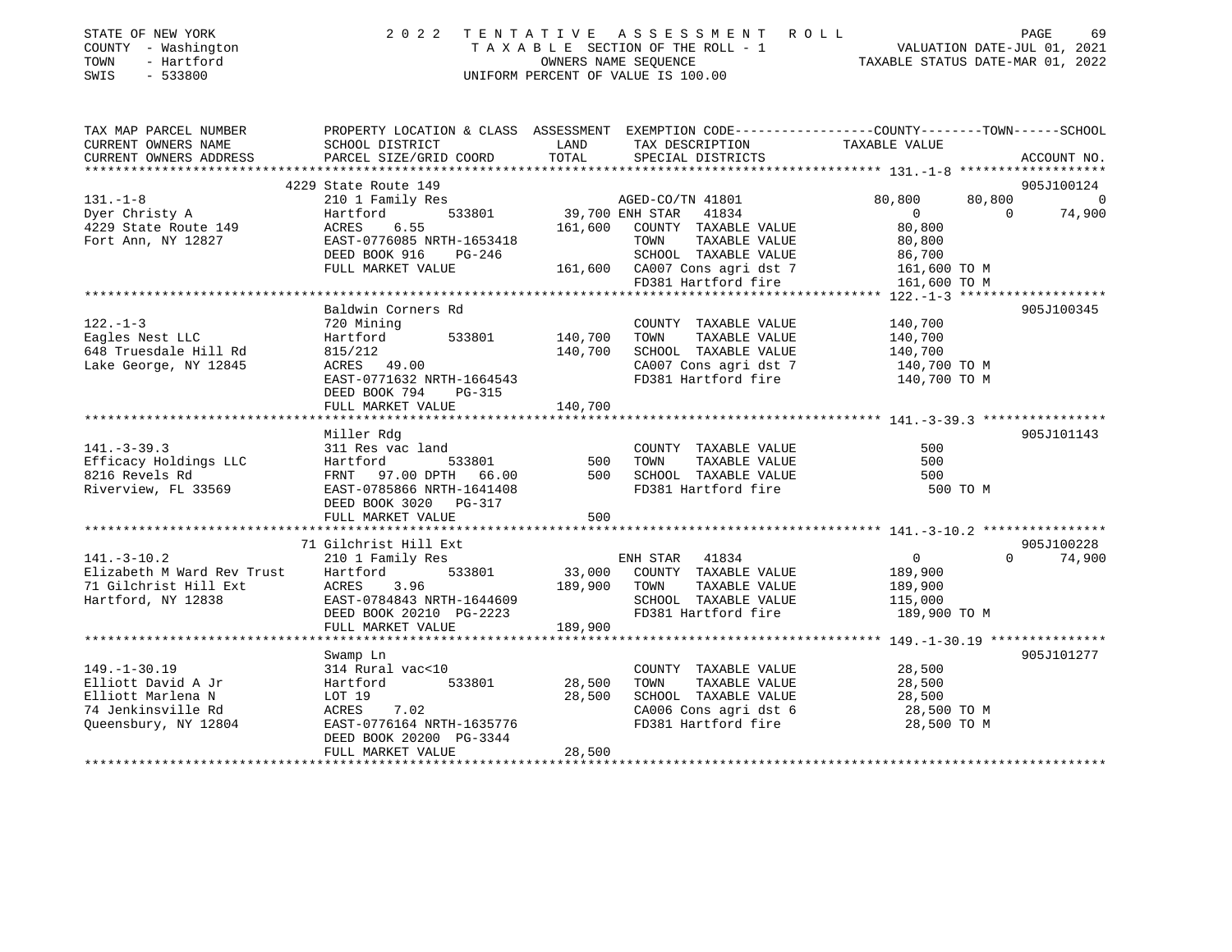STATE OF NEW YORK
COUNTY - Washington
TOWN - Hartford
SWIS - 533800

2022 TENTATIVE ASSESSMENT ROLL
TAXABLE SECTION OF THE ROLL - 1
OWNERS NAME SEQUENCE
UNIFORM PERCENT OF VALUE IS 100.00

VALUATION DATE-JUL 01, 2021
TAXABLE STATUS DATE-MAR 01, 2022

| TAX MAP PARCEL NUMBER / CURRENT OWNERS NAME / CURRENT OWNERS ADDRESS | PROPERTY LOCATION & CLASS / SCHOOL DISTRICT / PARCEL SIZE/GRID COORD | ASSESSMENT LAND | TOTAL | EXEMPTION CODE / TAX DESCRIPTION / SPECIAL DISTRICTS | COUNTY TAXABLE VALUE | TOWN | SCHOOL / ACCOUNT NO. |
|---|---|---|---|---|---|---|---|
| 131.-1-8 | 4229 State Route 149 | | | | | | 905J100124 |
| | 210 1 Family Res | | | AGED-CO/TN 41801 | 80,800 | 80,800 | 0 |
| Dyer Christy A | Hartford 533801 | 39,700 | | ENH STAR 41834 | 0 | 0 | 74,900 |
| 4229 State Route 149 | ACRES 6.55 | | 161,600 | COUNTY TAXABLE VALUE | 80,800 | | |
| Fort Ann, NY 12827 | EAST-0776085 NRTH-1653418 | | | TOWN TAXABLE VALUE | 80,800 | | |
| | DEED BOOK 916 PG-246 | | | SCHOOL TAXABLE VALUE | 86,700 | | |
| | FULL MARKET VALUE | | 161,600 | CA007 Cons agri dst 7 | 161,600 TO M | | |
| | | | | FD381 Hartford fire | 161,600 TO M | | |
| 122.-1-3 | Baldwin Corners Rd | | | | | | 905J100345 |
| | 720 Mining | | | COUNTY TAXABLE VALUE | 140,700 | | |
| Eagles Nest LLC | Hartford 533801 | 140,700 | | TOWN TAXABLE VALUE | 140,700 | | |
| 648 Truesdale Hill Rd | 815/212 | | 140,700 | SCHOOL TAXABLE VALUE | 140,700 | | |
| Lake George, NY 12845 | ACRES 49.00 | | | CA007 Cons agri dst 7 | 140,700 TO M | | |
| | EAST-0771632 NRTH-1664543 | | | FD381 Hartford fire | 140,700 TO M | | |
| | DEED BOOK 794 PG-315 | | | | | | |
| | FULL MARKET VALUE | | 140,700 | | | | |
| 141.-3-39.3 | Miller Rdg | | | | | | 905J101143 |
| | 311 Res vac land | | | COUNTY TAXABLE VALUE | 500 | | |
| Efficacy Holdings LLC | Hartford 533801 | 500 | | TOWN TAXABLE VALUE | 500 | | |
| 8216 Revels Rd | FRNT 97.00 DPTH 66.00 | | 500 | SCHOOL TAXABLE VALUE | 500 | | |
| Riverview, FL 33569 | EAST-0785866 NRTH-1641408 | | | FD381 Hartford fire | 500 TO M | | |
| | DEED BOOK 3020 PG-317 | | | | | | |
| | FULL MARKET VALUE | | 500 | | | | |
| 141.-3-10.2 | 71 Gilchrist Hill Ext | | | | | | 905J100228 |
| | 210 1 Family Res | | | ENH STAR 41834 | 0 | 0 | 74,900 |
| Elizabeth M Ward Rev Trust | Hartford 533801 | 33,000 | | COUNTY TAXABLE VALUE | 189,900 | | |
| 71 Gilchrist Hill Ext | ACRES 3.96 | | 189,900 | TOWN TAXABLE VALUE | 189,900 | | |
| Hartford, NY 12838 | EAST-0784843 NRTH-1644609 | | | SCHOOL TAXABLE VALUE | 115,000 | | |
| | DEED BOOK 20210 PG-2223 | | | FD381 Hartford fire | 189,900 TO M | | |
| | FULL MARKET VALUE | | 189,900 | | | | |
| 149.-1-30.19 | Swamp Ln | | | | | | 905J101277 |
| | 314 Rural vac<10 | | | COUNTY TAXABLE VALUE | 28,500 | | |
| Elliott David A Jr | Hartford 533801 | 28,500 | | TOWN TAXABLE VALUE | 28,500 | | |
| Elliott Marlena N | LOT 19 | | 28,500 | SCHOOL TAXABLE VALUE | 28,500 | | |
| 74 Jenkinsville Rd | ACRES 7.02 | | | CA006 Cons agri dst 6 | 28,500 TO M | | |
| Queensbury, NY 12804 | EAST-0776164 NRTH-1635776 | | | FD381 Hartford fire | 28,500 TO M | | |
| | DEED BOOK 20200 PG-3344 | | | | | | |
| | FULL MARKET VALUE | | 28,500 | | | | |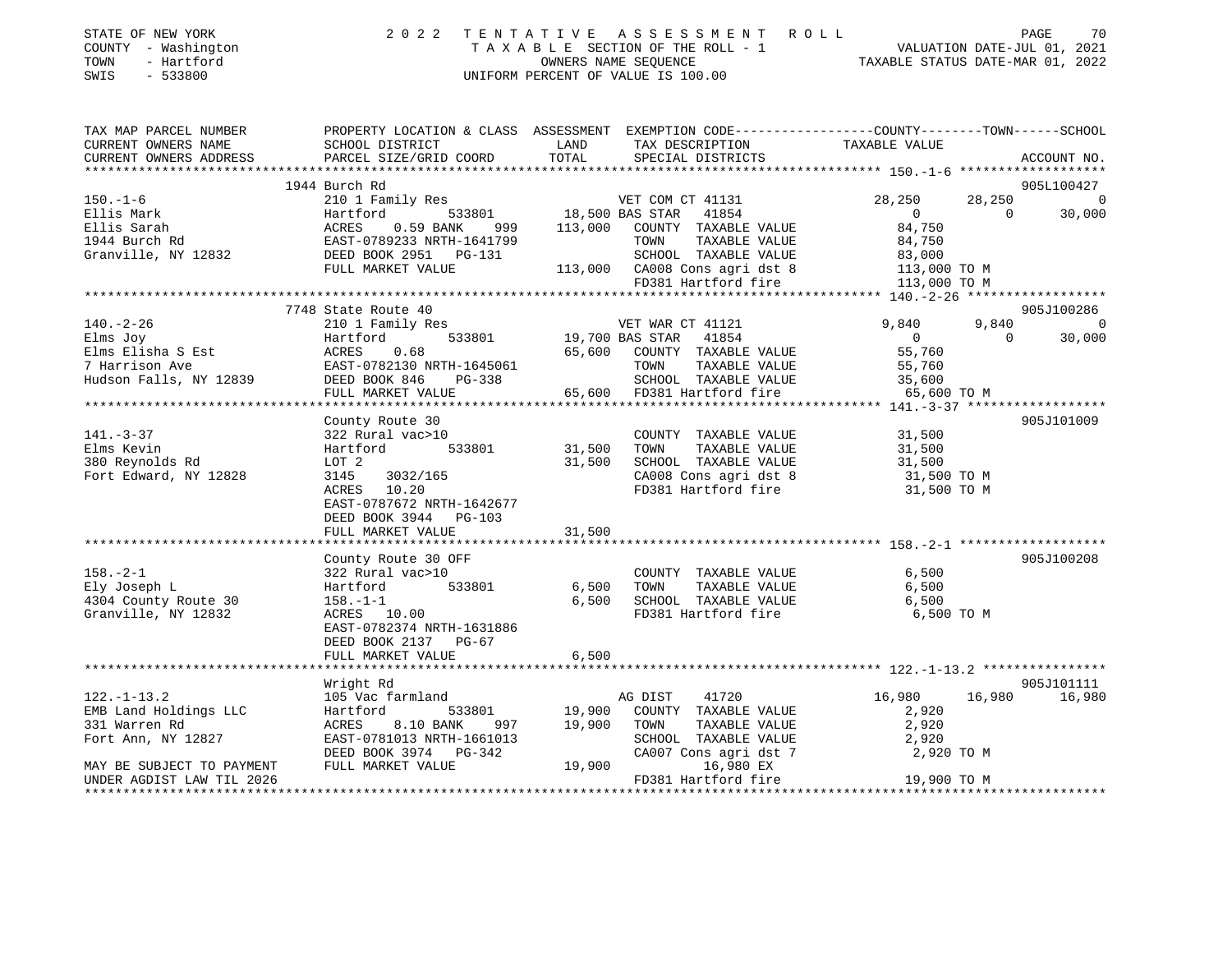STATE OF NEW YORK
COUNTY - Washington
TOWN - Hartford
SWIS - 533800

2 0 2 2 T E N T A T I V E A S S E S S M E N T R O L L
T A X A B L E SECTION OF THE ROLL - 1
OWNERS NAME SEQUENCE
UNIFORM PERCENT OF VALUE IS 100.00

VALUATION DATE-JUL 01, 2021
TAXABLE STATUS DATE-MAR 01, 2022

```
TAX MAP PARCEL NUMBER     PROPERTY LOCATION & CLASS  ASSESSMENT  EXEMPTION CODE------------------COUNTY--------TOWN------SCHOOL
CURRENT OWNERS NAME       SCHOOL DISTRICT               LAND      TAX DESCRIPTION               TAXABLE VALUE
CURRENT OWNERS ADDRESS    PARCEL SIZE/GRID COORD       TOTAL      SPECIAL DISTRICTS                                    ACCOUNT NO.
******************************************************************************************************* 150.-1-6 *******************
                        1944 Burch Rd                                                                                  905L100427
150.-1-6                 210 1 Family Res                      VET COM CT 41131           28,250      28,250             0
Ellis Mark               Hartford          533801       18,500 BAS STAR  41854                 0           0        30,000
Ellis Sarah              ACRES     0.59 BANK     999   113,000   COUNTY  TAXABLE VALUE          84,750
1944 Burch Rd            EAST-0789233 NRTH-1641799                TOWN    TAXABLE VALUE          84,750
Granville, NY 12832      DEED BOOK 2951   PG-131                  SCHOOL  TAXABLE VALUE          83,000
                         FULL MARKET VALUE              113,000   CA008 Cons agri dst 8         113,000 TO M
                                                                  FD381 Hartford fire           113,000 TO M
******************************************************************************************************* 140.-2-26 ******************
                        7748 State Route 40                                                                            905J100286
140.-2-26                210 1 Family Res                      VET WAR CT 41121            9,840       9,840             0
Elms Joy                 Hartford          533801       19,700 BAS STAR  41854                 0           0        30,000
Elms Elisha S Est        ACRES     0.68                  65,600   COUNTY  TAXABLE VALUE          55,760
7 Harrison Ave           EAST-0782130 NRTH-1645061                TOWN    TAXABLE VALUE          55,760
Hudson Falls, NY 12839   DEED BOOK 846    PG-338                  SCHOOL  TAXABLE VALUE          35,600
                         FULL MARKET VALUE               65,600   FD381 Hartford fire            65,600 TO M
******************************************************************************************************* 141.-3-37 ******************
                         County Route 30                                                                               905J101009
141.-3-37                322 Rural vac>10                          COUNTY  TAXABLE VALUE          31,500
Elms Kevin               Hartford          533801       31,500    TOWN    TAXABLE VALUE          31,500
380 Reynolds Rd          LOT 2                          31,500    SCHOOL  TAXABLE VALUE          31,500
Fort Edward, NY 12828    3145    3032/165                         CA008 Cons agri dst 8          31,500 TO M
                         ACRES    10.20                           FD381 Hartford fire            31,500 TO M
                         EAST-0787672 NRTH-1642677
                         DEED BOOK 3944   PG-103
                         FULL MARKET VALUE               31,500
******************************************************************************************************* 158.-2-1 *******************
                         County Route 30 OFF                                                                           905J100208
158.-2-1                 322 Rural vac>10                          COUNTY  TAXABLE VALUE           6,500
Ely Joseph L             Hartford          533801        6,500    TOWN    TAXABLE VALUE           6,500
4304 County Route 30     158.-1-1                        6,500    SCHOOL  TAXABLE VALUE           6,500
Granville, NY 12832      ACRES    10.00                           FD381 Hartford fire             6,500 TO M
                         EAST-0782374 NRTH-1631886
                         DEED BOOK 2137   PG-67
                         FULL MARKET VALUE                6,500
******************************************************************************************************* 122.-1-13.2 ****************
                         Wright Rd                                                                                     905J101111
122.-1-13.2              105 Vac farmland                          AG DIST     41720           16,980      16,980        16,980
EMB Land Holdings LLC    Hartford          533801       19,900    COUNTY  TAXABLE VALUE           2,920
331 Warren Rd            ACRES     8.10 BANK     997    19,900    TOWN    TAXABLE VALUE           2,920
Fort Ann, NY 12827       EAST-0781013 NRTH-1661013                SCHOOL  TAXABLE VALUE           2,920
                         DEED BOOK 3974   PG-342                  CA007 Cons agri dst 7           2,920 TO M
MAY BE SUBJECT TO PAYMENT FULL MARKET VALUE              19,900          16,980 EX
UNDER AGDIST LAW TIL 2026                                         FD381 Hartford fire            19,900 TO M
************************************************************************************************************************************
```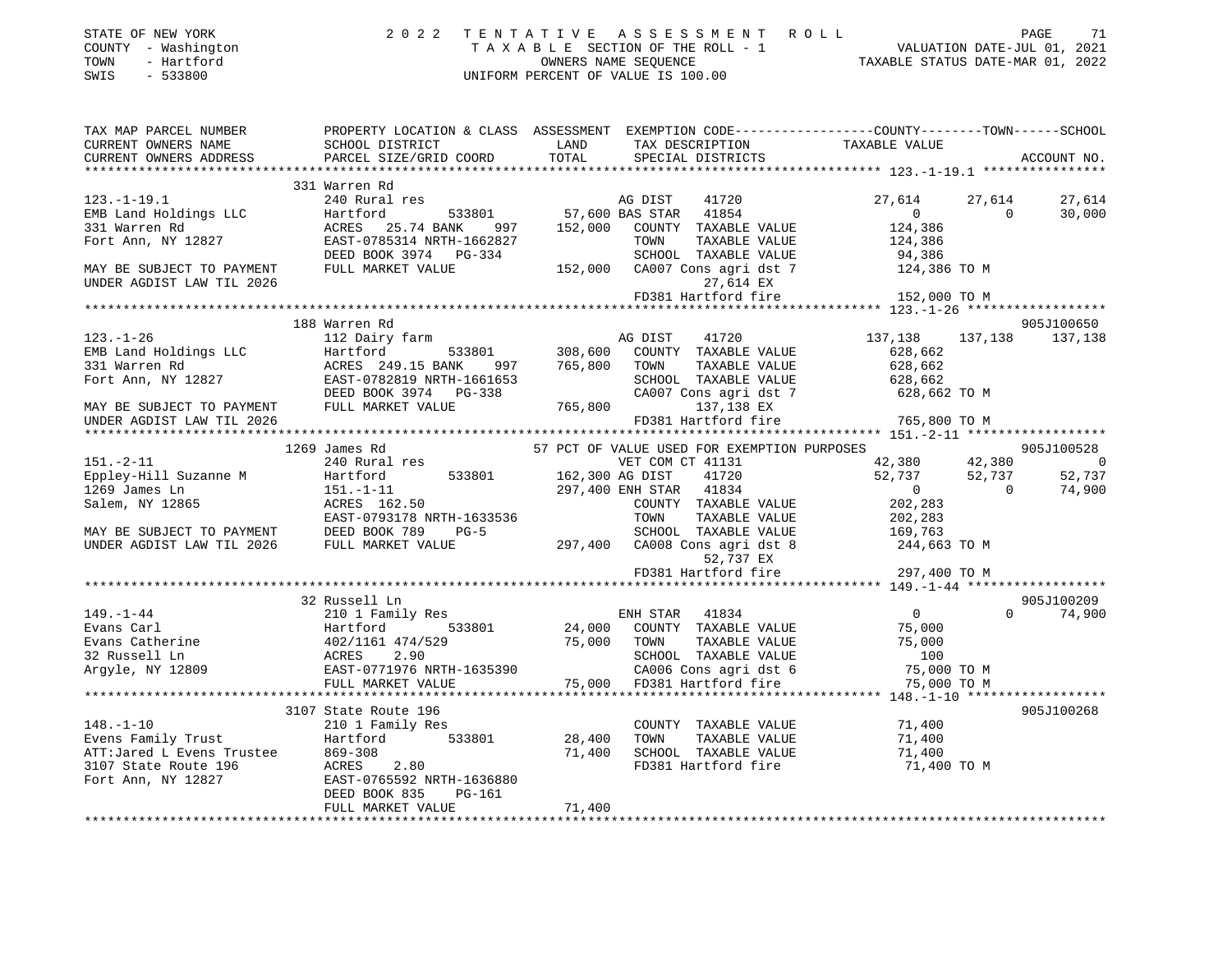STATE OF NEW YORK — 2022 TENTATIVE ASSESSMENT ROLL
COUNTY - Washington — TAXABLE SECTION OF THE ROLL - 1 — VALUATION DATE-JUL 01, 2021
TOWN - Hartford — OWNERS NAME SEQUENCE — TAXABLE STATUS DATE-MAR 01, 2022
SWIS - 533800 — UNIFORM PERCENT OF VALUE IS 100.00

```
TAX MAP PARCEL NUMBER          PROPERTY LOCATION & CLASS  ASSESSMENT  EXEMPTION CODE------------------COUNTY--------TOWN------SCHOOL
CURRENT OWNERS NAME            SCHOOL DISTRICT               LAND     TAX DESCRIPTION              TAXABLE VALUE
CURRENT OWNERS ADDRESS         PARCEL SIZE/GRID COORD        TOTAL    SPECIAL DISTRICTS                                      ACCOUNT NO.
******************************************************************************************************* 123.-1-19.1 ****************
                               331 Warren Rd
123.-1-19.1                    240 Rural res                          AG DIST     41720            27,614      27,614      27,614
EMB Land Holdings LLC          Hartford        533801     57,600 BAS STAR  41854                0           0      30,000
331 Warren Rd                  ACRES  25.74 BANK   997   152,000   COUNTY  TAXABLE VALUE        124,386
Fort Ann, NY 12827             EAST-0785314 NRTH-1662827           TOWN    TAXABLE VALUE        124,386
                               DEED BOOK 3974  PG-334              SCHOOL  TAXABLE VALUE         94,386
MAY BE SUBJECT TO PAYMENT      FULL MARKET VALUE         152,000   CA007 Cons agri dst 7        124,386 TO M
UNDER AGDIST LAW TIL 2026                                               27,614 EX
                                                                   FD381 Hartford fire          152,000 TO M
******************************************************************************************************* 123.-1-26 ******************
                               188 Warren Rd                                                                          905J100650
123.-1-26                      112 Dairy farm                         AG DIST     41720           137,138     137,138     137,138
EMB Land Holdings LLC          Hartford        533801    308,600   COUNTY  TAXABLE VALUE        628,662
331 Warren Rd                  ACRES 249.15 BANK   997   765,800   TOWN    TAXABLE VALUE        628,662
Fort Ann, NY 12827             EAST-0782819 NRTH-1661653           SCHOOL  TAXABLE VALUE        628,662
                               DEED BOOK 3974  PG-338              CA007 Cons agri dst 7        628,662 TO M
MAY BE SUBJECT TO PAYMENT      FULL MARKET VALUE         765,800        137,138 EX
UNDER AGDIST LAW TIL 2026                                          FD381 Hartford fire          765,800 TO M
******************************************************************************************************* 151.-2-11 ******************
                               1269 James Rd                    57 PCT OF VALUE USED FOR EXEMPTION PURPOSES                   905J100528
151.-2-11                      240 Rural res                          VET COM CT 41131             42,380      42,380           0
Eppley-Hill Suzanne M          Hartford        533801    162,300 AG DIST     41720                52,737      52,737      52,737
1269 James Ln                  151.-1-11                 297,400 ENH STAR  41834                0           0      74,900
Salem, NY 12865                ACRES 162.50                        COUNTY  TAXABLE VALUE        202,283
                               EAST-0793178 NRTH-1633536           TOWN    TAXABLE VALUE        202,283
MAY BE SUBJECT TO PAYMENT      DEED BOOK 789   PG-5                SCHOOL  TAXABLE VALUE        169,763
UNDER AGDIST LAW TIL 2026      FULL MARKET VALUE         297,400   CA008 Cons agri dst 8        244,663 TO M
                                                                        52,737 EX
                                                                   FD381 Hartford fire          297,400 TO M
******************************************************************************************************* 149.-1-44 ******************
                               32 Russell Ln                                                                          905J100209
149.-1-44                      210 1 Family Res                       ENH STAR  41834                0           0      74,900
Evans Carl                     Hartford        533801     24,000   COUNTY  TAXABLE VALUE         75,000
Evans Catherine                402/1161 474/529           75,000   TOWN    TAXABLE VALUE         75,000
32 Russell Ln                  ACRES   2.90                        SCHOOL  TAXABLE VALUE            100
Argyle, NY 12809               EAST-0771976 NRTH-1635390           CA006 Cons agri dst 6         75,000 TO M
                               FULL MARKET VALUE          75,000   FD381 Hartford fire           75,000 TO M
******************************************************************************************************* 148.-1-10 ******************
                               3107 State Route 196                                                                   905J100268
148.-1-10                      210 1 Family Res                       COUNTY  TAXABLE VALUE         71,400
Evens Family Trust             Hartford        533801     28,400   TOWN    TAXABLE VALUE         71,400
ATT:Jared L Evens Trustee      869-308                    71,400   SCHOOL  TAXABLE VALUE         71,400
3107 State Route 196           ACRES   2.80                        FD381 Hartford fire           71,400 TO M
Fort Ann, NY 12827             EAST-0765592 NRTH-1636880
                               DEED BOOK 835   PG-161
                               FULL MARKET VALUE          71,400
************************************************************************************************************************************
```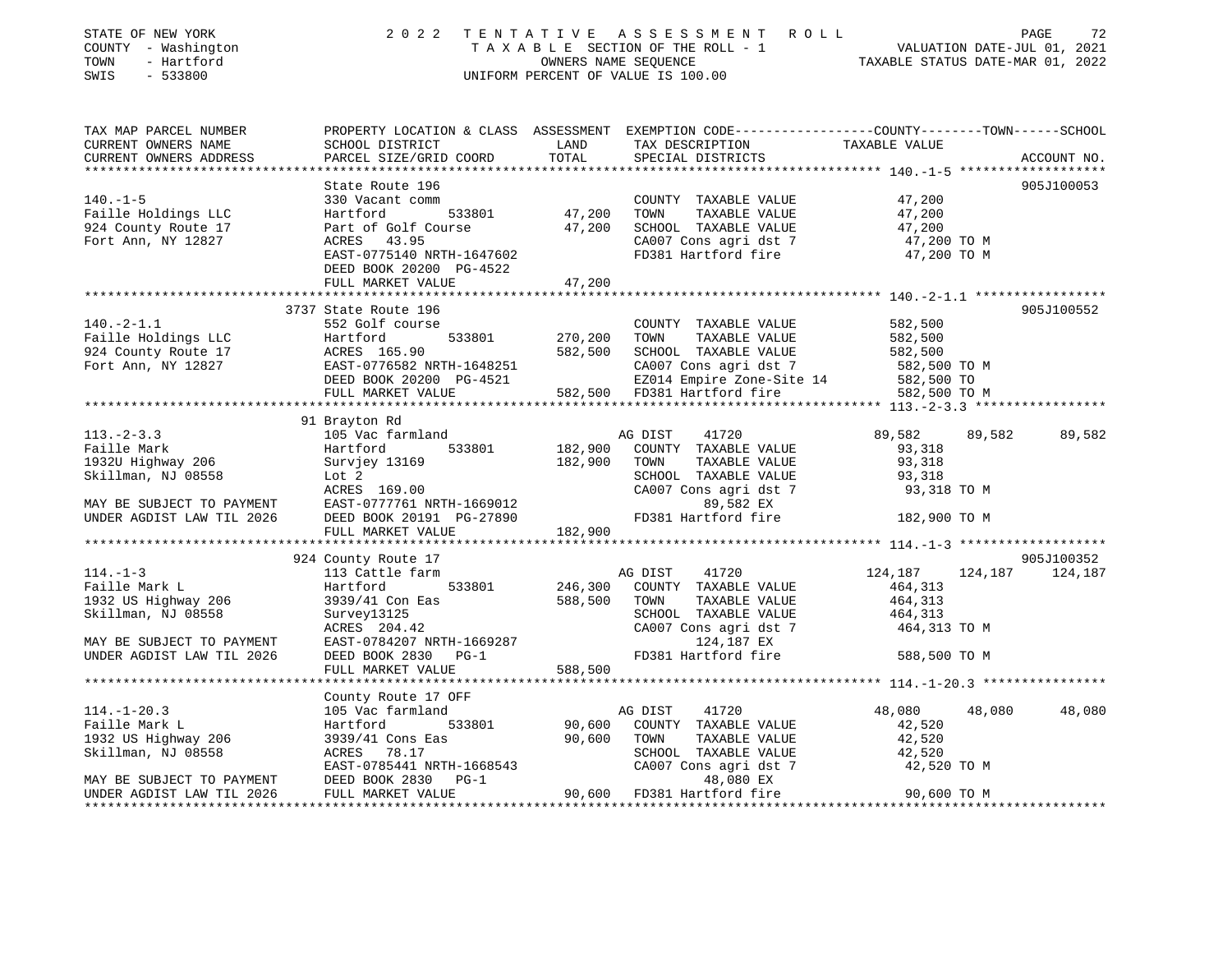STATE OF NEW YORK
COUNTY - Washington
TOWN - Hartford
SWIS - 533800

# 2022 TENTATIVE ASSESSMENT ROLL

TAXABLE SECTION OF THE ROLL - 1
OWNERS NAME SEQUENCE
UNIFORM PERCENT OF VALUE IS 100.00

VALUATION DATE-JUL 01, 2021
TAXABLE STATUS DATE-MAR 01, 2022

| TAX MAP PARCEL NUMBER / CURRENT OWNERS NAME / CURRENT OWNERS ADDRESS | PROPERTY LOCATION & CLASS / SCHOOL DISTRICT / PARCEL SIZE/GRID COORD | ASSESSMENT LAND | TOTAL | EXEMPTION CODE / TAX DESCRIPTION / SPECIAL DISTRICTS | COUNTY TAXABLE VALUE | TOWN | SCHOOL / ACCOUNT NO. |
|---|---|---|---|---|---|---|---|
| | State Route 196 | | | | | | 905J100053 |
| 140.-1-5 | 330 Vacant comm | | | COUNTY TAXABLE VALUE | 47,200 | | |
| Faille Holdings LLC | Hartford 533801 | 47,200 | | TOWN TAXABLE VALUE | 47,200 | | |
| 924 County Route 17 | Part of Golf Course | | 47,200 | SCHOOL TAXABLE VALUE | 47,200 | | |
| Fort Ann, NY 12827 | ACRES 43.95 | | | CA007 Cons agri dst 7 | 47,200 TO M | | |
| | EAST-0775140 NRTH-1647602 | | | FD381 Hartford fire | 47,200 TO M | | |
| | DEED BOOK 20200 PG-4522 | | | | | | |
| | FULL MARKET VALUE | | 47,200 | | | | |
| | 3737 State Route 196 | | | | | | 905J100552 |
| 140.-2-1.1 | 552 Golf course | | | COUNTY TAXABLE VALUE | 582,500 | | |
| Faille Holdings LLC | Hartford 533801 | 270,200 | | TOWN TAXABLE VALUE | 582,500 | | |
| 924 County Route 17 | ACRES 165.90 | | 582,500 | SCHOOL TAXABLE VALUE | 582,500 | | |
| Fort Ann, NY 12827 | EAST-0776582 NRTH-1648251 | | | CA007 Cons agri dst 7 | 582,500 TO M | | |
| | DEED BOOK 20200 PG-4521 | | | EZ014 Empire Zone-Site 14 | 582,500 TO | | |
| | FULL MARKET VALUE | | 582,500 | FD381 Hartford fire | 582,500 TO M | | |
| | 91 Brayton Rd | | | | | | |
| 113.-2-3.3 | 105 Vac farmland | | | AG DIST 41720 | 89,582 | 89,582 | 89,582 |
| Faille Mark | Hartford 533801 | 182,900 | | COUNTY TAXABLE VALUE | 93,318 | | |
| 1932U Highway 206 | Survjey 13169 | | 182,900 | TOWN TAXABLE VALUE | 93,318 | | |
| Skillman, NJ 08558 | Lot 2 | | | SCHOOL TAXABLE VALUE | 93,318 | | |
| | ACRES 169.00 | | | CA007 Cons agri dst 7 | 93,318 TO M | | |
| MAY BE SUBJECT TO PAYMENT | EAST-0777761 NRTH-1669012 | | | 89,582 EX | | | |
| UNDER AGDIST LAW TIL 2026 | DEED BOOK 20191 PG-27890 | | | FD381 Hartford fire | 182,900 TO M | | |
| | FULL MARKET VALUE | | 182,900 | | | | |
| | 924 County Route 17 | | | | | | 905J100352 |
| 114.-1-3 | 113 Cattle farm | | | AG DIST 41720 | 124,187 | 124,187 | 124,187 |
| Faille Mark L | Hartford 533801 | 246,300 | | COUNTY TAXABLE VALUE | 464,313 | | |
| 1932 US Highway 206 | 3939/41 Con Eas | | 588,500 | TOWN TAXABLE VALUE | 464,313 | | |
| Skillman, NJ 08558 | Survey13125 | | | SCHOOL TAXABLE VALUE | 464,313 | | |
| | ACRES 204.42 | | | CA007 Cons agri dst 7 | 464,313 TO M | | |
| MAY BE SUBJECT TO PAYMENT | EAST-0784207 NRTH-1669287 | | | 124,187 EX | | | |
| UNDER AGDIST LAW TIL 2026 | DEED BOOK 2830 PG-1 | | | FD381 Hartford fire | 588,500 TO M | | |
| | FULL MARKET VALUE | | 588,500 | | | | |
| | County Route 17 OFF | | | | | | |
| 114.-1-20.3 | 105 Vac farmland | | | AG DIST 41720 | 48,080 | 48,080 | 48,080 |
| Faille Mark L | Hartford 533801 | 90,600 | | COUNTY TAXABLE VALUE | 42,520 | | |
| 1932 US Highway 206 | 3939/41 Cons Eas | | 90,600 | TOWN TAXABLE VALUE | 42,520 | | |
| Skillman, NJ 08558 | ACRES 78.17 | | | SCHOOL TAXABLE VALUE | 42,520 | | |
| | EAST-0785441 NRTH-1668543 | | | CA007 Cons agri dst 7 | 42,520 TO M | | |
| MAY BE SUBJECT TO PAYMENT | DEED BOOK 2830 PG-1 | | | 48,080 EX | | | |
| UNDER AGDIST LAW TIL 2026 | FULL MARKET VALUE | | 90,600 | FD381 Hartford fire | 90,600 TO M | | |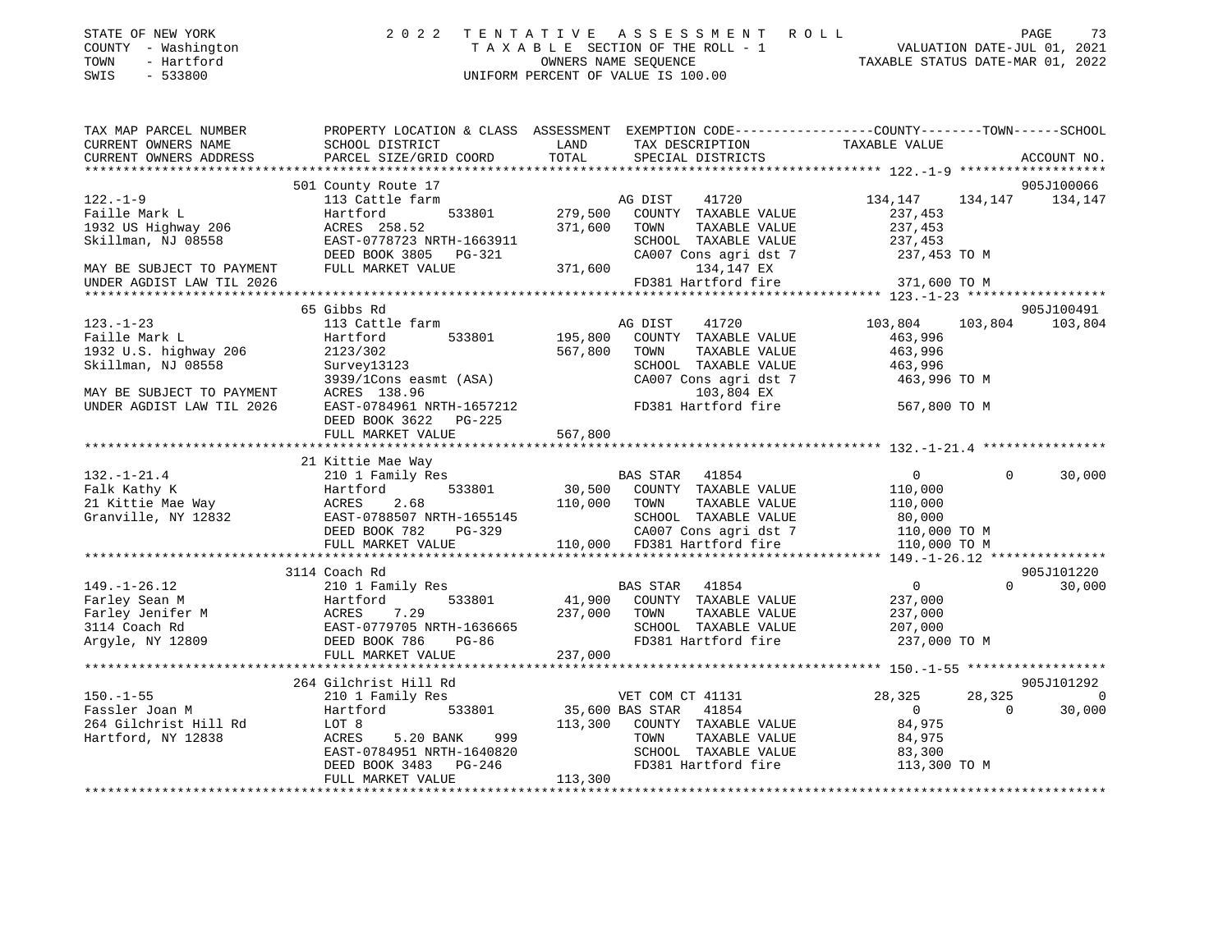STATE OF NEW YORK
COUNTY - Washington
TOWN - Hartford
SWIS - 533800

2022 TENTATIVE ASSESSMENT ROLL
TAXABLE SECTION OF THE ROLL - 1
OWNERS NAME SEQUENCE
UNIFORM PERCENT OF VALUE IS 100.00

VALUATION DATE-JUL 01, 2021
TAXABLE STATUS DATE-MAR 01, 2022

```
TAX MAP PARCEL NUMBER          PROPERTY LOCATION & CLASS  ASSESSMENT  EXEMPTION CODE-----------------COUNTY--------TOWN------SCHOOL
CURRENT OWNERS NAME            SCHOOL DISTRICT              LAND       TAX DESCRIPTION            TAXABLE VALUE
CURRENT OWNERS ADDRESS         PARCEL SIZE/GRID COORD       TOTAL      SPECIAL DISTRICTS                                    ACCOUNT NO.
************************************************************************************************************ 122.-1-9 *******************
                               501 County Route 17                                                                          905J100066
122.-1-9                       113 Cattle farm                        AG DIST     41720            134,147     134,147     134,147
Faille Mark L                  Hartford        533801       279,500   COUNTY  TAXABLE VALUE        237,453
1932 US Highway 206            ACRES 258.52                 371,600   TOWN    TAXABLE VALUE        237,453
Skillman, NJ 08558             EAST-0778723 NRTH-1663911              SCHOOL  TAXABLE VALUE        237,453
                               DEED BOOK 3805   PG-321                CA007 Cons agri dst 7         237,453 TO M
MAY BE SUBJECT TO PAYMENT      FULL MARKET VALUE            371,600         134,147 EX
UNDER AGDIST LAW TIL 2026                                             FD381 Hartford fire           371,600 TO M
************************************************************************************************************ 123.-1-23 ******************
                               65 Gibbs Rd                                                                                  905J100491
123.-1-23                      113 Cattle farm                        AG DIST     41720            103,804     103,804     103,804
Faille Mark L                  Hartford        533801       195,800   COUNTY  TAXABLE VALUE        463,996
1932 U.S. highway 206          2123/302                     567,800   TOWN    TAXABLE VALUE        463,996
Skillman, NJ 08558             Survey13123                            SCHOOL  TAXABLE VALUE        463,996
                               3939/1Cons easmt (ASA)                 CA007 Cons agri dst 7         463,996 TO M
MAY BE SUBJECT TO PAYMENT      ACRES 138.96                                 103,804 EX
UNDER AGDIST LAW TIL 2026      EAST-0784961 NRTH-1657212              FD381 Hartford fire           567,800 TO M
                               DEED BOOK 3622   PG-225
                               FULL MARKET VALUE            567,800
************************************************************************************************************ 132.-1-21.4 ****************
                               21 Kittie Mae Way
132.-1-21.4                    210 1 Family Res                       BAS STAR    41854                  0           0      30,000
Falk Kathy K                   Hartford        533801        30,500   COUNTY  TAXABLE VALUE        110,000
21 Kittie Mae Way              ACRES    2.68                110,000   TOWN    TAXABLE VALUE        110,000
Granville, NY 12832            EAST-0788507 NRTH-1655145              SCHOOL  TAXABLE VALUE         80,000
                               DEED BOOK 782    PG-329                CA007 Cons agri dst 7         110,000 TO M
                               FULL MARKET VALUE            110,000   FD381 Hartford fire           110,000 TO M
************************************************************************************************************ 149.-1-26.12 ***************
                               3114 Coach Rd                                                                                905J101220
149.-1-26.12                   210 1 Family Res                       BAS STAR    41854                  0           0      30,000
Farley Sean M                  Hartford        533801        41,900   COUNTY  TAXABLE VALUE        237,000
Farley Jenifer M               ACRES    7.29                237,000   TOWN    TAXABLE VALUE        237,000
3114 Coach Rd                  EAST-0779705 NRTH-1636665              SCHOOL  TAXABLE VALUE        207,000
Argyle, NY 12809               DEED BOOK 786    PG-86                 FD381 Hartford fire           237,000 TO M
                               FULL MARKET VALUE            237,000
************************************************************************************************************ 150.-1-55 ******************
                               264 Gilchrist Hill Rd                                                                        905J101292
150.-1-55                      210 1 Family Res                       VET COM CT 41131              28,325      28,325           0
Fassler Joan M                 Hartford        533801        35,600 BAS STAR    41854                  0           0      30,000
264 Gilchrist Hill Rd          LOT 8                        113,300   COUNTY  TAXABLE VALUE         84,975
Hartford, NY 12838             ACRES    5.20 BANK     999             TOWN    TAXABLE VALUE         84,975
                               EAST-0784951 NRTH-1640820              SCHOOL  TAXABLE VALUE         83,300
                               DEED BOOK 3483   PG-246                FD381 Hartford fire           113,300 TO M
                               FULL MARKET VALUE            113,300
************************************************************************************************************************************
```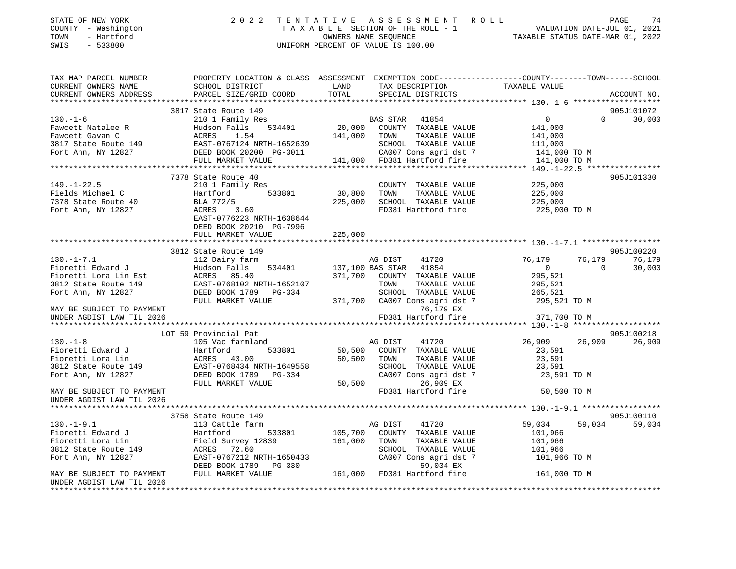STATE OF NEW YORK
COUNTY - Washington
TOWN - Hartford
SWIS - 533800

2022 TENTATIVE ASSESSMENT ROLL
TAXABLE SECTION OF THE ROLL - 1
OWNERS NAME SEQUENCE
UNIFORM PERCENT OF VALUE IS 100.00

VALUATION DATE-JUL 01, 2021
TAXABLE STATUS DATE-MAR 01, 2022

```
TAX MAP PARCEL NUMBER          PROPERTY LOCATION & CLASS  ASSESSMENT  EXEMPTION CODE-----------------COUNTY--------TOWN------SCHOOL
CURRENT OWNERS NAME            SCHOOL DISTRICT               LAND       TAX DESCRIPTION              TAXABLE VALUE
CURRENT OWNERS ADDRESS         PARCEL SIZE/GRID COORD        TOTAL      SPECIAL DISTRICTS                                      ACCOUNT NO.
******************************************************************************************************* 130.-1-6 *******************
                    3817 State Route 149                                                                               905J101072
130.-1-6             210 1 Family Res                        BAS STAR   41854                  0            0      30,000
Fawcett Natalee R    Hudson Falls     534401       20,000    COUNTY  TAXABLE VALUE         141,000
Fawcett Gavan C      ACRES    1.54               141,000    TOWN    TAXABLE VALUE         141,000
3817 State Route 149 EAST-0767124 NRTH-1652639              SCHOOL  TAXABLE VALUE         111,000
Fort Ann, NY 12827   DEED BOOK 20200  PG-3011               CA007 Cons agri dst 7         141,000 TO M
                     FULL MARKET VALUE           141,000    FD381 Hartford fire           141,000 TO M
******************************************************************************************************* 149.-1-22.5 ****************
                    7378 State Route 40                                                                                905J101330
149.-1-22.5          210 1 Family Res                        COUNTY  TAXABLE VALUE         225,000
Fields Michael C     Hartford         533801       30,800    TOWN    TAXABLE VALUE         225,000
7378 State Route 40  BLA 772/5                   225,000    SCHOOL  TAXABLE VALUE         225,000
Fort Ann, NY 12827   ACRES    3.60                          FD381 Hartford fire           225,000 TO M
                     EAST-0776223 NRTH-1638644
                     DEED BOOK 20210  PG-7996
                     FULL MARKET VALUE           225,000
******************************************************************************************************* 130.-1-7.1 *****************
                    3812 State Route 149                                                                               905J100220
130.-1-7.1           112 Dairy farm                          AG DIST    41720              76,179       76,179      76,179
Fioretti Edward J    Hudson Falls     534401      137,100 BAS STAR   41854                  0            0      30,000
Fioretti Lora Lin Est ACRES   85.40               371,700    COUNTY  TAXABLE VALUE         295,521
3812 State Route 149 EAST-0768102 NRTH-1652107              TOWN    TAXABLE VALUE         295,521
Fort Ann, NY 12827   DEED BOOK 1789   PG-334                SCHOOL  TAXABLE VALUE         265,521
                     FULL MARKET VALUE           371,700    CA007 Cons agri dst 7         295,521 TO M
MAY BE SUBJECT TO PAYMENT                                          76,179 EX
UNDER AGDIST LAW TIL 2026                                    FD381 Hartford fire           371,700 TO M
******************************************************************************************************* 130.-1-8 *******************
                    LOT 59 Provincial Pat                                                                              905J100218
130.-1-8             105 Vac farmland                        AG DIST    41720              26,909       26,909      26,909
Fioretti Edward J    Hartford         533801       50,500    COUNTY  TAXABLE VALUE          23,591
Fioretti Lora Lin    ACRES   43.00                50,500    TOWN    TAXABLE VALUE          23,591
3812 State Route 149 EAST-0768434 NRTH-1649558              SCHOOL  TAXABLE VALUE          23,591
Fort Ann, NY 12827   DEED BOOK 1789   PG-334                CA007 Cons agri dst 7          23,591 TO M
                     FULL MARKET VALUE            50,500           26,909 EX
MAY BE SUBJECT TO PAYMENT                                    FD381 Hartford fire            50,500 TO M
UNDER AGDIST LAW TIL 2026
******************************************************************************************************* 130.-1-9.1 *****************
                    3758 State Route 149                                                                               905J100110
130.-1-9.1           113 Cattle farm                         AG DIST    41720              59,034       59,034      59,034
Fioretti Edward J    Hartford         533801      105,700    COUNTY  TAXABLE VALUE         101,966
Fioretti Lora Lin    Field Survey 12839          161,000    TOWN    TAXABLE VALUE         101,966
3812 State Route 149 ACRES   72.60                          SCHOOL  TAXABLE VALUE         101,966
Fort Ann, NY 12827   EAST-0767212 NRTH-1650433              CA007 Cons agri dst 7         101,966 TO M
                     DEED BOOK 1789   PG-330                       59,034 EX
MAY BE SUBJECT TO PAYMENT FULL MARKET VALUE      161,000    FD381 Hartford fire           161,000 TO M
UNDER AGDIST LAW TIL 2026
************************************************************************************************************************************
```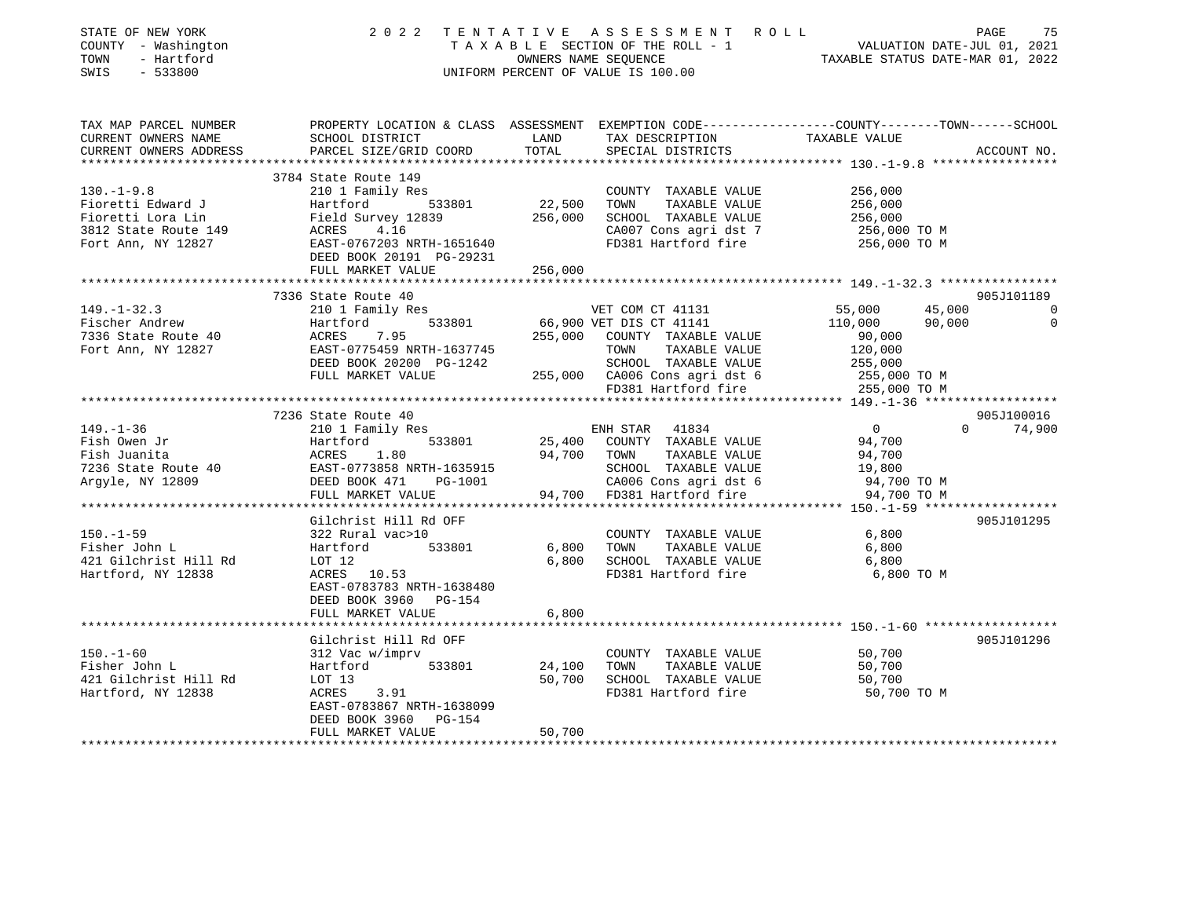STATE OF NEW YORK
COUNTY - Washington
TOWN - Hartford
SWIS - 533800

# 2022 TENTATIVE ASSESSMENT ROLL

TAXABLE SECTION OF THE ROLL - 1
OWNERS NAME SEQUENCE
UNIFORM PERCENT OF VALUE IS 100.00

VALUATION DATE-JUL 01, 2021
TAXABLE STATUS DATE-MAR 01, 2022

| TAX MAP PARCEL NUMBER<br>CURRENT OWNERS NAME<br>CURRENT OWNERS ADDRESS | PROPERTY LOCATION & CLASS<br>SCHOOL DISTRICT<br>PARCEL SIZE/GRID COORD | ASSESSMENT<br>LAND<br>TOTAL | EXEMPTION CODE<br>TAX DESCRIPTION<br>SPECIAL DISTRICTS | COUNTY TAXABLE VALUE | TOWN | SCHOOL<br>ACCOUNT NO. |
|---|---|---|---|---|---|---|
| **130.-1-9.8** | 3784 State Route 149 | | | | | |
| 130.-1-9.8 | 210 1 Family Res | | COUNTY TAXABLE VALUE | 256,000 | | |
| Fioretti Edward J | Hartford 533801 | 22,500 | TOWN TAXABLE VALUE | 256,000 | | |
| Fioretti Lora Lin | Field Survey 12839 | 256,000 | SCHOOL TAXABLE VALUE | 256,000 | | |
| 3812 State Route 149 | ACRES 4.16 | | CA007 Cons agri dst 7 | 256,000 TO M | | |
| Fort Ann, NY 12827 | EAST-0767203 NRTH-1651640 | | FD381 Hartford fire | 256,000 TO M | | |
| | DEED BOOK 20191 PG-29231 | | | | | |
| | FULL MARKET VALUE | 256,000 | | | | |
| **149.-1-32.3** | 7336 State Route 40 | | | | | 905J101189 |
| 149.-1-32.3 | 210 1 Family Res | | VET COM CT 41131 | 55,000 | 45,000 | 0 |
| Fischer Andrew | Hartford 533801 | 66,900 | VET DIS CT 41141 | 110,000 | 90,000 | 0 |
| 7336 State Route 40 | ACRES 7.95 | 255,000 | COUNTY TAXABLE VALUE | 90,000 | | |
| Fort Ann, NY 12827 | EAST-0775459 NRTH-1637745 | | TOWN TAXABLE VALUE | 120,000 | | |
| | DEED BOOK 20200 PG-1242 | | SCHOOL TAXABLE VALUE | 255,000 | | |
| | FULL MARKET VALUE | 255,000 | CA006 Cons agri dst 6 | 255,000 TO M | | |
| | | | FD381 Hartford fire | 255,000 TO M | | |
| **149.-1-36** | 7236 State Route 40 | | | | | 905J100016 |
| 149.-1-36 | 210 1 Family Res | | ENH STAR 41834 | 0 | 0 | 74,900 |
| Fish Owen Jr | Hartford 533801 | 25,400 | COUNTY TAXABLE VALUE | 94,700 | | |
| Fish Juanita | ACRES 1.80 | 94,700 | TOWN TAXABLE VALUE | 94,700 | | |
| 7236 State Route 40 | EAST-0773858 NRTH-1635915 | | SCHOOL TAXABLE VALUE | 19,800 | | |
| Argyle, NY 12809 | DEED BOOK 471 PG-1001 | | CA006 Cons agri dst 6 | 94,700 TO M | | |
| | FULL MARKET VALUE | 94,700 | FD381 Hartford fire | 94,700 TO M | | |
| **150.-1-59** | Gilchrist Hill Rd OFF | | | | | 905J101295 |
| 150.-1-59 | 322 Rural vac>10 | | COUNTY TAXABLE VALUE | 6,800 | | |
| Fisher John L | Hartford 533801 | 6,800 | TOWN TAXABLE VALUE | 6,800 | | |
| 421 Gilchrist Hill Rd | LOT 12 | 6,800 | SCHOOL TAXABLE VALUE | 6,800 | | |
| Hartford, NY 12838 | ACRES 10.53 | | FD381 Hartford fire | 6,800 TO M | | |
| | EAST-0783783 NRTH-1638480 | | | | | |
| | DEED BOOK 3960 PG-154 | | | | | |
| | FULL MARKET VALUE | 6,800 | | | | |
| **150.-1-60** | Gilchrist Hill Rd OFF | | | | | 905J101296 |
| 150.-1-60 | 312 Vac w/imprv | | COUNTY TAXABLE VALUE | 50,700 | | |
| Fisher John L | Hartford 533801 | 24,100 | TOWN TAXABLE VALUE | 50,700 | | |
| 421 Gilchrist Hill Rd | LOT 13 | 50,700 | SCHOOL TAXABLE VALUE | 50,700 | | |
| Hartford, NY 12838 | ACRES 3.91 | | FD381 Hartford fire | 50,700 TO M | | |
| | EAST-0783867 NRTH-1638099 | | | | | |
| | DEED BOOK 3960 PG-154 | | | | | |
| | FULL MARKET VALUE | 50,700 | | | | |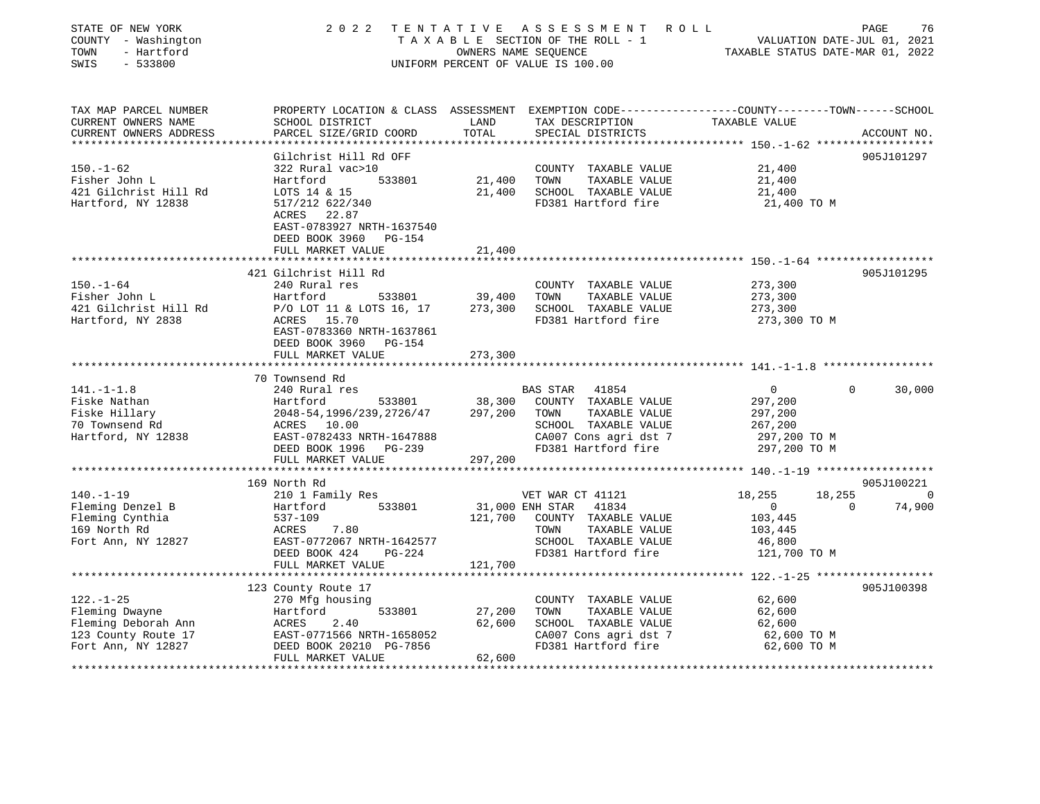STATE OF NEW YORK
COUNTY - Washington
TOWN - Hartford
SWIS - 533800

# 2022 TENTATIVE ASSESSMENT ROLL
TAXABLE SECTION OF THE ROLL - 1
OWNERS NAME SEQUENCE
UNIFORM PERCENT OF VALUE IS 100.00

VALUATION DATE-JUL 01, 2021
TAXABLE STATUS DATE-MAR 01, 2022

| TAX MAP PARCEL NUMBER / CURRENT OWNERS NAME / CURRENT OWNERS ADDRESS | PROPERTY LOCATION & CLASS / SCHOOL DISTRICT / PARCEL SIZE/GRID COORD | LAND | ASSESSMENT TOTAL | EXEMPTION CODE / TAX DESCRIPTION / SPECIAL DISTRICTS | COUNTY TAXABLE VALUE | TOWN | SCHOOL | ACCOUNT NO. |
|---|---|---|---|---|---|---|---|---|
| **150.-1-62** | Gilchrist Hill Rd OFF | | | | | | | 905J101297 |
| 150.-1-62 | 322 Rural vac>10 | | | COUNTY TAXABLE VALUE | 21,400 | | | |
| Fisher John L | Hartford 533801 | 21,400 | | TOWN TAXABLE VALUE | 21,400 | | | |
| 421 Gilchrist Hill Rd | LOTS 14 & 15 | | 21,400 | SCHOOL TAXABLE VALUE | 21,400 | | | |
| Hartford, NY 12838 | 517/212 622/340 | | | FD381 Hartford fire | 21,400 TO M | | | |
| | ACRES 22.87 | | | | | | | |
| | EAST-0783927 NRTH-1637540 | | | | | | | |
| | DEED BOOK 3960 PG-154 | | | | | | | |
| | FULL MARKET VALUE | | 21,400 | | | | | |
| **150.-1-64** | 421 Gilchrist Hill Rd | | | | | | | 905J101295 |
| 150.-1-64 | 240 Rural res | | | COUNTY TAXABLE VALUE | 273,300 | | | |
| Fisher John L | Hartford 533801 | 39,400 | | TOWN TAXABLE VALUE | 273,300 | | | |
| 421 Gilchrist Hill Rd | P/O LOT 11 & LOTS 16, 17 | | 273,300 | SCHOOL TAXABLE VALUE | 273,300 | | | |
| Hartford, NY 2838 | ACRES 15.70 | | | FD381 Hartford fire | 273,300 TO M | | | |
| | EAST-0783360 NRTH-1637861 | | | | | | | |
| | DEED BOOK 3960 PG-154 | | | | | | | |
| | FULL MARKET VALUE | | 273,300 | | | | | |
| **141.-1-1.8** | 70 Townsend Rd | | | | | | | |
| 141.-1-1.8 | 240 Rural res | | | BAS STAR 41854 | 0 | 0 | 30,000 | |
| Fiske Nathan | Hartford 533801 | 38,300 | | COUNTY TAXABLE VALUE | 297,200 | | | |
| Fiske Hillary | 2048-54,1996/239,2726/47 | | 297,200 | TOWN TAXABLE VALUE | 297,200 | | | |
| 70 Townsend Rd | ACRES 10.00 | | | SCHOOL TAXABLE VALUE | 267,200 | | | |
| Hartford, NY 12838 | EAST-0782433 NRTH-1647888 | | | CA007 Cons agri dst 7 | 297,200 TO M | | | |
| | DEED BOOK 1996 PG-239 | | | FD381 Hartford fire | 297,200 TO M | | | |
| | FULL MARKET VALUE | | 297,200 | | | | | |
| **140.-1-19** | 169 North Rd | | | | | | | 905J100221 |
| 140.-1-19 | 210 1 Family Res | | | VET WAR CT 41121 | 18,255 | 18,255 | 0 | |
| Fleming Denzel B | Hartford 533801 | 31,000 | | ENH STAR 41834 | 0 | 0 | 74,900 | |
| Fleming Cynthia | 537-109 | | 121,700 | COUNTY TAXABLE VALUE | 103,445 | | | |
| 169 North Rd | ACRES 7.80 | | | TOWN TAXABLE VALUE | 103,445 | | | |
| Fort Ann, NY 12827 | EAST-0772067 NRTH-1642577 | | | SCHOOL TAXABLE VALUE | 46,800 | | | |
| | DEED BOOK 424 PG-224 | | | FD381 Hartford fire | 121,700 TO M | | | |
| | FULL MARKET VALUE | | 121,700 | | | | | |
| **122.-1-25** | 123 County Route 17 | | | | | | | 905J100398 |
| 122.-1-25 | 270 Mfg housing | | | COUNTY TAXABLE VALUE | 62,600 | | | |
| Fleming Dwayne | Hartford 533801 | 27,200 | | TOWN TAXABLE VALUE | 62,600 | | | |
| Fleming Deborah Ann | ACRES 2.40 | | 62,600 | SCHOOL TAXABLE VALUE | 62,600 | | | |
| 123 County Route 17 | EAST-0771566 NRTH-1658052 | | | CA007 Cons agri dst 7 | 62,600 TO M | | | |
| Fort Ann, NY 12827 | DEED BOOK 20210 PG-7856 | | | FD381 Hartford fire | 62,600 TO M | | | |
| | FULL MARKET VALUE | | 62,600 | | | | | |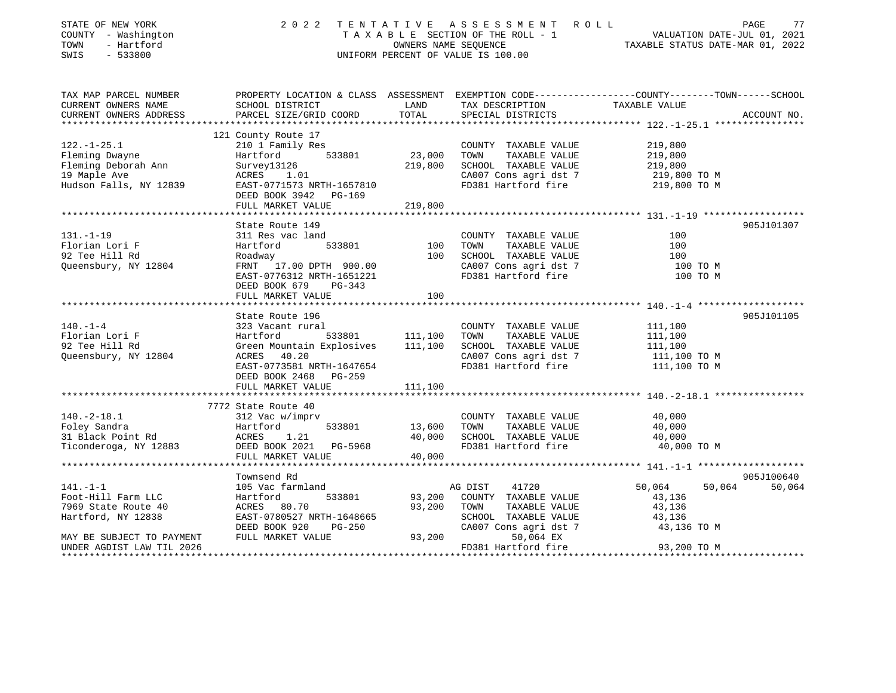STATE OF NEW YORK — 2022 TENTATIVE ASSESSMENT ROLL
COUNTY - Washington — TAXABLE SECTION OF THE ROLL - 1 — VALUATION DATE-JUL 01, 2021
TOWN - Hartford — OWNERS NAME SEQUENCE — TAXABLE STATUS DATE-MAR 01, 2022
SWIS - 533800 — UNIFORM PERCENT OF VALUE IS 100.00

| TAX MAP PARCEL NUMBER / CURRENT OWNERS NAME / CURRENT OWNERS ADDRESS | PROPERTY LOCATION & CLASS / SCHOOL DISTRICT / PARCEL SIZE/GRID COORD | ASSESSMENT LAND | TOTAL | EXEMPTION CODE / TAX DESCRIPTION / SPECIAL DISTRICTS | COUNTY TAXABLE VALUE | TOWN | SCHOOL | ACCOUNT NO. |
|---|---|---|---|---|---|---|---|---|
| **122.-1-25.1** | 121 County Route 17 | | | | | | | |
| Fleming Dwayne | 210 1 Family Res | | | COUNTY TAXABLE VALUE | 219,800 | | | |
| Fleming Deborah Ann | Hartford 533801 | 23,000 | | TOWN TAXABLE VALUE | 219,800 | | | |
| 19 Maple Ave | Survey13126 | | 219,800 | SCHOOL TAXABLE VALUE | 219,800 | | | |
| Hudson Falls, NY 12839 | ACRES 1.01 | | | CA007 Cons agri dst 7 | 219,800 TO M | | | |
| | EAST-0771573 NRTH-1657810 | | | FD381 Hartford fire | 219,800 TO M | | | |
| | DEED BOOK 3942 PG-169 | | | | | | | |
| | FULL MARKET VALUE | | 219,800 | | | | | |
| **131.-1-19** | State Route 149 | | | | | | | 905J101307 |
| Florian Lori F | 311 Res vac land | | | COUNTY TAXABLE VALUE | 100 | | | |
| 92 Tee Hill Rd | Hartford 533801 | 100 | | TOWN TAXABLE VALUE | 100 | | | |
| Queensbury, NY 12804 | Roadway | | 100 | SCHOOL TAXABLE VALUE | 100 | | | |
| | FRNT 17.00 DPTH 900.00 | | | CA007 Cons agri dst 7 | 100 TO M | | | |
| | EAST-0776312 NRTH-1651221 | | | FD381 Hartford fire | 100 TO M | | | |
| | DEED BOOK 679 PG-343 | | | | | | | |
| | FULL MARKET VALUE | | 100 | | | | | |
| **140.-1-4** | State Route 196 | | | | | | | 905J101105 |
| Florian Lori F | 323 Vacant rural | | | COUNTY TAXABLE VALUE | 111,100 | | | |
| 92 Tee Hill Rd | Hartford 533801 | 111,100 | | TOWN TAXABLE VALUE | 111,100 | | | |
| Queensbury, NY 12804 | Green Mountain Explosives | | 111,100 | SCHOOL TAXABLE VALUE | 111,100 | | | |
| | ACRES 40.20 | | | CA007 Cons agri dst 7 | 111,100 TO M | | | |
| | EAST-0773581 NRTH-1647654 | | | FD381 Hartford fire | 111,100 TO M | | | |
| | DEED BOOK 2468 PG-259 | | | | | | | |
| | FULL MARKET VALUE | | 111,100 | | | | | |
| **140.-2-18.1** | 7772 State Route 40 | | | | | | | |
| Foley Sandra | 312 Vac w/imprv | | | COUNTY TAXABLE VALUE | 40,000 | | | |
| 31 Black Point Rd | Hartford 533801 | 13,600 | | TOWN TAXABLE VALUE | 40,000 | | | |
| Ticonderoga, NY 12883 | ACRES 1.21 | | 40,000 | SCHOOL TAXABLE VALUE | 40,000 | | | |
| | DEED BOOK 2021 PG-5968 | | | FD381 Hartford fire | 40,000 TO M | | | |
| | FULL MARKET VALUE | | 40,000 | | | | | |
| **141.-1-1** | Townsend Rd | | | | | | | 905J100640 |
| Foot-Hill Farm LLC | 105 Vac farmland | | | AG DIST 41720 | 50,064 | 50,064 | 50,064 | |
| 7969 State Route 40 | Hartford 533801 | 93,200 | | COUNTY TAXABLE VALUE | 43,136 | | | |
| Hartford, NY 12838 | ACRES 80.70 | | 93,200 | TOWN TAXABLE VALUE | 43,136 | | | |
| | EAST-0780527 NRTH-1648665 | | | SCHOOL TAXABLE VALUE | 43,136 | | | |
| | DEED BOOK 920 PG-250 | | | CA007 Cons agri dst 7 | 43,136 TO M | | | |
| MAY BE SUBJECT TO PAYMENT | FULL MARKET VALUE | | 93,200 | 50,064 EX | | | | |
| UNDER AGDIST LAW TIL 2026 | | | | FD381 Hartford fire | 93,200 TO M | | | |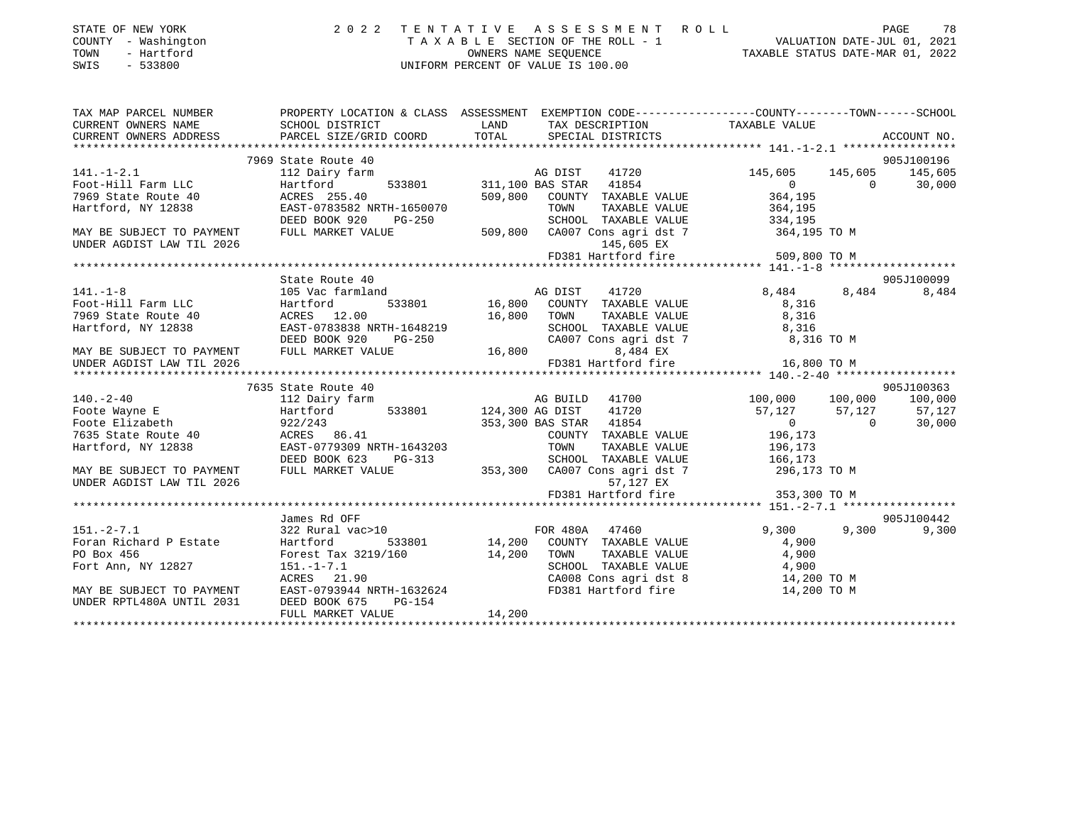STATE OF NEW YORK
COUNTY - Washington
TOWN - Hartford
SWIS - 533800

2022 TENTATIVE ASSESSMENT ROLL
TAXABLE SECTION OF THE ROLL - 1
OWNERS NAME SEQUENCE
UNIFORM PERCENT OF VALUE IS 100.00

VALUATION DATE-JUL 01, 2021
TAXABLE STATUS DATE-MAR 01, 2022

```
TAX MAP PARCEL NUMBER          PROPERTY LOCATION & CLASS  ASSESSMENT  EXEMPTION CODE------------------COUNTY--------TOWN------SCHOOL
CURRENT OWNERS NAME            SCHOOL DISTRICT             LAND        TAX DESCRIPTION                TAXABLE VALUE
CURRENT OWNERS ADDRESS         PARCEL SIZE/GRID COORD      TOTAL       SPECIAL DISTRICTS                                          ACCOUNT NO.
*********************************************************************************************** 141.-1-2.1 *****************
                               7969 State Route 40                                                                           905J100196
141.-1-2.1                     112 Dairy farm                          AG DIST    41720            145,605     145,605    145,605
Foot-Hill Farm LLC             Hartford      533801     311,100 BAS STAR  41854                        0           0     30,000
7969 State Route 40            ACRES 255.40             509,800   COUNTY  TAXABLE VALUE        364,195
Hartford, NY 12838             EAST-0783582 NRTH-1650070            TOWN    TAXABLE VALUE        364,195
                               DEED BOOK 920    PG-250              SCHOOL  TAXABLE VALUE        334,195
MAY BE SUBJECT TO PAYMENT      FULL MARKET VALUE        509,800   CA007 Cons agri dst 7        364,195 TO M
UNDER AGDIST LAW TIL 2026                                                 145,605 EX
                                                                    FD381 Hartford fire          509,800 TO M
*********************************************************************************************** 141.-1-8 *******************
                               State Route 40                                                                                905J100099
141.-1-8                       105 Vac farmland                        AG DIST    41720              8,484       8,484      8,484
Foot-Hill Farm LLC             Hartford      533801      16,800   COUNTY  TAXABLE VALUE          8,316
7969 State Route 40            ACRES  12.00              16,800   TOWN    TAXABLE VALUE          8,316
Hartford, NY 12838             EAST-0783838 NRTH-1648219            SCHOOL  TAXABLE VALUE          8,316
                               DEED BOOK 920    PG-250              CA007 Cons agri dst 7          8,316 TO M
MAY BE SUBJECT TO PAYMENT      FULL MARKET VALUE         16,800           8,484 EX
UNDER AGDIST LAW TIL 2026                                           FD381 Hartford fire           16,800 TO M
*********************************************************************************************** 140.-2-40 ******************
                               7635 State Route 40                                                                           905J100363
140.-2-40                      112 Dairy farm                          AG BUILD   41700            100,000     100,000    100,000
Foote Wayne E                  Hartford      533801     124,300 AG DIST    41720                    57,127      57,127     57,127
Foote Elizabeth                922/243                  353,300 BAS STAR  41854                        0           0     30,000
7635 State Route 40            ACRES  86.41                       COUNTY  TAXABLE VALUE        196,173
Hartford, NY 12838             EAST-0779309 NRTH-1643203            TOWN    TAXABLE VALUE        196,173
                               DEED BOOK 623    PG-313              SCHOOL  TAXABLE VALUE        166,173
MAY BE SUBJECT TO PAYMENT      FULL MARKET VALUE        353,300   CA007 Cons agri dst 7        296,173 TO M
UNDER AGDIST LAW TIL 2026                                                  57,127 EX
                                                                    FD381 Hartford fire          353,300 TO M
*********************************************************************************************** 151.-2-7.1 *****************
                               James Rd OFF                                                                                  905J100442
151.-2-7.1                     322 Rural vac>10                        FOR 480A   47460              9,300       9,300      9,300
Foran Richard P Estate         Hartford      533801      14,200   COUNTY  TAXABLE VALUE          4,900
PO Box 456                     Forest Tax 3219/160       14,200   TOWN    TAXABLE VALUE          4,900
Fort Ann, NY 12827             151.-1-7.1                           SCHOOL  TAXABLE VALUE          4,900
                               ACRES  21.90                         CA008 Cons agri dst 8         14,200 TO M
MAY BE SUBJECT TO PAYMENT      EAST-0793944 NRTH-1632624            FD381 Hartford fire           14,200 TO M
UNDER RPTL480A UNTIL 2031      DEED BOOK 675    PG-154
                               FULL MARKET VALUE         14,200
******************************************************************************************************************************
```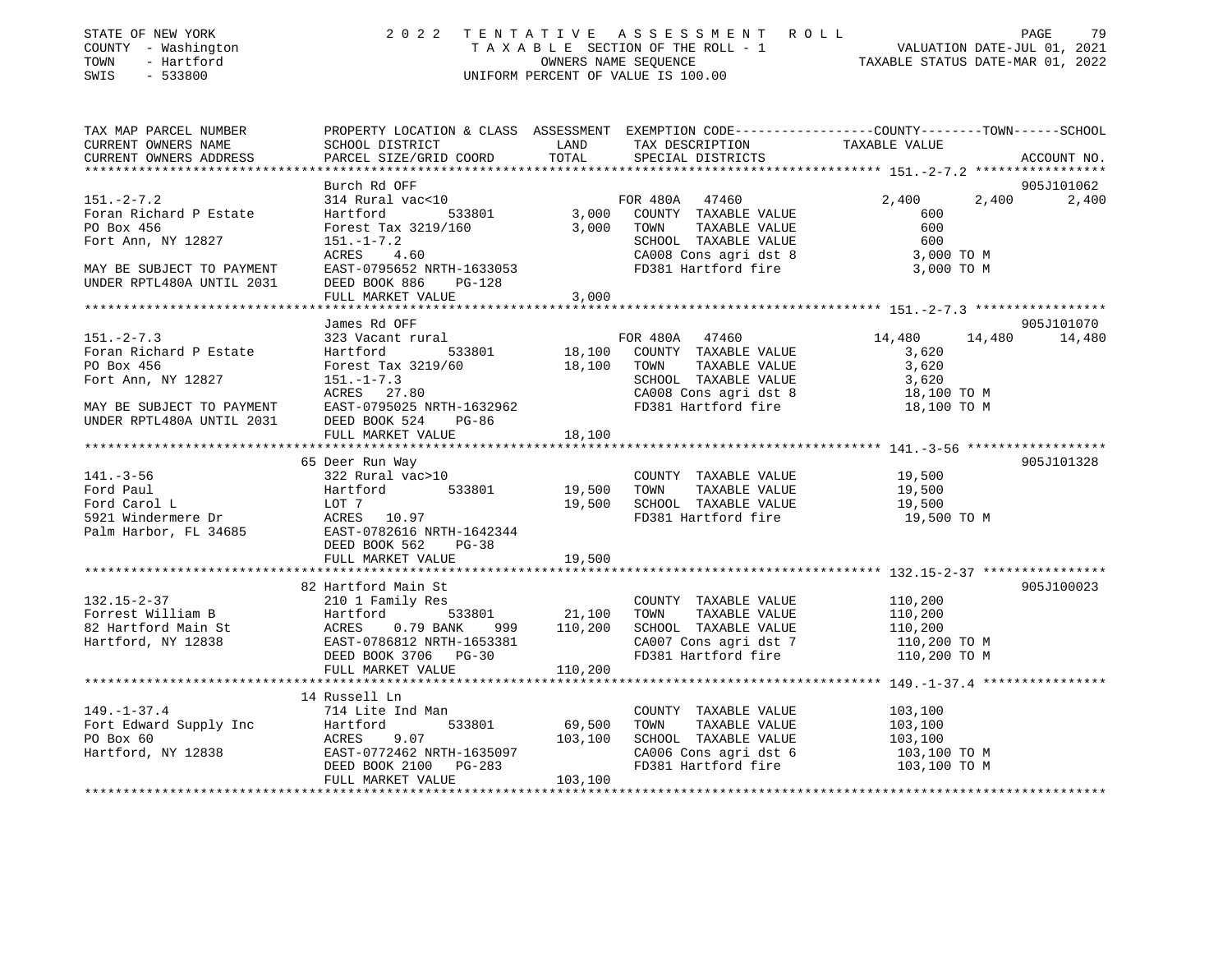STATE OF NEW YORK
COUNTY - Washington
TOWN - Hartford
SWIS - 533800

2022 TENTATIVE ASSESSMENT ROLL
TAXABLE SECTION OF THE ROLL - 1
OWNERS NAME SEQUENCE
UNIFORM PERCENT OF VALUE IS 100.00

VALUATION DATE-JUL 01, 2021
TAXABLE STATUS DATE-MAR 01, 2022

| TAX MAP PARCEL NUMBER / CURRENT OWNERS NAME / CURRENT OWNERS ADDRESS | PROPERTY LOCATION & CLASS / SCHOOL DISTRICT / PARCEL SIZE/GRID COORD | ASSESSMENT LAND | TOTAL | EXEMPTION CODE / TAX DESCRIPTION / SPECIAL DISTRICTS | COUNTY TAXABLE VALUE | TOWN | SCHOOL | ACCOUNT NO. |
|---|---|---|---|---|---|---|---|---|
| 151.-2-7.2 | Burch Rd OFF | | | | | | | 905J101062 |
| 151.-2-7.2 | 314 Rural vac<10 | | | FOR 480A 47460 | 2,400 | 2,400 | 2,400 | |
| Foran Richard P Estate | Hartford 533801 | 3,000 | | COUNTY TAXABLE VALUE | 600 | | | |
| PO Box 456 | Forest Tax 3219/160 | | 3,000 | TOWN TAXABLE VALUE | 600 | | | |
| Fort Ann, NY 12827 | 151.-1-7.2 | | | SCHOOL TAXABLE VALUE | 600 | | | |
| | ACRES 4.60 | | | CA008 Cons agri dst 8 | 3,000 TO M | | | |
| MAY BE SUBJECT TO PAYMENT | EAST-0795652 NRTH-1633053 | | | FD381 Hartford fire | 3,000 TO M | | | |
| UNDER RPTL480A UNTIL 2031 | DEED BOOK 886 PG-128 | | | | | | | |
| | FULL MARKET VALUE | | 3,000 | | | | | |
| 151.-2-7.3 | James Rd OFF | | | | | | | 905J101070 |
| 151.-2-7.3 | 323 Vacant rural | | | FOR 480A 47460 | 14,480 | 14,480 | 14,480 | |
| Foran Richard P Estate | Hartford 533801 | 18,100 | | COUNTY TAXABLE VALUE | 3,620 | | | |
| PO Box 456 | Forest Tax 3219/60 | | 18,100 | TOWN TAXABLE VALUE | 3,620 | | | |
| Fort Ann, NY 12827 | 151.-1-7.3 | | | SCHOOL TAXABLE VALUE | 3,620 | | | |
| | ACRES 27.80 | | | CA008 Cons agri dst 8 | 18,100 TO M | | | |
| MAY BE SUBJECT TO PAYMENT | EAST-0795025 NRTH-1632962 | | | FD381 Hartford fire | 18,100 TO M | | | |
| UNDER RPTL480A UNTIL 2031 | DEED BOOK 524 PG-86 | | | | | | | |
| | FULL MARKET VALUE | | 18,100 | | | | | |
| 141.-3-56 | 65 Deer Run Way | | | | | | | 905J101328 |
| 141.-3-56 | 322 Rural vac>10 | | | COUNTY TAXABLE VALUE | 19,500 | | | |
| Ford Paul | Hartford 533801 | 19,500 | | TOWN TAXABLE VALUE | 19,500 | | | |
| Ford Carol L | LOT 7 | | 19,500 | SCHOOL TAXABLE VALUE | 19,500 | | | |
| 5921 Windermere Dr | ACRES 10.97 | | | FD381 Hartford fire | 19,500 TO M | | | |
| Palm Harbor, FL 34685 | EAST-0782616 NRTH-1642344 | | | | | | | |
| | DEED BOOK 562 PG-38 | | | | | | | |
| | FULL MARKET VALUE | | 19,500 | | | | | |
| 132.15-2-37 | 82 Hartford Main St | | | | | | | 905J100023 |
| 132.15-2-37 | 210 1 Family Res | | | COUNTY TAXABLE VALUE | 110,200 | | | |
| Forrest William B | Hartford 533801 | 21,100 | | TOWN TAXABLE VALUE | 110,200 | | | |
| 82 Hartford Main St | ACRES 0.79 BANK 999 | | 110,200 | SCHOOL TAXABLE VALUE | 110,200 | | | |
| Hartford, NY 12838 | EAST-0786812 NRTH-1653381 | | | CA007 Cons agri dst 7 | 110,200 TO M | | | |
| | DEED BOOK 3706 PG-30 | | | FD381 Hartford fire | 110,200 TO M | | | |
| | FULL MARKET VALUE | | 110,200 | | | | | |
| 149.-1-37.4 | 14 Russell Ln | | | | | | | |
| 149.-1-37.4 | 714 Lite Ind Man | | | COUNTY TAXABLE VALUE | 103,100 | | | |
| Fort Edward Supply Inc | Hartford 533801 | 69,500 | | TOWN TAXABLE VALUE | 103,100 | | | |
| PO Box 60 | ACRES 9.07 | | 103,100 | SCHOOL TAXABLE VALUE | 103,100 | | | |
| Hartford, NY 12838 | EAST-0772462 NRTH-1635097 | | | CA006 Cons agri dst 6 | 103,100 TO M | | | |
| | DEED BOOK 2100 PG-283 | | | FD381 Hartford fire | 103,100 TO M | | | |
| | FULL MARKET VALUE | | 103,100 | | | | | |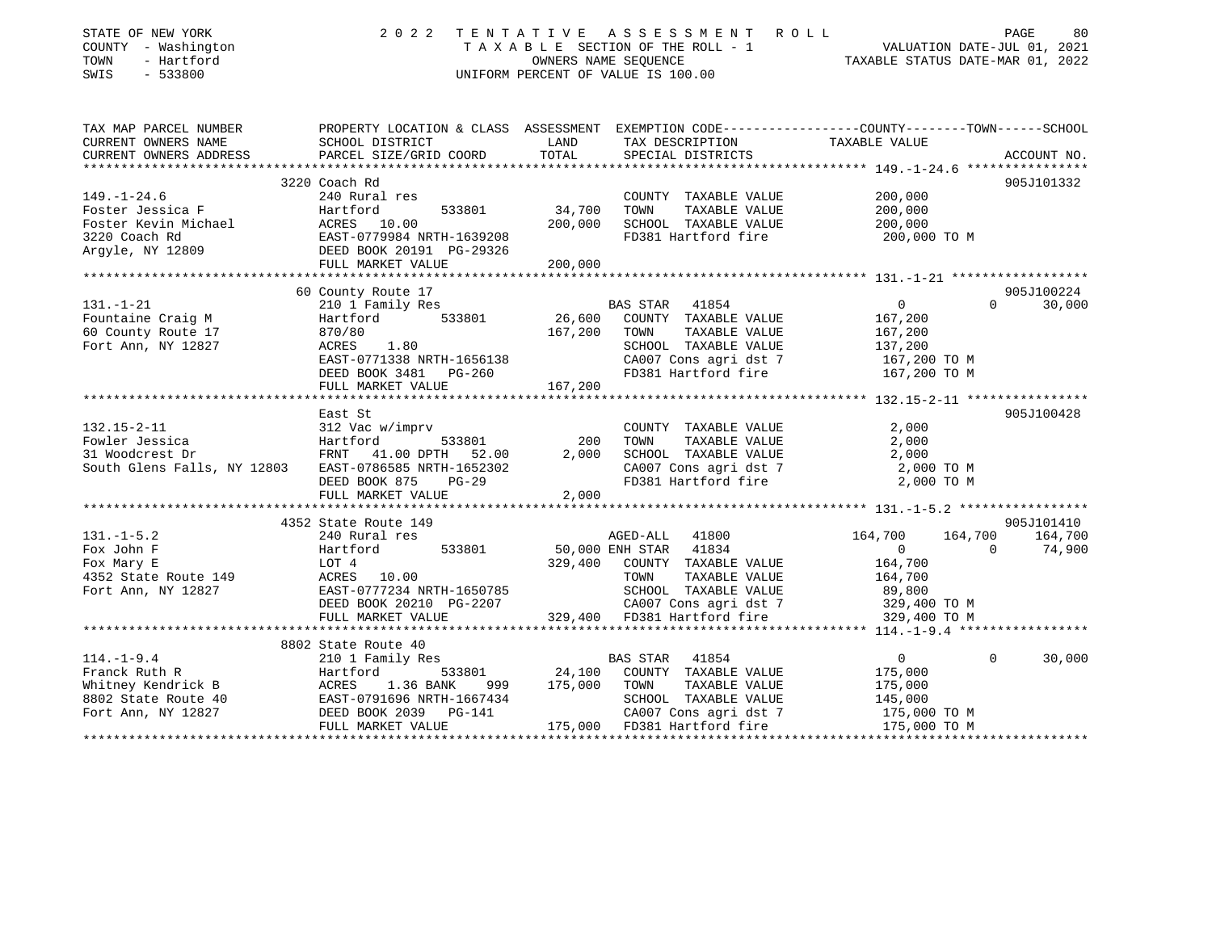STATE OF NEW YORK
COUNTY - Washington
TOWN - Hartford
SWIS - 533800

# 2022 TENTATIVE ASSESSMENT ROLL
TAXABLE SECTION OF THE ROLL - 1
OWNERS NAME SEQUENCE
UNIFORM PERCENT OF VALUE IS 100.00

VALUATION DATE-JUL 01, 2021
TAXABLE STATUS DATE-MAR 01, 2022

| TAX MAP PARCEL NUMBER / CURRENT OWNERS NAME / CURRENT OWNERS ADDRESS | PROPERTY LOCATION & CLASS / SCHOOL DISTRICT / PARCEL SIZE/GRID COORD | ASSESSMENT LAND | TOTAL | EXEMPTION CODE / TAX DESCRIPTION / SPECIAL DISTRICTS | COUNTY TAXABLE VALUE | TOWN | SCHOOL | ACCOUNT NO. |
|---|---|---|---|---|---|---|---|---|
| **149.-1-24.6** | 3220 Coach Rd | | | | | | | 905J101332 |
| Foster Jessica F | 240 Rural res | | | COUNTY TAXABLE VALUE | 200,000 | | | |
| Foster Kevin Michael | Hartford 533801 | 34,700 | | TOWN TAXABLE VALUE | 200,000 | | | |
| 3220 Coach Rd | ACRES 10.00 | | 200,000 | SCHOOL TAXABLE VALUE | 200,000 | | | |
| Argyle, NY 12809 | EAST-0779984 NRTH-1639208 | | | FD381 Hartford fire | 200,000 TO M | | | |
| | DEED BOOK 20191 PG-29326 | | | | | | | |
| | FULL MARKET VALUE | | 200,000 | | | | | |
| **131.-1-21** | 60 County Route 17 | | | | | | | 905J100224 |
| Fountaine Craig M | 210 1 Family Res | | | BAS STAR 41854 | 0 | 0 | 30,000 | |
| 60 County Route 17 | Hartford 533801 | 26,600 | | COUNTY TAXABLE VALUE | 167,200 | | | |
| Fort Ann, NY 12827 | 870/80 | | 167,200 | TOWN TAXABLE VALUE | 167,200 | | | |
| | ACRES 1.80 | | | SCHOOL TAXABLE VALUE | 137,200 | | | |
| | EAST-0771338 NRTH-1656138 | | | CA007 Cons agri dst 7 | 167,200 TO M | | | |
| | DEED BOOK 3481 PG-260 | | | FD381 Hartford fire | 167,200 TO M | | | |
| | FULL MARKET VALUE | | 167,200 | | | | | |
| **132.15-2-11** | East St | | | | | | | 905J100428 |
| Fowler Jessica | 312 Vac w/imprv | | | COUNTY TAXABLE VALUE | 2,000 | | | |
| 31 Woodcrest Dr | Hartford 533801 | 200 | | TOWN TAXABLE VALUE | 2,000 | | | |
| South Glens Falls, NY 12803 | FRNT 41.00 DPTH 52.00 | | 2,000 | SCHOOL TAXABLE VALUE | 2,000 | | | |
| | EAST-0786585 NRTH-1652302 | | | CA007 Cons agri dst 7 | 2,000 TO M | | | |
| | DEED BOOK 875 PG-29 | | | FD381 Hartford fire | 2,000 TO M | | | |
| | FULL MARKET VALUE | | 2,000 | | | | | |
| **131.-1-5.2** | 4352 State Route 149 | | | | | | | 905J101410 |
| Fox John F | 240 Rural res | | | AGED-ALL 41800 | 164,700 | 164,700 | 164,700 | |
| Fox Mary E | Hartford 533801 | 50,000 | | ENH STAR 41834 | 0 | 0 | 74,900 | |
| 4352 State Route 149 | LOT 4 | | 329,400 | COUNTY TAXABLE VALUE | 164,700 | | | |
| Fort Ann, NY 12827 | ACRES 10.00 | | | TOWN TAXABLE VALUE | 164,700 | | | |
| | EAST-0777234 NRTH-1650785 | | | SCHOOL TAXABLE VALUE | 89,800 | | | |
| | DEED BOOK 20210 PG-2207 | | | CA007 Cons agri dst 7 | 329,400 TO M | | | |
| | FULL MARKET VALUE | | 329,400 | FD381 Hartford fire | 329,400 TO M | | | |
| **114.-1-9.4** | 8802 State Route 40 | | | | | | | |
| Franck Ruth R | 210 1 Family Res | | | BAS STAR 41854 | 0 | 0 | 30,000 | |
| Whitney Kendrick B | Hartford 533801 | 24,100 | | COUNTY TAXABLE VALUE | 175,000 | | | |
| 8802 State Route 40 | ACRES 1.36 BANK 999 | | 175,000 | TOWN TAXABLE VALUE | 175,000 | | | |
| Fort Ann, NY 12827 | EAST-0791696 NRTH-1667434 | | | SCHOOL TAXABLE VALUE | 145,000 | | | |
| | DEED BOOK 2039 PG-141 | | | CA007 Cons agri dst 7 | 175,000 TO M | | | |
| | FULL MARKET VALUE | | 175,000 | FD381 Hartford fire | 175,000 TO M | | | |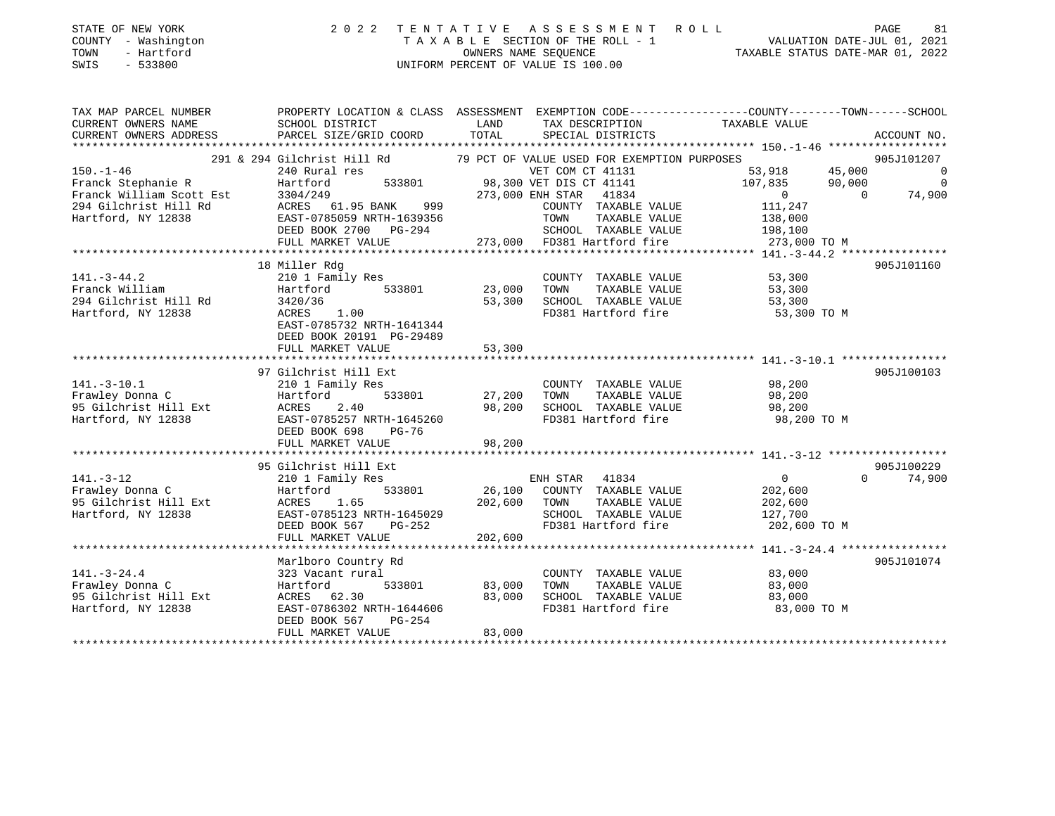STATE OF NEW YORK | 2022 TENTATIVE ASSESSMENT ROLL
COUNTY - Washington | TAXABLE SECTION OF THE ROLL - 1 | VALUATION DATE-JUL 01, 2021
TOWN - Hartford | OWNERS NAME SEQUENCE | TAXABLE STATUS DATE-MAR 01, 2022
SWIS - 533800 | UNIFORM PERCENT OF VALUE IS 100.00

| TAX MAP PARCEL NUMBER / CURRENT OWNERS NAME / CURRENT OWNERS ADDRESS | PROPERTY LOCATION & CLASS / SCHOOL DISTRICT / PARCEL SIZE/GRID COORD | LAND / TOTAL (ASSESSMENT) | EXEMPTION CODE / TAX DESCRIPTION / SPECIAL DISTRICTS | COUNTY TAXABLE VALUE | TOWN | SCHOOL | ACCOUNT NO. |
|---|---|---|---|---|---|---|---|
| | 291 & 294 Gilchrist Hill Rd | | 79 PCT OF VALUE USED FOR EXEMPTION PURPOSES | | | | 905J101207 |
| 150.-1-46 | 240 Rural res | | VET COM CT 41131 | 53,918 | 45,000 | 0 | |
| Franck Stephanie R | Hartford 533801 | 98,300 | VET DIS CT 41141 | 107,835 | 90,000 | 0 | |
| Franck William Scott Est | 3304/249 | 273,000 | ENH STAR 41834 | 0 | 0 | 74,900 | |
| 294 Gilchrist Hill Rd | ACRES 61.95 BANK 999 | | COUNTY TAXABLE VALUE | 111,247 | | | |
| Hartford, NY 12838 | EAST-0785059 NRTH-1639356 | | TOWN TAXABLE VALUE | 138,000 | | | |
| | DEED BOOK 2700 PG-294 | | SCHOOL TAXABLE VALUE | 198,100 | | | |
| | FULL MARKET VALUE | 273,000 | FD381 Hartford fire | 273,000 TO M | | | |
| | 18 Miller Rdg | | | | | | 905J101160 |
| 141.-3-44.2 | 210 1 Family Res | | COUNTY TAXABLE VALUE | 53,300 | | | |
| Franck William | Hartford 533801 | 23,000 | TOWN TAXABLE VALUE | 53,300 | | | |
| 294 Gilchrist Hill Rd | 3420/36 | 53,300 | SCHOOL TAXABLE VALUE | 53,300 | | | |
| Hartford, NY 12838 | ACRES 1.00 | | FD381 Hartford fire | 53,300 TO M | | | |
| | EAST-0785732 NRTH-1641344 | | | | | | |
| | DEED BOOK 20191 PG-29489 | | | | | | |
| | FULL MARKET VALUE | 53,300 | | | | | |
| | 97 Gilchrist Hill Ext | | | | | | 905J100103 |
| 141.-3-10.1 | 210 1 Family Res | | COUNTY TAXABLE VALUE | 98,200 | | | |
| Frawley Donna C | Hartford 533801 | 27,200 | TOWN TAXABLE VALUE | 98,200 | | | |
| 95 Gilchrist Hill Ext | ACRES 2.40 | 98,200 | SCHOOL TAXABLE VALUE | 98,200 | | | |
| Hartford, NY 12838 | EAST-0785257 NRTH-1645260 | | FD381 Hartford fire | 98,200 TO M | | | |
| | DEED BOOK 698 PG-76 | | | | | | |
| | FULL MARKET VALUE | 98,200 | | | | | |
| | 95 Gilchrist Hill Ext | | | | | | 905J100229 |
| 141.-3-12 | 210 1 Family Res | | ENH STAR 41834 | 0 | 0 | 74,900 | |
| Frawley Donna C | Hartford 533801 | 26,100 | COUNTY TAXABLE VALUE | 202,600 | | | |
| 95 Gilchrist Hill Ext | ACRES 1.65 | 202,600 | TOWN TAXABLE VALUE | 202,600 | | | |
| Hartford, NY 12838 | EAST-0785123 NRTH-1645029 | | SCHOOL TAXABLE VALUE | 127,700 | | | |
| | DEED BOOK 567 PG-252 | | FD381 Hartford fire | 202,600 TO M | | | |
| | FULL MARKET VALUE | 202,600 | | | | | |
| | Marlboro Country Rd | | | | | | 905J101074 |
| 141.-3-24.4 | 323 Vacant rural | | COUNTY TAXABLE VALUE | 83,000 | | | |
| Frawley Donna C | Hartford 533801 | 83,000 | TOWN TAXABLE VALUE | 83,000 | | | |
| 95 Gilchrist Hill Ext | ACRES 62.30 | 83,000 | SCHOOL TAXABLE VALUE | 83,000 | | | |
| Hartford, NY 12838 | EAST-0786302 NRTH-1644606 | | FD381 Hartford fire | 83,000 TO M | | | |
| | DEED BOOK 567 PG-254 | | | | | | |
| | FULL MARKET VALUE | 83,000 | | | | | |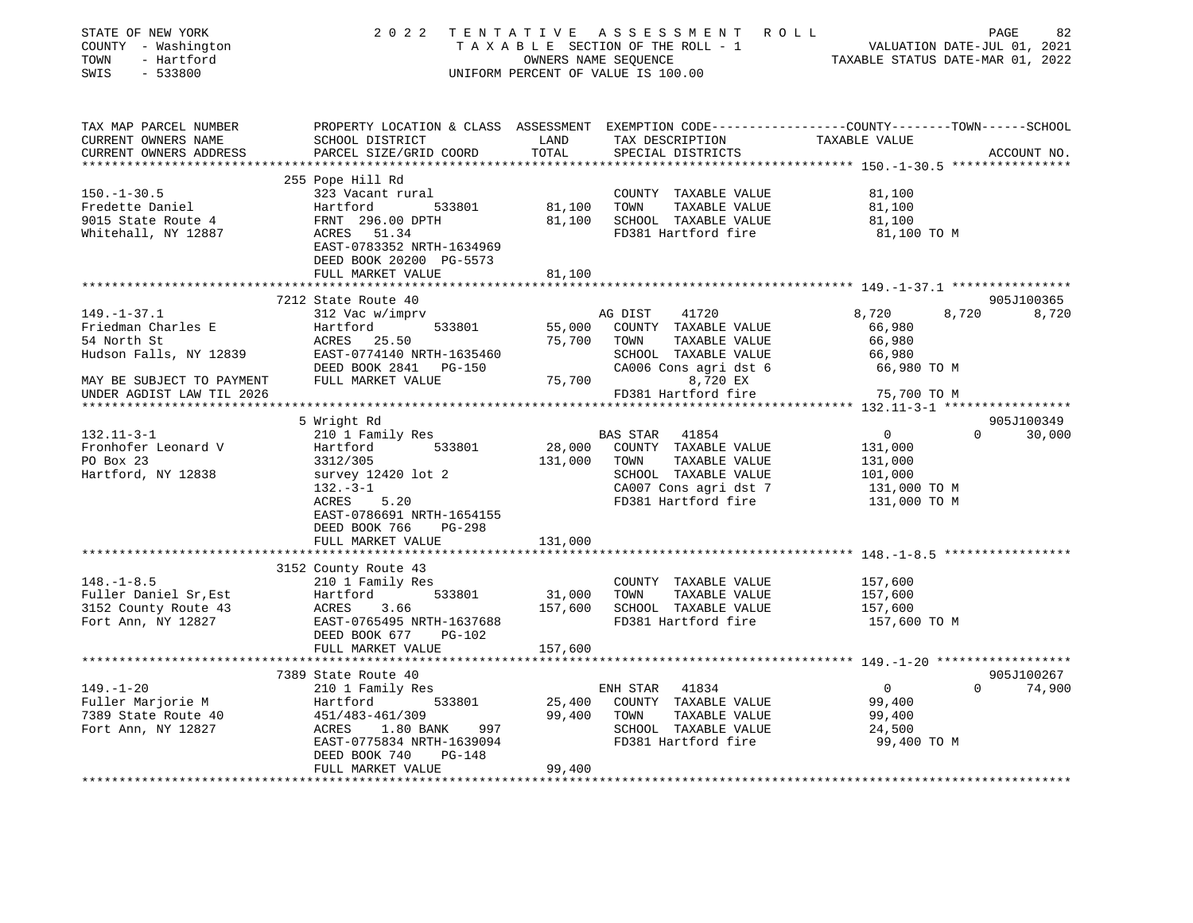STATE OF NEW YORK — 2022 TENTATIVE ASSESSMENT ROLL
COUNTY - Washington — TAXABLE SECTION OF THE ROLL - 1 — VALUATION DATE-JUL 01, 2021
TOWN - Hartford — OWNERS NAME SEQUENCE — TAXABLE STATUS DATE-MAR 01, 2022
SWIS - 533800 — UNIFORM PERCENT OF VALUE IS 100.00

| TAX MAP PARCEL NUMBER / CURRENT OWNERS NAME / CURRENT OWNERS ADDRESS | PROPERTY LOCATION & CLASS / SCHOOL DISTRICT / PARCEL SIZE/GRID COORD | ASSESSMENT LAND / TOTAL | EXEMPTION CODE / TAX DESCRIPTION / SPECIAL DISTRICTS | COUNTY TAXABLE VALUE | TOWN | SCHOOL / ACCOUNT NO. |
|---|---|---|---|---|---|---|
| 150.-1-30.5 | 255 Pope Hill Rd | | | | | |
| Fredette Daniel | 323 Vacant rural | | COUNTY TAXABLE VALUE | 81,100 | | |
| 9015 State Route 4 | Hartford 533801 | 81,100 | TOWN TAXABLE VALUE | 81,100 | | |
| Whitehall, NY 12887 | FRNT 296.00 DPTH | 81,100 | SCHOOL TAXABLE VALUE | 81,100 | | |
| | ACRES 51.34 | | FD381 Hartford fire | 81,100 TO M | | |
| | EAST-0783352 NRTH-1634969 | | | | | |
| | DEED BOOK 20200 PG-5573 | | | | | |
| | FULL MARKET VALUE | 81,100 | | | | |
| 149.-1-37.1 | 7212 State Route 40 | | | | | 905J100365 |
| Friedman Charles E | 312 Vac w/imprv | | AG DIST 41720 | 8,720 | 8,720 | 8,720 |
| 54 North St | Hartford 533801 | 55,000 | COUNTY TAXABLE VALUE | 66,980 | | |
| Hudson Falls, NY 12839 | ACRES 25.50 | 75,700 | TOWN TAXABLE VALUE | 66,980 | | |
| | EAST-0774140 NRTH-1635460 | | SCHOOL TAXABLE VALUE | 66,980 | | |
| | DEED BOOK 2841 PG-150 | | CA006 Cons agri dst 6 | 66,980 TO M | | |
| MAY BE SUBJECT TO PAYMENT | FULL MARKET VALUE | 75,700 | 8,720 EX | | | |
| UNDER AGDIST LAW TIL 2026 | | | FD381 Hartford fire | 75,700 TO M | | |
| 132.11-3-1 | 5 Wright Rd | | | | | 905J100349 |
| Fronhofer Leonard V | 210 1 Family Res | | BAS STAR 41854 | 0 | 0 | 30,000 |
| PO Box 23 | Hartford 533801 | 28,000 | COUNTY TAXABLE VALUE | 131,000 | | |
| Hartford, NY 12838 | 3312/305 | 131,000 | TOWN TAXABLE VALUE | 131,000 | | |
| | survey 12420 lot 2 | | SCHOOL TAXABLE VALUE | 101,000 | | |
| | 132.-3-1 | | CA007 Cons agri dst 7 | 131,000 TO M | | |
| | ACRES 5.20 | | FD381 Hartford fire | 131,000 TO M | | |
| | EAST-0786691 NRTH-1654155 | | | | | |
| | DEED BOOK 766 PG-298 | | | | | |
| | FULL MARKET VALUE | 131,000 | | | | |
| 148.-1-8.5 | 3152 County Route 43 | | | | | |
| Fuller Daniel Sr,Est | 210 1 Family Res | | COUNTY TAXABLE VALUE | 157,600 | | |
| 3152 County Route 43 | Hartford 533801 | 31,000 | TOWN TAXABLE VALUE | 157,600 | | |
| Fort Ann, NY 12827 | ACRES 3.66 | 157,600 | SCHOOL TAXABLE VALUE | 157,600 | | |
| | EAST-0765495 NRTH-1637688 | | FD381 Hartford fire | 157,600 TO M | | |
| | DEED BOOK 677 PG-102 | | | | | |
| | FULL MARKET VALUE | 157,600 | | | | |
| 149.-1-20 | 7389 State Route 40 | | | | | 905J100267 |
| Fuller Marjorie M | 210 1 Family Res | | ENH STAR 41834 | 0 | 0 | 74,900 |
| 7389 State Route 40 | Hartford 533801 | 25,400 | COUNTY TAXABLE VALUE | 99,400 | | |
| Fort Ann, NY 12827 | 451/483-461/309 | 99,400 | TOWN TAXABLE VALUE | 99,400 | | |
| | ACRES 1.80 BANK 997 | | SCHOOL TAXABLE VALUE | 24,500 | | |
| | EAST-0775834 NRTH-1639094 | | FD381 Hartford fire | 99,400 TO M | | |
| | DEED BOOK 740 PG-148 | | | | | |
| | FULL MARKET VALUE | 99,400 | | | | |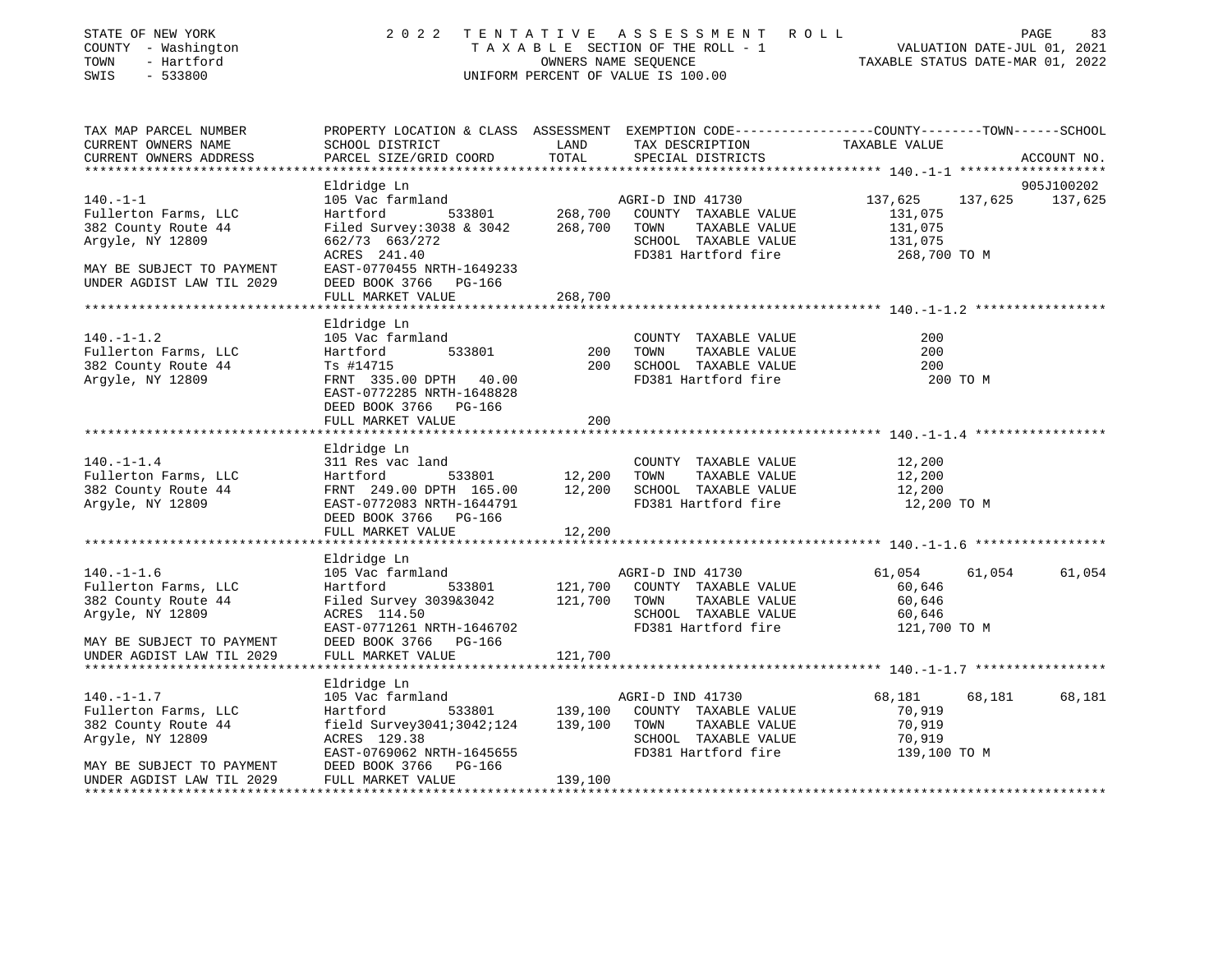STATE OF NEW YORK | 2022 TENTATIVE ASSESSMENT ROLL | VALUATION DATE-JUL 01, 2021
COUNTY - Washington | TAXABLE SECTION OF THE ROLL - 1 | TAXABLE STATUS DATE-MAR 01, 2022
TOWN - Hartford | OWNERS NAME SEQUENCE
SWIS - 533800 | UNIFORM PERCENT OF VALUE IS 100.00

| TAX MAP PARCEL NUMBER / CURRENT OWNERS NAME / CURRENT OWNERS ADDRESS | PROPERTY LOCATION & CLASS / SCHOOL DISTRICT / PARCEL SIZE/GRID COORD | ASSESSMENT LAND | TOTAL | EXEMPTION CODE / TAX DESCRIPTION / SPECIAL DISTRICTS | COUNTY TAXABLE VALUE | TOWN | SCHOOL / ACCOUNT NO. |
|---|---|---|---|---|---|---|---|
| **140.-1-1** | Eldridge Ln | | | | | | 905J100202 |
| 140.-1-1 | 105 Vac farmland | | | AGRI-D IND 41730 | 137,625 | 137,625 | 137,625 |
| Fullerton Farms, LLC | Hartford 533801 | 268,700 | | COUNTY TAXABLE VALUE | 131,075 | | |
| 382 County Route 44 | Filed Survey:3038 & 3042 | | 268,700 | TOWN TAXABLE VALUE | 131,075 | | |
| Argyle, NY 12809 | 662/73 663/272 | | | SCHOOL TAXABLE VALUE | 131,075 | | |
| | ACRES 241.40 | | | FD381 Hartford fire | 268,700 TO M | | |
| MAY BE SUBJECT TO PAYMENT | EAST-0770455 NRTH-1649233 | | | | | | |
| UNDER AGDIST LAW TIL 2029 | DEED BOOK 3766 PG-166 | | | | | | |
| | FULL MARKET VALUE | | 268,700 | | | | |
| **140.-1-1.2** | Eldridge Ln | | | | | | |
| 140.-1-1.2 | 105 Vac farmland | | | COUNTY TAXABLE VALUE | 200 | | |
| Fullerton Farms, LLC | Hartford 533801 | 200 | | TOWN TAXABLE VALUE | 200 | | |
| 382 County Route 44 | Ts #14715 | | 200 | SCHOOL TAXABLE VALUE | 200 | | |
| Argyle, NY 12809 | FRNT 335.00 DPTH 40.00 | | | FD381 Hartford fire | 200 TO M | | |
| | EAST-0772285 NRTH-1648828 | | | | | | |
| | DEED BOOK 3766 PG-166 | | | | | | |
| | FULL MARKET VALUE | | 200 | | | | |
| **140.-1-1.4** | Eldridge Ln | | | | | | |
| 140.-1-1.4 | 311 Res vac land | | | COUNTY TAXABLE VALUE | 12,200 | | |
| Fullerton Farms, LLC | Hartford 533801 | 12,200 | | TOWN TAXABLE VALUE | 12,200 | | |
| 382 County Route 44 | FRNT 249.00 DPTH 165.00 | | 12,200 | SCHOOL TAXABLE VALUE | 12,200 | | |
| Argyle, NY 12809 | EAST-0772083 NRTH-1644791 | | | FD381 Hartford fire | 12,200 TO M | | |
| | DEED BOOK 3766 PG-166 | | | | | | |
| | FULL MARKET VALUE | | 12,200 | | | | |
| **140.-1-1.6** | Eldridge Ln | | | | | | |
| 140.-1-1.6 | 105 Vac farmland | | | AGRI-D IND 41730 | 61,054 | 61,054 | 61,054 |
| Fullerton Farms, LLC | Hartford 533801 | 121,700 | | COUNTY TAXABLE VALUE | 60,646 | | |
| 382 County Route 44 | Filed Survey 3039&3042 | | 121,700 | TOWN TAXABLE VALUE | 60,646 | | |
| Argyle, NY 12809 | ACRES 114.50 | | | SCHOOL TAXABLE VALUE | 60,646 | | |
| | EAST-0771261 NRTH-1646702 | | | FD381 Hartford fire | 121,700 TO M | | |
| MAY BE SUBJECT TO PAYMENT | DEED BOOK 3766 PG-166 | | | | | | |
| UNDER AGDIST LAW TIL 2029 | FULL MARKET VALUE | | 121,700 | | | | |
| **140.-1-1.7** | Eldridge Ln | | | | | | |
| 140.-1-1.7 | 105 Vac farmland | | | AGRI-D IND 41730 | 68,181 | 68,181 | 68,181 |
| Fullerton Farms, LLC | Hartford 533801 | 139,100 | | COUNTY TAXABLE VALUE | 70,919 | | |
| 382 County Route 44 | field Survey3041;3042;124 | | 139,100 | TOWN TAXABLE VALUE | 70,919 | | |
| Argyle, NY 12809 | ACRES 129.38 | | | SCHOOL TAXABLE VALUE | 70,919 | | |
| | EAST-0769062 NRTH-1645655 | | | FD381 Hartford fire | 139,100 TO M | | |
| MAY BE SUBJECT TO PAYMENT | DEED BOOK 3766 PG-166 | | | | | | |
| UNDER AGDIST LAW TIL 2029 | FULL MARKET VALUE | | 139,100 | | | | |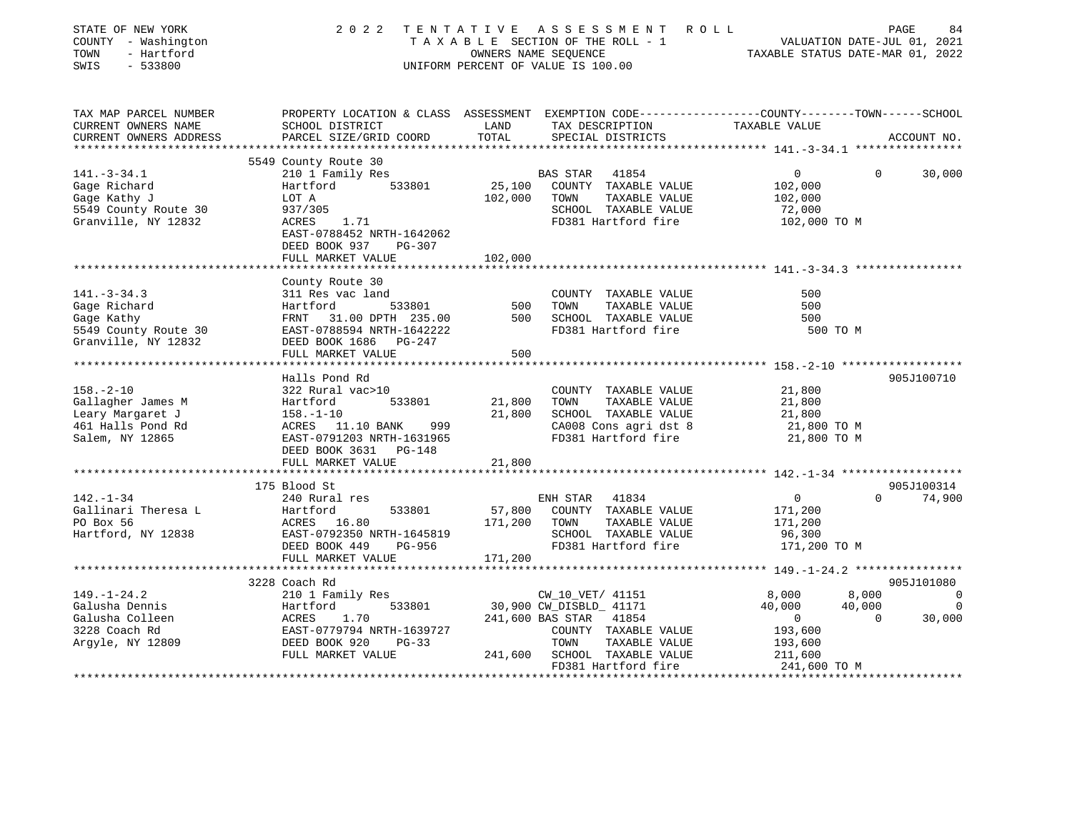STATE OF NEW YORK
COUNTY - Washington
TOWN - Hartford
SWIS - 533800

2022 TENTATIVE ASSESSMENT ROLL
TAXABLE SECTION OF THE ROLL - 1
OWNERS NAME SEQUENCE
UNIFORM PERCENT OF VALUE IS 100.00

VALUATION DATE-JUL 01, 2021
TAXABLE STATUS DATE-MAR 01, 2022

```
TAX MAP PARCEL NUMBER          PROPERTY LOCATION & CLASS  ASSESSMENT  EXEMPTION CODE------------------COUNTY--------TOWN------SCHOOL
CURRENT OWNERS NAME            SCHOOL DISTRICT              LAND      TAX DESCRIPTION              TAXABLE VALUE
CURRENT OWNERS ADDRESS         PARCEL SIZE/GRID COORD       TOTAL     SPECIAL DISTRICTS                                          ACCOUNT NO.
******************************************************************************************************* 141.-3-34.1 ****************
                               5549 County Route 30
141.-3-34.1                    210 1 Family Res                        BAS STAR   41854                  0             0        30,000
Gage Richard                   Hartford          533801      25,100    COUNTY  TAXABLE VALUE           102,000
Gage Kathy J                   LOT A                        102,000    TOWN    TAXABLE VALUE           102,000
5549 County Route 30           937/305                                 SCHOOL  TAXABLE VALUE            72,000
Granville, NY 12832            ACRES     1.71                          FD381 Hartford fire             102,000 TO M
                               EAST-0788452 NRTH-1642062
                               DEED BOOK 937     PG-307
                               FULL MARKET VALUE            102,000
******************************************************************************************************* 141.-3-34.3 ****************
                               County Route 30
141.-3-34.3                    311 Res vac land                        COUNTY  TAXABLE VALUE               500
Gage Richard                   Hartford          533801         500    TOWN    TAXABLE VALUE               500
Gage Kathy                     FRNT    31.00 DPTH 235.00        500    SCHOOL  TAXABLE VALUE               500
5549 County Route 30           EAST-0788594 NRTH-1642222               FD381 Hartford fire                 500 TO M
Granville, NY 12832            DEED BOOK 1686    PG-247
                               FULL MARKET VALUE                500
******************************************************************************************************* 158.-2-10 ******************
                               Halls Pond Rd                                                                             905J100710
158.-2-10                      322 Rural vac>10                        COUNTY  TAXABLE VALUE            21,800
Gallagher James M              Hartford          533801      21,800    TOWN    TAXABLE VALUE            21,800
Leary Margaret J               158.-1-10                     21,800    SCHOOL  TAXABLE VALUE            21,800
461 Halls Pond Rd              ACRES    11.10 BANK     999             CA008 Cons agri dst 8            21,800 TO M
Salem, NY 12865                EAST-0791203 NRTH-1631965               FD381 Hartford fire              21,800 TO M
                               DEED BOOK 3631    PG-148
                               FULL MARKET VALUE             21,800
******************************************************************************************************* 142.-1-34 ******************
                               175 Blood St                                                                              905J100314
142.-1-34                      240 Rural res                           ENH STAR   41834                  0             0        74,900
Gallinari Theresa L            Hartford          533801      57,800    COUNTY  TAXABLE VALUE           171,200
PO Box 56                      ACRES    16.80               171,200    TOWN    TAXABLE VALUE           171,200
Hartford, NY 12838             EAST-0792350 NRTH-1645819               SCHOOL  TAXABLE VALUE            96,300
                               DEED BOOK 449     PG-956                FD381 Hartford fire             171,200 TO M
                               FULL MARKET VALUE            171,200
******************************************************************************************************* 149.-1-24.2 ****************
                               3228 Coach Rd                                                                             905J101080
149.-1-24.2                    210 1 Family Res                        CW_10_VET/ 41151              8,000         8,000             0
Galusha Dennis                 Hartford          533801      30,900 CW_DISBLD_ 41171                40,000        40,000             0
Galusha Colleen                ACRES     1.70               241,600 BAS STAR   41854                     0             0        30,000
3228 Coach Rd                  EAST-0779794 NRTH-1639727               COUNTY  TAXABLE VALUE           193,600
Argyle, NY 12809               DEED BOOK 920     PG-33                 TOWN    TAXABLE VALUE           193,600
                               FULL MARKET VALUE            241,600    SCHOOL  TAXABLE VALUE           211,600
                                                                       FD381 Hartford fire             241,600 TO M
************************************************************************************************************************************
```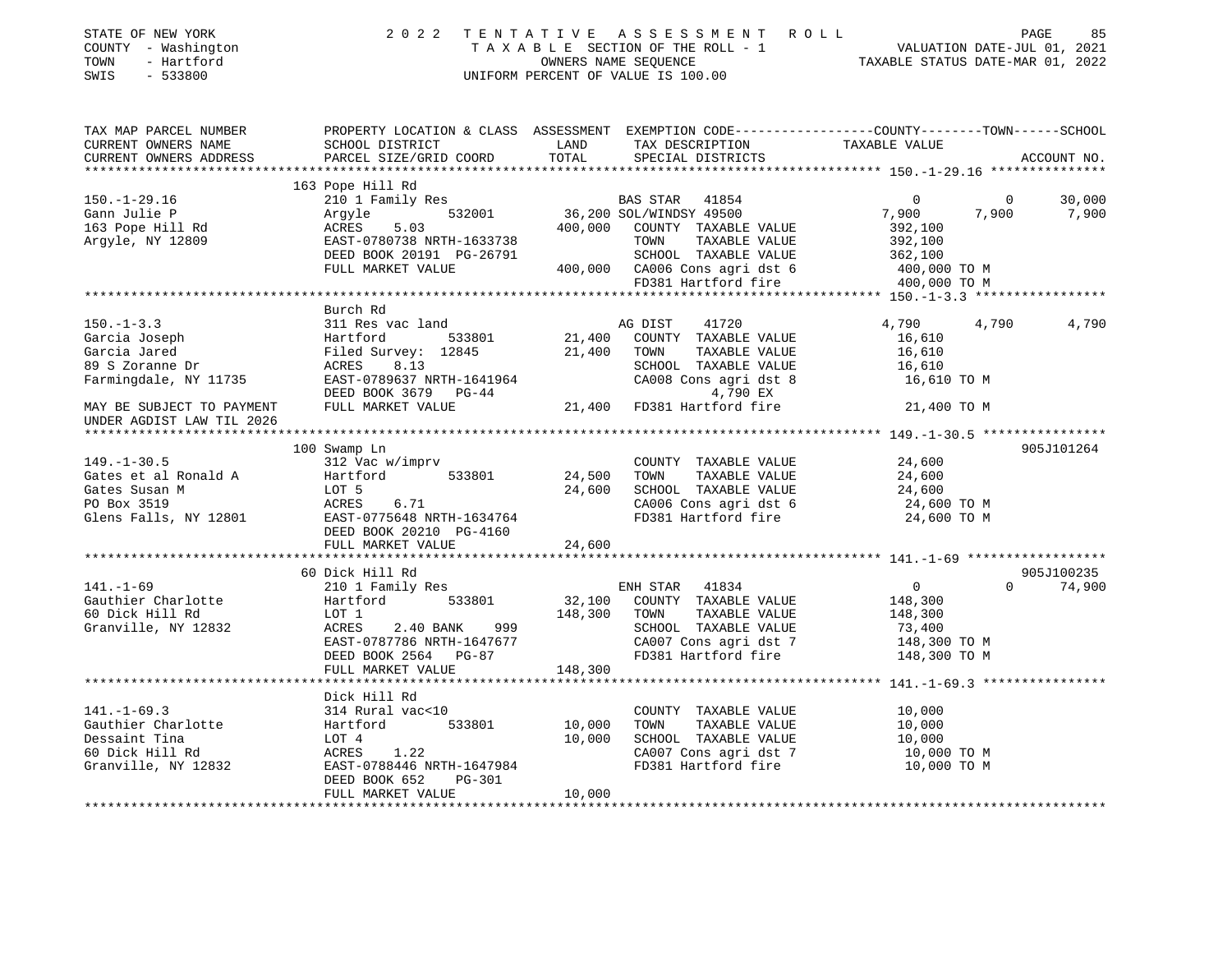STATE OF NEW YORK
COUNTY - Washington
TOWN - Hartford
SWIS - 533800

2 0 2 2 T E N T A T I V E A S S E S S M E N T R O L L
T A X A B L E SECTION OF THE ROLL - 1
OWNERS NAME SEQUENCE
UNIFORM PERCENT OF VALUE IS 100.00

VALUATION DATE-JUL 01, 2021
TAXABLE STATUS DATE-MAR 01, 2022

```
TAX MAP PARCEL NUMBER          PROPERTY LOCATION & CLASS  ASSESSMENT  EXEMPTION CODE------------------COUNTY--------TOWN------SCHOOL
CURRENT OWNERS NAME            SCHOOL DISTRICT               LAND      TAX DESCRIPTION              TAXABLE VALUE
CURRENT OWNERS ADDRESS         PARCEL SIZE/GRID COORD        TOTAL     SPECIAL DISTRICTS                                          ACCOUNT NO.
******************************************************************************************************* 150.-1-29.16 ***************
                               163 Pope Hill Rd
150.-1-29.16                   210 1 Family Res                        BAS STAR   41854              0           0       30,000
Gann Julie P                   Argyle          532001          36,200 SOL/WINDSY 49500           7,900       7,900        7,900
163 Pope Hill Rd               ACRES     5.03                 400,000   COUNTY  TAXABLE VALUE       392,100
Argyle, NY 12809               EAST-0780738 NRTH-1633738                TOWN    TAXABLE VALUE       392,100
                               DEED BOOK 20191 PG-26791                 SCHOOL  TAXABLE VALUE       362,100
                               FULL MARKET VALUE             400,000   CA006 Cons agri dst 6        400,000 TO M
                                                                        FD381 Hartford fire          400,000 TO M
******************************************************************************************************* 150.-1-3.3 *****************
                               Burch Rd
150.-1-3.3                     311 Res vac land                        AG DIST    41720          4,790       4,790        4,790
Garcia Joseph                  Hartford        533801          21,400   COUNTY  TAXABLE VALUE        16,610
Garcia Jared                   Filed Survey:  12845            21,400   TOWN    TAXABLE VALUE        16,610
89 S Zoranne Dr                ACRES     8.13                           SCHOOL  TAXABLE VALUE        16,610
Farmingdale, NY 11735          EAST-0789637 NRTH-1641964                CA008 Cons agri dst 8         16,610 TO M
                               DEED BOOK 3679   PG-44                         4,790 EX
MAY BE SUBJECT TO PAYMENT      FULL MARKET VALUE              21,400   FD381 Hartford fire           21,400 TO M
UNDER AGDIST LAW TIL 2026
******************************************************************************************************* 149.-1-30.5 ****************
                               100 Swamp Ln                                                                            905J101264
149.-1-30.5                    312 Vac w/imprv                          COUNTY  TAXABLE VALUE        24,600
Gates et al Ronald A           Hartford        533801          24,500   TOWN    TAXABLE VALUE        24,600
Gates Susan M                  LOT 5                           24,600   SCHOOL  TAXABLE VALUE        24,600
PO Box 3519                    ACRES     6.71                           CA006 Cons agri dst 6         24,600 TO M
Glens Falls, NY 12801          EAST-0775648 NRTH-1634764                FD381 Hartford fire           24,600 TO M
                               DEED BOOK 20210 PG-4160
                               FULL MARKET VALUE              24,600
******************************************************************************************************* 141.-1-69 ******************
                               60 Dick Hill Rd                                                                         905J100235
141.-1-69                      210 1 Family Res                        ENH STAR   41834              0           0       74,900
Gauthier Charlotte             Hartford        533801          32,100   COUNTY  TAXABLE VALUE       148,300
60 Dick Hill Rd                LOT 1                          148,300   TOWN    TAXABLE VALUE       148,300
Granville, NY 12832            ACRES     2.40 BANK     999              SCHOOL  TAXABLE VALUE        73,400
                               EAST-0787786 NRTH-1647677                CA007 Cons agri dst 7        148,300 TO M
                               DEED BOOK 2564   PG-87                   FD381 Hartford fire          148,300 TO M
                               FULL MARKET VALUE             148,300
******************************************************************************************************* 141.-1-69.3 ****************
                               Dick Hill Rd
141.-1-69.3                    314 Rural vac<10                         COUNTY  TAXABLE VALUE        10,000
Gauthier Charlotte             Hartford        533801          10,000   TOWN    TAXABLE VALUE        10,000
Dessaint Tina                  LOT 4                           10,000   SCHOOL  TAXABLE VALUE        10,000
60 Dick Hill Rd                ACRES     1.22                           CA007 Cons agri dst 7         10,000 TO M
Granville, NY 12832            EAST-0788446 NRTH-1647984                FD381 Hartford fire           10,000 TO M
                               DEED BOOK 652    PG-301
                               FULL MARKET VALUE              10,000
************************************************************************************************************************************
```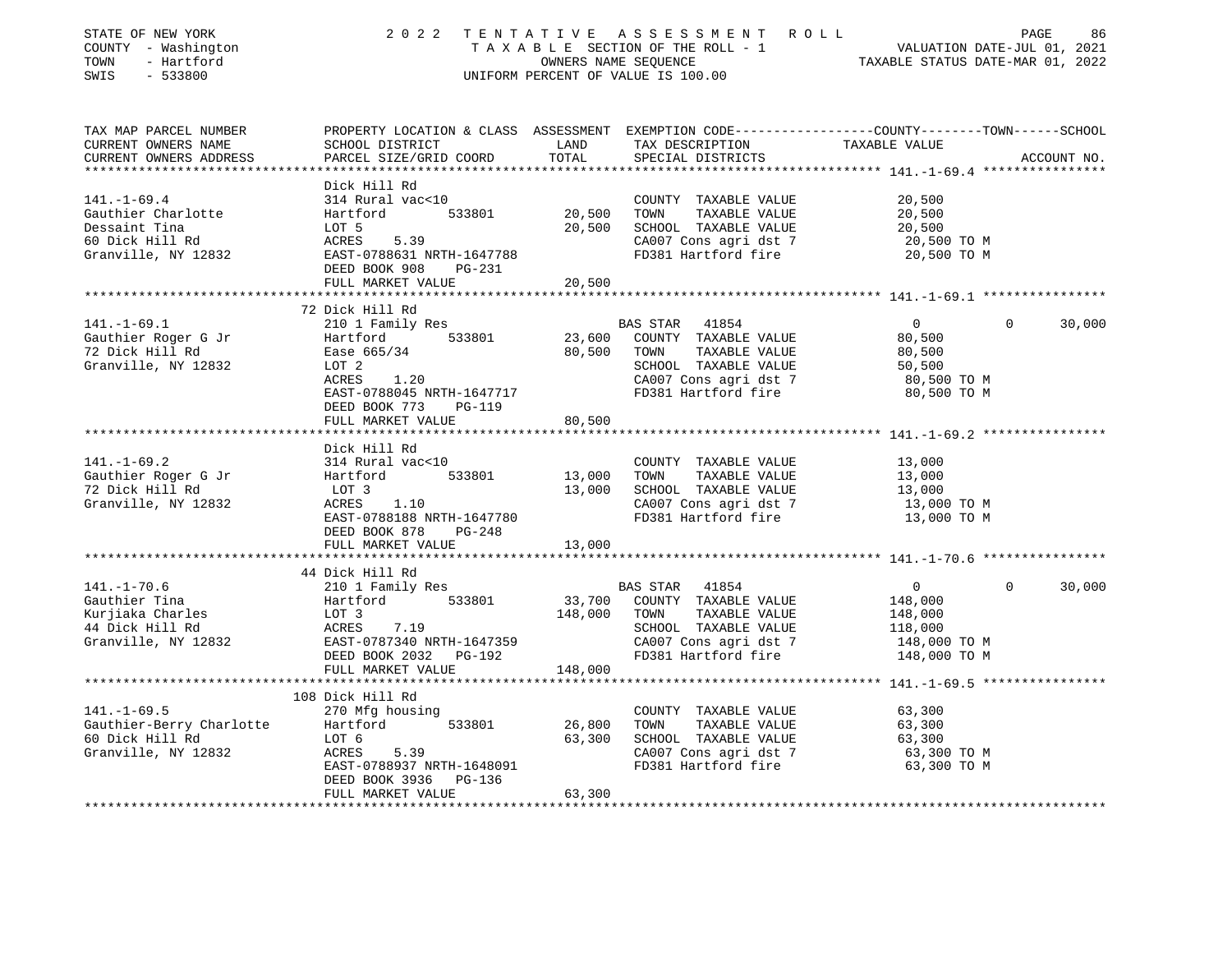STATE OF NEW YORK — 2022 TENTATIVE ASSESSMENT ROLL
COUNTY - Washington — TAXABLE SECTION OF THE ROLL - 1 — VALUATION DATE-JUL 01, 2021
TOWN - Hartford — OWNERS NAME SEQUENCE — TAXABLE STATUS DATE-MAR 01, 2022
SWIS - 533800 — UNIFORM PERCENT OF VALUE IS 100.00

| TAX MAP PARCEL NUMBER / CURRENT OWNERS NAME / CURRENT OWNERS ADDRESS | PROPERTY LOCATION & CLASS / SCHOOL DISTRICT / PARCEL SIZE/GRID COORD | ASSESSMENT LAND | TOTAL | EXEMPTION CODE / TAX DESCRIPTION / SPECIAL DISTRICTS | COUNTY / TAXABLE VALUE | TOWN | SCHOOL | ACCOUNT NO. |
|---|---|---|---|---|---|---|---|---|
| **141.-1-69.4** | Dick Hill Rd | | | | | | | |
| 141.-1-69.4 | 314 Rural vac<10 | | | COUNTY TAXABLE VALUE | 20,500 | | | |
| Gauthier Charlotte | Hartford 533801 | 20,500 | | TOWN TAXABLE VALUE | 20,500 | | | |
| Dessaint Tina | LOT 5 | | 20,500 | SCHOOL TAXABLE VALUE | 20,500 | | | |
| 60 Dick Hill Rd | ACRES 5.39 | | | CA007 Cons agri dst 7 | 20,500 TO M | | | |
| Granville, NY 12832 | EAST-0788631 NRTH-1647788 | | | FD381 Hartford fire | 20,500 TO M | | | |
| | DEED BOOK 908 PG-231 | | | | | | | |
| | FULL MARKET VALUE | | 20,500 | | | | | |
| **141.-1-69.1** | 72 Dick Hill Rd | | | | | | | |
| 141.-1-69.1 | 210 1 Family Res | | | BAS STAR 41854 | 0 | 0 | 30,000 | |
| Gauthier Roger G Jr | Hartford 533801 | 23,600 | | COUNTY TAXABLE VALUE | 80,500 | | | |
| 72 Dick Hill Rd | Ease 665/34 | | 80,500 | TOWN TAXABLE VALUE | 80,500 | | | |
| Granville, NY 12832 | LOT 2 | | | SCHOOL TAXABLE VALUE | 50,500 | | | |
| | ACRES 1.20 | | | CA007 Cons agri dst 7 | 80,500 TO M | | | |
| | EAST-0788045 NRTH-1647717 | | | FD381 Hartford fire | 80,500 TO M | | | |
| | DEED BOOK 773 PG-119 | | | | | | | |
| | FULL MARKET VALUE | | 80,500 | | | | | |
| **141.-1-69.2** | Dick Hill Rd | | | | | | | |
| 141.-1-69.2 | 314 Rural vac<10 | | | COUNTY TAXABLE VALUE | 13,000 | | | |
| Gauthier Roger G Jr | Hartford 533801 | 13,000 | | TOWN TAXABLE VALUE | 13,000 | | | |
| 72 Dick Hill Rd | LOT 3 | | 13,000 | SCHOOL TAXABLE VALUE | 13,000 | | | |
| Granville, NY 12832 | ACRES 1.10 | | | CA007 Cons agri dst 7 | 13,000 TO M | | | |
| | EAST-0788188 NRTH-1647780 | | | FD381 Hartford fire | 13,000 TO M | | | |
| | DEED BOOK 878 PG-248 | | | | | | | |
| | FULL MARKET VALUE | | 13,000 | | | | | |
| **141.-1-70.6** | 44 Dick Hill Rd | | | | | | | |
| 141.-1-70.6 | 210 1 Family Res | | | BAS STAR 41854 | 0 | 0 | 30,000 | |
| Gauthier Tina | Hartford 533801 | 33,700 | | COUNTY TAXABLE VALUE | 148,000 | | | |
| Kurjiaka Charles | LOT 3 | | 148,000 | TOWN TAXABLE VALUE | 148,000 | | | |
| 44 Dick Hill Rd | ACRES 7.19 | | | SCHOOL TAXABLE VALUE | 118,000 | | | |
| Granville, NY 12832 | EAST-0787340 NRTH-1647359 | | | CA007 Cons agri dst 7 | 148,000 TO M | | | |
| | DEED BOOK 2032 PG-192 | | | FD381 Hartford fire | 148,000 TO M | | | |
| | FULL MARKET VALUE | | 148,000 | | | | | |
| **141.-1-69.5** | 108 Dick Hill Rd | | | | | | | |
| 141.-1-69.5 | 270 Mfg housing | | | COUNTY TAXABLE VALUE | 63,300 | | | |
| Gauthier-Berry Charlotte | Hartford 533801 | 26,800 | | TOWN TAXABLE VALUE | 63,300 | | | |
| 60 Dick Hill Rd | LOT 6 | | 63,300 | SCHOOL TAXABLE VALUE | 63,300 | | | |
| Granville, NY 12832 | ACRES 5.39 | | | CA007 Cons agri dst 7 | 63,300 TO M | | | |
| | EAST-0788937 NRTH-1648091 | | | FD381 Hartford fire | 63,300 TO M | | | |
| | DEED BOOK 3936 PG-136 | | | | | | | |
| | FULL MARKET VALUE | | 63,300 | | | | | |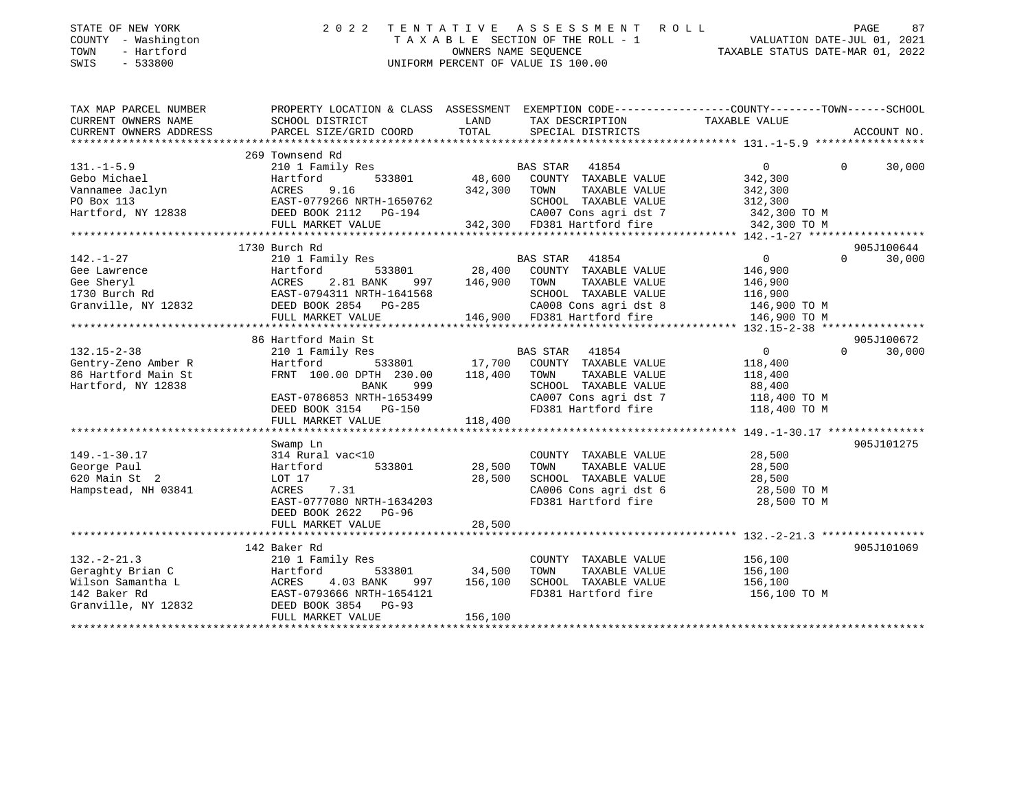STATE OF NEW YORK
COUNTY - Washington
TOWN - Hartford
SWIS - 533800

# 2022 TENTATIVE ASSESSMENT ROLL

TAXABLE SECTION OF THE ROLL - 1
OWNERS NAME SEQUENCE
UNIFORM PERCENT OF VALUE IS 100.00

VALUATION DATE-JUL 01, 2021
TAXABLE STATUS DATE-MAR 01, 2022

| TAX MAP PARCEL NUMBER / CURRENT OWNERS NAME / CURRENT OWNERS ADDRESS | PROPERTY LOCATION & CLASS / SCHOOL DISTRICT / PARCEL SIZE/GRID COORD | ASSESSMENT LAND / TOTAL | EXEMPTION CODE / TAX DESCRIPTION / SPECIAL DISTRICTS | COUNTY TAXABLE VALUE | TOWN | SCHOOL | ACCOUNT NO. |
|---|---|---|---|---|---|---|---|
| **131.-1-5.9** | 269 Townsend Rd | | | | | | |
| 131.-1-5.9 | 210 1 Family Res | | BAS STAR 41854 | 0 | 0 | 30,000 | |
| Gebo Michael | Hartford 533801 | 48,600 | COUNTY TAXABLE VALUE | 342,300 | | | |
| Vannamee Jaclyn | ACRES 9.16 | 342,300 | TOWN TAXABLE VALUE | 342,300 | | | |
| PO Box 113 | EAST-0779266 NRTH-1650762 | | SCHOOL TAXABLE VALUE | 312,300 | | | |
| Hartford, NY 12838 | DEED BOOK 2112 PG-194 | | CA007 Cons agri dst 7 | 342,300 TO M | | | |
| | FULL MARKET VALUE | 342,300 | FD381 Hartford fire | 342,300 TO M | | | |
| **142.-1-27** | 1730 Burch Rd | | | | | | 905J100644 |
| 142.-1-27 | 210 1 Family Res | | BAS STAR 41854 | 0 | 0 | 30,000 | |
| Gee Lawrence | Hartford 533801 | 28,400 | COUNTY TAXABLE VALUE | 146,900 | | | |
| Gee Sheryl | ACRES 2.81 BANK 997 | 146,900 | TOWN TAXABLE VALUE | 146,900 | | | |
| 1730 Burch Rd | EAST-0794311 NRTH-1641568 | | SCHOOL TAXABLE VALUE | 116,900 | | | |
| Granville, NY 12832 | DEED BOOK 2854 PG-285 | | CA008 Cons agri dst 8 | 146,900 TO M | | | |
| | FULL MARKET VALUE | 146,900 | FD381 Hartford fire | 146,900 TO M | | | |
| **132.15-2-38** | 86 Hartford Main St | | | | | | 905J100672 |
| 132.15-2-38 | 210 1 Family Res | | BAS STAR 41854 | 0 | 0 | 30,000 | |
| Gentry-Zeno Amber R | Hartford 533801 | 17,700 | COUNTY TAXABLE VALUE | 118,400 | | | |
| 86 Hartford Main St | FRNT 100.00 DPTH 230.00 | 118,400 | TOWN TAXABLE VALUE | 118,400 | | | |
| Hartford, NY 12838 | BANK 999 | | SCHOOL TAXABLE VALUE | 88,400 | | | |
| | EAST-0786853 NRTH-1653499 | | CA007 Cons agri dst 7 | 118,400 TO M | | | |
| | DEED BOOK 3154 PG-150 | | FD381 Hartford fire | 118,400 TO M | | | |
| | FULL MARKET VALUE | 118,400 | | | | | |
| **149.-1-30.17** | Swamp Ln | | | | | | 905J101275 |
| 149.-1-30.17 | 314 Rural vac<10 | | COUNTY TAXABLE VALUE | 28,500 | | | |
| George Paul | Hartford 533801 | 28,500 | TOWN TAXABLE VALUE | 28,500 | | | |
| 620 Main St 2 | LOT 17 | 28,500 | SCHOOL TAXABLE VALUE | 28,500 | | | |
| Hampstead, NH 03841 | ACRES 7.31 | | CA006 Cons agri dst 6 | 28,500 TO M | | | |
| | EAST-0777080 NRTH-1634203 | | FD381 Hartford fire | 28,500 TO M | | | |
| | DEED BOOK 2622 PG-96 | | | | | | |
| | FULL MARKET VALUE | 28,500 | | | | | |
| **132.-2-21.3** | 142 Baker Rd | | | | | | 905J101069 |
| 132.-2-21.3 | 210 1 Family Res | | COUNTY TAXABLE VALUE | 156,100 | | | |
| Geraghty Brian C | Hartford 533801 | 34,500 | TOWN TAXABLE VALUE | 156,100 | | | |
| Wilson Samantha L | ACRES 4.03 BANK 997 | 156,100 | SCHOOL TAXABLE VALUE | 156,100 | | | |
| 142 Baker Rd | EAST-0793666 NRTH-1654121 | | FD381 Hartford fire | 156,100 TO M | | | |
| Granville, NY 12832 | DEED BOOK 3854 PG-93 | | | | | | |
| | FULL MARKET VALUE | 156,100 | | | | | |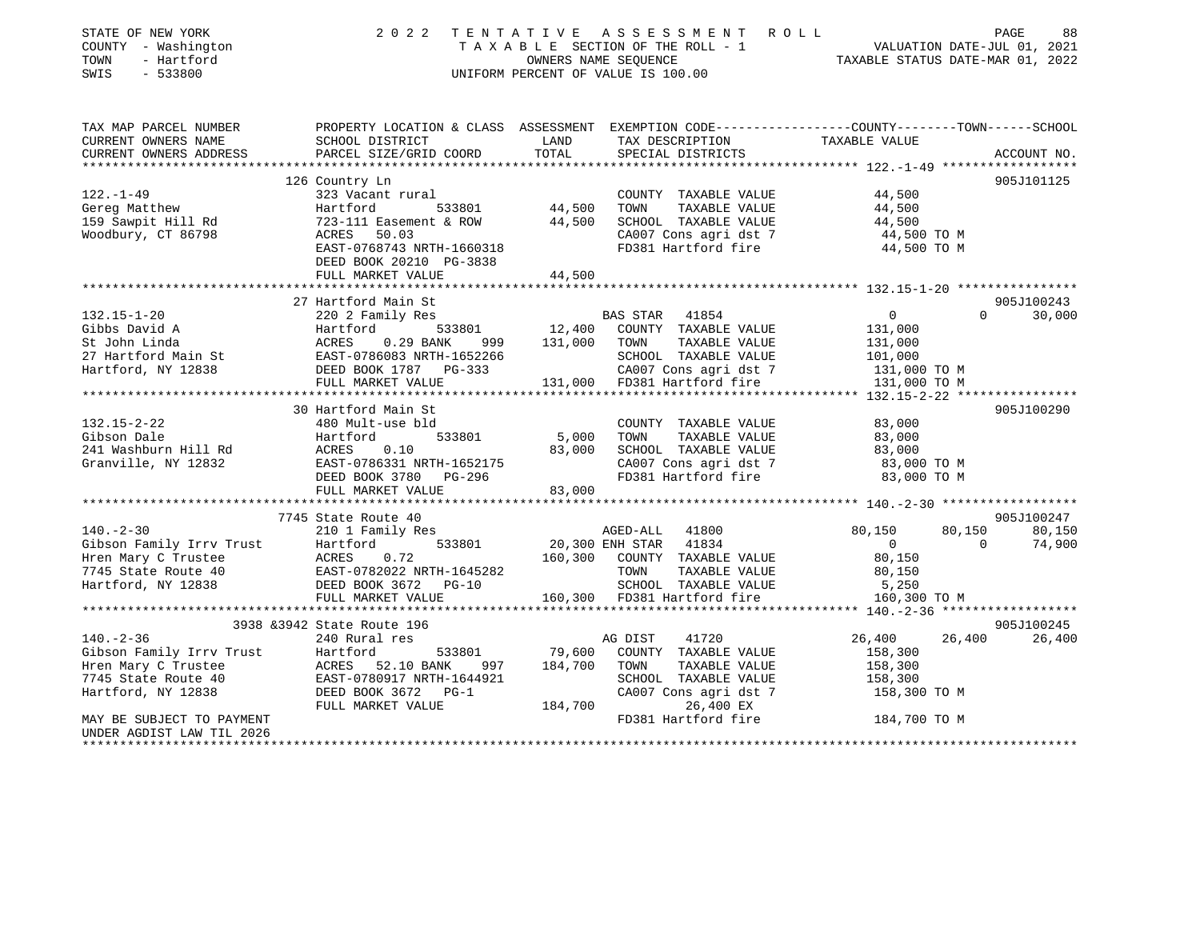STATE OF NEW YORK
COUNTY - Washington
TOWN - Hartford
SWIS - 533800

2022 TENTATIVE ASSESSMENT ROLL
TAXABLE SECTION OF THE ROLL - 1
OWNERS NAME SEQUENCE
UNIFORM PERCENT OF VALUE IS 100.00

VALUATION DATE-JUL 01, 2021
TAXABLE STATUS DATE-MAR 01, 2022

```
TAX MAP PARCEL NUMBER     PROPERTY LOCATION & CLASS  ASSESSMENT  EXEMPTION CODE-----------------COUNTY--------TOWN------SCHOOL
CURRENT OWNERS NAME       SCHOOL DISTRICT              LAND      TAX DESCRIPTION                TAXABLE VALUE
CURRENT OWNERS ADDRESS    PARCEL SIZE/GRID COORD       TOTAL     SPECIAL DISTRICTS                                    ACCOUNT NO.
******************************************************************************************************* 122.-1-49 ******************
                          126 Country Ln                                                                         905J101125
122.-1-49                 323 Vacant rural                       COUNTY  TAXABLE VALUE            44,500
Gereg Matthew             Hartford         533801     44,500     TOWN    TAXABLE VALUE            44,500
159 Sawpit Hill Rd        723-111 Easement & ROW      44,500     SCHOOL  TAXABLE VALUE            44,500
Woodbury, CT 86798        ACRES   50.03                          CA007 Cons agri dst 7             44,500 TO M
                          EAST-0768743 NRTH-1660318              FD381 Hartford fire               44,500 TO M
                          DEED BOOK 20210 PG-3838
                          FULL MARKET VALUE           44,500
******************************************************************************************************* 132.15-1-20 ****************
                          27 Hartford Main St                                                                    905J100243
132.15-1-20               220 2 Family Res                       BAS STAR  41854                   0             0      30,000
Gibbs David A             Hartford         533801     12,400     COUNTY  TAXABLE VALUE           131,000
St John Linda             ACRES    0.29 BANK    999  131,000     TOWN    TAXABLE VALUE           131,000
27 Hartford Main St       EAST-0786083 NRTH-1652266              SCHOOL  TAXABLE VALUE           101,000
Hartford, NY 12838        DEED BOOK 1787   PG-333                CA007 Cons agri dst 7            131,000 TO M
                          FULL MARKET VALUE          131,000     FD381 Hartford fire              131,000 TO M
******************************************************************************************************* 132.15-2-22 ****************
                          30 Hartford Main St                                                                    905J100290
132.15-2-22               480 Mult-use bld                       COUNTY  TAXABLE VALUE            83,000
Gibson Dale               Hartford         533801      5,000     TOWN    TAXABLE VALUE            83,000
241 Washburn Hill Rd      ACRES    0.10               83,000     SCHOOL  TAXABLE VALUE            83,000
Granville, NY 12832       EAST-0786331 NRTH-1652175              CA007 Cons agri dst 7             83,000 TO M
                          DEED BOOK 3780   PG-296                FD381 Hartford fire               83,000 TO M
                          FULL MARKET VALUE           83,000
******************************************************************************************************* 140.-2-30 ******************
                          7745 State Route 40                                                                    905J100247
140.-2-30                 210 1 Family Res                       AGED-ALL  41800              80,150        80,150      80,150
Gibson Family Irrv Trust  Hartford         533801     20,300 ENH STAR  41834                   0             0      74,900
Hren Mary C Trustee       ACRES    0.72              160,300     COUNTY  TAXABLE VALUE            80,150
7745 State Route 40       EAST-0782022 NRTH-1645282              TOWN    TAXABLE VALUE            80,150
Hartford, NY 12838        DEED BOOK 3672   PG-10                 SCHOOL  TAXABLE VALUE             5,250
                          FULL MARKET VALUE          160,300     FD381 Hartford fire              160,300 TO M
******************************************************************************************************* 140.-2-36 ******************
                          3938 &3942 State Route 196                                                             905J100245
140.-2-36                 240 Rural res                          AG DIST   41720              26,400        26,400      26,400
Gibson Family Irrv Trust  Hartford         533801     79,600     COUNTY  TAXABLE VALUE           158,300
Hren Mary C Trustee       ACRES   52.10 BANK    997  184,700     TOWN    TAXABLE VALUE           158,300
7745 State Route 40       EAST-0780917 NRTH-1644921              SCHOOL  TAXABLE VALUE           158,300
Hartford, NY 12838        DEED BOOK 3672   PG-1                  CA007 Cons agri dst 7            158,300 TO M
                          FULL MARKET VALUE          184,700              26,400 EX
MAY BE SUBJECT TO PAYMENT                                        FD381 Hartford fire              184,700 TO M
UNDER AGDIST LAW TIL 2026
************************************************************************************************************************************
```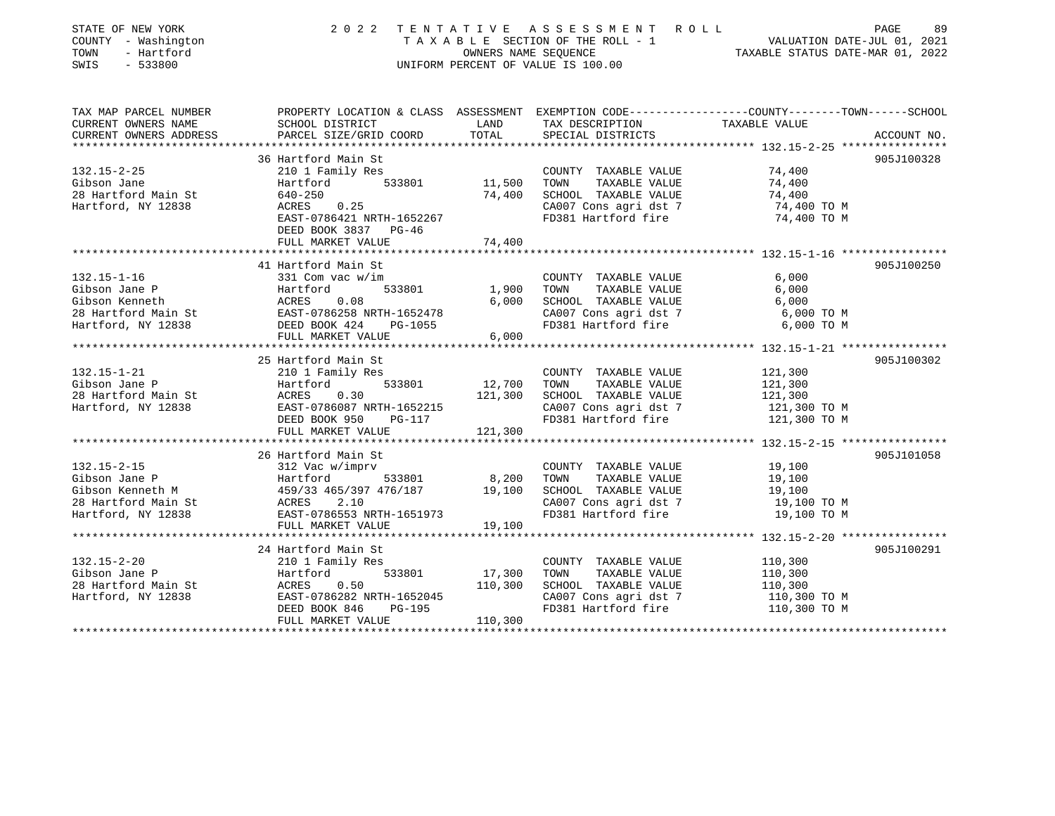STATE OF NEW YORK
COUNTY - Washington
TOWN - Hartford
SWIS - 533800

2022 TENTATIVE ASSESSMENT ROLL
TAXABLE SECTION OF THE ROLL - 1
OWNERS NAME SEQUENCE
UNIFORM PERCENT OF VALUE IS 100.00

VALUATION DATE-JUL 01, 2021
TAXABLE STATUS DATE-MAR 01, 2022

| TAX MAP PARCEL NUMBER / CURRENT OWNERS NAME / CURRENT OWNERS ADDRESS | PROPERTY LOCATION & CLASS / SCHOOL DISTRICT / PARCEL SIZE/GRID COORD | ASSESSMENT LAND / TOTAL | EXEMPTION CODE / TAX DESCRIPTION / SPECIAL DISTRICTS | COUNTY--TOWN--SCHOOL TAXABLE VALUE | ACCOUNT NO. |
|---|---|---|---|---|---|
| 132.15-2-25 | 36 Hartford Main St | | | | 905J100328 |
| Gibson Jane | 210 1 Family Res | | COUNTY TAXABLE VALUE | 74,400 | |
| 28 Hartford Main St | Hartford 533801 | 11,500 | TOWN TAXABLE VALUE | 74,400 | |
| Hartford, NY 12838 | 640-250 | 74,400 | SCHOOL TAXABLE VALUE | 74,400 | |
| | ACRES 0.25 | | CA007 Cons agri dst 7 | 74,400 TO M | |
| | EAST-0786421 NRTH-1652267 | | FD381 Hartford fire | 74,400 TO M | |
| | DEED BOOK 3837 PG-46 | | | | |
| | FULL MARKET VALUE | 74,400 | | | |
| 132.15-1-16 | 41 Hartford Main St | | | | 905J100250 |
| Gibson Jane P | 331 Com vac w/im | | COUNTY TAXABLE VALUE | 6,000 | |
| Gibson Kenneth | Hartford 533801 | 1,900 | TOWN TAXABLE VALUE | 6,000 | |
| 28 Hartford Main St | ACRES 0.08 | 6,000 | SCHOOL TAXABLE VALUE | 6,000 | |
| Hartford, NY 12838 | EAST-0786258 NRTH-1652478 | | CA007 Cons agri dst 7 | 6,000 TO M | |
| | DEED BOOK 424 PG-1055 | | FD381 Hartford fire | 6,000 TO M | |
| | FULL MARKET VALUE | 6,000 | | | |
| 132.15-1-21 | 25 Hartford Main St | | | | 905J100302 |
| Gibson Jane P | 210 1 Family Res | | COUNTY TAXABLE VALUE | 121,300 | |
| 28 Hartford Main St | Hartford 533801 | 12,700 | TOWN TAXABLE VALUE | 121,300 | |
| Hartford, NY 12838 | ACRES 0.30 | 121,300 | SCHOOL TAXABLE VALUE | 121,300 | |
| | EAST-0786087 NRTH-1652215 | | CA007 Cons agri dst 7 | 121,300 TO M | |
| | DEED BOOK 950 PG-117 | | FD381 Hartford fire | 121,300 TO M | |
| | FULL MARKET VALUE | 121,300 | | | |
| 132.15-2-15 | 26 Hartford Main St | | | | 905J101058 |
| Gibson Jane P | 312 Vac w/imprv | | COUNTY TAXABLE VALUE | 19,100 | |
| Gibson Kenneth M | Hartford 533801 | 8,200 | TOWN TAXABLE VALUE | 19,100 | |
| 28 Hartford Main St | 459/33 465/397 476/187 | 19,100 | SCHOOL TAXABLE VALUE | 19,100 | |
| Hartford, NY 12838 | ACRES 2.10 | | CA007 Cons agri dst 7 | 19,100 TO M | |
| | EAST-0786553 NRTH-1651973 | | FD381 Hartford fire | 19,100 TO M | |
| | FULL MARKET VALUE | 19,100 | | | |
| 132.15-2-20 | 24 Hartford Main St | | | | 905J100291 |
| Gibson Jane P | 210 1 Family Res | | COUNTY TAXABLE VALUE | 110,300 | |
| 28 Hartford Main St | Hartford 533801 | 17,300 | TOWN TAXABLE VALUE | 110,300 | |
| Hartford, NY 12838 | ACRES 0.50 | 110,300 | SCHOOL TAXABLE VALUE | 110,300 | |
| | EAST-0786282 NRTH-1652045 | | CA007 Cons agri dst 7 | 110,300 TO M | |
| | DEED BOOK 846 PG-195 | | FD381 Hartford fire | 110,300 TO M | |
| | FULL MARKET VALUE | 110,300 | | | |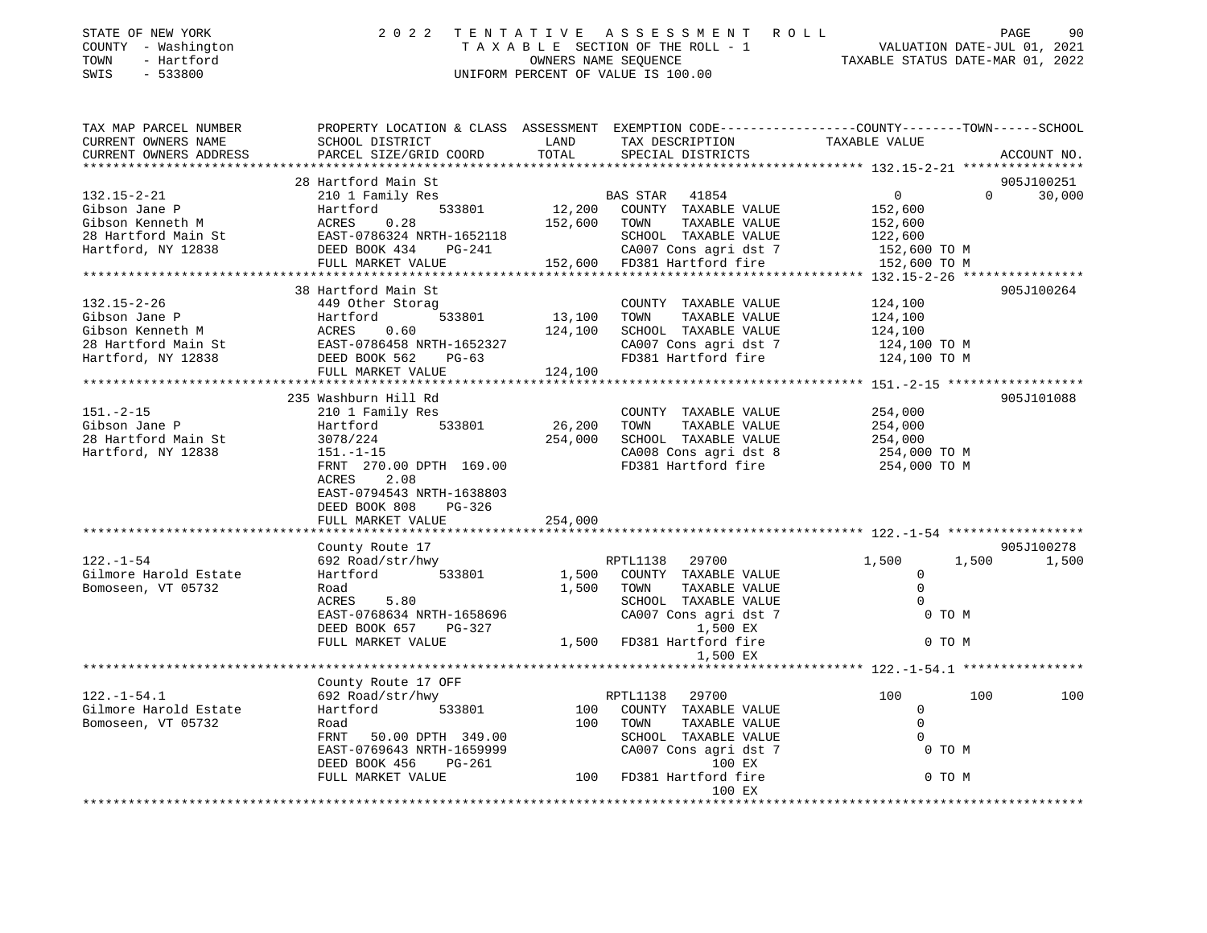STATE OF NEW YORK
COUNTY - Washington
TOWN - Hartford
SWIS - 533800

# 2022 TENTATIVE ASSESSMENT ROLL

TAXABLE SECTION OF THE ROLL - 1
OWNERS NAME SEQUENCE
UNIFORM PERCENT OF VALUE IS 100.00

VALUATION DATE-JUL 01, 2021
TAXABLE STATUS DATE-MAR 01, 2022

| TAX MAP PARCEL NUMBER / CURRENT OWNERS NAME / CURRENT OWNERS ADDRESS | PROPERTY LOCATION & CLASS / SCHOOL DISTRICT / PARCEL SIZE/GRID COORD | ASSESSMENT LAND | ASSESSMENT TOTAL | EXEMPTION CODE / TAX DESCRIPTION / SPECIAL DISTRICTS | COUNTY TAXABLE VALUE | TOWN | SCHOOL | ACCOUNT NO. |
|---|---|---|---|---|---|---|---|---|
| 132.15-2-21 | 28 Hartford Main St | | | | | | | 905J100251 |
| Gibson Jane P | 210 1 Family Res | | | BAS STAR 41854 | 0 | 0 | 30,000 | |
| Gibson Kenneth M | Hartford 533801 | 12,200 | | COUNTY TAXABLE VALUE | 152,600 | | | |
| 28 Hartford Main St | ACRES 0.28 | | 152,600 | TOWN TAXABLE VALUE | 152,600 | | | |
| Hartford, NY 12838 | EAST-0786324 NRTH-1652118 | | | SCHOOL TAXABLE VALUE | 122,600 | | | |
| | DEED BOOK 434 PG-241 | | | CA007 Cons agri dst 7 | 152,600 TO M | | | |
| | FULL MARKET VALUE | | 152,600 | FD381 Hartford fire | 152,600 TO M | | | |
| 132.15-2-26 | 38 Hartford Main St | | | | | | | 905J100264 |
| Gibson Jane P | 449 Other Storag | | | COUNTY TAXABLE VALUE | 124,100 | | | |
| Gibson Kenneth M | Hartford 533801 | 13,100 | | TOWN TAXABLE VALUE | 124,100 | | | |
| 28 Hartford Main St | ACRES 0.60 | | 124,100 | SCHOOL TAXABLE VALUE | 124,100 | | | |
| Hartford, NY 12838 | EAST-0786458 NRTH-1652327 | | | CA007 Cons agri dst 7 | 124,100 TO M | | | |
| | DEED BOOK 562 PG-63 | | | FD381 Hartford fire | 124,100 TO M | | | |
| | FULL MARKET VALUE | | 124,100 | | | | | |
| 151.-2-15 | 235 Washburn Hill Rd | | | | | | | 905J101088 |
| Gibson Jane P | 210 1 Family Res | | | COUNTY TAXABLE VALUE | 254,000 | | | |
| 28 Hartford Main St | Hartford 533801 | 26,200 | | TOWN TAXABLE VALUE | 254,000 | | | |
| Hartford, NY 12838 | 3078/224 | | 254,000 | SCHOOL TAXABLE VALUE | 254,000 | | | |
| | 151.-1-15 | | | CA008 Cons agri dst 8 | 254,000 TO M | | | |
| | FRNT 270.00 DPTH 169.00 | | | FD381 Hartford fire | 254,000 TO M | | | |
| | ACRES 2.08 | | | | | | | |
| | EAST-0794543 NRTH-1638803 | | | | | | | |
| | DEED BOOK 808 PG-326 | | | | | | | |
| | FULL MARKET VALUE | | 254,000 | | | | | |
| 122.-1-54 | County Route 17 | | | | | | | 905J100278 |
| Gilmore Harold Estate | 692 Road/str/hwy | | | RPTL1138 29700 | 1,500 | 1,500 | 1,500 | |
| Bomoseen, VT 05732 | Hartford 533801 | 1,500 | | COUNTY TAXABLE VALUE | 0 | | | |
| | Road | | 1,500 | TOWN TAXABLE VALUE | 0 | | | |
| | ACRES 5.80 | | | SCHOOL TAXABLE VALUE | 0 | | | |
| | EAST-0768634 NRTH-1658696 | | | CA007 Cons agri dst 7 | 0 TO M | | | |
| | DEED BOOK 657 PG-327 | | | 1,500 EX | | | | |
| | FULL MARKET VALUE | | 1,500 | FD381 Hartford fire | 0 TO M | | | |
| | | | | 1,500 EX | | | | |
| 122.-1-54.1 | County Route 17 OFF | | | | | | | |
| Gilmore Harold Estate | 692 Road/str/hwy | | | RPTL1138 29700 | 100 | 100 | 100 | |
| Bomoseen, VT 05732 | Hartford 533801 | 100 | | COUNTY TAXABLE VALUE | 0 | | | |
| | Road | | 100 | TOWN TAXABLE VALUE | 0 | | | |
| | FRNT 50.00 DPTH 349.00 | | | SCHOOL TAXABLE VALUE | 0 | | | |
| | EAST-0769643 NRTH-1659999 | | | CA007 Cons agri dst 7 | 0 TO M | | | |
| | DEED BOOK 456 PG-261 | | | 100 EX | | | | |
| | FULL MARKET VALUE | | 100 | FD381 Hartford fire | 0 TO M | | | |
| | | | | 100 EX | | | | |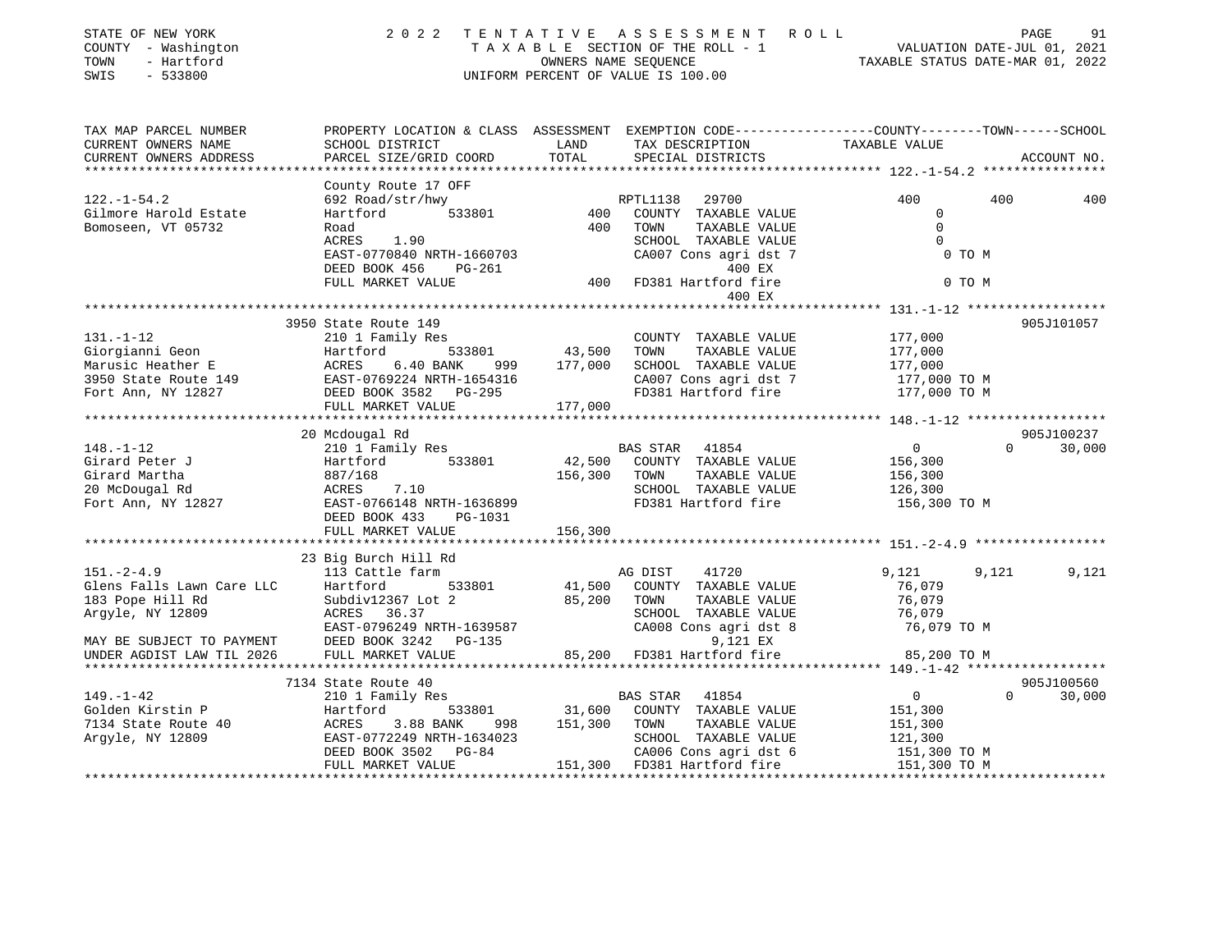STATE OF NEW YORK — 2022 TENTATIVE ASSESSMENT ROLL
COUNTY - Washington — TAXABLE SECTION OF THE ROLL - 1 — VALUATION DATE-JUL 01, 2021
TOWN - Hartford — OWNERS NAME SEQUENCE — TAXABLE STATUS DATE-MAR 01, 2022
SWIS - 533800 — UNIFORM PERCENT OF VALUE IS 100.00

| TAX MAP PARCEL NUMBER / CURRENT OWNERS NAME / CURRENT OWNERS ADDRESS | PROPERTY LOCATION & CLASS / SCHOOL DISTRICT / PARCEL SIZE/GRID COORD | ASSESSMENT LAND | TOTAL | EXEMPTION CODE / TAX DESCRIPTION / SPECIAL DISTRICTS | COUNTY | TOWN | SCHOOL / ACCOUNT NO. |
|---|---|---|---|---|---|---|---|
| **122.-1-54.2** | County Route 17 OFF | | | | | | |
| 122.-1-54.2 | 692 Road/str/hwy | | | RPTL1138 29700 | 400 | 400 | 400 |
| Gilmore Harold Estate | Hartford 533801 | 400 | | COUNTY TAXABLE VALUE | 0 | | |
| Bomoseen, VT 05732 | Road | | 400 | TOWN TAXABLE VALUE | | 0 | |
| | ACRES 1.90 | | | SCHOOL TAXABLE VALUE | | | 0 |
| | EAST-0770840 NRTH-1660703 | | | CA007 Cons agri dst 7 | 0 TO M | | |
| | DEED BOOK 456 PG-261 | | | 400 EX | | | |
| | FULL MARKET VALUE | | 400 | FD381 Hartford fire | 0 TO M | | |
| | | | | 400 EX | | | |
| **131.-1-12** | 3950 State Route 149 | | | | | | 905J101057 |
| 131.-1-12 | 210 1 Family Res | | | COUNTY TAXABLE VALUE | 177,000 | | |
| Giorgianni Geon | Hartford 533801 | 43,500 | | TOWN TAXABLE VALUE | | 177,000 | |
| Marusic Heather E | ACRES 6.40 BANK 999 | | 177,000 | SCHOOL TAXABLE VALUE | | | 177,000 |
| 3950 State Route 149 | EAST-0769224 NRTH-1654316 | | | CA007 Cons agri dst 7 | 177,000 TO M | | |
| Fort Ann, NY 12827 | DEED BOOK 3582 PG-295 | | | FD381 Hartford fire | 177,000 TO M | | |
| | FULL MARKET VALUE | | 177,000 | | | | |
| **148.-1-12** | 20 Mcdougal Rd | | | | | | 905J100237 |
| 148.-1-12 | 210 1 Family Res | | | BAS STAR 41854 | 0 | 0 | 30,000 |
| Girard Peter J | Hartford 533801 | 42,500 | | COUNTY TAXABLE VALUE | 156,300 | | |
| Girard Martha | 887/168 | | 156,300 | TOWN TAXABLE VALUE | | 156,300 | |
| 20 McDougal Rd | ACRES 7.10 | | | SCHOOL TAXABLE VALUE | | | 126,300 |
| Fort Ann, NY 12827 | EAST-0766148 NRTH-1636899 | | | FD381 Hartford fire | 156,300 TO M | | |
| | DEED BOOK 433 PG-1031 | | | | | | |
| | FULL MARKET VALUE | | 156,300 | | | | |
| **151.-2-4.9** | 23 Big Burch Hill Rd | | | | | | |
| 151.-2-4.9 | 113 Cattle farm | | | AG DIST 41720 | 9,121 | 9,121 | 9,121 |
| Glens Falls Lawn Care LLC | Hartford 533801 | 41,500 | | COUNTY TAXABLE VALUE | 76,079 | | |
| 183 Pope Hill Rd | Subdiv12367 Lot 2 | | 85,200 | TOWN TAXABLE VALUE | | 76,079 | |
| Argyle, NY 12809 | ACRES 36.37 | | | SCHOOL TAXABLE VALUE | | | 76,079 |
| | EAST-0796249 NRTH-1639587 | | | CA008 Cons agri dst 8 | 76,079 TO M | | |
| MAY BE SUBJECT TO PAYMENT | DEED BOOK 3242 PG-135 | | | 9,121 EX | | | |
| UNDER AGDIST LAW TIL 2026 | FULL MARKET VALUE | | 85,200 | FD381 Hartford fire | 85,200 TO M | | |
| **149.-1-42** | 7134 State Route 40 | | | | | | 905J100560 |
| 149.-1-42 | 210 1 Family Res | | | BAS STAR 41854 | 0 | 0 | 30,000 |
| Golden Kirstin P | Hartford 533801 | 31,600 | | COUNTY TAXABLE VALUE | 151,300 | | |
| 7134 State Route 40 | ACRES 3.88 BANK 998 | | 151,300 | TOWN TAXABLE VALUE | | 151,300 | |
| Argyle, NY 12809 | EAST-0772249 NRTH-1634023 | | | SCHOOL TAXABLE VALUE | | | 121,300 |
| | DEED BOOK 3502 PG-84 | | | CA006 Cons agri dst 6 | 151,300 TO M | | |
| | FULL MARKET VALUE | | 151,300 | FD381 Hartford fire | 151,300 TO M | | |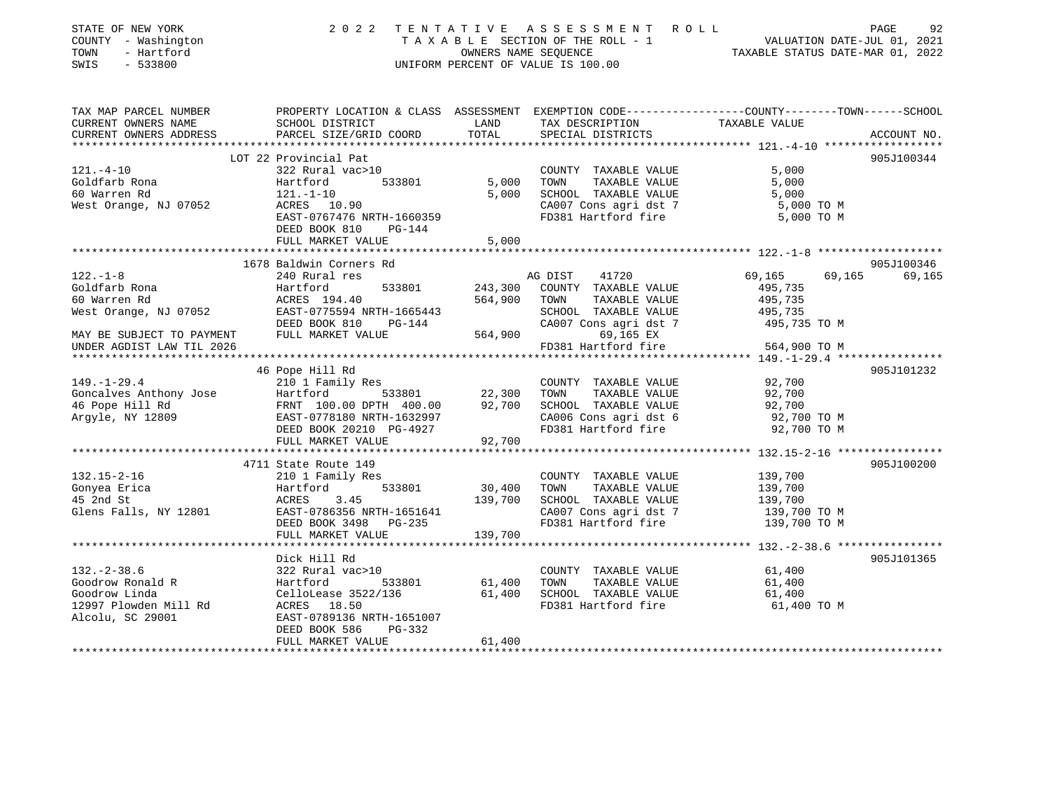STATE OF NEW YORK
COUNTY - Washington
TOWN - Hartford
SWIS - 533800

2022 TENTATIVE ASSESSMENT ROLL
TAXABLE SECTION OF THE ROLL - 1
OWNERS NAME SEQUENCE
UNIFORM PERCENT OF VALUE IS 100.00

VALUATION DATE-JUL 01, 2021
TAXABLE STATUS DATE-MAR 01, 2022

```
TAX MAP PARCEL NUMBER     PROPERTY LOCATION & CLASS  ASSESSMENT  EXEMPTION CODE------------------COUNTY--------TOWN------SCHOOL
CURRENT OWNERS NAME       SCHOOL DISTRICT              LAND       TAX DESCRIPTION              TAXABLE VALUE
CURRENT OWNERS ADDRESS    PARCEL SIZE/GRID COORD       TOTAL      SPECIAL DISTRICTS                                         ACCOUNT NO.
******************************************************************************************************* 121.-4-10 ******************
                          LOT 22 Provincial Pat                                                                          905J100344
121.-4-10                 322 Rural vac>10                         COUNTY  TAXABLE VALUE              5,000
Goldfarb Rona             Hartford        533801        5,000      TOWN    TAXABLE VALUE              5,000
60 Warren Rd              121.-1-10                     5,000      SCHOOL  TAXABLE VALUE              5,000
West Orange, NJ 07052     ACRES  10.90                             CA007 Cons agri dst 7              5,000 TO M
                          EAST-0767476 NRTH-1660359                FD381 Hartford fire                5,000 TO M
                          DEED BOOK 810    PG-144
                          FULL MARKET VALUE             5,000
******************************************************************************************************* 122.-1-8 *******************
                          1678 Baldwin Corners Rd                                                                        905J100346
122.-1-8                  240 Rural res                            AG DIST    41720              69,165     69,165     69,165
Goldfarb Rona             Hartford        533801      243,300      COUNTY  TAXABLE VALUE            495,735
60 Warren Rd              ACRES 194.40                564,900      TOWN    TAXABLE VALUE            495,735
West Orange, NJ 07052     EAST-0775594 NRTH-1665443                SCHOOL  TAXABLE VALUE            495,735
                          DEED BOOK 810    PG-144                  CA007 Cons agri dst 7            495,735 TO M
MAY BE SUBJECT TO PAYMENT FULL MARKET VALUE           564,900           69,165 EX
UNDER AGDIST LAW TIL 2026                                          FD381 Hartford fire              564,900 TO M
******************************************************************************************************* 149.-1-29.4 ****************
                          46 Pope Hill Rd                                                                                905J101232
149.-1-29.4               210 1 Family Res                         COUNTY  TAXABLE VALUE             92,700
Goncalves Anthony Jose    Hartford        533801       22,300      TOWN    TAXABLE VALUE             92,700
46 Pope Hill Rd           FRNT 100.00 DPTH 400.00      92,700      SCHOOL  TAXABLE VALUE             92,700
Argyle, NY 12809          EAST-0778180 NRTH-1632997                CA006 Cons agri dst 6             92,700 TO M
                          DEED BOOK 20210 PG-4927                  FD381 Hartford fire               92,700 TO M
                          FULL MARKET VALUE            92,700
******************************************************************************************************* 132.15-2-16 ****************
                          4711 State Route 149                                                                           905J100200
132.15-2-16               210 1 Family Res                         COUNTY  TAXABLE VALUE            139,700
Gonyea Erica              Hartford        533801       30,400      TOWN    TAXABLE VALUE            139,700
45 2nd St                 ACRES   3.45                139,700      SCHOOL  TAXABLE VALUE            139,700
Glens Falls, NY 12801     EAST-0786356 NRTH-1651641                CA007 Cons agri dst 7            139,700 TO M
                          DEED BOOK 3498   PG-235                  FD381 Hartford fire              139,700 TO M
                          FULL MARKET VALUE           139,700
******************************************************************************************************* 132.-2-38.6 ****************
                          Dick Hill Rd                                                                                   905J101365
132.-2-38.6               322 Rural vac>10                         COUNTY  TAXABLE VALUE             61,400
Goodrow Ronald R          Hartford        533801       61,400      TOWN    TAXABLE VALUE             61,400
Goodrow Linda             CelloLease 3522/136          61,400      SCHOOL  TAXABLE VALUE             61,400
12997 Plowden Mill Rd     ACRES  18.50                             FD381 Hartford fire               61,400 TO M
Alcolu, SC 29001          EAST-0789136 NRTH-1651007
                          DEED BOOK 586    PG-332
                          FULL MARKET VALUE            61,400
************************************************************************************************************************************
```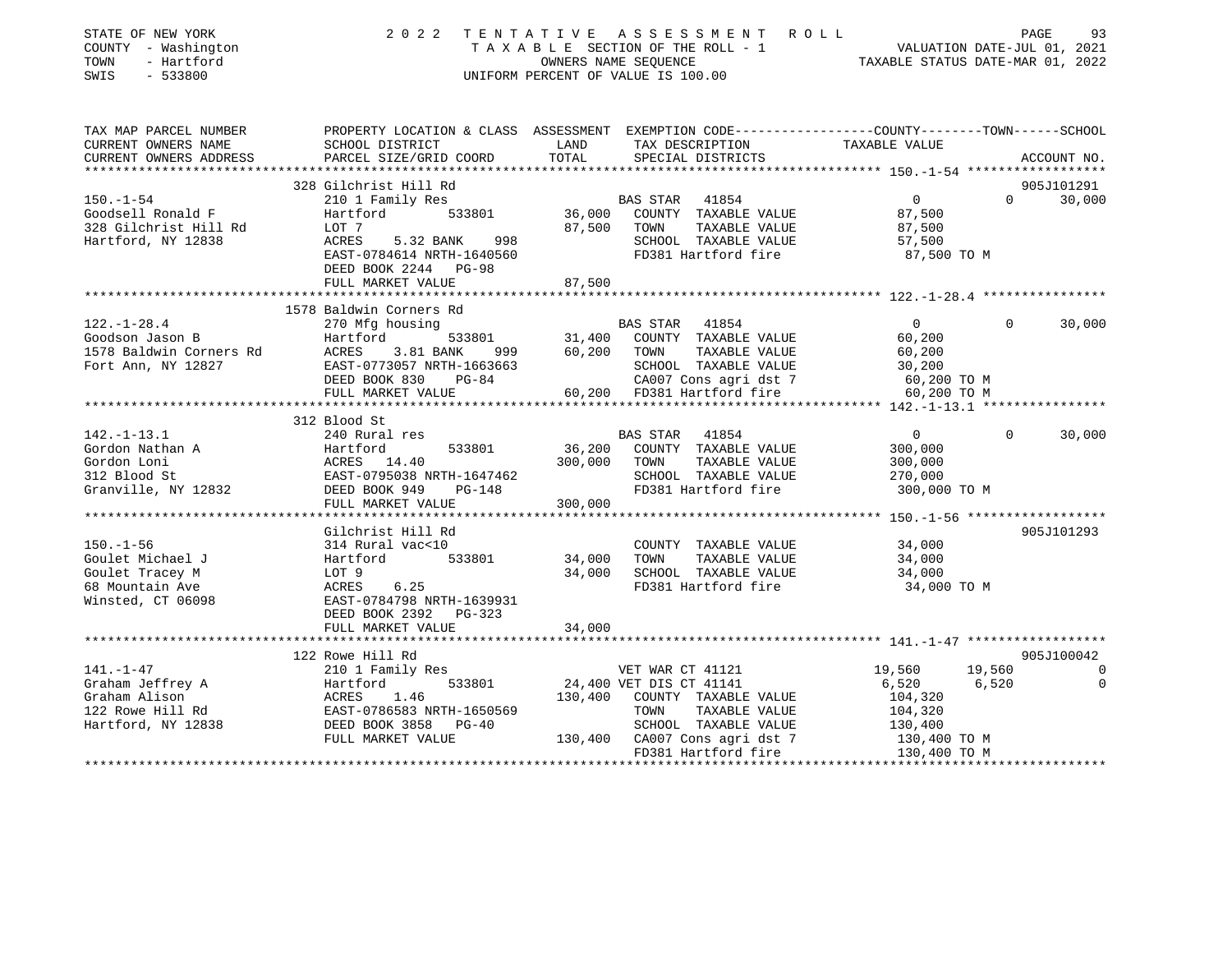STATE OF NEW YORK
COUNTY - Washington
TOWN - Hartford
SWIS - 533800

2022 TENTATIVE ASSESSMENT ROLL
TAXABLE SECTION OF THE ROLL - 1
OWNERS NAME SEQUENCE
UNIFORM PERCENT OF VALUE IS 100.00

VALUATION DATE-JUL 01, 2021
TAXABLE STATUS DATE-MAR 01, 2022

```
TAX MAP PARCEL NUMBER     PROPERTY LOCATION & CLASS  ASSESSMENT  EXEMPTION CODE------------------COUNTY--------TOWN------SCHOOL
CURRENT OWNERS NAME       SCHOOL DISTRICT             LAND      TAX DESCRIPTION              TAXABLE VALUE
CURRENT OWNERS ADDRESS    PARCEL SIZE/GRID COORD      TOTAL     SPECIAL DISTRICTS                                      ACCOUNT NO.
******************************************************************************************************* 150.-1-54 ******************
                    328 Gilchrist Hill Rd                                                                               905J101291
150.-1-54                 210 1 Family Res                     BAS STAR   41854                 0            0      30,000
Goodsell Ronald F         Hartford          533801       36,000   COUNTY  TAXABLE VALUE           87,500
328 Gilchrist Hill Rd     LOT 7                          87,500   TOWN    TAXABLE VALUE           87,500
Hartford, NY 12838        ACRES     5.32 BANK     998             SCHOOL  TAXABLE VALUE           57,500
                          EAST-0784614 NRTH-1640560               FD381 Hartford fire              87,500 TO M
                          DEED BOOK 2244   PG-98
                          FULL MARKET VALUE              87,500
******************************************************************************************************* 122.-1-28.4 ****************
                    1578 Baldwin Corners Rd
122.-1-28.4               270 Mfg housing                      BAS STAR   41854                 0            0      30,000
Goodson Jason B           Hartford          533801       31,400   COUNTY  TAXABLE VALUE           60,200
1578 Baldwin Corners Rd   ACRES     3.81 BANK     999    60,200   TOWN    TAXABLE VALUE           60,200
Fort Ann, NY 12827        EAST-0773057 NRTH-1663663               SCHOOL  TAXABLE VALUE           30,200
                          DEED BOOK 830    PG-84                  CA007 Cons agri dst 7            60,200 TO M
                          FULL MARKET VALUE              60,200   FD381 Hartford fire              60,200 TO M
******************************************************************************************************* 142.-1-13.1 ****************
                    312 Blood St
142.-1-13.1               240 Rural res                        BAS STAR   41854                 0            0      30,000
Gordon Nathan A           Hartford          533801       36,200   COUNTY  TAXABLE VALUE          300,000
Gordon Loni               ACRES    14.40                300,000   TOWN    TAXABLE VALUE          300,000
312 Blood St              EAST-0795038 NRTH-1647462               SCHOOL  TAXABLE VALUE          270,000
Granville, NY 12832       DEED BOOK 949    PG-148                 FD381 Hartford fire             300,000 TO M
                          FULL MARKET VALUE             300,000
******************************************************************************************************* 150.-1-56 ******************
                    Gilchrist Hill Rd                                                                                   905J101293
150.-1-56                 314 Rural vac<10                        COUNTY  TAXABLE VALUE           34,000
Goulet Michael J          Hartford          533801       34,000   TOWN    TAXABLE VALUE           34,000
Goulet Tracey M           LOT 9                          34,000   SCHOOL  TAXABLE VALUE           34,000
68 Mountain Ave           ACRES     6.25                          FD381 Hartford fire              34,000 TO M
Winsted, CT 06098         EAST-0784798 NRTH-1639931
                          DEED BOOK 2392   PG-323
                          FULL MARKET VALUE              34,000
******************************************************************************************************* 141.-1-47 ******************
                    122 Rowe Hill Rd                                                                                    905J100042
141.-1-47                 210 1 Family Res                     VET WAR CT 41121            19,560       19,560           0
Graham Jeffrey A          Hartford          533801       24,400 VET DIS CT 41141            6,520        6,520           0
Graham Alison             ACRES     1.46                130,400   COUNTY  TAXABLE VALUE          104,320
122 Rowe Hill Rd          EAST-0786583 NRTH-1650569               TOWN    TAXABLE VALUE          104,320
Hartford, NY 12838        DEED BOOK 3858   PG-40                  SCHOOL  TAXABLE VALUE          130,400
                          FULL MARKET VALUE             130,400   CA007 Cons agri dst 7           130,400 TO M
                                                                  FD381 Hartford fire             130,400 TO M
************************************************************************************************************************************
```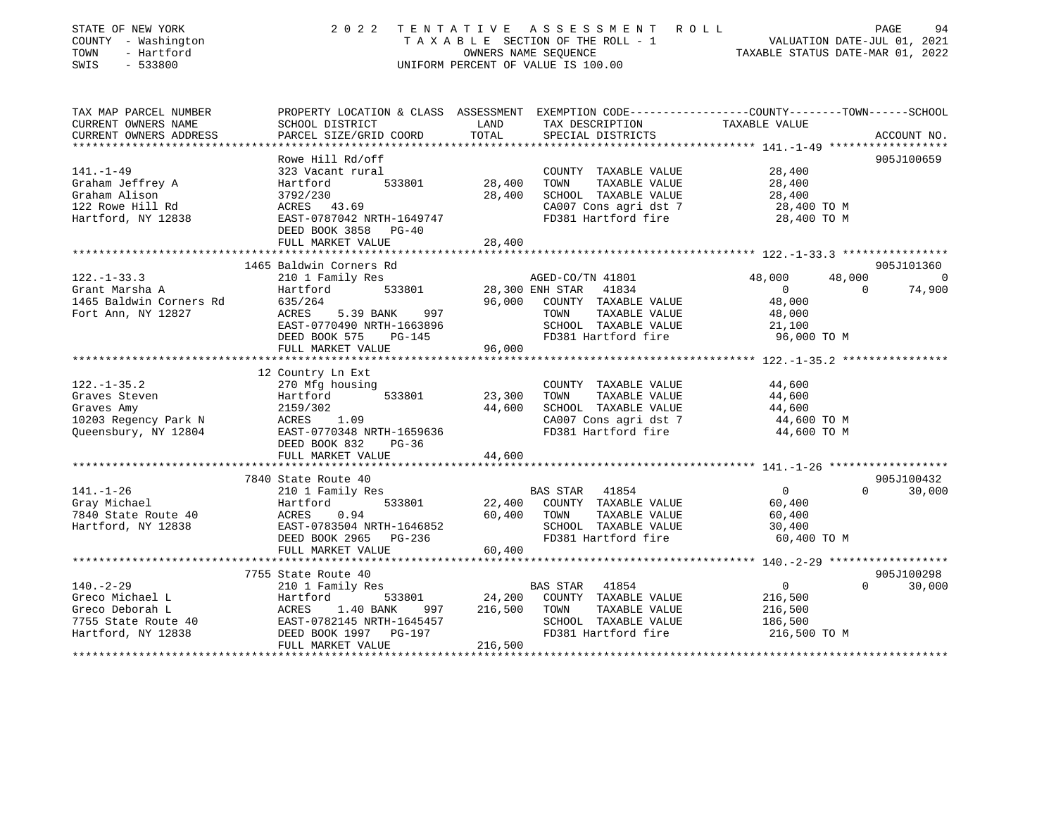STATE OF NEW YORK
COUNTY - Washington
TOWN - Hartford
SWIS - 533800

# 2022 TENTATIVE ASSESSMENT ROLL

TAXABLE SECTION OF THE ROLL - 1
OWNERS NAME SEQUENCE
UNIFORM PERCENT OF VALUE IS 100.00

VALUATION DATE-JUL 01, 2021
TAXABLE STATUS DATE-MAR 01, 2022

| TAX MAP PARCEL NUMBER / CURRENT OWNERS NAME / CURRENT OWNERS ADDRESS | PROPERTY LOCATION & CLASS / SCHOOL DISTRICT / PARCEL SIZE/GRID COORD | LAND | ASSESSMENT TOTAL | EXEMPTION CODE / TAX DESCRIPTION / SPECIAL DISTRICTS | COUNTY TAXABLE VALUE | TOWN | SCHOOL | ACCOUNT NO. |
|---|---|---|---|---|---|---|---|---|
| **141.-1-49** | Rowe Hill Rd/off | | | | | | | 905J100659 |
| Graham Jeffrey A | 323 Vacant rural | | | COUNTY TAXABLE VALUE | 28,400 | | | |
| Graham Alison | Hartford 533801 | 28,400 | | TOWN TAXABLE VALUE | 28,400 | | | |
| 122 Rowe Hill Rd | 3792/230 | | 28,400 | SCHOOL TAXABLE VALUE | 28,400 | | | |
| Hartford, NY 12838 | ACRES 43.69 | | | CA007 Cons agri dst 7 | 28,400 TO M | | | |
| | EAST-0787042 NRTH-1649747 | | | FD381 Hartford fire | 28,400 TO M | | | |
| | DEED BOOK 3858 PG-40 | | | | | | | |
| | FULL MARKET VALUE | | 28,400 | | | | | |
| **122.-1-33.3** | 1465 Baldwin Corners Rd | | | | | | | 905J101360 |
| Grant Marsha A | 210 1 Family Res | | | AGED-CO/TN 41801 | 48,000 | 48,000 | 0 | |
| 1465 Baldwin Corners Rd | Hartford 533801 | 28,300 | | ENH STAR 41834 | 0 | 0 | 74,900 | |
| Fort Ann, NY 12827 | 635/264 | | 96,000 | COUNTY TAXABLE VALUE | 48,000 | | | |
| | ACRES 5.39 BANK 997 | | | TOWN TAXABLE VALUE | 48,000 | | | |
| | EAST-0770490 NRTH-1663896 | | | SCHOOL TAXABLE VALUE | 21,100 | | | |
| | DEED BOOK 575 PG-145 | | | FD381 Hartford fire | 96,000 TO M | | | |
| | FULL MARKET VALUE | | 96,000 | | | | | |
| **122.-1-35.2** | 12 Country Ln Ext | | | | | | | |
| Graves Steven | 270 Mfg housing | | | COUNTY TAXABLE VALUE | 44,600 | | | |
| Graves Amy | Hartford 533801 | 23,300 | | TOWN TAXABLE VALUE | 44,600 | | | |
| 10203 Regency Park N | 2159/302 | | 44,600 | SCHOOL TAXABLE VALUE | 44,600 | | | |
| Queensbury, NY 12804 | ACRES 1.09 | | | CA007 Cons agri dst 7 | 44,600 TO M | | | |
| | EAST-0770348 NRTH-1659636 | | | FD381 Hartford fire | 44,600 TO M | | | |
| | DEED BOOK 832 PG-36 | | | | | | | |
| | FULL MARKET VALUE | | 44,600 | | | | | |
| **141.-1-26** | 7840 State Route 40 | | | | | | | 905J100432 |
| Gray Michael | 210 1 Family Res | | | BAS STAR 41854 | 0 | 0 | 30,000 | |
| 7840 State Route 40 | Hartford 533801 | 22,400 | | COUNTY TAXABLE VALUE | 60,400 | | | |
| Hartford, NY 12838 | ACRES 0.94 | | 60,400 | TOWN TAXABLE VALUE | 60,400 | | | |
| | EAST-0783504 NRTH-1646852 | | | SCHOOL TAXABLE VALUE | 30,400 | | | |
| | DEED BOOK 2965 PG-236 | | | FD381 Hartford fire | 60,400 TO M | | | |
| | FULL MARKET VALUE | | 60,400 | | | | | |
| **140.-2-29** | 7755 State Route 40 | | | | | | | 905J100298 |
| Greco Michael L | 210 1 Family Res | | | BAS STAR 41854 | 0 | 0 | 30,000 | |
| Greco Deborah L | Hartford 533801 | 24,200 | | COUNTY TAXABLE VALUE | 216,500 | | | |
| 7755 State Route 40 | ACRES 1.40 BANK 997 | | 216,500 | TOWN TAXABLE VALUE | 216,500 | | | |
| Hartford, NY 12838 | EAST-0782145 NRTH-1645457 | | | SCHOOL TAXABLE VALUE | 186,500 | | | |
| | DEED BOOK 1997 PG-197 | | | FD381 Hartford fire | 216,500 TO M | | | |
| | FULL MARKET VALUE | | 216,500 | | | | | |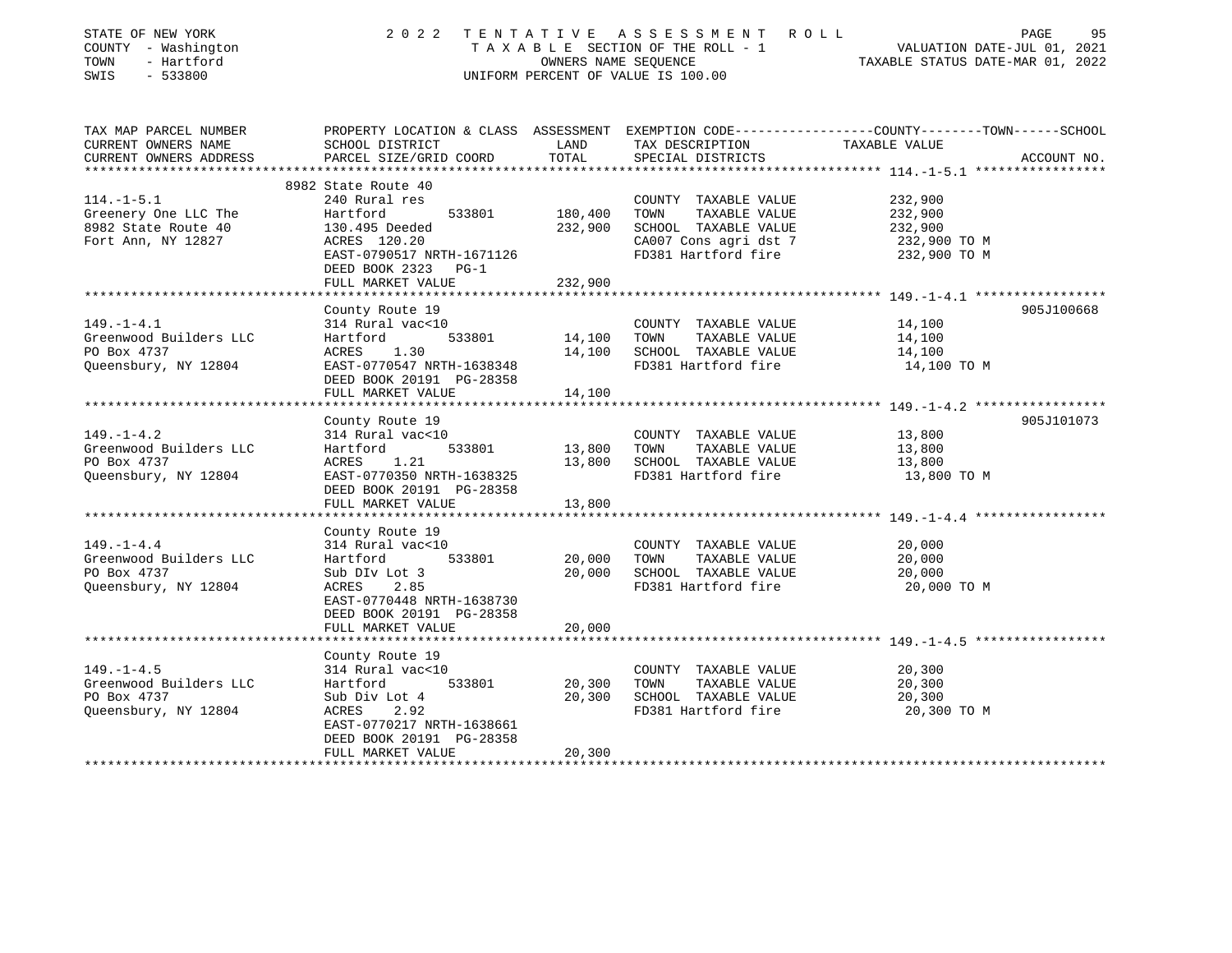STATE OF NEW YORK — 2022 TENTATIVE ASSESSMENT ROLL
COUNTY - Washington — TAXABLE SECTION OF THE ROLL - 1 — VALUATION DATE-JUL 01, 2021
TOWN - Hartford — OWNERS NAME SEQUENCE — TAXABLE STATUS DATE-MAR 01, 2022
SWIS - 533800 — UNIFORM PERCENT OF VALUE IS 100.00

| TAX MAP PARCEL NUMBER / CURRENT OWNERS NAME / CURRENT OWNERS ADDRESS | PROPERTY LOCATION & CLASS / SCHOOL DISTRICT / PARCEL SIZE/GRID COORD | ASSESSMENT LAND | TOTAL | EXEMPTION CODE / TAX DESCRIPTION / SPECIAL DISTRICTS | TAXABLE VALUE (COUNTY--TOWN--SCHOOL) | ACCOUNT NO. |
|---|---|---|---|---|---|---|
| **114.-1-5.1** | 8982 State Route 40 | | | | | |
| 114.-1-5.1 | 240 Rural res | | | COUNTY TAXABLE VALUE | 232,900 | |
| Greenery One LLC The | Hartford 533801 | 180,400 | | TOWN TAXABLE VALUE | 232,900 | |
| 8982 State Route 40 | 130.495 Deeded | | 232,900 | SCHOOL TAXABLE VALUE | 232,900 | |
| Fort Ann, NY 12827 | ACRES 120.20 | | | CA007 Cons agri dst 7 | 232,900 TO M | |
| | EAST-0790517 NRTH-1671126 | | | FD381 Hartford fire | 232,900 TO M | |
| | DEED BOOK 2323 PG-1 | | | | | |
| | FULL MARKET VALUE | | 232,900 | | | |
| **149.-1-4.1** | County Route 19 | | | | | 905J100668 |
| 149.-1-4.1 | 314 Rural vac<10 | | | COUNTY TAXABLE VALUE | 14,100 | |
| Greenwood Builders LLC | Hartford 533801 | 14,100 | | TOWN TAXABLE VALUE | 14,100 | |
| PO Box 4737 | ACRES 1.30 | | 14,100 | SCHOOL TAXABLE VALUE | 14,100 | |
| Queensbury, NY 12804 | EAST-0770547 NRTH-1638348 | | | FD381 Hartford fire | 14,100 TO M | |
| | DEED BOOK 20191 PG-28358 | | | | | |
| | FULL MARKET VALUE | | 14,100 | | | |
| **149.-1-4.2** | County Route 19 | | | | | 905J101073 |
| 149.-1-4.2 | 314 Rural vac<10 | | | COUNTY TAXABLE VALUE | 13,800 | |
| Greenwood Builders LLC | Hartford 533801 | 13,800 | | TOWN TAXABLE VALUE | 13,800 | |
| PO Box 4737 | ACRES 1.21 | | 13,800 | SCHOOL TAXABLE VALUE | 13,800 | |
| Queensbury, NY 12804 | EAST-0770350 NRTH-1638325 | | | FD381 Hartford fire | 13,800 TO M | |
| | DEED BOOK 20191 PG-28358 | | | | | |
| | FULL MARKET VALUE | | 13,800 | | | |
| **149.-1-4.4** | County Route 19 | | | | | |
| 149.-1-4.4 | 314 Rural vac<10 | | | COUNTY TAXABLE VALUE | 20,000 | |
| Greenwood Builders LLC | Hartford 533801 | 20,000 | | TOWN TAXABLE VALUE | 20,000 | |
| PO Box 4737 | Sub DIv Lot 3 | | 20,000 | SCHOOL TAXABLE VALUE | 20,000 | |
| Queensbury, NY 12804 | ACRES 2.85 | | | FD381 Hartford fire | 20,000 TO M | |
| | EAST-0770448 NRTH-1638730 | | | | | |
| | DEED BOOK 20191 PG-28358 | | | | | |
| | FULL MARKET VALUE | | 20,000 | | | |
| **149.-1-4.5** | County Route 19 | | | | | |
| 149.-1-4.5 | 314 Rural vac<10 | | | COUNTY TAXABLE VALUE | 20,300 | |
| Greenwood Builders LLC | Hartford 533801 | 20,300 | | TOWN TAXABLE VALUE | 20,300 | |
| PO Box 4737 | Sub Div Lot 4 | | 20,300 | SCHOOL TAXABLE VALUE | 20,300 | |
| Queensbury, NY 12804 | ACRES 2.92 | | | FD381 Hartford fire | 20,300 TO M | |
| | EAST-0770217 NRTH-1638661 | | | | | |
| | DEED BOOK 20191 PG-28358 | | | | | |
| | FULL MARKET VALUE | | 20,300 | | | |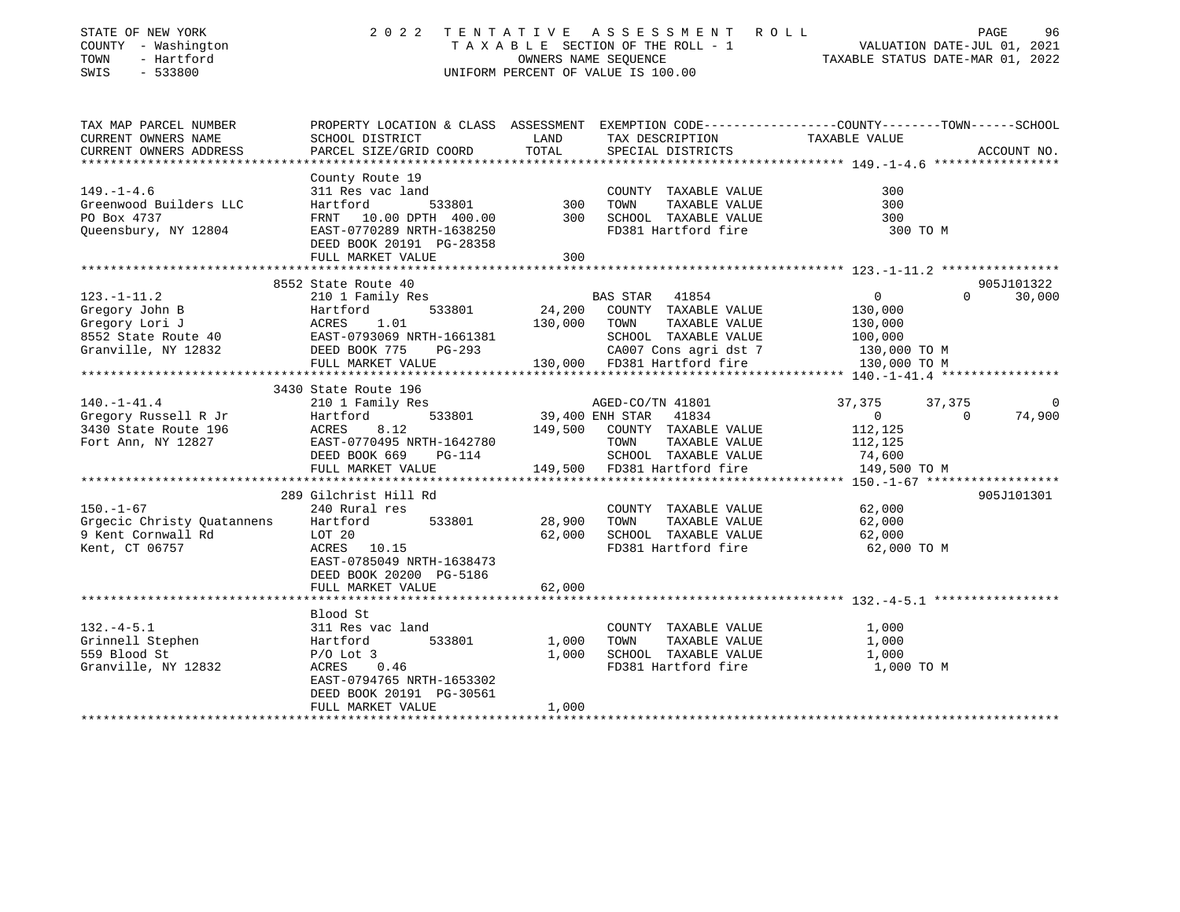STATE OF NEW YORK
COUNTY - Washington
TOWN - Hartford
SWIS - 533800

2 0 2 2 T E N T A T I V E A S S E S S M E N T R O L L
T A X A B L E SECTION OF THE ROLL - 1
OWNERS NAME SEQUENCE
UNIFORM PERCENT OF VALUE IS 100.00

VALUATION DATE-JUL 01, 2021
TAXABLE STATUS DATE-MAR 01, 2022

```
TAX MAP PARCEL NUMBER          PROPERTY LOCATION & CLASS  ASSESSMENT  EXEMPTION CODE------------------COUNTY--------TOWN------SCHOOL
CURRENT OWNERS NAME            SCHOOL DISTRICT               LAND      TAX DESCRIPTION               TAXABLE VALUE
CURRENT OWNERS ADDRESS         PARCEL SIZE/GRID COORD        TOTAL     SPECIAL DISTRICTS                                       ACCOUNT NO.
******************************************************************************************************* 149.-1-4.6 *****************
                               County Route 19
149.-1-4.6                     311 Res vac land                         COUNTY  TAXABLE VALUE                300
Greenwood Builders LLC         Hartford          533801        300      TOWN    TAXABLE VALUE                300
PO Box 4737                    FRNT   10.00 DPTH  400.00       300      SCHOOL  TAXABLE VALUE                300
Queensbury, NY 12804           EAST-0770289 NRTH-1638250                FD381 Hartford fire                  300 TO M
                               DEED BOOK 20191  PG-28358
                               FULL MARKET VALUE               300
******************************************************************************************************* 123.-1-11.2 ****************
                               8552 State Route 40                                                                   905J101322
123.-1-11.2                    210 1 Family Res                         BAS STAR   41854                  0            0     30,000
Gregory John B                 Hartford          533801     24,200      COUNTY  TAXABLE VALUE            130,000
Gregory Lori J                 ACRES    1.01               130,000      TOWN    TAXABLE VALUE            130,000
8552 State Route 40            EAST-0793069 NRTH-1661381                SCHOOL  TAXABLE VALUE            100,000
Granville, NY 12832            DEED BOOK 775    PG-293                  CA007 Cons agri dst 7            130,000 TO M
                               FULL MARKET VALUE           130,000      FD381 Hartford fire              130,000 TO M
******************************************************************************************************* 140.-1-41.4 ****************
                               3430 State Route 196
140.-1-41.4                    210 1 Family Res                         AGED-CO/TN 41801             37,375       37,375          0
Gregory Russell R Jr           Hartford          533801     39,400 ENH STAR   41834                       0            0     74,900
3430 State Route 196           ACRES    8.12               149,500      COUNTY  TAXABLE VALUE            112,125
Fort Ann, NY 12827             EAST-0770495 NRTH-1642780                TOWN    TAXABLE VALUE            112,125
                               DEED BOOK 669    PG-114                  SCHOOL  TAXABLE VALUE             74,600
                               FULL MARKET VALUE           149,500      FD381 Hartford fire              149,500 TO M
******************************************************************************************************* 150.-1-67 ******************
                               289 Gilchrist Hill Rd                                                                 905J101301
150.-1-67                      240 Rural res                            COUNTY  TAXABLE VALUE             62,000
Grgecic Christy Quatannens     Hartford          533801     28,900      TOWN    TAXABLE VALUE             62,000
9 Kent Cornwall Rd             LOT 20                       62,000      SCHOOL  TAXABLE VALUE             62,000
Kent, CT 06757                 ACRES   10.15                            FD381 Hartford fire               62,000 TO M
                               EAST-0785049 NRTH-1638473
                               DEED BOOK 20200  PG-5186
                               FULL MARKET VALUE            62,000
******************************************************************************************************* 132.-4-5.1 *****************
                               Blood St
132.-4-5.1                     311 Res vac land                         COUNTY  TAXABLE VALUE              1,000
Grinnell Stephen               Hartford          533801      1,000      TOWN    TAXABLE VALUE              1,000
559 Blood St                   P/O Lot 3                     1,000      SCHOOL  TAXABLE VALUE              1,000
Granville, NY 12832            ACRES    0.46                            FD381 Hartford fire                1,000 TO M
                               EAST-0794765 NRTH-1653302
                               DEED BOOK 20191  PG-30561
                               FULL MARKET VALUE             1,000
************************************************************************************************************************************
```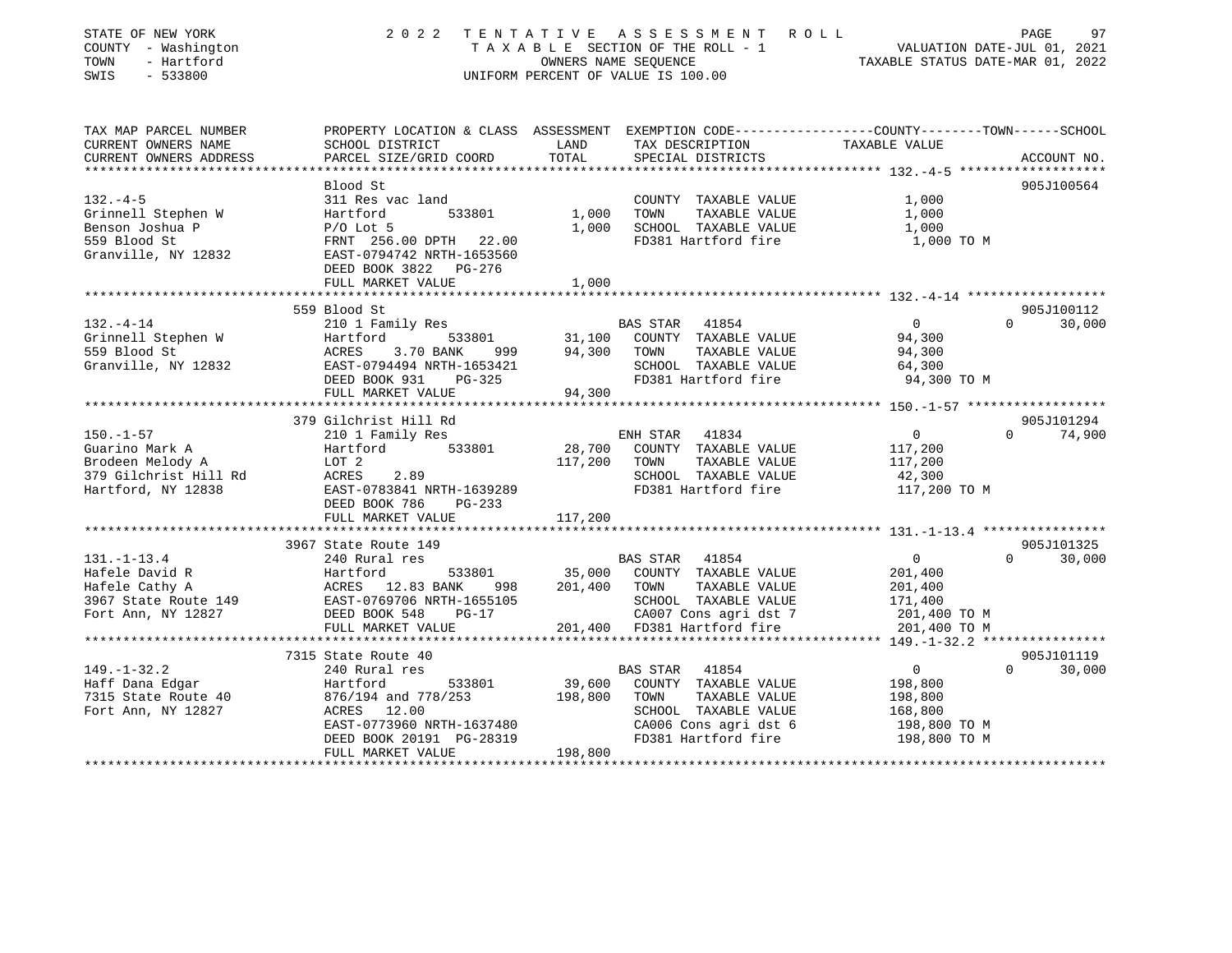STATE OF NEW YORK — 2022 TENTATIVE ASSESSMENT ROLL
COUNTY - Washington — TAXABLE SECTION OF THE ROLL - 1 — VALUATION DATE-JUL 01, 2021
TOWN - Hartford — OWNERS NAME SEQUENCE — TAXABLE STATUS DATE-MAR 01, 2022
SWIS - 533800 — UNIFORM PERCENT OF VALUE IS 100.00

| TAX MAP PARCEL NUMBER / CURRENT OWNERS NAME / CURRENT OWNERS ADDRESS | PROPERTY LOCATION & CLASS / SCHOOL DISTRICT / PARCEL SIZE/GRID COORD | ASSESSMENT LAND / TOTAL | EXEMPTION CODE / TAX DESCRIPTION / SPECIAL DISTRICTS | COUNTY TAXABLE VALUE | TOWN | SCHOOL / ACCOUNT NO. |
|---|---|---|---|---|---|---|
| **132.-4-5** | Blood St | | | | | 905J100564 |
| 132.-4-5 | 311 Res vac land | | COUNTY TAXABLE VALUE | 1,000 | | |
| Grinnell Stephen W | Hartford 533801 | 1,000 | TOWN TAXABLE VALUE | 1,000 | | |
| Benson Joshua P | P/O Lot 5 | 1,000 | SCHOOL TAXABLE VALUE | 1,000 | | |
| 559 Blood St | FRNT 256.00 DPTH 22.00 | | FD381 Hartford fire | 1,000 TO M | | |
| Granville, NY 12832 | EAST-0794742 NRTH-1653560 | | | | | |
| | DEED BOOK 3822 PG-276 | | | | | |
| | FULL MARKET VALUE | 1,000 | | | | |
| **132.-4-14** | 559 Blood St | | | | | 905J100112 |
| 132.-4-14 | 210 1 Family Res | | BAS STAR 41854 | 0 | 0 | 30,000 |
| Grinnell Stephen W | Hartford 533801 | 31,100 | COUNTY TAXABLE VALUE | 94,300 | | |
| 559 Blood St | ACRES 3.70 BANK 999 | 94,300 | TOWN TAXABLE VALUE | 94,300 | | |
| Granville, NY 12832 | EAST-0794494 NRTH-1653421 | | SCHOOL TAXABLE VALUE | 64,300 | | |
| | DEED BOOK 931 PG-325 | | FD381 Hartford fire | 94,300 TO M | | |
| | FULL MARKET VALUE | 94,300 | | | | |
| **150.-1-57** | 379 Gilchrist Hill Rd | | | | | 905J101294 |
| 150.-1-57 | 210 1 Family Res | | ENH STAR 41834 | 0 | 0 | 74,900 |
| Guarino Mark A | Hartford 533801 | 28,700 | COUNTY TAXABLE VALUE | 117,200 | | |
| Brodeen Melody A | LOT 2 | 117,200 | TOWN TAXABLE VALUE | 117,200 | | |
| 379 Gilchrist Hill Rd | ACRES 2.89 | | SCHOOL TAXABLE VALUE | 42,300 | | |
| Hartford, NY 12838 | EAST-0783841 NRTH-1639289 | | FD381 Hartford fire | 117,200 TO M | | |
| | DEED BOOK 786 PG-233 | | | | | |
| | FULL MARKET VALUE | 117,200 | | | | |
| **131.-1-13.4** | 3967 State Route 149 | | | | | 905J101325 |
| 131.-1-13.4 | 240 Rural res | | BAS STAR 41854 | 0 | 0 | 30,000 |
| Hafele David R | Hartford 533801 | 35,000 | COUNTY TAXABLE VALUE | 201,400 | | |
| Hafele Cathy A | ACRES 12.83 BANK 998 | 201,400 | TOWN TAXABLE VALUE | 201,400 | | |
| 3967 State Route 149 | EAST-0769706 NRTH-1655105 | | SCHOOL TAXABLE VALUE | 171,400 | | |
| Fort Ann, NY 12827 | DEED BOOK 548 PG-17 | | CA007 Cons agri dst 7 | 201,400 TO M | | |
| | FULL MARKET VALUE | 201,400 | FD381 Hartford fire | 201,400 TO M | | |
| **149.-1-32.2** | 7315 State Route 40 | | | | | 905J101119 |
| 149.-1-32.2 | 240 Rural res | | BAS STAR 41854 | 0 | 0 | 30,000 |
| Haff Dana Edgar | Hartford 533801 | 39,600 | COUNTY TAXABLE VALUE | 198,800 | | |
| 7315 State Route 40 | 876/194 and 778/253 | 198,800 | TOWN TAXABLE VALUE | 198,800 | | |
| Fort Ann, NY 12827 | ACRES 12.00 | | SCHOOL TAXABLE VALUE | 168,800 | | |
| | EAST-0773960 NRTH-1637480 | | CA006 Cons agri dst 6 | 198,800 TO M | | |
| | DEED BOOK 20191 PG-28319 | | FD381 Hartford fire | 198,800 TO M | | |
| | FULL MARKET VALUE | 198,800 | | | | |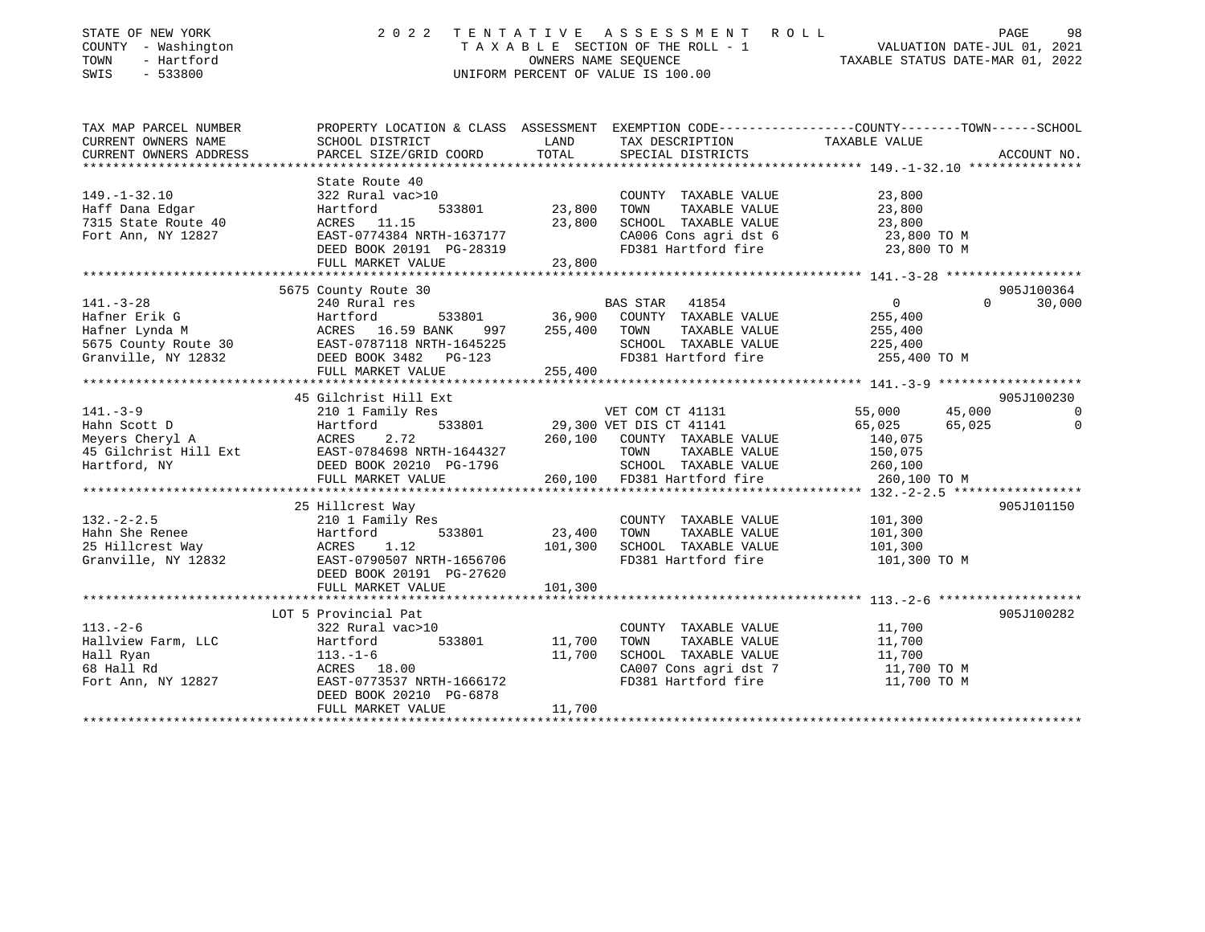STATE OF NEW YORK
COUNTY - Washington
TOWN - Hartford
SWIS - 533800

2022 TENTATIVE ASSESSMENT ROLL
TAXABLE SECTION OF THE ROLL - 1
OWNERS NAME SEQUENCE
UNIFORM PERCENT OF VALUE IS 100.00

VALUATION DATE-JUL 01, 2021
TAXABLE STATUS DATE-MAR 01, 2022

| TAX MAP PARCEL NUMBER / CURRENT OWNERS NAME / CURRENT OWNERS ADDRESS | PROPERTY LOCATION & CLASS / SCHOOL DISTRICT / PARCEL SIZE/GRID COORD | ASSESSMENT LAND | TOTAL | EXEMPTION CODE / TAX DESCRIPTION / SPECIAL DISTRICTS | COUNTY TAXABLE VALUE | TOWN | SCHOOL | ACCOUNT NO. |
|---|---|---|---|---|---|---|---|---|
| **149.-1-32.10** | State Route 40 | | | | | | | |
| 149.-1-32.10 | 322 Rural vac>10 | | | COUNTY TAXABLE VALUE | 23,800 | | | |
| Haff Dana Edgar | Hartford 533801 | 23,800 | | TOWN TAXABLE VALUE | 23,800 | | | |
| 7315 State Route 40 | ACRES 11.15 | | 23,800 | SCHOOL TAXABLE VALUE | 23,800 | | | |
| Fort Ann, NY 12827 | EAST-0774384 NRTH-1637177 | | | CA006 Cons agri dst 6 | 23,800 TO M | | | |
| | DEED BOOK 20191 PG-28319 | | | FD381 Hartford fire | 23,800 TO M | | | |
| | FULL MARKET VALUE | | 23,800 | | | | | |
| **141.-3-28** | 5675 County Route 30 | | | | | | | 905J100364 |
| 141.-3-28 | 240 Rural res | | | BAS STAR 41854 | 0 | 0 | 30,000 | |
| Hafner Erik G | Hartford 533801 | 36,900 | | COUNTY TAXABLE VALUE | 255,400 | | | |
| Hafner Lynda M | ACRES 16.59 BANK 997 | | 255,400 | TOWN TAXABLE VALUE | 255,400 | | | |
| 5675 County Route 30 | EAST-0787118 NRTH-1645225 | | | SCHOOL TAXABLE VALUE | 225,400 | | | |
| Granville, NY 12832 | DEED BOOK 3482 PG-123 | | | FD381 Hartford fire | 255,400 TO M | | | |
| | FULL MARKET VALUE | | 255,400 | | | | | |
| **141.-3-9** | 45 Gilchrist Hill Ext | | | | | | | 905J100230 |
| 141.-3-9 | 210 1 Family Res | | | VET COM CT 41131 | 55,000 | 45,000 | 0 | |
| Hahn Scott D | Hartford 533801 | 29,300 | | VET DIS CT 41141 | 65,025 | 65,025 | 0 | |
| Meyers Cheryl A | ACRES 2.72 | | 260,100 | COUNTY TAXABLE VALUE | 140,075 | | | |
| 45 Gilchrist Hill Ext | EAST-0784698 NRTH-1644327 | | | TOWN TAXABLE VALUE | 150,075 | | | |
| Hartford, NY | DEED BOOK 20210 PG-1796 | | | SCHOOL TAXABLE VALUE | 260,100 | | | |
| | FULL MARKET VALUE | | 260,100 | FD381 Hartford fire | 260,100 TO M | | | |
| **132.-2-2.5** | 25 Hillcrest Way | | | | | | | 905J101150 |
| 132.-2-2.5 | 210 1 Family Res | | | COUNTY TAXABLE VALUE | 101,300 | | | |
| Hahn She Renee | Hartford 533801 | 23,400 | | TOWN TAXABLE VALUE | 101,300 | | | |
| 25 Hillcrest Way | ACRES 1.12 | | 101,300 | SCHOOL TAXABLE VALUE | 101,300 | | | |
| Granville, NY 12832 | EAST-0790507 NRTH-1656706 | | | FD381 Hartford fire | 101,300 TO M | | | |
| | DEED BOOK 20191 PG-27620 | | | | | | | |
| | FULL MARKET VALUE | | 101,300 | | | | | |
| **113.-2-6** | LOT 5 Provincial Pat | | | | | | | 905J100282 |
| 113.-2-6 | 322 Rural vac>10 | | | COUNTY TAXABLE VALUE | 11,700 | | | |
| Hallview Farm, LLC | Hartford 533801 | 11,700 | | TOWN TAXABLE VALUE | 11,700 | | | |
| Hall Ryan | 113.-1-6 | | 11,700 | SCHOOL TAXABLE VALUE | 11,700 | | | |
| 68 Hall Rd | ACRES 18.00 | | | CA007 Cons agri dst 7 | 11,700 TO M | | | |
| Fort Ann, NY 12827 | EAST-0773537 NRTH-1666172 | | | FD381 Hartford fire | 11,700 TO M | | | |
| | DEED BOOK 20210 PG-6878 | | | | | | | |
| | FULL MARKET VALUE | | 11,700 | | | | | |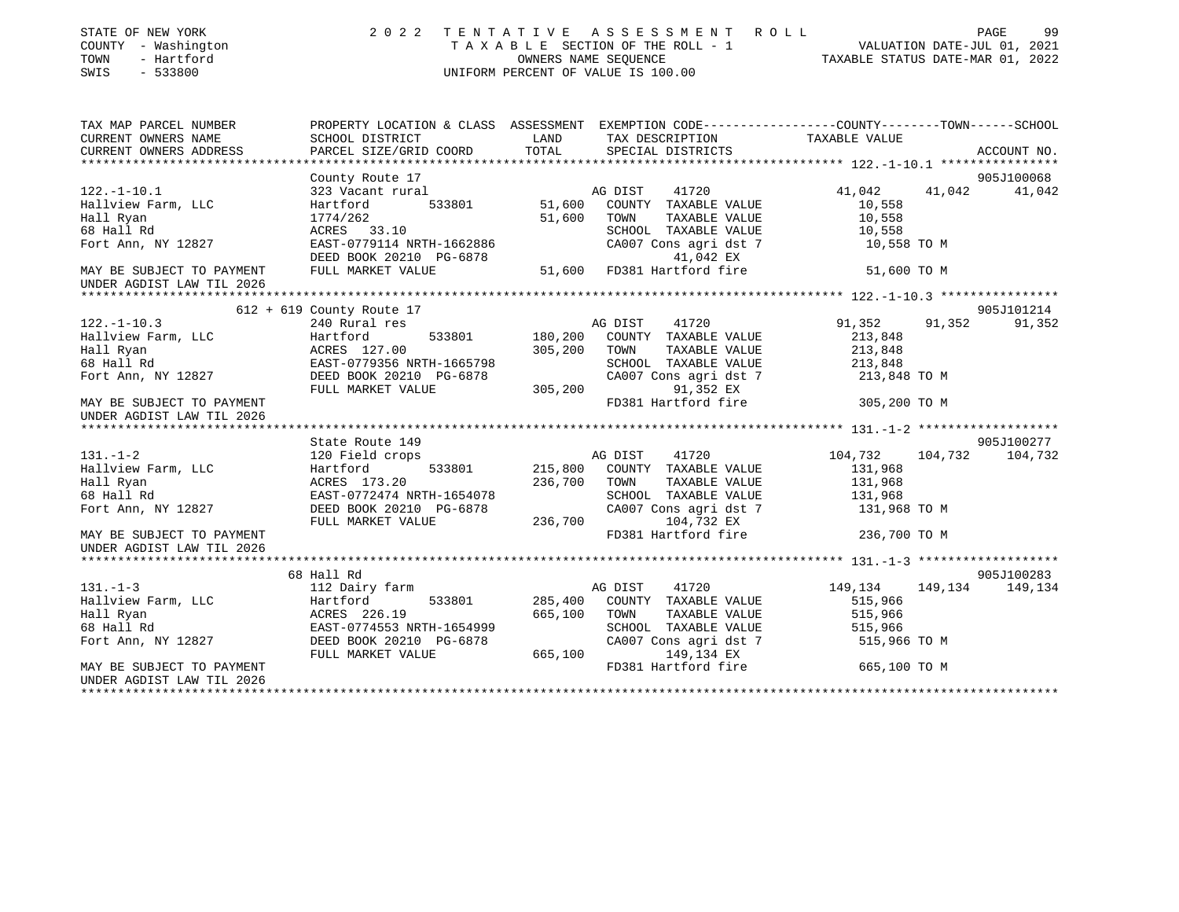STATE OF NEW YORK 2022 TENTATIVE ASSESSMENT ROLL
COUNTY - Washington TAXABLE SECTION OF THE ROLL - 1 VALUATION DATE-JUL 01, 2021
TOWN - Hartford OWNERS NAME SEQUENCE TAXABLE STATUS DATE-MAR 01, 2022
SWIS - 533800 UNIFORM PERCENT OF VALUE IS 100.00

```
TAX MAP PARCEL NUMBER      PROPERTY LOCATION & CLASS  ASSESSMENT  EXEMPTION CODE------------------COUNTY--------TOWN------SCHOOL
CURRENT OWNERS NAME        SCHOOL DISTRICT             LAND        TAX DESCRIPTION              TAXABLE VALUE
CURRENT OWNERS ADDRESS     PARCEL SIZE/GRID COORD      TOTAL       SPECIAL DISTRICTS                                      ACCOUNT NO.
****************************************************************************************************** 122.-1-10.1 ****************
                           County Route 17                                                                                905J100068
122.-1-10.1                323 Vacant rural                         AG DIST    41720              41,042      41,042      41,042
Hallview Farm, LLC         Hartford        533801      51,600      COUNTY  TAXABLE VALUE           10,558
Hall Ryan                  1774/262                     51,600      TOWN    TAXABLE VALUE           10,558
68 Hall Rd                 ACRES  33.10                             SCHOOL  TAXABLE VALUE           10,558
Fort Ann, NY 12827         EAST-0779114 NRTH-1662886                CA007 Cons agri dst 7            10,558 TO M
                           DEED BOOK 20210  PG-6878                          41,042 EX
MAY BE SUBJECT TO PAYMENT  FULL MARKET VALUE            51,600      FD381 Hartford fire              51,600 TO M
UNDER AGDIST LAW TIL 2026
****************************************************************************************************** 122.-1-10.3 ****************
                      612 + 619 County Route 17                                                                           905J101214
122.-1-10.3                240 Rural res                            AG DIST    41720              91,352      91,352      91,352
Hallview Farm, LLC         Hartford        533801     180,200      COUNTY  TAXABLE VALUE          213,848
Hall Ryan                  ACRES 127.00                305,200      TOWN    TAXABLE VALUE          213,848
68 Hall Rd                 EAST-0779356 NRTH-1665798                SCHOOL  TAXABLE VALUE          213,848
Fort Ann, NY 12827         DEED BOOK 20210  PG-6878                 CA007 Cons agri dst 7           213,848 TO M
                           FULL MARKET VALUE           305,200               91,352 EX
MAY BE SUBJECT TO PAYMENT                                           FD381 Hartford fire             305,200 TO M
UNDER AGDIST LAW TIL 2026
****************************************************************************************************** 131.-1-2 *******************
                           State Route 149                                                                                905J100277
131.-1-2                   120 Field crops                          AG DIST    41720             104,732     104,732     104,732
Hallview Farm, LLC         Hartford        533801     215,800      COUNTY  TAXABLE VALUE          131,968
Hall Ryan                  ACRES 173.20                236,700      TOWN    TAXABLE VALUE          131,968
68 Hall Rd                 EAST-0772474 NRTH-1654078                SCHOOL  TAXABLE VALUE          131,968
Fort Ann, NY 12827         DEED BOOK 20210  PG-6878                 CA007 Cons agri dst 7           131,968 TO M
                           FULL MARKET VALUE           236,700              104,732 EX
MAY BE SUBJECT TO PAYMENT                                           FD381 Hartford fire             236,700 TO M
UNDER AGDIST LAW TIL 2026
****************************************************************************************************** 131.-1-3 *******************
                           68 Hall Rd                                                                                     905J100283
131.-1-3                   112 Dairy farm                           AG DIST    41720             149,134     149,134     149,134
Hallview Farm, LLC         Hartford        533801     285,400      COUNTY  TAXABLE VALUE          515,966
Hall Ryan                  ACRES 226.19                665,100      TOWN    TAXABLE VALUE          515,966
68 Hall Rd                 EAST-0774553 NRTH-1654999                SCHOOL  TAXABLE VALUE          515,966
Fort Ann, NY 12827         DEED BOOK 20210  PG-6878                 CA007 Cons agri dst 7           515,966 TO M
                           FULL MARKET VALUE           665,100              149,134 EX
MAY BE SUBJECT TO PAYMENT                                           FD381 Hartford fire             665,100 TO M
UNDER AGDIST LAW TIL 2026
************************************************************************************************************************************
```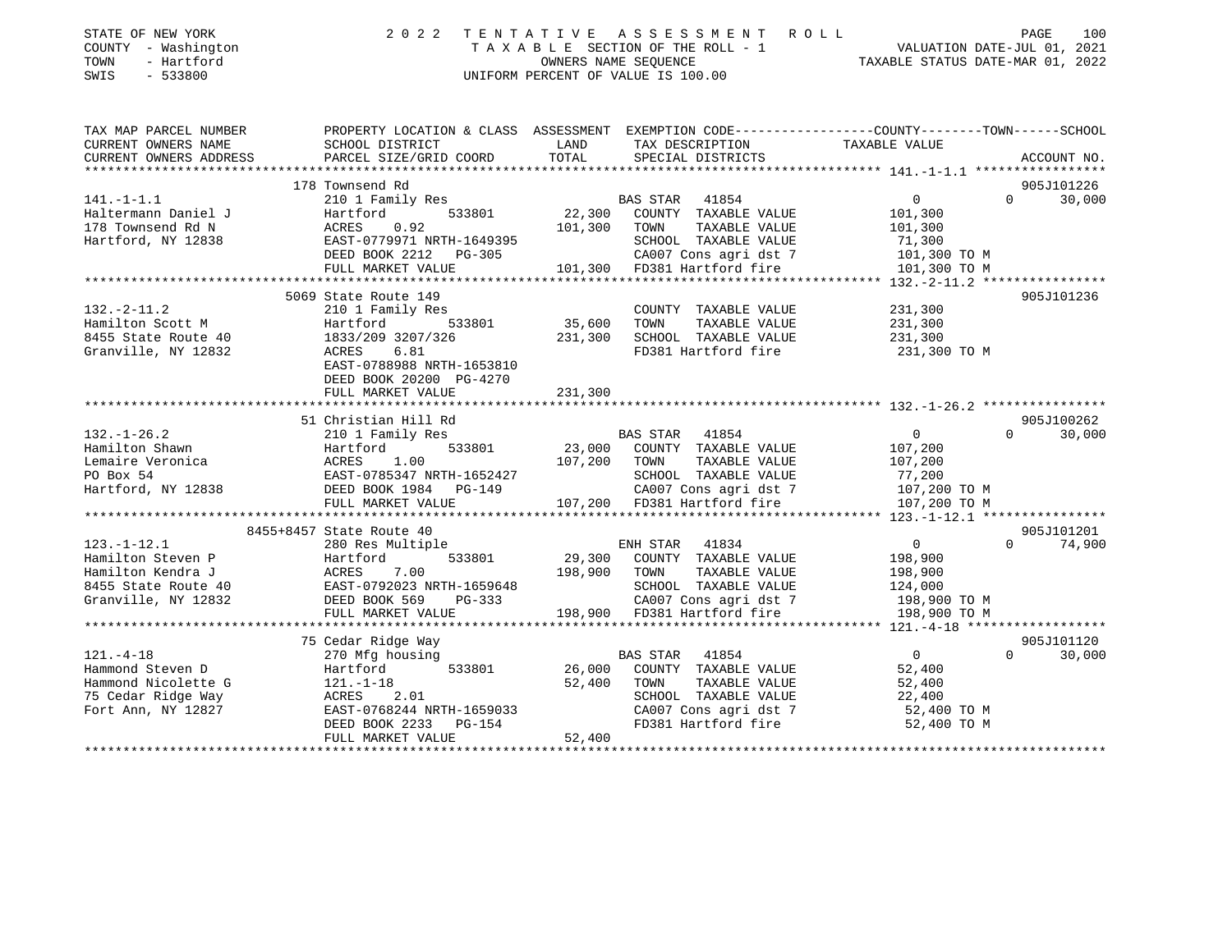STATE OF NEW YORK | 2022 TENTATIVE ASSESSMENT ROLL
COUNTY - Washington | TAXABLE SECTION OF THE ROLL - 1 | VALUATION DATE-JUL 01, 2021
TOWN - Hartford | OWNERS NAME SEQUENCE | TAXABLE STATUS DATE-MAR 01, 2022
SWIS - 533800 | UNIFORM PERCENT OF VALUE IS 100.00

| TAX MAP PARCEL NUMBER / CURRENT OWNERS NAME / CURRENT OWNERS ADDRESS | PROPERTY LOCATION & CLASS / SCHOOL DISTRICT / PARCEL SIZE/GRID COORD | ASSESSMENT LAND | TOTAL | EXEMPTION CODE / TAX DESCRIPTION / SPECIAL DISTRICTS | COUNTY TAXABLE VALUE | TOWN | SCHOOL | ACCOUNT NO. |
|---|---|---|---|---|---|---|---|---|
| 141.-1-1.1 | 178 Townsend Rd | | | | | | | 905J101226 |
| Haltermann Daniel J | 210 1 Family Res | | | BAS STAR 41854 | 0 | 0 | 30,000 | |
| 178 Townsend Rd N | Hartford 533801 | 22,300 | | COUNTY TAXABLE VALUE | 101,300 | | | |
| Hartford, NY 12838 | ACRES 0.92 | | 101,300 | TOWN TAXABLE VALUE | 101,300 | | | |
| | EAST-0779971 NRTH-1649395 | | | SCHOOL TAXABLE VALUE | 71,300 | | | |
| | DEED BOOK 2212 PG-305 | | | CA007 Cons agri dst 7 | 101,300 TO M | | | |
| | FULL MARKET VALUE | | 101,300 | FD381 Hartford fire | 101,300 TO M | | | |
| 132.-2-11.2 | 5069 State Route 149 | | | | | | | 905J101236 |
| Hamilton Scott M | 210 1 Family Res | | | COUNTY TAXABLE VALUE | 231,300 | | | |
| 8455 State Route 40 | Hartford 533801 | 35,600 | | TOWN TAXABLE VALUE | 231,300 | | | |
| Granville, NY 12832 | 1833/209 3207/326 | | 231,300 | SCHOOL TAXABLE VALUE | 231,300 | | | |
| | ACRES 6.81 | | | FD381 Hartford fire | 231,300 TO M | | | |
| | EAST-0788988 NRTH-1653810 | | | | | | | |
| | DEED BOOK 20200 PG-4270 | | | | | | | |
| | FULL MARKET VALUE | | 231,300 | | | | | |
| 132.-1-26.2 | 51 Christian Hill Rd | | | | | | | 905J100262 |
| Hamilton Shawn | 210 1 Family Res | | | BAS STAR 41854 | 0 | 0 | 30,000 | |
| Lemaire Veronica | Hartford 533801 | 23,000 | | COUNTY TAXABLE VALUE | 107,200 | | | |
| PO Box 54 | ACRES 1.00 | | 107,200 | TOWN TAXABLE VALUE | 107,200 | | | |
| Hartford, NY 12838 | EAST-0785347 NRTH-1652427 | | | SCHOOL TAXABLE VALUE | 77,200 | | | |
| | DEED BOOK 1984 PG-149 | | | CA007 Cons agri dst 7 | 107,200 TO M | | | |
| | FULL MARKET VALUE | | 107,200 | FD381 Hartford fire | 107,200 TO M | | | |
| 123.-1-12.1 | 8455+8457 State Route 40 | | | | | | | 905J101201 |
| Hamilton Steven P | 280 Res Multiple | | | ENH STAR 41834 | 0 | 0 | 74,900 | |
| Hamilton Kendra J | Hartford 533801 | 29,300 | | COUNTY TAXABLE VALUE | 198,900 | | | |
| 8455 State Route 40 | ACRES 7.00 | | 198,900 | TOWN TAXABLE VALUE | 198,900 | | | |
| Granville, NY 12832 | EAST-0792023 NRTH-1659648 | | | SCHOOL TAXABLE VALUE | 124,000 | | | |
| | DEED BOOK 569 PG-333 | | | CA007 Cons agri dst 7 | 198,900 TO M | | | |
| | FULL MARKET VALUE | | 198,900 | FD381 Hartford fire | 198,900 TO M | | | |
| 121.-4-18 | 75 Cedar Ridge Way | | | | | | | 905J101120 |
| Hammond Steven D | 270 Mfg housing | | | BAS STAR 41854 | 0 | 0 | 30,000 | |
| Hammond Nicolette G | Hartford 533801 | 26,000 | | COUNTY TAXABLE VALUE | 52,400 | | | |
| 75 Cedar Ridge Way | 121.-1-18 | | 52,400 | TOWN TAXABLE VALUE | 52,400 | | | |
| Fort Ann, NY 12827 | ACRES 2.01 | | | SCHOOL TAXABLE VALUE | 22,400 | | | |
| | EAST-0768244 NRTH-1659033 | | | CA007 Cons agri dst 7 | 52,400 TO M | | | |
| | DEED BOOK 2233 PG-154 | | | FD381 Hartford fire | 52,400 TO M | | | |
| | FULL MARKET VALUE | | 52,400 | | | | | |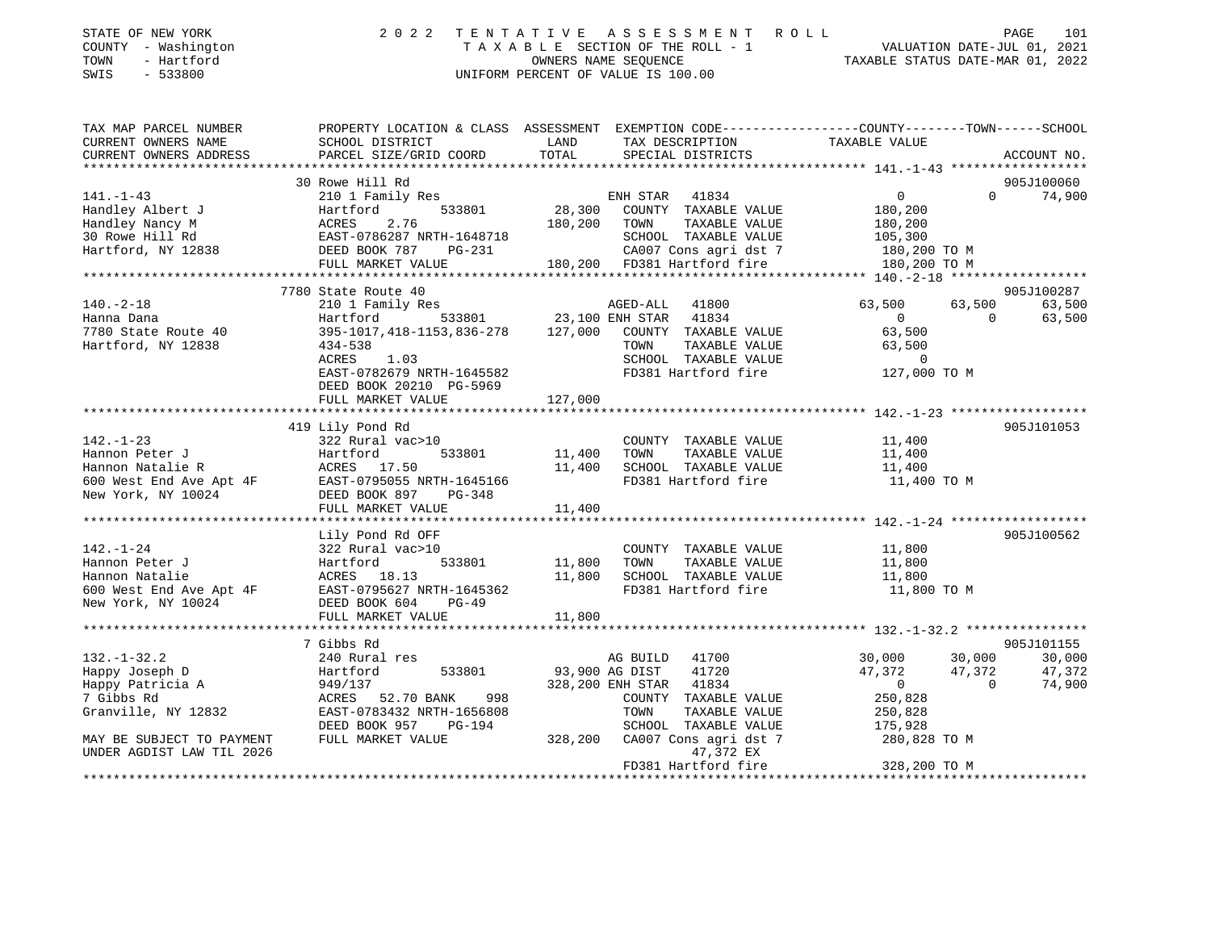STATE OF NEW YORK — COUNTY - Washington — TOWN - Hartford — SWIS - 533800

# 2022 TENTATIVE ASSESSMENT ROLL

TAXABLE SECTION OF THE ROLL - 1
OWNERS NAME SEQUENCE
UNIFORM PERCENT OF VALUE IS 100.00

VALUATION DATE-JUL 01, 2021
TAXABLE STATUS DATE-MAR 01, 2022

```
TAX MAP PARCEL NUMBER        PROPERTY LOCATION & CLASS  ASSESSMENT  EXEMPTION CODE-----------------COUNTY--------TOWN------SCHOOL
CURRENT OWNERS NAME          SCHOOL DISTRICT              LAND      TAX DESCRIPTION            TAXABLE VALUE
CURRENT OWNERS ADDRESS       PARCEL SIZE/GRID COORD       TOTAL     SPECIAL DISTRICTS                                    ACCOUNT NO.
******************************************************************************************************* 141.-1-43 ******************
                             30 Rowe Hill Rd                                                                            905J100060
141.-1-43                    210 1 Family Res                       ENH STAR  41834              0            0       74,900
Handley Albert J             Hartford      533801        28,300     COUNTY  TAXABLE VALUE        180,200
Handley Nancy M              ACRES     2.76             180,200     TOWN    TAXABLE VALUE        180,200
30 Rowe Hill Rd              EAST-0786287 NRTH-1648718              SCHOOL  TAXABLE VALUE        105,300
Hartford, NY 12838           DEED BOOK 787    PG-231                CA007 Cons agri dst 7        180,200 TO M
                             FULL MARKET VALUE          180,200     FD381 Hartford fire          180,200 TO M
******************************************************************************************************* 140.-2-18 ******************
                             7780 State Route 40                                                                        905J100287
140.-2-18                    210 1 Family Res                       AGED-ALL  41800              63,500      63,500      63,500
Hanna Dana                   Hartford      533801        23,100     ENH STAR  41834              0            0       63,500
7780 State Route 40          395-1017,418-1153,836-278  127,000     COUNTY  TAXABLE VALUE        63,500
Hartford, NY 12838           434-538                                TOWN    TAXABLE VALUE        63,500
                             ACRES     1.03                         SCHOOL  TAXABLE VALUE        0
                             EAST-0782679 NRTH-1645582              FD381 Hartford fire          127,000 TO M
                             DEED BOOK 20210  PG-5969
                             FULL MARKET VALUE          127,000
******************************************************************************************************* 142.-1-23 ******************
                             419 Lily Pond Rd                                                                           905J101053
142.-1-23                    322 Rural vac>10                       COUNTY  TAXABLE VALUE        11,400
Hannon Peter J               Hartford      533801        11,400     TOWN    TAXABLE VALUE        11,400
Hannon Natalie R             ACRES    17.50              11,400     SCHOOL  TAXABLE VALUE        11,400
600 West End Ave Apt 4F      EAST-0795055 NRTH-1645166              FD381 Hartford fire          11,400 TO M
New York, NY 10024           DEED BOOK 897    PG-348
                             FULL MARKET VALUE           11,400
******************************************************************************************************* 142.-1-24 ******************
                             Lily Pond Rd OFF                                                                           905J100562
142.-1-24                    322 Rural vac>10                       COUNTY  TAXABLE VALUE        11,800
Hannon Peter J               Hartford      533801        11,800     TOWN    TAXABLE VALUE        11,800
Hannon Natalie               ACRES    18.13              11,800     SCHOOL  TAXABLE VALUE        11,800
600 West End Ave Apt 4F      EAST-0795627 NRTH-1645362              FD381 Hartford fire          11,800 TO M
New York, NY 10024           DEED BOOK 604    PG-49
                             FULL MARKET VALUE           11,800
******************************************************************************************************* 132.-1-32.2 ****************
                             7 Gibbs Rd                                                                                 905J101155
132.-1-32.2                  240 Rural res                          AG BUILD  41700              30,000      30,000      30,000
Happy Joseph D               Hartford      533801        93,900     AG DIST   41720              47,372      47,372      47,372
Happy Patricia A             949/137                    328,200     ENH STAR  41834              0            0       74,900
7 Gibbs Rd                   ACRES    52.70 BANK    998             COUNTY  TAXABLE VALUE        250,828
Granville, NY 12832          EAST-0783432 NRTH-1656808              TOWN    TAXABLE VALUE        250,828
                             DEED BOOK 957    PG-194                SCHOOL  TAXABLE VALUE        175,928
MAY BE SUBJECT TO PAYMENT    FULL MARKET VALUE          328,200     CA007 Cons agri dst 7        280,828 TO M
UNDER AGDIST LAW TIL 2026                                                   47,372 EX
                                                                    FD381 Hartford fire          328,200 TO M
************************************************************************************************************************************
```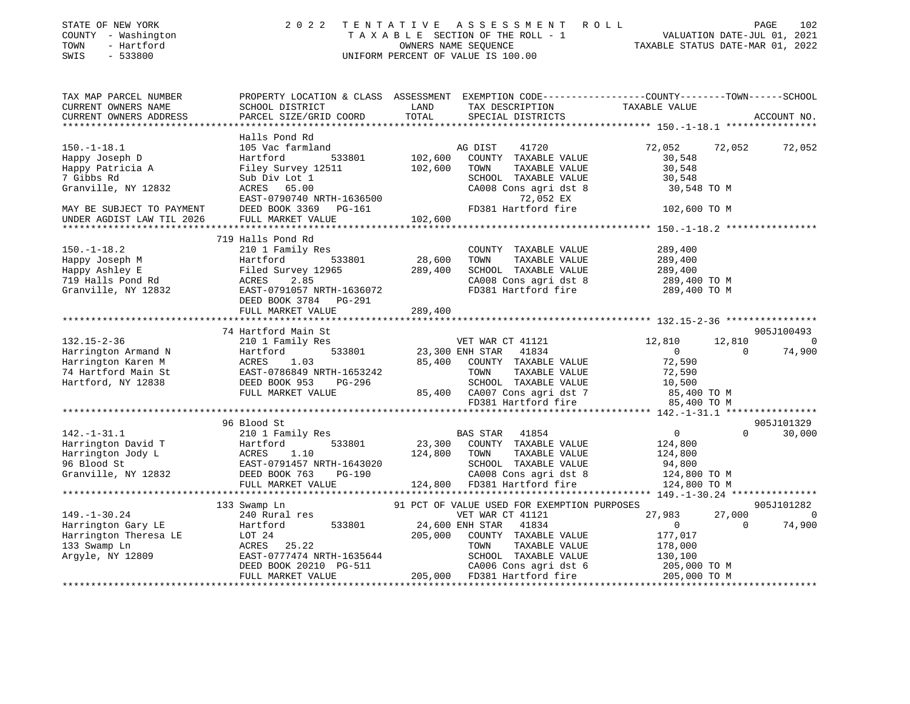STATE OF NEW YORK
COUNTY - Washington
TOWN - Hartford
SWIS - 533800

2022 TENTATIVE ASSESSMENT ROLL
TAXABLE SECTION OF THE ROLL - 1
OWNERS NAME SEQUENCE
UNIFORM PERCENT OF VALUE IS 100.00

VALUATION DATE-JUL 01, 2021
TAXABLE STATUS DATE-MAR 01, 2022

```
TAX MAP PARCEL NUMBER      PROPERTY LOCATION & CLASS  ASSESSMENT  EXEMPTION CODE-----------------COUNTY--------TOWN------SCHOOL
CURRENT OWNERS NAME        SCHOOL DISTRICT             LAND        TAX DESCRIPTION             TAXABLE VALUE
CURRENT OWNERS ADDRESS     PARCEL SIZE/GRID COORD      TOTAL       SPECIAL DISTRICTS                                   ACCOUNT NO.
******************************************************************************************************* 150.-1-18.1 ****************
                           Halls Pond Rd
150.-1-18.1                105 Vac farmland                        AG DIST    41720          72,052      72,052      72,052
Happy Joseph D             Hartford        533801      102,600     COUNTY  TAXABLE VALUE        30,548
Happy Patricia A           Filey Survey 12511          102,600     TOWN    TAXABLE VALUE        30,548
7 Gibbs Rd                 Sub Div Lot 1                           SCHOOL  TAXABLE VALUE        30,548
Granville, NY 12832        ACRES   65.00                           CA008 Cons agri dst 8         30,548 TO M
                           EAST-0790740 NRTH-1636500                       72,052 EX
MAY BE SUBJECT TO PAYMENT  DEED BOOK 3369   PG-161                 FD381 Hartford fire          102,600 TO M
UNDER AGDIST LAW TIL 2026  FULL MARKET VALUE           102,600
******************************************************************************************************* 150.-1-18.2 ****************
                           719 Halls Pond Rd
150.-1-18.2                210 1 Family Res                        COUNTY  TAXABLE VALUE       289,400
Happy Joseph M             Hartford        533801       28,600     TOWN    TAXABLE VALUE       289,400
Happy Ashley E             Filed Survey 12965          289,400     SCHOOL  TAXABLE VALUE       289,400
719 Halls Pond Rd          ACRES    2.85                           CA008 Cons agri dst 8        289,400 TO M
Granville, NY 12832        EAST-0791057 NRTH-1636072               FD381 Hartford fire          289,400 TO M
                           DEED BOOK 3784   PG-291
                           FULL MARKET VALUE           289,400
******************************************************************************************************* 132.15-2-36 ****************
                           74 Hartford Main St                                                                     905J100493
132.15-2-36                210 1 Family Res                        VET WAR CT 41121              12,810      12,810           0
Harrington Armand N        Hartford        533801       23,300 ENH STAR  41834                    0           0      74,900
Harrington Karen M         ACRES    1.03                85,400     COUNTY  TAXABLE VALUE        72,590
74 Hartford Main St        EAST-0786849 NRTH-1653242               TOWN    TAXABLE VALUE        72,590
Hartford, NY 12838         DEED BOOK 953    PG-296                 SCHOOL  TAXABLE VALUE        10,500
                           FULL MARKET VALUE            85,400     CA007 Cons agri dst 7         85,400 TO M
                                                                   FD381 Hartford fire           85,400 TO M
******************************************************************************************************* 142.-1-31.1 ****************
                           96 Blood St                                                                             905J101329
142.-1-31.1                210 1 Family Res                        BAS STAR  41854                    0           0      30,000
Harrington David T         Hartford        533801       23,300     COUNTY  TAXABLE VALUE       124,800
Harrington Jody L          ACRES    1.10               124,800     TOWN    TAXABLE VALUE       124,800
96 Blood St                EAST-0791457 NRTH-1643020               SCHOOL  TAXABLE VALUE        94,800
Granville, NY 12832        DEED BOOK 763    PG-190                 CA008 Cons agri dst 8        124,800 TO M
                           FULL MARKET VALUE           124,800     FD381 Hartford fire          124,800 TO M
******************************************************************************************************* 149.-1-30.24 ***************
                           133 Swamp Ln                91 PCT OF VALUE USED FOR EXEMPTION PURPOSES                 905J101282
149.-1-30.24               240 Rural res                           VET WAR CT 41121              27,983      27,000           0
Harrington Gary LE         Hartford        533801       24,600 ENH STAR  41834                    0           0      74,900
Harrington Theresa LE      LOT 24                      205,000     COUNTY  TAXABLE VALUE       177,017
133 Swamp Ln               ACRES   25.22                           TOWN    TAXABLE VALUE       178,000
Argyle, NY 12809           EAST-0777474 NRTH-1635644               SCHOOL  TAXABLE VALUE       130,100
                           DEED BOOK 20210 PG-511                  CA006 Cons agri dst 6        205,000 TO M
                           FULL MARKET VALUE           205,000     FD381 Hartford fire          205,000 TO M
************************************************************************************************************************************
```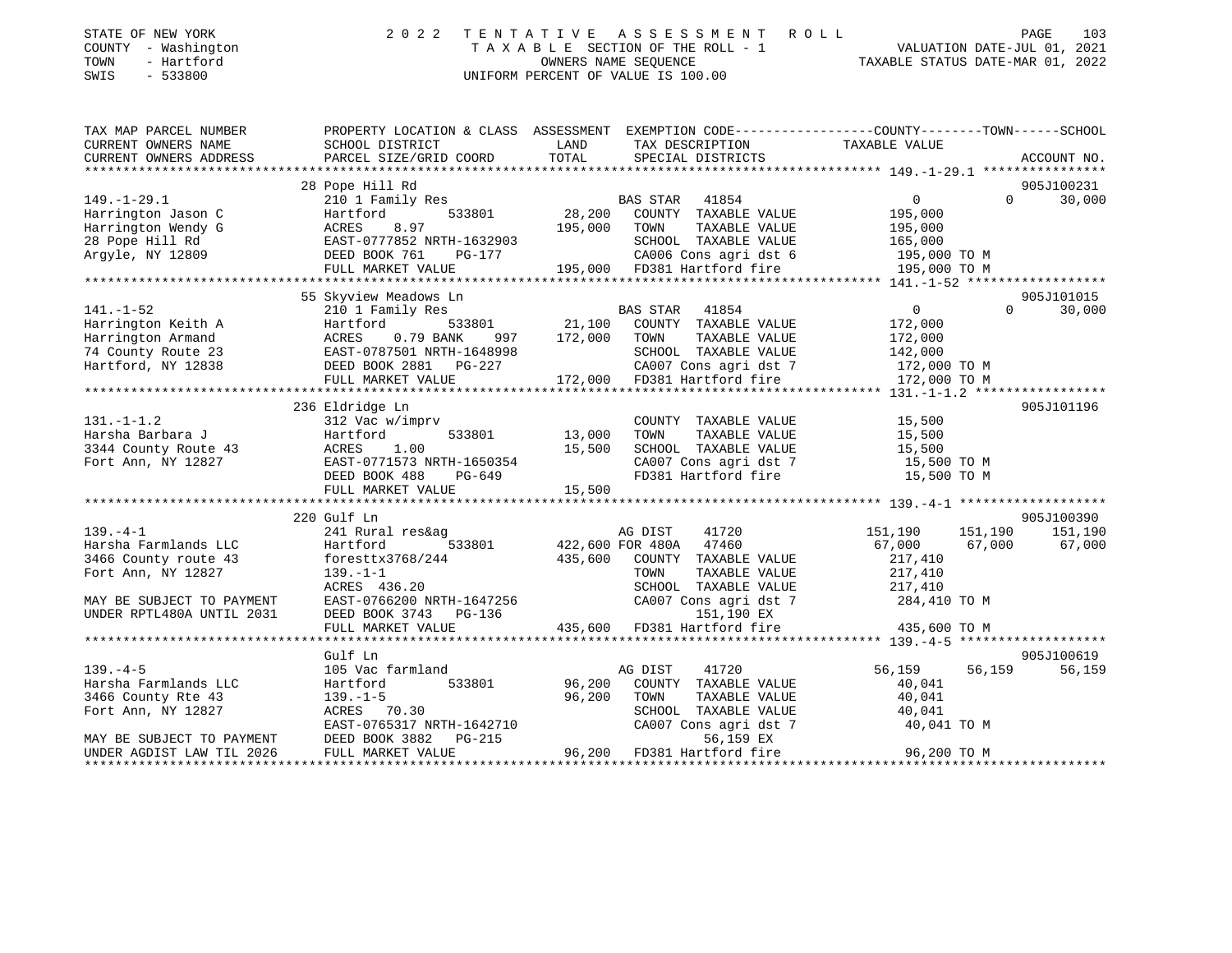STATE OF NEW YORK
COUNTY - Washington
TOWN - Hartford
SWIS - 533800

2022 TENTATIVE ASSESSMENT ROLL
TAXABLE SECTION OF THE ROLL - 1
OWNERS NAME SEQUENCE
UNIFORM PERCENT OF VALUE IS 100.00

VALUATION DATE-JUL 01, 2021
TAXABLE STATUS DATE-MAR 01, 2022

```
TAX MAP PARCEL NUMBER          PROPERTY LOCATION & CLASS  ASSESSMENT  EXEMPTION CODE-----------------COUNTY--------TOWN------SCHOOL
CURRENT OWNERS NAME            SCHOOL DISTRICT             LAND        TAX DESCRIPTION             TAXABLE VALUE
CURRENT OWNERS ADDRESS         PARCEL SIZE/GRID COORD      TOTAL       SPECIAL DISTRICTS                                    ACCOUNT NO.
******************************************************************************************************* 149.-1-29.1 ****************
                               28 Pope Hill Rd                                                                           905J100231
149.-1-29.1                    210 1 Family Res                        BAS STAR   41854             0              0       30,000
Harrington Jason C             Hartford        533801      28,200      COUNTY  TAXABLE VALUE        195,000
Harrington Wendy G             ACRES    8.97              195,000      TOWN    TAXABLE VALUE        195,000
28 Pope Hill Rd                EAST-0777852 NRTH-1632903               SCHOOL  TAXABLE VALUE        165,000
Argyle, NY 12809               DEED BOOK 761    PG-177                 CA006 Cons agri dst 6          195,000 TO M
                               FULL MARKET VALUE          195,000      FD381 Hartford fire            195,000 TO M
******************************************************************************************************* 141.-1-52 ******************
                               55 Skyview Meadows Ln                                                                     905J101015
141.-1-52                      210 1 Family Res                        BAS STAR   41854             0              0       30,000
Harrington Keith A             Hartford        533801      21,100      COUNTY  TAXABLE VALUE        172,000
Harrington Armand              ACRES    0.79 BANK    997  172,000      TOWN    TAXABLE VALUE        172,000
74 County Route 23             EAST-0787501 NRTH-1648998               SCHOOL  TAXABLE VALUE        142,000
Hartford, NY 12838             DEED BOOK 2881   PG-227                 CA007 Cons agri dst 7          172,000 TO M
                               FULL MARKET VALUE          172,000      FD381 Hartford fire            172,000 TO M
******************************************************************************************************* 131.-1-1.2 *****************
                               236 Eldridge Ln                                                                           905J101196
131.-1-1.2                     312 Vac w/imprv                         COUNTY  TAXABLE VALUE         15,500
Harsha Barbara J               Hartford        533801      13,000      TOWN    TAXABLE VALUE         15,500
3344 County Route 43           ACRES    1.00               15,500      SCHOOL  TAXABLE VALUE         15,500
Fort Ann, NY 12827             EAST-0771573 NRTH-1650354               CA007 Cons agri dst 7           15,500 TO M
                               DEED BOOK 488    PG-649                 FD381 Hartford fire             15,500 TO M
                               FULL MARKET VALUE           15,500
******************************************************************************************************* 139.-4-1 *******************
                               220 Gulf Ln                                                                               905J100390
139.-4-1                       241 Rural res&ag                        AG DIST    41720        151,190        151,190     151,190
Harsha Farmlands LLC           Hartford        533801     422,600 FOR 480A    47460         67,000         67,000      67,000
3466 County route 43           foresttx3768/244           435,600      COUNTY  TAXABLE VALUE        217,410
Fort Ann, NY 12827             139.-1-1                                TOWN    TAXABLE VALUE        217,410
                               ACRES  436.20                           SCHOOL  TAXABLE VALUE        217,410
MAY BE SUBJECT TO PAYMENT      EAST-0766200 NRTH-1647256               CA007 Cons agri dst 7          284,410 TO M
UNDER RPTL480A UNTIL 2031      DEED BOOK 3743   PG-136                      151,190 EX
                               FULL MARKET VALUE          435,600      FD381 Hartford fire            435,600 TO M
******************************************************************************************************* 139.-4-5 *******************
                               Gulf Ln                                                                                   905J100619
139.-4-5                       105 Vac farmland                        AG DIST    41720         56,159         56,159      56,159
Harsha Farmlands LLC           Hartford        533801      96,200      COUNTY  TAXABLE VALUE         40,041
3466 County Rte 43             139.-1-5                    96,200      TOWN    TAXABLE VALUE         40,041
Fort Ann, NY 12827             ACRES   70.30                           SCHOOL  TAXABLE VALUE         40,041
                               EAST-0765317 NRTH-1642710               CA007 Cons agri dst 7           40,041 TO M
MAY BE SUBJECT TO PAYMENT      DEED BOOK 3882   PG-215                       56,159 EX
UNDER AGDIST LAW TIL 2026      FULL MARKET VALUE           96,200      FD381 Hartford fire             96,200 TO M
************************************************************************************************************************************
```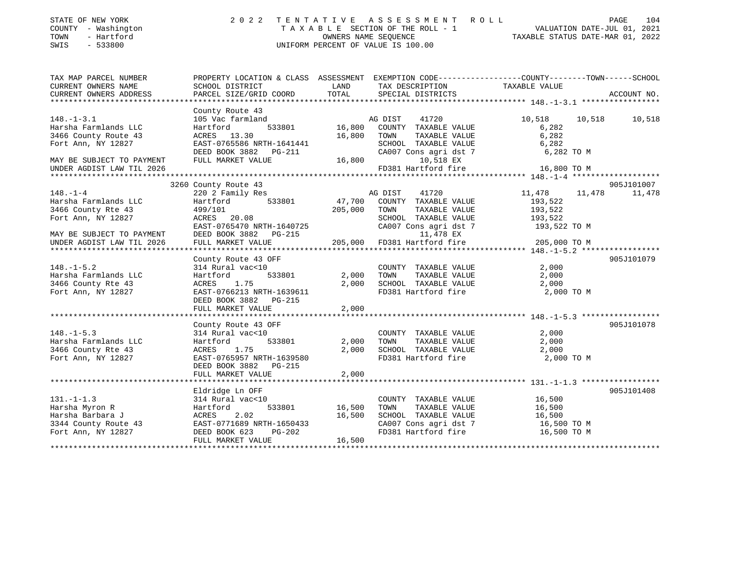STATE OF NEW YORK
COUNTY - Washington
TOWN - Hartford
SWIS - 533800

# 2022 TENTATIVE ASSESSMENT ROLL

TAXABLE SECTION OF THE ROLL - 1
OWNERS NAME SEQUENCE
UNIFORM PERCENT OF VALUE IS 100.00

VALUATION DATE-JUL 01, 2021
TAXABLE STATUS DATE-MAR 01, 2022

| TAX MAP PARCEL NUMBER / CURRENT OWNERS NAME / CURRENT OWNERS ADDRESS | PROPERTY LOCATION & CLASS / SCHOOL DISTRICT / PARCEL SIZE/GRID COORD | ASSESSMENT LAND / TOTAL | EXEMPTION CODE / TAX DESCRIPTION / SPECIAL DISTRICTS | COUNTY TAXABLE VALUE | TOWN | SCHOOL | ACCOUNT NO. |
|---|---|---|---|---|---|---|---|
| **148.-1-3.1** | County Route 43 | | | | | | |
| 148.-1-3.1 | 105 Vac farmland | | AG DIST 41720 | 10,518 | 10,518 | 10,518 | |
| Harsha Farmlands LLC | Hartford 533801 | 16,800 | COUNTY TAXABLE VALUE | 6,282 | | | |
| 3466 County Route 43 | ACRES 13.30 | 16,800 | TOWN TAXABLE VALUE | 6,282 | | | |
| Fort Ann, NY 12827 | EAST-0765586 NRTH-1641441 | | SCHOOL TAXABLE VALUE | 6,282 | | | |
| | DEED BOOK 3882 PG-211 | | CA007 Cons agri dst 7 | 6,282 TO M | | | |
| MAY BE SUBJECT TO PAYMENT | FULL MARKET VALUE | 16,800 | 10,518 EX | | | | |
| UNDER AGDIST LAW TIL 2026 | | | FD381 Hartford fire | 16,800 TO M | | | |
| **148.-1-4** | 3260 County Route 43 | | | | | | 905J101007 |
| 148.-1-4 | 220 2 Family Res | | AG DIST 41720 | 11,478 | 11,478 | 11,478 | |
| Harsha Farmlands LLC | Hartford 533801 | 47,700 | COUNTY TAXABLE VALUE | 193,522 | | | |
| 3466 County Rte 43 | 499/101 | 205,000 | TOWN TAXABLE VALUE | 193,522 | | | |
| Fort Ann, NY 12827 | ACRES 20.08 | | SCHOOL TAXABLE VALUE | 193,522 | | | |
| | EAST-0765470 NRTH-1640725 | | CA007 Cons agri dst 7 | 193,522 TO M | | | |
| MAY BE SUBJECT TO PAYMENT | DEED BOOK 3882 PG-215 | | 11,478 EX | | | | |
| UNDER AGDIST LAW TIL 2026 | FULL MARKET VALUE | 205,000 | FD381 Hartford fire | 205,000 TO M | | | |
| **148.-1-5.2** | County Route 43 OFF | | | | | | 905J101079 |
| 148.-1-5.2 | 314 Rural vac<10 | | COUNTY TAXABLE VALUE | 2,000 | | | |
| Harsha Farmlands LLC | Hartford 533801 | 2,000 | TOWN TAXABLE VALUE | 2,000 | | | |
| 3466 County Rte 43 | ACRES 1.75 | 2,000 | SCHOOL TAXABLE VALUE | 2,000 | | | |
| Fort Ann, NY 12827 | EAST-0766213 NRTH-1639611 | | FD381 Hartford fire | 2,000 TO M | | | |
| | DEED BOOK 3882 PG-215 | | | | | | |
| | FULL MARKET VALUE | 2,000 | | | | | |
| **148.-1-5.3** | County Route 43 OFF | | | | | | 905J101078 |
| 148.-1-5.3 | 314 Rural vac<10 | | COUNTY TAXABLE VALUE | 2,000 | | | |
| Harsha Farmlands LLC | Hartford 533801 | 2,000 | TOWN TAXABLE VALUE | 2,000 | | | |
| 3466 County Rte 43 | ACRES 1.75 | 2,000 | SCHOOL TAXABLE VALUE | 2,000 | | | |
| Fort Ann, NY 12827 | EAST-0765957 NRTH-1639580 | | FD381 Hartford fire | 2,000 TO M | | | |
| | DEED BOOK 3882 PG-215 | | | | | | |
| | FULL MARKET VALUE | 2,000 | | | | | |
| **131.-1-1.3** | Eldridge Ln OFF | | | | | | 905J101408 |
| 131.-1-1.3 | 314 Rural vac<10 | | COUNTY TAXABLE VALUE | 16,500 | | | |
| Harsha Myron R | Hartford 533801 | 16,500 | TOWN TAXABLE VALUE | 16,500 | | | |
| Harsha Barbara J | ACRES 2.02 | 16,500 | SCHOOL TAXABLE VALUE | 16,500 | | | |
| 3344 County Route 43 | EAST-0771689 NRTH-1650433 | | CA007 Cons agri dst 7 | 16,500 TO M | | | |
| Fort Ann, NY 12827 | DEED BOOK 623 PG-202 | | FD381 Hartford fire | 16,500 TO M | | | |
| | FULL MARKET VALUE | 16,500 | | | | | |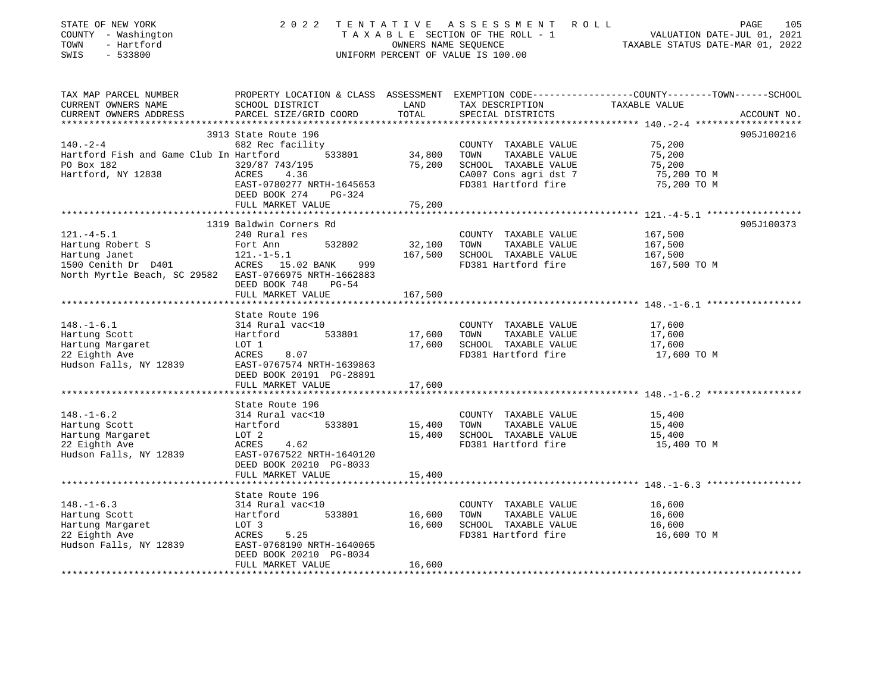STATE OF NEW YORK
COUNTY - Washington
TOWN - Hartford
SWIS - 533800

2022 TENTATIVE ASSESSMENT ROLL
TAXABLE SECTION OF THE ROLL - 1
OWNERS NAME SEQUENCE
UNIFORM PERCENT OF VALUE IS 100.00

VALUATION DATE-JUL 01, 2021
TAXABLE STATUS DATE-MAR 01, 2022

| TAX MAP PARCEL NUMBER / CURRENT OWNERS NAME / CURRENT OWNERS ADDRESS | PROPERTY LOCATION & CLASS / SCHOOL DISTRICT / PARCEL SIZE/GRID COORD | ASSESSMENT LAND / TOTAL | EXEMPTION CODE / TAX DESCRIPTION / SPECIAL DISTRICTS | TAXABLE VALUE (COUNTY / TOWN / SCHOOL) | ACCOUNT NO. |
|---|---|---|---|---|---|
| 140.-2-4 | 3913 State Route 196 | | | | 905J100216 |
| Hartford Fish and Game Club In | 682 Rec facility | | COUNTY TAXABLE VALUE | 75,200 | |
| PO Box 182 | Hartford 533801 | 34,800 | TOWN TAXABLE VALUE | 75,200 | |
| Hartford, NY 12838 | 329/87 743/195 | 75,200 | SCHOOL TAXABLE VALUE | 75,200 | |
| | ACRES 4.36 | | CA007 Cons agri dst 7 | 75,200 TO M | |
| | EAST-0780277 NRTH-1645653 | | FD381 Hartford fire | 75,200 TO M | |
| | DEED BOOK 274 PG-324 | | | | |
| | FULL MARKET VALUE | 75,200 | | | |
| 121.-4-5.1 | 1319 Baldwin Corners Rd | | | | 905J100373 |
| Hartung Robert S | 240 Rural res | | COUNTY TAXABLE VALUE | 167,500 | |
| Hartung Janet | Fort Ann 532802 | 32,100 | TOWN TAXABLE VALUE | 167,500 | |
| 1500 Cenith Dr D401 | 121.-1-5.1 | 167,500 | SCHOOL TAXABLE VALUE | 167,500 | |
| North Myrtle Beach, SC 29582 | ACRES 15.02 BANK 999 | | FD381 Hartford fire | 167,500 TO M | |
| | EAST-0766975 NRTH-1662883 | | | | |
| | DEED BOOK 748 PG-54 | | | | |
| | FULL MARKET VALUE | 167,500 | | | |
| 148.-1-6.1 | State Route 196 | | | | |
| Hartung Scott | 314 Rural vac<10 | | COUNTY TAXABLE VALUE | 17,600 | |
| Hartung Margaret | Hartford 533801 | 17,600 | TOWN TAXABLE VALUE | 17,600 | |
| 22 Eighth Ave | LOT 1 | 17,600 | SCHOOL TAXABLE VALUE | 17,600 | |
| Hudson Falls, NY 12839 | ACRES 8.07 | | FD381 Hartford fire | 17,600 TO M | |
| | EAST-0767574 NRTH-1639863 | | | | |
| | DEED BOOK 20191 PG-28891 | | | | |
| | FULL MARKET VALUE | 17,600 | | | |
| 148.-1-6.2 | State Route 196 | | | | |
| Hartung Scott | 314 Rural vac<10 | | COUNTY TAXABLE VALUE | 15,400 | |
| Hartung Margaret | Hartford 533801 | 15,400 | TOWN TAXABLE VALUE | 15,400 | |
| 22 Eighth Ave | LOT 2 | 15,400 | SCHOOL TAXABLE VALUE | 15,400 | |
| Hudson Falls, NY 12839 | ACRES 4.62 | | FD381 Hartford fire | 15,400 TO M | |
| | EAST-0767522 NRTH-1640120 | | | | |
| | DEED BOOK 20210 PG-8033 | | | | |
| | FULL MARKET VALUE | 15,400 | | | |
| 148.-1-6.3 | State Route 196 | | | | |
| Hartung Scott | 314 Rural vac<10 | | COUNTY TAXABLE VALUE | 16,600 | |
| Hartung Margaret | Hartford 533801 | 16,600 | TOWN TAXABLE VALUE | 16,600 | |
| 22 Eighth Ave | LOT 3 | 16,600 | SCHOOL TAXABLE VALUE | 16,600 | |
| Hudson Falls, NY 12839 | ACRES 5.25 | | FD381 Hartford fire | 16,600 TO M | |
| | EAST-0768190 NRTH-1640065 | | | | |
| | DEED BOOK 20210 PG-8034 | | | | |
| | FULL MARKET VALUE | 16,600 | | | |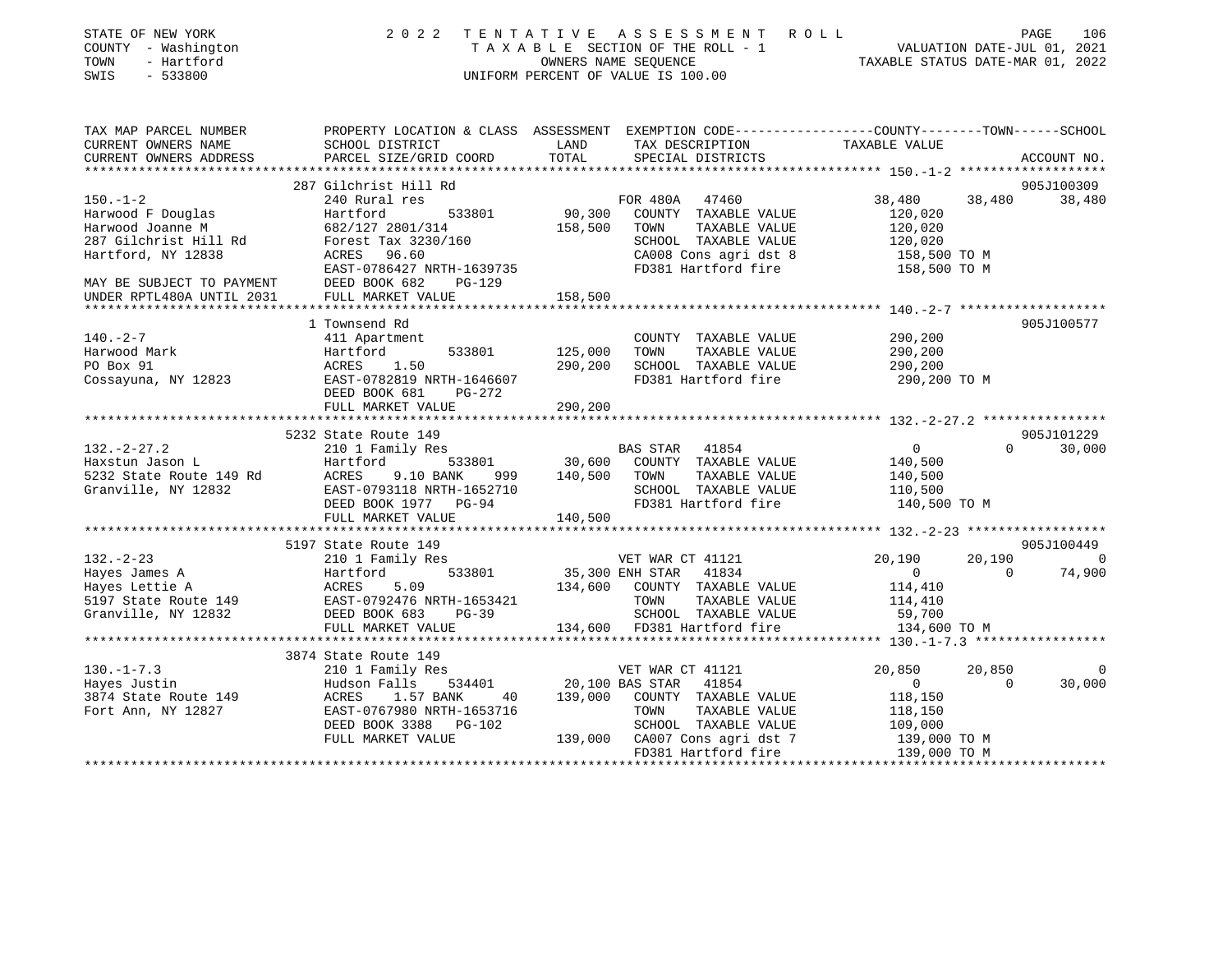STATE OF NEW YORK
COUNTY - Washington
TOWN - Hartford
SWIS - 533800

# 2022 TENTATIVE ASSESSMENT ROLL
TAXABLE SECTION OF THE ROLL - 1
OWNERS NAME SEQUENCE
UNIFORM PERCENT OF VALUE IS 100.00

VALUATION DATE-JUL 01, 2021
TAXABLE STATUS DATE-MAR 01, 2022

| TAX MAP PARCEL NUMBER / CURRENT OWNERS NAME / CURRENT OWNERS ADDRESS | PROPERTY LOCATION & CLASS / SCHOOL DISTRICT / PARCEL SIZE/GRID COORD | ASSESSMENT LAND / TOTAL | EXEMPTION CODE / TAX DESCRIPTION / SPECIAL DISTRICTS | COUNTY | TOWN | SCHOOL | ACCOUNT NO. |
|---|---|---|---|---|---|---|---|
| **150.-1-2** | 287 Gilchrist Hill Rd | | | | | | 905J100309 |
| Harwood F Douglas | 240 Rural res | | FOR 480A 47460 | 38,480 | 38,480 | 38,480 | |
| Harwood Joanne M | Hartford 533801 | 90,300 | COUNTY TAXABLE VALUE | 120,020 | | | |
| 287 Gilchrist Hill Rd | 682/127 2801/314 | 158,500 | TOWN TAXABLE VALUE | | 120,020 | | |
| Hartford, NY 12838 | Forest Tax 3230/160 | | SCHOOL TAXABLE VALUE | | | 120,020 | |
| | ACRES 96.60 | | CA008 Cons agri dst 8 | 158,500 TO M | | | |
| | EAST-0786427 NRTH-1639735 | | FD381 Hartford fire | 158,500 TO M | | | |
| MAY BE SUBJECT TO PAYMENT | DEED BOOK 682 PG-129 | | | | | | |
| UNDER RPTL480A UNTIL 2031 | FULL MARKET VALUE | 158,500 | | | | | |
| **140.-2-7** | 1 Townsend Rd | | | | | | 905J100577 |
| Harwood Mark | 411 Apartment | | COUNTY TAXABLE VALUE | 290,200 | | | |
| PO Box 91 | Hartford 533801 | 125,000 | TOWN TAXABLE VALUE | | 290,200 | | |
| Cossayuna, NY 12823 | ACRES 1.50 | 290,200 | SCHOOL TAXABLE VALUE | | | 290,200 | |
| | EAST-0782819 NRTH-1646607 | | FD381 Hartford fire | 290,200 TO M | | | |
| | DEED BOOK 681 PG-272 | | | | | | |
| | FULL MARKET VALUE | 290,200 | | | | | |
| **132.-2-27.2** | 5232 State Route 149 | | | | | | 905J101229 |
| Haxstun Jason L | 210 1 Family Res | | BAS STAR 41854 | 0 | 0 | 30,000 | |
| 5232 State Route 149 Rd | Hartford 533801 | 30,600 | COUNTY TAXABLE VALUE | 140,500 | | | |
| Granville, NY 12832 | ACRES 9.10 BANK 999 | 140,500 | TOWN TAXABLE VALUE | | 140,500 | | |
| | EAST-0793118 NRTH-1652710 | | SCHOOL TAXABLE VALUE | | | 110,500 | |
| | DEED BOOK 1977 PG-94 | | FD381 Hartford fire | 140,500 TO M | | | |
| | FULL MARKET VALUE | 140,500 | | | | | |
| **132.-2-23** | 5197 State Route 149 | | | | | | 905J100449 |
| Hayes James A | 210 1 Family Res | | VET WAR CT 41121 | 20,190 | 20,190 | 0 | |
| Hayes Lettie A | Hartford 533801 | 35,300 | ENH STAR 41834 | 0 | 0 | 74,900 | |
| 5197 State Route 149 | ACRES 5.09 | 134,600 | COUNTY TAXABLE VALUE | 114,410 | | | |
| Granville, NY 12832 | EAST-0792476 NRTH-1653421 | | TOWN TAXABLE VALUE | | 114,410 | | |
| | DEED BOOK 683 PG-39 | | SCHOOL TAXABLE VALUE | | | 59,700 | |
| | FULL MARKET VALUE | 134,600 | FD381 Hartford fire | 134,600 TO M | | | |
| **130.-1-7.3** | 3874 State Route 149 | | | | | | |
| Hayes Justin | 210 1 Family Res | | VET WAR CT 41121 | 20,850 | 20,850 | 0 | |
| 3874 State Route 149 | Hudson Falls 534401 | 20,100 | BAS STAR 41854 | 0 | 0 | 30,000 | |
| Fort Ann, NY 12827 | ACRES 1.57 BANK 40 | 139,000 | COUNTY TAXABLE VALUE | 118,150 | | | |
| | EAST-0767980 NRTH-1653716 | | TOWN TAXABLE VALUE | | 118,150 | | |
| | DEED BOOK 3388 PG-102 | | SCHOOL TAXABLE VALUE | | | 109,000 | |
| | FULL MARKET VALUE | 139,000 | CA007 Cons agri dst 7 | 139,000 TO M | | | |
| | | | FD381 Hartford fire | 139,000 TO M | | | |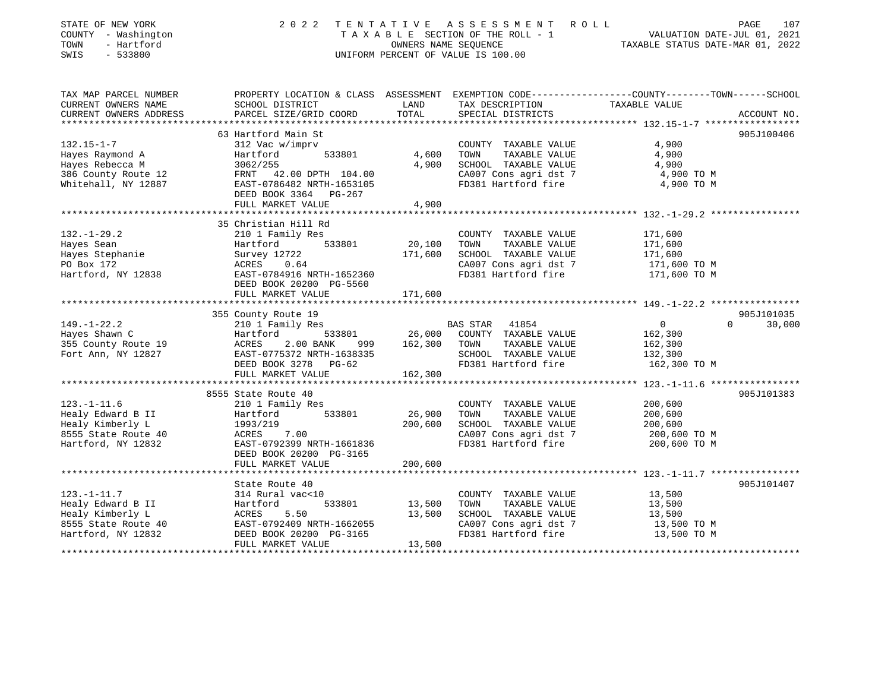STATE OF NEW YORK  
COUNTY - Washington  
TOWN - Hartford  
SWIS - 533800

2 0 2 2 T E N T A T I V E A S S E S S M E N T R O L L  
T A X A B L E SECTION OF THE ROLL - 1  
OWNERS NAME SEQUENCE  
UNIFORM PERCENT OF VALUE IS 100.00

VALUATION DATE-JUL 01, 2021  
TAXABLE STATUS DATE-MAR 01, 2022

| TAX MAP PARCEL NUMBER / CURRENT OWNERS NAME / CURRENT OWNERS ADDRESS | PROPERTY LOCATION & CLASS / SCHOOL DISTRICT / PARCEL SIZE/GRID COORD | ASSESSMENT LAND | TOTAL | EXEMPTION CODE / TAX DESCRIPTION / SPECIAL DISTRICTS | COUNTY / TOWN / SCHOOL TAXABLE VALUE | ACCOUNT NO. |
|---|---|---|---|---|---|---|
| 132.15-1-7 | 63 Hartford Main St | | | | | 905J100406 |
| | 312 Vac w/imprv | | | COUNTY TAXABLE VALUE | 4,900 | |
| Hayes Raymond A | Hartford 533801 | 4,600 | | TOWN TAXABLE VALUE | 4,900 | |
| Hayes Rebecca M | 3062/255 | | 4,900 | SCHOOL TAXABLE VALUE | 4,900 | |
| 386 County Route 12 | FRNT 42.00 DPTH 104.00 | | | CA007 Cons agri dst 7 | 4,900 TO M | |
| Whitehall, NY 12887 | EAST-0786482 NRTH-1653105 | | | FD381 Hartford fire | 4,900 TO M | |
| | DEED BOOK 3364 PG-267 | | | | | |
| | FULL MARKET VALUE | | 4,900 | | | |
| 132.-1-29.2 | 35 Christian Hill Rd | | | | | |
| | 210 1 Family Res | | | COUNTY TAXABLE VALUE | 171,600 | |
| Hayes Sean | Hartford 533801 | 20,100 | | TOWN TAXABLE VALUE | 171,600 | |
| Hayes Stephanie | Survey 12722 | | 171,600 | SCHOOL TAXABLE VALUE | 171,600 | |
| PO Box 172 | ACRES 0.64 | | | CA007 Cons agri dst 7 | 171,600 TO M | |
| Hartford, NY 12838 | EAST-0784916 NRTH-1652360 | | | FD381 Hartford fire | 171,600 TO M | |
| | DEED BOOK 20200 PG-5560 | | | | | |
| | FULL MARKET VALUE | | 171,600 | | | |
| 149.-1-22.2 | 355 County Route 19 | | | | | 905J101035 |
| | 210 1 Family Res | | | BAS STAR 41854 | 0 / 0 / 30,000 | |
| Hayes Shawn C | Hartford 533801 | 26,000 | | COUNTY TAXABLE VALUE | 162,300 | |
| 355 County Route 19 | ACRES 2.00 BANK 999 | | 162,300 | TOWN TAXABLE VALUE | 162,300 | |
| Fort Ann, NY 12827 | EAST-0775372 NRTH-1638335 | | | SCHOOL TAXABLE VALUE | 132,300 | |
| | DEED BOOK 3278 PG-62 | | | FD381 Hartford fire | 162,300 TO M | |
| | FULL MARKET VALUE | | 162,300 | | | |
| 123.-1-11.6 | 8555 State Route 40 | | | | | 905J101383 |
| | 210 1 Family Res | | | COUNTY TAXABLE VALUE | 200,600 | |
| Healy Edward B II | Hartford 533801 | 26,900 | | TOWN TAXABLE VALUE | 200,600 | |
| Healy Kimberly L | 1993/219 | | 200,600 | SCHOOL TAXABLE VALUE | 200,600 | |
| 8555 State Route 40 | ACRES 7.00 | | | CA007 Cons agri dst 7 | 200,600 TO M | |
| Hartford, NY 12832 | EAST-0792399 NRTH-1661836 | | | FD381 Hartford fire | 200,600 TO M | |
| | DEED BOOK 20200 PG-3165 | | | | | |
| | FULL MARKET VALUE | | 200,600 | | | |
| 123.-1-11.7 | State Route 40 | | | | | 905J101407 |
| | 314 Rural vac<10 | | | COUNTY TAXABLE VALUE | 13,500 | |
| Healy Edward B II | Hartford 533801 | 13,500 | | TOWN TAXABLE VALUE | 13,500 | |
| Healy Kimberly L | ACRES 5.50 | | 13,500 | SCHOOL TAXABLE VALUE | 13,500 | |
| 8555 State Route 40 | EAST-0792409 NRTH-1662055 | | | CA007 Cons agri dst 7 | 13,500 TO M | |
| Hartford, NY 12832 | DEED BOOK 20200 PG-3165 | | | FD381 Hartford fire | 13,500 TO M | |
| | FULL MARKET VALUE | | 13,500 | | | |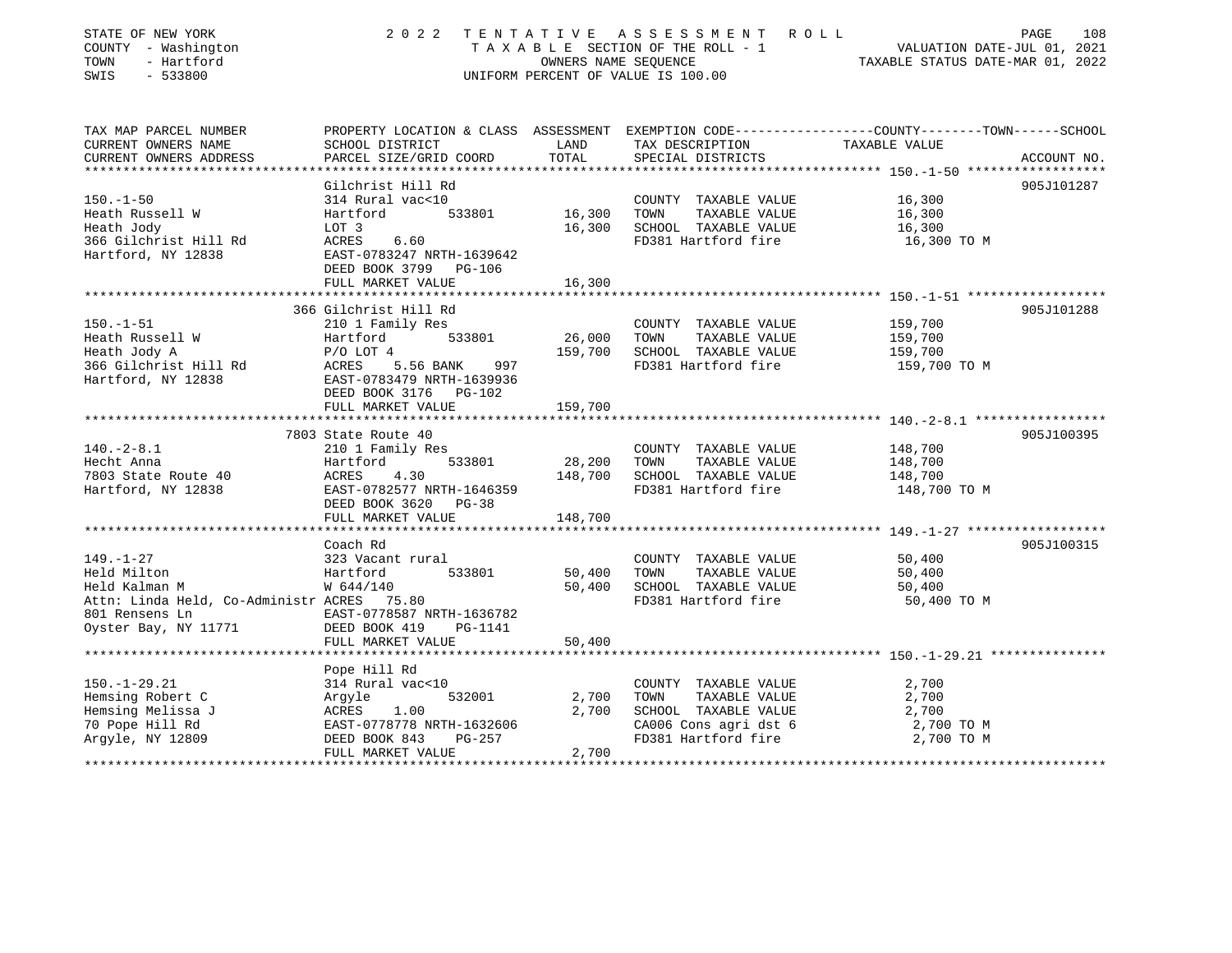STATE OF NEW YORK
COUNTY - Washington
TOWN - Hartford
SWIS - 533800

2022 TENTATIVE ASSESSMENT ROLL
TAXABLE SECTION OF THE ROLL - 1
OWNERS NAME SEQUENCE
UNIFORM PERCENT OF VALUE IS 100.00

VALUATION DATE-JUL 01, 2021
TAXABLE STATUS DATE-MAR 01, 2022

| TAX MAP PARCEL NUMBER / CURRENT OWNERS NAME / CURRENT OWNERS ADDRESS | PROPERTY LOCATION & CLASS / SCHOOL DISTRICT / PARCEL SIZE/GRID COORD | ASSESSMENT LAND / TOTAL | EXEMPTION CODE / TAX DESCRIPTION / SPECIAL DISTRICTS | TAXABLE VALUE (COUNTY--TOWN--SCHOOL) | ACCOUNT NO. |
|---|---|---|---|---|---|
| **150.-1-50** | Gilchrist Hill Rd | | | | 905J101287 |
| 150.-1-50 | 314 Rural vac<10 | | COUNTY TAXABLE VALUE | 16,300 | |
| Heath Russell W | Hartford 533801 | 16,300 | TOWN TAXABLE VALUE | 16,300 | |
| Heath Jody | LOT 3 | 16,300 | SCHOOL TAXABLE VALUE | 16,300 | |
| 366 Gilchrist Hill Rd | ACRES 6.60 | | FD381 Hartford fire | 16,300 TO M | |
| Hartford, NY 12838 | EAST-0783247 NRTH-1639642 | | | | |
| | DEED BOOK 3799 PG-106 | | | | |
| | FULL MARKET VALUE | 16,300 | | | |
| **150.-1-51** | 366 Gilchrist Hill Rd | | | | 905J101288 |
| 150.-1-51 | 210 1 Family Res | | COUNTY TAXABLE VALUE | 159,700 | |
| Heath Russell W | Hartford 533801 | 26,000 | TOWN TAXABLE VALUE | 159,700 | |
| Heath Jody A | P/O LOT 4 | 159,700 | SCHOOL TAXABLE VALUE | 159,700 | |
| 366 Gilchrist Hill Rd | ACRES 5.56 BANK 997 | | FD381 Hartford fire | 159,700 TO M | |
| Hartford, NY 12838 | EAST-0783479 NRTH-1639936 | | | | |
| | DEED BOOK 3176 PG-102 | | | | |
| | FULL MARKET VALUE | 159,700 | | | |
| **140.-2-8.1** | 7803 State Route 40 | | | | 905J100395 |
| 140.-2-8.1 | 210 1 Family Res | | COUNTY TAXABLE VALUE | 148,700 | |
| Hecht Anna | Hartford 533801 | 28,200 | TOWN TAXABLE VALUE | 148,700 | |
| 7803 State Route 40 | ACRES 4.30 | 148,700 | SCHOOL TAXABLE VALUE | 148,700 | |
| Hartford, NY 12838 | EAST-0782577 NRTH-1646359 | | FD381 Hartford fire | 148,700 TO M | |
| | DEED BOOK 3620 PG-38 | | | | |
| | FULL MARKET VALUE | 148,700 | | | |
| **149.-1-27** | Coach Rd | | | | 905J100315 |
| 149.-1-27 | 323 Vacant rural | | COUNTY TAXABLE VALUE | 50,400 | |
| Held Milton | Hartford 533801 | 50,400 | TOWN TAXABLE VALUE | 50,400 | |
| Held Kalman M | W 644/140 | 50,400 | SCHOOL TAXABLE VALUE | 50,400 | |
| Attn: Linda Held, Co-Administr | ACRES 75.80 | | FD381 Hartford fire | 50,400 TO M | |
| 801 Rensens Ln | EAST-0778587 NRTH-1636782 | | | | |
| Oyster Bay, NY 11771 | DEED BOOK 419 PG-1141 | | | | |
| | FULL MARKET VALUE | 50,400 | | | |
| **150.-1-29.21** | Pope Hill Rd | | | | |
| 150.-1-29.21 | 314 Rural vac<10 | | COUNTY TAXABLE VALUE | 2,700 | |
| Hemsing Robert C | Argyle 532001 | 2,700 | TOWN TAXABLE VALUE | 2,700 | |
| Hemsing Melissa J | ACRES 1.00 | 2,700 | SCHOOL TAXABLE VALUE | 2,700 | |
| 70 Pope Hill Rd | EAST-0778778 NRTH-1632606 | | CA006 Cons agri dst 6 | 2,700 TO M | |
| Argyle, NY 12809 | DEED BOOK 843 PG-257 | | FD381 Hartford fire | 2,700 TO M | |
| | FULL MARKET VALUE | 2,700 | | | |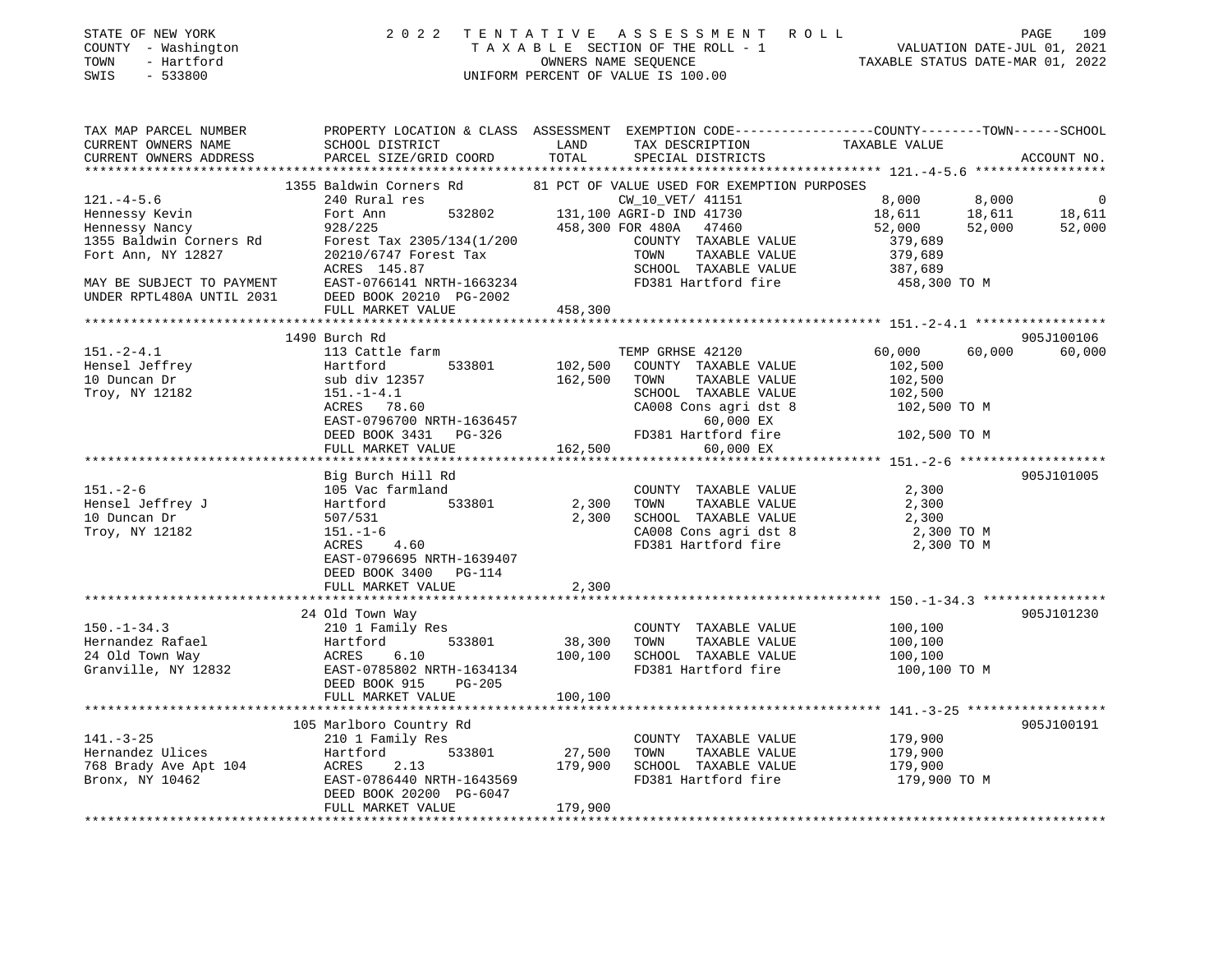STATE OF NEW YORK
COUNTY - Washington
TOWN - Hartford
SWIS - 533800

2022 TENTATIVE ASSESSMENT ROLL
TAXABLE SECTION OF THE ROLL - 1
OWNERS NAME SEQUENCE
UNIFORM PERCENT OF VALUE IS 100.00

VALUATION DATE-JUL 01, 2021
TAXABLE STATUS DATE-MAR 01, 2022

```
TAX MAP PARCEL NUMBER          PROPERTY LOCATION & CLASS  ASSESSMENT  EXEMPTION CODE-----------------COUNTY--------TOWN------SCHOOL
CURRENT OWNERS NAME            SCHOOL DISTRICT               LAND      TAX DESCRIPTION            TAXABLE VALUE
CURRENT OWNERS ADDRESS         PARCEL SIZE/GRID COORD        TOTAL     SPECIAL DISTRICTS                                    ACCOUNT NO.
************************************************************************************************************ 121.-4-5.6 *****************
                     1355 Baldwin Corners Rd          81 PCT OF VALUE USED FOR EXEMPTION PURPOSES
121.-4-5.6                     240 Rural res                          CW_10_VET/ 41151               8,000      8,000           0
Hennessy Kevin                 Fort Ann          532802     131,100 AGRI-D IND 41730               18,611     18,611      18,611
Hennessy Nancy                 928/225                      458,300 FOR 480A   47460               52,000     52,000      52,000
1355 Baldwin Corners Rd        Forest Tax 2305/134(1/200             COUNTY  TAXABLE VALUE        379,689
Fort Ann, NY 12827             20210/6747 Forest Tax                 TOWN    TAXABLE VALUE        379,689
                               ACRES  145.87                         SCHOOL  TAXABLE VALUE        387,689
MAY BE SUBJECT TO PAYMENT      EAST-0766141 NRTH-1663234             FD381 Hartford fire          458,300 TO M
UNDER RPTL480A UNTIL 2031      DEED BOOK 20210 PG-2002
                               FULL MARKET VALUE            458,300
************************************************************************************************************ 151.-2-4.1 *****************
                     1490 Burch Rd                                                                                      905J100106
151.-2-4.1                     113 Cattle farm                        TEMP GRHSE 42120               60,000     60,000      60,000
Hensel Jeffrey                 Hartford          533801     102,500   COUNTY  TAXABLE VALUE        102,500
10 Duncan Dr                   sub div 12357                162,500   TOWN    TAXABLE VALUE        102,500
Troy, NY 12182                 151.-1-4.1                            SCHOOL  TAXABLE VALUE        102,500
                               ACRES   78.60                         CA008 Cons agri dst 8        102,500 TO M
                               EAST-0796700 NRTH-1636457                  60,000 EX
                               DEED BOOK 3431   PG-326               FD381 Hartford fire          102,500 TO M
                               FULL MARKET VALUE            162,500       60,000 EX
************************************************************************************************************ 151.-2-6 *******************
                     Big Burch Hill Rd                                                                                  905J101005
151.-2-6                       105 Vac farmland                       COUNTY  TAXABLE VALUE          2,300
Hensel Jeffrey J               Hartford          533801       2,300   TOWN    TAXABLE VALUE          2,300
10 Duncan Dr                   507/531                        2,300   SCHOOL  TAXABLE VALUE          2,300
Troy, NY 12182                 151.-1-6                              CA008 Cons agri dst 8          2,300 TO M
                               ACRES    4.60                         FD381 Hartford fire            2,300 TO M
                               EAST-0796695 NRTH-1639407
                               DEED BOOK 3400   PG-114
                               FULL MARKET VALUE              2,300
************************************************************************************************************ 150.-1-34.3 ****************
                     24 Old Town Way                                                                                    905J101230
150.-1-34.3                    210 1 Family Res                       COUNTY  TAXABLE VALUE        100,100
Hernandez Rafael               Hartford          533801      38,300   TOWN    TAXABLE VALUE        100,100
24 Old Town Way                ACRES    6.10                100,100   SCHOOL  TAXABLE VALUE        100,100
Granville, NY 12832            EAST-0785802 NRTH-1634134             FD381 Hartford fire          100,100 TO M
                               DEED BOOK 915    PG-205
                               FULL MARKET VALUE            100,100
************************************************************************************************************ 141.-3-25 ******************
                     105 Marlboro Country Rd                                                                            905J100191
141.-3-25                      210 1 Family Res                       COUNTY  TAXABLE VALUE        179,900
Hernandez Ulices               Hartford          533801      27,500   TOWN    TAXABLE VALUE        179,900
768 Brady Ave Apt 104          ACRES    2.13                179,900   SCHOOL  TAXABLE VALUE        179,900
Bronx, NY 10462                EAST-0786440 NRTH-1643569             FD381 Hartford fire          179,900 TO M
                               DEED BOOK 20200 PG-6047
                               FULL MARKET VALUE            179,900
******************************************************************************************************************************************
```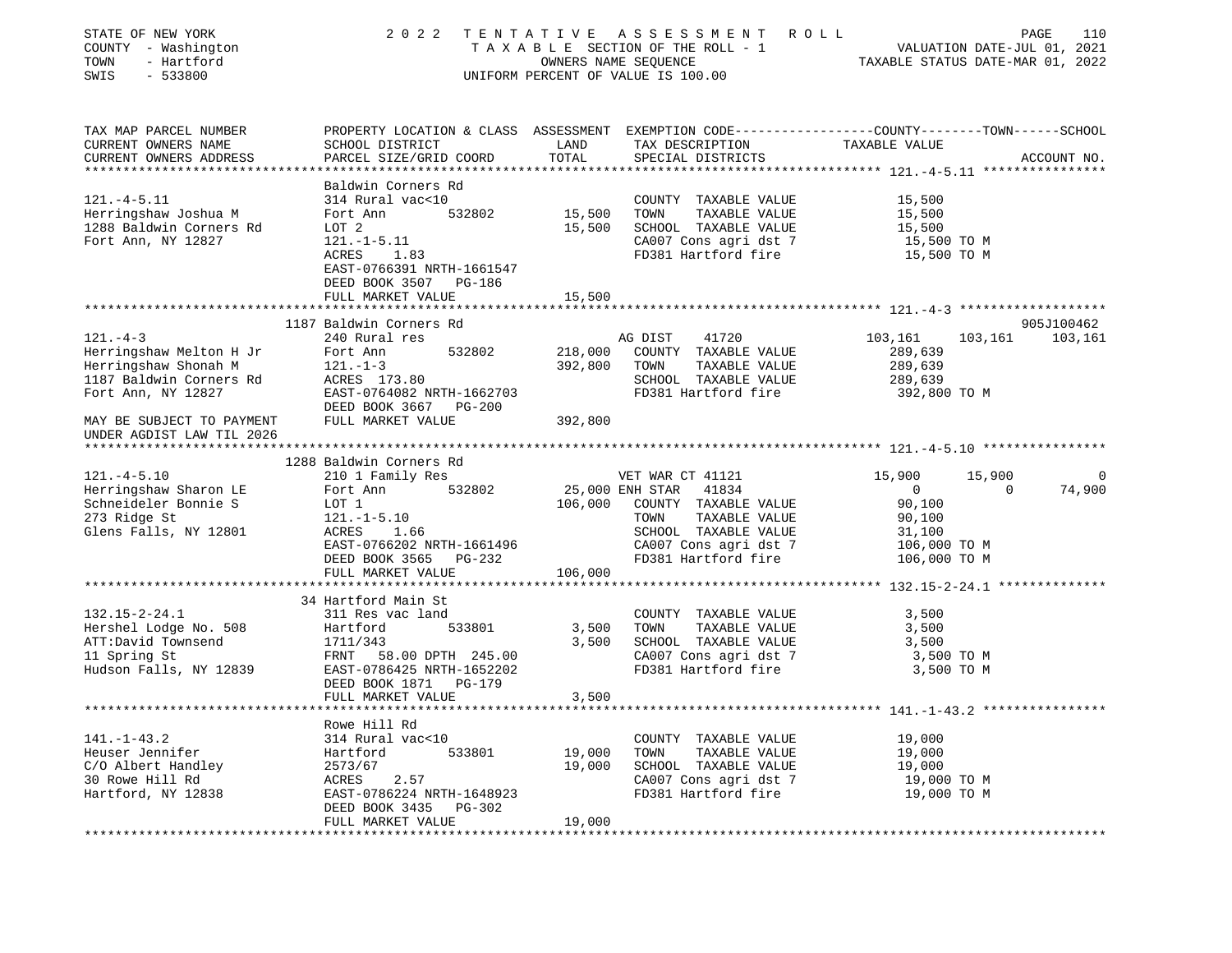STATE OF NEW YORK
COUNTY - Washington
TOWN - Hartford
SWIS - 533800

2022 TENTATIVE ASSESSMENT ROLL
TAXABLE SECTION OF THE ROLL - 1
OWNERS NAME SEQUENCE
UNIFORM PERCENT OF VALUE IS 100.00

VALUATION DATE-JUL 01, 2021
TAXABLE STATUS DATE-MAR 01, 2022

```
TAX MAP PARCEL NUMBER          PROPERTY LOCATION & CLASS  ASSESSMENT  EXEMPTION CODE-----------------COUNTY--------TOWN------SCHOOL
CURRENT OWNERS NAME            SCHOOL DISTRICT               LAND      TAX DESCRIPTION              TAXABLE VALUE
CURRENT OWNERS ADDRESS         PARCEL SIZE/GRID COORD        TOTAL     SPECIAL DISTRICTS                                      ACCOUNT NO.
****************************************************************************************************** 121.-4-5.11 ****************
                               Baldwin Corners Rd
121.-4-5.11                    314 Rural vac<10                         COUNTY  TAXABLE VALUE           15,500
Herringshaw Joshua M           Fort Ann         532802       15,500     TOWN    TAXABLE VALUE           15,500
1288 Baldwin Corners Rd        LOT 2                         15,500     SCHOOL  TAXABLE VALUE           15,500
Fort Ann, NY 12827             121.-1-5.11                              CA007 Cons agri dst 7            15,500 TO M
                               ACRES     1.83                           FD381 Hartford fire              15,500 TO M
                               EAST-0766391 NRTH-1661547
                               DEED BOOK 3507    PG-186
                               FULL MARKET VALUE             15,500
****************************************************************************************************** 121.-4-3 *******************
                               1187 Baldwin Corners Rd                                                                905J100462
121.-4-3                       240 Rural res                            AG DIST      41720            103,161     103,161     103,161
Herringshaw Melton H Jr        Fort Ann         532802      218,000     COUNTY  TAXABLE VALUE          289,639
Herringshaw Shonah M           121.-1-3                     392,800     TOWN    TAXABLE VALUE          289,639
1187 Baldwin Corners Rd        ACRES 173.80                             SCHOOL  TAXABLE VALUE          289,639
Fort Ann, NY 12827             EAST-0764082 NRTH-1662703                FD381 Hartford fire             392,800 TO M
                               DEED BOOK 3667    PG-200
MAY BE SUBJECT TO PAYMENT      FULL MARKET VALUE            392,800
UNDER AGDIST LAW TIL 2026
****************************************************************************************************** 121.-4-5.10 ****************
                               1288 Baldwin Corners Rd
121.-4-5.10                    210 1 Family Res                         VET WAR CT 41121               15,900      15,900           0
Herringshaw Sharon LE          Fort Ann         532802       25,000 ENH STAR  41834                        0           0      74,900
Schneideler Bonnie S           LOT 1                        106,000     COUNTY  TAXABLE VALUE           90,100
273 Ridge St                   121.-1-5.10                              TOWN    TAXABLE VALUE           90,100
Glens Falls, NY 12801          ACRES     1.66                           SCHOOL  TAXABLE VALUE           31,100
                               EAST-0766202 NRTH-1661496                CA007 Cons agri dst 7           106,000 TO M
                               DEED BOOK 3565    PG-232                 FD381 Hartford fire             106,000 TO M
                               FULL MARKET VALUE            106,000
****************************************************************************************************** 132.15-2-24.1 **************
                               34 Hartford Main St
132.15-2-24.1                  311 Res vac land                         COUNTY  TAXABLE VALUE            3,500
Hershel Lodge No. 508          Hartford         533801        3,500     TOWN    TAXABLE VALUE            3,500
ATT:David Townsend             1711/343                       3,500     SCHOOL  TAXABLE VALUE            3,500
11 Spring St                   FRNT    58.00 DPTH 245.00                CA007 Cons agri dst 7             3,500 TO M
Hudson Falls, NY 12839         EAST-0786425 NRTH-1652202                FD381 Hartford fire               3,500 TO M
                               DEED BOOK 1871    PG-179
                               FULL MARKET VALUE              3,500
****************************************************************************************************** 141.-1-43.2 ****************
                               Rowe Hill Rd
141.-1-43.2                    314 Rural vac<10                         COUNTY  TAXABLE VALUE           19,000
Heuser Jennifer                Hartford         533801       19,000     TOWN    TAXABLE VALUE           19,000
C/O Albert Handley             2573/67                       19,000     SCHOOL  TAXABLE VALUE           19,000
30 Rowe Hill Rd                ACRES     2.57                           CA007 Cons agri dst 7            19,000 TO M
Hartford, NY 12838             EAST-0786224 NRTH-1648923                FD381 Hartford fire              19,000 TO M
                               DEED BOOK 3435    PG-302
                               FULL MARKET VALUE             19,000
************************************************************************************************************************************
```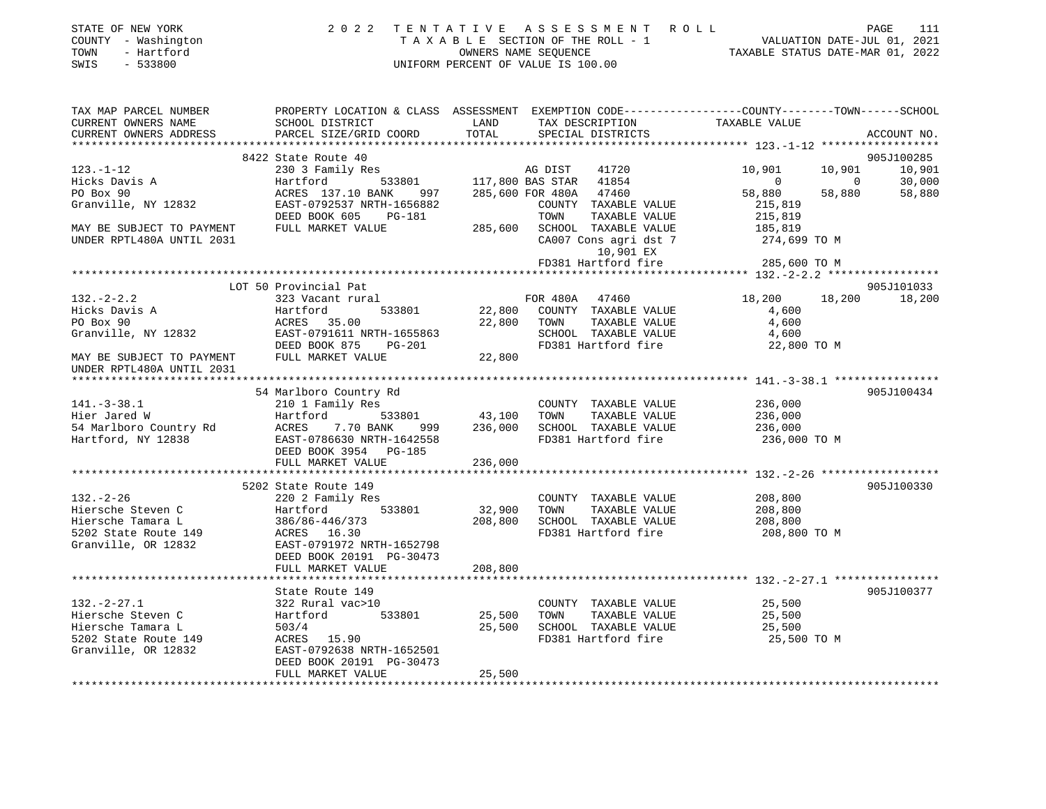STATE OF NEW YORK | 2022 TENTATIVE ASSESSMENT ROLL | VALUATION DATE-JUL 01, 2021
COUNTY - Washington | TAXABLE SECTION OF THE ROLL - 1 | TAXABLE STATUS DATE-MAR 01, 2022
TOWN - Hartford | OWNERS NAME SEQUENCE
SWIS - 533800 | UNIFORM PERCENT OF VALUE IS 100.00

```
TAX MAP PARCEL NUMBER          PROPERTY LOCATION & CLASS  ASSESSMENT  EXEMPTION CODE------------------COUNTY--------TOWN------SCHOOL
CURRENT OWNERS NAME            SCHOOL DISTRICT            LAND        TAX DESCRIPTION                  TAXABLE VALUE
CURRENT OWNERS ADDRESS         PARCEL SIZE/GRID COORD     TOTAL       SPECIAL DISTRICTS                                        ACCOUNT NO.
*********************************************************************************************** 123.-1-12 ******************
                    8422 State Route 40                                                                                    905J100285
123.-1-12                      230 3 Family Res                        AG DIST      41720           10,901       10,901       10,901
Hicks Davis A                  Hartford          533801    117,800 BAS STAR  41854                      0            0       30,000
PO Box 90                      ACRES 137.10 BANK     997   285,600 FOR 480A  47460               58,880       58,880       58,880
Granville, NY 12832            EAST-0792537 NRTH-1656882           COUNTY  TAXABLE VALUE          215,819
                               DEED BOOK 605     PG-181            TOWN    TAXABLE VALUE          215,819
MAY BE SUBJECT TO PAYMENT      FULL MARKET VALUE          285,600  SCHOOL  TAXABLE VALUE          185,819
UNDER RPTL480A UNTIL 2031                                          CA007 Cons agri dst 7           274,699 TO M
                                                                        10,901 EX
                                                                   FD381 Hartford fire             285,600 TO M
*********************************************************************************************** 132.-2-2.2 *****************
                    LOT 50 Provincial Pat                                                                                  905J101033
132.-2-2.2                     323 Vacant rural                        FOR 480A   47460             18,200       18,200       18,200
Hicks Davis A                  Hartford          533801     22,800    COUNTY  TAXABLE VALUE           4,600
PO Box 90                      ACRES  35.00                 22,800    TOWN    TAXABLE VALUE           4,600
Granville, NY 12832            EAST-0791611 NRTH-1655863              SCHOOL  TAXABLE VALUE           4,600
                               DEED BOOK 875     PG-201               FD381 Hartford fire              22,800 TO M
MAY BE SUBJECT TO PAYMENT      FULL MARKET VALUE           22,800
UNDER RPTL480A UNTIL 2031
*********************************************************************************************** 141.-3-38.1 ****************
                    54 Marlboro Country Rd                                                                                 905J100434
141.-3-38.1                    210 1 Family Res                        COUNTY  TAXABLE VALUE          236,000
Hier Jared W                   Hartford          533801     43,100    TOWN    TAXABLE VALUE          236,000
54 Marlboro Country Rd         ACRES   7.70 BANK     999   236,000    SCHOOL  TAXABLE VALUE          236,000
Hartford, NY 12838             EAST-0786630 NRTH-1642558              FD381 Hartford fire             236,000 TO M
                               DEED BOOK 3954    PG-185
                               FULL MARKET VALUE          236,000
*********************************************************************************************** 132.-2-26 ******************
                    5202 State Route 149                                                                                   905J100330
132.-2-26                      220 2 Family Res                        COUNTY  TAXABLE VALUE          208,800
Hiersche Steven C              Hartford          533801     32,900    TOWN    TAXABLE VALUE          208,800
Hiersche Tamara L              386/86-446/373             208,800    SCHOOL  TAXABLE VALUE          208,800
5202 State Route 149           ACRES  16.30                           FD381 Hartford fire             208,800 TO M
Granville, OR 12832            EAST-0791972 NRTH-1652798
                               DEED BOOK 20191 PG-30473
                               FULL MARKET VALUE          208,800
*********************************************************************************************** 132.-2-27.1 ****************
                    State Route 149                                                                                        905J100377
132.-2-27.1                    322 Rural vac>10                        COUNTY  TAXABLE VALUE           25,500
Hiersche Steven C              Hartford          533801     25,500    TOWN    TAXABLE VALUE           25,500
Hiersche Tamara L              503/4                        25,500    SCHOOL  TAXABLE VALUE           25,500
5202 State Route 149           ACRES  15.90                           FD381 Hartford fire              25,500 TO M
Granville, OR 12832            EAST-0792638 NRTH-1652501
                               DEED BOOK 20191 PG-30473
                               FULL MARKET VALUE           25,500
******************************************************************************************************************************
```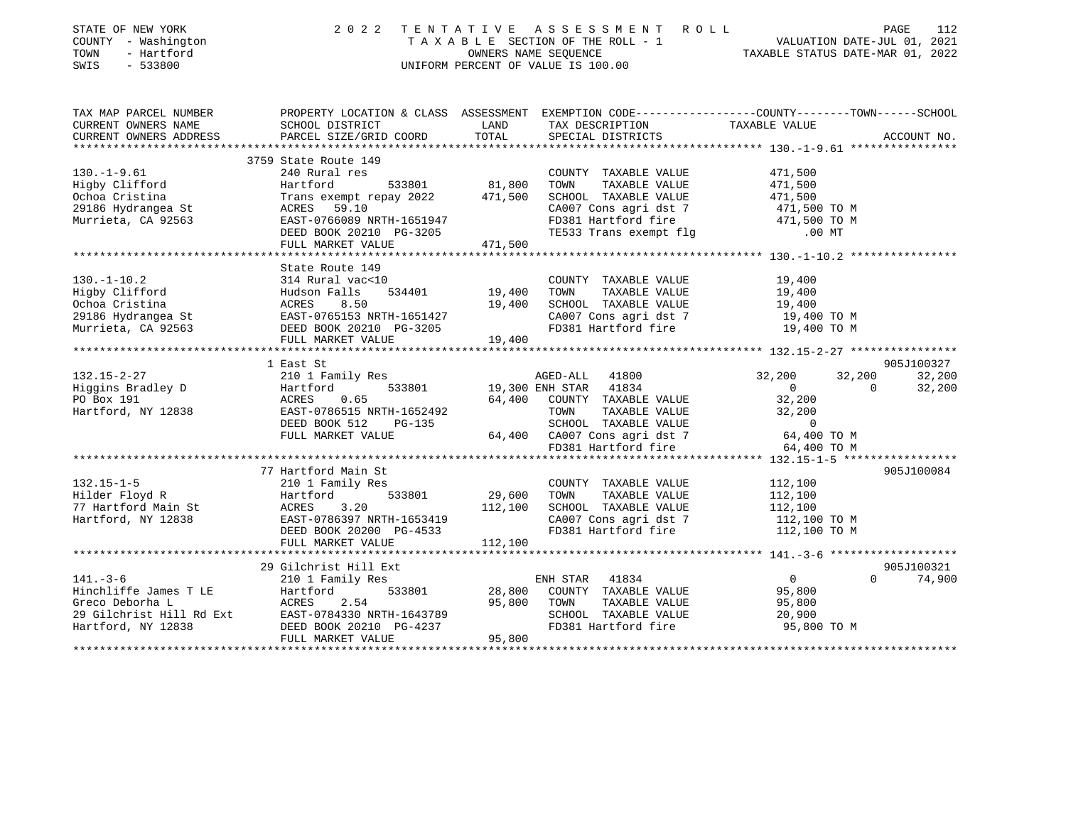STATE OF NEW YORK
COUNTY - Washington
TOWN - Hartford
SWIS - 533800

2022 TENTATIVE ASSESSMENT ROLL
TAXABLE SECTION OF THE ROLL - 1
OWNERS NAME SEQUENCE
UNIFORM PERCENT OF VALUE IS 100.00

VALUATION DATE-JUL 01, 2021
TAXABLE STATUS DATE-MAR 01, 2022

| TAX MAP PARCEL NUMBER / CURRENT OWNERS NAME / CURRENT OWNERS ADDRESS | PROPERTY LOCATION & CLASS / SCHOOL DISTRICT / PARCEL SIZE/GRID COORD | ASSESSMENT LAND | TOTAL | EXEMPTION CODE / TAX DESCRIPTION / SPECIAL DISTRICTS | COUNTY TAXABLE VALUE | TOWN | SCHOOL | ACCOUNT NO. |
|---|---|---|---|---|---|---|---|---|
| **130.-1-9.61** | 3759 State Route 149 | | | | | | | |
| 130.-1-9.61 | 240 Rural res | | | COUNTY TAXABLE VALUE | 471,500 | | | |
| Higby Clifford | Hartford 533801 | 81,800 | | TOWN TAXABLE VALUE | 471,500 | | | |
| Ochoa Cristina | Trans exempt repay 2022 | | 471,500 | SCHOOL TAXABLE VALUE | 471,500 | | | |
| 29186 Hydrangea St | ACRES 59.10 | | | CA007 Cons agri dst 7 | 471,500 TO M | | | |
| Murrieta, CA 92563 | EAST-0766089 NRTH-1651947 | | | FD381 Hartford fire | 471,500 TO M | | | |
| | DEED BOOK 20210 PG-3205 | | | TE533 Trans exempt flg | .00 MT | | | |
| | FULL MARKET VALUE | | 471,500 | | | | | |
| **130.-1-10.2** | State Route 149 | | | | | | | |
| 130.-1-10.2 | 314 Rural vac<10 | | | COUNTY TAXABLE VALUE | 19,400 | | | |
| Higby Clifford | Hudson Falls 534401 | 19,400 | | TOWN TAXABLE VALUE | 19,400 | | | |
| Ochoa Cristina | ACRES 8.50 | | 19,400 | SCHOOL TAXABLE VALUE | 19,400 | | | |
| 29186 Hydrangea St | EAST-0765153 NRTH-1651427 | | | CA007 Cons agri dst 7 | 19,400 TO M | | | |
| Murrieta, CA 92563 | DEED BOOK 20210 PG-3205 | | | FD381 Hartford fire | 19,400 TO M | | | |
| | FULL MARKET VALUE | | 19,400 | | | | | |
| **132.15-2-27** | 1 East St | | | | | | | 905J100327 |
| 132.15-2-27 | 210 1 Family Res | | | AGED-ALL 41800 | 32,200 | 32,200 | 32,200 | |
| Higgins Bradley D | Hartford 533801 | 19,300 | | ENH STAR 41834 | 0 | 0 | 32,200 | |
| PO Box 191 | ACRES 0.65 | | 64,400 | COUNTY TAXABLE VALUE | 32,200 | | | |
| Hartford, NY 12838 | EAST-0786515 NRTH-1652492 | | | TOWN TAXABLE VALUE | 32,200 | | | |
| | DEED BOOK 512 PG-135 | | | SCHOOL TAXABLE VALUE | 0 | | | |
| | FULL MARKET VALUE | | 64,400 | CA007 Cons agri dst 7 | 64,400 TO M | | | |
| | | | | FD381 Hartford fire | 64,400 TO M | | | |
| **132.15-1-5** | 77 Hartford Main St | | | | | | | 905J100084 |
| 132.15-1-5 | 210 1 Family Res | | | COUNTY TAXABLE VALUE | 112,100 | | | |
| Hilder Floyd R | Hartford 533801 | 29,600 | | TOWN TAXABLE VALUE | 112,100 | | | |
| 77 Hartford Main St | ACRES 3.20 | | 112,100 | SCHOOL TAXABLE VALUE | 112,100 | | | |
| Hartford, NY 12838 | EAST-0786397 NRTH-1653419 | | | CA007 Cons agri dst 7 | 112,100 TO M | | | |
| | DEED BOOK 20200 PG-4533 | | | FD381 Hartford fire | 112,100 TO M | | | |
| | FULL MARKET VALUE | | 112,100 | | | | | |
| **141.-3-6** | 29 Gilchrist Hill Ext | | | | | | | 905J100321 |
| 141.-3-6 | 210 1 Family Res | | | ENH STAR 41834 | 0 | 0 | 74,900 | |
| Hinchliffe James T LE | Hartford 533801 | 28,800 | | COUNTY TAXABLE VALUE | 95,800 | | | |
| Greco Deborha L | ACRES 2.54 | | 95,800 | TOWN TAXABLE VALUE | 95,800 | | | |
| 29 Gilchrist Hill Rd Ext | EAST-0784330 NRTH-1643789 | | | SCHOOL TAXABLE VALUE | 20,900 | | | |
| Hartford, NY 12838 | DEED BOOK 20210 PG-4237 | | | FD381 Hartford fire | 95,800 TO M | | | |
| | FULL MARKET VALUE | | 95,800 | | | | | |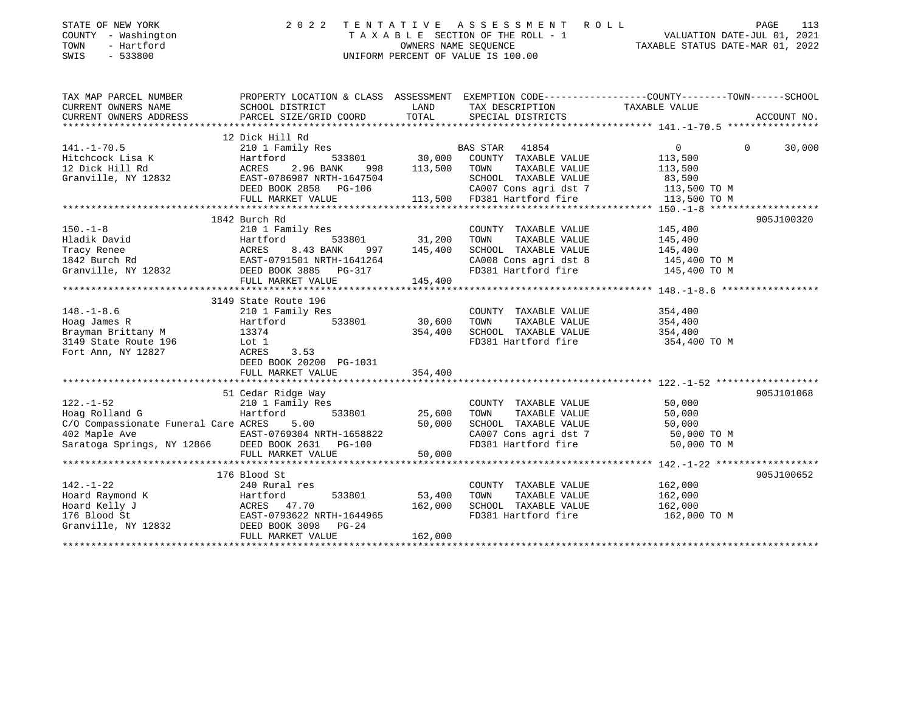STATE OF NEW YORK
COUNTY - Washington
TOWN - Hartford
SWIS - 533800

2 0 2 2 TENTATIVE ASSESSMENT ROLL
TAXABLE SECTION OF THE ROLL - 1
OWNERS NAME SEQUENCE
UNIFORM PERCENT OF VALUE IS 100.00

VALUATION DATE-JUL 01, 2021
TAXABLE STATUS DATE-MAR 01, 2022

| TAX MAP PARCEL NUMBER / CURRENT OWNERS NAME / CURRENT OWNERS ADDRESS | PROPERTY LOCATION & CLASS / SCHOOL DISTRICT / PARCEL SIZE/GRID COORD | ASSESSMENT LAND / TOTAL | EXEMPTION CODE / TAX DESCRIPTION / SPECIAL DISTRICTS | COUNTY TAXABLE VALUE | TOWN | SCHOOL / ACCOUNT NO. |
|---|---|---|---|---|---|---|
| **141.-1-70.5** | 12 Dick Hill Rd | | | | | |
| 141.-1-70.5 | 210 1 Family Res | | BAS STAR 41854 | 0 | 0 | 30,000 |
| Hitchcock Lisa K | Hartford 533801 | 30,000 | COUNTY TAXABLE VALUE | 113,500 | | |
| 12 Dick Hill Rd | ACRES 2.96 BANK 998 | 113,500 | TOWN TAXABLE VALUE | 113,500 | | |
| Granville, NY 12832 | EAST-0786987 NRTH-1647504 | | SCHOOL TAXABLE VALUE | 83,500 | | |
| | DEED BOOK 2858 PG-106 | | CA007 Cons agri dst 7 | 113,500 TO M | | |
| | FULL MARKET VALUE | 113,500 | FD381 Hartford fire | 113,500 TO M | | |
| **150.-1-8** | 1842 Burch Rd | | | | | 905J100320 |
| 150.-1-8 | 210 1 Family Res | | COUNTY TAXABLE VALUE | 145,400 | | |
| Hladik David | Hartford 533801 | 31,200 | TOWN TAXABLE VALUE | 145,400 | | |
| Tracy Renee | ACRES 8.43 BANK 997 | 145,400 | SCHOOL TAXABLE VALUE | 145,400 | | |
| 1842 Burch Rd | EAST-0791501 NRTH-1641264 | | CA008 Cons agri dst 8 | 145,400 TO M | | |
| Granville, NY 12832 | DEED BOOK 3885 PG-317 | | FD381 Hartford fire | 145,400 TO M | | |
| | FULL MARKET VALUE | 145,400 | | | | |
| **148.-1-8.6** | 3149 State Route 196 | | | | | |
| 148.-1-8.6 | 210 1 Family Res | | COUNTY TAXABLE VALUE | 354,400 | | |
| Hoag James R | Hartford 533801 | 30,600 | TOWN TAXABLE VALUE | 354,400 | | |
| Brayman Brittany M | 13374 | 354,400 | SCHOOL TAXABLE VALUE | 354,400 | | |
| 3149 State Route 196 | Lot 1 | | FD381 Hartford fire | 354,400 TO M | | |
| Fort Ann, NY 12827 | ACRES 3.53 | | | | | |
| | DEED BOOK 20200 PG-1031 | | | | | |
| | FULL MARKET VALUE | 354,400 | | | | |
| **122.-1-52** | 51 Cedar Ridge Way | | | | | 905J101068 |
| 122.-1-52 | 210 1 Family Res | | COUNTY TAXABLE VALUE | 50,000 | | |
| Hoag Rolland G | Hartford 533801 | 25,600 | TOWN TAXABLE VALUE | 50,000 | | |
| C/O Compassionate Funeral Care | ACRES 5.00 | 50,000 | SCHOOL TAXABLE VALUE | 50,000 | | |
| 402 Maple Ave | EAST-0769304 NRTH-1658822 | | CA007 Cons agri dst 7 | 50,000 TO M | | |
| Saratoga Springs, NY 12866 | DEED BOOK 2631 PG-100 | | FD381 Hartford fire | 50,000 TO M | | |
| | FULL MARKET VALUE | 50,000 | | | | |
| **142.-1-22** | 176 Blood St | | | | | 905J100652 |
| 142.-1-22 | 240 Rural res | | COUNTY TAXABLE VALUE | 162,000 | | |
| Hoard Raymond K | Hartford 533801 | 53,400 | TOWN TAXABLE VALUE | 162,000 | | |
| Hoard Kelly J | ACRES 47.70 | 162,000 | SCHOOL TAXABLE VALUE | 162,000 | | |
| 176 Blood St | EAST-0793622 NRTH-1644965 | | FD381 Hartford fire | 162,000 TO M | | |
| Granville, NY 12832 | DEED BOOK 3098 PG-24 | | | | | |
| | FULL MARKET VALUE | 162,000 | | | | |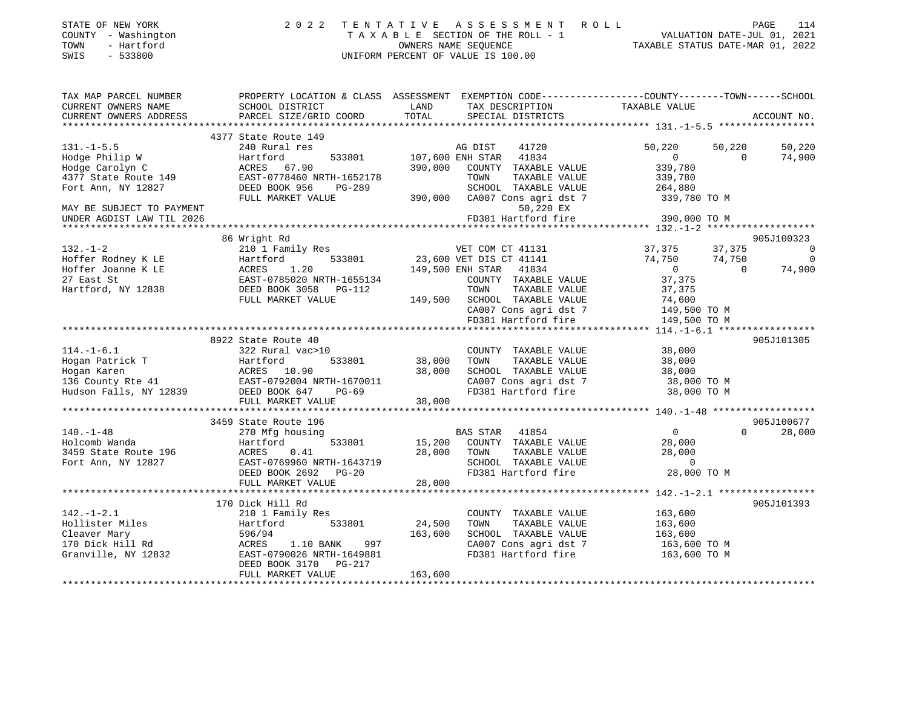STATE OF NEW YORK — 2022 TENTATIVE ASSESSMENT ROLL
COUNTY - Washington — TAXABLE SECTION OF THE ROLL - 1 — VALUATION DATE-JUL 01, 2021
TOWN - Hartford — OWNERS NAME SEQUENCE — TAXABLE STATUS DATE-MAR 01, 2022
SWIS - 533800 — UNIFORM PERCENT OF VALUE IS 100.00

| TAX MAP PARCEL NUMBER / CURRENT OWNERS NAME / CURRENT OWNERS ADDRESS | PROPERTY LOCATION & CLASS / SCHOOL DISTRICT / PARCEL SIZE/GRID COORD | ASSESSMENT LAND / TOTAL | EXEMPTION CODE / TAX DESCRIPTION / SPECIAL DISTRICTS | COUNTY TAXABLE VALUE | TOWN | SCHOOL | ACCOUNT NO. |
|---|---|---|---|---|---|---|---|
| | 4377 State Route 149 | | | | | | |
| 131.-1-5.5 | 240 Rural res | | AG DIST 41720 | 50,220 | 50,220 | 50,220 | |
| Hodge Philip W | Hartford 533801 | 107,600 | ENH STAR 41834 | 0 | 0 | 74,900 | |
| Hodge Carolyn C | ACRES 67.90 | 390,000 | COUNTY TAXABLE VALUE | 339,780 | | | |
| 4377 State Route 149 | EAST-0778460 NRTH-1652178 | | TOWN TAXABLE VALUE | 339,780 | | | |
| Fort Ann, NY 12827 | DEED BOOK 956 PG-289 | | SCHOOL TAXABLE VALUE | 264,880 | | | |
| | FULL MARKET VALUE | 390,000 | CA007 Cons agri dst 7 | 339,780 TO M | | | |
| MAY BE SUBJECT TO PAYMENT | | | 50,220 EX | | | | |
| UNDER AGDIST LAW TIL 2026 | | | FD381 Hartford fire | 390,000 TO M | | | |
| | 86 Wright Rd | | | | | | 905J100323 |
| 132.-1-2 | 210 1 Family Res | | VET COM CT 41131 | 37,375 | 37,375 | 0 | |
| Hoffer Rodney K LE | Hartford 533801 | 23,600 | VET DIS CT 41141 | 74,750 | 74,750 | 0 | |
| Hoffer Joanne K LE | ACRES 1.20 | 149,500 | ENH STAR 41834 | 0 | 0 | 74,900 | |
| 27 East St | EAST-0785020 NRTH-1655134 | | COUNTY TAXABLE VALUE | 37,375 | | | |
| Hartford, NY 12838 | DEED BOOK 3058 PG-112 | | TOWN TAXABLE VALUE | 37,375 | | | |
| | FULL MARKET VALUE | 149,500 | SCHOOL TAXABLE VALUE | 74,600 | | | |
| | | | CA007 Cons agri dst 7 | 149,500 TO M | | | |
| | | | FD381 Hartford fire | 149,500 TO M | | | |
| | 8922 State Route 40 | | | | | | 905J101305 |
| 114.-1-6.1 | 322 Rural vac>10 | | COUNTY TAXABLE VALUE | 38,000 | | | |
| Hogan Patrick T | Hartford 533801 | 38,000 | TOWN TAXABLE VALUE | 38,000 | | | |
| Hogan Karen | ACRES 10.90 | 38,000 | SCHOOL TAXABLE VALUE | 38,000 | | | |
| 136 County Rte 41 | EAST-0792004 NRTH-1670011 | | CA007 Cons agri dst 7 | 38,000 TO M | | | |
| Hudson Falls, NY 12839 | DEED BOOK 647 PG-69 | | FD381 Hartford fire | 38,000 TO M | | | |
| | FULL MARKET VALUE | 38,000 | | | | | |
| | 3459 State Route 196 | | | | | | 905J100677 |
| 140.-1-48 | 270 Mfg housing | | BAS STAR 41854 | 0 | 0 | 28,000 | |
| Holcomb Wanda | Hartford 533801 | 15,200 | COUNTY TAXABLE VALUE | 28,000 | | | |
| 3459 State Route 196 | ACRES 0.41 | 28,000 | TOWN TAXABLE VALUE | 28,000 | | | |
| Fort Ann, NY 12827 | EAST-0769960 NRTH-1643719 | | SCHOOL TAXABLE VALUE | 0 | | | |
| | DEED BOOK 2692 PG-20 | | FD381 Hartford fire | 28,000 TO M | | | |
| | FULL MARKET VALUE | 28,000 | | | | | |
| | 170 Dick Hill Rd | | | | | | 905J101393 |
| 142.-1-2.1 | 210 1 Family Res | | COUNTY TAXABLE VALUE | 163,600 | | | |
| Hollister Miles | Hartford 533801 | 24,500 | TOWN TAXABLE VALUE | 163,600 | | | |
| Cleaver Mary | 596/94 | 163,600 | SCHOOL TAXABLE VALUE | 163,600 | | | |
| 170 Dick Hill Rd | ACRES 1.10 BANK 997 | | CA007 Cons agri dst 7 | 163,600 TO M | | | |
| Granville, NY 12832 | EAST-0790026 NRTH-1649881 | | FD381 Hartford fire | 163,600 TO M | | | |
| | DEED BOOK 3170 PG-217 | | | | | | |
| | FULL MARKET VALUE | 163,600 | | | | | |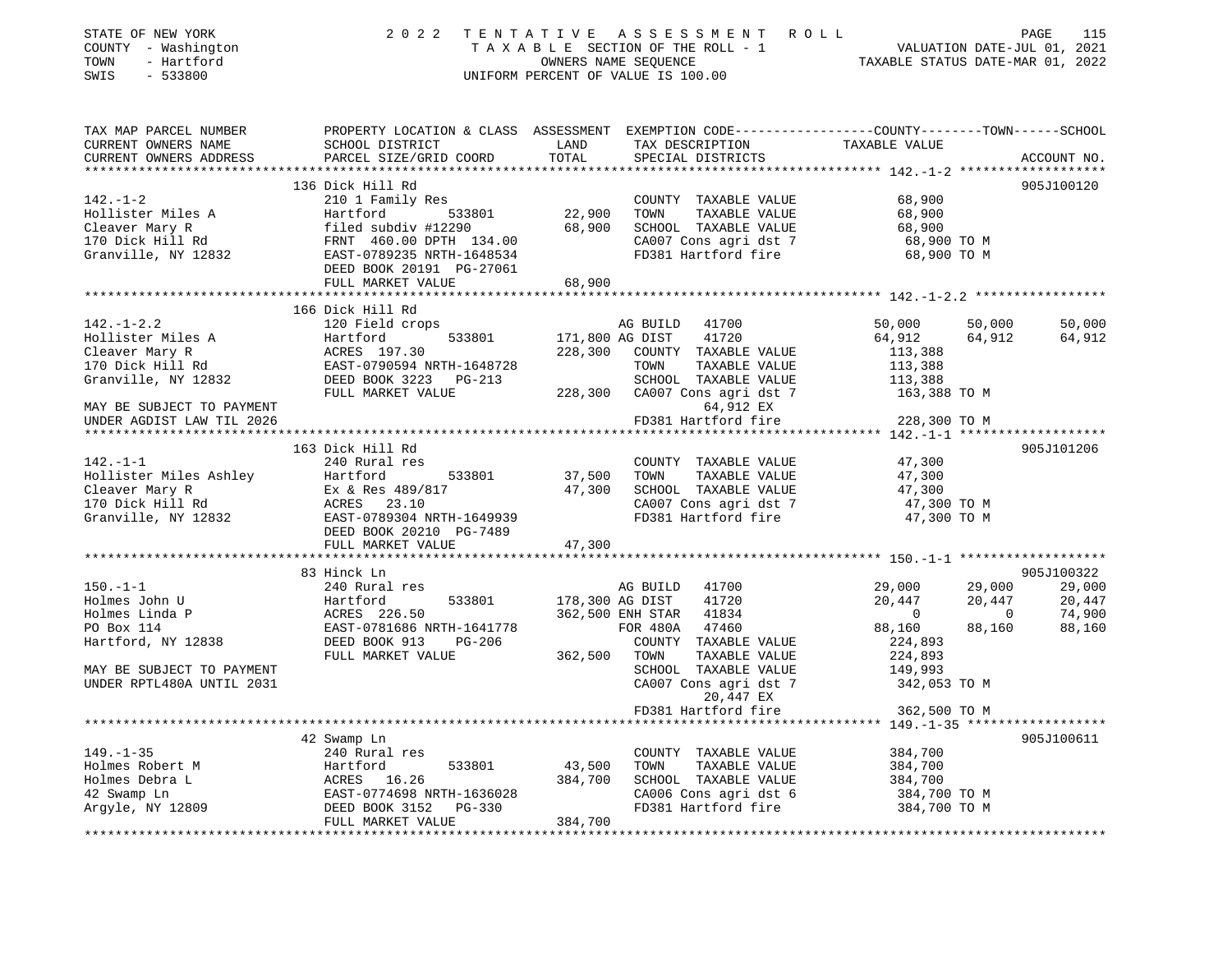STATE OF NEW YORK                2 0 2 2  T E N T A T I V E  A S S E S S M E N T  R O L L
COUNTY - Washington              T A X A B L E SECTION OF THE ROLL - 1        VALUATION DATE-JUL 01, 2021
TOWN - Hartford                  OWNERS NAME SEQUENCE                         TAXABLE STATUS DATE-MAR 01, 2022
SWIS - 533800                    UNIFORM PERCENT OF VALUE IS 100.00

```
TAX MAP PARCEL NUMBER          PROPERTY LOCATION & CLASS  ASSESSMENT  EXEMPTION CODE------------------COUNTY--------TOWN------SCHOOL
CURRENT OWNERS NAME            SCHOOL DISTRICT              LAND      TAX DESCRIPTION                 TAXABLE VALUE
CURRENT OWNERS ADDRESS         PARCEL SIZE/GRID COORD       TOTAL     SPECIAL DISTRICTS                                          ACCOUNT NO.
*********************************************************************************************************** 142.-1-2 *******************
                               136 Dick Hill Rd                                                                                 905J100120
142.-1-2                       210 1 Family Res                       COUNTY  TAXABLE VALUE             68,900
Hollister Miles A              Hartford          533801    22,900     TOWN    TAXABLE VALUE             68,900
Cleaver Mary R                 filed subdiv #12290         68,900     SCHOOL  TAXABLE VALUE             68,900
170 Dick Hill Rd               FRNT 460.00 DPTH 134.00                CA007 Cons agri dst 7              68,900 TO M
Granville, NY 12832            EAST-0789235 NRTH-1648534              FD381 Hartford fire                68,900 TO M
                               DEED BOOK 20191 PG-27061
                               FULL MARKET VALUE           68,900
*********************************************************************************************************** 142.-1-2.2 *****************
                               166 Dick Hill Rd
142.-1-2.2                     120 Field crops                        AG BUILD  41700                   50,000      50,000      50,000
Hollister Miles A              Hartford          533801   171,800 AG DIST   41720                   64,912      64,912      64,912
Cleaver Mary R                 ACRES 197.30               228,300     COUNTY  TAXABLE VALUE            113,388
170 Dick Hill Rd               EAST-0790594 NRTH-1648728              TOWN    TAXABLE VALUE            113,388
Granville, NY 12832            DEED BOOK 3223   PG-213                SCHOOL  TAXABLE VALUE            113,388
                               FULL MARKET VALUE          228,300     CA007 Cons agri dst 7             163,388 TO M
MAY BE SUBJECT TO PAYMENT                                                  64,912 EX
UNDER AGDIST LAW TIL 2026                                             FD381 Hartford fire               228,300 TO M
*********************************************************************************************************** 142.-1-1 *******************
                               163 Dick Hill Rd                                                                                 905J101206
142.-1-1                       240 Rural res                          COUNTY  TAXABLE VALUE             47,300
Hollister Miles Ashley         Hartford          533801    37,500     TOWN    TAXABLE VALUE             47,300
Cleaver Mary R                 Ex & Res 489/817            47,300     SCHOOL  TAXABLE VALUE             47,300
170 Dick Hill Rd               ACRES  23.10                           CA007 Cons agri dst 7              47,300 TO M
Granville, NY 12832            EAST-0789304 NRTH-1649939              FD381 Hartford fire                47,300 TO M
                               DEED BOOK 20210 PG-7489
                               FULL MARKET VALUE           47,300
*********************************************************************************************************** 150.-1-1 *******************
                               83 Hinck Ln                                                                                      905J100322
150.-1-1                       240 Rural res                          AG BUILD  41700                   29,000      29,000      29,000
Holmes John U                  Hartford          533801   178,300 AG DIST   41720                   20,447      20,447      20,447
Holmes Linda P                 ACRES 226.50               362,500 ENH STAR  41834                        0           0      74,900
PO Box 114                     EAST-0781686 NRTH-1641778              FOR 480A  47460                   88,160      88,160      88,160
Hartford, NY 12838             DEED BOOK 913    PG-206                COUNTY  TAXABLE VALUE            224,893
                               FULL MARKET VALUE          362,500     TOWN    TAXABLE VALUE            224,893
MAY BE SUBJECT TO PAYMENT                                             SCHOOL  TAXABLE VALUE            149,993
UNDER RPTL480A UNTIL 2031                                             CA007 Cons agri dst 7             342,053 TO M
                                                                           20,447 EX
                                                                      FD381 Hartford fire               362,500 TO M
*********************************************************************************************************** 149.-1-35 ******************
                               42 Swamp Ln                                                                                      905J100611
149.-1-35                      240 Rural res                          COUNTY  TAXABLE VALUE            384,700
Holmes Robert M                Hartford          533801    43,500     TOWN    TAXABLE VALUE            384,700
Holmes Debra L                 ACRES  16.26               384,700     SCHOOL  TAXABLE VALUE            384,700
42 Swamp Ln                    EAST-0774698 NRTH-1636028              CA006 Cons agri dst 6             384,700 TO M
Argyle, NY 12809               DEED BOOK 3152   PG-330                FD381 Hartford fire               384,700 TO M
                               FULL MARKET VALUE          384,700
****************************************************************************************************************************************
```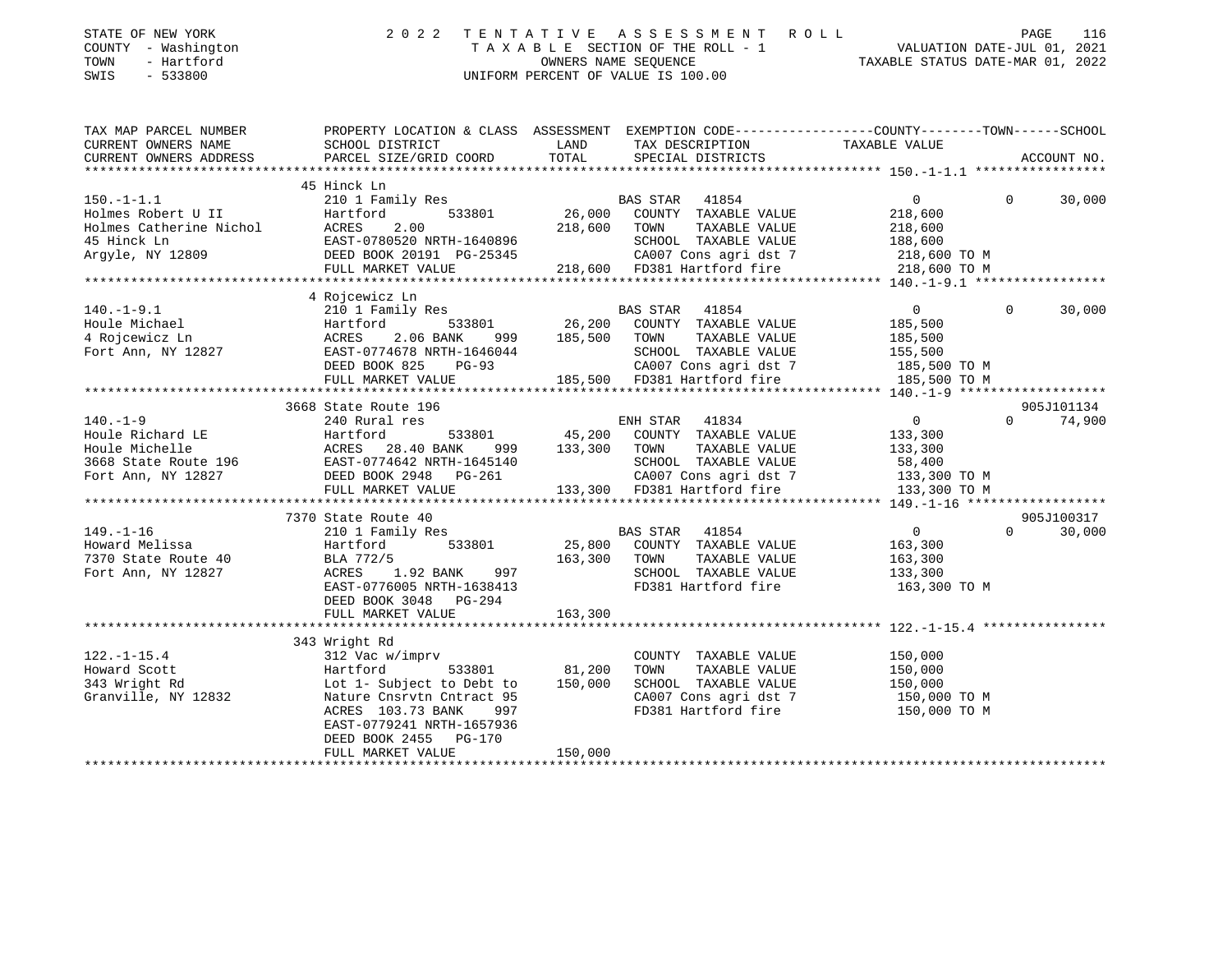STATE OF NEW YORK
COUNTY - Washington
TOWN - Hartford
SWIS - 533800

2022 TENTATIVE ASSESSMENT ROLL
TAXABLE SECTION OF THE ROLL - 1
OWNERS NAME SEQUENCE
UNIFORM PERCENT OF VALUE IS 100.00

VALUATION DATE-JUL 01, 2021
TAXABLE STATUS DATE-MAR 01, 2022

```
TAX MAP PARCEL NUMBER     PROPERTY LOCATION & CLASS  ASSESSMENT  EXEMPTION CODE-----------------COUNTY--------TOWN------SCHOOL
CURRENT OWNERS NAME       SCHOOL DISTRICT              LAND      TAX DESCRIPTION            TAXABLE VALUE
CURRENT OWNERS ADDRESS    PARCEL SIZE/GRID COORD       TOTAL     SPECIAL DISTRICTS                                   ACCOUNT NO.
******************************************************************************************************* 150.-1-1.1 *****************
                          45 Hinck Ln
150.-1-1.1                210 1 Family Res                        BAS STAR   41854                  0          0        30,000
Holmes Robert U II        Hartford         533801     26,000    COUNTY  TAXABLE VALUE           218,600
Holmes Catherine Nichol   ACRES     2.00               218,600    TOWN    TAXABLE VALUE           218,600
45 Hinck Ln               EAST-0780520 NRTH-1640896              SCHOOL  TAXABLE VALUE           188,600
Argyle, NY 12809          DEED BOOK 20191 PG-25345               CA007 Cons agri dst 7           218,600 TO M
                          FULL MARKET VALUE            218,600   FD381 Hartford fire             218,600 TO M
******************************************************************************************************* 140.-1-9.1 *****************
                          4 Rojcewicz Ln
140.-1-9.1                210 1 Family Res                        BAS STAR   41854                  0          0        30,000
Houle Michael             Hartford         533801     26,200    COUNTY  TAXABLE VALUE           185,500
4 Rojcewicz Ln            ACRES     2.06 BANK     999  185,500    TOWN    TAXABLE VALUE           185,500
Fort Ann, NY 12827        EAST-0774678 NRTH-1646044              SCHOOL  TAXABLE VALUE           155,500
                          DEED BOOK 825    PG-93                 CA007 Cons agri dst 7           185,500 TO M
                          FULL MARKET VALUE            185,500   FD381 Hartford fire             185,500 TO M
******************************************************************************************************* 140.-1-9 *******************
                          3668 State Route 196                                                                        905J101134
140.-1-9                  240 Rural res                           ENH STAR   41834                  0          0        74,900
Houle Richard LE          Hartford         533801     45,200    COUNTY  TAXABLE VALUE           133,300
Houle Michelle            ACRES    28.40 BANK     999  133,300    TOWN    TAXABLE VALUE           133,300
3668 State Route 196      EAST-0774642 NRTH-1645140              SCHOOL  TAXABLE VALUE            58,400
Fort Ann, NY 12827        DEED BOOK 2948   PG-261                CA007 Cons agri dst 7           133,300 TO M
                          FULL MARKET VALUE            133,300   FD381 Hartford fire             133,300 TO M
******************************************************************************************************* 149.-1-16 ******************
                          7370 State Route 40                                                                         905J100317
149.-1-16                 210 1 Family Res                        BAS STAR   41854                  0          0        30,000
Howard Melissa            Hartford         533801     25,800    COUNTY  TAXABLE VALUE           163,300
7370 State Route 40       BLA 772/5                    163,300    TOWN    TAXABLE VALUE           163,300
Fort Ann, NY 12827        ACRES     1.92 BANK     997            SCHOOL  TAXABLE VALUE           133,300
                          EAST-0776005 NRTH-1638413              FD381 Hartford fire             163,300 TO M
                          DEED BOOK 3048   PG-294
                          FULL MARKET VALUE            163,300
******************************************************************************************************* 122.-1-15.4 ****************
                          343 Wright Rd
122.-1-15.4               312 Vac w/imprv                         COUNTY  TAXABLE VALUE           150,000
Howard Scott              Hartford         533801     81,200    TOWN    TAXABLE VALUE           150,000
343 Wright Rd             Lot 1- Subject to Debt to    150,000    SCHOOL  TAXABLE VALUE           150,000
Granville, NY 12832       Nature Cnsrvtn Cntract 95              CA007 Cons agri dst 7           150,000 TO M
                          ACRES   103.73 BANK     997            FD381 Hartford fire             150,000 TO M
                          EAST-0779241 NRTH-1657936
                          DEED BOOK 2455   PG-170
                          FULL MARKET VALUE            150,000
************************************************************************************************************************************
```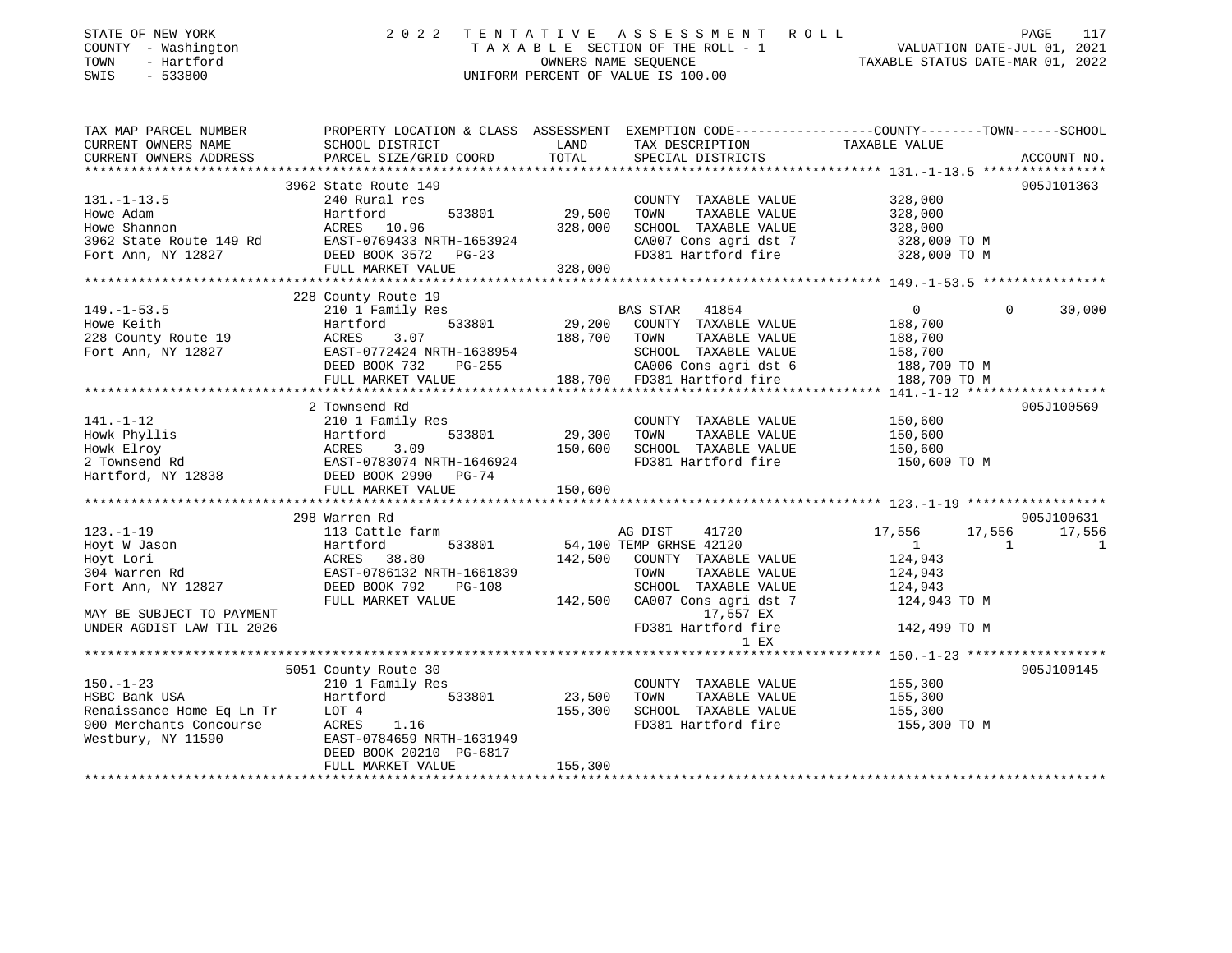STATE OF NEW YORK  
COUNTY - Washington  
TOWN - Hartford  
SWIS - 533800

2022 TENTATIVE ASSESSMENT ROLL  
TAXABLE SECTION OF THE ROLL - 1  
OWNERS NAME SEQUENCE  
UNIFORM PERCENT OF VALUE IS 100.00

VALUATION DATE-JUL 01, 2021  
TAXABLE STATUS DATE-MAR 01, 2022

```
TAX MAP PARCEL NUMBER          PROPERTY LOCATION & CLASS  ASSESSMENT  EXEMPTION CODE------------------COUNTY--------TOWN------SCHOOL
CURRENT OWNERS NAME            SCHOOL DISTRICT               LAND      TAX DESCRIPTION             TAXABLE VALUE
CURRENT OWNERS ADDRESS         PARCEL SIZE/GRID COORD        TOTAL     SPECIAL DISTRICTS                                    ACCOUNT NO.
******************************************************************************************************* 131.-1-13.5 ****************
                               3962 State Route 149                                                                         905J101363
131.-1-13.5                    240 Rural res                           COUNTY  TAXABLE VALUE           328,000
Howe Adam                      Hartford        533801       29,500     TOWN    TAXABLE VALUE           328,000
Howe Shannon                   ACRES   10.96               328,000     SCHOOL  TAXABLE VALUE           328,000
3962 State Route 149 Rd        EAST-0769433 NRTH-1653924               CA007 Cons agri dst 7           328,000 TO M
Fort Ann, NY 12827             DEED BOOK 3572   PG-23                  FD381 Hartford fire             328,000 TO M
                               FULL MARKET VALUE           328,000
******************************************************************************************************* 149.-1-53.5 ****************
                               228 County Route 19
149.-1-53.5                    210 1 Family Res                        BAS STAR   41854                      0            0      30,000
Howe Keith                     Hartford        533801       29,200     COUNTY  TAXABLE VALUE           188,700
228 County Route 19            ACRES    3.07               188,700     TOWN    TAXABLE VALUE           188,700
Fort Ann, NY 12827             EAST-0772424 NRTH-1638954               SCHOOL  TAXABLE VALUE           158,700
                               DEED BOOK 732    PG-255                 CA006 Cons agri dst 6           188,700 TO M
                               FULL MARKET VALUE           188,700     FD381 Hartford fire             188,700 TO M
******************************************************************************************************* 141.-1-12 ******************
                               2 Townsend Rd                                                                                905J100569
141.-1-12                      210 1 Family Res                        COUNTY  TAXABLE VALUE           150,600
Howk Phyllis                   Hartford        533801       29,300     TOWN    TAXABLE VALUE           150,600
Howk Elroy                     ACRES    3.09               150,600     SCHOOL  TAXABLE VALUE           150,600
2 Townsend Rd                  EAST-0783074 NRTH-1646924               FD381 Hartford fire             150,600 TO M
Hartford, NY 12838             DEED BOOK 2990   PG-74
                               FULL MARKET VALUE           150,600
******************************************************************************************************* 123.-1-19 ******************
                               298 Warren Rd                                                                                905J100631
123.-1-19                      113 Cattle farm                         AG DIST    41720                 17,556       17,556      17,556
Hoyt W Jason                   Hartford        533801       54,100 TEMP GRHSE 42120                          1            1           1
Hoyt Lori                      ACRES   38.80               142,500     COUNTY  TAXABLE VALUE           124,943
304 Warren Rd                  EAST-0786132 NRTH-1661839               TOWN    TAXABLE VALUE           124,943
Fort Ann, NY 12827             DEED BOOK 792    PG-108                 SCHOOL  TAXABLE VALUE           124,943
                               FULL MARKET VALUE           142,500     CA007 Cons agri dst 7           124,943 TO M
MAY BE SUBJECT TO PAYMENT                                                   17,557 EX
UNDER AGDIST LAW TIL 2026                                              FD381 Hartford fire             142,499 TO M
                                                                            1 EX
******************************************************************************************************* 150.-1-23 ******************
                               5051 County Route 30                                                                         905J100145
150.-1-23                      210 1 Family Res                        COUNTY  TAXABLE VALUE           155,300
HSBC Bank USA                  Hartford        533801       23,500     TOWN    TAXABLE VALUE           155,300
Renaissance Home Eq Ln Tr      LOT 4                       155,300     SCHOOL  TAXABLE VALUE           155,300
900 Merchants Concourse        ACRES    1.16                           FD381 Hartford fire             155,300 TO M
Westbury, NY 11590             EAST-0784659 NRTH-1631949
                               DEED BOOK 20210 PG-6817
                               FULL MARKET VALUE           155,300
************************************************************************************************************************************
```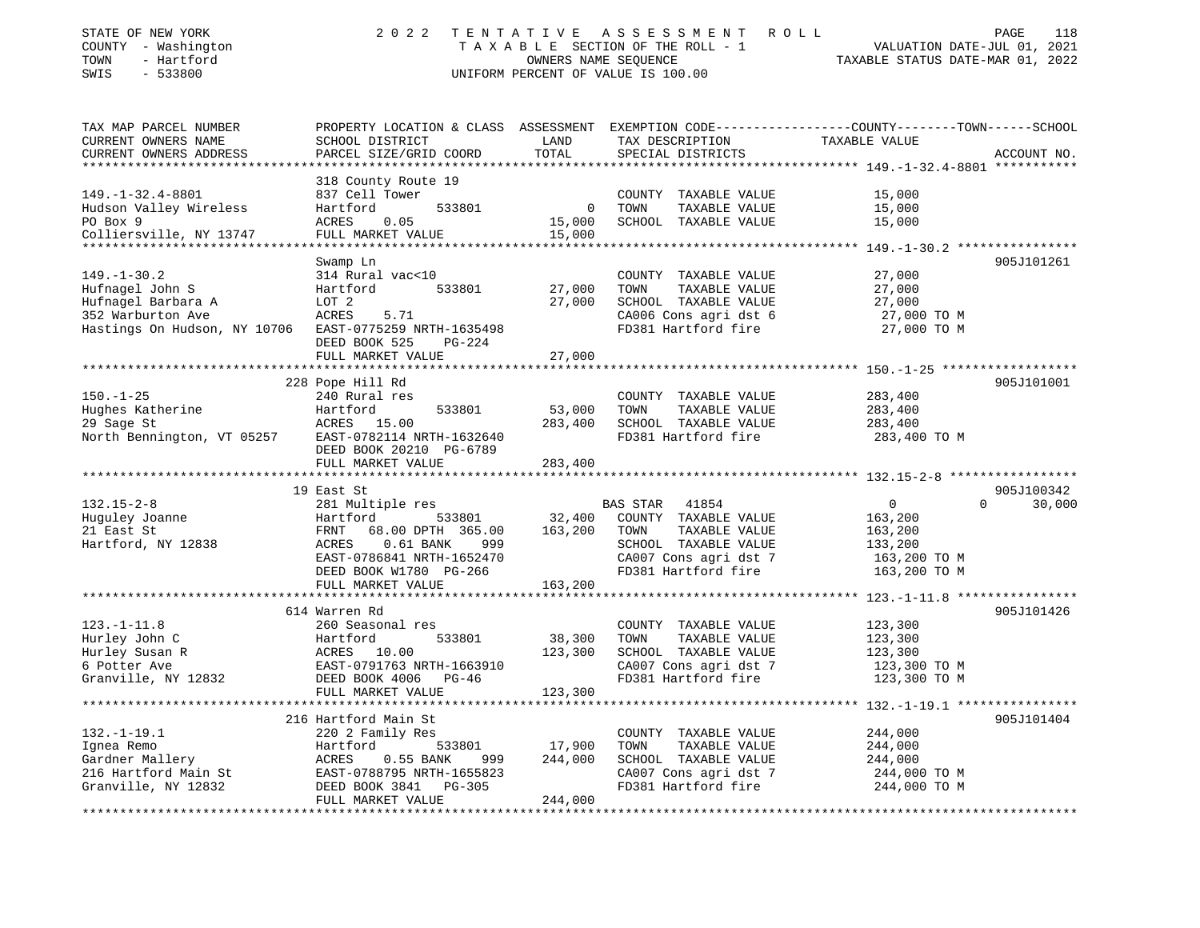STATE OF NEW YORK — 2022 TENTATIVE ASSESSMENT ROLL
COUNTY - Washington — TAXABLE SECTION OF THE ROLL - 1 — VALUATION DATE-JUL 01, 2021
TOWN - Hartford — OWNERS NAME SEQUENCE — TAXABLE STATUS DATE-MAR 01, 2022
SWIS - 533800 — UNIFORM PERCENT OF VALUE IS 100.00

| TAX MAP PARCEL NUMBER / CURRENT OWNERS NAME / CURRENT OWNERS ADDRESS | PROPERTY LOCATION & CLASS / SCHOOL DISTRICT / PARCEL SIZE/GRID COORD | ASSESSMENT LAND | TOTAL | EXEMPTION CODE / TAX DESCRIPTION / SPECIAL DISTRICTS | COUNTY--------TOWN------SCHOOL TAXABLE VALUE | ACCOUNT NO. |
|---|---|---|---|---|---|---|
| **149.-1-32.4-8801** | 318 County Route 19 | | | | | |
| 149.-1-32.4-8801 | 837 Cell Tower | | | COUNTY TAXABLE VALUE | 15,000 | |
| Hudson Valley Wireless | Hartford 533801 | 0 | | TOWN TAXABLE VALUE | 15,000 | |
| PO Box 9 | ACRES 0.05 | | 15,000 | SCHOOL TAXABLE VALUE | 15,000 | |
| Colliersville, NY 13747 | FULL MARKET VALUE | | 15,000 | | | |
| **149.-1-30.2** | Swamp Ln | | | | | 905J101261 |
| 149.-1-30.2 | 314 Rural vac<10 | | | COUNTY TAXABLE VALUE | 27,000 | |
| Hufnagel John S | Hartford 533801 | 27,000 | | TOWN TAXABLE VALUE | 27,000 | |
| Hufnagel Barbara A | LOT 2 | | 27,000 | SCHOOL TAXABLE VALUE | 27,000 | |
| 352 Warburton Ave | ACRES 5.71 | | | CA006 Cons agri dst 6 | 27,000 TO M | |
| Hastings On Hudson, NY 10706 | EAST-0775259 NRTH-1635498 | | | FD381 Hartford fire | 27,000 TO M | |
| | DEED BOOK 525 PG-224 | | | | | |
| | FULL MARKET VALUE | | 27,000 | | | |
| **150.-1-25** | 228 Pope Hill Rd | | | | | 905J101001 |
| 150.-1-25 | 240 Rural res | | | COUNTY TAXABLE VALUE | 283,400 | |
| Hughes Katherine | Hartford 533801 | 53,000 | | TOWN TAXABLE VALUE | 283,400 | |
| 29 Sage St | ACRES 15.00 | | 283,400 | SCHOOL TAXABLE VALUE | 283,400 | |
| North Bennington, VT 05257 | EAST-0782114 NRTH-1632640 | | | FD381 Hartford fire | 283,400 TO M | |
| | DEED BOOK 20210 PG-6789 | | | | | |
| | FULL MARKET VALUE | | 283,400 | | | |
| **132.15-2-8** | 19 East St | | | | | 905J100342 |
| 132.15-2-8 | 281 Multiple res | | | BAS STAR 41854 | 0 0 30,000 | |
| Huguley Joanne | Hartford 533801 | 32,400 | | COUNTY TAXABLE VALUE | 163,200 | |
| 21 East St | FRNT 68.00 DPTH 365.00 | | 163,200 | TOWN TAXABLE VALUE | 163,200 | |
| Hartford, NY 12838 | ACRES 0.61 BANK 999 | | | SCHOOL TAXABLE VALUE | 133,200 | |
| | EAST-0786841 NRTH-1652470 | | | CA007 Cons agri dst 7 | 163,200 TO M | |
| | DEED BOOK W1780 PG-266 | | | FD381 Hartford fire | 163,200 TO M | |
| | FULL MARKET VALUE | | 163,200 | | | |
| **123.-1-11.8** | 614 Warren Rd | | | | | 905J101426 |
| 123.-1-11.8 | 260 Seasonal res | | | COUNTY TAXABLE VALUE | 123,300 | |
| Hurley John C | Hartford 533801 | 38,300 | | TOWN TAXABLE VALUE | 123,300 | |
| Hurley Susan R | ACRES 10.00 | | 123,300 | SCHOOL TAXABLE VALUE | 123,300 | |
| 6 Potter Ave | EAST-0791763 NRTH-1663910 | | | CA007 Cons agri dst 7 | 123,300 TO M | |
| Granville, NY 12832 | DEED BOOK 4006 PG-46 | | | FD381 Hartford fire | 123,300 TO M | |
| | FULL MARKET VALUE | | 123,300 | | | |
| **132.-1-19.1** | 216 Hartford Main St | | | | | 905J101404 |
| 132.-1-19.1 | 220 2 Family Res | | | COUNTY TAXABLE VALUE | 244,000 | |
| Ignea Remo | Hartford 533801 | 17,900 | | TOWN TAXABLE VALUE | 244,000 | |
| Gardner Mallery | ACRES 0.55 BANK 999 | | 244,000 | SCHOOL TAXABLE VALUE | 244,000 | |
| 216 Hartford Main St | EAST-0788795 NRTH-1655823 | | | CA007 Cons agri dst 7 | 244,000 TO M | |
| Granville, NY 12832 | DEED BOOK 3841 PG-305 | | | FD381 Hartford fire | 244,000 TO M | |
| | FULL MARKET VALUE | | 244,000 | | | |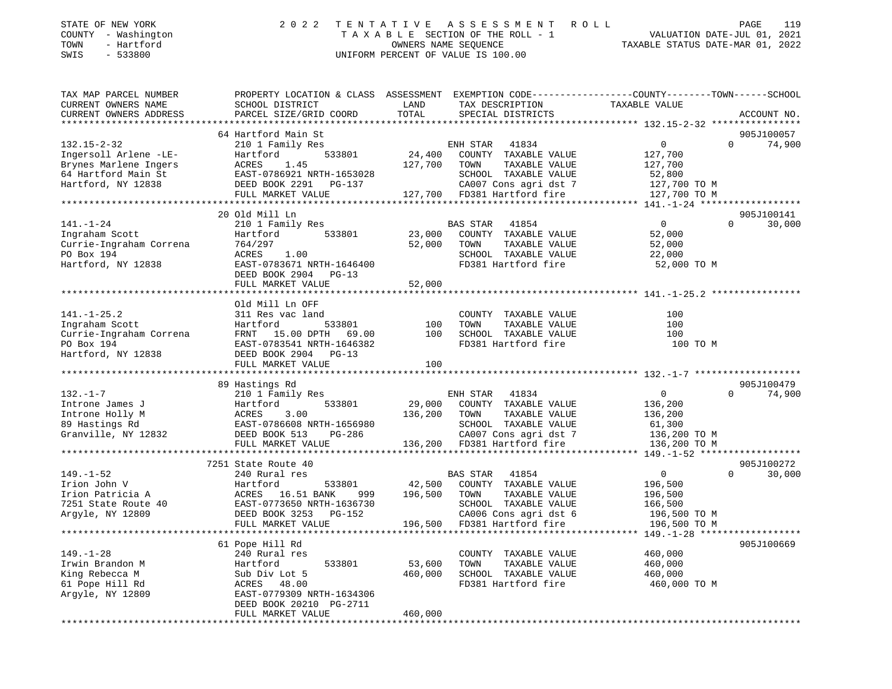STATE OF NEW YORK
COUNTY - Washington
TOWN - Hartford
SWIS - 533800

2022 TENTATIVE ASSESSMENT ROLL
TAXABLE SECTION OF THE ROLL - 1
OWNERS NAME SEQUENCE
UNIFORM PERCENT OF VALUE IS 100.00

VALUATION DATE-JUL 01, 2021
TAXABLE STATUS DATE-MAR 01, 2022

| TAX MAP PARCEL NUMBER / CURRENT OWNERS NAME / CURRENT OWNERS ADDRESS | PROPERTY LOCATION & CLASS / SCHOOL DISTRICT / PARCEL SIZE/GRID COORD | ASSESSMENT LAND / TOTAL | EXEMPTION CODE / TAX DESCRIPTION / SPECIAL DISTRICTS | COUNTY / TOWN / SCHOOL TAXABLE VALUE | ACCOUNT NO. |
|---|---|---|---|---|---|
| **132.15-2-32** | 64 Hartford Main St | | | | 905J100057 |
| 132.15-2-32 | 210 1 Family Res | | ENH STAR 41834 | 0 0 74,900 | |
| Ingersoll Arlene -LE- | Hartford 533801 | 24,400 | COUNTY TAXABLE VALUE | 127,700 | |
| Brynes Marlene Ingers | ACRES 1.45 | 127,700 | TOWN TAXABLE VALUE | 127,700 | |
| 64 Hartford Main St | EAST-0786921 NRTH-1653028 | | SCHOOL TAXABLE VALUE | 52,800 | |
| Hartford, NY 12838 | DEED BOOK 2291 PG-137 | | CA007 Cons agri dst 7 | 127,700 TO M | |
| | FULL MARKET VALUE | 127,700 | FD381 Hartford fire | 127,700 TO M | |
| **141.-1-24** | 20 Old Mill Ln | | | | 905J100141 |
| 141.-1-24 | 210 1 Family Res | | BAS STAR 41854 | 0 0 30,000 | |
| Ingraham Scott | Hartford 533801 | 23,000 | COUNTY TAXABLE VALUE | 52,000 | |
| Currie-Ingraham Correna | 764/297 | 52,000 | TOWN TAXABLE VALUE | 52,000 | |
| PO Box 194 | ACRES 1.00 | | SCHOOL TAXABLE VALUE | 22,000 | |
| Hartford, NY 12838 | EAST-0783671 NRTH-1646400 | | FD381 Hartford fire | 52,000 TO M | |
| | DEED BOOK 2904 PG-13 | | | | |
| | FULL MARKET VALUE | 52,000 | | | |
| **141.-1-25.2** | Old Mill Ln OFF | | | | |
| 141.-1-25.2 | 311 Res vac land | | COUNTY TAXABLE VALUE | 100 | |
| Ingraham Scott | Hartford 533801 | 100 | TOWN TAXABLE VALUE | 100 | |
| Currie-Ingraham Correna | FRNT 15.00 DPTH 69.00 | 100 | SCHOOL TAXABLE VALUE | 100 | |
| PO Box 194 | EAST-0783541 NRTH-1646382 | | FD381 Hartford fire | 100 TO M | |
| Hartford, NY 12838 | DEED BOOK 2904 PG-13 | | | | |
| | FULL MARKET VALUE | 100 | | | |
| **132.-1-7** | 89 Hastings Rd | | | | 905J100479 |
| 132.-1-7 | 210 1 Family Res | | ENH STAR 41834 | 0 0 74,900 | |
| Introne James J | Hartford 533801 | 29,000 | COUNTY TAXABLE VALUE | 136,200 | |
| Introne Holly M | ACRES 3.00 | 136,200 | TOWN TAXABLE VALUE | 136,200 | |
| 89 Hastings Rd | EAST-0786608 NRTH-1656980 | | SCHOOL TAXABLE VALUE | 61,300 | |
| Granville, NY 12832 | DEED BOOK 513 PG-286 | | CA007 Cons agri dst 7 | 136,200 TO M | |
| | FULL MARKET VALUE | 136,200 | FD381 Hartford fire | 136,200 TO M | |
| **149.-1-52** | 7251 State Route 40 | | | | 905J100272 |
| 149.-1-52 | 240 Rural res | | BAS STAR 41854 | 0 0 30,000 | |
| Irion John V | Hartford 533801 | 42,500 | COUNTY TAXABLE VALUE | 196,500 | |
| Irion Patricia A | ACRES 16.51 BANK 999 | 196,500 | TOWN TAXABLE VALUE | 196,500 | |
| 7251 State Route 40 | EAST-0773650 NRTH-1636730 | | SCHOOL TAXABLE VALUE | 166,500 | |
| Argyle, NY 12809 | DEED BOOK 3253 PG-152 | | CA006 Cons agri dst 6 | 196,500 TO M | |
| | FULL MARKET VALUE | 196,500 | FD381 Hartford fire | 196,500 TO M | |
| **149.-1-28** | 61 Pope Hill Rd | | | | 905J100669 |
| 149.-1-28 | 240 Rural res | | COUNTY TAXABLE VALUE | 460,000 | |
| Irwin Brandon M | Hartford 533801 | 53,600 | TOWN TAXABLE VALUE | 460,000 | |
| King Rebecca M | Sub Div Lot 5 | 460,000 | SCHOOL TAXABLE VALUE | 460,000 | |
| 61 Pope Hill Rd | ACRES 48.00 | | FD381 Hartford fire | 460,000 TO M | |
| Argyle, NY 12809 | EAST-0779309 NRTH-1634306 | | | | |
| | DEED BOOK 20210 PG-2711 | | | | |
| | FULL MARKET VALUE | 460,000 | | | |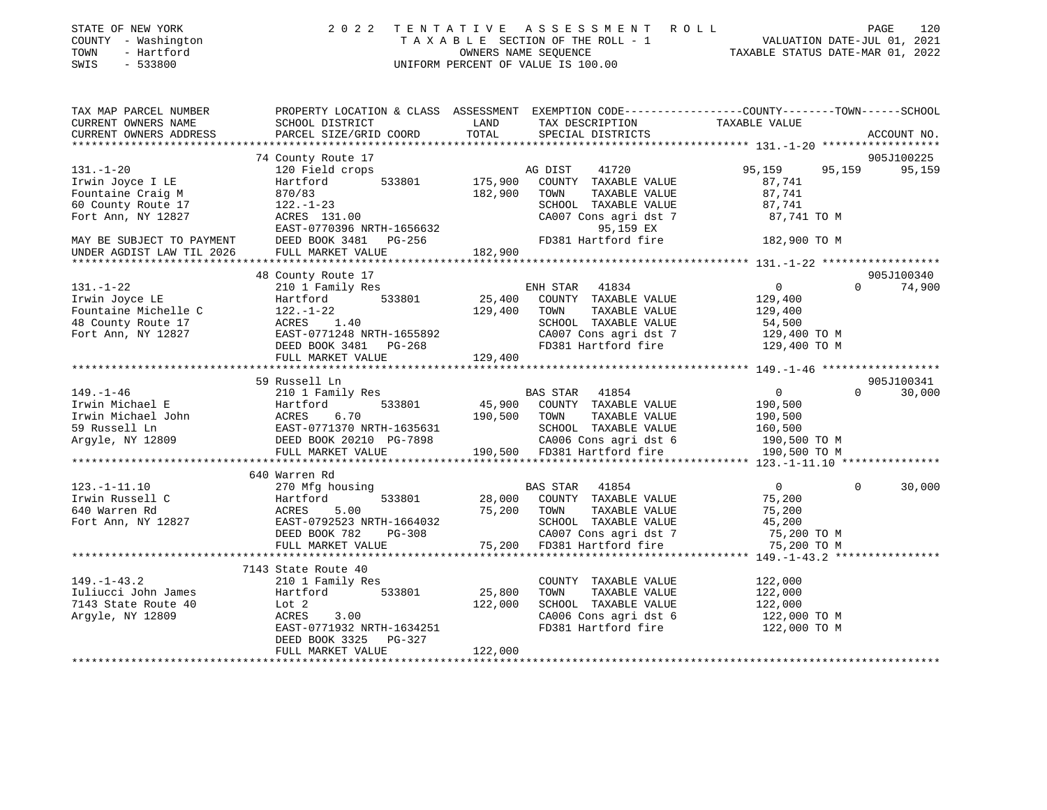STATE OF NEW YORK
COUNTY - Washington
TOWN - Hartford
SWIS - 533800

2 0 2 2 T E N T A T I V E A S S E S S M E N T R O L L
T A X A B L E SECTION OF THE ROLL - 1
OWNERS NAME SEQUENCE
UNIFORM PERCENT OF VALUE IS 100.00

VALUATION DATE-JUL 01, 2021
TAXABLE STATUS DATE-MAR 01, 2022

```
TAX MAP PARCEL NUMBER          PROPERTY LOCATION & CLASS  ASSESSMENT  EXEMPTION CODE------------------COUNTY--------TOWN------SCHOOL
CURRENT OWNERS NAME            SCHOOL DISTRICT               LAND      TAX DESCRIPTION             TAXABLE VALUE
CURRENT OWNERS ADDRESS         PARCEL SIZE/GRID COORD        TOTAL     SPECIAL DISTRICTS                                       ACCOUNT NO.
*********************************************************************************************************** 131.-1-20 ******************
                               74 County Route 17                                                                          905J100225
131.-1-20                      120 Field crops                          AG DIST     41720           95,159      95,159      95,159
Irwin Joyce I LE               Hartford        533801       175,900    COUNTY  TAXABLE VALUE           87,741
Fountaine Craig M              870/83                       182,900    TOWN    TAXABLE VALUE           87,741
60 County Route 17             122.-1-23                               SCHOOL  TAXABLE VALUE           87,741
Fort Ann, NY 12827             ACRES 131.00                            CA007 Cons agri dst 7           87,741 TO M
                               EAST-0770396 NRTH-1656632                     95,159 EX
MAY BE SUBJECT TO PAYMENT      DEED BOOK 3481   PG-256                 FD381 Hartford fire            182,900 TO M
UNDER AGDIST LAW TIL 2026      FULL MARKET VALUE            182,900
*********************************************************************************************************** 131.-1-22 ******************
                               48 County Route 17                                                                          905J100340
131.-1-22                      210 1 Family Res                         ENH STAR    41834                 0           0      74,900
Irwin Joyce LE                 Hartford        533801        25,400    COUNTY  TAXABLE VALUE          129,400
Fountaine Michelle C           122.-1-22                    129,400    TOWN    TAXABLE VALUE          129,400
48 County Route 17             ACRES    1.40                           SCHOOL  TAXABLE VALUE           54,500
Fort Ann, NY 12827             EAST-0771248 NRTH-1655892               CA007 Cons agri dst 7          129,400 TO M
                               DEED BOOK 3481   PG-268                 FD381 Hartford fire            129,400 TO M
                               FULL MARKET VALUE            129,400
*********************************************************************************************************** 149.-1-46 ******************
                               59 Russell Ln                                                                               905J100341
149.-1-46                      210 1 Family Res                         BAS STAR    41854                 0           0      30,000
Irwin Michael E                Hartford        533801        45,900    COUNTY  TAXABLE VALUE          190,500
Irwin Michael John             ACRES    6.70                190,500    TOWN    TAXABLE VALUE          190,500
59 Russell Ln                  EAST-0771370 NRTH-1635631               SCHOOL  TAXABLE VALUE          160,500
Argyle, NY 12809               DEED BOOK 20210 PG-7898                 CA006 Cons agri dst 6          190,500 TO M
                               FULL MARKET VALUE            190,500    FD381 Hartford fire            190,500 TO M
*********************************************************************************************************** 123.-1-11.10 ***************
                               640 Warren Rd
123.-1-11.10                   270 Mfg housing                          BAS STAR    41854                 0           0      30,000
Irwin Russell C                Hartford        533801        28,000    COUNTY  TAXABLE VALUE           75,200
640 Warren Rd                  ACRES    5.00                 75,200    TOWN    TAXABLE VALUE           75,200
Fort Ann, NY 12827             EAST-0792523 NRTH-1664032               SCHOOL  TAXABLE VALUE           45,200
                               DEED BOOK 782    PG-308                 CA007 Cons agri dst 7           75,200 TO M
                               FULL MARKET VALUE             75,200    FD381 Hartford fire             75,200 TO M
*********************************************************************************************************** 149.-1-43.2 ****************
                               7143 State Route 40
149.-1-43.2                    210 1 Family Res                        COUNTY  TAXABLE VALUE          122,000
Iuliucci John James            Hartford        533801        25,800    TOWN    TAXABLE VALUE          122,000
7143 State Route 40            Lot 2                        122,000    SCHOOL  TAXABLE VALUE          122,000
Argyle, NY 12809               ACRES    3.00                           CA006 Cons agri dst 6          122,000 TO M
                               EAST-0771932 NRTH-1634251               FD381 Hartford fire            122,000 TO M
                               DEED BOOK 3325   PG-327
                               FULL MARKET VALUE            122,000
************************************************************************************************************************************
```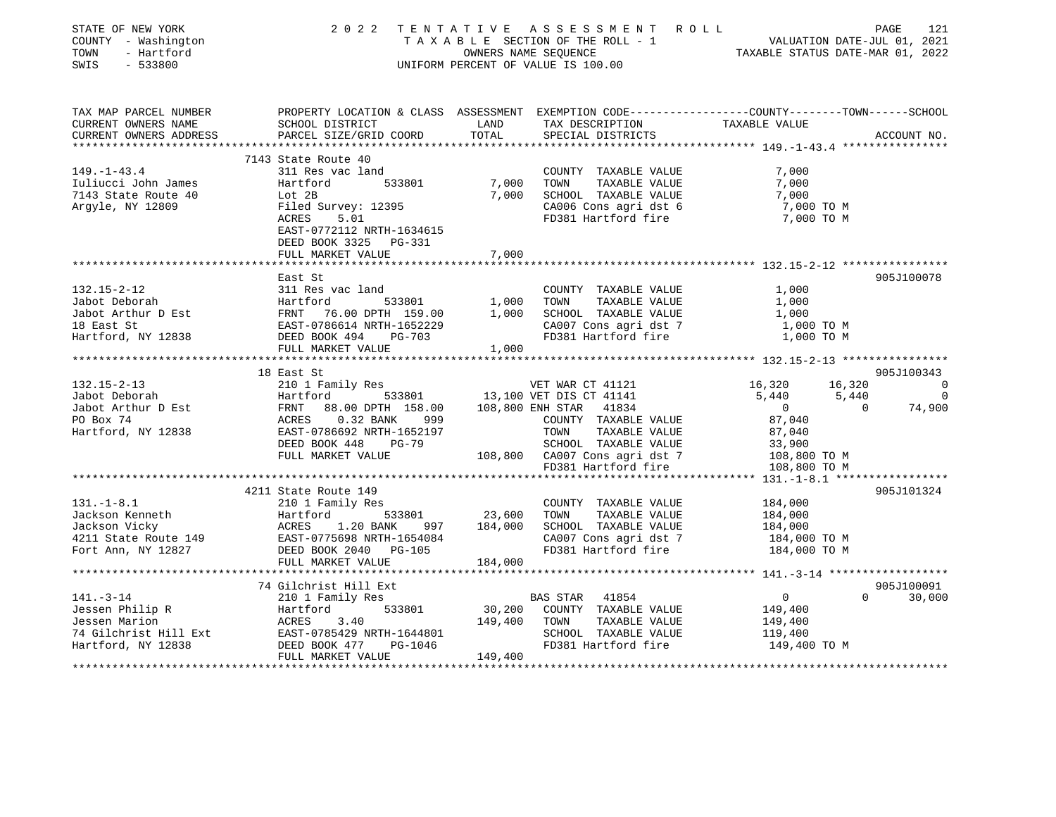STATE OF NEW YORK
COUNTY - Washington
TOWN - Hartford
SWIS - 533800

2022 TENTATIVE ASSESSMENT ROLL
TAXABLE SECTION OF THE ROLL - 1
OWNERS NAME SEQUENCE
UNIFORM PERCENT OF VALUE IS 100.00

VALUATION DATE-JUL 01, 2021
TAXABLE STATUS DATE-MAR 01, 2022

```
TAX MAP PARCEL NUMBER     PROPERTY LOCATION & CLASS  ASSESSMENT  EXEMPTION CODE------------------COUNTY--------TOWN------SCHOOL
CURRENT OWNERS NAME       SCHOOL DISTRICT               LAND      TAX DESCRIPTION              TAXABLE VALUE
CURRENT OWNERS ADDRESS    PARCEL SIZE/GRID COORD        TOTAL     SPECIAL DISTRICTS                                       ACCOUNT NO.
******************************************************************************************************* 149.-1-43.4 ****************
                          7143 State Route 40
149.-1-43.4               311 Res vac land                        COUNTY  TAXABLE VALUE            7,000
Iuliucci John James       Hartford        533801        7,000     TOWN    TAXABLE VALUE            7,000
7143 State Route 40       Lot 2B                        7,000     SCHOOL  TAXABLE VALUE            7,000
Argyle, NY 12809          Filed Survey: 12395                     CA006 Cons agri dst 6             7,000 TO M
                          ACRES     5.01                          FD381 Hartford fire               7,000 TO M
                          EAST-0772112 NRTH-1634615
                          DEED BOOK 3325   PG-331
                          FULL MARKET VALUE             7,000
******************************************************************************************************* 132.15-2-12 ****************
                          East St                                                                                 905J100078
132.15-2-12               311 Res vac land                        COUNTY  TAXABLE VALUE            1,000
Jabot Deborah             Hartford        533801        1,000     TOWN    TAXABLE VALUE            1,000
Jabot Arthur D Est        FRNT   76.00 DPTH 159.00      1,000     SCHOOL  TAXABLE VALUE            1,000
18 East St                EAST-0786614 NRTH-1652229               CA007 Cons agri dst 7             1,000 TO M
Hartford, NY 12838        DEED BOOK 494    PG-703                 FD381 Hartford fire               1,000 TO M
                          FULL MARKET VALUE             1,000
******************************************************************************************************* 132.15-2-13 ****************
                          18 East St                                                                              905J100343
132.15-2-13               210 1 Family Res                        VET WAR CT 41121          16,320      16,320           0
Jabot Deborah             Hartford        533801       13,100 VET DIS CT 41141               5,440       5,440           0
Jabot Arthur D Est        FRNT   88.00 DPTH 158.00    108,800 ENH STAR  41834                    0           0      74,900
PO Box 74                 ACRES     0.32 BANK    999              COUNTY  TAXABLE VALUE           87,040
Hartford, NY 12838        EAST-0786692 NRTH-1652197               TOWN    TAXABLE VALUE           87,040
                          DEED BOOK 448    PG-79                  SCHOOL  TAXABLE VALUE           33,900
                          FULL MARKET VALUE           108,800     CA007 Cons agri dst 7           108,800 TO M
                                                                  FD381 Hartford fire             108,800 TO M
******************************************************************************************************* 131.-1-8.1 *****************
                          4211 State Route 149                                                                    905J101324
131.-1-8.1                210 1 Family Res                        COUNTY  TAXABLE VALUE          184,000
Jackson Kenneth           Hartford        533801       23,600     TOWN    TAXABLE VALUE          184,000
Jackson Vicky             ACRES     1.20 BANK    997  184,000     SCHOOL  TAXABLE VALUE          184,000
4211 State Route 149      EAST-0775698 NRTH-1654084               CA007 Cons agri dst 7           184,000 TO M
Fort Ann, NY 12827        DEED BOOK 2040   PG-105                 FD381 Hartford fire             184,000 TO M
                          FULL MARKET VALUE           184,000
******************************************************************************************************* 141.-3-14 ******************
                          74 Gilchrist Hill Ext                                                                   905J100091
141.-3-14                 210 1 Family Res                        BAS STAR  41854                    0           0      30,000
Jessen Philip R           Hartford        533801       30,200     COUNTY  TAXABLE VALUE          149,400
Jessen Marion             ACRES     3.40              149,400     TOWN    TAXABLE VALUE          149,400
74 Gilchrist Hill Ext     EAST-0785429 NRTH-1644801               SCHOOL  TAXABLE VALUE          119,400
Hartford, NY 12838        DEED BOOK 477    PG-1046                FD381 Hartford fire             149,400 TO M
                          FULL MARKET VALUE           149,400
************************************************************************************************************************************
```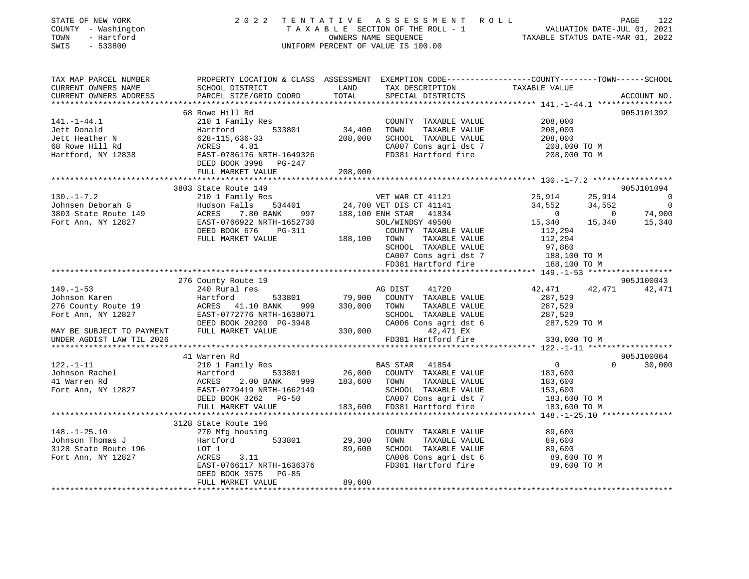STATE OF NEW YORK
COUNTY - Washington
TOWN - Hartford
SWIS - 533800

2022 TENTATIVE ASSESSMENT ROLL
TAXABLE SECTION OF THE ROLL - 1
OWNERS NAME SEQUENCE
UNIFORM PERCENT OF VALUE IS 100.00

VALUATION DATE-JUL 01, 2021
TAXABLE STATUS DATE-MAR 01, 2022

| TAX MAP PARCEL NUMBER / CURRENT OWNERS NAME / CURRENT OWNERS ADDRESS | PROPERTY LOCATION & CLASS / SCHOOL DISTRICT / PARCEL SIZE/GRID COORD | ASSESSMENT LAND | TOTAL | EXEMPTION CODE / TAX DESCRIPTION / SPECIAL DISTRICTS | COUNTY TAXABLE VALUE | TOWN | SCHOOL | ACCOUNT NO. |
|---|---|---|---|---|---|---|---|---|
| 141.-1-44.1 | 68 Rowe Hill Rd | | | | | | | 905J101392 |
| | 210 1 Family Res | | | COUNTY TAXABLE VALUE | 208,000 | | | |
| Jett Donald | Hartford 533801 | 34,400 | | TOWN TAXABLE VALUE | 208,000 | | | |
| Jett Heather N | 628-115,636-33 | | 208,000 | SCHOOL TAXABLE VALUE | 208,000 | | | |
| 68 Rowe Hill Rd | ACRES 4.81 | | | CA007 Cons agri dst 7 | 208,000 TO M | | | |
| Hartford, NY 12838 | EAST-0786176 NRTH-1649326 | | | FD381 Hartford fire | 208,000 TO M | | | |
| | DEED BOOK 3998 PG-247 | | | | | | | |
| | FULL MARKET VALUE | | 208,000 | | | | | |
| 130.-1-7.2 | 3803 State Route 149 | | | | | | | 905J101094 |
| | 210 1 Family Res | | | VET WAR CT 41121 | 25,914 | 25,914 | 0 | |
| Johnsen Deborah G | Hudson Falls 534401 | 24,700 | | VET DIS CT 41141 | 34,552 | 34,552 | 0 | |
| 3803 State Route 149 | ACRES 7.80 BANK 997 | | 188,100 | ENH STAR 41834 | 0 | 0 | 74,900 | |
| Fort Ann, NY 12827 | EAST-0766922 NRTH-1652730 | | | SOL/WINDSY 49500 | 15,340 | 15,340 | 15,340 | |
| | DEED BOOK 676 PG-311 | | | COUNTY TAXABLE VALUE | 112,294 | | | |
| | FULL MARKET VALUE | | 188,100 | TOWN TAXABLE VALUE | 112,294 | | | |
| | | | | SCHOOL TAXABLE VALUE | 97,860 | | | |
| | | | | CA007 Cons agri dst 7 | 188,100 TO M | | | |
| | | | | FD381 Hartford fire | 188,100 TO M | | | |
| 149.-1-53 | 276 County Route 19 | | | | | | | 905J100043 |
| | 240 Rural res | | | AG DIST 41720 | 42,471 | 42,471 | 42,471 | |
| Johnson Karen | Hartford 533801 | 79,900 | | COUNTY TAXABLE VALUE | 287,529 | | | |
| 276 County Route 19 | ACRES 41.10 BANK 999 | | 330,000 | TOWN TAXABLE VALUE | 287,529 | | | |
| Fort Ann, NY 12827 | EAST-0772776 NRTH-1638071 | | | SCHOOL TAXABLE VALUE | 287,529 | | | |
| | DEED BOOK 20200 PG-3948 | | | CA006 Cons agri dst 6 | 287,529 TO M | | | |
| MAY BE SUBJECT TO PAYMENT | FULL MARKET VALUE | | 330,000 | 42,471 EX | | | | |
| UNDER AGDIST LAW TIL 2026 | | | | FD381 Hartford fire | 330,000 TO M | | | |
| 122.-1-11 | 41 Warren Rd | | | | | | | 905J100064 |
| | 210 1 Family Res | | | BAS STAR 41854 | 0 | 0 | 30,000 | |
| Johnson Rachel | Hartford 533801 | 26,000 | | COUNTY TAXABLE VALUE | 183,600 | | | |
| 41 Warren Rd | ACRES 2.00 BANK 999 | | 183,600 | TOWN TAXABLE VALUE | 183,600 | | | |
| Fort Ann, NY 12827 | EAST-0779419 NRTH-1662149 | | | SCHOOL TAXABLE VALUE | 153,600 | | | |
| | DEED BOOK 3262 PG-50 | | | CA007 Cons agri dst 7 | 183,600 TO M | | | |
| | FULL MARKET VALUE | | 183,600 | FD381 Hartford fire | 183,600 TO M | | | |
| 148.-1-25.10 | 3128 State Route 196 | | | | | | | |
| | 270 Mfg housing | | | COUNTY TAXABLE VALUE | 89,600 | | | |
| Johnson Thomas J | Hartford 533801 | 29,300 | | TOWN TAXABLE VALUE | 89,600 | | | |
| 3128 State Route 196 | LOT 1 | | 89,600 | SCHOOL TAXABLE VALUE | 89,600 | | | |
| Fort Ann, NY 12827 | ACRES 3.11 | | | CA006 Cons agri dst 6 | 89,600 TO M | | | |
| | EAST-0766117 NRTH-1636376 | | | FD381 Hartford fire | 89,600 TO M | | | |
| | DEED BOOK 3575 PG-85 | | | | | | | |
| | FULL MARKET VALUE | | 89,600 | | | | | |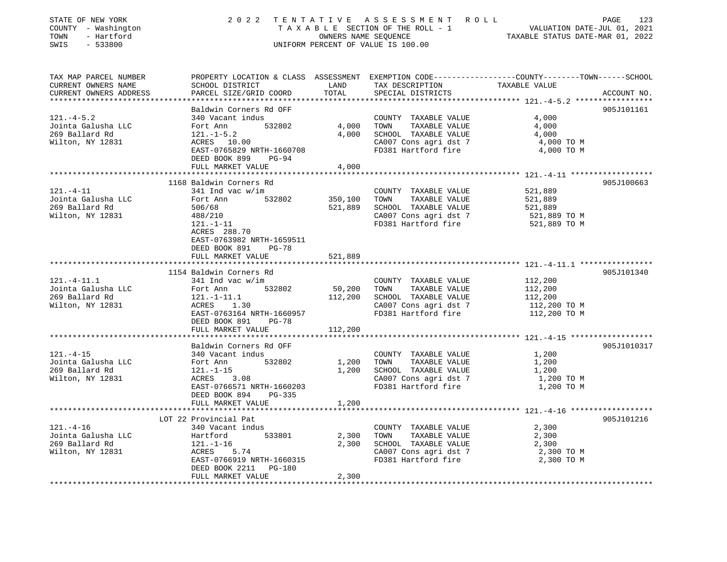STATE OF NEW YORK
COUNTY - Washington
TOWN - Hartford
SWIS - 533800

2022 TENTATIVE ASSESSMENT ROLL
TAXABLE SECTION OF THE ROLL - 1
OWNERS NAME SEQUENCE
UNIFORM PERCENT OF VALUE IS 100.00

VALUATION DATE-JUL 01, 2021
TAXABLE STATUS DATE-MAR 01, 2022

| TAX MAP PARCEL NUMBER / CURRENT OWNERS NAME / CURRENT OWNERS ADDRESS | PROPERTY LOCATION & CLASS / SCHOOL DISTRICT / PARCEL SIZE/GRID COORD | ASSESSMENT LAND | TOTAL | EXEMPTION CODE / TAX DESCRIPTION / SPECIAL DISTRICTS | TAXABLE VALUE (COUNTY--TOWN--SCHOOL) | ACCOUNT NO. |
|---|---|---|---|---|---|---|
| **121.-4-5.2** | Baldwin Corners Rd OFF | | | | | 905J101161 |
| 121.-4-5.2 | 340 Vacant indus | | | COUNTY TAXABLE VALUE | 4,000 | |
| Jointa Galusha LLC | Fort Ann 532802 | 4,000 | | TOWN TAXABLE VALUE | 4,000 | |
| 269 Ballard Rd | 121.-1-5.2 | | 4,000 | SCHOOL TAXABLE VALUE | 4,000 | |
| Wilton, NY 12831 | ACRES 10.00 | | | CA007 Cons agri dst 7 | 4,000 TO M | |
| | EAST-0765829 NRTH-1660708 | | | FD381 Hartford fire | 4,000 TO M | |
| | DEED BOOK 899 PG-94 | | | | | |
| | FULL MARKET VALUE | | 4,000 | | | |
| **121.-4-11** | 1168 Baldwin Corners Rd | | | | | 905J100663 |
| 121.-4-11 | 341 Ind vac w/im | | | COUNTY TAXABLE VALUE | 521,889 | |
| Jointa Galusha LLC | Fort Ann 532802 | 350,100 | | TOWN TAXABLE VALUE | 521,889 | |
| 269 Ballard Rd | 506/68 | | 521,889 | SCHOOL TAXABLE VALUE | 521,889 | |
| Wilton, NY 12831 | 488/210 | | | CA007 Cons agri dst 7 | 521,889 TO M | |
| | 121.-1-11 | | | FD381 Hartford fire | 521,889 TO M | |
| | ACRES 288.70 | | | | | |
| | EAST-0763982 NRTH-1659511 | | | | | |
| | DEED BOOK 891 PG-78 | | | | | |
| | FULL MARKET VALUE | | 521,889 | | | |
| **121.-4-11.1** | 1154 Baldwin Corners Rd | | | | | 905J101340 |
| 121.-4-11.1 | 341 Ind vac w/im | | | COUNTY TAXABLE VALUE | 112,200 | |
| Jointa Galusha LLC | Fort Ann 532802 | 50,200 | | TOWN TAXABLE VALUE | 112,200 | |
| 269 Ballard Rd | 121.-1-11.1 | | 112,200 | SCHOOL TAXABLE VALUE | 112,200 | |
| Wilton, NY 12831 | ACRES 1.30 | | | CA007 Cons agri dst 7 | 112,200 TO M | |
| | EAST-0763164 NRTH-1660957 | | | FD381 Hartford fire | 112,200 TO M | |
| | DEED BOOK 891 PG-78 | | | | | |
| | FULL MARKET VALUE | | 112,200 | | | |
| **121.-4-15** | Baldwin Corners Rd OFF | | | | | 905J1010317 |
| 121.-4-15 | 340 Vacant indus | | | COUNTY TAXABLE VALUE | 1,200 | |
| Jointa Galusha LLC | Fort Ann 532802 | 1,200 | | TOWN TAXABLE VALUE | 1,200 | |
| 269 Ballard Rd | 121.-1-15 | | 1,200 | SCHOOL TAXABLE VALUE | 1,200 | |
| Wilton, NY 12831 | ACRES 3.08 | | | CA007 Cons agri dst 7 | 1,200 TO M | |
| | EAST-0766571 NRTH-1660203 | | | FD381 Hartford fire | 1,200 TO M | |
| | DEED BOOK 894 PG-335 | | | | | |
| | FULL MARKET VALUE | | 1,200 | | | |
| **121.-4-16** | LOT 22 Provincial Pat | | | | | 905J101216 |
| 121.-4-16 | 340 Vacant indus | | | COUNTY TAXABLE VALUE | 2,300 | |
| Jointa Galusha LLC | Hartford 533801 | 2,300 | | TOWN TAXABLE VALUE | 2,300 | |
| 269 Ballard Rd | 121.-1-16 | | 2,300 | SCHOOL TAXABLE VALUE | 2,300 | |
| Wilton, NY 12831 | ACRES 5.74 | | | CA007 Cons agri dst 7 | 2,300 TO M | |
| | EAST-0766919 NRTH-1660315 | | | FD381 Hartford fire | 2,300 TO M | |
| | DEED BOOK 2211 PG-180 | | | | | |
| | FULL MARKET VALUE | | 2,300 | | | |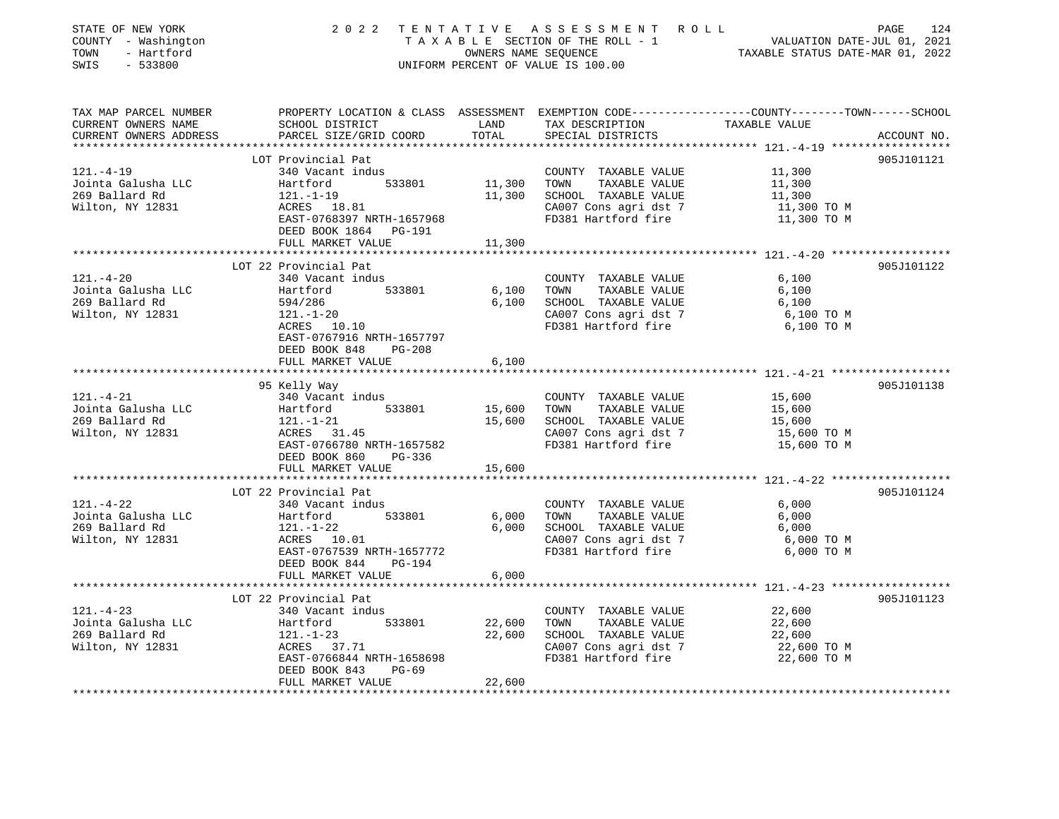STATE OF NEW YORK — COUNTY - Washington — TOWN - Hartford — SWIS - 533800

# 2022 TENTATIVE ASSESSMENT ROLL

TAXABLE SECTION OF THE ROLL - 1 — OWNERS NAME SEQUENCE — UNIFORM PERCENT OF VALUE IS 100.00

VALUATION DATE-JUL 01, 2021 — TAXABLE STATUS DATE-MAR 01, 2022

| TAX MAP PARCEL NUMBER / CURRENT OWNERS NAME / CURRENT OWNERS ADDRESS | PROPERTY LOCATION & CLASS / SCHOOL DISTRICT / PARCEL SIZE/GRID COORD | ASSESSMENT LAND | TOTAL | EXEMPTION CODE / TAX DESCRIPTION / SPECIAL DISTRICTS | TAXABLE VALUE (COUNTY / TOWN / SCHOOL) | ACCOUNT NO. |
|---|---|---|---|---|---|---|
| **121.-4-19** | LOT Provincial Pat | | | | | 905J101121 |
| Jointa Galusha LLC | 340 Vacant indus | | | COUNTY TAXABLE VALUE | 11,300 | |
| 269 Ballard Rd | Hartford 533801 | 11,300 | | TOWN TAXABLE VALUE | 11,300 | |
| Wilton, NY 12831 | 121.-1-19 | | 11,300 | SCHOOL TAXABLE VALUE | 11,300 | |
| | ACRES 18.81 | | | CA007 Cons agri dst 7 | 11,300 TO M | |
| | EAST-0768397 NRTH-1657968 | | | FD381 Hartford fire | 11,300 TO M | |
| | DEED BOOK 1864 PG-191 | | | | | |
| | FULL MARKET VALUE | | 11,300 | | | |
| **121.-4-20** | LOT 22 Provincial Pat | | | | | 905J101122 |
| Jointa Galusha LLC | 340 Vacant indus | | | COUNTY TAXABLE VALUE | 6,100 | |
| 269 Ballard Rd | Hartford 533801 | 6,100 | | TOWN TAXABLE VALUE | 6,100 | |
| Wilton, NY 12831 | 594/286 | | 6,100 | SCHOOL TAXABLE VALUE | 6,100 | |
| | 121.-1-20 | | | CA007 Cons agri dst 7 | 6,100 TO M | |
| | ACRES 10.10 | | | FD381 Hartford fire | 6,100 TO M | |
| | EAST-0767916 NRTH-1657797 | | | | | |
| | DEED BOOK 848 PG-208 | | | | | |
| | FULL MARKET VALUE | | 6,100 | | | |
| **121.-4-21** | 95 Kelly Way | | | | | 905J101138 |
| Jointa Galusha LLC | 340 Vacant indus | | | COUNTY TAXABLE VALUE | 15,600 | |
| 269 Ballard Rd | Hartford 533801 | 15,600 | | TOWN TAXABLE VALUE | 15,600 | |
| Wilton, NY 12831 | 121.-1-21 | | 15,600 | SCHOOL TAXABLE VALUE | 15,600 | |
| | ACRES 31.45 | | | CA007 Cons agri dst 7 | 15,600 TO M | |
| | EAST-0766780 NRTH-1657582 | | | FD381 Hartford fire | 15,600 TO M | |
| | DEED BOOK 860 PG-336 | | | | | |
| | FULL MARKET VALUE | | 15,600 | | | |
| **121.-4-22** | LOT 22 Provincial Pat | | | | | 905J101124 |
| Jointa Galusha LLC | 340 Vacant indus | | | COUNTY TAXABLE VALUE | 6,000 | |
| 269 Ballard Rd | Hartford 533801 | 6,000 | | TOWN TAXABLE VALUE | 6,000 | |
| Wilton, NY 12831 | 121.-1-22 | | 6,000 | SCHOOL TAXABLE VALUE | 6,000 | |
| | ACRES 10.01 | | | CA007 Cons agri dst 7 | 6,000 TO M | |
| | EAST-0767539 NRTH-1657772 | | | FD381 Hartford fire | 6,000 TO M | |
| | DEED BOOK 844 PG-194 | | | | | |
| | FULL MARKET VALUE | | 6,000 | | | |
| **121.-4-23** | LOT 22 Provincial Pat | | | | | 905J101123 |
| Jointa Galusha LLC | 340 Vacant indus | | | COUNTY TAXABLE VALUE | 22,600 | |
| 269 Ballard Rd | Hartford 533801 | 22,600 | | TOWN TAXABLE VALUE | 22,600 | |
| Wilton, NY 12831 | 121.-1-23 | | 22,600 | SCHOOL TAXABLE VALUE | 22,600 | |
| | ACRES 37.71 | | | CA007 Cons agri dst 7 | 22,600 TO M | |
| | EAST-0766844 NRTH-1658698 | | | FD381 Hartford fire | 22,600 TO M | |
| | DEED BOOK 843 PG-69 | | | | | |
| | FULL MARKET VALUE | | 22,600 | | | |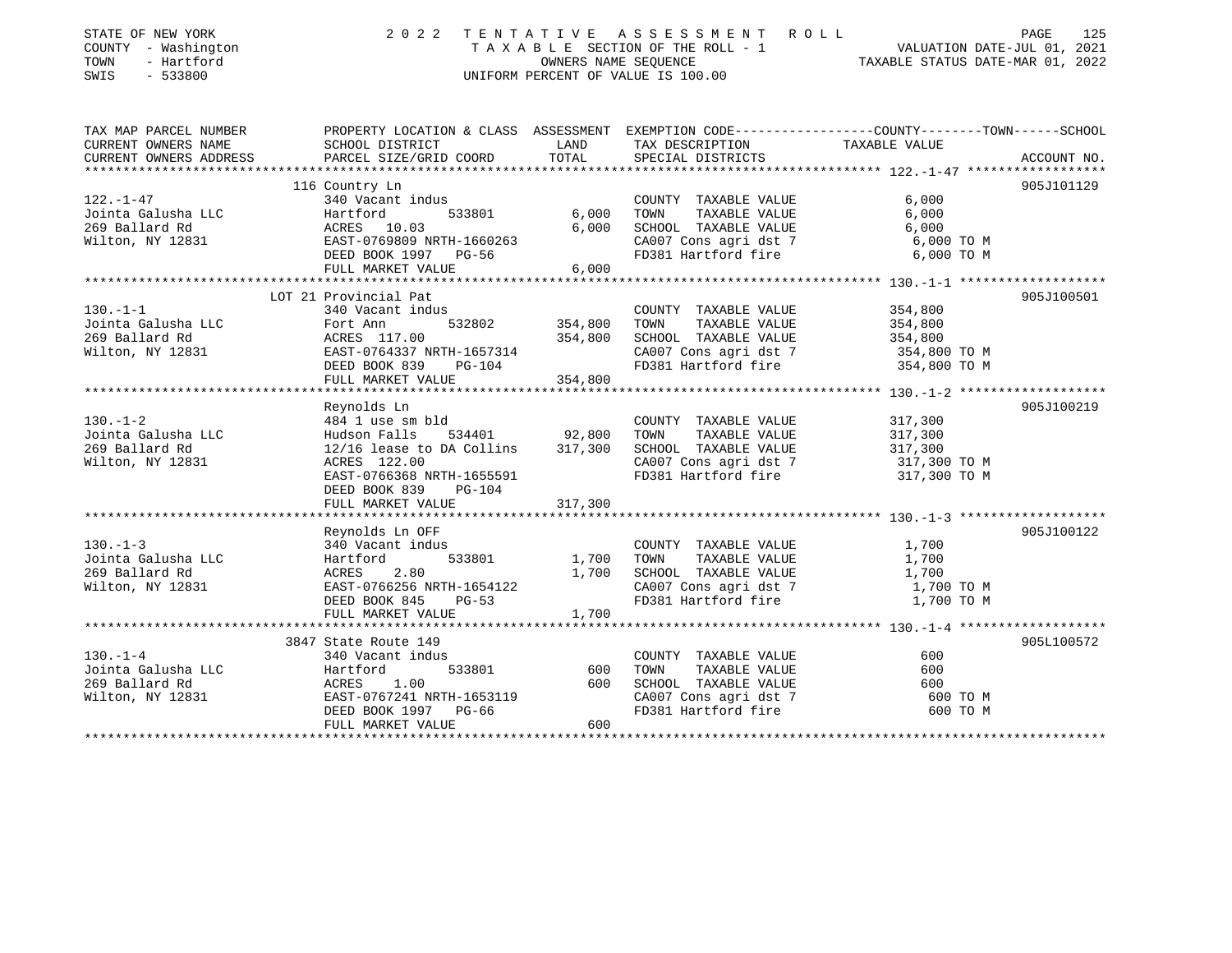STATE OF NEW YORK
COUNTY - Washington
TOWN - Hartford
SWIS - 533800

# 2022 TENTATIVE ASSESSMENT ROLL

TAXABLE SECTION OF THE ROLL - 1
OWNERS NAME SEQUENCE
UNIFORM PERCENT OF VALUE IS 100.00

VALUATION DATE-JUL 01, 2021
TAXABLE STATUS DATE-MAR 01, 2022

| TAX MAP PARCEL NUMBER / CURRENT OWNERS NAME / CURRENT OWNERS ADDRESS | PROPERTY LOCATION & CLASS / SCHOOL DISTRICT / PARCEL SIZE/GRID COORD | ASSESSMENT LAND | TOTAL | EXEMPTION CODE / TAX DESCRIPTION / SPECIAL DISTRICTS | TAXABLE VALUE (COUNTY--TOWN--SCHOOL) | ACCOUNT NO. |
|---|---|---|---|---|---|---|
| | 116 Country Ln | | | | | 905J101129 |
| 122.-1-47 | 340 Vacant indus | | | COUNTY TAXABLE VALUE | 6,000 | |
| Jointa Galusha LLC | Hartford 533801 | 6,000 | | TOWN TAXABLE VALUE | 6,000 | |
| 269 Ballard Rd | ACRES 10.03 | | 6,000 | SCHOOL TAXABLE VALUE | 6,000 | |
| Wilton, NY 12831 | EAST-0769809 NRTH-1660263 | | | CA007 Cons agri dst 7 | 6,000 TO M | |
| | DEED BOOK 1997 PG-56 | | | FD381 Hartford fire | 6,000 TO M | |
| | FULL MARKET VALUE | | 6,000 | | | |
| | LOT 21 Provincial Pat | | | | | 905J100501 |
| 130.-1-1 | 340 Vacant indus | | | COUNTY TAXABLE VALUE | 354,800 | |
| Jointa Galusha LLC | Fort Ann 532802 | 354,800 | | TOWN TAXABLE VALUE | 354,800 | |
| 269 Ballard Rd | ACRES 117.00 | | 354,800 | SCHOOL TAXABLE VALUE | 354,800 | |
| Wilton, NY 12831 | EAST-0764337 NRTH-1657314 | | | CA007 Cons agri dst 7 | 354,800 TO M | |
| | DEED BOOK 839 PG-104 | | | FD381 Hartford fire | 354,800 TO M | |
| | FULL MARKET VALUE | | 354,800 | | | |
| | Reynolds Ln | | | | | 905J100219 |
| 130.-1-2 | 484 1 use sm bld | | | COUNTY TAXABLE VALUE | 317,300 | |
| Jointa Galusha LLC | Hudson Falls 534401 | 92,800 | | TOWN TAXABLE VALUE | 317,300 | |
| 269 Ballard Rd | 12/16 lease to DA Collins | | 317,300 | SCHOOL TAXABLE VALUE | 317,300 | |
| Wilton, NY 12831 | ACRES 122.00 | | | CA007 Cons agri dst 7 | 317,300 TO M | |
| | EAST-0766368 NRTH-1655591 | | | FD381 Hartford fire | 317,300 TO M | |
| | DEED BOOK 839 PG-104 | | | | | |
| | FULL MARKET VALUE | | 317,300 | | | |
| | Reynolds Ln OFF | | | | | 905J100122 |
| 130.-1-3 | 340 Vacant indus | | | COUNTY TAXABLE VALUE | 1,700 | |
| Jointa Galusha LLC | Hartford 533801 | 1,700 | | TOWN TAXABLE VALUE | 1,700 | |
| 269 Ballard Rd | ACRES 2.80 | | 1,700 | SCHOOL TAXABLE VALUE | 1,700 | |
| Wilton, NY 12831 | EAST-0766256 NRTH-1654122 | | | CA007 Cons agri dst 7 | 1,700 TO M | |
| | DEED BOOK 845 PG-53 | | | FD381 Hartford fire | 1,700 TO M | |
| | FULL MARKET VALUE | | 1,700 | | | |
| | 3847 State Route 149 | | | | | 905L100572 |
| 130.-1-4 | 340 Vacant indus | | | COUNTY TAXABLE VALUE | 600 | |
| Jointa Galusha LLC | Hartford 533801 | 600 | | TOWN TAXABLE VALUE | 600 | |
| 269 Ballard Rd | ACRES 1.00 | | 600 | SCHOOL TAXABLE VALUE | 600 | |
| Wilton, NY 12831 | EAST-0767241 NRTH-1653119 | | | CA007 Cons agri dst 7 | 600 TO M | |
| | DEED BOOK 1997 PG-66 | | | FD381 Hartford fire | 600 TO M | |
| | FULL MARKET VALUE | | 600 | | | |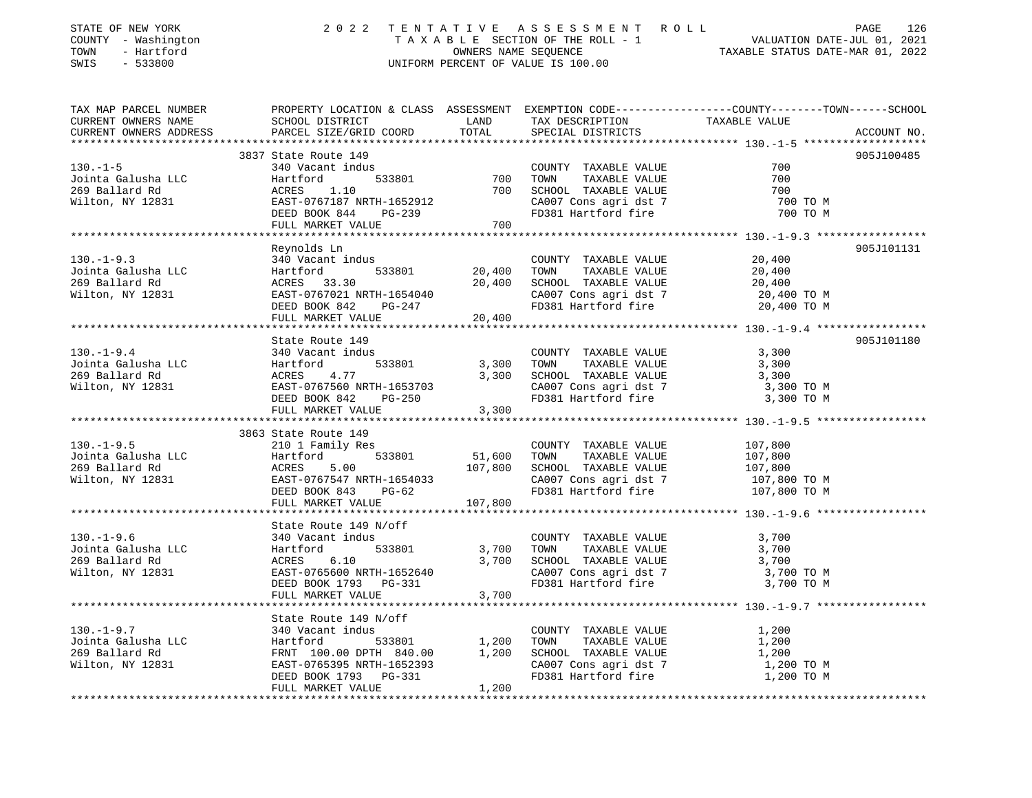STATE OF NEW YORK
COUNTY - Washington
TOWN - Hartford
SWIS - 533800

2022 TENTATIVE ASSESSMENT ROLL
TAXABLE SECTION OF THE ROLL - 1
OWNERS NAME SEQUENCE
UNIFORM PERCENT OF VALUE IS 100.00

VALUATION DATE-JUL 01, 2021
TAXABLE STATUS DATE-MAR 01, 2022

| TAX MAP PARCEL NUMBER / CURRENT OWNERS NAME / CURRENT OWNERS ADDRESS | PROPERTY LOCATION & CLASS / SCHOOL DISTRICT / PARCEL SIZE/GRID COORD | ASSESSMENT LAND / TOTAL | EXEMPTION CODE / TAX DESCRIPTION / SPECIAL DISTRICTS | COUNTY--------TOWN------SCHOOL TAXABLE VALUE | ACCOUNT NO. |
|---|---|---|---|---|---|
| 130.-1-5 | 3837 State Route 149 | | | | 905J100485 |
| | 340 Vacant indus | | COUNTY TAXABLE VALUE | 700 | |
| Jointa Galusha LLC | Hartford 533801 | 700 | TOWN TAXABLE VALUE | 700 | |
| 269 Ballard Rd | ACRES 1.10 | 700 | SCHOOL TAXABLE VALUE | 700 | |
| Wilton, NY 12831 | EAST-0767187 NRTH-1652912 | | CA007 Cons agri dst 7 | 700 TO M | |
| | DEED BOOK 844 PG-239 | | FD381 Hartford fire | 700 TO M | |
| | FULL MARKET VALUE | 700 | | | |
| 130.-1-9.3 | Reynolds Ln | | | | 905J101131 |
| | 340 Vacant indus | | COUNTY TAXABLE VALUE | 20,400 | |
| Jointa Galusha LLC | Hartford 533801 | 20,400 | TOWN TAXABLE VALUE | 20,400 | |
| 269 Ballard Rd | ACRES 33.30 | 20,400 | SCHOOL TAXABLE VALUE | 20,400 | |
| Wilton, NY 12831 | EAST-0767021 NRTH-1654040 | | CA007 Cons agri dst 7 | 20,400 TO M | |
| | DEED BOOK 842 PG-247 | | FD381 Hartford fire | 20,400 TO M | |
| | FULL MARKET VALUE | 20,400 | | | |
| 130.-1-9.4 | State Route 149 | | | | 905J101180 |
| | 340 Vacant indus | | COUNTY TAXABLE VALUE | 3,300 | |
| Jointa Galusha LLC | Hartford 533801 | 3,300 | TOWN TAXABLE VALUE | 3,300 | |
| 269 Ballard Rd | ACRES 4.77 | 3,300 | SCHOOL TAXABLE VALUE | 3,300 | |
| Wilton, NY 12831 | EAST-0767560 NRTH-1653703 | | CA007 Cons agri dst 7 | 3,300 TO M | |
| | DEED BOOK 842 PG-250 | | FD381 Hartford fire | 3,300 TO M | |
| | FULL MARKET VALUE | 3,300 | | | |
| 130.-1-9.5 | 3863 State Route 149 | | | | |
| | 210 1 Family Res | | COUNTY TAXABLE VALUE | 107,800 | |
| Jointa Galusha LLC | Hartford 533801 | 51,600 | TOWN TAXABLE VALUE | 107,800 | |
| 269 Ballard Rd | ACRES 5.00 | 107,800 | SCHOOL TAXABLE VALUE | 107,800 | |
| Wilton, NY 12831 | EAST-0767547 NRTH-1654033 | | CA007 Cons agri dst 7 | 107,800 TO M | |
| | DEED BOOK 843 PG-62 | | FD381 Hartford fire | 107,800 TO M | |
| | FULL MARKET VALUE | 107,800 | | | |
| 130.-1-9.6 | State Route 149 N/off | | | | |
| | 340 Vacant indus | | COUNTY TAXABLE VALUE | 3,700 | |
| Jointa Galusha LLC | Hartford 533801 | 3,700 | TOWN TAXABLE VALUE | 3,700 | |
| 269 Ballard Rd | ACRES 6.10 | 3,700 | SCHOOL TAXABLE VALUE | 3,700 | |
| Wilton, NY 12831 | EAST-0765600 NRTH-1652640 | | CA007 Cons agri dst 7 | 3,700 TO M | |
| | DEED BOOK 1793 PG-331 | | FD381 Hartford fire | 3,700 TO M | |
| | FULL MARKET VALUE | 3,700 | | | |
| 130.-1-9.7 | State Route 149 N/off | | | | |
| | 340 Vacant indus | | COUNTY TAXABLE VALUE | 1,200 | |
| Jointa Galusha LLC | Hartford 533801 | 1,200 | TOWN TAXABLE VALUE | 1,200 | |
| 269 Ballard Rd | FRNT 100.00 DPTH 840.00 | 1,200 | SCHOOL TAXABLE VALUE | 1,200 | |
| Wilton, NY 12831 | EAST-0765395 NRTH-1652393 | | CA007 Cons agri dst 7 | 1,200 TO M | |
| | DEED BOOK 1793 PG-331 | | FD381 Hartford fire | 1,200 TO M | |
| | FULL MARKET VALUE | 1,200 | | | |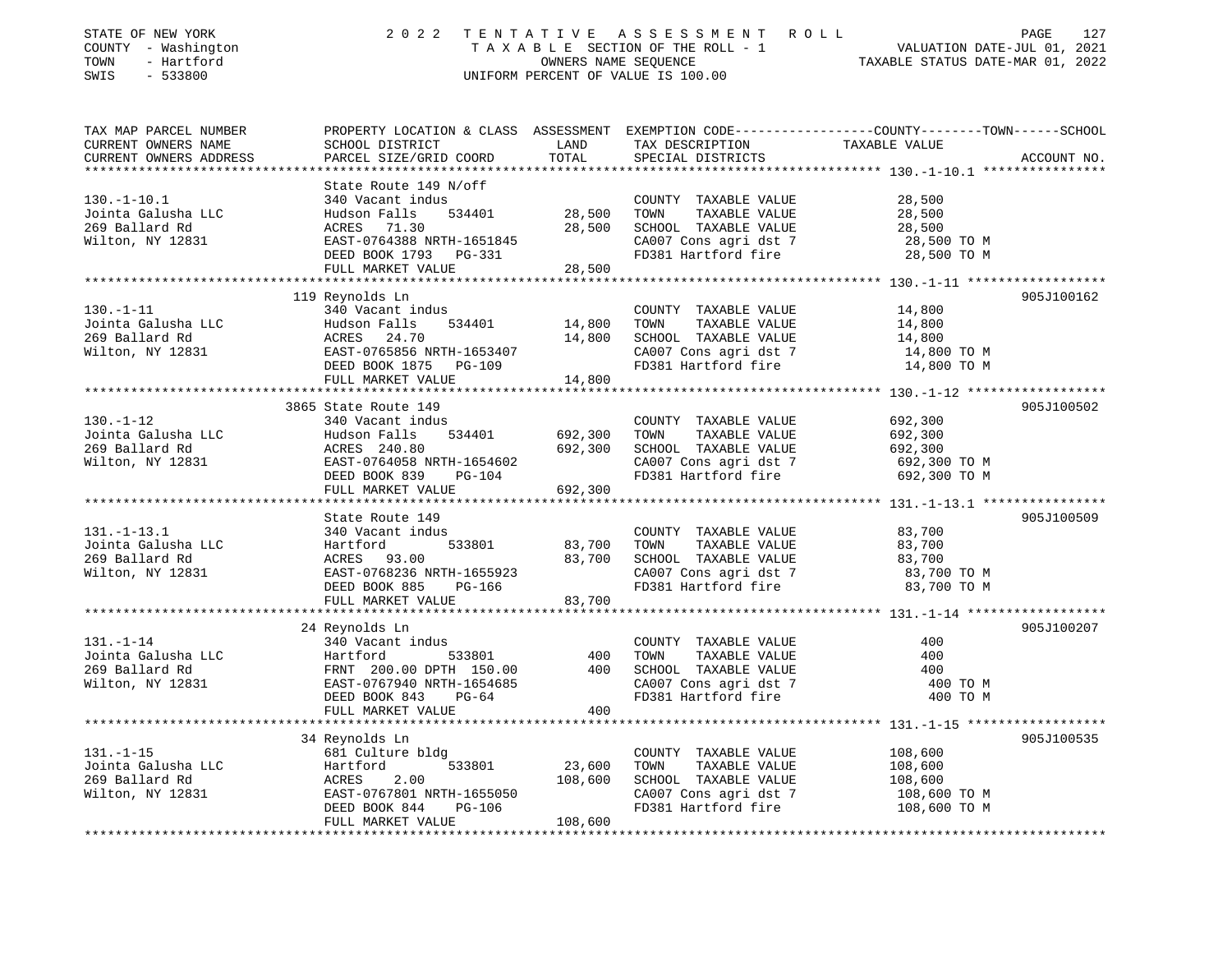STATE OF NEW YORK
COUNTY - Washington
TOWN - Hartford
SWIS - 533800

# 2022 TENTATIVE ASSESSMENT ROLL

TAXABLE SECTION OF THE ROLL - 1
OWNERS NAME SEQUENCE
UNIFORM PERCENT OF VALUE IS 100.00

VALUATION DATE-JUL 01, 2021
TAXABLE STATUS DATE-MAR 01, 2022

| TAX MAP PARCEL NUMBER / CURRENT OWNERS NAME / CURRENT OWNERS ADDRESS | PROPERTY LOCATION & CLASS / SCHOOL DISTRICT / PARCEL SIZE/GRID COORD | ASSESSMENT LAND | TOTAL | EXEMPTION CODE / TAX DESCRIPTION / SPECIAL DISTRICTS | TAXABLE VALUE (COUNTY / TOWN / SCHOOL) | ACCOUNT NO. |
|---|---|---|---|---|---|---|
| 130.-1-10.1 | State Route 149 N/off | | | | | |
| | 340 Vacant indus | | | COUNTY TAXABLE VALUE | 28,500 | |
| Jointa Galusha LLC | Hudson Falls 534401 | 28,500 | | TOWN TAXABLE VALUE | 28,500 | |
| 269 Ballard Rd | ACRES 71.30 | | 28,500 | SCHOOL TAXABLE VALUE | 28,500 | |
| Wilton, NY 12831 | EAST-0764388 NRTH-1651845 | | | CA007 Cons agri dst 7 | 28,500 TO M | |
| | DEED BOOK 1793 PG-331 | | | FD381 Hartford fire | 28,500 TO M | |
| | FULL MARKET VALUE | | 28,500 | | | |
| 130.-1-11 | 119 Reynolds Ln | | | | | 905J100162 |
| | 340 Vacant indus | | | COUNTY TAXABLE VALUE | 14,800 | |
| Jointa Galusha LLC | Hudson Falls 534401 | 14,800 | | TOWN TAXABLE VALUE | 14,800 | |
| 269 Ballard Rd | ACRES 24.70 | | 14,800 | SCHOOL TAXABLE VALUE | 14,800 | |
| Wilton, NY 12831 | EAST-0765856 NRTH-1653407 | | | CA007 Cons agri dst 7 | 14,800 TO M | |
| | DEED BOOK 1875 PG-109 | | | FD381 Hartford fire | 14,800 TO M | |
| | FULL MARKET VALUE | | 14,800 | | | |
| 130.-1-12 | 3865 State Route 149 | | | | | 905J100502 |
| | 340 Vacant indus | | | COUNTY TAXABLE VALUE | 692,300 | |
| Jointa Galusha LLC | Hudson Falls 534401 | 692,300 | | TOWN TAXABLE VALUE | 692,300 | |
| 269 Ballard Rd | ACRES 240.80 | | 692,300 | SCHOOL TAXABLE VALUE | 692,300 | |
| Wilton, NY 12831 | EAST-0764058 NRTH-1654602 | | | CA007 Cons agri dst 7 | 692,300 TO M | |
| | DEED BOOK 839 PG-104 | | | FD381 Hartford fire | 692,300 TO M | |
| | FULL MARKET VALUE | | 692,300 | | | |
| 131.-1-13.1 | State Route 149 | | | | | 905J100509 |
| | 340 Vacant indus | | | COUNTY TAXABLE VALUE | 83,700 | |
| Jointa Galusha LLC | Hartford 533801 | 83,700 | | TOWN TAXABLE VALUE | 83,700 | |
| 269 Ballard Rd | ACRES 93.00 | | 83,700 | SCHOOL TAXABLE VALUE | 83,700 | |
| Wilton, NY 12831 | EAST-0768236 NRTH-1655923 | | | CA007 Cons agri dst 7 | 83,700 TO M | |
| | DEED BOOK 885 PG-166 | | | FD381 Hartford fire | 83,700 TO M | |
| | FULL MARKET VALUE | | 83,700 | | | |
| 131.-1-14 | 24 Reynolds Ln | | | | | 905J100207 |
| | 340 Vacant indus | | | COUNTY TAXABLE VALUE | 400 | |
| Jointa Galusha LLC | Hartford 533801 | 400 | | TOWN TAXABLE VALUE | 400 | |
| 269 Ballard Rd | FRNT 200.00 DPTH 150.00 | | 400 | SCHOOL TAXABLE VALUE | 400 | |
| Wilton, NY 12831 | EAST-0767940 NRTH-1654685 | | | CA007 Cons agri dst 7 | 400 TO M | |
| | DEED BOOK 843 PG-64 | | | FD381 Hartford fire | 400 TO M | |
| | FULL MARKET VALUE | | 400 | | | |
| 131.-1-15 | 34 Reynolds Ln | | | | | 905J100535 |
| | 681 Culture bldg | | | COUNTY TAXABLE VALUE | 108,600 | |
| Jointa Galusha LLC | Hartford 533801 | 23,600 | | TOWN TAXABLE VALUE | 108,600 | |
| 269 Ballard Rd | ACRES 2.00 | | 108,600 | SCHOOL TAXABLE VALUE | 108,600 | |
| Wilton, NY 12831 | EAST-0767801 NRTH-1655050 | | | CA007 Cons agri dst 7 | 108,600 TO M | |
| | DEED BOOK 844 PG-106 | | | FD381 Hartford fire | 108,600 TO M | |
| | FULL MARKET VALUE | | 108,600 | | | |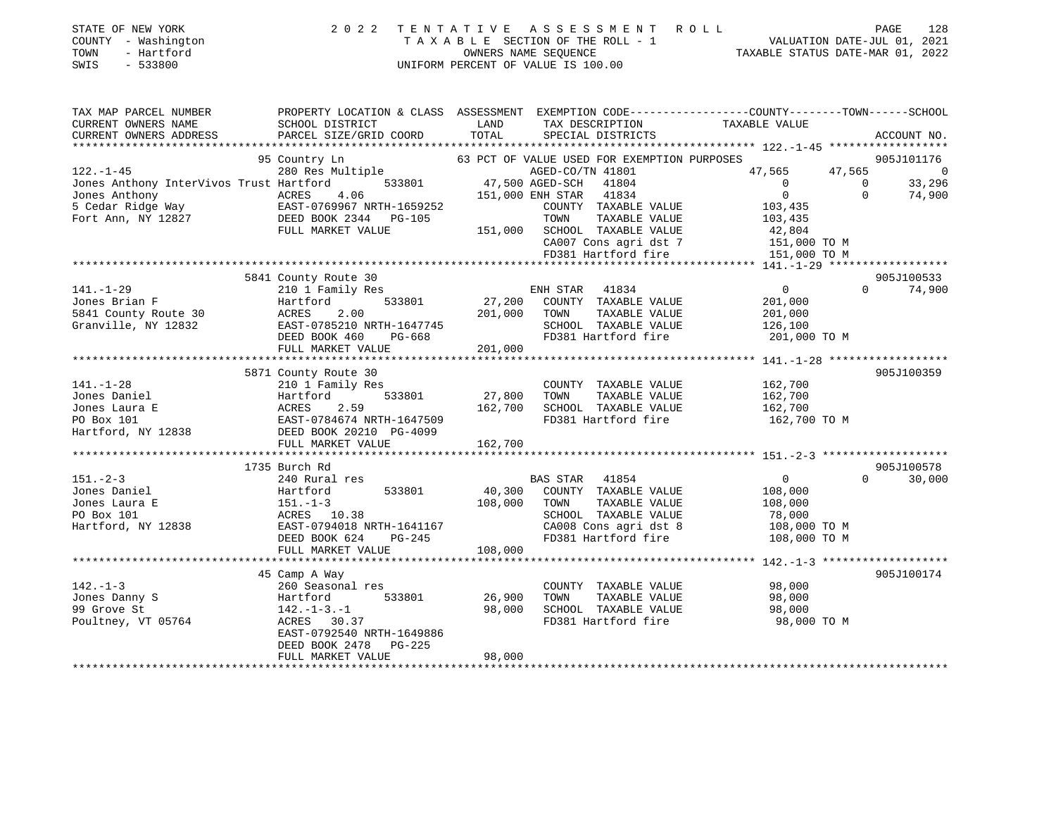STATE OF NEW YORK
COUNTY - Washington
TOWN - Hartford
SWIS - 533800

2 0 2 2 TENTATIVE ASSESSMENT ROLL
TAXABLE SECTION OF THE ROLL - 1
OWNERS NAME SEQUENCE
UNIFORM PERCENT OF VALUE IS 100.00

VALUATION DATE-JUL 01, 2021
TAXABLE STATUS DATE-MAR 01, 2022

```
TAX MAP PARCEL NUMBER     PROPERTY LOCATION & CLASS  ASSESSMENT  EXEMPTION CODE------------------COUNTY--------TOWN------SCHOOL
CURRENT OWNERS NAME       SCHOOL DISTRICT              LAND       TAX DESCRIPTION              TAXABLE VALUE
CURRENT OWNERS ADDRESS    PARCEL SIZE/GRID COORD       TOTAL      SPECIAL DISTRICTS                                     ACCOUNT NO.
******************************************************************************************************* 122.-1-45 ******************
                          95 Country Ln               63 PCT OF VALUE USED FOR EXEMPTION PURPOSES                       905J101176
122.-1-45                 280 Res Multiple                 AGED-CO/TN 41801             47,565      47,565           0
Jones Anthony InterVivos Trust Hartford     533801    47,500 AGED-SCH  41804                  0           0      33,296
Jones Anthony             ACRES    4.06              151,000 ENH STAR  41834                  0           0      74,900
5 Cedar Ridge Way         EAST-0769967 NRTH-1659252         COUNTY  TAXABLE VALUE        103,435
Fort Ann, NY 12827        DEED BOOK 2344   PG-105           TOWN    TAXABLE VALUE        103,435
                          FULL MARKET VALUE          151,000 SCHOOL  TAXABLE VALUE         42,804
                                                             CA007 Cons agri dst 7        151,000 TO M
                                                             FD381 Hartford fire          151,000 TO M
******************************************************************************************************* 141.-1-29 ******************
                          5841 County Route 30                                                                  905J100533
141.-1-29                 210 1 Family Res                 ENH STAR  41834                  0           0      74,900
Jones Brian F             Hartford     533801      27,200   COUNTY  TAXABLE VALUE        201,000
5841 County Route 30      ACRES    2.00             201,000   TOWN    TAXABLE VALUE        201,000
Granville, NY 12832       EAST-0785210 NRTH-1647745         SCHOOL  TAXABLE VALUE        126,100
                          DEED BOOK 460    PG-668           FD381 Hartford fire          201,000 TO M
                          FULL MARKET VALUE          201,000
******************************************************************************************************* 141.-1-28 ******************
                          5871 County Route 30                                                                  905J100359
141.-1-28                 210 1 Family Res                 COUNTY  TAXABLE VALUE        162,700
Jones Daniel              Hartford     533801      27,800   TOWN    TAXABLE VALUE        162,700
Jones Laura E             ACRES    2.59             162,700   SCHOOL  TAXABLE VALUE        162,700
PO Box 101                EAST-0784674 NRTH-1647509         FD381 Hartford fire          162,700 TO M
Hartford, NY 12838        DEED BOOK 20210 PG-4099
                          FULL MARKET VALUE          162,700
******************************************************************************************************* 151.-2-3 *******************
                          1735 Burch Rd                                                                         905J100578
151.-2-3                  240 Rural res                    BAS STAR  41854                  0           0      30,000
Jones Daniel              Hartford     533801      40,300   COUNTY  TAXABLE VALUE        108,000
Jones Laura E             151.-1-3                  108,000   TOWN    TAXABLE VALUE        108,000
PO Box 101                ACRES   10.38                      SCHOOL  TAXABLE VALUE         78,000
Hartford, NY 12838        EAST-0794018 NRTH-1641167         CA008 Cons agri dst 8        108,000 TO M
                          DEED BOOK 624    PG-245           FD381 Hartford fire          108,000 TO M
                          FULL MARKET VALUE          108,000
******************************************************************************************************* 142.-1-3 *******************
                          45 Camp A Way                                                                         905J100174
142.-1-3                  260 Seasonal res                 COUNTY  TAXABLE VALUE         98,000
Jones Danny S             Hartford     533801      26,900   TOWN    TAXABLE VALUE         98,000
99 Grove St               142.-1-3.-1                98,000   SCHOOL  TAXABLE VALUE         98,000
Poultney, VT 05764        ACRES   30.37                      FD381 Hartford fire           98,000 TO M
                          EAST-0792540 NRTH-1649886
                          DEED BOOK 2478   PG-225
                          FULL MARKET VALUE           98,000
************************************************************************************************************************************
```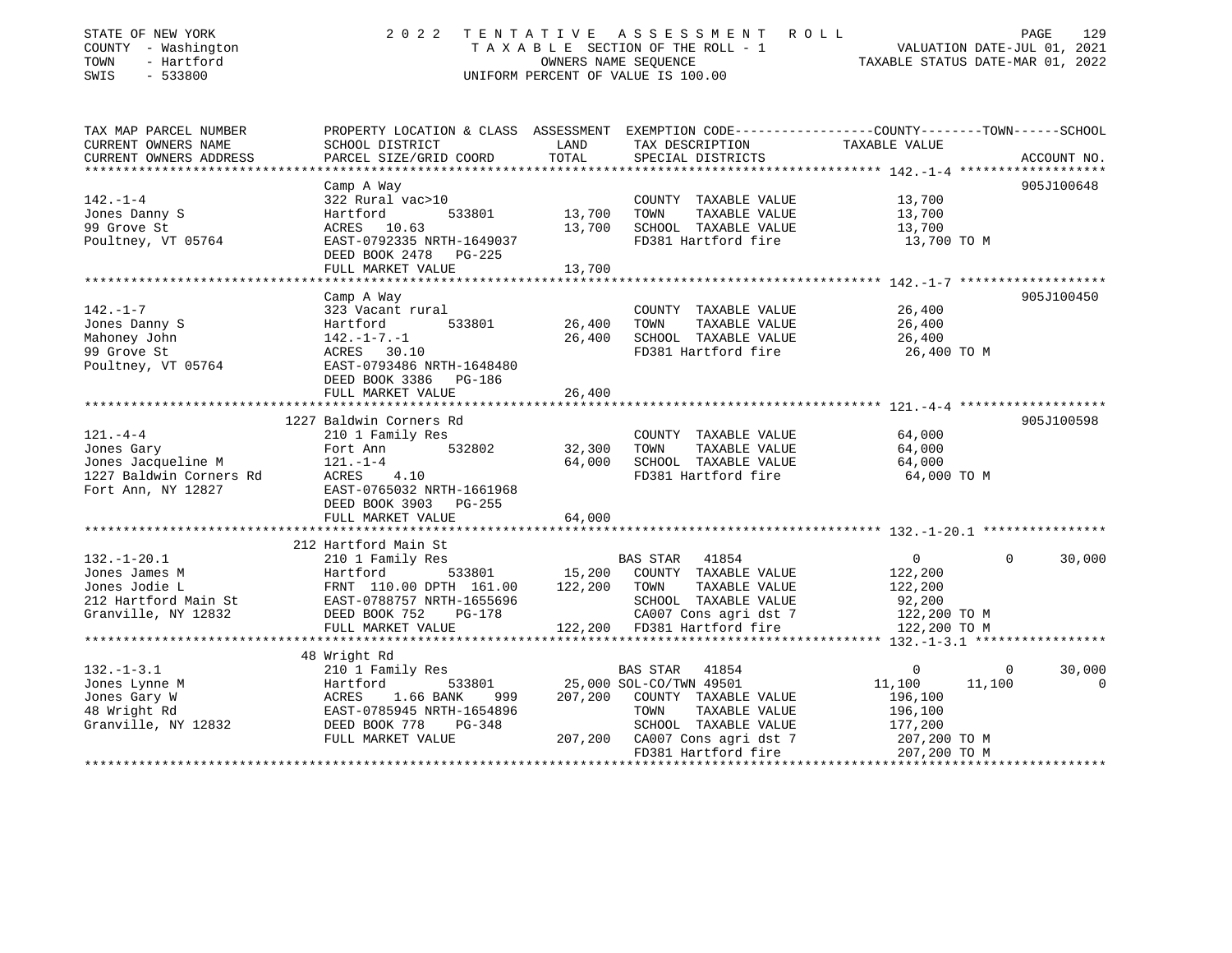STATE OF NEW YORK | 2022 TENTATIVE ASSESSMENT ROLL | VALUATION DATE-JUL 01, 2021
COUNTY - Washington | TAXABLE SECTION OF THE ROLL - 1 | TAXABLE STATUS DATE-MAR 01, 2022
TOWN - Hartford | OWNERS NAME SEQUENCE
SWIS - 533800 | UNIFORM PERCENT OF VALUE IS 100.00

```
TAX MAP PARCEL NUMBER     PROPERTY LOCATION & CLASS  ASSESSMENT  EXEMPTION CODE-----------------COUNTY--------TOWN------SCHOOL
CURRENT OWNERS NAME       SCHOOL DISTRICT               LAND      TAX DESCRIPTION              TAXABLE VALUE
CURRENT OWNERS ADDRESS    PARCEL SIZE/GRID COORD        TOTAL     SPECIAL DISTRICTS                                    ACCOUNT NO.
******************************************************************************************************* 142.-1-4 *******************
                          Camp A Way                                                                                  905J100648
142.-1-4                  322 Rural vac>10                        COUNTY  TAXABLE VALUE          13,700
Jones Danny S             Hartford       533801        13,700     TOWN    TAXABLE VALUE          13,700
99 Grove St               ACRES  10.63                 13,700     SCHOOL  TAXABLE VALUE          13,700
Poultney, VT 05764        EAST-0792335 NRTH-1649037               FD381 Hartford fire             13,700 TO M
                          DEED BOOK 2478   PG-225
                          FULL MARKET VALUE            13,700
******************************************************************************************************* 142.-1-7 *******************
                          Camp A Way                                                                                  905J100450
142.-1-7                  323 Vacant rural                        COUNTY  TAXABLE VALUE          26,400
Jones Danny S             Hartford       533801        26,400     TOWN    TAXABLE VALUE          26,400
Mahoney John              142.-1-7.-1                  26,400     SCHOOL  TAXABLE VALUE          26,400
99 Grove St               ACRES  30.10                            FD381 Hartford fire             26,400 TO M
Poultney, VT 05764        EAST-0793486 NRTH-1648480
                          DEED BOOK 3386   PG-186
                          FULL MARKET VALUE            26,400
******************************************************************************************************* 121.-4-4 *******************
                     1227 Baldwin Corners Rd                                                                          905J100598
121.-4-4                  210 1 Family Res                        COUNTY  TAXABLE VALUE          64,000
Jones Gary                Fort Ann       532802        32,300     TOWN    TAXABLE VALUE          64,000
Jones Jacqueline M        121.-1-4                     64,000     SCHOOL  TAXABLE VALUE          64,000
1227 Baldwin Corners Rd   ACRES   4.10                            FD381 Hartford fire             64,000 TO M
Fort Ann, NY 12827        EAST-0765032 NRTH-1661968
                          DEED BOOK 3903   PG-255
                          FULL MARKET VALUE            64,000
******************************************************************************************************* 132.-1-20.1 ****************
                      212 Hartford Main St
132.-1-20.1               210 1 Family Res                        BAS STAR   41854                    0         0       30,000
Jones James M             Hartford       533801        15,200     COUNTY  TAXABLE VALUE         122,200
Jones Jodie L             FRNT 110.00 DPTH 161.00     122,200     TOWN    TAXABLE VALUE         122,200
212 Hartford Main St      EAST-0788757 NRTH-1655696               SCHOOL  TAXABLE VALUE          92,200
Granville, NY 12832       DEED BOOK 752    PG-178                 CA007 Cons agri dst 7          122,200 TO M
                          FULL MARKET VALUE           122,200     FD381 Hartford fire            122,200 TO M
******************************************************************************************************* 132.-1-3.1 *****************
                       48 Wright Rd
132.-1-3.1                210 1 Family Res                        BAS STAR   41854                    0         0       30,000
Jones Lynne M             Hartford       533801        25,000     SOL-CO/TWN 49501               11,100    11,100            0
Jones Gary W              ACRES   1.66 BANK    999    207,200     COUNTY  TAXABLE VALUE         196,100
48 Wright Rd              EAST-0785945 NRTH-1654896               TOWN    TAXABLE VALUE         196,100
Granville, NY 12832       DEED BOOK 778    PG-348                 SCHOOL  TAXABLE VALUE         177,200
                          FULL MARKET VALUE           207,200     CA007 Cons agri dst 7          207,200 TO M
                                                                  FD381 Hartford fire            207,200 TO M
************************************************************************************************************************************
```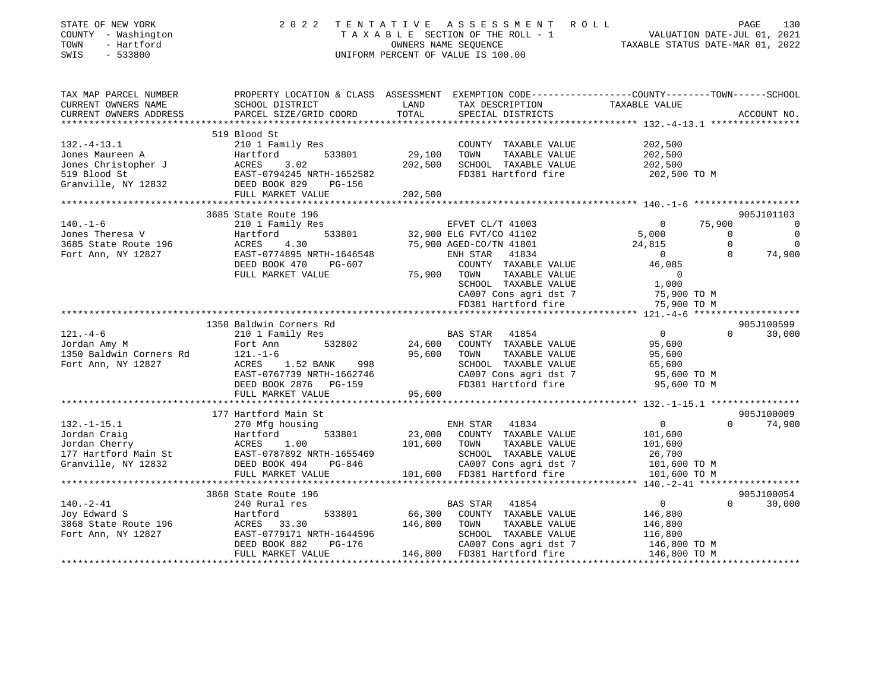STATE OF NEW YORK
COUNTY - Washington
TOWN - Hartford
SWIS - 533800

# 2022 TENTATIVE ASSESSMENT ROLL

TAXABLE SECTION OF THE ROLL - 1
OWNERS NAME SEQUENCE
UNIFORM PERCENT OF VALUE IS 100.00

VALUATION DATE-JUL 01, 2021
TAXABLE STATUS DATE-MAR 01, 2022

```
TAX MAP PARCEL NUMBER          PROPERTY LOCATION & CLASS  ASSESSMENT  EXEMPTION CODE-----------------COUNTY--------TOWN------SCHOOL
CURRENT OWNERS NAME            SCHOOL DISTRICT              LAND       TAX DESCRIPTION             TAXABLE VALUE
CURRENT OWNERS ADDRESS         PARCEL SIZE/GRID COORD       TOTAL      SPECIAL DISTRICTS                                    ACCOUNT NO.
******************************************************************************************************* 132.-4-13.1 ****************
                               519 Blood St
132.-4-13.1                    210 1 Family Res                        COUNTY  TAXABLE VALUE          202,500
Jones Maureen A                Hartford       533801      29,100       TOWN    TAXABLE VALUE          202,500
Jones Christopher J            ACRES    3.02              202,500      SCHOOL  TAXABLE VALUE          202,500
519 Blood St                   EAST-0794245 NRTH-1652582               FD381 Hartford fire            202,500 TO M
Granville, NY 12832            DEED BOOK 829    PG-156
                               FULL MARKET VALUE          202,500
******************************************************************************************************* 140.-1-6 *******************
                               3685 State Route 196                                                                    905J101103
140.-1-6                       210 1 Family Res                        EFVET CL/T 41003               0        75,900           0
Jones Theresa V                Hartford       533801      32,900 ELG FVT/CO 41102                  5,000            0           0
3685 State Route 196           ACRES    4.30               75,900 AGED-CO/TN 41801                24,815            0           0
Fort Ann, NY 12827             EAST-0774895 NRTH-1646548               ENH STAR  41834                0             0      74,900
                               DEED BOOK 470    PG-607                 COUNTY  TAXABLE VALUE           46,085
                               FULL MARKET VALUE           75,900      TOWN    TAXABLE VALUE                0
                                                                       SCHOOL  TAXABLE VALUE            1,000
                                                                       CA007 Cons agri dst 7           75,900 TO M
                                                                       FD381 Hartford fire             75,900 TO M
******************************************************************************************************* 121.-4-6 *******************
                               1350 Baldwin Corners Rd                                                                 905J100599
121.-4-6                       210 1 Family Res                        BAS STAR  41854                0             0      30,000
Jordan Amy M                   Fort Ann       532802      24,600       COUNTY  TAXABLE VALUE           95,600
1350 Baldwin Corners Rd        121.-1-6                    95,600      TOWN    TAXABLE VALUE           95,600
Fort Ann, NY 12827             ACRES    1.52 BANK    998               SCHOOL  TAXABLE VALUE           65,600
                               EAST-0767739 NRTH-1662746               CA007 Cons agri dst 7           95,600 TO M
                               DEED BOOK 2876   PG-159                 FD381 Hartford fire             95,600 TO M
                               FULL MARKET VALUE           95,600
******************************************************************************************************* 132.-1-15.1 ****************
                               177 Hartford Main St                                                                    905J100009
132.-1-15.1                    270 Mfg housing                         ENH STAR  41834                0             0      74,900
Jordan Craig                   Hartford       533801      23,000       COUNTY  TAXABLE VALUE          101,600
Jordan Cherry                  ACRES    1.00              101,600      TOWN    TAXABLE VALUE          101,600
177 Hartford Main St           EAST-0787892 NRTH-1655469               SCHOOL  TAXABLE VALUE           26,700
Granville, NY 12832            DEED BOOK 494    PG-846                 CA007 Cons agri dst 7          101,600 TO M
                               FULL MARKET VALUE          101,600      FD381 Hartford fire            101,600 TO M
******************************************************************************************************* 140.-2-41 ******************
                               3868 State Route 196                                                                    905J100054
140.-2-41                      240 Rural res                           BAS STAR  41854                0             0      30,000
Joy Edward S                   Hartford       533801      66,300       COUNTY  TAXABLE VALUE          146,800
3868 State Route 196           ACRES   33.30              146,800      TOWN    TAXABLE VALUE          146,800
Fort Ann, NY 12827             EAST-0779171 NRTH-1644596               SCHOOL  TAXABLE VALUE          116,800
                               DEED BOOK 882    PG-176                 CA007 Cons agri dst 7          146,800 TO M
                               FULL MARKET VALUE          146,800      FD381 Hartford fire            146,800 TO M
************************************************************************************************************************************
```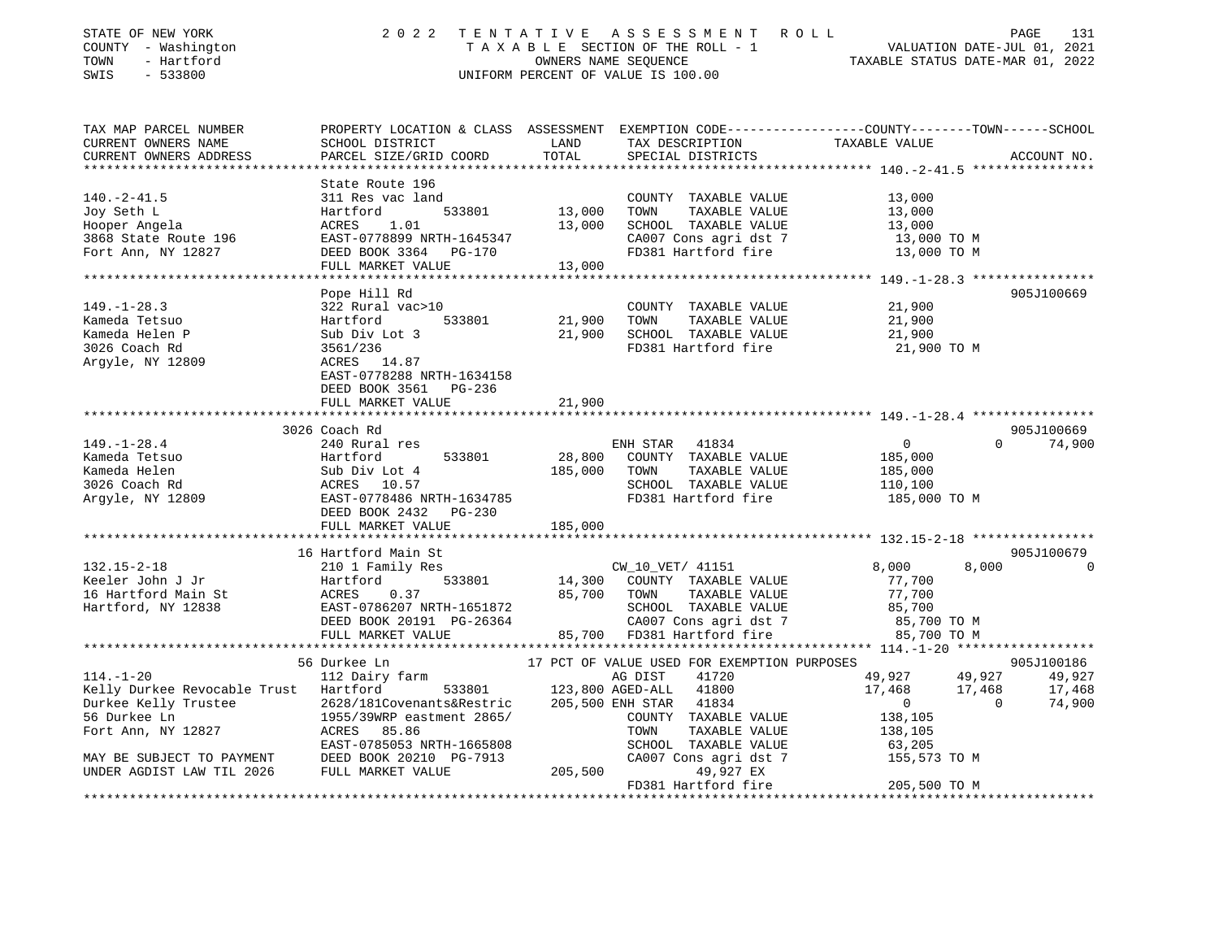STATE OF NEW YORK
COUNTY - Washington
TOWN - Hartford
SWIS - 533800

2 0 2 2 T E N T A T I V E A S S E S S M E N T R O L L
T A X A B L E SECTION OF THE ROLL - 1
OWNERS NAME SEQUENCE
UNIFORM PERCENT OF VALUE IS 100.00

VALUATION DATE-JUL 01, 2021
TAXABLE STATUS DATE-MAR 01, 2022

```
TAX MAP PARCEL NUMBER          PROPERTY LOCATION & CLASS  ASSESSMENT  EXEMPTION CODE------------------COUNTY--------TOWN------SCHOOL
CURRENT OWNERS NAME            SCHOOL DISTRICT              LAND      TAX DESCRIPTION                TAXABLE VALUE
CURRENT OWNERS ADDRESS         PARCEL SIZE/GRID COORD       TOTAL     SPECIAL DISTRICTS                                        ACCOUNT NO.
******************************************************************************************************* 140.-2-41.5 ****************
                               State Route 196
140.-2-41.5                    311 Res vac land                       COUNTY  TAXABLE VALUE            13,000
Joy Seth L                     Hartford        533801      13,000     TOWN    TAXABLE VALUE            13,000
Hooper Angela                  ACRES    1.01               13,000     SCHOOL  TAXABLE VALUE            13,000
3868 State Route 196           EAST-0778899 NRTH-1645347              CA007 Cons agri dst 7             13,000 TO M
Fort Ann, NY 12827             DEED BOOK 3364   PG-170                FD381 Hartford fire               13,000 TO M
                               FULL MARKET VALUE           13,000
******************************************************************************************************* 149.-1-28.3 ****************
                               Pope Hill Rd                                                                              905J100669
149.-1-28.3                    322 Rural vac>10                       COUNTY  TAXABLE VALUE            21,900
Kameda Tetsuo                  Hartford        533801      21,900     TOWN    TAXABLE VALUE            21,900
Kameda Helen P                 Sub Div Lot 3               21,900     SCHOOL  TAXABLE VALUE            21,900
3026 Coach Rd                  3561/236                               FD381 Hartford fire               21,900 TO M
Argyle, NY 12809               ACRES   14.87
                               EAST-0778288 NRTH-1634158
                               DEED BOOK 3561   PG-236
                               FULL MARKET VALUE           21,900
******************************************************************************************************* 149.-1-28.4 ****************
                               3026 Coach Rd                                                                             905J100669
149.-1-28.4                    240 Rural res                          ENH STAR   41834                  0             0     74,900
Kameda Tetsuo                  Hartford        533801      28,800     COUNTY  TAXABLE VALUE           185,000
Kameda Helen                   Sub Div Lot 4              185,000     TOWN    TAXABLE VALUE           185,000
3026 Coach Rd                  ACRES   10.57                          SCHOOL  TAXABLE VALUE           110,100
Argyle, NY 12809               EAST-0778486 NRTH-1634785              FD381 Hartford fire              185,000 TO M
                               DEED BOOK 2432   PG-230
                               FULL MARKET VALUE          185,000
******************************************************************************************************* 132.15-2-18 ****************
                               16 Hartford Main St                                                                       905J100679
132.15-2-18                    210 1 Family Res                       CW_10_VET/ 41151              8,000         8,000         0
Keeler John J Jr               Hartford        533801      14,300     COUNTY  TAXABLE VALUE            77,700
16 Hartford Main St            ACRES    0.37               85,700     TOWN    TAXABLE VALUE            77,700
Hartford, NY 12838             EAST-0786207 NRTH-1651872              SCHOOL  TAXABLE VALUE            85,700
                               DEED BOOK 20191  PG-26364              CA007 Cons agri dst 7             85,700 TO M
                               FULL MARKET VALUE           85,700     FD381 Hartford fire               85,700 TO M
******************************************************************************************************* 114.-1-20 ******************
                               56 Durkee Ln                 17 PCT OF VALUE USED FOR EXEMPTION PURPOSES                  905J100186
114.-1-20                      112 Dairy farm                         AG DIST    41720             49,927        49,927    49,927
Kelly Durkee Revocable Trust   Hartford        533801     123,800 AGED-ALL   41800             17,468        17,468    17,468
Durkee Kelly Trustee           2628/181Covenants&Restric  205,500 ENH STAR   41834                  0             0    74,900
56 Durkee Ln                   1955/39WRP eastment 2865/              COUNTY  TAXABLE VALUE           138,105
Fort Ann, NY 12827             ACRES   85.86                          TOWN    TAXABLE VALUE           138,105
                               EAST-0785053 NRTH-1665808              SCHOOL  TAXABLE VALUE            63,205
MAY BE SUBJECT TO PAYMENT      DEED BOOK 20210  PG-7913               CA007 Cons agri dst 7            155,573 TO M
UNDER AGDIST LAW TIL 2026      FULL MARKET VALUE          205,500          49,927 EX
                                                                      FD381 Hartford fire              205,500 TO M
************************************************************************************************************************************
```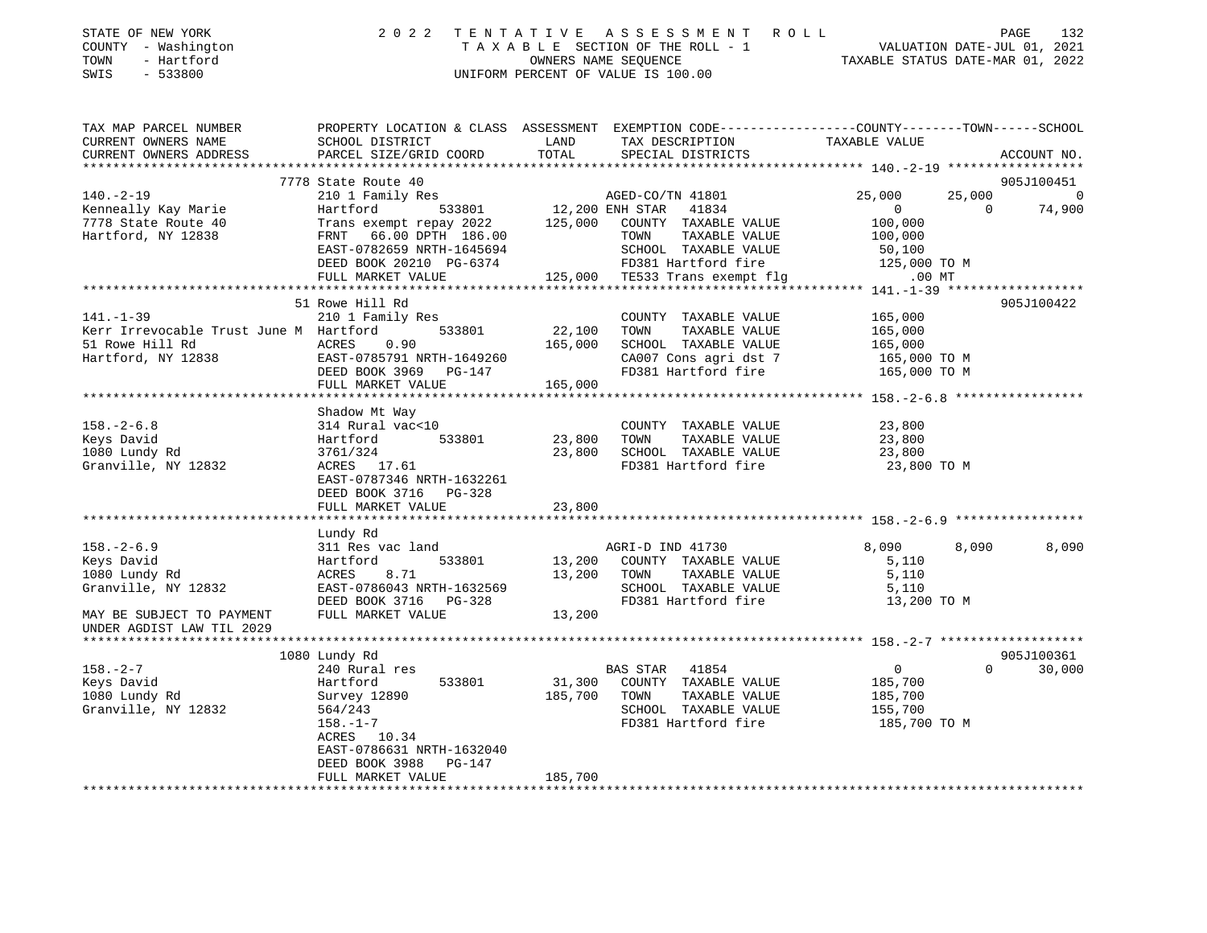STATE OF NEW YORK
COUNTY - Washington
TOWN - Hartford
SWIS - 533800

# 2022 TENTATIVE ASSESSMENT ROLL

TAXABLE SECTION OF THE ROLL - 1
OWNERS NAME SEQUENCE
UNIFORM PERCENT OF VALUE IS 100.00

VALUATION DATE-JUL 01, 2021
TAXABLE STATUS DATE-MAR 01, 2022

| TAX MAP PARCEL NUMBER / CURRENT OWNERS NAME / CURRENT OWNERS ADDRESS | PROPERTY LOCATION & CLASS / SCHOOL DISTRICT / PARCEL SIZE/GRID COORD | LAND / TOTAL | EXEMPTION CODE / TAX DESCRIPTION / SPECIAL DISTRICTS | COUNTY | TOWN | SCHOOL | ACCOUNT NO. |
|---|---|---|---|---|---|---|---|
| 140.-2-19 | 7778 State Route 40 | | | | | | 905J100451 |
| Kenneally Kay Marie | 210 1 Family Res | | AGED-CO/TN 41801 | 25,000 | 25,000 | 0 | |
| 7778 State Route 40 | Hartford 533801 | 12,200 | ENH STAR 41834 | 0 | 0 | 74,900 | |
| Hartford, NY 12838 | Trans exempt repay 2022 | 125,000 | COUNTY TAXABLE VALUE | 100,000 | | | |
| | FRNT 66.00 DPTH 186.00 | | TOWN TAXABLE VALUE | | 100,000 | | |
| | EAST-0782659 NRTH-1645694 | | SCHOOL TAXABLE VALUE | | | 50,100 | |
| | DEED BOOK 20210 PG-6374 | | FD381 Hartford fire | 125,000 TO M | | | |
| | FULL MARKET VALUE | 125,000 | TE533 Trans exempt flg | .00 MT | | | |
| 141.-1-39 | 51 Rowe Hill Rd | | | | | | 905J100422 |
| Kerr Irrevocable Trust June M | 210 1 Family Res | | COUNTY TAXABLE VALUE | 165,000 | | | |
| 51 Rowe Hill Rd | Hartford 533801 | 22,100 | TOWN TAXABLE VALUE | | 165,000 | | |
| Hartford, NY 12838 | ACRES 0.90 | 165,000 | SCHOOL TAXABLE VALUE | | | 165,000 | |
| | EAST-0785791 NRTH-1649260 | | CA007 Cons agri dst 7 | 165,000 TO M | | | |
| | DEED BOOK 3969 PG-147 | | FD381 Hartford fire | 165,000 TO M | | | |
| | FULL MARKET VALUE | 165,000 | | | | | |
| 158.-2-6.8 | Shadow Mt Way | | | | | | |
| Keys David | 314 Rural vac<10 | | COUNTY TAXABLE VALUE | 23,800 | | | |
| 1080 Lundy Rd | Hartford 533801 | 23,800 | TOWN TAXABLE VALUE | | 23,800 | | |
| Granville, NY 12832 | 3761/324 | 23,800 | SCHOOL TAXABLE VALUE | | | 23,800 | |
| | ACRES 17.61 | | FD381 Hartford fire | 23,800 TO M | | | |
| | EAST-0787346 NRTH-1632261 | | | | | | |
| | DEED BOOK 3716 PG-328 | | | | | | |
| | FULL MARKET VALUE | 23,800 | | | | | |
| 158.-2-6.9 | Lundy Rd | | | | | | |
| Keys David | 311 Res vac land | | AGRI-D IND 41730 | 8,090 | 8,090 | 8,090 | |
| 1080 Lundy Rd | Hartford 533801 | 13,200 | COUNTY TAXABLE VALUE | 5,110 | | | |
| Granville, NY 12832 | ACRES 8.71 | 13,200 | TOWN TAXABLE VALUE | | 5,110 | | |
| | EAST-0786043 NRTH-1632569 | | SCHOOL TAXABLE VALUE | | | 5,110 | |
| | DEED BOOK 3716 PG-328 | | FD381 Hartford fire | 13,200 TO M | | | |
| MAY BE SUBJECT TO PAYMENT UNDER AGDIST LAW TIL 2029 | FULL MARKET VALUE | 13,200 | | | | | |
| 158.-2-7 | 1080 Lundy Rd | | | | | | 905J100361 |
| Keys David | 240 Rural res | | BAS STAR 41854 | 0 | 0 | 30,000 | |
| 1080 Lundy Rd | Hartford 533801 | 31,300 | COUNTY TAXABLE VALUE | 185,700 | | | |
| Granville, NY 12832 | Survey 12890 | 185,700 | TOWN TAXABLE VALUE | | 185,700 | | |
| | 564/243 | | SCHOOL TAXABLE VALUE | | | 155,700 | |
| | 158.-1-7 | | FD381 Hartford fire | 185,700 TO M | | | |
| | ACRES 10.34 | | | | | | |
| | EAST-0786631 NRTH-1632040 | | | | | | |
| | DEED BOOK 3988 PG-147 | | | | | | |
| | FULL MARKET VALUE | 185,700 | | | | | |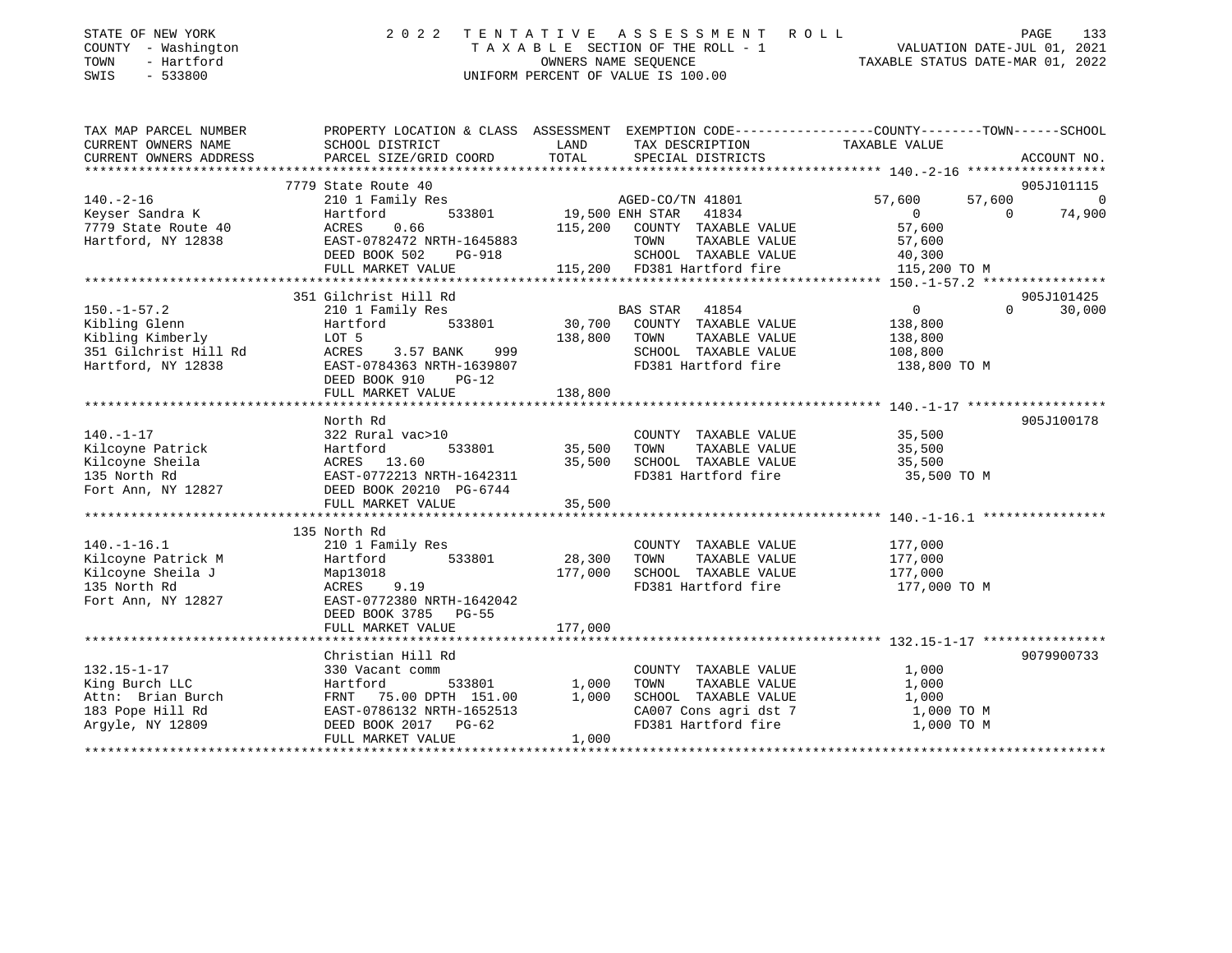STATE OF NEW YORK
COUNTY - Washington
TOWN - Hartford
SWIS - 533800

2022 TENTATIVE ASSESSMENT ROLL
TAXABLE SECTION OF THE ROLL - 1
OWNERS NAME SEQUENCE
UNIFORM PERCENT OF VALUE IS 100.00

VALUATION DATE-JUL 01, 2021
TAXABLE STATUS DATE-MAR 01, 2022

| TAX MAP PARCEL NUMBER / CURRENT OWNERS NAME / CURRENT OWNERS ADDRESS | PROPERTY LOCATION & CLASS / SCHOOL DISTRICT / PARCEL SIZE/GRID COORD | ASSESSMENT LAND | TOTAL | EXEMPTION CODE / TAX DESCRIPTION / SPECIAL DISTRICTS | COUNTY TAXABLE VALUE | TOWN | SCHOOL | ACCOUNT NO. |
|---|---|---|---|---|---|---|---|---|
| | 7779 State Route 40 | | | | | | | 905J101115 |
| 140.-2-16 | 210 1 Family Res | | | AGED-CO/TN 41801 | 57,600 | 57,600 | 0 | |
| Keyser Sandra K | Hartford 533801 | 19,500 | | ENH STAR 41834 | 0 | 0 | 74,900 | |
| 7779 State Route 40 | ACRES 0.66 | | 115,200 | COUNTY TAXABLE VALUE | 57,600 | | | |
| Hartford, NY 12838 | EAST-0782472 NRTH-1645883 | | | TOWN TAXABLE VALUE | 57,600 | | | |
| | DEED BOOK 502 PG-918 | | | SCHOOL TAXABLE VALUE | 40,300 | | | |
| | FULL MARKET VALUE | | 115,200 | FD381 Hartford fire | 115,200 TO M | | | |
| | 351 Gilchrist Hill Rd | | | | | | | 905J101425 |
| 150.-1-57.2 | 210 1 Family Res | | | BAS STAR 41854 | 0 | 0 | 30,000 | |
| Kibling Glenn | Hartford 533801 | 30,700 | | COUNTY TAXABLE VALUE | 138,800 | | | |
| Kibling Kimberly | LOT 5 | | 138,800 | TOWN TAXABLE VALUE | 138,800 | | | |
| 351 Gilchrist Hill Rd | ACRES 3.57 BANK 999 | | | SCHOOL TAXABLE VALUE | 108,800 | | | |
| Hartford, NY 12838 | EAST-0784363 NRTH-1639807 | | | FD381 Hartford fire | 138,800 TO M | | | |
| | DEED BOOK 910 PG-12 | | | | | | | |
| | FULL MARKET VALUE | | 138,800 | | | | | |
| | North Rd | | | | | | | 905J100178 |
| 140.-1-17 | 322 Rural vac>10 | | | COUNTY TAXABLE VALUE | 35,500 | | | |
| Kilcoyne Patrick | Hartford 533801 | 35,500 | | TOWN TAXABLE VALUE | 35,500 | | | |
| Kilcoyne Sheila | ACRES 13.60 | | 35,500 | SCHOOL TAXABLE VALUE | 35,500 | | | |
| 135 North Rd | EAST-0772213 NRTH-1642311 | | | FD381 Hartford fire | 35,500 TO M | | | |
| Fort Ann, NY 12827 | DEED BOOK 20210 PG-6744 | | | | | | | |
| | FULL MARKET VALUE | | 35,500 | | | | | |
| | 135 North Rd | | | | | | | |
| 140.-1-16.1 | 210 1 Family Res | | | COUNTY TAXABLE VALUE | 177,000 | | | |
| Kilcoyne Patrick M | Hartford 533801 | 28,300 | | TOWN TAXABLE VALUE | 177,000 | | | |
| Kilcoyne Sheila J | Map13018 | | 177,000 | SCHOOL TAXABLE VALUE | 177,000 | | | |
| 135 North Rd | ACRES 9.19 | | | FD381 Hartford fire | 177,000 TO M | | | |
| Fort Ann, NY 12827 | EAST-0772380 NRTH-1642042 | | | | | | | |
| | DEED BOOK 3785 PG-55 | | | | | | | |
| | FULL MARKET VALUE | | 177,000 | | | | | |
| | Christian Hill Rd | | | | | | | 9079900733 |
| 132.15-1-17 | 330 Vacant comm | | | COUNTY TAXABLE VALUE | 1,000 | | | |
| King Burch LLC | Hartford 533801 | 1,000 | | TOWN TAXABLE VALUE | 1,000 | | | |
| Attn: Brian Burch | FRNT 75.00 DPTH 151.00 | | 1,000 | SCHOOL TAXABLE VALUE | 1,000 | | | |
| 183 Pope Hill Rd | EAST-0786132 NRTH-1652513 | | | CA007 Cons agri dst 7 | 1,000 TO M | | | |
| Argyle, NY 12809 | DEED BOOK 2017 PG-62 | | | FD381 Hartford fire | 1,000 TO M | | | |
| | FULL MARKET VALUE | | 1,000 | | | | | |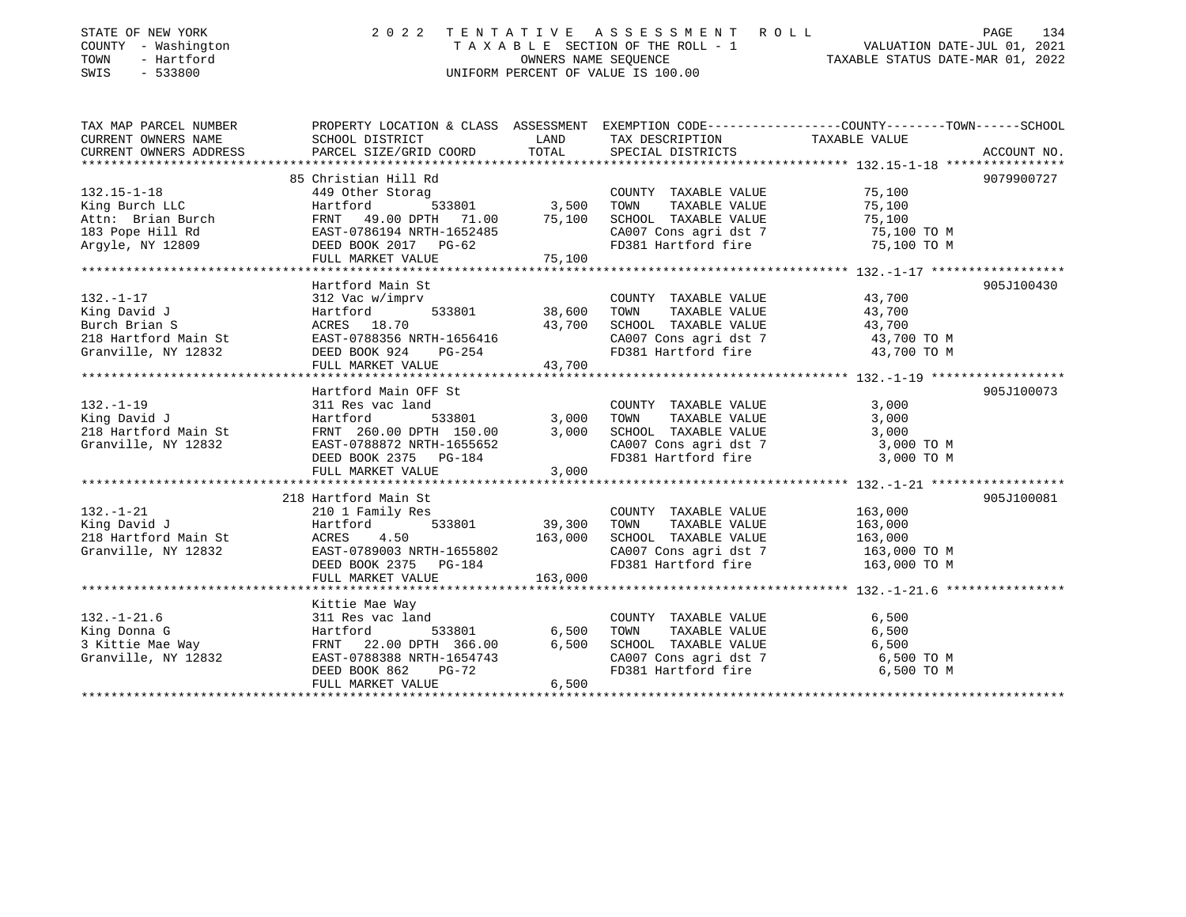STATE OF NEW YORK
COUNTY - Washington
TOWN - Hartford
SWIS - 533800

# 2022 TENTATIVE ASSESSMENT ROLL

TAXABLE SECTION OF THE ROLL - 1
OWNERS NAME SEQUENCE
UNIFORM PERCENT OF VALUE IS 100.00

VALUATION DATE-JUL 01, 2021
TAXABLE STATUS DATE-MAR 01, 2022

| TAX MAP PARCEL NUMBER / CURRENT OWNERS NAME / CURRENT OWNERS ADDRESS | PROPERTY LOCATION & CLASS / SCHOOL DISTRICT / PARCEL SIZE/GRID COORD | ASSESSMENT LAND | TOTAL | EXEMPTION CODE / TAX DESCRIPTION / SPECIAL DISTRICTS | COUNTY--TOWN--SCHOOL TAXABLE VALUE | ACCOUNT NO. |
|---|---|---|---|---|---|---|
| 132.15-1-18 | 85 Christian Hill Rd | | | | | 9079900727 |
| | 449 Other Storag | | | COUNTY TAXABLE VALUE | 75,100 | |
| King Burch LLC | Hartford 533801 | 3,500 | | TOWN TAXABLE VALUE | 75,100 | |
| Attn: Brian Burch | FRNT 49.00 DPTH 71.00 | | 75,100 | SCHOOL TAXABLE VALUE | 75,100 | |
| 183 Pope Hill Rd | EAST-0786194 NRTH-1652485 | | | CA007 Cons agri dst 7 | 75,100 TO M | |
| Argyle, NY 12809 | DEED BOOK 2017 PG-62 | | | FD381 Hartford fire | 75,100 TO M | |
| | FULL MARKET VALUE | | 75,100 | | | |
| 132.-1-17 | Hartford Main St | | | | | 905J100430 |
| | 312 Vac w/imprv | | | COUNTY TAXABLE VALUE | 43,700 | |
| King David J | Hartford 533801 | 38,600 | | TOWN TAXABLE VALUE | 43,700 | |
| Burch Brian S | ACRES 18.70 | | 43,700 | SCHOOL TAXABLE VALUE | 43,700 | |
| 218 Hartford Main St | EAST-0788356 NRTH-1656416 | | | CA007 Cons agri dst 7 | 43,700 TO M | |
| Granville, NY 12832 | DEED BOOK 924 PG-254 | | | FD381 Hartford fire | 43,700 TO M | |
| | FULL MARKET VALUE | | 43,700 | | | |
| 132.-1-19 | Hartford Main OFF St | | | | | 905J100073 |
| | 311 Res vac land | | | COUNTY TAXABLE VALUE | 3,000 | |
| King David J | Hartford 533801 | 3,000 | | TOWN TAXABLE VALUE | 3,000 | |
| 218 Hartford Main St | FRNT 260.00 DPTH 150.00 | | 3,000 | SCHOOL TAXABLE VALUE | 3,000 | |
| Granville, NY 12832 | EAST-0788872 NRTH-1655652 | | | CA007 Cons agri dst 7 | 3,000 TO M | |
| | DEED BOOK 2375 PG-184 | | | FD381 Hartford fire | 3,000 TO M | |
| | FULL MARKET VALUE | | 3,000 | | | |
| 132.-1-21 | 218 Hartford Main St | | | | | 905J100081 |
| | 210 1 Family Res | | | COUNTY TAXABLE VALUE | 163,000 | |
| King David J | Hartford 533801 | 39,300 | | TOWN TAXABLE VALUE | 163,000 | |
| 218 Hartford Main St | ACRES 4.50 | | 163,000 | SCHOOL TAXABLE VALUE | 163,000 | |
| Granville, NY 12832 | EAST-0789003 NRTH-1655802 | | | CA007 Cons agri dst 7 | 163,000 TO M | |
| | DEED BOOK 2375 PG-184 | | | FD381 Hartford fire | 163,000 TO M | |
| | FULL MARKET VALUE | | 163,000 | | | |
| 132.-1-21.6 | Kittie Mae Way | | | | | |
| | 311 Res vac land | | | COUNTY TAXABLE VALUE | 6,500 | |
| King Donna G | Hartford 533801 | 6,500 | | TOWN TAXABLE VALUE | 6,500 | |
| 3 Kittie Mae Way | FRNT 22.00 DPTH 366.00 | | 6,500 | SCHOOL TAXABLE VALUE | 6,500 | |
| Granville, NY 12832 | EAST-0788388 NRTH-1654743 | | | CA007 Cons agri dst 7 | 6,500 TO M | |
| | DEED BOOK 862 PG-72 | | | FD381 Hartford fire | 6,500 TO M | |
| | FULL MARKET VALUE | | 6,500 | | | |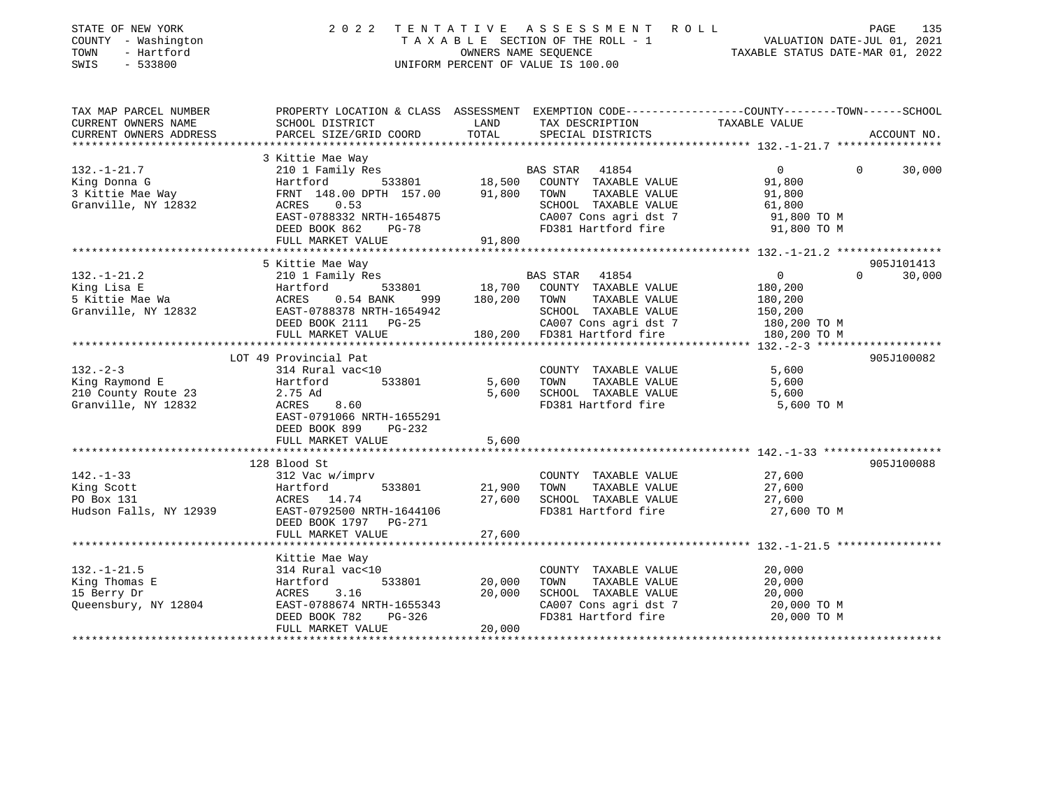STATE OF NEW YORK
COUNTY - Washington
TOWN - Hartford
SWIS - 533800

2022 TENTATIVE ASSESSMENT ROLL
TAXABLE SECTION OF THE ROLL - 1
OWNERS NAME SEQUENCE
UNIFORM PERCENT OF VALUE IS 100.00

VALUATION DATE-JUL 01, 2021
TAXABLE STATUS DATE-MAR 01, 2022

| TAX MAP PARCEL NUMBER / CURRENT OWNERS NAME / CURRENT OWNERS ADDRESS | PROPERTY LOCATION & CLASS / SCHOOL DISTRICT / PARCEL SIZE/GRID COORD | ASSESSMENT LAND | TOTAL | EXEMPTION CODE / TAX DESCRIPTION / SPECIAL DISTRICTS | COUNTY TAXABLE VALUE | TOWN | SCHOOL | ACCOUNT NO. |
|---|---|---|---|---|---|---|---|---|
| **132.-1-21.7** | 3 Kittie Mae Way | | | | | | | |
| 132.-1-21.7 | 210 1 Family Res | | | BAS STAR 41854 | 0 | 0 | 30,000 | |
| King Donna G | Hartford 533801 | 18,500 | | COUNTY TAXABLE VALUE | 91,800 | | | |
| 3 Kittie Mae Way | FRNT 148.00 DPTH 157.00 | | 91,800 | TOWN TAXABLE VALUE | 91,800 | | | |
| Granville, NY 12832 | ACRES 0.53 | | | SCHOOL TAXABLE VALUE | 61,800 | | | |
| | EAST-0788332 NRTH-1654875 | | | CA007 Cons agri dst 7 | 91,800 TO M | | | |
| | DEED BOOK 862 PG-78 | | | FD381 Hartford fire | 91,800 TO M | | | |
| | FULL MARKET VALUE | | 91,800 | | | | | |
| **132.-1-21.2** | 5 Kittie Mae Way | | | | | | | 905J101413 |
| 132.-1-21.2 | 210 1 Family Res | | | BAS STAR 41854 | 0 | 0 | 30,000 | |
| King Lisa E | Hartford 533801 | 18,700 | | COUNTY TAXABLE VALUE | 180,200 | | | |
| 5 Kittie Mae Wa | ACRES 0.54 BANK 999 | | 180,200 | TOWN TAXABLE VALUE | 180,200 | | | |
| Granville, NY 12832 | EAST-0788378 NRTH-1654942 | | | SCHOOL TAXABLE VALUE | 150,200 | | | |
| | DEED BOOK 2111 PG-25 | | | CA007 Cons agri dst 7 | 180,200 TO M | | | |
| | FULL MARKET VALUE | | 180,200 | FD381 Hartford fire | 180,200 TO M | | | |
| **132.-2-3** | LOT 49 Provincial Pat | | | | | | | 905J100082 |
| 132.-2-3 | 314 Rural vac<10 | | | COUNTY TAXABLE VALUE | 5,600 | | | |
| King Raymond E | Hartford 533801 | 5,600 | | TOWN TAXABLE VALUE | 5,600 | | | |
| 210 County Route 23 | 2.75 Ad | | 5,600 | SCHOOL TAXABLE VALUE | 5,600 | | | |
| Granville, NY 12832 | ACRES 8.60 | | | FD381 Hartford fire | 5,600 TO M | | | |
| | EAST-0791066 NRTH-1655291 | | | | | | | |
| | DEED BOOK 899 PG-232 | | | | | | | |
| | FULL MARKET VALUE | | 5,600 | | | | | |
| **142.-1-33** | 128 Blood St | | | | | | | 905J100088 |
| 142.-1-33 | 312 Vac w/imprv | | | COUNTY TAXABLE VALUE | 27,600 | | | |
| King Scott | Hartford 533801 | 21,900 | | TOWN TAXABLE VALUE | 27,600 | | | |
| PO Box 131 | ACRES 14.74 | | 27,600 | SCHOOL TAXABLE VALUE | 27,600 | | | |
| Hudson Falls, NY 12939 | EAST-0792500 NRTH-1644106 | | | FD381 Hartford fire | 27,600 TO M | | | |
| | DEED BOOK 1797 PG-271 | | | | | | | |
| | FULL MARKET VALUE | | 27,600 | | | | | |
| **132.-1-21.5** | Kittie Mae Way | | | | | | | |
| 132.-1-21.5 | 314 Rural vac<10 | | | COUNTY TAXABLE VALUE | 20,000 | | | |
| King Thomas E | Hartford 533801 | 20,000 | | TOWN TAXABLE VALUE | 20,000 | | | |
| 15 Berry Dr | ACRES 3.16 | | 20,000 | SCHOOL TAXABLE VALUE | 20,000 | | | |
| Queensbury, NY 12804 | EAST-0788674 NRTH-1655343 | | | CA007 Cons agri dst 7 | 20,000 TO M | | | |
| | DEED BOOK 782 PG-326 | | | FD381 Hartford fire | 20,000 TO M | | | |
| | FULL MARKET VALUE | | 20,000 | | | | | |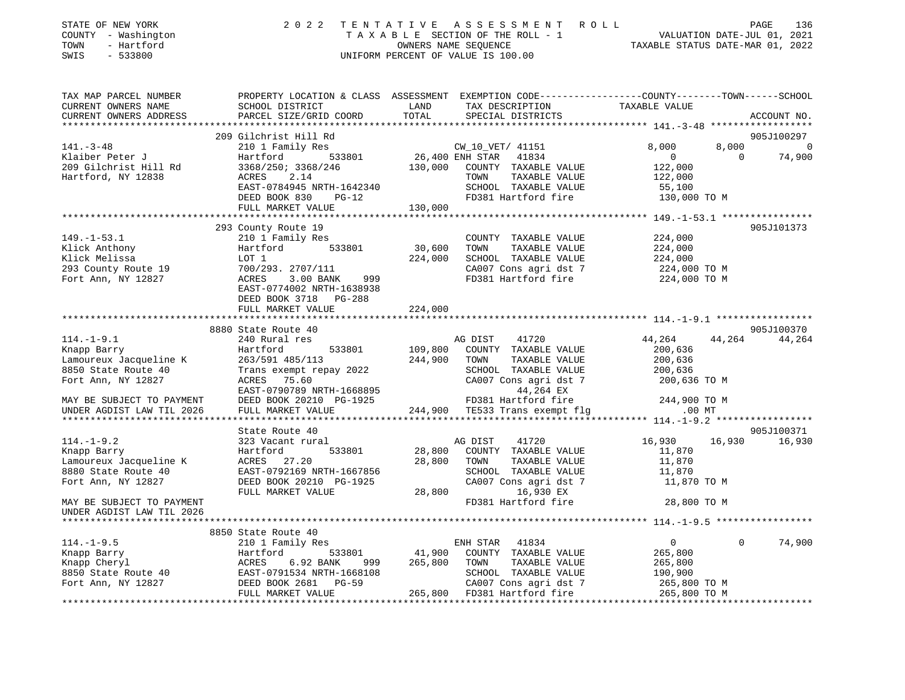STATE OF NEW YORK                    2022 TENTATIVE ASSESSMENT ROLL
COUNTY - Washington                  TAXABLE SECTION OF THE ROLL - 1                VALUATION DATE-JUL 01, 2021
TOWN - Hartford                      OWNERS NAME SEQUENCE                           TAXABLE STATUS DATE-MAR 01, 2022
SWIS - 533800                        UNIFORM PERCENT OF VALUE IS 100.00

| TAX MAP PARCEL NUMBER / CURRENT OWNERS NAME / CURRENT OWNERS ADDRESS | PROPERTY LOCATION & CLASS / SCHOOL DISTRICT / PARCEL SIZE/GRID COORD | ASSESSMENT LAND | TOTAL | EXEMPTION CODE / TAX DESCRIPTION / SPECIAL DISTRICTS | COUNTY TAXABLE VALUE | TOWN | SCHOOL | ACCOUNT NO. |
|---|---|---|---|---|---|---|---|---|
| **141.-3-48** | 209 Gilchrist Hill Rd | | | | | | | 905J100297 |
| Klaiber Peter J | 210 1 Family Res | | | CW_10_VET/ 41151 | 8,000 | 8,000 | 0 | |
| 209 Gilchrist Hill Rd | Hartford 533801 | 26,400 | | ENH STAR 41834 | 0 | 0 | 74,900 | |
| Hartford, NY 12838 | 3368/250; 3368/246 | | 130,000 | COUNTY TAXABLE VALUE | 122,000 | | | |
| | ACRES 2.14 | | | TOWN TAXABLE VALUE | 122,000 | | | |
| | EAST-0784945 NRTH-1642340 | | | SCHOOL TAXABLE VALUE | 55,100 | | | |
| | DEED BOOK 830 PG-12 | | | FD381 Hartford fire | 130,000 TO M | | | |
| | FULL MARKET VALUE | | 130,000 | | | | | |
| **149.-1-53.1** | 293 County Route 19 | | | | | | | 905J101373 |
| Klick Anthony | 210 1 Family Res | | | COUNTY TAXABLE VALUE | 224,000 | | | |
| Klick Melissa | Hartford 533801 | 30,600 | | TOWN TAXABLE VALUE | 224,000 | | | |
| 293 County Route 19 | LOT 1 | | 224,000 | SCHOOL TAXABLE VALUE | 224,000 | | | |
| Fort Ann, NY 12827 | 700/293. 2707/111 | | | CA007 Cons agri dst 7 | 224,000 TO M | | | |
| | ACRES 3.00 BANK 999 | | | FD381 Hartford fire | 224,000 TO M | | | |
| | EAST-0774002 NRTH-1638938 | | | | | | | |
| | DEED BOOK 3718 PG-288 | | | | | | | |
| | FULL MARKET VALUE | | 224,000 | | | | | |
| **114.-1-9.1** | 8880 State Route 40 | | | | | | | 905J100370 |
| Knapp Barry | 240 Rural res | | | AG DIST 41720 | 44,264 | 44,264 | 44,264 | |
| Lamoureux Jacqueline K | Hartford 533801 | 109,800 | | COUNTY TAXABLE VALUE | 200,636 | | | |
| 8850 State Route 40 | 263/591 485/113 | | 244,900 | TOWN TAXABLE VALUE | 200,636 | | | |
| Fort Ann, NY 12827 | Trans exempt repay 2022 | | | SCHOOL TAXABLE VALUE | 200,636 | | | |
| | ACRES 75.60 | | | CA007 Cons agri dst 7 | 200,636 TO M | | | |
| | EAST-0790789 NRTH-1668895 | | | 44,264 EX | | | | |
| MAY BE SUBJECT TO PAYMENT | DEED BOOK 20210 PG-1925 | | | FD381 Hartford fire | 244,900 TO M | | | |
| UNDER AGDIST LAW TIL 2026 | FULL MARKET VALUE | | 244,900 | TE533 Trans exempt flg | .00 MT | | | |
| **114.-1-9.2** | State Route 40 | | | | | | | 905J100371 |
| Knapp Barry | 323 Vacant rural | | | AG DIST 41720 | 16,930 | 16,930 | 16,930 | |
| Lamoureux Jacqueline K | Hartford 533801 | 28,800 | | COUNTY TAXABLE VALUE | 11,870 | | | |
| 8880 State Route 40 | ACRES 27.20 | | 28,800 | TOWN TAXABLE VALUE | 11,870 | | | |
| Fort Ann, NY 12827 | EAST-0792169 NRTH-1667856 | | | SCHOOL TAXABLE VALUE | 11,870 | | | |
| | DEED BOOK 20210 PG-1925 | | | CA007 Cons agri dst 7 | 11,870 TO M | | | |
| | FULL MARKET VALUE | | 28,800 | 16,930 EX | | | | |
| MAY BE SUBJECT TO PAYMENT | | | | FD381 Hartford fire | 28,800 TO M | | | |
| UNDER AGDIST LAW TIL 2026 | | | | | | | | |
| **114.-1-9.5** | 8850 State Route 40 | | | | | | | |
| Knapp Barry | 210 1 Family Res | | | ENH STAR 41834 | 0 | 0 | 74,900 | |
| Knapp Cheryl | Hartford 533801 | 41,900 | | COUNTY TAXABLE VALUE | 265,800 | | | |
| 8850 State Route 40 | ACRES 6.92 BANK 999 | | 265,800 | TOWN TAXABLE VALUE | 265,800 | | | |
| Fort Ann, NY 12827 | EAST-0791534 NRTH-1668108 | | | SCHOOL TAXABLE VALUE | 190,900 | | | |
| | DEED BOOK 2681 PG-59 | | | CA007 Cons agri dst 7 | 265,800 TO M | | | |
| | FULL MARKET VALUE | | 265,800 | FD381 Hartford fire | 265,800 TO M | | | |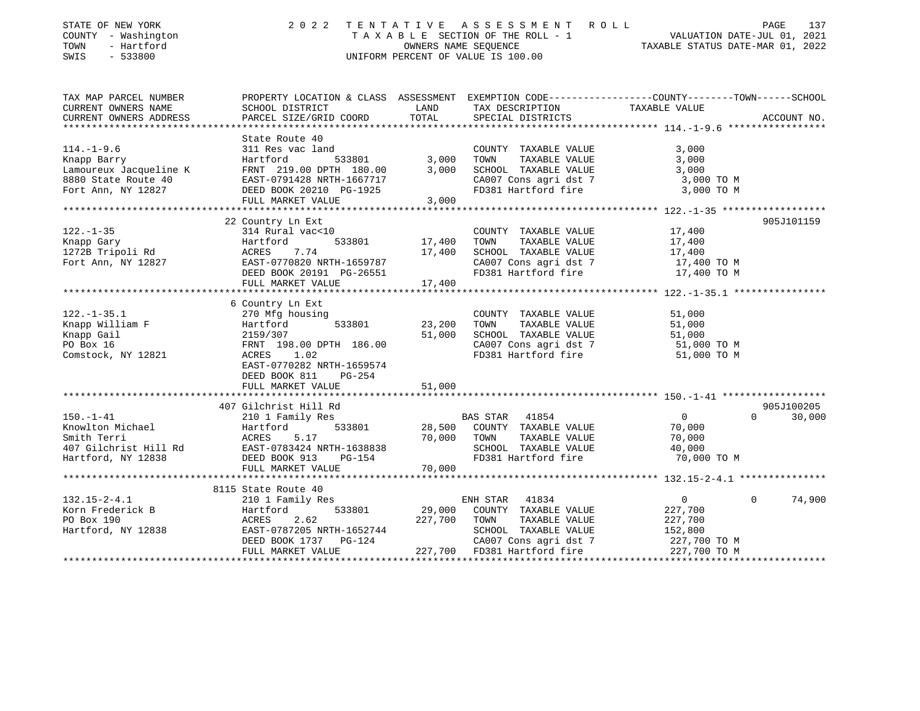STATE OF NEW YORK
COUNTY - Washington
TOWN - Hartford
SWIS - 533800

2 0 2 2 T E N T A T I V E A S S E S S M E N T R O L L
T A X A B L E SECTION OF THE ROLL - 1
OWNERS NAME SEQUENCE
UNIFORM PERCENT OF VALUE IS 100.00

VALUATION DATE-JUL 01, 2021
TAXABLE STATUS DATE-MAR 01, 2022

| TAX MAP PARCEL NUMBER / CURRENT OWNERS NAME / CURRENT OWNERS ADDRESS | PROPERTY LOCATION & CLASS / SCHOOL DISTRICT / PARCEL SIZE/GRID COORD | ASSESSMENT LAND | TOTAL | EXEMPTION CODE / TAX DESCRIPTION / SPECIAL DISTRICTS | COUNTY / TOWN / SCHOOL TAXABLE VALUE | ACCOUNT NO. |
|---|---|---|---|---|---|---|
| **114.-1-9.6** | State Route 40 | | | | | |
| 114.-1-9.6 | 311 Res vac land | | | COUNTY TAXABLE VALUE | 3,000 | |
| Knapp Barry | Hartford 533801 | 3,000 | | TOWN TAXABLE VALUE | 3,000 | |
| Lamoureux Jacqueline K | FRNT 219.00 DPTH 180.00 | | 3,000 | SCHOOL TAXABLE VALUE | 3,000 | |
| 8880 State Route 40 | EAST-0791428 NRTH-1667717 | | | CA007 Cons agri dst 7 | 3,000 TO M | |
| Fort Ann, NY 12827 | DEED BOOK 20210 PG-1925 | | | FD381 Hartford fire | 3,000 TO M | |
| | FULL MARKET VALUE | | 3,000 | | | |
| **122.-1-35** | 22 Country Ln Ext | | | | | 905J101159 |
| 122.-1-35 | 314 Rural vac<10 | | | COUNTY TAXABLE VALUE | 17,400 | |
| Knapp Gary | Hartford 533801 | 17,400 | | TOWN TAXABLE VALUE | 17,400 | |
| 1272B Tripoli Rd | ACRES 7.74 | | 17,400 | SCHOOL TAXABLE VALUE | 17,400 | |
| Fort Ann, NY 12827 | EAST-0770820 NRTH-1659787 | | | CA007 Cons agri dst 7 | 17,400 TO M | |
| | DEED BOOK 20191 PG-26551 | | | FD381 Hartford fire | 17,400 TO M | |
| | FULL MARKET VALUE | | 17,400 | | | |
| **122.-1-35.1** | 6 Country Ln Ext | | | | | |
| 122.-1-35.1 | 270 Mfg housing | | | COUNTY TAXABLE VALUE | 51,000 | |
| Knapp William F | Hartford 533801 | 23,200 | | TOWN TAXABLE VALUE | 51,000 | |
| Knapp Gail | 2159/307 | | 51,000 | SCHOOL TAXABLE VALUE | 51,000 | |
| PO Box 16 | FRNT 198.00 DPTH 186.00 | | | CA007 Cons agri dst 7 | 51,000 TO M | |
| Comstock, NY 12821 | ACRES 1.02 | | | FD381 Hartford fire | 51,000 TO M | |
| | EAST-0770282 NRTH-1659574 | | | | | |
| | DEED BOOK 811 PG-254 | | | | | |
| | FULL MARKET VALUE | | 51,000 | | | |
| **150.-1-41** | 407 Gilchrist Hill Rd | | | | | 905J100205 |
| 150.-1-41 | 210 1 Family Res | | | BAS STAR 41854 | 0 / 0 / 30,000 | |
| Knowlton Michael | Hartford 533801 | 28,500 | | COUNTY TAXABLE VALUE | 70,000 | |
| Smith Terri | ACRES 5.17 | | 70,000 | TOWN TAXABLE VALUE | 70,000 | |
| 407 Gilchrist Hill Rd | EAST-0783424 NRTH-1638838 | | | SCHOOL TAXABLE VALUE | 40,000 | |
| Hartford, NY 12838 | DEED BOOK 913 PG-154 | | | FD381 Hartford fire | 70,000 TO M | |
| | FULL MARKET VALUE | | 70,000 | | | |
| **132.15-2-4.1** | 8115 State Route 40 | | | | | |
| 132.15-2-4.1 | 210 1 Family Res | | | ENH STAR 41834 | 0 / 0 / 74,900 | |
| Korn Frederick B | Hartford 533801 | 29,000 | | COUNTY TAXABLE VALUE | 227,700 | |
| PO Box 190 | ACRES 2.62 | | 227,700 | TOWN TAXABLE VALUE | 227,700 | |
| Hartford, NY 12838 | EAST-0787205 NRTH-1652744 | | | SCHOOL TAXABLE VALUE | 152,800 | |
| | DEED BOOK 1737 PG-124 | | | CA007 Cons agri dst 7 | 227,700 TO M | |
| | FULL MARKET VALUE | | 227,700 | FD381 Hartford fire | 227,700 TO M | |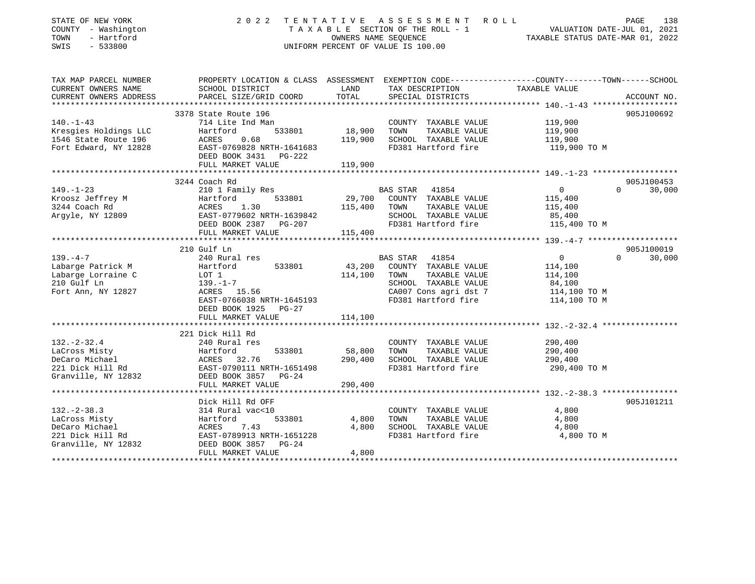STATE OF NEW YORK
COUNTY - Washington
TOWN - Hartford
SWIS - 533800

# 2022 TENTATIVE ASSESSMENT ROLL

TAXABLE SECTION OF THE ROLL - 1
OWNERS NAME SEQUENCE
UNIFORM PERCENT OF VALUE IS 100.00

VALUATION DATE-JUL 01, 2021
TAXABLE STATUS DATE-MAR 01, 2022

| TAX MAP PARCEL NUMBER / CURRENT OWNERS NAME / CURRENT OWNERS ADDRESS | PROPERTY LOCATION & CLASS / SCHOOL DISTRICT / PARCEL SIZE/GRID COORD | ASSESSMENT LAND | TOTAL | EXEMPTION CODE / TAX DESCRIPTION / SPECIAL DISTRICTS | COUNTY TAXABLE VALUE | TOWN | SCHOOL | ACCOUNT NO. |
|---|---|---|---|---|---|---|---|---|
| 140.-1-43 | 3378 State Route 196 | | | | | | | 905J100692 |
| Kresgies Holdings LLC | 714 Lite Ind Man | | | COUNTY TAXABLE VALUE | 119,900 | | | |
| 1546 State Route 196 | Hartford 533801 | 18,900 | | TOWN TAXABLE VALUE | 119,900 | | | |
| Fort Edward, NY 12828 | ACRES 0.68 | | 119,900 | SCHOOL TAXABLE VALUE | 119,900 | | | |
| | EAST-0769828 NRTH-1641683 | | | FD381 Hartford fire | 119,900 TO M | | | |
| | DEED BOOK 3431 PG-222 | | | | | | | |
| | FULL MARKET VALUE | | 119,900 | | | | | |
| 149.-1-23 | 3244 Coach Rd | | | | | | | 905J100453 |
| Kroosz Jeffrey M | 210 1 Family Res | | | BAS STAR 41854 | 0 | | 30,000 | |
| 3244 Coach Rd | Hartford 533801 | 29,700 | | COUNTY TAXABLE VALUE | 115,400 | | | |
| Argyle, NY 12809 | ACRES 1.30 | | 115,400 | TOWN TAXABLE VALUE | 115,400 | | | |
| | EAST-0779602 NRTH-1639842 | | | SCHOOL TAXABLE VALUE | 85,400 | | | |
| | DEED BOOK 2387 PG-207 | | | FD381 Hartford fire | 115,400 TO M | | | |
| | FULL MARKET VALUE | | 115,400 | | | | | |
| 139.-4-7 | 210 Gulf Ln | | | | | | | 905J100019 |
| Labarge Patrick M | 240 Rural res | | | BAS STAR 41854 | 0 | | 30,000 | |
| Labarge Lorraine C | Hartford 533801 | 43,200 | | COUNTY TAXABLE VALUE | 114,100 | | | |
| 210 Gulf Ln | LOT 1 | | 114,100 | TOWN TAXABLE VALUE | 114,100 | | | |
| Fort Ann, NY 12827 | 139.-1-7 | | | SCHOOL TAXABLE VALUE | 84,100 | | | |
| | ACRES 15.56 | | | CA007 Cons agri dst 7 | 114,100 TO M | | | |
| | EAST-0766038 NRTH-1645193 | | | FD381 Hartford fire | 114,100 TO M | | | |
| | DEED BOOK 1925 PG-27 | | | | | | | |
| | FULL MARKET VALUE | | 114,100 | | | | | |
| 132.-2-32.4 | 221 Dick Hill Rd | | | | | | | |
| LaCross Misty | 240 Rural res | | | COUNTY TAXABLE VALUE | 290,400 | | | |
| DeCaro Michael | Hartford 533801 | 58,800 | | TOWN TAXABLE VALUE | 290,400 | | | |
| 221 Dick Hill Rd | ACRES 32.76 | | 290,400 | SCHOOL TAXABLE VALUE | 290,400 | | | |
| Granville, NY 12832 | EAST-0790111 NRTH-1651498 | | | FD381 Hartford fire | 290,400 TO M | | | |
| | DEED BOOK 3857 PG-24 | | | | | | | |
| | FULL MARKET VALUE | | 290,400 | | | | | |
| 132.-2-38.3 | Dick Hill Rd OFF | | | | | | | 905J101211 |
| LaCross Misty | 314 Rural vac<10 | | | COUNTY TAXABLE VALUE | 4,800 | | | |
| DeCaro Michael | Hartford 533801 | 4,800 | | TOWN TAXABLE VALUE | 4,800 | | | |
| 221 Dick Hill Rd | ACRES 7.43 | | 4,800 | SCHOOL TAXABLE VALUE | 4,800 | | | |
| Granville, NY 12832 | EAST-0789913 NRTH-1651228 | | | FD381 Hartford fire | 4,800 TO M | | | |
| | DEED BOOK 3857 PG-24 | | | | | | | |
| | FULL MARKET VALUE | | 4,800 | | | | | |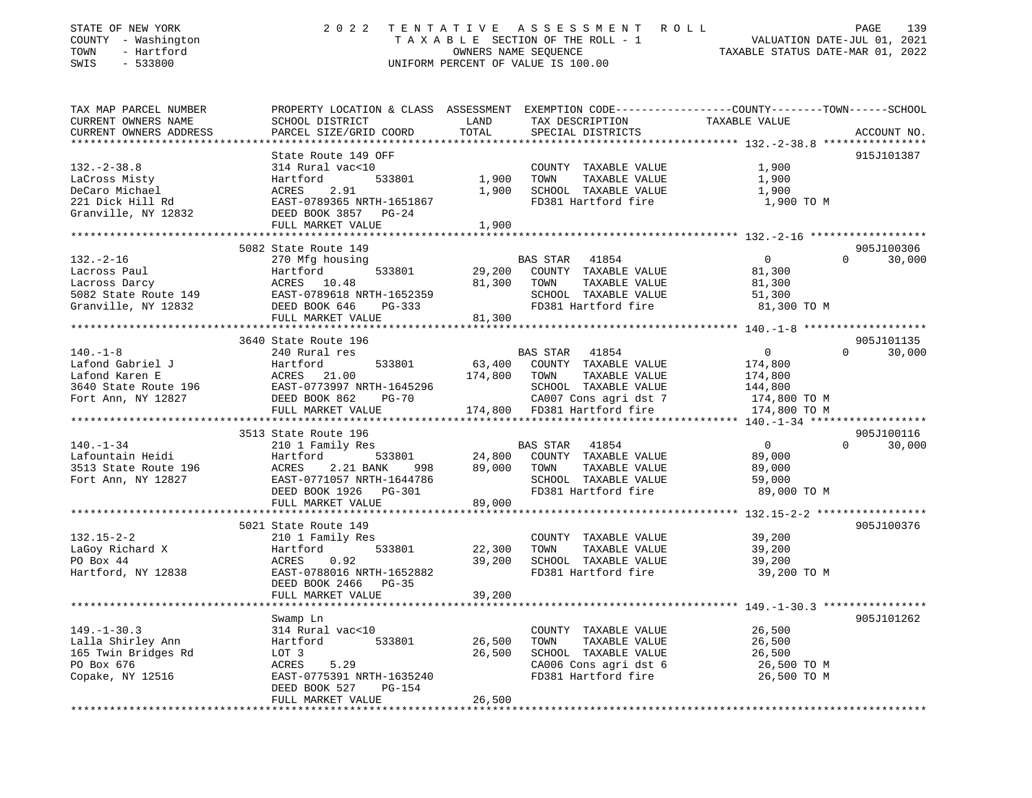STATE OF NEW YORK
COUNTY - Washington
TOWN - Hartford
SWIS - 533800

2022 TENTATIVE ASSESSMENT ROLL
TAXABLE SECTION OF THE ROLL - 1
OWNERS NAME SEQUENCE
UNIFORM PERCENT OF VALUE IS 100.00

VALUATION DATE-JUL 01, 2021
TAXABLE STATUS DATE-MAR 01, 2022

| TAX MAP PARCEL NUMBER / CURRENT OWNERS NAME / CURRENT OWNERS ADDRESS | PROPERTY LOCATION & CLASS / SCHOOL DISTRICT / PARCEL SIZE/GRID COORD | ASSESSMENT LAND / TOTAL | EXEMPTION CODE / TAX DESCRIPTION / SPECIAL DISTRICTS | COUNTY | TOWN | SCHOOL | TAXABLE VALUE | ACCOUNT NO. |
|---|---|---|---|---|---|---|---|---|
| 132.-2-38.8 | State Route 149 OFF | | | | | | | 915J101387 |
| 132.-2-38.8 | 314 Rural vac<10 | | COUNTY TAXABLE VALUE | | | | 1,900 | |
| LaCross Misty | Hartford 533801 | 1,900 | TOWN TAXABLE VALUE | | | | 1,900 | |
| DeCaro Michael | ACRES 2.91 | 1,900 | SCHOOL TAXABLE VALUE | | | | 1,900 | |
| 221 Dick Hill Rd | EAST-0789365 NRTH-1651867 | | FD381 Hartford fire | | | | 1,900 TO M | |
| Granville, NY 12832 | DEED BOOK 3857 PG-24 | | | | | | | |
| | FULL MARKET VALUE | 1,900 | | | | | | |
| 132.-2-16 | 5082 State Route 149 | | | | | | | 905J100306 |
| 132.-2-16 | 270 Mfg housing | | BAS STAR 41854 | 0 | 0 | 30,000 | | |
| Lacross Paul | Hartford 533801 | 29,200 | COUNTY TAXABLE VALUE | | | | 81,300 | |
| Lacross Darcy | ACRES 10.48 | 81,300 | TOWN TAXABLE VALUE | | | | 81,300 | |
| 5082 State Route 149 | EAST-0789618 NRTH-1652359 | | SCHOOL TAXABLE VALUE | | | | 51,300 | |
| Granville, NY 12832 | DEED BOOK 646 PG-333 | | FD381 Hartford fire | | | | 81,300 TO M | |
| | FULL MARKET VALUE | 81,300 | | | | | | |
| 140.-1-8 | 3640 State Route 196 | | | | | | | 905J101135 |
| 140.-1-8 | 240 Rural res | | BAS STAR 41854 | 0 | 0 | 30,000 | | |
| Lafond Gabriel J | Hartford 533801 | 63,400 | COUNTY TAXABLE VALUE | | | | 174,800 | |
| Lafond Karen E | ACRES 21.00 | 174,800 | TOWN TAXABLE VALUE | | | | 174,800 | |
| 3640 State Route 196 | EAST-0773997 NRTH-1645296 | | SCHOOL TAXABLE VALUE | | | | 144,800 | |
| Fort Ann, NY 12827 | DEED BOOK 862 PG-70 | | CA007 Cons agri dst 7 | | | | 174,800 TO M | |
| | FULL MARKET VALUE | 174,800 | FD381 Hartford fire | | | | 174,800 TO M | |
| 140.-1-34 | 3513 State Route 196 | | | | | | | 905J100116 |
| 140.-1-34 | 210 1 Family Res | | BAS STAR 41854 | 0 | 0 | 30,000 | | |
| Lafountain Heidi | Hartford 533801 | 24,800 | COUNTY TAXABLE VALUE | | | | 89,000 | |
| 3513 State Route 196 | ACRES 2.21 BANK 998 | 89,000 | TOWN TAXABLE VALUE | | | | 89,000 | |
| Fort Ann, NY 12827 | EAST-0771057 NRTH-1644786 | | SCHOOL TAXABLE VALUE | | | | 59,000 | |
| | DEED BOOK 1926 PG-301 | | FD381 Hartford fire | | | | 89,000 TO M | |
| | FULL MARKET VALUE | 89,000 | | | | | | |
| 132.15-2-2 | 5021 State Route 149 | | | | | | | 905J100376 |
| 132.15-2-2 | 210 1 Family Res | | COUNTY TAXABLE VALUE | | | | 39,200 | |
| LaGoy Richard X | Hartford 533801 | 22,300 | TOWN TAXABLE VALUE | | | | 39,200 | |
| PO Box 44 | ACRES 0.92 | 39,200 | SCHOOL TAXABLE VALUE | | | | 39,200 | |
| Hartford, NY 12838 | EAST-0788016 NRTH-1652882 | | FD381 Hartford fire | | | | 39,200 TO M | |
| | DEED BOOK 2466 PG-35 | | | | | | | |
| | FULL MARKET VALUE | 39,200 | | | | | | |
| 149.-1-30.3 | Swamp Ln | | | | | | | 905J101262 |
| 149.-1-30.3 | 314 Rural vac<10 | | COUNTY TAXABLE VALUE | | | | 26,500 | |
| Lalla Shirley Ann | Hartford 533801 | 26,500 | TOWN TAXABLE VALUE | | | | 26,500 | |
| 165 Twin Bridges Rd | LOT 3 | 26,500 | SCHOOL TAXABLE VALUE | | | | 26,500 | |
| PO Box 676 | ACRES 5.29 | | CA006 Cons agri dst 6 | | | | 26,500 TO M | |
| Copake, NY 12516 | EAST-0775391 NRTH-1635240 | | FD381 Hartford fire | | | | 26,500 TO M | |
| | DEED BOOK 527 PG-154 | | | | | | | |
| | FULL MARKET VALUE | 26,500 | | | | | | |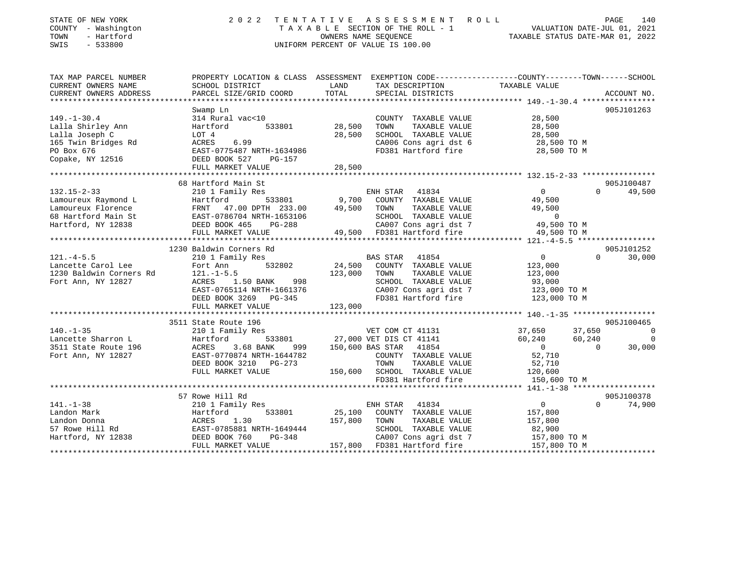STATE OF NEW YORK — COUNTY - Washington — TOWN - Hartford — SWIS - 533800

2 0 2 2 TENTATIVE ASSESSMENT ROLL — TAXABLE SECTION OF THE ROLL - 1 — OWNERS NAME SEQUENCE — UNIFORM PERCENT OF VALUE IS 100.00

VALUATION DATE-JUL 01, 2021 — TAXABLE STATUS DATE-MAR 01, 2022

```
TAX MAP PARCEL NUMBER     PROPERTY LOCATION & CLASS  ASSESSMENT  EXEMPTION CODE------------------COUNTY--------TOWN------SCHOOL
CURRENT OWNERS NAME       SCHOOL DISTRICT               LAND      TAX DESCRIPTION              TAXABLE VALUE
CURRENT OWNERS ADDRESS    PARCEL SIZE/GRID COORD        TOTAL     SPECIAL DISTRICTS                                     ACCOUNT NO.
******************************************************************************************************* 149.-1-30.4 ****************
                          Swamp Ln                                                                                    905J101263
149.-1-30.4               314 Rural vac<10                        COUNTY  TAXABLE VALUE           28,500
Lalla Shirley Ann         Hartford      533801        28,500      TOWN    TAXABLE VALUE           28,500
Lalla Joseph C            LOT 4                       28,500      SCHOOL  TAXABLE VALUE           28,500
165 Twin Bridges Rd       ACRES    6.99                           CA006 Cons agri dst 6            28,500 TO M
PO Box 676                EAST-0775487 NRTH-1634986               FD381 Hartford fire              28,500 TO M
Copake, NY 12516          DEED BOOK 527    PG-157
                          FULL MARKET VALUE           28,500
******************************************************************************************************* 132.15-2-33 ****************
                       68 Hartford Main St                                                                            905J100487
132.15-2-33               210 1 Family Res                        ENH STAR  41834                      0           0      49,500
Lamoureux Raymond L       Hartford      533801         9,700      COUNTY  TAXABLE VALUE           49,500
Lamoureux Florence        FRNT   47.00 DPTH 233.00    49,500      TOWN    TAXABLE VALUE           49,500
68 Hartford Main St       EAST-0786704 NRTH-1653106               SCHOOL  TAXABLE VALUE                0
Hartford, NY 12838        DEED BOOK 465    PG-288                 CA007 Cons agri dst 7            49,500 TO M
                          FULL MARKET VALUE           49,500      FD381 Hartford fire              49,500 TO M
******************************************************************************************************* 121.-4-5.5 *****************
                     1230 Baldwin Corners Rd                                                                          905J101252
121.-4-5.5                210 1 Family Res                        BAS STAR  41854                      0           0      30,000
Lancette Carol Lee        Fort Ann      532802        24,500      COUNTY  TAXABLE VALUE          123,000
1230 Baldwin Corners Rd   121.-1-5.5                 123,000      TOWN    TAXABLE VALUE          123,000
Fort Ann, NY 12827        ACRES    1.50 BANK    998               SCHOOL  TAXABLE VALUE           93,000
                          EAST-0765114 NRTH-1661376               CA007 Cons agri dst 7           123,000 TO M
                          DEED BOOK 3269   PG-345                 FD381 Hartford fire             123,000 TO M
                          FULL MARKET VALUE          123,000
******************************************************************************************************* 140.-1-35 ******************
                     3511 State Route 196                                                                             905J100465
140.-1-35                 210 1 Family Res                        VET COM CT 41131                37,650      37,650           0
Lancette Sharron L        Hartford      533801        27,000 VET DIS CT 41141                     60,240      60,240           0
3511 State Route 196      ACRES    3.68 BANK    999  150,600 BAS STAR  41854                          0           0      30,000
Fort Ann, NY 12827        EAST-0770874 NRTH-1644782               COUNTY  TAXABLE VALUE           52,710
                          DEED BOOK 3210   PG-273                 TOWN    TAXABLE VALUE           52,710
                          FULL MARKET VALUE          150,600      SCHOOL  TAXABLE VALUE          120,600
                                                                  FD381 Hartford fire             150,600 TO M
******************************************************************************************************* 141.-1-38 ******************
                       57 Rowe Hill Rd                                                                                905J100378
141.-1-38                 210 1 Family Res                        ENH STAR  41834                      0           0      74,900
Landon Mark               Hartford      533801        25,100      COUNTY  TAXABLE VALUE          157,800
Landon Donna              ACRES    1.30              157,800      TOWN    TAXABLE VALUE          157,800
57 Rowe Hill Rd           EAST-0785881 NRTH-1649444               SCHOOL  TAXABLE VALUE           82,900
Hartford, NY 12838        DEED BOOK 760    PG-348                 CA007 Cons agri dst 7           157,800 TO M
                          FULL MARKET VALUE          157,800      FD381 Hartford fire             157,800 TO M
************************************************************************************************************************************
```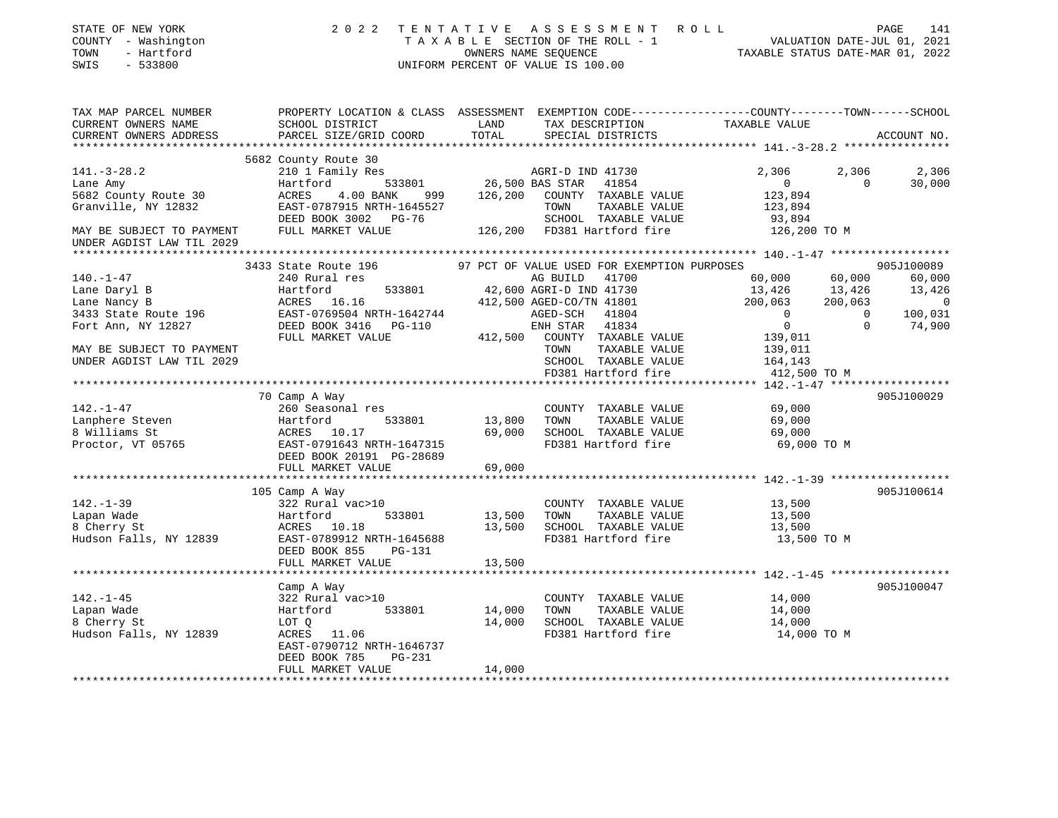STATE OF NEW YORK 2022 TENTATIVE ASSESSMENT ROLL
COUNTY - Washington TAXABLE SECTION OF THE ROLL - 1 VALUATION DATE-JUL 01, 2021
TOWN - Hartford OWNERS NAME SEQUENCE TAXABLE STATUS DATE-MAR 01, 2022
SWIS - 533800 UNIFORM PERCENT OF VALUE IS 100.00

```
TAX MAP PARCEL NUMBER          PROPERTY LOCATION & CLASS  ASSESSMENT  EXEMPTION CODE-----------------COUNTY--------TOWN------SCHOOL
CURRENT OWNERS NAME            SCHOOL DISTRICT               LAND      TAX DESCRIPTION              TAXABLE VALUE
CURRENT OWNERS ADDRESS         PARCEL SIZE/GRID COORD        TOTAL     SPECIAL DISTRICTS                                  ACCOUNT NO.
****************************************************************************************************** 141.-3-28.2 ****************
                               5682 County Route 30
141.-3-28.2                    210 1 Family Res                        AGRI-D IND 41730                 2,306      2,306      2,306
Lane Amy                       Hartford          533801       26,500 BAS STAR   41854                      0          0     30,000
5682 County Route 30           ACRES     4.00 BANK     999   126,200   COUNTY  TAXABLE VALUE           123,894
Granville, NY 12832            EAST-0787915 NRTH-1645527               TOWN    TAXABLE VALUE           123,894
                               DEED BOOK 3002   PG-76                  SCHOOL  TAXABLE VALUE            93,894
MAY BE SUBJECT TO PAYMENT      FULL MARKET VALUE             126,200   FD381 Hartford fire             126,200 TO M
UNDER AGDIST LAW TIL 2029
****************************************************************************************************** 140.-1-47 ******************
                               3433 State Route 196            97 PCT OF VALUE USED FOR EXEMPTION PURPOSES                905J100089
140.-1-47                      240 Rural res                           AG BUILD   41700                60,000     60,000     60,000
Lane Daryl B                   Hartford          533801       42,600 AGRI-D IND 41730                13,426     13,426     13,426
Lane Nancy B                   ACRES    16.16                412,500 AGED-CO/TN 41801               200,063    200,063          0
3433 State Route 196           EAST-0769504 NRTH-1642744               AGED-SCH   41804                     0          0    100,031
Fort Ann, NY 12827             DEED BOOK 3416   PG-110                 ENH STAR   41834                     0          0     74,900
                               FULL MARKET VALUE             412,500   COUNTY  TAXABLE VALUE           139,011
MAY BE SUBJECT TO PAYMENT                                              TOWN    TAXABLE VALUE           139,011
UNDER AGDIST LAW TIL 2029                                              SCHOOL  TAXABLE VALUE           164,143
                                                                       FD381 Hartford fire             412,500 TO M
****************************************************************************************************** 142.-1-47 ******************
                               70 Camp A Way                                                                               905J100029
142.-1-47                      260 Seasonal res                        COUNTY  TAXABLE VALUE            69,000
Lanphere Steven                Hartford          533801       13,800   TOWN    TAXABLE VALUE            69,000
8 Williams St                  ACRES    10.17                 69,000   SCHOOL  TAXABLE VALUE            69,000
Proctor, VT 05765              EAST-0791643 NRTH-1647315               FD381 Hartford fire              69,000 TO M
                               DEED BOOK 20191 PG-28689
                               FULL MARKET VALUE              69,000
****************************************************************************************************** 142.-1-39 ******************
                               105 Camp A Way                                                                              905J100614
142.-1-39                      322 Rural vac>10                        COUNTY  TAXABLE VALUE            13,500
Lapan Wade                     Hartford          533801       13,500   TOWN    TAXABLE VALUE            13,500
8 Cherry St                    ACRES    10.18                 13,500   SCHOOL  TAXABLE VALUE            13,500
Hudson Falls, NY 12839         EAST-0789912 NRTH-1645688               FD381 Hartford fire              13,500 TO M
                               DEED BOOK 855    PG-131
                               FULL MARKET VALUE              13,500
****************************************************************************************************** 142.-1-45 ******************
                               Camp A Way                                                                                  905J100047
142.-1-45                      322 Rural vac>10                        COUNTY  TAXABLE VALUE            14,000
Lapan Wade                     Hartford          533801       14,000   TOWN    TAXABLE VALUE            14,000
8 Cherry St                    LOT Q                          14,000   SCHOOL  TAXABLE VALUE            14,000
Hudson Falls, NY 12839         ACRES    11.06                          FD381 Hartford fire              14,000 TO M
                               EAST-0790712 NRTH-1646737
                               DEED BOOK 785    PG-231
                               FULL MARKET VALUE              14,000
************************************************************************************************************************************
```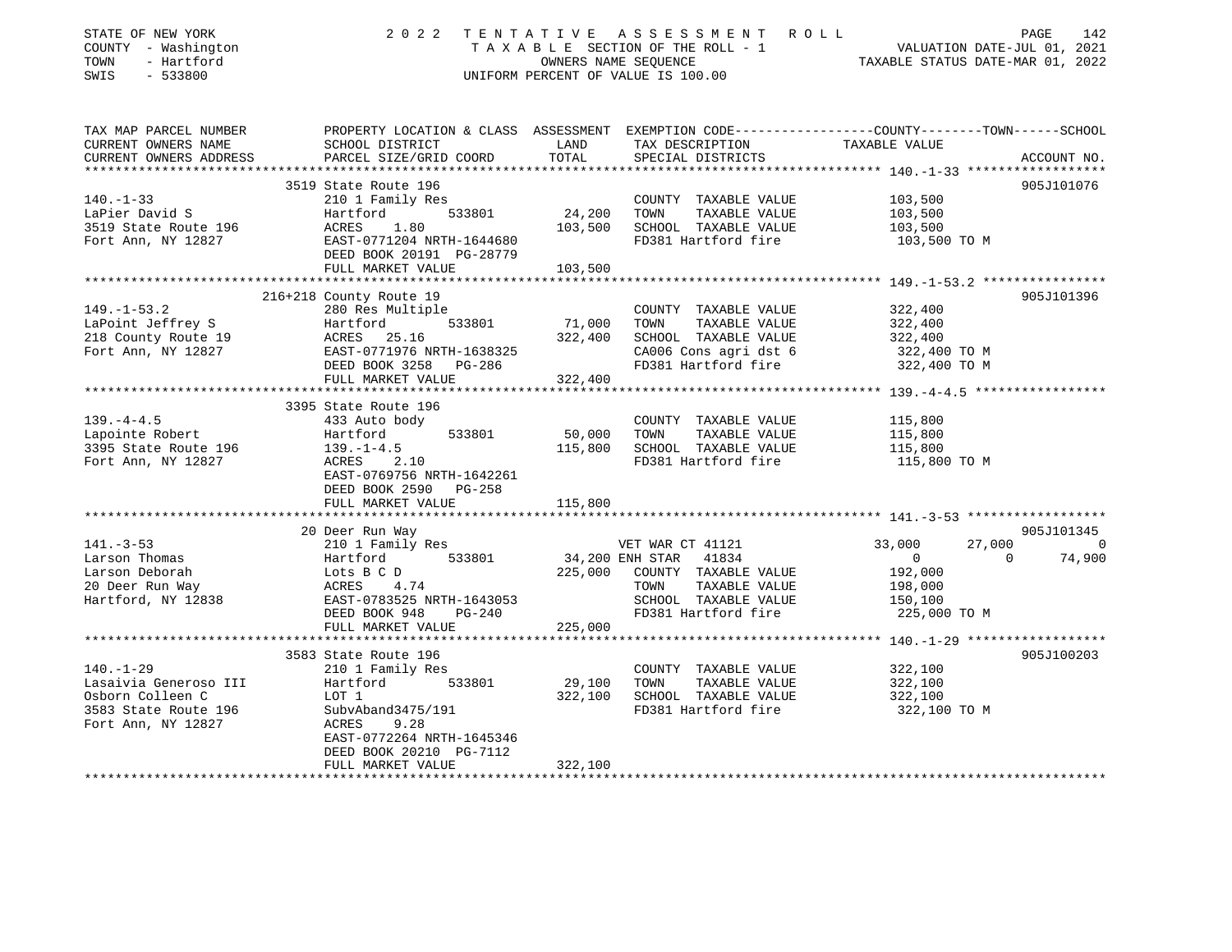STATE OF NEW YORK  
COUNTY - Washington  
TOWN - Hartford  
SWIS - 533800

2 0 2 2 TENTATIVE ASSESSMENT ROLL  
TAXABLE SECTION OF THE ROLL - 1  
OWNERS NAME SEQUENCE  
UNIFORM PERCENT OF VALUE IS 100.00

VALUATION DATE-JUL 01, 2021  
TAXABLE STATUS DATE-MAR 01, 2022

| TAX MAP PARCEL NUMBER / CURRENT OWNERS NAME / CURRENT OWNERS ADDRESS | PROPERTY LOCATION & CLASS / SCHOOL DISTRICT / PARCEL SIZE/GRID COORD | ASSESSMENT LAND / TOTAL | EXEMPTION CODE / TAX DESCRIPTION / SPECIAL DISTRICTS | COUNTY | TOWN | SCHOOL / TAXABLE VALUE | ACCOUNT NO. |
|---|---|---|---|---|---|---|---|
| | 3519 State Route 196 | | | | | | 905J101076 |
| 140.-1-33 | 210 1 Family Res | | COUNTY TAXABLE VALUE | 103,500 | | | |
| LaPier David S | Hartford 533801 | 24,200 | TOWN TAXABLE VALUE | 103,500 | | | |
| 3519 State Route 196 | ACRES 1.80 | 103,500 | SCHOOL TAXABLE VALUE | 103,500 | | | |
| Fort Ann, NY 12827 | EAST-0771204 NRTH-1644680 | | FD381 Hartford fire | 103,500 TO M | | | |
| | DEED BOOK 20191 PG-28779 | | | | | | |
| | FULL MARKET VALUE | 103,500 | | | | | |
| | 216+218 County Route 19 | | | | | | 905J101396 |
| 149.-1-53.2 | 280 Res Multiple | | COUNTY TAXABLE VALUE | 322,400 | | | |
| LaPoint Jeffrey S | Hartford 533801 | 71,000 | TOWN TAXABLE VALUE | 322,400 | | | |
| 218 County Route 19 | ACRES 25.16 | 322,400 | SCHOOL TAXABLE VALUE | 322,400 | | | |
| Fort Ann, NY 12827 | EAST-0771976 NRTH-1638325 | | CA006 Cons agri dst 6 | 322,400 TO M | | | |
| | DEED BOOK 3258 PG-286 | | FD381 Hartford fire | 322,400 TO M | | | |
| | FULL MARKET VALUE | 322,400 | | | | | |
| | 3395 State Route 196 | | | | | | |
| 139.-4-4.5 | 433 Auto body | | COUNTY TAXABLE VALUE | 115,800 | | | |
| Lapointe Robert | Hartford 533801 | 50,000 | TOWN TAXABLE VALUE | 115,800 | | | |
| 3395 State Route 196 | 139.-1-4.5 | 115,800 | SCHOOL TAXABLE VALUE | 115,800 | | | |
| Fort Ann, NY 12827 | ACRES 2.10 | | FD381 Hartford fire | 115,800 TO M | | | |
| | EAST-0769756 NRTH-1642261 | | | | | | |
| | DEED BOOK 2590 PG-258 | | | | | | |
| | FULL MARKET VALUE | 115,800 | | | | | |
| | 20 Deer Run Way | | | | | | 905J101345 |
| 141.-3-53 | 210 1 Family Res | | VET WAR CT 41121 | 33,000 | 27,000 | 0 | |
| Larson Thomas | Hartford 533801 | 34,200 | ENH STAR 41834 | 0 | 0 | 74,900 | |
| Larson Deborah | Lots B C D | 225,000 | COUNTY TAXABLE VALUE | 192,000 | | | |
| 20 Deer Run Way | ACRES 4.74 | | TOWN TAXABLE VALUE | 198,000 | | | |
| Hartford, NY 12838 | EAST-0783525 NRTH-1643053 | | SCHOOL TAXABLE VALUE | 150,100 | | | |
| | DEED BOOK 948 PG-240 | | FD381 Hartford fire | 225,000 TO M | | | |
| | FULL MARKET VALUE | 225,000 | | | | | |
| | 3583 State Route 196 | | | | | | 905J100203 |
| 140.-1-29 | 210 1 Family Res | | COUNTY TAXABLE VALUE | 322,100 | | | |
| Lasaivia Generoso III | Hartford 533801 | 29,100 | TOWN TAXABLE VALUE | 322,100 | | | |
| Osborn Colleen C | LOT 1 | 322,100 | SCHOOL TAXABLE VALUE | 322,100 | | | |
| 3583 State Route 196 | SubvAband3475/191 | | FD381 Hartford fire | 322,100 TO M | | | |
| Fort Ann, NY 12827 | ACRES 9.28 | | | | | | |
| | EAST-0772264 NRTH-1645346 | | | | | | |
| | DEED BOOK 20210 PG-7112 | | | | | | |
| | FULL MARKET VALUE | 322,100 | | | | | |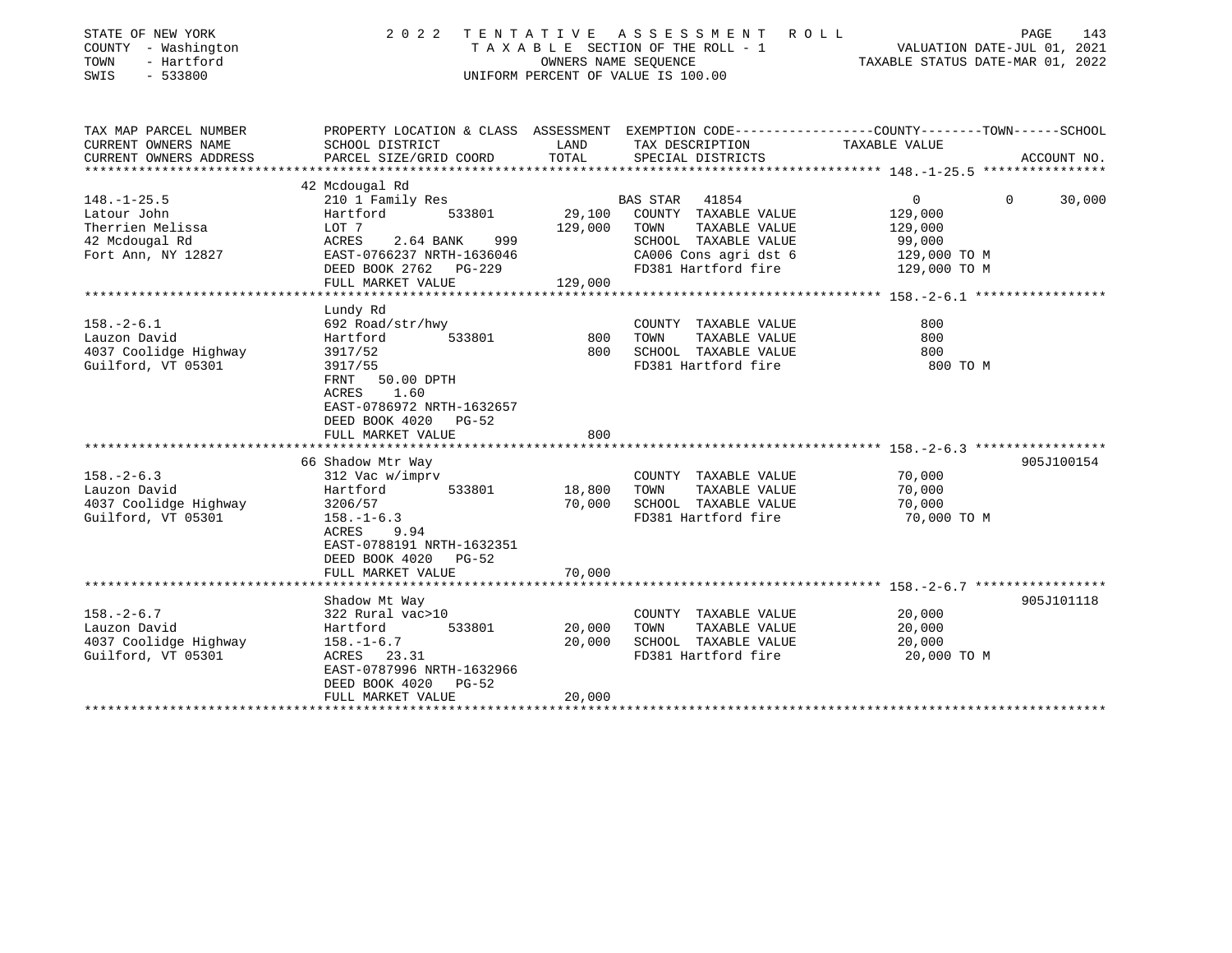STATE OF NEW YORK
COUNTY - Washington
TOWN - Hartford
SWIS - 533800

2022 TENTATIVE ASSESSMENT ROLL
TAXABLE SECTION OF THE ROLL - 1
OWNERS NAME SEQUENCE
UNIFORM PERCENT OF VALUE IS 100.00

VALUATION DATE-JUL 01, 2021
TAXABLE STATUS DATE-MAR 01, 2022

| TAX MAP PARCEL NUMBER / CURRENT OWNERS NAME / CURRENT OWNERS ADDRESS | PROPERTY LOCATION & CLASS / SCHOOL DISTRICT / PARCEL SIZE/GRID COORD | ASSESSMENT LAND | ASSESSMENT TOTAL | EXEMPTION CODE / TAX DESCRIPTION / SPECIAL DISTRICTS | COUNTY TAXABLE VALUE | TOWN | SCHOOL | ACCOUNT NO. |
|---|---|---|---|---|---|---|---|---|
| **148.-1-25.5** | 42 Mcdougal Rd | | | | | | | |
| Latour John | 210 1 Family Res | | | BAS STAR 41854 | 0 | 0 | 30,000 | |
| Therrien Melissa | Hartford 533801 | 29,100 | | COUNTY TAXABLE VALUE | 129,000 | | | |
| 42 Mcdougal Rd | LOT 7 | | 129,000 | TOWN TAXABLE VALUE | 129,000 | | | |
| Fort Ann, NY 12827 | ACRES 2.64 BANK 999 | | | SCHOOL TAXABLE VALUE | 99,000 | | | |
| | EAST-0766237 NRTH-1636046 | | | CA006 Cons agri dst 6 | 129,000 TO M | | | |
| | DEED BOOK 2762 PG-229 | | | FD381 Hartford fire | 129,000 TO M | | | |
| | FULL MARKET VALUE | | 129,000 | | | | | |
| **158.-2-6.1** | Lundy Rd | | | | | | | |
| Lauzon David | 692 Road/str/hwy | | | COUNTY TAXABLE VALUE | 800 | | | |
| 4037 Coolidge Highway | Hartford 533801 | 800 | | TOWN TAXABLE VALUE | 800 | | | |
| Guilford, VT 05301 | 3917/52 | | 800 | SCHOOL TAXABLE VALUE | 800 | | | |
| | 3917/55 | | | FD381 Hartford fire | 800 TO M | | | |
| | FRNT 50.00 DPTH | | | | | | | |
| | ACRES 1.60 | | | | | | | |
| | EAST-0786972 NRTH-1632657 | | | | | | | |
| | DEED BOOK 4020 PG-52 | | | | | | | |
| | FULL MARKET VALUE | | 800 | | | | | |
| **158.-2-6.3** | 66 Shadow Mtr Way | | | | | | | 905J100154 |
| Lauzon David | 312 Vac w/imprv | | | COUNTY TAXABLE VALUE | 70,000 | | | |
| 4037 Coolidge Highway | Hartford 533801 | 18,800 | | TOWN TAXABLE VALUE | 70,000 | | | |
| Guilford, VT 05301 | 3206/57 | | 70,000 | SCHOOL TAXABLE VALUE | 70,000 | | | |
| | 158.-1-6.3 | | | FD381 Hartford fire | 70,000 TO M | | | |
| | ACRES 9.94 | | | | | | | |
| | EAST-0788191 NRTH-1632351 | | | | | | | |
| | DEED BOOK 4020 PG-52 | | | | | | | |
| | FULL MARKET VALUE | | 70,000 | | | | | |
| **158.-2-6.7** | Shadow Mt Way | | | | | | | 905J101118 |
| Lauzon David | 322 Rural vac>10 | | | COUNTY TAXABLE VALUE | 20,000 | | | |
| 4037 Coolidge Highway | Hartford 533801 | 20,000 | | TOWN TAXABLE VALUE | 20,000 | | | |
| Guilford, VT 05301 | 158.-1-6.7 | | 20,000 | SCHOOL TAXABLE VALUE | 20,000 | | | |
| | ACRES 23.31 | | | FD381 Hartford fire | 20,000 TO M | | | |
| | EAST-0787996 NRTH-1632966 | | | | | | | |
| | DEED BOOK 4020 PG-52 | | | | | | | |
| | FULL MARKET VALUE | | 20,000 | | | | | |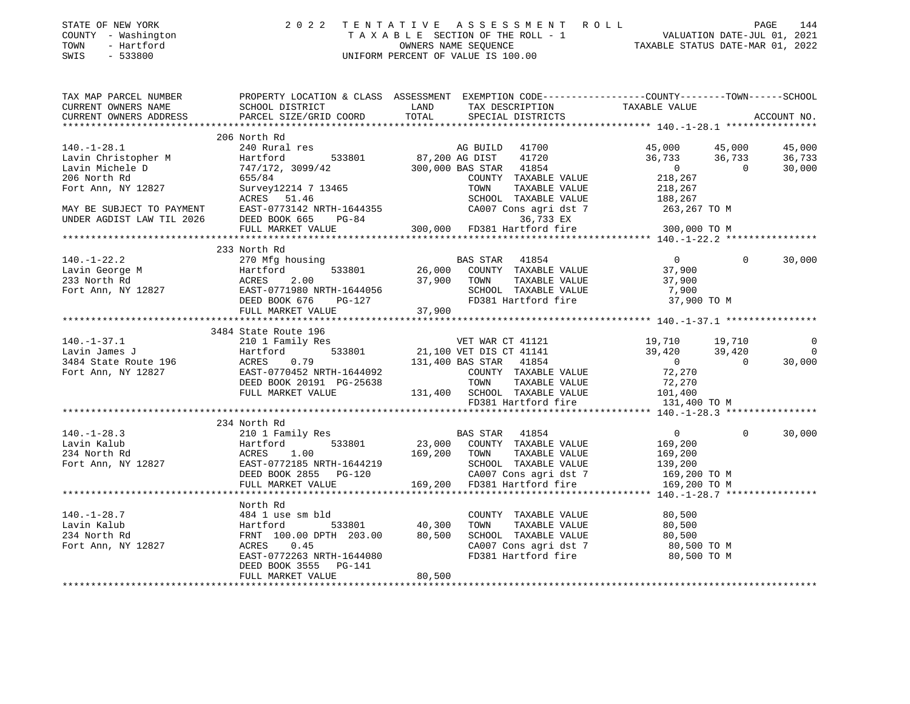STATE OF NEW YORK
COUNTY - Washington
TOWN - Hartford
SWIS - 533800

# 2022 TENTATIVE ASSESSMENT ROLL

TAXABLE SECTION OF THE ROLL - 1
OWNERS NAME SEQUENCE
UNIFORM PERCENT OF VALUE IS 100.00

VALUATION DATE-JUL 01, 2021
TAXABLE STATUS DATE-MAR 01, 2022

```
TAX MAP PARCEL NUMBER          PROPERTY LOCATION & CLASS  ASSESSMENT  EXEMPTION CODE------------------COUNTY--------TOWN------SCHOOL
CURRENT OWNERS NAME            SCHOOL DISTRICT             LAND       TAX DESCRIPTION               TAXABLE VALUE
CURRENT OWNERS ADDRESS         PARCEL SIZE/GRID COORD      TOTAL      SPECIAL DISTRICTS                                    ACCOUNT NO.
*********************************************************************************************** 140.-1-28.1 ****************
                               206 North Rd
140.-1-28.1                    240 Rural res                          AG BUILD   41700             45,000      45,000      45,000
Lavin Christopher M            Hartford        533801     87,200 AG DIST    41720             36,733      36,733      36,733
Lavin Michele D                747/172, 3099/42          300,000 BAS STAR   41854                  0           0      30,000
206 North Rd                   655/84                                 COUNTY  TAXABLE VALUE          218,267
Fort Ann, NY 12827             Survey12214 7 13465                    TOWN    TAXABLE VALUE          218,267
                               ACRES   51.46                          SCHOOL  TAXABLE VALUE          188,267
MAY BE SUBJECT TO PAYMENT      EAST-0773142 NRTH-1644355              CA007 Cons agri dst 7          263,267 TO M
UNDER AGDIST LAW TIL 2026      DEED BOOK 665     PG-84                        36,733 EX
                               FULL MARKET VALUE         300,000      FD381 Hartford fire            300,000 TO M
*********************************************************************************************** 140.-1-22.2 ****************
                               233 North Rd
140.-1-22.2                    270 Mfg housing                        BAS STAR   41854                  0           0      30,000
Lavin George M                 Hartford        533801     26,000      COUNTY  TAXABLE VALUE           37,900
233 North Rd                   ACRES    2.00              37,900      TOWN    TAXABLE VALUE           37,900
Fort Ann, NY 12827             EAST-0771980 NRTH-1644056              SCHOOL  TAXABLE VALUE            7,900
                               DEED BOOK 676     PG-127               FD381 Hartford fire             37,900 TO M
                               FULL MARKET VALUE          37,900
*********************************************************************************************** 140.-1-37.1 ****************
                               3484 State Route 196
140.-1-37.1                    210 1 Family Res                       VET WAR CT 41121             19,710      19,710           0
Lavin James J                  Hartford        533801     21,100 VET DIS CT 41141             39,420      39,420           0
3484 State Route 196           ACRES    0.79             131,400 BAS STAR   41854                  0           0      30,000
Fort Ann, NY 12827             EAST-0770452 NRTH-1644092              COUNTY  TAXABLE VALUE           72,270
                               DEED BOOK 20191 PG-25638               TOWN    TAXABLE VALUE           72,270
                               FULL MARKET VALUE         131,400      SCHOOL  TAXABLE VALUE          101,400
                                                                      FD381 Hartford fire            131,400 TO M
*********************************************************************************************** 140.-1-28.3 ****************
                               234 North Rd
140.-1-28.3                    210 1 Family Res                       BAS STAR   41854                  0           0      30,000
Lavin Kalub                    Hartford        533801     23,000      COUNTY  TAXABLE VALUE          169,200
234 North Rd                   ACRES    1.00             169,200      TOWN    TAXABLE VALUE          169,200
Fort Ann, NY 12827             EAST-0772185 NRTH-1644219              SCHOOL  TAXABLE VALUE          139,200
                               DEED BOOK 2855    PG-120               CA007 Cons agri dst 7          169,200 TO M
                               FULL MARKET VALUE         169,200      FD381 Hartford fire            169,200 TO M
*********************************************************************************************** 140.-1-28.7 ****************
                               North Rd
140.-1-28.7                    484 1 use sm bld                       COUNTY  TAXABLE VALUE           80,500
Lavin Kalub                    Hartford        533801     40,300      TOWN    TAXABLE VALUE           80,500
234 North Rd                   FRNT 100.00 DPTH 203.00    80,500      SCHOOL  TAXABLE VALUE           80,500
Fort Ann, NY 12827             ACRES    0.45                          CA007 Cons agri dst 7           80,500 TO M
                               EAST-0772263 NRTH-1644080              FD381 Hartford fire             80,500 TO M
                               DEED BOOK 3555    PG-141
                               FULL MARKET VALUE          80,500
******************************************************************************************************************************
```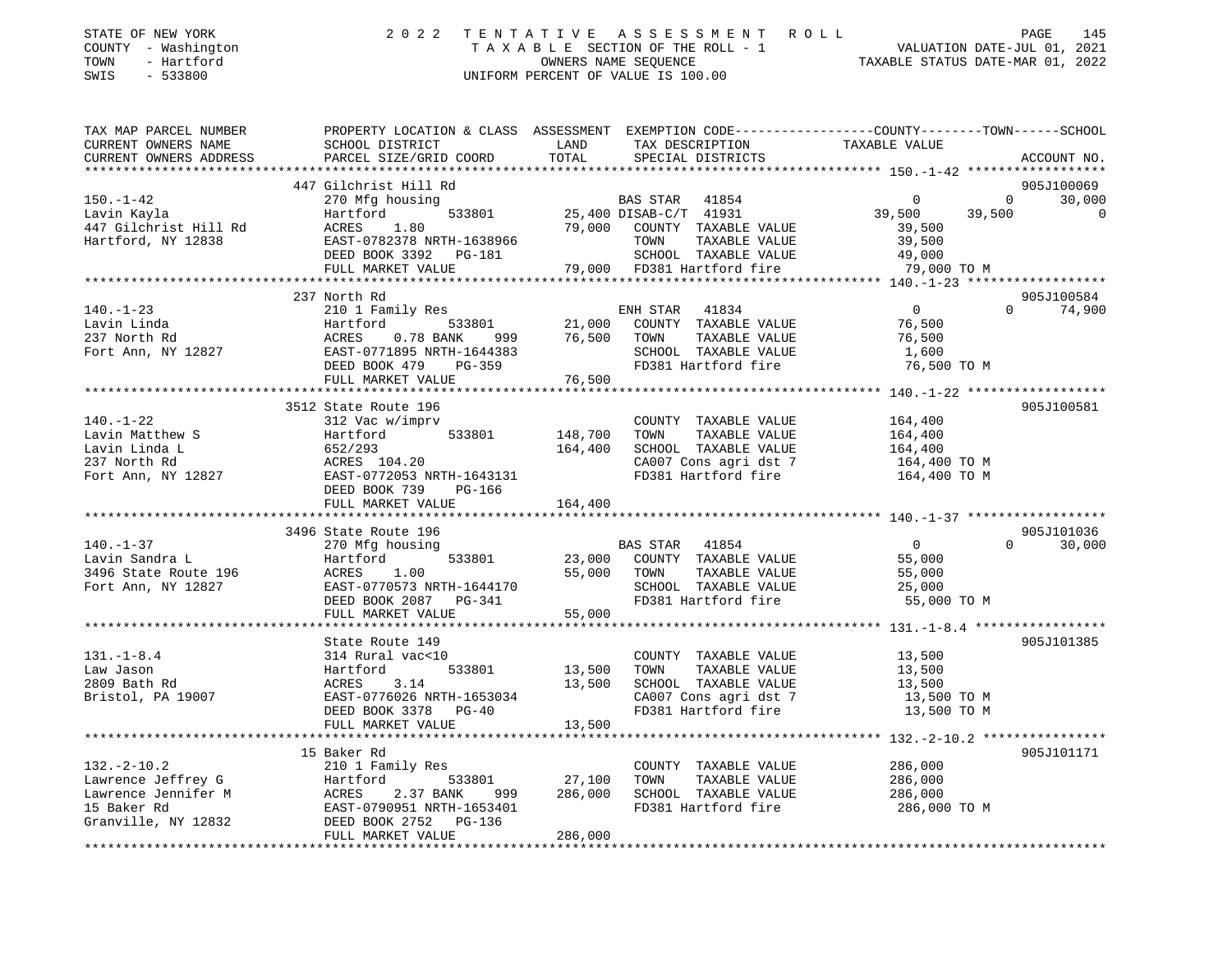STATE OF NEW YORK — 2022 TENTATIVE ASSESSMENT ROLL
COUNTY - Washington — TAXABLE SECTION OF THE ROLL - 1 — VALUATION DATE-JUL 01, 2021
TOWN - Hartford — OWNERS NAME SEQUENCE — TAXABLE STATUS DATE-MAR 01, 2022
SWIS - 533800 — UNIFORM PERCENT OF VALUE IS 100.00

```
TAX MAP PARCEL NUMBER     PROPERTY LOCATION & CLASS  ASSESSMENT  EXEMPTION CODE-----------------COUNTY--------TOWN------SCHOOL
CURRENT OWNERS NAME       SCHOOL DISTRICT              LAND      TAX DESCRIPTION              TAXABLE VALUE
CURRENT OWNERS ADDRESS    PARCEL SIZE/GRID COORD      TOTAL      SPECIAL DISTRICTS                                    ACCOUNT NO.
******************************************************************************************************* 150.-1-42 ******************
                          447 Gilchrist Hill Rd                                                                         905J100069
150.-1-42                 270 Mfg housing                        BAS STAR  41854                    0          0      30,000
Lavin Kayla               Hartford        533801      25,400 DISAB-C/T 41931                    39,500     39,500           0
447 Gilchrist Hill Rd     ACRES    1.80                79,000    COUNTY  TAXABLE VALUE            39,500
Hartford, NY 12838        EAST-0782378 NRTH-1638966              TOWN    TAXABLE VALUE            39,500
                          DEED BOOK 3392   PG-181                SCHOOL  TAXABLE VALUE            49,000
                          FULL MARKET VALUE            79,000    FD381 Hartford fire              79,000 TO M
******************************************************************************************************* 140.-1-23 ******************
                          237 North Rd                                                                                  905J100584
140.-1-23                 210 1 Family Res                       ENH STAR  41834                    0          0      74,900
Lavin Linda               Hartford        533801      21,000     COUNTY  TAXABLE VALUE            76,500
237 North Rd              ACRES    0.78 BANK    999   76,500     TOWN    TAXABLE VALUE            76,500
Fort Ann, NY 12827        EAST-0771895 NRTH-1644383              SCHOOL  TAXABLE VALUE             1,600
                          DEED BOOK 479    PG-359                FD381 Hartford fire              76,500 TO M
                          FULL MARKET VALUE            76,500
******************************************************************************************************* 140.-1-22 ******************
                          3512 State Route 196                                                                          905J100581
140.-1-22                 312 Vac w/imprv                        COUNTY  TAXABLE VALUE           164,400
Lavin Matthew S           Hartford        533801     148,700     TOWN    TAXABLE VALUE           164,400
Lavin Linda L             652/293                    164,400     SCHOOL  TAXABLE VALUE           164,400
237 North Rd              ACRES  104.20                          CA007 Cons agri dst 7           164,400 TO M
Fort Ann, NY 12827        EAST-0772053 NRTH-1643131              FD381 Hartford fire             164,400 TO M
                          DEED BOOK 739    PG-166
                          FULL MARKET VALUE           164,400
******************************************************************************************************* 140.-1-37 ******************
                          3496 State Route 196                                                                          905J101036
140.-1-37                 270 Mfg housing                        BAS STAR  41854                    0          0      30,000
Lavin Sandra L            Hartford        533801      23,000     COUNTY  TAXABLE VALUE            55,000
3496 State Route 196      ACRES    1.00                55,000    TOWN    TAXABLE VALUE            55,000
Fort Ann, NY 12827        EAST-0770573 NRTH-1644170              SCHOOL  TAXABLE VALUE            25,000
                          DEED BOOK 2087   PG-341                FD381 Hartford fire              55,000 TO M
                          FULL MARKET VALUE            55,000
******************************************************************************************************* 131.-1-8.4 *****************
                          State Route 149                                                                               905J101385
131.-1-8.4                314 Rural vac<10                       COUNTY  TAXABLE VALUE            13,500
Law Jason                 Hartford        533801      13,500     TOWN    TAXABLE VALUE            13,500
2809 Bath Rd              ACRES    3.14                13,500    SCHOOL  TAXABLE VALUE            13,500
Bristol, PA 19007         EAST-0776026 NRTH-1653034              CA007 Cons agri dst 7            13,500 TO M
                          DEED BOOK 3378   PG-40                 FD381 Hartford fire              13,500 TO M
                          FULL MARKET VALUE            13,500
******************************************************************************************************* 132.-2-10.2 ****************
                          15 Baker Rd                                                                                   905J101171
132.-2-10.2               210 1 Family Res                       COUNTY  TAXABLE VALUE           286,000
Lawrence Jeffrey G        Hartford        533801      27,100     TOWN    TAXABLE VALUE           286,000
Lawrence Jennifer M       ACRES    2.37 BANK    999  286,000     SCHOOL  TAXABLE VALUE           286,000
15 Baker Rd               EAST-0790951 NRTH-1653401              FD381 Hartford fire             286,000 TO M
Granville, NY 12832       DEED BOOK 2752   PG-136
                          FULL MARKET VALUE           286,000
************************************************************************************************************************************
```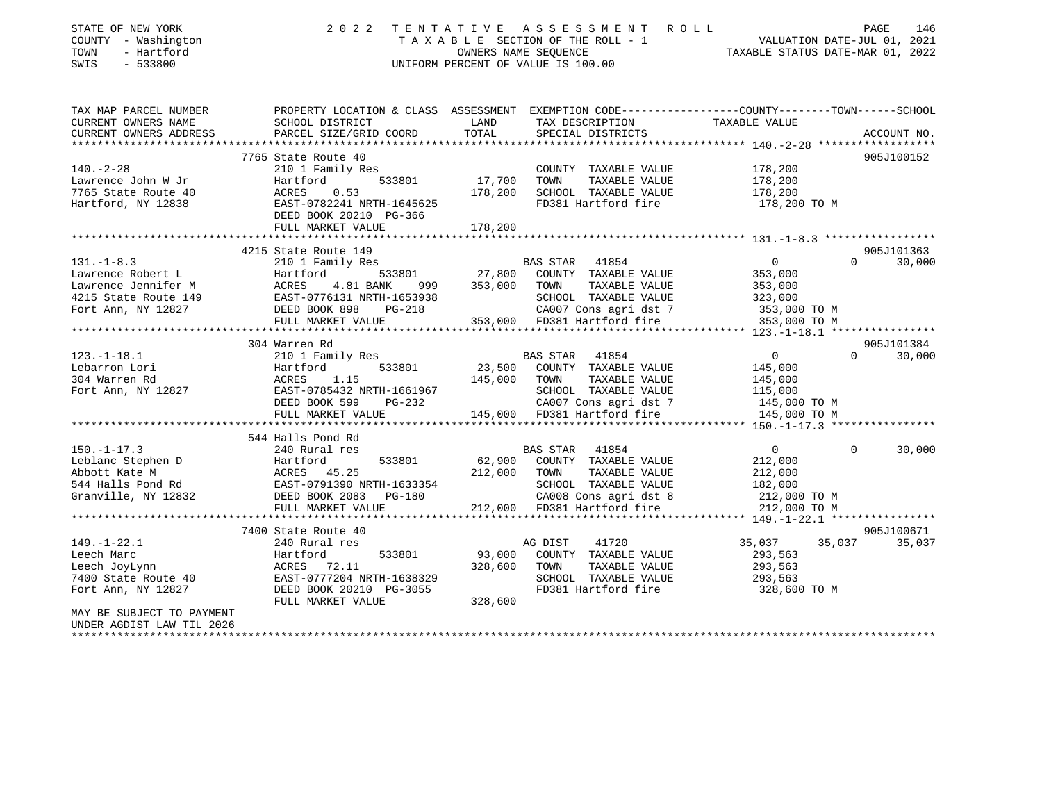STATE OF NEW YORK
COUNTY - Washington
TOWN - Hartford
SWIS - 533800

# 2022 TENTATIVE ASSESSMENT ROLL
TAXABLE SECTION OF THE ROLL - 1
OWNERS NAME SEQUENCE
UNIFORM PERCENT OF VALUE IS 100.00

VALUATION DATE-JUL 01, 2021
TAXABLE STATUS DATE-MAR 01, 2022

| TAX MAP PARCEL NUMBER / CURRENT OWNERS NAME / CURRENT OWNERS ADDRESS | PROPERTY LOCATION & CLASS / SCHOOL DISTRICT / PARCEL SIZE/GRID COORD | ASSESSMENT LAND | TOTAL | EXEMPTION CODE / TAX DESCRIPTION / SPECIAL DISTRICTS | COUNTY | TOWN | SCHOOL | ACCOUNT NO. |
|---|---|---|---|---|---|---|---|---|
| 140.-2-28 | 7765 State Route 40 | | | | | | | 905J100152 |
| | 210 1 Family Res | | | COUNTY TAXABLE VALUE | 178,200 | | | |
| Lawrence John W Jr | Hartford 533801 | 17,700 | | TOWN TAXABLE VALUE | | 178,200 | | |
| 7765 State Route 40 | ACRES 0.53 | | 178,200 | SCHOOL TAXABLE VALUE | | | 178,200 | |
| Hartford, NY 12838 | EAST-0782241 NRTH-1645625 | | | FD381 Hartford fire | 178,200 TO M | | | |
| | DEED BOOK 20210 PG-366 | | | | | | | |
| | FULL MARKET VALUE | | 178,200 | | | | | |
| 131.-1-8.3 | 4215 State Route 149 | | | | | | | 905J101363 |
| | 210 1 Family Res | | | BAS STAR 41854 | 0 | 0 | 30,000 | |
| Lawrence Robert L | Hartford 533801 | 27,800 | | COUNTY TAXABLE VALUE | 353,000 | | | |
| Lawrence Jennifer M | ACRES 4.81 BANK 999 | | 353,000 | TOWN TAXABLE VALUE | | 353,000 | | |
| 4215 State Route 149 | EAST-0776131 NRTH-1653938 | | | SCHOOL TAXABLE VALUE | | | 323,000 | |
| Fort Ann, NY 12827 | DEED BOOK 898 PG-218 | | | CA007 Cons agri dst 7 | 353,000 TO M | | | |
| | FULL MARKET VALUE | | 353,000 | FD381 Hartford fire | 353,000 TO M | | | |
| 123.-1-18.1 | 304 Warren Rd | | | | | | | 905J101384 |
| | 210 1 Family Res | | | BAS STAR 41854 | 0 | 0 | 30,000 | |
| Lebarron Lori | Hartford 533801 | 23,500 | | COUNTY TAXABLE VALUE | 145,000 | | | |
| 304 Warren Rd | ACRES 1.15 | | 145,000 | TOWN TAXABLE VALUE | | 145,000 | | |
| Fort Ann, NY 12827 | EAST-0785432 NRTH-1661967 | | | SCHOOL TAXABLE VALUE | | | 115,000 | |
| | DEED BOOK 599 PG-232 | | | CA007 Cons agri dst 7 | 145,000 TO M | | | |
| | FULL MARKET VALUE | | 145,000 | FD381 Hartford fire | 145,000 TO M | | | |
| 150.-1-17.3 | 544 Halls Pond Rd | | | | | | | |
| | 240 Rural res | | | BAS STAR 41854 | 0 | 0 | 30,000 | |
| Leblanc Stephen D | Hartford 533801 | 62,900 | | COUNTY TAXABLE VALUE | 212,000 | | | |
| Abbott Kate M | ACRES 45.25 | | 212,000 | TOWN TAXABLE VALUE | | 212,000 | | |
| 544 Halls Pond Rd | EAST-0791390 NRTH-1633354 | | | SCHOOL TAXABLE VALUE | | | 182,000 | |
| Granville, NY 12832 | DEED BOOK 2083 PG-180 | | | CA008 Cons agri dst 8 | 212,000 TO M | | | |
| | FULL MARKET VALUE | | 212,000 | FD381 Hartford fire | 212,000 TO M | | | |
| 149.-1-22.1 | 7400 State Route 40 | | | | | | | 905J100671 |
| | 240 Rural res | | | AG DIST 41720 | 35,037 | 35,037 | 35,037 | |
| Leech Marc | Hartford 533801 | 93,000 | | COUNTY TAXABLE VALUE | 293,563 | | | |
| Leech JoyLynn | ACRES 72.11 | | 328,600 | TOWN TAXABLE VALUE | | 293,563 | | |
| 7400 State Route 40 | EAST-0777204 NRTH-1638329 | | | SCHOOL TAXABLE VALUE | | | 293,563 | |
| Fort Ann, NY 12827 | DEED BOOK 20210 PG-3055 | | | FD381 Hartford fire | 328,600 TO M | | | |
| | FULL MARKET VALUE | | 328,600 | | | | | |
| MAY BE SUBJECT TO PAYMENT UNDER AGDIST LAW TIL 2026 | | | | | | | | |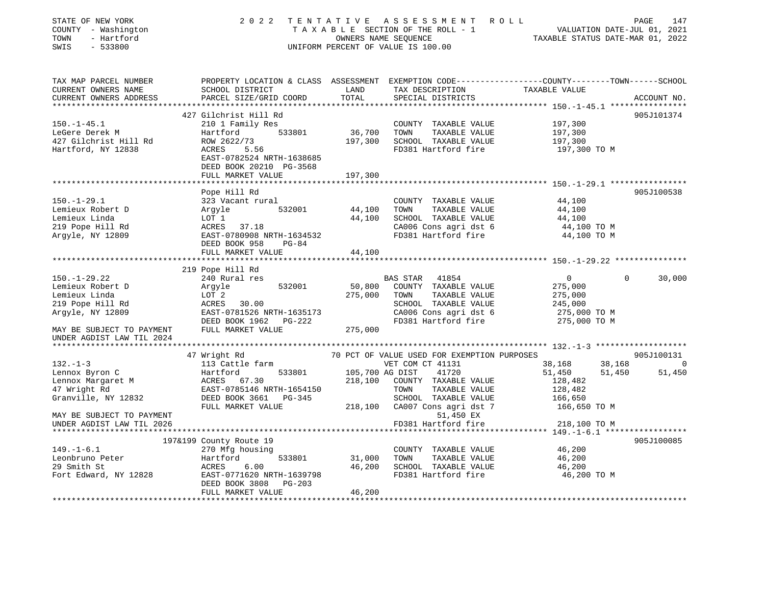STATE OF NEW YORK — 2022 TENTATIVE ASSESSMENT ROLL
COUNTY - Washington — TAXABLE SECTION OF THE ROLL - 1 — VALUATION DATE-JUL 01, 2021
TOWN - Hartford — OWNERS NAME SEQUENCE — TAXABLE STATUS DATE-MAR 01, 2022
SWIS - 533800 — UNIFORM PERCENT OF VALUE IS 100.00

| TAX MAP PARCEL NUMBER / CURRENT OWNERS NAME / CURRENT OWNERS ADDRESS | PROPERTY LOCATION & CLASS / SCHOOL DISTRICT / PARCEL SIZE/GRID COORD | ASSESSMENT LAND | TOTAL | EXEMPTION CODE / TAX DESCRIPTION / SPECIAL DISTRICTS | COUNTY TAXABLE VALUE | TOWN | SCHOOL | ACCOUNT NO. |
|---|---|---|---|---|---|---|---|---|
| **150.-1-45.1** | 427 Gilchrist Hill Rd | | | | | | | 905J101374 |
| 150.-1-45.1 | 210 1 Family Res | | | COUNTY TAXABLE VALUE | 197,300 | | | |
| LeGere Derek M | Hartford 533801 | 36,700 | | TOWN TAXABLE VALUE | 197,300 | | | |
| 427 Gilchrist Hill Rd | ROW 2622/73 | | 197,300 | SCHOOL TAXABLE VALUE | 197,300 | | | |
| Hartford, NY 12838 | ACRES 5.56 | | | FD381 Hartford fire | 197,300 TO M | | | |
| | EAST-0782524 NRTH-1638685 | | | | | | | |
| | DEED BOOK 20210 PG-3568 | | | | | | | |
| | FULL MARKET VALUE | | 197,300 | | | | | |
| **150.-1-29.1** | Pope Hill Rd | | | | | | | 905J100538 |
| 150.-1-29.1 | 323 Vacant rural | | | COUNTY TAXABLE VALUE | 44,100 | | | |
| Lemieux Robert D | Argyle 532001 | 44,100 | | TOWN TAXABLE VALUE | 44,100 | | | |
| Lemieux Linda | LOT 1 | | 44,100 | SCHOOL TAXABLE VALUE | 44,100 | | | |
| 219 Pope Hill Rd | ACRES 37.18 | | | CA006 Cons agri dst 6 | 44,100 TO M | | | |
| Argyle, NY 12809 | EAST-0780908 NRTH-1634532 | | | FD381 Hartford fire | 44,100 TO M | | | |
| | DEED BOOK 958 PG-84 | | | | | | | |
| | FULL MARKET VALUE | | 44,100 | | | | | |
| **150.-1-29.22** | 219 Pope Hill Rd | | | | | | | |
| 150.-1-29.22 | 240 Rural res | | | BAS STAR 41854 | 0 | 0 | 30,000 | |
| Lemieux Robert D | Argyle 532001 | 50,800 | | COUNTY TAXABLE VALUE | 275,000 | | | |
| Lemieux Linda | LOT 2 | | 275,000 | TOWN TAXABLE VALUE | 275,000 | | | |
| 219 Pope Hill Rd | ACRES 30.00 | | | SCHOOL TAXABLE VALUE | 245,000 | | | |
| Argyle, NY 12809 | EAST-0781526 NRTH-1635173 | | | CA006 Cons agri dst 6 | 275,000 TO M | | | |
| | DEED BOOK 1962 PG-222 | | | FD381 Hartford fire | 275,000 TO M | | | |
| MAY BE SUBJECT TO PAYMENT | FULL MARKET VALUE | | 275,000 | | | | | |
| UNDER AGDIST LAW TIL 2024 | | | | | | | | |
| **132.-1-3** | 47 Wright Rd | | | 70 PCT OF VALUE USED FOR EXEMPTION PURPOSES | | | | 905J100131 |
| 132.-1-3 | 113 Cattle farm | | | VET COM CT 41131 | 38,168 | 38,168 | 0 | |
| Lennox Byron C | Hartford 533801 | 105,700 | | AG DIST 41720 | 51,450 | 51,450 | 51,450 | |
| Lennox Margaret M | ACRES 67.30 | | 218,100 | COUNTY TAXABLE VALUE | 128,482 | | | |
| 47 Wright Rd | EAST-0785146 NRTH-1654150 | | | TOWN TAXABLE VALUE | 128,482 | | | |
| Granville, NY 12832 | DEED BOOK 3661 PG-345 | | | SCHOOL TAXABLE VALUE | 166,650 | | | |
| | FULL MARKET VALUE | | 218,100 | CA007 Cons agri dst 7 | 166,650 TO M | | | |
| MAY BE SUBJECT TO PAYMENT | | | | 51,450 EX | | | | |
| UNDER AGDIST LAW TIL 2026 | | | | FD381 Hartford fire | 218,100 TO M | | | |
| **149.-1-6.1** | 197&199 County Route 19 | | | | | | | 905J100085 |
| 149.-1-6.1 | 270 Mfg housing | | | COUNTY TAXABLE VALUE | 46,200 | | | |
| Leonbruno Peter | Hartford 533801 | 31,000 | | TOWN TAXABLE VALUE | 46,200 | | | |
| 29 Smith St | ACRES 6.00 | | 46,200 | SCHOOL TAXABLE VALUE | 46,200 | | | |
| Fort Edward, NY 12828 | EAST-0771620 NRTH-1639798 | | | FD381 Hartford fire | 46,200 TO M | | | |
| | DEED BOOK 3808 PG-203 | | | | | | | |
| | FULL MARKET VALUE | | 46,200 | | | | | |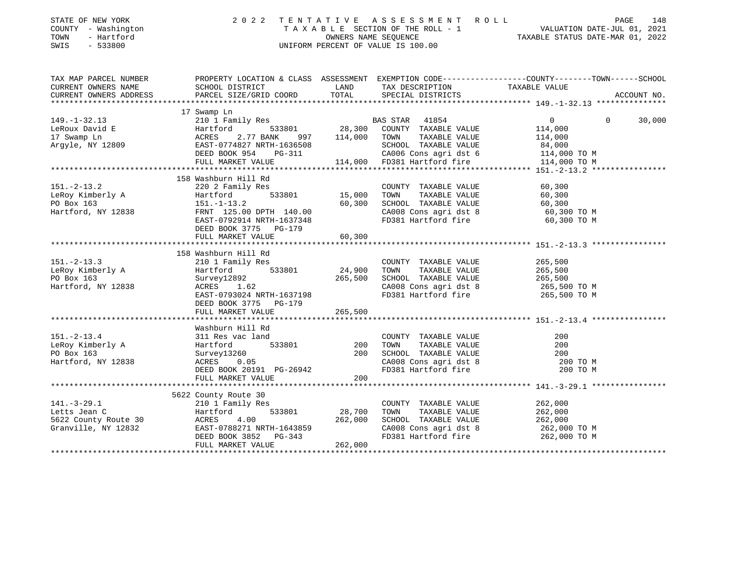STATE OF NEW YORK
COUNTY - Washington
TOWN - Hartford
SWIS - 533800

# 2022 TENTATIVE ASSESSMENT ROLL

TAXABLE SECTION OF THE ROLL - 1
OWNERS NAME SEQUENCE
UNIFORM PERCENT OF VALUE IS 100.00

VALUATION DATE-JUL 01, 2021
TAXABLE STATUS DATE-MAR 01, 2022

| TAX MAP PARCEL NUMBER / CURRENT OWNERS NAME / CURRENT OWNERS ADDRESS | PROPERTY LOCATION & CLASS / SCHOOL DISTRICT / PARCEL SIZE/GRID COORD | ASSESSMENT LAND | TOTAL | EXEMPTION CODE / TAX DESCRIPTION / SPECIAL DISTRICTS | COUNTY | TOWN | SCHOOL |
|---|---|---|---|---|---|---|---|
| **149.-1-32.13** | 17 Swamp Ln | | | | | | |
| 149.-1-32.13 | 210 1 Family Res | | | BAS STAR 41854 | 0 | 0 | 30,000 |
| LeRoux David E | Hartford 533801 | 28,300 | | COUNTY TAXABLE VALUE | 114,000 | | |
| 17 Swamp Ln | ACRES 2.77 BANK 997 | | 114,000 | TOWN TAXABLE VALUE | | 114,000 | |
| Argyle, NY 12809 | EAST-0774827 NRTH-1636508 | | | SCHOOL TAXABLE VALUE | | | 84,000 |
| | DEED BOOK 954 PG-311 | | | CA006 Cons agri dst 6 | 114,000 TO M | | |
| | FULL MARKET VALUE | | 114,000 | FD381 Hartford fire | 114,000 TO M | | |
| **151.-2-13.2** | 158 Washburn Hill Rd | | | | | | |
| 151.-2-13.2 | 220 2 Family Res | | | COUNTY TAXABLE VALUE | 60,300 | | |
| LeRoy Kimberly A | Hartford 533801 | 15,000 | | TOWN TAXABLE VALUE | | 60,300 | |
| PO Box 163 | 151.-1-13.2 | | 60,300 | SCHOOL TAXABLE VALUE | | | 60,300 |
| Hartford, NY 12838 | FRNT 125.00 DPTH 140.00 | | | CA008 Cons agri dst 8 | 60,300 TO M | | |
| | EAST-0792914 NRTH-1637348 | | | FD381 Hartford fire | 60,300 TO M | | |
| | DEED BOOK 3775 PG-179 | | | | | | |
| | FULL MARKET VALUE | | 60,300 | | | | |
| **151.-2-13.3** | 158 Washburn Hill Rd | | | | | | |
| 151.-2-13.3 | 210 1 Family Res | | | COUNTY TAXABLE VALUE | 265,500 | | |
| LeRoy Kimberly A | Hartford 533801 | 24,900 | | TOWN TAXABLE VALUE | | 265,500 | |
| PO Box 163 | Survey12892 | | 265,500 | SCHOOL TAXABLE VALUE | | | 265,500 |
| Hartford, NY 12838 | ACRES 1.62 | | | CA008 Cons agri dst 8 | 265,500 TO M | | |
| | EAST-0793024 NRTH-1637198 | | | FD381 Hartford fire | 265,500 TO M | | |
| | DEED BOOK 3775 PG-179 | | | | | | |
| | FULL MARKET VALUE | | 265,500 | | | | |
| **151.-2-13.4** | Washburn Hill Rd | | | | | | |
| 151.-2-13.4 | 311 Res vac land | | | COUNTY TAXABLE VALUE | 200 | | |
| LeRoy Kimberly A | Hartford 533801 | 200 | | TOWN TAXABLE VALUE | | 200 | |
| PO Box 163 | Survey13260 | | 200 | SCHOOL TAXABLE VALUE | | | 200 |
| Hartford, NY 12838 | ACRES 0.05 | | | CA008 Cons agri dst 8 | 200 TO M | | |
| | DEED BOOK 20191 PG-26942 | | | FD381 Hartford fire | 200 TO M | | |
| | FULL MARKET VALUE | | 200 | | | | |
| **141.-3-29.1** | 5622 County Route 30 | | | | | | |
| 141.-3-29.1 | 210 1 Family Res | | | COUNTY TAXABLE VALUE | 262,000 | | |
| Letts Jean C | Hartford 533801 | 28,700 | | TOWN TAXABLE VALUE | | 262,000 | |
| 5622 County Route 30 | ACRES 4.00 | | 262,000 | SCHOOL TAXABLE VALUE | | | 262,000 |
| Granville, NY 12832 | EAST-0788271 NRTH-1643859 | | | CA008 Cons agri dst 8 | 262,000 TO M | | |
| | DEED BOOK 3852 PG-343 | | | FD381 Hartford fire | 262,000 TO M | | |
| | FULL MARKET VALUE | | 262,000 | | | | |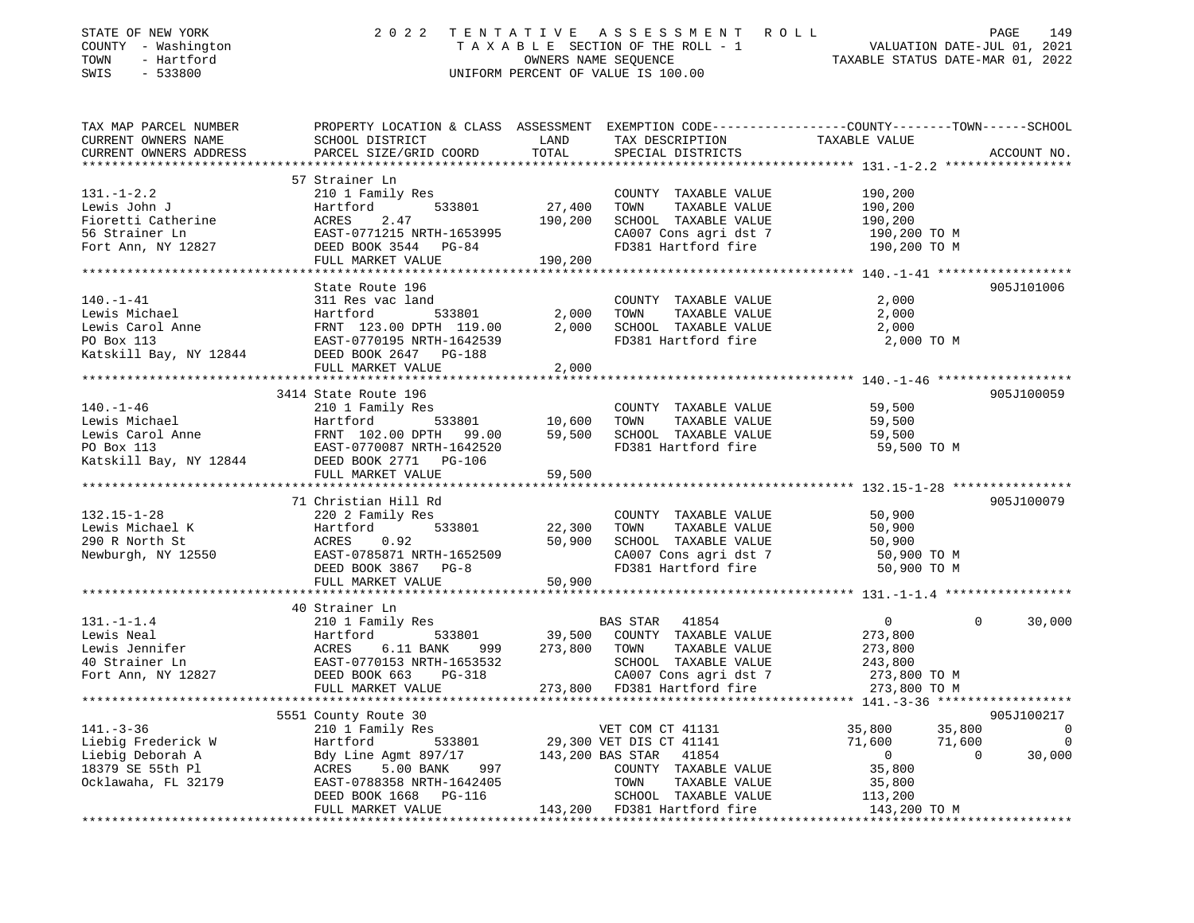STATE OF NEW YORK | 2022 TENTATIVE ASSESSMENT ROLL
COUNTY - Washington | TAXABLE SECTION OF THE ROLL - 1 | VALUATION DATE-JUL 01, 2021
TOWN - Hartford | OWNERS NAME SEQUENCE | TAXABLE STATUS DATE-MAR 01, 2022
SWIS - 533800 | UNIFORM PERCENT OF VALUE IS 100.00

```
TAX MAP PARCEL NUMBER     PROPERTY LOCATION & CLASS  ASSESSMENT  EXEMPTION CODE------------------COUNTY--------TOWN------SCHOOL
CURRENT OWNERS NAME       SCHOOL DISTRICT              LAND      TAX DESCRIPTION               TAXABLE VALUE
CURRENT OWNERS ADDRESS    PARCEL SIZE/GRID COORD       TOTAL     SPECIAL DISTRICTS                                    ACCOUNT NO.
******************************************************************************************************* 131.-1-2.2 *****************
                          57 Strainer Ln
131.-1-2.2                210 1 Family Res                        COUNTY  TAXABLE VALUE          190,200
Lewis John J              Hartford          533801       27,400   TOWN    TAXABLE VALUE          190,200
Fioretti Catherine        ACRES    2.47                 190,200   SCHOOL  TAXABLE VALUE          190,200
56 Strainer Ln            EAST-0771215 NRTH-1653995               CA007 Cons agri dst 7           190,200 TO M
Fort Ann, NY 12827        DEED BOOK 3544   PG-84                  FD381 Hartford fire             190,200 TO M
                          FULL MARKET VALUE             190,200
******************************************************************************************************* 140.-1-41 ******************
                          State Route 196                                                                          905J101006
140.-1-41                 311 Res vac land                        COUNTY  TAXABLE VALUE            2,000
Lewis Michael             Hartford          533801        2,000   TOWN    TAXABLE VALUE            2,000
Lewis Carol Anne          FRNT 123.00 DPTH 119.00         2,000   SCHOOL  TAXABLE VALUE            2,000
PO Box 113                EAST-0770195 NRTH-1642539               FD381 Hartford fire               2,000 TO M
Katskill Bay, NY 12844    DEED BOOK 2647   PG-188
                          FULL MARKET VALUE               2,000
******************************************************************************************************* 140.-1-46 ******************
                          3414 State Route 196                                                                     905J100059
140.-1-46                 210 1 Family Res                        COUNTY  TAXABLE VALUE           59,500
Lewis Michael             Hartford          533801       10,600   TOWN    TAXABLE VALUE           59,500
Lewis Carol Anne          FRNT 102.00 DPTH  99.00        59,500   SCHOOL  TAXABLE VALUE           59,500
PO Box 113                EAST-0770087 NRTH-1642520               FD381 Hartford fire              59,500 TO M
Katskill Bay, NY 12844    DEED BOOK 2771   PG-106
                          FULL MARKET VALUE              59,500
******************************************************************************************************* 132.15-1-28 ****************
                          71 Christian Hill Rd                                                                     905J100079
132.15-1-28               220 2 Family Res                        COUNTY  TAXABLE VALUE           50,900
Lewis Michael K           Hartford          533801       22,300   TOWN    TAXABLE VALUE           50,900
290 R North St            ACRES    0.92                  50,900   SCHOOL  TAXABLE VALUE           50,900
Newburgh, NY 12550        EAST-0785871 NRTH-1652509               CA007 Cons agri dst 7            50,900 TO M
                          DEED BOOK 3867   PG-8                   FD381 Hartford fire              50,900 TO M
                          FULL MARKET VALUE              50,900
******************************************************************************************************* 131.-1-1.4 *****************
                          40 Strainer Ln
131.-1-1.4                210 1 Family Res                        BAS STAR   41854                    0          0      30,000
Lewis Neal                Hartford          533801       39,500   COUNTY  TAXABLE VALUE          273,800
Lewis Jennifer            ACRES    6.11 BANK     999    273,800   TOWN    TAXABLE VALUE          273,800
40 Strainer Ln            EAST-0770153 NRTH-1653532               SCHOOL  TAXABLE VALUE          243,800
Fort Ann, NY 12827        DEED BOOK 663    PG-318                 CA007 Cons agri dst 7           273,800 TO M
                          FULL MARKET VALUE             273,800   FD381 Hartford fire             273,800 TO M
******************************************************************************************************* 141.-3-36 ******************
                          5551 County Route 30                                                                     905J100217
141.-3-36                 210 1 Family Res                        VET COM CT 41131              35,800     35,800           0
Liebig Frederick W        Hartford          533801       29,300   VET DIS CT 41141              71,600     71,600           0
Liebig Deborah A          Bdy Line Agmt 897/17          143,200   BAS STAR   41854                   0          0      30,000
18379 SE 55th Pl          ACRES    5.00 BANK     997              COUNTY  TAXABLE VALUE           35,800
Ocklawaha, FL 32179       EAST-0788358 NRTH-1642405               TOWN    TAXABLE VALUE           35,800
                          DEED BOOK 1668   PG-116                 SCHOOL  TAXABLE VALUE          113,200
                          FULL MARKET VALUE             143,200   FD381 Hartford fire             143,200 TO M
************************************************************************************************************************************
```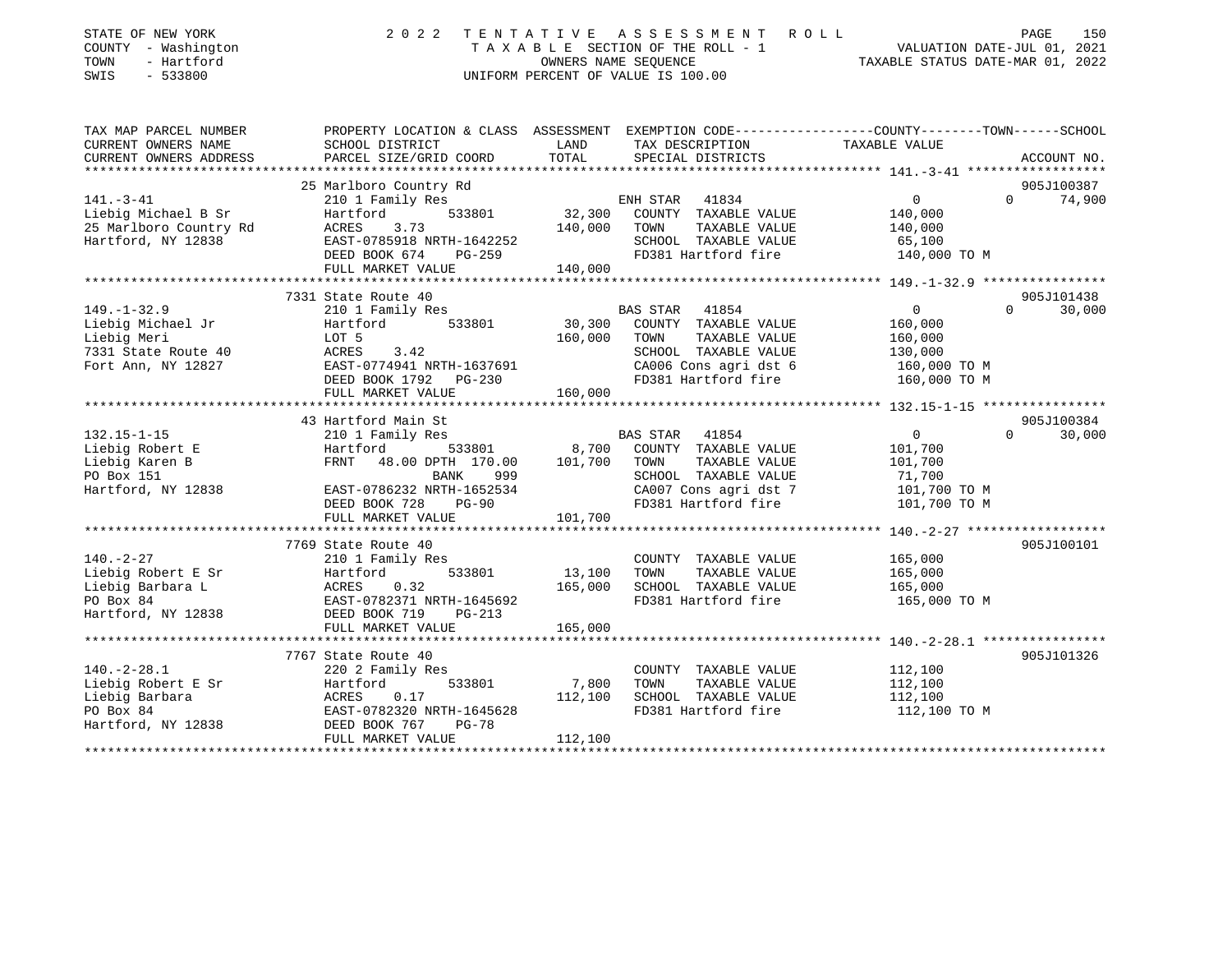STATE OF NEW YORK                2022 TENTATIVE ASSESSMENT ROLL
COUNTY - Washington              TAXABLE SECTION OF THE ROLL - 1              VALUATION DATE-JUL 01, 2021
TOWN - Hartford                  OWNERS NAME SEQUENCE                         TAXABLE STATUS DATE-MAR 01, 2022
SWIS - 533800                    UNIFORM PERCENT OF VALUE IS 100.00

| TAX MAP PARCEL NUMBER / CURRENT OWNERS NAME / CURRENT OWNERS ADDRESS | PROPERTY LOCATION & CLASS / SCHOOL DISTRICT / PARCEL SIZE/GRID COORD | ASSESSMENT LAND | TOTAL | EXEMPTION CODE / TAX DESCRIPTION / SPECIAL DISTRICTS | COUNTY TAXABLE VALUE | TOWN | SCHOOL / ACCOUNT NO. |
|---|---|---|---|---|---|---|---|
| 141.-3-41 | 25 Marlboro Country Rd | | | | | | 905J100387 |
| 141.-3-41 | 210 1 Family Res | | | ENH STAR 41834 | 0 | 0 | 74,900 |
| Liebig Michael B Sr | Hartford 533801 | 32,300 | | COUNTY TAXABLE VALUE | 140,000 | | |
| 25 Marlboro Country Rd | ACRES 3.73 | | 140,000 | TOWN TAXABLE VALUE | 140,000 | | |
| Hartford, NY 12838 | EAST-0785918 NRTH-1642252 | | | SCHOOL TAXABLE VALUE | 65,100 | | |
| | DEED BOOK 674 PG-259 | | | FD381 Hartford fire | 140,000 TO M | | |
| | FULL MARKET VALUE | | 140,000 | | | | |
| 149.-1-32.9 | 7331 State Route 40 | | | | | | 905J101438 |
| 149.-1-32.9 | 210 1 Family Res | | | BAS STAR 41854 | 0 | 0 | 30,000 |
| Liebig Michael Jr | Hartford 533801 | 30,300 | | COUNTY TAXABLE VALUE | 160,000 | | |
| Liebig Meri | LOT 5 | | 160,000 | TOWN TAXABLE VALUE | 160,000 | | |
| 7331 State Route 40 | ACRES 3.42 | | | SCHOOL TAXABLE VALUE | 130,000 | | |
| Fort Ann, NY 12827 | EAST-0774941 NRTH-1637691 | | | CA006 Cons agri dst 6 | 160,000 TO M | | |
| | DEED BOOK 1792 PG-230 | | | FD381 Hartford fire | 160,000 TO M | | |
| | FULL MARKET VALUE | | 160,000 | | | | |
| 132.15-1-15 | 43 Hartford Main St | | | | | | 905J100384 |
| 132.15-1-15 | 210 1 Family Res | | | BAS STAR 41854 | 0 | 0 | 30,000 |
| Liebig Robert E | Hartford 533801 | 8,700 | | COUNTY TAXABLE VALUE | 101,700 | | |
| Liebig Karen B | FRNT 48.00 DPTH 170.00 | | 101,700 | TOWN TAXABLE VALUE | 101,700 | | |
| PO Box 151 | BANK 999 | | | SCHOOL TAXABLE VALUE | 71,700 | | |
| Hartford, NY 12838 | EAST-0786232 NRTH-1652534 | | | CA007 Cons agri dst 7 | 101,700 TO M | | |
| | DEED BOOK 728 PG-90 | | | FD381 Hartford fire | 101,700 TO M | | |
| | FULL MARKET VALUE | | 101,700 | | | | |
| 140.-2-27 | 7769 State Route 40 | | | | | | 905J100101 |
| 140.-2-27 | 210 1 Family Res | | | COUNTY TAXABLE VALUE | 165,000 | | |
| Liebig Robert E Sr | Hartford 533801 | 13,100 | | TOWN TAXABLE VALUE | 165,000 | | |
| Liebig Barbara L | ACRES 0.32 | | 165,000 | SCHOOL TAXABLE VALUE | 165,000 | | |
| PO Box 84 | EAST-0782371 NRTH-1645692 | | | FD381 Hartford fire | 165,000 TO M | | |
| Hartford, NY 12838 | DEED BOOK 719 PG-213 | | | | | | |
| | FULL MARKET VALUE | | 165,000 | | | | |
| 140.-2-28.1 | 7767 State Route 40 | | | | | | 905J101326 |
| 140.-2-28.1 | 220 2 Family Res | | | COUNTY TAXABLE VALUE | 112,100 | | |
| Liebig Robert E Sr | Hartford 533801 | 7,800 | | TOWN TAXABLE VALUE | 112,100 | | |
| Liebig Barbara | ACRES 0.17 | | 112,100 | SCHOOL TAXABLE VALUE | 112,100 | | |
| PO Box 84 | EAST-0782320 NRTH-1645628 | | | FD381 Hartford fire | 112,100 TO M | | |
| Hartford, NY 12838 | DEED BOOK 767 PG-78 | | | | | | |
| | FULL MARKET VALUE | | 112,100 | | | | |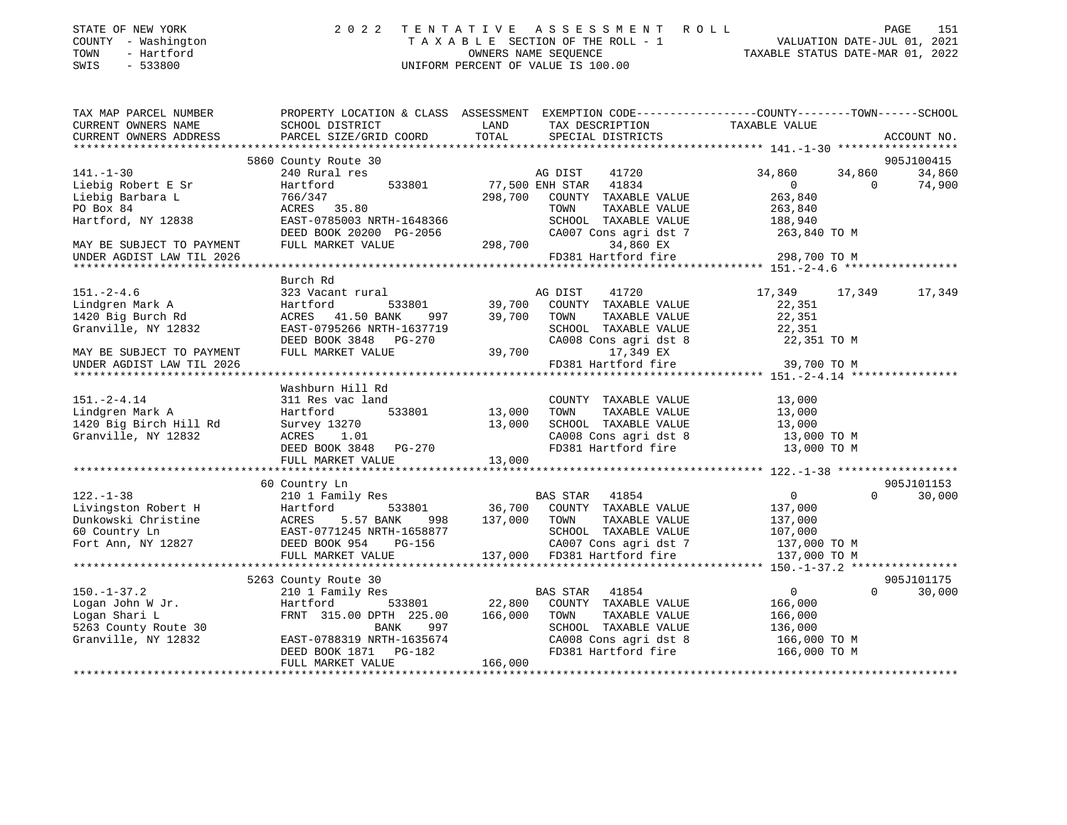STATE OF NEW YORK
COUNTY - Washington
TOWN - Hartford
SWIS - 533800

# 2022 TENTATIVE ASSESSMENT ROLL

TAXABLE SECTION OF THE ROLL - 1
OWNERS NAME SEQUENCE
UNIFORM PERCENT OF VALUE IS 100.00

VALUATION DATE-JUL 01, 2021
TAXABLE STATUS DATE-MAR 01, 2022

```
TAX MAP PARCEL NUMBER      PROPERTY LOCATION & CLASS  ASSESSMENT  EXEMPTION CODE------------------COUNTY--------TOWN------SCHOOL
CURRENT OWNERS NAME        SCHOOL DISTRICT              LAND      TAX DESCRIPTION              TAXABLE VALUE
CURRENT OWNERS ADDRESS     PARCEL SIZE/GRID COORD       TOTAL     SPECIAL DISTRICTS                                      ACCOUNT NO.
******************************************************************************************************* 141.-1-30 ******************
                          5860 County Route 30                                                                          905J100415
141.-1-30                  240 Rural res                          AG DIST    41720              34,860     34,860      34,860
Liebig Robert E Sr         Hartford         533801       77,500 ENH STAR   41834                   0          0      74,900
Liebig Barbara L           766/347                      298,700   COUNTY  TAXABLE VALUE        263,840
PO Box 84                  ACRES   35.80                          TOWN    TAXABLE VALUE        263,840
Hartford, NY 12838         EAST-0785003 NRTH-1648366              SCHOOL  TAXABLE VALUE        188,940
                           DEED BOOK 20200 PG-2056                CA007 Cons agri dst 7         263,840 TO M
MAY BE SUBJECT TO PAYMENT  FULL MARKET VALUE            298,700        34,860 EX
UNDER AGDIST LAW TIL 2026                                         FD381 Hartford fire           298,700 TO M
******************************************************************************************************* 151.-2-4.6 *****************
                           Burch Rd
151.-2-4.6                 323 Vacant rural                       AG DIST    41720              17,349     17,349      17,349
Lindgren Mark A            Hartford         533801       39,700   COUNTY  TAXABLE VALUE         22,351
1420 Big Burch Rd          ACRES   41.50 BANK    997     39,700   TOWN    TAXABLE VALUE         22,351
Granville, NY 12832        EAST-0795266 NRTH-1637719              SCHOOL  TAXABLE VALUE         22,351
                           DEED BOOK 3848   PG-270                CA008 Cons agri dst 8          22,351 TO M
MAY BE SUBJECT TO PAYMENT  FULL MARKET VALUE             39,700        17,349 EX
UNDER AGDIST LAW TIL 2026                                         FD381 Hartford fire            39,700 TO M
******************************************************************************************************* 151.-2-4.14 ****************
                           Washburn Hill Rd
151.-2-4.14                311 Res vac land                       COUNTY  TAXABLE VALUE         13,000
Lindgren Mark A            Hartford         533801       13,000   TOWN    TAXABLE VALUE         13,000
1420 Big Birch Hill Rd     Survey 13270                  13,000   SCHOOL  TAXABLE VALUE         13,000
Granville, NY 12832        ACRES    1.01                          CA008 Cons agri dst 8          13,000 TO M
                           DEED BOOK 3848   PG-270                FD381 Hartford fire            13,000 TO M
                           FULL MARKET VALUE             13,000
******************************************************************************************************* 122.-1-38 ******************
                           60 Country Ln                                                                                905J101153
122.-1-38                  210 1 Family Res                       BAS STAR   41854                   0          0      30,000
Livingston Robert H        Hartford         533801       36,700   COUNTY  TAXABLE VALUE        137,000
Dunkowski Christine        ACRES    5.57 BANK    998    137,000   TOWN    TAXABLE VALUE        137,000
60 Country Ln              EAST-0771245 NRTH-1658877              SCHOOL  TAXABLE VALUE        107,000
Fort Ann, NY 12827         DEED BOOK 954    PG-156                CA007 Cons agri dst 7         137,000 TO M
                           FULL MARKET VALUE            137,000   FD381 Hartford fire           137,000 TO M
******************************************************************************************************* 150.-1-37.2 ****************
                          5263 County Route 30                                                                          905J101175
150.-1-37.2                210 1 Family Res                       BAS STAR   41854                   0          0      30,000
Logan John W Jr.           Hartford         533801       22,800   COUNTY  TAXABLE VALUE        166,000
Logan Shari L              FRNT 315.00 DPTH 225.00      166,000   TOWN    TAXABLE VALUE        166,000
5263 County Route 30                     BANK    997              SCHOOL  TAXABLE VALUE        136,000
Granville, NY 12832        EAST-0788319 NRTH-1635674              CA008 Cons agri dst 8         166,000 TO M
                           DEED BOOK 1871   PG-182                FD381 Hartford fire           166,000 TO M
                           FULL MARKET VALUE            166,000
************************************************************************************************************************************
```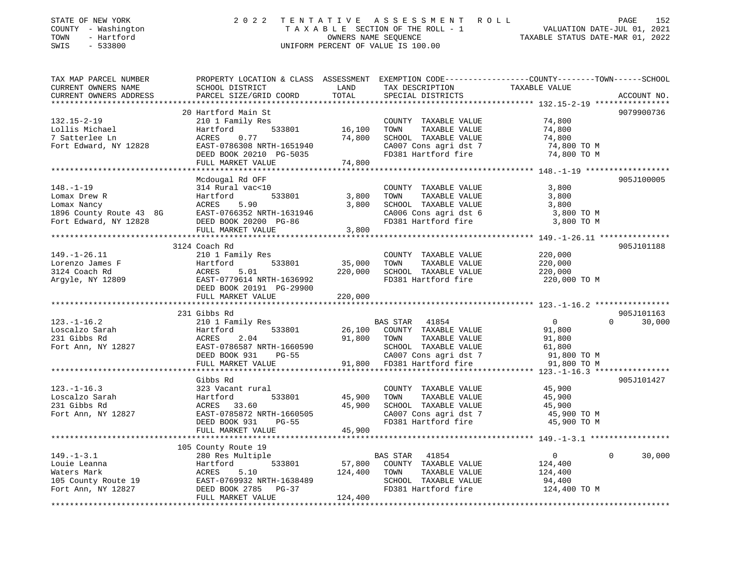STATE OF NEW YORK
COUNTY - Washington
TOWN - Hartford
SWIS - 533800

# 2022 TENTATIVE ASSESSMENT ROLL

TAXABLE SECTION OF THE ROLL - 1
OWNERS NAME SEQUENCE
UNIFORM PERCENT OF VALUE IS 100.00

VALUATION DATE-JUL 01, 2021
TAXABLE STATUS DATE-MAR 01, 2022

| TAX MAP PARCEL NUMBER / CURRENT OWNERS NAME / CURRENT OWNERS ADDRESS | PROPERTY LOCATION & CLASS / SCHOOL DISTRICT / PARCEL SIZE/GRID COORD | ASSESSMENT LAND | TOTAL | EXEMPTION CODE / TAX DESCRIPTION / SPECIAL DISTRICTS | COUNTY / TOWN / SCHOOL TAXABLE VALUE | ACCOUNT NO. |
|---|---|---|---|---|---|---|
| 132.15-2-19 | 20 Hartford Main St | | | | | 9079900736 |
| Lollis Michael | 210 1 Family Res | | | COUNTY TAXABLE VALUE | 74,800 | |
| 7 Satterlee Ln | Hartford 533801 | 16,100 | | TOWN TAXABLE VALUE | 74,800 | |
| Fort Edward, NY 12828 | ACRES 0.77 | | 74,800 | SCHOOL TAXABLE VALUE | 74,800 | |
| | EAST-0786308 NRTH-1651940 | | | CA007 Cons agri dst 7 | 74,800 TO M | |
| | DEED BOOK 20210 PG-5035 | | | FD381 Hartford fire | 74,800 TO M | |
| | FULL MARKET VALUE | | 74,800 | | | |
| 148.-1-19 | Mcdougal Rd OFF | | | | | 905J100005 |
| Lomax Drew R | 314 Rural vac<10 | | | COUNTY TAXABLE VALUE | 3,800 | |
| Lomax Nancy | Hartford 533801 | 3,800 | | TOWN TAXABLE VALUE | 3,800 | |
| 1896 County Route 43 8G | ACRES 5.90 | | 3,800 | SCHOOL TAXABLE VALUE | 3,800 | |
| Fort Edward, NY 12828 | EAST-0766352 NRTH-1631946 | | | CA006 Cons agri dst 6 | 3,800 TO M | |
| | DEED BOOK 20200 PG-86 | | | FD381 Hartford fire | 3,800 TO M | |
| | FULL MARKET VALUE | | 3,800 | | | |
| 149.-1-26.11 | 3124 Coach Rd | | | | | 905J101188 |
| Lorenzo James F | 210 1 Family Res | | | COUNTY TAXABLE VALUE | 220,000 | |
| 3124 Coach Rd | Hartford 533801 | 35,000 | | TOWN TAXABLE VALUE | 220,000 | |
| Argyle, NY 12809 | ACRES 5.01 | | 220,000 | SCHOOL TAXABLE VALUE | 220,000 | |
| | EAST-0779614 NRTH-1636992 | | | FD381 Hartford fire | 220,000 TO M | |
| | DEED BOOK 20191 PG-29900 | | | | | |
| | FULL MARKET VALUE | | 220,000 | | | |
| 123.-1-16.2 | 231 Gibbs Rd | | | | | 905J101163 |
| Loscalzo Sarah | 210 1 Family Res | | | BAS STAR 41854 | 0 0 30,000 | |
| 231 Gibbs Rd | Hartford 533801 | 26,100 | | COUNTY TAXABLE VALUE | 91,800 | |
| Fort Ann, NY 12827 | ACRES 2.04 | | 91,800 | TOWN TAXABLE VALUE | 91,800 | |
| | EAST-0786587 NRTH-1660590 | | | SCHOOL TAXABLE VALUE | 61,800 | |
| | DEED BOOK 931 PG-55 | | | CA007 Cons agri dst 7 | 91,800 TO M | |
| | FULL MARKET VALUE | | 91,800 | FD381 Hartford fire | 91,800 TO M | |
| 123.-1-16.3 | Gibbs Rd | | | | | 905J101427 |
| Loscalzo Sarah | 323 Vacant rural | | | COUNTY TAXABLE VALUE | 45,900 | |
| 231 Gibbs Rd | Hartford 533801 | 45,900 | | TOWN TAXABLE VALUE | 45,900 | |
| Fort Ann, NY 12827 | ACRES 33.60 | | 45,900 | SCHOOL TAXABLE VALUE | 45,900 | |
| | EAST-0785872 NRTH-1660505 | | | CA007 Cons agri dst 7 | 45,900 TO M | |
| | DEED BOOK 931 PG-55 | | | FD381 Hartford fire | 45,900 TO M | |
| | FULL MARKET VALUE | | 45,900 | | | |
| 149.-1-3.1 | 105 County Route 19 | | | | | |
| Louie Leanna | 280 Res Multiple | | | BAS STAR 41854 | 0 0 30,000 | |
| Waters Mark | Hartford 533801 | 57,800 | | COUNTY TAXABLE VALUE | 124,400 | |
| 105 County Route 19 | ACRES 5.10 | | 124,400 | TOWN TAXABLE VALUE | 124,400 | |
| Fort Ann, NY 12827 | EAST-0769932 NRTH-1638489 | | | SCHOOL TAXABLE VALUE | 94,400 | |
| | DEED BOOK 2785 PG-37 | | | FD381 Hartford fire | 124,400 TO M | |
| | FULL MARKET VALUE | | 124,400 | | | |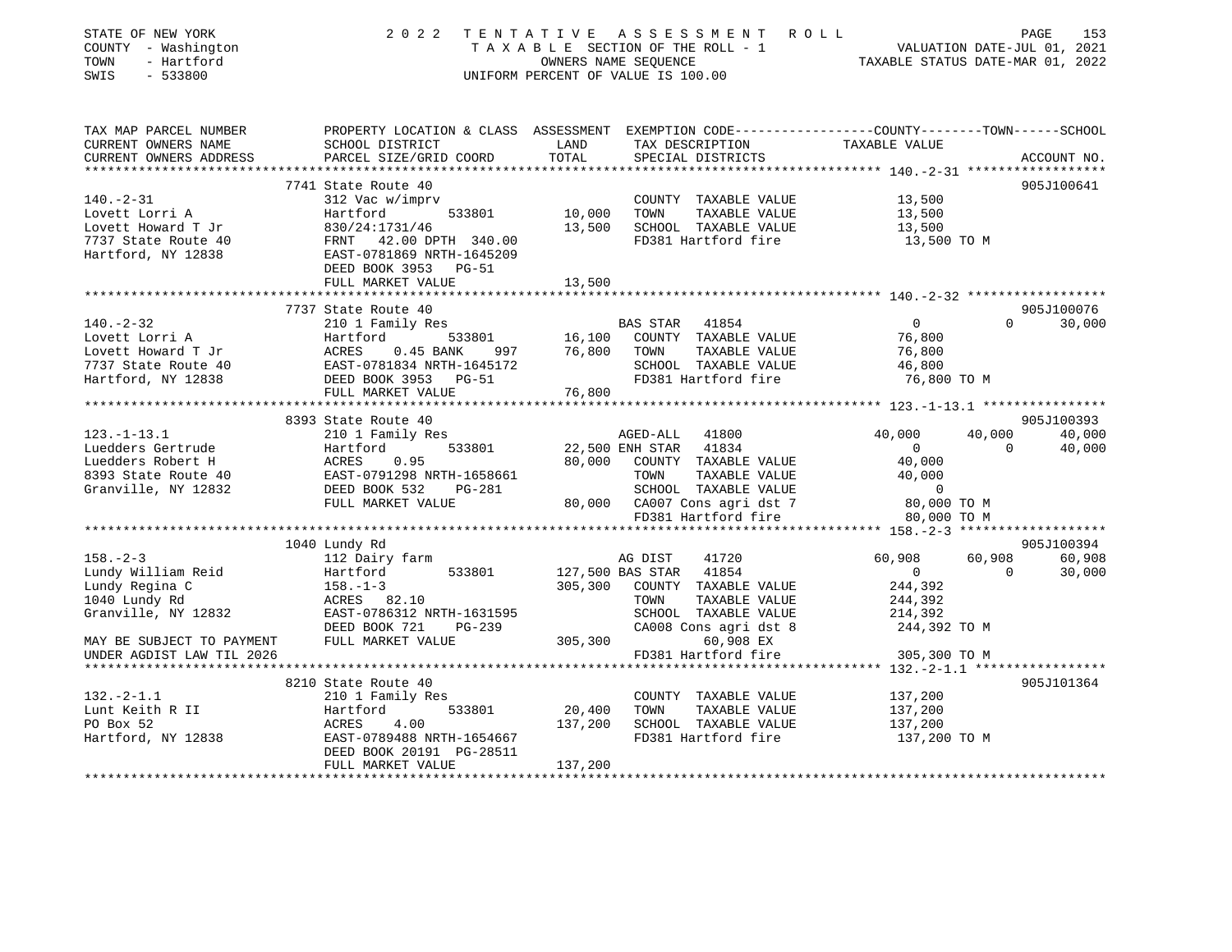STATE OF NEW YORK | 2022 TENTATIVE ASSESSMENT ROLL
COUNTY - Washington | TAXABLE SECTION OF THE ROLL - 1 | VALUATION DATE-JUL 01, 2021
TOWN - Hartford | OWNERS NAME SEQUENCE | TAXABLE STATUS DATE-MAR 01, 2022
SWIS - 533800 | UNIFORM PERCENT OF VALUE IS 100.00

```
TAX MAP PARCEL NUMBER          PROPERTY LOCATION & CLASS  ASSESSMENT  EXEMPTION CODE-----------------COUNTY--------TOWN------SCHOOL
CURRENT OWNERS NAME            SCHOOL DISTRICT             LAND       TAX DESCRIPTION              TAXABLE VALUE
CURRENT OWNERS ADDRESS         PARCEL SIZE/GRID COORD      TOTAL      SPECIAL DISTRICTS                                    ACCOUNT NO.
******************************************************************************************************* 140.-2-31 ******************
                               7741 State Route 40                                                                        905J100641
140.-2-31                      312 Vac w/imprv                        COUNTY  TAXABLE VALUE           13,500
Lovett Lorri A                 Hartford          533801     10,000    TOWN    TAXABLE VALUE           13,500
Lovett Howard T Jr             830/24:1731/46               13,500    SCHOOL  TAXABLE VALUE           13,500
7737 State Route 40            FRNT  42.00 DPTH 340.00                FD381 Hartford fire              13,500 TO M
Hartford, NY 12838             EAST-0781869 NRTH-1645209
                               DEED BOOK 3953   PG-51
                               FULL MARKET VALUE            13,500
******************************************************************************************************* 140.-2-32 ******************
                               7737 State Route 40                                                                        905J100076
140.-2-32                      210 1 Family Res                       BAS STAR   41854                0              0       30,000
Lovett Lorri A                 Hartford          533801     16,100    COUNTY  TAXABLE VALUE           76,800
Lovett Howard T Jr             ACRES     0.45 BANK    997   76,800    TOWN    TAXABLE VALUE           76,800
7737 State Route 40            EAST-0781834 NRTH-1645172              SCHOOL  TAXABLE VALUE           46,800
Hartford, NY 12838             DEED BOOK 3953   PG-51                 FD381 Hartford fire              76,800 TO M
                               FULL MARKET VALUE            76,800
******************************************************************************************************* 123.-1-13.1 ****************
                               8393 State Route 40                                                                        905J100393
123.-1-13.1                    210 1 Family Res                       AGED-ALL   41800            40,000         40,000      40,000
Luedders Gertrude              Hartford          533801     22,500 ENH STAR  41834                0              0       40,000
Luedders Robert H              ACRES     0.95               80,000    COUNTY  TAXABLE VALUE           40,000
8393 State Route 40            EAST-0791298 NRTH-1658661              TOWN    TAXABLE VALUE           40,000
Granville, NY 12832            DEED BOOK 532    PG-281                SCHOOL  TAXABLE VALUE                0
                               FULL MARKET VALUE            80,000    CA007 Cons agri dst 7            80,000 TO M
                                                                      FD381 Hartford fire              80,000 TO M
******************************************************************************************************* 158.-2-3 *******************
                               1040 Lundy Rd                                                                              905J100394
158.-2-3                       112 Dairy farm                         AG DIST    41720            60,908         60,908      60,908
Lundy William Reid             Hartford          533801    127,500 BAS STAR  41854                0              0       30,000
Lundy Regina C                 158.-1-3                    305,300    COUNTY  TAXABLE VALUE          244,392
1040 Lundy Rd                  ACRES    82.10                         TOWN    TAXABLE VALUE          244,392
Granville, NY 12832            EAST-0786312 NRTH-1631595              SCHOOL  TAXABLE VALUE          214,392
                               DEED BOOK 721    PG-239                CA008 Cons agri dst 8           244,392 TO M
MAY BE SUBJECT TO PAYMENT      FULL MARKET VALUE           305,300         60,908 EX
UNDER AGDIST LAW TIL 2026                                             FD381 Hartford fire             305,300 TO M
******************************************************************************************************* 132.-2-1.1 *****************
                               8210 State Route 40                                                                        905J101364
132.-2-1.1                     210 1 Family Res                       COUNTY  TAXABLE VALUE          137,200
Lunt Keith R II                Hartford          533801     20,400    TOWN    TAXABLE VALUE          137,200
PO Box 52                      ACRES     4.00              137,200    SCHOOL  TAXABLE VALUE          137,200
Hartford, NY 12838             EAST-0789488 NRTH-1654667              FD381 Hartford fire             137,200 TO M
                               DEED BOOK 20191 PG-28511
                               FULL MARKET VALUE           137,200
************************************************************************************************************************************
```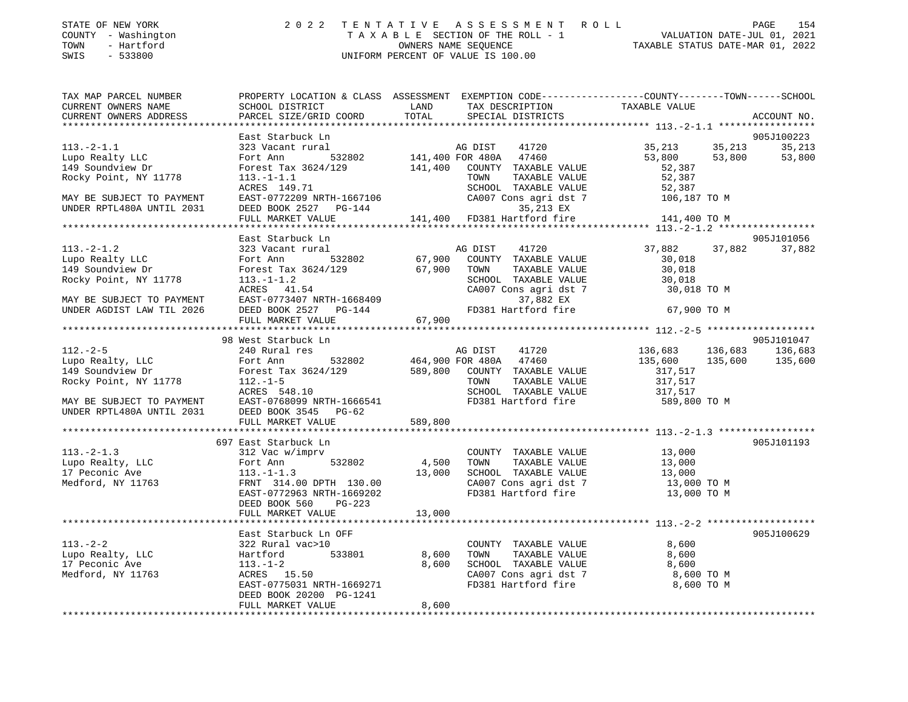STATE OF NEW YORK
COUNTY - Washington
TOWN - Hartford
SWIS - 533800

2022 TENTATIVE ASSESSMENT ROLL
TAXABLE SECTION OF THE ROLL - 1
OWNERS NAME SEQUENCE
UNIFORM PERCENT OF VALUE IS 100.00

VALUATION DATE-JUL 01, 2021
TAXABLE STATUS DATE-MAR 01, 2022

```
TAX MAP PARCEL NUMBER       PROPERTY LOCATION & CLASS  ASSESSMENT  EXEMPTION CODE-----------------COUNTY--------TOWN------SCHOOL
CURRENT OWNERS NAME         SCHOOL DISTRICT             LAND       TAX DESCRIPTION              TAXABLE VALUE
CURRENT OWNERS ADDRESS      PARCEL SIZE/GRID COORD      TOTAL      SPECIAL DISTRICTS                                       ACCOUNT NO.
******************************************************************************************************* 113.-2-1.1 *****************
                            East Starbuck Ln                                                                              905J100223
113.-2-1.1                  323 Vacant rural                        AG DIST     41720            35,213     35,213       35,213
Lupo Realty LLC             Fort Ann         532802     141,400 FOR 480A    47460            53,800     53,800       53,800
149 Soundview Dr            Forest Tax 3624/129         141,400    COUNTY  TAXABLE VALUE         52,387
Rocky Point, NY 11778       113.-1-1.1                             TOWN    TAXABLE VALUE         52,387
                            ACRES  149.71                          SCHOOL  TAXABLE VALUE         52,387
MAY BE SUBJECT TO PAYMENT   EAST-0772209 NRTH-1667106              CA007 Cons agri dst 7        106,187 TO M
UNDER RPTL480A UNTIL 2031   DEED BOOK 2527   PG-144                     35,213 EX
                            FULL MARKET VALUE           141,400    FD381 Hartford fire          141,400 TO M
******************************************************************************************************* 113.-2-1.2 *****************
                            East Starbuck Ln                                                                              905J101056
113.-2-1.2                  323 Vacant rural                        AG DIST     41720            37,882     37,882       37,882
Lupo Realty LLC             Fort Ann         532802      67,900    COUNTY  TAXABLE VALUE         30,018
149 Soundview Dr            Forest Tax 3624/129          67,900    TOWN    TAXABLE VALUE         30,018
Rocky Point, NY 11778       113.-1-1.2                             SCHOOL  TAXABLE VALUE         30,018
                            ACRES   41.54                          CA007 Cons agri dst 7         30,018 TO M
MAY BE SUBJECT TO PAYMENT   EAST-0773407 NRTH-1668409                   37,882 EX
UNDER AGDIST LAW TIL 2026   DEED BOOK 2527   PG-144                FD381 Hartford fire           67,900 TO M
                            FULL MARKET VALUE            67,900
******************************************************************************************************* 112.-2-5 *******************
                         98 West Starbuck Ln                                                                              905J101047
112.-2-5                    240 Rural res                           AG DIST     41720           136,683    136,683      136,683
Lupo Realty, LLC            Fort Ann         532802     464,900 FOR 480A    47460           135,600    135,600      135,600
149 Soundview Dr            Forest Tax 3624/129         589,800    COUNTY  TAXABLE VALUE        317,517
Rocky Point, NY 11778       112.-1-5                               TOWN    TAXABLE VALUE        317,517
                            ACRES  548.10                          SCHOOL  TAXABLE VALUE        317,517
MAY BE SUBJECT TO PAYMENT   EAST-0768099 NRTH-1666541              FD381 Hartford fire          589,800 TO M
UNDER RPTL480A UNTIL 2031   DEED BOOK 3545   PG-62
                            FULL MARKET VALUE           589,800
******************************************************************************************************* 113.-2-1.3 *****************
                        697 East Starbuck Ln                                                                              905J101193
113.-2-1.3                  312 Vac w/imprv                        COUNTY  TAXABLE VALUE         13,000
Lupo Realty, LLC            Fort Ann         532802       4,500    TOWN    TAXABLE VALUE         13,000
17 Peconic Ave              113.-1-1.3                   13,000    SCHOOL  TAXABLE VALUE         13,000
Medford, NY 11763           FRNT 314.00 DPTH 130.00                CA007 Cons agri dst 7         13,000 TO M
                            EAST-0772963 NRTH-1669202              FD381 Hartford fire           13,000 TO M
                            DEED BOOK 560    PG-223
                            FULL MARKET VALUE            13,000
******************************************************************************************************* 113.-2-2 *******************
                            East Starbuck Ln OFF                                                                          905J100629
113.-2-2                    322 Rural vac>10                       COUNTY  TAXABLE VALUE          8,600
Lupo Realty, LLC            Hartford         533801       8,600    TOWN    TAXABLE VALUE          8,600
17 Peconic Ave              113.-1-2                      8,600    SCHOOL  TAXABLE VALUE          8,600
Medford, NY 11763           ACRES   15.50                          CA007 Cons agri dst 7          8,600 TO M
                            EAST-0775031 NRTH-1669271              FD381 Hartford fire            8,600 TO M
                            DEED BOOK 20200  PG-1241
                            FULL MARKET VALUE             8,600
************************************************************************************************************************************
```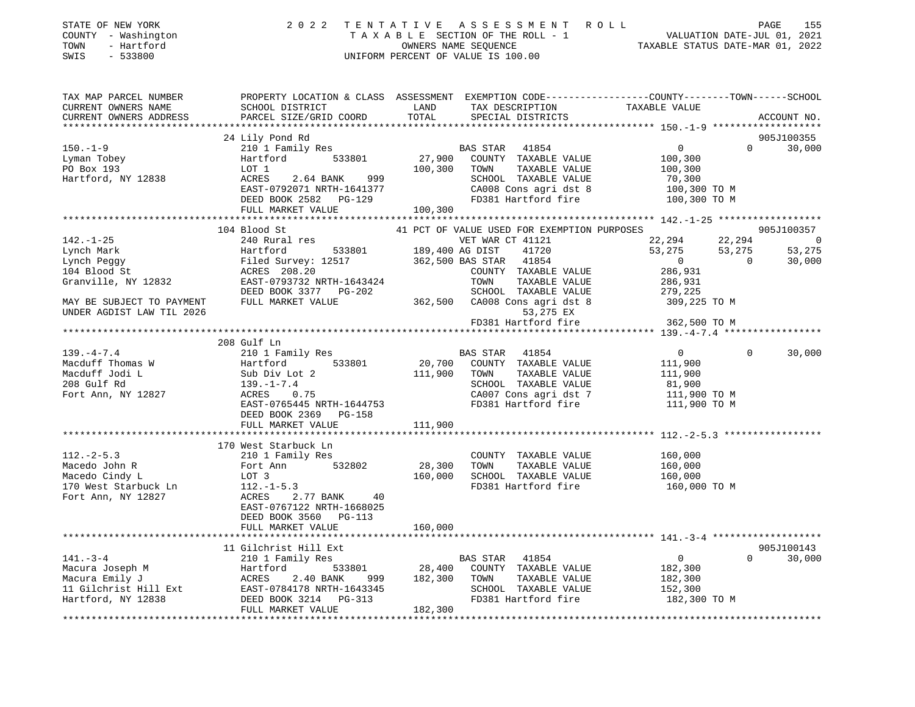STATE OF NEW YORK
COUNTY - Washington
TOWN - Hartford
SWIS - 533800

2022 TENTATIVE ASSESSMENT ROLL
TAXABLE SECTION OF THE ROLL - 1
OWNERS NAME SEQUENCE
UNIFORM PERCENT OF VALUE IS 100.00

VALUATION DATE-JUL 01, 2021
TAXABLE STATUS DATE-MAR 01, 2022

```
TAX MAP PARCEL NUMBER          PROPERTY LOCATION & CLASS  ASSESSMENT  EXEMPTION CODE-----------------COUNTY--------TOWN------SCHOOL
CURRENT OWNERS NAME            SCHOOL DISTRICT              LAND       TAX DESCRIPTION               TAXABLE VALUE
CURRENT OWNERS ADDRESS         PARCEL SIZE/GRID COORD       TOTAL      SPECIAL DISTRICTS                                   ACCOUNT NO.
******************************************************************************************************* 150.-1-9 *******************
                               24 Lily Pond Rd                                                                           905J100355
150.-1-9                       210 1 Family Res                       BAS STAR   41854                  0           0      30,000
Lyman Tobey                    Hartford        533801       27,900    COUNTY  TAXABLE VALUE            100,300
PO Box 193                     LOT 1                        100,300   TOWN    TAXABLE VALUE            100,300
Hartford, NY 12838             ACRES     2.64 BANK    999             SCHOOL  TAXABLE VALUE             70,300
                               EAST-0792071 NRTH-1641377              CA008 Cons agri dst 8            100,300 TO M
                               DEED BOOK 2582   PG-129                FD381 Hartford fire              100,300 TO M
                               FULL MARKET VALUE            100,300
******************************************************************************************************* 142.-1-25 ******************
                               104 Blood St               41 PCT OF VALUE USED FOR EXEMPTION PURPOSES                    905J100357
142.-1-25                      240 Rural res                          VET WAR CT 41121              22,294      22,294           0
Lynch Mark                     Hartford        533801      189,400 AG DIST     41720                53,275      53,275      53,275
Lynch Peggy                    Filed Survey: 12517         362,500 BAS STAR    41854                     0           0      30,000
104 Blood St                   ACRES  208.20                          COUNTY  TAXABLE VALUE            286,931
Granville, NY 12832            EAST-0793732 NRTH-1643424              TOWN    TAXABLE VALUE            286,931
                               DEED BOOK 3377   PG-202                SCHOOL  TAXABLE VALUE            279,225
MAY BE SUBJECT TO PAYMENT      FULL MARKET VALUE            362,500   CA008 Cons agri dst 8            309,225 TO M
UNDER AGDIST LAW TIL 2026                                                   53,275 EX
                                                                      FD381 Hartford fire              362,500 TO M
******************************************************************************************************* 139.-4-7.4 *****************
                               208 Gulf Ln
139.-4-7.4                     210 1 Family Res                       BAS STAR   41854                  0           0      30,000
Macduff Thomas W               Hartford        533801       20,700    COUNTY  TAXABLE VALUE            111,900
Macduff Jodi L                 Sub Div Lot 2                111,900   TOWN    TAXABLE VALUE            111,900
208 Gulf Rd                    139.-1-7.4                             SCHOOL  TAXABLE VALUE             81,900
Fort Ann, NY 12827             ACRES     0.75                         CA007 Cons agri dst 7            111,900 TO M
                               EAST-0765445 NRTH-1644753              FD381 Hartford fire              111,900 TO M
                               DEED BOOK 2369   PG-158
                               FULL MARKET VALUE            111,900
******************************************************************************************************* 112.-2-5.3 *****************
                               170 West Starbuck Ln
112.-2-5.3                     210 1 Family Res                       COUNTY  TAXABLE VALUE            160,000
Macedo John R                  Fort Ann        532802       28,300    TOWN    TAXABLE VALUE            160,000
Macedo Cindy L                 LOT 3                        160,000   SCHOOL  TAXABLE VALUE            160,000
170 West Starbuck Ln           112.-1-5.3                             FD381 Hartford fire              160,000 TO M
Fort Ann, NY 12827             ACRES     2.77 BANK     40
                               EAST-0767122 NRTH-1668025
                               DEED BOOK 3560   PG-113
                               FULL MARKET VALUE            160,000
******************************************************************************************************* 141.-3-4 *******************
                               11 Gilchrist Hill Ext                                                                     905J100143
141.-3-4                       210 1 Family Res                       BAS STAR   41854                  0           0      30,000
Macura Joseph M                Hartford        533801       28,400    COUNTY  TAXABLE VALUE            182,300
Macura Emily J                 ACRES     2.40 BANK    999   182,300   TOWN    TAXABLE VALUE            182,300
11 Gilchrist Hill Ext          EAST-0784178 NRTH-1643345              SCHOOL  TAXABLE VALUE            152,300
Hartford, NY 12838             DEED BOOK 3214   PG-313                FD381 Hartford fire              182,300 TO M
                               FULL MARKET VALUE            182,300
************************************************************************************************************************************
```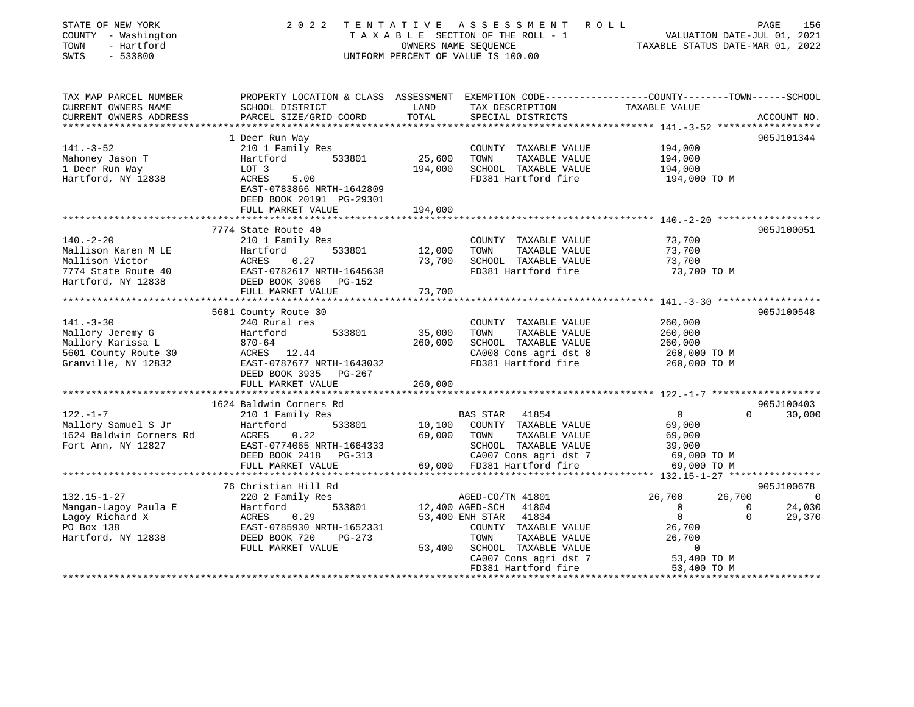STATE OF NEW YORK
COUNTY - Washington
TOWN - Hartford
SWIS - 533800

2022 TENTATIVE ASSESSMENT ROLL
TAXABLE SECTION OF THE ROLL - 1
OWNERS NAME SEQUENCE
UNIFORM PERCENT OF VALUE IS 100.00

VALUATION DATE-JUL 01, 2021
TAXABLE STATUS DATE-MAR 01, 2022

| TAX MAP PARCEL NUMBER / CURRENT OWNERS NAME / CURRENT OWNERS ADDRESS | PROPERTY LOCATION & CLASS / SCHOOL DISTRICT / PARCEL SIZE/GRID COORD | ASSESSMENT LAND / TOTAL | EXEMPTION CODE / TAX DESCRIPTION / SPECIAL DISTRICTS | COUNTY TAXABLE VALUE | TOWN | SCHOOL | ACCOUNT NO. |
|---|---|---|---|---|---|---|---|
| **141.-3-52** | 1 Deer Run Way | | | | | | 905J101344 |
| Mahoney Jason T | 210 1 Family Res | | COUNTY TAXABLE VALUE | 194,000 | | | |
| 1 Deer Run Way | Hartford 533801 | 25,600 | TOWN TAXABLE VALUE | 194,000 | | | |
| Hartford, NY 12838 | LOT 3 | 194,000 | SCHOOL TAXABLE VALUE | 194,000 | | | |
| | ACRES 5.00 | | FD381 Hartford fire | 194,000 TO M | | | |
| | EAST-0783866 NRTH-1642809 | | | | | | |
| | DEED BOOK 20191 PG-29301 | | | | | | |
| | FULL MARKET VALUE | 194,000 | | | | | |
| **140.-2-20** | 7774 State Route 40 | | | | | | 905J100051 |
| Mallison Karen M LE | 210 1 Family Res | | COUNTY TAXABLE VALUE | 73,700 | | | |
| Mallison Victor | Hartford 533801 | 12,000 | TOWN TAXABLE VALUE | 73,700 | | | |
| 7774 State Route 40 | ACRES 0.27 | 73,700 | SCHOOL TAXABLE VALUE | 73,700 | | | |
| Hartford, NY 12838 | EAST-0782617 NRTH-1645638 | | FD381 Hartford fire | 73,700 TO M | | | |
| | DEED BOOK 3968 PG-152 | | | | | | |
| | FULL MARKET VALUE | 73,700 | | | | | |
| **141.-3-30** | 5601 County Route 30 | | | | | | 905J100548 |
| Mallory Jeremy G | 240 Rural res | | COUNTY TAXABLE VALUE | 260,000 | | | |
| Mallory Karissa L | Hartford 533801 | 35,000 | TOWN TAXABLE VALUE | 260,000 | | | |
| 5601 County Route 30 | 870-64 | 260,000 | SCHOOL TAXABLE VALUE | 260,000 | | | |
| Granville, NY 12832 | ACRES 12.44 | | CA008 Cons agri dst 8 | 260,000 TO M | | | |
| | EAST-0787677 NRTH-1643032 | | FD381 Hartford fire | 260,000 TO M | | | |
| | DEED BOOK 3935 PG-267 | | | | | | |
| | FULL MARKET VALUE | 260,000 | | | | | |
| **122.-1-7** | 1624 Baldwin Corners Rd | | | | | | 905J100403 |
| Mallory Samuel S Jr | 210 1 Family Res | | BAS STAR 41854 | 0 | 0 | 30,000 | |
| 1624 Baldwin Corners Rd | Hartford 533801 | 10,100 | COUNTY TAXABLE VALUE | 69,000 | | | |
| Fort Ann, NY 12827 | ACRES 0.22 | 69,000 | TOWN TAXABLE VALUE | 69,000 | | | |
| | EAST-0774065 NRTH-1664333 | | SCHOOL TAXABLE VALUE | 39,000 | | | |
| | DEED BOOK 2418 PG-313 | | CA007 Cons agri dst 7 | 69,000 TO M | | | |
| | FULL MARKET VALUE | 69,000 | FD381 Hartford fire | 69,000 TO M | | | |
| **132.15-1-27** | 76 Christian Hill Rd | | | | | | 905J100678 |
| Mangan-Lagoy Paula E | 220 2 Family Res | | AGED-CO/TN 41801 | 26,700 | 26,700 | 0 | |
| Lagoy Richard X | Hartford 533801 | 12,400 | AGED-SCH 41804 | 0 | 0 | 24,030 | |
| PO Box 138 | ACRES 0.29 | 53,400 | ENH STAR 41834 | 0 | 0 | 29,370 | |
| Hartford, NY 12838 | EAST-0785930 NRTH-1652331 | | COUNTY TAXABLE VALUE | 26,700 | | | |
| | DEED BOOK 720 PG-273 | | TOWN TAXABLE VALUE | 26,700 | | | |
| | FULL MARKET VALUE | 53,400 | SCHOOL TAXABLE VALUE | 0 | | | |
| | | | CA007 Cons agri dst 7 | 53,400 TO M | | | |
| | | | FD381 Hartford fire | 53,400 TO M | | | |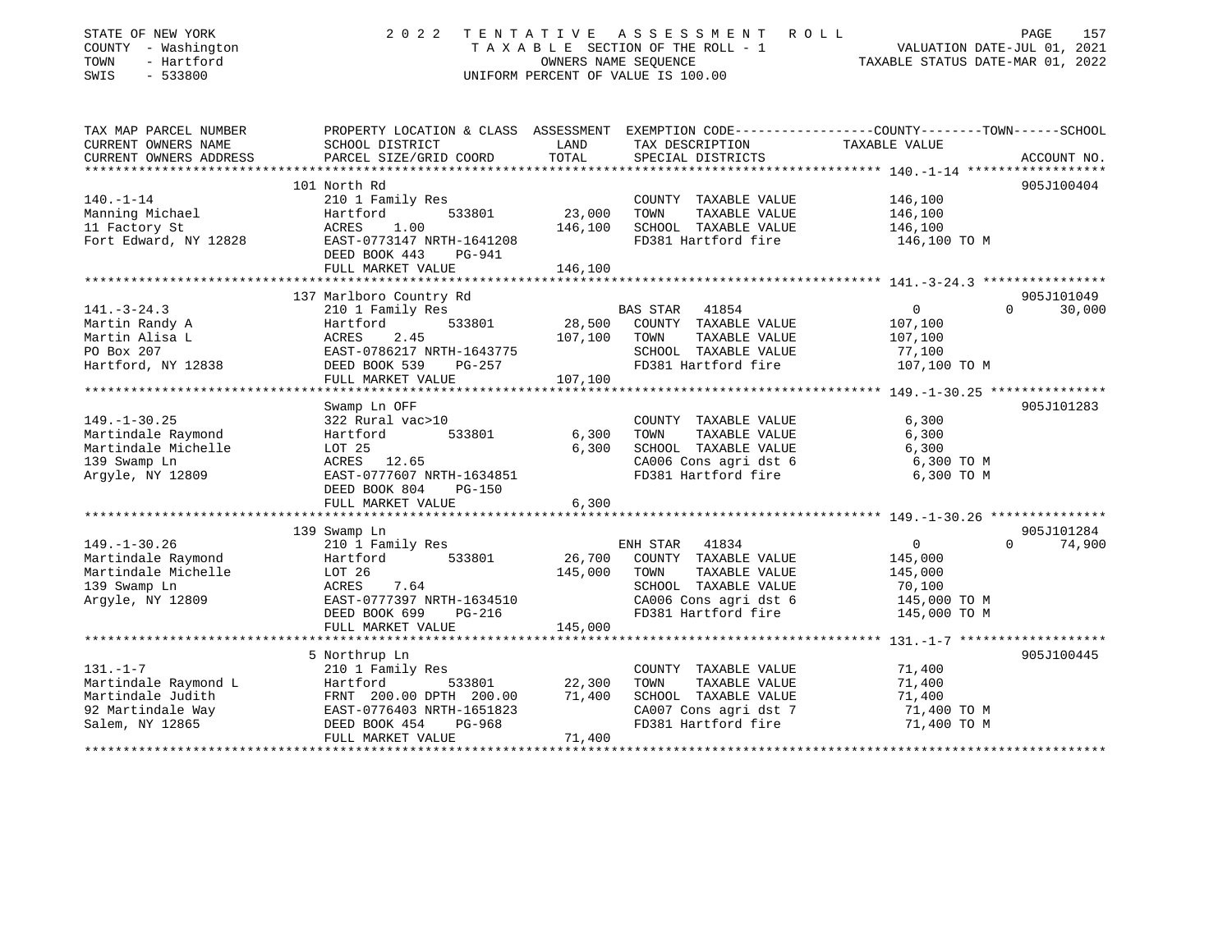STATE OF NEW YORK
COUNTY - Washington
TOWN - Hartford
SWIS - 533800

2022 TENTATIVE ASSESSMENT ROLL
TAXABLE SECTION OF THE ROLL - 1
OWNERS NAME SEQUENCE
UNIFORM PERCENT OF VALUE IS 100.00

VALUATION DATE-JUL 01, 2021
TAXABLE STATUS DATE-MAR 01, 2022

```
TAX MAP PARCEL NUMBER     PROPERTY LOCATION & CLASS  ASSESSMENT  EXEMPTION CODE------------------COUNTY--------TOWN------SCHOOL
CURRENT OWNERS NAME       SCHOOL DISTRICT               LAND      TAX DESCRIPTION              TAXABLE VALUE
CURRENT OWNERS ADDRESS    PARCEL SIZE/GRID COORD        TOTAL     SPECIAL DISTRICTS                                        ACCOUNT NO.
******************************************************************************************************* 140.-1-14 ******************
                          101 North Rd                                                                                     905J100404
140.-1-14                 210 1 Family Res                         COUNTY  TAXABLE VALUE          146,100
Manning Michael           Hartford         533801       23,000     TOWN    TAXABLE VALUE          146,100
11 Factory St             ACRES    1.00                146,100     SCHOOL  TAXABLE VALUE          146,100
Fort Edward, NY 12828     EAST-0773147 NRTH-1641208                FD381 Hartford fire             146,100 TO M
                          DEED BOOK 443    PG-941
                          FULL MARKET VALUE            146,100
******************************************************************************************************* 141.-3-24.3 ****************
                          137 Marlboro Country Rd                                                                          905J101049
141.-3-24.3               210 1 Family Res                         BAS STAR  41854                      0          0     30,000
Martin Randy A            Hartford         533801       28,500     COUNTY  TAXABLE VALUE          107,100
Martin Alisa L            ACRES    2.45                107,100     TOWN    TAXABLE VALUE          107,100
PO Box 207                EAST-0786217 NRTH-1643775                SCHOOL  TAXABLE VALUE           77,100
Hartford, NY 12838        DEED BOOK 539    PG-257                  FD381 Hartford fire             107,100 TO M
                          FULL MARKET VALUE            107,100
******************************************************************************************************* 149.-1-30.25 ***************
                          Swamp Ln OFF                                                                                     905J101283
149.-1-30.25              322 Rural vac>10                         COUNTY  TAXABLE VALUE            6,300
Martindale Raymond        Hartford         533801        6,300     TOWN    TAXABLE VALUE            6,300
Martindale Michelle       LOT 25                         6,300     SCHOOL  TAXABLE VALUE            6,300
139 Swamp Ln              ACRES   12.65                            CA006 Cons agri dst 6             6,300 TO M
Argyle, NY 12809          EAST-0777607 NRTH-1634851                FD381 Hartford fire               6,300 TO M
                          DEED BOOK 804    PG-150
                          FULL MARKET VALUE              6,300
******************************************************************************************************* 149.-1-30.26 ***************
                          139 Swamp Ln                                                                                     905J101284
149.-1-30.26              210 1 Family Res                         ENH STAR  41834                      0          0     74,900
Martindale Raymond        Hartford         533801       26,700     COUNTY  TAXABLE VALUE          145,000
Martindale Michelle       LOT 26                       145,000     TOWN    TAXABLE VALUE          145,000
139 Swamp Ln              ACRES    7.64                            SCHOOL  TAXABLE VALUE           70,100
Argyle, NY 12809          EAST-0777397 NRTH-1634510                CA006 Cons agri dst 6           145,000 TO M
                          DEED BOOK 699    PG-216                  FD381 Hartford fire             145,000 TO M
                          FULL MARKET VALUE            145,000
******************************************************************************************************* 131.-1-7 *******************
                          5 Northrup Ln                                                                                    905J100445
131.-1-7                  210 1 Family Res                         COUNTY  TAXABLE VALUE           71,400
Martindale Raymond L      Hartford         533801       22,300     TOWN    TAXABLE VALUE           71,400
Martindale Judith         FRNT 200.00 DPTH 200.00       71,400     SCHOOL  TAXABLE VALUE           71,400
92 Martindale Way         EAST-0776403 NRTH-1651823                CA007 Cons agri dst 7            71,400 TO M
Salem, NY 12865           DEED BOOK 454    PG-968                  FD381 Hartford fire              71,400 TO M
                          FULL MARKET VALUE             71,400
************************************************************************************************************************************
```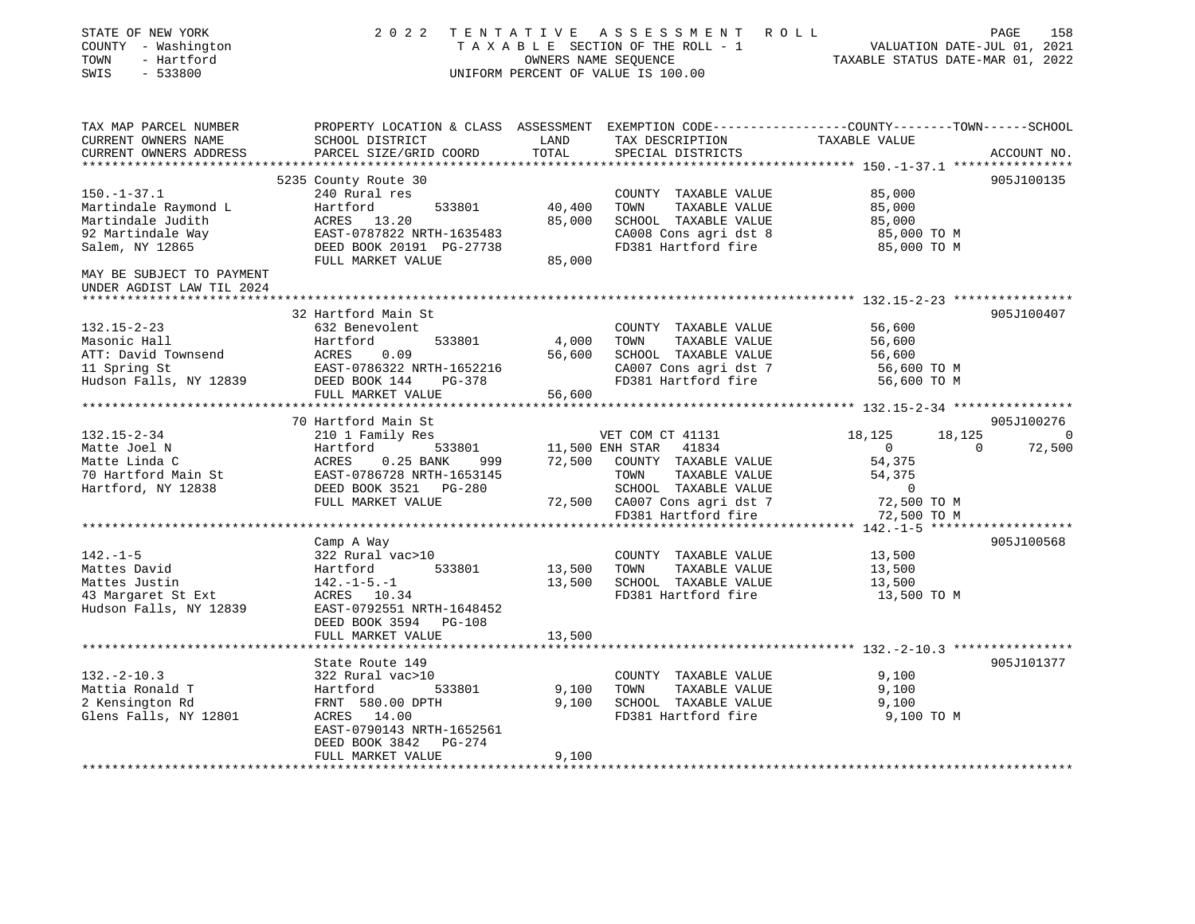STATE OF NEW YORK
COUNTY - Washington
TOWN - Hartford
SWIS - 533800

2022 TENTATIVE ASSESSMENT ROLL
TAXABLE SECTION OF THE ROLL - 1
OWNERS NAME SEQUENCE
UNIFORM PERCENT OF VALUE IS 100.00

VALUATION DATE-JUL 01, 2021
TAXABLE STATUS DATE-MAR 01, 2022

| TAX MAP PARCEL NUMBER / CURRENT OWNERS NAME / CURRENT OWNERS ADDRESS | PROPERTY LOCATION & CLASS / SCHOOL DISTRICT / PARCEL SIZE/GRID COORD | ASSESSMENT LAND | TOTAL | EXEMPTION CODE / TAX DESCRIPTION / SPECIAL DISTRICTS | COUNTY TAXABLE VALUE | TOWN | SCHOOL | ACCOUNT NO. |
|---|---|---|---|---|---|---|---|---|
| **150.-1-37.1** | 5235 County Route 30 | | | | | | | 905J100135 |
| 150.-1-37.1 | 240 Rural res | | | COUNTY TAXABLE VALUE | 85,000 | | | |
| Martindale Raymond L | Hartford 533801 | 40,400 | | TOWN TAXABLE VALUE | 85,000 | | | |
| Martindale Judith | ACRES 13.20 | | 85,000 | SCHOOL TAXABLE VALUE | 85,000 | | | |
| 92 Martindale Way | EAST-0787822 NRTH-1635483 | | | CA008 Cons agri dst 8 | 85,000 TO M | | | |
| Salem, NY 12865 | DEED BOOK 20191 PG-27738 | | | FD381 Hartford fire | 85,000 TO M | | | |
| | FULL MARKET VALUE | | 85,000 | | | | | |
| MAY BE SUBJECT TO PAYMENT UNDER AGDIST LAW TIL 2024 | | | | | | | | |
| **132.15-2-23** | 32 Hartford Main St | | | | | | | 905J100407 |
| 132.15-2-23 | 632 Benevolent | | | COUNTY TAXABLE VALUE | 56,600 | | | |
| Masonic Hall | Hartford 533801 | 4,000 | | TOWN TAXABLE VALUE | 56,600 | | | |
| ATT: David Townsend | ACRES 0.09 | | 56,600 | SCHOOL TAXABLE VALUE | 56,600 | | | |
| 11 Spring St | EAST-0786322 NRTH-1652216 | | | CA007 Cons agri dst 7 | 56,600 TO M | | | |
| Hudson Falls, NY 12839 | DEED BOOK 144 PG-378 | | | FD381 Hartford fire | 56,600 TO M | | | |
| | FULL MARKET VALUE | | 56,600 | | | | | |
| **132.15-2-34** | 70 Hartford Main St | | | | | | | 905J100276 |
| 132.15-2-34 | 210 1 Family Res | | | VET COM CT 41131 | 18,125 | 18,125 | 0 | |
| Matte Joel N | Hartford 533801 | 11,500 | | ENH STAR 41834 | 0 | 0 | 72,500 | |
| Matte Linda C | ACRES 0.25 BANK 999 | | 72,500 | COUNTY TAXABLE VALUE | 54,375 | | | |
| 70 Hartford Main St | EAST-0786728 NRTH-1653145 | | | TOWN TAXABLE VALUE | 54,375 | | | |
| Hartford, NY 12838 | DEED BOOK 3521 PG-280 | | | SCHOOL TAXABLE VALUE | 0 | | | |
| | FULL MARKET VALUE | | 72,500 | CA007 Cons agri dst 7 | 72,500 TO M | | | |
| | | | | FD381 Hartford fire | 72,500 TO M | | | |
| **142.-1-5** | Camp A Way | | | | | | | 905J100568 |
| 142.-1-5 | 322 Rural vac>10 | | | COUNTY TAXABLE VALUE | 13,500 | | | |
| Mattes David | Hartford 533801 | 13,500 | | TOWN TAXABLE VALUE | 13,500 | | | |
| Mattes Justin | 142.-1-5.-1 | | 13,500 | SCHOOL TAXABLE VALUE | 13,500 | | | |
| 43 Margaret St Ext | ACRES 10.34 | | | FD381 Hartford fire | 13,500 TO M | | | |
| Hudson Falls, NY 12839 | EAST-0792551 NRTH-1648452 | | | | | | | |
| | DEED BOOK 3594 PG-108 | | | | | | | |
| | FULL MARKET VALUE | | 13,500 | | | | | |
| **132.-2-10.3** | State Route 149 | | | | | | | 905J101377 |
| 132.-2-10.3 | 322 Rural vac>10 | | | COUNTY TAXABLE VALUE | 9,100 | | | |
| Mattia Ronald T | Hartford 533801 | 9,100 | | TOWN TAXABLE VALUE | 9,100 | | | |
| 2 Kensington Rd | FRNT 580.00 DPTH | | 9,100 | SCHOOL TAXABLE VALUE | 9,100 | | | |
| Glens Falls, NY 12801 | ACRES 14.00 | | | FD381 Hartford fire | 9,100 TO M | | | |
| | EAST-0790143 NRTH-1652561 | | | | | | | |
| | DEED BOOK 3842 PG-274 | | | | | | | |
| | FULL MARKET VALUE | | 9,100 | | | | | |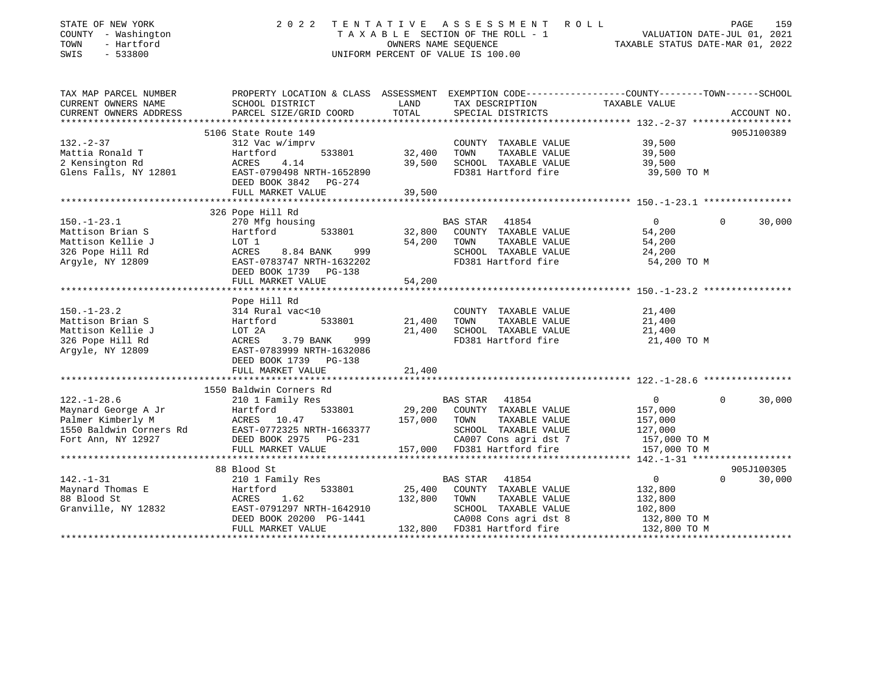STATE OF NEW YORK
COUNTY - Washington
TOWN - Hartford
SWIS - 533800

# 2022 TENTATIVE ASSESSMENT ROLL

TAXABLE SECTION OF THE ROLL - 1
OWNERS NAME SEQUENCE
UNIFORM PERCENT OF VALUE IS 100.00

VALUATION DATE-JUL 01, 2021
TAXABLE STATUS DATE-MAR 01, 2022

| TAX MAP PARCEL NUMBER / CURRENT OWNERS NAME / CURRENT OWNERS ADDRESS | PROPERTY LOCATION & CLASS / SCHOOL DISTRICT / PARCEL SIZE/GRID COORD | ASSESSMENT LAND | TOTAL | EXEMPTION CODE / TAX DESCRIPTION / SPECIAL DISTRICTS | COUNTY TAXABLE VALUE | TOWN | SCHOOL | ACCOUNT NO. |
|---|---|---|---|---|---|---|---|---|
| 132.-2-37 | 5106 State Route 149 | | | | | | | 905J100389 |
| Mattia Ronald T | 312 Vac w/imprv | | | COUNTY TAXABLE VALUE | 39,500 | | | |
| 2 Kensington Rd | Hartford 533801 | 32,400 | | TOWN TAXABLE VALUE | 39,500 | | | |
| Glens Falls, NY 12801 | ACRES 4.14 | | 39,500 | SCHOOL TAXABLE VALUE | 39,500 | | | |
| | EAST-0790498 NRTH-1652890 | | | FD381 Hartford fire | 39,500 TO M | | | |
| | DEED BOOK 3842 PG-274 | | | | | | | |
| | FULL MARKET VALUE | | 39,500 | | | | | |
| 150.-1-23.1 | 326 Pope Hill Rd | | | | | | | |
| Mattison Brian S | 270 Mfg housing | | | BAS STAR 41854 | 0 | 0 | 30,000 | |
| Mattison Kellie J | Hartford 533801 | 32,800 | | COUNTY TAXABLE VALUE | 54,200 | | | |
| 326 Pope Hill Rd | LOT 1 | | 54,200 | TOWN TAXABLE VALUE | 54,200 | | | |
| Argyle, NY 12809 | ACRES 8.84 BANK 999 | | | SCHOOL TAXABLE VALUE | 24,200 | | | |
| | EAST-0783747 NRTH-1632202 | | | FD381 Hartford fire | 54,200 TO M | | | |
| | DEED BOOK 1739 PG-138 | | | | | | | |
| | FULL MARKET VALUE | | 54,200 | | | | | |
| 150.-1-23.2 | Pope Hill Rd | | | | | | | |
| Mattison Brian S | 314 Rural vac<10 | | | COUNTY TAXABLE VALUE | 21,400 | | | |
| Mattison Kellie J | Hartford 533801 | 21,400 | | TOWN TAXABLE VALUE | 21,400 | | | |
| 326 Pope Hill Rd | LOT 2A | | 21,400 | SCHOOL TAXABLE VALUE | 21,400 | | | |
| Argyle, NY 12809 | ACRES 3.79 BANK 999 | | | FD381 Hartford fire | 21,400 TO M | | | |
| | EAST-0783999 NRTH-1632086 | | | | | | | |
| | DEED BOOK 1739 PG-138 | | | | | | | |
| | FULL MARKET VALUE | | 21,400 | | | | | |
| 122.-1-28.6 | 1550 Baldwin Corners Rd | | | | | | | |
| Maynard George A Jr | 210 1 Family Res | | | BAS STAR 41854 | 0 | 0 | 30,000 | |
| Palmer Kimberly M | Hartford 533801 | 29,200 | | COUNTY TAXABLE VALUE | 157,000 | | | |
| 1550 Baldwin Corners Rd | ACRES 10.47 | | 157,000 | TOWN TAXABLE VALUE | 157,000 | | | |
| Fort Ann, NY 12927 | EAST-0772325 NRTH-1663377 | | | SCHOOL TAXABLE VALUE | 127,000 | | | |
| | DEED BOOK 2975 PG-231 | | | CA007 Cons agri dst 7 | 157,000 TO M | | | |
| | FULL MARKET VALUE | | 157,000 | FD381 Hartford fire | 157,000 TO M | | | |
| 142.-1-31 | 88 Blood St | | | | | | | 905J100305 |
| Maynard Thomas E | 210 1 Family Res | | | BAS STAR 41854 | 0 | 0 | 30,000 | |
| 88 Blood St | Hartford 533801 | 25,400 | | COUNTY TAXABLE VALUE | 132,800 | | | |
| Granville, NY 12832 | ACRES 1.62 | | 132,800 | TOWN TAXABLE VALUE | 132,800 | | | |
| | EAST-0791297 NRTH-1642910 | | | SCHOOL TAXABLE VALUE | 102,800 | | | |
| | DEED BOOK 20200 PG-1441 | | | CA008 Cons agri dst 8 | 132,800 TO M | | | |
| | FULL MARKET VALUE | | 132,800 | FD381 Hartford fire | 132,800 TO M | | | |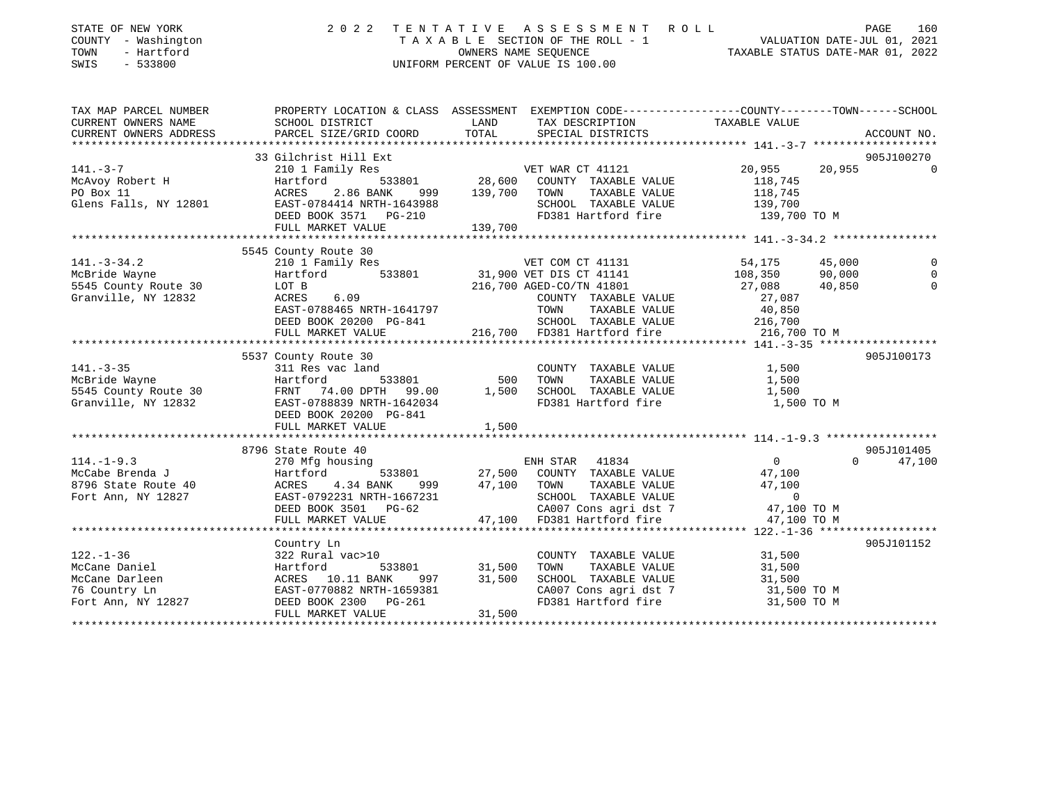STATE OF NEW YORK
COUNTY - Washington
TOWN - Hartford
SWIS - 533800

# 2022 TENTATIVE ASSESSMENT ROLL
TAXABLE SECTION OF THE ROLL - 1
OWNERS NAME SEQUENCE
UNIFORM PERCENT OF VALUE IS 100.00

VALUATION DATE-JUL 01, 2021
TAXABLE STATUS DATE-MAR 01, 2022

| TAX MAP PARCEL NUMBER / CURRENT OWNERS NAME / CURRENT OWNERS ADDRESS | PROPERTY LOCATION & CLASS / SCHOOL DISTRICT / PARCEL SIZE/GRID COORD | LAND | ASSESSMENT TOTAL | EXEMPTION CODE / TAX DESCRIPTION / SPECIAL DISTRICTS | COUNTY TAXABLE VALUE | TOWN | SCHOOL | ACCOUNT NO. |
|---|---|---|---|---|---|---|---|---|
| 141.-3-7 | 33 Gilchrist Hill Ext | | | | | | | 905J100270 |
| McAvoy Robert H | 210 1 Family Res | | | VET WAR CT 41121 | 20,955 | 20,955 | 0 | |
| PO Box 11 | Hartford 533801 | 28,600 | | COUNTY TAXABLE VALUE | 118,745 | | | |
| Glens Falls, NY 12801 | ACRES 2.86 BANK 999 | | 139,700 | TOWN TAXABLE VALUE | 118,745 | | | |
| | EAST-0784414 NRTH-1643988 | | | SCHOOL TAXABLE VALUE | 139,700 | | | |
| | DEED BOOK 3571 PG-210 | | | FD381 Hartford fire | 139,700 TO M | | | |
| | FULL MARKET VALUE | | 139,700 | | | | | |
| 141.-3-34.2 | 5545 County Route 30 | | | | | | | |
| McBride Wayne | 210 1 Family Res | | | VET COM CT 41131 | 54,175 | 45,000 | 0 | |
| 5545 County Route 30 | Hartford 533801 | 31,900 | | VET DIS CT 41141 | 108,350 | 90,000 | 0 | |
| Granville, NY 12832 | LOT B | | 216,700 | AGED-CO/TN 41801 | 27,088 | 40,850 | 0 | |
| | ACRES 6.09 | | | COUNTY TAXABLE VALUE | 27,087 | | | |
| | EAST-0788465 NRTH-1641797 | | | TOWN TAXABLE VALUE | 40,850 | | | |
| | DEED BOOK 20200 PG-841 | | | SCHOOL TAXABLE VALUE | 216,700 | | | |
| | FULL MARKET VALUE | | 216,700 | FD381 Hartford fire | 216,700 TO M | | | |
| 141.-3-35 | 5537 County Route 30 | | | | | | | 905J100173 |
| McBride Wayne | 311 Res vac land | | | COUNTY TAXABLE VALUE | 1,500 | | | |
| 5545 County Route 30 | Hartford 533801 | 500 | | TOWN TAXABLE VALUE | 1,500 | | | |
| Granville, NY 12832 | FRNT 74.00 DPTH 99.00 | | 1,500 | SCHOOL TAXABLE VALUE | 1,500 | | | |
| | EAST-0788839 NRTH-1642034 | | | FD381 Hartford fire | 1,500 TO M | | | |
| | DEED BOOK 20200 PG-841 | | | | | | | |
| | FULL MARKET VALUE | | 1,500 | | | | | |
| 114.-1-9.3 | 8796 State Route 40 | | | | | | | 905J101405 |
| McCabe Brenda J | 270 Mfg housing | | | ENH STAR 41834 | 0 | 0 | 47,100 | |
| 8796 State Route 40 | Hartford 533801 | 27,500 | | COUNTY TAXABLE VALUE | 47,100 | | | |
| Fort Ann, NY 12827 | ACRES 4.34 BANK 999 | | 47,100 | TOWN TAXABLE VALUE | 47,100 | | | |
| | EAST-0792231 NRTH-1667231 | | | SCHOOL TAXABLE VALUE | 0 | | | |
| | DEED BOOK 3501 PG-62 | | | CA007 Cons agri dst 7 | 47,100 TO M | | | |
| | FULL MARKET VALUE | | 47,100 | FD381 Hartford fire | 47,100 TO M | | | |
| 122.-1-36 | Country Ln | | | | | | | 905J101152 |
| McCane Daniel | 322 Rural vac>10 | | | COUNTY TAXABLE VALUE | 31,500 | | | |
| McCane Darleen | Hartford 533801 | 31,500 | | TOWN TAXABLE VALUE | 31,500 | | | |
| 76 Country Ln | ACRES 10.11 BANK 997 | | 31,500 | SCHOOL TAXABLE VALUE | 31,500 | | | |
| Fort Ann, NY 12827 | EAST-0770882 NRTH-1659381 | | | CA007 Cons agri dst 7 | 31,500 TO M | | | |
| | DEED BOOK 2300 PG-261 | | | FD381 Hartford fire | 31,500 TO M | | | |
| | FULL MARKET VALUE | | 31,500 | | | | | |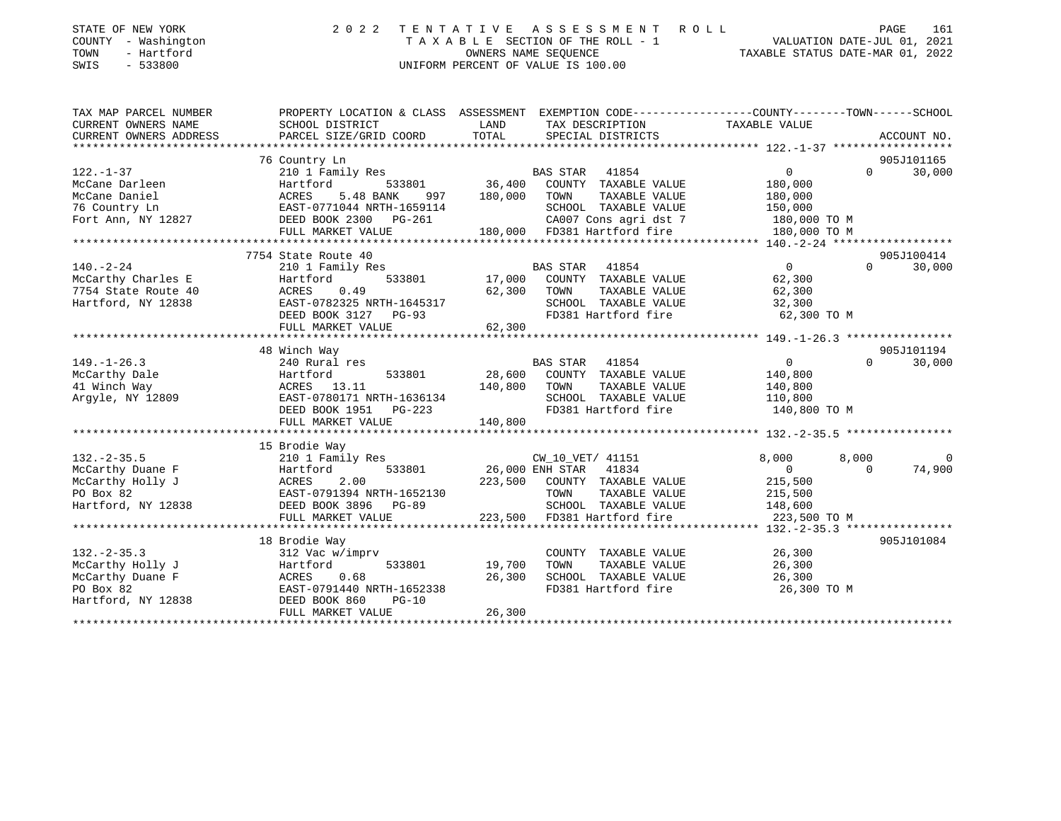STATE OF NEW YORK | 2022 TENTATIVE ASSESSMENT ROLL | PAGE 161
COUNTY - Washington | TAXABLE SECTION OF THE ROLL - 1 | VALUATION DATE-JUL 01, 2021
TOWN - Hartford | OWNERS NAME SEQUENCE | TAXABLE STATUS DATE-MAR 01, 2022
SWIS - 533800 | UNIFORM PERCENT OF VALUE IS 100.00

| TAX MAP PARCEL NUMBER / CURRENT OWNERS NAME / CURRENT OWNERS ADDRESS | PROPERTY LOCATION & CLASS / SCHOOL DISTRICT / PARCEL SIZE/GRID COORD | ASSESSMENT LAND / TOTAL | EXEMPTION CODE / TAX DESCRIPTION / SPECIAL DISTRICTS | COUNTY TAXABLE VALUE | TOWN | SCHOOL | ACCOUNT NO. |
|---|---|---|---|---|---|---|---|
| 122.-1-37 | 76 Country Ln | | | | | | 905J101165 |
| McCane Darleen | 210 1 Family Res | | BAS STAR 41854 | 0 | 0 | 30,000 | |
| McCane Daniel | Hartford 533801 | 36,400 | COUNTY TAXABLE VALUE | 180,000 | | | |
| 76 Country Ln | ACRES 5.48 BANK 997 | 180,000 | TOWN TAXABLE VALUE | 180,000 | | | |
| Fort Ann, NY 12827 | EAST-0771044 NRTH-1659114 | | SCHOOL TAXABLE VALUE | 150,000 | | | |
| | DEED BOOK 2300 PG-261 | | CA007 Cons agri dst 7 | 180,000 TO M | | | |
| | FULL MARKET VALUE | 180,000 | FD381 Hartford fire | 180,000 TO M | | | |
| 140.-2-24 | 7754 State Route 40 | | | | | | 905J100414 |
| McCarthy Charles E | 210 1 Family Res | | BAS STAR 41854 | 0 | 0 | 30,000 | |
| 7754 State Route 40 | Hartford 533801 | 17,000 | COUNTY TAXABLE VALUE | 62,300 | | | |
| Hartford, NY 12838 | ACRES 0.49 | 62,300 | TOWN TAXABLE VALUE | 62,300 | | | |
| | EAST-0782325 NRTH-1645317 | | SCHOOL TAXABLE VALUE | 32,300 | | | |
| | DEED BOOK 3127 PG-93 | | FD381 Hartford fire | 62,300 TO M | | | |
| | FULL MARKET VALUE | 62,300 | | | | | |
| 149.-1-26.3 | 48 Winch Way | | | | | | 905J101194 |
| McCarthy Dale | 240 Rural res | | BAS STAR 41854 | 0 | 0 | 30,000 | |
| 41 Winch Way | Hartford 533801 | 28,600 | COUNTY TAXABLE VALUE | 140,800 | | | |
| Argyle, NY 12809 | ACRES 13.11 | 140,800 | TOWN TAXABLE VALUE | 140,800 | | | |
| | EAST-0780171 NRTH-1636134 | | SCHOOL TAXABLE VALUE | 110,800 | | | |
| | DEED BOOK 1951 PG-223 | | FD381 Hartford fire | 140,800 TO M | | | |
| | FULL MARKET VALUE | 140,800 | | | | | |
| 132.-2-35.5 | 15 Brodie Way | | | | | | |
| McCarthy Duane F | 210 1 Family Res | | CW_10_VET/ 41151 | 8,000 | 8,000 | 0 | |
| McCarthy Holly J | Hartford 533801 | 26,000 | ENH STAR 41834 | 0 | 0 | 74,900 | |
| PO Box 82 | ACRES 2.00 | 223,500 | COUNTY TAXABLE VALUE | 215,500 | | | |
| Hartford, NY 12838 | EAST-0791394 NRTH-1652130 | | TOWN TAXABLE VALUE | 215,500 | | | |
| | DEED BOOK 3896 PG-89 | | SCHOOL TAXABLE VALUE | 148,600 | | | |
| | FULL MARKET VALUE | 223,500 | FD381 Hartford fire | 223,500 TO M | | | |
| 132.-2-35.3 | 18 Brodie Way | | | | | | 905J101084 |
| McCarthy Holly J | 312 Vac w/imprv | | COUNTY TAXABLE VALUE | 26,300 | | | |
| McCarthy Duane F | Hartford 533801 | 19,700 | TOWN TAXABLE VALUE | 26,300 | | | |
| PO Box 82 | ACRES 0.68 | 26,300 | SCHOOL TAXABLE VALUE | 26,300 | | | |
| Hartford, NY 12838 | EAST-0791440 NRTH-1652338 | | FD381 Hartford fire | 26,300 TO M | | | |
| | DEED BOOK 860 PG-10 | | | | | | |
| | FULL MARKET VALUE | 26,300 | | | | | |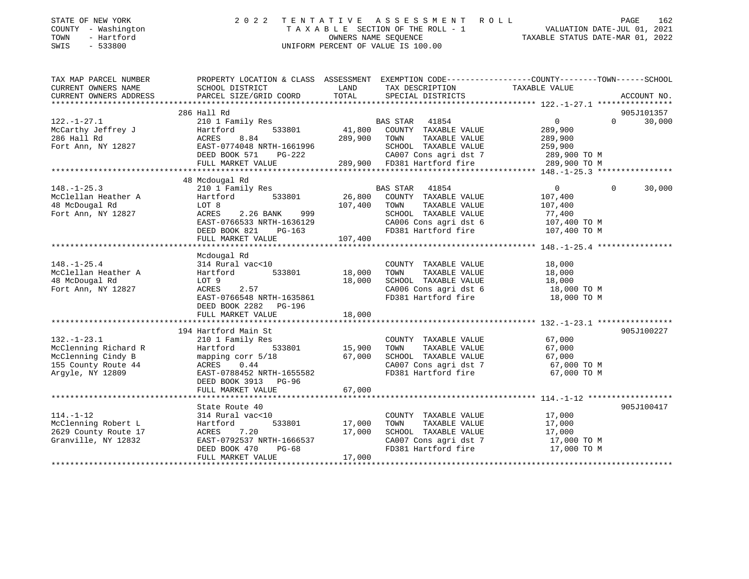STATE OF NEW YORK
COUNTY - Washington
TOWN - Hartford
SWIS - 533800

# 2022 TENTATIVE ASSESSMENT ROLL

TAXABLE SECTION OF THE ROLL - 1
OWNERS NAME SEQUENCE
UNIFORM PERCENT OF VALUE IS 100.00

VALUATION DATE-JUL 01, 2021
TAXABLE STATUS DATE-MAR 01, 2022

| TAX MAP PARCEL NUMBER / CURRENT OWNERS NAME / CURRENT OWNERS ADDRESS | PROPERTY LOCATION & CLASS / SCHOOL DISTRICT / PARCEL SIZE/GRID COORD | ASSESSMENT LAND | TOTAL | EXEMPTION CODE / TAX DESCRIPTION / SPECIAL DISTRICTS | COUNTY TAXABLE VALUE | TOWN | SCHOOL | ACCOUNT NO. |
|---|---|---|---|---|---|---|---|---|
| 122.-1-27.1 | 286 Hall Rd | | | | | | | 905J101357 |
| McCarthy Jeffrey J | 210 1 Family Res | | | BAS STAR 41854 | 0 | 0 | 30,000 | |
| 286 Hall Rd | Hartford 533801 | 41,800 | | COUNTY TAXABLE VALUE | 289,900 | | | |
| Fort Ann, NY 12827 | ACRES 8.84 | | 289,900 | TOWN TAXABLE VALUE | 289,900 | | | |
| | EAST-0774048 NRTH-1661996 | | | SCHOOL TAXABLE VALUE | 259,900 | | | |
| | DEED BOOK 571 PG-222 | | | CA007 Cons agri dst 7 | 289,900 TO M | | | |
| | FULL MARKET VALUE | | 289,900 | FD381 Hartford fire | 289,900 TO M | | | |
| 148.-1-25.3 | 48 Mcdougal Rd | | | | | | | |
| McClellan Heather A | 210 1 Family Res | | | BAS STAR 41854 | 0 | 0 | 30,000 | |
| 48 McDougal Rd | Hartford 533801 | 26,800 | | COUNTY TAXABLE VALUE | 107,400 | | | |
| Fort Ann, NY 12827 | LOT 8 | | 107,400 | TOWN TAXABLE VALUE | 107,400 | | | |
| | ACRES 2.26 BANK 999 | | | SCHOOL TAXABLE VALUE | 77,400 | | | |
| | EAST-0766533 NRTH-1636129 | | | CA006 Cons agri dst 6 | 107,400 TO M | | | |
| | DEED BOOK 821 PG-163 | | | FD381 Hartford fire | 107,400 TO M | | | |
| | FULL MARKET VALUE | | 107,400 | | | | | |
| 148.-1-25.4 | Mcdougal Rd | | | | | | | |
| McClellan Heather A | 314 Rural vac<10 | | | COUNTY TAXABLE VALUE | 18,000 | | | |
| 48 McDougal Rd | Hartford 533801 | 18,000 | | TOWN TAXABLE VALUE | 18,000 | | | |
| Fort Ann, NY 12827 | LOT 9 | | 18,000 | SCHOOL TAXABLE VALUE | 18,000 | | | |
| | ACRES 2.57 | | | CA006 Cons agri dst 6 | 18,000 TO M | | | |
| | EAST-0766548 NRTH-1635861 | | | FD381 Hartford fire | 18,000 TO M | | | |
| | DEED BOOK 2282 PG-196 | | | | | | | |
| | FULL MARKET VALUE | | 18,000 | | | | | |
| 132.-1-23.1 | 194 Hartford Main St | | | | | | | 905J100227 |
| McClenning Richard R | 210 1 Family Res | | | COUNTY TAXABLE VALUE | 67,000 | | | |
| McClenning Cindy B | Hartford 533801 | 15,900 | | TOWN TAXABLE VALUE | 67,000 | | | |
| 155 County Route 44 | mapping corr 5/18 | | 67,000 | SCHOOL TAXABLE VALUE | 67,000 | | | |
| Argyle, NY 12809 | ACRES 0.44 | | | CA007 Cons agri dst 7 | 67,000 TO M | | | |
| | EAST-0788452 NRTH-1655582 | | | FD381 Hartford fire | 67,000 TO M | | | |
| | DEED BOOK 3913 PG-96 | | | | | | | |
| | FULL MARKET VALUE | | 67,000 | | | | | |
| 114.-1-12 | State Route 40 | | | | | | | 905J100417 |
| McClenning Robert L | 314 Rural vac<10 | | | COUNTY TAXABLE VALUE | 17,000 | | | |
| 2629 County Route 17 | Hartford 533801 | 17,000 | | TOWN TAXABLE VALUE | 17,000 | | | |
| Granville, NY 12832 | ACRES 7.20 | | 17,000 | SCHOOL TAXABLE VALUE | 17,000 | | | |
| | EAST-0792537 NRTH-1666537 | | | CA007 Cons agri dst 7 | 17,000 TO M | | | |
| | DEED BOOK 470 PG-68 | | | FD381 Hartford fire | 17,000 TO M | | | |
| | FULL MARKET VALUE | | 17,000 | | | | | |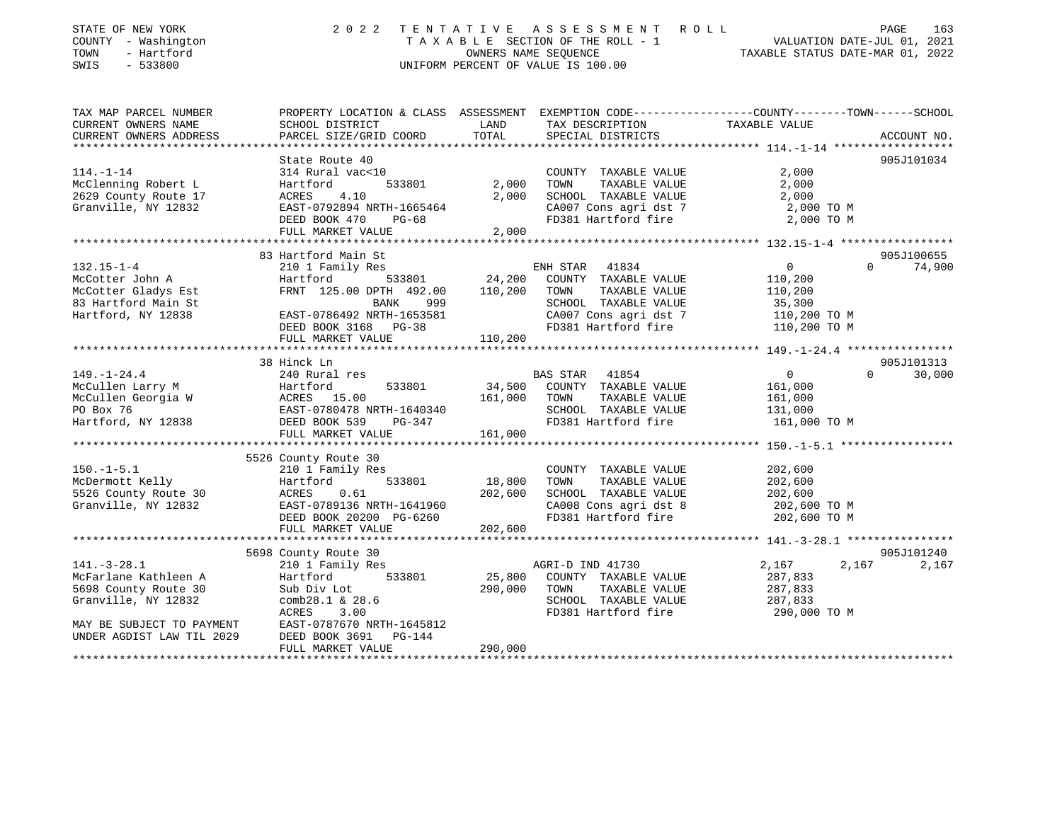STATE OF NEW YORK
COUNTY - Washington
TOWN - Hartford
SWIS - 533800

# 2022 TENTATIVE ASSESSMENT ROLL

TAXABLE SECTION OF THE ROLL - 1
OWNERS NAME SEQUENCE
UNIFORM PERCENT OF VALUE IS 100.00

VALUATION DATE-JUL 01, 2021
TAXABLE STATUS DATE-MAR 01, 2022

| TAX MAP PARCEL NUMBER / CURRENT OWNERS NAME / CURRENT OWNERS ADDRESS | PROPERTY LOCATION & CLASS / SCHOOL DISTRICT / PARCEL SIZE/GRID COORD | ASSESSMENT LAND | TOTAL | EXEMPTION CODE / TAX DESCRIPTION / SPECIAL DISTRICTS | COUNTY | TOWN | SCHOOL | ACCOUNT NO. |
|---|---|---|---|---|---|---|---|---|
| 114.-1-14 | State Route 40 | | | | | | | 905J101034 |
| McClenning Robert L | 314 Rural vac<10 | | | COUNTY TAXABLE VALUE | 2,000 | | | |
| 2629 County Route 17 | Hartford 533801 | 2,000 | | TOWN TAXABLE VALUE | | 2,000 | | |
| Granville, NY 12832 | ACRES 4.10 | | 2,000 | SCHOOL TAXABLE VALUE | | | 2,000 | |
| | EAST-0792894 NRTH-1665464 | | | CA007 Cons agri dst 7 | 2,000 TO M | | | |
| | DEED BOOK 470 PG-68 | | | FD381 Hartford fire | 2,000 TO M | | | |
| | FULL MARKET VALUE | | 2,000 | | | | | |
| 132.15-1-4 | 83 Hartford Main St | | | | | | | 905J100655 |
| McCotter John A | 210 1 Family Res | | | ENH STAR 41834 | 0 | 0 | 74,900 | |
| McCotter Gladys Est | Hartford 533801 | 24,200 | | COUNTY TAXABLE VALUE | 110,200 | | | |
| 83 Hartford Main St | FRNT 125.00 DPTH 492.00 | | 110,200 | TOWN TAXABLE VALUE | | 110,200 | | |
| Hartford, NY 12838 | BANK 999 | | | SCHOOL TAXABLE VALUE | | | 35,300 | |
| | EAST-0786492 NRTH-1653581 | | | CA007 Cons agri dst 7 | 110,200 TO M | | | |
| | DEED BOOK 3168 PG-38 | | | FD381 Hartford fire | 110,200 TO M | | | |
| | FULL MARKET VALUE | | 110,200 | | | | | |
| 149.-1-24.4 | 38 Hinck Ln | | | | | | | 905J101313 |
| McCullen Larry M | 240 Rural res | | | BAS STAR 41854 | 0 | 0 | 30,000 | |
| McCullen Georgia W | Hartford 533801 | 34,500 | | COUNTY TAXABLE VALUE | 161,000 | | | |
| PO Box 76 | ACRES 15.00 | | 161,000 | TOWN TAXABLE VALUE | | 161,000 | | |
| Hartford, NY 12838 | EAST-0780478 NRTH-1640340 | | | SCHOOL TAXABLE VALUE | | | 131,000 | |
| | DEED BOOK 539 PG-347 | | | FD381 Hartford fire | 161,000 TO M | | | |
| | FULL MARKET VALUE | | 161,000 | | | | | |
| 150.-1-5.1 | 5526 County Route 30 | | | | | | | |
| McDermott Kelly | 210 1 Family Res | | | COUNTY TAXABLE VALUE | 202,600 | | | |
| 5526 County Route 30 | Hartford 533801 | 18,800 | | TOWN TAXABLE VALUE | | 202,600 | | |
| Granville, NY 12832 | ACRES 0.61 | | 202,600 | SCHOOL TAXABLE VALUE | | | 202,600 | |
| | EAST-0789136 NRTH-1641960 | | | CA008 Cons agri dst 8 | 202,600 TO M | | | |
| | DEED BOOK 20200 PG-6260 | | | FD381 Hartford fire | 202,600 TO M | | | |
| | FULL MARKET VALUE | | 202,600 | | | | | |
| 141.-3-28.1 | 5698 County Route 30 | | | | | | | 905J101240 |
| McFarlane Kathleen A | 210 1 Family Res | | | AGRI-D IND 41730 | 2,167 | 2,167 | 2,167 | |
| 5698 County Route 30 | Hartford 533801 | 25,800 | | COUNTY TAXABLE VALUE | 287,833 | | | |
| Granville, NY 12832 | Sub Div Lot | | 290,000 | TOWN TAXABLE VALUE | | 287,833 | | |
| | comb28.1 & 28.6 | | | SCHOOL TAXABLE VALUE | | | 287,833 | |
| | ACRES 3.00 | | | FD381 Hartford fire | 290,000 TO M | | | |
| MAY BE SUBJECT TO PAYMENT | EAST-0787670 NRTH-1645812 | | | | | | | |
| UNDER AGDIST LAW TIL 2029 | DEED BOOK 3691 PG-144 | | | | | | | |
| | FULL MARKET VALUE | | 290,000 | | | | | |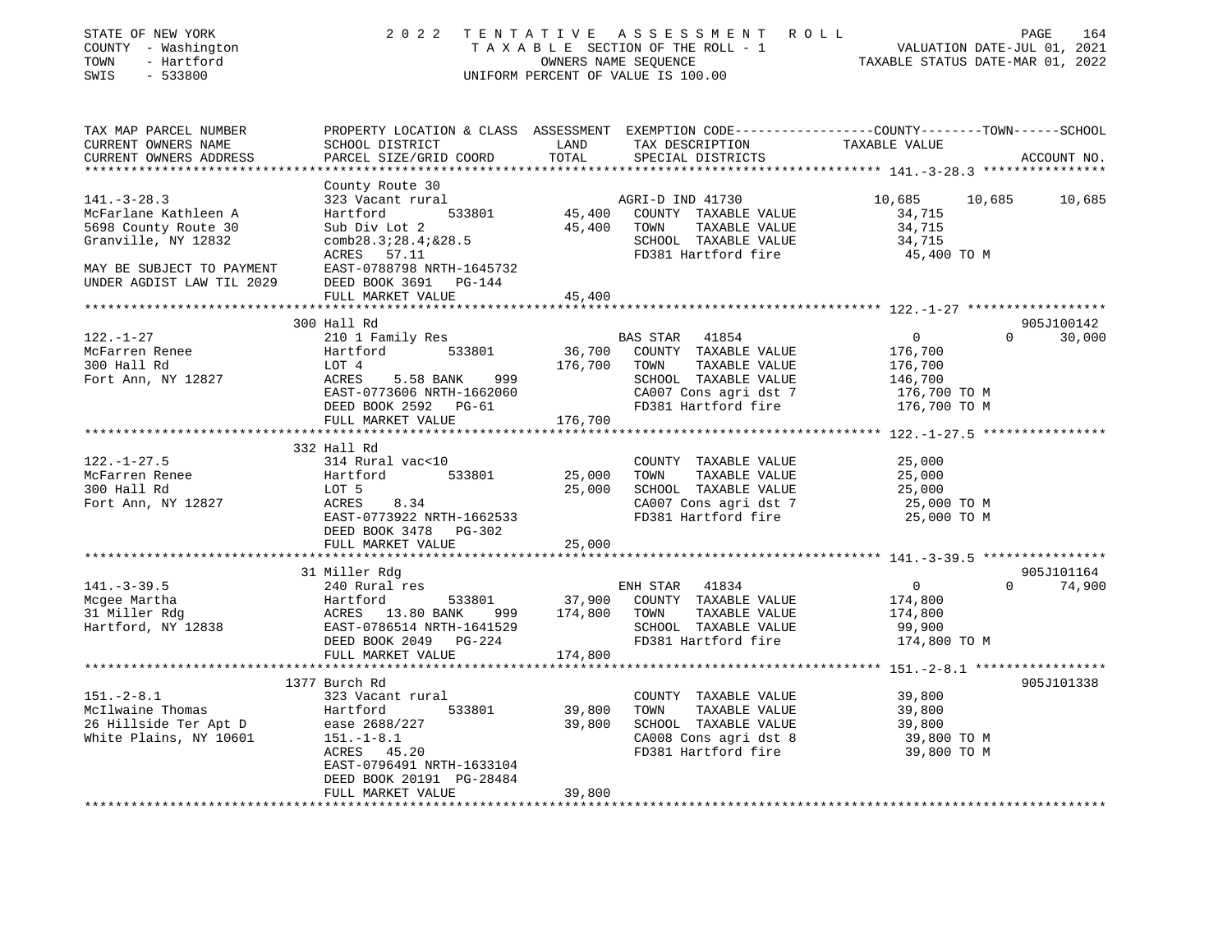STATE OF NEW YORK
COUNTY - Washington
TOWN - Hartford
SWIS - 533800

2 0 2 2 T E N T A T I V E A S S E S S M E N T R O L L
T A X A B L E SECTION OF THE ROLL - 1
OWNERS NAME SEQUENCE
UNIFORM PERCENT OF VALUE IS 100.00

VALUATION DATE-JUL 01, 2021
TAXABLE STATUS DATE-MAR 01, 2022

| TAX MAP PARCEL NUMBER<br>CURRENT OWNERS NAME<br>CURRENT OWNERS ADDRESS | PROPERTY LOCATION & CLASS<br>SCHOOL DISTRICT<br>PARCEL SIZE/GRID COORD | ASSESSMENT<br>LAND<br>TOTAL | EXEMPTION CODE<br>TAX DESCRIPTION<br>SPECIAL DISTRICTS | COUNTY | TOWN | SCHOOL<br>TAXABLE VALUE<br>ACCOUNT NO. |
|---|---|---|---|---|---|---|
| **141.-3-28.3** | County Route 30 | | | | | |
| 141.-3-28.3 | 323 Vacant rural | | AGRI-D IND 41730 | 10,685 | 10,685 | 10,685 |
| McFarlane Kathleen A | Hartford 533801 | 45,400 | COUNTY TAXABLE VALUE | 34,715 | | |
| 5698 County Route 30 | Sub Div Lot 2 | 45,400 | TOWN TAXABLE VALUE | 34,715 | | |
| Granville, NY 12832 | comb28.3;28.4;&28.5 | | SCHOOL TAXABLE VALUE | 34,715 | | |
| | ACRES 57.11 | | FD381 Hartford fire | 45,400 TO M | | |
| MAY BE SUBJECT TO PAYMENT | EAST-0788798 NRTH-1645732 | | | | | |
| UNDER AGDIST LAW TIL 2029 | DEED BOOK 3691 PG-144 | | | | | |
| | FULL MARKET VALUE | 45,400 | | | | |
| **122.-1-27** | 300 Hall Rd | | | | | 905J100142 |
| 122.-1-27 | 210 1 Family Res | | BAS STAR 41854 | 0 | 0 | 30,000 |
| McFarren Renee | Hartford 533801 | 36,700 | COUNTY TAXABLE VALUE | 176,700 | | |
| 300 Hall Rd | LOT 4 | 176,700 | TOWN TAXABLE VALUE | 176,700 | | |
| Fort Ann, NY 12827 | ACRES 5.58 BANK 999 | | SCHOOL TAXABLE VALUE | 146,700 | | |
| | EAST-0773606 NRTH-1662060 | | CA007 Cons agri dst 7 | 176,700 TO M | | |
| | DEED BOOK 2592 PG-61 | | FD381 Hartford fire | 176,700 TO M | | |
| | FULL MARKET VALUE | 176,700 | | | | |
| **122.-1-27.5** | 332 Hall Rd | | | | | |
| 122.-1-27.5 | 314 Rural vac<10 | | COUNTY TAXABLE VALUE | 25,000 | | |
| McFarren Renee | Hartford 533801 | 25,000 | TOWN TAXABLE VALUE | 25,000 | | |
| 300 Hall Rd | LOT 5 | 25,000 | SCHOOL TAXABLE VALUE | 25,000 | | |
| Fort Ann, NY 12827 | ACRES 8.34 | | CA007 Cons agri dst 7 | 25,000 TO M | | |
| | EAST-0773922 NRTH-1662533 | | FD381 Hartford fire | 25,000 TO M | | |
| | DEED BOOK 3478 PG-302 | | | | | |
| | FULL MARKET VALUE | 25,000 | | | | |
| **141.-3-39.5** | 31 Miller Rdg | | | | | 905J101164 |
| 141.-3-39.5 | 240 Rural res | | ENH STAR 41834 | 0 | 0 | 74,900 |
| Mcgee Martha | Hartford 533801 | 37,900 | COUNTY TAXABLE VALUE | 174,800 | | |
| 31 Miller Rdg | ACRES 13.80 BANK 999 | 174,800 | TOWN TAXABLE VALUE | 174,800 | | |
| Hartford, NY 12838 | EAST-0786514 NRTH-1641529 | | SCHOOL TAXABLE VALUE | 99,900 | | |
| | DEED BOOK 2049 PG-224 | | FD381 Hartford fire | 174,800 TO M | | |
| | FULL MARKET VALUE | 174,800 | | | | |
| **151.-2-8.1** | 1377 Burch Rd | | | | | 905J101338 |
| 151.-2-8.1 | 323 Vacant rural | | COUNTY TAXABLE VALUE | 39,800 | | |
| McIlwaine Thomas | Hartford 533801 | 39,800 | TOWN TAXABLE VALUE | 39,800 | | |
| 26 Hillside Ter Apt D | ease 2688/227 | 39,800 | SCHOOL TAXABLE VALUE | 39,800 | | |
| White Plains, NY 10601 | 151.-1-8.1 | | CA008 Cons agri dst 8 | 39,800 TO M | | |
| | ACRES 45.20 | | FD381 Hartford fire | 39,800 TO M | | |
| | EAST-0796491 NRTH-1633104 | | | | | |
| | DEED BOOK 20191 PG-28484 | | | | | |
| | FULL MARKET VALUE | 39,800 | | | | |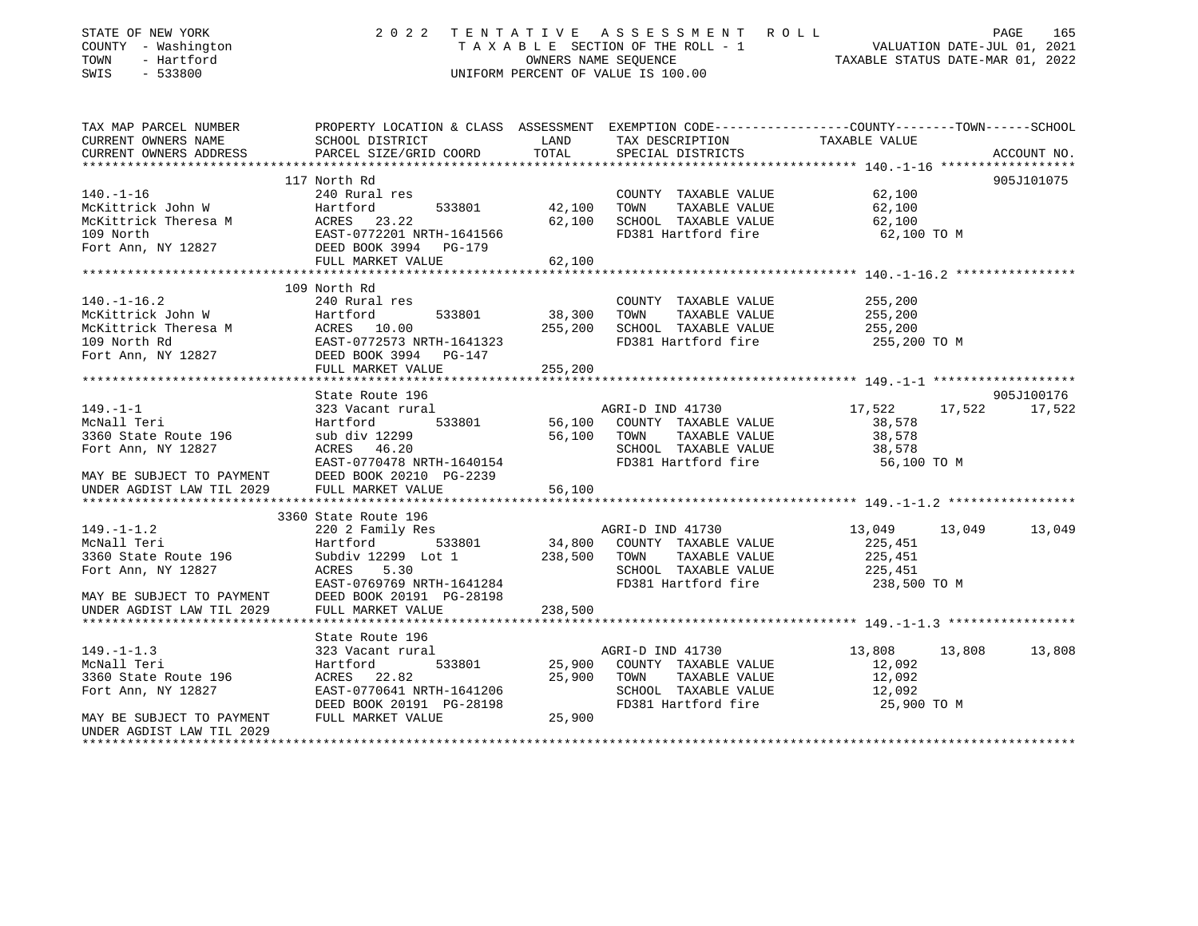STATE OF NEW YORK | 2022 TENTATIVE ASSESSMENT ROLL | VALUATION DATE-JUL 01, 2021
COUNTY - Washington | TAXABLE SECTION OF THE ROLL - 1 | TAXABLE STATUS DATE-MAR 01, 2022
TOWN - Hartford | OWNERS NAME SEQUENCE
SWIS - 533800 | UNIFORM PERCENT OF VALUE IS 100.00

```
TAX MAP PARCEL NUMBER      PROPERTY LOCATION & CLASS  ASSESSMENT  EXEMPTION CODE-----------------COUNTY--------TOWN------SCHOOL
CURRENT OWNERS NAME        SCHOOL DISTRICT               LAND      TAX DESCRIPTION              TAXABLE VALUE
CURRENT OWNERS ADDRESS     PARCEL SIZE/GRID COORD        TOTAL     SPECIAL DISTRICTS                                        ACCOUNT NO.
******************************************************************************************************* 140.-1-16 ******************
                           117 North Rd                                                                                     905J101075
140.-1-16                  240 Rural res                           COUNTY  TAXABLE VALUE            62,100
McKittrick John W          Hartford          533801      42,100    TOWN    TAXABLE VALUE            62,100
McKittrick Theresa M       ACRES  23.22                  62,100    SCHOOL  TAXABLE VALUE            62,100
109 North                  EAST-0772201 NRTH-1641566               FD381 Hartford fire               62,100 TO M
Fort Ann, NY 12827         DEED BOOK 3994   PG-179
                           FULL MARKET VALUE             62,100
******************************************************************************************************* 140.-1-16.2 ****************
                           109 North Rd
140.-1-16.2                240 Rural res                           COUNTY  TAXABLE VALUE           255,200
McKittrick John W          Hartford          533801      38,300    TOWN    TAXABLE VALUE           255,200
McKittrick Theresa M       ACRES  10.00                 255,200    SCHOOL  TAXABLE VALUE           255,200
109 North Rd               EAST-0772573 NRTH-1641323               FD381 Hartford fire              255,200 TO M
Fort Ann, NY 12827         DEED BOOK 3994   PG-147
                           FULL MARKET VALUE            255,200
******************************************************************************************************* 149.-1-1 *******************
                           State Route 196                                                                                  905J100176
149.-1-1                   323 Vacant rural                        AGRI-D IND 41730                 17,522     17,522     17,522
McNall Teri                Hartford          533801      56,100    COUNTY  TAXABLE VALUE            38,578
3360 State Route 196       sub div 12299                 56,100    TOWN    TAXABLE VALUE            38,578
Fort Ann, NY 12827         ACRES  46.20                            SCHOOL  TAXABLE VALUE            38,578
                           EAST-0770478 NRTH-1640154               FD381 Hartford fire               56,100 TO M
MAY BE SUBJECT TO PAYMENT  DEED BOOK 20210 PG-2239
UNDER AGDIST LAW TIL 2029  FULL MARKET VALUE             56,100
******************************************************************************************************* 149.-1-1.2 *****************
                           3360 State Route 196
149.-1-1.2                 220 2 Family Res                        AGRI-D IND 41730                 13,049     13,049     13,049
McNall Teri                Hartford          533801      34,800    COUNTY  TAXABLE VALUE           225,451
3360 State Route 196       Subdiv 12299  Lot 1          238,500    TOWN    TAXABLE VALUE           225,451
Fort Ann, NY 12827         ACRES   5.30                            SCHOOL  TAXABLE VALUE           225,451
                           EAST-0769769 NRTH-1641284               FD381 Hartford fire              238,500 TO M
MAY BE SUBJECT TO PAYMENT  DEED BOOK 20191 PG-28198
UNDER AGDIST LAW TIL 2029  FULL MARKET VALUE            238,500
******************************************************************************************************* 149.-1-1.3 *****************
                           State Route 196
149.-1-1.3                 323 Vacant rural                        AGRI-D IND 41730                 13,808     13,808     13,808
McNall Teri                Hartford          533801      25,900    COUNTY  TAXABLE VALUE            12,092
3360 State Route 196       ACRES  22.82                  25,900    TOWN    TAXABLE VALUE            12,092
Fort Ann, NY 12827         EAST-0770641 NRTH-1641206               SCHOOL  TAXABLE VALUE            12,092
                           DEED BOOK 20191 PG-28198                FD381 Hartford fire               25,900 TO M
MAY BE SUBJECT TO PAYMENT  FULL MARKET VALUE             25,900
UNDER AGDIST LAW TIL 2029
************************************************************************************************************************************
```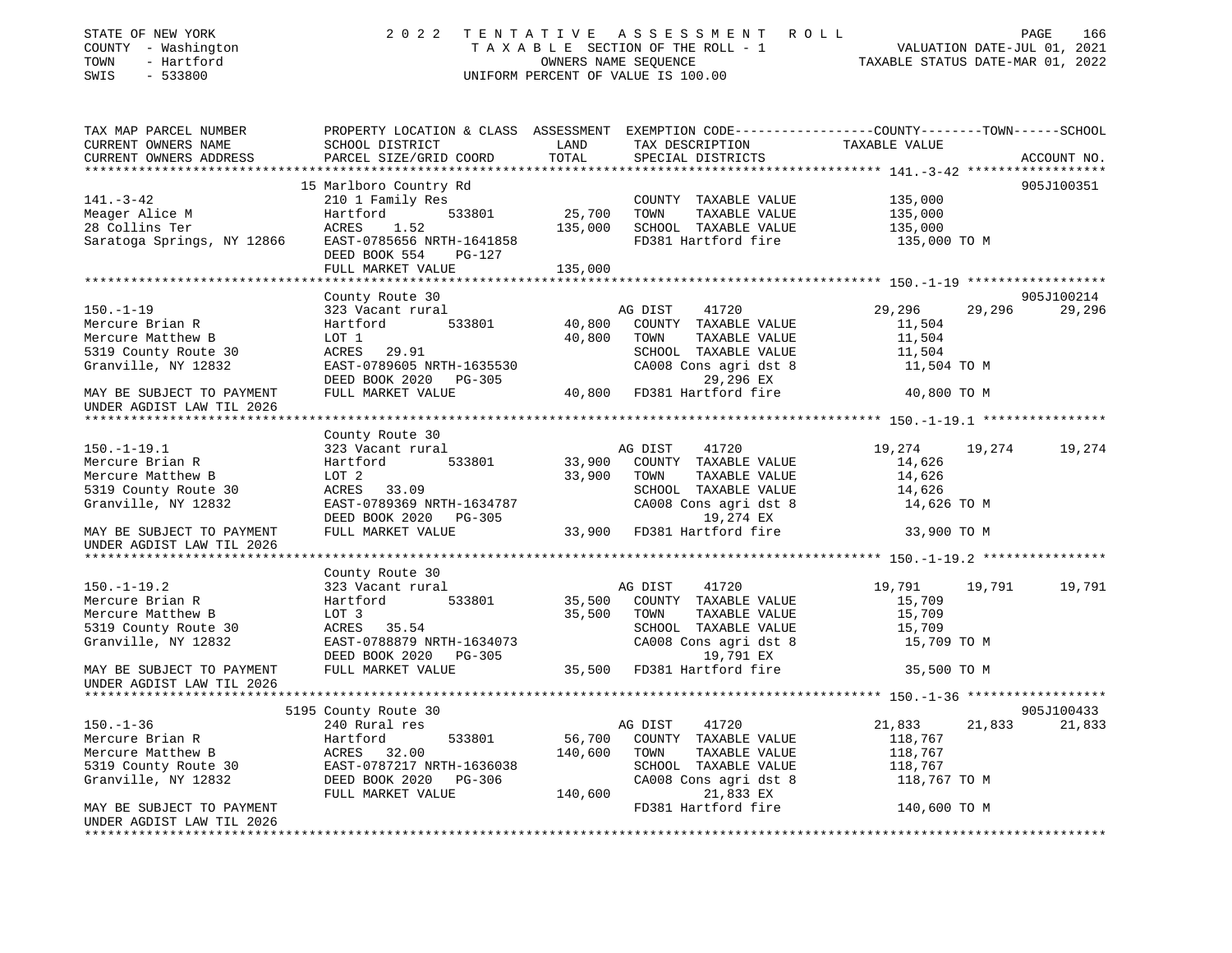STATE OF NEW YORK
COUNTY - Washington
TOWN - Hartford
SWIS - 533800

# 2022 TENTATIVE ASSESSMENT ROLL

TAXABLE SECTION OF THE ROLL - 1
OWNERS NAME SEQUENCE
UNIFORM PERCENT OF VALUE IS 100.00

VALUATION DATE-JUL 01, 2021
TAXABLE STATUS DATE-MAR 01, 2022

| TAX MAP PARCEL NUMBER / CURRENT OWNERS NAME / CURRENT OWNERS ADDRESS | PROPERTY LOCATION & CLASS / SCHOOL DISTRICT / PARCEL SIZE/GRID COORD | ASSESSMENT LAND / TOTAL | EXEMPTION CODE / TAX DESCRIPTION / SPECIAL DISTRICTS | COUNTY TAXABLE VALUE | TOWN | SCHOOL | ACCOUNT NO. |
|---|---|---|---|---|---|---|---|
| **141.-3-42** | 15 Marlboro Country Rd | | | | | | 905J100351 |
| Meager Alice M | 210 1 Family Res | | COUNTY TAXABLE VALUE | 135,000 | | | |
| 28 Collins Ter | Hartford 533801 | 25,700 | TOWN TAXABLE VALUE | 135,000 | | | |
| Saratoga Springs, NY 12866 | ACRES 1.52 | 135,000 | SCHOOL TAXABLE VALUE | 135,000 | | | |
| | EAST-0785656 NRTH-1641858 | | FD381 Hartford fire | 135,000 TO M | | | |
| | DEED BOOK 554 PG-127 | | | | | | |
| | FULL MARKET VALUE | 135,000 | | | | | |
| **150.-1-19** | County Route 30 | | | | | | 905J100214 |
| Mercure Brian R | 323 Vacant rural | | AG DIST 41720 | 29,296 | 29,296 | 29,296 | |
| Mercure Matthew B | Hartford 533801 | 40,800 | COUNTY TAXABLE VALUE | 11,504 | | | |
| 5319 County Route 30 | LOT 1 | 40,800 | TOWN TAXABLE VALUE | 11,504 | | | |
| Granville, NY 12832 | ACRES 29.91 | | SCHOOL TAXABLE VALUE | 11,504 | | | |
| | EAST-0789605 NRTH-1635530 | | CA008 Cons agri dst 8 | 11,504 TO M | | | |
| | DEED BOOK 2020 PG-305 | | 29,296 EX | | | | |
| MAY BE SUBJECT TO PAYMENT UNDER AGDIST LAW TIL 2026 | FULL MARKET VALUE | 40,800 | FD381 Hartford fire | 40,800 TO M | | | |
| **150.-1-19.1** | County Route 30 | | | | | | |
| Mercure Brian R | 323 Vacant rural | | AG DIST 41720 | 19,274 | 19,274 | 19,274 | |
| Mercure Matthew B | Hartford 533801 | 33,900 | COUNTY TAXABLE VALUE | 14,626 | | | |
| 5319 County Route 30 | LOT 2 | 33,900 | TOWN TAXABLE VALUE | 14,626 | | | |
| Granville, NY 12832 | ACRES 33.09 | | SCHOOL TAXABLE VALUE | 14,626 | | | |
| | EAST-0789369 NRTH-1634787 | | CA008 Cons agri dst 8 | 14,626 TO M | | | |
| | DEED BOOK 2020 PG-305 | | 19,274 EX | | | | |
| MAY BE SUBJECT TO PAYMENT UNDER AGDIST LAW TIL 2026 | FULL MARKET VALUE | 33,900 | FD381 Hartford fire | 33,900 TO M | | | |
| **150.-1-19.2** | County Route 30 | | | | | | |
| Mercure Brian R | 323 Vacant rural | | AG DIST 41720 | 19,791 | 19,791 | 19,791 | |
| Mercure Matthew B | Hartford 533801 | 35,500 | COUNTY TAXABLE VALUE | 15,709 | | | |
| 5319 County Route 30 | LOT 3 | 35,500 | TOWN TAXABLE VALUE | 15,709 | | | |
| Granville, NY 12832 | ACRES 35.54 | | SCHOOL TAXABLE VALUE | 15,709 | | | |
| | EAST-0788879 NRTH-1634073 | | CA008 Cons agri dst 8 | 15,709 TO M | | | |
| | DEED BOOK 2020 PG-305 | | 19,791 EX | | | | |
| MAY BE SUBJECT TO PAYMENT UNDER AGDIST LAW TIL 2026 | FULL MARKET VALUE | 35,500 | FD381 Hartford fire | 35,500 TO M | | | |
| **150.-1-36** | 5195 County Route 30 | | | | | | 905J100433 |
| Mercure Brian R | 240 Rural res | | AG DIST 41720 | 21,833 | 21,833 | 21,833 | |
| Mercure Matthew B | Hartford 533801 | 56,700 | COUNTY TAXABLE VALUE | 118,767 | | | |
| 5319 County Route 30 | ACRES 32.00 | 140,600 | TOWN TAXABLE VALUE | 118,767 | | | |
| Granville, NY 12832 | EAST-0787217 NRTH-1636038 | | SCHOOL TAXABLE VALUE | 118,767 | | | |
| | DEED BOOK 2020 PG-306 | | CA008 Cons agri dst 8 | 118,767 TO M | | | |
| | FULL MARKET VALUE | 140,600 | 21,833 EX | | | | |
| MAY BE SUBJECT TO PAYMENT UNDER AGDIST LAW TIL 2026 | | | FD381 Hartford fire | 140,600 TO M | | | |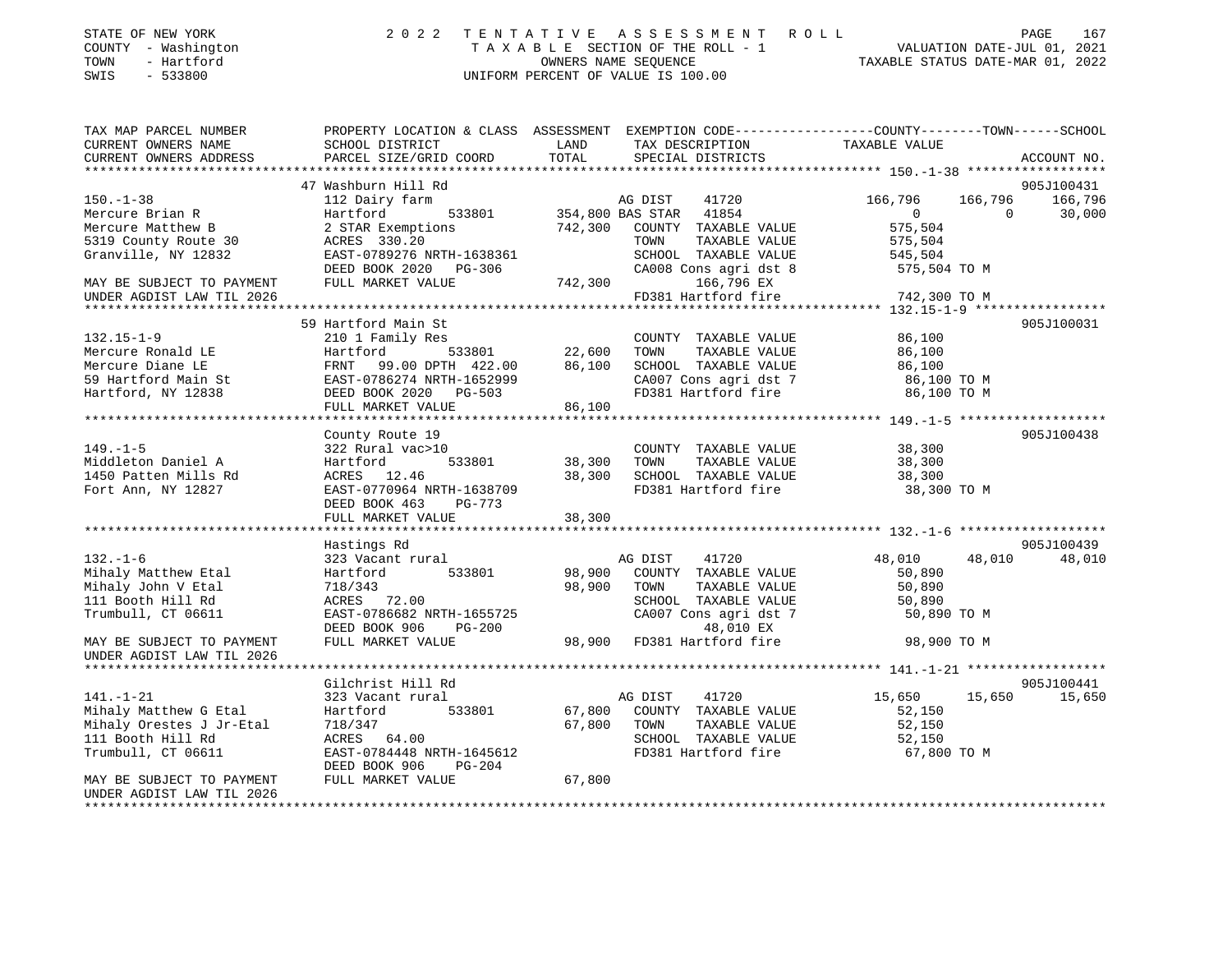STATE OF NEW YORK
COUNTY - Washington
TOWN - Hartford
SWIS - 533800

# 2022 TENTATIVE ASSESSMENT ROLL

TAXABLE SECTION OF THE ROLL - 1
OWNERS NAME SEQUENCE
UNIFORM PERCENT OF VALUE IS 100.00

VALUATION DATE-JUL 01, 2021
TAXABLE STATUS DATE-MAR 01, 2022

```
TAX MAP PARCEL NUMBER          PROPERTY LOCATION & CLASS  ASSESSMENT  EXEMPTION CODE------------------COUNTY--------TOWN------SCHOOL
CURRENT OWNERS NAME            SCHOOL DISTRICT              LAND      TAX DESCRIPTION              TAXABLE VALUE
CURRENT OWNERS ADDRESS         PARCEL SIZE/GRID COORD       TOTAL     SPECIAL DISTRICTS                                    ACCOUNT NO.
******************************************************************************************************* 150.-1-38 ******************
                               47 Washburn Hill Rd                                                                         905J100431
150.-1-38                      112 Dairy farm                         AG DIST      41720          166,796      166,796     166,796
Mercure Brian R                Hartford        533801   354,800 BAS STAR   41854                0            0          30,000
Mercure Matthew B              2 STAR Exemptions          742,300    COUNTY  TAXABLE VALUE         575,504
5319 County Route 30           ACRES  330.20                         TOWN    TAXABLE VALUE         575,504
Granville, NY 12832            EAST-0789276 NRTH-1638361             SCHOOL  TAXABLE VALUE         545,504
                               DEED BOOK 2020   PG-306               CA008 Cons agri dst 8          575,504 TO M
MAY BE SUBJECT TO PAYMENT      FULL MARKET VALUE          742,300         166,796 EX
UNDER AGDIST LAW TIL 2026                                            FD381 Hartford fire            742,300 TO M
******************************************************************************************************* 132.15-1-9 *****************
                               59 Hartford Main St                                                                         905J100031
132.15-1-9                     210 1 Family Res                      COUNTY  TAXABLE VALUE          86,100
Mercure Ronald LE              Hartford        533801    22,600      TOWN    TAXABLE VALUE          86,100
Mercure Diane LE               FRNT   99.00 DPTH 422.00  86,100      SCHOOL  TAXABLE VALUE          86,100
59 Hartford Main St            EAST-0786274 NRTH-1652999             CA007 Cons agri dst 7           86,100 TO M
Hartford, NY 12838             DEED BOOK 2020   PG-503               FD381 Hartford fire             86,100 TO M
                               FULL MARKET VALUE           86,100
******************************************************************************************************* 149.-1-5 *******************
                               County Route 19                                                                             905J100438
149.-1-5                       322 Rural vac>10                      COUNTY  TAXABLE VALUE          38,300
Middleton Daniel A             Hartford        533801    38,300      TOWN    TAXABLE VALUE          38,300
1450 Patten Mills Rd           ACRES   12.46             38,300      SCHOOL  TAXABLE VALUE          38,300
Fort Ann, NY 12827             EAST-0770964 NRTH-1638709             FD381 Hartford fire             38,300 TO M
                               DEED BOOK 463    PG-773
                               FULL MARKET VALUE           38,300
******************************************************************************************************* 132.-1-6 *******************
                               Hastings Rd                                                                                 905J100439
132.-1-6                       323 Vacant rural                      AG DIST      41720            48,010       48,010      48,010
Mihaly Matthew Etal            Hartford        533801    98,900      COUNTY  TAXABLE VALUE          50,890
Mihaly John V Etal             718/343                   98,900      TOWN    TAXABLE VALUE          50,890
111 Booth Hill Rd              ACRES   72.00                         SCHOOL  TAXABLE VALUE          50,890
Trumbull, CT 06611             EAST-0786682 NRTH-1655725             CA007 Cons agri dst 7           50,890 TO M
                               DEED BOOK 906    PG-200                     48,010 EX
MAY BE SUBJECT TO PAYMENT      FULL MARKET VALUE           98,900    FD381 Hartford fire             98,900 TO M
UNDER AGDIST LAW TIL 2026
******************************************************************************************************* 141.-1-21 ******************
                               Gilchrist Hill Rd                                                                           905J100441
141.-1-21                      323 Vacant rural                      AG DIST      41720            15,650       15,650      15,650
Mihaly Matthew G Etal          Hartford        533801    67,800      COUNTY  TAXABLE VALUE          52,150
Mihaly Orestes J Jr-Etal       718/347                   67,800      TOWN    TAXABLE VALUE          52,150
111 Booth Hill Rd              ACRES   64.00                         SCHOOL  TAXABLE VALUE          52,150
Trumbull, CT 06611             EAST-0784448 NRTH-1645612             FD381 Hartford fire             67,800 TO M
                               DEED BOOK 906    PG-204
MAY BE SUBJECT TO PAYMENT      FULL MARKET VALUE           67,800
UNDER AGDIST LAW TIL 2026
************************************************************************************************************************************
```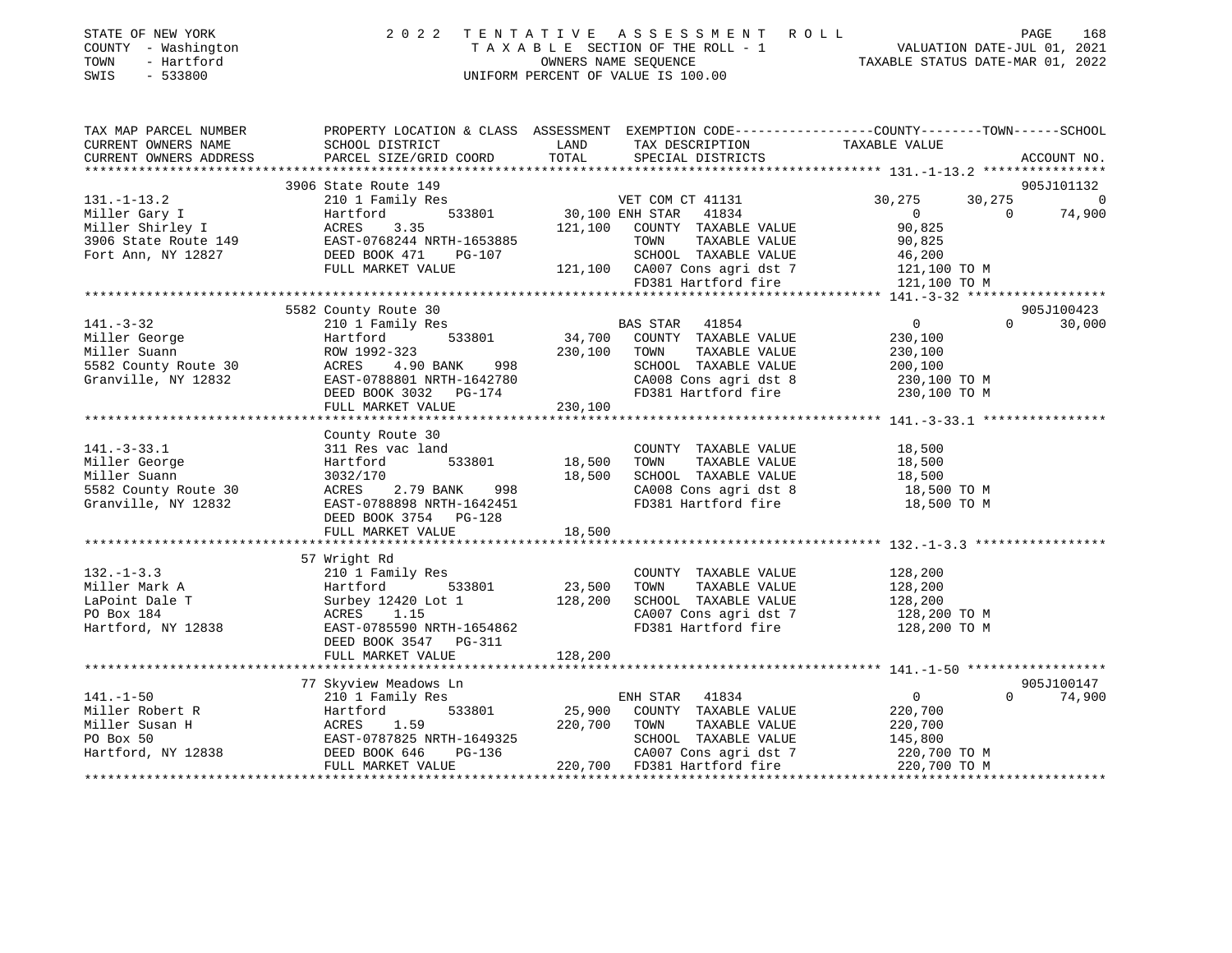STATE OF NEW YORK
COUNTY - Washington
TOWN - Hartford
SWIS - 533800

2022 TENTATIVE ASSESSMENT ROLL
TAXABLE SECTION OF THE ROLL - 1
OWNERS NAME SEQUENCE
UNIFORM PERCENT OF VALUE IS 100.00

VALUATION DATE-JUL 01, 2021
TAXABLE STATUS DATE-MAR 01, 2022

```
TAX MAP PARCEL NUMBER     PROPERTY LOCATION & CLASS  ASSESSMENT  EXEMPTION CODE-----------------COUNTY--------TOWN------SCHOOL
CURRENT OWNERS NAME       SCHOOL DISTRICT               LAND      TAX DESCRIPTION             TAXABLE VALUE
CURRENT OWNERS ADDRESS    PARCEL SIZE/GRID COORD       TOTAL      SPECIAL DISTRICTS                                      ACCOUNT NO.
*******************************************************************************************************************************
                          3906 State Route 149                                                                      905J101132
131.-1-13.2               210 1 Family Res                  VET COM CT 41131          30,275      30,275              0
Miller Gary I             Hartford       533801      30,100 ENH STAR  41834               0            0         74,900
Miller Shirley I          ACRES    3.35             121,100   COUNTY  TAXABLE VALUE        90,825
3906 State Route 149      EAST-0768244 NRTH-1653885           TOWN    TAXABLE VALUE        90,825
Fort Ann, NY 12827        DEED BOOK 471    PG-107             SCHOOL  TAXABLE VALUE        46,200
                          FULL MARKET VALUE         121,100   CA007 Cons agri dst 7       121,100 TO M
                                                              FD381 Hartford fire         121,100 TO M
*******************************************************************************************************************************
                          5582 County Route 30                                                                      905J100423
141.-3-32                 210 1 Family Res                  BAS STAR  41854               0            0         30,000
Miller George             Hartford       533801      34,700   COUNTY  TAXABLE VALUE       230,100
Miller Suann              ROW 1992-323              230,100   TOWN    TAXABLE VALUE       230,100
5582 County Route 30      ACRES    4.90 BANK    998           SCHOOL  TAXABLE VALUE       200,100
Granville, NY 12832       EAST-0788801 NRTH-1642780           CA008 Cons agri dst 8       230,100 TO M
                          DEED BOOK 3032   PG-174             FD381 Hartford fire         230,100 TO M
                          FULL MARKET VALUE         230,100
*******************************************************************************************************************************
                          County Route 30
141.-3-33.1               311 Res vac land                    COUNTY  TAXABLE VALUE        18,500
Miller George             Hartford       533801      18,500   TOWN    TAXABLE VALUE        18,500
Miller Suann              3032/170                   18,500   SCHOOL  TAXABLE VALUE        18,500
5582 County Route 30      ACRES    2.79 BANK    998           CA008 Cons agri dst 8        18,500 TO M
Granville, NY 12832       EAST-0788898 NRTH-1642451           FD381 Hartford fire          18,500 TO M
                          DEED BOOK 3754   PG-128
                          FULL MARKET VALUE          18,500
*******************************************************************************************************************************
                          57 Wright Rd
132.-1-3.3                210 1 Family Res                    COUNTY  TAXABLE VALUE       128,200
Miller Mark A             Hartford       533801      23,500   TOWN    TAXABLE VALUE       128,200
LaPoint Dale T            Surbey 12420 Lot 1        128,200   SCHOOL  TAXABLE VALUE       128,200
PO Box 184                ACRES    1.15                       CA007 Cons agri dst 7       128,200 TO M
Hartford, NY 12838        EAST-0785590 NRTH-1654862           FD381 Hartford fire         128,200 TO M
                          DEED BOOK 3547   PG-311
                          FULL MARKET VALUE         128,200
*******************************************************************************************************************************
                          77 Skyview Meadows Ln                                                                     905J100147
141.-1-50                 210 1 Family Res                  ENH STAR  41834               0            0         74,900
Miller Robert R           Hartford       533801      25,900   COUNTY  TAXABLE VALUE       220,700
Miller Susan H            ACRES    1.59             220,700   TOWN    TAXABLE VALUE       220,700
PO Box 50                 EAST-0787825 NRTH-1649325           SCHOOL  TAXABLE VALUE       145,800
Hartford, NY 12838        DEED BOOK 646    PG-136             CA007 Cons agri dst 7       220,700 TO M
                          FULL MARKET VALUE         220,700   FD381 Hartford fire         220,700 TO M
*******************************************************************************************************************************
```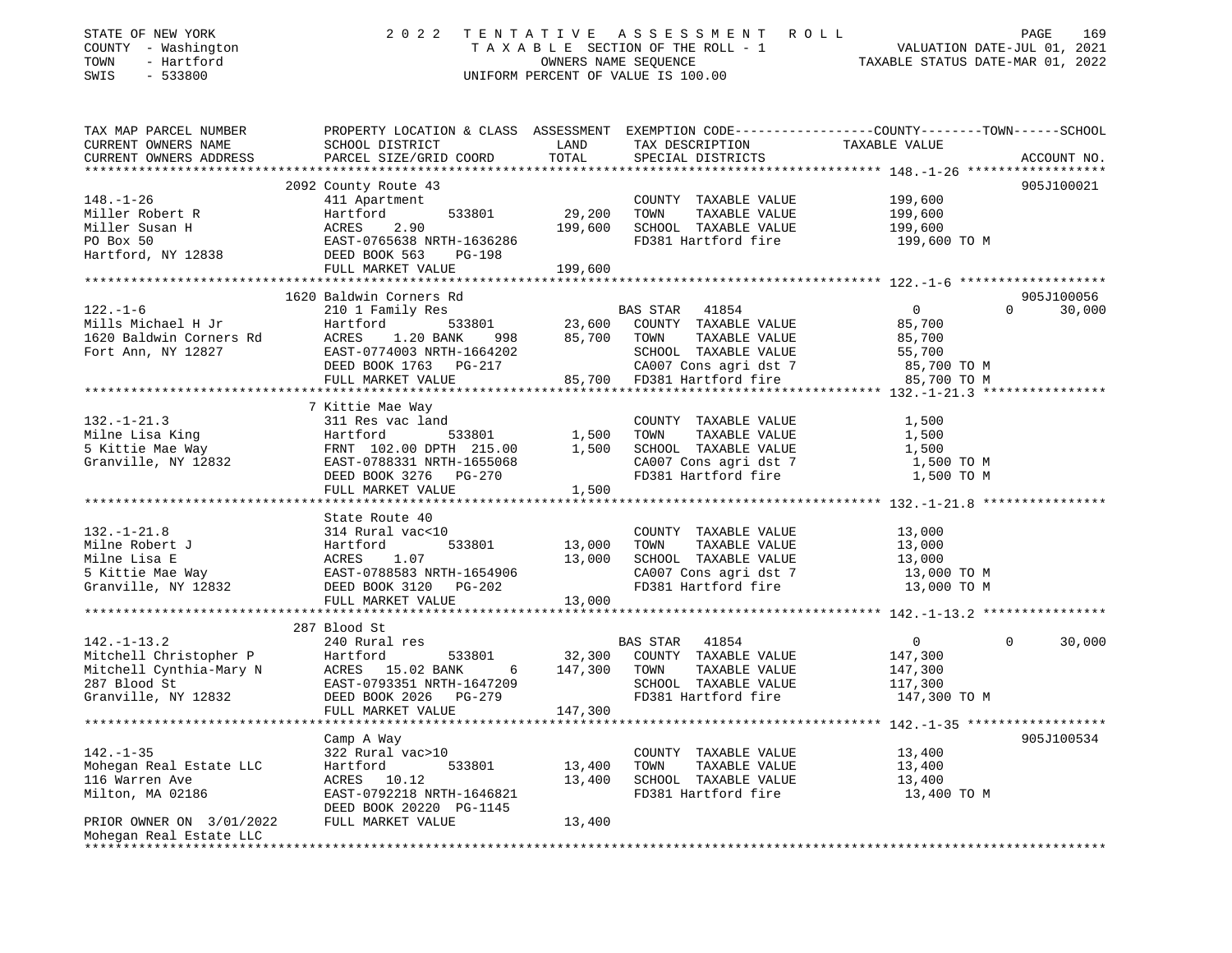STATE OF NEW YORK
COUNTY - Washington
TOWN - Hartford
SWIS - 533800

2 0 2 2 T E N T A T I V E A S S E S S M E N T R O L L
T A X A B L E SECTION OF THE ROLL - 1
OWNERS NAME SEQUENCE
UNIFORM PERCENT OF VALUE IS 100.00

VALUATION DATE-JUL 01, 2021
TAXABLE STATUS DATE-MAR 01, 2022

```
TAX MAP PARCEL NUMBER          PROPERTY LOCATION & CLASS  ASSESSMENT  EXEMPTION CODE------------------COUNTY--------TOWN------SCHOOL
CURRENT OWNERS NAME            SCHOOL DISTRICT               LAND      TAX DESCRIPTION                TAXABLE VALUE
CURRENT OWNERS ADDRESS         PARCEL SIZE/GRID COORD        TOTAL     SPECIAL DISTRICTS                                     ACCOUNT NO.
******************************************************************************************************* 148.-1-26 ******************
                               2092 County Route 43                                                                     905J100021
148.-1-26                      411 Apartment                           COUNTY  TAXABLE VALUE            199,600
Miller Robert R                Hartford          533801     29,200    TOWN    TAXABLE VALUE            199,600
Miller Susan H                 ACRES     2.90              199,600    SCHOOL  TAXABLE VALUE            199,600
PO Box 50                      EAST-0765638 NRTH-1636286               FD381 Hartford fire               199,600 TO M
Hartford, NY 12838             DEED BOOK 563     PG-198
                               FULL MARKET VALUE           199,600
******************************************************************************************************* 122.-1-6 *******************
                               1620 Baldwin Corners Rd                                                                  905J100056
122.-1-6                       210 1 Family Res                        BAS STAR   41854                   0            0     30,000
Mills Michael H Jr             Hartford          533801     23,600    COUNTY  TAXABLE VALUE             85,700
1620 Baldwin Corners Rd        ACRES     1.20 BANK     998   85,700    TOWN    TAXABLE VALUE             85,700
Fort Ann, NY 12827             EAST-0774003 NRTH-1664202               SCHOOL  TAXABLE VALUE             55,700
                               DEED BOOK 1763    PG-217                CA007 Cons agri dst 7              85,700 TO M
                               FULL MARKET VALUE            85,700    FD381 Hartford fire                85,700 TO M
******************************************************************************************************* 132.-1-21.3 ****************
                               7 Kittie Mae Way
132.-1-21.3                    311 Res vac land                        COUNTY  TAXABLE VALUE              1,500
Milne Lisa King                Hartford          533801      1,500    TOWN    TAXABLE VALUE              1,500
5 Kittie Mae Way               FRNT 102.00 DPTH 215.00       1,500    SCHOOL  TAXABLE VALUE              1,500
Granville, NY 12832            EAST-0788331 NRTH-1655068               CA007 Cons agri dst 7               1,500 TO M
                               DEED BOOK 3276    PG-270                FD381 Hartford fire                 1,500 TO M
                               FULL MARKET VALUE             1,500
******************************************************************************************************* 132.-1-21.8 ****************
                               State Route 40
132.-1-21.8                    314 Rural vac<10                        COUNTY  TAXABLE VALUE             13,000
Milne Robert J                 Hartford          533801     13,000    TOWN    TAXABLE VALUE             13,000
Milne Lisa E                   ACRES     1.07               13,000    SCHOOL  TAXABLE VALUE             13,000
5 Kittie Mae Way               EAST-0788583 NRTH-1654906               CA007 Cons agri dst 7              13,000 TO M
Granville, NY 12832            DEED BOOK 3120    PG-202                FD381 Hartford fire                13,000 TO M
                               FULL MARKET VALUE            13,000
******************************************************************************************************* 142.-1-13.2 ****************
                               287 Blood St
142.-1-13.2                    240 Rural res                           BAS STAR   41854                   0            0     30,000
Mitchell Christopher P         Hartford          533801     32,300    COUNTY  TAXABLE VALUE            147,300
Mitchell Cynthia-Mary N        ACRES    15.02 BANK       6  147,300    TOWN    TAXABLE VALUE            147,300
287 Blood St                   EAST-0793351 NRTH-1647209               SCHOOL  TAXABLE VALUE            117,300
Granville, NY 12832            DEED BOOK 2026    PG-279                FD381 Hartford fire               147,300 TO M
                               FULL MARKET VALUE           147,300
******************************************************************************************************* 142.-1-35 ******************
                               Camp A Way                                                                               905J100534
142.-1-35                      322 Rural vac>10                        COUNTY  TAXABLE VALUE             13,400
Mohegan Real Estate LLC        Hartford          533801     13,400    TOWN    TAXABLE VALUE             13,400
116 Warren Ave                 ACRES    10.12               13,400    SCHOOL  TAXABLE VALUE             13,400
Milton, MA 02186               EAST-0792218 NRTH-1646821               FD381 Hartford fire                13,400 TO M
                               DEED BOOK 20220 PG-1145
PRIOR OWNER ON 3/01/2022       FULL MARKET VALUE            13,400
Mohegan Real Estate LLC
************************************************************************************************************************************
```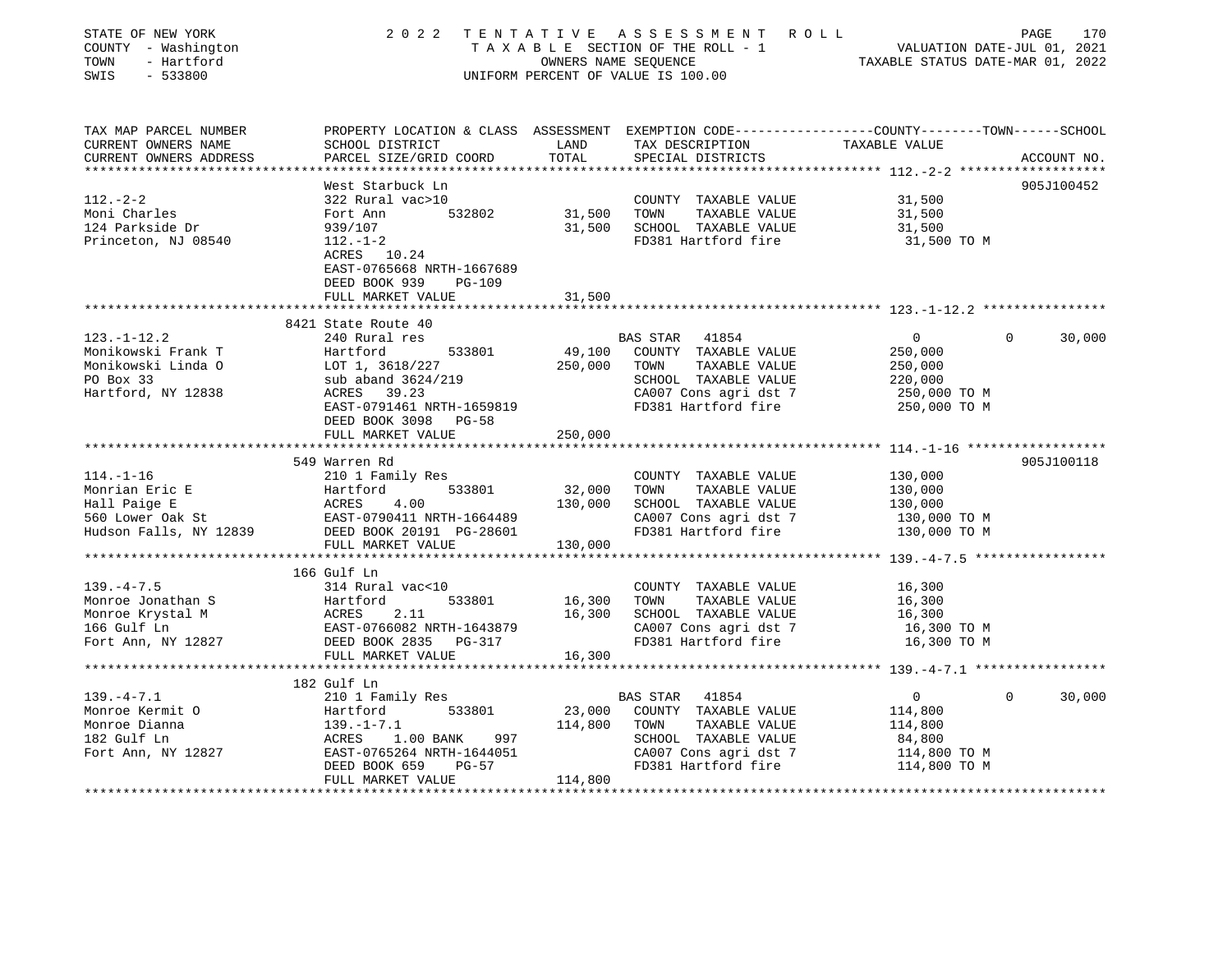STATE OF NEW YORK | 2022 TENTATIVE ASSESSMENT ROLL
COUNTY - Washington | TAXABLE SECTION OF THE ROLL - 1 | VALUATION DATE-JUL 01, 2021
TOWN - Hartford | OWNERS NAME SEQUENCE | TAXABLE STATUS DATE-MAR 01, 2022
SWIS - 533800 | UNIFORM PERCENT OF VALUE IS 100.00

| TAX MAP PARCEL NUMBER / CURRENT OWNERS NAME / CURRENT OWNERS ADDRESS | PROPERTY LOCATION & CLASS / SCHOOL DISTRICT / PARCEL SIZE/GRID COORD | ASSESSMENT LAND | TOTAL | EXEMPTION CODE / TAX DESCRIPTION / SPECIAL DISTRICTS | COUNTY TAXABLE VALUE | TOWN | SCHOOL / ACCOUNT NO. |
|---|---|---|---|---|---|---|---|
| **112.-2-2** | West Starbuck Ln | | | | | | 905J100452 |
| 112.-2-2 | 322 Rural vac>10 | | | COUNTY TAXABLE VALUE | 31,500 | | |
| Moni Charles | Fort Ann 532802 | 31,500 | | TOWN TAXABLE VALUE | 31,500 | | |
| 124 Parkside Dr | 939/107 | | 31,500 | SCHOOL TAXABLE VALUE | 31,500 | | |
| Princeton, NJ 08540 | 112.-1-2 | | | FD381 Hartford fire | 31,500 TO M | | |
| | ACRES 10.24 | | | | | | |
| | EAST-0765668 NRTH-1667689 | | | | | | |
| | DEED BOOK 939 PG-109 | | | | | | |
| | FULL MARKET VALUE | | 31,500 | | | | |
| **123.-1-12.2** | 8421 State Route 40 | | | | | | |
| 123.-1-12.2 | 240 Rural res | | | BAS STAR 41854 | 0 | 0 | 30,000 |
| Monikowski Frank T | Hartford 533801 | 49,100 | | COUNTY TAXABLE VALUE | 250,000 | | |
| Monikowski Linda O | LOT 1, 3618/227 | | 250,000 | TOWN TAXABLE VALUE | 250,000 | | |
| PO Box 33 | sub aband 3624/219 | | | SCHOOL TAXABLE VALUE | 220,000 | | |
| Hartford, NY 12838 | ACRES 39.23 | | | CA007 Cons agri dst 7 | 250,000 TO M | | |
| | EAST-0791461 NRTH-1659819 | | | FD381 Hartford fire | 250,000 TO M | | |
| | DEED BOOK 3098 PG-58 | | | | | | |
| | FULL MARKET VALUE | | 250,000 | | | | |
| **114.-1-16** | 549 Warren Rd | | | | | | 905J100118 |
| 114.-1-16 | 210 1 Family Res | | | COUNTY TAXABLE VALUE | 130,000 | | |
| Monrian Eric E | Hartford 533801 | 32,000 | | TOWN TAXABLE VALUE | 130,000 | | |
| Hall Paige E | ACRES 4.00 | | 130,000 | SCHOOL TAXABLE VALUE | 130,000 | | |
| 560 Lower Oak St | EAST-0790411 NRTH-1664489 | | | CA007 Cons agri dst 7 | 130,000 TO M | | |
| Hudson Falls, NY 12839 | DEED BOOK 20191 PG-28601 | | | FD381 Hartford fire | 130,000 TO M | | |
| | FULL MARKET VALUE | | 130,000 | | | | |
| **139.-4-7.5** | 166 Gulf Ln | | | | | | |
| 139.-4-7.5 | 314 Rural vac<10 | | | COUNTY TAXABLE VALUE | 16,300 | | |
| Monroe Jonathan S | Hartford 533801 | 16,300 | | TOWN TAXABLE VALUE | 16,300 | | |
| Monroe Krystal M | ACRES 2.11 | | 16,300 | SCHOOL TAXABLE VALUE | 16,300 | | |
| 166 Gulf Ln | EAST-0766082 NRTH-1643879 | | | CA007 Cons agri dst 7 | 16,300 TO M | | |
| Fort Ann, NY 12827 | DEED BOOK 2835 PG-317 | | | FD381 Hartford fire | 16,300 TO M | | |
| | FULL MARKET VALUE | | 16,300 | | | | |
| **139.-4-7.1** | 182 Gulf Ln | | | | | | |
| 139.-4-7.1 | 210 1 Family Res | | | BAS STAR 41854 | 0 | 0 | 30,000 |
| Monroe Kermit O | Hartford 533801 | 23,000 | | COUNTY TAXABLE VALUE | 114,800 | | |
| Monroe Dianna | 139.-1-7.1 | | 114,800 | TOWN TAXABLE VALUE | 114,800 | | |
| 182 Gulf Ln | ACRES 1.00 BANK 997 | | | SCHOOL TAXABLE VALUE | 84,800 | | |
| Fort Ann, NY 12827 | EAST-0765264 NRTH-1644051 | | | CA007 Cons agri dst 7 | 114,800 TO M | | |
| | DEED BOOK 659 PG-57 | | | FD381 Hartford fire | 114,800 TO M | | |
| | FULL MARKET VALUE | | 114,800 | | | | |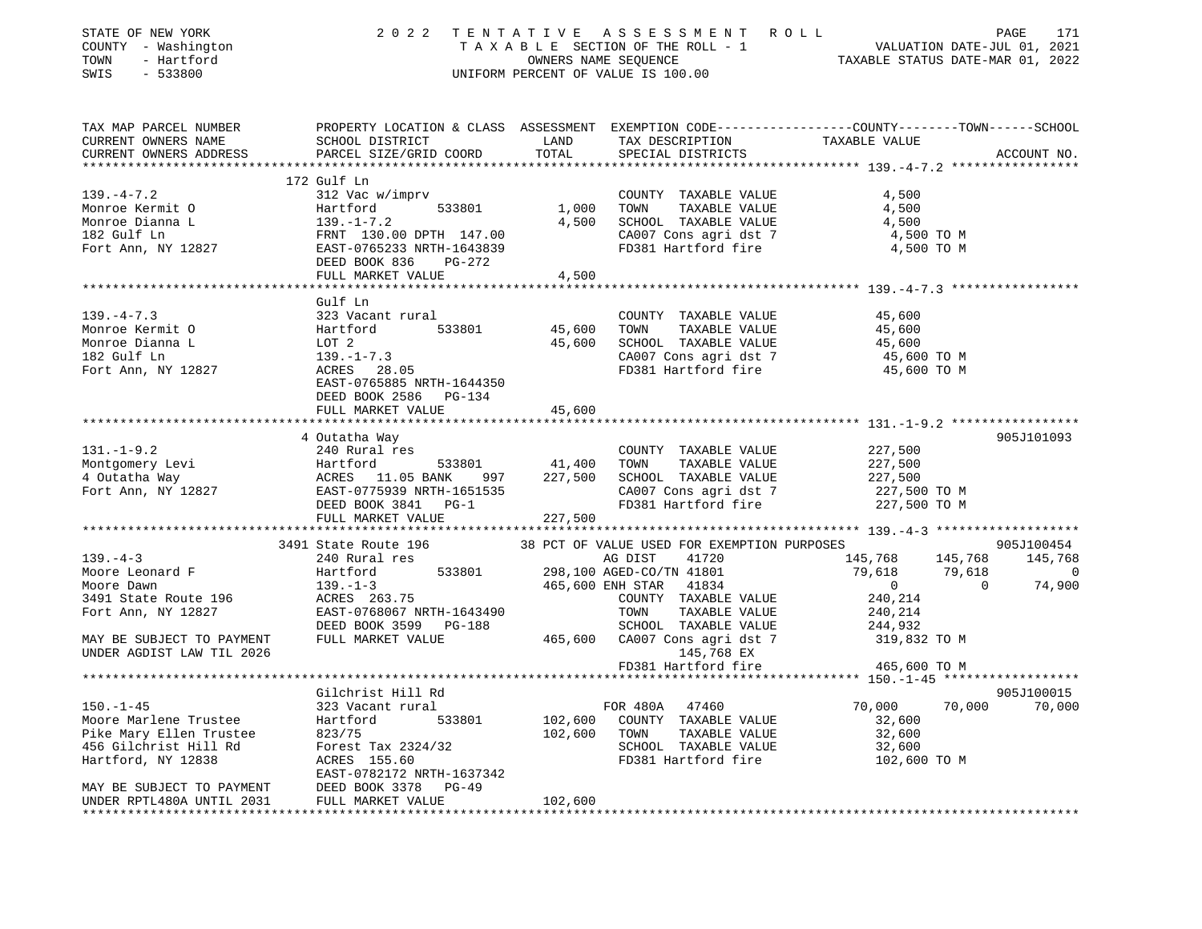STATE OF NEW YORK — 2022 TENTATIVE ASSESSMENT ROLL
COUNTY - Washington — TAXABLE SECTION OF THE ROLL - 1 — VALUATION DATE-JUL 01, 2021
TOWN - Hartford — OWNERS NAME SEQUENCE — TAXABLE STATUS DATE-MAR 01, 2022
SWIS - 533800 — UNIFORM PERCENT OF VALUE IS 100.00

| TAX MAP PARCEL NUMBER / CURRENT OWNERS NAME / CURRENT OWNERS ADDRESS | PROPERTY LOCATION & CLASS / SCHOOL DISTRICT / PARCEL SIZE/GRID COORD | ASSESSMENT LAND | TOTAL | EXEMPTION CODE / TAX DESCRIPTION / SPECIAL DISTRICTS | COUNTY TAXABLE VALUE | TOWN | SCHOOL | ACCOUNT NO. |
|---|---|---|---|---|---|---|---|---|
| **139.-4-7.2** | 172 Gulf Ln | | | | | | | |
| 139.-4-7.2 | 312 Vac w/imprv | | | COUNTY TAXABLE VALUE | 4,500 | | | |
| Monroe Kermit O | Hartford 533801 | 1,000 | | TOWN TAXABLE VALUE | 4,500 | | | |
| Monroe Dianna L | 139.-1-7.2 | | 4,500 | SCHOOL TAXABLE VALUE | 4,500 | | | |
| 182 Gulf Ln | FRNT 130.00 DPTH 147.00 | | | CA007 Cons agri dst 7 | 4,500 TO M | | | |
| Fort Ann, NY 12827 | EAST-0765233 NRTH-1643839 | | | FD381 Hartford fire | 4,500 TO M | | | |
| | DEED BOOK 836 PG-272 | | | | | | | |
| | FULL MARKET VALUE | | 4,500 | | | | | |
| **139.-4-7.3** | Gulf Ln | | | | | | | |
| 139.-4-7.3 | 323 Vacant rural | | | COUNTY TAXABLE VALUE | 45,600 | | | |
| Monroe Kermit O | Hartford 533801 | 45,600 | | TOWN TAXABLE VALUE | 45,600 | | | |
| Monroe Dianna L | LOT 2 | | 45,600 | SCHOOL TAXABLE VALUE | 45,600 | | | |
| 182 Gulf Ln | 139.-1-7.3 | | | CA007 Cons agri dst 7 | 45,600 TO M | | | |
| Fort Ann, NY 12827 | ACRES 28.05 | | | FD381 Hartford fire | 45,600 TO M | | | |
| | EAST-0765885 NRTH-1644350 | | | | | | | |
| | DEED BOOK 2586 PG-134 | | | | | | | |
| | FULL MARKET VALUE | | 45,600 | | | | | |
| **131.-1-9.2** | 4 Outatha Way | | | | | | | 905J101093 |
| 131.-1-9.2 | 240 Rural res | | | COUNTY TAXABLE VALUE | 227,500 | | | |
| Montgomery Levi | Hartford 533801 | 41,400 | | TOWN TAXABLE VALUE | 227,500 | | | |
| 4 Outatha Way | ACRES 11.05 BANK 997 | | 227,500 | SCHOOL TAXABLE VALUE | 227,500 | | | |
| Fort Ann, NY 12827 | EAST-0775939 NRTH-1651535 | | | CA007 Cons agri dst 7 | 227,500 TO M | | | |
| | DEED BOOK 3841 PG-1 | | | FD381 Hartford fire | 227,500 TO M | | | |
| | FULL MARKET VALUE | | 227,500 | | | | | |
| **139.-4-3** | 3491 State Route 196 | | | 38 PCT OF VALUE USED FOR EXEMPTION PURPOSES | | | | 905J100454 |
| 139.-4-3 | 240 Rural res | | | AG DIST 41720 | 145,768 | 145,768 | 145,768 | |
| Moore Leonard F | Hartford 533801 | 298,100 | | AGED-CO/TN 41801 | 79,618 | 79,618 | 0 | |
| Moore Dawn | 139.-1-3 | | 465,600 | ENH STAR 41834 | 0 | 0 | 74,900 | |
| 3491 State Route 196 | ACRES 263.75 | | | COUNTY TAXABLE VALUE | 240,214 | | | |
| Fort Ann, NY 12827 | EAST-0768067 NRTH-1643490 | | | TOWN TAXABLE VALUE | 240,214 | | | |
| | DEED BOOK 3599 PG-188 | | | SCHOOL TAXABLE VALUE | 244,932 | | | |
| MAY BE SUBJECT TO PAYMENT | FULL MARKET VALUE | | 465,600 | CA007 Cons agri dst 7 | 319,832 TO M | | | |
| UNDER AGDIST LAW TIL 2026 | | | | 145,768 EX | | | | |
| | | | | FD381 Hartford fire | 465,600 TO M | | | |
| **150.-1-45** | Gilchrist Hill Rd | | | | | | | 905J100015 |
| 150.-1-45 | 323 Vacant rural | | | FOR 480A 47460 | 70,000 | 70,000 | 70,000 | |
| Moore Marlene Trustee | Hartford 533801 | 102,600 | | COUNTY TAXABLE VALUE | 32,600 | | | |
| Pike Mary Ellen Trustee | 823/75 | | 102,600 | TOWN TAXABLE VALUE | 32,600 | | | |
| 456 Gilchrist Hill Rd | Forest Tax 2324/32 | | | SCHOOL TAXABLE VALUE | 32,600 | | | |
| Hartford, NY 12838 | ACRES 155.60 | | | FD381 Hartford fire | 102,600 TO M | | | |
| | EAST-0782172 NRTH-1637342 | | | | | | | |
| MAY BE SUBJECT TO PAYMENT | DEED BOOK 3378 PG-49 | | | | | | | |
| UNDER RPTL480A UNTIL 2031 | FULL MARKET VALUE | | 102,600 | | | | | |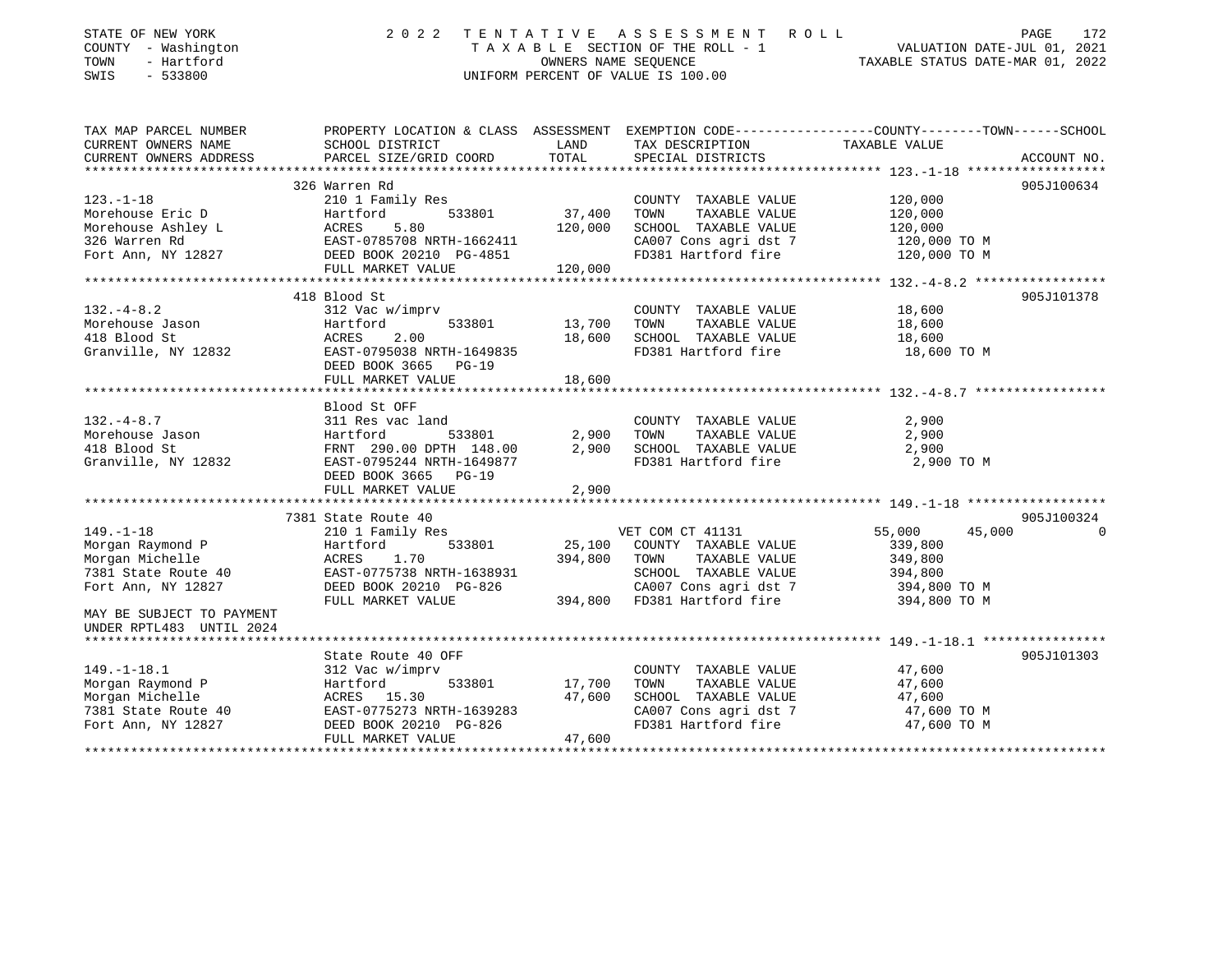STATE OF NEW YORK — COUNTY - Washington — TOWN - Hartford — SWIS - 533800

2022 TENTATIVE ASSESSMENT ROLL
TAXABLE SECTION OF THE ROLL - 1
OWNERS NAME SEQUENCE
UNIFORM PERCENT OF VALUE IS 100.00

VALUATION DATE-JUL 01, 2021
TAXABLE STATUS DATE-MAR 01, 2022

| TAX MAP PARCEL NUMBER / CURRENT OWNERS NAME / CURRENT OWNERS ADDRESS | PROPERTY LOCATION & CLASS / SCHOOL DISTRICT / PARCEL SIZE/GRID COORD | ASSESSMENT LAND / TOTAL | EXEMPTION CODE / TAX DESCRIPTION / SPECIAL DISTRICTS | COUNTY TAXABLE VALUE | TOWN | SCHOOL | ACCOUNT NO. |
|---|---|---|---|---|---|---|---|
| **123.-1-18** | 326 Warren Rd | | | | | | 905J100634 |
| Morehouse Eric D | 210 1 Family Res | | COUNTY TAXABLE VALUE | 120,000 | | | |
| Morehouse Ashley L | Hartford 533801 | 37,400 | TOWN TAXABLE VALUE | 120,000 | | | |
| 326 Warren Rd | ACRES 5.80 | 120,000 | SCHOOL TAXABLE VALUE | 120,000 | | | |
| Fort Ann, NY 12827 | EAST-0785708 NRTH-1662411 | | CA007 Cons agri dst 7 | 120,000 TO M | | | |
| | DEED BOOK 20210 PG-4851 | | FD381 Hartford fire | 120,000 TO M | | | |
| | FULL MARKET VALUE | 120,000 | | | | | |
| **132.-4-8.2** | 418 Blood St | | | | | | 905J101378 |
| Morehouse Jason | 312 Vac w/imprv | | COUNTY TAXABLE VALUE | 18,600 | | | |
| 418 Blood St | Hartford 533801 | 13,700 | TOWN TAXABLE VALUE | 18,600 | | | |
| Granville, NY 12832 | ACRES 2.00 | 18,600 | SCHOOL TAXABLE VALUE | 18,600 | | | |
| | EAST-0795038 NRTH-1649835 | | FD381 Hartford fire | 18,600 TO M | | | |
| | DEED BOOK 3665 PG-19 | | | | | | |
| | FULL MARKET VALUE | 18,600 | | | | | |
| **132.-4-8.7** | Blood St OFF | | | | | | |
| Morehouse Jason | 311 Res vac land | | COUNTY TAXABLE VALUE | 2,900 | | | |
| 418 Blood St | Hartford 533801 | 2,900 | TOWN TAXABLE VALUE | 2,900 | | | |
| Granville, NY 12832 | FRNT 290.00 DPTH 148.00 | 2,900 | SCHOOL TAXABLE VALUE | 2,900 | | | |
| | EAST-0795244 NRTH-1649877 | | FD381 Hartford fire | 2,900 TO M | | | |
| | DEED BOOK 3665 PG-19 | | | | | | |
| | FULL MARKET VALUE | 2,900 | | | | | |
| **149.-1-18** | 7381 State Route 40 | | | | | | 905J100324 |
| Morgan Raymond P | 210 1 Family Res | | VET COM CT 41131 | 55,000 | 45,000 | 0 | |
| Morgan Michelle | Hartford 533801 | 25,100 | COUNTY TAXABLE VALUE | 339,800 | | | |
| 7381 State Route 40 | ACRES 1.70 | 394,800 | TOWN TAXABLE VALUE | 349,800 | | | |
| Fort Ann, NY 12827 | EAST-0775738 NRTH-1638931 | | SCHOOL TAXABLE VALUE | 394,800 | | | |
| | DEED BOOK 20210 PG-826 | | CA007 Cons agri dst 7 | 394,800 TO M | | | |
| | FULL MARKET VALUE | 394,800 | FD381 Hartford fire | 394,800 TO M | | | |
| MAY BE SUBJECT TO PAYMENT UNDER RPTL483 UNTIL 2024 | | | | | | | |
| **149.-1-18.1** | State Route 40 OFF | | | | | | 905J101303 |
| Morgan Raymond P | 312 Vac w/imprv | | COUNTY TAXABLE VALUE | 47,600 | | | |
| Morgan Michelle | Hartford 533801 | 17,700 | TOWN TAXABLE VALUE | 47,600 | | | |
| 7381 State Route 40 | ACRES 15.30 | 47,600 | SCHOOL TAXABLE VALUE | 47,600 | | | |
| Fort Ann, NY 12827 | EAST-0775273 NRTH-1639283 | | CA007 Cons agri dst 7 | 47,600 TO M | | | |
| | DEED BOOK 20210 PG-826 | | FD381 Hartford fire | 47,600 TO M | | | |
| | FULL MARKET VALUE | 47,600 | | | | | |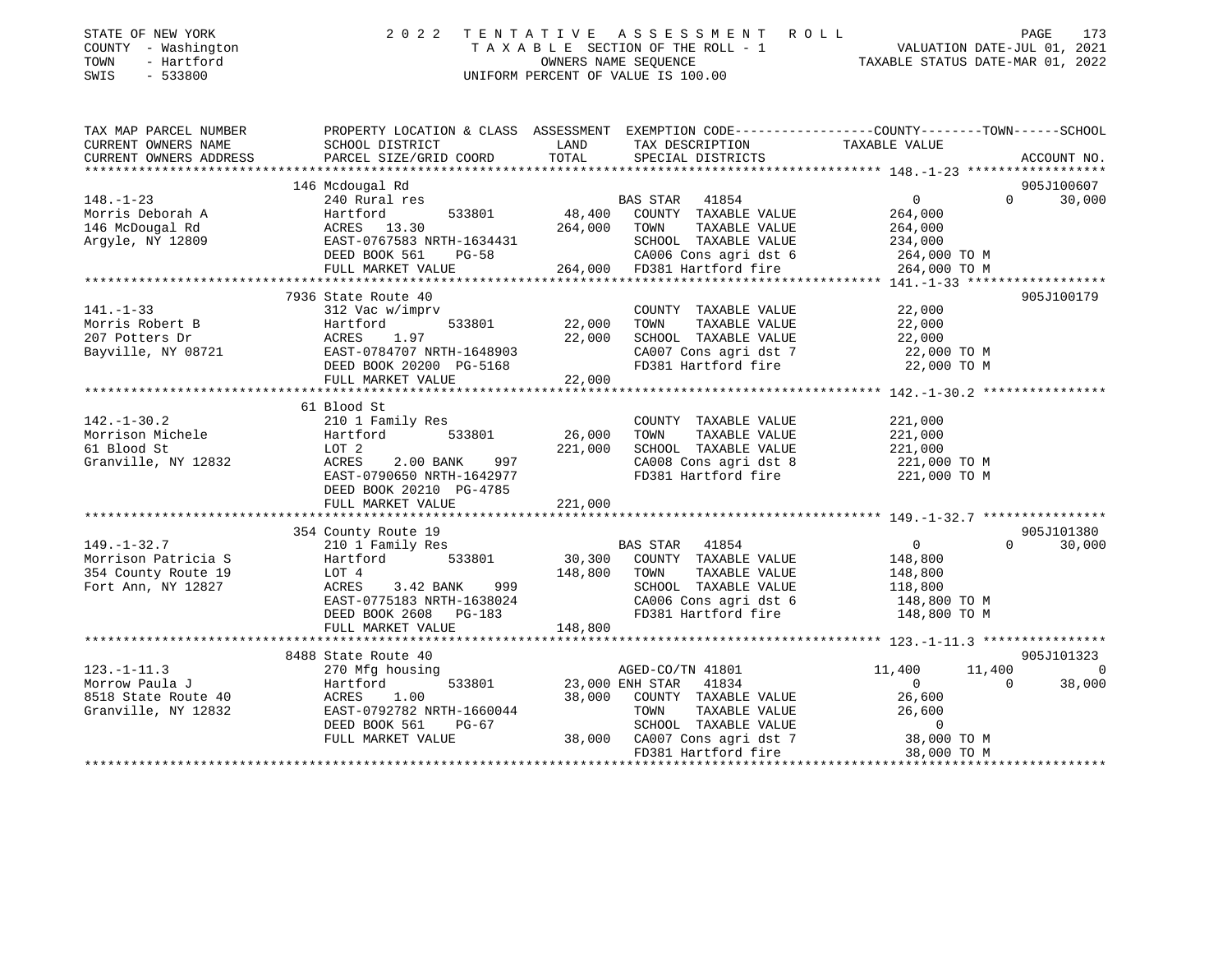STATE OF NEW YORK
COUNTY - Washington
TOWN - Hartford
SWIS - 533800

# 2022 TENTATIVE ASSESSMENT ROLL
TAXABLE SECTION OF THE ROLL - 1
OWNERS NAME SEQUENCE
UNIFORM PERCENT OF VALUE IS 100.00

VALUATION DATE-JUL 01, 2021
TAXABLE STATUS DATE-MAR 01, 2022

| TAX MAP PARCEL NUMBER / CURRENT OWNERS NAME / CURRENT OWNERS ADDRESS | PROPERTY LOCATION & CLASS / SCHOOL DISTRICT / PARCEL SIZE/GRID COORD | ASSESSMENT LAND / TOTAL | EXEMPTION CODE / TAX DESCRIPTION / SPECIAL DISTRICTS | COUNTY | TOWN | SCHOOL | ACCOUNT NO. |
|---|---|---|---|---|---|---|---|
| 148.-1-23 | 146 Mcdougal Rd | | | | | | 905J100607 |
| Morris Deborah A | 240 Rural res | | BAS STAR 41854 | 0 | 0 | 30,000 | |
| 146 McDougal Rd | Hartford 533801 | 48,400 | COUNTY TAXABLE VALUE | 264,000 | | | |
| Argyle, NY 12809 | ACRES 13.30 | 264,000 | TOWN TAXABLE VALUE | | 264,000 | | |
| | EAST-0767583 NRTH-1634431 | | SCHOOL TAXABLE VALUE | | | 234,000 | |
| | DEED BOOK 561 PG-58 | | CA006 Cons agri dst 6 | 264,000 TO M | | | |
| | FULL MARKET VALUE | 264,000 | FD381 Hartford fire | 264,000 TO M | | | |
| 141.-1-33 | 7936 State Route 40 | | | | | | 905J100179 |
| Morris Robert B | 312 Vac w/imprv | | COUNTY TAXABLE VALUE | 22,000 | | | |
| 207 Potters Dr | Hartford 533801 | 22,000 | TOWN TAXABLE VALUE | | 22,000 | | |
| Bayville, NY 08721 | ACRES 1.97 | 22,000 | SCHOOL TAXABLE VALUE | | | 22,000 | |
| | EAST-0784707 NRTH-1648903 | | CA007 Cons agri dst 7 | 22,000 TO M | | | |
| | DEED BOOK 20200 PG-5168 | | FD381 Hartford fire | 22,000 TO M | | | |
| | FULL MARKET VALUE | 22,000 | | | | | |
| 142.-1-30.2 | 61 Blood St | | | | | | |
| Morrison Michele | 210 1 Family Res | | COUNTY TAXABLE VALUE | 221,000 | | | |
| 61 Blood St | Hartford 533801 | 26,000 | TOWN TAXABLE VALUE | | 221,000 | | |
| Granville, NY 12832 | LOT 2 | 221,000 | SCHOOL TAXABLE VALUE | | | 221,000 | |
| | ACRES 2.00 BANK 997 | | CA008 Cons agri dst 8 | 221,000 TO M | | | |
| | EAST-0790650 NRTH-1642977 | | FD381 Hartford fire | 221,000 TO M | | | |
| | DEED BOOK 20210 PG-4785 | | | | | | |
| | FULL MARKET VALUE | 221,000 | | | | | |
| 149.-1-32.7 | 354 County Route 19 | | | | | | 905J101380 |
| Morrison Patricia S | 210 1 Family Res | | BAS STAR 41854 | 0 | 0 | 30,000 | |
| 354 County Route 19 | Hartford 533801 | 30,300 | COUNTY TAXABLE VALUE | 148,800 | | | |
| Fort Ann, NY 12827 | LOT 4 | 148,800 | TOWN TAXABLE VALUE | | 148,800 | | |
| | ACRES 3.42 BANK 999 | | SCHOOL TAXABLE VALUE | | | 118,800 | |
| | EAST-0775183 NRTH-1638024 | | CA006 Cons agri dst 6 | 148,800 TO M | | | |
| | DEED BOOK 2608 PG-183 | | FD381 Hartford fire | 148,800 TO M | | | |
| | FULL MARKET VALUE | 148,800 | | | | | |
| 123.-1-11.3 | 8488 State Route 40 | | | | | | 905J101323 |
| Morrow Paula J | 270 Mfg housing | | AGED-CO/TN 41801 | 11,400 | 11,400 | 0 | |
| 8518 State Route 40 | Hartford 533801 | 23,000 | ENH STAR 41834 | 0 | 0 | 38,000 | |
| Granville, NY 12832 | ACRES 1.00 | 38,000 | COUNTY TAXABLE VALUE | 26,600 | | | |
| | EAST-0792782 NRTH-1660044 | | TOWN TAXABLE VALUE | | 26,600 | | |
| | DEED BOOK 561 PG-67 | | SCHOOL TAXABLE VALUE | | | 0 | |
| | FULL MARKET VALUE | 38,000 | CA007 Cons agri dst 7 | 38,000 TO M | | | |
| | | | FD381 Hartford fire | 38,000 TO M | | | |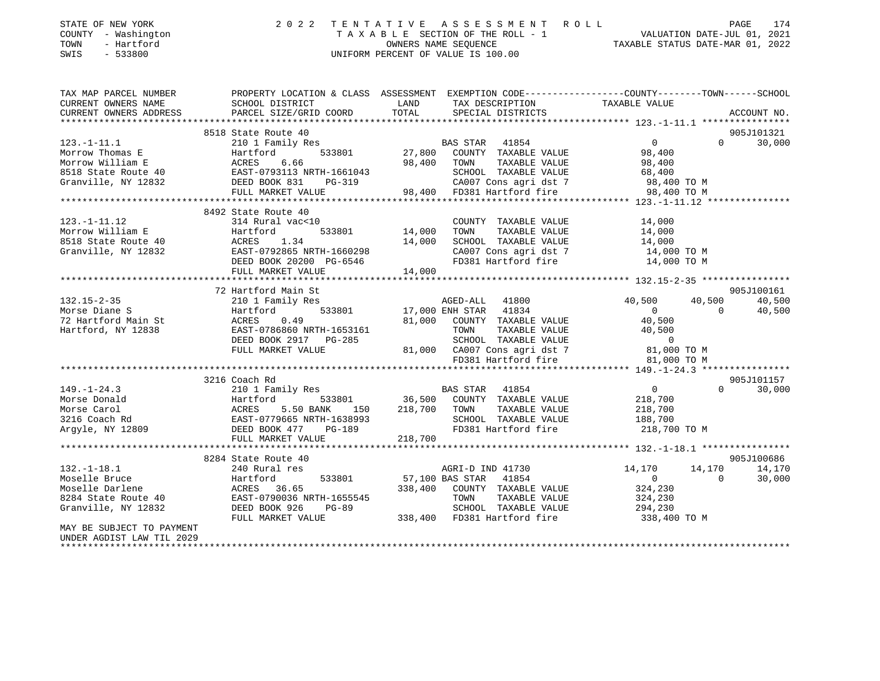STATE OF NEW YORK
COUNTY - Washington
TOWN - Hartford
SWIS - 533800

2022 TENTATIVE ASSESSMENT ROLL
TAXABLE SECTION OF THE ROLL - 1
OWNERS NAME SEQUENCE
UNIFORM PERCENT OF VALUE IS 100.00

VALUATION DATE-JUL 01, 2021
TAXABLE STATUS DATE-MAR 01, 2022

| TAX MAP PARCEL NUMBER / CURRENT OWNERS NAME / CURRENT OWNERS ADDRESS | PROPERTY LOCATION & CLASS / SCHOOL DISTRICT / PARCEL SIZE/GRID COORD | ASSESSMENT LAND / TOTAL | EXEMPTION CODE / TAX DESCRIPTION / SPECIAL DISTRICTS | COUNTY TAXABLE VALUE | TOWN | SCHOOL | ACCOUNT NO. |
|---|---|---|---|---|---|---|---|
| | 8518 State Route 40 | | | | | | 905J101321 |
| 123.-1-11.1 | 210 1 Family Res | | BAS STAR 41854 | 0 | 0 | 30,000 | |
| Morrow Thomas E | Hartford 533801 | 27,800 | COUNTY TAXABLE VALUE | 98,400 | | | |
| Morrow William E | ACRES 6.66 | 98,400 | TOWN TAXABLE VALUE | 98,400 | | | |
| 8518 State Route 40 | EAST-0793113 NRTH-1661043 | | SCHOOL TAXABLE VALUE | 68,400 | | | |
| Granville, NY 12832 | DEED BOOK 831 PG-319 | | CA007 Cons agri dst 7 | 98,400 TO M | | | |
| | FULL MARKET VALUE | 98,400 | FD381 Hartford fire | 98,400 TO M | | | |
| | 8492 State Route 40 | | | | | | |
| 123.-1-11.12 | 314 Rural vac<10 | | COUNTY TAXABLE VALUE | 14,000 | | | |
| Morrow William E | Hartford 533801 | 14,000 | TOWN TAXABLE VALUE | 14,000 | | | |
| 8518 State Route 40 | ACRES 1.34 | 14,000 | SCHOOL TAXABLE VALUE | 14,000 | | | |
| Granville, NY 12832 | EAST-0792865 NRTH-1660298 | | CA007 Cons agri dst 7 | 14,000 TO M | | | |
| | DEED BOOK 20200 PG-6546 | | FD381 Hartford fire | 14,000 TO M | | | |
| | FULL MARKET VALUE | 14,000 | | | | | |
| | 72 Hartford Main St | | | | | | 905J100161 |
| 132.15-2-35 | 210 1 Family Res | | AGED-ALL 41800 | 40,500 | 40,500 | 40,500 | |
| Morse Diane S | Hartford 533801 | 17,000 | ENH STAR 41834 | 0 | 0 | 40,500 | |
| 72 Hartford Main St | ACRES 0.49 | 81,000 | COUNTY TAXABLE VALUE | 40,500 | | | |
| Hartford, NY 12838 | EAST-0786860 NRTH-1653161 | | TOWN TAXABLE VALUE | 40,500 | | | |
| | DEED BOOK 2917 PG-285 | | SCHOOL TAXABLE VALUE | 0 | | | |
| | FULL MARKET VALUE | 81,000 | CA007 Cons agri dst 7 | 81,000 TO M | | | |
| | | | FD381 Hartford fire | 81,000 TO M | | | |
| | 3216 Coach Rd | | | | | | 905J101157 |
| 149.-1-24.3 | 210 1 Family Res | | BAS STAR 41854 | 0 | 0 | 30,000 | |
| Morse Donald | Hartford 533801 | 36,500 | COUNTY TAXABLE VALUE | 218,700 | | | |
| Morse Carol | ACRES 5.50 BANK 150 | 218,700 | TOWN TAXABLE VALUE | 218,700 | | | |
| 3216 Coach Rd | EAST-0779665 NRTH-1638993 | | SCHOOL TAXABLE VALUE | 188,700 | | | |
| Argyle, NY 12809 | DEED BOOK 477 PG-189 | | FD381 Hartford fire | 218,700 TO M | | | |
| | FULL MARKET VALUE | 218,700 | | | | | |
| | 8284 State Route 40 | | | | | | 905J100686 |
| 132.-1-18.1 | 240 Rural res | | AGRI-D IND 41730 | 14,170 | 14,170 | 14,170 | |
| Moselle Bruce | Hartford 533801 | 57,100 | BAS STAR 41854 | 0 | 0 | 30,000 | |
| Moselle Darlene | ACRES 36.65 | 338,400 | COUNTY TAXABLE VALUE | 324,230 | | | |
| 8284 State Route 40 | EAST-0790036 NRTH-1655545 | | TOWN TAXABLE VALUE | 324,230 | | | |
| Granville, NY 12832 | DEED BOOK 926 PG-89 | | SCHOOL TAXABLE VALUE | 294,230 | | | |
| | FULL MARKET VALUE | 338,400 | FD381 Hartford fire | 338,400 TO M | | | |
| MAY BE SUBJECT TO PAYMENT UNDER AGDIST LAW TIL 2029 | | | | | | | |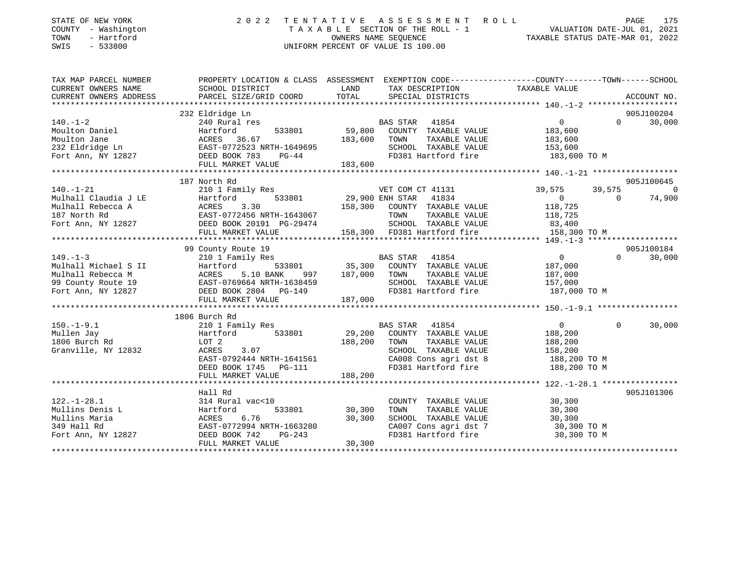STATE OF NEW YORK
COUNTY - Washington
TOWN - Hartford
SWIS - 533800

# 2022 TENTATIVE ASSESSMENT ROLL

TAXABLE SECTION OF THE ROLL - 1
OWNERS NAME SEQUENCE
UNIFORM PERCENT OF VALUE IS 100.00

VALUATION DATE-JUL 01, 2021
TAXABLE STATUS DATE-MAR 01, 2022

| TAX MAP PARCEL NUMBER / CURRENT OWNERS NAME / CURRENT OWNERS ADDRESS | PROPERTY LOCATION & CLASS / SCHOOL DISTRICT / PARCEL SIZE/GRID COORD | ASSESSMENT LAND / TOTAL | EXEMPTION CODE / TAX DESCRIPTION / SPECIAL DISTRICTS | COUNTY TAXABLE VALUE | TOWN | SCHOOL | ACCOUNT NO. |
|---|---|---|---|---|---|---|---|
| 140.-1-2 | 232 Eldridge Ln | | | | | | 905J100204 |
| Moulton Daniel | 240 Rural res | | BAS STAR 41854 | 0 | 0 | 30,000 | |
| Moulton Jane | Hartford 533801 | 59,800 | COUNTY TAXABLE VALUE | 183,600 | | | |
| 232 Eldridge Ln | ACRES 36.67 | 183,600 | TOWN TAXABLE VALUE | 183,600 | | | |
| Fort Ann, NY 12827 | EAST-0772523 NRTH-1649695 | | SCHOOL TAXABLE VALUE | 153,600 | | | |
| | DEED BOOK 783 PG-44 | | FD381 Hartford fire | 183,600 TO M | | | |
| | FULL MARKET VALUE | 183,600 | | | | | |
| 140.-1-21 | 187 North Rd | | | | | | 905J100645 |
| Mulhall Claudia J LE | 210 1 Family Res | | VET COM CT 41131 | 39,575 | 39,575 | 0 | |
| Mulhall Rebecca A | Hartford 533801 | 29,900 | ENH STAR 41834 | 0 | 0 | 74,900 | |
| 187 North Rd | ACRES 3.30 | 158,300 | COUNTY TAXABLE VALUE | 118,725 | | | |
| Fort Ann, NY 12827 | EAST-0772456 NRTH-1643067 | | TOWN TAXABLE VALUE | 118,725 | | | |
| | DEED BOOK 20191 PG-29474 | | SCHOOL TAXABLE VALUE | 83,400 | | | |
| | FULL MARKET VALUE | 158,300 | FD381 Hartford fire | 158,300 TO M | | | |
| 149.-1-3 | 99 County Route 19 | | | | | | 905J100184 |
| Mulhall Michael S II | 210 1 Family Res | | BAS STAR 41854 | 0 | 0 | 30,000 | |
| Mulhall Rebecca M | Hartford 533801 | 35,300 | COUNTY TAXABLE VALUE | 187,000 | | | |
| 99 County Route 19 | ACRES 5.10 BANK 997 | 187,000 | TOWN TAXABLE VALUE | 187,000 | | | |
| Fort Ann, NY 12827 | EAST-0769664 NRTH-1638459 | | SCHOOL TAXABLE VALUE | 157,000 | | | |
| | DEED BOOK 2804 PG-149 | | FD381 Hartford fire | 187,000 TO M | | | |
| | FULL MARKET VALUE | 187,000 | | | | | |
| 150.-1-9.1 | 1806 Burch Rd | | | | | | |
| Mullen Jay | 210 1 Family Res | | BAS STAR 41854 | 0 | 0 | 30,000 | |
| 1806 Burch Rd | Hartford 533801 | 29,200 | COUNTY TAXABLE VALUE | 188,200 | | | |
| Granville, NY 12832 | LOT 2 | 188,200 | TOWN TAXABLE VALUE | 188,200 | | | |
| | ACRES 3.07 | | SCHOOL TAXABLE VALUE | 158,200 | | | |
| | EAST-0792444 NRTH-1641561 | | CA008 Cons agri dst 8 | 188,200 TO M | | | |
| | DEED BOOK 1745 PG-111 | | FD381 Hartford fire | 188,200 TO M | | | |
| | FULL MARKET VALUE | 188,200 | | | | | |
| 122.-1-28.1 | Hall Rd | | | | | | 905J101306 |
| Mullins Denis L | 314 Rural vac<10 | | COUNTY TAXABLE VALUE | 30,300 | | | |
| Mullins Maria | Hartford 533801 | 30,300 | TOWN TAXABLE VALUE | 30,300 | | | |
| 349 Hall Rd | ACRES 6.76 | 30,300 | SCHOOL TAXABLE VALUE | 30,300 | | | |
| Fort Ann, NY 12827 | EAST-0772994 NRTH-1663280 | | CA007 Cons agri dst 7 | 30,300 TO M | | | |
| | DEED BOOK 742 PG-243 | | FD381 Hartford fire | 30,300 TO M | | | |
| | FULL MARKET VALUE | 30,300 | | | | | |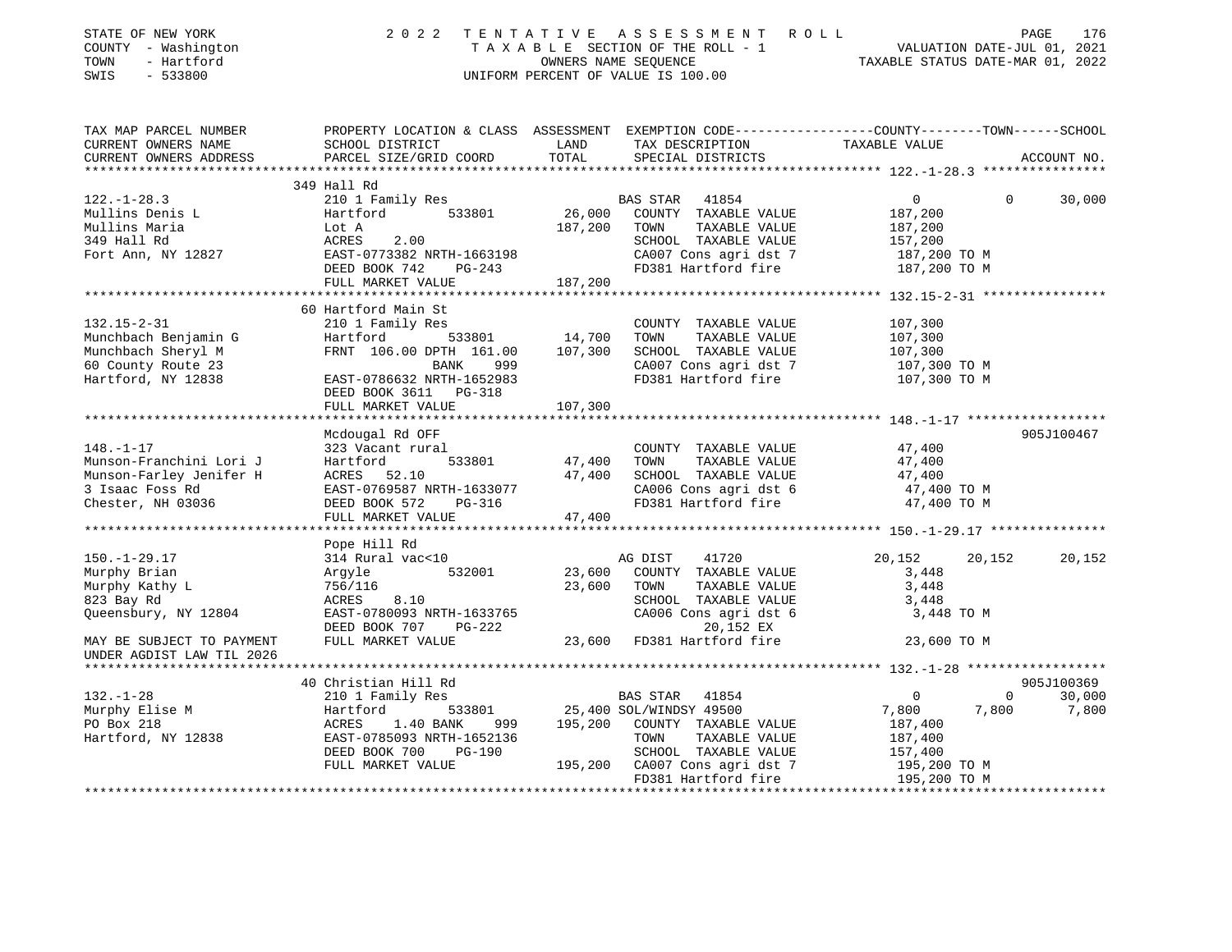STATE OF NEW YORK | 2022 TENTATIVE ASSESSMENT ROLL
COUNTY - Washington | TAXABLE SECTION OF THE ROLL - 1 | VALUATION DATE-JUL 01, 2021
TOWN - Hartford | OWNERS NAME SEQUENCE | TAXABLE STATUS DATE-MAR 01, 2022
SWIS - 533800 | UNIFORM PERCENT OF VALUE IS 100.00

```
TAX MAP PARCEL NUMBER          PROPERTY LOCATION & CLASS  ASSESSMENT  EXEMPTION CODE------------------COUNTY--------TOWN------SCHOOL
CURRENT OWNERS NAME            SCHOOL DISTRICT             LAND        TAX DESCRIPTION              TAXABLE VALUE
CURRENT OWNERS ADDRESS         PARCEL SIZE/GRID COORD      TOTAL       SPECIAL DISTRICTS                                    ACCOUNT NO.
************************************************************************************************ 122.-1-28.3 ****************
                               349 Hall Rd
122.-1-28.3                    210 1 Family Res                        BAS STAR   41854               0            0       30,000
Mullins Denis L                Hartford        533801       26,000     COUNTY  TAXABLE VALUE        187,200
Mullins Maria                  Lot A                       187,200     TOWN    TAXABLE VALUE        187,200
349 Hall Rd                    ACRES     2.00                          SCHOOL  TAXABLE VALUE        157,200
Fort Ann, NY 12827             EAST-0773382 NRTH-1663198               CA007 Cons agri dst 7        187,200 TO M
                               DEED BOOK 742     PG-243                FD381 Hartford fire          187,200 TO M
                               FULL MARKET VALUE           187,200
************************************************************************************************ 132.15-2-31 ****************
                               60 Hartford Main St
132.15-2-31                    210 1 Family Res                        COUNTY  TAXABLE VALUE        107,300
Munchbach Benjamin G           Hartford        533801       14,700     TOWN    TAXABLE VALUE        107,300
Munchbach Sheryl M             FRNT 106.00 DPTH 161.00     107,300     SCHOOL  TAXABLE VALUE        107,300
60 County Route 23                           BANK     999              CA007 Cons agri dst 7        107,300 TO M
Hartford, NY 12838             EAST-0786632 NRTH-1652983               FD381 Hartford fire          107,300 TO M
                               DEED BOOK 3611    PG-318
                               FULL MARKET VALUE           107,300
************************************************************************************************ 148.-1-17 ******************
                               Mcdougal Rd OFF                                                                     905J100467
148.-1-17                      323 Vacant rural                        COUNTY  TAXABLE VALUE         47,400
Munson-Franchini Lori J        Hartford        533801       47,400     TOWN    TAXABLE VALUE         47,400
Munson-Farley Jenifer H        ACRES    52.10               47,400     SCHOOL  TAXABLE VALUE         47,400
3 Isaac Foss Rd                EAST-0769587 NRTH-1633077               CA006 Cons agri dst 6         47,400 TO M
Chester, NH 03036              DEED BOOK 572     PG-316                FD381 Hartford fire           47,400 TO M
                               FULL MARKET VALUE            47,400
************************************************************************************************ 150.-1-29.17 ***************
                               Pope Hill Rd
150.-1-29.17                   314 Rural vac<10                        AG DIST    41720          20,152       20,152       20,152
Murphy Brian                   Argyle          532001       23,600     COUNTY  TAXABLE VALUE          3,448
Murphy Kathy L                 756/116                      23,600     TOWN    TAXABLE VALUE          3,448
823 Bay Rd                     ACRES     8.10                          SCHOOL  TAXABLE VALUE          3,448
Queensbury, NY 12804           EAST-0780093 NRTH-1633765               CA006 Cons agri dst 6          3,448 TO M
                               DEED BOOK 707     PG-222                       20,152 EX
MAY BE SUBJECT TO PAYMENT      FULL MARKET VALUE            23,600     FD381 Hartford fire           23,600 TO M
UNDER AGDIST LAW TIL 2026
************************************************************************************************ 132.-1-28 ******************
                               40 Christian Hill Rd                                                                905J100369
132.-1-28                      210 1 Family Res                        BAS STAR   41854               0            0       30,000
Murphy Elise M                 Hartford        533801       25,400     SOL/WINDSY 49500           7,800        7,800        7,800
PO Box 218                     ACRES     1.40 BANK     999 195,200     COUNTY  TAXABLE VALUE        187,400
Hartford, NY 12838             EAST-0785093 NRTH-1652136               TOWN    TAXABLE VALUE        187,400
                               DEED BOOK 700     PG-190                SCHOOL  TAXABLE VALUE        157,400
                               FULL MARKET VALUE           195,200     CA007 Cons agri dst 7        195,200 TO M
                                                                       FD381 Hartford fire          195,200 TO M
******************************************************************************************************************************
```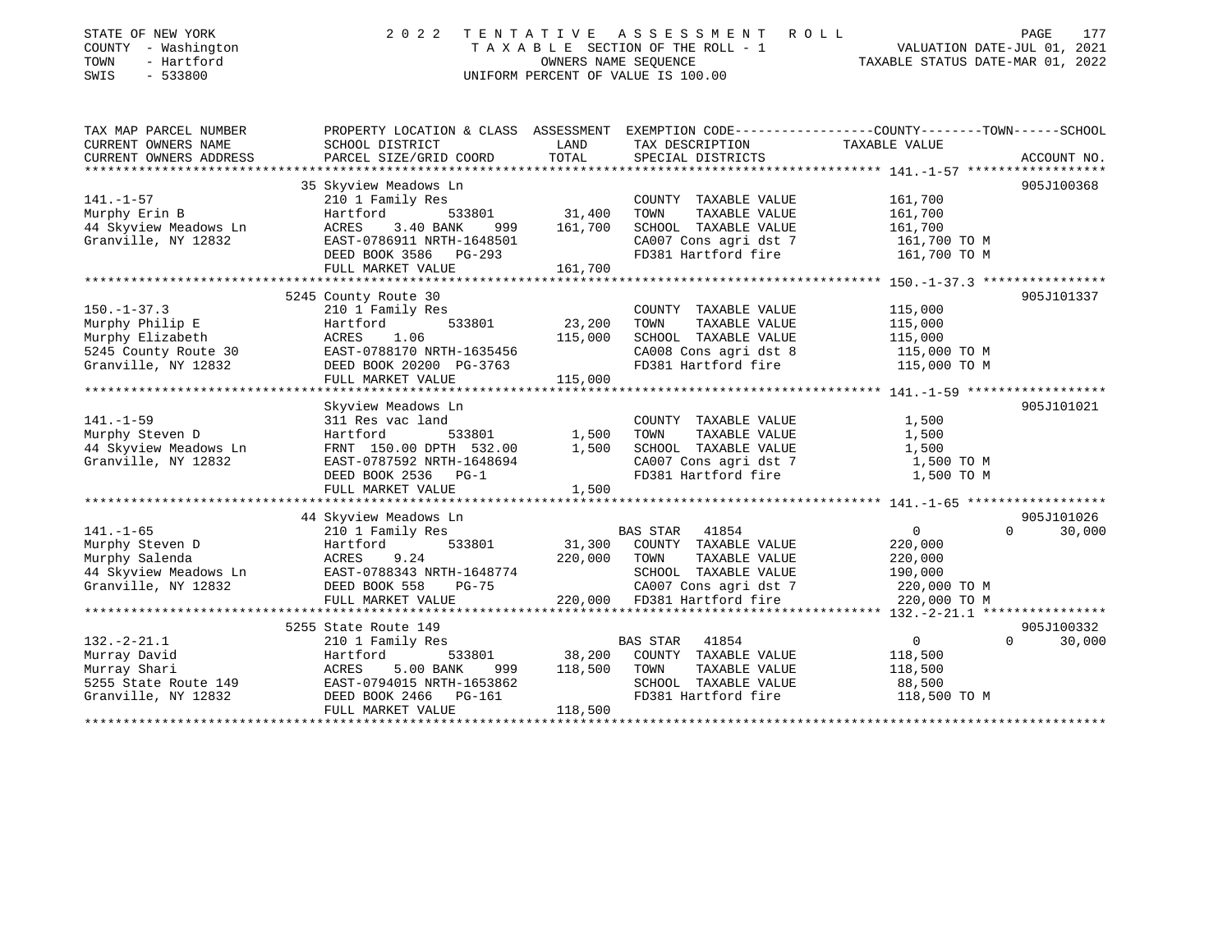STATE OF NEW YORK
COUNTY - Washington
TOWN - Hartford
SWIS - 533800

2022 TENTATIVE ASSESSMENT ROLL
TAXABLE SECTION OF THE ROLL - 1
OWNERS NAME SEQUENCE
UNIFORM PERCENT OF VALUE IS 100.00

VALUATION DATE-JUL 01, 2021
TAXABLE STATUS DATE-MAR 01, 2022

| TAX MAP PARCEL NUMBER / CURRENT OWNERS NAME / CURRENT OWNERS ADDRESS | PROPERTY LOCATION & CLASS / SCHOOL DISTRICT / PARCEL SIZE/GRID COORD | ASSESSMENT LAND / TOTAL | EXEMPTION CODE / TAX DESCRIPTION / SPECIAL DISTRICTS | COUNTY / TOWN / SCHOOL TAXABLE VALUE | ACCOUNT NO. |
|---|---|---|---|---|---|
| 141.-1-57 | 35 Skyview Meadows Ln | | | | 905J100368 |
| Murphy Erin B | 210 1 Family Res | | COUNTY TAXABLE VALUE | 161,700 | |
| 44 Skyview Meadows Ln | Hartford 533801 | 31,400 | TOWN TAXABLE VALUE | 161,700 | |
| Granville, NY 12832 | ACRES 3.40 BANK 999 | 161,700 | SCHOOL TAXABLE VALUE | 161,700 | |
| | EAST-0786911 NRTH-1648501 | | CA007 Cons agri dst 7 | 161,700 TO M | |
| | DEED BOOK 3586 PG-293 | | FD381 Hartford fire | 161,700 TO M | |
| | FULL MARKET VALUE | 161,700 | | | |
| 150.-1-37.3 | 5245 County Route 30 | | | | 905J101337 |
| Murphy Philip E | 210 1 Family Res | | COUNTY TAXABLE VALUE | 115,000 | |
| Murphy Elizabeth | Hartford 533801 | 23,200 | TOWN TAXABLE VALUE | 115,000 | |
| 5245 County Route 30 | ACRES 1.06 | 115,000 | SCHOOL TAXABLE VALUE | 115,000 | |
| Granville, NY 12832 | EAST-0788170 NRTH-1635456 | | CA008 Cons agri dst 8 | 115,000 TO M | |
| | DEED BOOK 20200 PG-3763 | | FD381 Hartford fire | 115,000 TO M | |
| | FULL MARKET VALUE | 115,000 | | | |
| 141.-1-59 | Skyview Meadows Ln | | | | 905J101021 |
| Murphy Steven D | 311 Res vac land | | COUNTY TAXABLE VALUE | 1,500 | |
| 44 Skyview Meadows Ln | Hartford 533801 | 1,500 | TOWN TAXABLE VALUE | 1,500 | |
| Granville, NY 12832 | FRNT 150.00 DPTH 532.00 | 1,500 | SCHOOL TAXABLE VALUE | 1,500 | |
| | EAST-0787592 NRTH-1648694 | | CA007 Cons agri dst 7 | 1,500 TO M | |
| | DEED BOOK 2536 PG-1 | | FD381 Hartford fire | 1,500 TO M | |
| | FULL MARKET VALUE | 1,500 | | | |
| 141.-1-65 | 44 Skyview Meadows Ln | | | | 905J101026 |
| Murphy Steven D | 210 1 Family Res | | BAS STAR 41854 | 0 0 30,000 | |
| Murphy Salenda | Hartford 533801 | 31,300 | COUNTY TAXABLE VALUE | 220,000 | |
| 44 Skyview Meadows Ln | ACRES 9.24 | 220,000 | TOWN TAXABLE VALUE | 220,000 | |
| Granville, NY 12832 | EAST-0788343 NRTH-1648774 | | SCHOOL TAXABLE VALUE | 190,000 | |
| | DEED BOOK 558 PG-75 | | CA007 Cons agri dst 7 | 220,000 TO M | |
| | FULL MARKET VALUE | 220,000 | FD381 Hartford fire | 220,000 TO M | |
| 132.-2-21.1 | 5255 State Route 149 | | | | 905J100332 |
| Murray David | 210 1 Family Res | | BAS STAR 41854 | 0 0 30,000 | |
| Murray Shari | Hartford 533801 | 38,200 | COUNTY TAXABLE VALUE | 118,500 | |
| 5255 State Route 149 | ACRES 5.00 BANK 999 | 118,500 | TOWN TAXABLE VALUE | 118,500 | |
| Granville, NY 12832 | EAST-0794015 NRTH-1653862 | | SCHOOL TAXABLE VALUE | 88,500 | |
| | DEED BOOK 2466 PG-161 | | FD381 Hartford fire | 118,500 TO M | |
| | FULL MARKET VALUE | 118,500 | | | |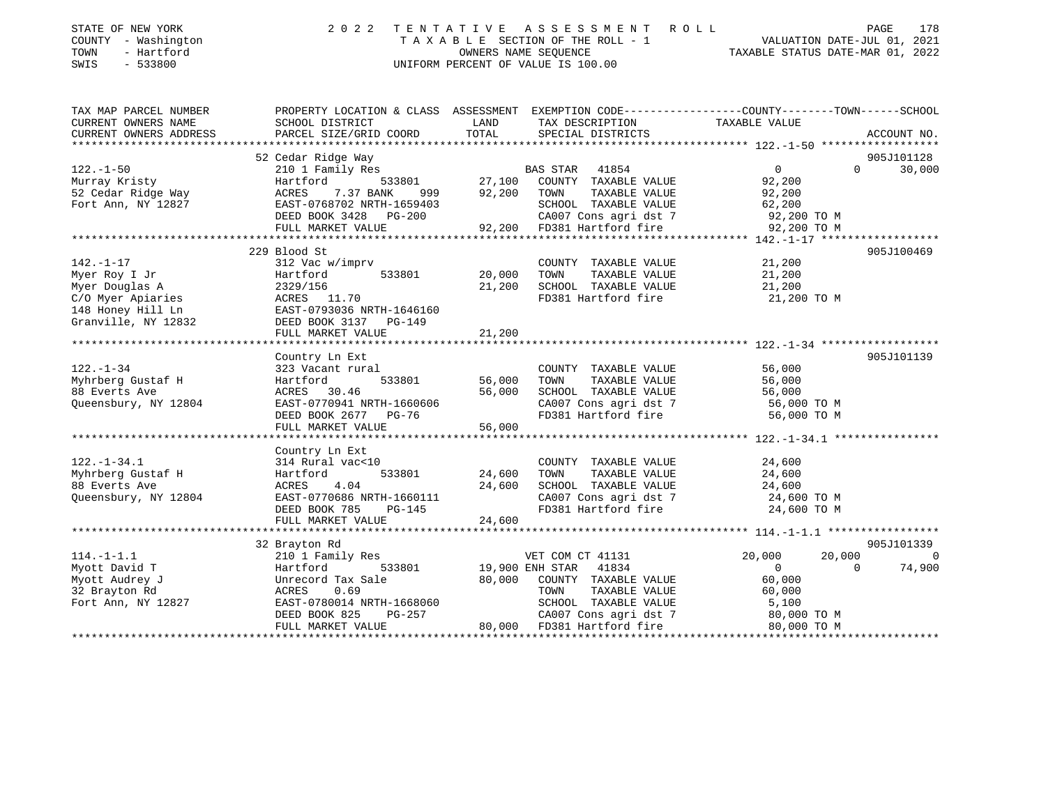STATE OF NEW YORK
COUNTY - Washington
TOWN - Hartford
SWIS - 533800

2 0 2 2 T E N T A T I V E A S S E S S M E N T R O L L
T A X A B L E SECTION OF THE ROLL - 1
OWNERS NAME SEQUENCE
UNIFORM PERCENT OF VALUE IS 100.00

VALUATION DATE-JUL 01, 2021
TAXABLE STATUS DATE-MAR 01, 2022

| TAX MAP PARCEL NUMBER / CURRENT OWNERS NAME / CURRENT OWNERS ADDRESS | PROPERTY LOCATION & CLASS / SCHOOL DISTRICT / PARCEL SIZE/GRID COORD | ASSESSMENT LAND | TOTAL | EXEMPTION CODE / TAX DESCRIPTION / SPECIAL DISTRICTS | COUNTY TAXABLE VALUE | TOWN | SCHOOL | ACCOUNT NO. |
|---|---|---|---|---|---|---|---|---|
| 122.-1-50 | 52 Cedar Ridge Way | | | | | | | 905J101128 |
| | 210 1 Family Res | | | BAS STAR 41854 | 0 | 0 | 30,000 | |
| Murray Kristy | Hartford 533801 | 27,100 | | COUNTY TAXABLE VALUE | 92,200 | | | |
| 52 Cedar Ridge Way | ACRES 7.37 BANK 999 | | 92,200 | TOWN TAXABLE VALUE | 92,200 | | | |
| Fort Ann, NY 12827 | EAST-0768702 NRTH-1659403 | | | SCHOOL TAXABLE VALUE | 62,200 | | | |
| | DEED BOOK 3428 PG-200 | | | CA007 Cons agri dst 7 | 92,200 TO M | | | |
| | FULL MARKET VALUE | | 92,200 | FD381 Hartford fire | 92,200 TO M | | | |
| 142.-1-17 | 229 Blood St | | | | | | | 905J100469 |
| | 312 Vac w/imprv | | | COUNTY TAXABLE VALUE | 21,200 | | | |
| Myer Roy I Jr | Hartford 533801 | 20,000 | | TOWN TAXABLE VALUE | 21,200 | | | |
| Myer Douglas A | 2329/156 | | 21,200 | SCHOOL TAXABLE VALUE | 21,200 | | | |
| C/O Myer Apiaries | ACRES 11.70 | | | FD381 Hartford fire | 21,200 TO M | | | |
| 148 Honey Hill Ln | EAST-0793036 NRTH-1646160 | | | | | | | |
| Granville, NY 12832 | DEED BOOK 3137 PG-149 | | | | | | | |
| | FULL MARKET VALUE | | 21,200 | | | | | |
| 122.-1-34 | Country Ln Ext | | | | | | | 905J101139 |
| | 323 Vacant rural | | | COUNTY TAXABLE VALUE | 56,000 | | | |
| Myhrberg Gustaf H | Hartford 533801 | 56,000 | | TOWN TAXABLE VALUE | 56,000 | | | |
| 88 Everts Ave | ACRES 30.46 | | 56,000 | SCHOOL TAXABLE VALUE | 56,000 | | | |
| Queensbury, NY 12804 | EAST-0770941 NRTH-1660606 | | | CA007 Cons agri dst 7 | 56,000 TO M | | | |
| | DEED BOOK 2677 PG-76 | | | FD381 Hartford fire | 56,000 TO M | | | |
| | FULL MARKET VALUE | | 56,000 | | | | | |
| 122.-1-34.1 | Country Ln Ext | | | | | | | |
| | 314 Rural vac<10 | | | COUNTY TAXABLE VALUE | 24,600 | | | |
| Myhrberg Gustaf H | Hartford 533801 | 24,600 | | TOWN TAXABLE VALUE | 24,600 | | | |
| 88 Everts Ave | ACRES 4.04 | | 24,600 | SCHOOL TAXABLE VALUE | 24,600 | | | |
| Queensbury, NY 12804 | EAST-0770686 NRTH-1660111 | | | CA007 Cons agri dst 7 | 24,600 TO M | | | |
| | DEED BOOK 785 PG-145 | | | FD381 Hartford fire | 24,600 TO M | | | |
| | FULL MARKET VALUE | | 24,600 | | | | | |
| 114.-1-1.1 | 32 Brayton Rd | | | | | | | 905J101339 |
| | 210 1 Family Res | | | VET COM CT 41131 | 20,000 | 20,000 | 0 | |
| Myott David T | Hartford 533801 | 19,900 | | ENH STAR 41834 | 0 | 0 | 74,900 | |
| Myott Audrey J | Unrecord Tax Sale | | 80,000 | COUNTY TAXABLE VALUE | 60,000 | | | |
| 32 Brayton Rd | ACRES 0.69 | | | TOWN TAXABLE VALUE | 60,000 | | | |
| Fort Ann, NY 12827 | EAST-0780014 NRTH-1668060 | | | SCHOOL TAXABLE VALUE | 5,100 | | | |
| | DEED BOOK 825 PG-257 | | | CA007 Cons agri dst 7 | 80,000 TO M | | | |
| | FULL MARKET VALUE | | 80,000 | FD381 Hartford fire | 80,000 TO M | | | |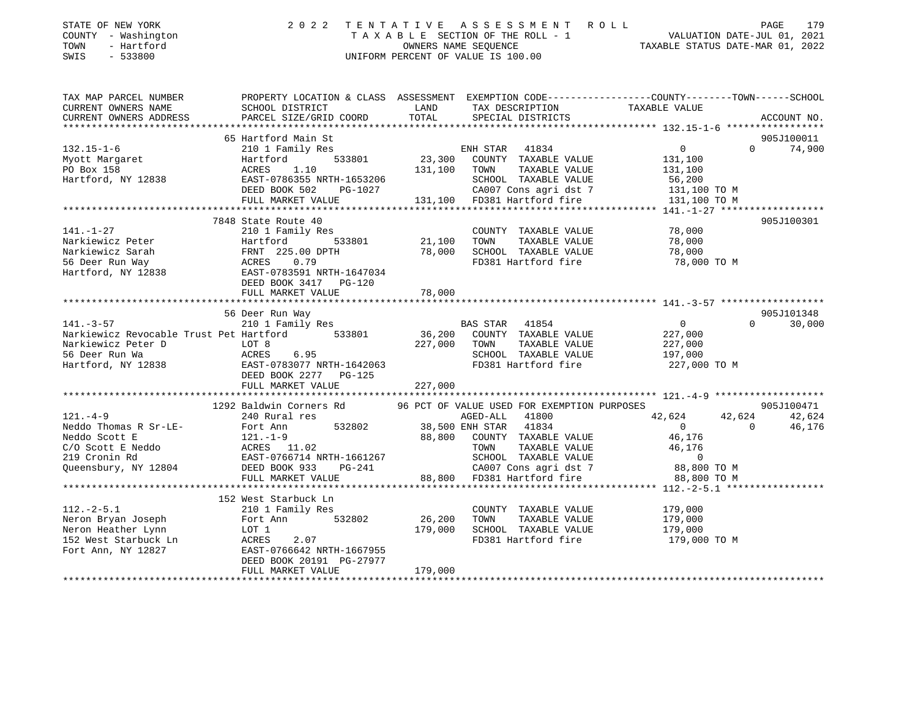STATE OF NEW YORK — 2022 TENTATIVE ASSESSMENT ROLL
COUNTY - Washington — TAXABLE SECTION OF THE ROLL - 1 — VALUATION DATE-JUL 01, 2021
TOWN - Hartford — OWNERS NAME SEQUENCE — TAXABLE STATUS DATE-MAR 01, 2022
SWIS - 533800 — UNIFORM PERCENT OF VALUE IS 100.00

| TAX MAP PARCEL NUMBER / CURRENT OWNERS NAME / CURRENT OWNERS ADDRESS | PROPERTY LOCATION & CLASS / SCHOOL DISTRICT / PARCEL SIZE/GRID COORD | ASSESSMENT LAND | TOTAL | EXEMPTION CODE / TAX DESCRIPTION / SPECIAL DISTRICTS | COUNTY TAXABLE VALUE | TOWN | SCHOOL | ACCOUNT NO. |
|---|---|---|---|---|---|---|---|---|
| 132.15-1-6 | 65 Hartford Main St | | | | | | | 905J100011 |
| | 210 1 Family Res | | | ENH STAR 41834 | 0 | 0 | 74,900 | |
| Myott Margaret | Hartford 533801 | 23,300 | | COUNTY TAXABLE VALUE | 131,100 | | | |
| PO Box 158 | ACRES 1.10 | | 131,100 | TOWN TAXABLE VALUE | 131,100 | | | |
| Hartford, NY 12838 | EAST-0786355 NRTH-1653206 | | | SCHOOL TAXABLE VALUE | 56,200 | | | |
| | DEED BOOK 502 PG-1027 | | | CA007 Cons agri dst 7 | 131,100 TO M | | | |
| | FULL MARKET VALUE | | 131,100 | FD381 Hartford fire | 131,100 TO M | | | |
| 141.-1-27 | 7848 State Route 40 | | | | | | | 905J100301 |
| | 210 1 Family Res | | | COUNTY TAXABLE VALUE | 78,000 | | | |
| Narkiewicz Peter | Hartford 533801 | 21,100 | | TOWN TAXABLE VALUE | 78,000 | | | |
| Narkiewicz Sarah | FRNT 225.00 DPTH | | 78,000 | SCHOOL TAXABLE VALUE | 78,000 | | | |
| 56 Deer Run Way | ACRES 0.79 | | | FD381 Hartford fire | 78,000 TO M | | | |
| Hartford, NY 12838 | EAST-0783591 NRTH-1647034 | | | | | | | |
| | DEED BOOK 3417 PG-120 | | | | | | | |
| | FULL MARKET VALUE | | 78,000 | | | | | |
| 141.-3-57 | 56 Deer Run Way | | | | | | | 905J101348 |
| | 210 1 Family Res | | | BAS STAR 41854 | 0 | 0 | 30,000 | |
| Narkiewicz Revocable Trust Pet | Hartford 533801 | 36,200 | | COUNTY TAXABLE VALUE | 227,000 | | | |
| Narkiewicz Peter D | LOT 8 | | 227,000 | TOWN TAXABLE VALUE | 227,000 | | | |
| 56 Deer Run Wa | ACRES 6.95 | | | SCHOOL TAXABLE VALUE | 197,000 | | | |
| Hartford, NY 12838 | EAST-0783077 NRTH-1642063 | | | FD381 Hartford fire | 227,000 TO M | | | |
| | DEED BOOK 2277 PG-125 | | | | | | | |
| | FULL MARKET VALUE | | 227,000 | | | | | |
| 121.-4-9 | 1292 Baldwin Corners Rd | | | 96 PCT OF VALUE USED FOR EXEMPTION PURPOSES | | | | 905J100471 |
| | 240 Rural res | | | AGED-ALL 41800 | 42,624 | 42,624 | 42,624 | |
| Neddo Thomas R Sr-LE- | Fort Ann 532802 | 38,500 | | ENH STAR 41834 | 0 | 0 | 46,176 | |
| Neddo Scott E | 121.-1-9 | | 88,800 | COUNTY TAXABLE VALUE | 46,176 | | | |
| C/O Scott E Neddo | ACRES 11.02 | | | TOWN TAXABLE VALUE | 46,176 | | | |
| 219 Cronin Rd | EAST-0766714 NRTH-1661267 | | | SCHOOL TAXABLE VALUE | 0 | | | |
| Queensbury, NY 12804 | DEED BOOK 933 PG-241 | | | CA007 Cons agri dst 7 | 88,800 TO M | | | |
| | FULL MARKET VALUE | | 88,800 | FD381 Hartford fire | 88,800 TO M | | | |
| 112.-2-5.1 | 152 West Starbuck Ln | | | | | | | |
| | 210 1 Family Res | | | COUNTY TAXABLE VALUE | 179,000 | | | |
| Neron Bryan Joseph | Fort Ann 532802 | 26,200 | | TOWN TAXABLE VALUE | 179,000 | | | |
| Neron Heather Lynn | LOT 1 | | 179,000 | SCHOOL TAXABLE VALUE | 179,000 | | | |
| 152 West Starbuck Ln | ACRES 2.07 | | | FD381 Hartford fire | 179,000 TO M | | | |
| Fort Ann, NY 12827 | EAST-0766642 NRTH-1667955 | | | | | | | |
| | DEED BOOK 20191 PG-27977 | | | | | | | |
| | FULL MARKET VALUE | | 179,000 | | | | | |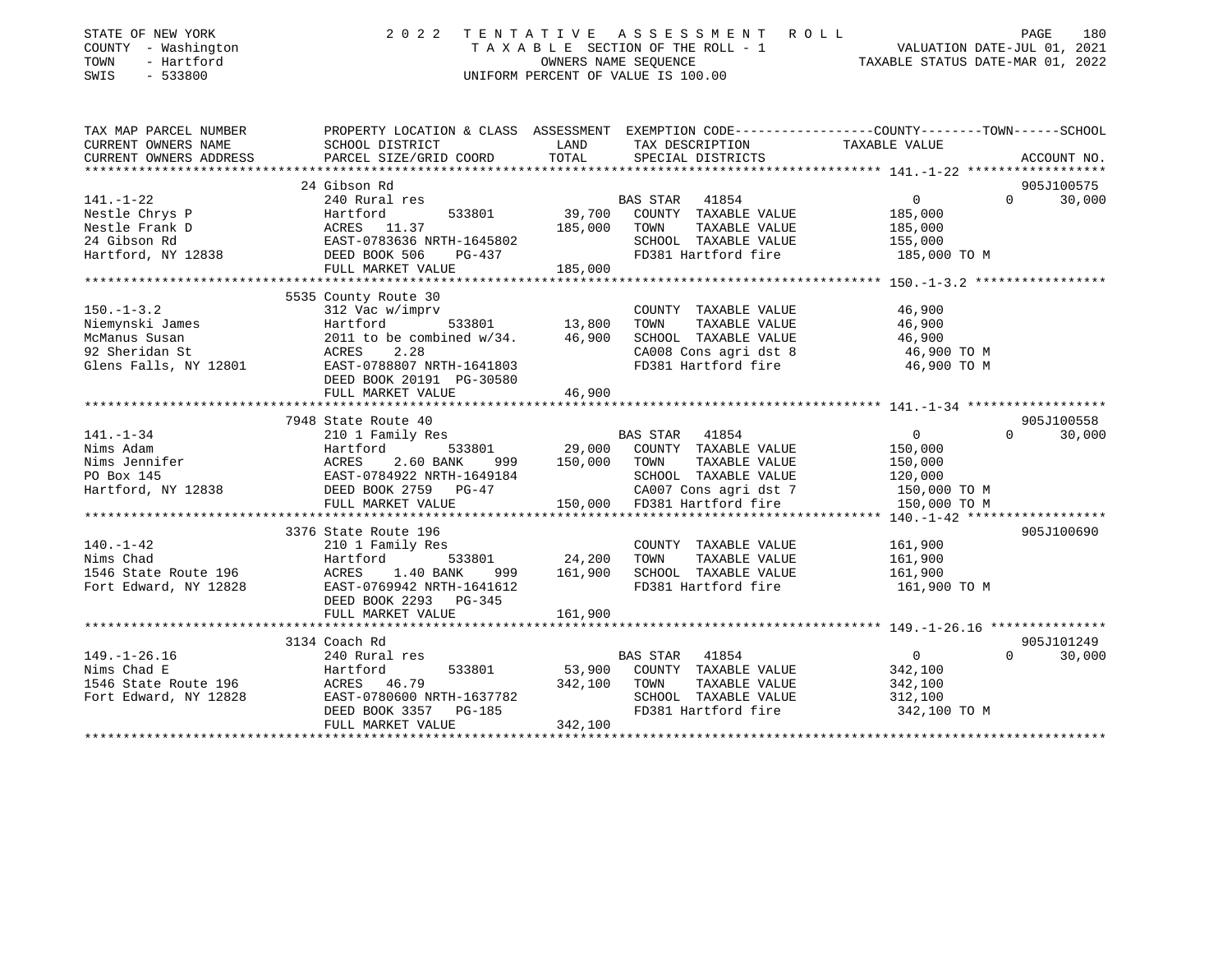STATE OF NEW YORK
COUNTY - Washington
TOWN - Hartford
SWIS - 533800

2022 TENTATIVE ASSESSMENT ROLL
TAXABLE SECTION OF THE ROLL - 1
OWNERS NAME SEQUENCE
UNIFORM PERCENT OF VALUE IS 100.00

VALUATION DATE-JUL 01, 2021
TAXABLE STATUS DATE-MAR 01, 2022

| TAX MAP PARCEL NUMBER / CURRENT OWNERS NAME / CURRENT OWNERS ADDRESS | PROPERTY LOCATION & CLASS / SCHOOL DISTRICT / PARCEL SIZE/GRID COORD | ASSESSMENT LAND | TOTAL | EXEMPTION CODE / TAX DESCRIPTION / SPECIAL DISTRICTS | COUNTY TAXABLE VALUE | TOWN | SCHOOL | ACCOUNT NO. |
|---|---|---|---|---|---|---|---|---|
| 141.-1-22 | 24 Gibson Rd | | | | | | | 905J100575 |
| Nestle Chrys P | 240 Rural res | | | BAS STAR 41854 | 0 | 0 | 30,000 | |
| Nestle Frank D | Hartford 533801 | 39,700 | | COUNTY TAXABLE VALUE | 185,000 | | | |
| 24 Gibson Rd | ACRES 11.37 | | 185,000 | TOWN TAXABLE VALUE | 185,000 | | | |
| Hartford, NY 12838 | EAST-0783636 NRTH-1645802 | | | SCHOOL TAXABLE VALUE | 155,000 | | | |
| | DEED BOOK 506 PG-437 | | | FD381 Hartford fire | 185,000 TO M | | | |
| | FULL MARKET VALUE | | 185,000 | | | | | |
| 150.-1-3.2 | 5535 County Route 30 | | | | | | | |
| Niemynski James | 312 Vac w/imprv | | | COUNTY TAXABLE VALUE | 46,900 | | | |
| McManus Susan | Hartford 533801 | 13,800 | | TOWN TAXABLE VALUE | 46,900 | | | |
| 92 Sheridan St | 2011 to be combined w/34. | | 46,900 | SCHOOL TAXABLE VALUE | 46,900 | | | |
| Glens Falls, NY 12801 | ACRES 2.28 | | | CA008 Cons agri dst 8 | 46,900 TO M | | | |
| | EAST-0788807 NRTH-1641803 | | | FD381 Hartford fire | 46,900 TO M | | | |
| | DEED BOOK 20191 PG-30580 | | | | | | | |
| | FULL MARKET VALUE | | 46,900 | | | | | |
| 141.-1-34 | 7948 State Route 40 | | | | | | | 905J100558 |
| Nims Adam | 210 1 Family Res | | | BAS STAR 41854 | 0 | 0 | 30,000 | |
| Nims Jennifer | Hartford 533801 | 29,000 | | COUNTY TAXABLE VALUE | 150,000 | | | |
| PO Box 145 | ACRES 2.60 BANK 999 | | 150,000 | TOWN TAXABLE VALUE | 150,000 | | | |
| Hartford, NY 12838 | EAST-0784922 NRTH-1649184 | | | SCHOOL TAXABLE VALUE | 120,000 | | | |
| | DEED BOOK 2759 PG-47 | | | CA007 Cons agri dst 7 | 150,000 TO M | | | |
| | FULL MARKET VALUE | | 150,000 | FD381 Hartford fire | 150,000 TO M | | | |
| 140.-1-42 | 3376 State Route 196 | | | | | | | 905J100690 |
| Nims Chad | 210 1 Family Res | | | COUNTY TAXABLE VALUE | 161,900 | | | |
| 1546 State Route 196 | Hartford 533801 | 24,200 | | TOWN TAXABLE VALUE | 161,900 | | | |
| Fort Edward, NY 12828 | ACRES 1.40 BANK 999 | | 161,900 | SCHOOL TAXABLE VALUE | 161,900 | | | |
| | EAST-0769942 NRTH-1641612 | | | FD381 Hartford fire | 161,900 TO M | | | |
| | DEED BOOK 2293 PG-345 | | | | | | | |
| | FULL MARKET VALUE | | 161,900 | | | | | |
| 149.-1-26.16 | 3134 Coach Rd | | | | | | | 905J101249 |
| Nims Chad E | 240 Rural res | | | BAS STAR 41854 | 0 | 0 | 30,000 | |
| 1546 State Route 196 | Hartford 533801 | 53,900 | | COUNTY TAXABLE VALUE | 342,100 | | | |
| Fort Edward, NY 12828 | ACRES 46.79 | | 342,100 | TOWN TAXABLE VALUE | 342,100 | | | |
| | EAST-0780600 NRTH-1637782 | | | SCHOOL TAXABLE VALUE | 312,100 | | | |
| | DEED BOOK 3357 PG-185 | | | FD381 Hartford fire | 342,100 TO M | | | |
| | FULL MARKET VALUE | | 342,100 | | | | | |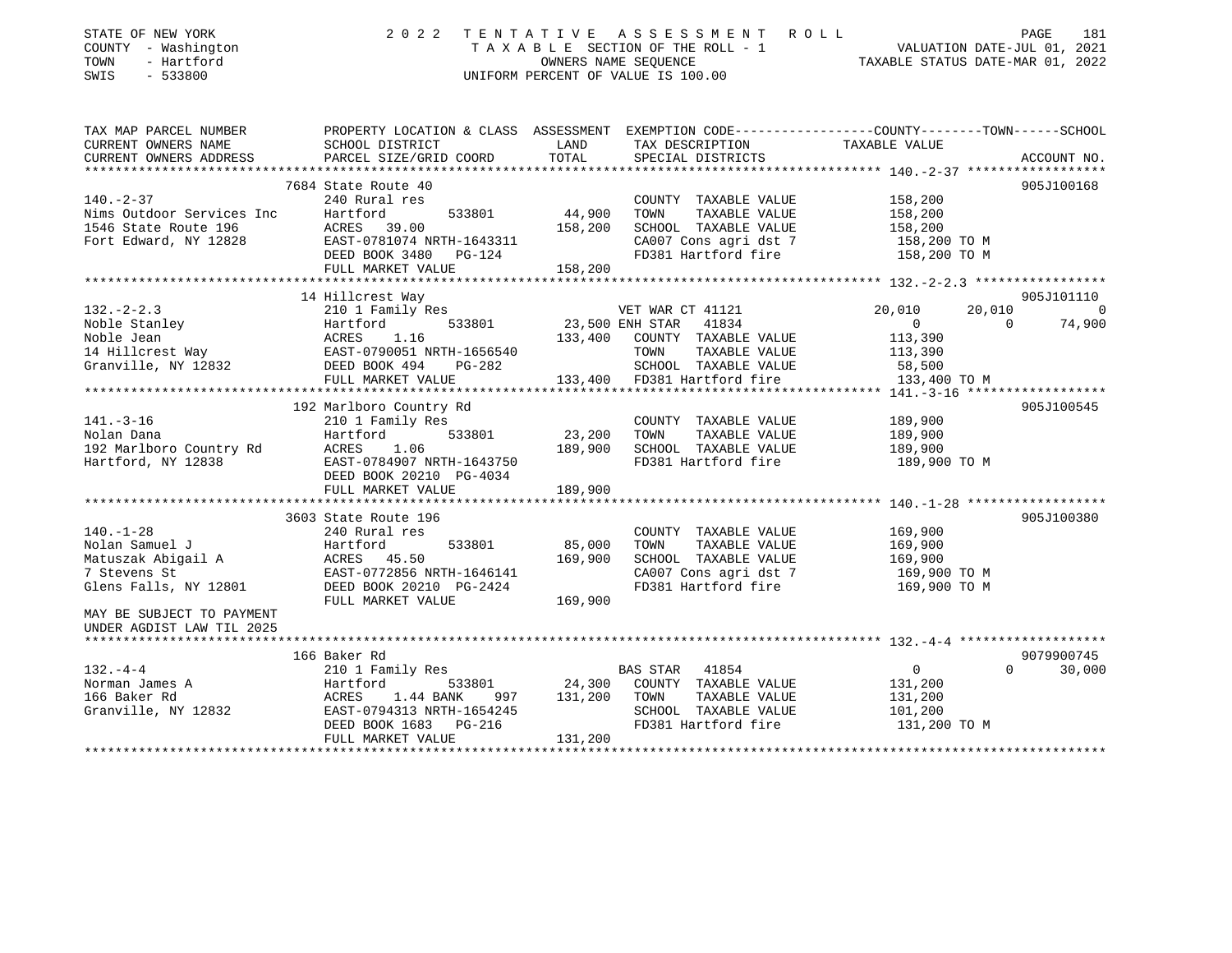STATE OF NEW YORK 2022 TENTATIVE ASSESSMENT ROLL
COUNTY - Washington TAXABLE SECTION OF THE ROLL - 1 VALUATION DATE-JUL 01, 2021
TOWN - Hartford OWNERS NAME SEQUENCE TAXABLE STATUS DATE-MAR 01, 2022
SWIS - 533800 UNIFORM PERCENT OF VALUE IS 100.00

```
TAX MAP PARCEL NUMBER          PROPERTY LOCATION & CLASS  ASSESSMENT  EXEMPTION CODE-----------------COUNTY--------TOWN------SCHOOL
CURRENT OWNERS NAME            SCHOOL DISTRICT               LAND      TAX DESCRIPTION             TAXABLE VALUE
CURRENT OWNERS ADDRESS         PARCEL SIZE/GRID COORD        TOTAL     SPECIAL DISTRICTS                                    ACCOUNT NO.
****************************************************************************************************** 140.-2-37 ******************
                             7684 State Route 40                                                                            905J100168
140.-2-37                      240 Rural res                           COUNTY  TAXABLE VALUE          158,200
Nims Outdoor Services Inc      Hartford      533801         44,900     TOWN    TAXABLE VALUE          158,200
1546 State Route 196           ACRES   39.00               158,200     SCHOOL  TAXABLE VALUE          158,200
Fort Edward, NY 12828          EAST-0781074 NRTH-1643311               CA007 Cons agri dst 7           158,200 TO M
                               DEED BOOK 3480   PG-124                 FD381 Hartford fire             158,200 TO M
                               FULL MARKET VALUE           158,200
****************************************************************************************************** 132.-2-2.3 *****************
                             14 Hillcrest Way                                                                               905J101110
132.-2-2.3                     210 1 Family Res                  VET WAR CT 41121              20,010       20,010             0
Noble Stanley                  Hartford      533801         23,500 ENH STAR  41834                  0            0        74,900
Noble Jean                     ACRES    1.16               133,400     COUNTY  TAXABLE VALUE          113,390
14 Hillcrest Way               EAST-0790051 NRTH-1656540               TOWN    TAXABLE VALUE          113,390
Granville, NY 12832            DEED BOOK 494    PG-282                 SCHOOL  TAXABLE VALUE           58,500
                               FULL MARKET VALUE           133,400     FD381 Hartford fire             133,400 TO M
****************************************************************************************************** 141.-3-16 ******************
                             192 Marlboro Country Rd                                                                        905J100545
141.-3-16                      210 1 Family Res                        COUNTY  TAXABLE VALUE          189,900
Nolan Dana                     Hartford      533801         23,200     TOWN    TAXABLE VALUE          189,900
192 Marlboro Country Rd        ACRES    1.06               189,900     SCHOOL  TAXABLE VALUE          189,900
Hartford, NY 12838             EAST-0784907 NRTH-1643750               FD381 Hartford fire             189,900 TO M
                               DEED BOOK 20210 PG-4034
                               FULL MARKET VALUE           189,900
****************************************************************************************************** 140.-1-28 ******************
                             3603 State Route 196                                                                           905J100380
140.-1-28                      240 Rural res                           COUNTY  TAXABLE VALUE          169,900
Nolan Samuel J                 Hartford      533801         85,000     TOWN    TAXABLE VALUE          169,900
Matuszak Abigail A             ACRES   45.50               169,900     SCHOOL  TAXABLE VALUE          169,900
7 Stevens St                   EAST-0772856 NRTH-1646141               CA007 Cons agri dst 7           169,900 TO M
Glens Falls, NY 12801          DEED BOOK 20210 PG-2424                 FD381 Hartford fire             169,900 TO M
                               FULL MARKET VALUE           169,900
MAY BE SUBJECT TO PAYMENT
UNDER AGDIST LAW TIL 2025
****************************************************************************************************** 132.-4-4 *******************
                             166 Baker Rd                                                                                   9079900745
132.-4-4                       210 1 Family Res                  BAS STAR  41854                        0            0        30,000
Norman James A                 Hartford      533801         24,300     COUNTY  TAXABLE VALUE          131,200
166 Baker Rd                   ACRES    1.44 BANK     997  131,200     TOWN    TAXABLE VALUE          131,200
Granville, NY 12832            EAST-0794313 NRTH-1654245               SCHOOL  TAXABLE VALUE          101,200
                               DEED BOOK 1683   PG-216                 FD381 Hartford fire             131,200 TO M
                               FULL MARKET VALUE           131,200
************************************************************************************************************************************
```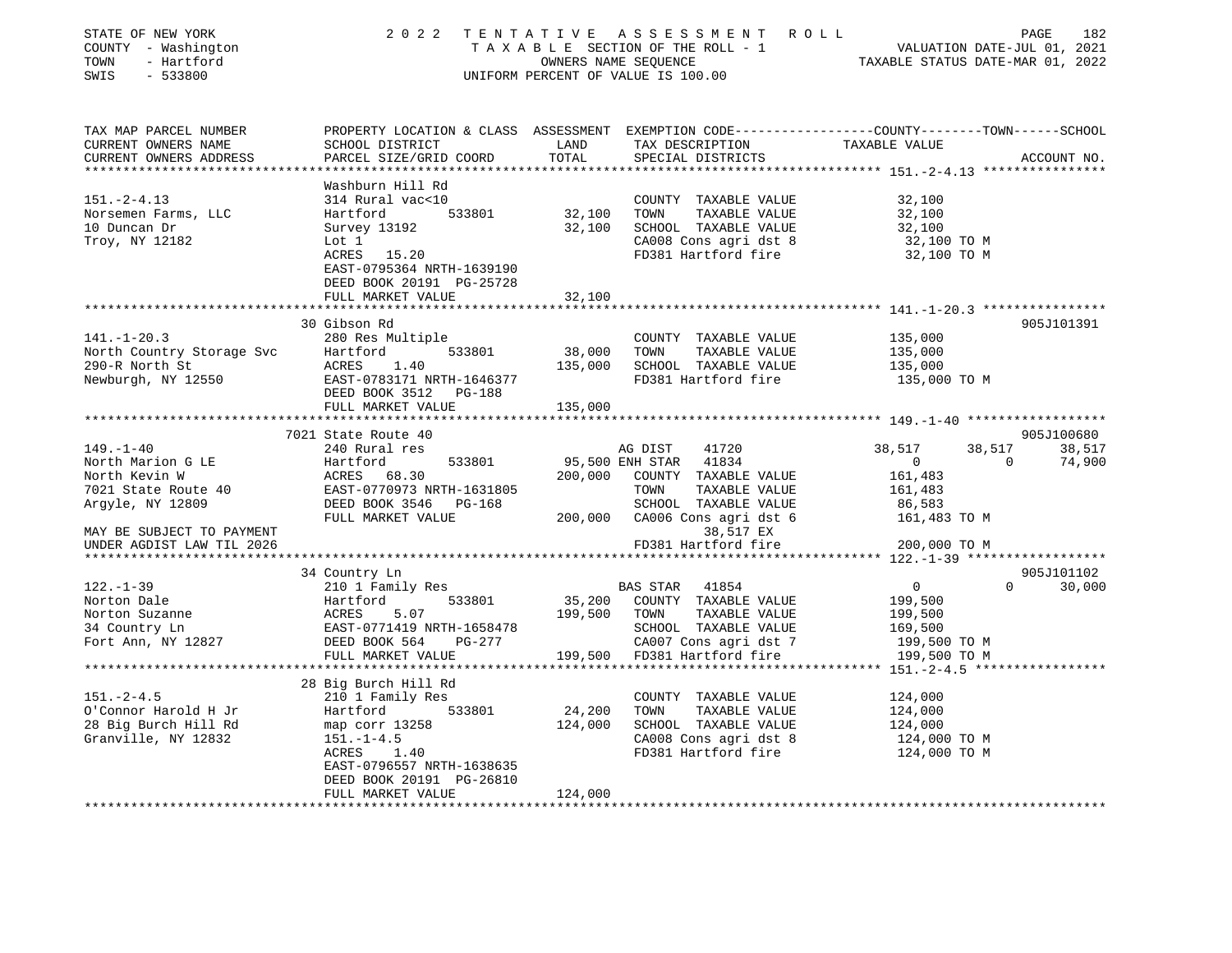STATE OF NEW YORK | 2 0 2 2 T E N T A T I V E A S S E S S M E N T R O L L
COUNTY - Washington | T A X A B L E SECTION OF THE ROLL - 1 | VALUATION DATE-JUL 01, 2021
TOWN - Hartford | OWNERS NAME SEQUENCE | TAXABLE STATUS DATE-MAR 01, 2022
SWIS - 533800 | UNIFORM PERCENT OF VALUE IS 100.00

```
TAX MAP PARCEL NUMBER          PROPERTY LOCATION & CLASS  ASSESSMENT  EXEMPTION CODE-----------------COUNTY--------TOWN------SCHOOL
CURRENT OWNERS NAME            SCHOOL DISTRICT               LAND      TAX DESCRIPTION                TAXABLE VALUE
CURRENT OWNERS ADDRESS         PARCEL SIZE/GRID COORD        TOTAL     SPECIAL DISTRICTS                                       ACCOUNT NO.
****************************************************************************************************** 151.-2-4.13 ****************
                               Washburn Hill Rd
151.-2-4.13                    314 Rural vac<10                        COUNTY  TAXABLE VALUE            32,100
Norsemen Farms, LLC            Hartford          533801      32,100    TOWN    TAXABLE VALUE            32,100
10 Duncan Dr                   Survey 13192                  32,100    SCHOOL  TAXABLE VALUE            32,100
Troy, NY 12182                 Lot 1                                   CA008 Cons agri dst 8             32,100 TO M
                               ACRES   15.20                           FD381 Hartford fire               32,100 TO M
                               EAST-0795364 NRTH-1639190
                               DEED BOOK 20191  PG-25728
                               FULL MARKET VALUE             32,100
****************************************************************************************************** 141.-1-20.3 ****************
                               30 Gibson Rd                                                                            905J101391
141.-1-20.3                    280 Res Multiple                        COUNTY  TAXABLE VALUE           135,000
North Country Storage Svc      Hartford          533801      38,000    TOWN    TAXABLE VALUE           135,000
290-R North St                 ACRES    1.40                135,000    SCHOOL  TAXABLE VALUE           135,000
Newburgh, NY 12550             EAST-0783171 NRTH-1646377               FD381 Hartford fire              135,000 TO M
                               DEED BOOK 3512   PG-188
                               FULL MARKET VALUE            135,000
****************************************************************************************************** 149.-1-40 ******************
                               7021 State Route 40                                                                     905J100680
149.-1-40                      240 Rural res                           AG DIST     41720            38,517      38,517      38,517
North Marion G LE              Hartford          533801      95,500 ENH STAR    41834                 0           0      74,900
North Kevin W                  ACRES   68.30                200,000    COUNTY  TAXABLE VALUE           161,483
7021 State Route 40            EAST-0770973 NRTH-1631805               TOWN    TAXABLE VALUE           161,483
Argyle, NY 12809               DEED BOOK 3546   PG-168                 SCHOOL  TAXABLE VALUE            86,583
                               FULL MARKET VALUE            200,000    CA006 Cons agri dst 6            161,483 TO M
MAY BE SUBJECT TO PAYMENT                                                  38,517 EX
UNDER AGDIST LAW TIL 2026                                              FD381 Hartford fire              200,000 TO M
****************************************************************************************************** 122.-1-39 ******************
                               34 Country Ln                                                                           905J101102
122.-1-39                      210 1 Family Res                        BAS STAR    41854                  0           0      30,000
Norton Dale                    Hartford          533801      35,200    COUNTY  TAXABLE VALUE           199,500
Norton Suzanne                 ACRES    5.07                199,500    TOWN    TAXABLE VALUE           199,500
34 Country Ln                  EAST-0771419 NRTH-1658478               SCHOOL  TAXABLE VALUE           169,500
Fort Ann, NY 12827             DEED BOOK 564    PG-277                 CA007 Cons agri dst 7            199,500 TO M
                               FULL MARKET VALUE            199,500    FD381 Hartford fire              199,500 TO M
****************************************************************************************************** 151.-2-4.5 *****************
                               28 Big Burch Hill Rd
151.-2-4.5                     210 1 Family Res                        COUNTY  TAXABLE VALUE           124,000
O'Connor Harold H Jr           Hartford          533801      24,200    TOWN    TAXABLE VALUE           124,000
28 Big Burch Hill Rd           map corr 13258               124,000    SCHOOL  TAXABLE VALUE           124,000
Granville, NY 12832            151.-1-4.5                              CA008 Cons agri dst 8            124,000 TO M
                               ACRES    1.40                           FD381 Hartford fire              124,000 TO M
                               EAST-0796557 NRTH-1638635
                               DEED BOOK 20191  PG-26810
                               FULL MARKET VALUE            124,000
************************************************************************************************************************************
```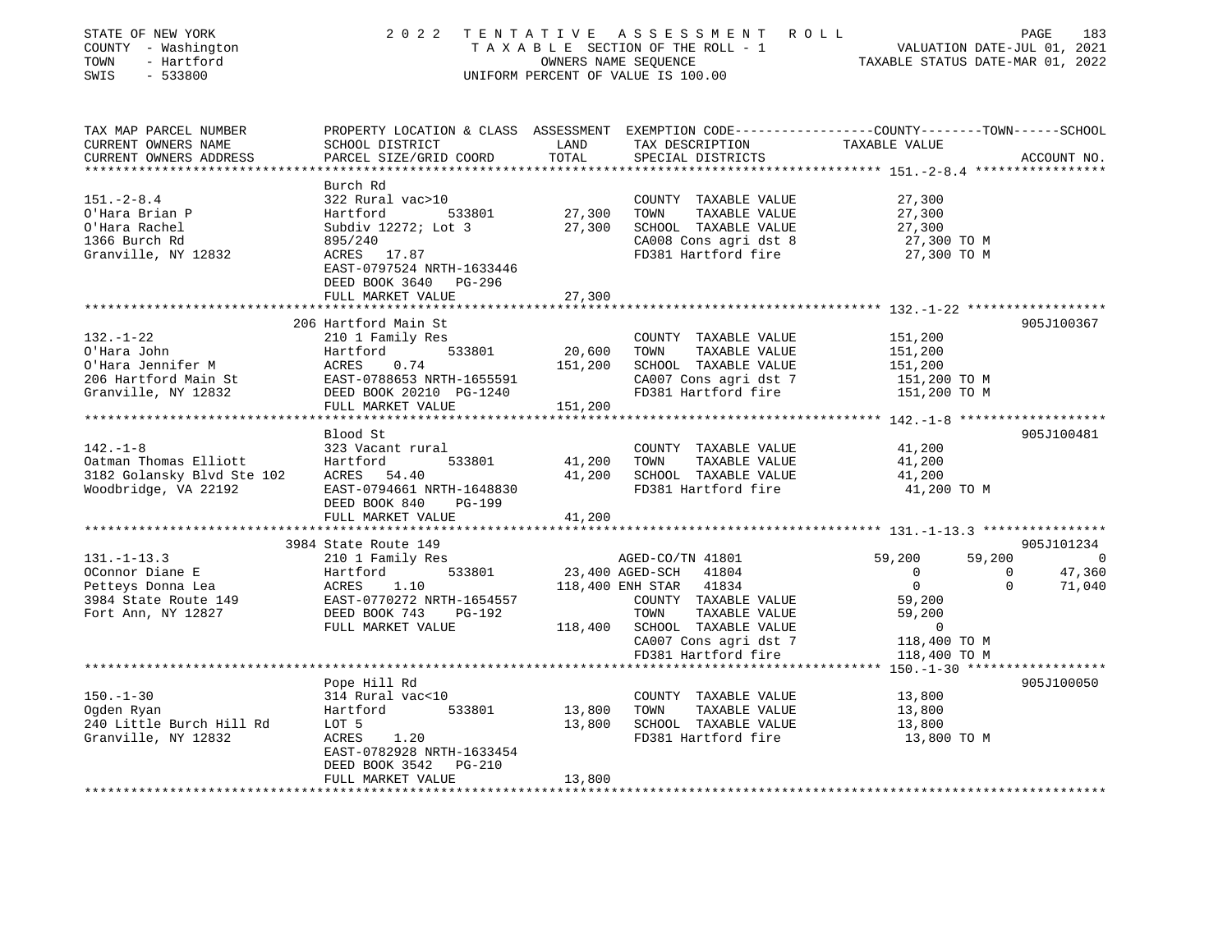STATE OF NEW YORK
COUNTY - Washington
TOWN - Hartford
SWIS - 533800

2022 TENTATIVE ASSESSMENT ROLL
TAXABLE SECTION OF THE ROLL - 1
OWNERS NAME SEQUENCE
UNIFORM PERCENT OF VALUE IS 100.00

VALUATION DATE-JUL 01, 2021
TAXABLE STATUS DATE-MAR 01, 2022

| TAX MAP PARCEL NUMBER / CURRENT OWNERS NAME / CURRENT OWNERS ADDRESS | PROPERTY LOCATION & CLASS / SCHOOL DISTRICT / PARCEL SIZE/GRID COORD | ASSESSMENT LAND | TOTAL | EXEMPTION CODE / TAX DESCRIPTION / SPECIAL DISTRICTS | COUNTY TAXABLE VALUE | TOWN | SCHOOL | ACCOUNT NO. |
|---|---|---|---|---|---|---|---|---|
| **151.-2-8.4** | Burch Rd | | | | | | | |
| 151.-2-8.4 | 322 Rural vac>10 | | | COUNTY TAXABLE VALUE | 27,300 | | | |
| O'Hara Brian P | Hartford 533801 | 27,300 | | TOWN TAXABLE VALUE | 27,300 | | | |
| O'Hara Rachel | Subdiv 12272; Lot 3 | | 27,300 | SCHOOL TAXABLE VALUE | 27,300 | | | |
| 1366 Burch Rd | 895/240 | | | CA008 Cons agri dst 8 | 27,300 TO M | | | |
| Granville, NY 12832 | ACRES 17.87 | | | FD381 Hartford fire | 27,300 TO M | | | |
| | EAST-0797524 NRTH-1633446 | | | | | | | |
| | DEED BOOK 3640 PG-296 | | | | | | | |
| | FULL MARKET VALUE | | 27,300 | | | | | |
| **132.-1-22** | 206 Hartford Main St | | | | | | | 905J100367 |
| 132.-1-22 | 210 1 Family Res | | | COUNTY TAXABLE VALUE | 151,200 | | | |
| O'Hara John | Hartford 533801 | 20,600 | | TOWN TAXABLE VALUE | 151,200 | | | |
| O'Hara Jennifer M | ACRES 0.74 | | 151,200 | SCHOOL TAXABLE VALUE | 151,200 | | | |
| 206 Hartford Main St | EAST-0788653 NRTH-1655591 | | | CA007 Cons agri dst 7 | 151,200 TO M | | | |
| Granville, NY 12832 | DEED BOOK 20210 PG-1240 | | | FD381 Hartford fire | 151,200 TO M | | | |
| | FULL MARKET VALUE | | 151,200 | | | | | |
| **142.-1-8** | Blood St | | | | | | | 905J100481 |
| 142.-1-8 | 323 Vacant rural | | | COUNTY TAXABLE VALUE | 41,200 | | | |
| Oatman Thomas Elliott | Hartford 533801 | 41,200 | | TOWN TAXABLE VALUE | 41,200 | | | |
| 3182 Golansky Blvd Ste 102 | ACRES 54.40 | | 41,200 | SCHOOL TAXABLE VALUE | 41,200 | | | |
| Woodbridge, VA 22192 | EAST-0794661 NRTH-1648830 | | | FD381 Hartford fire | 41,200 TO M | | | |
| | DEED BOOK 840 PG-199 | | | | | | | |
| | FULL MARKET VALUE | | 41,200 | | | | | |
| **131.-1-13.3** | 3984 State Route 149 | | | | | | | 905J101234 |
| 131.-1-13.3 | 210 1 Family Res | | | AGED-CO/TN 41801 | 59,200 | 59,200 | 0 | |
| OConnor Diane E | Hartford 533801 | 23,400 | | AGED-SCH 41804 | 0 | 0 | 47,360 | |
| Petteys Donna Lea | ACRES 1.10 | | 118,400 | ENH STAR 41834 | 0 | 0 | 71,040 | |
| 3984 State Route 149 | EAST-0770272 NRTH-1654557 | | | COUNTY TAXABLE VALUE | 59,200 | | | |
| Fort Ann, NY 12827 | DEED BOOK 743 PG-192 | | | TOWN TAXABLE VALUE | 59,200 | | | |
| | FULL MARKET VALUE | | 118,400 | SCHOOL TAXABLE VALUE | 0 | | | |
| | | | | CA007 Cons agri dst 7 | 118,400 TO M | | | |
| | | | | FD381 Hartford fire | 118,400 TO M | | | |
| **150.-1-30** | Pope Hill Rd | | | | | | | 905J100050 |
| 150.-1-30 | 314 Rural vac<10 | | | COUNTY TAXABLE VALUE | 13,800 | | | |
| Ogden Ryan | Hartford 533801 | 13,800 | | TOWN TAXABLE VALUE | 13,800 | | | |
| 240 Little Burch Hill Rd | LOT 5 | | 13,800 | SCHOOL TAXABLE VALUE | 13,800 | | | |
| Granville, NY 12832 | ACRES 1.20 | | | FD381 Hartford fire | 13,800 TO M | | | |
| | EAST-0782928 NRTH-1633454 | | | | | | | |
| | DEED BOOK 3542 PG-210 | | | | | | | |
| | FULL MARKET VALUE | | 13,800 | | | | | |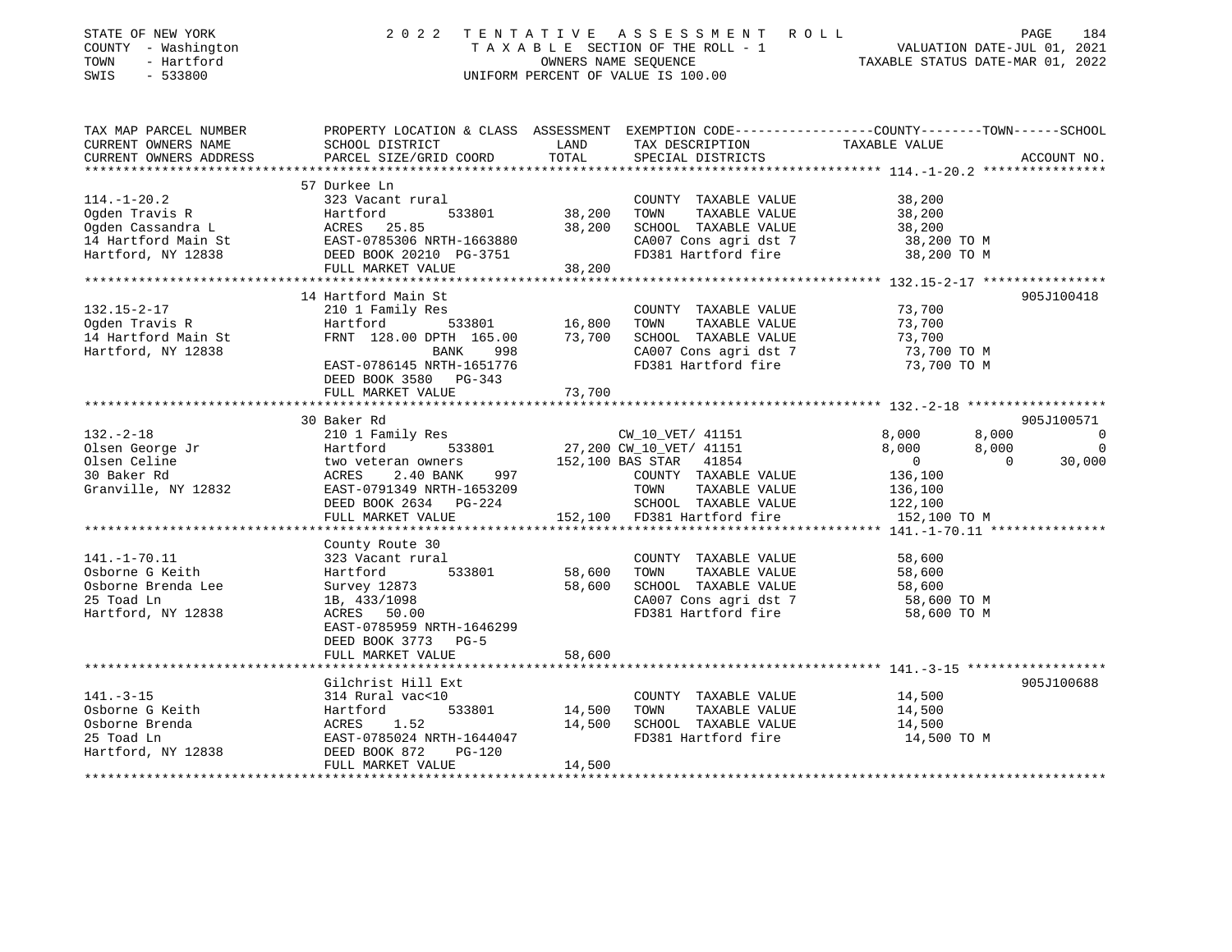STATE OF NEW YORK
COUNTY - Washington
TOWN - Hartford
SWIS - 533800

# 2022 TENTATIVE ASSESSMENT ROLL

TAXABLE SECTION OF THE ROLL - 1
OWNERS NAME SEQUENCE
UNIFORM PERCENT OF VALUE IS 100.00

VALUATION DATE-JUL 01, 2021
TAXABLE STATUS DATE-MAR 01, 2022

| TAX MAP PARCEL NUMBER / CURRENT OWNERS NAME / CURRENT OWNERS ADDRESS | PROPERTY LOCATION & CLASS / SCHOOL DISTRICT / PARCEL SIZE/GRID COORD | ASSESSMENT LAND / TOTAL | EXEMPTION CODE / TAX DESCRIPTION / SPECIAL DISTRICTS | COUNTY | TOWN | SCHOOL | ACCOUNT NO. |
|---|---|---|---|---|---|---|---|
| **114.-1-20.2** | 57 Durkee Ln | | | | | | |
| | 323 Vacant rural | | COUNTY TAXABLE VALUE | 38,200 | | | |
| Ogden Travis R | Hartford 533801 | 38,200 | TOWN TAXABLE VALUE | | 38,200 | | |
| Ogden Cassandra L | ACRES 25.85 | 38,200 | SCHOOL TAXABLE VALUE | | | 38,200 | |
| 14 Hartford Main St | EAST-0785306 NRTH-1663880 | | CA007 Cons agri dst 7 | 38,200 TO M | | | |
| Hartford, NY 12838 | DEED BOOK 20210 PG-3751 | | FD381 Hartford fire | 38,200 TO M | | | |
| | FULL MARKET VALUE | 38,200 | | | | | |
| **132.15-2-17** | 14 Hartford Main St | | | | | | 905J100418 |
| | 210 1 Family Res | | COUNTY TAXABLE VALUE | 73,700 | | | |
| Ogden Travis R | Hartford 533801 | 16,800 | TOWN TAXABLE VALUE | | 73,700 | | |
| 14 Hartford Main St | FRNT 128.00 DPTH 165.00 | 73,700 | SCHOOL TAXABLE VALUE | | | 73,700 | |
| Hartford, NY 12838 | BANK 998 | | CA007 Cons agri dst 7 | 73,700 TO M | | | |
| | EAST-0786145 NRTH-1651776 | | FD381 Hartford fire | 73,700 TO M | | | |
| | DEED BOOK 3580 PG-343 | | | | | | |
| | FULL MARKET VALUE | 73,700 | | | | | |
| **132.-2-18** | 30 Baker Rd | | | | | | 905J100571 |
| | 210 1 Family Res | | CW_10_VET/ 41151 | 8,000 | 8,000 | 0 | |
| Olsen George Jr | Hartford 533801 | 27,200 | CW_10_VET/ 41151 | 8,000 | 8,000 | 0 | |
| Olsen Celine | two veteran owners | 152,100 | BAS STAR 41854 | 0 | 0 | 30,000 | |
| 30 Baker Rd | ACRES 2.40 BANK 997 | | COUNTY TAXABLE VALUE | 136,100 | | | |
| Granville, NY 12832 | EAST-0791349 NRTH-1653209 | | TOWN TAXABLE VALUE | | 136,100 | | |
| | DEED BOOK 2634 PG-224 | | SCHOOL TAXABLE VALUE | | | 122,100 | |
| | FULL MARKET VALUE | 152,100 | FD381 Hartford fire | 152,100 TO M | | | |
| **141.-1-70.11** | County Route 30 | | | | | | |
| | 323 Vacant rural | | COUNTY TAXABLE VALUE | 58,600 | | | |
| Osborne G Keith | Hartford 533801 | 58,600 | TOWN TAXABLE VALUE | | 58,600 | | |
| Osborne Brenda Lee | Survey 12873 | 58,600 | SCHOOL TAXABLE VALUE | | | 58,600 | |
| 25 Toad Ln | 1B, 433/1098 | | CA007 Cons agri dst 7 | 58,600 TO M | | | |
| Hartford, NY 12838 | ACRES 50.00 | | FD381 Hartford fire | 58,600 TO M | | | |
| | EAST-0785959 NRTH-1646299 | | | | | | |
| | DEED BOOK 3773 PG-5 | | | | | | |
| | FULL MARKET VALUE | 58,600 | | | | | |
| **141.-3-15** | Gilchrist Hill Ext | | | | | | 905J100688 |
| | 314 Rural vac<10 | | COUNTY TAXABLE VALUE | 14,500 | | | |
| Osborne G Keith | Hartford 533801 | 14,500 | TOWN TAXABLE VALUE | | 14,500 | | |
| Osborne Brenda | ACRES 1.52 | 14,500 | SCHOOL TAXABLE VALUE | | | 14,500 | |
| 25 Toad Ln | EAST-0785024 NRTH-1644047 | | FD381 Hartford fire | 14,500 TO M | | | |
| Hartford, NY 12838 | DEED BOOK 872 PG-120 | | | | | | |
| | FULL MARKET VALUE | 14,500 | | | | | |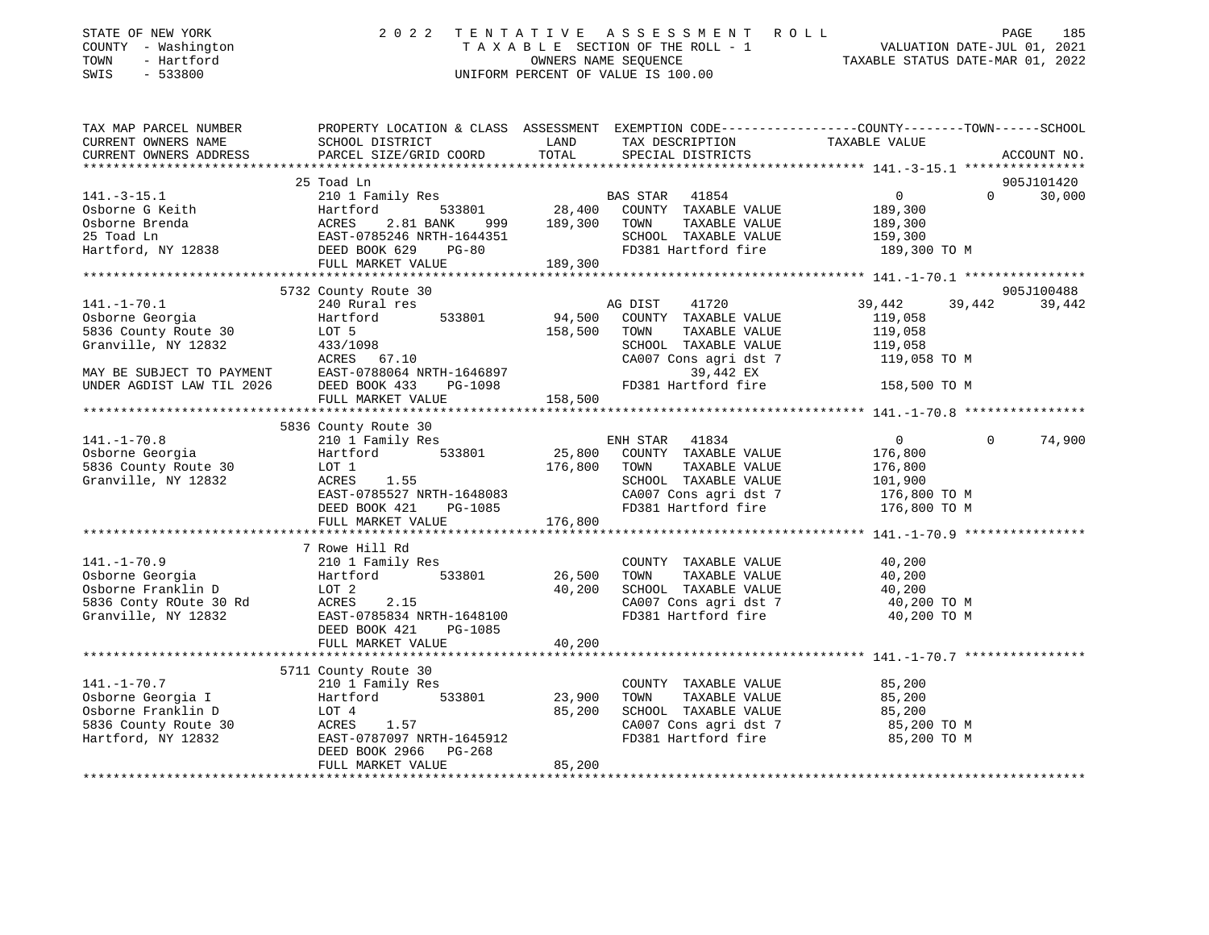STATE OF NEW YORK
COUNTY - Washington
TOWN - Hartford
SWIS - 533800

2 0 2 2 T E N T A T I V E A S S E S S M E N T R O L L
T A X A B L E SECTION OF THE ROLL - 1
OWNERS NAME SEQUENCE
UNIFORM PERCENT OF VALUE IS 100.00

VALUATION DATE-JUL 01, 2021
TAXABLE STATUS DATE-MAR 01, 2022

```
TAX MAP PARCEL NUMBER        PROPERTY LOCATION & CLASS  ASSESSMENT  EXEMPTION CODE-----------------COUNTY--------TOWN------SCHOOL
CURRENT OWNERS NAME          SCHOOL DISTRICT               LAND      TAX DESCRIPTION              TAXABLE VALUE
CURRENT OWNERS ADDRESS       PARCEL SIZE/GRID COORD        TOTAL     SPECIAL DISTRICTS                                     ACCOUNT NO.
******************************************************************************************************* 141.-3-15.1 ****************
                             25 Toad Ln                                                                                 905J101420
141.-3-15.1                  210 1 Family Res                         BAS STAR  41854                    0             0      30,000
Osborne G Keith              Hartford        533801        28,400    COUNTY  TAXABLE VALUE          189,300
Osborne Brenda               ACRES    2.81 BANK    999    189,300    TOWN    TAXABLE VALUE          189,300
25 Toad Ln                   EAST-0785246 NRTH-1644351               SCHOOL  TAXABLE VALUE          159,300
Hartford, NY 12838           DEED BOOK 629    PG-80                  FD381 Hartford fire            189,300 TO M
                             FULL MARKET VALUE            189,300
******************************************************************************************************* 141.-1-70.1 ****************
                             5732 County Route 30                                                                       905J100488
141.-1-70.1                  240 Rural res                            AG DIST   41720               39,442       39,442      39,442
Osborne Georgia              Hartford        533801        94,500    COUNTY  TAXABLE VALUE          119,058
5836 County Route 30         LOT 5                        158,500    TOWN    TAXABLE VALUE          119,058
Granville, NY 12832          433/1098                                SCHOOL  TAXABLE VALUE          119,058
                             ACRES   67.10                           CA007 Cons agri dst 7          119,058 TO M
MAY BE SUBJECT TO PAYMENT    EAST-0788064 NRTH-1646897                  39,442 EX
UNDER AGDIST LAW TIL 2026    DEED BOOK 433    PG-1098                FD381 Hartford fire            158,500 TO M
                             FULL MARKET VALUE            158,500
******************************************************************************************************* 141.-1-70.8 ****************
                             5836 County Route 30
141.-1-70.8                  210 1 Family Res                         ENH STAR  41834                    0             0      74,900
Osborne Georgia              Hartford        533801        25,800    COUNTY  TAXABLE VALUE          176,800
5836 County Route 30         LOT 1                        176,800    TOWN    TAXABLE VALUE          176,800
Granville, NY 12832          ACRES    1.55                           SCHOOL  TAXABLE VALUE          101,900
                             EAST-0785527 NRTH-1648083               CA007 Cons agri dst 7          176,800 TO M
                             DEED BOOK 421    PG-1085                FD381 Hartford fire            176,800 TO M
                             FULL MARKET VALUE            176,800
******************************************************************************************************* 141.-1-70.9 ****************
                             7 Rowe Hill Rd
141.-1-70.9                  210 1 Family Res                         COUNTY  TAXABLE VALUE           40,200
Osborne Georgia              Hartford        533801        26,500    TOWN    TAXABLE VALUE           40,200
Osborne Franklin D           LOT 2                         40,200    SCHOOL  TAXABLE VALUE           40,200
5836 Conty ROute 30 Rd       ACRES    2.15                           CA007 Cons agri dst 7           40,200 TO M
Granville, NY 12832          EAST-0785834 NRTH-1648100               FD381 Hartford fire             40,200 TO M
                             DEED BOOK 421    PG-1085
                             FULL MARKET VALUE             40,200
******************************************************************************************************* 141.-1-70.7 ****************
                             5711 County Route 30
141.-1-70.7                  210 1 Family Res                         COUNTY  TAXABLE VALUE           85,200
Osborne Georgia I            Hartford        533801        23,900    TOWN    TAXABLE VALUE           85,200
Osborne Franklin D           LOT 4                         85,200    SCHOOL  TAXABLE VALUE           85,200
5836 County Route 30         ACRES    1.57                           CA007 Cons agri dst 7           85,200 TO M
Hartford, NY 12832           EAST-0787097 NRTH-1645912               FD381 Hartford fire             85,200 TO M
                             DEED BOOK 2966   PG-268
                             FULL MARKET VALUE             85,200
************************************************************************************************************************************
```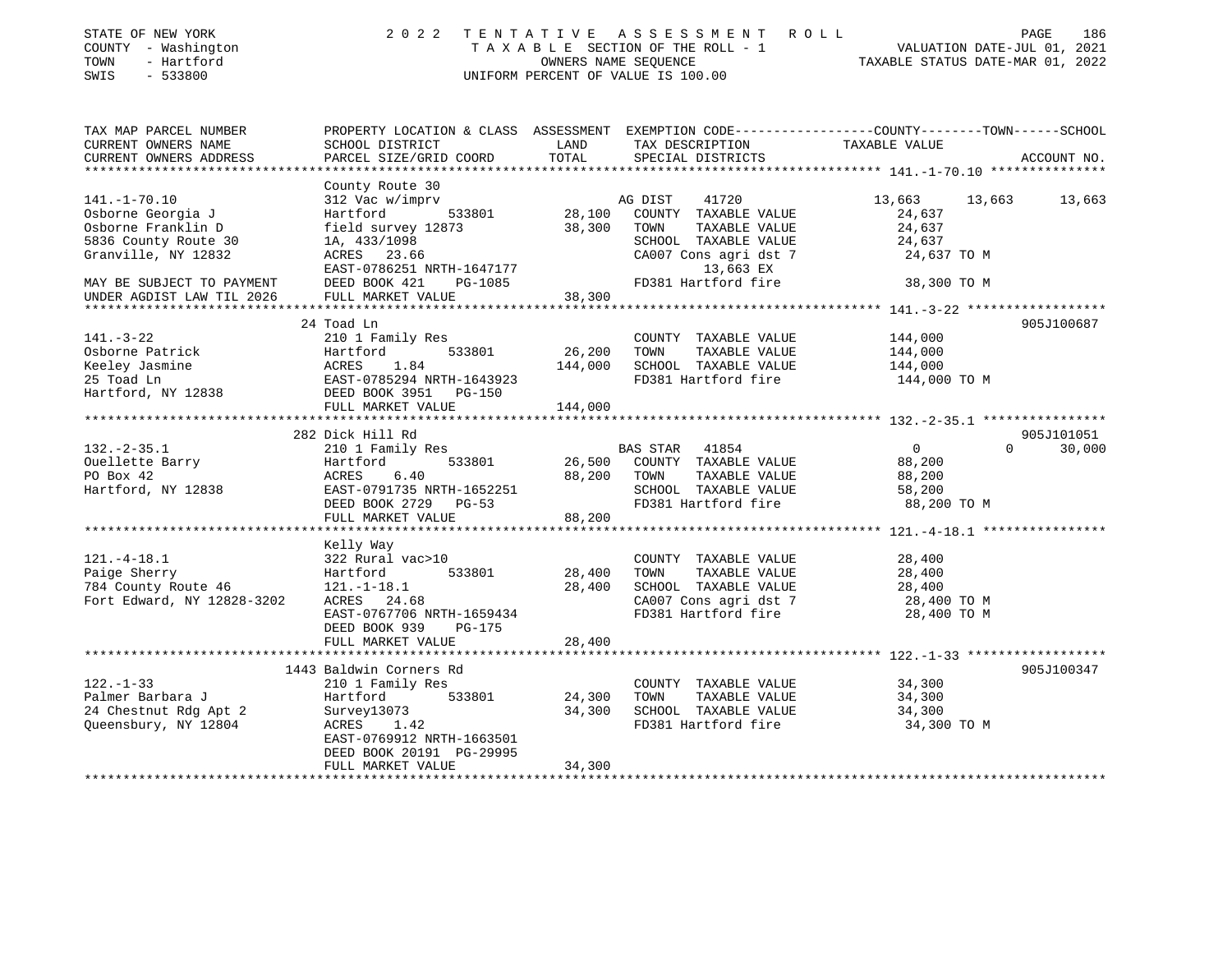STATE OF NEW YORK
COUNTY - Washington
TOWN - Hartford
SWIS - 533800

2 0 2 2 T E N T A T I V E A S S E S S M E N T R O L L
T A X A B L E SECTION OF THE ROLL - 1
OWNERS NAME SEQUENCE
UNIFORM PERCENT OF VALUE IS 100.00

VALUATION DATE-JUL 01, 2021
TAXABLE STATUS DATE-MAR 01, 2022

| TAX MAP PARCEL NUMBER / CURRENT OWNERS NAME / CURRENT OWNERS ADDRESS | PROPERTY LOCATION & CLASS / SCHOOL DISTRICT / PARCEL SIZE/GRID COORD | ASSESSMENT LAND / TOTAL | EXEMPTION CODE / TAX DESCRIPTION / SPECIAL DISTRICTS | COUNTY TAXABLE VALUE | TOWN | SCHOOL | ACCOUNT NO. |
|---|---|---|---|---|---|---|---|
| **141.-1-70.10** | County Route 30 | | | | | | |
| 141.-1-70.10 | 312 Vac w/imprv | | AG DIST 41720 | 13,663 | 13,663 | 13,663 | |
| Osborne Georgia J | Hartford 533801 | 28,100 | COUNTY TAXABLE VALUE | 24,637 | | | |
| Osborne Franklin D | field survey 12873 | 38,300 | TOWN TAXABLE VALUE | 24,637 | | | |
| 5836 County Route 30 | 1A, 433/1098 | | SCHOOL TAXABLE VALUE | 24,637 | | | |
| Granville, NY 12832 | ACRES 23.66 | | CA007 Cons agri dst 7 | 24,637 TO M | | | |
| | EAST-0786251 NRTH-1647177 | | 13,663 EX | | | | |
| MAY BE SUBJECT TO PAYMENT | DEED BOOK 421 PG-1085 | | FD381 Hartford fire | 38,300 TO M | | | |
| UNDER AGDIST LAW TIL 2026 | FULL MARKET VALUE | 38,300 | | | | | |
| **141.-3-22** | 24 Toad Ln | | | | | | 905J100687 |
| 141.-3-22 | 210 1 Family Res | | COUNTY TAXABLE VALUE | 144,000 | | | |
| Osborne Patrick | Hartford 533801 | 26,200 | TOWN TAXABLE VALUE | 144,000 | | | |
| Keeley Jasmine | ACRES 1.84 | 144,000 | SCHOOL TAXABLE VALUE | 144,000 | | | |
| 25 Toad Ln | EAST-0785294 NRTH-1643923 | | FD381 Hartford fire | 144,000 TO M | | | |
| Hartford, NY 12838 | DEED BOOK 3951 PG-150 | | | | | | |
| | FULL MARKET VALUE | 144,000 | | | | | |
| **132.-2-35.1** | 282 Dick Hill Rd | | | | | | 905J101051 |
| 132.-2-35.1 | 210 1 Family Res | | BAS STAR 41854 | 0 | 0 | 30,000 | |
| Ouellette Barry | Hartford 533801 | 26,500 | COUNTY TAXABLE VALUE | 88,200 | | | |
| PO Box 42 | ACRES 6.40 | 88,200 | TOWN TAXABLE VALUE | 88,200 | | | |
| Hartford, NY 12838 | EAST-0791735 NRTH-1652251 | | SCHOOL TAXABLE VALUE | 58,200 | | | |
| | DEED BOOK 2729 PG-53 | | FD381 Hartford fire | 88,200 TO M | | | |
| | FULL MARKET VALUE | 88,200 | | | | | |
| **121.-4-18.1** | Kelly Way | | | | | | |
| 121.-4-18.1 | 322 Rural vac>10 | | COUNTY TAXABLE VALUE | 28,400 | | | |
| Paige Sherry | Hartford 533801 | 28,400 | TOWN TAXABLE VALUE | 28,400 | | | |
| 784 County Route 46 | 121.-1-18.1 | 28,400 | SCHOOL TAXABLE VALUE | 28,400 | | | |
| Fort Edward, NY 12828-3202 | ACRES 24.68 | | CA007 Cons agri dst 7 | 28,400 TO M | | | |
| | EAST-0767706 NRTH-1659434 | | FD381 Hartford fire | 28,400 TO M | | | |
| | DEED BOOK 939 PG-175 | | | | | | |
| | FULL MARKET VALUE | 28,400 | | | | | |
| **122.-1-33** | 1443 Baldwin Corners Rd | | | | | | 905J100347 |
| 122.-1-33 | 210 1 Family Res | | COUNTY TAXABLE VALUE | 34,300 | | | |
| Palmer Barbara J | Hartford 533801 | 24,300 | TOWN TAXABLE VALUE | 34,300 | | | |
| 24 Chestnut Rdg Apt 2 | Survey13073 | 34,300 | SCHOOL TAXABLE VALUE | 34,300 | | | |
| Queensbury, NY 12804 | ACRES 1.42 | | FD381 Hartford fire | 34,300 TO M | | | |
| | EAST-0769912 NRTH-1663501 | | | | | | |
| | DEED BOOK 20191 PG-29995 | | | | | | |
| | FULL MARKET VALUE | 34,300 | | | | | |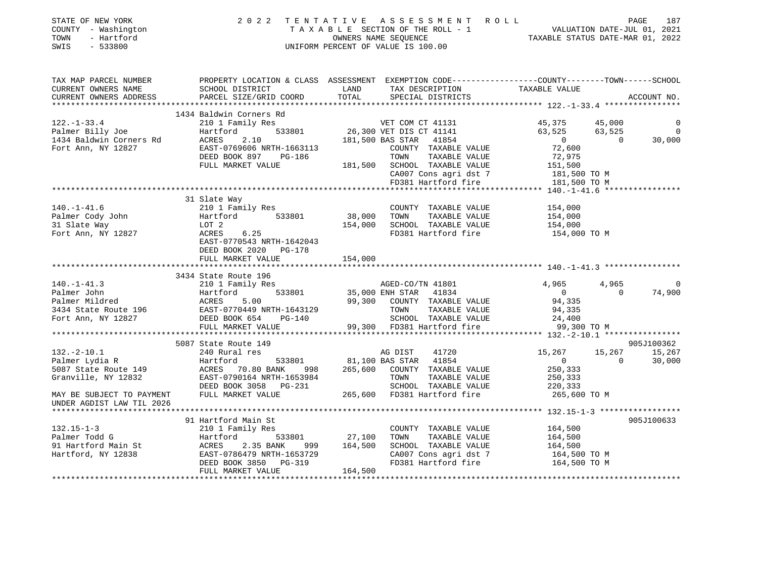STATE OF NEW YORK
COUNTY - Washington
TOWN - Hartford
SWIS - 533800

# 2022 TENTATIVE ASSESSMENT ROLL

TAXABLE SECTION OF THE ROLL - 1
OWNERS NAME SEQUENCE
UNIFORM PERCENT OF VALUE IS 100.00

VALUATION DATE-JUL 01, 2021
TAXABLE STATUS DATE-MAR 01, 2022

```
TAX MAP PARCEL NUMBER     PROPERTY LOCATION & CLASS  ASSESSMENT  EXEMPTION CODE------------------COUNTY--------TOWN------SCHOOL
CURRENT OWNERS NAME       SCHOOL DISTRICT             LAND       TAX DESCRIPTION              TAXABLE VALUE
CURRENT OWNERS ADDRESS    PARCEL SIZE/GRID COORD      TOTAL      SPECIAL DISTRICTS                                      ACCOUNT NO.
******************************************************************************************************* 122.-1-33.4 ****************
                          1434 Baldwin Corners Rd
122.-1-33.4               210 1 Family Res                     VET COM CT 41131             45,375      45,000            0
Palmer Billy Joe          Hartford        533801      26,300 VET DIS CT 41141               63,525      63,525            0
1434 Baldwin Corners Rd   ACRES     2.10             181,500 BAS STAR   41854                    0           0       30,000
Fort Ann, NY 12827        EAST-0769606 NRTH-1663113             COUNTY  TAXABLE VALUE         72,600
                          DEED BOOK 897    PG-186               TOWN    TAXABLE VALUE         72,975
                          FULL MARKET VALUE          181,500    SCHOOL  TAXABLE VALUE        151,500
                                                                CA007 Cons agri dst 7        181,500 TO M
                                                                FD381 Hartford fire          181,500 TO M
******************************************************************************************************* 140.-1-41.6 ****************
                          31 Slate Way
140.-1-41.6               210 1 Family Res                      COUNTY  TAXABLE VALUE        154,000
Palmer Cody John          Hartford        533801      38,000    TOWN    TAXABLE VALUE        154,000
31 Slate Way              LOT 2                      154,000    SCHOOL  TAXABLE VALUE        154,000
Fort Ann, NY 12827        ACRES     6.25                        FD381 Hartford fire          154,000 TO M
                          EAST-0770543 NRTH-1642043
                          DEED BOOK 2020   PG-178
                          FULL MARKET VALUE          154,000
******************************************************************************************************* 140.-1-41.3 ****************
                          3434 State Route 196
140.-1-41.3               210 1 Family Res                     AGED-CO/TN 41801              4,965       4,965            0
Palmer John               Hartford        533801      35,000 ENH STAR   41834                    0           0       74,900
Palmer Mildred            ACRES     5.00              99,300    COUNTY  TAXABLE VALUE         94,335
3434 State Route 196      EAST-0770449 NRTH-1643129             TOWN    TAXABLE VALUE         94,335
Fort Ann, NY 12827        DEED BOOK 654    PG-140               SCHOOL  TAXABLE VALUE         24,400
                          FULL MARKET VALUE           99,300    FD381 Hartford fire           99,300 TO M
******************************************************************************************************* 132.-2-10.1 ****************
                          5087 State Route 149                                                                      905J100362
132.-2-10.1               240 Rural res                        AG DIST    41720             15,267      15,267       15,267
Palmer Lydia R            Hartford        533801      81,100 BAS STAR   41854                    0           0       30,000
5087 State Route 149      ACRES    70.80 BANK    998 265,600    COUNTY  TAXABLE VALUE        250,333
Granville, NY 12832       EAST-0790164 NRTH-1653984             TOWN    TAXABLE VALUE        250,333
                          DEED BOOK 3058   PG-231               SCHOOL  TAXABLE VALUE        220,333
MAY BE SUBJECT TO PAYMENT FULL MARKET VALUE          265,600    FD381 Hartford fire          265,600 TO M
UNDER AGDIST LAW TIL 2026
******************************************************************************************************* 132.15-1-3 *****************
                          91 Hartford Main St                                                                       905J100633
132.15-1-3                210 1 Family Res                      COUNTY  TAXABLE VALUE        164,500
Palmer Todd G             Hartford        533801      27,100    TOWN    TAXABLE VALUE        164,500
91 Hartford Main St       ACRES     2.35 BANK    999 164,500    SCHOOL  TAXABLE VALUE        164,500
Hartford, NY 12838        EAST-0786479 NRTH-1653729             CA007 Cons agri dst 7        164,500 TO M
                          DEED BOOK 3850   PG-319               FD381 Hartford fire          164,500 TO M
                          FULL MARKET VALUE          164,500
************************************************************************************************************************************
```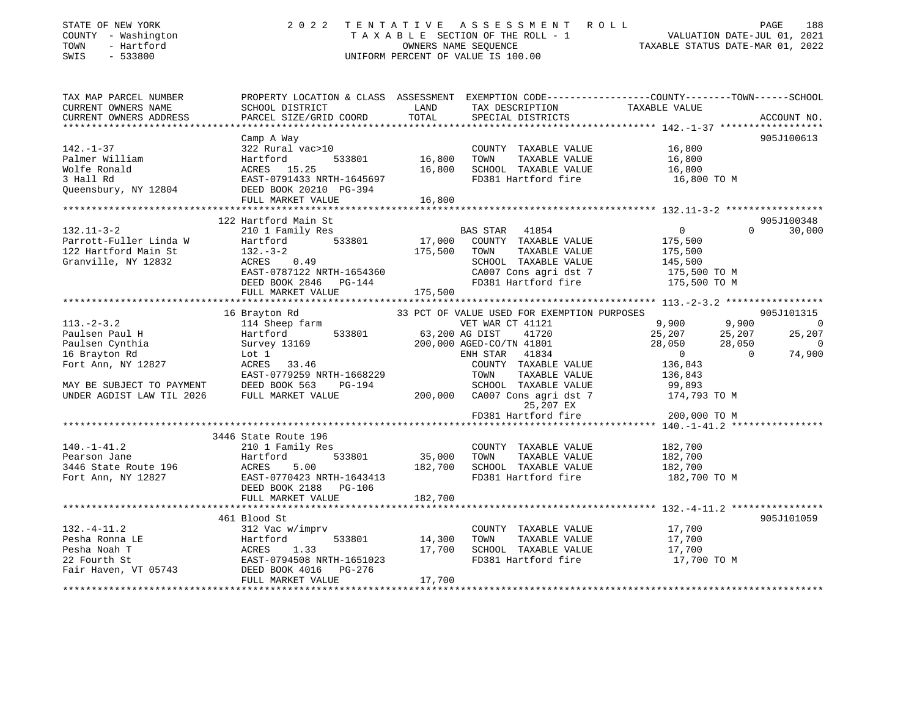STATE OF NEW YORK | 2022 TENTATIVE ASSESSMENT ROLL
COUNTY - Washington | TAXABLE SECTION OF THE ROLL - 1 | VALUATION DATE-JUL 01, 2021
TOWN - Hartford | OWNERS NAME SEQUENCE | TAXABLE STATUS DATE-MAR 01, 2022
SWIS - 533800 | UNIFORM PERCENT OF VALUE IS 100.00

```
TAX MAP PARCEL NUMBER      PROPERTY LOCATION & CLASS  ASSESSMENT  EXEMPTION CODE------------------COUNTY--------TOWN------SCHOOL
CURRENT OWNERS NAME        SCHOOL DISTRICT               LAND      TAX DESCRIPTION              TAXABLE VALUE
CURRENT OWNERS ADDRESS     PARCEL SIZE/GRID COORD        TOTAL     SPECIAL DISTRICTS                                    ACCOUNT NO.
******************************************************************************************************* 142.-1-37 ******************
                           Camp A Way                                                                                  905J100613
142.-1-37                  322 Rural vac>10                         COUNTY  TAXABLE VALUE           16,800
Palmer William             Hartford         533801      16,800      TOWN    TAXABLE VALUE           16,800
Wolfe Ronald               ACRES   15.25                16,800      SCHOOL  TAXABLE VALUE           16,800
3 Hall Rd                  EAST-0791433 NRTH-1645697                FD381 Hartford fire              16,800 TO M
Queensbury, NY 12804       DEED BOOK 20210  PG-394
                           FULL MARKET VALUE            16,800
******************************************************************************************************* 132.11-3-2 *****************
                           122 Hartford Main St                                                                        905J100348
132.11-3-2                 210 1 Family Res                         BAS STAR   41854                  0            0       30,000
Parrott-Fuller Linda W     Hartford         533801      17,000      COUNTY  TAXABLE VALUE          175,500
122 Hartford Main St       132.-3-2                    175,500      TOWN    TAXABLE VALUE          175,500
Granville, NY 12832        ACRES    0.49                            SCHOOL  TAXABLE VALUE          145,500
                           EAST-0787122 NRTH-1654360                CA007 Cons agri dst 7            175,500 TO M
                           DEED BOOK 2846   PG-144                  FD381 Hartford fire              175,500 TO M
                           FULL MARKET VALUE           175,500
******************************************************************************************************* 113.-2-3.2 *****************
                           16 Brayton Rd                    33 PCT OF VALUE USED FOR EXEMPTION PURPOSES                905J101315
113.-2-3.2                 114 Sheep farm                           VET WAR CT 41121              9,900        9,900            0
Paulsen Paul H             Hartford         533801      63,200 AG DIST     41720                 25,207       25,207       25,207
Paulsen Cynthia            Survey 13169                200,000 AGED-CO/TN 41801                  28,050       28,050            0
16 Brayton Rd              Lot 1                                    ENH STAR   41834                  0            0       74,900
Fort Ann, NY 12827         ACRES   33.46                            COUNTY  TAXABLE VALUE          136,843
                           EAST-0779259 NRTH-1668229                TOWN    TAXABLE VALUE          136,843
MAY BE SUBJECT TO PAYMENT  DEED BOOK 563    PG-194                  SCHOOL  TAXABLE VALUE           99,893
UNDER AGDIST LAW TIL 2026  FULL MARKET VALUE           200,000      CA007 Cons agri dst 7            174,793 TO M
                                                                         25,207 EX
                                                                    FD381 Hartford fire              200,000 TO M
******************************************************************************************************* 140.-1-41.2 ****************
                           3446 State Route 196
140.-1-41.2                210 1 Family Res                         COUNTY  TAXABLE VALUE          182,700
Pearson Jane               Hartford         533801      35,000      TOWN    TAXABLE VALUE          182,700
3446 State Route 196       ACRES    5.00               182,700      SCHOOL  TAXABLE VALUE          182,700
Fort Ann, NY 12827         EAST-0770423 NRTH-1643413                FD381 Hartford fire              182,700 TO M
                           DEED BOOK 2188   PG-106
                           FULL MARKET VALUE           182,700
******************************************************************************************************* 132.-4-11.2 ****************
                           461 Blood St                                                                                905J101059
132.-4-11.2                312 Vac w/imprv                          COUNTY  TAXABLE VALUE           17,700
Pesha Ronna LE             Hartford         533801      14,300      TOWN    TAXABLE VALUE           17,700
Pesha Noah T               ACRES    1.33                17,700      SCHOOL  TAXABLE VALUE           17,700
22 Fourth St               EAST-0794508 NRTH-1651023                FD381 Hartford fire               17,700 TO M
Fair Haven, VT 05743       DEED BOOK 4016   PG-276
                           FULL MARKET VALUE            17,700
************************************************************************************************************************************
```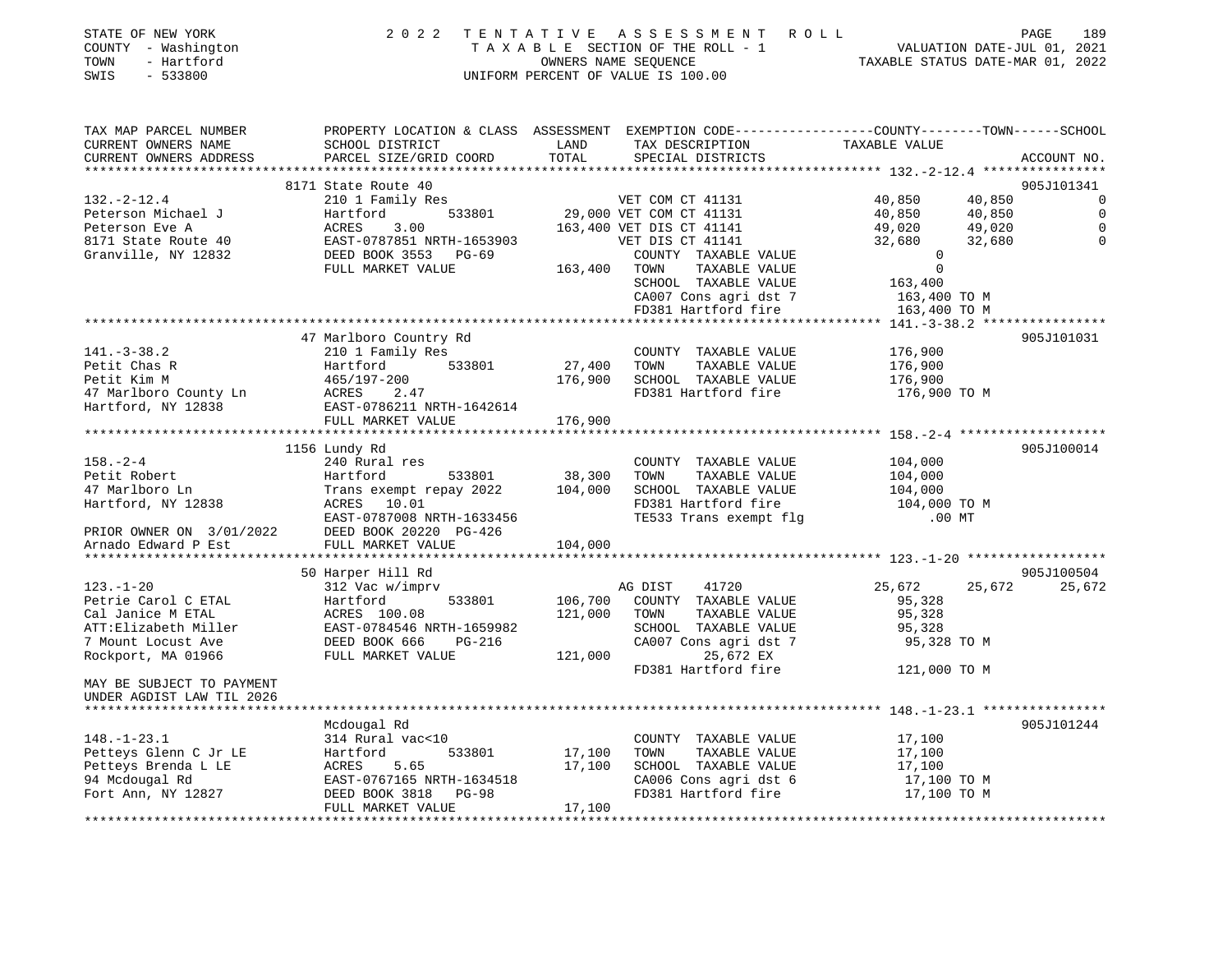STATE OF NEW YORK
COUNTY - Washington
TOWN - Hartford
SWIS - 533800

# 2022 TENTATIVE ASSESSMENT ROLL

TAXABLE SECTION OF THE ROLL - 1
OWNERS NAME SEQUENCE
UNIFORM PERCENT OF VALUE IS 100.00

VALUATION DATE-JUL 01, 2021
TAXABLE STATUS DATE-MAR 01, 2022

```
TAX MAP PARCEL NUMBER     PROPERTY LOCATION & CLASS  ASSESSMENT  EXEMPTION CODE-----------------COUNTY--------TOWN------SCHOOL
CURRENT OWNERS NAME       SCHOOL DISTRICT              LAND      TAX DESCRIPTION             TAXABLE VALUE
CURRENT OWNERS ADDRESS    PARCEL SIZE/GRID COORD       TOTAL     SPECIAL DISTRICTS                                        ACCOUNT NO.
******************************************************************************************************* 132.-2-12.4 ****************
                          8171 State Route 40                                                                               905J101341
132.-2-12.4               210 1 Family Res                      VET COM CT 41131             40,850       40,850              0
Peterson Michael J        Hartford         533801       29,000 VET COM CT 41131              40,850       40,850              0
Peterson Eve A            ACRES     3.00               163,400 VET DIS CT 41141              49,020       49,020              0
8171 State Route 40       EAST-0787851 NRTH-1653903             VET DIS CT 41141             32,680       32,680              0
Granville, NY 12832       DEED BOOK 3553   PG-69                 COUNTY  TAXABLE VALUE            0
                          FULL MARKET VALUE            163,400   TOWN    TAXABLE VALUE            0
                                                                 SCHOOL  TAXABLE VALUE      163,400
                                                                 CA007 Cons agri dst 7      163,400 TO M
                                                                 FD381 Hartford fire        163,400 TO M
******************************************************************************************************* 141.-3-38.2 ****************
                          47 Marlboro Country Rd                                                                            905J101031
141.-3-38.2               210 1 Family Res                       COUNTY  TAXABLE VALUE      176,900
Petit Chas R              Hartford         533801       27,400   TOWN    TAXABLE VALUE      176,900
Petit Kim M               465/197-200                  176,900   SCHOOL  TAXABLE VALUE      176,900
47 Marlboro County Ln     ACRES     2.47                         FD381 Hartford fire        176,900 TO M
Hartford, NY 12838        EAST-0786211 NRTH-1642614
                          FULL MARKET VALUE            176,900
******************************************************************************************************* 158.-2-4 *******************
                          1156 Lundy Rd                                                                                     905J100014
158.-2-4                  240 Rural res                          COUNTY  TAXABLE VALUE      104,000
Petit Robert              Hartford         533801       38,300   TOWN    TAXABLE VALUE      104,000
47 Marlboro Ln            Trans exempt repay 2022      104,000   SCHOOL  TAXABLE VALUE      104,000
Hartford, NY 12838        ACRES    10.01                         FD381 Hartford fire        104,000 TO M
                          EAST-0787008 NRTH-1633456              TE533 Trans exempt flg         .00 MT
PRIOR OWNER ON 3/01/2022  DEED BOOK 20220 PG-426
Arnado Edward P Est       FULL MARKET VALUE            104,000
******************************************************************************************************* 123.-1-20 ******************
                          50 Harper Hill Rd                                                                                 905J100504
123.-1-20                 312 Vac w/imprv                        AG DIST    41720            25,672       25,672         25,672
Petrie Carol C ETAL       Hartford         533801      106,700   COUNTY  TAXABLE VALUE       95,328
Cal Janice M ETAL         ACRES  100.08                121,000   TOWN    TAXABLE VALUE       95,328
ATT:Elizabeth Miller      EAST-0784546 NRTH-1659982              SCHOOL  TAXABLE VALUE       95,328
7 Mount Locust Ave        DEED BOOK 666    PG-216                CA007 Cons agri dst 7       95,328 TO M
Rockport, MA 01966        FULL MARKET VALUE            121,000          25,672 EX
                                                                 FD381 Hartford fire        121,000 TO M
MAY BE SUBJECT TO PAYMENT
UNDER AGDIST LAW TIL 2026
******************************************************************************************************* 148.-1-23.1 ****************
                          Mcdougal Rd                                                                                       905J101244
148.-1-23.1               314 Rural vac<10                       COUNTY  TAXABLE VALUE       17,100
Petteys Glenn C Jr LE     Hartford         533801       17,100   TOWN    TAXABLE VALUE       17,100
Petteys Brenda L LE       ACRES     5.65                17,100   SCHOOL  TAXABLE VALUE       17,100
94 Mcdougal Rd            EAST-0767165 NRTH-1634518              CA006 Cons agri dst 6       17,100 TO M
Fort Ann, NY 12827        DEED BOOK 3818   PG-98                 FD381 Hartford fire         17,100 TO M
                          FULL MARKET VALUE             17,100
************************************************************************************************************************************
```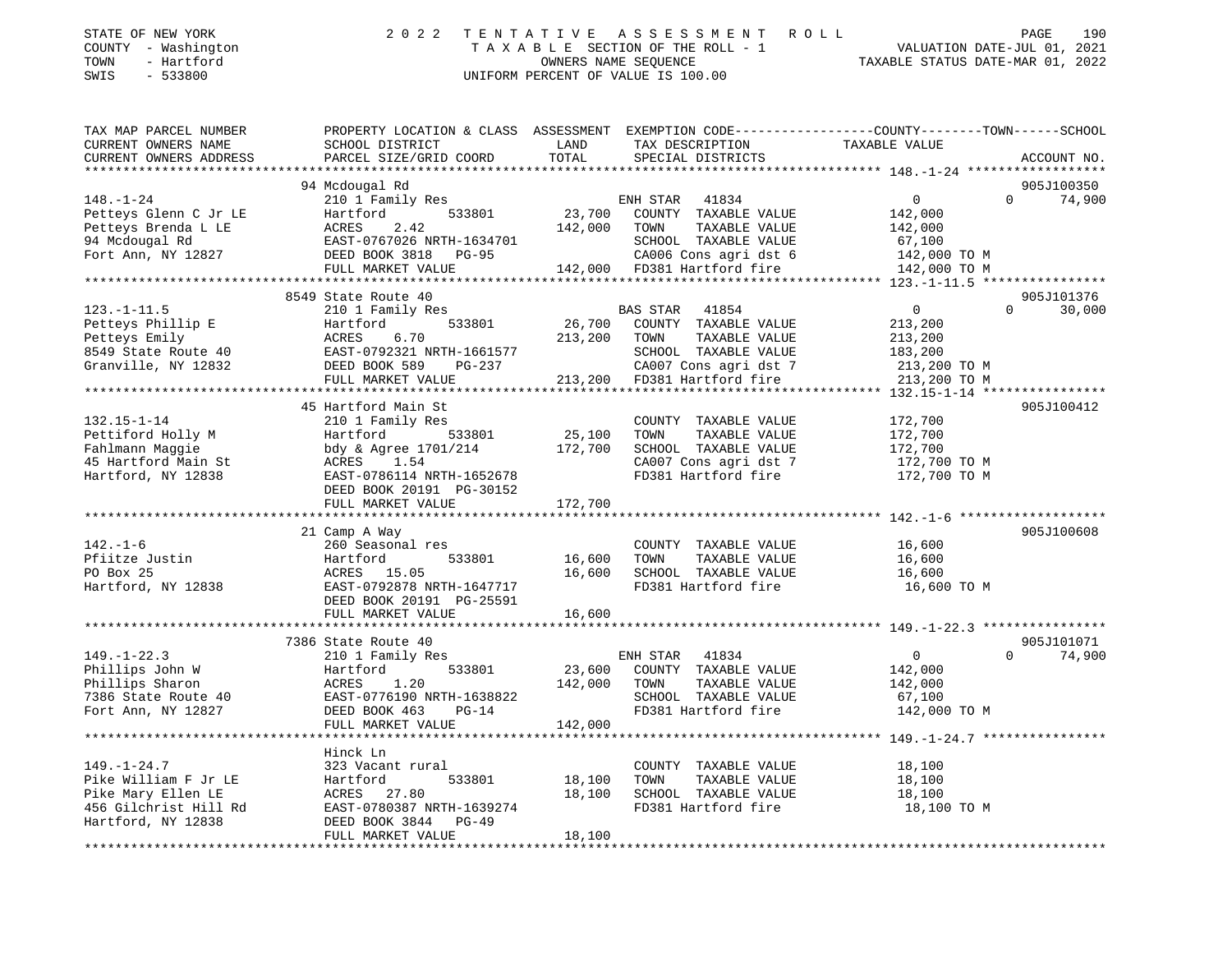STATE OF NEW YORK — 2022 TENTATIVE ASSESSMENT ROLL
COUNTY - Washington — TAXABLE SECTION OF THE ROLL - 1 — VALUATION DATE-JUL 01, 2021
TOWN - Hartford — OWNERS NAME SEQUENCE — TAXABLE STATUS DATE-MAR 01, 2022
SWIS - 533800 — UNIFORM PERCENT OF VALUE IS 100.00

| TAX MAP PARCEL NUMBER / CURRENT OWNERS NAME / CURRENT OWNERS ADDRESS | PROPERTY LOCATION & CLASS / SCHOOL DISTRICT / PARCEL SIZE/GRID COORD | ASSESSMENT LAND | TOTAL | EXEMPTION CODE / TAX DESCRIPTION / SPECIAL DISTRICTS | COUNTY TAXABLE VALUE | TOWN | SCHOOL / ACCOUNT NO. |
|---|---|---|---|---|---|---|---|
| 148.-1-24 | 94 Mcdougal Rd | | | | | | 905J100350 |
| | 210 1 Family Res | | | ENH STAR 41834 | 0 | 0 | 74,900 |
| Petteys Glenn C Jr LE | Hartford 533801 | 23,700 | | COUNTY TAXABLE VALUE | 142,000 | | |
| Petteys Brenda L LE | ACRES 2.42 | | 142,000 | TOWN TAXABLE VALUE | 142,000 | | |
| 94 Mcdougal Rd | EAST-0767026 NRTH-1634701 | | | SCHOOL TAXABLE VALUE | 67,100 | | |
| Fort Ann, NY 12827 | DEED BOOK 3818 PG-95 | | | CA006 Cons agri dst 6 | 142,000 TO M | | |
| | FULL MARKET VALUE | | 142,000 | FD381 Hartford fire | 142,000 TO M | | |
| 123.-1-11.5 | 8549 State Route 40 | | | | | | 905J101376 |
| | 210 1 Family Res | | | BAS STAR 41854 | 0 | 0 | 30,000 |
| Petteys Phillip E | Hartford 533801 | 26,700 | | COUNTY TAXABLE VALUE | 213,200 | | |
| Petteys Emily | ACRES 6.70 | | 213,200 | TOWN TAXABLE VALUE | 213,200 | | |
| 8549 State Route 40 | EAST-0792321 NRTH-1661577 | | | SCHOOL TAXABLE VALUE | 183,200 | | |
| Granville, NY 12832 | DEED BOOK 589 PG-237 | | | CA007 Cons agri dst 7 | 213,200 TO M | | |
| | FULL MARKET VALUE | | 213,200 | FD381 Hartford fire | 213,200 TO M | | |
| 132.15-1-14 | 45 Hartford Main St | | | | | | 905J100412 |
| | 210 1 Family Res | | | COUNTY TAXABLE VALUE | 172,700 | | |
| Pettiford Holly M | Hartford 533801 | 25,100 | | TOWN TAXABLE VALUE | 172,700 | | |
| Fahlmann Maggie | bdy & Agree 1701/214 | | 172,700 | SCHOOL TAXABLE VALUE | 172,700 | | |
| 45 Hartford Main St | ACRES 1.54 | | | CA007 Cons agri dst 7 | 172,700 TO M | | |
| Hartford, NY 12838 | EAST-0786114 NRTH-1652678 | | | FD381 Hartford fire | 172,700 TO M | | |
| | DEED BOOK 20191 PG-30152 | | | | | | |
| | FULL MARKET VALUE | | 172,700 | | | | |
| 142.-1-6 | 21 Camp A Way | | | | | | 905J100608 |
| | 260 Seasonal res | | | COUNTY TAXABLE VALUE | 16,600 | | |
| Pfiitze Justin | Hartford 533801 | 16,600 | | TOWN TAXABLE VALUE | 16,600 | | |
| PO Box 25 | ACRES 15.05 | | 16,600 | SCHOOL TAXABLE VALUE | 16,600 | | |
| Hartford, NY 12838 | EAST-0792878 NRTH-1647717 | | | FD381 Hartford fire | 16,600 TO M | | |
| | DEED BOOK 20191 PG-25591 | | | | | | |
| | FULL MARKET VALUE | | 16,600 | | | | |
| 149.-1-22.3 | 7386 State Route 40 | | | | | | 905J101071 |
| | 210 1 Family Res | | | ENH STAR 41834 | 0 | 0 | 74,900 |
| Phillips John W | Hartford 533801 | 23,600 | | COUNTY TAXABLE VALUE | 142,000 | | |
| Phillips Sharon | ACRES 1.20 | | 142,000 | TOWN TAXABLE VALUE | 142,000 | | |
| 7386 State Route 40 | EAST-0776190 NRTH-1638822 | | | SCHOOL TAXABLE VALUE | 67,100 | | |
| Fort Ann, NY 12827 | DEED BOOK 463 PG-14 | | | FD381 Hartford fire | 142,000 TO M | | |
| | FULL MARKET VALUE | | 142,000 | | | | |
| 149.-1-24.7 | Hinck Ln | | | | | | |
| | 323 Vacant rural | | | COUNTY TAXABLE VALUE | 18,100 | | |
| Pike William F Jr LE | Hartford 533801 | 18,100 | | TOWN TAXABLE VALUE | 18,100 | | |
| Pike Mary Ellen LE | ACRES 27.80 | | 18,100 | SCHOOL TAXABLE VALUE | 18,100 | | |
| 456 Gilchrist Hill Rd | EAST-0780387 NRTH-1639274 | | | FD381 Hartford fire | 18,100 TO M | | |
| Hartford, NY 12838 | DEED BOOK 3844 PG-49 | | | | | | |
| | FULL MARKET VALUE | | 18,100 | | | | |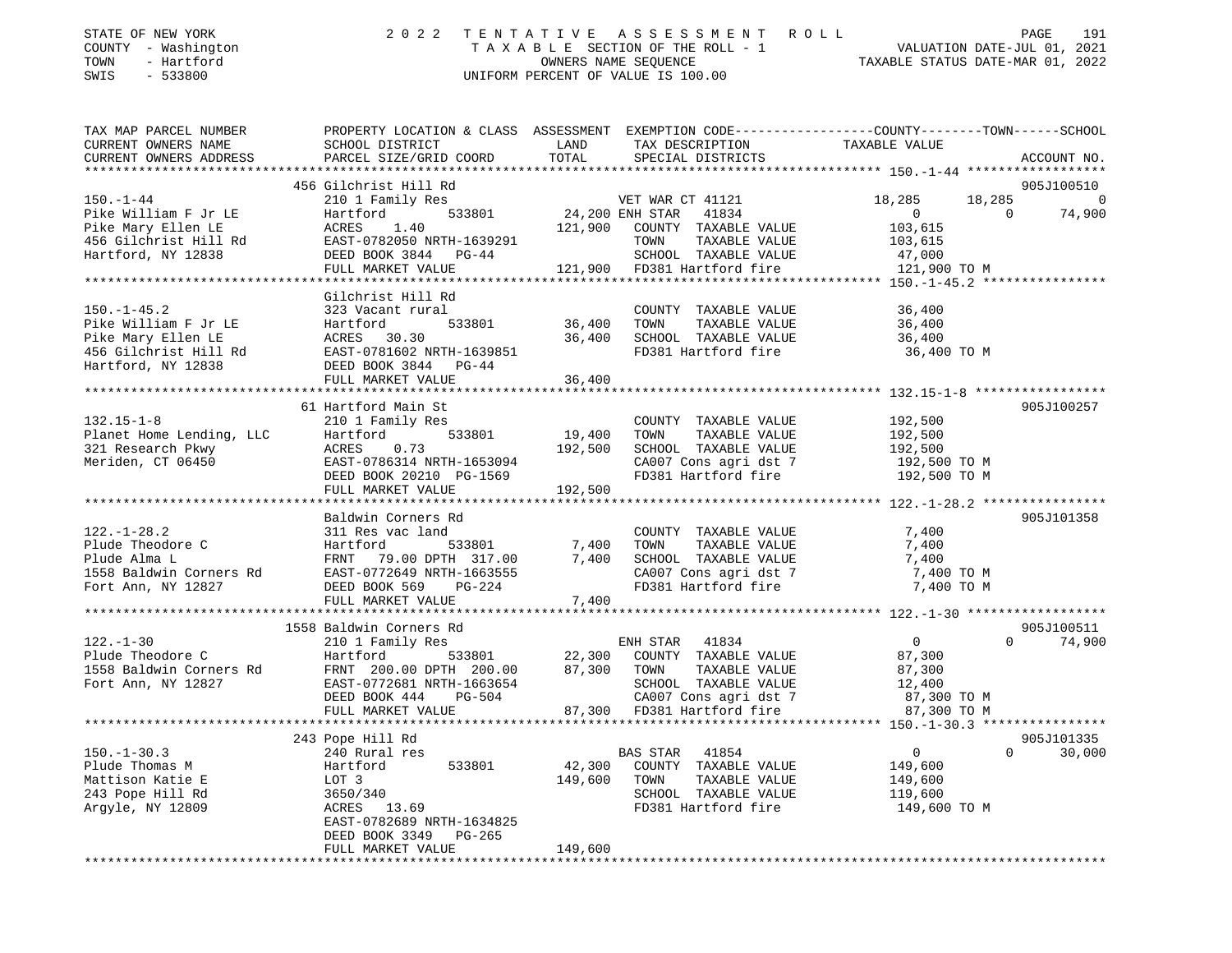STATE OF NEW YORK
COUNTY - Washington
TOWN - Hartford
SWIS - 533800

# 2022 TENTATIVE ASSESSMENT ROLL
TAXABLE SECTION OF THE ROLL - 1
OWNERS NAME SEQUENCE
UNIFORM PERCENT OF VALUE IS 100.00

VALUATION DATE-JUL 01, 2021
TAXABLE STATUS DATE-MAR 01, 2022

```
TAX MAP PARCEL NUMBER          PROPERTY LOCATION & CLASS  ASSESSMENT  EXEMPTION CODE------------------COUNTY--------TOWN------SCHOOL
CURRENT OWNERS NAME            SCHOOL DISTRICT               LAND      TAX DESCRIPTION              TAXABLE VALUE
CURRENT OWNERS ADDRESS         PARCEL SIZE/GRID COORD        TOTAL     SPECIAL DISTRICTS                                          ACCOUNT NO.
************************************************************************************************************ 150.-1-44 ******************
                               456 Gilchrist Hill Rd                                                                           905J100510
150.-1-44                      210 1 Family Res                        VET WAR CT 41121           18,285      18,285           0
Pike William F Jr LE           Hartford       533801      24,200 ENH STAR  41834                   0           0          74,900
Pike Mary Ellen LE             ACRES    1.40              121,900   COUNTY  TAXABLE VALUE           103,615
456 Gilchrist Hill Rd          EAST-0782050 NRTH-1639291            TOWN    TAXABLE VALUE           103,615
Hartford, NY 12838             DEED BOOK 3844   PG-44               SCHOOL  TAXABLE VALUE            47,000
                               FULL MARKET VALUE          121,900   FD381 Hartford fire             121,900 TO M
************************************************************************************************************ 150.-1-45.2 ****************
                               Gilchrist Hill Rd
150.-1-45.2                    323 Vacant rural                        COUNTY  TAXABLE VALUE            36,400
Pike William F Jr LE           Hartford       533801      36,400    TOWN    TAXABLE VALUE            36,400
Pike Mary Ellen LE             ACRES   30.30               36,400    SCHOOL  TAXABLE VALUE            36,400
456 Gilchrist Hill Rd          EAST-0781602 NRTH-1639851            FD381 Hartford fire              36,400 TO M
Hartford, NY 12838             DEED BOOK 3844   PG-44
                               FULL MARKET VALUE           36,400
************************************************************************************************************ 132.15-1-8 *****************
                               61 Hartford Main St                                                                             905J100257
132.15-1-8                     210 1 Family Res                        COUNTY  TAXABLE VALUE           192,500
Planet Home Lending, LLC       Hartford       533801      19,400    TOWN    TAXABLE VALUE           192,500
321 Research Pkwy              ACRES    0.73              192,500    SCHOOL  TAXABLE VALUE           192,500
Meriden, CT 06450              EAST-0786314 NRTH-1653094            CA007 Cons agri dst 7           192,500 TO M
                               DEED BOOK 20210 PG-1569              FD381 Hartford fire             192,500 TO M
                               FULL MARKET VALUE          192,500
************************************************************************************************************ 122.-1-28.2 ****************
                               Baldwin Corners Rd                                                                              905J101358
122.-1-28.2                    311 Res vac land                        COUNTY  TAXABLE VALUE             7,400
Plude Theodore C               Hartford       533801       7,400    TOWN    TAXABLE VALUE             7,400
Plude Alma L                   FRNT   79.00 DPTH 317.00      7,400    SCHOOL  TAXABLE VALUE             7,400
1558 Baldwin Corners Rd        EAST-0772649 NRTH-1663555            CA007 Cons agri dst 7             7,400 TO M
Fort Ann, NY 12827             DEED BOOK 569    PG-224              FD381 Hartford fire               7,400 TO M
                               FULL MARKET VALUE            7,400
************************************************************************************************************ 122.-1-30 ******************
                               1558 Baldwin Corners Rd                                                                         905J100511
122.-1-30                      210 1 Family Res                        ENH STAR  41834                   0           0          74,900
Plude Theodore C               Hartford       533801      22,300    COUNTY  TAXABLE VALUE            87,300
1558 Baldwin Corners Rd        FRNT  200.00 DPTH 200.00     87,300    TOWN    TAXABLE VALUE            87,300
Fort Ann, NY 12827             EAST-0772681 NRTH-1663654            SCHOOL  TAXABLE VALUE            12,400
                               DEED BOOK 444    PG-504              CA007 Cons agri dst 7            87,300 TO M
                               FULL MARKET VALUE           87,300   FD381 Hartford fire              87,300 TO M
************************************************************************************************************ 150.-1-30.3 ****************
                               243 Pope Hill Rd                                                                                905J101335
150.-1-30.3                    240 Rural res                           BAS STAR  41854                   0           0          30,000
Plude Thomas M                 Hartford       533801      42,300    COUNTY  TAXABLE VALUE           149,600
Mattison Katie E               LOT 3                      149,600    TOWN    TAXABLE VALUE           149,600
243 Pope Hill Rd               3650/340                              SCHOOL  TAXABLE VALUE           119,600
Argyle, NY 12809               ACRES   13.69                         FD381 Hartford fire             149,600 TO M
                               EAST-0782689 NRTH-1634825
                               DEED BOOK 3349   PG-265
                               FULL MARKET VALUE          149,600
******************************************************************************************************************************************
```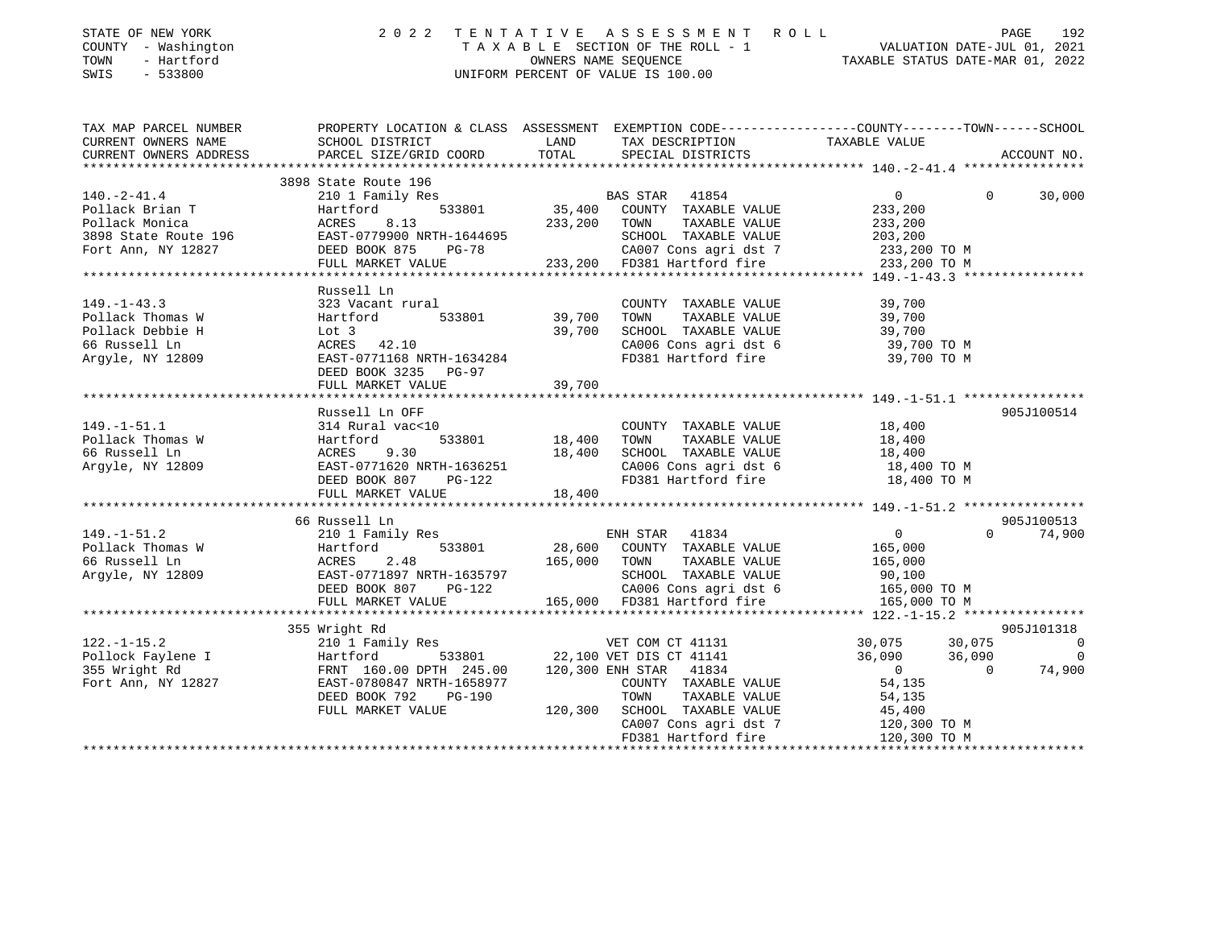STATE OF NEW YORK
COUNTY - Washington
TOWN - Hartford
SWIS - 533800

# 2022 TENTATIVE ASSESSMENT ROLL

TAXABLE SECTION OF THE ROLL - 1
OWNERS NAME SEQUENCE
UNIFORM PERCENT OF VALUE IS 100.00

VALUATION DATE-JUL 01, 2021
TAXABLE STATUS DATE-MAR 01, 2022

| TAX MAP PARCEL NUMBER / CURRENT OWNERS NAME / CURRENT OWNERS ADDRESS | PROPERTY LOCATION & CLASS / SCHOOL DISTRICT / PARCEL SIZE/GRID COORD | ASSESSMENT LAND / TOTAL | EXEMPTION CODE / TAX DESCRIPTION / SPECIAL DISTRICTS | COUNTY TAXABLE VALUE | TOWN | SCHOOL / ACCOUNT NO. |
|---|---|---|---|---|---|---|
| **140.-2-41.4** | 3898 State Route 196 | | | | | |
| 140.-2-41.4 | 210 1 Family Res | | BAS STAR 41854 | 0 | 0 | 30,000 |
| Pollack Brian T | Hartford 533801 | 35,400 | COUNTY TAXABLE VALUE | 233,200 | | |
| Pollack Monica | ACRES 8.13 | 233,200 | TOWN TAXABLE VALUE | 233,200 | | |
| 3898 State Route 196 | EAST-0779900 NRTH-1644695 | | SCHOOL TAXABLE VALUE | 203,200 | | |
| Fort Ann, NY 12827 | DEED BOOK 875 PG-78 | | CA007 Cons agri dst 7 | 233,200 TO M | | |
| | FULL MARKET VALUE | 233,200 | FD381 Hartford fire | 233,200 TO M | | |
| **149.-1-43.3** | Russell Ln | | | | | |
| 149.-1-43.3 | 323 Vacant rural | | COUNTY TAXABLE VALUE | 39,700 | | |
| Pollack Thomas W | Hartford 533801 | 39,700 | TOWN TAXABLE VALUE | 39,700 | | |
| Pollack Debbie H | Lot 3 | 39,700 | SCHOOL TAXABLE VALUE | 39,700 | | |
| 66 Russell Ln | ACRES 42.10 | | CA006 Cons agri dst 6 | 39,700 TO M | | |
| Argyle, NY 12809 | EAST-0771168 NRTH-1634284 | | FD381 Hartford fire | 39,700 TO M | | |
| | DEED BOOK 3235 PG-97 | | | | | |
| | FULL MARKET VALUE | 39,700 | | | | |
| **149.-1-51.1** | Russell Ln OFF | | | | | 905J100514 |
| 149.-1-51.1 | 314 Rural vac<10 | | COUNTY TAXABLE VALUE | 18,400 | | |
| Pollack Thomas W | Hartford 533801 | 18,400 | TOWN TAXABLE VALUE | 18,400 | | |
| 66 Russell Ln | ACRES 9.30 | 18,400 | SCHOOL TAXABLE VALUE | 18,400 | | |
| Argyle, NY 12809 | EAST-0771620 NRTH-1636251 | | CA006 Cons agri dst 6 | 18,400 TO M | | |
| | DEED BOOK 807 PG-122 | | FD381 Hartford fire | 18,400 TO M | | |
| | FULL MARKET VALUE | 18,400 | | | | |
| **149.-1-51.2** | 66 Russell Ln | | | | | 905J100513 |
| 149.-1-51.2 | 210 1 Family Res | | ENH STAR 41834 | 0 | 0 | 74,900 |
| Pollack Thomas W | Hartford 533801 | 28,600 | COUNTY TAXABLE VALUE | 165,000 | | |
| 66 Russell Ln | ACRES 2.48 | 165,000 | TOWN TAXABLE VALUE | 165,000 | | |
| Argyle, NY 12809 | EAST-0771897 NRTH-1635797 | | SCHOOL TAXABLE VALUE | 90,100 | | |
| | DEED BOOK 807 PG-122 | | CA006 Cons agri dst 6 | 165,000 TO M | | |
| | FULL MARKET VALUE | 165,000 | FD381 Hartford fire | 165,000 TO M | | |
| **122.-1-15.2** | 355 Wright Rd | | | | | 905J101318 |
| 122.-1-15.2 | 210 1 Family Res | | VET COM CT 41131 | 30,075 | 30,075 | 0 |
| Pollock Faylene I | Hartford 533801 | 22,100 | VET DIS CT 41141 | 36,090 | 36,090 | 0 |
| 355 Wright Rd | FRNT 160.00 DPTH 245.00 | 120,300 | ENH STAR 41834 | 0 | 0 | 74,900 |
| Fort Ann, NY 12827 | EAST-0780847 NRTH-1658977 | | COUNTY TAXABLE VALUE | 54,135 | | |
| | DEED BOOK 792 PG-190 | | TOWN TAXABLE VALUE | 54,135 | | |
| | FULL MARKET VALUE | 120,300 | SCHOOL TAXABLE VALUE | 45,400 | | |
| | | | CA007 Cons agri dst 7 | 120,300 TO M | | |
| | | | FD381 Hartford fire | 120,300 TO M | | |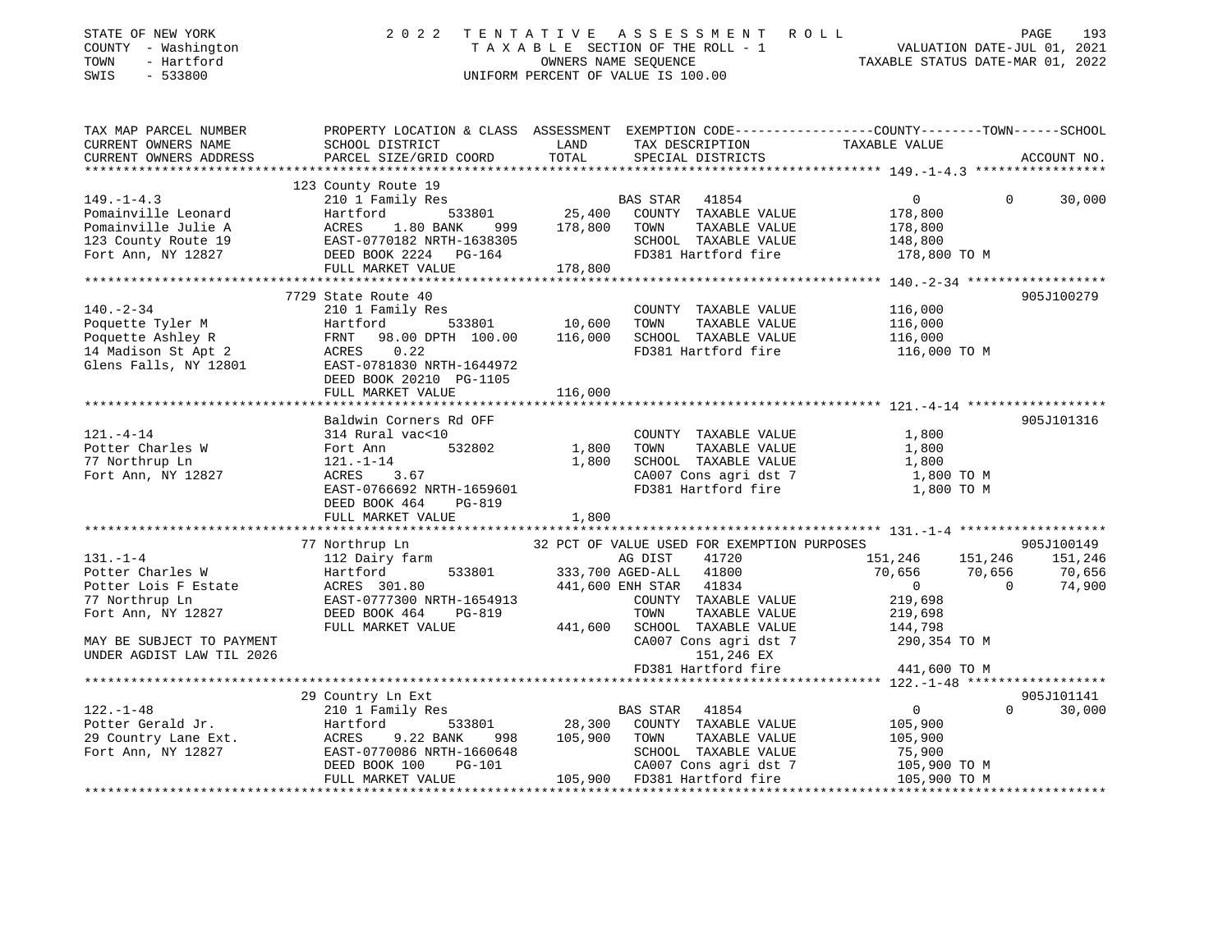STATE OF NEW YORK
COUNTY - Washington
TOWN - Hartford
SWIS - 533800

2022 TENTATIVE ASSESSMENT ROLL
TAXABLE SECTION OF THE ROLL - 1
OWNERS NAME SEQUENCE
UNIFORM PERCENT OF VALUE IS 100.00

VALUATION DATE-JUL 01, 2021
TAXABLE STATUS DATE-MAR 01, 2022

```
TAX MAP PARCEL NUMBER       PROPERTY LOCATION & CLASS  ASSESSMENT  EXEMPTION CODE-----------------COUNTY--------TOWN------SCHOOL
CURRENT OWNERS NAME         SCHOOL DISTRICT              LAND       TAX DESCRIPTION              TAXABLE VALUE
CURRENT OWNERS ADDRESS      PARCEL SIZE/GRID COORD       TOTAL      SPECIAL DISTRICTS                                    ACCOUNT NO.
******************************************************************************************************* 149.-1-4.3 *****************
                            123 County Route 19
149.-1-4.3                  210 1 Family Res                         BAS STAR   41854                 0          0       30,000
Pomainville Leonard         Hartford        533801        25,400     COUNTY  TAXABLE VALUE           178,800
Pomainville Julie A         ACRES    1.80 BANK    999    178,800     TOWN    TAXABLE VALUE           178,800
123 County Route 19         EAST-0770182 NRTH-1638305                SCHOOL  TAXABLE VALUE           148,800
Fort Ann, NY 12827          DEED BOOK 2224   PG-164                  FD381 Hartford fire              178,800 TO M
                            FULL MARKET VALUE            178,800
******************************************************************************************************* 140.-2-34 ******************
                            7729 State Route 40                                                                      905J100279
140.-2-34                   210 1 Family Res                         COUNTY  TAXABLE VALUE           116,000
Poquette Tyler M            Hartford        533801        10,600     TOWN    TAXABLE VALUE           116,000
Poquette Ashley R           FRNT   98.00 DPTH 100.00     116,000     SCHOOL  TAXABLE VALUE           116,000
14 Madison St Apt 2         ACRES    0.22                            FD381 Hartford fire              116,000 TO M
Glens Falls, NY 12801       EAST-0781830 NRTH-1644972
                            DEED BOOK 20210 PG-1105
                            FULL MARKET VALUE            116,000
******************************************************************************************************* 121.-4-14 ******************
                            Baldwin Corners Rd OFF                                                                   905J101316
121.-4-14                   314 Rural vac<10                         COUNTY  TAXABLE VALUE             1,800
Potter Charles W            Fort Ann        532802         1,800     TOWN    TAXABLE VALUE             1,800
77 Northrup Ln              121.-1-14                      1,800     SCHOOL  TAXABLE VALUE             1,800
Fort Ann, NY 12827          ACRES    3.67                            CA007 Cons agri dst 7              1,800 TO M
                            EAST-0766692 NRTH-1659601                FD381 Hartford fire                1,800 TO M
                            DEED BOOK 464    PG-819
                            FULL MARKET VALUE              1,800
******************************************************************************************************* 131.-1-4 *******************
                            77 Northrup Ln                32 PCT OF VALUE USED FOR EXEMPTION PURPOSES                 905J100149
131.-1-4                    112 Dairy farm                           AG DIST    41720           151,246    151,246    151,246
Potter Charles W            Hartford        533801       333,700 AGED-ALL   41800            70,656     70,656     70,656
Potter Lois F Estate        ACRES  301.80                441,600 ENH STAR   41834                 0          0     74,900
77 Northrup Ln              EAST-0777300 NRTH-1654913                COUNTY  TAXABLE VALUE           219,698
Fort Ann, NY 12827          DEED BOOK 464    PG-819                  TOWN    TAXABLE VALUE           219,698
                            FULL MARKET VALUE            441,600     SCHOOL  TAXABLE VALUE           144,798
MAY BE SUBJECT TO PAYMENT                                            CA007 Cons agri dst 7            290,354 TO M
UNDER AGDIST LAW TIL 2026                                                 151,246 EX
                                                                     FD381 Hartford fire              441,600 TO M
******************************************************************************************************* 122.-1-48 ******************
                            29 Country Ln Ext                                                                        905J101141
122.-1-48                   210 1 Family Res                         BAS STAR   41854                 0          0       30,000
Potter Gerald Jr.           Hartford        533801        28,300     COUNTY  TAXABLE VALUE           105,900
29 Country Lane Ext.        ACRES    9.22 BANK    998    105,900     TOWN    TAXABLE VALUE           105,900
Fort Ann, NY 12827          EAST-0770086 NRTH-1660648                SCHOOL  TAXABLE VALUE            75,900
                            DEED BOOK 100    PG-101                  CA007 Cons agri dst 7            105,900 TO M
                            FULL MARKET VALUE            105,900     FD381 Hartford fire              105,900 TO M
************************************************************************************************************************************
```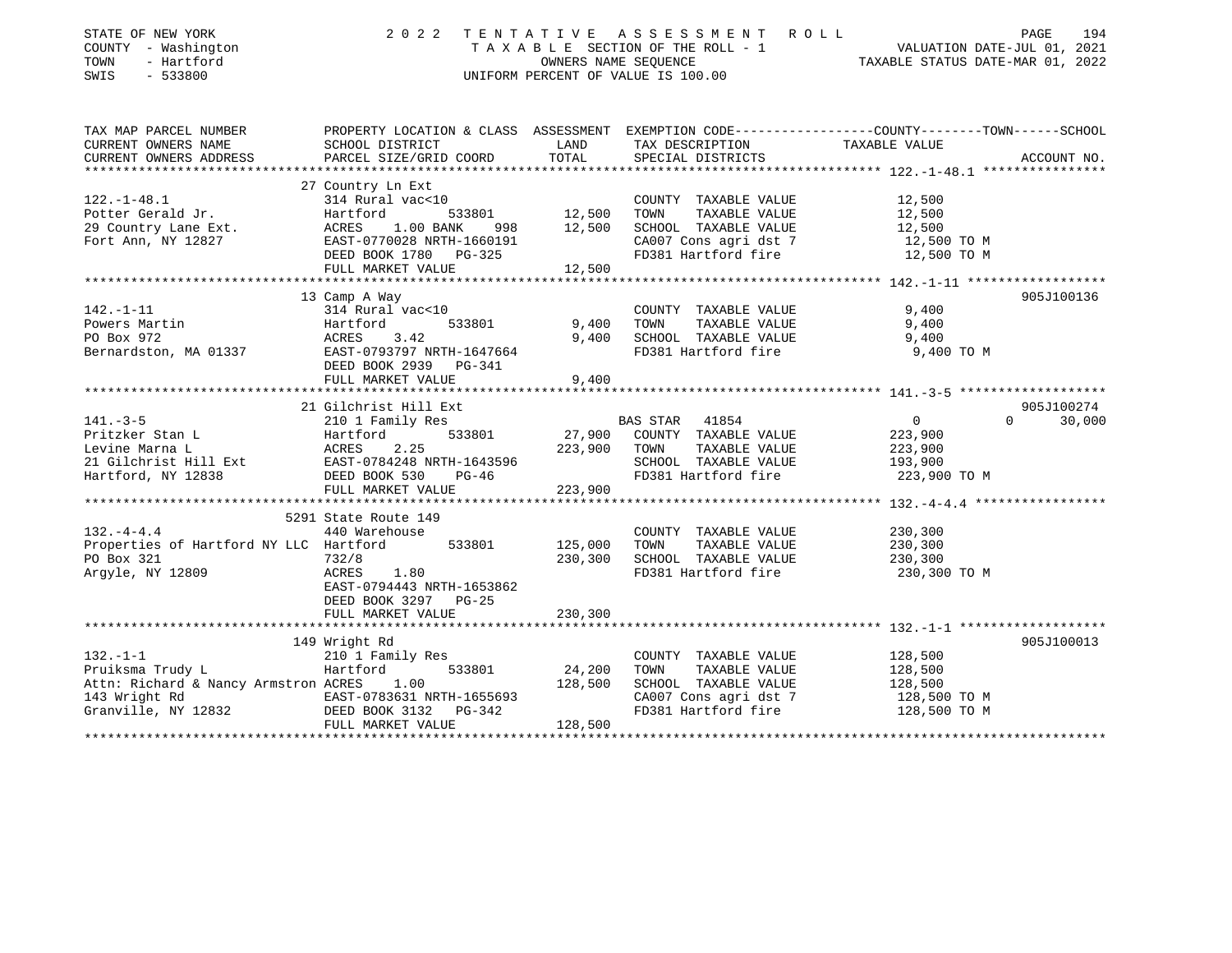STATE OF NEW YORK
COUNTY - Washington
TOWN - Hartford
SWIS - 533800

2022 TENTATIVE ASSESSMENT ROLL
TAXABLE SECTION OF THE ROLL - 1
OWNERS NAME SEQUENCE
UNIFORM PERCENT OF VALUE IS 100.00

VALUATION DATE-JUL 01, 2021
TAXABLE STATUS DATE-MAR 01, 2022

| TAX MAP PARCEL NUMBER / CURRENT OWNERS NAME / CURRENT OWNERS ADDRESS | PROPERTY LOCATION & CLASS / SCHOOL DISTRICT / PARCEL SIZE/GRID COORD | ASSESSMENT LAND | TOTAL | EXEMPTION CODE / TAX DESCRIPTION / SPECIAL DISTRICTS | COUNTY--------TOWN------SCHOOL TAXABLE VALUE | ACCOUNT NO. |
|---|---|---|---|---|---|---|
| 122.-1-48.1 | 27 Country Ln Ext | | | | | |
| 122.-1-48.1 | 314 Rural vac<10 | | | COUNTY TAXABLE VALUE | 12,500 | |
| Potter Gerald Jr. | Hartford 533801 | 12,500 | | TOWN TAXABLE VALUE | 12,500 | |
| 29 Country Lane Ext. | ACRES 1.00 BANK 998 | | 12,500 | SCHOOL TAXABLE VALUE | 12,500 | |
| Fort Ann, NY 12827 | EAST-0770028 NRTH-1660191 | | | CA007 Cons agri dst 7 | 12,500 TO M | |
| | DEED BOOK 1780 PG-325 | | | FD381 Hartford fire | 12,500 TO M | |
| | FULL MARKET VALUE | | 12,500 | | | |
| 142.-1-11 | 13 Camp A Way | | | | | 905J100136 |
| 142.-1-11 | 314 Rural vac<10 | | | COUNTY TAXABLE VALUE | 9,400 | |
| Powers Martin | Hartford 533801 | 9,400 | | TOWN TAXABLE VALUE | 9,400 | |
| PO Box 972 | ACRES 3.42 | | 9,400 | SCHOOL TAXABLE VALUE | 9,400 | |
| Bernardston, MA 01337 | EAST-0793797 NRTH-1647664 | | | FD381 Hartford fire | 9,400 TO M | |
| | DEED BOOK 2939 PG-341 | | | | | |
| | FULL MARKET VALUE | | 9,400 | | | |
| 141.-3-5 | 21 Gilchrist Hill Ext | | | | | 905J100274 |
| 141.-3-5 | 210 1 Family Res | | | BAS STAR 41854 | 0 0 30,000 | |
| Pritzker Stan L | Hartford 533801 | 27,900 | | COUNTY TAXABLE VALUE | 223,900 | |
| Levine Marna L | ACRES 2.25 | | 223,900 | TOWN TAXABLE VALUE | 223,900 | |
| 21 Gilchrist Hill Ext | EAST-0784248 NRTH-1643596 | | | SCHOOL TAXABLE VALUE | 193,900 | |
| Hartford, NY 12838 | DEED BOOK 530 PG-46 | | | FD381 Hartford fire | 223,900 TO M | |
| | FULL MARKET VALUE | | 223,900 | | | |
| 132.-4-4.4 | 5291 State Route 149 | | | | | |
| 132.-4-4.4 | 440 Warehouse | | | COUNTY TAXABLE VALUE | 230,300 | |
| Properties of Hartford NY LLC | Hartford 533801 | 125,000 | | TOWN TAXABLE VALUE | 230,300 | |
| PO Box 321 | 732/8 | | 230,300 | SCHOOL TAXABLE VALUE | 230,300 | |
| Argyle, NY 12809 | ACRES 1.80 | | | FD381 Hartford fire | 230,300 TO M | |
| | EAST-0794443 NRTH-1653862 | | | | | |
| | DEED BOOK 3297 PG-25 | | | | | |
| | FULL MARKET VALUE | | 230,300 | | | |
| 132.-1-1 | 149 Wright Rd | | | | | 905J100013 |
| 132.-1-1 | 210 1 Family Res | | | COUNTY TAXABLE VALUE | 128,500 | |
| Pruiksma Trudy L | Hartford 533801 | 24,200 | | TOWN TAXABLE VALUE | 128,500 | |
| Attn: Richard & Nancy Armstron | ACRES 1.00 | | 128,500 | SCHOOL TAXABLE VALUE | 128,500 | |
| 143 Wright Rd | EAST-0783631 NRTH-1655693 | | | CA007 Cons agri dst 7 | 128,500 TO M | |
| Granville, NY 12832 | DEED BOOK 3132 PG-342 | | | FD381 Hartford fire | 128,500 TO M | |
| | FULL MARKET VALUE | | 128,500 | | | |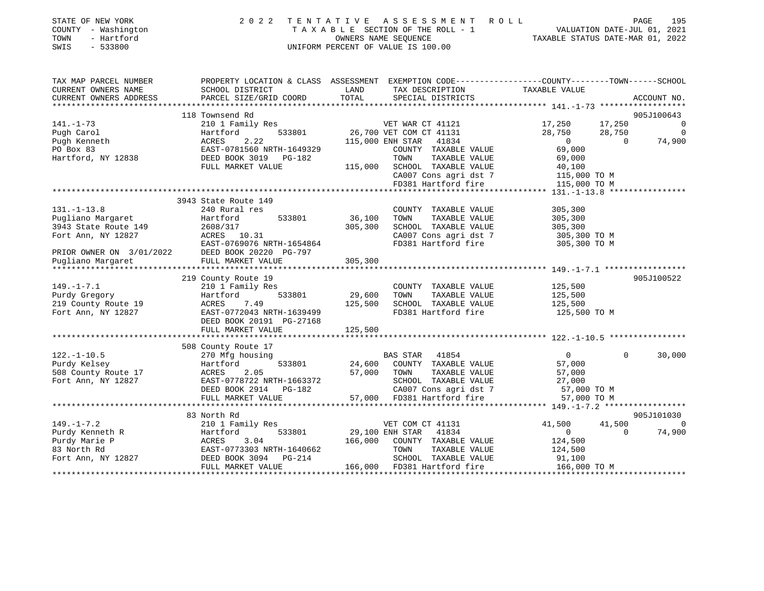STATE OF NEW YORK — COUNTY - Washington — TOWN - Hartford — SWIS - 533800

2022 TENTATIVE ASSESSMENT ROLL
TAXABLE SECTION OF THE ROLL - 1
OWNERS NAME SEQUENCE
UNIFORM PERCENT OF VALUE IS 100.00

VALUATION DATE-JUL 01, 2021
TAXABLE STATUS DATE-MAR 01, 2022

| TAX MAP PARCEL NUMBER / CURRENT OWNERS NAME / CURRENT OWNERS ADDRESS | PROPERTY LOCATION & CLASS / SCHOOL DISTRICT / PARCEL SIZE/GRID COORD | ASSESSMENT LAND | TOTAL | EXEMPTION CODE / TAX DESCRIPTION / SPECIAL DISTRICTS | COUNTY TAXABLE VALUE | TOWN | SCHOOL | ACCOUNT NO. |
|---|---|---|---|---|---|---|---|---|
| 141.-1-73 | 118 Townsend Rd | | | | | | | 905J100643 |
| 141.-1-73 | 210 1 Family Res | | | VET WAR CT 41121 | 17,250 | 17,250 | 0 | |
| Pugh Carol | Hartford 533801 | 26,700 | | VET COM CT 41131 | 28,750 | 28,750 | 0 | |
| Pugh Kenneth | ACRES 2.22 | | 115,000 | ENH STAR 41834 | 0 | 0 | 74,900 | |
| PO Box 83 | EAST-0781560 NRTH-1649329 | | | COUNTY TAXABLE VALUE | 69,000 | | | |
| Hartford, NY 12838 | DEED BOOK 3019 PG-182 | | | TOWN TAXABLE VALUE | 69,000 | | | |
| | FULL MARKET VALUE | | 115,000 | SCHOOL TAXABLE VALUE | 40,100 | | | |
| | | | | CA007 Cons agri dst 7 | 115,000 TO M | | | |
| | | | | FD381 Hartford fire | 115,000 TO M | | | |
| 131.-1-13.8 | 3943 State Route 149 | | | | | | | |
| 131.-1-13.8 | 240 Rural res | | | COUNTY TAXABLE VALUE | 305,300 | | | |
| Pugliano Margaret | Hartford 533801 | 36,100 | | TOWN TAXABLE VALUE | 305,300 | | | |
| 3943 State Route 149 | 2608/317 | | 305,300 | SCHOOL TAXABLE VALUE | 305,300 | | | |
| Fort Ann, NY 12827 | ACRES 10.31 | | | CA007 Cons agri dst 7 | 305,300 TO M | | | |
| | EAST-0769076 NRTH-1654864 | | | FD381 Hartford fire | 305,300 TO M | | | |
| PRIOR OWNER ON 3/01/2022 | DEED BOOK 20220 PG-797 | | | | | | | |
| Pugliano Margaret | FULL MARKET VALUE | | 305,300 | | | | | |
| 149.-1-7.1 | 219 County Route 19 | | | | | | | 905J100522 |
| 149.-1-7.1 | 210 1 Family Res | | | COUNTY TAXABLE VALUE | 125,500 | | | |
| Purdy Gregory | Hartford 533801 | 29,600 | | TOWN TAXABLE VALUE | 125,500 | | | |
| 219 County Route 19 | ACRES 7.49 | | 125,500 | SCHOOL TAXABLE VALUE | 125,500 | | | |
| Fort Ann, NY 12827 | EAST-0772043 NRTH-1639499 | | | FD381 Hartford fire | 125,500 TO M | | | |
| | DEED BOOK 20191 PG-27168 | | | | | | | |
| | FULL MARKET VALUE | | 125,500 | | | | | |
| 122.-1-10.5 | 508 County Route 17 | | | | | | | |
| 122.-1-10.5 | 270 Mfg housing | | | BAS STAR 41854 | 0 | 0 | 30,000 | |
| Purdy Kelsey | Hartford 533801 | 24,600 | | COUNTY TAXABLE VALUE | 57,000 | | | |
| 508 County Route 17 | ACRES 2.05 | | 57,000 | TOWN TAXABLE VALUE | 57,000 | | | |
| Fort Ann, NY 12827 | EAST-0778722 NRTH-1663372 | | | SCHOOL TAXABLE VALUE | 27,000 | | | |
| | DEED BOOK 2914 PG-182 | | | CA007 Cons agri dst 7 | 57,000 TO M | | | |
| | FULL MARKET VALUE | | 57,000 | FD381 Hartford fire | 57,000 TO M | | | |
| 149.-1-7.2 | 83 North Rd | | | | | | | 905J101030 |
| 149.-1-7.2 | 210 1 Family Res | | | VET COM CT 41131 | 41,500 | 41,500 | 0 | |
| Purdy Kenneth R | Hartford 533801 | 29,100 | | ENH STAR 41834 | 0 | 0 | 74,900 | |
| Purdy Marie P | ACRES 3.04 | | 166,000 | COUNTY TAXABLE VALUE | 124,500 | | | |
| 83 North Rd | EAST-0773303 NRTH-1640662 | | | TOWN TAXABLE VALUE | 124,500 | | | |
| Fort Ann, NY 12827 | DEED BOOK 3094 PG-214 | | | SCHOOL TAXABLE VALUE | 91,100 | | | |
| | FULL MARKET VALUE | | 166,000 | FD381 Hartford fire | 166,000 TO M | | | |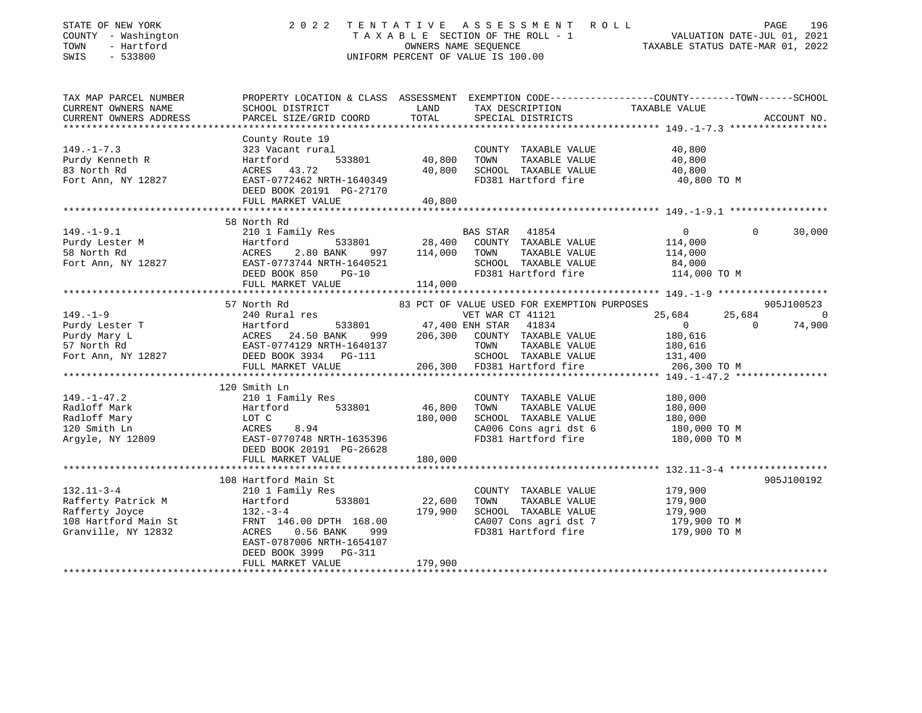STATE OF NEW YORK — 2022 TENTATIVE ASSESSMENT ROLL
COUNTY - Washington — TAXABLE SECTION OF THE ROLL - 1 — VALUATION DATE-JUL 01, 2021
TOWN - Hartford — OWNERS NAME SEQUENCE — TAXABLE STATUS DATE-MAR 01, 2022
SWIS - 533800 — UNIFORM PERCENT OF VALUE IS 100.00

```
TAX MAP PARCEL NUMBER     PROPERTY LOCATION & CLASS  ASSESSMENT  EXEMPTION CODE-----------------COUNTY--------TOWN------SCHOOL
CURRENT OWNERS NAME       SCHOOL DISTRICT               LAND      TAX DESCRIPTION            TAXABLE VALUE
CURRENT OWNERS ADDRESS    PARCEL SIZE/GRID COORD        TOTAL     SPECIAL DISTRICTS                                  ACCOUNT NO.
******************************************************************************************** 149.-1-7.3 *****************
                          County Route 19
149.-1-7.3                323 Vacant rural                        COUNTY  TAXABLE VALUE           40,800
Purdy Kenneth R           Hartford       533801        40,800     TOWN    TAXABLE VALUE           40,800
83 North Rd               ACRES  43.72                 40,800     SCHOOL  TAXABLE VALUE           40,800
Fort Ann, NY 12827        EAST-0772462 NRTH-1640349               FD381 Hartford fire              40,800 TO M
                          DEED BOOK 20191 PG-27170
                          FULL MARKET VALUE            40,800
******************************************************************************************** 149.-1-9.1 *****************
                          58 North Rd
149.-1-9.1                210 1 Family Res                        BAS STAR  41854                   0          0     30,000
Purdy Lester M            Hartford       533801        28,400     COUNTY  TAXABLE VALUE          114,000
58 North Rd               ACRES   2.80 BANK    997    114,000     TOWN    TAXABLE VALUE          114,000
Fort Ann, NY 12827        EAST-0773744 NRTH-1640521               SCHOOL  TAXABLE VALUE           84,000
                          DEED BOOK 850    PG-10                  FD381 Hartford fire             114,000 TO M
                          FULL MARKET VALUE           114,000
******************************************************************************************** 149.-1-9 *******************
                          57 North Rd                  83 PCT OF VALUE USED FOR EXEMPTION PURPOSES                   905J100523
149.-1-9                  240 Rural res                           VET WAR CT 41121              25,684     25,684          0
Purdy Lester T            Hartford       533801        47,400 ENH STAR  41834                   0          0     74,900
Purdy Mary L              ACRES  24.50 BANK    999    206,300     COUNTY  TAXABLE VALUE          180,616
57 North Rd               EAST-0774129 NRTH-1640137               TOWN    TAXABLE VALUE          180,616
Fort Ann, NY 12827        DEED BOOK 3934   PG-111                 SCHOOL  TAXABLE VALUE          131,400
                          FULL MARKET VALUE           206,300     FD381 Hartford fire             206,300 TO M
******************************************************************************************** 149.-1-47.2 ****************
                          120 Smith Ln
149.-1-47.2               210 1 Family Res                        COUNTY  TAXABLE VALUE          180,000
Radloff Mark              Hartford       533801        46,800     TOWN    TAXABLE VALUE          180,000
Radloff Mary              LOT C                       180,000     SCHOOL  TAXABLE VALUE          180,000
120 Smith Ln              ACRES   8.94                            CA006 Cons agri dst 6           180,000 TO M
Argyle, NY 12809          EAST-0770748 NRTH-1635396               FD381 Hartford fire             180,000 TO M
                          DEED BOOK 20191 PG-26628
                          FULL MARKET VALUE           180,000
******************************************************************************************** 132.11-3-4 *****************
                          108 Hartford Main St                                                                905J100192
132.11-3-4                210 1 Family Res                        COUNTY  TAXABLE VALUE          179,900
Rafferty Patrick M        Hartford       533801        22,600     TOWN    TAXABLE VALUE          179,900
Rafferty Joyce            132.-3-4                    179,900     SCHOOL  TAXABLE VALUE          179,900
108 Hartford Main St      FRNT 146.00 DPTH 168.00                 CA007 Cons agri dst 7           179,900 TO M
Granville, NY 12832       ACRES   0.56 BANK    999                FD381 Hartford fire             179,900 TO M
                          EAST-0787006 NRTH-1654107
                          DEED BOOK 3999   PG-311
                          FULL MARKET VALUE           179,900
****************************************************************************************************************************
```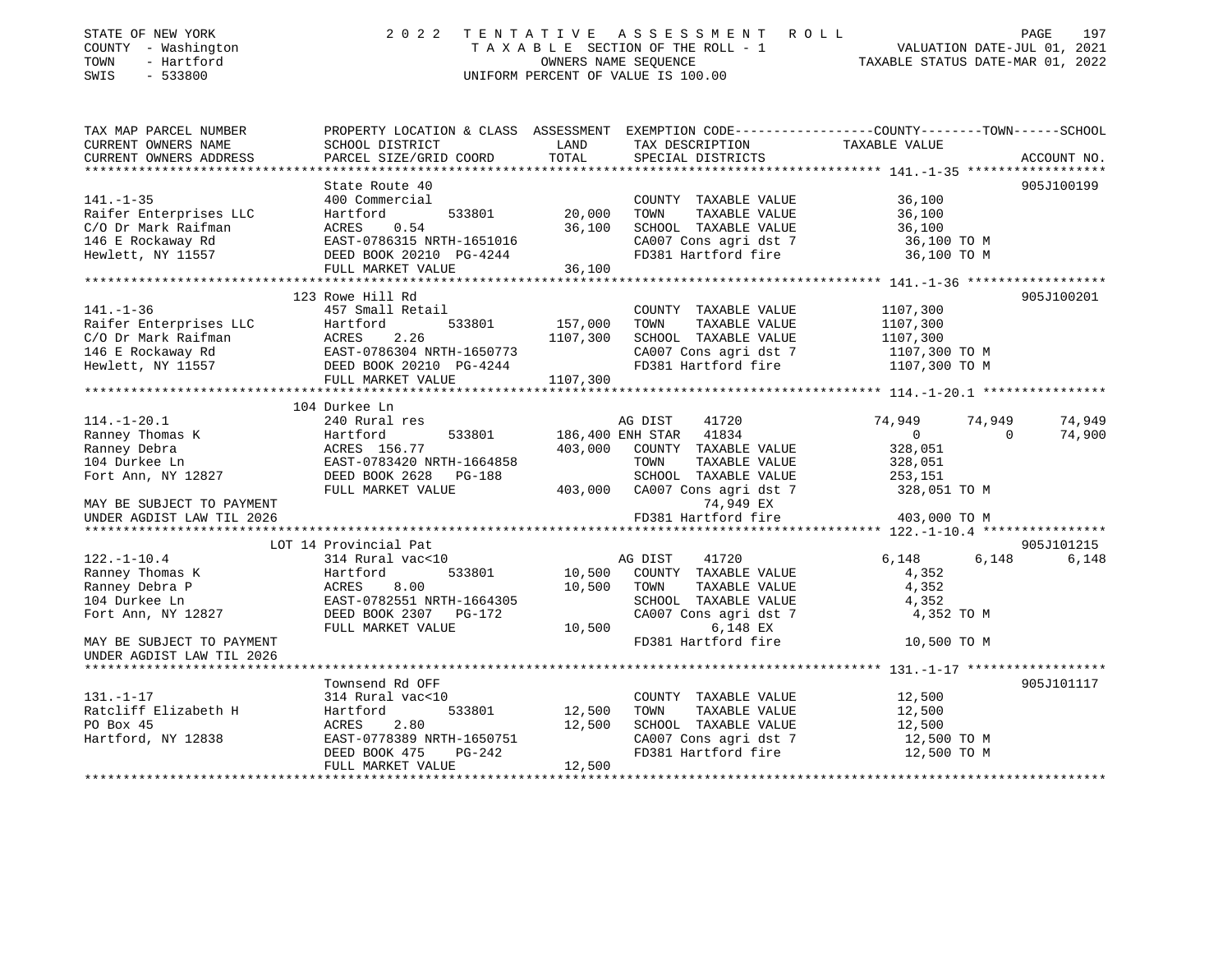STATE OF NEW YORK — 2022 TENTATIVE ASSESSMENT ROLL
COUNTY - Washington — TAXABLE SECTION OF THE ROLL - 1 — VALUATION DATE-JUL 01, 2021
TOWN - Hartford — OWNERS NAME SEQUENCE — TAXABLE STATUS DATE-MAR 01, 2022
SWIS - 533800 — UNIFORM PERCENT OF VALUE IS 100.00

| TAX MAP PARCEL NUMBER / CURRENT OWNERS NAME / CURRENT OWNERS ADDRESS | PROPERTY LOCATION & CLASS / SCHOOL DISTRICT / PARCEL SIZE/GRID COORD | LAND / ASSESSMENT TOTAL | EXEMPTION CODE / TAX DESCRIPTION / SPECIAL DISTRICTS | COUNTY TAXABLE VALUE | TOWN | SCHOOL / ACCOUNT NO. |
|---|---|---|---|---|---|---|
| **141.-1-35** | State Route 40 | | | | | 905J100199 |
| 141.-1-35 | 400 Commercial | | COUNTY TAXABLE VALUE | 36,100 | | |
| Raifer Enterprises LLC | Hartford 533801 | 20,000 | TOWN TAXABLE VALUE | 36,100 | | |
| C/O Dr Mark Raifman | ACRES 0.54 | 36,100 | SCHOOL TAXABLE VALUE | 36,100 | | |
| 146 E Rockaway Rd | EAST-0786315 NRTH-1651016 | | CA007 Cons agri dst 7 | 36,100 TO M | | |
| Hewlett, NY 11557 | DEED BOOK 20210 PG-4244 | | FD381 Hartford fire | 36,100 TO M | | |
| | FULL MARKET VALUE | 36,100 | | | | |
| **141.-1-36** | 123 Rowe Hill Rd | | | | | 905J100201 |
| 141.-1-36 | 457 Small Retail | | COUNTY TAXABLE VALUE | 1107,300 | | |
| Raifer Enterprises LLC | Hartford 533801 | 157,000 | TOWN TAXABLE VALUE | 1107,300 | | |
| C/O Dr Mark Raifman | ACRES 2.26 | 1107,300 | SCHOOL TAXABLE VALUE | 1107,300 | | |
| 146 E Rockaway Rd | EAST-0786304 NRTH-1650773 | | CA007 Cons agri dst 7 | 1107,300 TO M | | |
| Hewlett, NY 11557 | DEED BOOK 20210 PG-4244 | | FD381 Hartford fire | 1107,300 TO M | | |
| | FULL MARKET VALUE | 1107,300 | | | | |
| **114.-1-20.1** | 104 Durkee Ln | | | | | |
| 114.-1-20.1 | 240 Rural res | | AG DIST 41720 | 74,949 | 74,949 | 74,949 |
| Ranney Thomas K | Hartford 533801 | 186,400 | ENH STAR 41834 | 0 | 0 | 74,900 |
| Ranney Debra | ACRES 156.77 | 403,000 | COUNTY TAXABLE VALUE | 328,051 | | |
| 104 Durkee Ln | EAST-0783420 NRTH-1664858 | | TOWN TAXABLE VALUE | 328,051 | | |
| Fort Ann, NY 12827 | DEED BOOK 2628 PG-188 | | SCHOOL TAXABLE VALUE | 253,151 | | |
| | FULL MARKET VALUE | 403,000 | CA007 Cons agri dst 7 | 328,051 TO M | | |
| MAY BE SUBJECT TO PAYMENT | | | 74,949 EX | | | |
| UNDER AGDIST LAW TIL 2026 | | | FD381 Hartford fire | 403,000 TO M | | |
| **122.-1-10.4** | LOT 14 Provincial Pat | | | | | 905J101215 |
| 122.-1-10.4 | 314 Rural vac<10 | | AG DIST 41720 | 6,148 | 6,148 | 6,148 |
| Ranney Thomas K | Hartford 533801 | 10,500 | COUNTY TAXABLE VALUE | 4,352 | | |
| Ranney Debra P | ACRES 8.00 | 10,500 | TOWN TAXABLE VALUE | 4,352 | | |
| 104 Durkee Ln | EAST-0782551 NRTH-1664305 | | SCHOOL TAXABLE VALUE | 4,352 | | |
| Fort Ann, NY 12827 | DEED BOOK 2307 PG-172 | | CA007 Cons agri dst 7 | 4,352 TO M | | |
| | FULL MARKET VALUE | 10,500 | 6,148 EX | | | |
| MAY BE SUBJECT TO PAYMENT | | | FD381 Hartford fire | 10,500 TO M | | |
| UNDER AGDIST LAW TIL 2026 | | | | | | |
| **131.-1-17** | Townsend Rd OFF | | | | | 905J101117 |
| 131.-1-17 | 314 Rural vac<10 | | COUNTY TAXABLE VALUE | 12,500 | | |
| Ratcliff Elizabeth H | Hartford 533801 | 12,500 | TOWN TAXABLE VALUE | 12,500 | | |
| PO Box 45 | ACRES 2.80 | 12,500 | SCHOOL TAXABLE VALUE | 12,500 | | |
| Hartford, NY 12838 | EAST-0778389 NRTH-1650751 | | CA007 Cons agri dst 7 | 12,500 TO M | | |
| | DEED BOOK 475 PG-242 | | FD381 Hartford fire | 12,500 TO M | | |
| | FULL MARKET VALUE | 12,500 | | | | |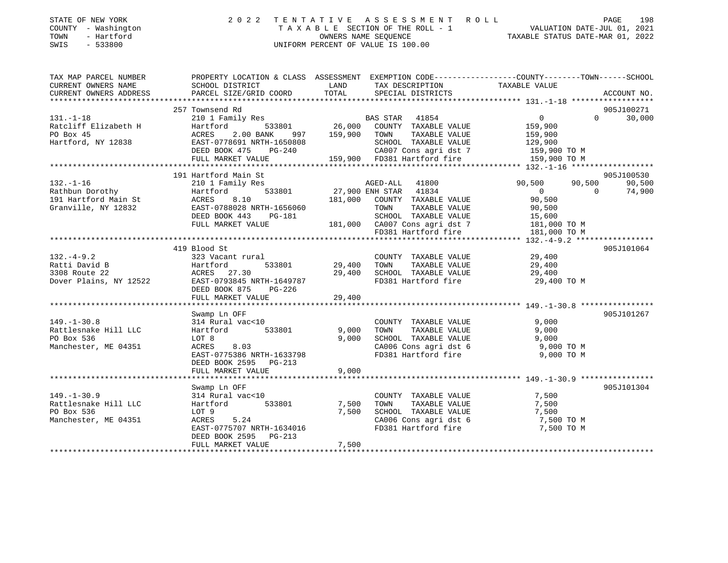STATE OF NEW YORK
COUNTY - Washington
TOWN - Hartford
SWIS - 533800

2022 TENTATIVE ASSESSMENT ROLL
TAXABLE SECTION OF THE ROLL - 1
OWNERS NAME SEQUENCE
UNIFORM PERCENT OF VALUE IS 100.00

VALUATION DATE-JUL 01, 2021
TAXABLE STATUS DATE-MAR 01, 2022

| TAX MAP PARCEL NUMBER / CURRENT OWNERS NAME / CURRENT OWNERS ADDRESS | PROPERTY LOCATION & CLASS / SCHOOL DISTRICT / PARCEL SIZE/GRID COORD | ASSESSMENT LAND / TOTAL | EXEMPTION CODE / TAX DESCRIPTION / SPECIAL DISTRICTS | COUNTY TAXABLE VALUE | TOWN | SCHOOL / ACCOUNT NO. |
|---|---|---|---|---|---|---|
| 131.-1-18 | 257 Townsend Rd | | | | | 905J100271 |
| | 210 1 Family Res | | BAS STAR 41854 | 0 | 0 | 30,000 |
| Ratcliff Elizabeth H | Hartford 533801 | 26,000 | COUNTY TAXABLE VALUE | 159,900 | | |
| PO Box 45 | ACRES 2.00 BANK 997 | 159,900 | TOWN TAXABLE VALUE | 159,900 | | |
| Hartford, NY 12838 | EAST-0778691 NRTH-1650808 | | SCHOOL TAXABLE VALUE | 129,900 | | |
| | DEED BOOK 475 PG-240 | | CA007 Cons agri dst 7 | 159,900 TO M | | |
| | FULL MARKET VALUE | 159,900 | FD381 Hartford fire | 159,900 TO M | | |
| 132.-1-16 | 191 Hartford Main St | | | | | 905J100530 |
| | 210 1 Family Res | | AGED-ALL 41800 | 90,500 | 90,500 | 90,500 |
| Rathbun Dorothy | Hartford 533801 | 27,900 | ENH STAR 41834 | 0 | 0 | 74,900 |
| 191 Hartford Main St | ACRES 8.10 | 181,000 | COUNTY TAXABLE VALUE | 90,500 | | |
| Granville, NY 12832 | EAST-0788028 NRTH-1656060 | | TOWN TAXABLE VALUE | 90,500 | | |
| | DEED BOOK 443 PG-181 | | SCHOOL TAXABLE VALUE | 15,600 | | |
| | FULL MARKET VALUE | 181,000 | CA007 Cons agri dst 7 | 181,000 TO M | | |
| | | | FD381 Hartford fire | 181,000 TO M | | |
| 132.-4-9.2 | 419 Blood St | | | | | 905J101064 |
| | 323 Vacant rural | | COUNTY TAXABLE VALUE | 29,400 | | |
| Ratti David B | Hartford 533801 | 29,400 | TOWN TAXABLE VALUE | 29,400 | | |
| 3308 Route 22 | ACRES 27.30 | 29,400 | SCHOOL TAXABLE VALUE | 29,400 | | |
| Dover Plains, NY 12522 | EAST-0793845 NRTH-1649787 | | FD381 Hartford fire | 29,400 TO M | | |
| | DEED BOOK 875 PG-226 | | | | | |
| | FULL MARKET VALUE | 29,400 | | | | |
| 149.-1-30.8 | Swamp Ln OFF | | | | | 905J101267 |
| | 314 Rural vac<10 | | COUNTY TAXABLE VALUE | 9,000 | | |
| Rattlesnake Hill LLC | Hartford 533801 | 9,000 | TOWN TAXABLE VALUE | 9,000 | | |
| PO Box 536 | LOT 8 | 9,000 | SCHOOL TAXABLE VALUE | 9,000 | | |
| Manchester, ME 04351 | ACRES 8.03 | | CA006 Cons agri dst 6 | 9,000 TO M | | |
| | EAST-0775386 NRTH-1633798 | | FD381 Hartford fire | 9,000 TO M | | |
| | DEED BOOK 2595 PG-213 | | | | | |
| | FULL MARKET VALUE | 9,000 | | | | |
| 149.-1-30.9 | Swamp Ln OFF | | | | | 905J101304 |
| | 314 Rural vac<10 | | COUNTY TAXABLE VALUE | 7,500 | | |
| Rattlesnake Hill LLC | Hartford 533801 | 7,500 | TOWN TAXABLE VALUE | 7,500 | | |
| PO Box 536 | LOT 9 | 7,500 | SCHOOL TAXABLE VALUE | 7,500 | | |
| Manchester, ME 04351 | ACRES 5.24 | | CA006 Cons agri dst 6 | 7,500 TO M | | |
| | EAST-0775707 NRTH-1634016 | | FD381 Hartford fire | 7,500 TO M | | |
| | DEED BOOK 2595 PG-213 | | | | | |
| | FULL MARKET VALUE | 7,500 | | | | |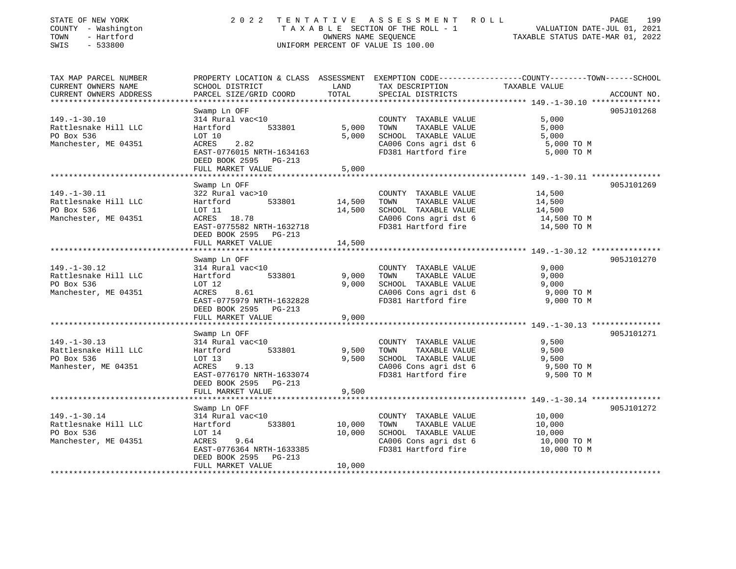STATE OF NEW YORK — COUNTY - Washington — TOWN - Hartford — SWIS - 533800

2022 TENTATIVE ASSESSMENT ROLL
TAXABLE SECTION OF THE ROLL - 1
OWNERS NAME SEQUENCE
UNIFORM PERCENT OF VALUE IS 100.00

VALUATION DATE-JUL 01, 2021
TAXABLE STATUS DATE-MAR 01, 2022

| TAX MAP PARCEL NUMBER / CURRENT OWNERS NAME / CURRENT OWNERS ADDRESS | PROPERTY LOCATION & CLASS / SCHOOL DISTRICT / PARCEL SIZE/GRID COORD | ASSESSMENT LAND / TOTAL | EXEMPTION CODE / TAX DESCRIPTION / SPECIAL DISTRICTS | TAXABLE VALUE (COUNTY / TOWN / SCHOOL) | ACCOUNT NO. |
|---|---|---|---|---|---|
| 149.-1-30.10 | Swamp Ln OFF | | | | 905J101268 |
| Rattlesnake Hill LLC | 314 Rural vac<10 | | COUNTY TAXABLE VALUE | 5,000 | |
| PO Box 536 | Hartford 533801 | 5,000 | TOWN TAXABLE VALUE | 5,000 | |
| Manchester, ME 04351 | LOT 10 | 5,000 | SCHOOL TAXABLE VALUE | 5,000 | |
| | ACRES 2.82 | | CA006 Cons agri dst 6 | 5,000 TO M | |
| | EAST-0776015 NRTH-1634163 | | FD381 Hartford fire | 5,000 TO M | |
| | DEED BOOK 2595 PG-213 | | | | |
| | FULL MARKET VALUE | 5,000 | | | |
| 149.-1-30.11 | Swamp Ln OFF | | | | 905J101269 |
| Rattlesnake Hill LLC | 322 Rural vac>10 | | COUNTY TAXABLE VALUE | 14,500 | |
| PO Box 536 | Hartford 533801 | 14,500 | TOWN TAXABLE VALUE | 14,500 | |
| Manchester, ME 04351 | LOT 11 | 14,500 | SCHOOL TAXABLE VALUE | 14,500 | |
| | ACRES 18.78 | | CA006 Cons agri dst 6 | 14,500 TO M | |
| | EAST-0775582 NRTH-1632718 | | FD381 Hartford fire | 14,500 TO M | |
| | DEED BOOK 2595 PG-213 | | | | |
| | FULL MARKET VALUE | 14,500 | | | |
| 149.-1-30.12 | Swamp Ln OFF | | | | 905J101270 |
| Rattlesnake Hill LLC | 314 Rural vac<10 | | COUNTY TAXABLE VALUE | 9,000 | |
| PO Box 536 | Hartford 533801 | 9,000 | TOWN TAXABLE VALUE | 9,000 | |
| Manchester, ME 04351 | LOT 12 | 9,000 | SCHOOL TAXABLE VALUE | 9,000 | |
| | ACRES 8.61 | | CA006 Cons agri dst 6 | 9,000 TO M | |
| | EAST-0775979 NRTH-1632828 | | FD381 Hartford fire | 9,000 TO M | |
| | DEED BOOK 2595 PG-213 | | | | |
| | FULL MARKET VALUE | 9,000 | | | |
| 149.-1-30.13 | Swamp Ln OFF | | | | 905J101271 |
| Rattlesnake Hill LLC | 314 Rural vac<10 | | COUNTY TAXABLE VALUE | 9,500 | |
| PO Box 536 | Hartford 533801 | 9,500 | TOWN TAXABLE VALUE | 9,500 | |
| Manhester, ME 04351 | LOT 13 | 9,500 | SCHOOL TAXABLE VALUE | 9,500 | |
| | ACRES 9.13 | | CA006 Cons agri dst 6 | 9,500 TO M | |
| | EAST-0776170 NRTH-1633074 | | FD381 Hartford fire | 9,500 TO M | |
| | DEED BOOK 2595 PG-213 | | | | |
| | FULL MARKET VALUE | 9,500 | | | |
| 149.-1-30.14 | Swamp Ln OFF | | | | 905J101272 |
| Rattlesnake Hill LLC | 314 Rural vac<10 | | COUNTY TAXABLE VALUE | 10,000 | |
| PO Box 536 | Hartford 533801 | 10,000 | TOWN TAXABLE VALUE | 10,000 | |
| Manchester, ME 04351 | LOT 14 | 10,000 | SCHOOL TAXABLE VALUE | 10,000 | |
| | ACRES 9.64 | | CA006 Cons agri dst 6 | 10,000 TO M | |
| | EAST-0776364 NRTH-1633385 | | FD381 Hartford fire | 10,000 TO M | |
| | DEED BOOK 2595 PG-213 | | | | |
| | FULL MARKET VALUE | 10,000 | | | |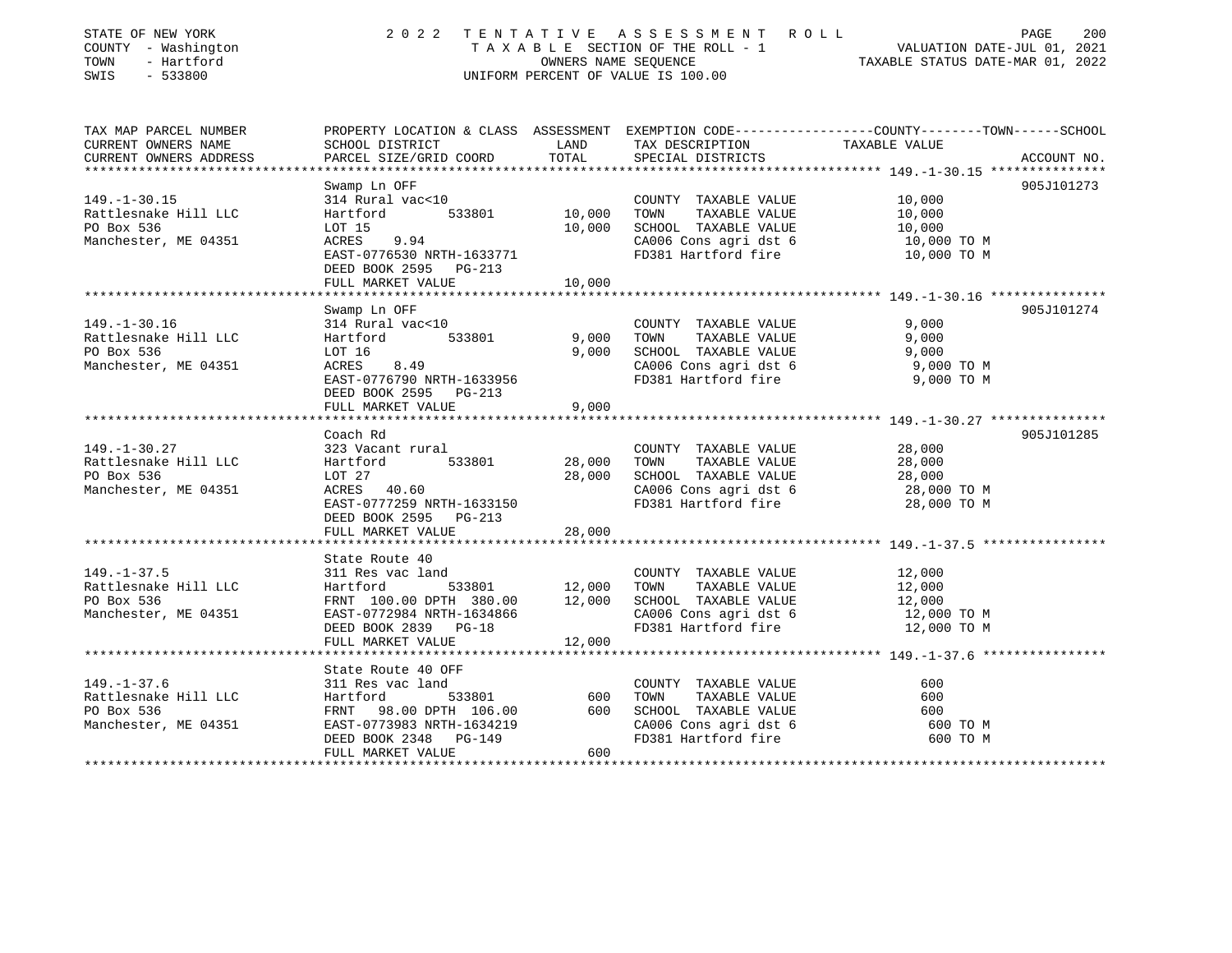STATE OF NEW YORK — 2022 TENTATIVE ASSESSMENT ROLL
COUNTY - Washington — TAXABLE SECTION OF THE ROLL - 1 — VALUATION DATE-JUL 01, 2021
TOWN - Hartford — OWNERS NAME SEQUENCE — TAXABLE STATUS DATE-MAR 01, 2022
SWIS - 533800 — UNIFORM PERCENT OF VALUE IS 100.00

| TAX MAP PARCEL NUMBER / CURRENT OWNERS NAME / CURRENT OWNERS ADDRESS | PROPERTY LOCATION & CLASS / SCHOOL DISTRICT / PARCEL SIZE/GRID COORD | ASSESSMENT LAND | TOTAL | EXEMPTION CODE / TAX DESCRIPTION / SPECIAL DISTRICTS | TAXABLE VALUE (COUNTY / TOWN / SCHOOL) | ACCOUNT NO. |
|---|---|---|---|---|---|---|
| 149.-1-30.15 | Swamp Ln OFF | | | | | 905J101273 |
| Rattlesnake Hill LLC | 314 Rural vac<10 | | | COUNTY TAXABLE VALUE | 10,000 | |
| PO Box 536 | Hartford 533801 | 10,000 | | TOWN TAXABLE VALUE | 10,000 | |
| Manchester, ME 04351 | LOT 15 | | 10,000 | SCHOOL TAXABLE VALUE | 10,000 | |
| | ACRES 9.94 | | | CA006 Cons agri dst 6 | 10,000 TO M | |
| | EAST-0776530 NRTH-1633771 | | | FD381 Hartford fire | 10,000 TO M | |
| | DEED BOOK 2595 PG-213 | | | | | |
| | FULL MARKET VALUE | | 10,000 | | | |
| 149.-1-30.16 | Swamp Ln OFF | | | | | 905J101274 |
| Rattlesnake Hill LLC | 314 Rural vac<10 | | | COUNTY TAXABLE VALUE | 9,000 | |
| PO Box 536 | Hartford 533801 | 9,000 | | TOWN TAXABLE VALUE | 9,000 | |
| Manchester, ME 04351 | LOT 16 | | 9,000 | SCHOOL TAXABLE VALUE | 9,000 | |
| | ACRES 8.49 | | | CA006 Cons agri dst 6 | 9,000 TO M | |
| | EAST-0776790 NRTH-1633956 | | | FD381 Hartford fire | 9,000 TO M | |
| | DEED BOOK 2595 PG-213 | | | | | |
| | FULL MARKET VALUE | | 9,000 | | | |
| 149.-1-30.27 | Coach Rd | | | | | 905J101285 |
| Rattlesnake Hill LLC | 323 Vacant rural | | | COUNTY TAXABLE VALUE | 28,000 | |
| PO Box 536 | Hartford 533801 | 28,000 | | TOWN TAXABLE VALUE | 28,000 | |
| Manchester, ME 04351 | LOT 27 | | 28,000 | SCHOOL TAXABLE VALUE | 28,000 | |
| | ACRES 40.60 | | | CA006 Cons agri dst 6 | 28,000 TO M | |
| | EAST-0777259 NRTH-1633150 | | | FD381 Hartford fire | 28,000 TO M | |
| | DEED BOOK 2595 PG-213 | | | | | |
| | FULL MARKET VALUE | | 28,000 | | | |
| 149.-1-37.5 | State Route 40 | | | | | |
| Rattlesnake Hill LLC | 311 Res vac land | | | COUNTY TAXABLE VALUE | 12,000 | |
| PO Box 536 | Hartford 533801 | 12,000 | | TOWN TAXABLE VALUE | 12,000 | |
| Manchester, ME 04351 | FRNT 100.00 DPTH 380.00 | | 12,000 | SCHOOL TAXABLE VALUE | 12,000 | |
| | EAST-0772984 NRTH-1634866 | | | CA006 Cons agri dst 6 | 12,000 TO M | |
| | DEED BOOK 2839 PG-18 | | | FD381 Hartford fire | 12,000 TO M | |
| | FULL MARKET VALUE | | 12,000 | | | |
| 149.-1-37.6 | State Route 40 OFF | | | | | |
| Rattlesnake Hill LLC | 311 Res vac land | | | COUNTY TAXABLE VALUE | 600 | |
| PO Box 536 | Hartford 533801 | 600 | | TOWN TAXABLE VALUE | 600 | |
| Manchester, ME 04351 | FRNT 98.00 DPTH 106.00 | | 600 | SCHOOL TAXABLE VALUE | 600 | |
| | EAST-0773983 NRTH-1634219 | | | CA006 Cons agri dst 6 | 600 TO M | |
| | DEED BOOK 2348 PG-149 | | | FD381 Hartford fire | 600 TO M | |
| | FULL MARKET VALUE | | 600 | | | |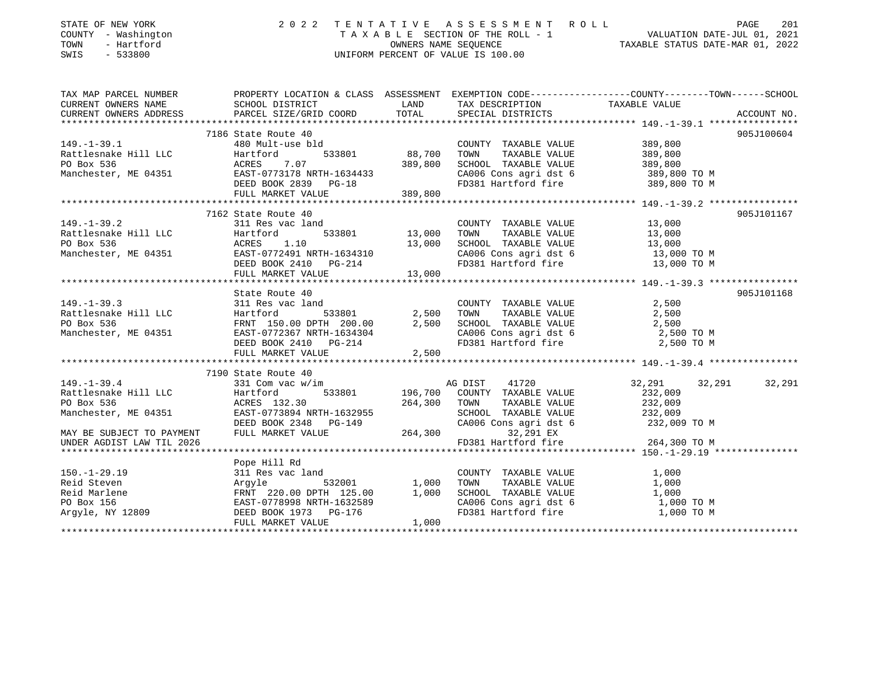STATE OF NEW YORK | 2022 TENTATIVE ASSESSMENT ROLL
COUNTY - Washington | TAXABLE SECTION OF THE ROLL - 1 | VALUATION DATE-JUL 01, 2021
TOWN - Hartford | OWNERS NAME SEQUENCE | TAXABLE STATUS DATE-MAR 01, 2022
SWIS - 533800 | UNIFORM PERCENT OF VALUE IS 100.00

| TAX MAP PARCEL NUMBER / CURRENT OWNERS NAME / CURRENT OWNERS ADDRESS | PROPERTY LOCATION & CLASS / SCHOOL DISTRICT / PARCEL SIZE/GRID COORD | ASSESSMENT LAND / TOTAL | EXEMPTION CODE / TAX DESCRIPTION / SPECIAL DISTRICTS | COUNTY TAXABLE VALUE | TOWN | SCHOOL | ACCOUNT NO. |
|---|---|---|---|---|---|---|---|
| **149.-1-39.1** | 7186 State Route 40 | | | | | | 905J100604 |
| Rattlesnake Hill LLC | 480 Mult-use bld | | COUNTY TAXABLE VALUE | 389,800 | | | |
| PO Box 536 | Hartford 533801 | 88,700 | TOWN TAXABLE VALUE | 389,800 | | | |
| Manchester, ME 04351 | ACRES 7.07 | 389,800 | SCHOOL TAXABLE VALUE | 389,800 | | | |
| | EAST-0773178 NRTH-1634433 | | CA006 Cons agri dst 6 | 389,800 TO M | | | |
| | DEED BOOK 2839 PG-18 | | FD381 Hartford fire | 389,800 TO M | | | |
| | FULL MARKET VALUE | 389,800 | | | | | |
| **149.-1-39.2** | 7162 State Route 40 | | | | | | 905J101167 |
| Rattlesnake Hill LLC | 311 Res vac land | | COUNTY TAXABLE VALUE | 13,000 | | | |
| PO Box 536 | Hartford 533801 | 13,000 | TOWN TAXABLE VALUE | 13,000 | | | |
| Manchester, ME 04351 | ACRES 1.10 | 13,000 | SCHOOL TAXABLE VALUE | 13,000 | | | |
| | EAST-0772491 NRTH-1634310 | | CA006 Cons agri dst 6 | 13,000 TO M | | | |
| | DEED BOOK 2410 PG-214 | | FD381 Hartford fire | 13,000 TO M | | | |
| | FULL MARKET VALUE | 13,000 | | | | | |
| **149.-1-39.3** | State Route 40 | | | | | | 905J101168 |
| Rattlesnake Hill LLC | 311 Res vac land | | COUNTY TAXABLE VALUE | 2,500 | | | |
| PO Box 536 | Hartford 533801 | 2,500 | TOWN TAXABLE VALUE | 2,500 | | | |
| Manchester, ME 04351 | FRNT 150.00 DPTH 200.00 | 2,500 | SCHOOL TAXABLE VALUE | 2,500 | | | |
| | EAST-0772367 NRTH-1634304 | | CA006 Cons agri dst 6 | 2,500 TO M | | | |
| | DEED BOOK 2410 PG-214 | | FD381 Hartford fire | 2,500 TO M | | | |
| | FULL MARKET VALUE | 2,500 | | | | | |
| **149.-1-39.4** | 7190 State Route 40 | | | | | | |
| Rattlesnake Hill LLC | 331 Com vac w/im | | AG DIST 41720 | 32,291 | 32,291 | 32,291 | |
| PO Box 536 | Hartford 533801 | 196,700 | COUNTY TAXABLE VALUE | 232,009 | | | |
| Manchester, ME 04351 | ACRES 132.30 | 264,300 | TOWN TAXABLE VALUE | 232,009 | | | |
| | EAST-0773894 NRTH-1632955 | | SCHOOL TAXABLE VALUE | 232,009 | | | |
| | DEED BOOK 2348 PG-149 | | CA006 Cons agri dst 6 | 232,009 TO M | | | |
| MAY BE SUBJECT TO PAYMENT | FULL MARKET VALUE | 264,300 | 32,291 EX | | | | |
| UNDER AGDIST LAW TIL 2026 | | | FD381 Hartford fire | 264,300 TO M | | | |
| **150.-1-29.19** | Pope Hill Rd | | | | | | |
| Reid Steven | 311 Res vac land | | COUNTY TAXABLE VALUE | 1,000 | | | |
| Reid Marlene | Argyle 532001 | 1,000 | TOWN TAXABLE VALUE | 1,000 | | | |
| PO Box 156 | FRNT 220.00 DPTH 125.00 | 1,000 | SCHOOL TAXABLE VALUE | 1,000 | | | |
| Argyle, NY 12809 | EAST-0778998 NRTH-1632589 | | CA006 Cons agri dst 6 | 1,000 TO M | | | |
| | DEED BOOK 1973 PG-176 | | FD381 Hartford fire | 1,000 TO M | | | |
| | FULL MARKET VALUE | 1,000 | | | | | |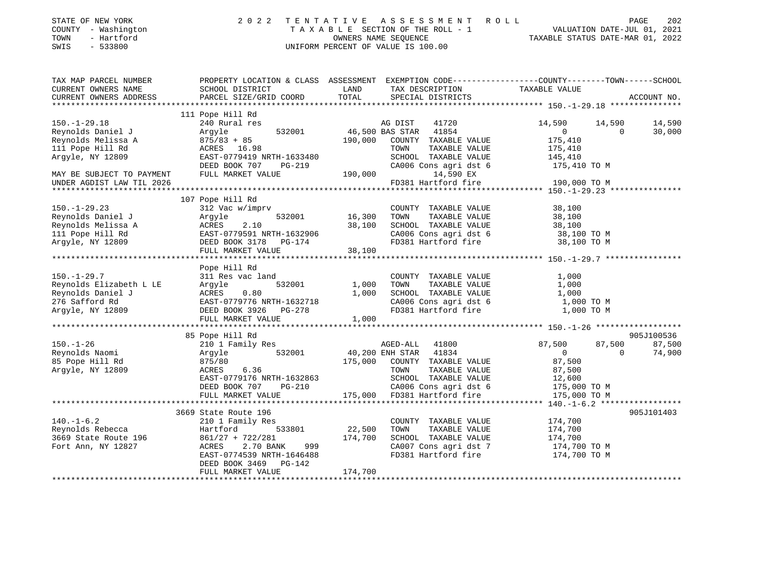STATE OF NEW YORK
COUNTY - Washington
TOWN - Hartford
SWIS - 533800

2022 TENTATIVE ASSESSMENT ROLL
TAXABLE SECTION OF THE ROLL - 1
OWNERS NAME SEQUENCE
UNIFORM PERCENT OF VALUE IS 100.00

VALUATION DATE-JUL 01, 2021
TAXABLE STATUS DATE-MAR 01, 2022

```
TAX MAP PARCEL NUMBER     PROPERTY LOCATION & CLASS  ASSESSMENT  EXEMPTION CODE-----------------COUNTY--------TOWN------SCHOOL
CURRENT OWNERS NAME       SCHOOL DISTRICT             LAND       TAX DESCRIPTION              TAXABLE VALUE
CURRENT OWNERS ADDRESS    PARCEL SIZE/GRID COORD      TOTAL      SPECIAL DISTRICTS                                        ACCOUNT NO.
******************************************************************************************************* 150.-1-29.18 ***************
                          111 Pope Hill Rd
150.-1-29.18              240 Rural res                          AG DIST     41720         14,590      14,590      14,590
Reynolds Daniel J         Argyle          532001      46,500 BAS STAR   41854                   0           0      30,000
Reynolds Melissa A        875/83 + 85                190,000   COUNTY  TAXABLE VALUE        175,410
111 Pope Hill Rd          ACRES   16.98                         TOWN    TAXABLE VALUE        175,410
Argyle, NY 12809          EAST-0779419 NRTH-1633480             SCHOOL  TAXABLE VALUE        145,410
                          DEED BOOK 707    PG-219               CA006 Cons agri dst 6        175,410 TO M
MAY BE SUBJECT TO PAYMENT FULL MARKET VALUE          190,000         14,590 EX
UNDER AGDIST LAW TIL 2026                                       FD381 Hartford fire          190,000 TO M
******************************************************************************************************* 150.-1-29.23 ***************
                          107 Pope Hill Rd
150.-1-29.23              312 Vac w/imprv                       COUNTY  TAXABLE VALUE         38,100
Reynolds Daniel J         Argyle          532001      16,300   TOWN    TAXABLE VALUE         38,100
Reynolds Melissa A        ACRES    2.10               38,100   SCHOOL  TAXABLE VALUE         38,100
111 Pope Hill Rd          EAST-0779591 NRTH-1632906             CA006 Cons agri dst 6         38,100 TO M
Argyle, NY 12809          DEED BOOK 3178   PG-174               FD381 Hartford fire           38,100 TO M
                          FULL MARKET VALUE           38,100
******************************************************************************************************* 150.-1-29.7 ****************
                          Pope Hill Rd
150.-1-29.7               311 Res vac land                      COUNTY  TAXABLE VALUE          1,000
Reynolds Elizabeth L LE   Argyle          532001       1,000   TOWN    TAXABLE VALUE          1,000
Reynolds Daniel J         ACRES    0.80                1,000   SCHOOL  TAXABLE VALUE          1,000
276 Safford Rd            EAST-0779776 NRTH-1632718             CA006 Cons agri dst 6          1,000 TO M
Argyle, NY 12809          DEED BOOK 3926   PG-278               FD381 Hartford fire            1,000 TO M
                          FULL MARKET VALUE            1,000
******************************************************************************************************* 150.-1-26 ******************
                          85 Pope Hill Rd                                                                          905J100536
150.-1-26                 210 1 Family Res                      AGED-ALL    41800         87,500      87,500      87,500
Reynolds Naomi            Argyle          532001      40,200 ENH STAR   41834                   0           0      74,900
85 Pope Hill Rd           875/80                     175,000   COUNTY  TAXABLE VALUE         87,500
Argyle, NY 12809          ACRES    6.36                         TOWN    TAXABLE VALUE         87,500
                          EAST-0779176 NRTH-1632863             SCHOOL  TAXABLE VALUE         12,600
                          DEED BOOK 707    PG-210               CA006 Cons agri dst 6        175,000 TO M
                          FULL MARKET VALUE          175,000   FD381 Hartford fire          175,000 TO M
******************************************************************************************************* 140.-1-6.2 *****************
                          3669 State Route 196                                                                     905J101403
140.-1-6.2                210 1 Family Res                      COUNTY  TAXABLE VALUE        174,700
Reynolds Rebecca          Hartford        533801      22,500   TOWN    TAXABLE VALUE        174,700
3669 State Route 196      861/27 + 722/281           174,700   SCHOOL  TAXABLE VALUE        174,700
Fort Ann, NY 12827        ACRES    2.70 BANK     999            CA007 Cons agri dst 7        174,700 TO M
                          EAST-0774539 NRTH-1646488             FD381 Hartford fire          174,700 TO M
                          DEED BOOK 3469   PG-142
                          FULL MARKET VALUE          174,700
************************************************************************************************************************************
```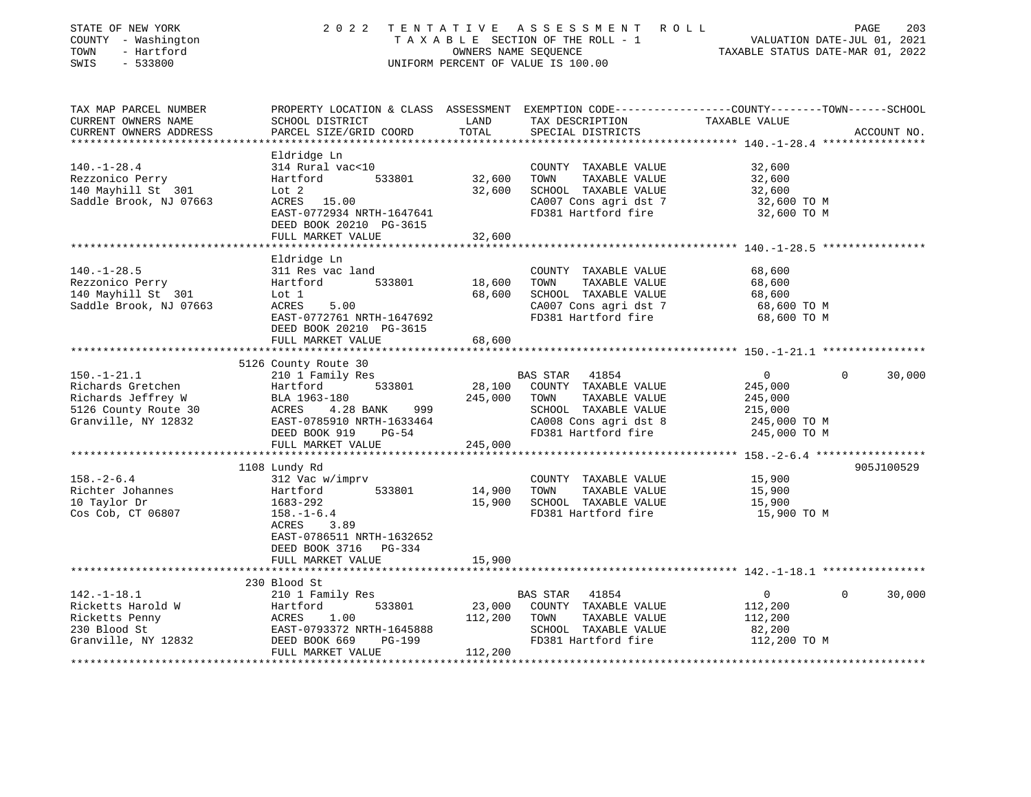STATE OF NEW YORK
COUNTY - Washington
TOWN - Hartford
SWIS - 533800

2022 TENTATIVE ASSESSMENT ROLL
TAXABLE SECTION OF THE ROLL - 1
OWNERS NAME SEQUENCE
UNIFORM PERCENT OF VALUE IS 100.00

VALUATION DATE-JUL 01, 2021
TAXABLE STATUS DATE-MAR 01, 2022

```
TAX MAP PARCEL NUMBER          PROPERTY LOCATION & CLASS  ASSESSMENT  EXEMPTION CODE-----------------COUNTY--------TOWN------SCHOOL
CURRENT OWNERS NAME            SCHOOL DISTRICT               LAND      TAX DESCRIPTION              TAXABLE VALUE
CURRENT OWNERS ADDRESS         PARCEL SIZE/GRID COORD        TOTAL     SPECIAL DISTRICTS                                     ACCOUNT NO.
******************************************************************************************************* 140.-1-28.4 ****************
                               Eldridge Ln
140.-1-28.4                    314 Rural vac<10                         COUNTY  TAXABLE VALUE           32,600
Rezzonico Perry                Hartford        533801       32,600     TOWN    TAXABLE VALUE            32,600
140 Mayhill St  301            Lot 2                        32,600     SCHOOL  TAXABLE VALUE            32,600
Saddle Brook, NJ 07663         ACRES   15.00                           CA007 Cons agri dst 7             32,600 TO M
                               EAST-0772934 NRTH-1647641               FD381 Hartford fire               32,600 TO M
                               DEED BOOK 20210  PG-3615
                               FULL MARKET VALUE            32,600
******************************************************************************************************* 140.-1-28.5 ****************
                               Eldridge Ln
140.-1-28.5                    311 Res vac land                         COUNTY  TAXABLE VALUE           68,600
Rezzonico Perry                Hartford        533801       18,600     TOWN    TAXABLE VALUE            68,600
140 Mayhill St  301            Lot 1                        68,600     SCHOOL  TAXABLE VALUE            68,600
Saddle Brook, NJ 07663         ACRES    5.00                           CA007 Cons agri dst 7             68,600 TO M
                               EAST-0772761 NRTH-1647692               FD381 Hartford fire               68,600 TO M
                               DEED BOOK 20210  PG-3615
                               FULL MARKET VALUE            68,600
******************************************************************************************************* 150.-1-21.1 ****************
                               5126 County Route 30
150.-1-21.1                    210 1 Family Res                         BAS STAR  41854                      0          0     30,000
Richards Gretchen              Hartford        533801       28,100     COUNTY  TAXABLE VALUE           245,000
Richards Jeffrey W             BLA 1963-180                245,000     TOWN    TAXABLE VALUE           245,000
5126 County Route 30           ACRES    4.28 BANK    999               SCHOOL  TAXABLE VALUE           215,000
Granville, NY 12832            EAST-0785910 NRTH-1633464               CA008 Cons agri dst 8            245,000 TO M
                               DEED BOOK 919    PG-54                  FD381 Hartford fire              245,000 TO M
                               FULL MARKET VALUE           245,000
******************************************************************************************************* 158.-2-6.4 *****************
                               1108 Lundy Rd                                                                              905J100529
158.-2-6.4                     312 Vac w/imprv                          COUNTY  TAXABLE VALUE           15,900
Richter Johannes               Hartford        533801       14,900     TOWN    TAXABLE VALUE            15,900
10 Taylor Dr                   1683-292                     15,900     SCHOOL  TAXABLE VALUE            15,900
Cos Cob, CT 06807              158.-1-6.4                              FD381 Hartford fire               15,900 TO M
                               ACRES    3.89
                               EAST-0786511 NRTH-1632652
                               DEED BOOK 3716   PG-334
                               FULL MARKET VALUE            15,900
******************************************************************************************************* 142.-1-18.1 ****************
                               230 Blood St
142.-1-18.1                    210 1 Family Res                         BAS STAR  41854                      0          0     30,000
Ricketts Harold W              Hartford        533801       23,000     COUNTY  TAXABLE VALUE           112,200
Ricketts Penny                 ACRES    1.00               112,200     TOWN    TAXABLE VALUE           112,200
230 Blood St                   EAST-0793372 NRTH-1645888               SCHOOL  TAXABLE VALUE            82,200
Granville, NY 12832            DEED BOOK 669    PG-199                 FD381 Hartford fire              112,200 TO M
                               FULL MARKET VALUE           112,200
************************************************************************************************************************************
```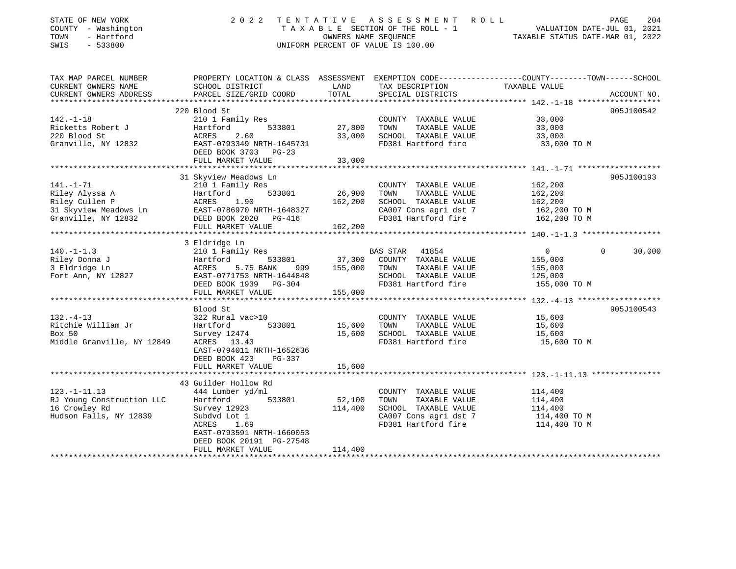STATE OF NEW YORK | 2 0 2 2 T E N T A T I V E A S S E S S M E N T R O L L
COUNTY - Washington | T A X A B L E SECTION OF THE ROLL - 1 | VALUATION DATE-JUL 01, 2021
TOWN - Hartford | OWNERS NAME SEQUENCE | TAXABLE STATUS DATE-MAR 01, 2022
SWIS - 533800 | UNIFORM PERCENT OF VALUE IS 100.00

```
TAX MAP PARCEL NUMBER          PROPERTY LOCATION & CLASS  ASSESSMENT  EXEMPTION CODE------------------COUNTY--------TOWN------SCHOOL
CURRENT OWNERS NAME            SCHOOL DISTRICT               LAND      TAX DESCRIPTION             TAXABLE VALUE
CURRENT OWNERS ADDRESS         PARCEL SIZE/GRID COORD        TOTAL     SPECIAL DISTRICTS                                      ACCOUNT NO.
******************************************************************************************************* 142.-1-18 ******************
                               220 Blood St                                                                                905J100542
142.-1-18                      210 1 Family Res                        COUNTY  TAXABLE VALUE             33,000
Ricketts Robert J              Hartford         533801      27,800     TOWN    TAXABLE VALUE             33,000
220 Blood St                   ACRES    2.60                33,000     SCHOOL  TAXABLE VALUE             33,000
Granville, NY 12832            EAST-0793349 NRTH-1645731               FD381 Hartford fire                33,000 TO M
                               DEED BOOK 3703   PG-23
                               FULL MARKET VALUE            33,000
******************************************************************************************************* 141.-1-71 ******************
                               31 Skyview Meadows Ln                                                                       905J100193
141.-1-71                      210 1 Family Res                        COUNTY  TAXABLE VALUE            162,200
Riley Alyssa A                 Hartford         533801      26,900     TOWN    TAXABLE VALUE            162,200
Riley Cullen P                 ACRES    1.90               162,200     SCHOOL  TAXABLE VALUE            162,200
31 Skyview Meadows Ln          EAST-0786970 NRTH-1648327               CA007 Cons agri dst 7             162,200 TO M
Granville, NY 12832            DEED BOOK 2020   PG-416                 FD381 Hartford fire               162,200 TO M
                               FULL MARKET VALUE           162,200
******************************************************************************************************* 140.-1-1.3 *****************
                               3 Eldridge Ln
140.-1-1.3                     210 1 Family Res                   BAS STAR  41854                    0             0        30,000
Riley Donna J                  Hartford         533801      37,300     COUNTY  TAXABLE VALUE            155,000
3 Eldridge Ln                  ACRES    5.75 BANK    999   155,000     TOWN    TAXABLE VALUE            155,000
Fort Ann, NY 12827             EAST-0771753 NRTH-1644848               SCHOOL  TAXABLE VALUE            125,000
                               DEED BOOK 1939   PG-304                 FD381 Hartford fire               155,000 TO M
                               FULL MARKET VALUE           155,000
******************************************************************************************************* 132.-4-13 ******************
                               Blood St                                                                                    905J100543
132.-4-13                      322 Rural vac>10                        COUNTY  TAXABLE VALUE             15,600
Ritchie William Jr             Hartford         533801      15,600     TOWN    TAXABLE VALUE             15,600
Box 50                         Survey 12474                 15,600     SCHOOL  TAXABLE VALUE             15,600
Middle Granville, NY 12849     ACRES   13.43                           FD381 Hartford fire                15,600 TO M
                               EAST-0794011 NRTH-1652636
                               DEED BOOK 423    PG-337
                               FULL MARKET VALUE            15,600
******************************************************************************************************* 123.-1-11.13 ***************
                               43 Guilder Hollow Rd
123.-1-11.13                   444 Lumber yd/ml                        COUNTY  TAXABLE VALUE            114,400
RJ Young Construction LLC      Hartford         533801      52,100     TOWN    TAXABLE VALUE            114,400
16 Crowley Rd                  Survey 12923                114,400     SCHOOL  TAXABLE VALUE            114,400
Hudson Falls, NY 12839         Subdvd Lot 1                            CA007 Cons agri dst 7             114,400 TO M
                               ACRES    1.69                           FD381 Hartford fire               114,400 TO M
                               EAST-0793591 NRTH-1660053
                               DEED BOOK 20191 PG-27548
                               FULL MARKET VALUE           114,400
************************************************************************************************************************************
```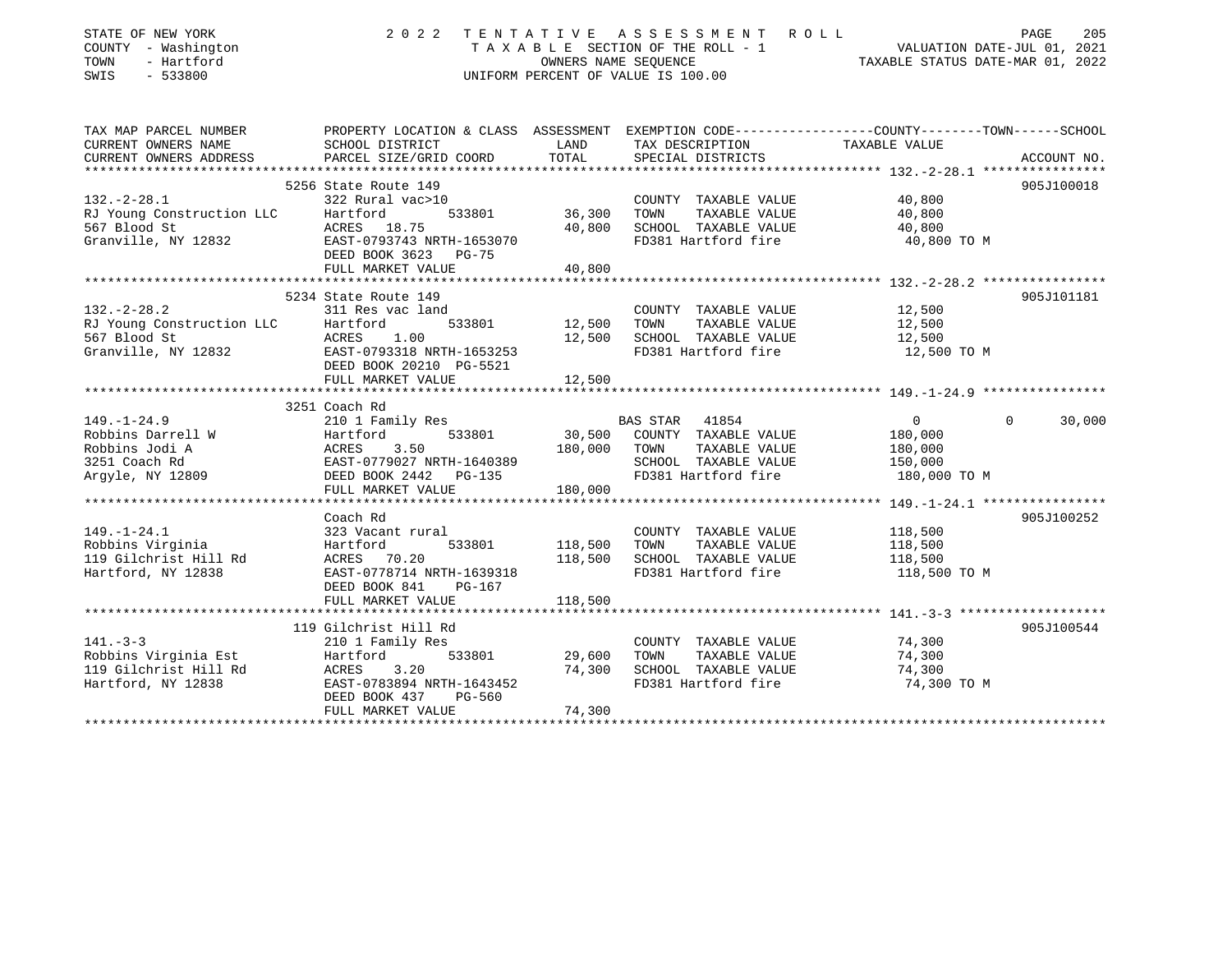STATE OF NEW YORK — 2022 TENTATIVE ASSESSMENT ROLL
COUNTY - Washington — TAXABLE SECTION OF THE ROLL - 1 — VALUATION DATE-JUL 01, 2021
TOWN - Hartford — OWNERS NAME SEQUENCE — TAXABLE STATUS DATE-MAR 01, 2022
SWIS - 533800 — UNIFORM PERCENT OF VALUE IS 100.00

| TAX MAP PARCEL NUMBER / CURRENT OWNERS NAME / CURRENT OWNERS ADDRESS | PROPERTY LOCATION & CLASS / SCHOOL DISTRICT / PARCEL SIZE/GRID COORD | ASSESSMENT LAND | TOTAL | EXEMPTION CODE / TAX DESCRIPTION / SPECIAL DISTRICTS | COUNTY | TOWN | SCHOOL (TAXABLE VALUE) | ACCOUNT NO. |
|---|---|---|---|---|---|---|---|---|
| **132.-2-28.1** | 5256 State Route 149 | | | | | | | 905J100018 |
| 132.-2-28.1 | 322 Rural vac>10 | | | COUNTY TAXABLE VALUE | 40,800 | | | |
| RJ Young Construction LLC | Hartford 533801 | 36,300 | | TOWN TAXABLE VALUE | | 40,800 | | |
| 567 Blood St | ACRES 18.75 | | 40,800 | SCHOOL TAXABLE VALUE | | | 40,800 | |
| Granville, NY 12832 | EAST-0793743 NRTH-1653070 | | | FD381 Hartford fire | 40,800 TO M | | | |
| | DEED BOOK 3623 PG-75 | | | | | | | |
| | FULL MARKET VALUE | | 40,800 | | | | | |
| **132.-2-28.2** | 5234 State Route 149 | | | | | | | 905J101181 |
| 132.-2-28.2 | 311 Res vac land | | | COUNTY TAXABLE VALUE | 12,500 | | | |
| RJ Young Construction LLC | Hartford 533801 | 12,500 | | TOWN TAXABLE VALUE | | 12,500 | | |
| 567 Blood St | ACRES 1.00 | | 12,500 | SCHOOL TAXABLE VALUE | | | 12,500 | |
| Granville, NY 12832 | EAST-0793318 NRTH-1653253 | | | FD381 Hartford fire | 12,500 TO M | | | |
| | DEED BOOK 20210 PG-5521 | | | | | | | |
| | FULL MARKET VALUE | | 12,500 | | | | | |
| **149.-1-24.9** | 3251 Coach Rd | | | | | | | |
| 149.-1-24.9 | 210 1 Family Res | | | BAS STAR 41854 | 0 | 0 | 30,000 | |
| Robbins Darrell W | Hartford 533801 | 30,500 | | COUNTY TAXABLE VALUE | 180,000 | | | |
| Robbins Jodi A | ACRES 3.50 | | 180,000 | TOWN TAXABLE VALUE | | 180,000 | | |
| 3251 Coach Rd | EAST-0779027 NRTH-1640389 | | | SCHOOL TAXABLE VALUE | | | 150,000 | |
| Argyle, NY 12809 | DEED BOOK 2442 PG-135 | | | FD381 Hartford fire | 180,000 TO M | | | |
| | FULL MARKET VALUE | | 180,000 | | | | | |
| **149.-1-24.1** | Coach Rd | | | | | | | 905J100252 |
| 149.-1-24.1 | 323 Vacant rural | | | COUNTY TAXABLE VALUE | 118,500 | | | |
| Robbins Virginia | Hartford 533801 | 118,500 | | TOWN TAXABLE VALUE | | 118,500 | | |
| 119 Gilchrist Hill Rd | ACRES 70.20 | | 118,500 | SCHOOL TAXABLE VALUE | | | 118,500 | |
| Hartford, NY 12838 | EAST-0778714 NRTH-1639318 | | | FD381 Hartford fire | 118,500 TO M | | | |
| | DEED BOOK 841 PG-167 | | | | | | | |
| | FULL MARKET VALUE | | 118,500 | | | | | |
| **141.-3-3** | 119 Gilchrist Hill Rd | | | | | | | 905J100544 |
| 141.-3-3 | 210 1 Family Res | | | COUNTY TAXABLE VALUE | 74,300 | | | |
| Robbins Virginia Est | Hartford 533801 | 29,600 | | TOWN TAXABLE VALUE | | 74,300 | | |
| 119 Gilchrist Hill Rd | ACRES 3.20 | | 74,300 | SCHOOL TAXABLE VALUE | | | 74,300 | |
| Hartford, NY 12838 | EAST-0783894 NRTH-1643452 | | | FD381 Hartford fire | 74,300 TO M | | | |
| | DEED BOOK 437 PG-560 | | | | | | | |
| | FULL MARKET VALUE | | 74,300 | | | | | |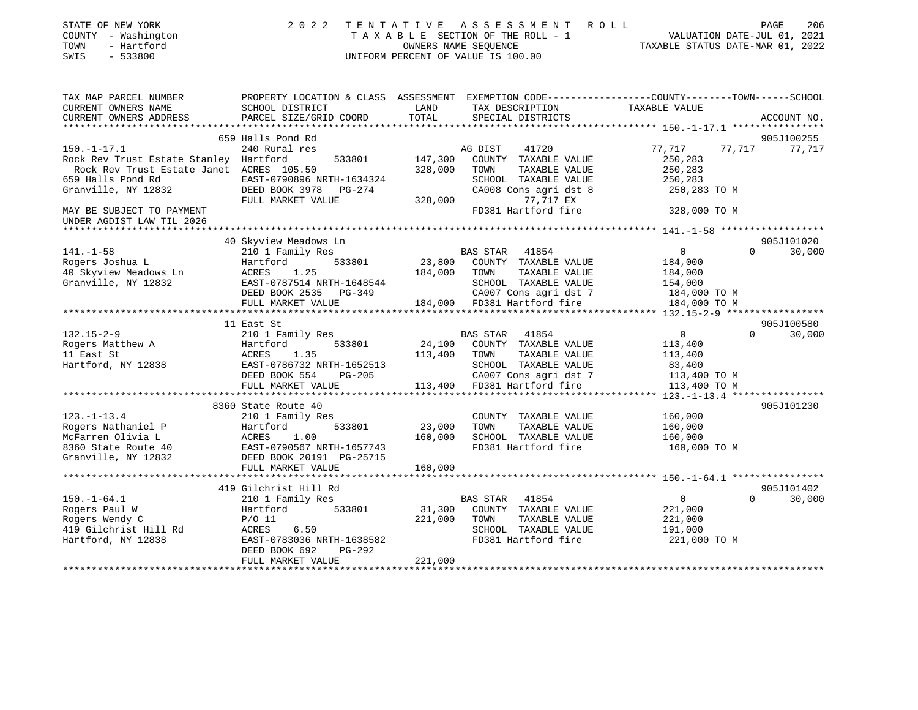STATE OF NEW YORK
COUNTY - Washington
TOWN - Hartford
SWIS - 533800

2022 TENTATIVE ASSESSMENT ROLL
TAXABLE SECTION OF THE ROLL - 1
OWNERS NAME SEQUENCE
UNIFORM PERCENT OF VALUE IS 100.00

VALUATION DATE-JUL 01, 2021
TAXABLE STATUS DATE-MAR 01, 2022

| TAX MAP PARCEL NUMBER / CURRENT OWNERS NAME / CURRENT OWNERS ADDRESS | PROPERTY LOCATION & CLASS / SCHOOL DISTRICT / PARCEL SIZE/GRID COORD | LAND / TOTAL | EXEMPTION CODE / TAX DESCRIPTION / SPECIAL DISTRICTS | COUNTY | TOWN | SCHOOL | ACCOUNT NO. |
|---|---|---|---|---|---|---|---|
| **150.-1-17.1** | 659 Halls Pond Rd | | | | | | 905J100255 |
| | 240 Rural res | | AG DIST 41720 | 77,717 | 77,717 | 77,717 | |
| Rock Rev Trust Estate Stanley | Hartford 533801 | 147,300 | COUNTY TAXABLE VALUE | 250,283 | | | |
| Rock Rev Trust Estate Janet | ACRES 105.50 | 328,000 | TOWN TAXABLE VALUE | | 250,283 | | |
| 659 Halls Pond Rd | EAST-0790896 NRTH-1634324 | | SCHOOL TAXABLE VALUE | | | 250,283 | |
| Granville, NY 12832 | DEED BOOK 3978 PG-274 | | CA008 Cons agri dst 8 | 250,283 TO M | | | |
| | FULL MARKET VALUE | 328,000 | 77,717 EX | | | | |
| MAY BE SUBJECT TO PAYMENT UNDER AGDIST LAW TIL 2026 | | | FD381 Hartford fire | 328,000 TO M | | | |
| **141.-1-58** | 40 Skyview Meadows Ln | | | | | | 905J101020 |
| | 210 1 Family Res | | BAS STAR 41854 | 0 | 0 | 30,000 | |
| Rogers Joshua L | Hartford 533801 | 23,800 | COUNTY TAXABLE VALUE | 184,000 | | | |
| 40 Skyview Meadows Ln | ACRES 1.25 | 184,000 | TOWN TAXABLE VALUE | | 184,000 | | |
| Granville, NY 12832 | EAST-0787514 NRTH-1648544 | | SCHOOL TAXABLE VALUE | | | 154,000 | |
| | DEED BOOK 2535 PG-349 | | CA007 Cons agri dst 7 | 184,000 TO M | | | |
| | FULL MARKET VALUE | 184,000 | FD381 Hartford fire | 184,000 TO M | | | |
| **132.15-2-9** | 11 East St | | | | | | 905J100580 |
| | 210 1 Family Res | | BAS STAR 41854 | 0 | 0 | 30,000 | |
| Rogers Matthew A | Hartford 533801 | 24,100 | COUNTY TAXABLE VALUE | 113,400 | | | |
| 11 East St | ACRES 1.35 | 113,400 | TOWN TAXABLE VALUE | | 113,400 | | |
| Hartford, NY 12838 | EAST-0786732 NRTH-1652513 | | SCHOOL TAXABLE VALUE | | | 83,400 | |
| | DEED BOOK 554 PG-205 | | CA007 Cons agri dst 7 | 113,400 TO M | | | |
| | FULL MARKET VALUE | 113,400 | FD381 Hartford fire | 113,400 TO M | | | |
| **123.-1-13.4** | 8360 State Route 40 | | | | | | 905J101230 |
| | 210 1 Family Res | | COUNTY TAXABLE VALUE | 160,000 | | | |
| Rogers Nathaniel P | Hartford 533801 | 23,000 | TOWN TAXABLE VALUE | | 160,000 | | |
| McFarren Olivia L | ACRES 1.00 | 160,000 | SCHOOL TAXABLE VALUE | | | 160,000 | |
| 8360 State Route 40 | EAST-0790567 NRTH-1657743 | | FD381 Hartford fire | 160,000 TO M | | | |
| Granville, NY 12832 | DEED BOOK 20191 PG-25715 | | | | | | |
| | FULL MARKET VALUE | 160,000 | | | | | |
| **150.-1-64.1** | 419 Gilchrist Hill Rd | | | | | | 905J101402 |
| | 210 1 Family Res | | BAS STAR 41854 | 0 | 0 | 30,000 | |
| Rogers Paul W | Hartford 533801 | 31,300 | COUNTY TAXABLE VALUE | 221,000 | | | |
| Rogers Wendy C | P/O 11 | 221,000 | TOWN TAXABLE VALUE | | 221,000 | | |
| 419 Gilchrist Hill Rd | ACRES 6.50 | | SCHOOL TAXABLE VALUE | | | 191,000 | |
| Hartford, NY 12838 | EAST-0783036 NRTH-1638582 | | FD381 Hartford fire | 221,000 TO M | | | |
| | DEED BOOK 692 PG-292 | | | | | | |
| | FULL MARKET VALUE | 221,000 | | | | | |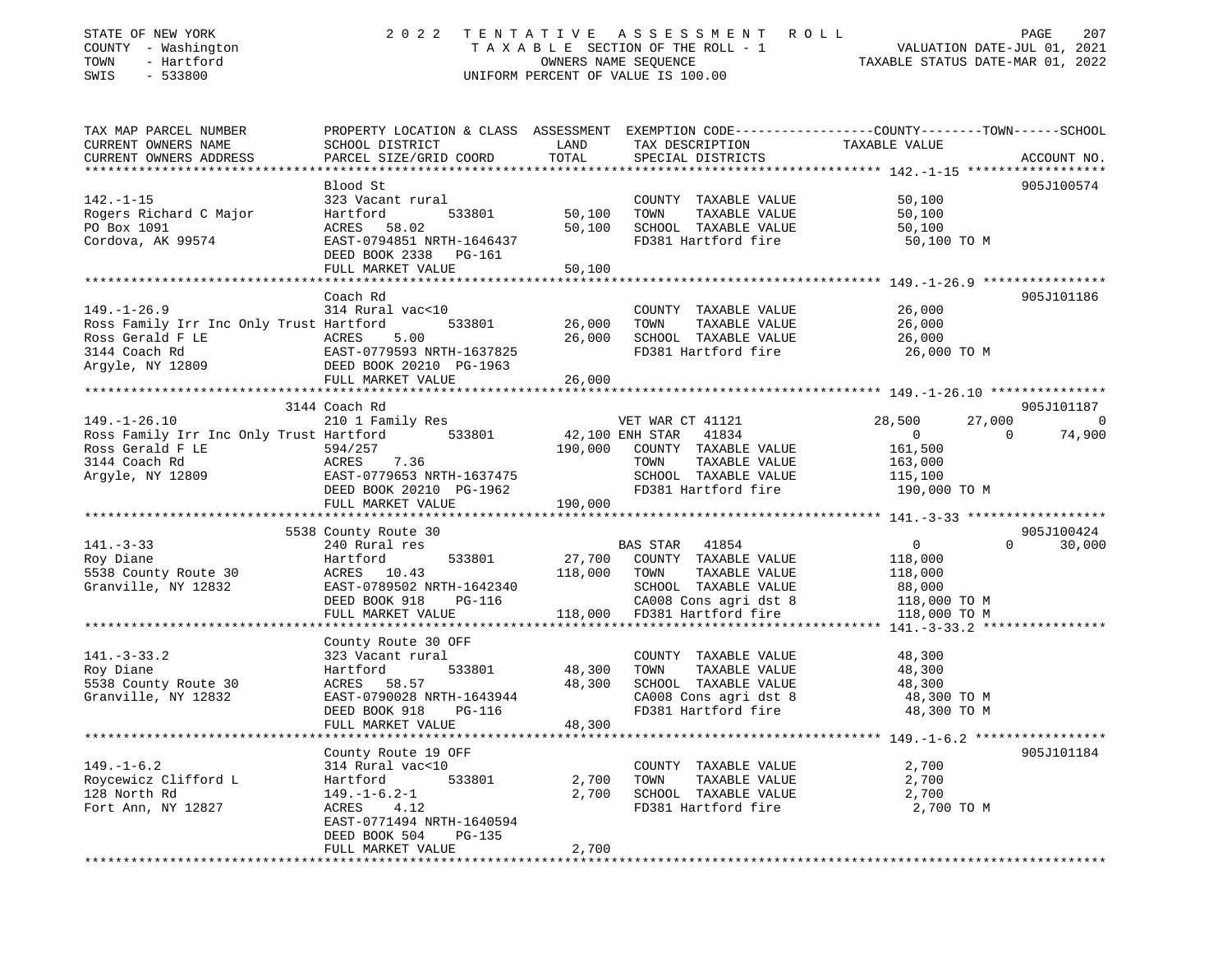STATE OF NEW YORK
COUNTY - Washington
TOWN - Hartford
SWIS - 533800

# 2022 TENTATIVE ASSESSMENT ROLL

TAXABLE SECTION OF THE ROLL - 1
OWNERS NAME SEQUENCE
UNIFORM PERCENT OF VALUE IS 100.00

VALUATION DATE-JUL 01, 2021
TAXABLE STATUS DATE-MAR 01, 2022

```
TAX MAP PARCEL NUMBER          PROPERTY LOCATION & CLASS  ASSESSMENT  EXEMPTION CODE-----------------COUNTY--------TOWN------SCHOOL
CURRENT OWNERS NAME            SCHOOL DISTRICT              LAND      TAX DESCRIPTION              TAXABLE VALUE
CURRENT OWNERS ADDRESS         PARCEL SIZE/GRID COORD       TOTAL     SPECIAL DISTRICTS                                     ACCOUNT NO.
****************************************************************************************************** 142.-1-15 ******************
                               Blood St                                                                                 905J100574
142.-1-15                      323 Vacant rural                        COUNTY  TAXABLE VALUE            50,100
Rogers Richard C Major         Hartford          533801       50,100   TOWN    TAXABLE VALUE            50,100
PO Box 1091                    ACRES  58.02                   50,100   SCHOOL  TAXABLE VALUE            50,100
Cordova, AK 99574              EAST-0794851 NRTH-1646437               FD381 Hartford fire               50,100 TO M
                               DEED BOOK 2338   PG-161
                               FULL MARKET VALUE              50,100
****************************************************************************************************** 149.-1-26.9 ****************
                               Coach Rd                                                                                 905J101186
149.-1-26.9                    314 Rural vac<10                        COUNTY  TAXABLE VALUE            26,000
Ross Family Irr Inc Only Trust Hartford          533801       26,000   TOWN    TAXABLE VALUE            26,000
Ross Gerald F LE               ACRES   5.00                   26,000   SCHOOL  TAXABLE VALUE            26,000
3144 Coach Rd                  EAST-0779593 NRTH-1637825               FD381 Hartford fire               26,000 TO M
Argyle, NY 12809               DEED BOOK 20210  PG-1963
                               FULL MARKET VALUE              26,000
****************************************************************************************************** 149.-1-26.10 ***************
                          3144 Coach Rd                                                                                 905J101187
149.-1-26.10                   210 1 Family Res                        VET WAR CT 41121          28,500       27,000            0
Ross Family Irr Inc Only Trust Hartford          533801       42,100 ENH STAR  41834                  0            0       74,900
Ross Gerald F LE               594/257                       190,000   COUNTY  TAXABLE VALUE           161,500
3144 Coach Rd                  ACRES   7.36                            TOWN    TAXABLE VALUE           163,000
Argyle, NY 12809               EAST-0779653 NRTH-1637475               SCHOOL  TAXABLE VALUE           115,100
                               DEED BOOK 20210  PG-1962                FD381 Hartford fire              190,000 TO M
                               FULL MARKET VALUE             190,000
****************************************************************************************************** 141.-3-33 ******************
                          5538 County Route 30                                                                          905J100424
141.-3-33                      240 Rural res                           BAS STAR  41854                   0            0       30,000
Roy Diane                      Hartford          533801       27,700   COUNTY  TAXABLE VALUE           118,000
5538 County Route 30           ACRES  10.43                  118,000   TOWN    TAXABLE VALUE           118,000
Granville, NY 12832            EAST-0789502 NRTH-1642340               SCHOOL  TAXABLE VALUE            88,000
                               DEED BOOK 918    PG-116                 CA008 Cons agri dst 8            118,000 TO M
                               FULL MARKET VALUE             118,000   FD381 Hartford fire              118,000 TO M
****************************************************************************************************** 141.-3-33.2 ****************
                               County Route 30 OFF
141.-3-33.2                    323 Vacant rural                        COUNTY  TAXABLE VALUE            48,300
Roy Diane                      Hartford          533801       48,300   TOWN    TAXABLE VALUE            48,300
5538 County Route 30           ACRES  58.57                   48,300   SCHOOL  TAXABLE VALUE            48,300
Granville, NY 12832            EAST-0790028 NRTH-1643944               CA008 Cons agri dst 8             48,300 TO M
                               DEED BOOK 918    PG-116                 FD381 Hartford fire               48,300 TO M
                               FULL MARKET VALUE              48,300
****************************************************************************************************** 149.-1-6.2 *****************
                               County Route 19 OFF                                                                      905J101184
149.-1-6.2                     314 Rural vac<10                        COUNTY  TAXABLE VALUE             2,700
Roycewicz Clifford L           Hartford          533801        2,700   TOWN    TAXABLE VALUE             2,700
128 North Rd                   149.-1-6.2-1                    2,700   SCHOOL  TAXABLE VALUE             2,700
Fort Ann, NY 12827             ACRES   4.12                            FD381 Hartford fire                2,700 TO M
                               EAST-0771494 NRTH-1640594
                               DEED BOOK 504    PG-135
                               FULL MARKET VALUE               2,700
************************************************************************************************************************************
```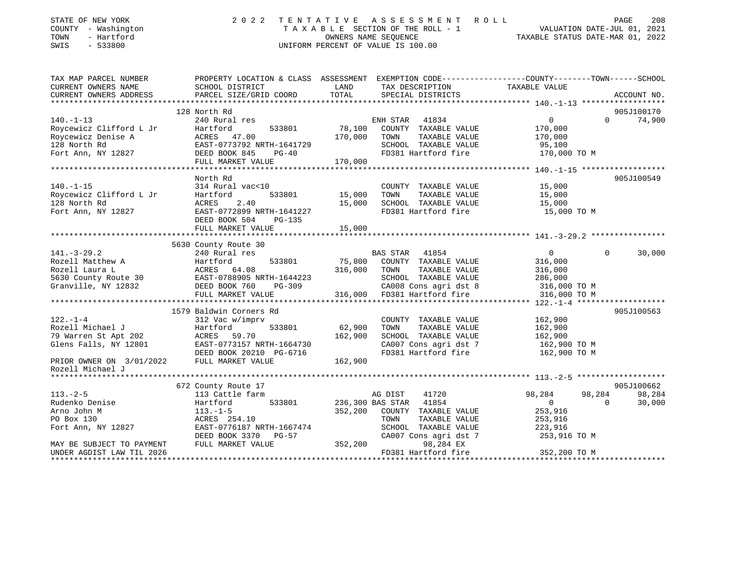STATE OF NEW YORK · COUNTY - Washington · TOWN - Hartford · SWIS - 533800

# 2022 TENTATIVE ASSESSMENT ROLL

TAXABLE SECTION OF THE ROLL - 1 · OWNERS NAME SEQUENCE · UNIFORM PERCENT OF VALUE IS 100.00

VALUATION DATE-JUL 01, 2021 · TAXABLE STATUS DATE-MAR 01, 2022

| TAX MAP PARCEL NUMBER / CURRENT OWNERS NAME / CURRENT OWNERS ADDRESS | PROPERTY LOCATION & CLASS / SCHOOL DISTRICT / PARCEL SIZE/GRID COORD | ASSESSMENT LAND / TOTAL | EXEMPTION CODE / TAX DESCRIPTION / SPECIAL DISTRICTS | COUNTY | TOWN | SCHOOL | ACCOUNT NO. |
|---|---|---|---|---|---|---|---|
| | 128 North Rd | | | | | | 905J100170 |
| 140.-1-13 | 240 Rural res | | ENH STAR 41834 | 0 | 0 | 74,900 | |
| Roycewicz Clifford L Jr | Hartford 533801 | 78,100 | COUNTY TAXABLE VALUE | 170,000 | | | |
| Roycewicz Denise A | ACRES 47.00 | 170,000 | TOWN TAXABLE VALUE | | 170,000 | | |
| 128 North Rd | EAST-0773792 NRTH-1641729 | | SCHOOL TAXABLE VALUE | | | 95,100 | |
| Fort Ann, NY 12827 | DEED BOOK 845 PG-40 | | FD381 Hartford fire | 170,000 TO M | | | |
| | FULL MARKET VALUE | 170,000 | | | | | |
| | North Rd | | | | | | 905J100549 |
| 140.-1-15 | 314 Rural vac<10 | | COUNTY TAXABLE VALUE | 15,000 | | | |
| Roycewicz Clifford L Jr | Hartford 533801 | 15,000 | TOWN TAXABLE VALUE | | 15,000 | | |
| 128 North Rd | ACRES 2.40 | 15,000 | SCHOOL TAXABLE VALUE | | | 15,000 | |
| Fort Ann, NY 12827 | EAST-0772899 NRTH-1641227 | | FD381 Hartford fire | 15,000 TO M | | | |
| | DEED BOOK 504 PG-135 | | | | | | |
| | FULL MARKET VALUE | 15,000 | | | | | |
| | 5630 County Route 30 | | | | | | |
| 141.-3-29.2 | 240 Rural res | | BAS STAR 41854 | 0 | 0 | 30,000 | |
| Rozell Matthew A | Hartford 533801 | 75,800 | COUNTY TAXABLE VALUE | 316,000 | | | |
| Rozell Laura L | ACRES 64.08 | 316,000 | TOWN TAXABLE VALUE | | 316,000 | | |
| 5630 County Route 30 | EAST-0788905 NRTH-1644223 | | SCHOOL TAXABLE VALUE | | | 286,000 | |
| Granville, NY 12832 | DEED BOOK 760 PG-309 | | CA008 Cons agri dst 8 | 316,000 TO M | | | |
| | FULL MARKET VALUE | 316,000 | FD381 Hartford fire | 316,000 TO M | | | |
| | 1579 Baldwin Corners Rd | | | | | | 905J100563 |
| 122.-1-4 | 312 Vac w/imprv | | COUNTY TAXABLE VALUE | 162,900 | | | |
| Rozell Michael J | Hartford 533801 | 62,900 | TOWN TAXABLE VALUE | | 162,900 | | |
| 79 Warren St Apt 202 | ACRES 59.70 | 162,900 | SCHOOL TAXABLE VALUE | | | 162,900 | |
| Glens Falls, NY 12801 | EAST-0773157 NRTH-1664730 | | CA007 Cons agri dst 7 | 162,900 TO M | | | |
| | DEED BOOK 20210 PG-6716 | | FD381 Hartford fire | 162,900 TO M | | | |
| PRIOR OWNER ON 3/01/2022 | FULL MARKET VALUE | 162,900 | | | | | |
| Rozell Michael J | | | | | | | |
| | 672 County Route 17 | | | | | | 905J100662 |
| 113.-2-5 | 113 Cattle farm | | AG DIST 41720 | 98,284 | 98,284 | 98,284 | |
| Rudenko Denise | Hartford 533801 | 236,300 | BAS STAR 41854 | 0 | 0 | 30,000 | |
| Arno John M | 113.-1-5 | 352,200 | COUNTY TAXABLE VALUE | 253,916 | | | |
| PO Box 130 | ACRES 254.10 | | TOWN TAXABLE VALUE | | 253,916 | | |
| Fort Ann, NY 12827 | EAST-0776187 NRTH-1667474 | | SCHOOL TAXABLE VALUE | | | 223,916 | |
| | DEED BOOK 3370 PG-57 | | CA007 Cons agri dst 7 | 253,916 TO M | | | |
| MAY BE SUBJECT TO PAYMENT | FULL MARKET VALUE | 352,200 | 98,284 EX | | | | |
| UNDER AGDIST LAW TIL 2026 | | | FD381 Hartford fire | 352,200 TO M | | | |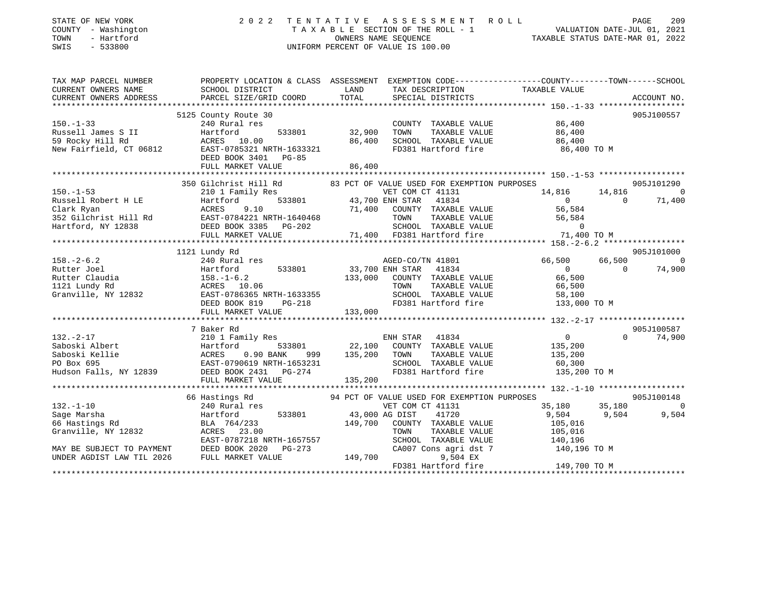STATE OF NEW YORK | 2 0 2 2 T E N T A T I V E A S S E S S M E N T R O L L
COUNTY - Washington | T A X A B L E SECTION OF THE ROLL - 1 | VALUATION DATE-JUL 01, 2021
TOWN - Hartford | OWNERS NAME SEQUENCE | TAXABLE STATUS DATE-MAR 01, 2022
SWIS - 533800 | UNIFORM PERCENT OF VALUE IS 100.00

| TAX MAP PARCEL NUMBER / CURRENT OWNERS NAME / CURRENT OWNERS ADDRESS | PROPERTY LOCATION & CLASS / SCHOOL DISTRICT / PARCEL SIZE/GRID COORD | ASSESSMENT LAND | TOTAL | EXEMPTION CODE / TAX DESCRIPTION / SPECIAL DISTRICTS | COUNTY TAXABLE VALUE | TOWN | SCHOOL / ACCOUNT NO. |
|---|---|---|---|---|---|---|---|
| **150.-1-33** | 5125 County Route 30 | | | | | | 905J100557 |
| | 240 Rural res | | | COUNTY TAXABLE VALUE | 86,400 | | |
| Russell James S II | Hartford 533801 | 32,900 | | TOWN TAXABLE VALUE | 86,400 | | |
| 59 Rocky Hill Rd | ACRES 10.00 | | 86,400 | SCHOOL TAXABLE VALUE | 86,400 | | |
| New Fairfield, CT 06812 | EAST-0785321 NRTH-1633321 | | | FD381 Hartford fire | 86,400 TO M | | |
| | DEED BOOK 3401 PG-85 | | | | | | |
| | FULL MARKET VALUE | | 86,400 | | | | |
| **150.-1-53** | 350 Gilchrist Hill Rd | | | 83 PCT OF VALUE USED FOR EXEMPTION PURPOSES | | | 905J101290 |
| | 210 1 Family Res | | | VET COM CT 41131 | 14,816 | 14,816 | 0 |
| Russell Robert H LE | Hartford 533801 | 43,700 | | ENH STAR 41834 | 0 | 0 | 71,400 |
| Clark Ryan | ACRES 9.10 | | 71,400 | COUNTY TAXABLE VALUE | 56,584 | | |
| 352 Gilchrist Hill Rd | EAST-0784221 NRTH-1640468 | | | TOWN TAXABLE VALUE | 56,584 | | |
| Hartford, NY 12838 | DEED BOOK 3385 PG-202 | | | SCHOOL TAXABLE VALUE | 0 | | |
| | FULL MARKET VALUE | | 71,400 | FD381 Hartford fire | 71,400 TO M | | |
| **158.-2-6.2** | 1121 Lundy Rd | | | | | | 905J101000 |
| | 240 Rural res | | | AGED-CO/TN 41801 | 66,500 | 66,500 | 0 |
| Rutter Joel | Hartford 533801 | 33,700 | | ENH STAR 41834 | 0 | 0 | 74,900 |
| Rutter Claudia | 158.-1-6.2 | | 133,000 | COUNTY TAXABLE VALUE | 66,500 | | |
| 1121 Lundy Rd | ACRES 10.06 | | | TOWN TAXABLE VALUE | 66,500 | | |
| Granville, NY 12832 | EAST-0786365 NRTH-1633355 | | | SCHOOL TAXABLE VALUE | 58,100 | | |
| | DEED BOOK 819 PG-218 | | | FD381 Hartford fire | 133,000 TO M | | |
| | FULL MARKET VALUE | | 133,000 | | | | |
| **132.-2-17** | 7 Baker Rd | | | | | | 905J100587 |
| | 210 1 Family Res | | | ENH STAR 41834 | 0 | 0 | 74,900 |
| Saboski Albert | Hartford 533801 | 22,100 | | COUNTY TAXABLE VALUE | 135,200 | | |
| Saboski Kellie | ACRES 0.90 BANK 999 | | 135,200 | TOWN TAXABLE VALUE | 135,200 | | |
| PO Box 695 | EAST-0790619 NRTH-1653231 | | | SCHOOL TAXABLE VALUE | 60,300 | | |
| Hudson Falls, NY 12839 | DEED BOOK 2431 PG-274 | | | FD381 Hartford fire | 135,200 TO M | | |
| | FULL MARKET VALUE | | 135,200 | | | | |
| **132.-1-10** | 66 Hastings Rd | | | 94 PCT OF VALUE USED FOR EXEMPTION PURPOSES | | | 905J100148 |
| | 240 Rural res | | | VET COM CT 41131 | 35,180 | 35,180 | 0 |
| Sage Marsha | Hartford 533801 | 43,000 | | AG DIST 41720 | 9,504 | 9,504 | 9,504 |
| 66 Hastings Rd | BLA 764/233 | | 149,700 | COUNTY TAXABLE VALUE | 105,016 | | |
| Granville, NY 12832 | ACRES 23.00 | | | TOWN TAXABLE VALUE | 105,016 | | |
| | EAST-0787218 NRTH-1657557 | | | SCHOOL TAXABLE VALUE | 140,196 | | |
| MAY BE SUBJECT TO PAYMENT | DEED BOOK 2020 PG-273 | | | CA007 Cons agri dst 7 | 140,196 TO M | | |
| UNDER AGDIST LAW TIL 2026 | FULL MARKET VALUE | | 149,700 | 9,504 EX | | | |
| | | | | FD381 Hartford fire | 149,700 TO M | | |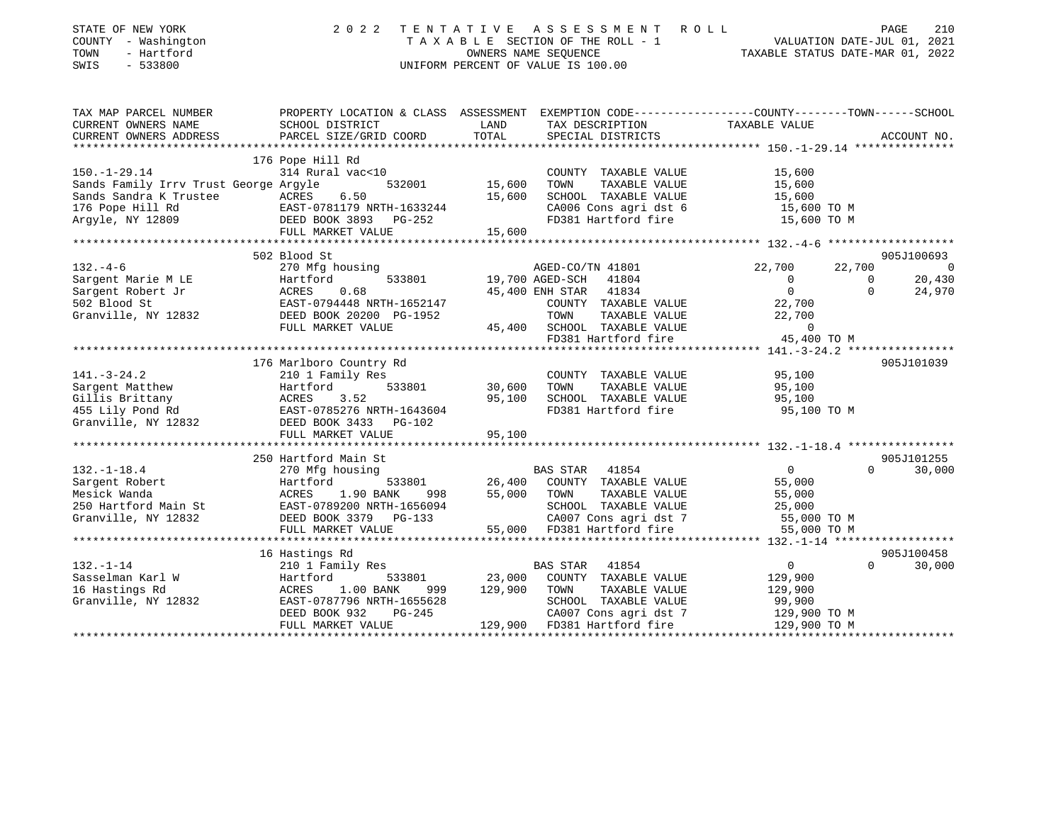STATE OF NEW YORK
COUNTY - Washington
TOWN - Hartford
SWIS - 533800

# 2022 TENTATIVE ASSESSMENT ROLL

TAXABLE SECTION OF THE ROLL - 1
OWNERS NAME SEQUENCE
UNIFORM PERCENT OF VALUE IS 100.00

VALUATION DATE-JUL 01, 2021
TAXABLE STATUS DATE-MAR 01, 2022

| TAX MAP PARCEL NUMBER / CURRENT OWNERS NAME / CURRENT OWNERS ADDRESS | PROPERTY LOCATION & CLASS / SCHOOL DISTRICT / PARCEL SIZE/GRID COORD | ASSESSMENT LAND / TOTAL | EXEMPTION CODE / TAX DESCRIPTION / SPECIAL DISTRICTS | COUNTY TAXABLE VALUE | TOWN | SCHOOL | ACCOUNT NO. |
|---|---|---|---|---|---|---|---|
| **150.-1-29.14** | 176 Pope Hill Rd | | | | | | |
| 150.-1-29.14 | 314 Rural vac<10 | | COUNTY TAXABLE VALUE | 15,600 | | | |
| Sands Family Irrv Trust George | Argyle 532001 | 15,600 | TOWN TAXABLE VALUE | 15,600 | | | |
| Sands Sandra K Trustee | ACRES 6.50 | 15,600 | SCHOOL TAXABLE VALUE | 15,600 | | | |
| 176 Pope Hill Rd | EAST-0781179 NRTH-1633244 | | CA006 Cons agri dst 6 | 15,600 TO M | | | |
| Argyle, NY 12809 | DEED BOOK 3893 PG-252 | | FD381 Hartford fire | 15,600 TO M | | | |
| | FULL MARKET VALUE | 15,600 | | | | | |
| **132.-4-6** | 502 Blood St | | | | | | 905J100693 |
| 132.-4-6 | 270 Mfg housing | | AGED-CO/TN 41801 | 22,700 | 22,700 | 0 | |
| Sargent Marie M LE | Hartford 533801 | 19,700 | AGED-SCH 41804 | 0 | 0 | 20,430 | |
| Sargent Robert Jr | ACRES 0.68 | 45,400 | ENH STAR 41834 | 0 | 0 | 24,970 | |
| 502 Blood St | EAST-0794448 NRTH-1652147 | | COUNTY TAXABLE VALUE | 22,700 | | | |
| Granville, NY 12832 | DEED BOOK 20200 PG-1952 | | TOWN TAXABLE VALUE | 22,700 | | | |
| | FULL MARKET VALUE | 45,400 | SCHOOL TAXABLE VALUE | 0 | | | |
| | | | FD381 Hartford fire | 45,400 TO M | | | |
| **141.-3-24.2** | 176 Marlboro Country Rd | | | | | | 905J101039 |
| 141.-3-24.2 | 210 1 Family Res | | COUNTY TAXABLE VALUE | 95,100 | | | |
| Sargent Matthew | Hartford 533801 | 30,600 | TOWN TAXABLE VALUE | 95,100 | | | |
| Gillis Brittany | ACRES 3.52 | 95,100 | SCHOOL TAXABLE VALUE | 95,100 | | | |
| 455 Lily Pond Rd | EAST-0785276 NRTH-1643604 | | FD381 Hartford fire | 95,100 TO M | | | |
| Granville, NY 12832 | DEED BOOK 3433 PG-102 | | | | | | |
| | FULL MARKET VALUE | 95,100 | | | | | |
| **132.-1-18.4** | 250 Hartford Main St | | | | | | 905J101255 |
| 132.-1-18.4 | 270 Mfg housing | | BAS STAR 41854 | 0 | 0 | 30,000 | |
| Sargent Robert | Hartford 533801 | 26,400 | COUNTY TAXABLE VALUE | 55,000 | | | |
| Mesick Wanda | ACRES 1.90 BANK 998 | 55,000 | TOWN TAXABLE VALUE | 55,000 | | | |
| 250 Hartford Main St | EAST-0789200 NRTH-1656094 | | SCHOOL TAXABLE VALUE | 25,000 | | | |
| Granville, NY 12832 | DEED BOOK 3379 PG-133 | | CA007 Cons agri dst 7 | 55,000 TO M | | | |
| | FULL MARKET VALUE | 55,000 | FD381 Hartford fire | 55,000 TO M | | | |
| **132.-1-14** | 16 Hastings Rd | | | | | | 905J100458 |
| 132.-1-14 | 210 1 Family Res | | BAS STAR 41854 | 0 | 0 | 30,000 | |
| Sasselman Karl W | Hartford 533801 | 23,000 | COUNTY TAXABLE VALUE | 129,900 | | | |
| 16 Hastings Rd | ACRES 1.00 BANK 999 | 129,900 | TOWN TAXABLE VALUE | 129,900 | | | |
| Granville, NY 12832 | EAST-0787796 NRTH-1655628 | | SCHOOL TAXABLE VALUE | 99,900 | | | |
| | DEED BOOK 932 PG-245 | | CA007 Cons agri dst 7 | 129,900 TO M | | | |
| | FULL MARKET VALUE | 129,900 | FD381 Hartford fire | 129,900 TO M | | | |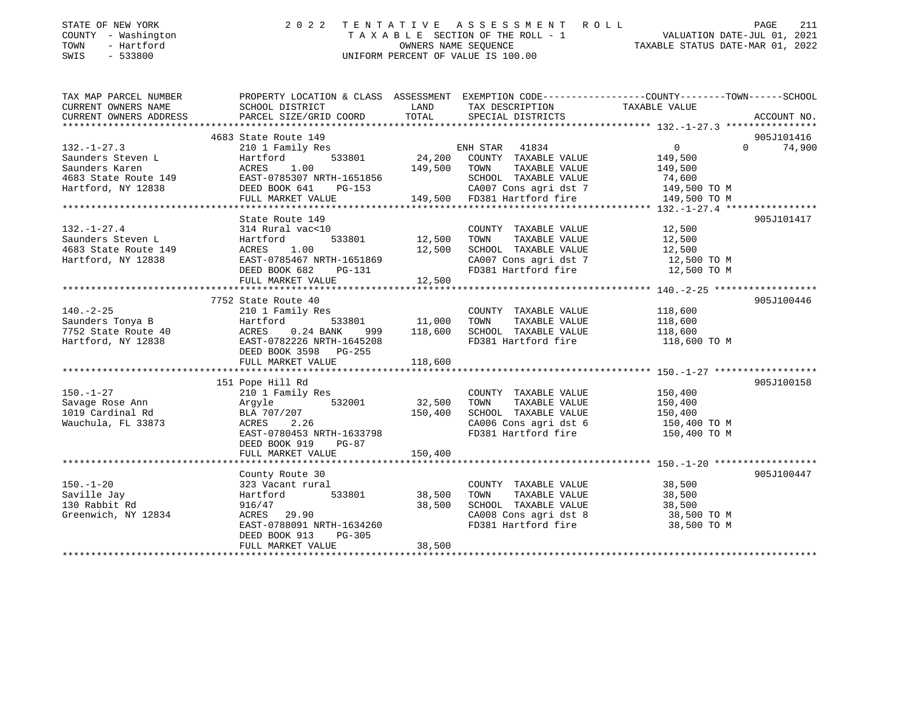STATE OF NEW YORK
COUNTY - Washington
TOWN - Hartford
SWIS - 533800

2022 TENTATIVE ASSESSMENT ROLL
TAXABLE SECTION OF THE ROLL - 1
OWNERS NAME SEQUENCE
UNIFORM PERCENT OF VALUE IS 100.00

VALUATION DATE-JUL 01, 2021
TAXABLE STATUS DATE-MAR 01, 2022

| TAX MAP PARCEL NUMBER / CURRENT OWNERS NAME / CURRENT OWNERS ADDRESS | PROPERTY LOCATION & CLASS / SCHOOL DISTRICT / PARCEL SIZE/GRID COORD | ASSESSMENT LAND / TOTAL | EXEMPTION CODE / TAX DESCRIPTION / SPECIAL DISTRICTS | COUNTY / TOWN / SCHOOL TAXABLE VALUE | ACCOUNT NO. |
|---|---|---|---|---|---|
| | 4683 State Route 149 | | | | 905J101416 |
| 132.-1-27.3 | 210 1 Family Res | | ENH STAR 41834 | 0 0 74,900 | |
| Saunders Steven L | Hartford 533801 | 24,200 | COUNTY TAXABLE VALUE | 149,500 | |
| Saunders Karen | ACRES 1.00 | 149,500 | TOWN TAXABLE VALUE | 149,500 | |
| 4683 State Route 149 | EAST-0785307 NRTH-1651856 | | SCHOOL TAXABLE VALUE | 74,600 | |
| Hartford, NY 12838 | DEED BOOK 641 PG-153 | | CA007 Cons agri dst 7 | 149,500 TO M | |
| | FULL MARKET VALUE | 149,500 | FD381 Hartford fire | 149,500 TO M | |
| | State Route 149 | | | | 905J101417 |
| 132.-1-27.4 | 314 Rural vac<10 | | COUNTY TAXABLE VALUE | 12,500 | |
| Saunders Steven L | Hartford 533801 | 12,500 | TOWN TAXABLE VALUE | 12,500 | |
| 4683 State Route 149 | ACRES 1.00 | 12,500 | SCHOOL TAXABLE VALUE | 12,500 | |
| Hartford, NY 12838 | EAST-0785467 NRTH-1651869 | | CA007 Cons agri dst 7 | 12,500 TO M | |
| | DEED BOOK 682 PG-131 | | FD381 Hartford fire | 12,500 TO M | |
| | FULL MARKET VALUE | 12,500 | | | |
| | 7752 State Route 40 | | | | 905J100446 |
| 140.-2-25 | 210 1 Family Res | | COUNTY TAXABLE VALUE | 118,600 | |
| Saunders Tonya B | Hartford 533801 | 11,000 | TOWN TAXABLE VALUE | 118,600 | |
| 7752 State Route 40 | ACRES 0.24 BANK 999 | 118,600 | SCHOOL TAXABLE VALUE | 118,600 | |
| Hartford, NY 12838 | EAST-0782226 NRTH-1645208 | | FD381 Hartford fire | 118,600 TO M | |
| | DEED BOOK 3598 PG-255 | | | | |
| | FULL MARKET VALUE | 118,600 | | | |
| | 151 Pope Hill Rd | | | | 905J100158 |
| 150.-1-27 | 210 1 Family Res | | COUNTY TAXABLE VALUE | 150,400 | |
| Savage Rose Ann | Argyle 532001 | 32,500 | TOWN TAXABLE VALUE | 150,400 | |
| 1019 Cardinal Rd | BLA 707/207 | 150,400 | SCHOOL TAXABLE VALUE | 150,400 | |
| Wauchula, FL 33873 | ACRES 2.26 | | CA006 Cons agri dst 6 | 150,400 TO M | |
| | EAST-0780453 NRTH-1633798 | | FD381 Hartford fire | 150,400 TO M | |
| | DEED BOOK 919 PG-87 | | | | |
| | FULL MARKET VALUE | 150,400 | | | |
| | County Route 30 | | | | 905J100447 |
| 150.-1-20 | 323 Vacant rural | | COUNTY TAXABLE VALUE | 38,500 | |
| Saville Jay | Hartford 533801 | 38,500 | TOWN TAXABLE VALUE | 38,500 | |
| 130 Rabbit Rd | 916/47 | 38,500 | SCHOOL TAXABLE VALUE | 38,500 | |
| Greenwich, NY 12834 | ACRES 29.90 | | CA008 Cons agri dst 8 | 38,500 TO M | |
| | EAST-0788091 NRTH-1634260 | | FD381 Hartford fire | 38,500 TO M | |
| | DEED BOOK 913 PG-305 | | | | |
| | FULL MARKET VALUE | 38,500 | | | |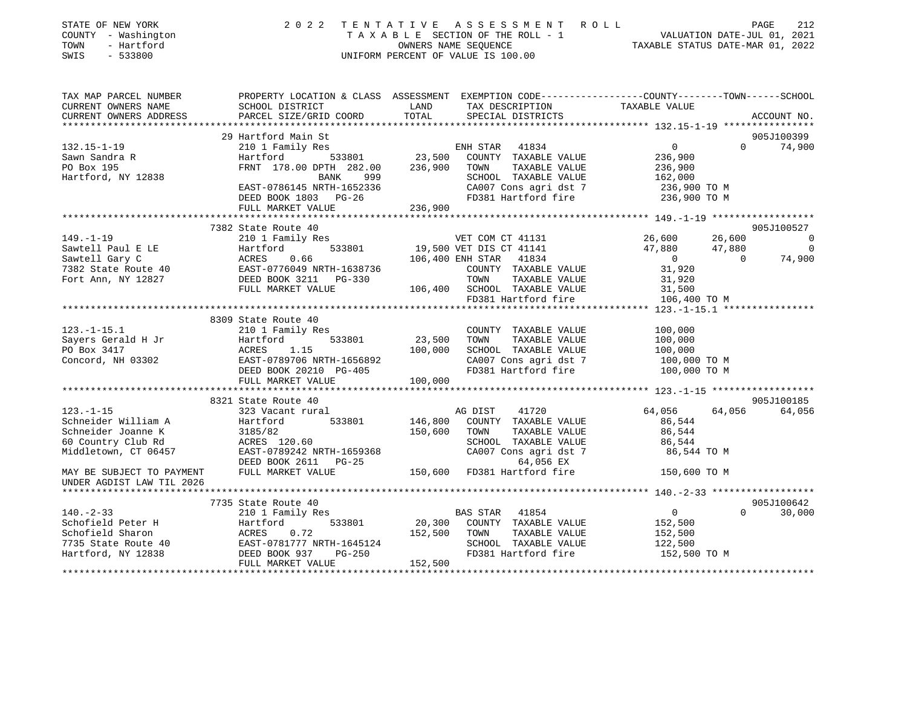STATE OF NEW YORK
COUNTY - Washington
TOWN - Hartford
SWIS - 533800

2022 TENTATIVE ASSESSMENT ROLL
TAXABLE SECTION OF THE ROLL - 1
OWNERS NAME SEQUENCE
UNIFORM PERCENT OF VALUE IS 100.00

VALUATION DATE-JUL 01, 2021
TAXABLE STATUS DATE-MAR 01, 2022

```
TAX MAP PARCEL NUMBER          PROPERTY LOCATION & CLASS  ASSESSMENT  EXEMPTION CODE------------------COUNTY--------TOWN------SCHOOL
CURRENT OWNERS NAME            SCHOOL DISTRICT               LAND      TAX DESCRIPTION              TAXABLE VALUE
CURRENT OWNERS ADDRESS         PARCEL SIZE/GRID COORD        TOTAL     SPECIAL DISTRICTS                                      ACCOUNT NO.
******************************************************************************************************* 132.15-1-19 ****************
                               29 Hartford Main St                                                                       905J100399
132.15-1-19                    210 1 Family Res                        ENH STAR   41834               0            0      74,900
Sawn Sandra R                  Hartford         533801        23,500   COUNTY  TAXABLE VALUE         236,900
PO Box 195                     FRNT 178.00 DPTH 282.00       236,900   TOWN    TAXABLE VALUE         236,900
Hartford, NY 12838                          BANK    999                SCHOOL  TAXABLE VALUE         162,000
                               EAST-0786145 NRTH-1652336               CA007 Cons agri dst 7          236,900 TO M
                               DEED BOOK 1803   PG-26                  FD381 Hartford fire            236,900 TO M
                               FULL MARKET VALUE             236,900
******************************************************************************************************* 149.-1-19 ******************
                               7382 State Route 40                                                                       905J100527
149.-1-19                      210 1 Family Res                        VET COM CT 41131              26,600       26,600            0
Sawtell Paul E LE              Hartford         533801        19,500 VET DIS CT 41141              47,880       47,880            0
Sawtell Gary C                 ACRES    0.66                 106,400 ENH STAR   41834                   0            0      74,900
7382 State Route 40            EAST-0776049 NRTH-1638736               COUNTY  TAXABLE VALUE          31,920
Fort Ann, NY 12827             DEED BOOK 3211   PG-330                 TOWN    TAXABLE VALUE          31,920
                               FULL MARKET VALUE             106,400   SCHOOL  TAXABLE VALUE          31,500
                                                                       FD381 Hartford fire            106,400 TO M
******************************************************************************************************* 123.-1-15.1 ****************
                               8309 State Route 40
123.-1-15.1                    210 1 Family Res                        COUNTY  TAXABLE VALUE         100,000
Sayers Gerald H Jr             Hartford         533801        23,500   TOWN    TAXABLE VALUE         100,000
PO Box 3417                    ACRES    1.15                 100,000   SCHOOL  TAXABLE VALUE         100,000
Concord, NH 03302              EAST-0789706 NRTH-1656892               CA007 Cons agri dst 7          100,000 TO M
                               DEED BOOK 20210  PG-405                 FD381 Hartford fire            100,000 TO M
                               FULL MARKET VALUE             100,000
******************************************************************************************************* 123.-1-15 ******************
                               8321 State Route 40                                                                       905J100185
123.-1-15                      323 Vacant rural                        AG DIST    41720              64,056       64,056      64,056
Schneider William A            Hartford         533801       146,800   COUNTY  TAXABLE VALUE          86,544
Schneider Joanne K             3185/82                       150,600   TOWN    TAXABLE VALUE          86,544
60 Country Club Rd             ACRES  120.60                           SCHOOL  TAXABLE VALUE          86,544
Middletown, CT 06457           EAST-0789242 NRTH-1659368               CA007 Cons agri dst 7           86,544 TO M
                               DEED BOOK 2611   PG-25                         64,056 EX
MAY BE SUBJECT TO PAYMENT      FULL MARKET VALUE             150,600   FD381 Hartford fire            150,600 TO M
UNDER AGDIST LAW TIL 2026
******************************************************************************************************* 140.-2-33 ******************
                               7735 State Route 40                                                                       905J100642
140.-2-33                      210 1 Family Res                        BAS STAR   41854                   0            0      30,000
Schofield Peter H              Hartford         533801        20,300   COUNTY  TAXABLE VALUE         152,500
Schofield Sharon               ACRES    0.72                 152,500   TOWN    TAXABLE VALUE         152,500
7735 State Route 40            EAST-0781777 NRTH-1645124               SCHOOL  TAXABLE VALUE         122,500
Hartford, NY 12838             DEED BOOK 937    PG-250                 FD381 Hartford fire            152,500 TO M
                               FULL MARKET VALUE             152,500
************************************************************************************************************************************
```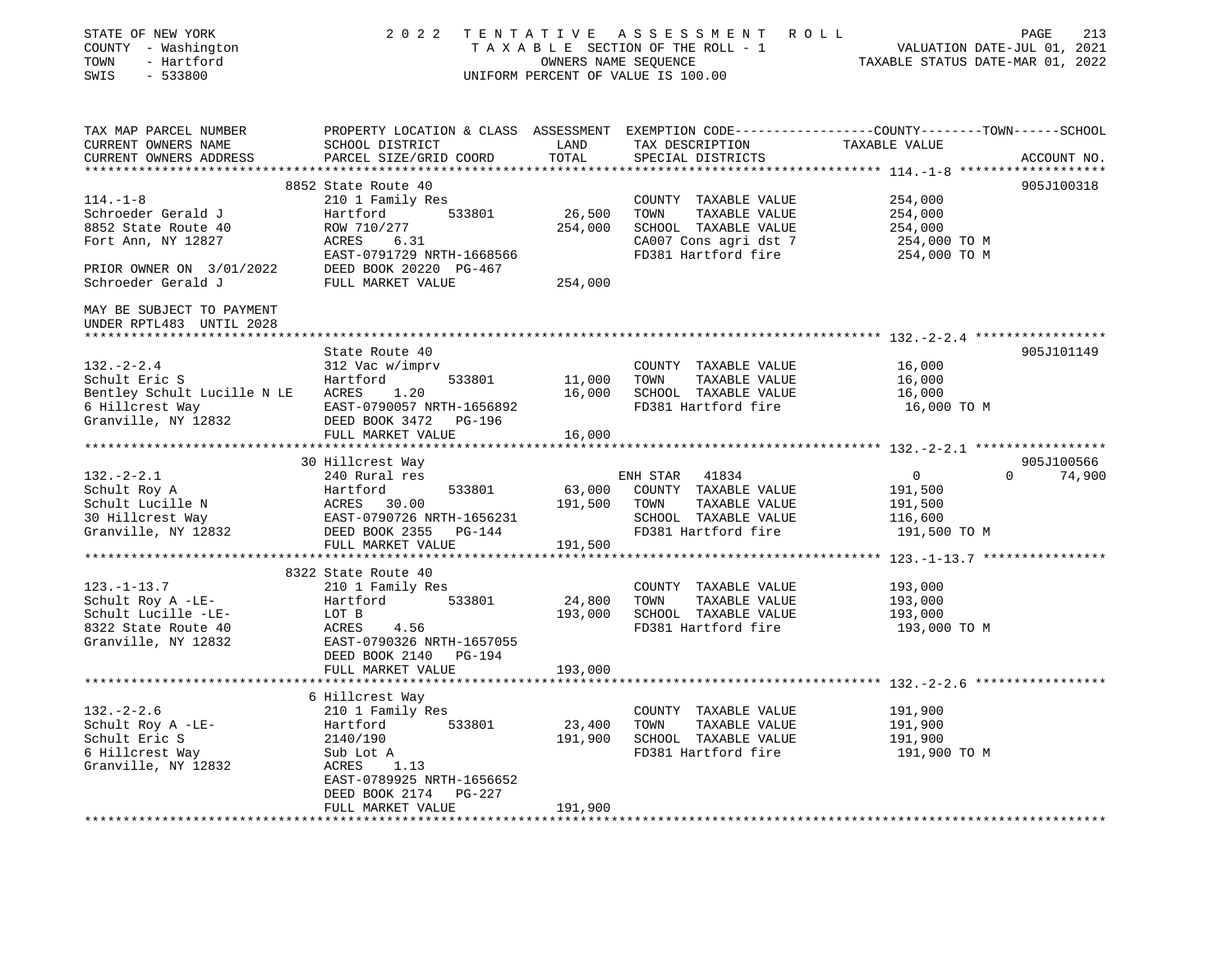STATE OF NEW YORK — 2022 TENTATIVE ASSESSMENT ROLL
COUNTY - Washington — TAXABLE SECTION OF THE ROLL - 1 — VALUATION DATE-JUL 01, 2021
TOWN - Hartford — OWNERS NAME SEQUENCE — TAXABLE STATUS DATE-MAR 01, 2022
SWIS - 533800 — UNIFORM PERCENT OF VALUE IS 100.00

| TAX MAP PARCEL NUMBER / CURRENT OWNERS NAME / CURRENT OWNERS ADDRESS | PROPERTY LOCATION & CLASS / SCHOOL DISTRICT / PARCEL SIZE/GRID COORD | ASSESSMENT LAND | TOTAL | EXEMPTION CODE / TAX DESCRIPTION / SPECIAL DISTRICTS | COUNTY | TOWN | SCHOOL / TAXABLE VALUE | ACCOUNT NO. |
|---|---|---|---|---|---|---|---|---|
| **114.-1-8** | 8852 State Route 40 | | | | | | | 905J100318 |
| Schroeder Gerald J | 210 1 Family Res | | | COUNTY TAXABLE VALUE | 254,000 | | | |
| 8852 State Route 40 | Hartford 533801 | 26,500 | | TOWN TAXABLE VALUE | | 254,000 | | |
| Fort Ann, NY 12827 | ROW 710/277 | | 254,000 | SCHOOL TAXABLE VALUE | | | 254,000 | |
| | ACRES 6.31 | | | CA007 Cons agri dst 7 | | | 254,000 TO M | |
| | EAST-0791729 NRTH-1668566 | | | FD381 Hartford fire | | | 254,000 TO M | |
| PRIOR OWNER ON 3/01/2022 | DEED BOOK 20220 PG-467 | | | | | | | |
| Schroeder Gerald J | FULL MARKET VALUE | | 254,000 | | | | | |
| MAY BE SUBJECT TO PAYMENT UNDER RPTL483 UNTIL 2028 | | | | | | | | |
| **132.-2-2.4** | State Route 40 | | | | | | | 905J101149 |
| Schult Eric S | 312 Vac w/imprv | | | COUNTY TAXABLE VALUE | 16,000 | | | |
| Bentley Schult Lucille N LE | Hartford 533801 | 11,000 | | TOWN TAXABLE VALUE | | 16,000 | | |
| 6 Hillcrest Way | ACRES 1.20 | | 16,000 | SCHOOL TAXABLE VALUE | | | 16,000 | |
| Granville, NY 12832 | EAST-0790057 NRTH-1656892 | | | FD381 Hartford fire | | | 16,000 TO M | |
| | DEED BOOK 3472 PG-196 | | | | | | | |
| | FULL MARKET VALUE | | 16,000 | | | | | |
| **132.-2-2.1** | 30 Hillcrest Way | | | | | | | 905J100566 |
| Schult Roy A | 240 Rural res | | | ENH STAR 41834 | 0 | 0 | 74,900 | |
| Schult Lucille N | Hartford 533801 | 63,000 | | COUNTY TAXABLE VALUE | 191,500 | | | |
| 30 Hillcrest Way | ACRES 30.00 | | 191,500 | TOWN TAXABLE VALUE | | 191,500 | | |
| Granville, NY 12832 | EAST-0790726 NRTH-1656231 | | | SCHOOL TAXABLE VALUE | | | 116,600 | |
| | DEED BOOK 2355 PG-144 | | | FD381 Hartford fire | | | 191,500 TO M | |
| | FULL MARKET VALUE | | 191,500 | | | | | |
| **123.-1-13.7** | 8322 State Route 40 | | | | | | | |
| Schult Roy A -LE- | 210 1 Family Res | | | COUNTY TAXABLE VALUE | 193,000 | | | |
| Schult Lucille -LE- | Hartford 533801 | 24,800 | | TOWN TAXABLE VALUE | | 193,000 | | |
| 8322 State Route 40 | LOT B | | 193,000 | SCHOOL TAXABLE VALUE | | | 193,000 | |
| Granville, NY 12832 | ACRES 4.56 | | | FD381 Hartford fire | | | 193,000 TO M | |
| | EAST-0790326 NRTH-1657055 | | | | | | | |
| | DEED BOOK 2140 PG-194 | | | | | | | |
| | FULL MARKET VALUE | | 193,000 | | | | | |
| **132.-2-2.6** | 6 Hillcrest Way | | | | | | | |
| Schult Roy A -LE- | 210 1 Family Res | | | COUNTY TAXABLE VALUE | 191,900 | | | |
| Schult Eric S | Hartford 533801 | 23,400 | | TOWN TAXABLE VALUE | | 191,900 | | |
| 6 Hillcrest Way | 2140/190 | | 191,900 | SCHOOL TAXABLE VALUE | | | 191,900 | |
| Granville, NY 12832 | Sub Lot A | | | FD381 Hartford fire | | | 191,900 TO M | |
| | ACRES 1.13 | | | | | | | |
| | EAST-0789925 NRTH-1656652 | | | | | | | |
| | DEED BOOK 2174 PG-227 | | | | | | | |
| | FULL MARKET VALUE | | 191,900 | | | | | |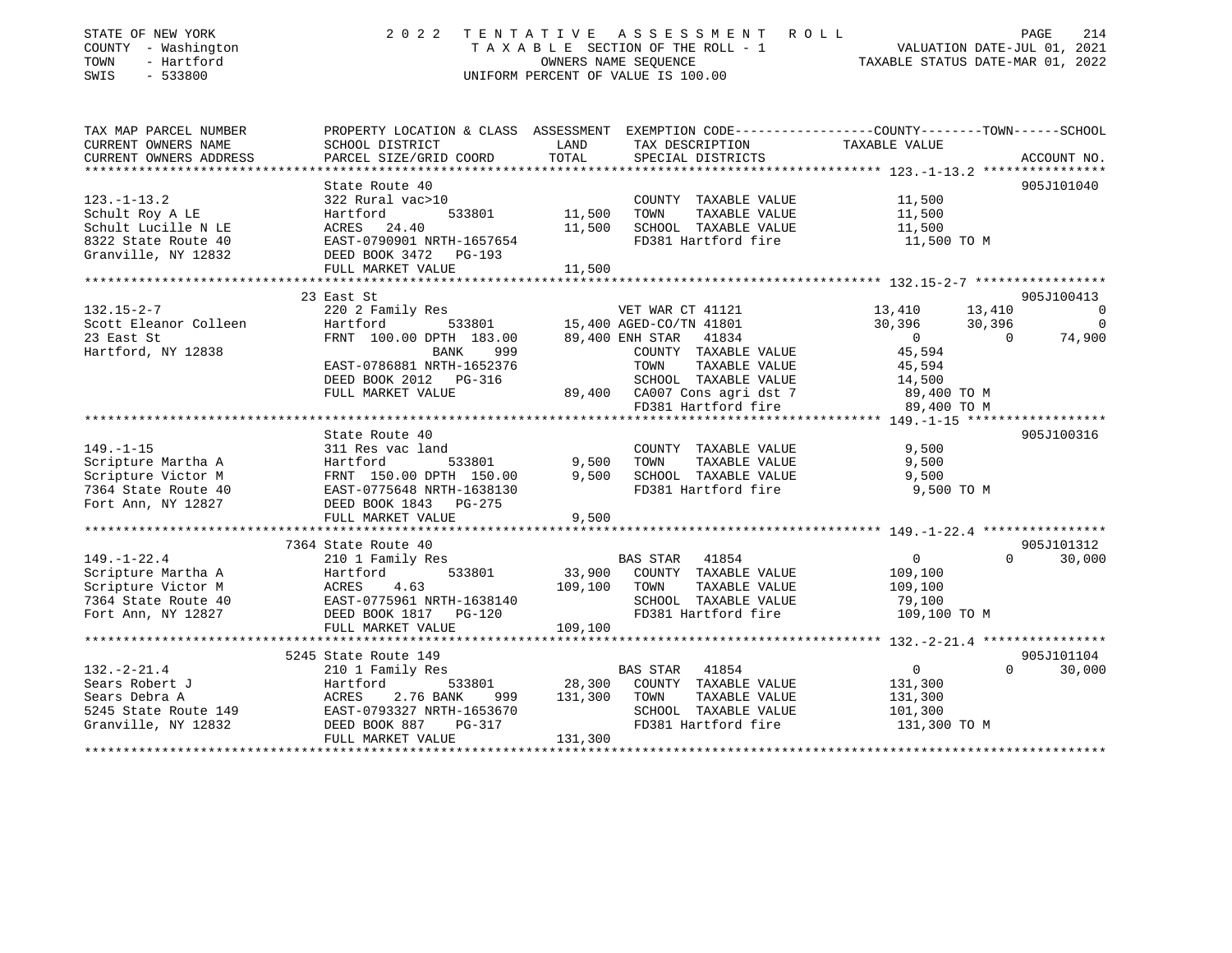STATE OF NEW YORK
COUNTY - Washington
TOWN - Hartford
SWIS - 533800

# 2022 TENTATIVE ASSESSMENT ROLL
TAXABLE SECTION OF THE ROLL - 1
OWNERS NAME SEQUENCE
UNIFORM PERCENT OF VALUE IS 100.00

VALUATION DATE-JUL 01, 2021
TAXABLE STATUS DATE-MAR 01, 2022

| TAX MAP PARCEL NUMBER / CURRENT OWNERS NAME / CURRENT OWNERS ADDRESS | PROPERTY LOCATION & CLASS / SCHOOL DISTRICT / PARCEL SIZE/GRID COORD | ASSESSMENT LAND / TOTAL | EXEMPTION CODE / TAX DESCRIPTION / SPECIAL DISTRICTS | COUNTY TAXABLE VALUE | TOWN | SCHOOL | ACCOUNT NO. |
|---|---|---|---|---|---|---|---|
| 123.-1-13.2 | State Route 40 | | | | | | 905J101040 |
| | 322 Rural vac>10 | | COUNTY TAXABLE VALUE | 11,500 | | | |
| Schult Roy A LE | Hartford 533801 | 11,500 | TOWN TAXABLE VALUE | 11,500 | | | |
| Schult Lucille N LE | ACRES 24.40 | 11,500 | SCHOOL TAXABLE VALUE | 11,500 | | | |
| 8322 State Route 40 | EAST-0790901 NRTH-1657654 | | FD381 Hartford fire | 11,500 TO M | | | |
| Granville, NY 12832 | DEED BOOK 3472 PG-193 | | | | | | |
| | FULL MARKET VALUE | 11,500 | | | | | |
| 132.15-2-7 | 23 East St | | | | | | 905J100413 |
| | 220 2 Family Res | | VET WAR CT 41121 | 13,410 | 13,410 | 0 | |
| Scott Eleanor Colleen | Hartford 533801 | 15,400 | AGED-CO/TN 41801 | 30,396 | 30,396 | 0 | |
| 23 East St | FRNT 100.00 DPTH 183.00 | 89,400 | ENH STAR 41834 | 0 | 0 | 74,900 | |
| Hartford, NY 12838 | BANK 999 | | COUNTY TAXABLE VALUE | 45,594 | | | |
| | EAST-0786881 NRTH-1652376 | | TOWN TAXABLE VALUE | 45,594 | | | |
| | DEED BOOK 2012 PG-316 | | SCHOOL TAXABLE VALUE | 14,500 | | | |
| | FULL MARKET VALUE | 89,400 | CA007 Cons agri dst 7 | 89,400 TO M | | | |
| | | | FD381 Hartford fire | 89,400 TO M | | | |
| 149.-1-15 | State Route 40 | | | | | | 905J100316 |
| | 311 Res vac land | | COUNTY TAXABLE VALUE | 9,500 | | | |
| Scripture Martha A | Hartford 533801 | 9,500 | TOWN TAXABLE VALUE | 9,500 | | | |
| Scripture Victor M | FRNT 150.00 DPTH 150.00 | 9,500 | SCHOOL TAXABLE VALUE | 9,500 | | | |
| 7364 State Route 40 | EAST-0775648 NRTH-1638130 | | FD381 Hartford fire | 9,500 TO M | | | |
| Fort Ann, NY 12827 | DEED BOOK 1843 PG-275 | | | | | | |
| | FULL MARKET VALUE | 9,500 | | | | | |
| 149.-1-22.4 | 7364 State Route 40 | | | | | | 905J101312 |
| | 210 1 Family Res | | BAS STAR 41854 | 0 | 0 | 30,000 | |
| Scripture Martha A | Hartford 533801 | 33,900 | COUNTY TAXABLE VALUE | 109,100 | | | |
| Scripture Victor M | ACRES 4.63 | 109,100 | TOWN TAXABLE VALUE | 109,100 | | | |
| 7364 State Route 40 | EAST-0775961 NRTH-1638140 | | SCHOOL TAXABLE VALUE | 79,100 | | | |
| Fort Ann, NY 12827 | DEED BOOK 1817 PG-120 | | FD381 Hartford fire | 109,100 TO M | | | |
| | FULL MARKET VALUE | 109,100 | | | | | |
| 132.-2-21.4 | 5245 State Route 149 | | | | | | 905J101104 |
| | 210 1 Family Res | | BAS STAR 41854 | 0 | 0 | 30,000 | |
| Sears Robert J | Hartford 533801 | 28,300 | COUNTY TAXABLE VALUE | 131,300 | | | |
| Sears Debra A | ACRES 2.76 BANK 999 | 131,300 | TOWN TAXABLE VALUE | 131,300 | | | |
| 5245 State Route 149 | EAST-0793327 NRTH-1653670 | | SCHOOL TAXABLE VALUE | 101,300 | | | |
| Granville, NY 12832 | DEED BOOK 887 PG-317 | | FD381 Hartford fire | 131,300 TO M | | | |
| | FULL MARKET VALUE | 131,300 | | | | | |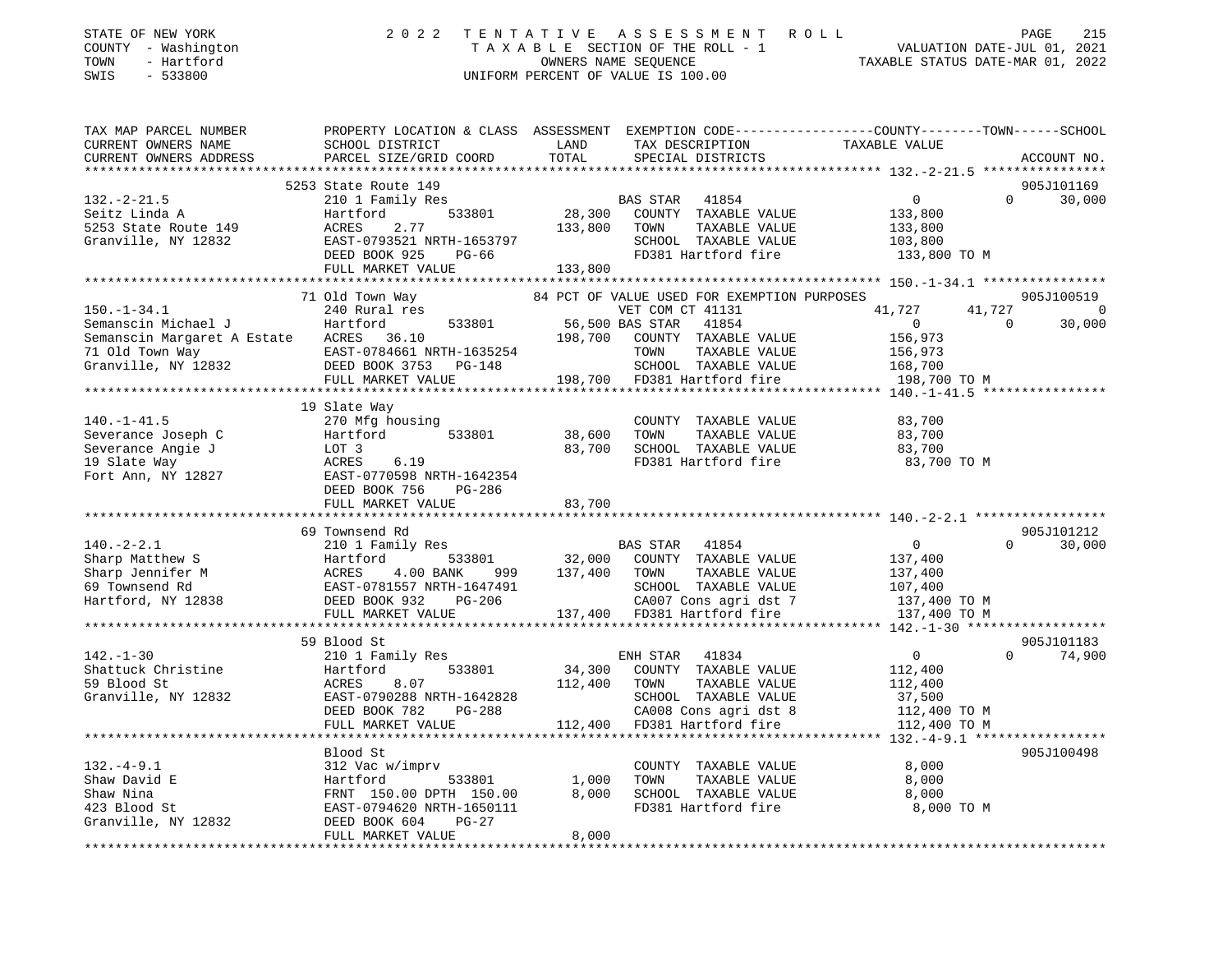STATE OF NEW YORK
COUNTY - Washington
TOWN - Hartford
SWIS - 533800

# 2022 TENTATIVE ASSESSMENT ROLL

TAXABLE SECTION OF THE ROLL - 1
OWNERS NAME SEQUENCE
UNIFORM PERCENT OF VALUE IS 100.00

VALUATION DATE-JUL 01, 2021
TAXABLE STATUS DATE-MAR 01, 2022

```
TAX MAP PARCEL NUMBER       PROPERTY LOCATION & CLASS  ASSESSMENT  EXEMPTION CODE-----------------COUNTY--------TOWN------SCHOOL
CURRENT OWNERS NAME         SCHOOL DISTRICT               LAND      TAX DESCRIPTION              TAXABLE VALUE
CURRENT OWNERS ADDRESS      PARCEL SIZE/GRID COORD        TOTAL     SPECIAL DISTRICTS                                    ACCOUNT NO.
******************************************************************************************************* 132.-2-21.5 ****************
                            5253 State Route 149                                                                        905J101169
132.-2-21.5                 210 1 Family Res                        BAS STAR   41854                  0           0      30,000
Seitz Linda A               Hartford        533801         28,300   COUNTY  TAXABLE VALUE       133,800
5253 State Route 149        ACRES     2.77                133,800   TOWN    TAXABLE VALUE       133,800
Granville, NY 12832         EAST-0793521 NRTH-1653797               SCHOOL  TAXABLE VALUE       103,800
                            DEED BOOK 925    PG-66                  FD381 Hartford fire          133,800 TO M
                            FULL MARKET VALUE             133,800
******************************************************************************************************* 150.-1-34.1 ****************
                            71 Old Town Way                 84 PCT OF VALUE USED FOR EXEMPTION PURPOSES                 905J100519
150.-1-34.1                 240 Rural res                           VET COM CT 41131              41,727      41,727           0
Semanscin Michael J         Hartford        533801         56,500 BAS STAR   41854                  0           0      30,000
Semanscin Margaret A Estate ACRES    36.10                198,700   COUNTY  TAXABLE VALUE       156,973
71 Old Town Way             EAST-0784661 NRTH-1635254               TOWN    TAXABLE VALUE       156,973
Granville, NY 12832         DEED BOOK 3753   PG-148                 SCHOOL  TAXABLE VALUE       168,700
                            FULL MARKET VALUE             198,700   FD381 Hartford fire          198,700 TO M
******************************************************************************************************* 140.-1-41.5 ****************
                            19 Slate Way
140.-1-41.5                 270 Mfg housing                         COUNTY  TAXABLE VALUE        83,700
Severance Joseph C          Hartford        533801         38,600   TOWN    TAXABLE VALUE        83,700
Severance Angie J           LOT 3                          83,700   SCHOOL  TAXABLE VALUE        83,700
19 Slate Way                ACRES     6.19                          FD381 Hartford fire           83,700 TO M
Fort Ann, NY 12827          EAST-0770598 NRTH-1642354
                            DEED BOOK 756    PG-286
                            FULL MARKET VALUE              83,700
******************************************************************************************************* 140.-2-2.1 *****************
                            69 Townsend Rd                                                                              905J101212
140.-2-2.1                  210 1 Family Res                        BAS STAR   41854                  0           0      30,000
Sharp Matthew S             Hartford        533801         32,000   COUNTY  TAXABLE VALUE       137,400
Sharp Jennifer M            ACRES     4.00 BANK     999   137,400   TOWN    TAXABLE VALUE       137,400
69 Townsend Rd              EAST-0781557 NRTH-1647491               SCHOOL  TAXABLE VALUE       107,400
Hartford, NY 12838          DEED BOOK 932    PG-206                 CA007 Cons agri dst 7        137,400 TO M
                            FULL MARKET VALUE             137,400   FD381 Hartford fire          137,400 TO M
******************************************************************************************************* 142.-1-30 ******************
                            59 Blood St                                                                                 905J101183
142.-1-30                   210 1 Family Res                        ENH STAR   41834                  0           0      74,900
Shattuck Christine          Hartford        533801         34,300   COUNTY  TAXABLE VALUE       112,400
59 Blood St                 ACRES     8.07                112,400   TOWN    TAXABLE VALUE       112,400
Granville, NY 12832         EAST-0790288 NRTH-1642828               SCHOOL  TAXABLE VALUE        37,500
                            DEED BOOK 782    PG-288                 CA008 Cons agri dst 8        112,400 TO M
                            FULL MARKET VALUE             112,400   FD381 Hartford fire          112,400 TO M
******************************************************************************************************* 132.-4-9.1 *****************
                            Blood St                                                                                    905J100498
132.-4-9.1                  312 Vac w/imprv                         COUNTY  TAXABLE VALUE         8,000
Shaw David E                Hartford        533801          1,000   TOWN    TAXABLE VALUE         8,000
Shaw Nina                   FRNT 150.00 DPTH 150.00         8,000   SCHOOL  TAXABLE VALUE         8,000
423 Blood St                EAST-0794620 NRTH-1650111               FD381 Hartford fire            8,000 TO M
Granville, NY 12832         DEED BOOK 604    PG-27
                            FULL MARKET VALUE               8,000
************************************************************************************************************************************
```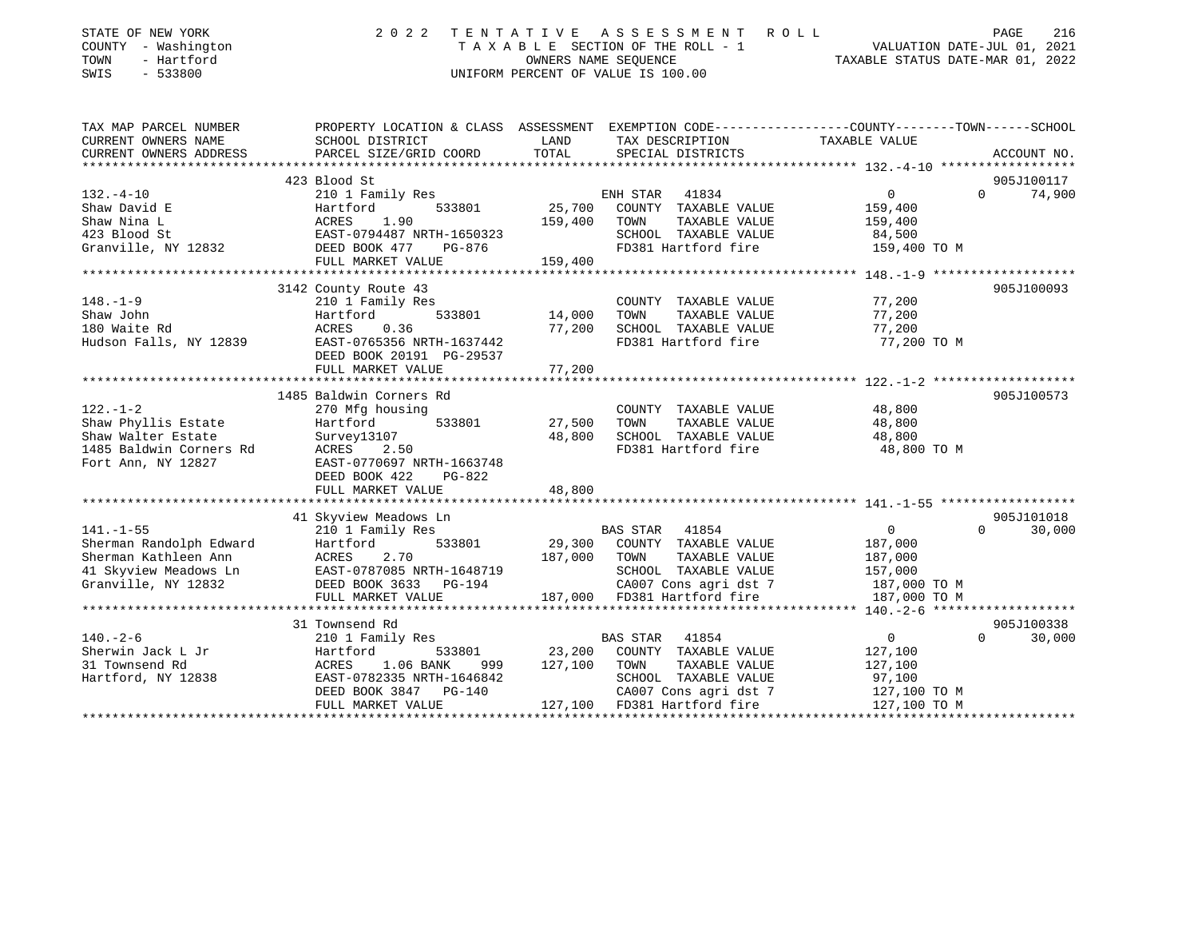STATE OF NEW YORK
COUNTY - Washington
TOWN - Hartford
SWIS - 533800

# 2022 TENTATIVE ASSESSMENT ROLL

TAXABLE SECTION OF THE ROLL - 1
OWNERS NAME SEQUENCE
UNIFORM PERCENT OF VALUE IS 100.00

VALUATION DATE-JUL 01, 2021
TAXABLE STATUS DATE-MAR 01, 2022

| TAX MAP PARCEL NUMBER / CURRENT OWNERS NAME / CURRENT OWNERS ADDRESS | PROPERTY LOCATION & CLASS / SCHOOL DISTRICT / PARCEL SIZE/GRID COORD | ASSESSMENT LAND | TOTAL | EXEMPTION CODE / TAX DESCRIPTION / SPECIAL DISTRICTS | COUNTY TAXABLE VALUE | TOWN | SCHOOL | ACCOUNT NO. |
|---|---|---|---|---|---|---|---|---|
| 132.-4-10 | 423 Blood St | | | | | | | 905J100117 |
| Shaw David E | 210 1 Family Res | | | ENH STAR 41834 | 0 | 0 | 74,900 | |
| Shaw Nina L | Hartford 533801 | 25,700 | | COUNTY TAXABLE VALUE | 159,400 | | | |
| 423 Blood St | ACRES 1.90 | | 159,400 | TOWN TAXABLE VALUE | 159,400 | | | |
| Granville, NY 12832 | EAST-0794487 NRTH-1650323 | | | SCHOOL TAXABLE VALUE | 84,500 | | | |
| | DEED BOOK 477 PG-876 | | | FD381 Hartford fire | 159,400 TO M | | | |
| | FULL MARKET VALUE | | 159,400 | | | | | |
| 148.-1-9 | 3142 County Route 43 | | | | | | | 905J100093 |
| Shaw John | 210 1 Family Res | | | COUNTY TAXABLE VALUE | 77,200 | | | |
| 180 Waite Rd | Hartford 533801 | 14,000 | | TOWN TAXABLE VALUE | 77,200 | | | |
| Hudson Falls, NY 12839 | ACRES 0.36 | | 77,200 | SCHOOL TAXABLE VALUE | 77,200 | | | |
| | EAST-0765356 NRTH-1637442 | | | FD381 Hartford fire | 77,200 TO M | | | |
| | DEED BOOK 20191 PG-29537 | | | | | | | |
| | FULL MARKET VALUE | | 77,200 | | | | | |
| 122.-1-2 | 1485 Baldwin Corners Rd | | | | | | | 905J100573 |
| Shaw Phyllis Estate | 270 Mfg housing | | | COUNTY TAXABLE VALUE | 48,800 | | | |
| Shaw Walter Estate | Hartford 533801 | 27,500 | | TOWN TAXABLE VALUE | 48,800 | | | |
| 1485 Baldwin Corners Rd | Survey13107 | | 48,800 | SCHOOL TAXABLE VALUE | 48,800 | | | |
| Fort Ann, NY 12827 | ACRES 2.50 | | | FD381 Hartford fire | 48,800 TO M | | | |
| | EAST-0770697 NRTH-1663748 | | | | | | | |
| | DEED BOOK 422 PG-822 | | | | | | | |
| | FULL MARKET VALUE | | 48,800 | | | | | |
| 141.-1-55 | 41 Skyview Meadows Ln | | | | | | | 905J101018 |
| Sherman Randolph Edward | 210 1 Family Res | | | BAS STAR 41854 | 0 | 0 | 30,000 | |
| Sherman Kathleen Ann | Hartford 533801 | 29,300 | | COUNTY TAXABLE VALUE | 187,000 | | | |
| 41 Skyview Meadows Ln | ACRES 2.70 | | 187,000 | TOWN TAXABLE VALUE | 187,000 | | | |
| Granville, NY 12832 | EAST-0787085 NRTH-1648719 | | | SCHOOL TAXABLE VALUE | 157,000 | | | |
| | DEED BOOK 3633 PG-194 | | | CA007 Cons agri dst 7 | 187,000 TO M | | | |
| | FULL MARKET VALUE | | 187,000 | FD381 Hartford fire | 187,000 TO M | | | |
| 140.-2-6 | 31 Townsend Rd | | | | | | | 905J100338 |
| Sherwin Jack L Jr | 210 1 Family Res | | | BAS STAR 41854 | 0 | 0 | 30,000 | |
| 31 Townsend Rd | Hartford 533801 | 23,200 | | COUNTY TAXABLE VALUE | 127,100 | | | |
| Hartford, NY 12838 | ACRES 1.06 BANK 999 | | 127,100 | TOWN TAXABLE VALUE | 127,100 | | | |
| | EAST-0782335 NRTH-1646842 | | | SCHOOL TAXABLE VALUE | 97,100 | | | |
| | DEED BOOK 3847 PG-140 | | | CA007 Cons agri dst 7 | 127,100 TO M | | | |
| | FULL MARKET VALUE | | 127,100 | FD381 Hartford fire | 127,100 TO M | | | |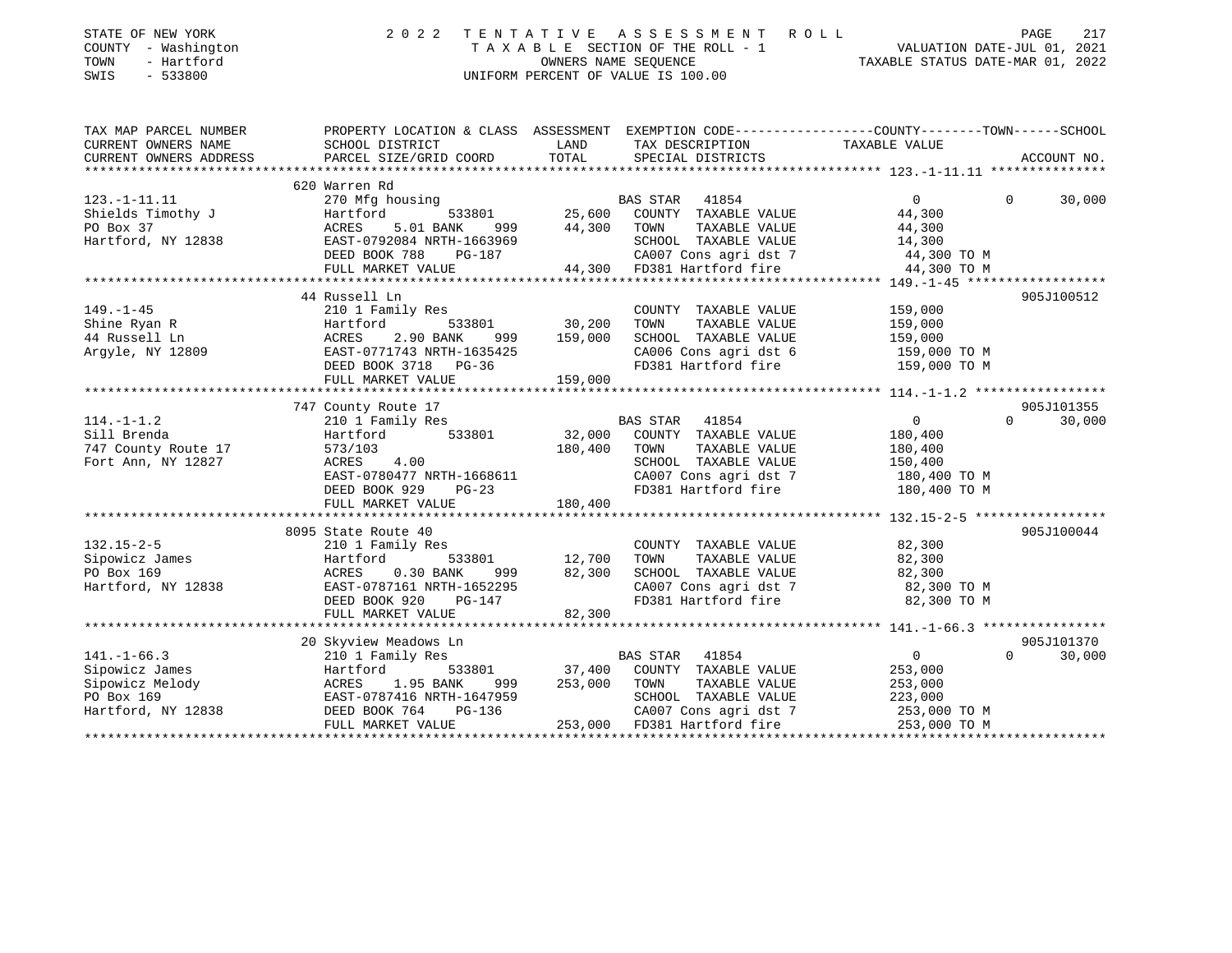STATE OF NEW YORK
COUNTY - Washington
TOWN - Hartford
SWIS - 533800

# 2022 TENTATIVE ASSESSMENT ROLL

TAXABLE SECTION OF THE ROLL - 1
OWNERS NAME SEQUENCE
UNIFORM PERCENT OF VALUE IS 100.00

VALUATION DATE-JUL 01, 2021
TAXABLE STATUS DATE-MAR 01, 2022

| TAX MAP PARCEL NUMBER / CURRENT OWNERS NAME / CURRENT OWNERS ADDRESS | PROPERTY LOCATION & CLASS / SCHOOL DISTRICT / PARCEL SIZE/GRID COORD | ASSESSMENT LAND / TOTAL | EXEMPTION CODE / TAX DESCRIPTION / SPECIAL DISTRICTS | COUNTY / TOWN / SCHOOL TAXABLE VALUE | ACCOUNT NO. |
|---|---|---|---|---|---|
| 123.-1-11.11 | 620 Warren Rd | | | | |
| Shields Timothy J | 270 Mfg housing | | BAS STAR 41854 | 0 0 30,000 | |
| PO Box 37 | Hartford 533801 | 25,600 | COUNTY TAXABLE VALUE | 44,300 | |
| Hartford, NY 12838 | ACRES 5.01 BANK 999 | 44,300 | TOWN TAXABLE VALUE | 44,300 | |
| | EAST-0792084 NRTH-1663969 | | SCHOOL TAXABLE VALUE | 14,300 | |
| | DEED BOOK 788 PG-187 | | CA007 Cons agri dst 7 | 44,300 TO M | |
| | FULL MARKET VALUE | 44,300 | FD381 Hartford fire | 44,300 TO M | |
| 149.-1-45 | 44 Russell Ln | | | | 905J100512 |
| Shine Ryan R | 210 1 Family Res | | COUNTY TAXABLE VALUE | 159,000 | |
| 44 Russell Ln | Hartford 533801 | 30,200 | TOWN TAXABLE VALUE | 159,000 | |
| Argyle, NY 12809 | ACRES 2.90 BANK 999 | 159,000 | SCHOOL TAXABLE VALUE | 159,000 | |
| | EAST-0771743 NRTH-1635425 | | CA006 Cons agri dst 6 | 159,000 TO M | |
| | DEED BOOK 3718 PG-36 | | FD381 Hartford fire | 159,000 TO M | |
| | FULL MARKET VALUE | 159,000 | | | |
| 114.-1-1.2 | 747 County Route 17 | | | | 905J101355 |
| Sill Brenda | 210 1 Family Res | | BAS STAR 41854 | 0 0 30,000 | |
| 747 County Route 17 | Hartford 533801 | 32,000 | COUNTY TAXABLE VALUE | 180,400 | |
| Fort Ann, NY 12827 | 573/103 | 180,400 | TOWN TAXABLE VALUE | 180,400 | |
| | ACRES 4.00 | | SCHOOL TAXABLE VALUE | 150,400 | |
| | EAST-0780477 NRTH-1668611 | | CA007 Cons agri dst 7 | 180,400 TO M | |
| | DEED BOOK 929 PG-23 | | FD381 Hartford fire | 180,400 TO M | |
| | FULL MARKET VALUE | 180,400 | | | |
| 132.15-2-5 | 8095 State Route 40 | | | | 905J100044 |
| Sipowicz James | 210 1 Family Res | | COUNTY TAXABLE VALUE | 82,300 | |
| PO Box 169 | Hartford 533801 | 12,700 | TOWN TAXABLE VALUE | 82,300 | |
| Hartford, NY 12838 | ACRES 0.30 BANK 999 | 82,300 | SCHOOL TAXABLE VALUE | 82,300 | |
| | EAST-0787161 NRTH-1652295 | | CA007 Cons agri dst 7 | 82,300 TO M | |
| | DEED BOOK 920 PG-147 | | FD381 Hartford fire | 82,300 TO M | |
| | FULL MARKET VALUE | 82,300 | | | |
| 141.-1-66.3 | 20 Skyview Meadows Ln | | | | 905J101370 |
| Sipowicz James | 210 1 Family Res | | BAS STAR 41854 | 0 0 30,000 | |
| Sipowicz Melody | Hartford 533801 | 37,400 | COUNTY TAXABLE VALUE | 253,000 | |
| PO Box 169 | ACRES 1.95 BANK 999 | 253,000 | TOWN TAXABLE VALUE | 253,000 | |
| Hartford, NY 12838 | EAST-0787416 NRTH-1647959 | | SCHOOL TAXABLE VALUE | 223,000 | |
| | DEED BOOK 764 PG-136 | | CA007 Cons agri dst 7 | 253,000 TO M | |
| | FULL MARKET VALUE | 253,000 | FD381 Hartford fire | 253,000 TO M | |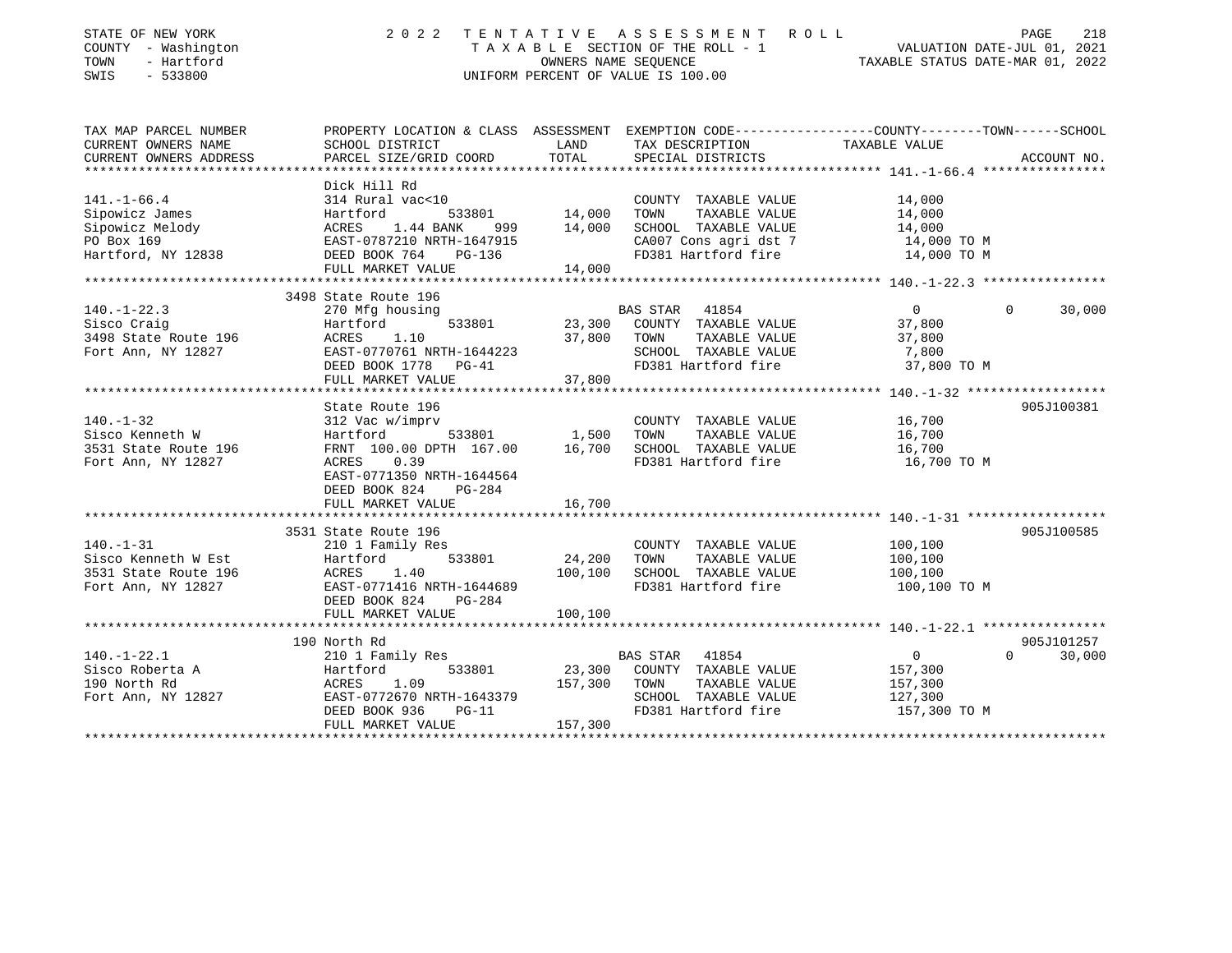STATE OF NEW YORK
COUNTY - Washington
TOWN - Hartford
SWIS - 533800

2022 TENTATIVE ASSESSMENT ROLL
TAXABLE SECTION OF THE ROLL - 1
OWNERS NAME SEQUENCE
UNIFORM PERCENT OF VALUE IS 100.00

VALUATION DATE-JUL 01, 2021
TAXABLE STATUS DATE-MAR 01, 2022

| TAX MAP PARCEL NUMBER / CURRENT OWNERS NAME / CURRENT OWNERS ADDRESS | PROPERTY LOCATION & CLASS / SCHOOL DISTRICT / PARCEL SIZE/GRID COORD | ASSESSMENT LAND | TOTAL | EXEMPTION CODE / TAX DESCRIPTION / SPECIAL DISTRICTS | COUNTY / TOWN TAXABLE VALUE | SCHOOL | ACCOUNT NO. |
|---|---|---|---|---|---|---|---|
| **141.-1-66.4** | Dick Hill Rd | | | | | | |
| 141.-1-66.4 | 314 Rural vac<10 | | | COUNTY TAXABLE VALUE | 14,000 | | |
| Sipowicz James | Hartford 533801 | 14,000 | | TOWN TAXABLE VALUE | 14,000 | | |
| Sipowicz Melody | ACRES 1.44 BANK 999 | | 14,000 | SCHOOL TAXABLE VALUE | 14,000 | | |
| PO Box 169 | EAST-0787210 NRTH-1647915 | | | CA007 Cons agri dst 7 | 14,000 TO M | | |
| Hartford, NY 12838 | DEED BOOK 764 PG-136 | | | FD381 Hartford fire | 14,000 TO M | | |
| | FULL MARKET VALUE | | 14,000 | | | | |
| **140.-1-22.3** | 3498 State Route 196 | | | | | | |
| 140.-1-22.3 | 270 Mfg housing | | | BAS STAR 41854 | 0 | 0 | 30,000 |
| Sisco Craig | Hartford 533801 | 23,300 | | COUNTY TAXABLE VALUE | 37,800 | | |
| 3498 State Route 196 | ACRES 1.10 | | 37,800 | TOWN TAXABLE VALUE | 37,800 | | |
| Fort Ann, NY 12827 | EAST-0770761 NRTH-1644223 | | | SCHOOL TAXABLE VALUE | 7,800 | | |
| | DEED BOOK 1778 PG-41 | | | FD381 Hartford fire | 37,800 TO M | | |
| | FULL MARKET VALUE | | 37,800 | | | | |
| **140.-1-32** | State Route 196 | | | | | | 905J100381 |
| 140.-1-32 | 312 Vac w/imprv | | | COUNTY TAXABLE VALUE | 16,700 | | |
| Sisco Kenneth W | Hartford 533801 | 1,500 | | TOWN TAXABLE VALUE | 16,700 | | |
| 3531 State Route 196 | FRNT 100.00 DPTH 167.00 | | 16,700 | SCHOOL TAXABLE VALUE | 16,700 | | |
| Fort Ann, NY 12827 | ACRES 0.39 | | | FD381 Hartford fire | 16,700 TO M | | |
| | EAST-0771350 NRTH-1644564 | | | | | | |
| | DEED BOOK 824 PG-284 | | | | | | |
| | FULL MARKET VALUE | | 16,700 | | | | |
| **140.-1-31** | 3531 State Route 196 | | | | | | 905J100585 |
| 140.-1-31 | 210 1 Family Res | | | COUNTY TAXABLE VALUE | 100,100 | | |
| Sisco Kenneth W Est | Hartford 533801 | 24,200 | | TOWN TAXABLE VALUE | 100,100 | | |
| 3531 State Route 196 | ACRES 1.40 | | 100,100 | SCHOOL TAXABLE VALUE | 100,100 | | |
| Fort Ann, NY 12827 | EAST-0771416 NRTH-1644689 | | | FD381 Hartford fire | 100,100 TO M | | |
| | DEED BOOK 824 PG-284 | | | | | | |
| | FULL MARKET VALUE | | 100,100 | | | | |
| **140.-1-22.1** | 190 North Rd | | | | | | 905J101257 |
| 140.-1-22.1 | 210 1 Family Res | | | BAS STAR 41854 | 0 | 0 | 30,000 |
| Sisco Roberta A | Hartford 533801 | 23,300 | | COUNTY TAXABLE VALUE | 157,300 | | |
| 190 North Rd | ACRES 1.09 | | 157,300 | TOWN TAXABLE VALUE | 157,300 | | |
| Fort Ann, NY 12827 | EAST-0772670 NRTH-1643379 | | | SCHOOL TAXABLE VALUE | 127,300 | | |
| | DEED BOOK 936 PG-11 | | | FD381 Hartford fire | 157,300 TO M | | |
| | FULL MARKET VALUE | | 157,300 | | | | |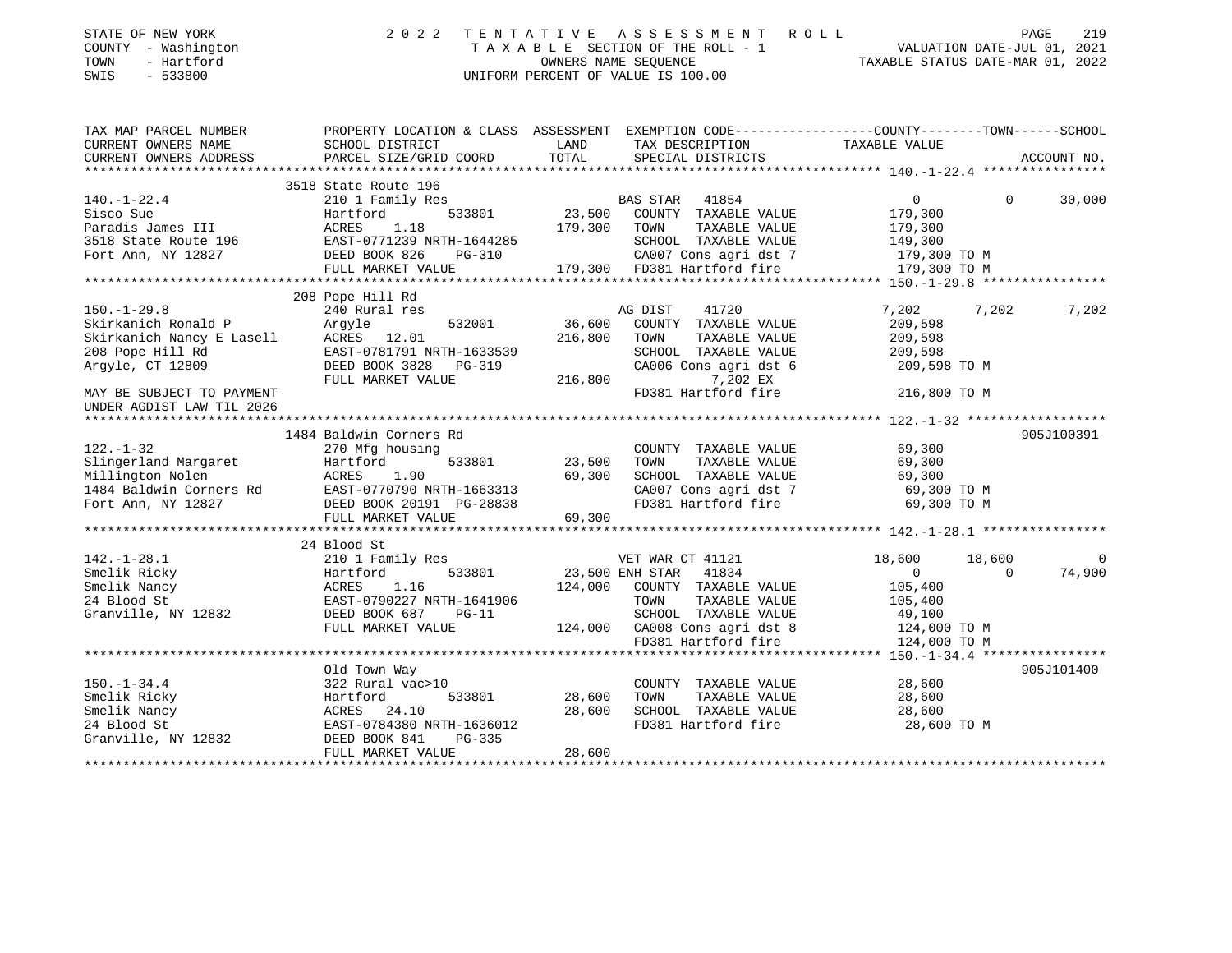STATE OF NEW YORK — 2022 TENTATIVE ASSESSMENT ROLL
COUNTY - Washington — TAXABLE SECTION OF THE ROLL - 1 — VALUATION DATE-JUL 01, 2021
TOWN - Hartford — OWNERS NAME SEQUENCE — TAXABLE STATUS DATE-MAR 01, 2022
SWIS - 533800 — UNIFORM PERCENT OF VALUE IS 100.00

| TAX MAP PARCEL NUMBER / CURRENT OWNERS NAME / CURRENT OWNERS ADDRESS | PROPERTY LOCATION & CLASS / SCHOOL DISTRICT / PARCEL SIZE/GRID COORD | ASSESSMENT LAND / TOTAL | EXEMPTION CODE / TAX DESCRIPTION / SPECIAL DISTRICTS | COUNTY TAXABLE VALUE | TOWN | SCHOOL / ACCOUNT NO. |
|---|---|---|---|---|---|---|
| **140.-1-22.4** | 3518 State Route 196 | | | | | |
| 140.-1-22.4 | 210 1 Family Res | | BAS STAR 41854 | 0 | 0 | 30,000 |
| Sisco Sue | Hartford 533801 | 23,500 | COUNTY TAXABLE VALUE | 179,300 | | |
| Paradis James III | ACRES 1.18 | 179,300 | TOWN TAXABLE VALUE | 179,300 | | |
| 3518 State Route 196 | EAST-0771239 NRTH-1644285 | | SCHOOL TAXABLE VALUE | 149,300 | | |
| Fort Ann, NY 12827 | DEED BOOK 826 PG-310 | | CA007 Cons agri dst 7 | 179,300 TO M | | |
| | FULL MARKET VALUE | 179,300 | FD381 Hartford fire | 179,300 TO M | | |
| **150.-1-29.8** | 208 Pope Hill Rd | | | | | |
| 150.-1-29.8 | 240 Rural res | | AG DIST 41720 | 7,202 | 7,202 | 7,202 |
| Skirkanich Ronald P | Argyle 532001 | 36,600 | COUNTY TAXABLE VALUE | 209,598 | | |
| Skirkanich Nancy E Lasell | ACRES 12.01 | 216,800 | TOWN TAXABLE VALUE | 209,598 | | |
| 208 Pope Hill Rd | EAST-0781791 NRTH-1633539 | | SCHOOL TAXABLE VALUE | 209,598 | | |
| Argyle, CT 12809 | DEED BOOK 3828 PG-319 | | CA006 Cons agri dst 6 | 209,598 TO M | | |
| | FULL MARKET VALUE | 216,800 | 7,202 EX | | | |
| MAY BE SUBJECT TO PAYMENT UNDER AGDIST LAW TIL 2026 | | | FD381 Hartford fire | 216,800 TO M | | |
| **122.-1-32** | 1484 Baldwin Corners Rd | | | | | 905J100391 |
| 122.-1-32 | 270 Mfg housing | | COUNTY TAXABLE VALUE | 69,300 | | |
| Slingerland Margaret | Hartford 533801 | 23,500 | TOWN TAXABLE VALUE | 69,300 | | |
| Millington Nolen | ACRES 1.90 | 69,300 | SCHOOL TAXABLE VALUE | 69,300 | | |
| 1484 Baldwin Corners Rd | EAST-0770790 NRTH-1663313 | | CA007 Cons agri dst 7 | 69,300 TO M | | |
| Fort Ann, NY 12827 | DEED BOOK 20191 PG-28838 | | FD381 Hartford fire | 69,300 TO M | | |
| | FULL MARKET VALUE | 69,300 | | | | |
| **142.-1-28.1** | 24 Blood St | | | | | |
| 142.-1-28.1 | 210 1 Family Res | | VET WAR CT 41121 | 18,600 | 18,600 | 0 |
| Smelik Ricky | Hartford 533801 | 23,500 | ENH STAR 41834 | 0 | 0 | 74,900 |
| Smelik Nancy | ACRES 1.16 | 124,000 | COUNTY TAXABLE VALUE | 105,400 | | |
| 24 Blood St | EAST-0790227 NRTH-1641906 | | TOWN TAXABLE VALUE | 105,400 | | |
| Granville, NY 12832 | DEED BOOK 687 PG-11 | | SCHOOL TAXABLE VALUE | 49,100 | | |
| | FULL MARKET VALUE | 124,000 | CA008 Cons agri dst 8 | 124,000 TO M | | |
| | | | FD381 Hartford fire | 124,000 TO M | | |
| **150.-1-34.4** | Old Town Way | | | | | 905J101400 |
| 150.-1-34.4 | 322 Rural vac>10 | | COUNTY TAXABLE VALUE | 28,600 | | |
| Smelik Ricky | Hartford 533801 | 28,600 | TOWN TAXABLE VALUE | 28,600 | | |
| Smelik Nancy | ACRES 24.10 | 28,600 | SCHOOL TAXABLE VALUE | 28,600 | | |
| 24 Blood St | EAST-0784380 NRTH-1636012 | | FD381 Hartford fire | 28,600 TO M | | |
| Granville, NY 12832 | DEED BOOK 841 PG-335 | | | | | |
| | FULL MARKET VALUE | 28,600 | | | | |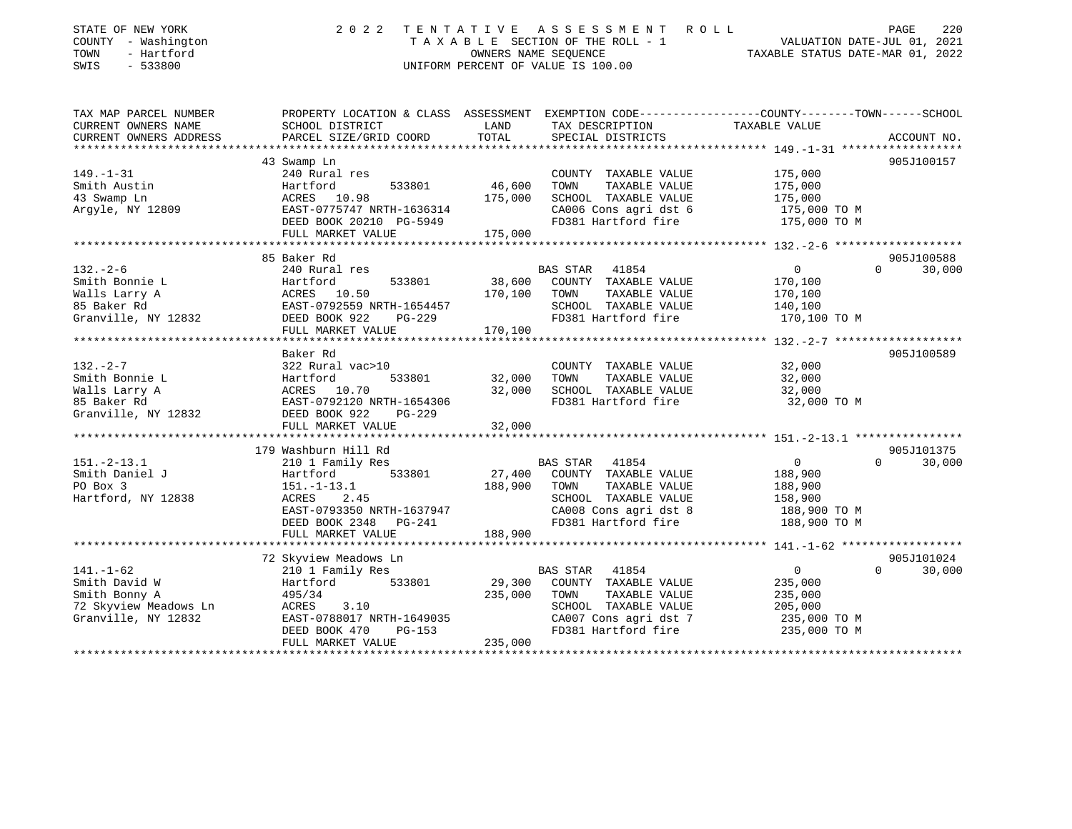STATE OF NEW YORK
COUNTY - Washington
TOWN - Hartford
SWIS - 533800

2022 TENTATIVE ASSESSMENT ROLL
TAXABLE SECTION OF THE ROLL - 1
OWNERS NAME SEQUENCE
UNIFORM PERCENT OF VALUE IS 100.00

VALUATION DATE-JUL 01, 2021
TAXABLE STATUS DATE-MAR 01, 2022

| TAX MAP PARCEL NUMBER / CURRENT OWNERS NAME / CURRENT OWNERS ADDRESS | PROPERTY LOCATION & CLASS / SCHOOL DISTRICT / PARCEL SIZE/GRID COORD | ASSESSMENT LAND | TOTAL | EXEMPTION CODE / TAX DESCRIPTION / SPECIAL DISTRICTS | COUNTY / TOWN / SCHOOL TAXABLE VALUE | ACCOUNT NO. |
|---|---|---|---|---|---|---|
| **149.-1-31** | 43 Swamp Ln | | | | | 905J100157 |
| Smith Austin | 240 Rural res | | | COUNTY TAXABLE VALUE | 175,000 | |
| 43 Swamp Ln | Hartford 533801 | 46,600 | | TOWN TAXABLE VALUE | 175,000 | |
| Argyle, NY 12809 | ACRES 10.98 | | 175,000 | SCHOOL TAXABLE VALUE | 175,000 | |
| | EAST-0775747 NRTH-1636314 | | | CA006 Cons agri dst 6 | 175,000 TO M | |
| | DEED BOOK 20210 PG-5949 | | | FD381 Hartford fire | 175,000 TO M | |
| | FULL MARKET VALUE | | 175,000 | | | |
| **132.-2-6** | 85 Baker Rd | | | | | 905J100588 |
| Smith Bonnie L | 240 Rural res | | | BAS STAR 41854 | 0 / 0 / 30,000 | |
| Walls Larry A | Hartford 533801 | 38,600 | | COUNTY TAXABLE VALUE | 170,100 | |
| 85 Baker Rd | ACRES 10.50 | | 170,100 | TOWN TAXABLE VALUE | 170,100 | |
| Granville, NY 12832 | EAST-0792559 NRTH-1654457 | | | SCHOOL TAXABLE VALUE | 140,100 | |
| | DEED BOOK 922 PG-229 | | | FD381 Hartford fire | 170,100 TO M | |
| | FULL MARKET VALUE | | 170,100 | | | |
| **132.-2-7** | Baker Rd | | | | | 905J100589 |
| Smith Bonnie L | 322 Rural vac>10 | | | COUNTY TAXABLE VALUE | 32,000 | |
| Walls Larry A | Hartford 533801 | 32,000 | | TOWN TAXABLE VALUE | 32,000 | |
| 85 Baker Rd | ACRES 10.70 | | 32,000 | SCHOOL TAXABLE VALUE | 32,000 | |
| Granville, NY 12832 | EAST-0792120 NRTH-1654306 | | | FD381 Hartford fire | 32,000 TO M | |
| | DEED BOOK 922 PG-229 | | | | | |
| | FULL MARKET VALUE | | 32,000 | | | |
| **151.-2-13.1** | 179 Washburn Hill Rd | | | | | 905J101375 |
| Smith Daniel J | 210 1 Family Res | | | BAS STAR 41854 | 0 / 0 / 30,000 | |
| PO Box 3 | Hartford 533801 | 27,400 | | COUNTY TAXABLE VALUE | 188,900 | |
| Hartford, NY 12838 | 151.-1-13.1 | | 188,900 | TOWN TAXABLE VALUE | 188,900 | |
| | ACRES 2.45 | | | SCHOOL TAXABLE VALUE | 158,900 | |
| | EAST-0793350 NRTH-1637947 | | | CA008 Cons agri dst 8 | 188,900 TO M | |
| | DEED BOOK 2348 PG-241 | | | FD381 Hartford fire | 188,900 TO M | |
| | FULL MARKET VALUE | | 188,900 | | | |
| **141.-1-62** | 72 Skyview Meadows Ln | | | | | 905J101024 |
| Smith David W | 210 1 Family Res | | | BAS STAR 41854 | 0 / 0 / 30,000 | |
| Smith Bonny A | Hartford 533801 | 29,300 | | COUNTY TAXABLE VALUE | 235,000 | |
| 72 Skyview Meadows Ln | 495/34 | | 235,000 | TOWN TAXABLE VALUE | 235,000 | |
| Granville, NY 12832 | ACRES 3.10 | | | SCHOOL TAXABLE VALUE | 205,000 | |
| | EAST-0788017 NRTH-1649035 | | | CA007 Cons agri dst 7 | 235,000 TO M | |
| | DEED BOOK 470 PG-153 | | | FD381 Hartford fire | 235,000 TO M | |
| | FULL MARKET VALUE | | 235,000 | | | |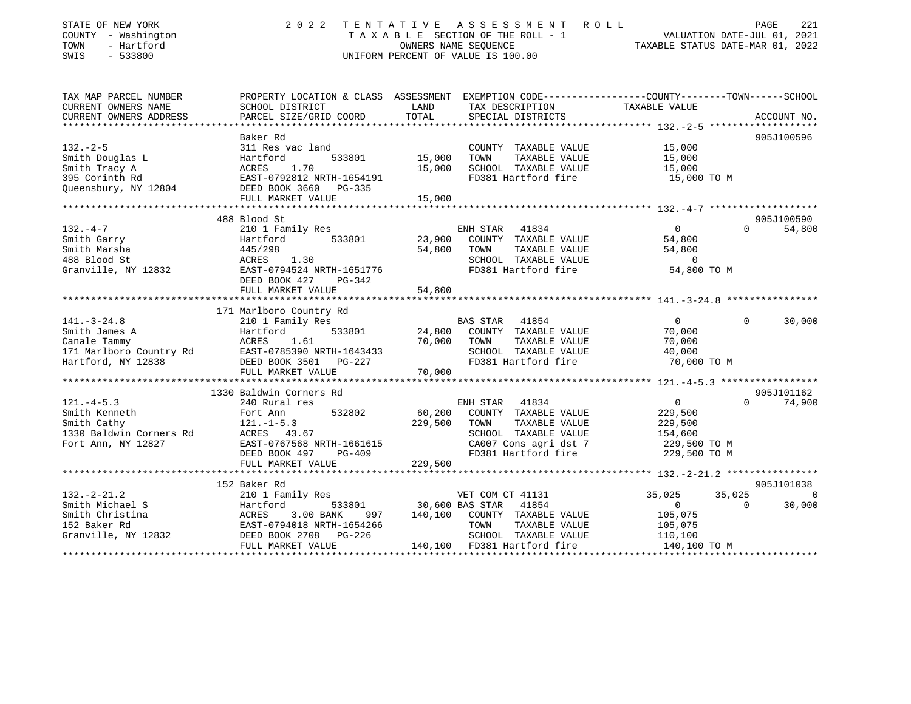STATE OF NEW YORK
COUNTY - Washington
TOWN - Hartford
SWIS - 533800

2022 TENTATIVE ASSESSMENT ROLL
TAXABLE SECTION OF THE ROLL - 1
OWNERS NAME SEQUENCE
UNIFORM PERCENT OF VALUE IS 100.00

VALUATION DATE-JUL 01, 2021
TAXABLE STATUS DATE-MAR 01, 2022

```
TAX MAP PARCEL NUMBER     PROPERTY LOCATION & CLASS  ASSESSMENT  EXEMPTION CODE-----------------COUNTY--------TOWN------SCHOOL
CURRENT OWNERS NAME       SCHOOL DISTRICT              LAND      TAX DESCRIPTION              TAXABLE VALUE
CURRENT OWNERS ADDRESS    PARCEL SIZE/GRID COORD       TOTAL     SPECIAL DISTRICTS                                   ACCOUNT NO.
******************************************************************************************************* 132.-2-5 *******************
                          Baker Rd                                                                                  905J100596
132.-2-5                  311 Res vac land                       COUNTY  TAXABLE VALUE          15,000
Smith Douglas L           Hartford        533801       15,000    TOWN    TAXABLE VALUE          15,000
Smith Tracy A             ACRES    1.70                15,000    SCHOOL  TAXABLE VALUE          15,000
395 Corinth Rd            EAST-0792812 NRTH-1654191              FD381 Hartford fire             15,000 TO M
Queensbury, NY 12804      DEED BOOK 3660   PG-335
                          FULL MARKET VALUE            15,000
******************************************************************************************************* 132.-4-7 *******************
                          488 Blood St                                                                              905J100590
132.-4-7                  210 1 Family Res                       ENH STAR  41834                 0             0        54,800
Smith Garry               Hartford        533801       23,900    COUNTY  TAXABLE VALUE          54,800
Smith Marsha              445/298                      54,800    TOWN    TAXABLE VALUE          54,800
488 Blood St              ACRES    1.30                          SCHOOL  TAXABLE VALUE               0
Granville, NY 12832       EAST-0794524 NRTH-1651776              FD381 Hartford fire             54,800 TO M
                          DEED BOOK 427    PG-342
                          FULL MARKET VALUE            54,800
******************************************************************************************************* 141.-3-24.8 ****************
                          171 Marlboro Country Rd
141.-3-24.8               210 1 Family Res                       BAS STAR  41854                 0             0        30,000
Smith James A             Hartford        533801       24,800    COUNTY  TAXABLE VALUE          70,000
Canale Tammy              ACRES    1.61                70,000    TOWN    TAXABLE VALUE          70,000
171 Marlboro Country Rd   EAST-0785390 NRTH-1643433              SCHOOL  TAXABLE VALUE          40,000
Hartford, NY 12838        DEED BOOK 3501   PG-227                FD381 Hartford fire             70,000 TO M
                          FULL MARKET VALUE            70,000
******************************************************************************************************* 121.-4-5.3 *****************
                          1330 Baldwin Corners Rd                                                                   905J101162
121.-4-5.3                240 Rural res                          ENH STAR  41834                 0             0        74,900
Smith Kenneth             Fort Ann        532802       60,200    COUNTY  TAXABLE VALUE         229,500
Smith Cathy               121.-1-5.3                  229,500    TOWN    TAXABLE VALUE         229,500
1330 Baldwin Corners Rd   ACRES   43.67                          SCHOOL  TAXABLE VALUE         154,600
Fort Ann, NY 12827        EAST-0767568 NRTH-1661615              CA007 Cons agri dst 7          229,500 TO M
                          DEED BOOK 497    PG-409                FD381 Hartford fire            229,500 TO M
                          FULL MARKET VALUE           229,500
******************************************************************************************************* 132.-2-21.2 ****************
                          152 Baker Rd                                                                              905J101038
132.-2-21.2               210 1 Family Res                       VET COM CT 41131           35,025        35,025             0
Smith Michael S           Hartford        533801       30,600 BAS STAR  41854                 0             0        30,000
Smith Christina           ACRES    3.00 BANK     997  140,100    COUNTY  TAXABLE VALUE         105,075
152 Baker Rd              EAST-0794018 NRTH-1654266              TOWN    TAXABLE VALUE         105,075
Granville, NY 12832       DEED BOOK 2708   PG-226                SCHOOL  TAXABLE VALUE         110,100
                          FULL MARKET VALUE           140,100    FD381 Hartford fire            140,100 TO M
************************************************************************************************************************************
```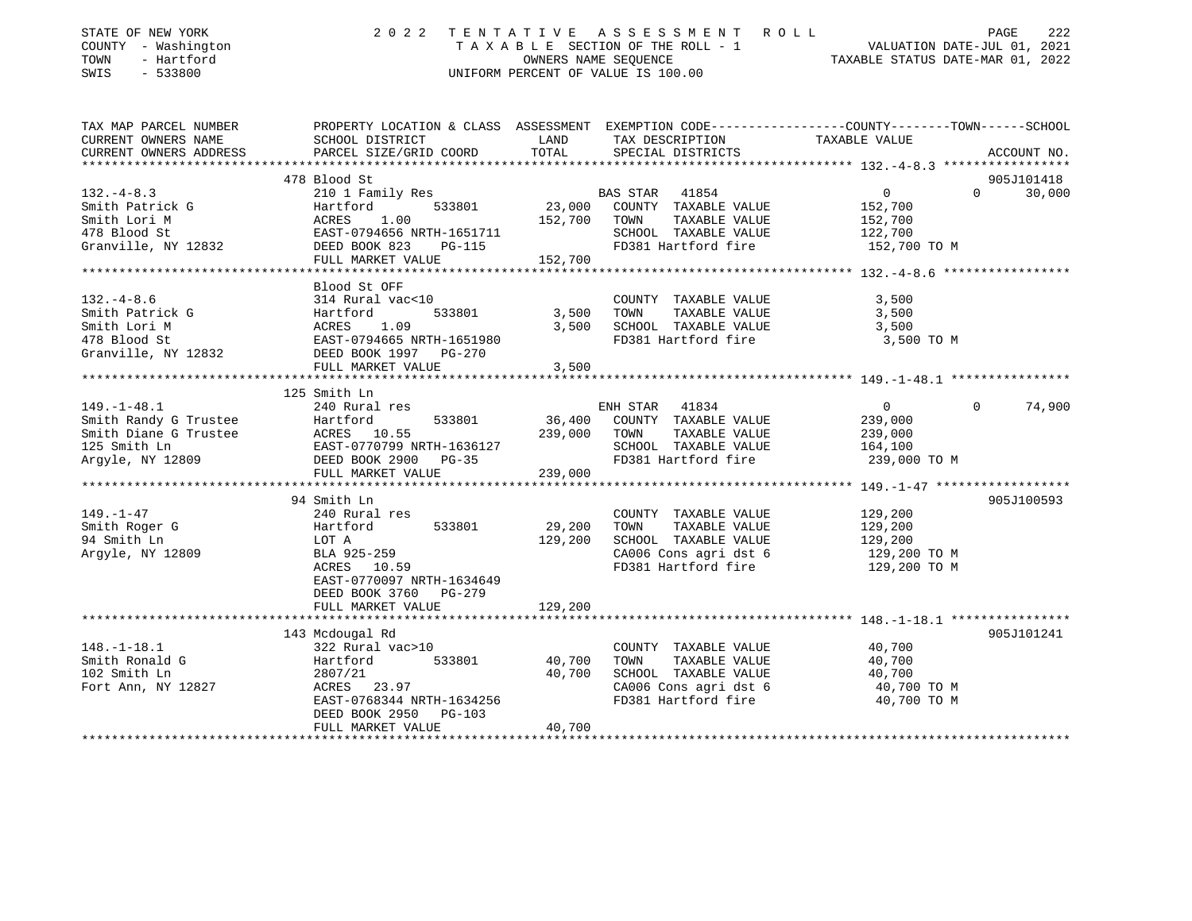STATE OF NEW YORK
COUNTY - Washington
TOWN - Hartford
SWIS - 533800

2022 TENTATIVE ASSESSMENT ROLL
TAXABLE SECTION OF THE ROLL - 1
OWNERS NAME SEQUENCE
UNIFORM PERCENT OF VALUE IS 100.00

VALUATION DATE-JUL 01, 2021
TAXABLE STATUS DATE-MAR 01, 2022

| TAX MAP PARCEL NUMBER / CURRENT OWNERS NAME / CURRENT OWNERS ADDRESS | PROPERTY LOCATION & CLASS / SCHOOL DISTRICT / PARCEL SIZE/GRID COORD | ASSESSMENT LAND / TOTAL | EXEMPTION CODE / TAX DESCRIPTION / SPECIAL DISTRICTS | COUNTY | TOWN | SCHOOL / ACCOUNT NO. |
|---|---|---|---|---|---|---|
| 132.-4-8.3 | 478 Blood St | | | | | 905J101418 |
| Smith Patrick G | 210 1 Family Res | | BAS STAR 41854 | 0 | 0 | 30,000 |
| Smith Lori M | Hartford 533801 | 23,000 | COUNTY TAXABLE VALUE | 152,700 | | |
| 478 Blood St | ACRES 1.00 | 152,700 | TOWN TAXABLE VALUE | | 152,700 | |
| Granville, NY 12832 | EAST-0794656 NRTH-1651711 | | SCHOOL TAXABLE VALUE | | | 122,700 |
| | DEED BOOK 823 PG-115 | | FD381 Hartford fire | 152,700 TO M | | |
| | FULL MARKET VALUE | 152,700 | | | | |
| 132.-4-8.6 | Blood St OFF | | | | | |
| Smith Patrick G | 314 Rural vac<10 | | COUNTY TAXABLE VALUE | 3,500 | | |
| Smith Lori M | Hartford 533801 | 3,500 | TOWN TAXABLE VALUE | | 3,500 | |
| 478 Blood St | ACRES 1.09 | 3,500 | SCHOOL TAXABLE VALUE | | | 3,500 |
| Granville, NY 12832 | EAST-0794665 NRTH-1651980 | | FD381 Hartford fire | 3,500 TO M | | |
| | DEED BOOK 1997 PG-270 | | | | | |
| | FULL MARKET VALUE | 3,500 | | | | |
| 149.-1-48.1 | 125 Smith Ln | | | | | |
| Smith Randy G Trustee | 240 Rural res | | ENH STAR 41834 | 0 | 0 | 74,900 |
| Smith Diane G Trustee | Hartford 533801 | 36,400 | COUNTY TAXABLE VALUE | 239,000 | | |
| 125 Smith Ln | ACRES 10.55 | 239,000 | TOWN TAXABLE VALUE | | 239,000 | |
| Argyle, NY 12809 | EAST-0770799 NRTH-1636127 | | SCHOOL TAXABLE VALUE | | | 164,100 |
| | DEED BOOK 2900 PG-35 | | FD381 Hartford fire | 239,000 TO M | | |
| | FULL MARKET VALUE | 239,000 | | | | |
| 149.-1-47 | 94 Smith Ln | | | | | 905J100593 |
| Smith Roger G | 240 Rural res | | COUNTY TAXABLE VALUE | 129,200 | | |
| 94 Smith Ln | Hartford 533801 | 29,200 | TOWN TAXABLE VALUE | | 129,200 | |
| Argyle, NY 12809 | LOT A | 129,200 | SCHOOL TAXABLE VALUE | | | 129,200 |
| | BLA 925-259 | | CA006 Cons agri dst 6 | 129,200 TO M | | |
| | ACRES 10.59 | | FD381 Hartford fire | 129,200 TO M | | |
| | EAST-0770097 NRTH-1634649 | | | | | |
| | DEED BOOK 3760 PG-279 | | | | | |
| | FULL MARKET VALUE | 129,200 | | | | |
| 148.-1-18.1 | 143 Mcdougal Rd | | | | | 905J101241 |
| Smith Ronald G | 322 Rural vac>10 | | COUNTY TAXABLE VALUE | 40,700 | | |
| 102 Smith Ln | Hartford 533801 | 40,700 | TOWN TAXABLE VALUE | | 40,700 | |
| Fort Ann, NY 12827 | 2807/21 | 40,700 | SCHOOL TAXABLE VALUE | | | 40,700 |
| | ACRES 23.97 | | CA006 Cons agri dst 6 | 40,700 TO M | | |
| | EAST-0768344 NRTH-1634256 | | FD381 Hartford fire | 40,700 TO M | | |
| | DEED BOOK 2950 PG-103 | | | | | |
| | FULL MARKET VALUE | 40,700 | | | | |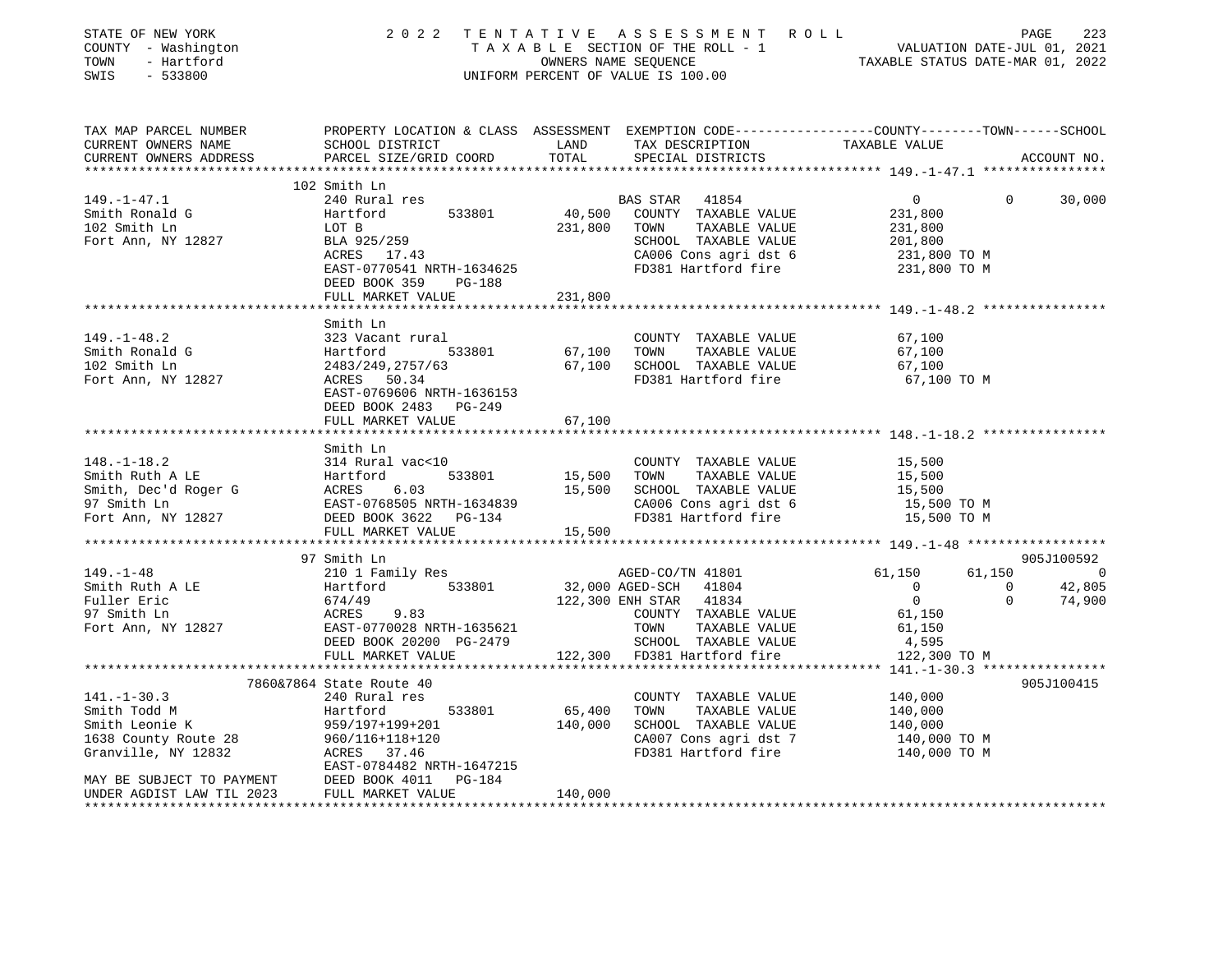STATE OF NEW YORK — 2022 TENTATIVE ASSESSMENT ROLL
COUNTY - Washington — TAXABLE SECTION OF THE ROLL - 1 — VALUATION DATE-JUL 01, 2021
TOWN - Hartford — OWNERS NAME SEQUENCE — TAXABLE STATUS DATE-MAR 01, 2022
SWIS - 533800 — UNIFORM PERCENT OF VALUE IS 100.00

```
TAX MAP PARCEL NUMBER          PROPERTY LOCATION & CLASS  ASSESSMENT  EXEMPTION CODE-----------------COUNTY--------TOWN------SCHOOL
CURRENT OWNERS NAME            SCHOOL DISTRICT              LAND      TAX DESCRIPTION            TAXABLE VALUE
CURRENT OWNERS ADDRESS         PARCEL SIZE/GRID COORD       TOTAL     SPECIAL DISTRICTS                                    ACCOUNT NO.
******************************************************************************************************* 149.-1-47.1 ****************
                               102 Smith Ln
149.-1-47.1                    240 Rural res                          BAS STAR   41854                 0           0      30,000
Smith Ronald G                 Hartford          533801       40,500    COUNTY  TAXABLE VALUE         231,800
102 Smith Ln                   LOT B                         231,800    TOWN    TAXABLE VALUE         231,800
Fort Ann, NY 12827             BLA 925/259                              SCHOOL  TAXABLE VALUE         201,800
                               ACRES   17.43                            CA006 Cons agri dst 6          231,800 TO M
                               EAST-0770541 NRTH-1634625                FD381 Hartford fire            231,800 TO M
                               DEED BOOK 359     PG-188
                               FULL MARKET VALUE             231,800
******************************************************************************************************* 149.-1-48.2 ****************
                               Smith Ln
149.-1-48.2                    323 Vacant rural                         COUNTY  TAXABLE VALUE          67,100
Smith Ronald G                 Hartford          533801       67,100    TOWN    TAXABLE VALUE          67,100
102 Smith Ln                   2483/249,2757/63               67,100    SCHOOL  TAXABLE VALUE          67,100
Fort Ann, NY 12827             ACRES   50.34                            FD381 Hartford fire             67,100 TO M
                               EAST-0769606 NRTH-1636153
                               DEED BOOK 2483    PG-249
                               FULL MARKET VALUE              67,100
******************************************************************************************************* 148.-1-18.2 ****************
                               Smith Ln
148.-1-18.2                    314 Rural vac<10                         COUNTY  TAXABLE VALUE          15,500
Smith Ruth A LE                Hartford          533801       15,500    TOWN    TAXABLE VALUE          15,500
Smith, Dec'd Roger G           ACRES    6.03                  15,500    SCHOOL  TAXABLE VALUE          15,500
97 Smith Ln                    EAST-0768505 NRTH-1634839                CA006 Cons agri dst 6           15,500 TO M
Fort Ann, NY 12827             DEED BOOK 3622    PG-134                 FD381 Hartford fire             15,500 TO M
                               FULL MARKET VALUE              15,500
******************************************************************************************************* 149.-1-48 ******************
                               97 Smith Ln                                                                             905J100592
149.-1-48                      210 1 Family Res                       AGED-CO/TN 41801             61,150      61,150           0
Smith Ruth A LE                Hartford          533801       32,000 AGED-SCH   41804                   0           0      42,805
Fuller Eric                    674/49                        122,300 ENH STAR   41834                   0           0      74,900
97 Smith Ln                    ACRES    9.83                            COUNTY  TAXABLE VALUE          61,150
Fort Ann, NY 12827             EAST-0770028 NRTH-1635621                TOWN    TAXABLE VALUE          61,150
                               DEED BOOK 20200   PG-2479                SCHOOL  TAXABLE VALUE           4,595
                               FULL MARKET VALUE             122,300    FD381 Hartford fire            122,300 TO M
******************************************************************************************************* 141.-1-30.3 ****************
                        7860&7864 State Route 40                                                                       905J100415
141.-1-30.3                    240 Rural res                            COUNTY  TAXABLE VALUE         140,000
Smith Todd M                   Hartford          533801       65,400    TOWN    TAXABLE VALUE         140,000
Smith Leonie K                 959/197+199+201               140,000    SCHOOL  TAXABLE VALUE         140,000
1638 County Route 28           960/116+118+120                          CA007 Cons agri dst 7          140,000 TO M
Granville, NY 12832            ACRES   37.46                            FD381 Hartford fire            140,000 TO M
                               EAST-0784482 NRTH-1647215
MAY BE SUBJECT TO PAYMENT      DEED BOOK 4011    PG-184
UNDER AGDIST LAW TIL 2023      FULL MARKET VALUE             140,000
************************************************************************************************************************************
```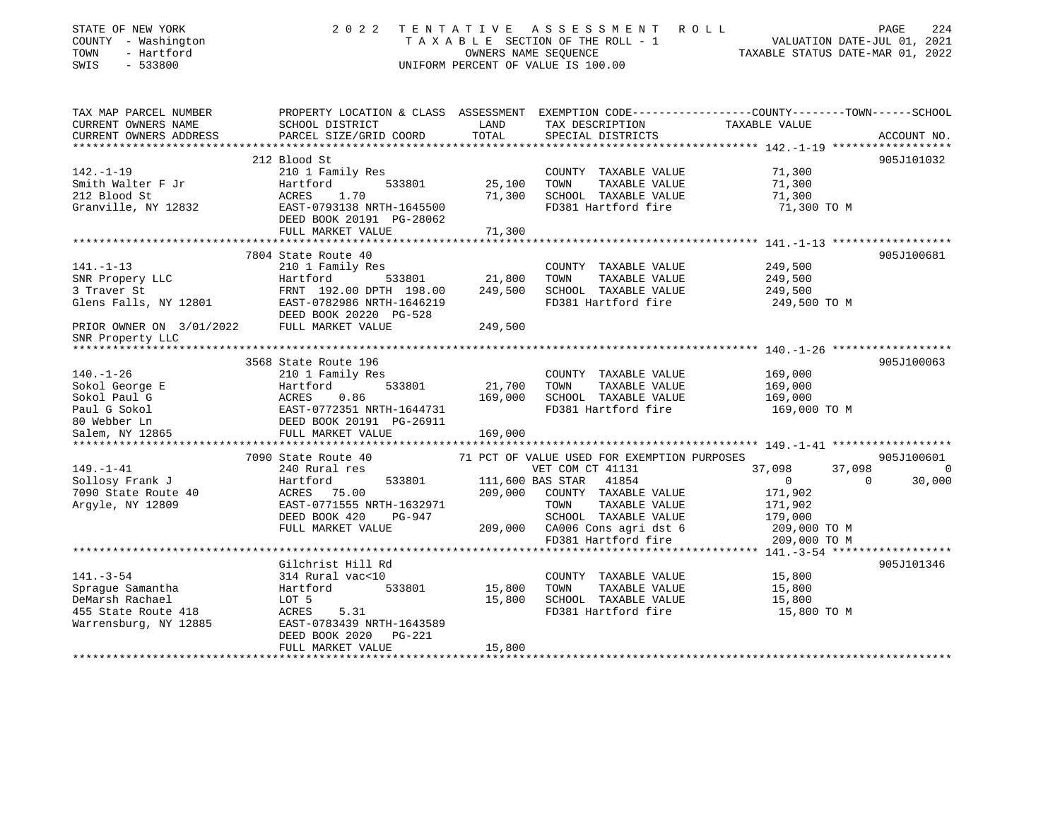STATE OF NEW YORK
COUNTY - Washington
TOWN - Hartford
SWIS - 533800

2022 TENTATIVE ASSESSMENT ROLL
TAXABLE SECTION OF THE ROLL - 1
OWNERS NAME SEQUENCE
UNIFORM PERCENT OF VALUE IS 100.00

VALUATION DATE-JUL 01, 2021
TAXABLE STATUS DATE-MAR 01, 2022

| TAX MAP PARCEL NUMBER / CURRENT OWNERS NAME / CURRENT OWNERS ADDRESS | PROPERTY LOCATION & CLASS / SCHOOL DISTRICT / PARCEL SIZE/GRID COORD | ASSESSMENT LAND / TOTAL | EXEMPTION CODE / TAX DESCRIPTION / SPECIAL DISTRICTS | COUNTY | TOWN | SCHOOL TAXABLE VALUE | ACCOUNT NO. |
|---|---|---|---|---|---|---|---|
| **142.-1-19** | 212 Blood St | | | | | | 905J101032 |
| 142.-1-19 | 210 1 Family Res | | COUNTY TAXABLE VALUE | 71,300 | | | |
| Smith Walter F Jr | Hartford 533801 | 25,100 | TOWN TAXABLE VALUE | | 71,300 | | |
| 212 Blood St | ACRES 1.70 | 71,300 | SCHOOL TAXABLE VALUE | | | 71,300 | |
| Granville, NY 12832 | EAST-0793138 NRTH-1645500 | | FD381 Hartford fire | 71,300 TO M | | | |
| | DEED BOOK 20191 PG-28062 | | | | | | |
| | FULL MARKET VALUE | 71,300 | | | | | |
| **141.-1-13** | 7804 State Route 40 | | | | | | 905J100681 |
| 141.-1-13 | 210 1 Family Res | | COUNTY TAXABLE VALUE | 249,500 | | | |
| SNR Propery LLC | Hartford 533801 | 21,800 | TOWN TAXABLE VALUE | | 249,500 | | |
| 3 Traver St | FRNT 192.00 DPTH 198.00 | 249,500 | SCHOOL TAXABLE VALUE | | | 249,500 | |
| Glens Falls, NY 12801 | EAST-0782986 NRTH-1646219 | | FD381 Hartford fire | 249,500 TO M | | | |
| | DEED BOOK 20220 PG-528 | | | | | | |
| PRIOR OWNER ON 3/01/2022 | FULL MARKET VALUE | 249,500 | | | | | |
| SNR Property LLC | | | | | | | |
| **140.-1-26** | 3568 State Route 196 | | | | | | 905J100063 |
| 140.-1-26 | 210 1 Family Res | | COUNTY TAXABLE VALUE | 169,000 | | | |
| Sokol George E | Hartford 533801 | 21,700 | TOWN TAXABLE VALUE | | 169,000 | | |
| Sokol Paul G | ACRES 0.86 | 169,000 | SCHOOL TAXABLE VALUE | | | 169,000 | |
| Paul G Sokol | EAST-0772351 NRTH-1644731 | | FD381 Hartford fire | 169,000 TO M | | | |
| 80 Webber Ln | DEED BOOK 20191 PG-26911 | | | | | | |
| Salem, NY 12865 | FULL MARKET VALUE | 169,000 | | | | | |
| **149.-1-41** | 7090 State Route 40 | | 71 PCT OF VALUE USED FOR EXEMPTION PURPOSES | | | | 905J100601 |
| 149.-1-41 | 240 Rural res | | VET COM CT 41131 | 37,098 | 37,098 | 0 | |
| Sollosy Frank J | Hartford 533801 | 111,600 | BAS STAR 41854 | 0 | 0 | 30,000 | |
| 7090 State Route 40 | ACRES 75.00 | 209,000 | COUNTY TAXABLE VALUE | 171,902 | | | |
| Argyle, NY 12809 | EAST-0771555 NRTH-1632971 | | TOWN TAXABLE VALUE | | 171,902 | | |
| | DEED BOOK 420 PG-947 | | SCHOOL TAXABLE VALUE | | | 179,000 | |
| | FULL MARKET VALUE | 209,000 | CA006 Cons agri dst 6 | 209,000 TO M | | | |
| | | | FD381 Hartford fire | 209,000 TO M | | | |
| **141.-3-54** | Gilchrist Hill Rd | | | | | | 905J101346 |
| 141.-3-54 | 314 Rural vac<10 | | COUNTY TAXABLE VALUE | 15,800 | | | |
| Sprague Samantha | Hartford 533801 | 15,800 | TOWN TAXABLE VALUE | | 15,800 | | |
| DeMarsh Rachael | LOT 5 | 15,800 | SCHOOL TAXABLE VALUE | | | 15,800 | |
| 455 State Route 418 | ACRES 5.31 | | FD381 Hartford fire | 15,800 TO M | | | |
| Warrensburg, NY 12885 | EAST-0783439 NRTH-1643589 | | | | | | |
| | DEED BOOK 2020 PG-221 | | | | | | |
| | FULL MARKET VALUE | 15,800 | | | | | |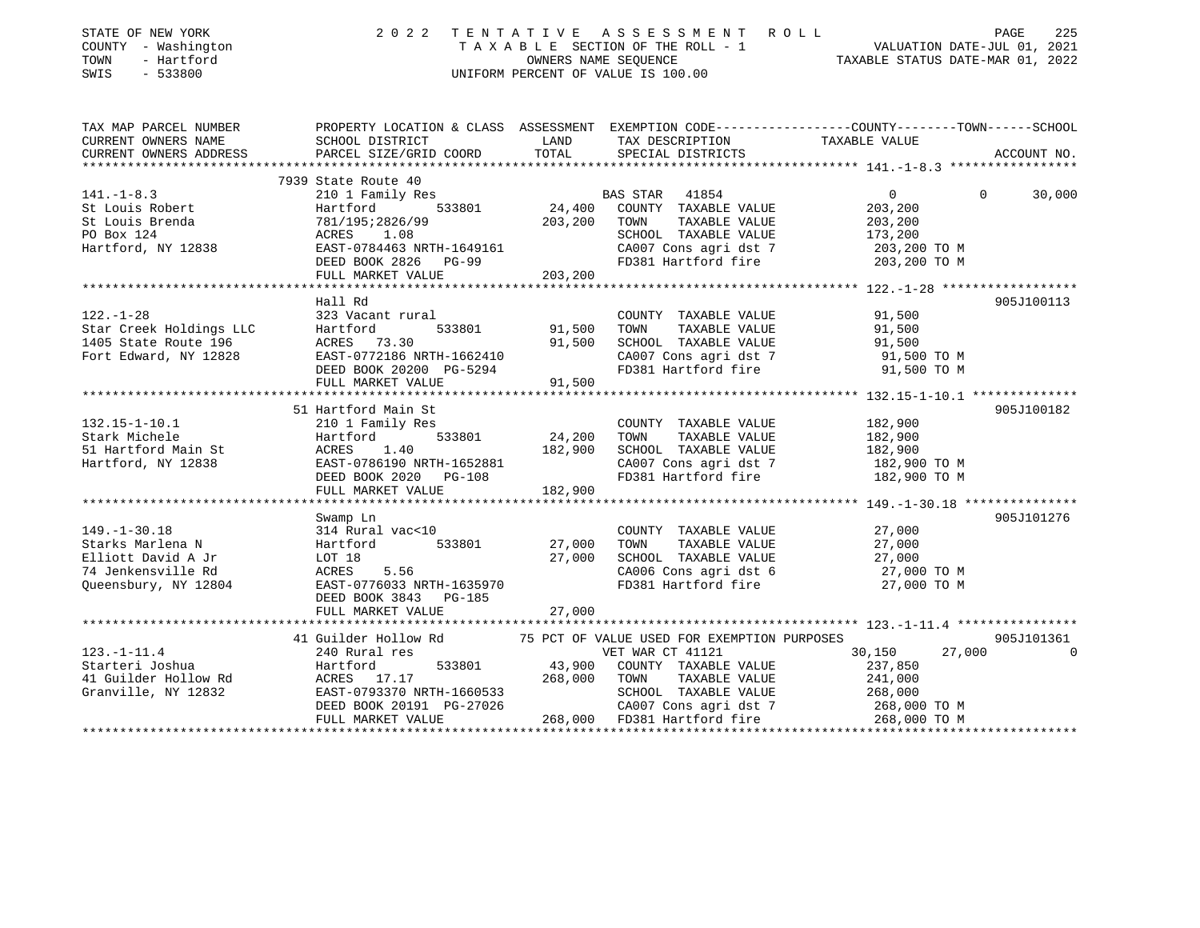STATE OF NEW YORK | COUNTY - Washington | TOWN - Hartford | SWIS - 533800

# 2022 TENTATIVE ASSESSMENT ROLL

TAXABLE SECTION OF THE ROLL - 1
OWNERS NAME SEQUENCE
UNIFORM PERCENT OF VALUE IS 100.00

VALUATION DATE-JUL 01, 2021
TAXABLE STATUS DATE-MAR 01, 2022

```
TAX MAP PARCEL NUMBER          PROPERTY LOCATION & CLASS  ASSESSMENT  EXEMPTION CODE------------------COUNTY--------TOWN------SCHOOL
CURRENT OWNERS NAME            SCHOOL DISTRICT               LAND      TAX DESCRIPTION              TAXABLE VALUE
CURRENT OWNERS ADDRESS         PARCEL SIZE/GRID COORD        TOTAL     SPECIAL DISTRICTS                                      ACCOUNT NO.
************************************************************************************************************ 141.-1-8.3 *****************
                               7939 State Route 40
141.-1-8.3                     210 1 Family Res                        BAS STAR   41854              0           0        30,000
St Louis Robert                Hartford          533801       24,400   COUNTY  TAXABLE VALUE         203,200
St Louis Brenda                781/195;2826/99               203,200   TOWN    TAXABLE VALUE         203,200
PO Box 124                     ACRES    1.08                           SCHOOL  TAXABLE VALUE         173,200
Hartford, NY 12838             EAST-0784463 NRTH-1649161               CA007 Cons agri dst 7          203,200 TO M
                               DEED BOOK 2826   PG-99                  FD381 Hartford fire            203,200 TO M
                               FULL MARKET VALUE             203,200
************************************************************************************************************ 122.-1-28 ******************
                               Hall Rd                                                                                 905J100113
122.-1-28                      323 Vacant rural                        COUNTY  TAXABLE VALUE          91,500
Star Creek Holdings LLC        Hartford          533801       91,500   TOWN    TAXABLE VALUE          91,500
1405 State Route 196           ACRES   73.30                  91,500   SCHOOL  TAXABLE VALUE          91,500
Fort Edward, NY 12828          EAST-0772186 NRTH-1662410               CA007 Cons agri dst 7           91,500 TO M
                               DEED BOOK 20200  PG-5294                FD381 Hartford fire             91,500 TO M
                               FULL MARKET VALUE              91,500
************************************************************************************************************ 132.15-1-10.1 **************
                               51 Hartford Main St                                                                     905J100182
132.15-1-10.1                  210 1 Family Res                        COUNTY  TAXABLE VALUE         182,900
Stark Michele                  Hartford          533801       24,200   TOWN    TAXABLE VALUE         182,900
51 Hartford Main St            ACRES    1.40                 182,900   SCHOOL  TAXABLE VALUE         182,900
Hartford, NY 12838             EAST-0786190 NRTH-1652881               CA007 Cons agri dst 7          182,900 TO M
                               DEED BOOK 2020   PG-108                 FD381 Hartford fire            182,900 TO M
                               FULL MARKET VALUE             182,900
************************************************************************************************************ 149.-1-30.18 ***************
                               Swamp Ln                                                                                905J101276
149.-1-30.18                   314 Rural vac<10                        COUNTY  TAXABLE VALUE          27,000
Starks Marlena N               Hartford          533801       27,000   TOWN    TAXABLE VALUE          27,000
Elliott David A Jr             LOT 18                         27,000   SCHOOL  TAXABLE VALUE          27,000
74 Jenkensville Rd             ACRES    5.56                           CA006 Cons agri dst 6           27,000 TO M
Queensbury, NY 12804           EAST-0776033 NRTH-1635970               FD381 Hartford fire             27,000 TO M
                               DEED BOOK 3843   PG-185
                               FULL MARKET VALUE              27,000
************************************************************************************************************ 123.-1-11.4 ****************
                               41 Guilder Hollow Rd         75 PCT OF VALUE USED FOR EXEMPTION PURPOSES                905J101361
123.-1-11.4                    240 Rural res                           VET WAR CT 41121             30,150      27,000             0
Starteri Joshua                Hartford          533801       43,900   COUNTY  TAXABLE VALUE         237,850
41 Guilder Hollow Rd           ACRES   17.17                 268,000   TOWN    TAXABLE VALUE         241,000
Granville, NY 12832            EAST-0793370 NRTH-1660533               SCHOOL  TAXABLE VALUE         268,000
                               DEED BOOK 20191  PG-27026               CA007 Cons agri dst 7          268,000 TO M
                               FULL MARKET VALUE             268,000   FD381 Hartford fire            268,000 TO M
*****************************************************************************************************************************************
```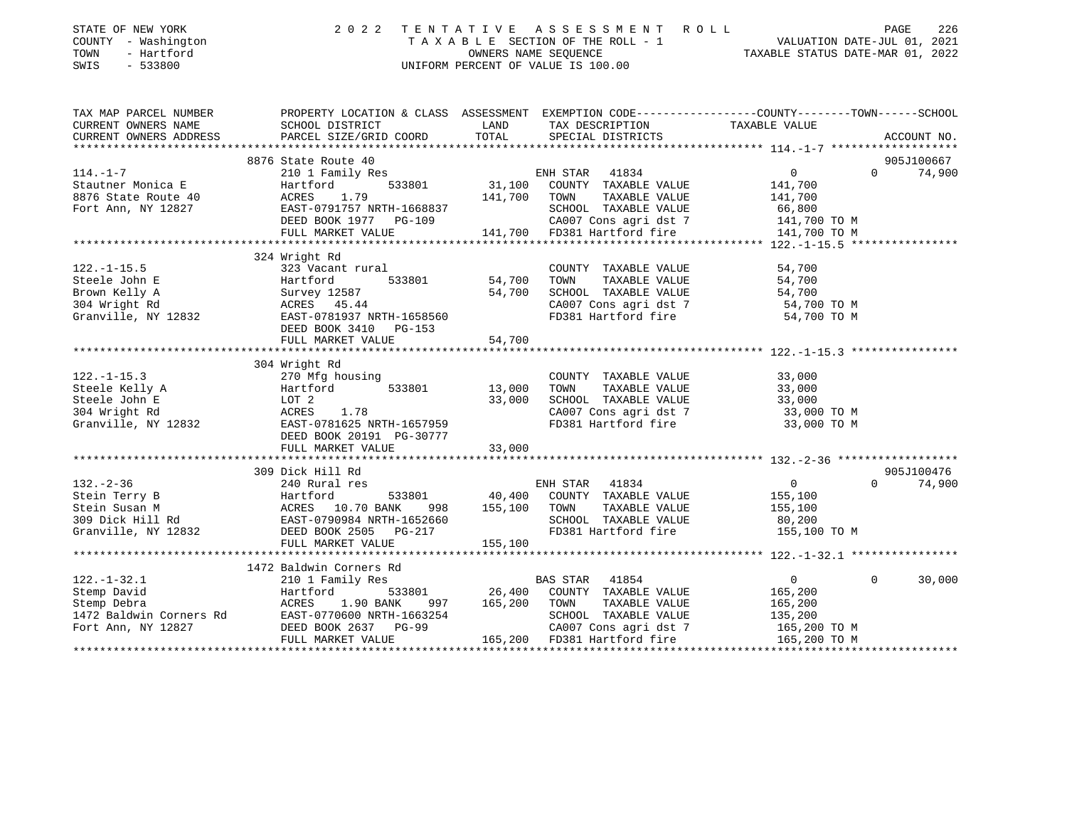STATE OF NEW YORK
COUNTY - Washington
TOWN - Hartford
SWIS - 533800

# 2022 TENTATIVE ASSESSMENT ROLL

TAXABLE SECTION OF THE ROLL - 1
OWNERS NAME SEQUENCE
UNIFORM PERCENT OF VALUE IS 100.00

VALUATION DATE-JUL 01, 2021
TAXABLE STATUS DATE-MAR 01, 2022

```
TAX MAP PARCEL NUMBER      PROPERTY LOCATION & CLASS  ASSESSMENT  EXEMPTION CODE------------------COUNTY--------TOWN------SCHOOL
CURRENT OWNERS NAME        SCHOOL DISTRICT               LAND      TAX DESCRIPTION              TAXABLE VALUE
CURRENT OWNERS ADDRESS     PARCEL SIZE/GRID COORD        TOTAL     SPECIAL DISTRICTS                                    ACCOUNT NO.
******************************************************************************************************** 114.-1-7 *******************
                           8876 State Route 40                                                                          905J100667
114.-1-7                   210 1 Family Res                        ENH STAR  41834                 0             0       74,900
Stautner Monica E          Hartford         533801        31,100   COUNTY  TAXABLE VALUE          141,700
8876 State Route 40        ACRES    1.79                 141,700   TOWN    TAXABLE VALUE          141,700
Fort Ann, NY 12827         EAST-0791757 NRTH-1668837               SCHOOL  TAXABLE VALUE           66,800
                           DEED BOOK 1977   PG-109                 CA007 Cons agri dst 7          141,700 TO M
                           FULL MARKET VALUE             141,700   FD381 Hartford fire            141,700 TO M
******************************************************************************************************** 122.-1-15.5 ****************
                           324 Wright Rd
122.-1-15.5                323 Vacant rural                        COUNTY  TAXABLE VALUE           54,700
Steele John E              Hartford         533801        54,700   TOWN    TAXABLE VALUE           54,700
Brown Kelly A              Survey 12587                   54,700   SCHOOL  TAXABLE VALUE           54,700
304 Wright Rd              ACRES   45.44                           CA007 Cons agri dst 7           54,700 TO M
Granville, NY 12832        EAST-0781937 NRTH-1658560               FD381 Hartford fire             54,700 TO M
                           DEED BOOK 3410   PG-153
                           FULL MARKET VALUE              54,700
******************************************************************************************************** 122.-1-15.3 ****************
                           304 Wright Rd
122.-1-15.3                270 Mfg housing                         COUNTY  TAXABLE VALUE           33,000
Steele Kelly A             Hartford         533801        13,000   TOWN    TAXABLE VALUE           33,000
Steele John E              LOT 2                          33,000   SCHOOL  TAXABLE VALUE           33,000
304 Wright Rd              ACRES    1.78                           CA007 Cons agri dst 7           33,000 TO M
Granville, NY 12832        EAST-0781625 NRTH-1657959               FD381 Hartford fire             33,000 TO M
                           DEED BOOK 20191  PG-30777
                           FULL MARKET VALUE              33,000
******************************************************************************************************** 132.-2-36 ******************
                           309 Dick Hill Rd                                                                             905J100476
132.-2-36                  240 Rural res                           ENH STAR  41834                 0             0       74,900
Stein Terry B              Hartford         533801        40,400   COUNTY  TAXABLE VALUE          155,100
Stein Susan M              ACRES   10.70 BANK     998    155,100   TOWN    TAXABLE VALUE          155,100
309 Dick Hill Rd           EAST-0790984 NRTH-1652660               SCHOOL  TAXABLE VALUE           80,200
Granville, NY 12832        DEED BOOK 2505   PG-217                 FD381 Hartford fire            155,100 TO M
                           FULL MARKET VALUE             155,100
******************************************************************************************************** 122.-1-32.1 ****************
                           1472 Baldwin Corners Rd
122.-1-32.1                210 1 Family Res                        BAS STAR  41854                 0             0       30,000
Stemp David                Hartford         533801        26,400   COUNTY  TAXABLE VALUE          165,200
Stemp Debra                ACRES    1.90 BANK     997    165,200   TOWN    TAXABLE VALUE          165,200
1472 Baldwin Corners Rd    EAST-0770600 NRTH-1663254               SCHOOL  TAXABLE VALUE          135,200
Fort Ann, NY 12827         DEED BOOK 2637   PG-99                  CA007 Cons agri dst 7          165,200 TO M
                           FULL MARKET VALUE             165,200   FD381 Hartford fire            165,200 TO M
************************************************************************************************************************************
```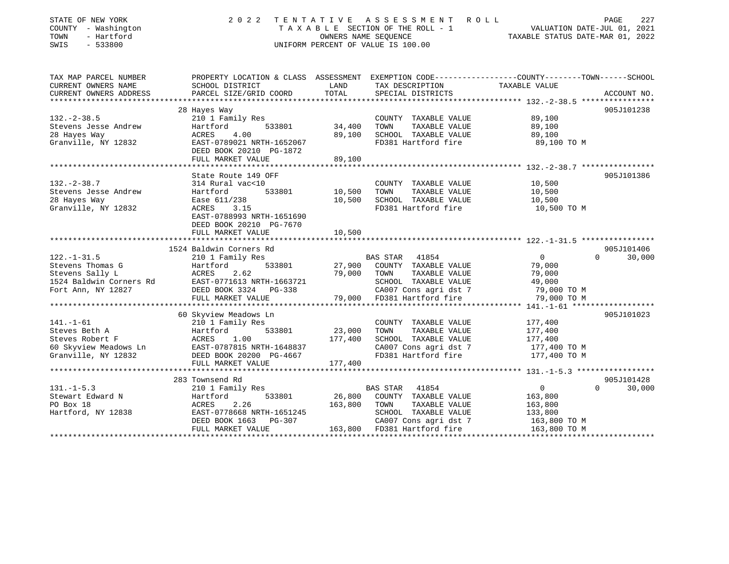STATE OF NEW YORK
COUNTY - Washington
TOWN - Hartford
SWIS - 533800

# 2022 TENTATIVE ASSESSMENT ROLL

TAXABLE SECTION OF THE ROLL - 1
OWNERS NAME SEQUENCE
UNIFORM PERCENT OF VALUE IS 100.00

VALUATION DATE-JUL 01, 2021
TAXABLE STATUS DATE-MAR 01, 2022

| TAX MAP PARCEL NUMBER / CURRENT OWNERS NAME / CURRENT OWNERS ADDRESS | PROPERTY LOCATION & CLASS / SCHOOL DISTRICT / PARCEL SIZE/GRID COORD | ASSESSMENT LAND | TOTAL | EXEMPTION CODE / TAX DESCRIPTION / SPECIAL DISTRICTS | COUNTY TAXABLE VALUE | TOWN | SCHOOL | ACCOUNT NO. |
|---|---|---|---|---|---|---|---|---|
| **132.-2-38.5** | 28 Hayes Way | | | | | | | 905J101238 |
| 132.-2-38.5 | 210 1 Family Res | | | COUNTY TAXABLE VALUE | 89,100 | | | |
| Stevens Jesse Andrew | Hartford 533801 | 34,400 | | TOWN TAXABLE VALUE | 89,100 | | | |
| 28 Hayes Way | ACRES 4.00 | | 89,100 | SCHOOL TAXABLE VALUE | 89,100 | | | |
| Granville, NY 12832 | EAST-0789021 NRTH-1652067 | | | FD381 Hartford fire | 89,100 TO M | | | |
| | DEED BOOK 20210 PG-1872 | | | | | | | |
| | FULL MARKET VALUE | | 89,100 | | | | | |
| **132.-2-38.7** | State Route 149 OFF | | | | | | | 905J101386 |
| 132.-2-38.7 | 314 Rural vac<10 | | | COUNTY TAXABLE VALUE | 10,500 | | | |
| Stevens Jesse Andrew | Hartford 533801 | 10,500 | | TOWN TAXABLE VALUE | 10,500 | | | |
| 28 Hayes Way | Ease 611/238 | | 10,500 | SCHOOL TAXABLE VALUE | 10,500 | | | |
| Granville, NY 12832 | ACRES 3.15 | | | FD381 Hartford fire | 10,500 TO M | | | |
| | EAST-0788993 NRTH-1651690 | | | | | | | |
| | DEED BOOK 20210 PG-7670 | | | | | | | |
| | FULL MARKET VALUE | | 10,500 | | | | | |
| **122.-1-31.5** | 1524 Baldwin Corners Rd | | | | | | | 905J101406 |
| 122.-1-31.5 | 210 1 Family Res | | | BAS STAR 41854 | 0 | 0 | 30,000 | |
| Stevens Thomas G | Hartford 533801 | 27,900 | | COUNTY TAXABLE VALUE | 79,000 | | | |
| Stevens Sally L | ACRES 2.62 | | 79,000 | TOWN TAXABLE VALUE | 79,000 | | | |
| 1524 Baldwin Corners Rd | EAST-0771613 NRTH-1663721 | | | SCHOOL TAXABLE VALUE | 49,000 | | | |
| Fort Ann, NY 12827 | DEED BOOK 3324 PG-338 | | | CA007 Cons agri dst 7 | 79,000 TO M | | | |
| | FULL MARKET VALUE | | 79,000 | FD381 Hartford fire | 79,000 TO M | | | |
| **141.-1-61** | 60 Skyview Meadows Ln | | | | | | | 905J101023 |
| 141.-1-61 | 210 1 Family Res | | | COUNTY TAXABLE VALUE | 177,400 | | | |
| Steves Beth A | Hartford 533801 | 23,000 | | TOWN TAXABLE VALUE | 177,400 | | | |
| Steves Robert F | ACRES 1.00 | | 177,400 | SCHOOL TAXABLE VALUE | 177,400 | | | |
| 60 Skyview Meadows Ln | EAST-0787815 NRTH-1648837 | | | CA007 Cons agri dst 7 | 177,400 TO M | | | |
| Granville, NY 12832 | DEED BOOK 20200 PG-4667 | | | FD381 Hartford fire | 177,400 TO M | | | |
| | FULL MARKET VALUE | | 177,400 | | | | | |
| **131.-1-5.3** | 283 Townsend Rd | | | | | | | 905J101428 |
| 131.-1-5.3 | 210 1 Family Res | | | BAS STAR 41854 | 0 | 0 | 30,000 | |
| Stewart Edward N | Hartford 533801 | 26,800 | | COUNTY TAXABLE VALUE | 163,800 | | | |
| PO Box 18 | ACRES 2.26 | | 163,800 | TOWN TAXABLE VALUE | 163,800 | | | |
| Hartford, NY 12838 | EAST-0778668 NRTH-1651245 | | | SCHOOL TAXABLE VALUE | 133,800 | | | |
| | DEED BOOK 1663 PG-307 | | | CA007 Cons agri dst 7 | 163,800 TO M | | | |
| | FULL MARKET VALUE | | 163,800 | FD381 Hartford fire | 163,800 TO M | | | |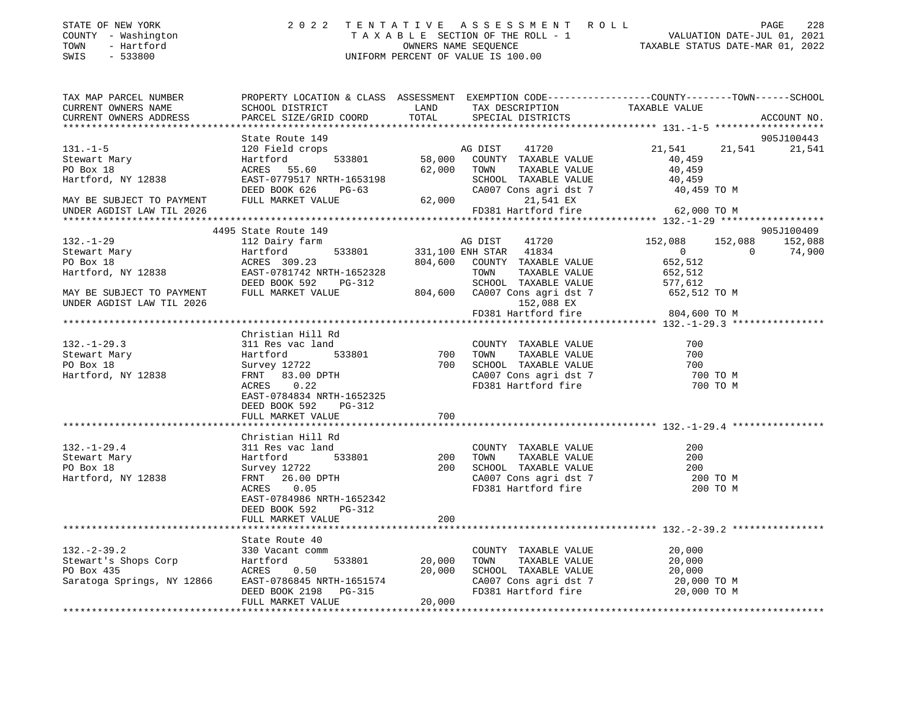STATE OF NEW YORK — 2022 TENTATIVE ASSESSMENT ROLL
COUNTY - Washington — TAXABLE SECTION OF THE ROLL - 1 — VALUATION DATE-JUL 01, 2021
TOWN - Hartford — OWNERS NAME SEQUENCE — TAXABLE STATUS DATE-MAR 01, 2022
SWIS - 533800 — UNIFORM PERCENT OF VALUE IS 100.00

| TAX MAP PARCEL NUMBER / CURRENT OWNERS NAME / CURRENT OWNERS ADDRESS | PROPERTY LOCATION & CLASS / SCHOOL DISTRICT / PARCEL SIZE/GRID COORD | ASSESSMENT LAND | TOTAL | EXEMPTION CODE / TAX DESCRIPTION / SPECIAL DISTRICTS | COUNTY TAXABLE VALUE | TOWN | SCHOOL | ACCOUNT NO. |
|---|---|---|---|---|---|---|---|---|
| **131.-1-5** | State Route 149 | | | | | | | 905J100443 |
| | 120 Field crops | | | AG DIST 41720 | 21,541 | 21,541 | 21,541 | |
| Stewart Mary | Hartford 533801 | 58,000 | | COUNTY TAXABLE VALUE | 40,459 | | | |
| PO Box 18 | ACRES 55.60 | | 62,000 | TOWN TAXABLE VALUE | 40,459 | | | |
| Hartford, NY 12838 | EAST-0779517 NRTH-1653198 | | | SCHOOL TAXABLE VALUE | 40,459 | | | |
| | DEED BOOK 626 PG-63 | | | CA007 Cons agri dst 7 | 40,459 TO M | | | |
| MAY BE SUBJECT TO PAYMENT | FULL MARKET VALUE | | 62,000 | 21,541 EX | | | | |
| UNDER AGDIST LAW TIL 2026 | | | | FD381 Hartford fire | 62,000 TO M | | | |
| **132.-1-29** | 4495 State Route 149 | | | | | | | 905J100409 |
| | 112 Dairy farm | | | AG DIST 41720 | 152,088 | 152,088 | 152,088 | |
| Stewart Mary | Hartford 533801 | 331,100 | | ENH STAR 41834 | 0 | 0 | 74,900 | |
| PO Box 18 | ACRES 309.23 | | 804,600 | COUNTY TAXABLE VALUE | 652,512 | | | |
| Hartford, NY 12838 | EAST-0781742 NRTH-1652328 | | | TOWN TAXABLE VALUE | 652,512 | | | |
| | DEED BOOK 592 PG-312 | | | SCHOOL TAXABLE VALUE | 577,612 | | | |
| MAY BE SUBJECT TO PAYMENT | FULL MARKET VALUE | | 804,600 | CA007 Cons agri dst 7 | 652,512 TO M | | | |
| UNDER AGDIST LAW TIL 2026 | | | | 152,088 EX | | | | |
| | | | | FD381 Hartford fire | 804,600 TO M | | | |
| **132.-1-29.3** | Christian Hill Rd | | | | | | | |
| | 311 Res vac land | | | COUNTY TAXABLE VALUE | 700 | | | |
| Stewart Mary | Hartford 533801 | 700 | | TOWN TAXABLE VALUE | 700 | | | |
| PO Box 18 | Survey 12722 | | 700 | SCHOOL TAXABLE VALUE | 700 | | | |
| Hartford, NY 12838 | FRNT 83.00 DPTH | | | CA007 Cons agri dst 7 | 700 TO M | | | |
| | ACRES 0.22 | | | FD381 Hartford fire | 700 TO M | | | |
| | EAST-0784834 NRTH-1652325 | | | | | | | |
| | DEED BOOK 592 PG-312 | | | | | | | |
| | FULL MARKET VALUE | | 700 | | | | | |
| **132.-1-29.4** | Christian Hill Rd | | | | | | | |
| | 311 Res vac land | | | COUNTY TAXABLE VALUE | 200 | | | |
| Stewart Mary | Hartford 533801 | 200 | | TOWN TAXABLE VALUE | 200 | | | |
| PO Box 18 | Survey 12722 | | 200 | SCHOOL TAXABLE VALUE | 200 | | | |
| Hartford, NY 12838 | FRNT 26.00 DPTH | | | CA007 Cons agri dst 7 | 200 TO M | | | |
| | ACRES 0.05 | | | FD381 Hartford fire | 200 TO M | | | |
| | EAST-0784986 NRTH-1652342 | | | | | | | |
| | DEED BOOK 592 PG-312 | | | | | | | |
| | FULL MARKET VALUE | | 200 | | | | | |
| **132.-2-39.2** | State Route 40 | | | | | | | |
| | 330 Vacant comm | | | COUNTY TAXABLE VALUE | 20,000 | | | |
| Stewart's Shops Corp | Hartford 533801 | 20,000 | | TOWN TAXABLE VALUE | 20,000 | | | |
| PO Box 435 | ACRES 0.50 | | 20,000 | SCHOOL TAXABLE VALUE | 20,000 | | | |
| Saratoga Springs, NY 12866 | EAST-0786845 NRTH-1651574 | | | CA007 Cons agri dst 7 | 20,000 TO M | | | |
| | DEED BOOK 2198 PG-315 | | | FD381 Hartford fire | 20,000 TO M | | | |
| | FULL MARKET VALUE | | 20,000 | | | | | |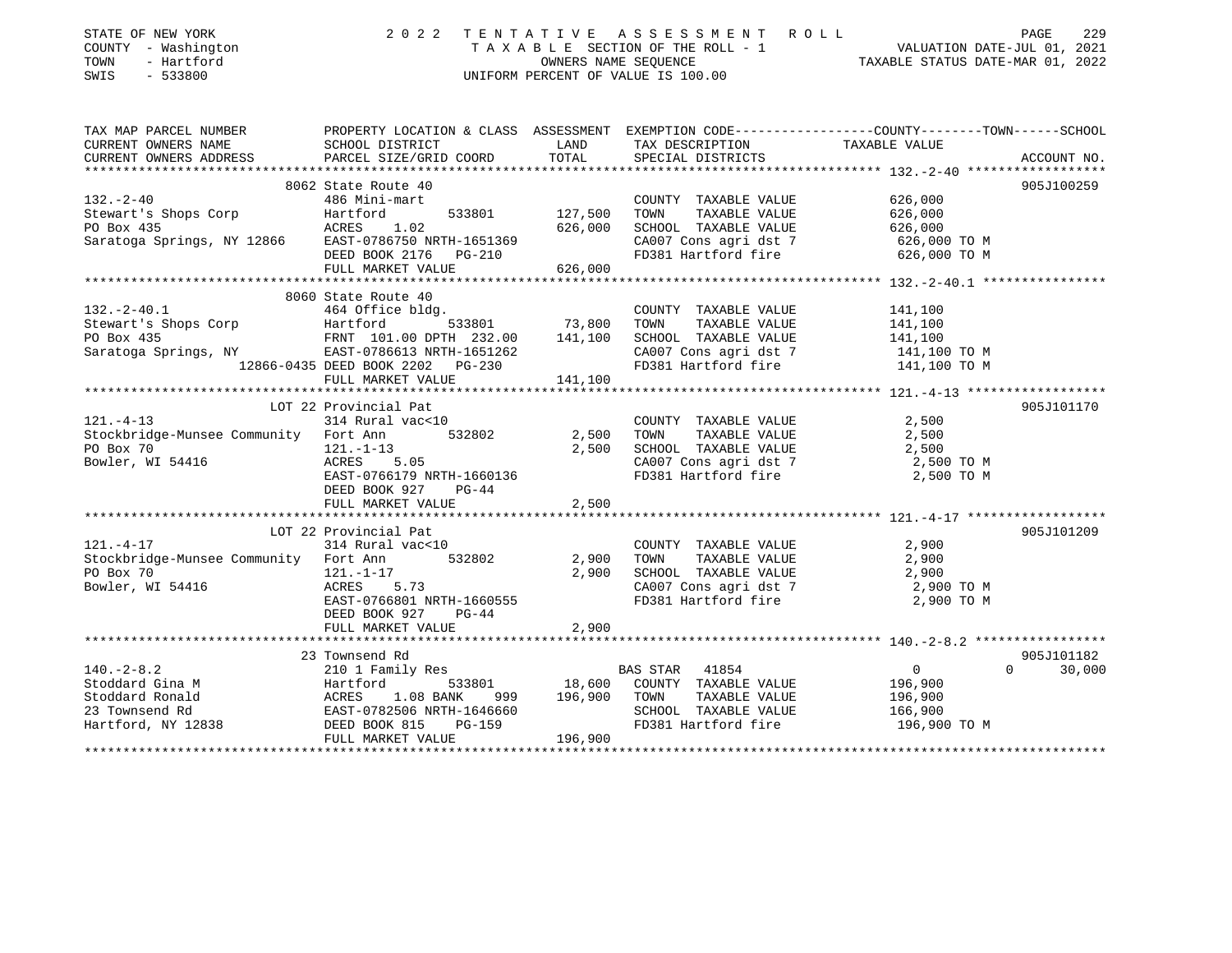STATE OF NEW YORK | 2022 TENTATIVE ASSESSMENT ROLL
COUNTY - Washington | TAXABLE SECTION OF THE ROLL - 1 | VALUATION DATE-JUL 01, 2021
TOWN - Hartford | OWNERS NAME SEQUENCE | TAXABLE STATUS DATE-MAR 01, 2022
SWIS - 533800 | UNIFORM PERCENT OF VALUE IS 100.00

| TAX MAP PARCEL NUMBER / CURRENT OWNERS NAME / CURRENT OWNERS ADDRESS | PROPERTY LOCATION & CLASS / SCHOOL DISTRICT / PARCEL SIZE/GRID COORD | ASSESSMENT LAND | TOTAL | EXEMPTION CODE / TAX DESCRIPTION / SPECIAL DISTRICTS | COUNTY / TOWN / SCHOOL TAXABLE VALUE | ACCOUNT NO. |
|---|---|---|---|---|---|---|
| 132.-2-40 | 8062 State Route 40 | | | | | 905J100259 |
| | 486 Mini-mart | | | COUNTY TAXABLE VALUE | 626,000 | |
| Stewart's Shops Corp | Hartford 533801 | 127,500 | | TOWN TAXABLE VALUE | 626,000 | |
| PO Box 435 | ACRES 1.02 | | 626,000 | SCHOOL TAXABLE VALUE | 626,000 | |
| Saratoga Springs, NY 12866 | EAST-0786750 NRTH-1651369 | | | CA007 Cons agri dst 7 | 626,000 TO M | |
| | DEED BOOK 2176 PG-210 | | | FD381 Hartford fire | 626,000 TO M | |
| | FULL MARKET VALUE | | 626,000 | | | |
| 132.-2-40.1 | 8060 State Route 40 | | | | | |
| | 464 Office bldg. | | | COUNTY TAXABLE VALUE | 141,100 | |
| Stewart's Shops Corp | Hartford 533801 | 73,800 | | TOWN TAXABLE VALUE | 141,100 | |
| PO Box 435 | FRNT 101.00 DPTH 232.00 | | 141,100 | SCHOOL TAXABLE VALUE | 141,100 | |
| Saratoga Springs, NY 12866-0435 | EAST-0786613 NRTH-1651262 | | | CA007 Cons agri dst 7 | 141,100 TO M | |
| | DEED BOOK 2202 PG-230 | | | FD381 Hartford fire | 141,100 TO M | |
| | FULL MARKET VALUE | | 141,100 | | | |
| 121.-4-13 | LOT 22 Provincial Pat | | | | | 905J101170 |
| | 314 Rural vac<10 | | | COUNTY TAXABLE VALUE | 2,500 | |
| Stockbridge-Munsee Community | Fort Ann 532802 | 2,500 | | TOWN TAXABLE VALUE | 2,500 | |
| PO Box 70 | 121.-1-13 | | 2,500 | SCHOOL TAXABLE VALUE | 2,500 | |
| Bowler, WI 54416 | ACRES 5.05 | | | CA007 Cons agri dst 7 | 2,500 TO M | |
| | EAST-0766179 NRTH-1660136 | | | FD381 Hartford fire | 2,500 TO M | |
| | DEED BOOK 927 PG-44 | | | | | |
| | FULL MARKET VALUE | | 2,500 | | | |
| 121.-4-17 | LOT 22 Provincial Pat | | | | | 905J101209 |
| | 314 Rural vac<10 | | | COUNTY TAXABLE VALUE | 2,900 | |
| Stockbridge-Munsee Community | Fort Ann 532802 | 2,900 | | TOWN TAXABLE VALUE | 2,900 | |
| PO Box 70 | 121.-1-17 | | 2,900 | SCHOOL TAXABLE VALUE | 2,900 | |
| Bowler, WI 54416 | ACRES 5.73 | | | CA007 Cons agri dst 7 | 2,900 TO M | |
| | EAST-0766801 NRTH-1660555 | | | FD381 Hartford fire | 2,900 TO M | |
| | DEED BOOK 927 PG-44 | | | | | |
| | FULL MARKET VALUE | | 2,900 | | | |
| 140.-2-8.2 | 23 Townsend Rd | | | | | 905J101182 |
| | 210 1 Family Res | | | BAS STAR 41854 | 0 / 0 / 30,000 | |
| Stoddard Gina M | Hartford 533801 | 18,600 | | COUNTY TAXABLE VALUE | 196,900 | |
| Stoddard Ronald | ACRES 1.08 BANK 999 | | 196,900 | TOWN TAXABLE VALUE | 196,900 | |
| 23 Townsend Rd | EAST-0782506 NRTH-1646660 | | | SCHOOL TAXABLE VALUE | 166,900 | |
| Hartford, NY 12838 | DEED BOOK 815 PG-159 | | | FD381 Hartford fire | 196,900 TO M | |
| | FULL MARKET VALUE | | 196,900 | | | |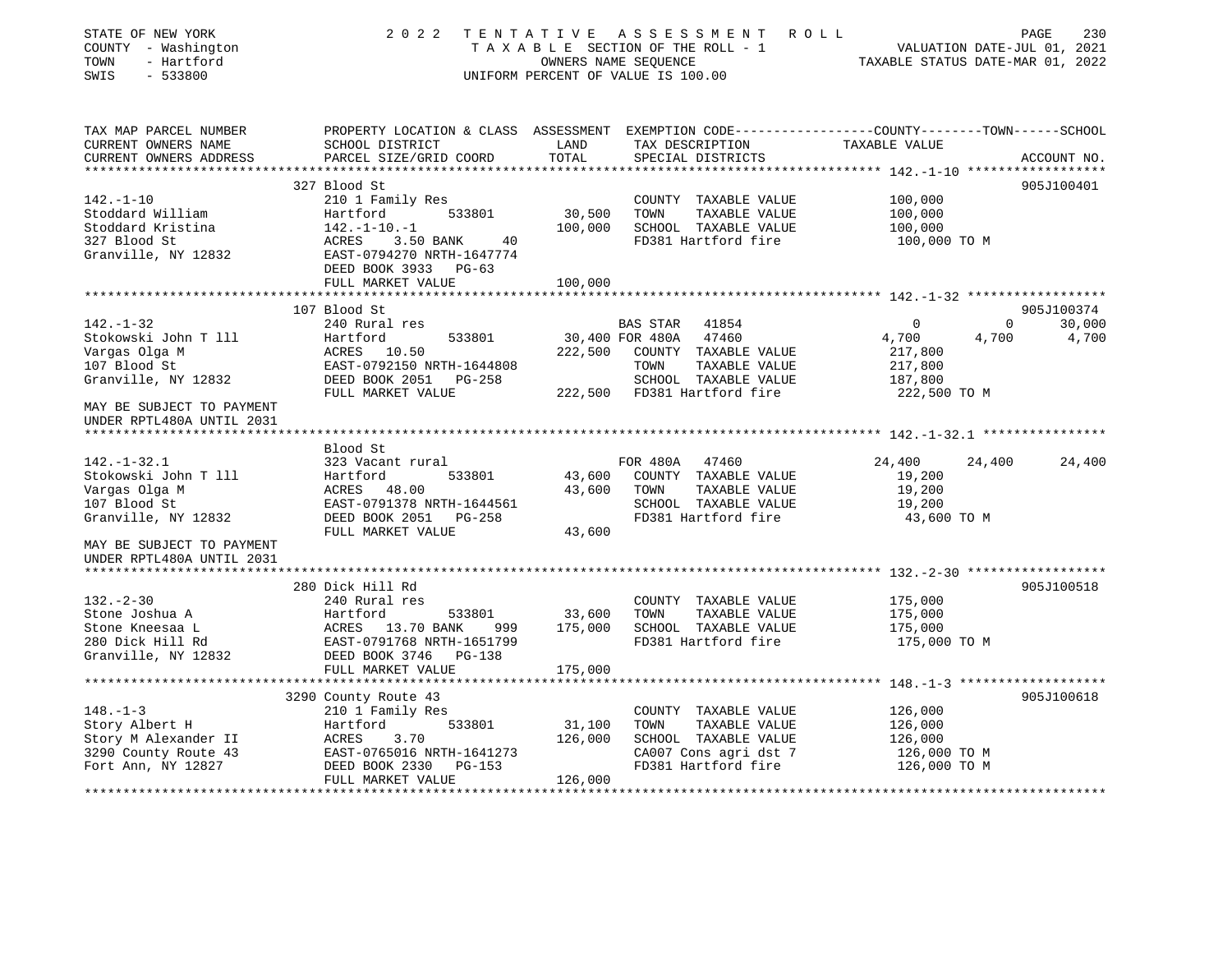STATE OF NEW YORK
COUNTY - Washington
TOWN - Hartford
SWIS - 533800

# 2022 TENTATIVE ASSESSMENT ROLL

TAXABLE SECTION OF THE ROLL - 1
OWNERS NAME SEQUENCE
UNIFORM PERCENT OF VALUE IS 100.00

VALUATION DATE-JUL 01, 2021
TAXABLE STATUS DATE-MAR 01, 2022

```
TAX MAP PARCEL NUMBER      PROPERTY LOCATION & CLASS  ASSESSMENT  EXEMPTION CODE------------------COUNTY--------TOWN------SCHOOL
CURRENT OWNERS NAME        SCHOOL DISTRICT             LAND       TAX DESCRIPTION              TAXABLE VALUE
CURRENT OWNERS ADDRESS     PARCEL SIZE/GRID COORD      TOTAL      SPECIAL DISTRICTS                                          ACCOUNT NO.
******************************************************************************************** 142.-1-10 ******************
                           327 Blood St                                                                                  905J100401
142.-1-10                  210 1 Family Res                       COUNTY  TAXABLE VALUE          100,000
Stoddard William           Hartford        533801      30,500     TOWN    TAXABLE VALUE          100,000
Stoddard Kristina          142.-1-10.-1               100,000     SCHOOL  TAXABLE VALUE          100,000
327 Blood St               ACRES    3.50 BANK    40               FD381 Hartford fire             100,000 TO M
Granville, NY 12832        EAST-0794270 NRTH-1647774
                           DEED BOOK 3933   PG-63
                           FULL MARKET VALUE          100,000
******************************************************************************************** 142.-1-32 ******************
                           107 Blood St                                                                                  905J100374
142.-1-32                  240 Rural res                          BAS STAR   41854                 0           0        30,000
Stokowski John T lll       Hartford        533801      30,400 FOR 480A   47460             4,700       4,700         4,700
Vargas Olga M              ACRES   10.50              222,500     COUNTY  TAXABLE VALUE          217,800
107 Blood St               EAST-0792150 NRTH-1644808              TOWN    TAXABLE VALUE          217,800
Granville, NY 12832        DEED BOOK 2051   PG-258                SCHOOL  TAXABLE VALUE          187,800
                           FULL MARKET VALUE          222,500     FD381 Hartford fire             222,500 TO M
MAY BE SUBJECT TO PAYMENT
UNDER RPTL480A UNTIL 2031
******************************************************************************************** 142.-1-32.1 ****************
                           Blood St
142.-1-32.1                323 Vacant rural                       FOR 480A   47460            24,400      24,400        24,400
Stokowski John T lll       Hartford        533801      43,600     COUNTY  TAXABLE VALUE           19,200
Vargas Olga M              ACRES   48.00               43,600     TOWN    TAXABLE VALUE           19,200
107 Blood St               EAST-0791378 NRTH-1644561              SCHOOL  TAXABLE VALUE           19,200
Granville, NY 12832        DEED BOOK 2051   PG-258                FD381 Hartford fire              43,600 TO M
                           FULL MARKET VALUE           43,600
MAY BE SUBJECT TO PAYMENT
UNDER RPTL480A UNTIL 2031
******************************************************************************************** 132.-2-30 ******************
                           280 Dick Hill Rd                                                                              905J100518
132.-2-30                  240 Rural res                          COUNTY  TAXABLE VALUE          175,000
Stone Joshua A             Hartford        533801      33,600     TOWN    TAXABLE VALUE          175,000
Stone Kneesaa L            ACRES   13.70 BANK   999   175,000     SCHOOL  TAXABLE VALUE          175,000
280 Dick Hill Rd           EAST-0791768 NRTH-1651799              FD381 Hartford fire             175,000 TO M
Granville, NY 12832        DEED BOOK 3746   PG-138
                           FULL MARKET VALUE          175,000
******************************************************************************************** 148.-1-3 *******************
                           3290 County Route 43                                                                          905J100618
148.-1-3                   210 1 Family Res                       COUNTY  TAXABLE VALUE          126,000
Story Albert H             Hartford        533801      31,100     TOWN    TAXABLE VALUE          126,000
Story M Alexander II       ACRES    3.70              126,000     SCHOOL  TAXABLE VALUE          126,000
3290 County Route 43       EAST-0765016 NRTH-1641273              CA007 Cons agri dst 7           126,000 TO M
Fort Ann, NY 12827         DEED BOOK 2330   PG-153                FD381 Hartford fire             126,000 TO M
                           FULL MARKET VALUE          126,000
************************************************************************************************************************
```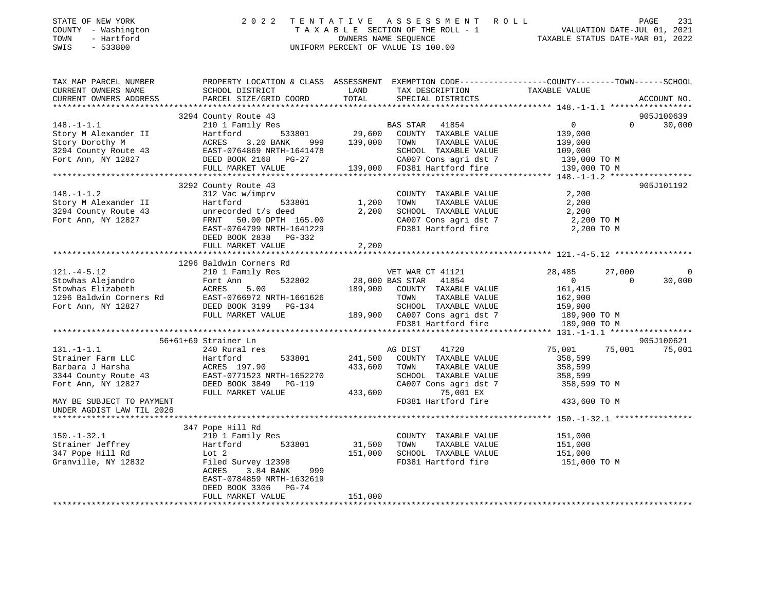STATE OF NEW YORK | 2 0 2 2 T E N T A T I V E A S S E S S M E N T R O L L
COUNTY - Washington | T A X A B L E SECTION OF THE ROLL - 1 | VALUATION DATE-JUL 01, 2021
TOWN - Hartford | OWNERS NAME SEQUENCE | TAXABLE STATUS DATE-MAR 01, 2022
SWIS - 533800 | UNIFORM PERCENT OF VALUE IS 100.00

```
TAX MAP PARCEL NUMBER          PROPERTY LOCATION & CLASS  ASSESSMENT  EXEMPTION CODE------------------COUNTY--------TOWN------SCHOOL
CURRENT OWNERS NAME            SCHOOL DISTRICT               LAND      TAX DESCRIPTION              TAXABLE VALUE
CURRENT OWNERS ADDRESS         PARCEL SIZE/GRID COORD        TOTAL     SPECIAL DISTRICTS                                        ACCOUNT NO.
****************************************************************************************************** 148.-1-1.1 *****************
                               3294 County Route 43                                                                           905J100639
148.-1-1.1                     210 1 Family Res                        BAS STAR  41854                     0            0       30,000
Story M Alexander II           Hartford        533801       29,600     COUNTY  TAXABLE VALUE           139,000
Story Dorothy M                ACRES     3.20 BANK     999  139,000    TOWN    TAXABLE VALUE           139,000
3294 County Route 43           EAST-0764869 NRTH-1641478               SCHOOL  TAXABLE VALUE           109,000
Fort Ann, NY 12827             DEED BOOK 2168   PG-27                  CA007 Cons agri dst 7           139,000 TO M
                               FULL MARKET VALUE           139,000     FD381 Hartford fire             139,000 TO M
****************************************************************************************************** 148.-1-1.2 *****************
                               3292 County Route 43                                                                           905J101192
148.-1-1.2                     312 Vac w/imprv                         COUNTY  TAXABLE VALUE             2,200
Story M Alexander II           Hartford        533801        1,200     TOWN    TAXABLE VALUE             2,200
3294 County Route 43           unrecorded t/s deed           2,200     SCHOOL  TAXABLE VALUE             2,200
Fort Ann, NY 12827             FRNT    50.00 DPTH 165.00               CA007 Cons agri dst 7             2,200 TO M
                               EAST-0764799 NRTH-1641229               FD381 Hartford fire               2,200 TO M
                               DEED BOOK 2838   PG-332
                               FULL MARKET VALUE             2,200
****************************************************************************************************** 121.-4-5.12 ****************
                               1296 Baldwin Corners Rd
121.-4-5.12                    210 1 Family Res                        VET WAR CT 41121               28,485       27,000            0
Stowhas Alejandro              Fort Ann        532802       28,000 BAS STAR  41854                     0            0       30,000
Stowhas Elizabeth              ACRES     5.00              189,900     COUNTY  TAXABLE VALUE           161,415
1296 Baldwin Corners Rd        EAST-0766972 NRTH-1661626               TOWN    TAXABLE VALUE           162,900
Fort Ann, NY 12827             DEED BOOK 3199   PG-134                 SCHOOL  TAXABLE VALUE           159,900
                               FULL MARKET VALUE           189,900     CA007 Cons agri dst 7           189,900 TO M
                                                                       FD381 Hartford fire             189,900 TO M
****************************************************************************************************** 131.-1-1.1 *****************
                               56+61+69 Strainer Ln                                                                           905J100621
131.-1-1.1                     240 Rural res                           AG DIST   41720                75,001       75,001       75,001
Strainer Farm LLC              Hartford        533801      241,500     COUNTY  TAXABLE VALUE           358,599
Barbara J Harsha               ACRES 197.90                433,600     TOWN    TAXABLE VALUE           358,599
3344 County Route 43           EAST-0771523 NRTH-1652270               SCHOOL  TAXABLE VALUE           358,599
Fort Ann, NY 12827             DEED BOOK 3849   PG-119                 CA007 Cons agri dst 7           358,599 TO M
                               FULL MARKET VALUE           433,600              75,001 EX
MAY BE SUBJECT TO PAYMENT                                              FD381 Hartford fire             433,600 TO M
UNDER AGDIST LAW TIL 2026
****************************************************************************************************** 150.-1-32.1 ****************
                               347 Pope Hill Rd
150.-1-32.1                    210 1 Family Res                        COUNTY  TAXABLE VALUE           151,000
Strainer Jeffrey               Hartford        533801       31,500     TOWN    TAXABLE VALUE           151,000
347 Pope Hill Rd               Lot 2                       151,000     SCHOOL  TAXABLE VALUE           151,000
Granville, NY 12832            Filed Survey 12398                      FD381 Hartford fire             151,000 TO M
                               ACRES     3.84 BANK     999
                               EAST-0784859 NRTH-1632619
                               DEED BOOK 3306   PG-74
                               FULL MARKET VALUE           151,000
************************************************************************************************************************************
```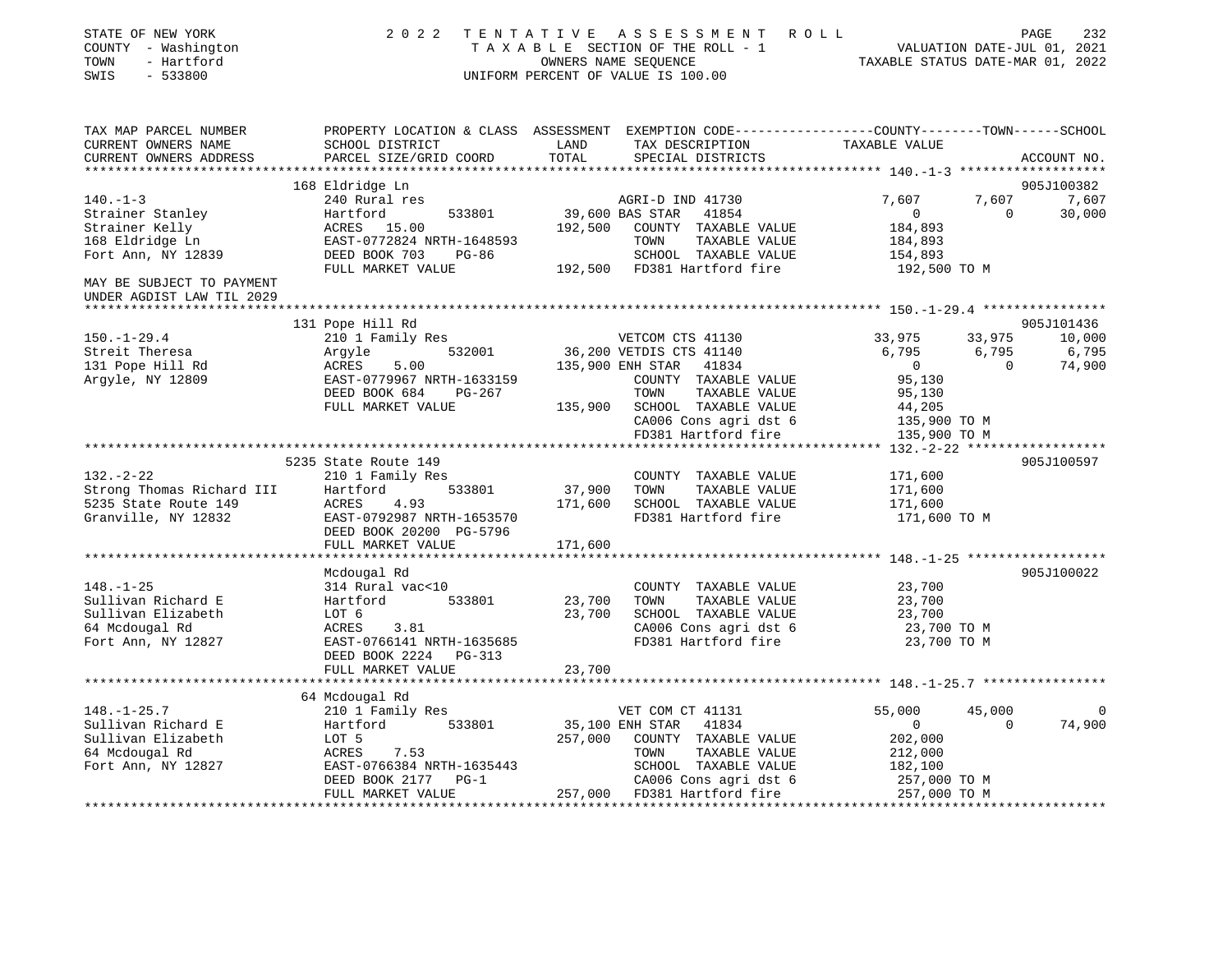STATE OF NEW YORK                    2022 TENTATIVE ASSESSMENT ROLL
COUNTY - Washington                  TAXABLE SECTION OF THE ROLL - 1                VALUATION DATE-JUL 01, 2021
TOWN - Hartford                      OWNERS NAME SEQUENCE                           TAXABLE STATUS DATE-MAR 01, 2022
SWIS - 533800                        UNIFORM PERCENT OF VALUE IS 100.00

```
TAX MAP PARCEL NUMBER          PROPERTY LOCATION & CLASS  ASSESSMENT  EXEMPTION CODE------------------COUNTY--------TOWN------SCHOOL
CURRENT OWNERS NAME            SCHOOL DISTRICT               LAND      TAX DESCRIPTION                 TAXABLE VALUE
CURRENT OWNERS ADDRESS         PARCEL SIZE/GRID COORD        TOTAL     SPECIAL DISTRICTS                                     ACCOUNT NO.
******************************************************************************************************* 140.-1-3 *******************
                               168 Eldridge Ln                                                                               905J100382
140.-1-3                       240 Rural res                           AGRI-D IND 41730                  7,607       7,607       7,607
Strainer Stanley               Hartford        533801      39,600 BAS STAR   41854                           0           0      30,000
Strainer Kelly                 ACRES   15.00              192,500    COUNTY  TAXABLE VALUE             184,893
168 Eldridge Ln                EAST-0772824 NRTH-1648593              TOWN    TAXABLE VALUE             184,893
Fort Ann, NY 12839             DEED BOOK 703     PG-86                SCHOOL  TAXABLE VALUE             154,893
                               FULL MARKET VALUE          192,500    FD381 Hartford fire               192,500 TO M
MAY BE SUBJECT TO PAYMENT
UNDER AGDIST LAW TIL 2029
******************************************************************************************************* 150.-1-29.4 ****************
                               131 Pope Hill Rd                                                                              905J101436
150.-1-29.4                    210 1 Family Res                        VETCOM CTS 41130                 33,975      33,975      10,000
Streit Theresa                 Argyle          532001      36,200 VETDIS CTS 41140                   6,795       6,795       6,795
131 Pope Hill Rd               ACRES    5.00              135,900 ENH STAR   41834                       0           0      74,900
Argyle, NY 12809               EAST-0779967 NRTH-1633159              COUNTY  TAXABLE VALUE              95,130
                               DEED BOOK 684     PG-267               TOWN    TAXABLE VALUE              95,130
                               FULL MARKET VALUE          135,900    SCHOOL  TAXABLE VALUE              44,205
                                                                      CA006 Cons agri dst 6            135,900 TO M
                                                                      FD381 Hartford fire              135,900 TO M
******************************************************************************************************* 132.-2-22 ******************
                               5235 State Route 149                                                                          905J100597
132.-2-22                      210 1 Family Res                        COUNTY  TAXABLE VALUE             171,600
Strong Thomas Richard III      Hartford        533801      37,900    TOWN    TAXABLE VALUE             171,600
5235 State Route 149           ACRES    4.93              171,600    SCHOOL  TAXABLE VALUE             171,600
Granville, NY 12832            EAST-0792987 NRTH-1653570              FD381 Hartford fire              171,600 TO M
                               DEED BOOK 20200 PG-5796
                               FULL MARKET VALUE          171,600
******************************************************************************************************* 148.-1-25 ******************
                               Mcdougal Rd                                                                                   905J100022
148.-1-25                      314 Rural vac<10                        COUNTY  TAXABLE VALUE              23,700
Sullivan Richard E             Hartford        533801      23,700    TOWN    TAXABLE VALUE              23,700
Sullivan Elizabeth             LOT 6                       23,700    SCHOOL  TAXABLE VALUE              23,700
64 Mcdougal Rd                 ACRES    3.81                          CA006 Cons agri dst 6             23,700 TO M
Fort Ann, NY 12827             EAST-0766141 NRTH-1635685              FD381 Hartford fire               23,700 TO M
                               DEED BOOK 2224    PG-313
                               FULL MARKET VALUE           23,700
******************************************************************************************************* 148.-1-25.7 ****************
                               64 Mcdougal Rd
148.-1-25.7                    210 1 Family Res                        VET COM CT 41131                 55,000      45,000           0
Sullivan Richard E             Hartford        533801      35,100 ENH STAR   41834                       0           0      74,900
Sullivan Elizabeth             LOT 5                      257,000    COUNTY  TAXABLE VALUE             202,000
64 Mcdougal Rd                 ACRES    7.53                          TOWN    TAXABLE VALUE             212,000
Fort Ann, NY 12827             EAST-0766384 NRTH-1635443              SCHOOL  TAXABLE VALUE             182,100
                               DEED BOOK 2177    PG-1                 CA006 Cons agri dst 6            257,000 TO M
                               FULL MARKET VALUE          257,000    FD381 Hartford fire              257,000 TO M
************************************************************************************************************************************
```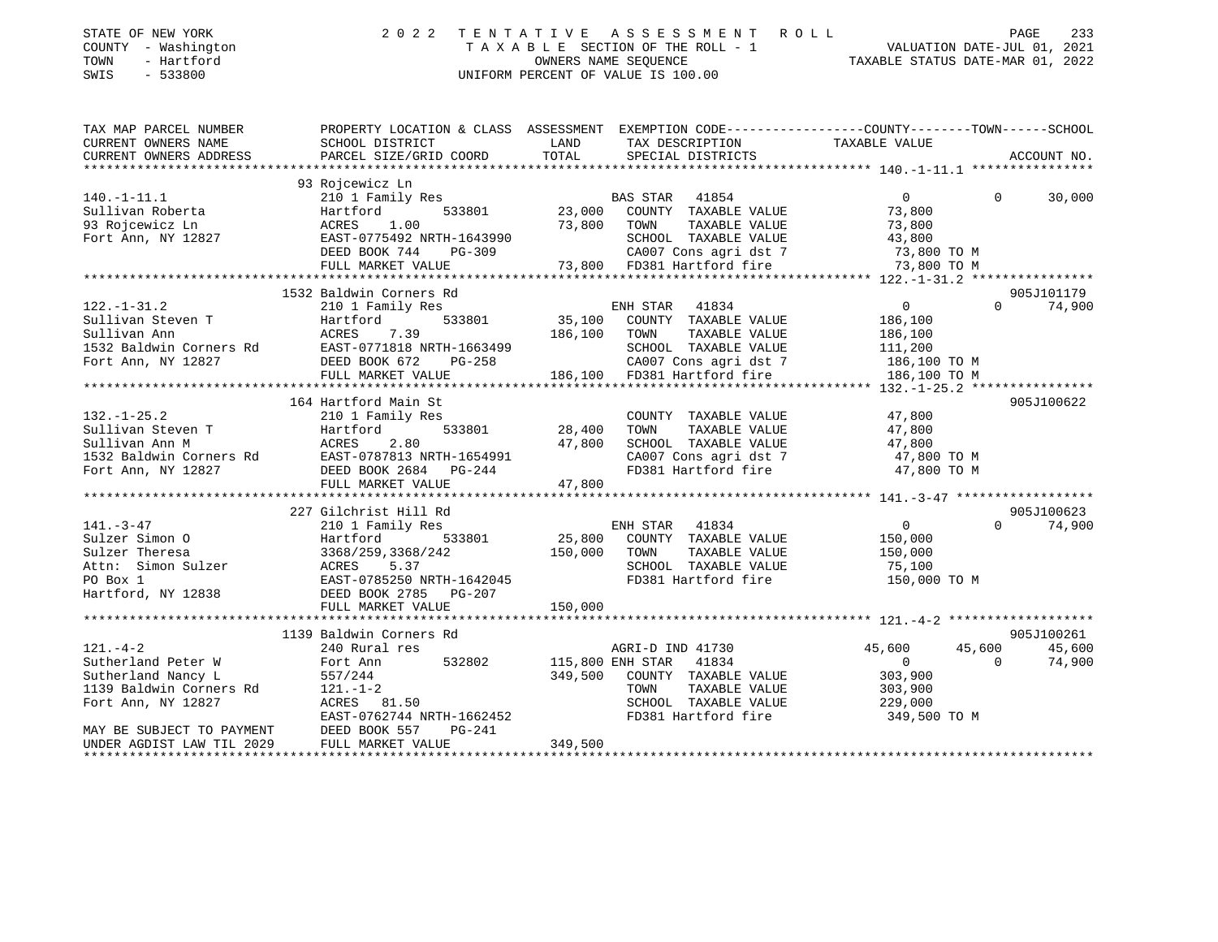STATE OF NEW YORK | 2022 TENTATIVE ASSESSMENT ROLL
COUNTY - Washington | TAXABLE SECTION OF THE ROLL - 1 | VALUATION DATE-JUL 01, 2021
TOWN - Hartford | OWNERS NAME SEQUENCE | TAXABLE STATUS DATE-MAR 01, 2022
SWIS - 533800 | UNIFORM PERCENT OF VALUE IS 100.00

```
TAX MAP PARCEL NUMBER          PROPERTY LOCATION & CLASS  ASSESSMENT  EXEMPTION CODE------------------COUNTY--------TOWN------SCHOOL
CURRENT OWNERS NAME            SCHOOL DISTRICT               LAND      TAX DESCRIPTION            TAXABLE VALUE
CURRENT OWNERS ADDRESS         PARCEL SIZE/GRID COORD        TOTAL     SPECIAL DISTRICTS                                    ACCOUNT NO.
*********************************************************************************************** 140.-1-11.1 ****************
                               93 Rojcewicz Ln
140.-1-11.1                    210 1 Family Res                    BAS STAR   41854                   0              0     30,000
Sullivan Roberta               Hartford        533801       23,000   COUNTY  TAXABLE VALUE          73,800
93 Rojcewicz Ln                ACRES    1.00                73,800   TOWN    TAXABLE VALUE          73,800
Fort Ann, NY 12827             EAST-0775492 NRTH-1643990             SCHOOL  TAXABLE VALUE          43,800
                               DEED BOOK 744    PG-309               CA007 Cons agri dst 7          73,800 TO M
                               FULL MARKET VALUE            73,800   FD381 Hartford fire            73,800 TO M
*********************************************************************************************** 122.-1-31.2 ****************
                               1532 Baldwin Corners Rd                                                                905J101179
122.-1-31.2                    210 1 Family Res                    ENH STAR   41834                   0              0     74,900
Sullivan Steven T              Hartford        533801       35,100   COUNTY  TAXABLE VALUE         186,100
Sullivan Ann                   ACRES    7.39               186,100   TOWN    TAXABLE VALUE         186,100
1532 Baldwin Corners Rd        EAST-0771818 NRTH-1663499             SCHOOL  TAXABLE VALUE         111,200
Fort Ann, NY 12827             DEED BOOK 672    PG-258               CA007 Cons agri dst 7         186,100 TO M
                               FULL MARKET VALUE           186,100   FD381 Hartford fire           186,100 TO M
*********************************************************************************************** 132.-1-25.2 ****************
                               164 Hartford Main St                                                                   905J100622
132.-1-25.2                    210 1 Family Res                      COUNTY  TAXABLE VALUE          47,800
Sullivan Steven T              Hartford        533801       28,400   TOWN    TAXABLE VALUE          47,800
Sullivan Ann M                 ACRES    2.80                47,800   SCHOOL  TAXABLE VALUE          47,800
1532 Baldwin Corners Rd        EAST-0787813 NRTH-1654991             CA007 Cons agri dst 7          47,800 TO M
Fort Ann, NY 12827             DEED BOOK 2684   PG-244               FD381 Hartford fire            47,800 TO M
                               FULL MARKET VALUE            47,800
*********************************************************************************************** 141.-3-47 ******************
                               227 Gilchrist Hill Rd                                                                  905J100623
141.-3-47                      210 1 Family Res                    ENH STAR   41834                   0              0     74,900
Sulzer Simon O                 Hartford        533801       25,800   COUNTY  TAXABLE VALUE         150,000
Sulzer Theresa                 3368/259,3368/242           150,000   TOWN    TAXABLE VALUE         150,000
Attn:  Simon Sulzer            ACRES    5.37                         SCHOOL  TAXABLE VALUE          75,100
PO Box 1                       EAST-0785250 NRTH-1642045             FD381 Hartford fire           150,000 TO M
Hartford, NY 12838             DEED BOOK 2785   PG-207
                               FULL MARKET VALUE           150,000
*********************************************************************************************** 121.-4-2 *******************
                               1139 Baldwin Corners Rd                                                                905J100261
121.-4-2                       240 Rural res                       AGRI-D IND 41730              45,600         45,600     45,600
Sutherland Peter W             Fort Ann        532802      115,800 ENH STAR   41834                   0              0     74,900
Sutherland Nancy L             557/244                     349,500   COUNTY  TAXABLE VALUE         303,900
1139 Baldwin Corners Rd        121.-1-2                              TOWN    TAXABLE VALUE         303,900
Fort Ann, NY 12827             ACRES   81.50                         SCHOOL  TAXABLE VALUE         229,000
                               EAST-0762744 NRTH-1662452             FD381 Hartford fire           349,500 TO M
MAY BE SUBJECT TO PAYMENT      DEED BOOK 557    PG-241
UNDER AGDIST LAW TIL 2029      FULL MARKET VALUE           349,500
****************************************************************************************************************************
```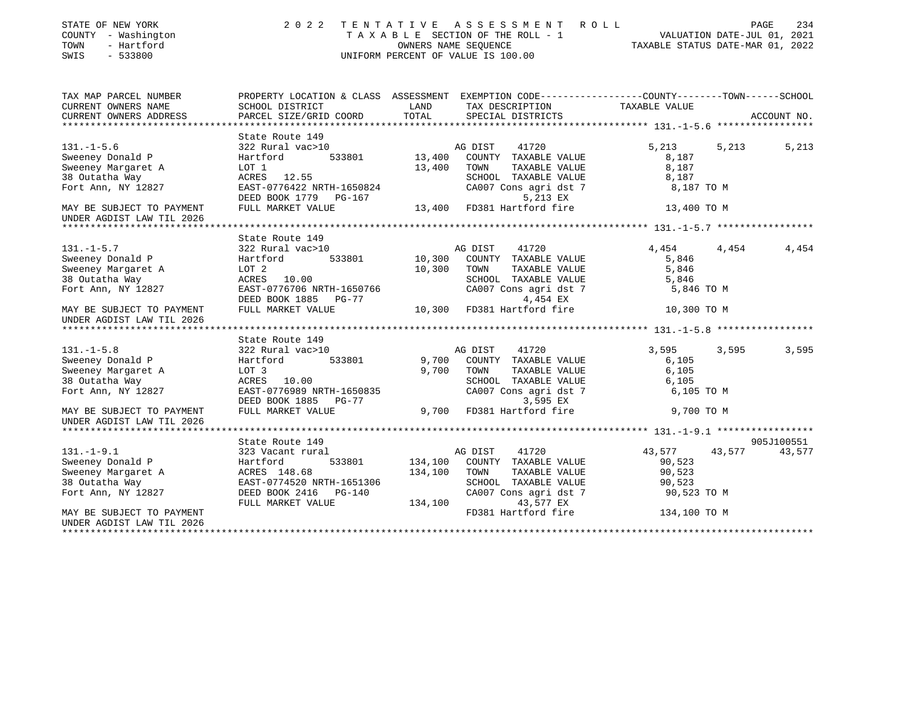STATE OF NEW YORK
COUNTY - Washington
TOWN - Hartford
SWIS - 533800

2022 TENTATIVE ASSESSMENT ROLL
TAXABLE SECTION OF THE ROLL - 1
OWNERS NAME SEQUENCE
UNIFORM PERCENT OF VALUE IS 100.00

VALUATION DATE-JUL 01, 2021
TAXABLE STATUS DATE-MAR 01, 2022

| TAX MAP PARCEL NUMBER / CURRENT OWNERS NAME / CURRENT OWNERS ADDRESS | PROPERTY LOCATION & CLASS / SCHOOL DISTRICT / PARCEL SIZE/GRID COORD | ASSESSMENT LAND / TOTAL | EXEMPTION CODE / TAX DESCRIPTION / SPECIAL DISTRICTS | COUNTY TAXABLE VALUE | TOWN | SCHOOL / ACCOUNT NO. |
|---|---|---|---|---|---|---|
| 131.-1-5.6 | State Route 149 | | | | | |
| | 322 Rural vac>10 | | AG DIST 41720 | 5,213 | 5,213 | 5,213 |
| Sweeney Donald P | Hartford 533801 | 13,400 | COUNTY TAXABLE VALUE | 8,187 | | |
| Sweeney Margaret A | LOT 1 | 13,400 | TOWN TAXABLE VALUE | 8,187 | | |
| 38 Outatha Way | ACRES 12.55 | | SCHOOL TAXABLE VALUE | 8,187 | | |
| Fort Ann, NY 12827 | EAST-0776422 NRTH-1650824 | | CA007 Cons agri dst 7 | 8,187 TO M | | |
| | DEED BOOK 1779 PG-167 | | 5,213 EX | | | |
| MAY BE SUBJECT TO PAYMENT | FULL MARKET VALUE | 13,400 | FD381 Hartford fire | 13,400 TO M | | |
| UNDER AGDIST LAW TIL 2026 | | | | | | |
| 131.-1-5.7 | State Route 149 | | | | | |
| | 322 Rural vac>10 | | AG DIST 41720 | 4,454 | 4,454 | 4,454 |
| Sweeney Donald P | Hartford 533801 | 10,300 | COUNTY TAXABLE VALUE | 5,846 | | |
| Sweeney Margaret A | LOT 2 | 10,300 | TOWN TAXABLE VALUE | 5,846 | | |
| 38 Outatha Way | ACRES 10.00 | | SCHOOL TAXABLE VALUE | 5,846 | | |
| Fort Ann, NY 12827 | EAST-0776706 NRTH-1650766 | | CA007 Cons agri dst 7 | 5,846 TO M | | |
| | DEED BOOK 1885 PG-77 | | 4,454 EX | | | |
| MAY BE SUBJECT TO PAYMENT | FULL MARKET VALUE | 10,300 | FD381 Hartford fire | 10,300 TO M | | |
| UNDER AGDIST LAW TIL 2026 | | | | | | |
| 131.-1-5.8 | State Route 149 | | | | | |
| | 322 Rural vac>10 | | AG DIST 41720 | 3,595 | 3,595 | 3,595 |
| Sweeney Donald P | Hartford 533801 | 9,700 | COUNTY TAXABLE VALUE | 6,105 | | |
| Sweeney Margaret A | LOT 3 | 9,700 | TOWN TAXABLE VALUE | 6,105 | | |
| 38 Outatha Way | ACRES 10.00 | | SCHOOL TAXABLE VALUE | 6,105 | | |
| Fort Ann, NY 12827 | EAST-0776989 NRTH-1650835 | | CA007 Cons agri dst 7 | 6,105 TO M | | |
| | DEED BOOK 1885 PG-77 | | 3,595 EX | | | |
| MAY BE SUBJECT TO PAYMENT | FULL MARKET VALUE | 9,700 | FD381 Hartford fire | 9,700 TO M | | |
| UNDER AGDIST LAW TIL 2026 | | | | | | |
| 131.-1-9.1 | State Route 149 | | | | | 905J100551 |
| | 323 Vacant rural | | AG DIST 41720 | 43,577 | 43,577 | 43,577 |
| Sweeney Donald P | Hartford 533801 | 134,100 | COUNTY TAXABLE VALUE | 90,523 | | |
| Sweeney Margaret A | ACRES 148.68 | 134,100 | TOWN TAXABLE VALUE | 90,523 | | |
| 38 Outatha Way | EAST-0774520 NRTH-1651306 | | SCHOOL TAXABLE VALUE | 90,523 | | |
| Fort Ann, NY 12827 | DEED BOOK 2416 PG-140 | | CA007 Cons agri dst 7 | 90,523 TO M | | |
| | FULL MARKET VALUE | 134,100 | 43,577 EX | | | |
| MAY BE SUBJECT TO PAYMENT | | | FD381 Hartford fire | 134,100 TO M | | |
| UNDER AGDIST LAW TIL 2026 | | | | | | |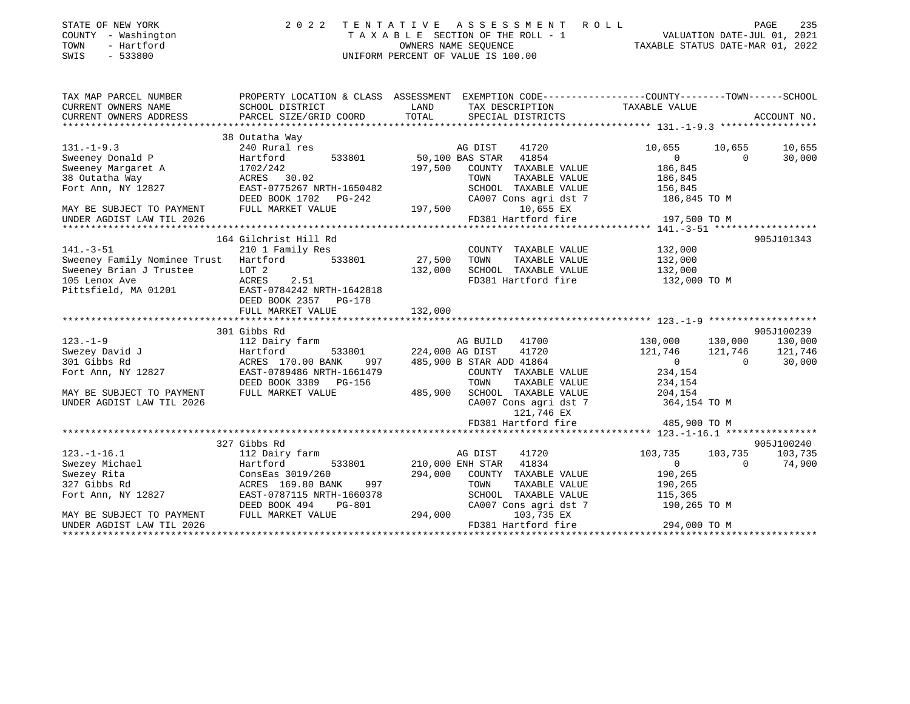STATE OF NEW YORK
COUNTY - Washington
TOWN - Hartford
SWIS - 533800

2022 TENTATIVE ASSESSMENT ROLL
TAXABLE SECTION OF THE ROLL - 1
OWNERS NAME SEQUENCE
UNIFORM PERCENT OF VALUE IS 100.00

VALUATION DATE-JUL 01, 2021
TAXABLE STATUS DATE-MAR 01, 2022

| TAX MAP PARCEL NUMBER / CURRENT OWNERS NAME / CURRENT OWNERS ADDRESS | PROPERTY LOCATION & CLASS / SCHOOL DISTRICT / PARCEL SIZE/GRID COORD | ASSESSMENT LAND / TOTAL | EXEMPTION CODE / TAX DESCRIPTION / SPECIAL DISTRICTS | COUNTY TAXABLE VALUE | TOWN | SCHOOL | ACCOUNT NO. |
|---|---|---|---|---|---|---|---|
| **131.-1-9.3** | 38 Outatha Way | | | | | | |
| 131.-1-9.3 | 240 Rural res | | AG DIST 41720 | 10,655 | 10,655 | 10,655 | |
| Sweeney Donald P | Hartford 533801 | 50,100 | BAS STAR 41854 | 0 | 0 | 30,000 | |
| Sweeney Margaret A | 1702/242 | 197,500 | COUNTY TAXABLE VALUE | 186,845 | | | |
| 38 Outatha Way | ACRES 30.02 | | TOWN TAXABLE VALUE | 186,845 | | | |
| Fort Ann, NY 12827 | EAST-0775267 NRTH-1650482 | | SCHOOL TAXABLE VALUE | 156,845 | | | |
| | DEED BOOK 1702 PG-242 | | CA007 Cons agri dst 7 | 186,845 TO M | | | |
| MAY BE SUBJECT TO PAYMENT | FULL MARKET VALUE | 197,500 | 10,655 EX | | | | |
| UNDER AGDIST LAW TIL 2026 | | | FD381 Hartford fire | 197,500 TO M | | | |
| **141.-3-51** | 164 Gilchrist Hill Rd | | | | | | 905J101343 |
| 141.-3-51 | 210 1 Family Res | | COUNTY TAXABLE VALUE | 132,000 | | | |
| Sweeney Family Nominee Trust | Hartford 533801 | 27,500 | TOWN TAXABLE VALUE | 132,000 | | | |
| Sweeney Brian J Trustee | LOT 2 | 132,000 | SCHOOL TAXABLE VALUE | 132,000 | | | |
| 105 Lenox Ave | ACRES 2.51 | | FD381 Hartford fire | 132,000 TO M | | | |
| Pittsfield, MA 01201 | EAST-0784242 NRTH-1642818 | | | | | | |
| | DEED BOOK 2357 PG-178 | | | | | | |
| | FULL MARKET VALUE | 132,000 | | | | | |
| **123.-1-9** | 301 Gibbs Rd | | | | | | 905J100239 |
| 123.-1-9 | 112 Dairy farm | | AG BUILD 41700 | 130,000 | 130,000 | 130,000 | |
| Swezey David J | Hartford 533801 | 224,000 | AG DIST 41720 | 121,746 | 121,746 | 121,746 | |
| 301 Gibbs Rd | ACRES 170.00 BANK 997 | 485,900 | B STAR ADD 41864 | 0 | 0 | 30,000 | |
| Fort Ann, NY 12827 | EAST-0789486 NRTH-1661479 | | COUNTY TAXABLE VALUE | 234,154 | | | |
| | DEED BOOK 3389 PG-156 | | TOWN TAXABLE VALUE | 234,154 | | | |
| MAY BE SUBJECT TO PAYMENT | FULL MARKET VALUE | 485,900 | SCHOOL TAXABLE VALUE | 204,154 | | | |
| UNDER AGDIST LAW TIL 2026 | | | CA007 Cons agri dst 7 | 364,154 TO M | | | |
| | | | 121,746 EX | | | | |
| | | | FD381 Hartford fire | 485,900 TO M | | | |
| **123.-1-16.1** | 327 Gibbs Rd | | | | | | 905J100240 |
| 123.-1-16.1 | 112 Dairy farm | | AG DIST 41720 | 103,735 | 103,735 | 103,735 | |
| Swezey Michael | Hartford 533801 | 210,000 | ENH STAR 41834 | 0 | 0 | 74,900 | |
| Swezey Rita | ConsEas 3019/260 | 294,000 | COUNTY TAXABLE VALUE | 190,265 | | | |
| 327 Gibbs Rd | ACRES 169.80 BANK 997 | | TOWN TAXABLE VALUE | 190,265 | | | |
| Fort Ann, NY 12827 | EAST-0787115 NRTH-1660378 | | SCHOOL TAXABLE VALUE | 115,365 | | | |
| | DEED BOOK 494 PG-801 | | CA007 Cons agri dst 7 | 190,265 TO M | | | |
| MAY BE SUBJECT TO PAYMENT | FULL MARKET VALUE | 294,000 | 103,735 EX | | | | |
| UNDER AGDIST LAW TIL 2026 | | | FD381 Hartford fire | 294,000 TO M | | | |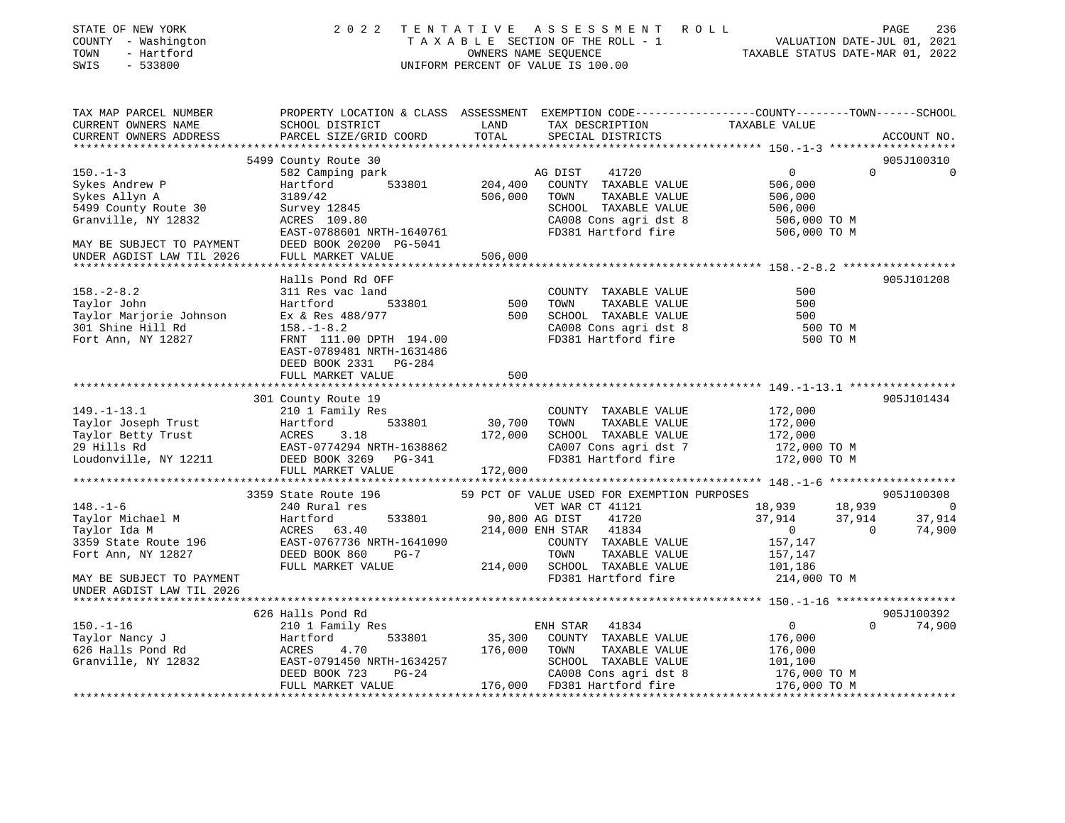STATE OF NEW YORK
COUNTY - Washington
TOWN - Hartford
SWIS - 533800

2022 TENTATIVE ASSESSMENT ROLL
TAXABLE SECTION OF THE ROLL - 1
OWNERS NAME SEQUENCE
UNIFORM PERCENT OF VALUE IS 100.00

VALUATION DATE-JUL 01, 2021
TAXABLE STATUS DATE-MAR 01, 2022

```
TAX MAP PARCEL NUMBER          PROPERTY LOCATION & CLASS  ASSESSMENT  EXEMPTION CODE------------------COUNTY--------TOWN------SCHOOL
CURRENT OWNERS NAME            SCHOOL DISTRICT              LAND       TAX DESCRIPTION              TAXABLE VALUE
CURRENT OWNERS ADDRESS         PARCEL SIZE/GRID COORD       TOTAL      SPECIAL DISTRICTS                                         ACCOUNT NO.
******************************************************************************************************* 150.-1-3 *******************
                          5499 County Route 30                                                                                905J100310
150.-1-3                       582 Camping park                          AG DIST    41720                  0            0            0
Sykes Andrew P                 Hartford          533801        204,400   COUNTY  TAXABLE VALUE         506,000
Sykes Allyn A                  3189/42                         506,000   TOWN    TAXABLE VALUE         506,000
5499 County Route 30           Survey 12845                              SCHOOL  TAXABLE VALUE         506,000
Granville, NY 12832            ACRES  109.80                             CA008 Cons agri dst 8           506,000 TO M
                               EAST-0788601 NRTH-1640761                 FD381 Hartford fire             506,000 TO M
MAY BE SUBJECT TO PAYMENT      DEED BOOK 20200  PG-5041
UNDER AGDIST LAW TIL 2026      FULL MARKET VALUE               506,000
******************************************************************************************************* 158.-2-8.2 *****************
                               Halls Pond Rd OFF                                                                              905J101208
158.-2-8.2                     311 Res vac land                          COUNTY  TAXABLE VALUE             500
Taylor John                    Hartford          533801            500   TOWN    TAXABLE VALUE             500
Taylor Marjorie Johnson        Ex & Res 488/977                    500   SCHOOL  TAXABLE VALUE             500
301 Shine Hill Rd              158.-1-8.2                                CA008 Cons agri dst 8               500 TO M
Fort Ann, NY 12827             FRNT 111.00 DPTH 194.00                   FD381 Hartford fire                 500 TO M
                               EAST-0789481 NRTH-1631486
                               DEED BOOK 2331   PG-284
                               FULL MARKET VALUE                   500
******************************************************************************************************* 149.-1-13.1 ****************
                          301 County Route 19                                                                                 905J101434
149.-1-13.1                    210 1 Family Res                          COUNTY  TAXABLE VALUE         172,000
Taylor Joseph Trust            Hartford          533801         30,700   TOWN    TAXABLE VALUE         172,000
Taylor Betty Trust             ACRES    3.18                   172,000   SCHOOL  TAXABLE VALUE         172,000
29 Hills Rd                    EAST-0774294 NRTH-1638862                 CA007 Cons agri dst 7           172,000 TO M
Loudonville, NY 12211          DEED BOOK 3269   PG-341                   FD381 Hartford fire             172,000 TO M
                               FULL MARKET VALUE               172,000
******************************************************************************************************* 148.-1-6 *******************
                          3359 State Route 196          59 PCT OF VALUE USED FOR EXEMPTION PURPOSES                           905J100308
148.-1-6                       240 Rural res                             VET WAR CT 41121              18,939       18,939            0
Taylor Michael M               Hartford          533801         90,800 AG DIST    41720                37,914       37,914       37,914
Taylor Ida M                   ACRES   63.40                   214,000 ENH STAR   41834                     0            0       74,900
3359 State Route 196           EAST-0767736 NRTH-1641090                 COUNTY  TAXABLE VALUE         157,147
Fort Ann, NY 12827             DEED BOOK 860    PG-7                     TOWN    TAXABLE VALUE         157,147
                               FULL MARKET VALUE               214,000   SCHOOL  TAXABLE VALUE         101,186
MAY BE SUBJECT TO PAYMENT                                                FD381 Hartford fire             214,000 TO M
UNDER AGDIST LAW TIL 2026
******************************************************************************************************* 150.-1-16 ******************
                          626 Halls Pond Rd                                                                                   905J100392
150.-1-16                      210 1 Family Res                          ENH STAR   41834                     0            0       74,900
Taylor Nancy J                 Hartford          533801         35,300   COUNTY  TAXABLE VALUE         176,000
626 Halls Pond Rd              ACRES    4.70                   176,000   TOWN    TAXABLE VALUE         176,000
Granville, NY 12832            EAST-0791450 NRTH-1634257                 SCHOOL  TAXABLE VALUE         101,100
                               DEED BOOK 723    PG-24                    CA008 Cons agri dst 8           176,000 TO M
                               FULL MARKET VALUE               176,000   FD381 Hartford fire             176,000 TO M
************************************************************************************************************************************
```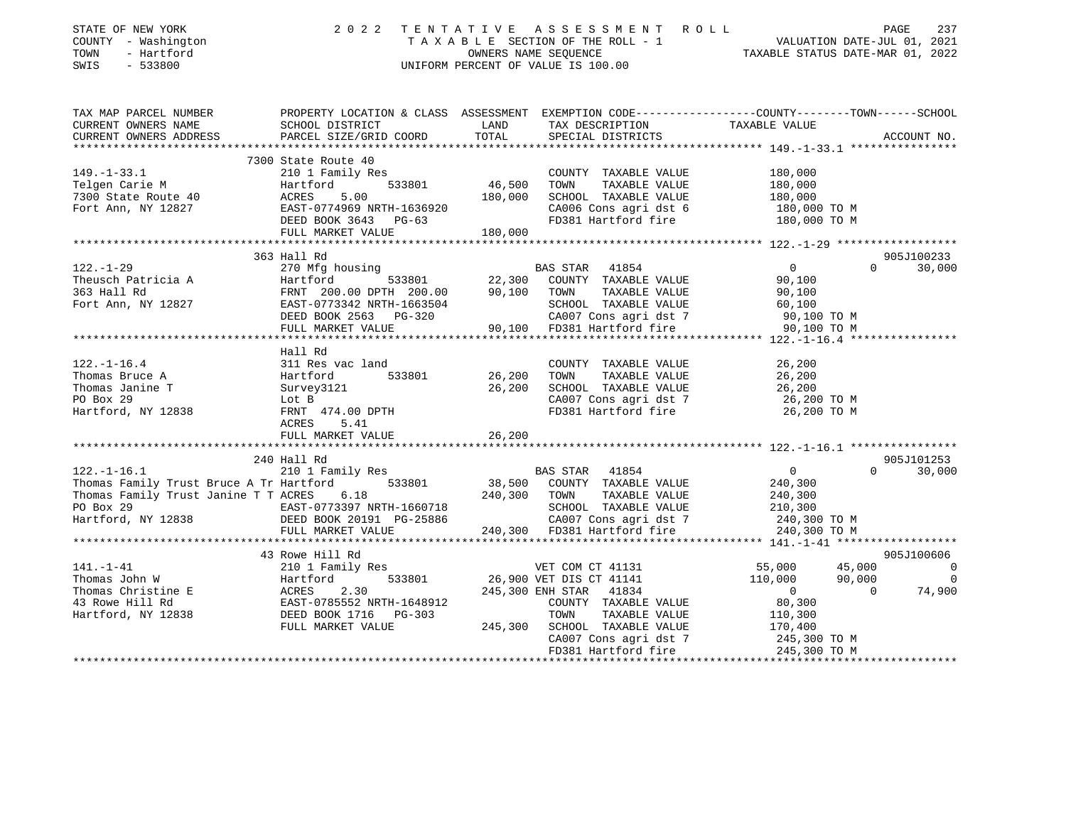STATE OF NEW YORK
COUNTY - Washington
TOWN - Hartford
SWIS - 533800

2022 TENTATIVE ASSESSMENT ROLL
TAXABLE SECTION OF THE ROLL - 1
OWNERS NAME SEQUENCE
UNIFORM PERCENT OF VALUE IS 100.00

VALUATION DATE-JUL 01, 2021
TAXABLE STATUS DATE-MAR 01, 2022

```
TAX MAP PARCEL NUMBER        PROPERTY LOCATION & CLASS  ASSESSMENT  EXEMPTION CODE-----------------COUNTY--------TOWN------SCHOOL
CURRENT OWNERS NAME          SCHOOL DISTRICT               LAND      TAX DESCRIPTION              TAXABLE VALUE
CURRENT OWNERS ADDRESS       PARCEL SIZE/GRID COORD        TOTAL     SPECIAL DISTRICTS                                    ACCOUNT NO.
******************************************************************************************************* 149.-1-33.1 ****************
                             7300 State Route 40
149.-1-33.1                  210 1 Family Res                          COUNTY  TAXABLE VALUE          180,000
Telgen Carie M               Hartford         533801       46,500      TOWN    TAXABLE VALUE          180,000
7300 State Route 40          ACRES     5.00               180,000      SCHOOL  TAXABLE VALUE          180,000
Fort Ann, NY 12827           EAST-0774969 NRTH-1636920                 CA006 Cons agri dst 6           180,000 TO M
                             DEED BOOK 3643   PG-63                    FD381 Hartford fire             180,000 TO M
                             FULL MARKET VALUE            180,000
******************************************************************************************************* 122.-1-29 ******************
                             363 Hall Rd                                                                              905J100233
122.-1-29                    270 Mfg housing                          BAS STAR   41854                  0          0     30,000
Theusch Patricia A           Hartford         533801       22,300     COUNTY  TAXABLE VALUE           90,100
363 Hall Rd                  FRNT 200.00 DPTH 200.00       90,100     TOWN    TAXABLE VALUE           90,100
Fort Ann, NY 12827           EAST-0773342 NRTH-1663504                SCHOOL  TAXABLE VALUE           60,100
                             DEED BOOK 2563   PG-320                  CA007 Cons agri dst 7             90,100 TO M
                             FULL MARKET VALUE             90,100     FD381 Hartford fire               90,100 TO M
******************************************************************************************************* 122.-1-16.4 ****************
                             Hall Rd
122.-1-16.4                  311 Res vac land                          COUNTY  TAXABLE VALUE           26,200
Thomas Bruce A               Hartford         533801       26,200      TOWN    TAXABLE VALUE           26,200
Thomas Janine T              Survey3121                    26,200      SCHOOL  TAXABLE VALUE           26,200
PO Box 29                    Lot B                                     CA007 Cons agri dst 7             26,200 TO M
Hartford, NY 12838           FRNT 474.00 DPTH                          FD381 Hartford fire               26,200 TO M
                             ACRES     5.41
                             FULL MARKET VALUE             26,200
******************************************************************************************************* 122.-1-16.1 ****************
                             240 Hall Rd                                                                              905J101253
122.-1-16.1                  210 1 Family Res                         BAS STAR   41854                  0          0     30,000
Thomas Family Trust Bruce A Tr Hartford       533801       38,500     COUNTY  TAXABLE VALUE          240,300
Thomas Family Trust Janine T T ACRES     6.18             240,300     TOWN    TAXABLE VALUE          240,300
PO Box 29                    EAST-0773397 NRTH-1660718                SCHOOL  TAXABLE VALUE          210,300
Hartford, NY 12838           DEED BOOK 20191  PG-25886                CA007 Cons agri dst 7            240,300 TO M
                             FULL MARKET VALUE            240,300     FD381 Hartford fire              240,300 TO M
******************************************************************************************************* 141.-1-41 ******************
                             43 Rowe Hill Rd                                                                          905J100606
141.-1-41                    210 1 Family Res                         VET COM CT 41131            55,000     45,000          0
Thomas John W                Hartford         533801       26,900 VET DIS CT 41141               110,000     90,000          0
Thomas Christine E           ACRES     2.30               245,300 ENH STAR   41834                  0          0     74,900
43 Rowe Hill Rd              EAST-0785552 NRTH-1648912                COUNTY  TAXABLE VALUE           80,300
Hartford, NY 12838           DEED BOOK 1716   PG-303                  TOWN    TAXABLE VALUE          110,300
                             FULL MARKET VALUE            245,300     SCHOOL  TAXABLE VALUE          170,400
                                                                      CA007 Cons agri dst 7            245,300 TO M
                                                                      FD381 Hartford fire              245,300 TO M
************************************************************************************************************************************
```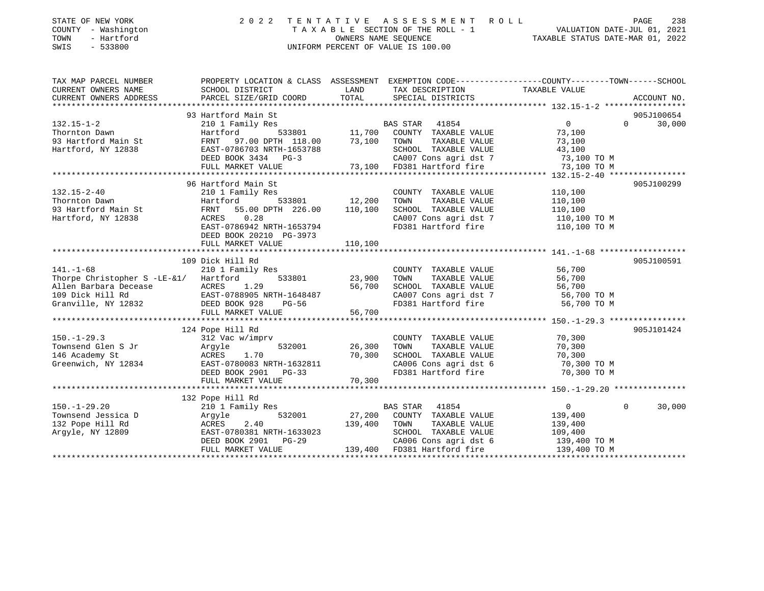STATE OF NEW YORK — 2022 TENTATIVE ASSESSMENT ROLL
COUNTY - Washington — TAXABLE SECTION OF THE ROLL - 1 — VALUATION DATE-JUL 01, 2021
TOWN - Hartford — OWNERS NAME SEQUENCE — TAXABLE STATUS DATE-MAR 01, 2022
SWIS - 533800 — UNIFORM PERCENT OF VALUE IS 100.00

| TAX MAP PARCEL NUMBER / CURRENT OWNERS NAME / CURRENT OWNERS ADDRESS | PROPERTY LOCATION & CLASS / SCHOOL DISTRICT / PARCEL SIZE/GRID COORD | ASSESSMENT LAND | TOTAL | EXEMPTION CODE / TAX DESCRIPTION / SPECIAL DISTRICTS | COUNTY / TOWN TAXABLE VALUE | SCHOOL | ACCOUNT NO. |
|---|---|---|---|---|---|---|---|
| 132.15-1-2 | 93 Hartford Main St | | | | | | 905J100654 |
| Thornton Dawn | 210 1 Family Res | | | BAS STAR 41854 | 0 | 0 | 30,000 |
| 93 Hartford Main St | Hartford 533801 | 11,700 | | COUNTY TAXABLE VALUE | 73,100 | | |
| Hartford, NY 12838 | FRNT 97.00 DPTH 118.00 | | 73,100 | TOWN TAXABLE VALUE | 73,100 | | |
| | EAST-0786703 NRTH-1653788 | | | SCHOOL TAXABLE VALUE | 43,100 | | |
| | DEED BOOK 3434 PG-3 | | | CA007 Cons agri dst 7 | 73,100 TO M | | |
| | FULL MARKET VALUE | | 73,100 | FD381 Hartford fire | 73,100 TO M | | |
| 132.15-2-40 | 96 Hartford Main St | | | | | | 905J100299 |
| Thornton Dawn | 210 1 Family Res | | | COUNTY TAXABLE VALUE | 110,100 | | |
| 93 Hartford Main St | Hartford 533801 | 12,200 | | TOWN TAXABLE VALUE | 110,100 | | |
| Hartford, NY 12838 | FRNT 55.00 DPTH 226.00 | | 110,100 | SCHOOL TAXABLE VALUE | 110,100 | | |
| | ACRES 0.28 | | | CA007 Cons agri dst 7 | 110,100 TO M | | |
| | EAST-0786942 NRTH-1653794 | | | FD381 Hartford fire | 110,100 TO M | | |
| | DEED BOOK 20210 PG-3973 | | | | | | |
| | FULL MARKET VALUE | | 110,100 | | | | |
| 141.-1-68 | 109 Dick Hill Rd | | | | | | 905J100591 |
| Thorpe Christopher S -LE-&1/ | 210 1 Family Res | | | COUNTY TAXABLE VALUE | 56,700 | | |
| Allen Barbara Decease | Hartford 533801 | 23,900 | | TOWN TAXABLE VALUE | 56,700 | | |
| 109 Dick Hill Rd | ACRES 1.29 | | 56,700 | SCHOOL TAXABLE VALUE | 56,700 | | |
| Granville, NY 12832 | EAST-0788905 NRTH-1648487 | | | CA007 Cons agri dst 7 | 56,700 TO M | | |
| | DEED BOOK 928 PG-56 | | | FD381 Hartford fire | 56,700 TO M | | |
| | FULL MARKET VALUE | | 56,700 | | | | |
| 150.-1-29.3 | 124 Pope Hill Rd | | | | | | 905J101424 |
| Townsend Glen S Jr | 312 Vac w/imprv | | | COUNTY TAXABLE VALUE | 70,300 | | |
| 146 Academy St | Argyle 532001 | 26,300 | | TOWN TAXABLE VALUE | 70,300 | | |
| Greenwich, NY 12834 | ACRES 1.70 | | 70,300 | SCHOOL TAXABLE VALUE | 70,300 | | |
| | EAST-0780083 NRTH-1632811 | | | CA006 Cons agri dst 6 | 70,300 TO M | | |
| | DEED BOOK 2901 PG-33 | | | FD381 Hartford fire | 70,300 TO M | | |
| | FULL MARKET VALUE | | 70,300 | | | | |
| 150.-1-29.20 | 132 Pope Hill Rd | | | | | | |
| Townsend Jessica D | 210 1 Family Res | | | BAS STAR 41854 | 0 | 0 | 30,000 |
| 132 Pope Hill Rd | Argyle 532001 | 27,200 | | COUNTY TAXABLE VALUE | 139,400 | | |
| Argyle, NY 12809 | ACRES 2.40 | | 139,400 | TOWN TAXABLE VALUE | 139,400 | | |
| | EAST-0780381 NRTH-1633023 | | | SCHOOL TAXABLE VALUE | 109,400 | | |
| | DEED BOOK 2901 PG-29 | | | CA006 Cons agri dst 6 | 139,400 TO M | | |
| | FULL MARKET VALUE | | 139,400 | FD381 Hartford fire | 139,400 TO M | | |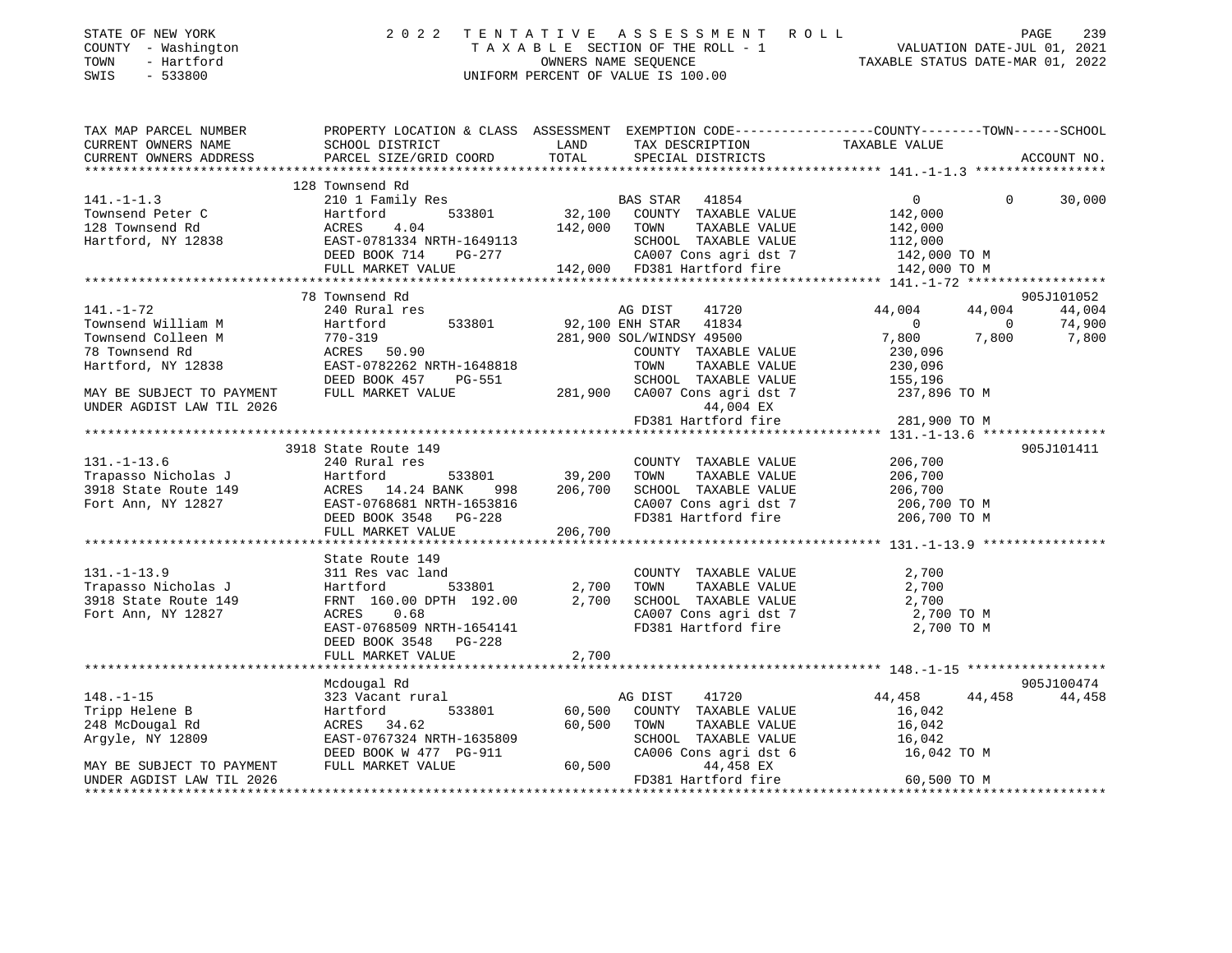STATE OF NEW YORK — 2022 TENTATIVE ASSESSMENT ROLL
COUNTY - Washington — TAXABLE SECTION OF THE ROLL - 1 — VALUATION DATE-JUL 01, 2021
TOWN - Hartford — OWNERS NAME SEQUENCE — TAXABLE STATUS DATE-MAR 01, 2022
SWIS - 533800 — UNIFORM PERCENT OF VALUE IS 100.00

| TAX MAP PARCEL NUMBER / CURRENT OWNERS NAME / CURRENT OWNERS ADDRESS | PROPERTY LOCATION & CLASS / SCHOOL DISTRICT / PARCEL SIZE/GRID COORD | ASSESSMENT LAND / TOTAL | EXEMPTION CODE / TAX DESCRIPTION / SPECIAL DISTRICTS | COUNTY TAXABLE VALUE | TOWN | SCHOOL | ACCOUNT NO. |
|---|---|---|---|---|---|---|---|
| | 128 Townsend Rd | | | | | | |
| 141.-1-1.3 | 210 1 Family Res | | BAS STAR 41854 | 0 | 0 | 30,000 | |
| Townsend Peter C | Hartford 533801 | 32,100 | COUNTY TAXABLE VALUE | 142,000 | | | |
| 128 Townsend Rd | ACRES 4.04 | 142,000 | TOWN TAXABLE VALUE | 142,000 | | | |
| Hartford, NY 12838 | EAST-0781334 NRTH-1649113 | | SCHOOL TAXABLE VALUE | 112,000 | | | |
| | DEED BOOK 714 PG-277 | | CA007 Cons agri dst 7 | 142,000 TO M | | | |
| | FULL MARKET VALUE | 142,000 | FD381 Hartford fire | 142,000 TO M | | | |
| | 78 Townsend Rd | | | | | | 905J101052 |
| 141.-1-72 | 240 Rural res | | AG DIST 41720 | 44,004 | 44,004 | 44,004 | |
| Townsend William M | Hartford 533801 | 92,100 | ENH STAR 41834 | 0 | 0 | 74,900 | |
| Townsend Colleen M | 770-319 | 281,900 | SOL/WINDSY 49500 | 7,800 | 7,800 | 7,800 | |
| 78 Townsend Rd | ACRES 50.90 | | COUNTY TAXABLE VALUE | 230,096 | | | |
| Hartford, NY 12838 | EAST-0782262 NRTH-1648818 | | TOWN TAXABLE VALUE | 230,096 | | | |
| | DEED BOOK 457 PG-551 | | SCHOOL TAXABLE VALUE | 155,196 | | | |
| MAY BE SUBJECT TO PAYMENT | FULL MARKET VALUE | 281,900 | CA007 Cons agri dst 7 | 237,896 TO M | | | |
| UNDER AGDIST LAW TIL 2026 | | | 44,004 EX | | | | |
| | | | FD381 Hartford fire | 281,900 TO M | | | |
| | 3918 State Route 149 | | | | | | 905J101411 |
| 131.-1-13.6 | 240 Rural res | | COUNTY TAXABLE VALUE | 206,700 | | | |
| Trapasso Nicholas J | Hartford 533801 | 39,200 | TOWN TAXABLE VALUE | 206,700 | | | |
| 3918 State Route 149 | ACRES 14.24 BANK 998 | 206,700 | SCHOOL TAXABLE VALUE | 206,700 | | | |
| Fort Ann, NY 12827 | EAST-0768681 NRTH-1653816 | | CA007 Cons agri dst 7 | 206,700 TO M | | | |
| | DEED BOOK 3548 PG-228 | | FD381 Hartford fire | 206,700 TO M | | | |
| | FULL MARKET VALUE | 206,700 | | | | | |
| | State Route 149 | | | | | | |
| 131.-1-13.9 | 311 Res vac land | | COUNTY TAXABLE VALUE | 2,700 | | | |
| Trapasso Nicholas J | Hartford 533801 | 2,700 | TOWN TAXABLE VALUE | 2,700 | | | |
| 3918 State Route 149 | FRNT 160.00 DPTH 192.00 | 2,700 | SCHOOL TAXABLE VALUE | 2,700 | | | |
| Fort Ann, NY 12827 | ACRES 0.68 | | CA007 Cons agri dst 7 | 2,700 TO M | | | |
| | EAST-0768509 NRTH-1654141 | | FD381 Hartford fire | 2,700 TO M | | | |
| | DEED BOOK 3548 PG-228 | | | | | | |
| | FULL MARKET VALUE | 2,700 | | | | | |
| | Mcdougal Rd | | | | | | 905J100474 |
| 148.-1-15 | 323 Vacant rural | | AG DIST 41720 | 44,458 | 44,458 | 44,458 | |
| Tripp Helene B | Hartford 533801 | 60,500 | COUNTY TAXABLE VALUE | 16,042 | | | |
| 248 McDougal Rd | ACRES 34.62 | 60,500 | TOWN TAXABLE VALUE | 16,042 | | | |
| Argyle, NY 12809 | EAST-0767324 NRTH-1635809 | | SCHOOL TAXABLE VALUE | 16,042 | | | |
| | DEED BOOK W 477 PG-911 | | CA006 Cons agri dst 6 | 16,042 TO M | | | |
| MAY BE SUBJECT TO PAYMENT | FULL MARKET VALUE | 60,500 | 44,458 EX | | | | |
| UNDER AGDIST LAW TIL 2026 | | | FD381 Hartford fire | 60,500 TO M | | | |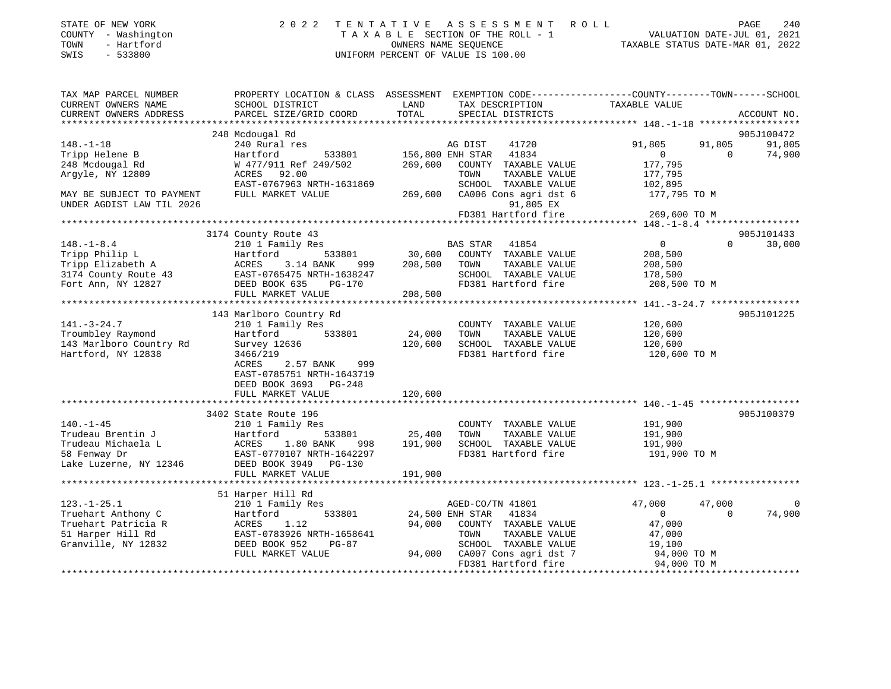STATE OF NEW YORK
COUNTY - Washington
TOWN - Hartford
SWIS - 533800

2022 TENTATIVE ASSESSMENT ROLL
TAXABLE SECTION OF THE ROLL - 1
OWNERS NAME SEQUENCE
UNIFORM PERCENT OF VALUE IS 100.00

VALUATION DATE-JUL 01, 2021
TAXABLE STATUS DATE-MAR 01, 2022

```
TAX MAP PARCEL NUMBER          PROPERTY LOCATION & CLASS  ASSESSMENT  EXEMPTION CODE-----------------COUNTY--------TOWN------SCHOOL
CURRENT OWNERS NAME            SCHOOL DISTRICT              LAND      TAX DESCRIPTION              TAXABLE VALUE
CURRENT OWNERS ADDRESS         PARCEL SIZE/GRID COORD       TOTAL     SPECIAL DISTRICTS                                    ACCOUNT NO.
********************************************************************************************* 148.-1-18 ******************
                               248 Mcdougal Rd                                                                           905J100472
148.-1-18                      240 Rural res                          AG DIST     41720           91,805     91,805      91,805
Tripp Helene B                 Hartford          533801   156,800 ENH STAR   41834                0          0        74,900
248 Mcdougal Rd                W 477/911 Ref 249/502      269,600   COUNTY  TAXABLE VALUE          177,795
Argyle, NY 12809               ACRES   92.00                        TOWN    TAXABLE VALUE          177,795
                               EAST-0767963 NRTH-1631869            SCHOOL  TAXABLE VALUE          102,895
MAY BE SUBJECT TO PAYMENT      FULL MARKET VALUE          269,600   CA006 Cons agri dst 6           177,795 TO M
UNDER AGDIST LAW TIL 2026                                                  91,805 EX
                                                                    FD381 Hartford fire             269,600 TO M
********************************************************************************************* 148.-1-8.4 *****************
                               3174 County Route 43                                                                      905J101433
148.-1-8.4                     210 1 Family Res                       BAS STAR   41854                0          0        30,000
Tripp Philip L                 Hartford          533801    30,600   COUNTY  TAXABLE VALUE          208,500
Tripp Elizabeth A              ACRES    3.14 BANK    999  208,500   TOWN    TAXABLE VALUE          208,500
3174 County Route 43           EAST-0765475 NRTH-1638247            SCHOOL  TAXABLE VALUE          178,500
Fort Ann, NY 12827             DEED BOOK 635    PG-170              FD381 Hartford fire             208,500 TO M
                               FULL MARKET VALUE          208,500
********************************************************************************************* 141.-3-24.7 ****************
                               143 Marlboro Country Rd                                                                   905J101225
141.-3-24.7                    210 1 Family Res                       COUNTY  TAXABLE VALUE          120,600
Troumbley Raymond              Hartford          533801    24,000   TOWN    TAXABLE VALUE          120,600
143 Marlboro Country Rd        Survey 12636               120,600   SCHOOL  TAXABLE VALUE          120,600
Hartford, NY 12838             3466/219                             FD381 Hartford fire             120,600 TO M
                               ACRES    2.57 BANK    999
                               EAST-0785751 NRTH-1643719
                               DEED BOOK 3693   PG-248
                               FULL MARKET VALUE          120,600
********************************************************************************************* 140.-1-45 ******************
                               3402 State Route 196                                                                      905J100379
140.-1-45                      210 1 Family Res                       COUNTY  TAXABLE VALUE          191,900
Trudeau Brentin J              Hartford          533801    25,400   TOWN    TAXABLE VALUE          191,900
Trudeau Michaela L             ACRES    1.80 BANK    998  191,900   SCHOOL  TAXABLE VALUE          191,900
58 Fenway Dr                   EAST-0770107 NRTH-1642297            FD381 Hartford fire             191,900 TO M
Lake Luzerne, NY 12346         DEED BOOK 3949   PG-130
                               FULL MARKET VALUE          191,900
********************************************************************************************* 123.-1-25.1 ****************
                               51 Harper Hill Rd
123.-1-25.1                    210 1 Family Res                       AGED-CO/TN 41801               47,000     47,000           0
Truehart Anthony C             Hartford          533801    24,500 ENH STAR   41834                0          0        74,900
Truehart Patricia R            ACRES    1.12               94,000   COUNTY  TAXABLE VALUE           47,000
51 Harper Hill Rd              EAST-0783926 NRTH-1658641            TOWN    TAXABLE VALUE           47,000
Granville, NY 12832            DEED BOOK 952    PG-87               SCHOOL  TAXABLE VALUE           19,100
                               FULL MARKET VALUE           94,000   CA007 Cons agri dst 7            94,000 TO M
                                                                    FD381 Hartford fire              94,000 TO M
****************************************************************************************************************************
```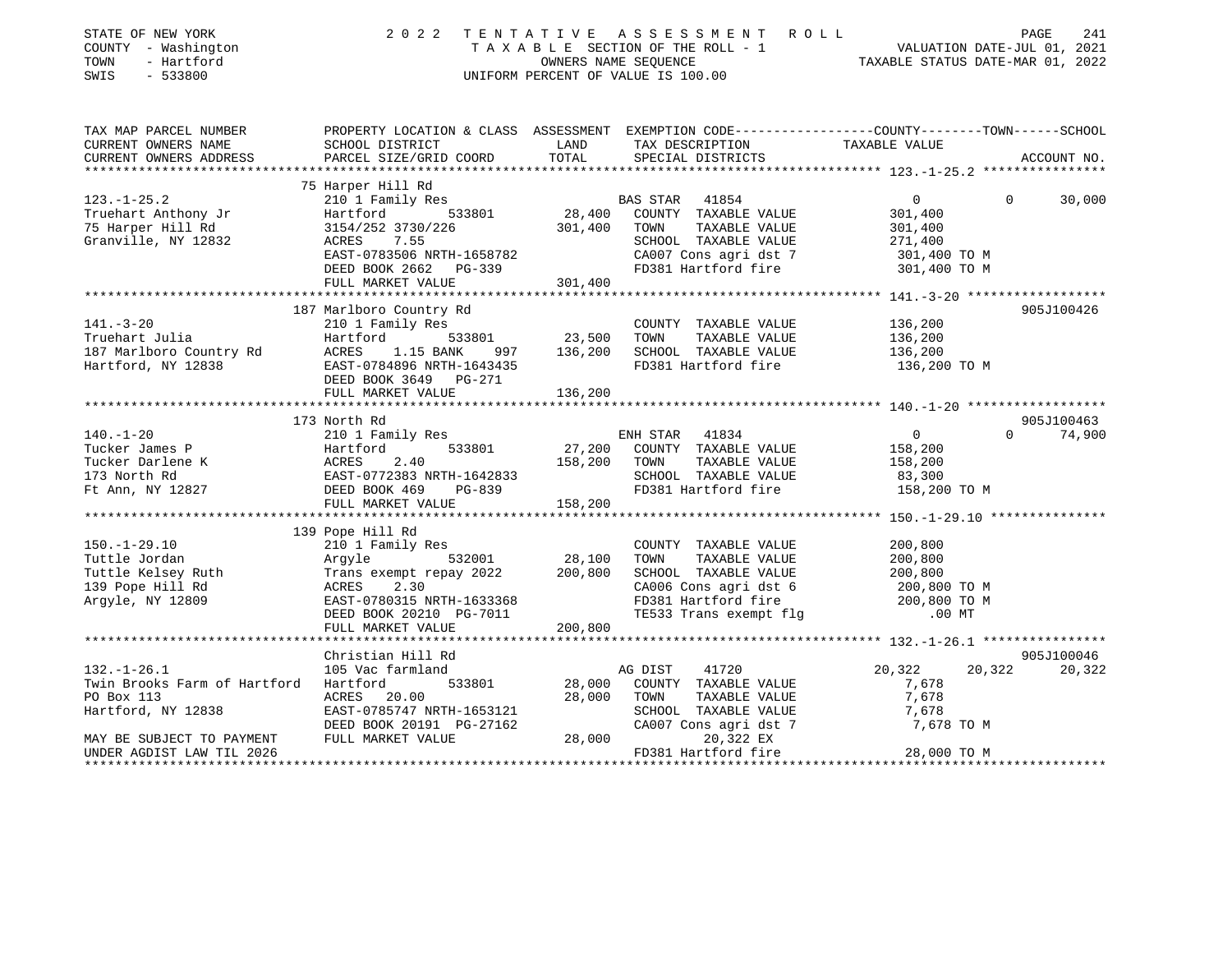STATE OF NEW YORK
COUNTY - Washington
TOWN - Hartford
SWIS - 533800

2022 TENTATIVE ASSESSMENT ROLL
TAXABLE SECTION OF THE ROLL - 1
OWNERS NAME SEQUENCE
UNIFORM PERCENT OF VALUE IS 100.00

VALUATION DATE-JUL 01, 2021
TAXABLE STATUS DATE-MAR 01, 2022

| TAX MAP PARCEL NUMBER / CURRENT OWNERS NAME / CURRENT OWNERS ADDRESS | PROPERTY LOCATION & CLASS / SCHOOL DISTRICT / PARCEL SIZE/GRID COORD | ASSESSMENT LAND / TOTAL | EXEMPTION CODE / TAX DESCRIPTION / SPECIAL DISTRICTS | COUNTY TAXABLE VALUE | TOWN | SCHOOL | ACCOUNT NO. |
|---|---|---|---|---|---|---|---|
| **123.-1-25.2** | 75 Harper Hill Rd | | | | | | |
| 123.-1-25.2 | 210 1 Family Res | | BAS STAR 41854 | 0 | 0 | 30,000 | |
| Truehart Anthony Jr | Hartford 533801 | 28,400 | COUNTY TAXABLE VALUE | 301,400 | | | |
| 75 Harper Hill Rd | 3154/252 3730/226 | 301,400 | TOWN TAXABLE VALUE | 301,400 | | | |
| Granville, NY 12832 | ACRES 7.55 | | SCHOOL TAXABLE VALUE | 271,400 | | | |
| | EAST-0783506 NRTH-1658782 | | CA007 Cons agri dst 7 | 301,400 TO M | | | |
| | DEED BOOK 2662 PG-339 | | FD381 Hartford fire | 301,400 TO M | | | |
| | FULL MARKET VALUE | 301,400 | | | | | |
| **141.-3-20** | 187 Marlboro Country Rd | | | | | | 905J100426 |
| 141.-3-20 | 210 1 Family Res | | COUNTY TAXABLE VALUE | 136,200 | | | |
| Truehart Julia | Hartford 533801 | 23,500 | TOWN TAXABLE VALUE | 136,200 | | | |
| 187 Marlboro Country Rd | ACRES 1.15 BANK 997 | 136,200 | SCHOOL TAXABLE VALUE | 136,200 | | | |
| Hartford, NY 12838 | EAST-0784896 NRTH-1643435 | | FD381 Hartford fire | 136,200 TO M | | | |
| | DEED BOOK 3649 PG-271 | | | | | | |
| | FULL MARKET VALUE | 136,200 | | | | | |
| **140.-1-20** | 173 North Rd | | | | | | 905J100463 |
| 140.-1-20 | 210 1 Family Res | | ENH STAR 41834 | 0 | 0 | 74,900 | |
| Tucker James P | Hartford 533801 | 27,200 | COUNTY TAXABLE VALUE | 158,200 | | | |
| Tucker Darlene K | ACRES 2.40 | 158,200 | TOWN TAXABLE VALUE | 158,200 | | | |
| 173 North Rd | EAST-0772383 NRTH-1642833 | | SCHOOL TAXABLE VALUE | 83,300 | | | |
| Ft Ann, NY 12827 | DEED BOOK 469 PG-839 | | FD381 Hartford fire | 158,200 TO M | | | |
| | FULL MARKET VALUE | 158,200 | | | | | |
| **150.-1-29.10** | 139 Pope Hill Rd | | | | | | |
| 150.-1-29.10 | 210 1 Family Res | | COUNTY TAXABLE VALUE | 200,800 | | | |
| Tuttle Jordan | Argyle 532001 | 28,100 | TOWN TAXABLE VALUE | 200,800 | | | |
| Tuttle Kelsey Ruth | Trans exempt repay 2022 | 200,800 | SCHOOL TAXABLE VALUE | 200,800 | | | |
| 139 Pope Hill Rd | ACRES 2.30 | | CA006 Cons agri dst 6 | 200,800 TO M | | | |
| Argyle, NY 12809 | EAST-0780315 NRTH-1633368 | | FD381 Hartford fire | 200,800 TO M | | | |
| | DEED BOOK 20210 PG-7011 | | TE533 Trans exempt flg | .00 MT | | | |
| | FULL MARKET VALUE | 200,800 | | | | | |
| **132.-1-26.1** | Christian Hill Rd | | | | | | 905J100046 |
| 132.-1-26.1 | 105 Vac farmland | | AG DIST 41720 | 20,322 | 20,322 | 20,322 | |
| Twin Brooks Farm of Hartford | Hartford 533801 | 28,000 | COUNTY TAXABLE VALUE | 7,678 | | | |
| PO Box 113 | ACRES 20.00 | 28,000 | TOWN TAXABLE VALUE | 7,678 | | | |
| Hartford, NY 12838 | EAST-0785747 NRTH-1653121 | | SCHOOL TAXABLE VALUE | 7,678 | | | |
| | DEED BOOK 20191 PG-27162 | | CA007 Cons agri dst 7 | 7,678 TO M | | | |
| MAY BE SUBJECT TO PAYMENT | FULL MARKET VALUE | 28,000 | 20,322 EX | | | | |
| UNDER AGDIST LAW TIL 2026 | | | FD381 Hartford fire | 28,000 TO M | | | |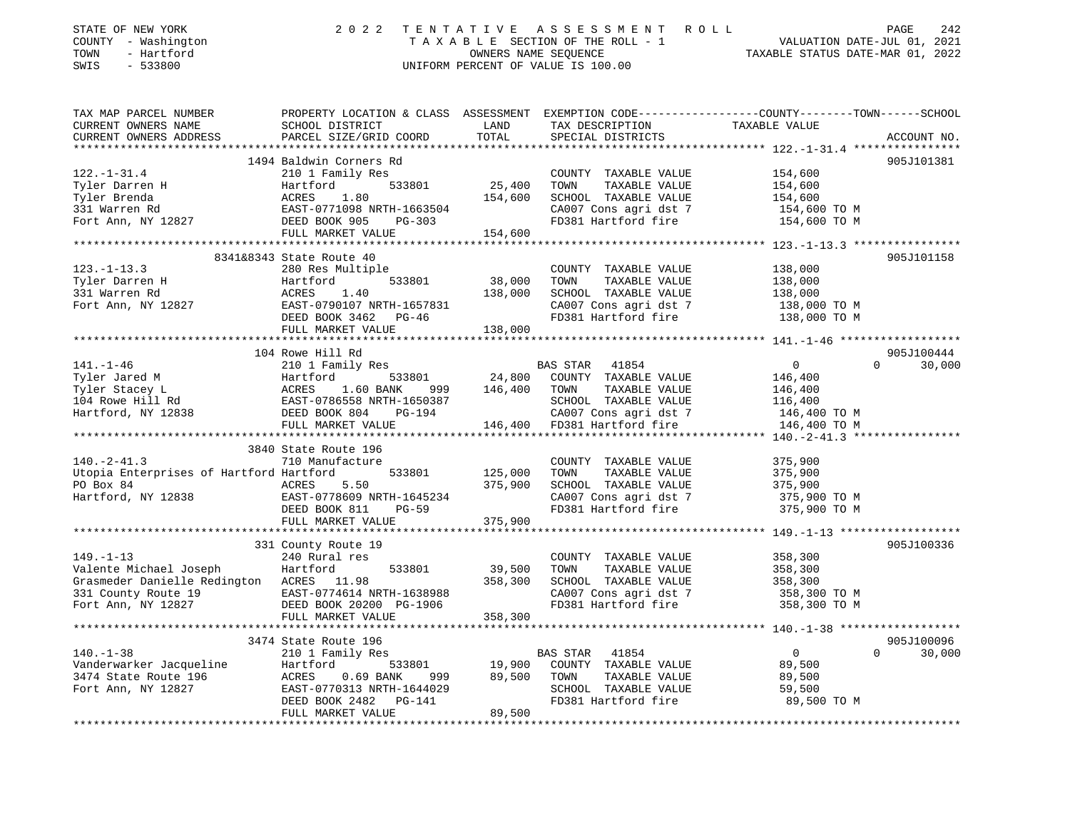STATE OF NEW YORK | COUNTY - Washington | TOWN - Hartford | SWIS - 533800

# 2022 TENTATIVE ASSESSMENT ROLL
TAXABLE SECTION OF THE ROLL - 1
OWNERS NAME SEQUENCE
UNIFORM PERCENT OF VALUE IS 100.00

VALUATION DATE-JUL 01, 2021
TAXABLE STATUS DATE-MAR 01, 2022

| TAX MAP PARCEL NUMBER / CURRENT OWNERS NAME / CURRENT OWNERS ADDRESS | PROPERTY LOCATION & CLASS / SCHOOL DISTRICT / PARCEL SIZE/GRID COORD | ASSESSMENT LAND | TOTAL | EXEMPTION CODE / TAX DESCRIPTION / SPECIAL DISTRICTS | COUNTY / TOWN / SCHOOL TAXABLE VALUE | ACCOUNT NO. |
|---|---|---|---|---|---|---|
| **122.-1-31.4** | 1494 Baldwin Corners Rd | | | | | 905J101381 |
| Tyler Darren H | 210 1 Family Res | | | COUNTY TAXABLE VALUE | 154,600 | |
| Tyler Brenda | Hartford 533801 | 25,400 | | TOWN TAXABLE VALUE | 154,600 | |
| 331 Warren Rd | ACRES 1.80 | | 154,600 | SCHOOL TAXABLE VALUE | 154,600 | |
| Fort Ann, NY 12827 | EAST-0771098 NRTH-1663504 | | | CA007 Cons agri dst 7 | 154,600 TO M | |
| | DEED BOOK 905 PG-303 | | | FD381 Hartford fire | 154,600 TO M | |
| | FULL MARKET VALUE | | 154,600 | | | |
| **123.-1-13.3** | 8341&8343 State Route 40 | | | | | 905J101158 |
| Tyler Darren H | 280 Res Multiple | | | COUNTY TAXABLE VALUE | 138,000 | |
| 331 Warren Rd | Hartford 533801 | 38,000 | | TOWN TAXABLE VALUE | 138,000 | |
| Fort Ann, NY 12827 | ACRES 1.40 | | 138,000 | SCHOOL TAXABLE VALUE | 138,000 | |
| | EAST-0790107 NRTH-1657831 | | | CA007 Cons agri dst 7 | 138,000 TO M | |
| | DEED BOOK 3462 PG-46 | | | FD381 Hartford fire | 138,000 TO M | |
| | FULL MARKET VALUE | | 138,000 | | | |
| **141.-1-46** | 104 Rowe Hill Rd | | | | | 905J100444 |
| Tyler Jared M | 210 1 Family Res | | | BAS STAR 41854 | 0 / 0 / 30,000 | |
| Tyler Stacey L | Hartford 533801 | 24,800 | | COUNTY TAXABLE VALUE | 146,400 | |
| 104 Rowe Hill Rd | ACRES 1.60 BANK 999 | | 146,400 | TOWN TAXABLE VALUE | 146,400 | |
| Hartford, NY 12838 | EAST-0786558 NRTH-1650387 | | | SCHOOL TAXABLE VALUE | 116,400 | |
| | DEED BOOK 804 PG-194 | | | CA007 Cons agri dst 7 | 146,400 TO M | |
| | FULL MARKET VALUE | | 146,400 | FD381 Hartford fire | 146,400 TO M | |
| **140.-2-41.3** | 3840 State Route 196 | | | | | |
| Utopia Enterprises of Hartford | 710 Manufacture | | | COUNTY TAXABLE VALUE | 375,900 | |
| PO Box 84 | Hartford 533801 | 125,000 | | TOWN TAXABLE VALUE | 375,900 | |
| Hartford, NY 12838 | ACRES 5.50 | | 375,900 | SCHOOL TAXABLE VALUE | 375,900 | |
| | EAST-0778609 NRTH-1645234 | | | CA007 Cons agri dst 7 | 375,900 TO M | |
| | DEED BOOK 811 PG-59 | | | FD381 Hartford fire | 375,900 TO M | |
| | FULL MARKET VALUE | | 375,900 | | | |
| **149.-1-13** | 331 County Route 19 | | | | | 905J100336 |
| Valente Michael Joseph | 240 Rural res | | | COUNTY TAXABLE VALUE | 358,300 | |
| Grasmeder Danielle Redington | Hartford 533801 | 39,500 | | TOWN TAXABLE VALUE | 358,300 | |
| 331 County Route 19 | ACRES 11.98 | | 358,300 | SCHOOL TAXABLE VALUE | 358,300 | |
| Fort Ann, NY 12827 | EAST-0774614 NRTH-1638988 | | | CA007 Cons agri dst 7 | 358,300 TO M | |
| | DEED BOOK 20200 PG-1906 | | | FD381 Hartford fire | 358,300 TO M | |
| | FULL MARKET VALUE | | 358,300 | | | |
| **140.-1-38** | 3474 State Route 196 | | | | | 905J100096 |
| Vanderwarker Jacqueline | 210 1 Family Res | | | BAS STAR 41854 | 0 / 0 / 30,000 | |
| 3474 State Route 196 | Hartford 533801 | 19,900 | | COUNTY TAXABLE VALUE | 89,500 | |
| Fort Ann, NY 12827 | ACRES 0.69 BANK 999 | | 89,500 | TOWN TAXABLE VALUE | 89,500 | |
| | EAST-0770313 NRTH-1644029 | | | SCHOOL TAXABLE VALUE | 59,500 | |
| | DEED BOOK 2482 PG-141 | | | FD381 Hartford fire | 89,500 TO M | |
| | FULL MARKET VALUE | | 89,500 | | | |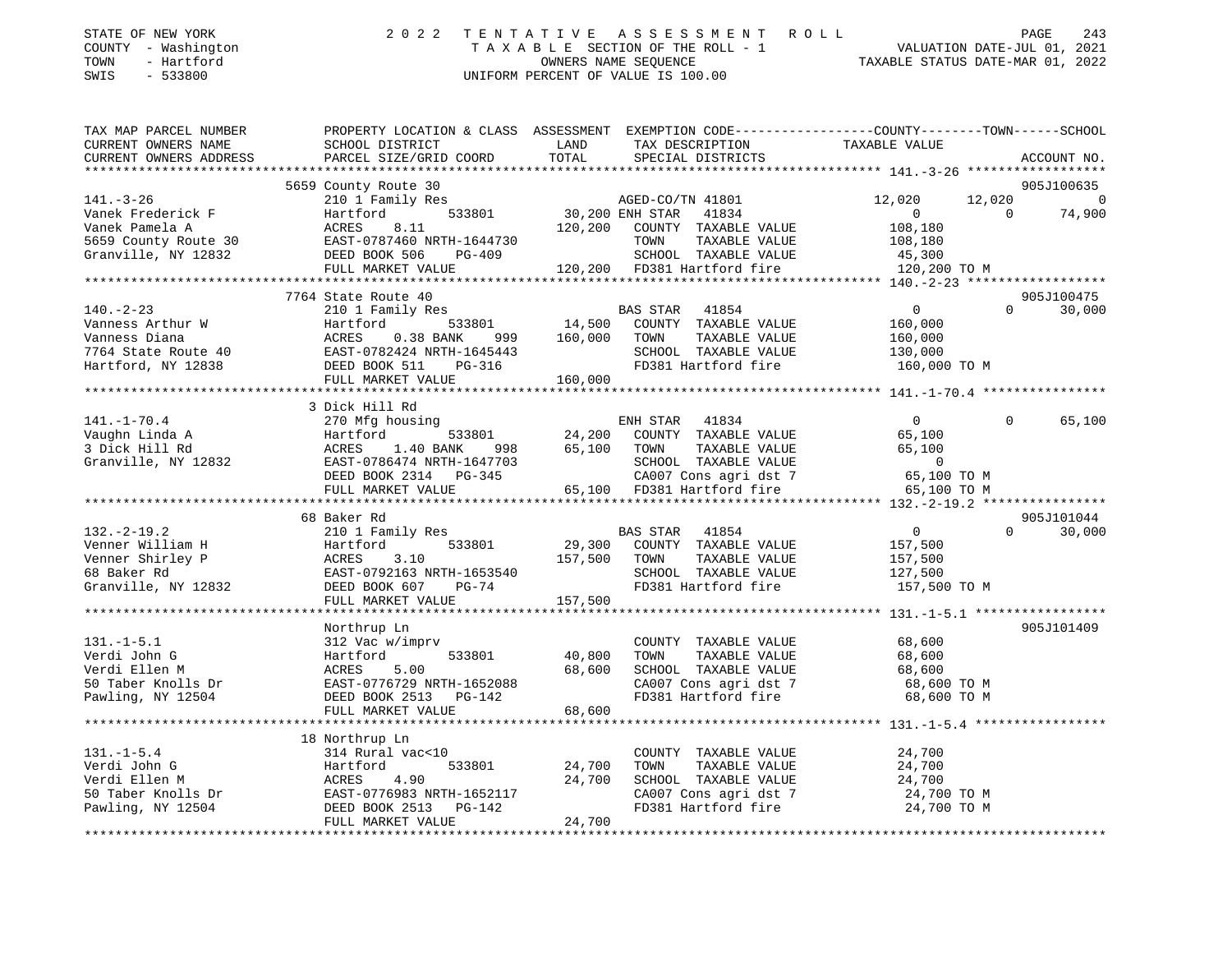STATE OF NEW YORK
COUNTY - Washington
TOWN - Hartford
SWIS - 533800

# 2022 TENTATIVE ASSESSMENT ROLL

TAXABLE SECTION OF THE ROLL - 1
OWNERS NAME SEQUENCE
UNIFORM PERCENT OF VALUE IS 100.00

VALUATION DATE-JUL 01, 2021
TAXABLE STATUS DATE-MAR 01, 2022

```
TAX MAP PARCEL NUMBER          PROPERTY LOCATION & CLASS  ASSESSMENT  EXEMPTION CODE-----------------COUNTY--------TOWN------SCHOOL
CURRENT OWNERS NAME            SCHOOL DISTRICT               LAND      TAX DESCRIPTION             TAXABLE VALUE
CURRENT OWNERS ADDRESS         PARCEL SIZE/GRID COORD        TOTAL     SPECIAL DISTRICTS                                      ACCOUNT NO.
******************************************************************************************************* 141.-3-26 ******************
                     5659 County Route 30                                                                                 905J100635
141.-3-26                      210 1 Family Res                      AGED-CO/TN 41801            12,020      12,020            0
Vanek Frederick F              Hartford          533801      30,200 ENH STAR   41834                  0           0       74,900
Vanek Pamela A                 ACRES     8.11               120,200   COUNTY  TAXABLE VALUE         108,180
5659 County Route 30           EAST-0787460 NRTH-1644730              TOWN    TAXABLE VALUE         108,180
Granville, NY 12832            DEED BOOK 506     PG-409               SCHOOL  TAXABLE VALUE          45,300
                               FULL MARKET VALUE            120,200   FD381 Hartford fire           120,200 TO M
******************************************************************************************************* 140.-2-23 ******************
                     7764 State Route 40                                                                                  905J100475
140.-2-23                      210 1 Family Res                      BAS STAR   41854                  0           0       30,000
Vanness Arthur W               Hartford          533801      14,500   COUNTY  TAXABLE VALUE         160,000
Vanness Diana                  ACRES     0.38 BANK     999  160,000   TOWN    TAXABLE VALUE         160,000
7764 State Route 40            EAST-0782424 NRTH-1645443              SCHOOL  TAXABLE VALUE         130,000
Hartford, NY 12838             DEED BOOK 511     PG-316               FD381 Hartford fire           160,000 TO M
                               FULL MARKET VALUE            160,000
******************************************************************************************************* 141.-1-70.4 ****************
                     3 Dick Hill Rd
141.-1-70.4                    270 Mfg housing                       ENH STAR   41834                  0           0       65,100
Vaughn Linda A                 Hartford          533801      24,200   COUNTY  TAXABLE VALUE          65,100
3 Dick Hill Rd                 ACRES     1.40 BANK     998   65,100   TOWN    TAXABLE VALUE          65,100
Granville, NY 12832            EAST-0786474 NRTH-1647703              SCHOOL  TAXABLE VALUE               0
                               DEED BOOK 2314    PG-345               CA007 Cons agri dst 7          65,100 TO M
                               FULL MARKET VALUE             65,100   FD381 Hartford fire            65,100 TO M
******************************************************************************************************* 132.-2-19.2 ****************
                     68 Baker Rd                                                                                          905J101044
132.-2-19.2                    210 1 Family Res                      BAS STAR   41854                  0           0       30,000
Venner William H               Hartford          533801      29,300   COUNTY  TAXABLE VALUE         157,500
Venner Shirley P               ACRES     3.10               157,500   TOWN    TAXABLE VALUE         157,500
68 Baker Rd                    EAST-0792163 NRTH-1653540              SCHOOL  TAXABLE VALUE         127,500
Granville, NY 12832            DEED BOOK 607     PG-74                FD381 Hartford fire           157,500 TO M
                               FULL MARKET VALUE            157,500
******************************************************************************************************* 131.-1-5.1 *****************
                     Northrup Ln                                                                                          905J101409
131.-1-5.1                     312 Vac w/imprv                        COUNTY  TAXABLE VALUE          68,600
Verdi John G                   Hartford          533801      40,800   TOWN    TAXABLE VALUE          68,600
Verdi Ellen M                  ACRES     5.00                68,600   SCHOOL  TAXABLE VALUE          68,600
50 Taber Knolls Dr             EAST-0776729 NRTH-1652088              CA007 Cons agri dst 7          68,600 TO M
Pawling, NY 12504              DEED BOOK 2513    PG-142               FD381 Hartford fire            68,600 TO M
                               FULL MARKET VALUE             68,600
******************************************************************************************************* 131.-1-5.4 *****************
                     18 Northrup Ln
131.-1-5.4                     314 Rural vac<10                       COUNTY  TAXABLE VALUE          24,700
Verdi John G                   Hartford          533801      24,700   TOWN    TAXABLE VALUE          24,700
Verdi Ellen M                  ACRES     4.90                24,700   SCHOOL  TAXABLE VALUE          24,700
50 Taber Knolls Dr             EAST-0776983 NRTH-1652117              CA007 Cons agri dst 7          24,700 TO M
Pawling, NY 12504              DEED BOOK 2513    PG-142               FD381 Hartford fire            24,700 TO M
                               FULL MARKET VALUE             24,700
************************************************************************************************************************************
```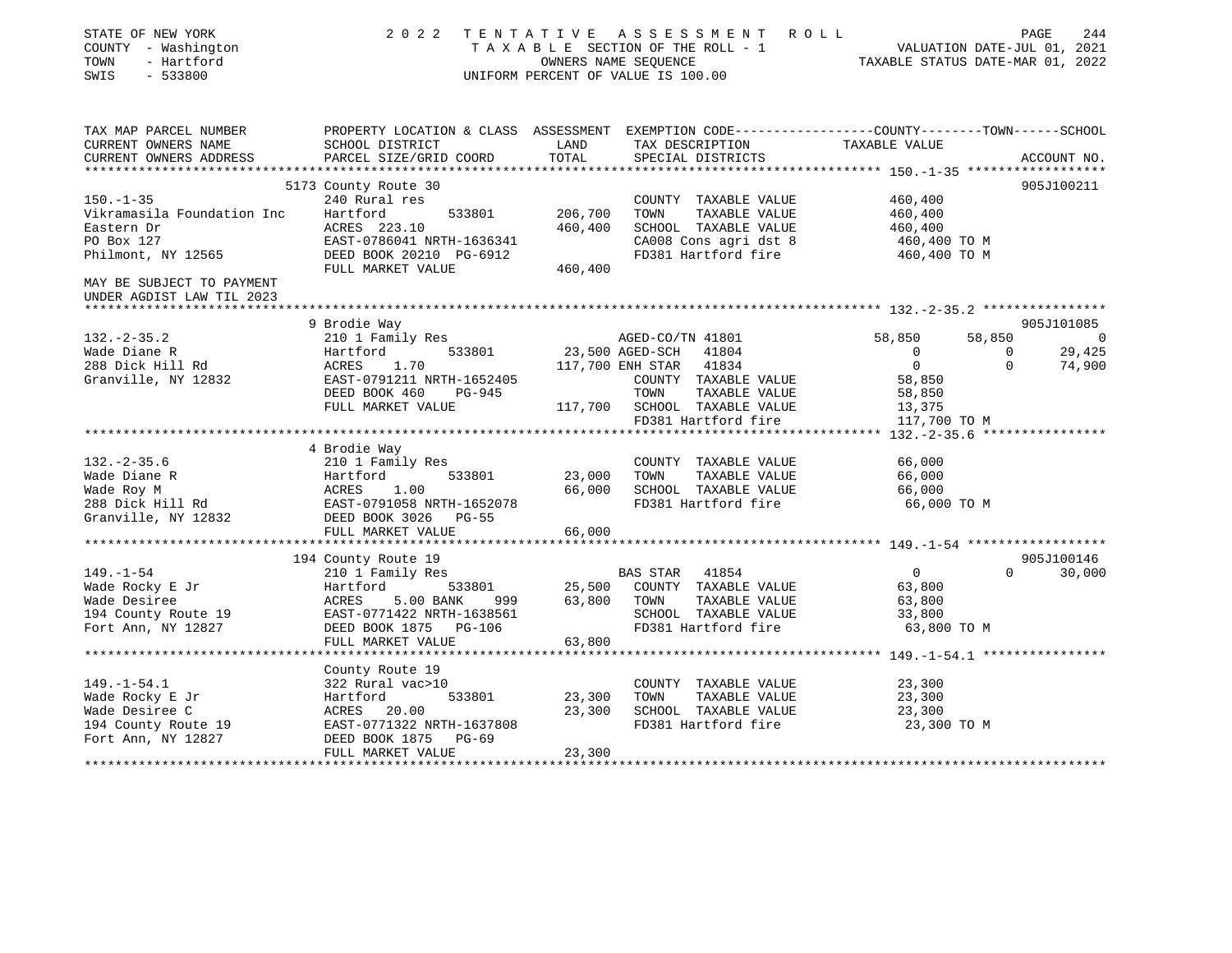STATE OF NEW YORK
COUNTY - Washington
TOWN - Hartford
SWIS - 533800

# 2022 TENTATIVE ASSESSMENT ROLL

TAXABLE SECTION OF THE ROLL - 1
OWNERS NAME SEQUENCE
UNIFORM PERCENT OF VALUE IS 100.00

VALUATION DATE-JUL 01, 2021
TAXABLE STATUS DATE-MAR 01, 2022

```
TAX MAP PARCEL NUMBER          PROPERTY LOCATION & CLASS  ASSESSMENT  EXEMPTION CODE------------------COUNTY--------TOWN------SCHOOL
CURRENT OWNERS NAME            SCHOOL DISTRICT               LAND      TAX DESCRIPTION               TAXABLE VALUE
CURRENT OWNERS ADDRESS         PARCEL SIZE/GRID COORD        TOTAL     SPECIAL DISTRICTS                                  ACCOUNT NO.
******************************************************************************************************* 150.-1-35 ******************
                         5173 County Route 30                                                                          905J100211
150.-1-35                      240 Rural res                           COUNTY  TAXABLE VALUE           460,400
Vikramasila Foundation Inc     Hartford        533801       206,700    TOWN    TAXABLE VALUE           460,400
Eastern Dr                     ACRES 223.10                 460,400    SCHOOL  TAXABLE VALUE           460,400
PO Box 127                     EAST-0786041 NRTH-1636341               CA008 Cons agri dst 8            460,400 TO M
Philmont, NY 12565             DEED BOOK 20210 PG-6912                 FD381 Hartford fire              460,400 TO M
                               FULL MARKET VALUE            460,400
MAY BE SUBJECT TO PAYMENT
UNDER AGDIST LAW TIL 2023
******************************************************************************************************* 132.-2-35.2 ****************
                         9 Brodie Way                                                                                  905J101085
132.-2-35.2                    210 1 Family Res                   AGED-CO/TN 41801          58,850      58,850           0
Wade Diane R                   Hartford        533801        23,500 AGED-SCH   41804             0           0      29,425
288 Dick Hill Rd               ACRES    1.70                117,700 ENH STAR   41834             0           0      74,900
Granville, NY 12832            EAST-0791211 NRTH-1652405               COUNTY  TAXABLE VALUE            58,850
                               DEED BOOK 460    PG-945                 TOWN    TAXABLE VALUE            58,850
                               FULL MARKET VALUE            117,700    SCHOOL  TAXABLE VALUE            13,375
                                                                       FD381 Hartford fire              117,700 TO M
******************************************************************************************************* 132.-2-35.6 ****************
                         4 Brodie Way
132.-2-35.6                    210 1 Family Res                        COUNTY  TAXABLE VALUE            66,000
Wade Diane R                   Hartford        533801        23,000    TOWN    TAXABLE VALUE            66,000
Wade Roy M                     ACRES    1.00                 66,000    SCHOOL  TAXABLE VALUE            66,000
288 Dick Hill Rd               EAST-0791058 NRTH-1652078               FD381 Hartford fire               66,000 TO M
Granville, NY 12832            DEED BOOK 3026   PG-55
                               FULL MARKET VALUE             66,000
******************************************************************************************************* 149.-1-54 ******************
                         194 County Route 19                                                                           905J100146
149.-1-54                      210 1 Family Res                   BAS STAR   41854               0           0      30,000
Wade Rocky E Jr                Hartford        533801        25,500    COUNTY  TAXABLE VALUE            63,800
Wade Desiree                   ACRES    5.00 BANK     999    63,800    TOWN    TAXABLE VALUE            63,800
194 County Route 19            EAST-0771422 NRTH-1638561               SCHOOL  TAXABLE VALUE            33,800
Fort Ann, NY 12827             DEED BOOK 1875   PG-106                 FD381 Hartford fire               63,800 TO M
                               FULL MARKET VALUE             63,800
******************************************************************************************************* 149.-1-54.1 ****************
                         County Route 19
149.-1-54.1                    322 Rural vac>10                        COUNTY  TAXABLE VALUE            23,300
Wade Rocky E Jr                Hartford        533801        23,300    TOWN    TAXABLE VALUE            23,300
Wade Desiree C                 ACRES   20.00                 23,300    SCHOOL  TAXABLE VALUE            23,300
194 County Route 19            EAST-0771322 NRTH-1637808               FD381 Hartford fire               23,300 TO M
Fort Ann, NY 12827             DEED BOOK 1875   PG-69
                               FULL MARKET VALUE             23,300
************************************************************************************************************************************
```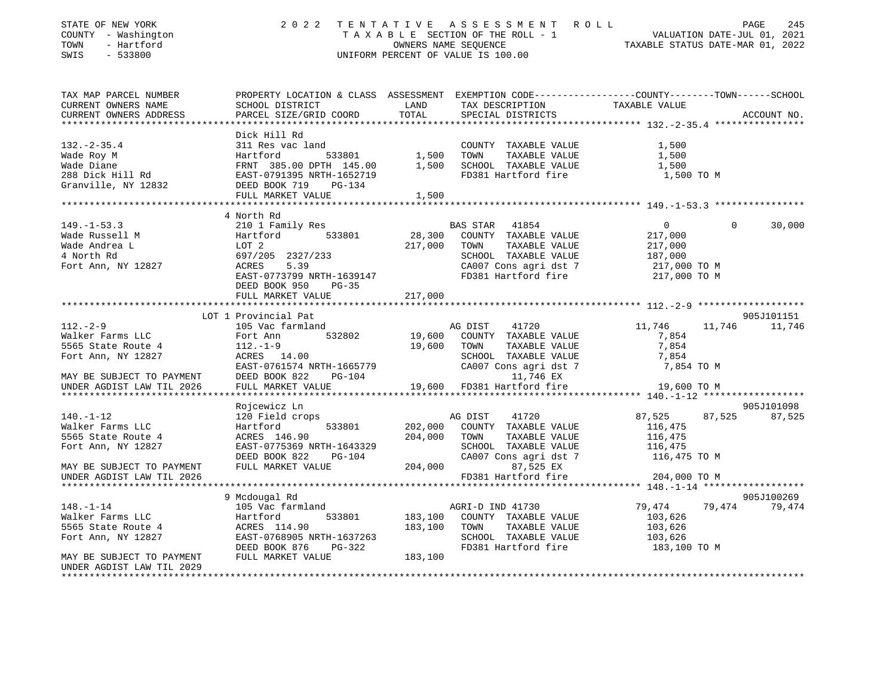STATE OF NEW YORK
COUNTY - Washington
TOWN - Hartford
SWIS - 533800

2022 TENTATIVE ASSESSMENT ROLL
TAXABLE SECTION OF THE ROLL - 1
OWNERS NAME SEQUENCE
UNIFORM PERCENT OF VALUE IS 100.00

VALUATION DATE-JUL 01, 2021
TAXABLE STATUS DATE-MAR 01, 2022

```
TAX MAP PARCEL NUMBER      PROPERTY LOCATION & CLASS  ASSESSMENT  EXEMPTION CODE------------------COUNTY--------TOWN------SCHOOL
CURRENT OWNERS NAME        SCHOOL DISTRICT              LAND      TAX DESCRIPTION              TAXABLE VALUE
CURRENT OWNERS ADDRESS     PARCEL SIZE/GRID COORD       TOTAL     SPECIAL DISTRICTS                                     ACCOUNT NO.
******************************************************************************************************* 132.-2-35.4 ****************
                           Dick Hill Rd
132.-2-35.4                311 Res vac land                       COUNTY  TAXABLE VALUE            1,500
Wade Roy M                 Hartford          533801      1,500    TOWN    TAXABLE VALUE            1,500
Wade Diane                 FRNT 385.00 DPTH 145.00       1,500    SCHOOL  TAXABLE VALUE            1,500
288 Dick Hill Rd           EAST-0791395 NRTH-1652719              FD381 Hartford fire              1,500 TO M
Granville, NY 12832        DEED BOOK 719    PG-134
                           FULL MARKET VALUE             1,500
******************************************************************************************************* 149.-1-53.3 ****************
                           4 North Rd
149.-1-53.3                210 1 Family Res                       BAS STAR  41854                  0            0       30,000
Wade Russell M             Hartford          533801     28,300    COUNTY  TAXABLE VALUE          217,000
Wade Andrea L              LOT 2                       217,000    TOWN    TAXABLE VALUE          217,000
4 North Rd                 697/205 2327/233                       SCHOOL  TAXABLE VALUE          187,000
Fort Ann, NY 12827         ACRES    5.39                          CA007 Cons agri dst 7          217,000 TO M
                           EAST-0773799 NRTH-1639147              FD381 Hartford fire            217,000 TO M
                           DEED BOOK 950    PG-35
                           FULL MARKET VALUE           217,000
******************************************************************************************************* 112.-2-9 *******************
                         LOT 1 Provincial Pat                                                                   905J101151
112.-2-9                   105 Vac farmland                       AG DIST   41720              11,746       11,746       11,746
Walker Farms LLC           Fort Ann          532802     19,600    COUNTY  TAXABLE VALUE            7,854
5565 State Route 4         112.-1-9                     19,600    TOWN    TAXABLE VALUE            7,854
Fort Ann, NY 12827         ACRES   14.00                          SCHOOL  TAXABLE VALUE            7,854
                           EAST-0761574 NRTH-1665779              CA007 Cons agri dst 7            7,854 TO M
MAY BE SUBJECT TO PAYMENT  DEED BOOK 822    PG-104                      11,746 EX
UNDER AGDIST LAW TIL 2026  FULL MARKET VALUE            19,600    FD381 Hartford fire             19,600 TO M
******************************************************************************************************* 140.-1-12 ******************
                           Rojcewicz Ln                                                                         905J101098
140.-1-12                  120 Field crops                        AG DIST   41720              87,525       87,525       87,525
Walker Farms LLC           Hartford          533801    202,000    COUNTY  TAXABLE VALUE          116,475
5565 State Route 4         ACRES  146.90               204,000    TOWN    TAXABLE VALUE          116,475
Fort Ann, NY 12827         EAST-0775369 NRTH-1643329              SCHOOL  TAXABLE VALUE          116,475
                           DEED BOOK 822    PG-104                CA007 Cons agri dst 7          116,475 TO M
MAY BE SUBJECT TO PAYMENT  FULL MARKET VALUE           204,000          87,525 EX
UNDER AGDIST LAW TIL 2026                                         FD381 Hartford fire            204,000 TO M
******************************************************************************************************* 148.-1-14 ******************
                           9 Mcdougal Rd                                                                        905J100269
148.-1-14                  105 Vac farmland                       AGRI-D IND 41730             79,474       79,474       79,474
Walker Farms LLC           Hartford          533801    183,100    COUNTY  TAXABLE VALUE          103,626
5565 State Route 4         ACRES  114.90               183,100    TOWN    TAXABLE VALUE          103,626
Fort Ann, NY 12827         EAST-0768905 NRTH-1637263              SCHOOL  TAXABLE VALUE          103,626
                           DEED BOOK 876    PG-322                FD381 Hartford fire            183,100 TO M
MAY BE SUBJECT TO PAYMENT  FULL MARKET VALUE           183,100
UNDER AGDIST LAW TIL 2029
************************************************************************************************************************************
```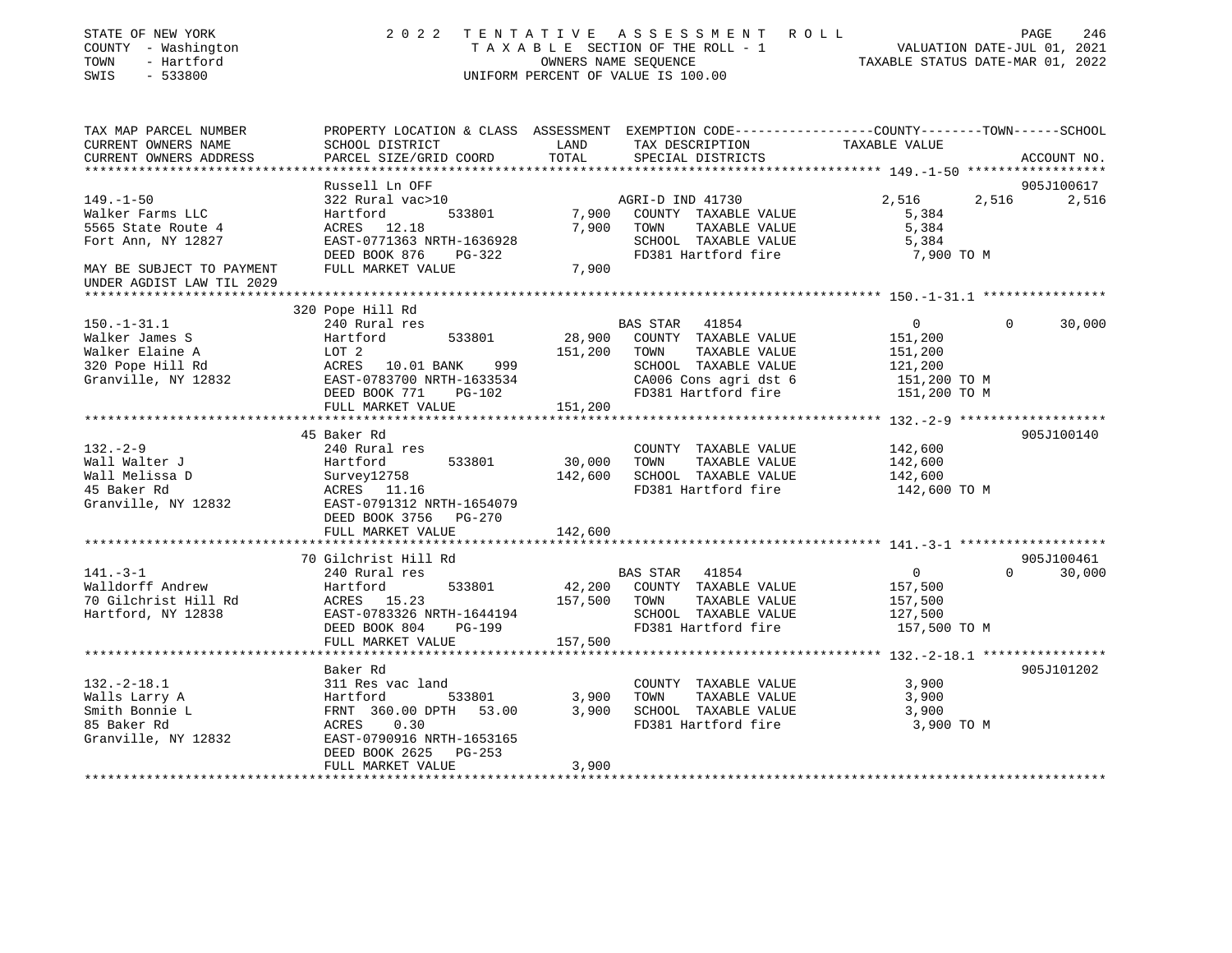STATE OF NEW YORK
COUNTY - Washington
TOWN - Hartford
SWIS - 533800

# 2022 TENTATIVE ASSESSMENT ROLL

TAXABLE SECTION OF THE ROLL - 1
OWNERS NAME SEQUENCE
UNIFORM PERCENT OF VALUE IS 100.00

VALUATION DATE-JUL 01, 2021
TAXABLE STATUS DATE-MAR 01, 2022

```
TAX MAP PARCEL NUMBER          PROPERTY LOCATION & CLASS  ASSESSMENT  EXEMPTION CODE-----------------COUNTY--------TOWN------SCHOOL
CURRENT OWNERS NAME            SCHOOL DISTRICT               LAND      TAX DESCRIPTION              TAXABLE VALUE
CURRENT OWNERS ADDRESS         PARCEL SIZE/GRID COORD        TOTAL     SPECIAL DISTRICTS                                   ACCOUNT NO.
******************************************************************************************************* 149.-1-50 ******************
                               Russell Ln OFF                                                                          905J100617
149.-1-50                      322 Rural vac>10                         AGRI-D IND 41730              2,516       2,516       2,516
Walker Farms LLC               Hartford        533801         7,900     COUNTY  TAXABLE VALUE          5,384
5565 State Route 4             ACRES  12.18                   7,900     TOWN    TAXABLE VALUE          5,384
Fort Ann, NY 12827             EAST-0771363 NRTH-1636928                SCHOOL  TAXABLE VALUE          5,384
                               DEED BOOK 876     PG-322                 FD381 Hartford fire             7,900 TO M
MAY BE SUBJECT TO PAYMENT      FULL MARKET VALUE              7,900
UNDER AGDIST LAW TIL 2029
******************************************************************************************************* 150.-1-31.1 ****************
                               320 Pope Hill Rd
150.-1-31.1                    240 Rural res                            BAS STAR   41854                  0           0      30,000
Walker James S                 Hartford        533801        28,900     COUNTY  TAXABLE VALUE        151,200
Walker Elaine A                LOT 2                        151,200     TOWN    TAXABLE VALUE        151,200
320 Pope Hill Rd               ACRES  10.01 BANK     999                SCHOOL  TAXABLE VALUE        121,200
Granville, NY 12832            EAST-0783700 NRTH-1633534                CA006 Cons agri dst 6         151,200 TO M
                               DEED BOOK 771     PG-102                 FD381 Hartford fire           151,200 TO M
                               FULL MARKET VALUE            151,200
******************************************************************************************************* 132.-2-9 *******************
                               45 Baker Rd                                                                             905J100140
132.-2-9                       240 Rural res                            COUNTY  TAXABLE VALUE        142,600
Wall Walter J                  Hartford        533801        30,000     TOWN    TAXABLE VALUE        142,600
Wall Melissa D                 Survey12758                  142,600     SCHOOL  TAXABLE VALUE        142,600
45 Baker Rd                    ACRES  11.16                             FD381 Hartford fire           142,600 TO M
Granville, NY 12832            EAST-0791312 NRTH-1654079
                               DEED BOOK 3756   PG-270
                               FULL MARKET VALUE            142,600
******************************************************************************************************* 141.-3-1 *******************
                               70 Gilchrist Hill Rd                                                                    905J100461
141.-3-1                       240 Rural res                            BAS STAR   41854                  0           0      30,000
Walldorff Andrew               Hartford        533801        42,200     COUNTY  TAXABLE VALUE        157,500
70 Gilchrist Hill Rd           ACRES  15.23                 157,500     TOWN    TAXABLE VALUE        157,500
Hartford, NY 12838             EAST-0783326 NRTH-1644194                SCHOOL  TAXABLE VALUE        127,500
                               DEED BOOK 804     PG-199                 FD381 Hartford fire           157,500 TO M
                               FULL MARKET VALUE            157,500
******************************************************************************************************* 132.-2-18.1 ****************
                               Baker Rd                                                                                905J101202
132.-2-18.1                    311 Res vac land                         COUNTY  TAXABLE VALUE          3,900
Walls Larry A                  Hartford        533801         3,900     TOWN    TAXABLE VALUE          3,900
Smith Bonnie L                 FRNT 360.00 DPTH  53.00        3,900     SCHOOL  TAXABLE VALUE          3,900
85 Baker Rd                    ACRES   0.30                             FD381 Hartford fire             3,900 TO M
Granville, NY 12832            EAST-0790916 NRTH-1653165
                               DEED BOOK 2625   PG-253
                               FULL MARKET VALUE              3,900
************************************************************************************************************************************
```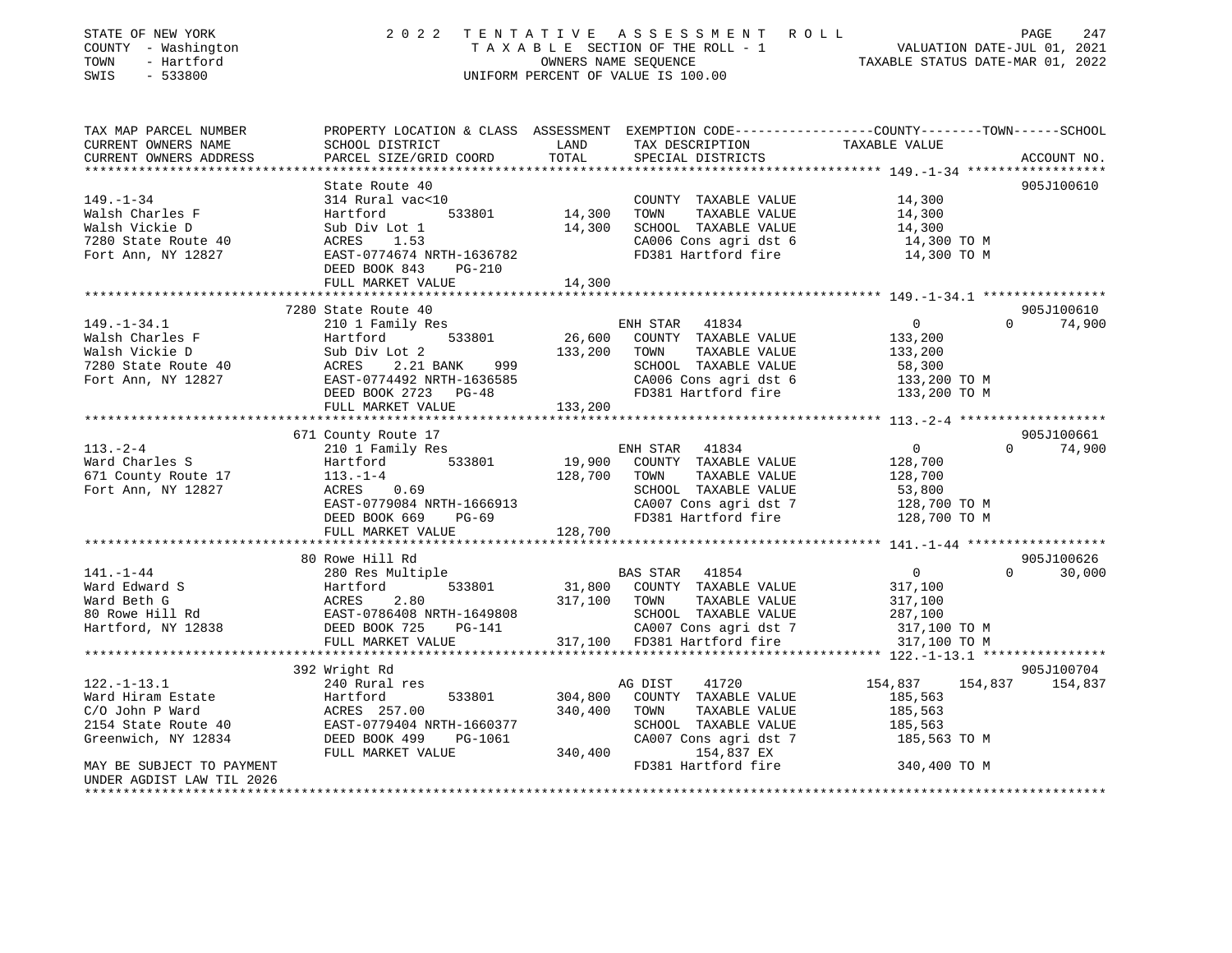STATE OF NEW YORK
COUNTY - Washington
TOWN - Hartford
SWIS - 533800

2022 TENTATIVE ASSESSMENT ROLL
TAXABLE SECTION OF THE ROLL - 1
OWNERS NAME SEQUENCE
UNIFORM PERCENT OF VALUE IS 100.00

VALUATION DATE-JUL 01, 2021
TAXABLE STATUS DATE-MAR 01, 2022

```
TAX MAP PARCEL NUMBER     PROPERTY LOCATION & CLASS  ASSESSMENT  EXEMPTION CODE-----------------COUNTY--------TOWN------SCHOOL
CURRENT OWNERS NAME       SCHOOL DISTRICT               LAND      TAX DESCRIPTION             TAXABLE VALUE
CURRENT OWNERS ADDRESS    PARCEL SIZE/GRID COORD        TOTAL     SPECIAL DISTRICTS                                      ACCOUNT NO.
******************************************************************************************************* 149.-1-34 ******************
                          State Route 40                                                                               905J100610
149.-1-34                 314 Rural vac<10                         COUNTY  TAXABLE VALUE           14,300
Walsh Charles F           Hartford        533801       14,300      TOWN    TAXABLE VALUE           14,300
Walsh Vickie D            Sub Div Lot 1                14,300      SCHOOL  TAXABLE VALUE           14,300
7280 State Route 40       ACRES    1.53                            CA006 Cons agri dst 6            14,300 TO M
Fort Ann, NY 12827        EAST-0774674 NRTH-1636782                FD381 Hartford fire              14,300 TO M
                          DEED BOOK 843    PG-210
                          FULL MARKET VALUE            14,300
******************************************************************************************************* 149.-1-34.1 ****************
                          7280 State Route 40                                                                          905J100610
149.-1-34.1               210 1 Family Res                         ENH STAR  41834                      0          0     74,900
Walsh Charles F           Hartford        533801       26,600      COUNTY  TAXABLE VALUE          133,200
Walsh Vickie D            Sub Div Lot 2               133,200      TOWN    TAXABLE VALUE          133,200
7280 State Route 40       ACRES    2.21 BANK    999                SCHOOL  TAXABLE VALUE           58,300
Fort Ann, NY 12827        EAST-0774492 NRTH-1636585                CA006 Cons agri dst 6           133,200 TO M
                          DEED BOOK 2723   PG-48                   FD381 Hartford fire             133,200 TO M
                          FULL MARKET VALUE           133,200
******************************************************************************************************* 113.-2-4 *******************
                          671 County Route 17                                                                          905J100661
113.-2-4                  210 1 Family Res                         ENH STAR  41834                      0          0     74,900
Ward Charles S            Hartford        533801       19,900      COUNTY  TAXABLE VALUE          128,700
671 County Route 17       113.-1-4                    128,700      TOWN    TAXABLE VALUE          128,700
Fort Ann, NY 12827        ACRES    0.69                            SCHOOL  TAXABLE VALUE           53,800
                          EAST-0779084 NRTH-1666913                CA007 Cons agri dst 7           128,700 TO M
                          DEED BOOK 669    PG-69                   FD381 Hartford fire             128,700 TO M
                          FULL MARKET VALUE           128,700
******************************************************************************************************* 141.-1-44 ******************
                          80 Rowe Hill Rd                                                                              905J100626
141.-1-44                 280 Res Multiple                         BAS STAR  41854                      0          0     30,000
Ward Edward S             Hartford        533801       31,800      COUNTY  TAXABLE VALUE          317,100
Ward Beth G               ACRES    2.80               317,100      TOWN    TAXABLE VALUE          317,100
80 Rowe Hill Rd           EAST-0786408 NRTH-1649808                SCHOOL  TAXABLE VALUE          287,100
Hartford, NY 12838        DEED BOOK 725    PG-141                  CA007 Cons agri dst 7           317,100 TO M
                          FULL MARKET VALUE           317,100      FD381 Hartford fire             317,100 TO M
******************************************************************************************************* 122.-1-13.1 ****************
                          392 Wright Rd                                                                                905J100704
122.-1-13.1               240 Rural res                            AG DIST   41720                154,837    154,837    154,837
Ward Hiram Estate         Hartford        533801      304,800      COUNTY  TAXABLE VALUE          185,563
C/O John P Ward           ACRES  257.00               340,400      TOWN    TAXABLE VALUE          185,563
2154 State Route 40       EAST-0779404 NRTH-1660377                SCHOOL  TAXABLE VALUE          185,563
Greenwich, NY 12834       DEED BOOK 499    PG-1061                 CA007 Cons agri dst 7           185,563 TO M
                          FULL MARKET VALUE           340,400            154,837 EX
MAY BE SUBJECT TO PAYMENT                                          FD381 Hartford fire             340,400 TO M
UNDER AGDIST LAW TIL 2026
************************************************************************************************************************************
```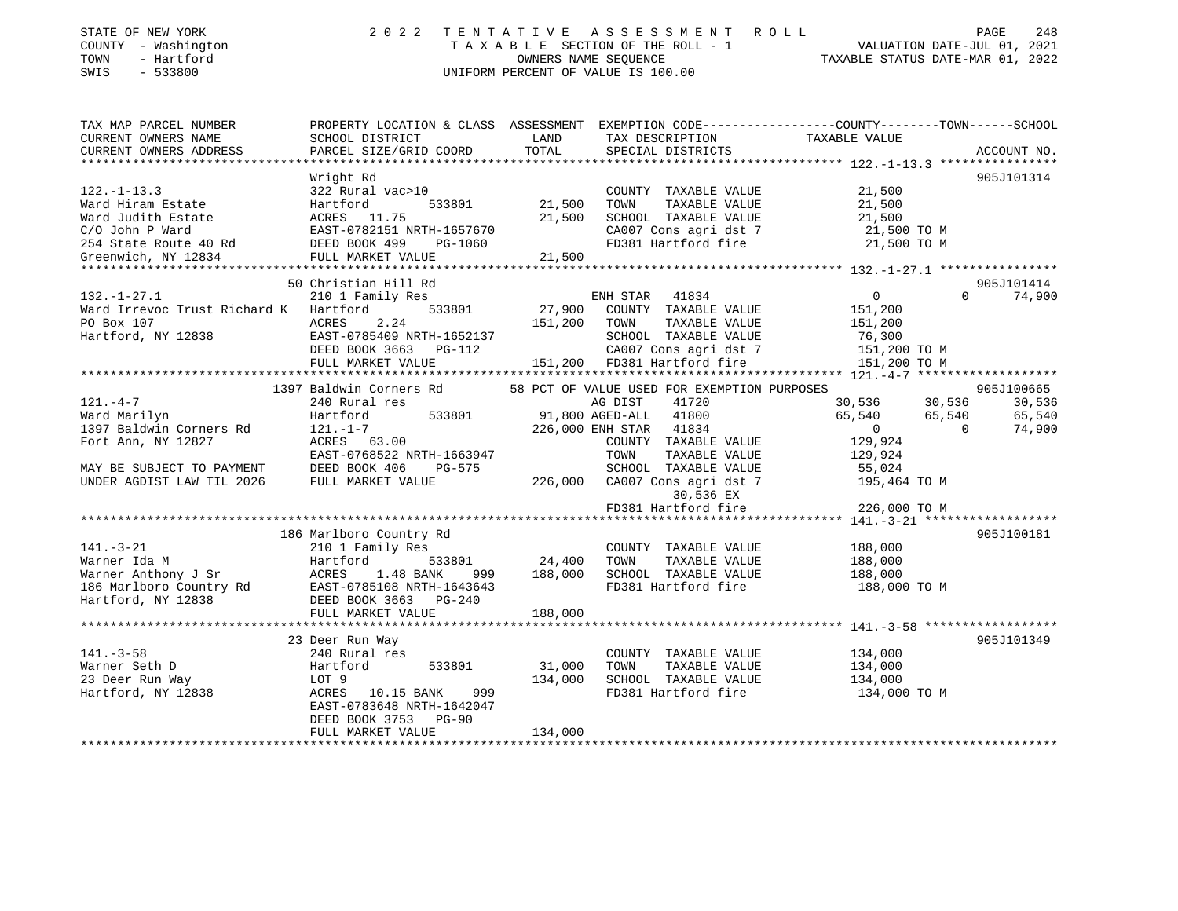STATE OF NEW YORK | 2022 TENTATIVE ASSESSMENT ROLL
COUNTY - Washington | TAXABLE SECTION OF THE ROLL - 1 | VALUATION DATE-JUL 01, 2021
TOWN - Hartford | OWNERS NAME SEQUENCE | TAXABLE STATUS DATE-MAR 01, 2022
SWIS - 533800 | UNIFORM PERCENT OF VALUE IS 100.00

```
TAX MAP PARCEL NUMBER          PROPERTY LOCATION & CLASS  ASSESSMENT  EXEMPTION CODE-----------------COUNTY--------TOWN------SCHOOL
CURRENT OWNERS NAME            SCHOOL DISTRICT             LAND        TAX DESCRIPTION              TAXABLE VALUE
CURRENT OWNERS ADDRESS         PARCEL SIZE/GRID COORD      TOTAL       SPECIAL DISTRICTS                                        ACCOUNT NO.
*********************************************************************************************** 122.-1-13.3 ****************
                               Wright Rd                                                                                    905J101314
122.-1-13.3                    322 Rural vac>10                         COUNTY  TAXABLE VALUE          21,500
Ward Hiram Estate              Hartford          533801      21,500     TOWN    TAXABLE VALUE          21,500
Ward Judith Estate             ACRES   11.75                 21,500     SCHOOL  TAXABLE VALUE          21,500
C/O John P Ward                EAST-0782151 NRTH-1657670                CA007 Cons agri dst 7          21,500 TO M
254 State Route 40 Rd          DEED BOOK 499    PG-1060                 FD381 Hartford fire            21,500 TO M
Greenwich, NY 12834            FULL MARKET VALUE             21,500
*********************************************************************************************** 132.-1-27.1 ****************
                               50 Christian Hill Rd                                                                         905J101414
132.-1-27.1                    210 1 Family Res                         ENH STAR  41834                    0            0       74,900
Ward Irrevoc Trust Richard K   Hartford          533801      27,900     COUNTY  TAXABLE VALUE         151,200
PO Box 107                     ACRES    2.24                151,200     TOWN    TAXABLE VALUE         151,200
Hartford, NY 12838             EAST-0785409 NRTH-1652137                SCHOOL  TAXABLE VALUE          76,300
                               DEED BOOK 3663   PG-112                  CA007 Cons agri dst 7         151,200 TO M
                               FULL MARKET VALUE            151,200     FD381 Hartford fire           151,200 TO M
*********************************************************************************************** 121.-4-7 *******************
                               1397 Baldwin Corners Rd      58 PCT OF VALUE USED FOR EXEMPTION PURPOSES                    905J100665
121.-4-7                       240 Rural res                            AG DIST   41720               30,536       30,536       30,536
Ward Marilyn                   Hartford          533801      91,800 AGED-ALL  41800                   65,540       65,540       65,540
1397 Baldwin Corners Rd        121.-1-7                     226,000 ENH STAR  41834                        0            0       74,900
Fort Ann, NY 12827             ACRES   63.00                            COUNTY  TAXABLE VALUE         129,924
                               EAST-0768522 NRTH-1663947                TOWN    TAXABLE VALUE         129,924
MAY BE SUBJECT TO PAYMENT      DEED BOOK 406    PG-575                  SCHOOL  TAXABLE VALUE          55,024
UNDER AGDIST LAW TIL 2026      FULL MARKET VALUE            226,000     CA007 Cons agri dst 7         195,464 TO M
                                                                               30,536 EX
                                                                        FD381 Hartford fire           226,000 TO M
*********************************************************************************************** 141.-3-21 ******************
                               186 Marlboro Country Rd                                                                      905J100181
141.-3-21                      210 1 Family Res                         COUNTY  TAXABLE VALUE         188,000
Warner Ida M                   Hartford          533801      24,400     TOWN    TAXABLE VALUE         188,000
Warner Anthony J Sr            ACRES    1.48 BANK     999   188,000     SCHOOL  TAXABLE VALUE         188,000
186 Marlboro Country Rd        EAST-0785108 NRTH-1643643                FD381 Hartford fire           188,000 TO M
Hartford, NY 12838             DEED BOOK 3663   PG-240
                               FULL MARKET VALUE            188,000
*********************************************************************************************** 141.-3-58 ******************
                               23 Deer Run Way                                                                              905J101349
141.-3-58                      240 Rural res                            COUNTY  TAXABLE VALUE         134,000
Warner Seth D                  Hartford          533801      31,000     TOWN    TAXABLE VALUE         134,000
23 Deer Run Way                LOT 9                        134,000     SCHOOL  TAXABLE VALUE         134,000
Hartford, NY 12838             ACRES   10.15 BANK     999               FD381 Hartford fire           134,000 TO M
                               EAST-0783648 NRTH-1642047
                               DEED BOOK 3753   PG-90
                               FULL MARKET VALUE            134,000
****************************************************************************************************************************
```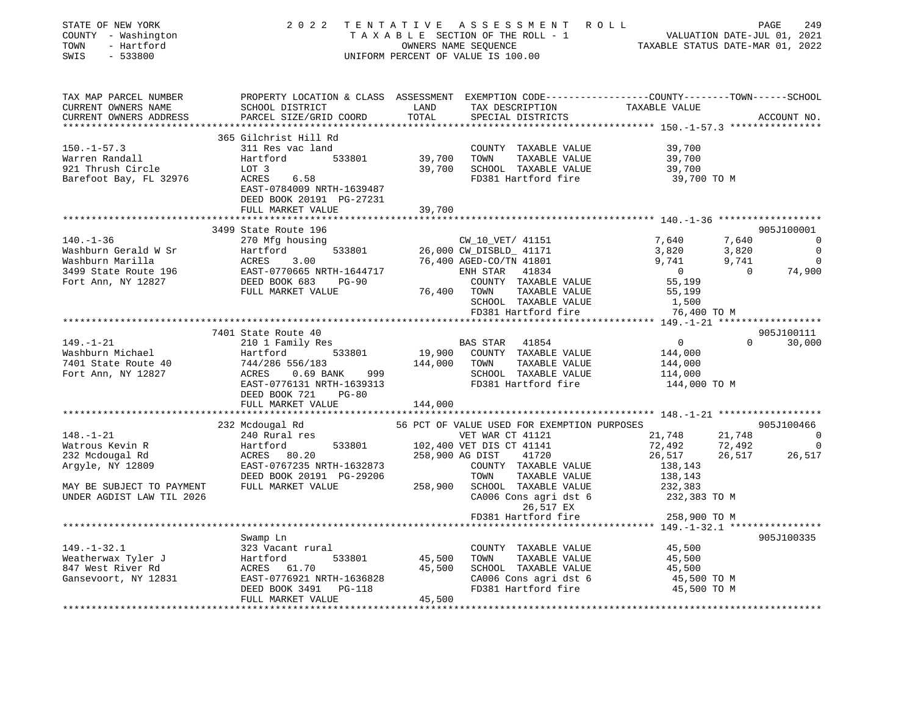STATE OF NEW YORK
COUNTY - Washington
TOWN - Hartford
SWIS - 533800

2022 TENTATIVE ASSESSMENT ROLL
TAXABLE SECTION OF THE ROLL - 1
OWNERS NAME SEQUENCE
UNIFORM PERCENT OF VALUE IS 100.00

VALUATION DATE-JUL 01, 2021
TAXABLE STATUS DATE-MAR 01, 2022

```
TAX MAP PARCEL NUMBER          PROPERTY LOCATION & CLASS  ASSESSMENT  EXEMPTION CODE-----------------COUNTY--------TOWN------SCHOOL
CURRENT OWNERS NAME            SCHOOL DISTRICT               LAND      TAX DESCRIPTION             TAXABLE VALUE
CURRENT OWNERS ADDRESS         PARCEL SIZE/GRID COORD        TOTAL     SPECIAL DISTRICTS                                    ACCOUNT NO.
******************************************************************************************************* 150.-1-57.3 ****************
                               365 Gilchrist Hill Rd
150.-1-57.3                    311 Res vac land                        COUNTY  TAXABLE VALUE          39,700
Warren Randall                 Hartford        533801       39,700    TOWN    TAXABLE VALUE          39,700
921 Thrush Circle              LOT 3                        39,700    SCHOOL  TAXABLE VALUE          39,700
Barefoot Bay, FL 32976         ACRES    6.58                           FD381 Hartford fire             39,700 TO M
                               EAST-0784009 NRTH-1639487
                               DEED BOOK 20191 PG-27231
                               FULL MARKET VALUE            39,700
******************************************************************************************************* 140.-1-36 ******************
                               3499 State Route 196                                                                       905J100001
140.-1-36                      270 Mfg housing                        CW_10_VET/ 41151               7,640      7,640            0
Washburn Gerald W Sr           Hartford        533801       26,000 CW_DISBLD_ 41171                 3,820      3,820            0
Washburn Marilla               ACRES    3.00                76,400 AGED-CO/TN 41801                 9,741      9,741            0
3499 State Route 196           EAST-0770665 NRTH-1644717              ENH STAR  41834                    0          0       74,900
Fort Ann, NY 12827             DEED BOOK 683    PG-90                 COUNTY  TAXABLE VALUE          55,199
                               FULL MARKET VALUE            76,400    TOWN    TAXABLE VALUE          55,199
                                                                      SCHOOL  TAXABLE VALUE           1,500
                                                                      FD381 Hartford fire             76,400 TO M
******************************************************************************************************* 149.-1-21 ******************
                               7401 State Route 40                                                                        905J100111
149.-1-21                      210 1 Family Res                       BAS STAR  41854                    0          0       30,000
Washburn Michael               Hartford        533801       19,900    COUNTY  TAXABLE VALUE         144,000
7401 State Route 40            744/286 556/183             144,000    TOWN    TAXABLE VALUE         144,000
Fort Ann, NY 12827             ACRES    0.69 BANK    999              SCHOOL  TAXABLE VALUE         114,000
                               EAST-0776131 NRTH-1639313              FD381 Hartford fire            144,000 TO M
                               DEED BOOK 721    PG-80
                               FULL MARKET VALUE           144,000
******************************************************************************************************* 148.-1-21 ******************
                               232 Mcdougal Rd              56 PCT OF VALUE USED FOR EXEMPTION PURPOSES                  905J100466
148.-1-21                      240 Rural res                          VET WAR CT 41121              21,748     21,748            0
Watrous Kevin R                Hartford        533801      102,400 VET DIS CT 41141                72,492     72,492            0
232 Mcdougal Rd                ACRES   80.20               258,900 AG DIST    41720                26,517     26,517       26,517
Argyle, NY 12809               EAST-0767235 NRTH-1632873              COUNTY  TAXABLE VALUE         138,143
                               DEED BOOK 20191 PG-29206               TOWN    TAXABLE VALUE         138,143
MAY BE SUBJECT TO PAYMENT      FULL MARKET VALUE           258,900    SCHOOL  TAXABLE VALUE         232,383
UNDER AGDIST LAW TIL 2026                                             CA006 Cons agri dst 6          232,383 TO M
                                                                           26,517 EX
                                                                      FD381 Hartford fire            258,900 TO M
******************************************************************************************************* 149.-1-32.1 ****************
                               Swamp Ln                                                                                   905J100335
149.-1-32.1                    323 Vacant rural                       COUNTY  TAXABLE VALUE          45,500
Weatherwax Tyler J             Hartford        533801       45,500    TOWN    TAXABLE VALUE          45,500
847 West River Rd              ACRES   61.70                45,500    SCHOOL  TAXABLE VALUE          45,500
Gansevoort, NY 12831           EAST-0776921 NRTH-1636828              CA006 Cons agri dst 6           45,500 TO M
                               DEED BOOK 3491   PG-118                FD381 Hartford fire             45,500 TO M
                               FULL MARKET VALUE            45,500
************************************************************************************************************************************
```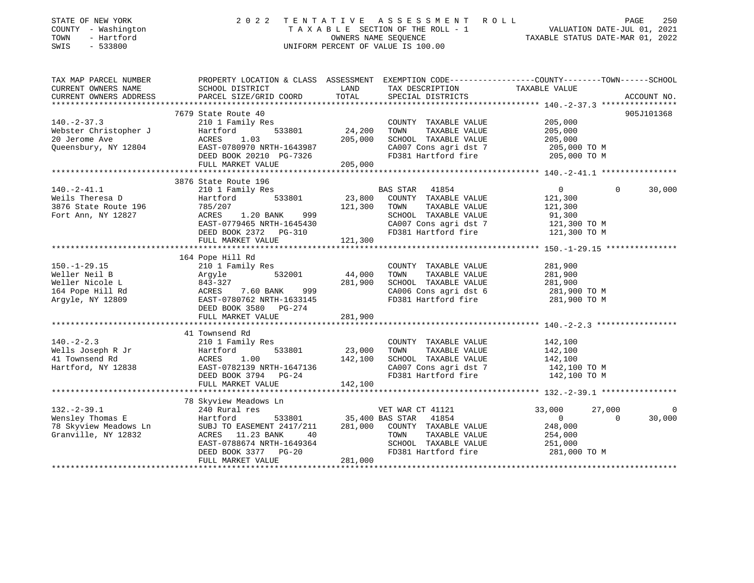STATE OF NEW YORK
COUNTY - Washington
TOWN - Hartford
SWIS - 533800

# 2022 TENTATIVE ASSESSMENT ROLL

TAXABLE SECTION OF THE ROLL - 1
OWNERS NAME SEQUENCE
UNIFORM PERCENT OF VALUE IS 100.00

VALUATION DATE-JUL 01, 2021
TAXABLE STATUS DATE-MAR 01, 2022

| TAX MAP PARCEL NUMBER / CURRENT OWNERS NAME / CURRENT OWNERS ADDRESS | PROPERTY LOCATION & CLASS / SCHOOL DISTRICT / PARCEL SIZE/GRID COORD | ASSESSMENT LAND | TOTAL | EXEMPTION CODE / TAX DESCRIPTION / SPECIAL DISTRICTS | COUNTY | TOWN | SCHOOL | ACCOUNT NO. |
|---|---|---|---|---|---|---|---|---|
| 140.-2-37.3 | 7679 State Route 40 | | | | | | | 905J101368 |
| Webster Christopher J | 210 1 Family Res | | | COUNTY TAXABLE VALUE | 205,000 | | | |
| 20 Jerome Ave | Hartford 533801 | 24,200 | | TOWN TAXABLE VALUE | | 205,000 | | |
| Queensbury, NY 12804 | ACRES 1.03 | | 205,000 | SCHOOL TAXABLE VALUE | | | 205,000 | |
| | EAST-0780970 NRTH-1643987 | | | CA007 Cons agri dst 7 | 205,000 TO M | | | |
| | DEED BOOK 20210 PG-7326 | | | FD381 Hartford fire | 205,000 TO M | | | |
| | FULL MARKET VALUE | | 205,000 | | | | | |
| 140.-2-41.1 | 3876 State Route 196 | | | | | | | |
| Weils Theresa D | 210 1 Family Res | | | BAS STAR 41854 | 0 | 0 | 30,000 | |
| 3876 State Route 196 | Hartford 533801 | 23,800 | | COUNTY TAXABLE VALUE | 121,300 | | | |
| Fort Ann, NY 12827 | 785/207 | | 121,300 | TOWN TAXABLE VALUE | | 121,300 | | |
| | ACRES 1.20 BANK 999 | | | SCHOOL TAXABLE VALUE | | | 91,300 | |
| | EAST-0779465 NRTH-1645430 | | | CA007 Cons agri dst 7 | 121,300 TO M | | | |
| | DEED BOOK 2372 PG-310 | | | FD381 Hartford fire | 121,300 TO M | | | |
| | FULL MARKET VALUE | | 121,300 | | | | | |
| 150.-1-29.15 | 164 Pope Hill Rd | | | | | | | |
| Weller Neil B | 210 1 Family Res | | | COUNTY TAXABLE VALUE | 281,900 | | | |
| Weller Nicole L | Argyle 532001 | 44,000 | | TOWN TAXABLE VALUE | | 281,900 | | |
| 164 Pope Hill Rd | 843-327 | | 281,900 | SCHOOL TAXABLE VALUE | | | 281,900 | |
| Argyle, NY 12809 | ACRES 7.60 BANK 999 | | | CA006 Cons agri dst 6 | 281,900 TO M | | | |
| | EAST-0780762 NRTH-1633145 | | | FD381 Hartford fire | 281,900 TO M | | | |
| | DEED BOOK 3580 PG-274 | | | | | | | |
| | FULL MARKET VALUE | | 281,900 | | | | | |
| 140.-2-2.3 | 41 Townsend Rd | | | | | | | |
| Wells Joseph R Jr | 210 1 Family Res | | | COUNTY TAXABLE VALUE | 142,100 | | | |
| 41 Townsend Rd | Hartford 533801 | 23,000 | | TOWN TAXABLE VALUE | | 142,100 | | |
| Hartford, NY 12838 | ACRES 1.00 | | 142,100 | SCHOOL TAXABLE VALUE | | | 142,100 | |
| | EAST-0782139 NRTH-1647136 | | | CA007 Cons agri dst 7 | 142,100 TO M | | | |
| | DEED BOOK 3794 PG-24 | | | FD381 Hartford fire | 142,100 TO M | | | |
| | FULL MARKET VALUE | | 142,100 | | | | | |
| 132.-2-39.1 | 78 Skyview Meadows Ln | | | | | | | |
| Wensley Thomas E | 240 Rural res | | | VET WAR CT 41121 | 33,000 | 27,000 | 0 | |
| 78 Skyview Meadows Ln | Hartford 533801 | 35,400 | | BAS STAR 41854 | 0 | 0 | 30,000 | |
| Granville, NY 12832 | SUBJ TO EASEMENT 2417/211 | | 281,000 | COUNTY TAXABLE VALUE | 248,000 | | | |
| | ACRES 11.23 BANK 40 | | | TOWN TAXABLE VALUE | | 254,000 | | |
| | EAST-0788674 NRTH-1649364 | | | SCHOOL TAXABLE VALUE | | | 251,000 | |
| | DEED BOOK 3377 PG-20 | | | FD381 Hartford fire | 281,000 TO M | | | |
| | FULL MARKET VALUE | | 281,000 | | | | | |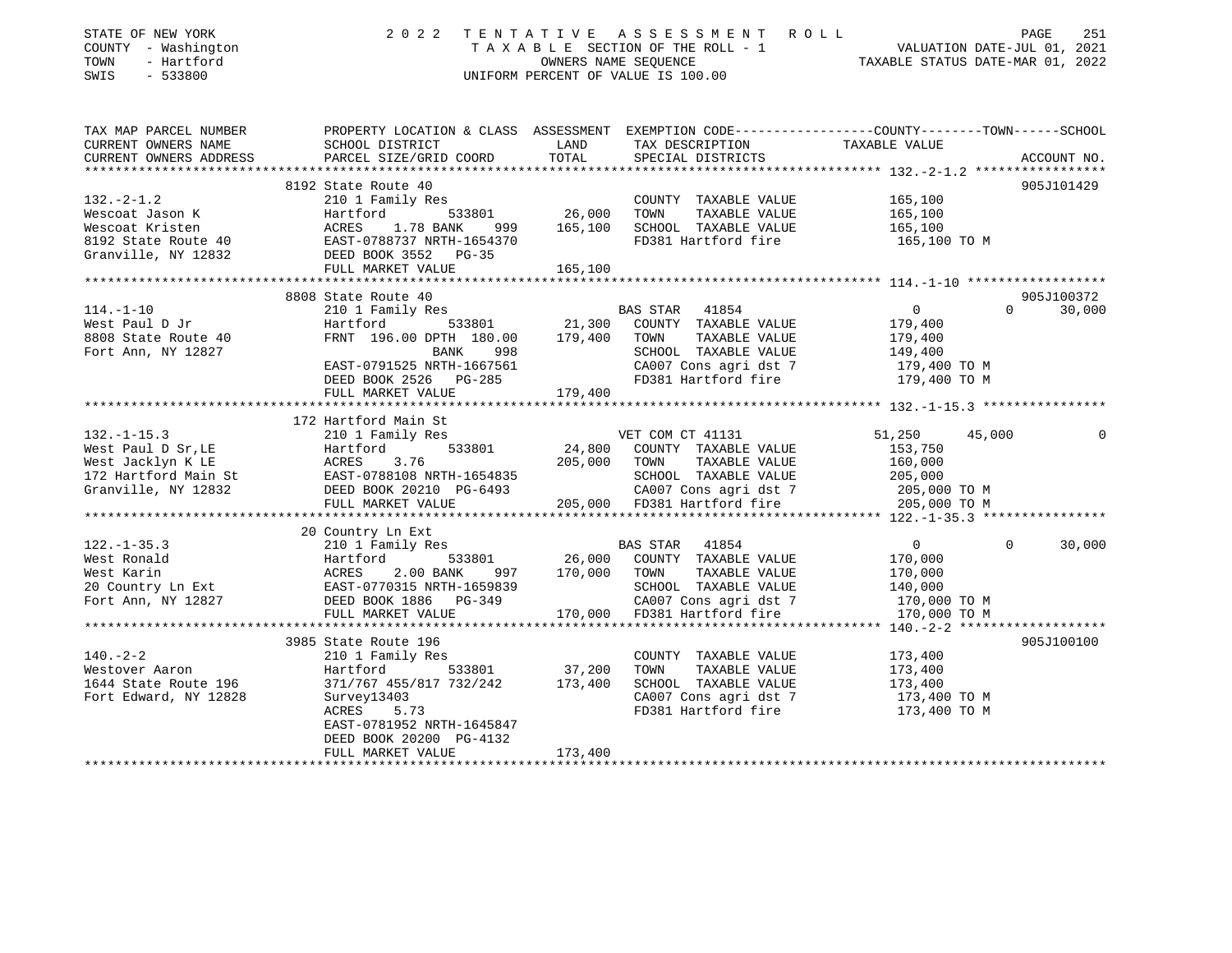STATE OF NEW YORK
COUNTY - Washington
TOWN - Hartford
SWIS - 533800

2 0 2 2 T E N T A T I V E A S S E S S M E N T R O L L
T A X A B L E SECTION OF THE ROLL - 1
OWNERS NAME SEQUENCE
UNIFORM PERCENT OF VALUE IS 100.00

VALUATION DATE-JUL 01, 2021
TAXABLE STATUS DATE-MAR 01, 2022

| TAX MAP PARCEL NUMBER / CURRENT OWNERS NAME / CURRENT OWNERS ADDRESS | PROPERTY LOCATION & CLASS / SCHOOL DISTRICT / PARCEL SIZE/GRID COORD | ASSESSMENT LAND / TOTAL | EXEMPTION CODE / TAX DESCRIPTION / SPECIAL DISTRICTS | COUNTY | TOWN | SCHOOL / TAXABLE VALUE | ACCOUNT NO. |
|---|---|---|---|---|---|---|---|
| **132.-2-1.2** | 8192 State Route 40 | | | | | | 905J101429 |
| Wescoat Jason K | 210 1 Family Res | | COUNTY TAXABLE VALUE | 165,100 | | | |
| Wescoat Kristen | Hartford 533801 | 26,000 | TOWN TAXABLE VALUE | | 165,100 | | |
| 8192 State Route 40 | ACRES 1.78 BANK 999 | 165,100 | SCHOOL TAXABLE VALUE | | | 165,100 | |
| Granville, NY 12832 | EAST-0788737 NRTH-1654370 | | FD381 Hartford fire | 165,100 TO M | | | |
| | DEED BOOK 3552 PG-35 | | | | | | |
| | FULL MARKET VALUE | 165,100 | | | | | |
| **114.-1-10** | 8808 State Route 40 | | | | | | 905J100372 |
| West Paul D Jr | 210 1 Family Res | | BAS STAR 41854 | 0 | 0 | 30,000 | |
| 8808 State Route 40 | Hartford 533801 | 21,300 | COUNTY TAXABLE VALUE | 179,400 | | | |
| Fort Ann, NY 12827 | FRNT 196.00 DPTH 180.00 | 179,400 | TOWN TAXABLE VALUE | | 179,400 | | |
| | BANK 998 | | SCHOOL TAXABLE VALUE | | | 149,400 | |
| | EAST-0791525 NRTH-1667561 | | CA007 Cons agri dst 7 | 179,400 TO M | | | |
| | DEED BOOK 2526 PG-285 | | FD381 Hartford fire | 179,400 TO M | | | |
| | FULL MARKET VALUE | 179,400 | | | | | |
| **132.-1-15.3** | 172 Hartford Main St | | | | | | |
| West Paul D Sr,LE | 210 1 Family Res | | VET COM CT 41131 | 51,250 | 45,000 | 0 | |
| West Jacklyn K LE | Hartford 533801 | 24,800 | COUNTY TAXABLE VALUE | 153,750 | | | |
| 172 Hartford Main St | ACRES 3.76 | 205,000 | TOWN TAXABLE VALUE | | 160,000 | | |
| Granville, NY 12832 | EAST-0788108 NRTH-1654835 | | SCHOOL TAXABLE VALUE | | | 205,000 | |
| | DEED BOOK 20210 PG-6493 | | CA007 Cons agri dst 7 | 205,000 TO M | | | |
| | FULL MARKET VALUE | 205,000 | FD381 Hartford fire | 205,000 TO M | | | |
| **122.-1-35.3** | 20 Country Ln Ext | | | | | | |
| West Ronald | 210 1 Family Res | | BAS STAR 41854 | 0 | 0 | 30,000 | |
| West Karin | Hartford 533801 | 26,000 | COUNTY TAXABLE VALUE | 170,000 | | | |
| 20 Country Ln Ext | ACRES 2.00 BANK 997 | 170,000 | TOWN TAXABLE VALUE | | 170,000 | | |
| Fort Ann, NY 12827 | EAST-0770315 NRTH-1659839 | | SCHOOL TAXABLE VALUE | | | 140,000 | |
| | DEED BOOK 1886 PG-349 | | CA007 Cons agri dst 7 | 170,000 TO M | | | |
| | FULL MARKET VALUE | 170,000 | FD381 Hartford fire | 170,000 TO M | | | |
| **140.-2-2** | 3985 State Route 196 | | | | | | 905J100100 |
| Westover Aaron | 210 1 Family Res | | COUNTY TAXABLE VALUE | 173,400 | | | |
| 1644 State Route 196 | Hartford 533801 | 37,200 | TOWN TAXABLE VALUE | | 173,400 | | |
| Fort Edward, NY 12828 | 371/767 455/817 732/242 | 173,400 | SCHOOL TAXABLE VALUE | | | 173,400 | |
| | Survey13403 | | CA007 Cons agri dst 7 | 173,400 TO M | | | |
| | ACRES 5.73 | | FD381 Hartford fire | 173,400 TO M | | | |
| | EAST-0781952 NRTH-1645847 | | | | | | |
| | DEED BOOK 20200 PG-4132 | | | | | | |
| | FULL MARKET VALUE | 173,400 | | | | | |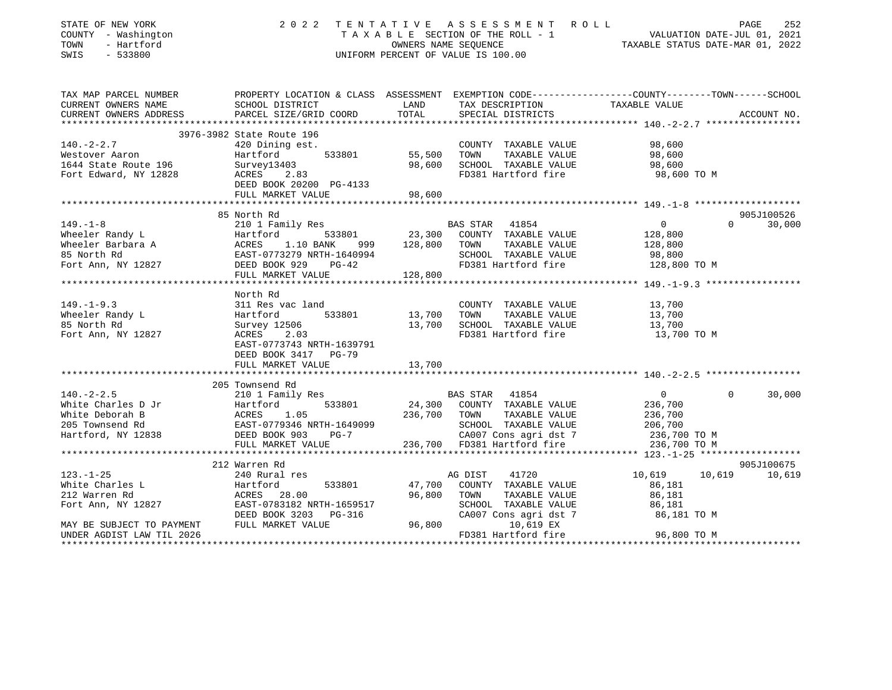STATE OF NEW YORK
COUNTY - Washington
TOWN - Hartford
SWIS - 533800

2022 TENTATIVE ASSESSMENT ROLL
TAXABLE SECTION OF THE ROLL - 1
OWNERS NAME SEQUENCE
UNIFORM PERCENT OF VALUE IS 100.00

VALUATION DATE-JUL 01, 2021
TAXABLE STATUS DATE-MAR 01, 2022

```
TAX MAP PARCEL NUMBER      PROPERTY LOCATION & CLASS  ASSESSMENT  EXEMPTION CODE-----------------COUNTY--------TOWN------SCHOOL
CURRENT OWNERS NAME        SCHOOL DISTRICT              LAND      TAX DESCRIPTION            TAXABLE VALUE
CURRENT OWNERS ADDRESS     PARCEL SIZE/GRID COORD       TOTAL     SPECIAL DISTRICTS                                   ACCOUNT NO.
******************************************************************************************** 140.-2-2.7 *****************
                    3976-3982 State Route 196
140.-2-2.7                 420 Dining est.                        COUNTY  TAXABLE VALUE          98,600
Westover Aaron             Hartford        533801      55,500     TOWN    TAXABLE VALUE          98,600
1644 State Route 196       Survey13403                 98,600     SCHOOL  TAXABLE VALUE          98,600
Fort Edward, NY 12828      ACRES    2.83                          FD381 Hartford fire            98,600 TO M
                           DEED BOOK 20200 PG-4133
                           FULL MARKET VALUE           98,600
******************************************************************************************** 149.-1-8 *******************
                    85 North Rd                                                                              905J100526
149.-1-8                   210 1 Family Res                       BAS STAR  41854                 0          0     30,000
Wheeler Randy L            Hartford        533801      23,300     COUNTY  TAXABLE VALUE         128,800
Wheeler Barbara A          ACRES    1.10 BANK    999  128,800     TOWN    TAXABLE VALUE         128,800
85 North Rd                EAST-0773279 NRTH-1640994              SCHOOL  TAXABLE VALUE          98,800
Fort Ann, NY 12827         DEED BOOK 929    PG-42                 FD381 Hartford fire           128,800 TO M
                           FULL MARKET VALUE          128,800
******************************************************************************************** 149.-1-9.3 *****************
                    North Rd
149.-1-9.3                 311 Res vac land                       COUNTY  TAXABLE VALUE          13,700
Wheeler Randy L            Hartford        533801      13,700     TOWN    TAXABLE VALUE          13,700
85 North Rd                Survey 12506                13,700     SCHOOL  TAXABLE VALUE          13,700
Fort Ann, NY 12827         ACRES    2.03                          FD381 Hartford fire            13,700 TO M
                           EAST-0773743 NRTH-1639791
                           DEED BOOK 3417   PG-79
                           FULL MARKET VALUE           13,700
******************************************************************************************** 140.-2-2.5 *****************
                    205 Townsend Rd
140.-2-2.5                 210 1 Family Res                       BAS STAR  41854                 0          0     30,000
White Charles D Jr         Hartford        533801      24,300     COUNTY  TAXABLE VALUE         236,700
White Deborah B            ACRES    1.05              236,700     TOWN    TAXABLE VALUE         236,700
205 Townsend Rd            EAST-0779346 NRTH-1649099              SCHOOL  TAXABLE VALUE         206,700
Hartford, NY 12838         DEED BOOK 903    PG-7                  CA007 Cons agri dst 7         236,700 TO M
                           FULL MARKET VALUE          236,700     FD381 Hartford fire           236,700 TO M
******************************************************************************************** 123.-1-25 ******************
                    212 Warren Rd                                                                            905J100675
123.-1-25                  240 Rural res                          AG DIST   41720             10,619     10,619     10,619
White Charles L            Hartford        533801      47,700     COUNTY  TAXABLE VALUE          86,181
212 Warren Rd              ACRES   28.00               96,800     TOWN    TAXABLE VALUE          86,181
Fort Ann, NY 12827         EAST-0783182 NRTH-1659517              SCHOOL  TAXABLE VALUE          86,181
                           DEED BOOK 3203   PG-316                CA007 Cons agri dst 7          86,181 TO M
MAY BE SUBJECT TO PAYMENT  FULL MARKET VALUE           96,800          10,619 EX
UNDER AGDIST LAW TIL 2026                                         FD381 Hartford fire            96,800 TO M
****************************************************************************************************************************
```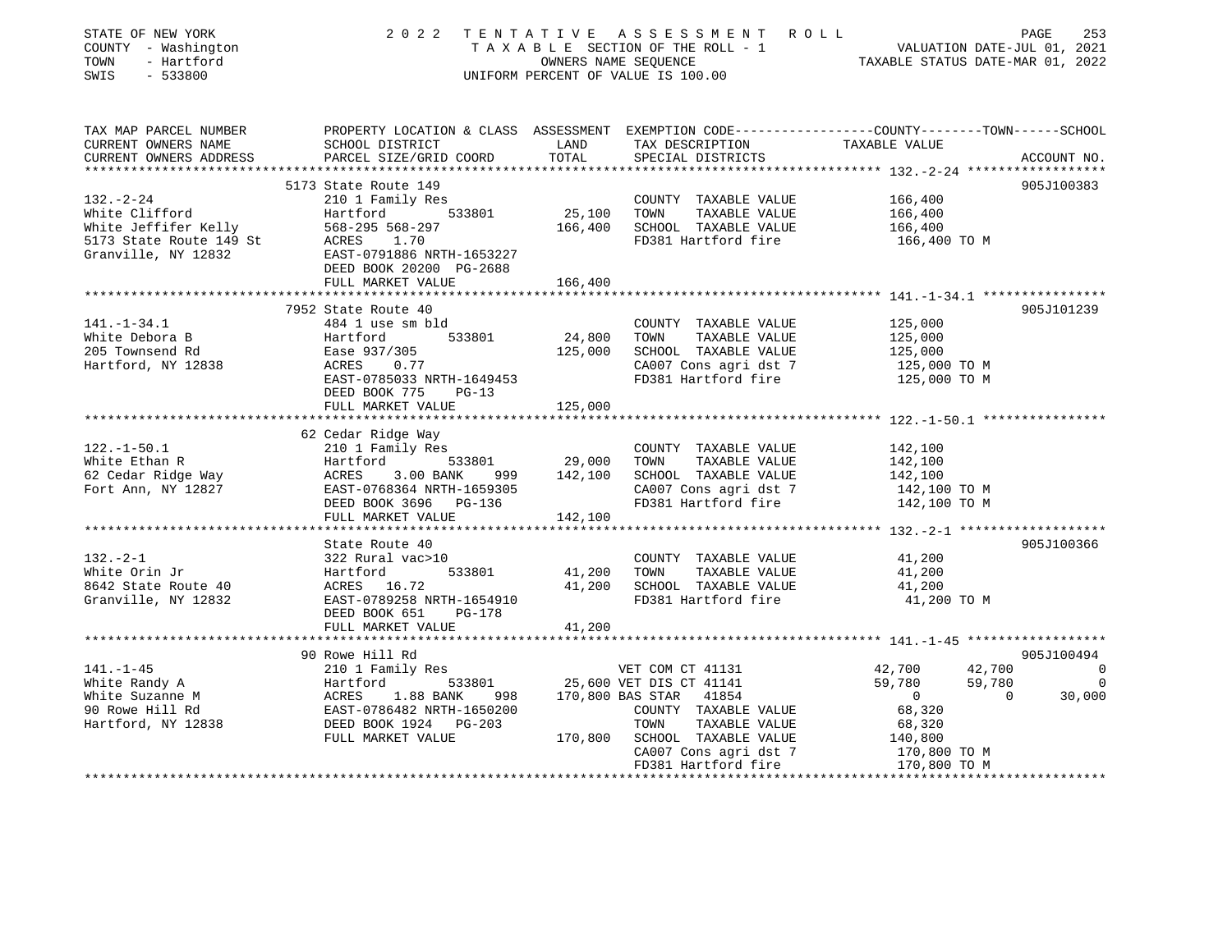STATE OF NEW YORK — 2022 TENTATIVE ASSESSMENT ROLL — PAGE 253
COUNTY - Washington — TAXABLE SECTION OF THE ROLL - 1 — VALUATION DATE-JUL 01, 2021
TOWN - Hartford — OWNERS NAME SEQUENCE — TAXABLE STATUS DATE-MAR 01, 2022
SWIS - 533800 — UNIFORM PERCENT OF VALUE IS 100.00

| TAX MAP PARCEL NUMBER / CURRENT OWNERS NAME / CURRENT OWNERS ADDRESS | PROPERTY LOCATION & CLASS / SCHOOL DISTRICT / PARCEL SIZE/GRID COORD | ASSESSMENT LAND | ASSESSMENT TOTAL | EXEMPTION CODE / TAX DESCRIPTION / SPECIAL DISTRICTS | COUNTY TAXABLE VALUE | TOWN | SCHOOL | ACCOUNT NO. |
|---|---|---|---|---|---|---|---|---|
| **132.-2-24** | 5173 State Route 149 | | | | | | | 905J100383 |
| White Clifford | 210 1 Family Res | | | COUNTY TAXABLE VALUE | 166,400 | | | |
| White Jeffifer Kelly | Hartford 533801 | 25,100 | | TOWN TAXABLE VALUE | 166,400 | | | |
| 5173 State Route 149 St | 568-295 568-297 | | 166,400 | SCHOOL TAXABLE VALUE | 166,400 | | | |
| Granville, NY 12832 | ACRES 1.70 | | | FD381 Hartford fire | 166,400 TO M | | | |
| | EAST-0791886 NRTH-1653227 | | | | | | | |
| | DEED BOOK 20200 PG-2688 | | | | | | | |
| | FULL MARKET VALUE | | 166,400 | | | | | |
| **141.-1-34.1** | 7952 State Route 40 | | | | | | | 905J101239 |
| White Debora B | 484 1 use sm bld | | | COUNTY TAXABLE VALUE | 125,000 | | | |
| 205 Townsend Rd | Hartford 533801 | 24,800 | | TOWN TAXABLE VALUE | 125,000 | | | |
| Hartford, NY 12838 | Ease 937/305 | | 125,000 | SCHOOL TAXABLE VALUE | 125,000 | | | |
| | ACRES 0.77 | | | CA007 Cons agri dst 7 | 125,000 TO M | | | |
| | EAST-0785033 NRTH-1649453 | | | FD381 Hartford fire | 125,000 TO M | | | |
| | DEED BOOK 775 PG-13 | | | | | | | |
| | FULL MARKET VALUE | | 125,000 | | | | | |
| **122.-1-50.1** | 62 Cedar Ridge Way | | | | | | | |
| White Ethan R | 210 1 Family Res | | | COUNTY TAXABLE VALUE | 142,100 | | | |
| 62 Cedar Ridge Way | Hartford 533801 | 29,000 | | TOWN TAXABLE VALUE | 142,100 | | | |
| Fort Ann, NY 12827 | ACRES 3.00 BANK 999 | | 142,100 | SCHOOL TAXABLE VALUE | 142,100 | | | |
| | EAST-0768364 NRTH-1659305 | | | CA007 Cons agri dst 7 | 142,100 TO M | | | |
| | DEED BOOK 3696 PG-136 | | | FD381 Hartford fire | 142,100 TO M | | | |
| | FULL MARKET VALUE | | 142,100 | | | | | |
| **132.-2-1** | State Route 40 | | | | | | | 905J100366 |
| White Orin Jr | 322 Rural vac>10 | | | COUNTY TAXABLE VALUE | 41,200 | | | |
| 8642 State Route 40 | Hartford 533801 | 41,200 | | TOWN TAXABLE VALUE | 41,200 | | | |
| Granville, NY 12832 | ACRES 16.72 | | 41,200 | SCHOOL TAXABLE VALUE | 41,200 | | | |
| | EAST-0789258 NRTH-1654910 | | | FD381 Hartford fire | 41,200 TO M | | | |
| | DEED BOOK 651 PG-178 | | | | | | | |
| | FULL MARKET VALUE | | 41,200 | | | | | |
| **141.-1-45** | 90 Rowe Hill Rd | | | | | | | 905J100494 |
| White Randy A | 210 1 Family Res | | | VET COM CT 41131 | 42,700 | 42,700 | 0 | |
| White Suzanne M | Hartford 533801 | 25,600 | | VET DIS CT 41141 | 59,780 | 59,780 | 0 | |
| 90 Rowe Hill Rd | ACRES 1.88 BANK 998 | | 170,800 | BAS STAR 41854 | 0 | 0 | 30,000 | |
| Hartford, NY 12838 | EAST-0786482 NRTH-1650200 | | | COUNTY TAXABLE VALUE | 68,320 | | | |
| | DEED BOOK 1924 PG-203 | | | TOWN TAXABLE VALUE | 68,320 | | | |
| | FULL MARKET VALUE | | 170,800 | SCHOOL TAXABLE VALUE | 140,800 | | | |
| | | | | CA007 Cons agri dst 7 | 170,800 TO M | | | |
| | | | | FD381 Hartford fire | 170,800 TO M | | | |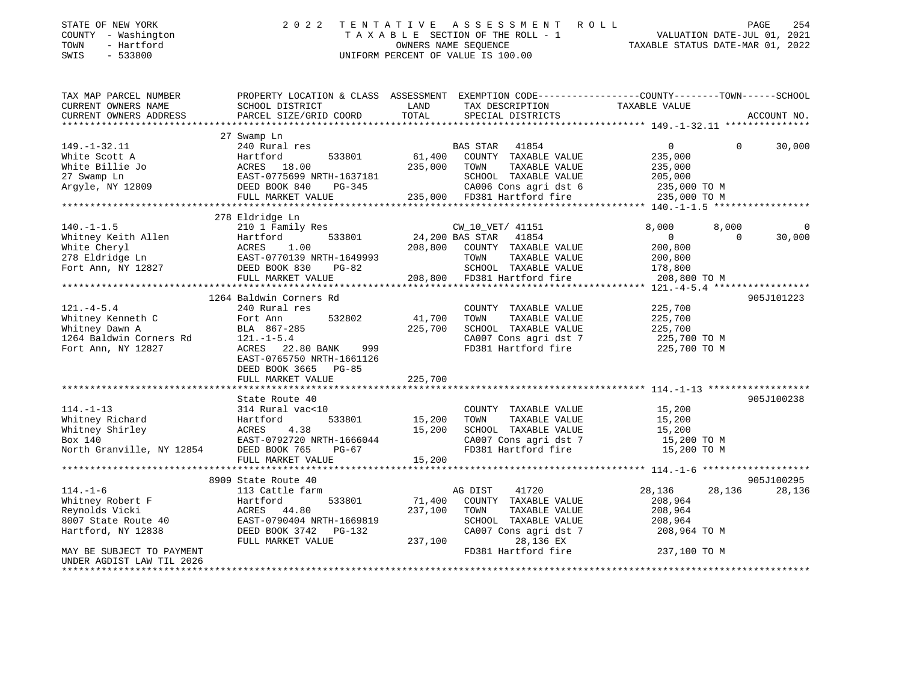STATE OF NEW YORK
COUNTY - Washington
TOWN - Hartford
SWIS - 533800

2022 TENTATIVE ASSESSMENT ROLL
TAXABLE SECTION OF THE ROLL - 1
OWNERS NAME SEQUENCE
UNIFORM PERCENT OF VALUE IS 100.00

VALUATION DATE-JUL 01, 2021
TAXABLE STATUS DATE-MAR 01, 2022

```
TAX MAP PARCEL NUMBER      PROPERTY LOCATION & CLASS  ASSESSMENT  EXEMPTION CODE------------------COUNTY--------TOWN------SCHOOL
CURRENT OWNERS NAME        SCHOOL DISTRICT               LAND      TAX DESCRIPTION             TAXABLE VALUE
CURRENT OWNERS ADDRESS     PARCEL SIZE/GRID COORD        TOTAL     SPECIAL DISTRICTS                                        ACCOUNT NO.
******************************************************************************************************* 149.-1-32.11 ***************
                           27 Swamp Ln
149.-1-32.11               240 Rural res                           BAS STAR   41854                 0            0        30,000
White Scott A              Hartford         533801       61,400    COUNTY  TAXABLE VALUE          235,000
White Billie Jo            ACRES   18.00                235,000    TOWN    TAXABLE VALUE          235,000
27 Swamp Ln                EAST-0775699 NRTH-1637181               SCHOOL  TAXABLE VALUE          205,000
Argyle, NY 12809           DEED BOOK 840     PG-345                CA006 Cons agri dst 6          235,000 TO M
                           FULL MARKET VALUE            235,000    FD381 Hartford fire            235,000 TO M
******************************************************************************************************* 140.-1-1.5 *****************
                           278 Eldridge Ln
140.-1-1.5                 210 1 Family Res                        CW_10_VET/ 41151             8,000        8,000             0
Whitney Keith Allen        Hartford         533801       24,200 BAS STAR   41854                 0            0        30,000
White Cheryl               ACRES    1.00                208,800    COUNTY  TAXABLE VALUE          200,800
278 Eldridge Ln            EAST-0770139 NRTH-1649993               TOWN    TAXABLE VALUE          200,800
Fort Ann, NY 12827         DEED BOOK 830     PG-82                 SCHOOL  TAXABLE VALUE          178,800
                           FULL MARKET VALUE            208,800    FD381 Hartford fire            208,800 TO M
******************************************************************************************************* 121.-4-5.4 *****************
                           1264 Baldwin Corners Rd                                                                     905J101223
121.-4-5.4                 240 Rural res                           COUNTY  TAXABLE VALUE          225,700
Whitney Kenneth C          Fort Ann         532802       41,700    TOWN    TAXABLE VALUE          225,700
Whitney Dawn A             BLA 867-285                  225,700    SCHOOL  TAXABLE VALUE          225,700
1264 Baldwin Corners Rd    121.-1-5.4                              CA007 Cons agri dst 7          225,700 TO M
Fort Ann, NY 12827         ACRES   22.80 BANK     999              FD381 Hartford fire            225,700 TO M
                           EAST-0765750 NRTH-1661126
                           DEED BOOK 3665    PG-85
                           FULL MARKET VALUE            225,700
******************************************************************************************************* 114.-1-13 ******************
                           State Route 40                                                                              905J100238
114.-1-13                  314 Rural vac<10                        COUNTY  TAXABLE VALUE           15,200
Whitney Richard            Hartford         533801       15,200    TOWN    TAXABLE VALUE           15,200
Whitney Shirley            ACRES    4.38                 15,200    SCHOOL  TAXABLE VALUE           15,200
Box 140                    EAST-0792720 NRTH-1666044               CA007 Cons agri dst 7           15,200 TO M
North Granville, NY 12854  DEED BOOK 765     PG-67                 FD381 Hartford fire             15,200 TO M
                           FULL MARKET VALUE             15,200
******************************************************************************************************* 114.-1-6 *******************
                           8909 State Route 40                                                                         905J100295
114.-1-6                   113 Cattle farm                         AG DIST    41720            28,136       28,136        28,136
Whitney Robert F           Hartford         533801       71,400    COUNTY  TAXABLE VALUE          208,964
Reynolds Vicki             ACRES   44.80                237,100    TOWN    TAXABLE VALUE          208,964
8007 State Route 40        EAST-0790404 NRTH-1669819               SCHOOL  TAXABLE VALUE          208,964
Hartford, NY 12838         DEED BOOK 3742    PG-132                CA007 Cons agri dst 7          208,964 TO M
                           FULL MARKET VALUE            237,100         28,136 EX
MAY BE SUBJECT TO PAYMENT                                          FD381 Hartford fire            237,100 TO M
UNDER AGDIST LAW TIL 2026
************************************************************************************************************************************
```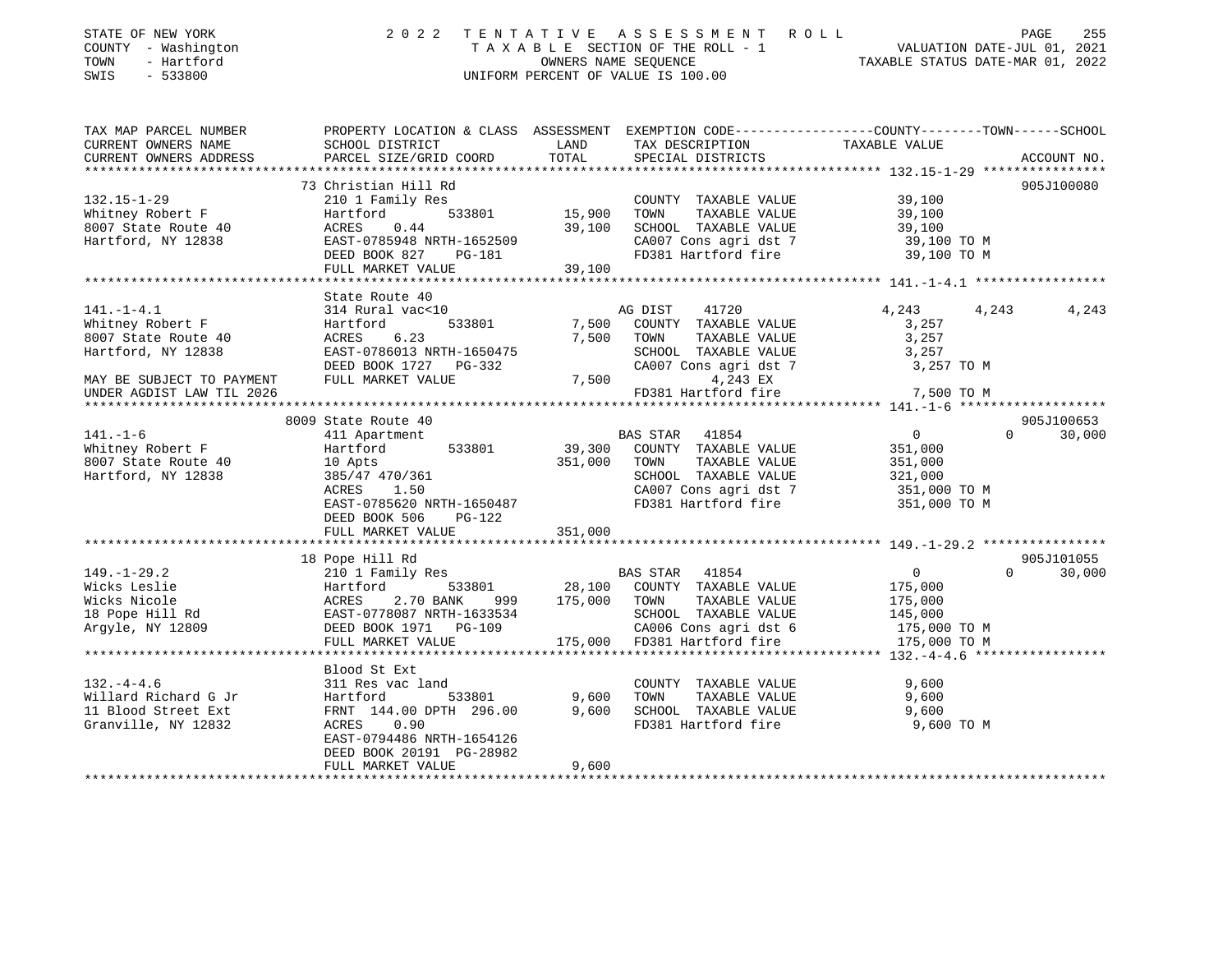STATE OF NEW YORK
COUNTY - Washington
TOWN - Hartford
SWIS - 533800

2022 TENTATIVE ASSESSMENT ROLL
TAXABLE SECTION OF THE ROLL - 1
OWNERS NAME SEQUENCE
UNIFORM PERCENT OF VALUE IS 100.00

VALUATION DATE-JUL 01, 2021
TAXABLE STATUS DATE-MAR 01, 2022

```
TAX MAP PARCEL NUMBER       PROPERTY LOCATION & CLASS  ASSESSMENT  EXEMPTION CODE-----------------COUNTY--------TOWN------SCHOOL
CURRENT OWNERS NAME         SCHOOL DISTRICT               LAND      TAX DESCRIPTION              TAXABLE VALUE
CURRENT OWNERS ADDRESS      PARCEL SIZE/GRID COORD        TOTAL     SPECIAL DISTRICTS                                     ACCOUNT NO.
*********************************************************************************************** 132.15-1-29 ****************
                            73 Christian Hill Rd                                                                          905J100080
132.15-1-29                 210 1 Family Res                        COUNTY  TAXABLE VALUE           39,100
Whitney Robert F            Hartford        533801       15,900     TOWN    TAXABLE VALUE           39,100
8007 State Route 40         ACRES    0.44                39,100     SCHOOL  TAXABLE VALUE           39,100
Hartford, NY 12838          EAST-0785948 NRTH-1652509               CA007 Cons agri dst 7            39,100 TO M
                            DEED BOOK 827    PG-181                 FD381 Hartford fire              39,100 TO M
                            FULL MARKET VALUE            39,100
*********************************************************************************************** 141.-1-4.1 *****************
                            State Route 40
141.-1-4.1                  314 Rural vac<10                        AG DIST    41720             4,243      4,243      4,243
Whitney Robert F            Hartford        533801        7,500     COUNTY  TAXABLE VALUE            3,257
8007 State Route 40         ACRES    6.23                 7,500     TOWN    TAXABLE VALUE            3,257
Hartford, NY 12838          EAST-0786013 NRTH-1650475               SCHOOL  TAXABLE VALUE            3,257
                            DEED BOOK 1727   PG-332                 CA007 Cons agri dst 7             3,257 TO M
MAY BE SUBJECT TO PAYMENT   FULL MARKET VALUE             7,500          4,243 EX
UNDER AGDIST LAW TIL 2026                                           FD381 Hartford fire               7,500 TO M
*********************************************************************************************** 141.-1-6 *******************
                            8009 State Route 40                                                                           905J100653
141.-1-6                    411 Apartment                           BAS STAR   41854                 0          0     30,000
Whitney Robert F            Hartford        533801       39,300     COUNTY  TAXABLE VALUE          351,000
8007 State Route 40         10 Apts                     351,000     TOWN    TAXABLE VALUE          351,000
Hartford, NY 12838          385/47 470/361                          SCHOOL  TAXABLE VALUE          321,000
                            ACRES    1.50                           CA007 Cons agri dst 7           351,000 TO M
                            EAST-0785620 NRTH-1650487               FD381 Hartford fire             351,000 TO M
                            DEED BOOK 506    PG-122
                            FULL MARKET VALUE           351,000
*********************************************************************************************** 149.-1-29.2 ****************
                            18 Pope Hill Rd                                                                               905J101055
149.-1-29.2                 210 1 Family Res                        BAS STAR   41854                 0          0     30,000
Wicks Leslie                Hartford        533801       28,100     COUNTY  TAXABLE VALUE          175,000
Wicks Nicole                ACRES    2.70 BANK    999   175,000     TOWN    TAXABLE VALUE          175,000
18 Pope Hill Rd             EAST-0778087 NRTH-1633534               SCHOOL  TAXABLE VALUE          145,000
Argyle, NY 12809            DEED BOOK 1971   PG-109                 CA006 Cons agri dst 6           175,000 TO M
                            FULL MARKET VALUE           175,000     FD381 Hartford fire             175,000 TO M
*********************************************************************************************** 132.-4-4.6 *****************
                            Blood St Ext
132.-4-4.6                  311 Res vac land                        COUNTY  TAXABLE VALUE            9,600
Willard Richard G Jr        Hartford        533801        9,600     TOWN    TAXABLE VALUE            9,600
11 Blood Street Ext         FRNT 144.00 DPTH 296.00       9,600     SCHOOL  TAXABLE VALUE            9,600
Granville, NY 12832         ACRES    0.90                           FD381 Hartford fire               9,600 TO M
                            EAST-0794486 NRTH-1654126
                            DEED BOOK 20191 PG-28982
                            FULL MARKET VALUE             9,600
****************************************************************************************************************************
```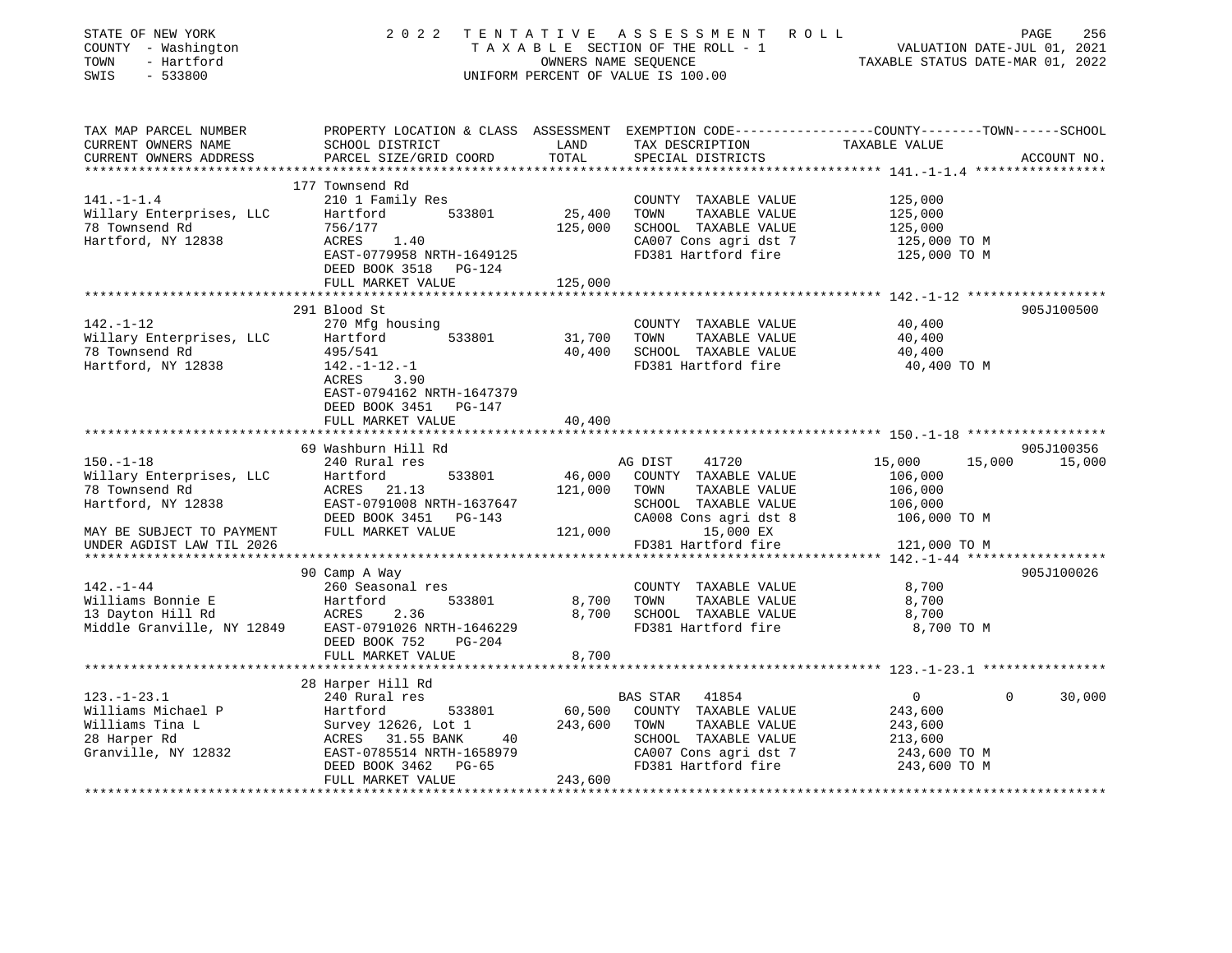STATE OF NEW YORK
COUNTY - Washington
TOWN - Hartford
SWIS - 533800

2 0 2 2 T E N T A T I V E A S S E S S M E N T R O L L
T A X A B L E SECTION OF THE ROLL - 1
OWNERS NAME SEQUENCE
UNIFORM PERCENT OF VALUE IS 100.00

VALUATION DATE-JUL 01, 2021
TAXABLE STATUS DATE-MAR 01, 2022

| TAX MAP PARCEL NUMBER / CURRENT OWNERS NAME / CURRENT OWNERS ADDRESS | PROPERTY LOCATION & CLASS / SCHOOL DISTRICT / PARCEL SIZE/GRID COORD | ASSESSMENT LAND / TOTAL | EXEMPTION CODE / TAX DESCRIPTION / SPECIAL DISTRICTS | COUNTY TAXABLE VALUE | TOWN | SCHOOL | ACCOUNT NO. |
|---|---|---|---|---|---|---|---|
| **141.-1-1.4** | 177 Townsend Rd | | | | | | |
| Willary Enterprises, LLC | 210 1 Family Res | | COUNTY TAXABLE VALUE | 125,000 | | | |
| 78 Townsend Rd | Hartford 533801 | 25,400 | TOWN TAXABLE VALUE | 125,000 | | | |
| Hartford, NY 12838 | 756/177 | 125,000 | SCHOOL TAXABLE VALUE | 125,000 | | | |
| | ACRES 1.40 | | CA007 Cons agri dst 7 | 125,000 TO M | | | |
| | EAST-0779958 NRTH-1649125 | | FD381 Hartford fire | 125,000 TO M | | | |
| | DEED BOOK 3518 PG-124 | | | | | | |
| | FULL MARKET VALUE | 125,000 | | | | | |
| **142.-1-12** | 291 Blood St | | | | | | 905J100500 |
| Willary Enterprises, LLC | 270 Mfg housing | | COUNTY TAXABLE VALUE | 40,400 | | | |
| 78 Townsend Rd | Hartford 533801 | 31,700 | TOWN TAXABLE VALUE | 40,400 | | | |
| Hartford, NY 12838 | 495/541 | 40,400 | SCHOOL TAXABLE VALUE | 40,400 | | | |
| | 142.-1-12.-1 | | FD381 Hartford fire | 40,400 TO M | | | |
| | ACRES 3.90 | | | | | | |
| | EAST-0794162 NRTH-1647379 | | | | | | |
| | DEED BOOK 3451 PG-147 | | | | | | |
| | FULL MARKET VALUE | 40,400 | | | | | |
| **150.-1-18** | 69 Washburn Hill Rd | | | | | | 905J100356 |
| Willary Enterprises, LLC | 240 Rural res | | AG DIST 41720 | 15,000 | 15,000 | 15,000 | |
| 78 Townsend Rd | Hartford 533801 | 46,000 | COUNTY TAXABLE VALUE | 106,000 | | | |
| Hartford, NY 12838 | ACRES 21.13 | 121,000 | TOWN TAXABLE VALUE | 106,000 | | | |
| | EAST-0791008 NRTH-1637647 | | SCHOOL TAXABLE VALUE | 106,000 | | | |
| | DEED BOOK 3451 PG-143 | | CA008 Cons agri dst 8 | 106,000 TO M | | | |
| MAY BE SUBJECT TO PAYMENT | FULL MARKET VALUE | 121,000 | 15,000 EX | | | | |
| UNDER AGDIST LAW TIL 2026 | | | FD381 Hartford fire | 121,000 TO M | | | |
| **142.-1-44** | 90 Camp A Way | | | | | | 905J100026 |
| Williams Bonnie E | 260 Seasonal res | | COUNTY TAXABLE VALUE | 8,700 | | | |
| 13 Dayton Hill Rd | Hartford 533801 | 8,700 | TOWN TAXABLE VALUE | 8,700 | | | |
| Middle Granville, NY 12849 | ACRES 2.36 | 8,700 | SCHOOL TAXABLE VALUE | 8,700 | | | |
| | EAST-0791026 NRTH-1646229 | | FD381 Hartford fire | 8,700 TO M | | | |
| | DEED BOOK 752 PG-204 | | | | | | |
| | FULL MARKET VALUE | 8,700 | | | | | |
| **123.-1-23.1** | 28 Harper Hill Rd | | | | | | |
| Williams Michael P | 240 Rural res | | BAS STAR 41854 | 0 | 0 | 30,000 | |
| Williams Tina L | Hartford 533801 | 60,500 | COUNTY TAXABLE VALUE | 243,600 | | | |
| 28 Harper Rd | Survey 12626, Lot 1 | 243,600 | TOWN TAXABLE VALUE | 243,600 | | | |
| Granville, NY 12832 | ACRES 31.55 BANK 40 | | SCHOOL TAXABLE VALUE | 213,600 | | | |
| | EAST-0785514 NRTH-1658979 | | CA007 Cons agri dst 7 | 243,600 TO M | | | |
| | DEED BOOK 3462 PG-65 | | FD381 Hartford fire | 243,600 TO M | | | |
| | FULL MARKET VALUE | 243,600 | | | | | |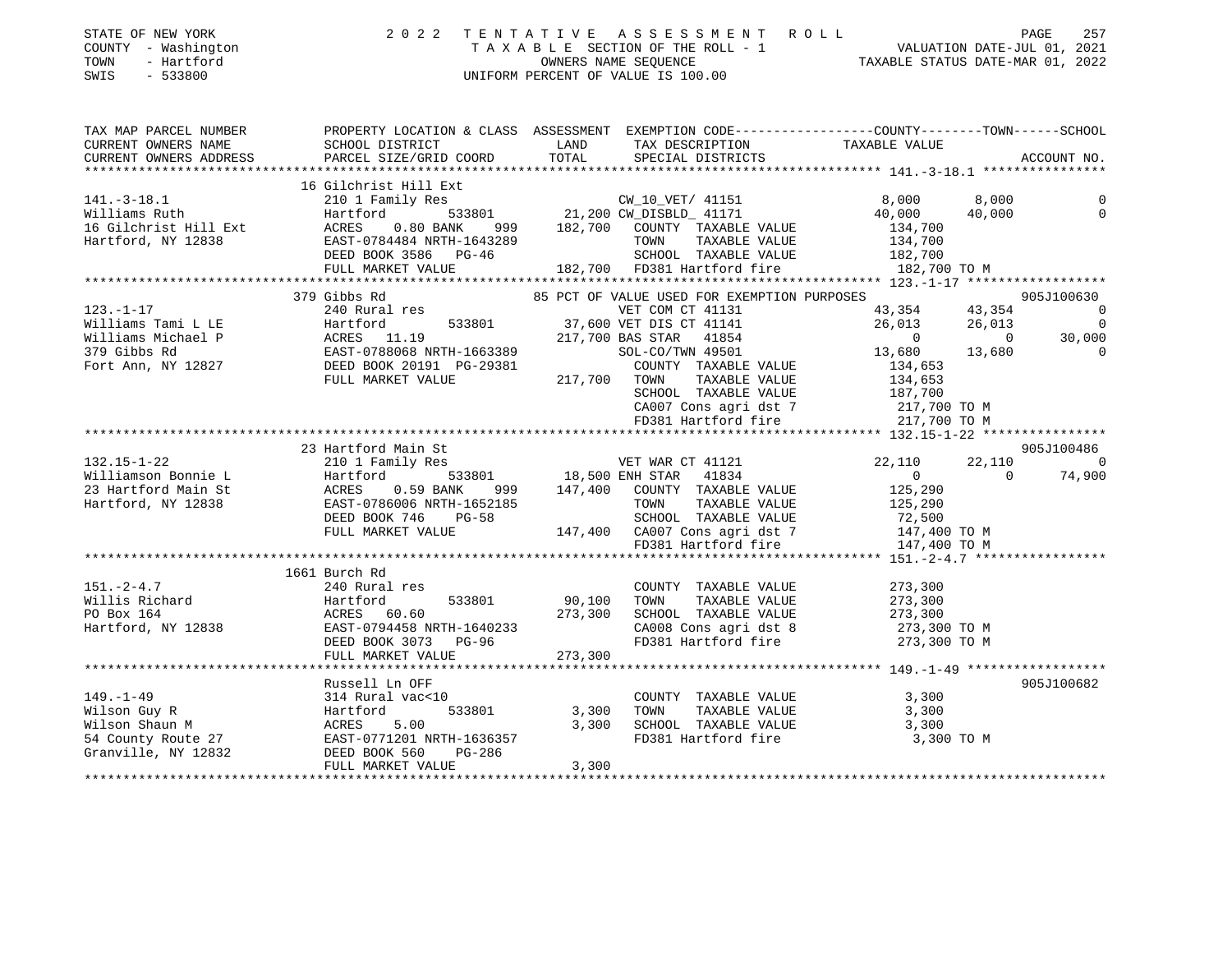STATE OF NEW YORK
COUNTY - Washington
TOWN - Hartford
SWIS - 533800

# 2022 TENTATIVE ASSESSMENT ROLL

TAXABLE SECTION OF THE ROLL - 1
OWNERS NAME SEQUENCE
UNIFORM PERCENT OF VALUE IS 100.00

VALUATION DATE-JUL 01, 2021
TAXABLE STATUS DATE-MAR 01, 2022

```
TAX MAP PARCEL NUMBER     PROPERTY LOCATION & CLASS  ASSESSMENT  EXEMPTION CODE-----------------COUNTY--------TOWN------SCHOOL
CURRENT OWNERS NAME       SCHOOL DISTRICT               LAND      TAX DESCRIPTION            TAXABLE VALUE
CURRENT OWNERS ADDRESS    PARCEL SIZE/GRID COORD        TOTAL     SPECIAL DISTRICTS                                   ACCOUNT NO.
******************************************************************************************* 141.-3-18.1 ****************
                          16 Gilchrist Hill Ext
141.-3-18.1               210 1 Family Res                     CW_10_VET/ 41151          8,000      8,000           0
Williams Ruth             Hartford          533801      21,200 CW_DISBLD_ 41171         40,000     40,000           0
16 Gilchrist Hill Ext     ACRES    0.80 BANK    999    182,700   COUNTY  TAXABLE VALUE    134,700
Hartford, NY 12838        EAST-0784484 NRTH-1643289             TOWN    TAXABLE VALUE     134,700
                          DEED BOOK 3586   PG-46                SCHOOL  TAXABLE VALUE     182,700
                          FULL MARKET VALUE            182,700   FD381 Hartford fire        182,700 TO M
******************************************************************************************* 123.-1-17 ******************
                          379 Gibbs Rd                  85 PCT OF VALUE USED FOR EXEMPTION PURPOSES                905J100630
123.-1-17                 240 Rural res                        VET COM CT 41131          43,354     43,354           0
Williams Tami L LE        Hartford          533801      37,600 VET DIS CT 41141         26,013     26,013           0
Williams Michael P        ACRES   11.19                217,700 BAS STAR   41854              0          0      30,000
379 Gibbs Rd              EAST-0788068 NRTH-1663389             SOL-CO/TWN 49501         13,680     13,680           0
Fort Ann, NY 12827        DEED BOOK 20191 PG-29381              COUNTY  TAXABLE VALUE    134,653
                          FULL MARKET VALUE            217,700   TOWN    TAXABLE VALUE    134,653
                                                                 SCHOOL  TAXABLE VALUE    187,700
                                                                 CA007 Cons agri dst 7      217,700 TO M
                                                                 FD381 Hartford fire        217,700 TO M
******************************************************************************************* 132.15-1-22 ****************
                          23 Hartford Main St                                                                       905J100486
132.15-1-22               210 1 Family Res                     VET WAR CT 41121          22,110     22,110           0
Williamson Bonnie L       Hartford          533801      18,500 ENH STAR   41834              0          0      74,900
23 Hartford Main St       ACRES    0.59 BANK    999    147,400   COUNTY  TAXABLE VALUE    125,290
Hartford, NY 12838        EAST-0786006 NRTH-1652185             TOWN    TAXABLE VALUE     125,290
                          DEED BOOK 746    PG-58                SCHOOL  TAXABLE VALUE      72,500
                          FULL MARKET VALUE            147,400   CA007 Cons agri dst 7      147,400 TO M
                                                                 FD381 Hartford fire        147,400 TO M
******************************************************************************************* 151.-2-4.7 *****************
                          1661 Burch Rd
151.-2-4.7                240 Rural res                          COUNTY  TAXABLE VALUE    273,300
Willis Richard            Hartford          533801      90,100   TOWN    TAXABLE VALUE    273,300
PO Box 164                ACRES   60.60                273,300   SCHOOL  TAXABLE VALUE    273,300
Hartford, NY 12838        EAST-0794458 NRTH-1640233              CA008 Cons agri dst 8      273,300 TO M
                          DEED BOOK 3073   PG-96                 FD381 Hartford fire        273,300 TO M
                          FULL MARKET VALUE            273,300
******************************************************************************************* 149.-1-49 ******************
                          Russell Ln OFF                                                                            905J100682
149.-1-49                 314 Rural vac<10                       COUNTY  TAXABLE VALUE      3,300
Wilson Guy R              Hartford          533801       3,300   TOWN    TAXABLE VALUE      3,300
Wilson Shaun M            ACRES    5.00                  3,300   SCHOOL  TAXABLE VALUE      3,300
54 County Route 27        EAST-0771201 NRTH-1636357              FD381 Hartford fire          3,300 TO M
Granville, NY 12832       DEED BOOK 560    PG-286
                          FULL MARKET VALUE              3,300
************************************************************************************************************************
```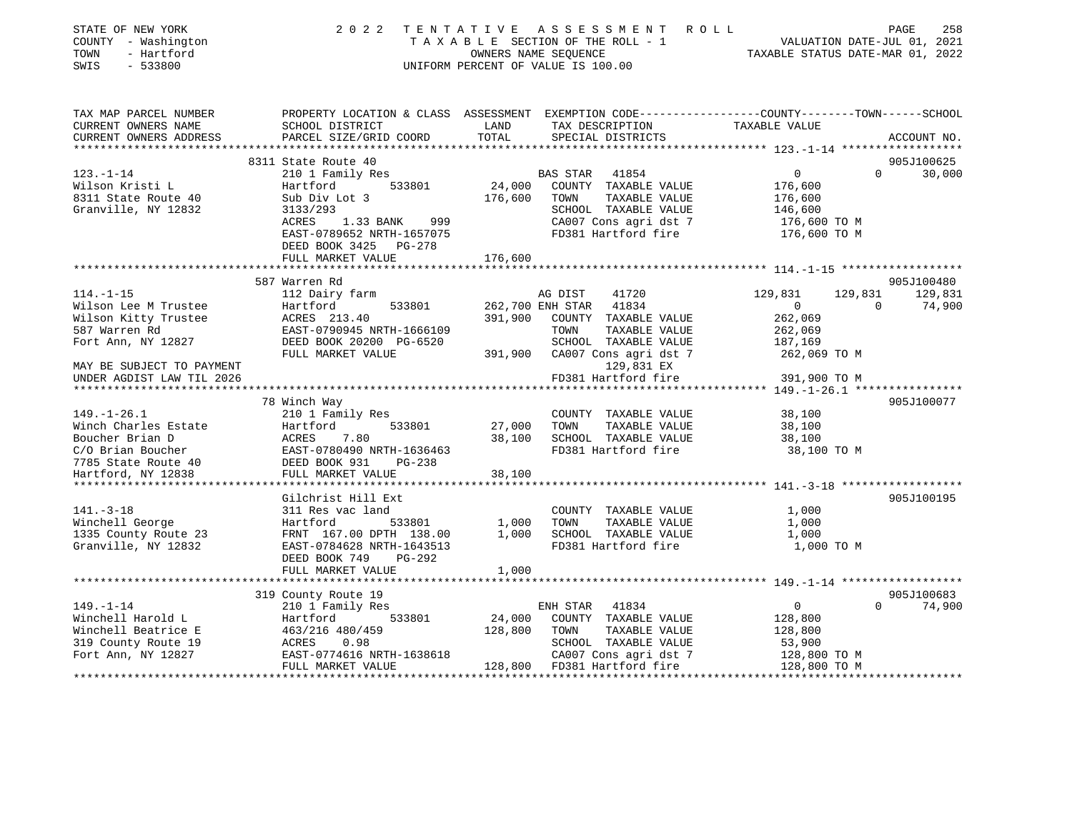STATE OF NEW YORK | COUNTY - Washington | TOWN - Hartford | SWIS - 533800

# 2022 TENTATIVE ASSESSMENT ROLL

TAXABLE SECTION OF THE ROLL - 1
OWNERS NAME SEQUENCE
UNIFORM PERCENT OF VALUE IS 100.00

VALUATION DATE-JUL 01, 2021
TAXABLE STATUS DATE-MAR 01, 2022

```
TAX MAP PARCEL NUMBER     PROPERTY LOCATION & CLASS  ASSESSMENT  EXEMPTION CODE------------------COUNTY--------TOWN------SCHOOL
CURRENT OWNERS NAME       SCHOOL DISTRICT               LAND      TAX DESCRIPTION            TAXABLE VALUE
CURRENT OWNERS ADDRESS    PARCEL SIZE/GRID COORD        TOTAL     SPECIAL DISTRICTS                                    ACCOUNT NO.
******************************************************************************************************* 123.-1-14 ******************
                          8311 State Route 40                                                                           905J100625
123.-1-14                 210 1 Family Res                        BAS STAR  41854                 0             0       30,000
Wilson Kristi L           Hartford          533801       24,000   COUNTY  TAXABLE VALUE          176,600
8311 State Route 40       Sub Div Lot 3                 176,600   TOWN    TAXABLE VALUE          176,600
Granville, NY 12832       3133/293                                SCHOOL  TAXABLE VALUE          146,600
                          ACRES    1.33 BANK    999               CA007 Cons agri dst 7           176,600 TO M
                          EAST-0789652 NRTH-1657075               FD381 Hartford fire             176,600 TO M
                          DEED BOOK 3425   PG-278
                          FULL MARKET VALUE             176,600
******************************************************************************************************* 114.-1-15 ******************
                          587 Warren Rd                                                                                 905J100480
114.-1-15                 112 Dairy farm                          AG DIST   41720           129,831       129,831      129,831
Wilson Lee M Trustee      Hartford          533801      262,700 ENH STAR  41834                 0             0       74,900
Wilson Kitty Trustee      ACRES  213.40                 391,900   COUNTY  TAXABLE VALUE          262,069
587 Warren Rd             EAST-0790945 NRTH-1666109               TOWN    TAXABLE VALUE          262,069
Fort Ann, NY 12827        DEED BOOK 20200  PG-6520                SCHOOL  TAXABLE VALUE          187,169
                          FULL MARKET VALUE             391,900   CA007 Cons agri dst 7           262,069 TO M
MAY BE SUBJECT TO PAYMENT                                              129,831 EX
UNDER AGDIST LAW TIL 2026                                         FD381 Hartford fire             391,900 TO M
******************************************************************************************************* 149.-1-26.1 ****************
                          78 Winch Way                                                                                  905J100077
149.-1-26.1               210 1 Family Res                        COUNTY  TAXABLE VALUE           38,100
Winch Charles Estate      Hartford          533801       27,000   TOWN    TAXABLE VALUE           38,100
Boucher Brian D           ACRES    7.80                  38,100   SCHOOL  TAXABLE VALUE           38,100
C/O Brian Boucher         EAST-0780490 NRTH-1636463               FD381 Hartford fire              38,100 TO M
7785 State Route 40       DEED BOOK 931    PG-238
Hartford, NY 12838        FULL MARKET VALUE              38,100
******************************************************************************************************* 141.-3-18 ******************
                          Gilchrist Hill Ext                                                                            905J100195
141.-3-18                 311 Res vac land                        COUNTY  TAXABLE VALUE            1,000
Winchell George           Hartford          533801        1,000   TOWN    TAXABLE VALUE            1,000
1335 County Route 23      FRNT 167.00 DPTH 138.00         1,000   SCHOOL  TAXABLE VALUE            1,000
Granville, NY 12832       EAST-0784628 NRTH-1643513               FD381 Hartford fire               1,000 TO M
                          DEED BOOK 749    PG-292
                          FULL MARKET VALUE               1,000
******************************************************************************************************* 149.-1-14 ******************
                          319 County Route 19                                                                           905J100683
149.-1-14                 210 1 Family Res                        ENH STAR  41834                 0             0       74,900
Winchell Harold L         Hartford          533801       24,000   COUNTY  TAXABLE VALUE          128,800
Winchell Beatrice E       463/216 480/459               128,800   TOWN    TAXABLE VALUE          128,800
319 County Route 19       ACRES    0.98                           SCHOOL  TAXABLE VALUE           53,900
Fort Ann, NY 12827        EAST-0774616 NRTH-1638618               CA007 Cons agri dst 7           128,800 TO M
                          FULL MARKET VALUE             128,800   FD381 Hartford fire             128,800 TO M
************************************************************************************************************************************
```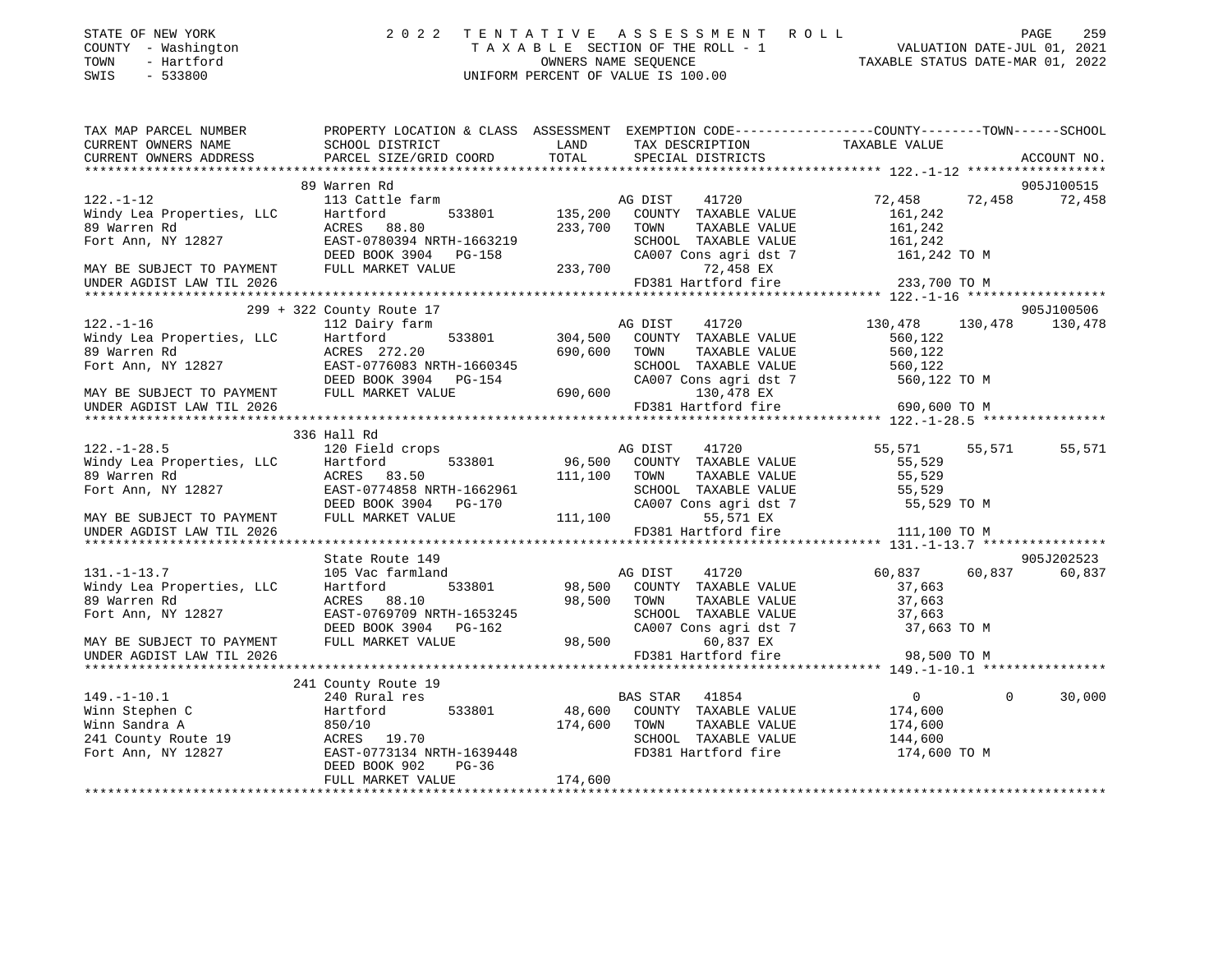STATE OF NEW YORK — 2022 TENTATIVE ASSESSMENT ROLL
COUNTY - Washington — TAXABLE SECTION OF THE ROLL - 1 — VALUATION DATE-JUL 01, 2021
TOWN - Hartford — OWNERS NAME SEQUENCE — TAXABLE STATUS DATE-MAR 01, 2022
SWIS - 533800 — UNIFORM PERCENT OF VALUE IS 100.00

| TAX MAP PARCEL NUMBER / CURRENT OWNERS NAME / CURRENT OWNERS ADDRESS | PROPERTY LOCATION & CLASS / SCHOOL DISTRICT / PARCEL SIZE/GRID COORD | ASSESSMENT LAND | TOTAL | EXEMPTION CODE / TAX DESCRIPTION / SPECIAL DISTRICTS | COUNTY TAXABLE VALUE | TOWN | SCHOOL | ACCOUNT NO. |
|---|---|---|---|---|---|---|---|---|
| 122.-1-12 | 89 Warren Rd | | | | | | | 905J100515 |
| | 113 Cattle farm | | | AG DIST 41720 | 72,458 | 72,458 | 72,458 | |
| Windy Lea Properties, LLC | Hartford 533801 | 135,200 | | COUNTY TAXABLE VALUE | 161,242 | | | |
| 89 Warren Rd | ACRES 88.80 | | 233,700 | TOWN TAXABLE VALUE | 161,242 | | | |
| Fort Ann, NY 12827 | EAST-0780394 NRTH-1663219 | | | SCHOOL TAXABLE VALUE | 161,242 | | | |
| | DEED BOOK 3904 PG-158 | | | CA007 Cons agri dst 7 | 161,242 TO M | | | |
| MAY BE SUBJECT TO PAYMENT | FULL MARKET VALUE | | 233,700 | 72,458 EX | | | | |
| UNDER AGDIST LAW TIL 2026 | | | | FD381 Hartford fire | 233,700 TO M | | | |
| 122.-1-16 | 299 + 322 County Route 17 | | | | | | | 905J100506 |
| | 112 Dairy farm | | | AG DIST 41720 | 130,478 | 130,478 | 130,478 | |
| Windy Lea Properties, LLC | Hartford 533801 | 304,500 | | COUNTY TAXABLE VALUE | 560,122 | | | |
| 89 Warren Rd | ACRES 272.20 | | 690,600 | TOWN TAXABLE VALUE | 560,122 | | | |
| Fort Ann, NY 12827 | EAST-0776083 NRTH-1660345 | | | SCHOOL TAXABLE VALUE | 560,122 | | | |
| | DEED BOOK 3904 PG-154 | | | CA007 Cons agri dst 7 | 560,122 TO M | | | |
| MAY BE SUBJECT TO PAYMENT | FULL MARKET VALUE | | 690,600 | 130,478 EX | | | | |
| UNDER AGDIST LAW TIL 2026 | | | | FD381 Hartford fire | 690,600 TO M | | | |
| 122.-1-28.5 | 336 Hall Rd | | | | | | | |
| | 120 Field crops | | | AG DIST 41720 | 55,571 | 55,571 | 55,571 | |
| Windy Lea Properties, LLC | Hartford 533801 | 96,500 | | COUNTY TAXABLE VALUE | 55,529 | | | |
| 89 Warren Rd | ACRES 83.50 | | 111,100 | TOWN TAXABLE VALUE | 55,529 | | | |
| Fort Ann, NY 12827 | EAST-0774858 NRTH-1662961 | | | SCHOOL TAXABLE VALUE | 55,529 | | | |
| | DEED BOOK 3904 PG-170 | | | CA007 Cons agri dst 7 | 55,529 TO M | | | |
| MAY BE SUBJECT TO PAYMENT | FULL MARKET VALUE | | 111,100 | 55,571 EX | | | | |
| UNDER AGDIST LAW TIL 2026 | | | | FD381 Hartford fire | 111,100 TO M | | | |
| 131.-1-13.7 | State Route 149 | | | | | | | 905J202523 |
| | 105 Vac farmland | | | AG DIST 41720 | 60,837 | 60,837 | 60,837 | |
| Windy Lea Properties, LLC | Hartford 533801 | 98,500 | | COUNTY TAXABLE VALUE | 37,663 | | | |
| 89 Warren Rd | ACRES 88.10 | | 98,500 | TOWN TAXABLE VALUE | 37,663 | | | |
| Fort Ann, NY 12827 | EAST-0769709 NRTH-1653245 | | | SCHOOL TAXABLE VALUE | 37,663 | | | |
| | DEED BOOK 3904 PG-162 | | | CA007 Cons agri dst 7 | 37,663 TO M | | | |
| MAY BE SUBJECT TO PAYMENT | FULL MARKET VALUE | | 98,500 | 60,837 EX | | | | |
| UNDER AGDIST LAW TIL 2026 | | | | FD381 Hartford fire | 98,500 TO M | | | |
| 149.-1-10.1 | 241 County Route 19 | | | | | | | |
| | 240 Rural res | | | BAS STAR 41854 | 0 | 0 | 30,000 | |
| Winn Stephen C | Hartford 533801 | 48,600 | | COUNTY TAXABLE VALUE | 174,600 | | | |
| Winn Sandra A | 850/10 | | 174,600 | TOWN TAXABLE VALUE | 174,600 | | | |
| 241 County Route 19 | ACRES 19.70 | | | SCHOOL TAXABLE VALUE | 144,600 | | | |
| Fort Ann, NY 12827 | EAST-0773134 NRTH-1639448 | | | FD381 Hartford fire | 174,600 TO M | | | |
| | DEED BOOK 902 PG-36 | | | | | | | |
| | FULL MARKET VALUE | | 174,600 | | | | | |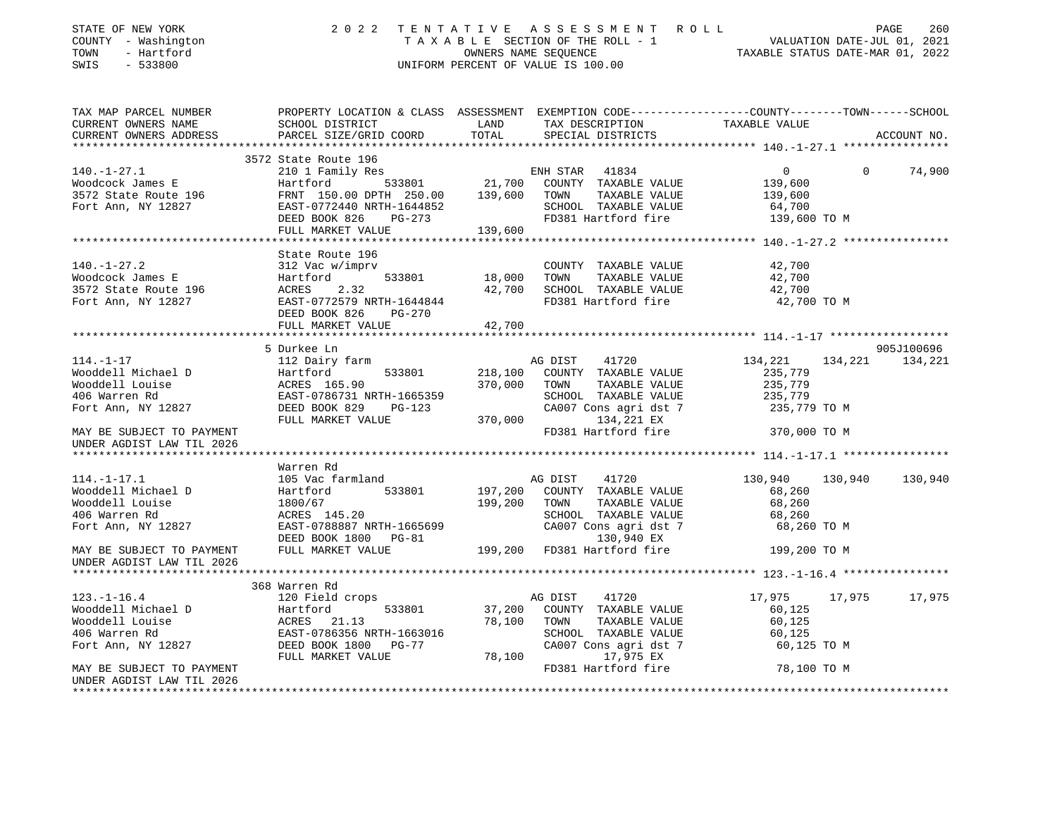STATE OF NEW YORK
COUNTY - Washington
TOWN - Hartford
SWIS - 533800

# 2022 TENTATIVE ASSESSMENT ROLL

TAXABLE SECTION OF THE ROLL - 1
OWNERS NAME SEQUENCE
UNIFORM PERCENT OF VALUE IS 100.00

VALUATION DATE-JUL 01, 2021
TAXABLE STATUS DATE-MAR 01, 2022

| TAX MAP PARCEL NUMBER / CURRENT OWNERS NAME / CURRENT OWNERS ADDRESS | PROPERTY LOCATION & CLASS / SCHOOL DISTRICT / PARCEL SIZE/GRID COORD | ASSESSMENT LAND / TOTAL | EXEMPTION CODE / TAX DESCRIPTION / SPECIAL DISTRICTS | COUNTY TAXABLE VALUE | TOWN | SCHOOL / ACCOUNT NO. |
|---|---|---|---|---|---|---|
| **140.-1-27.1** | 3572 State Route 196 | | | | | |
| 140.-1-27.1 | 210 1 Family Res | | ENH STAR 41834 | 0 | 0 | 74,900 |
| Woodcock James E | Hartford 533801 | 21,700 | COUNTY TAXABLE VALUE | 139,600 | | |
| 3572 State Route 196 | FRNT 150.00 DPTH 250.00 | 139,600 | TOWN TAXABLE VALUE | 139,600 | | |
| Fort Ann, NY 12827 | EAST-0772440 NRTH-1644852 | | SCHOOL TAXABLE VALUE | 64,700 | | |
| | DEED BOOK 826 PG-273 | | FD381 Hartford fire | 139,600 TO M | | |
| | FULL MARKET VALUE | 139,600 | | | | |
| **140.-1-27.2** | State Route 196 | | | | | |
| 140.-1-27.2 | 312 Vac w/imprv | | COUNTY TAXABLE VALUE | 42,700 | | |
| Woodcock James E | Hartford 533801 | 18,000 | TOWN TAXABLE VALUE | 42,700 | | |
| 3572 State Route 196 | ACRES 2.32 | 42,700 | SCHOOL TAXABLE VALUE | 42,700 | | |
| Fort Ann, NY 12827 | EAST-0772579 NRTH-1644844 | | FD381 Hartford fire | 42,700 TO M | | |
| | DEED BOOK 826 PG-270 | | | | | |
| | FULL MARKET VALUE | 42,700 | | | | |
| **114.-1-17** | 5 Durkee Ln | | | | | 905J100696 |
| 114.-1-17 | 112 Dairy farm | | AG DIST 41720 | 134,221 | 134,221 | 134,221 |
| Wooddell Michael D | Hartford 533801 | 218,100 | COUNTY TAXABLE VALUE | 235,779 | | |
| Wooddell Louise | ACRES 165.90 | 370,000 | TOWN TAXABLE VALUE | 235,779 | | |
| 406 Warren Rd | EAST-0786731 NRTH-1665359 | | SCHOOL TAXABLE VALUE | 235,779 | | |
| Fort Ann, NY 12827 | DEED BOOK 829 PG-123 | | CA007 Cons agri dst 7 | 235,779 TO M | | |
| | FULL MARKET VALUE | 370,000 | 134,221 EX | | | |
| MAY BE SUBJECT TO PAYMENT UNDER AGDIST LAW TIL 2026 | | | FD381 Hartford fire | 370,000 TO M | | |
| **114.-1-17.1** | Warren Rd | | | | | |
| 114.-1-17.1 | 105 Vac farmland | | AG DIST 41720 | 130,940 | 130,940 | 130,940 |
| Wooddell Michael D | Hartford 533801 | 197,200 | COUNTY TAXABLE VALUE | 68,260 | | |
| Wooddell Louise | 1800/67 | 199,200 | TOWN TAXABLE VALUE | 68,260 | | |
| 406 Warren Rd | ACRES 145.20 | | SCHOOL TAXABLE VALUE | 68,260 | | |
| Fort Ann, NY 12827 | EAST-0788887 NRTH-1665699 | | CA007 Cons agri dst 7 | 68,260 TO M | | |
| | DEED BOOK 1800 PG-81 | | 130,940 EX | | | |
| MAY BE SUBJECT TO PAYMENT UNDER AGDIST LAW TIL 2026 | FULL MARKET VALUE | 199,200 | FD381 Hartford fire | 199,200 TO M | | |
| **123.-1-16.4** | 368 Warren Rd | | | | | |
| 123.-1-16.4 | 120 Field crops | | AG DIST 41720 | 17,975 | 17,975 | 17,975 |
| Wooddell Michael D | Hartford 533801 | 37,200 | COUNTY TAXABLE VALUE | 60,125 | | |
| Wooddell Louise | ACRES 21.13 | 78,100 | TOWN TAXABLE VALUE | 60,125 | | |
| 406 Warren Rd | EAST-0786356 NRTH-1663016 | | SCHOOL TAXABLE VALUE | 60,125 | | |
| Fort Ann, NY 12827 | DEED BOOK 1800 PG-77 | | CA007 Cons agri dst 7 | 60,125 TO M | | |
| | FULL MARKET VALUE | 78,100 | 17,975 EX | | | |
| MAY BE SUBJECT TO PAYMENT UNDER AGDIST LAW TIL 2026 | | | FD381 Hartford fire | 78,100 TO M | | |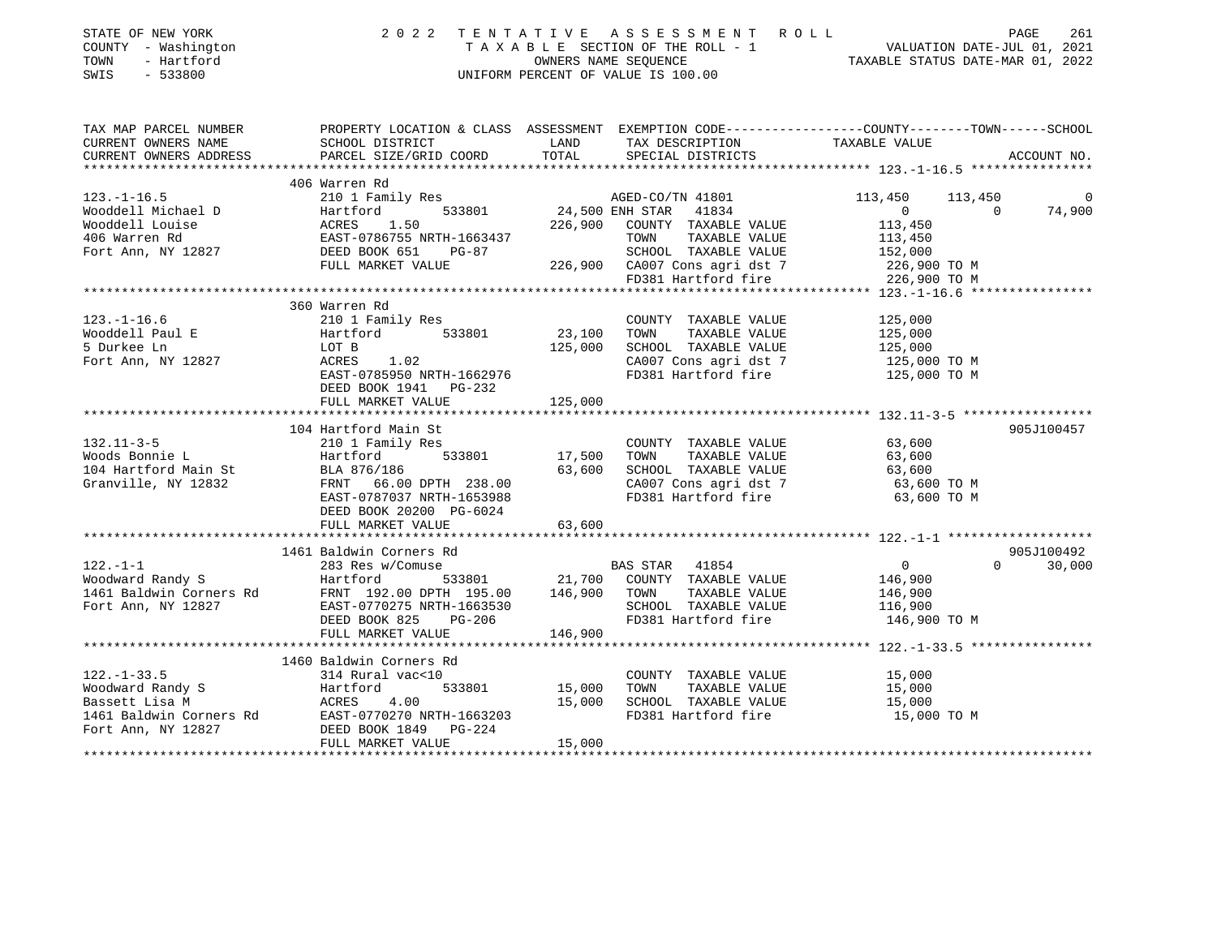STATE OF NEW YORK
COUNTY - Washington
TOWN - Hartford
SWIS - 533800

2 0 2 2 T E N T A T I V E A S S E S S M E N T R O L L
T A X A B L E SECTION OF THE ROLL - 1
OWNERS NAME SEQUENCE
UNIFORM PERCENT OF VALUE IS 100.00

VALUATION DATE-JUL 01, 2021
TAXABLE STATUS DATE-MAR 01, 2022

```
TAX MAP PARCEL NUMBER     PROPERTY LOCATION & CLASS  ASSESSMENT  EXEMPTION CODE------------------COUNTY--------TOWN------SCHOOL
CURRENT OWNERS NAME       SCHOOL DISTRICT              LAND      TAX DESCRIPTION              TAXABLE VALUE
CURRENT OWNERS ADDRESS    PARCEL SIZE/GRID COORD       TOTAL     SPECIAL DISTRICTS                                       ACCOUNT NO.
******************************************************************************************************* 123.-1-16.5 ****************
                          406 Warren Rd
123.-1-16.5               210 1 Family Res                        AGED-CO/TN 41801            113,450     113,450            0
Wooddell Michael D        Hartford          533801      24,500 ENH STAR  41834                    0           0         74,900
Wooddell Louise           ACRES    1.50                226,900   COUNTY  TAXABLE VALUE         113,450
406 Warren Rd             EAST-0786755 NRTH-1663437              TOWN    TAXABLE VALUE         113,450
Fort Ann, NY 12827        DEED BOOK 651    PG-87                 SCHOOL  TAXABLE VALUE         152,000
                          FULL MARKET VALUE            226,900   CA007 Cons agri dst 7         226,900 TO M
                                                                 FD381 Hartford fire           226,900 TO M
******************************************************************************************************* 123.-1-16.6 ****************
                          360 Warren Rd
123.-1-16.6               210 1 Family Res                       COUNTY  TAXABLE VALUE         125,000
Wooddell Paul E           Hartford          533801      23,100   TOWN    TAXABLE VALUE         125,000
5 Durkee Ln               LOT B                        125,000   SCHOOL  TAXABLE VALUE         125,000
Fort Ann, NY 12827        ACRES    1.02                          CA007 Cons agri dst 7         125,000 TO M
                          EAST-0785950 NRTH-1662976              FD381 Hartford fire           125,000 TO M
                          DEED BOOK 1941   PG-232
                          FULL MARKET VALUE            125,000
******************************************************************************************************* 132.11-3-5 *****************
                          104 Hartford Main St                                                                        905J100457
132.11-3-5                210 1 Family Res                       COUNTY  TAXABLE VALUE          63,600
Woods Bonnie L            Hartford          533801      17,500   TOWN    TAXABLE VALUE          63,600
104 Hartford Main St      BLA 876/186                   63,600   SCHOOL  TAXABLE VALUE          63,600
Granville, NY 12832       FRNT   66.00 DPTH 238.00               CA007 Cons agri dst 7          63,600 TO M
                          EAST-0787037 NRTH-1653988              FD381 Hartford fire            63,600 TO M
                          DEED BOOK 20200 PG-6024
                          FULL MARKET VALUE             63,600
******************************************************************************************************* 122.-1-1 *******************
                          1461 Baldwin Corners Rd                                                                     905J100492
122.-1-1                  283 Res w/Comuse                        BAS STAR  41854                  0           0         30,000
Woodward Randy S          Hartford          533801      21,700   COUNTY  TAXABLE VALUE         146,900
1461 Baldwin Corners Rd   FRNT  192.00 DPTH 195.00     146,900   TOWN    TAXABLE VALUE         146,900
Fort Ann, NY 12827        EAST-0770275 NRTH-1663530              SCHOOL  TAXABLE VALUE         116,900
                          DEED BOOK 825    PG-206                FD381 Hartford fire           146,900 TO M
                          FULL MARKET VALUE            146,900
******************************************************************************************************* 122.-1-33.5 ****************
                          1460 Baldwin Corners Rd
122.-1-33.5               314 Rural vac<10                       COUNTY  TAXABLE VALUE          15,000
Woodward Randy S          Hartford          533801      15,000   TOWN    TAXABLE VALUE          15,000
Bassett Lisa M            ACRES    4.00                 15,000   SCHOOL  TAXABLE VALUE          15,000
1461 Baldwin Corners Rd   EAST-0770270 NRTH-1663203              FD381 Hartford fire            15,000 TO M
Fort Ann, NY 12827        DEED BOOK 1849   PG-224
                          FULL MARKET VALUE             15,000
************************************************************************************************************************************
```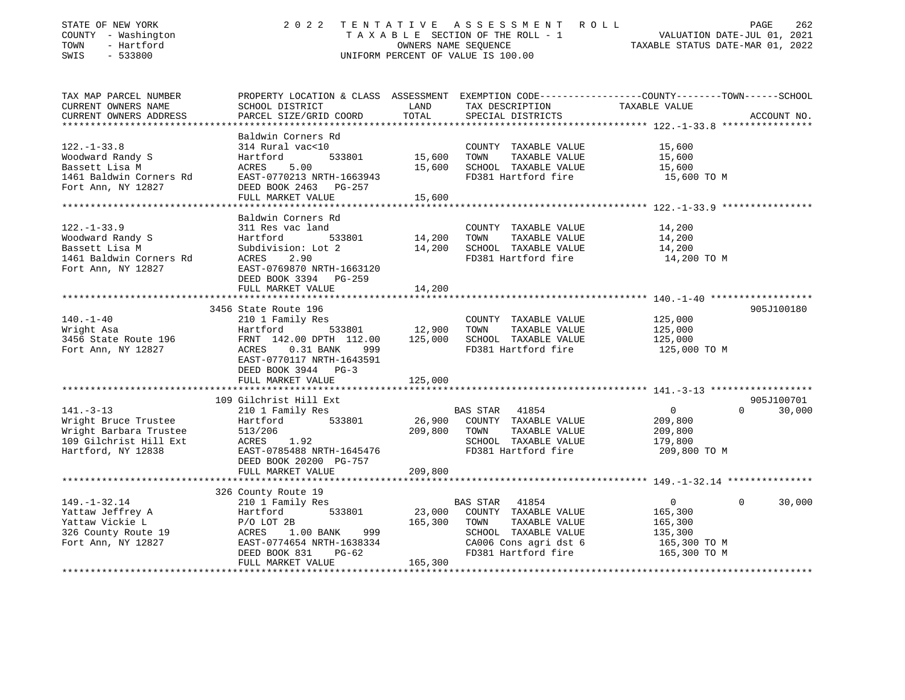STATE OF NEW YORK
COUNTY - Washington
TOWN - Hartford
SWIS - 533800

2 0 2 2 T E N T A T I V E A S S E S S M E N T R O L L
T A X A B L E SECTION OF THE ROLL - 1
OWNERS NAME SEQUENCE
UNIFORM PERCENT OF VALUE IS 100.00

VALUATION DATE-JUL 01, 2021
TAXABLE STATUS DATE-MAR 01, 2022

| TAX MAP PARCEL NUMBER / CURRENT OWNERS NAME / CURRENT OWNERS ADDRESS | PROPERTY LOCATION & CLASS / SCHOOL DISTRICT / PARCEL SIZE/GRID COORD | ASSESSMENT LAND | TOTAL | EXEMPTION CODE / TAX DESCRIPTION / SPECIAL DISTRICTS | COUNTY TAXABLE VALUE | TOWN | SCHOOL | ACCOUNT NO. |
|---|---|---|---|---|---|---|---|---|
| **122.-1-33.8** | Baldwin Corners Rd | | | | | | | |
| 122.-1-33.8 | 314 Rural vac<10 | | | COUNTY TAXABLE VALUE | 15,600 | | | |
| Woodward Randy S | Hartford 533801 | 15,600 | | TOWN TAXABLE VALUE | 15,600 | | | |
| Bassett Lisa M | ACRES 5.00 | | 15,600 | SCHOOL TAXABLE VALUE | 15,600 | | | |
| 1461 Baldwin Corners Rd | EAST-0770213 NRTH-1663943 | | | FD381 Hartford fire | 15,600 TO M | | | |
| Fort Ann, NY 12827 | DEED BOOK 2463 PG-257 | | | | | | | |
| | FULL MARKET VALUE | | 15,600 | | | | | |
| **122.-1-33.9** | Baldwin Corners Rd | | | | | | | |
| 122.-1-33.9 | 311 Res vac land | | | COUNTY TAXABLE VALUE | 14,200 | | | |
| Woodward Randy S | Hartford 533801 | 14,200 | | TOWN TAXABLE VALUE | 14,200 | | | |
| Bassett Lisa M | Subdivision: Lot 2 | | 14,200 | SCHOOL TAXABLE VALUE | 14,200 | | | |
| 1461 Baldwin Corners Rd | ACRES 2.90 | | | FD381 Hartford fire | 14,200 TO M | | | |
| Fort Ann, NY 12827 | EAST-0769870 NRTH-1663120 | | | | | | | |
| | DEED BOOK 3394 PG-259 | | | | | | | |
| | FULL MARKET VALUE | | 14,200 | | | | | |
| **140.-1-40** | 3456 State Route 196 | | | | | | | 905J100180 |
| 140.-1-40 | 210 1 Family Res | | | COUNTY TAXABLE VALUE | 125,000 | | | |
| Wright Asa | Hartford 533801 | 12,900 | | TOWN TAXABLE VALUE | 125,000 | | | |
| 3456 State Route 196 | FRNT 142.00 DPTH 112.00 | | 125,000 | SCHOOL TAXABLE VALUE | 125,000 | | | |
| Fort Ann, NY 12827 | ACRES 0.31 BANK 999 | | | FD381 Hartford fire | 125,000 TO M | | | |
| | EAST-0770117 NRTH-1643591 | | | | | | | |
| | DEED BOOK 3944 PG-3 | | | | | | | |
| | FULL MARKET VALUE | | 125,000 | | | | | |
| **141.-3-13** | 109 Gilchrist Hill Ext | | | | | | | 905J100701 |
| 141.-3-13 | 210 1 Family Res | | | BAS STAR 41854 | 0 | 0 | 30,000 | |
| Wright Bruce Trustee | Hartford 533801 | 26,900 | | COUNTY TAXABLE VALUE | 209,800 | | | |
| Wright Barbara Trustee | 513/206 | | 209,800 | TOWN TAXABLE VALUE | 209,800 | | | |
| 109 Gilchrist Hill Ext | ACRES 1.92 | | | SCHOOL TAXABLE VALUE | 179,800 | | | |
| Hartford, NY 12838 | EAST-0785488 NRTH-1645476 | | | FD381 Hartford fire | 209,800 TO M | | | |
| | DEED BOOK 20200 PG-757 | | | | | | | |
| | FULL MARKET VALUE | | 209,800 | | | | | |
| **149.-1-32.14** | 326 County Route 19 | | | | | | | |
| 149.-1-32.14 | 210 1 Family Res | | | BAS STAR 41854 | 0 | 0 | 30,000 | |
| Yattaw Jeffrey A | Hartford 533801 | 23,000 | | COUNTY TAXABLE VALUE | 165,300 | | | |
| Yattaw Vickie L | P/O LOT 2B | | 165,300 | TOWN TAXABLE VALUE | 165,300 | | | |
| 326 County Route 19 | ACRES 1.00 BANK 999 | | | SCHOOL TAXABLE VALUE | 135,300 | | | |
| Fort Ann, NY 12827 | EAST-0774654 NRTH-1638334 | | | CA006 Cons agri dst 6 | 165,300 TO M | | | |
| | DEED BOOK 831 PG-62 | | | FD381 Hartford fire | 165,300 TO M | | | |
| | FULL MARKET VALUE | | 165,300 | | | | | |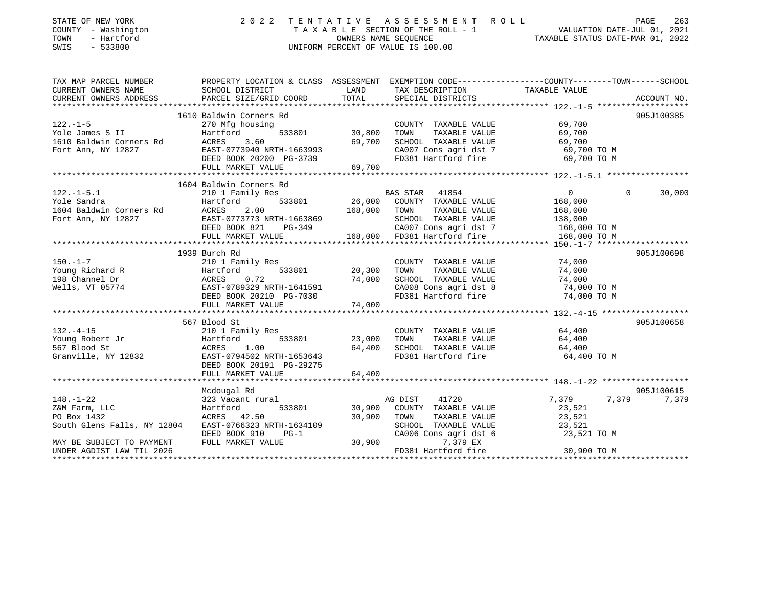STATE OF NEW YORK — 2022 TENTATIVE ASSESSMENT ROLL
COUNTY - Washington — TAXABLE SECTION OF THE ROLL - 1 — VALUATION DATE-JUL 01, 2021
TOWN - Hartford — OWNERS NAME SEQUENCE — TAXABLE STATUS DATE-MAR 01, 2022
SWIS - 533800 — UNIFORM PERCENT OF VALUE IS 100.00

| TAX MAP PARCEL NUMBER / CURRENT OWNERS NAME / CURRENT OWNERS ADDRESS | PROPERTY LOCATION & CLASS / SCHOOL DISTRICT / PARCEL SIZE/GRID COORD | ASSESSMENT LAND / TOTAL | EXEMPTION CODE / TAX DESCRIPTION / SPECIAL DISTRICTS | COUNTY TAXABLE VALUE | TOWN | SCHOOL | ACCOUNT NO. |
|---|---|---|---|---|---|---|---|
| **122.-1-5** | 1610 Baldwin Corners Rd | | | | | | 905J100385 |
| | 270 Mfg housing | | COUNTY TAXABLE VALUE | 69,700 | | | |
| Yole James S II | Hartford 533801 | 30,800 | TOWN TAXABLE VALUE | 69,700 | | | |
| 1610 Baldwin Corners Rd | ACRES 3.60 | 69,700 | SCHOOL TAXABLE VALUE | 69,700 | | | |
| Fort Ann, NY 12827 | EAST-0773940 NRTH-1663993 | | CA007 Cons agri dst 7 | 69,700 TO M | | | |
| | DEED BOOK 20200 PG-3739 | | FD381 Hartford fire | 69,700 TO M | | | |
| | FULL MARKET VALUE | 69,700 | | | | | |
| **122.-1-5.1** | 1604 Baldwin Corners Rd | | | | | | |
| | 210 1 Family Res | | BAS STAR 41854 | 0 | 0 | 30,000 | |
| Yole Sandra | Hartford 533801 | 26,000 | COUNTY TAXABLE VALUE | 168,000 | | | |
| 1604 Baldwin Corners Rd | ACRES 2.00 | 168,000 | TOWN TAXABLE VALUE | 168,000 | | | |
| Fort Ann, NY 12827 | EAST-0773773 NRTH-1663869 | | SCHOOL TAXABLE VALUE | 138,000 | | | |
| | DEED BOOK 821 PG-349 | | CA007 Cons agri dst 7 | 168,000 TO M | | | |
| | FULL MARKET VALUE | 168,000 | FD381 Hartford fire | 168,000 TO M | | | |
| **150.-1-7** | 1939 Burch Rd | | | | | | 905J100698 |
| | 210 1 Family Res | | COUNTY TAXABLE VALUE | 74,000 | | | |
| Young Richard R | Hartford 533801 | 20,300 | TOWN TAXABLE VALUE | 74,000 | | | |
| 198 Channel Dr | ACRES 0.72 | 74,000 | SCHOOL TAXABLE VALUE | 74,000 | | | |
| Wells, VT 05774 | EAST-0789329 NRTH-1641591 | | CA008 Cons agri dst 8 | 74,000 TO M | | | |
| | DEED BOOK 20210 PG-7030 | | FD381 Hartford fire | 74,000 TO M | | | |
| | FULL MARKET VALUE | 74,000 | | | | | |
| **132.-4-15** | 567 Blood St | | | | | | 905J100658 |
| | 210 1 Family Res | | COUNTY TAXABLE VALUE | 64,400 | | | |
| Young Robert Jr | Hartford 533801 | 23,000 | TOWN TAXABLE VALUE | 64,400 | | | |
| 567 Blood St | ACRES 1.00 | 64,400 | SCHOOL TAXABLE VALUE | 64,400 | | | |
| Granville, NY 12832 | EAST-0794502 NRTH-1653643 | | FD381 Hartford fire | 64,400 TO M | | | |
| | DEED BOOK 20191 PG-29275 | | | | | | |
| | FULL MARKET VALUE | 64,400 | | | | | |
| **148.-1-22** | Mcdougal Rd | | | | | | 905J100615 |
| | 323 Vacant rural | | AG DIST 41720 | 7,379 | 7,379 | 7,379 | |
| Z&M Farm, LLC | Hartford 533801 | 30,900 | COUNTY TAXABLE VALUE | 23,521 | | | |
| PO Box 1432 | ACRES 42.50 | 30,900 | TOWN TAXABLE VALUE | 23,521 | | | |
| South Glens Falls, NY 12804 | EAST-0766323 NRTH-1634109 | | SCHOOL TAXABLE VALUE | 23,521 | | | |
| | DEED BOOK 910 PG-1 | | CA006 Cons agri dst 6 | 23,521 TO M | | | |
| MAY BE SUBJECT TO PAYMENT | FULL MARKET VALUE | 30,900 | 7,379 EX | | | | |
| UNDER AGDIST LAW TIL 2026 | | | FD381 Hartford fire | 30,900 TO M | | | |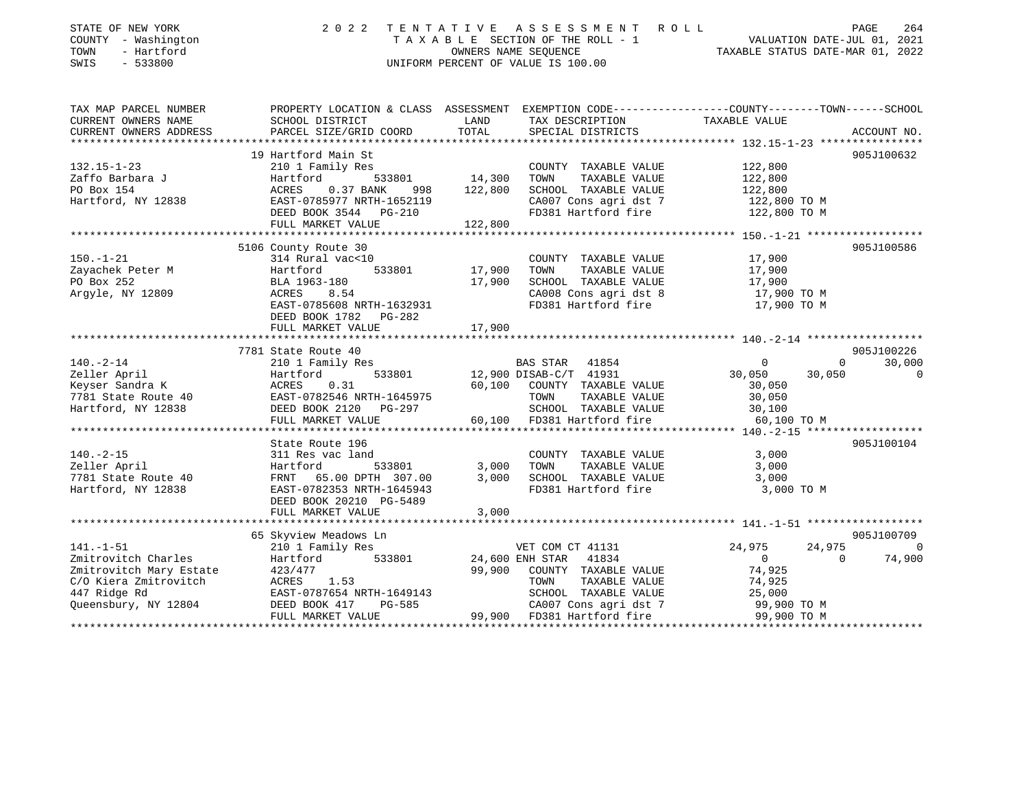STATE OF NEW YORK | 2022 TENTATIVE ASSESSMENT ROLL | VALUATION DATE-JUL 01, 2021
COUNTY - Washington | TAXABLE SECTION OF THE ROLL - 1 | TAXABLE STATUS DATE-MAR 01, 2022
TOWN - Hartford | OWNERS NAME SEQUENCE
SWIS - 533800 | UNIFORM PERCENT OF VALUE IS 100.00

| TAX MAP PARCEL NUMBER / CURRENT OWNERS NAME / CURRENT OWNERS ADDRESS | PROPERTY LOCATION & CLASS / SCHOOL DISTRICT / PARCEL SIZE/GRID COORD | ASSESSMENT LAND / TOTAL | EXEMPTION CODE / TAX DESCRIPTION / SPECIAL DISTRICTS | COUNTY TAXABLE VALUE | TOWN | SCHOOL | ACCOUNT NO. |
|---|---|---|---|---|---|---|---|
| **132.15-1-23** | 19 Hartford Main St | | | | | | 905J100632 |
| Zaffo Barbara J | 210 1 Family Res | | COUNTY TAXABLE VALUE | 122,800 | | | |
| PO Box 154 | Hartford 533801 | 14,300 | TOWN TAXABLE VALUE | 122,800 | | | |
| Hartford, NY 12838 | ACRES 0.37 BANK 998 | 122,800 | SCHOOL TAXABLE VALUE | 122,800 | | | |
| | EAST-0785977 NRTH-1652119 | | CA007 Cons agri dst 7 | 122,800 TO M | | | |
| | DEED BOOK 3544 PG-210 | | FD381 Hartford fire | 122,800 TO M | | | |
| | FULL MARKET VALUE | 122,800 | | | | | |
| **150.-1-21** | 5106 County Route 30 | | | | | | 905J100586 |
| Zayachek Peter M | 314 Rural vac<10 | | COUNTY TAXABLE VALUE | 17,900 | | | |
| PO Box 252 | Hartford 533801 | 17,900 | TOWN TAXABLE VALUE | 17,900 | | | |
| Argyle, NY 12809 | BLA 1963-180 | 17,900 | SCHOOL TAXABLE VALUE | 17,900 | | | |
| | ACRES 8.54 | | CA008 Cons agri dst 8 | 17,900 TO M | | | |
| | EAST-0785608 NRTH-1632931 | | FD381 Hartford fire | 17,900 TO M | | | |
| | DEED BOOK 1782 PG-282 | | | | | | |
| | FULL MARKET VALUE | 17,900 | | | | | |
| **140.-2-14** | 7781 State Route 40 | | | | | | 905J100226 |
| Zeller April | 210 1 Family Res | | BAS STAR 41854 | 0 | 0 | 30,000 | |
| Keyser Sandra K | Hartford 533801 | 12,900 | DISAB-C/T 41931 | 30,050 | 30,050 | 0 | |
| 7781 State Route 40 | ACRES 0.31 | 60,100 | COUNTY TAXABLE VALUE | 30,050 | | | |
| Hartford, NY 12838 | EAST-0782546 NRTH-1645975 | | TOWN TAXABLE VALUE | 30,050 | | | |
| | DEED BOOK 2120 PG-297 | | SCHOOL TAXABLE VALUE | 30,100 | | | |
| | FULL MARKET VALUE | 60,100 | FD381 Hartford fire | 60,100 TO M | | | |
| **140.-2-15** | State Route 196 | | | | | | 905J100104 |
| Zeller April | 311 Res vac land | | COUNTY TAXABLE VALUE | 3,000 | | | |
| 7781 State Route 40 | Hartford 533801 | 3,000 | TOWN TAXABLE VALUE | 3,000 | | | |
| Hartford, NY 12838 | FRNT 65.00 DPTH 307.00 | 3,000 | SCHOOL TAXABLE VALUE | 3,000 | | | |
| | EAST-0782353 NRTH-1645943 | | FD381 Hartford fire | 3,000 TO M | | | |
| | DEED BOOK 20210 PG-5489 | | | | | | |
| | FULL MARKET VALUE | 3,000 | | | | | |
| **141.-1-51** | 65 Skyview Meadows Ln | | | | | | 905J100709 |
| Zmitrovitch Charles | 210 1 Family Res | | VET COM CT 41131 | 24,975 | 24,975 | 0 | |
| Zmitrovitch Mary Estate | Hartford 533801 | 24,600 | ENH STAR 41834 | 0 | 0 | 74,900 | |
| C/O Kiera Zmitrovitch | 423/477 | 99,900 | COUNTY TAXABLE VALUE | 74,925 | | | |
| 447 Ridge Rd | ACRES 1.53 | | TOWN TAXABLE VALUE | 74,925 | | | |
| Queensbury, NY 12804 | EAST-0787654 NRTH-1649143 | | SCHOOL TAXABLE VALUE | 25,000 | | | |
| | DEED BOOK 417 PG-585 | | CA007 Cons agri dst 7 | 99,900 TO M | | | |
| | FULL MARKET VALUE | 99,900 | FD381 Hartford fire | 99,900 TO M | | | |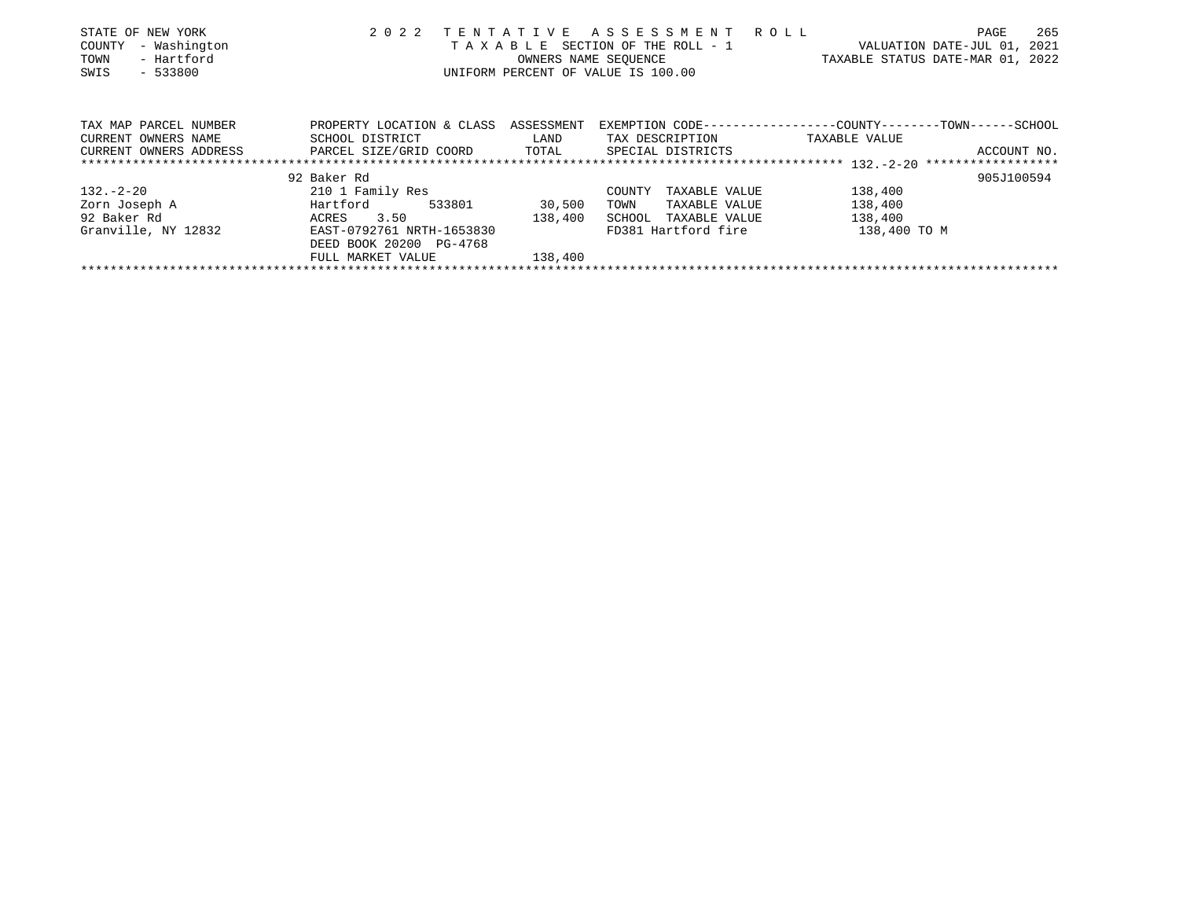STATE OF NEW YORK | 2 0 2 2 TENTATIVE ASSESSMENT ROLL
COUNTY - Washington | TAXABLE SECTION OF THE ROLL - 1 | VALUATION DATE-JUL 01, 2021
TOWN - Hartford | OWNERS NAME SEQUENCE | TAXABLE STATUS DATE-MAR 01, 2022
SWIS - 533800 | UNIFORM PERCENT OF VALUE IS 100.00

| TAX MAP PARCEL NUMBER<br>CURRENT OWNERS NAME<br>CURRENT OWNERS ADDRESS | PROPERTY LOCATION & CLASS<br>SCHOOL DISTRICT<br>PARCEL SIZE/GRID COORD | ASSESSMENT<br>LAND<br>TOTAL | EXEMPTION CODE------COUNTY-----TOWN-----SCHOOL<br>TAX DESCRIPTION<br>SPECIAL DISTRICTS | TAXABLE VALUE | ACCOUNT NO. |
|---|---|---|---|---|---|
| ************ 132.-2-20 ************ | | | | | |
| | 92 Baker Rd | | | | 905J100594 |
| 132.-2-20 | 210 1 Family Res | | COUNTY TAXABLE VALUE | 138,400 | |
| Zorn Joseph A | Hartford 533801 | 30,500 | TOWN TAXABLE VALUE | 138,400 | |
| 92 Baker Rd | ACRES 3.50 | 138,400 | SCHOOL TAXABLE VALUE | 138,400 | |
| Granville, NY 12832 | EAST-0792761 NRTH-1653830 | | FD381 Hartford fire | 138,400 TO M | |
| | DEED BOOK 20200 PG-4768 | | | | |
| | FULL MARKET VALUE | 138,400 | | | |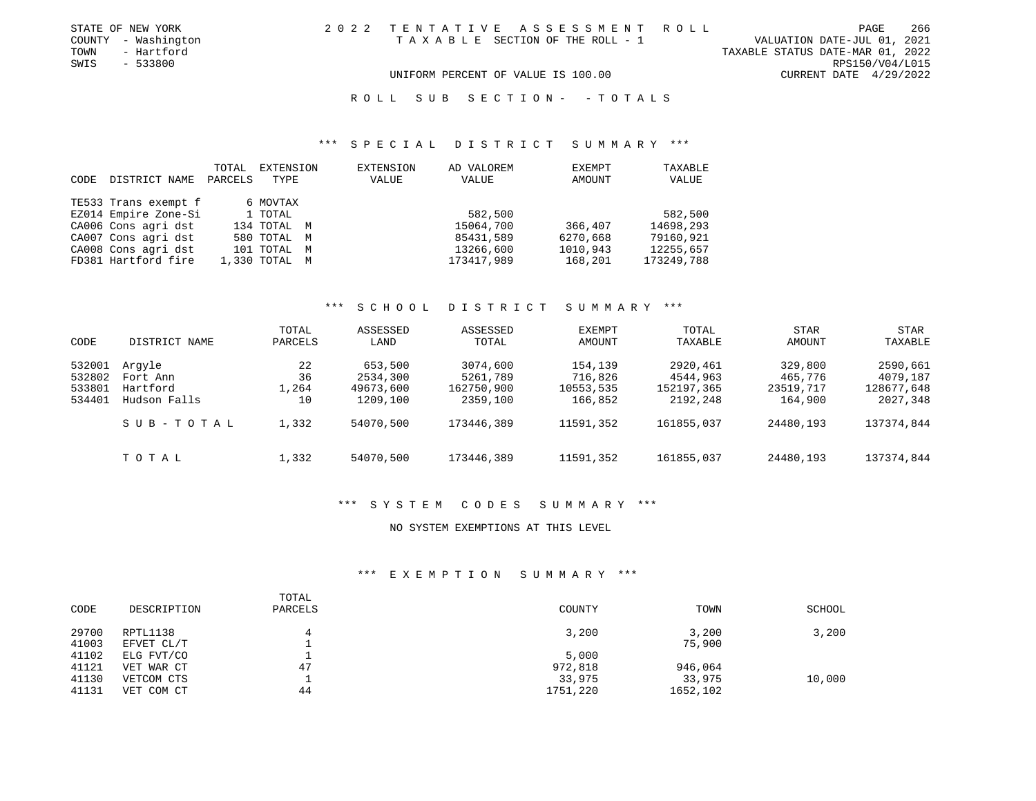STATE OF NEW YORK
COUNTY - Washington
TOWN - Hartford
SWIS - 533800

2022 TENTATIVE ASSESSMENT ROLL
TAXABLE SECTION OF THE ROLL - 1
UNIFORM PERCENT OF VALUE IS 100.00

VALUATION DATE-JUL 01, 2021
TAXABLE STATUS DATE-MAR 01, 2022
RPS150/V04/L015
CURRENT DATE 4/29/2022

ROLL SUB SECTION- - TOTALS

*** SPECIAL DISTRICT SUMMARY ***

| CODE | DISTRICT NAME | TOTAL PARCELS | EXTENSION TYPE | EXTENSION VALUE | AD VALOREM VALUE | EXEMPT AMOUNT | TAXABLE VALUE |
|---|---|---|---|---|---|---|---|
| TE533 | Trans exempt f | 6 | MOVTAX | | | | |
| EZ014 | Empire Zone-Si | 1 | TOTAL | | 582,500 | | 582,500 |
| CA006 | Cons agri dst | 134 | TOTAL M | | 15064,700 | 366,407 | 14698,293 |
| CA007 | Cons agri dst | 580 | TOTAL M | | 85431,589 | 6270,668 | 79160,921 |
| CA008 | Cons agri dst | 101 | TOTAL M | | 13266,600 | 1010,943 | 12255,657 |
| FD381 | Hartford fire | 1,330 | TOTAL M | | 173417,989 | 168,201 | 173249,788 |

*** SCHOOL DISTRICT SUMMARY ***

| CODE | DISTRICT NAME | TOTAL PARCELS | ASSESSED LAND | ASSESSED TOTAL | EXEMPT AMOUNT | TOTAL TAXABLE | STAR AMOUNT | STAR TAXABLE |
|---|---|---|---|---|---|---|---|---|
| 532001 | Argyle | 22 | 653,500 | 3074,600 | 154,139 | 2920,461 | 329,800 | 2590,661 |
| 532802 | Fort Ann | 36 | 2534,300 | 5261,789 | 716,826 | 4544,963 | 465,776 | 4079,187 |
| 533801 | Hartford | 1,264 | 49673,600 | 162750,900 | 10553,535 | 152197,365 | 23519,717 | 128677,648 |
| 534401 | Hudson Falls | 10 | 1209,100 | 2359,100 | 166,852 | 2192,248 | 164,900 | 2027,348 |
| | SUB-TOTAL | 1,332 | 54070,500 | 173446,389 | 11591,352 | 161855,037 | 24480,193 | 137374,844 |
| | TOTAL | 1,332 | 54070,500 | 173446,389 | 11591,352 | 161855,037 | 24480,193 | 137374,844 |

*** SYSTEM CODES SUMMARY ***

NO SYSTEM EXEMPTIONS AT THIS LEVEL

*** EXEMPTION SUMMARY ***

| CODE | DESCRIPTION | TOTAL PARCELS | COUNTY | TOWN | SCHOOL |
|---|---|---|---|---|---|
| 29700 | RPTL1138 | 4 | 3,200 | 3,200 | 3,200 |
| 41003 | EFVET CL/T | 1 | | 75,900 | |
| 41102 | ELG FVT/CO | 1 | 5,000 | | |
| 41121 | VET WAR CT | 47 | 972,818 | 946,064 | |
| 41130 | VETCOM CTS | 1 | 33,975 | 33,975 | 10,000 |
| 41131 | VET COM CT | 44 | 1751,220 | 1652,102 | |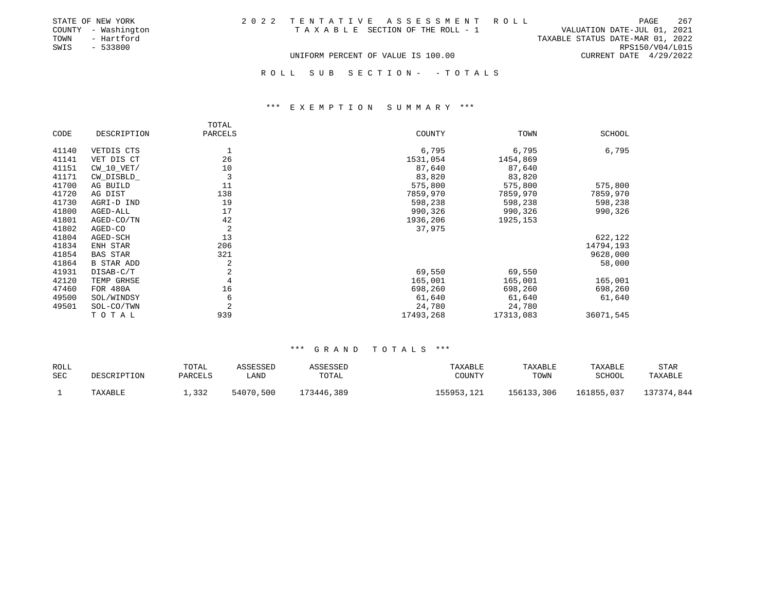STATE OF NEW YORK
COUNTY - Washington
TOWN - Hartford
SWIS - 533800

2 0 2 2 T E N T A T I V E A S S E S S M E N T R O L L
T A X A B L E SECTION OF THE ROLL - 1
UNIFORM PERCENT OF VALUE IS 100.00

VALUATION DATE-JUL 01, 2021
TAXABLE STATUS DATE-MAR 01, 2022
RPS150/V04/L015
CURRENT DATE 4/29/2022

R O L L S U B S E C T I O N - - T O T A L S

*** E X E M P T I O N S U M M A R Y ***

| CODE | DESCRIPTION | TOTAL PARCELS | COUNTY | TOWN | SCHOOL |
|---|---|---|---|---|---|
| 41140 | VETDIS CTS | 1 | 6,795 | 6,795 | 6,795 |
| 41141 | VET DIS CT | 26 | 1531,054 | 1454,869 | |
| 41151 | CW_10_VET/ | 10 | 87,640 | 87,640 | |
| 41171 | CW_DISBLD_ | 3 | 83,820 | 83,820 | |
| 41700 | AG BUILD | 11 | 575,800 | 575,800 | 575,800 |
| 41720 | AG DIST | 138 | 7859,970 | 7859,970 | 7859,970 |
| 41730 | AGRI-D IND | 19 | 598,238 | 598,238 | 598,238 |
| 41800 | AGED-ALL | 17 | 990,326 | 990,326 | 990,326 |
| 41801 | AGED-CO/TN | 42 | 1936,206 | 1925,153 | |
| 41802 | AGED-CO | 2 | 37,975 | | |
| 41804 | AGED-SCH | 13 | | | 622,122 |
| 41834 | ENH STAR | 206 | | | 14794,193 |
| 41854 | BAS STAR | 321 | | | 9628,000 |
| 41864 | B STAR ADD | 2 | | | 58,000 |
| 41931 | DISAB-C/T | 2 | 69,550 | 69,550 | |
| 42120 | TEMP GRHSE | 4 | 165,001 | 165,001 | 165,001 |
| 47460 | FOR 480A | 16 | 698,260 | 698,260 | 698,260 |
| 49500 | SOL/WINDSY | 6 | 61,640 | 61,640 | 61,640 |
| 49501 | SOL-CO/TWN | 2 | 24,780 | 24,780 | |
| | T O T A L | 939 | 17493,268 | 17313,083 | 36071,545 |

*** G R A N D T O T A L S ***

| ROLL SEC | DESCRIPTION | TOTAL PARCELS | ASSESSED LAND | ASSESSED TOTAL | TAXABLE COUNTY | TAXABLE TOWN | TAXABLE SCHOOL | STAR TAXABLE |
|---|---|---|---|---|---|---|---|---|
| 1 | TAXABLE | 1,332 | 54070,500 | 173446,389 | 155953,121 | 156133,306 | 161855,037 | 137374,844 |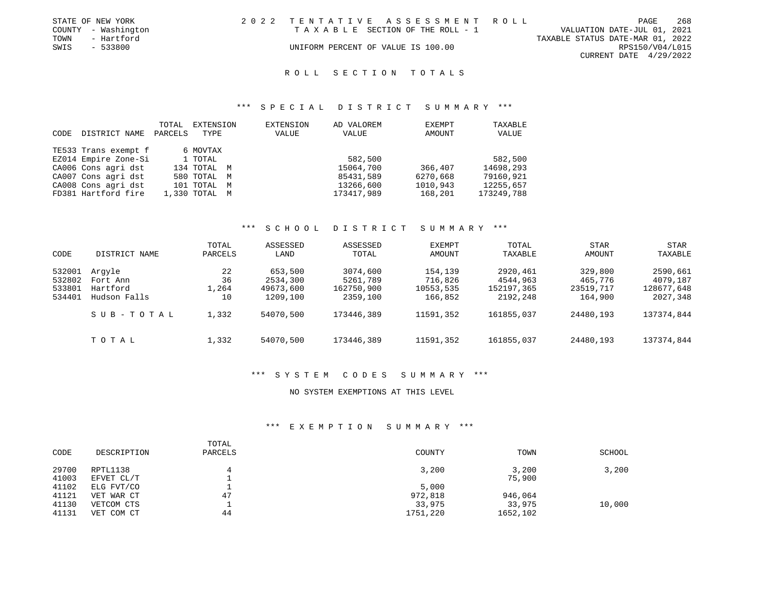STATE OF NEW YORK
COUNTY - Washington
TOWN - Hartford
SWIS - 533800

# 2022 TENTATIVE ASSESSMENT ROLL

TAXABLE SECTION OF THE ROLL - 1

UNIFORM PERCENT OF VALUE IS 100.00

VALUATION DATE-JUL 01, 2021
TAXABLE STATUS DATE-MAR 01, 2022
RPS150/V04/L015
CURRENT DATE 4/29/2022

## ROLL SECTION TOTALS

### *** SPECIAL DISTRICT SUMMARY ***

| CODE | DISTRICT NAME | TOTAL PARCELS | EXTENSION TYPE | EXTENSION VALUE | AD VALOREM VALUE | EXEMPT AMOUNT | TAXABLE VALUE |
|---|---|---|---|---|---|---|---|
| TE533 | Trans exempt f | 6 | MOVTAX | | | | |
| EZ014 | Empire Zone-Si | 1 | TOTAL | | 582,500 | | 582,500 |
| CA006 | Cons agri dst | 134 | TOTAL M | | 15064,700 | 366,407 | 14698,293 |
| CA007 | Cons agri dst | 580 | TOTAL M | | 85431,589 | 6270,668 | 79160,921 |
| CA008 | Cons agri dst | 101 | TOTAL M | | 13266,600 | 1010,943 | 12255,657 |
| FD381 | Hartford fire | 1,330 | TOTAL M | | 173417,989 | 168,201 | 173249,788 |

### *** SCHOOL DISTRICT SUMMARY ***

| CODE | DISTRICT NAME | TOTAL PARCELS | ASSESSED LAND | ASSESSED TOTAL | EXEMPT AMOUNT | TOTAL TAXABLE | STAR AMOUNT | STAR TAXABLE |
|---|---|---|---|---|---|---|---|---|
| 532001 | Argyle | 22 | 653,500 | 3074,600 | 154,139 | 2920,461 | 329,800 | 2590,661 |
| 532802 | Fort Ann | 36 | 2534,300 | 5261,789 | 716,826 | 4544,963 | 465,776 | 4079,187 |
| 533801 | Hartford | 1,264 | 49673,600 | 162750,900 | 10553,535 | 152197,365 | 23519,717 | 128677,648 |
| 534401 | Hudson Falls | 10 | 1209,100 | 2359,100 | 166,852 | 2192,248 | 164,900 | 2027,348 |
| | SUB-TOTAL | 1,332 | 54070,500 | 173446,389 | 11591,352 | 161855,037 | 24480,193 | 137374,844 |
| | TOTAL | 1,332 | 54070,500 | 173446,389 | 11591,352 | 161855,037 | 24480,193 | 137374,844 |

### *** SYSTEM CODES SUMMARY ***

NO SYSTEM EXEMPTIONS AT THIS LEVEL

### *** EXEMPTION SUMMARY ***

| CODE | DESCRIPTION | TOTAL PARCELS | COUNTY | TOWN | SCHOOL |
|---|---|---|---|---|---|
| 29700 | RPTL1138 | 4 | 3,200 | 3,200 | 3,200 |
| 41003 | EFVET CL/T | 1 | | 75,900 | |
| 41102 | ELG FVT/CO | 1 | 5,000 | | |
| 41121 | VET WAR CT | 47 | 972,818 | 946,064 | |
| 41130 | VETCOM CTS | 1 | 33,975 | 33,975 | 10,000 |
| 41131 | VET COM CT | 44 | 1751,220 | 1652,102 | |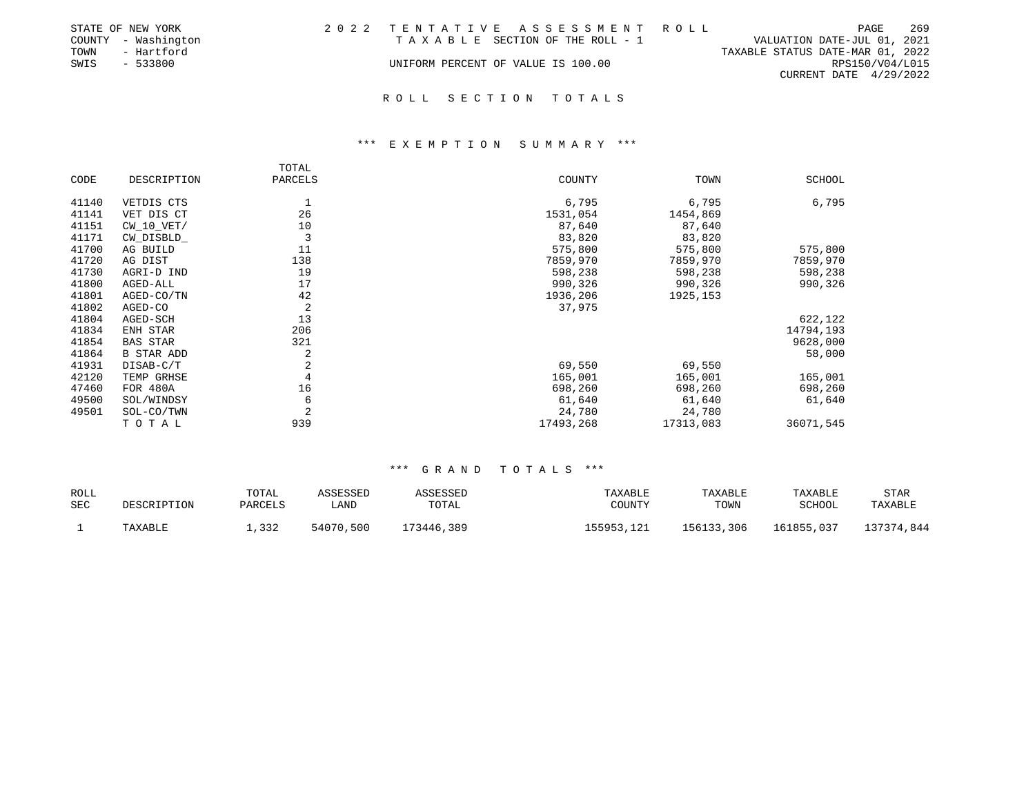STATE OF NEW YORK
COUNTY - Washington
TOWN - Hartford
SWIS - 533800

2022 TENTATIVE ASSESSMENT ROLL
TAXABLE SECTION OF THE ROLL - 1
UNIFORM PERCENT OF VALUE IS 100.00

VALUATION DATE-JUL 01, 2021
TAXABLE STATUS DATE-MAR 01, 2022
RPS150/V04/L015
CURRENT DATE 4/29/2022

## ROLL SECTION TOTALS

### *** EXEMPTION SUMMARY ***

| CODE | DESCRIPTION | TOTAL PARCELS | COUNTY | TOWN | SCHOOL |
|---|---|---|---|---|---|
| 41140 | VETDIS CTS | 1 | 6,795 | 6,795 | 6,795 |
| 41141 | VET DIS CT | 26 | 1531,054 | 1454,869 | |
| 41151 | CW_10_VET/ | 10 | 87,640 | 87,640 | |
| 41171 | CW_DISBLD_ | 3 | 83,820 | 83,820 | |
| 41700 | AG BUILD | 11 | 575,800 | 575,800 | 575,800 |
| 41720 | AG DIST | 138 | 7859,970 | 7859,970 | 7859,970 |
| 41730 | AGRI-D IND | 19 | 598,238 | 598,238 | 598,238 |
| 41800 | AGED-ALL | 17 | 990,326 | 990,326 | 990,326 |
| 41801 | AGED-CO/TN | 42 | 1936,206 | 1925,153 | |
| 41802 | AGED-CO | 2 | 37,975 | | |
| 41804 | AGED-SCH | 13 | | | 622,122 |
| 41834 | ENH STAR | 206 | | | 14794,193 |
| 41854 | BAS STAR | 321 | | | 9628,000 |
| 41864 | B STAR ADD | 2 | | | 58,000 |
| 41931 | DISAB-C/T | 2 | 69,550 | 69,550 | |
| 42120 | TEMP GRHSE | 4 | 165,001 | 165,001 | 165,001 |
| 47460 | FOR 480A | 16 | 698,260 | 698,260 | 698,260 |
| 49500 | SOL/WINDSY | 6 | 61,640 | 61,640 | 61,640 |
| 49501 | SOL-CO/TWN | 2 | 24,780 | 24,780 | |
| | TOTAL | 939 | 17493,268 | 17313,083 | 36071,545 |

### *** GRAND TOTALS ***

| ROLL SEC | DESCRIPTION | TOTAL PARCELS | ASSESSED LAND | ASSESSED TOTAL | TAXABLE COUNTY | TAXABLE TOWN | TAXABLE SCHOOL | STAR TAXABLE |
|---|---|---|---|---|---|---|---|---|
| 1 | TAXABLE | 1,332 | 54070,500 | 173446,389 | 155953,121 | 156133,306 | 161855,037 | 137374,844 |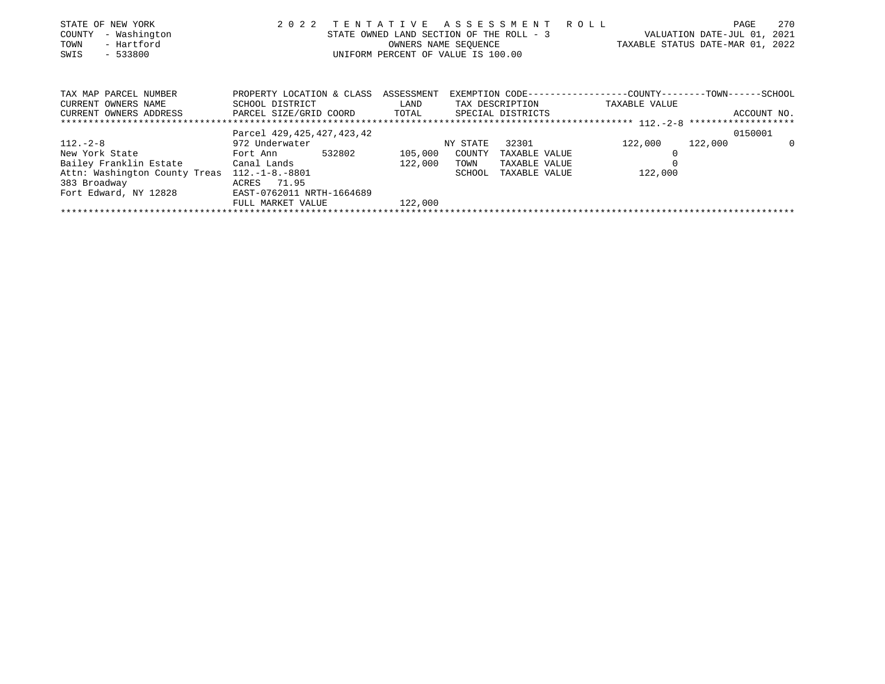STATE OF NEW YORK
COUNTY - Washington
TOWN - Hartford
SWIS - 533800

2 0 2 2 T E N T A T I V E A S S E S S M E N T R O L L
STATE OWNED LAND SECTION OF THE ROLL - 3
OWNERS NAME SEQUENCE
UNIFORM PERCENT OF VALUE IS 100.00

VALUATION DATE-JUL 01, 2021
TAXABLE STATUS DATE-MAR 01, 2022

| TAX MAP PARCEL NUMBER<br>CURRENT OWNERS NAME<br>CURRENT OWNERS ADDRESS | PROPERTY LOCATION & CLASS<br>SCHOOL DISTRICT<br>PARCEL SIZE/GRID COORD | ASSESSMENT<br>LAND<br>TOTAL | EXEMPTION CODE<br>TAX DESCRIPTION<br>SPECIAL DISTRICTS | COUNTY<br>TAXABLE VALUE | TOWN | SCHOOL<br>ACCOUNT NO. |
|---|---|---|---|---|---|---|
| | Parcel 429,425,427,423,42 | | | 112.-2-8 | | 0150001 |
| 112.-2-8 | 972 Underwater | | NY STATE 32301 | 122,000 | 122,000 | 0 |
| New York State | Fort Ann 532802 | 105,000 | COUNTY TAXABLE VALUE | 0 | | |
| Bailey Franklin Estate | Canal Lands | 122,000 | TOWN TAXABLE VALUE | 0 | | |
| Attn: Washington County Treas | 112.-1-8.-8801 | | SCHOOL TAXABLE VALUE | 122,000 | | |
| 383 Broadway | ACRES 71.95 | | | | | |
| Fort Edward, NY 12828 | EAST-0762011 NRTH-1664689 | | | | | |
| | FULL MARKET VALUE | 122,000 | | | | |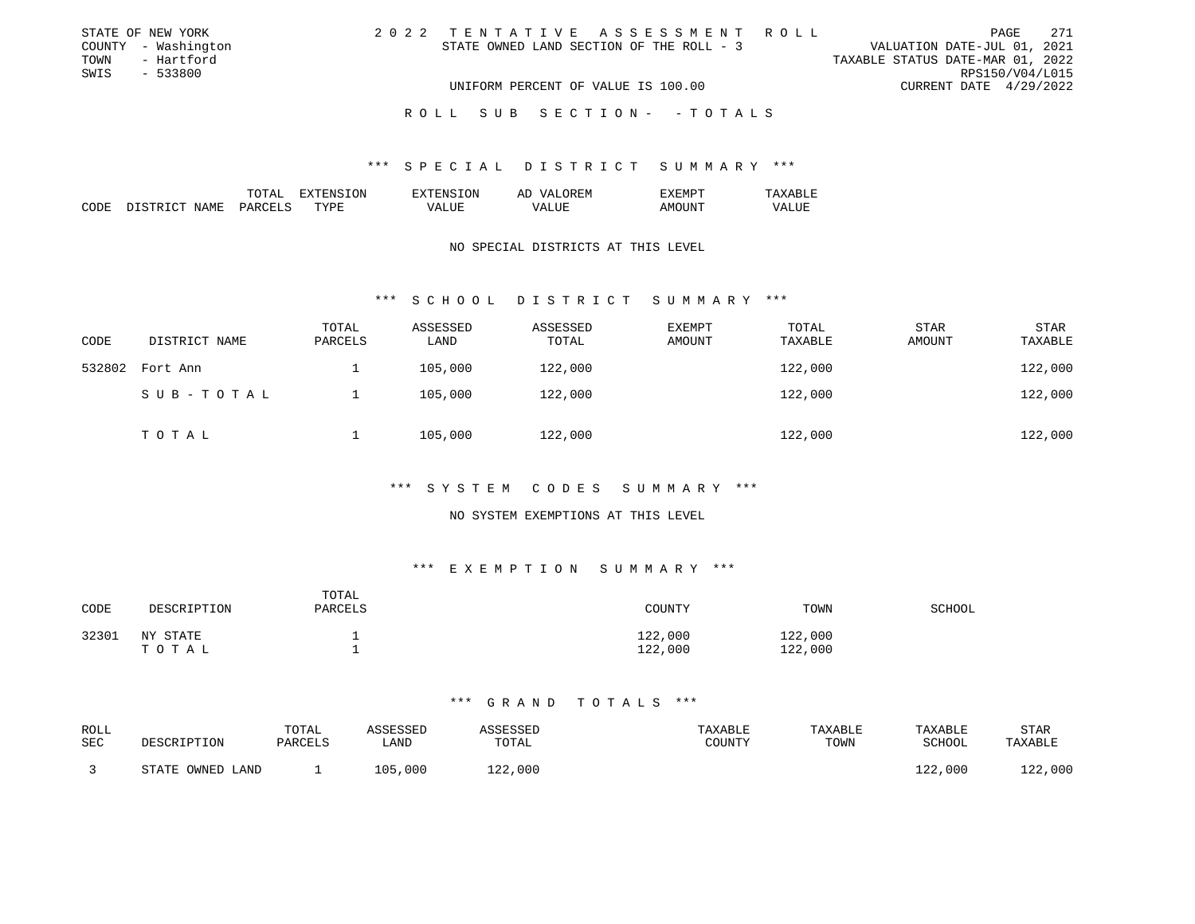STATE OF NEW YORK
COUNTY - Washington
TOWN - Hartford
SWIS - 533800

2 0 2 2 TENTATIVE ASSESSMENT ROLL
STATE OWNED LAND SECTION OF THE ROLL - 3
UNIFORM PERCENT OF VALUE IS 100.00

VALUATION DATE-JUL 01, 2021
TAXABLE STATUS DATE-MAR 01, 2022
RPS150/V04/L015
CURRENT DATE 4/29/2022

ROLL SUB SECTION- - TOTALS

### *** SPECIAL DISTRICT SUMMARY ***

| CODE | DISTRICT NAME | TOTAL PARCELS | EXTENSION TYPE | EXTENSION VALUE | AD VALOREM VALUE | EXEMPT AMOUNT | TAXABLE VALUE |
|---|---|---|---|---|---|---|---|

NO SPECIAL DISTRICTS AT THIS LEVEL

### *** SCHOOL DISTRICT SUMMARY ***

| CODE | DISTRICT NAME | TOTAL PARCELS | ASSESSED LAND | ASSESSED TOTAL | EXEMPT AMOUNT | TOTAL TAXABLE | STAR AMOUNT | STAR TAXABLE |
|---|---|---|---|---|---|---|---|---|
| 532802 | Fort Ann | 1 | 105,000 | 122,000 | | 122,000 | | 122,000 |
| | S U B - T O T A L | 1 | 105,000 | 122,000 | | 122,000 | | 122,000 |
| | T O T A L | 1 | 105,000 | 122,000 | | 122,000 | | 122,000 |

### *** SYSTEM CODES SUMMARY ***

NO SYSTEM EXEMPTIONS AT THIS LEVEL

### *** EXEMPTION SUMMARY ***

| CODE | DESCRIPTION | TOTAL PARCELS | COUNTY | TOWN | SCHOOL |
|---|---|---|---|---|---|
| 32301 | NY STATE | 1 | 122,000 | 122,000 | |
| | T O T A L | 1 | 122,000 | 122,000 | |

### *** GRAND TOTALS ***

| ROLL SEC | DESCRIPTION | TOTAL PARCELS | ASSESSED LAND | ASSESSED TOTAL | TAXABLE COUNTY | TAXABLE TOWN | TAXABLE SCHOOL | STAR TAXABLE |
|---|---|---|---|---|---|---|---|---|
| 3 | STATE OWNED LAND | 1 | 105,000 | 122,000 | | | 122,000 | 122,000 |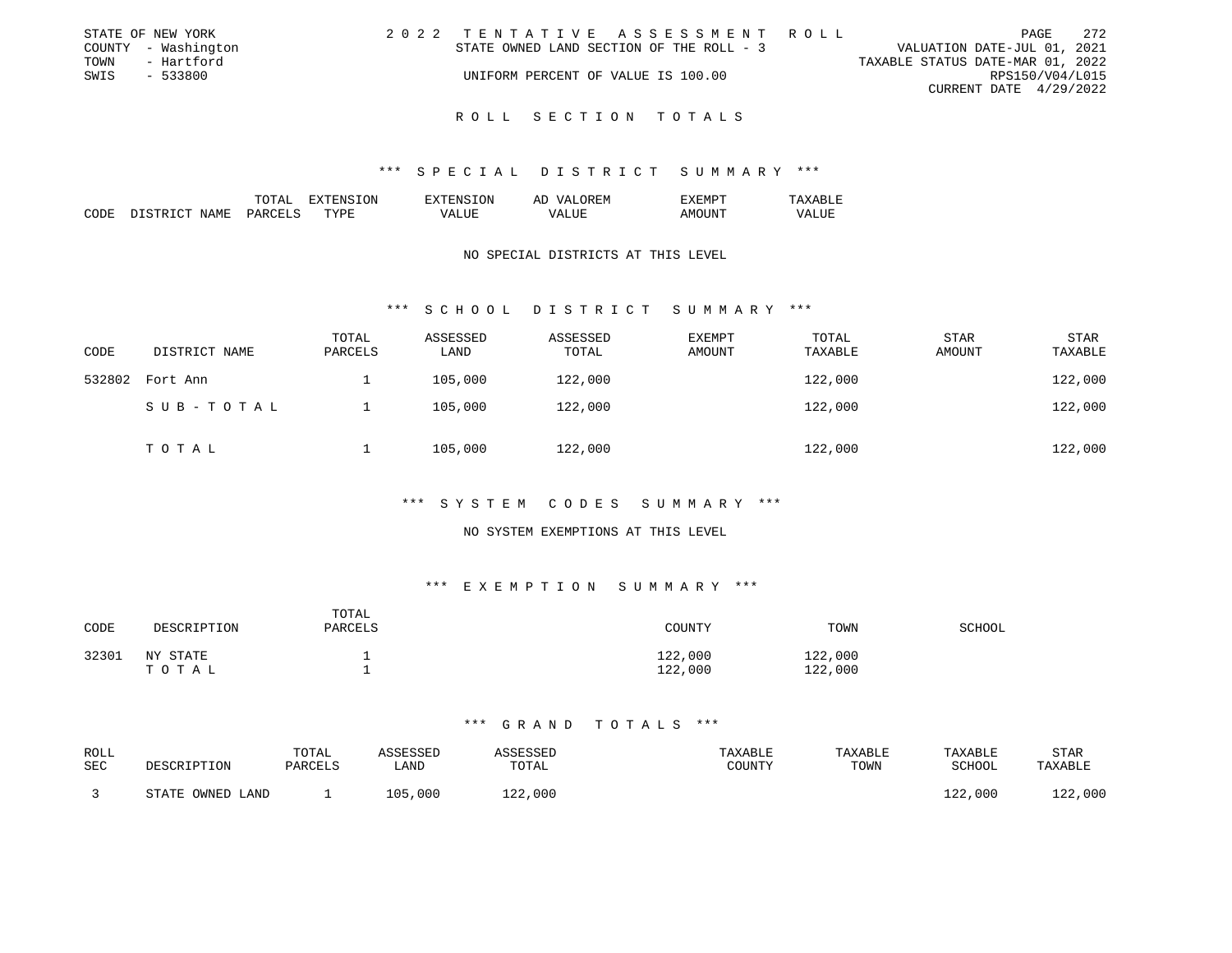STATE OF NEW YORK
COUNTY - Washington
TOWN - Hartford
SWIS - 533800

2022 TENTATIVE ASSESSMENT ROLL
STATE OWNED LAND SECTION OF THE ROLL - 3
UNIFORM PERCENT OF VALUE IS 100.00

VALUATION DATE-JUL 01, 2021
TAXABLE STATUS DATE-MAR 01, 2022
RPS150/V04/L015
CURRENT DATE 4/29/2022

# ROLL SECTION TOTALS

## *** SPECIAL DISTRICT SUMMARY ***

| CODE | DISTRICT NAME | TOTAL PARCELS | EXTENSION TYPE | EXTENSION VALUE | AD VALOREM VALUE | EXEMPT AMOUNT | TAXABLE VALUE |
|---|---|---|---|---|---|---|---|

NO SPECIAL DISTRICTS AT THIS LEVEL

## *** SCHOOL DISTRICT SUMMARY ***

| CODE | DISTRICT NAME | TOTAL PARCELS | ASSESSED LAND | ASSESSED TOTAL | EXEMPT AMOUNT | TOTAL TAXABLE | STAR AMOUNT | STAR TAXABLE |
|---|---|---|---|---|---|---|---|---|
| 532802 | Fort Ann | 1 | 105,000 | 122,000 | | 122,000 | | 122,000 |
| | SUB-TOTAL | 1 | 105,000 | 122,000 | | 122,000 | | 122,000 |
| | TOTAL | 1 | 105,000 | 122,000 | | 122,000 | | 122,000 |

## *** SYSTEM CODES SUMMARY ***

NO SYSTEM EXEMPTIONS AT THIS LEVEL

## *** EXEMPTION SUMMARY ***

| CODE | DESCRIPTION | TOTAL PARCELS | COUNTY | TOWN | SCHOOL |
|---|---|---|---|---|---|
| 32301 | NY STATE | 1 | 122,000 | 122,000 | |
| | TOTAL | 1 | 122,000 | 122,000 | |

## *** GRAND TOTALS ***

| ROLL SEC | DESCRIPTION | TOTAL PARCELS | ASSESSED LAND | ASSESSED TOTAL | TAXABLE COUNTY | TAXABLE TOWN | TAXABLE SCHOOL | STAR TAXABLE |
|---|---|---|---|---|---|---|---|---|
| 3 | STATE OWNED LAND | 1 | 105,000 | 122,000 | | | 122,000 | 122,000 |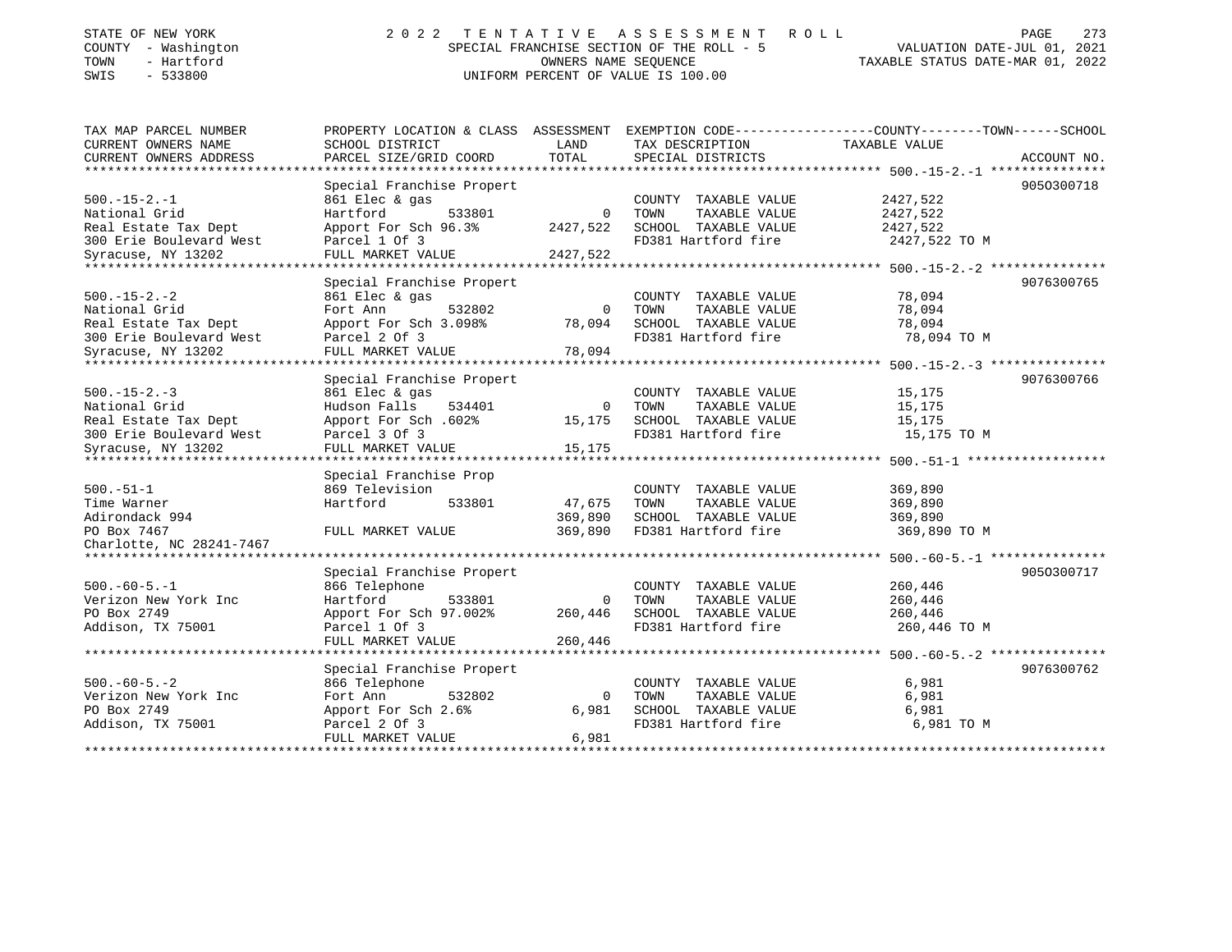STATE OF NEW YORK
COUNTY - Washington
TOWN - Hartford
SWIS - 533800

2022 TENTATIVE ASSESSMENT ROLL
SPECIAL FRANCHISE SECTION OF THE ROLL - 5
OWNERS NAME SEQUENCE
UNIFORM PERCENT OF VALUE IS 100.00

VALUATION DATE-JUL 01, 2021
TAXABLE STATUS DATE-MAR 01, 2022

| TAX MAP PARCEL NUMBER / CURRENT OWNERS NAME / CURRENT OWNERS ADDRESS | PROPERTY LOCATION & CLASS / SCHOOL DISTRICT / PARCEL SIZE/GRID COORD | LAND | ASSESSMENT TOTAL | EXEMPTION CODE / TAX DESCRIPTION / SPECIAL DISTRICTS | COUNTY--------TOWN------SCHOOL TAXABLE VALUE | ACCOUNT NO. |
|---|---|---|---|---|---|---|
| 500.-15-2.-1 | Special Franchise Propert | | | | | 9050300718 |
| National Grid | 861 Elec & gas | | | COUNTY TAXABLE VALUE | 2427,522 | |
| Real Estate Tax Dept | Hartford 533801 | 0 | | TOWN TAXABLE VALUE | 2427,522 | |
| 300 Erie Boulevard West | Apport For Sch 96.3% | | 2427,522 | SCHOOL TAXABLE VALUE | 2427,522 | |
| Syracuse, NY 13202 | Parcel 1 Of 3 | | | FD381 Hartford fire | 2427,522 TO M | |
| | FULL MARKET VALUE | | 2427,522 | | | |
| 500.-15-2.-2 | Special Franchise Propert | | | | | 9076300765 |
| National Grid | 861 Elec & gas | | | COUNTY TAXABLE VALUE | 78,094 | |
| Real Estate Tax Dept | Fort Ann 532802 | 0 | | TOWN TAXABLE VALUE | 78,094 | |
| 300 Erie Boulevard West | Apport For Sch 3.098% | | 78,094 | SCHOOL TAXABLE VALUE | 78,094 | |
| Syracuse, NY 13202 | Parcel 2 Of 3 | | | FD381 Hartford fire | 78,094 TO M | |
| | FULL MARKET VALUE | | 78,094 | | | |
| 500.-15-2.-3 | Special Franchise Propert | | | | | 9076300766 |
| National Grid | 861 Elec & gas | | | COUNTY TAXABLE VALUE | 15,175 | |
| Real Estate Tax Dept | Hudson Falls 534401 | 0 | | TOWN TAXABLE VALUE | 15,175 | |
| 300 Erie Boulevard West | Apport For Sch .602% | | 15,175 | SCHOOL TAXABLE VALUE | 15,175 | |
| Syracuse, NY 13202 | Parcel 3 Of 3 | | | FD381 Hartford fire | 15,175 TO M | |
| | FULL MARKET VALUE | | 15,175 | | | |
| 500.-51-1 | Special Franchise Prop | | | | | |
| Time Warner | 869 Television | | | COUNTY TAXABLE VALUE | 369,890 | |
| Adirondack 994 | Hartford 533801 | 47,675 | | TOWN TAXABLE VALUE | 369,890 | |
| PO Box 7467 | | | 369,890 | SCHOOL TAXABLE VALUE | 369,890 | |
| Charlotte, NC 28241-7467 | FULL MARKET VALUE | | 369,890 | FD381 Hartford fire | 369,890 TO M | |
| 500.-60-5.-1 | Special Franchise Propert | | | | | 9050300717 |
| Verizon New York Inc | 866 Telephone | | | COUNTY TAXABLE VALUE | 260,446 | |
| PO Box 2749 | Hartford 533801 | 0 | | TOWN TAXABLE VALUE | 260,446 | |
| Addison, TX 75001 | Apport For Sch 97.002% | | 260,446 | SCHOOL TAXABLE VALUE | 260,446 | |
| | Parcel 1 Of 3 | | | FD381 Hartford fire | 260,446 TO M | |
| | FULL MARKET VALUE | | 260,446 | | | |
| 500.-60-5.-2 | Special Franchise Propert | | | | | 9076300762 |
| Verizon New York Inc | 866 Telephone | | | COUNTY TAXABLE VALUE | 6,981 | |
| PO Box 2749 | Fort Ann 532802 | 0 | | TOWN TAXABLE VALUE | 6,981 | |
| Addison, TX 75001 | Apport For Sch 2.6% | | 6,981 | SCHOOL TAXABLE VALUE | 6,981 | |
| | Parcel 2 Of 3 | | | FD381 Hartford fire | 6,981 TO M | |
| | FULL MARKET VALUE | | 6,981 | | | |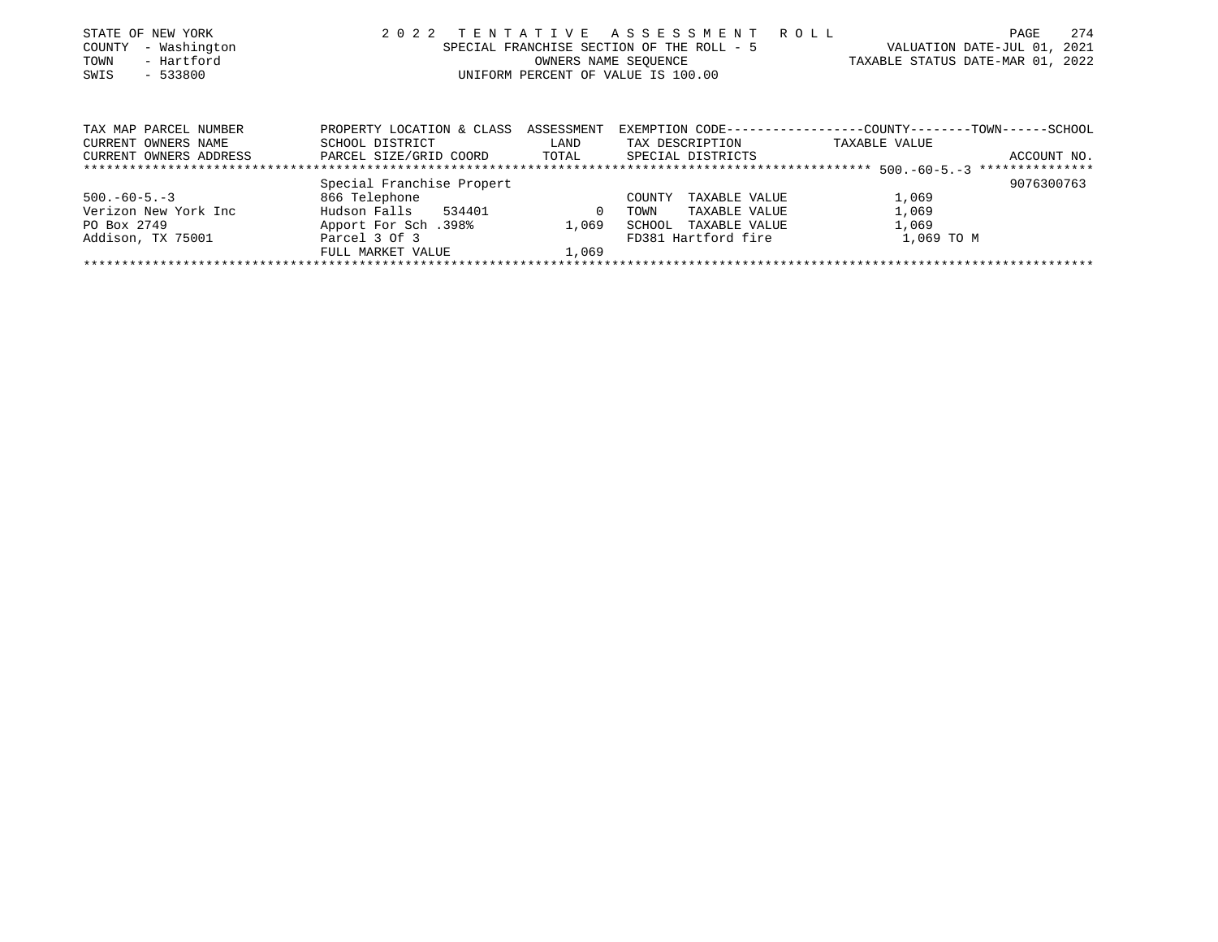STATE OF NEW YORK
COUNTY - Washington
TOWN - Hartford
SWIS - 533800

2022 TENTATIVE ASSESSMENT ROLL
SPECIAL FRANCHISE SECTION OF THE ROLL - 5
OWNERS NAME SEQUENCE
UNIFORM PERCENT OF VALUE IS 100.00

VALUATION DATE-JUL 01, 2021
TAXABLE STATUS DATE-MAR 01, 2022

| TAX MAP PARCEL NUMBER<br>CURRENT OWNERS NAME<br>CURRENT OWNERS ADDRESS | PROPERTY LOCATION & CLASS<br>SCHOOL DISTRICT<br>PARCEL SIZE/GRID COORD | ASSESSMENT<br>LAND<br>TOTAL | EXEMPTION CODE<br>TAX DESCRIPTION<br>SPECIAL DISTRICTS | COUNTY--------TOWN------SCHOOL<br>TAXABLE VALUE | ACCOUNT NO. |
|---|---|---|---|---|---|
| | Special Franchise Propert | | | 500.-60-5.-3 | 9076300763 |
| 500.-60-5.-3 | 866 Telephone | | COUNTY TAXABLE VALUE | 1,069 | |
| Verizon New York Inc | Hudson Falls 534401 | 0 | TOWN TAXABLE VALUE | 1,069 | |
| PO Box 2749 | Apport For Sch .398% | 1,069 | SCHOOL TAXABLE VALUE | 1,069 | |
| Addison, TX 75001 | Parcel 3 Of 3 | | FD381 Hartford fire | 1,069 TO M | |
| | FULL MARKET VALUE | 1,069 | | | |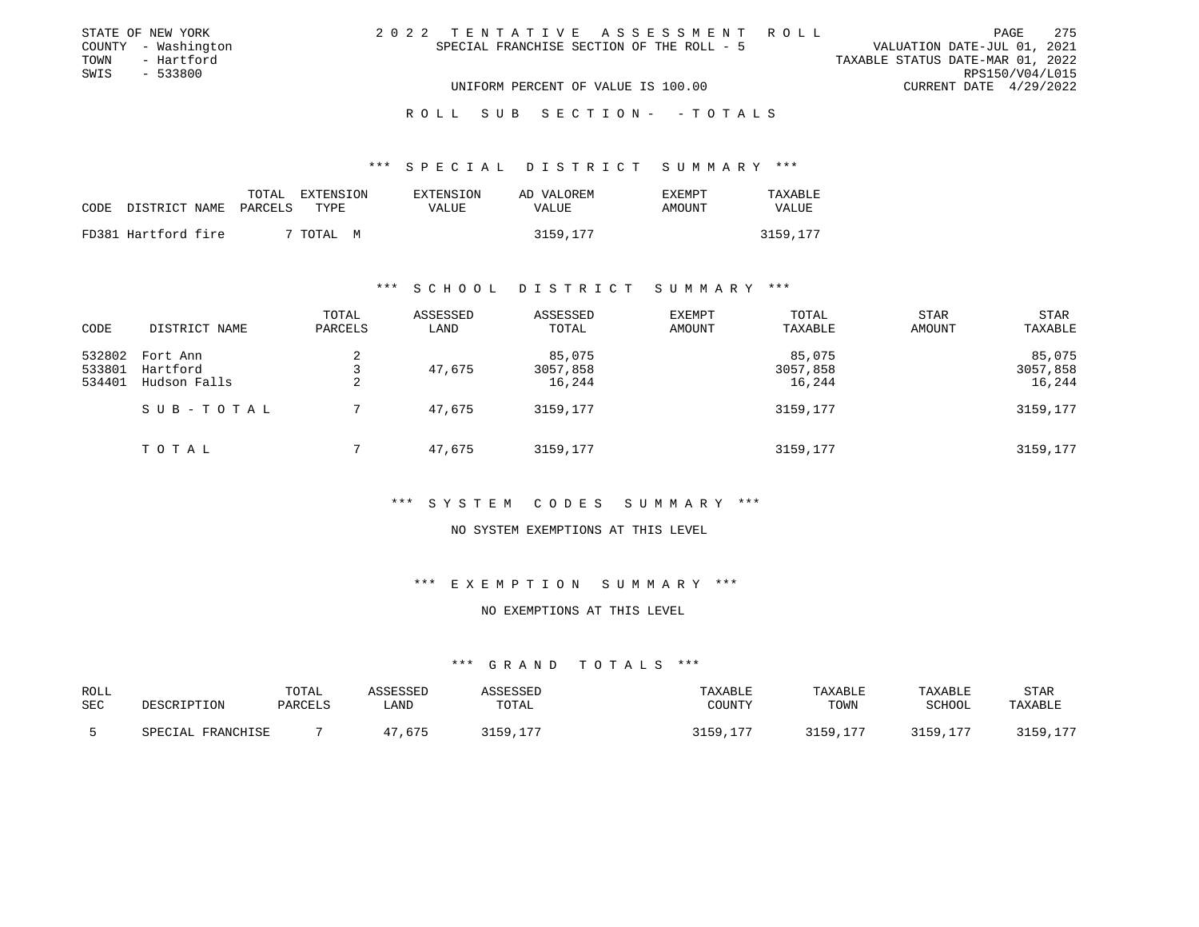STATE OF NEW YORK
COUNTY - Washington
TOWN - Hartford
SWIS - 533800

# 2022 TENTATIVE ASSESSMENT ROLL

SPECIAL FRANCHISE SECTION OF THE ROLL - 5

UNIFORM PERCENT OF VALUE IS 100.00

VALUATION DATE-JUL 01, 2021
TAXABLE STATUS DATE-MAR 01, 2022
RPS150/V04/L015
CURRENT DATE 4/29/2022

## ROLL SUB SECTION- - TOTALS

### *** SPECIAL DISTRICT SUMMARY ***

| CODE DISTRICT NAME | TOTAL PARCELS | EXTENSION TYPE | EXTENSION VALUE | AD VALOREM VALUE | EXEMPT AMOUNT | TAXABLE VALUE |
|---|---|---|---|---|---|---|
| FD381 Hartford fire | 7 | TOTAL M | | 3159,177 | | 3159,177 |

### *** SCHOOL DISTRICT SUMMARY ***

| CODE | DISTRICT NAME | TOTAL PARCELS | ASSESSED LAND | ASSESSED TOTAL | EXEMPT AMOUNT | TOTAL TAXABLE | STAR AMOUNT | STAR TAXABLE |
|---|---|---|---|---|---|---|---|---|
| 532802 | Fort Ann | 2 | | 85,075 | | 85,075 | | 85,075 |
| 533801 | Hartford | 3 | 47,675 | 3057,858 | | 3057,858 | | 3057,858 |
| 534401 | Hudson Falls | 2 | | 16,244 | | 16,244 | | 16,244 |
| | SUB-TOTAL | 7 | 47,675 | 3159,177 | | 3159,177 | | 3159,177 |
| | TOTAL | 7 | 47,675 | 3159,177 | | 3159,177 | | 3159,177 |

### *** SYSTEM CODES SUMMARY ***

NO SYSTEM EXEMPTIONS AT THIS LEVEL

### *** EXEMPTION SUMMARY ***

NO EXEMPTIONS AT THIS LEVEL

### *** GRAND TOTALS ***

| ROLL SEC | DESCRIPTION | TOTAL PARCELS | ASSESSED LAND | ASSESSED TOTAL | TAXABLE COUNTY | TAXABLE TOWN | TAXABLE SCHOOL | STAR TAXABLE |
|---|---|---|---|---|---|---|---|---|
| 5 | SPECIAL FRANCHISE | 7 | 47,675 | 3159,177 | 3159,177 | 3159,177 | 3159,177 | 3159,177 |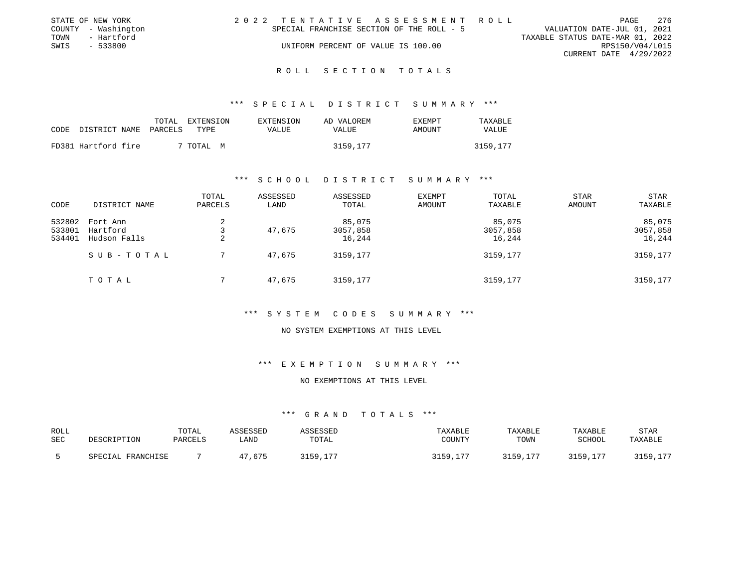STATE OF NEW YORK
COUNTY - Washington
TOWN - Hartford
SWIS - 533800

2022 TENTATIVE ASSESSMENT ROLL
SPECIAL FRANCHISE SECTION OF THE ROLL - 5
UNIFORM PERCENT OF VALUE IS 100.00

VALUATION DATE-JUL 01, 2021
TAXABLE STATUS DATE-MAR 01, 2022
RPS150/V04/L015
CURRENT DATE 4/29/2022

## ROLL SECTION TOTALS

### *** SPECIAL DISTRICT SUMMARY ***

| CODE | DISTRICT NAME | TOTAL PARCELS | EXTENSION TYPE | EXTENSION VALUE | AD VALOREM VALUE | EXEMPT AMOUNT | TAXABLE VALUE |
|---|---|---|---|---|---|---|---|
| FD381 | Hartford fire | 7 | TOTAL M | | 3159,177 | | 3159,177 |

### *** SCHOOL DISTRICT SUMMARY ***

| CODE | DISTRICT NAME | TOTAL PARCELS | ASSESSED LAND | ASSESSED TOTAL | EXEMPT AMOUNT | TOTAL TAXABLE | STAR AMOUNT | STAR TAXABLE |
|---|---|---|---|---|---|---|---|---|
| 532802 | Fort Ann | 2 | | 85,075 | | 85,075 | | 85,075 |
| 533801 | Hartford | 3 | 47,675 | 3057,858 | | 3057,858 | | 3057,858 |
| 534401 | Hudson Falls | 2 | | 16,244 | | 16,244 | | 16,244 |
| | SUB-TOTAL | 7 | 47,675 | 3159,177 | | 3159,177 | | 3159,177 |
| | TOTAL | 7 | 47,675 | 3159,177 | | 3159,177 | | 3159,177 |

### *** SYSTEM CODES SUMMARY ***

NO SYSTEM EXEMPTIONS AT THIS LEVEL

### *** EXEMPTION SUMMARY ***

NO EXEMPTIONS AT THIS LEVEL

### *** GRAND TOTALS ***

| ROLL SEC | DESCRIPTION | TOTAL PARCELS | ASSESSED LAND | ASSESSED TOTAL | TAXABLE COUNTY | TAXABLE TOWN | TAXABLE SCHOOL | STAR TAXABLE |
|---|---|---|---|---|---|---|---|---|
| 5 | SPECIAL FRANCHISE | 7 | 47,675 | 3159,177 | 3159,177 | 3159,177 | 3159,177 | 3159,177 |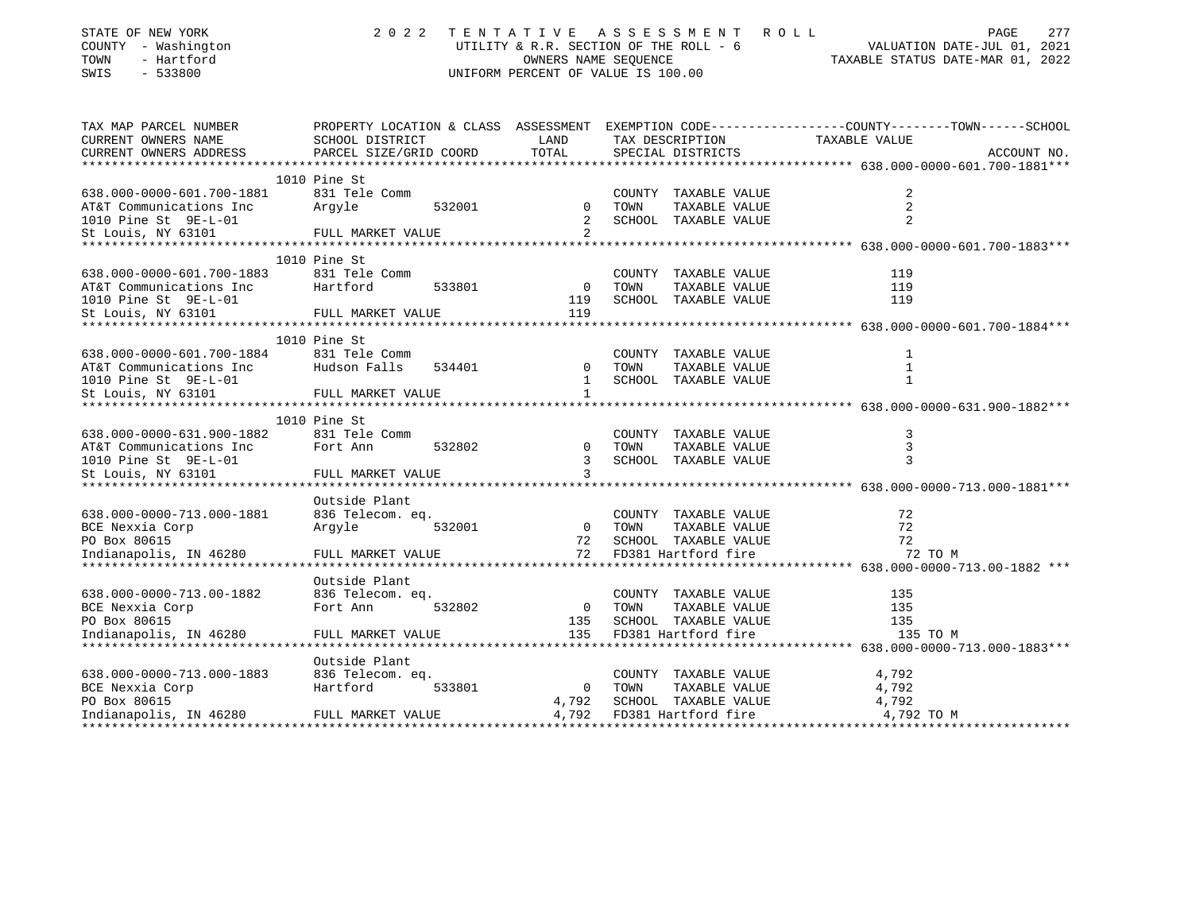STATE OF NEW YORK
COUNTY - Washington
TOWN - Hartford
SWIS - 533800

# 2022 TENTATIVE ASSESSMENT ROLL

UTILITY & R.R. SECTION OF THE ROLL - 6
OWNERS NAME SEQUENCE
UNIFORM PERCENT OF VALUE IS 100.00

VALUATION DATE-JUL 01, 2021
TAXABLE STATUS DATE-MAR 01, 2022

| TAX MAP PARCEL NUMBER / CURRENT OWNERS NAME / CURRENT OWNERS ADDRESS | PROPERTY LOCATION & CLASS / SCHOOL DISTRICT / PARCEL SIZE/GRID COORD | ASSESSMENT LAND | TOTAL | EXEMPTION CODE / TAX DESCRIPTION / SPECIAL DISTRICTS | TAXABLE VALUE | ACCOUNT NO. |
|---|---|---|---|---|---|---|
| **638.000-0000-601.700-1881** | 1010 Pine St | | | | | |
| 638.000-0000-601.700-1881 | 831 Tele Comm | | | COUNTY TAXABLE VALUE | 2 | |
| AT&T Communications Inc | Argyle 532001 | 0 | | TOWN TAXABLE VALUE | 2 | |
| 1010 Pine St 9E-L-01 | | | 2 | SCHOOL TAXABLE VALUE | 2 | |
| St Louis, NY 63101 | FULL MARKET VALUE | | 2 | | | |
| **638.000-0000-601.700-1883** | 1010 Pine St | | | | | |
| 638.000-0000-601.700-1883 | 831 Tele Comm | | | COUNTY TAXABLE VALUE | 119 | |
| AT&T Communications Inc | Hartford 533801 | 0 | | TOWN TAXABLE VALUE | 119 | |
| 1010 Pine St 9E-L-01 | | | 119 | SCHOOL TAXABLE VALUE | 119 | |
| St Louis, NY 63101 | FULL MARKET VALUE | | 119 | | | |
| **638.000-0000-601.700-1884** | 1010 Pine St | | | | | |
| 638.000-0000-601.700-1884 | 831 Tele Comm | | | COUNTY TAXABLE VALUE | 1 | |
| AT&T Communications Inc | Hudson Falls 534401 | 0 | | TOWN TAXABLE VALUE | 1 | |
| 1010 Pine St 9E-L-01 | | | 1 | SCHOOL TAXABLE VALUE | 1 | |
| St Louis, NY 63101 | FULL MARKET VALUE | | 1 | | | |
| **638.000-0000-631.900-1882** | 1010 Pine St | | | | | |
| 638.000-0000-631.900-1882 | 831 Tele Comm | | | COUNTY TAXABLE VALUE | 3 | |
| AT&T Communications Inc | Fort Ann 532802 | 0 | | TOWN TAXABLE VALUE | 3 | |
| 1010 Pine St 9E-L-01 | | | 3 | SCHOOL TAXABLE VALUE | 3 | |
| St Louis, NY 63101 | FULL MARKET VALUE | | 3 | | | |
| **638.000-0000-713.000-1881** | Outside Plant | | | | | |
| 638.000-0000-713.000-1881 | 836 Telecom. eq. | | | COUNTY TAXABLE VALUE | 72 | |
| BCE Nexxia Corp | Argyle 532001 | 0 | | TOWN TAXABLE VALUE | 72 | |
| PO Box 80615 | | | 72 | SCHOOL TAXABLE VALUE | 72 | |
| Indianapolis, IN 46280 | FULL MARKET VALUE | | 72 | FD381 Hartford fire | 72 TO M | |
| **638.000-0000-713.00-1882** | Outside Plant | | | | | |
| 638.000-0000-713.00-1882 | 836 Telecom. eq. | | | COUNTY TAXABLE VALUE | 135 | |
| BCE Nexxia Corp | Fort Ann 532802 | 0 | | TOWN TAXABLE VALUE | 135 | |
| PO Box 80615 | | | 135 | SCHOOL TAXABLE VALUE | 135 | |
| Indianapolis, IN 46280 | FULL MARKET VALUE | | 135 | FD381 Hartford fire | 135 TO M | |
| **638.000-0000-713.000-1883** | Outside Plant | | | | | |
| 638.000-0000-713.000-1883 | 836 Telecom. eq. | | | COUNTY TAXABLE VALUE | 4,792 | |
| BCE Nexxia Corp | Hartford 533801 | 0 | | TOWN TAXABLE VALUE | 4,792 | |
| PO Box 80615 | | | 4,792 | SCHOOL TAXABLE VALUE | 4,792 | |
| Indianapolis, IN 46280 | FULL MARKET VALUE | | 4,792 | FD381 Hartford fire | 4,792 TO M | |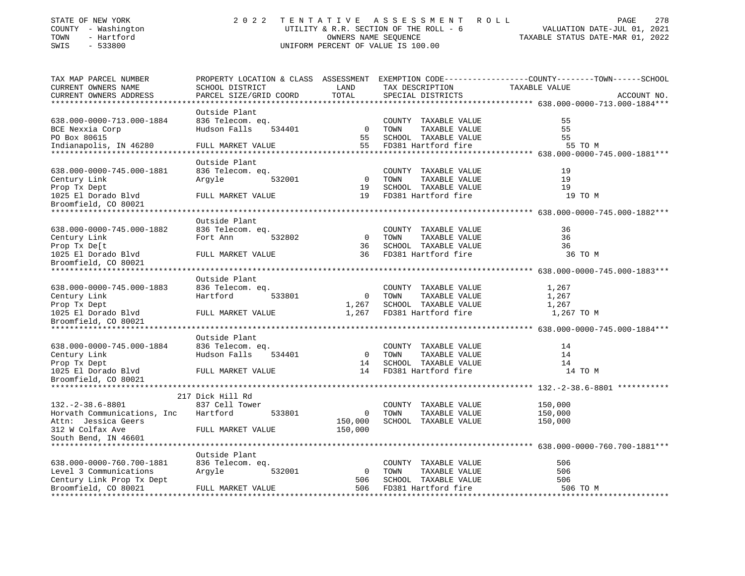STATE OF NEW YORK
COUNTY - Washington
TOWN - Hartford
SWIS - 533800

2 0 2 2 T E N T A T I V E A S S E S S M E N T R O L L
UTILITY & R.R. SECTION OF THE ROLL - 6
OWNERS NAME SEQUENCE
UNIFORM PERCENT OF VALUE IS 100.00

VALUATION DATE-JUL 01, 2021
TAXABLE STATUS DATE-MAR 01, 2022

| TAX MAP PARCEL NUMBER<br>CURRENT OWNERS NAME<br>CURRENT OWNERS ADDRESS | PROPERTY LOCATION & CLASS<br>SCHOOL DISTRICT<br>PARCEL SIZE/GRID COORD | ASSESSMENT<br>LAND<br>TOTAL | EXEMPTION CODE------COUNTY-------TOWN------SCHOOL<br>TAX DESCRIPTION<br>SPECIAL DISTRICTS | TAXABLE VALUE | ACCOUNT NO. |
|---|---|---|---|---|---|
| **638.000-0000-713.000-1884** | | | | | |
| | Outside Plant | | | | |
| 638.000-0000-713.000-1884 | 836 Telecom. eq. | | COUNTY TAXABLE VALUE | 55 | |
| BCE Nexxia Corp | Hudson Falls 534401 | 0 | TOWN TAXABLE VALUE | 55 | |
| PO Box 80615 | | 55 | SCHOOL TAXABLE VALUE | 55 | |
| Indianapolis, IN 46280 | FULL MARKET VALUE | 55 | FD381 Hartford fire | 55 TO M | |
| **638.000-0000-745.000-1881** | | | | | |
| | Outside Plant | | | | |
| 638.000-0000-745.000-1881 | 836 Telecom. eq. | | COUNTY TAXABLE VALUE | 19 | |
| Century Link | Argyle 532001 | 0 | TOWN TAXABLE VALUE | 19 | |
| Prop Tx Dept | | 19 | SCHOOL TAXABLE VALUE | 19 | |
| 1025 El Dorado Blvd | FULL MARKET VALUE | 19 | FD381 Hartford fire | 19 TO M | |
| Broomfield, CO 80021 | | | | | |
| **638.000-0000-745.000-1882** | | | | | |
| | Outside Plant | | | | |
| 638.000-0000-745.000-1882 | 836 Telecom. eq. | | COUNTY TAXABLE VALUE | 36 | |
| Century Link | Fort Ann 532802 | 0 | TOWN TAXABLE VALUE | 36 | |
| Prop Tx De[t | | 36 | SCHOOL TAXABLE VALUE | 36 | |
| 1025 El Dorado Blvd | FULL MARKET VALUE | 36 | FD381 Hartford fire | 36 TO M | |
| Broomfield, CO 80021 | | | | | |
| **638.000-0000-745.000-1883** | | | | | |
| | Outside Plant | | | | |
| 638.000-0000-745.000-1883 | 836 Telecom. eq. | | COUNTY TAXABLE VALUE | 1,267 | |
| Century Link | Hartford 533801 | 0 | TOWN TAXABLE VALUE | 1,267 | |
| Prop Tx Dept | | 1,267 | SCHOOL TAXABLE VALUE | 1,267 | |
| 1025 El Dorado Blvd | FULL MARKET VALUE | 1,267 | FD381 Hartford fire | 1,267 TO M | |
| Broomfield, CO 80021 | | | | | |
| **638.000-0000-745.000-1884** | | | | | |
| | Outside Plant | | | | |
| 638.000-0000-745.000-1884 | 836 Telecom. eq. | | COUNTY TAXABLE VALUE | 14 | |
| Century Link | Hudson Falls 534401 | 0 | TOWN TAXABLE VALUE | 14 | |
| Prop Tx Dept | | 14 | SCHOOL TAXABLE VALUE | 14 | |
| 1025 El Dorado Blvd | FULL MARKET VALUE | 14 | FD381 Hartford fire | 14 TO M | |
| Broomfield, CO 80021 | | | | | |
| **132.-2-38.6-8801** | | | | | |
| | 217 Dick Hill Rd | | | | |
| 132.-2-38.6-8801 | 837 Cell Tower | | COUNTY TAXABLE VALUE | 150,000 | |
| Horvath Communications, Inc | Hartford 533801 | 0 | TOWN TAXABLE VALUE | 150,000 | |
| Attn: Jessica Geers | | 150,000 | SCHOOL TAXABLE VALUE | 150,000 | |
| 312 W Colfax Ave | FULL MARKET VALUE | 150,000 | | | |
| South Bend, IN 46601 | | | | | |
| **638.000-0000-760.700-1881** | | | | | |
| | Outside Plant | | | | |
| 638.000-0000-760.700-1881 | 836 Telecom. eq. | | COUNTY TAXABLE VALUE | 506 | |
| Level 3 Communications | Argyle 532001 | 0 | TOWN TAXABLE VALUE | 506 | |
| Century Link Prop Tx Dept | | 506 | SCHOOL TAXABLE VALUE | 506 | |
| Broomfield, CO 80021 | FULL MARKET VALUE | 506 | FD381 Hartford fire | 506 TO M | |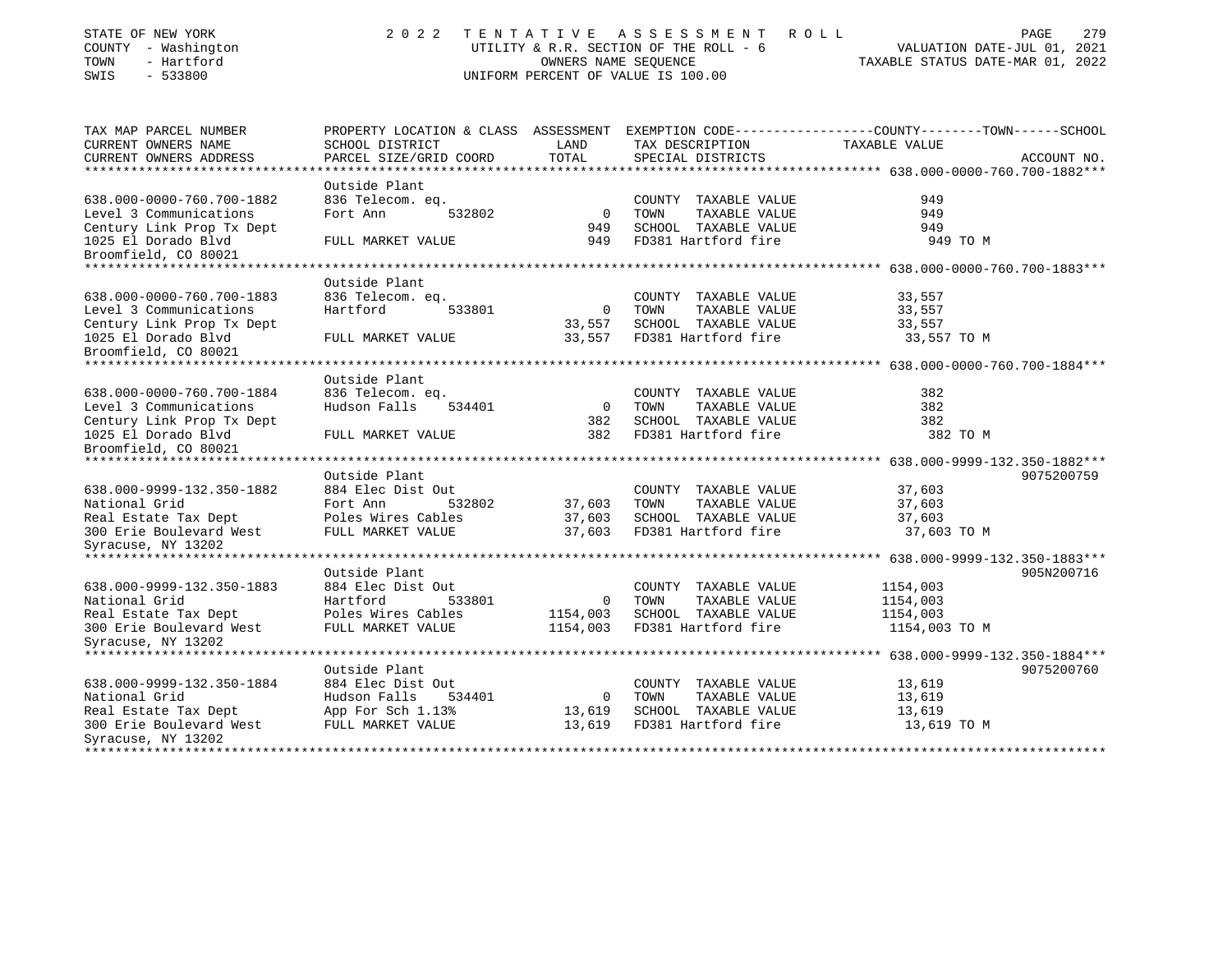STATE OF NEW YORK
COUNTY - Washington
TOWN - Hartford
SWIS - 533800

# 2022 TENTATIVE ASSESSMENT ROLL

UTILITY & R.R. SECTION OF THE ROLL - 6
OWNERS NAME SEQUENCE
UNIFORM PERCENT OF VALUE IS 100.00

VALUATION DATE-JUL 01, 2021
TAXABLE STATUS DATE-MAR 01, 2022

| TAX MAP PARCEL NUMBER<br>CURRENT OWNERS NAME<br>CURRENT OWNERS ADDRESS | PROPERTY LOCATION & CLASS<br>SCHOOL DISTRICT<br>PARCEL SIZE/GRID COORD | ASSESSMENT<br>LAND<br>TOTAL | EXEMPTION CODE-----COUNTY-----TOWN-----SCHOOL<br>TAX DESCRIPTION<br>SPECIAL DISTRICTS | TAXABLE VALUE | ACCOUNT NO. |
|---|---|---|---|---|---|
| **638.000-0000-760.700-1882** | | | | | |
| | Outside Plant | | | | |
| 638.000-0000-760.700-1882 | 836 Telecom. eq. | | COUNTY TAXABLE VALUE | 949 | |
| Level 3 Communications | Fort Ann 532802 | 0 | TOWN TAXABLE VALUE | 949 | |
| Century Link Prop Tx Dept | | 949 | SCHOOL TAXABLE VALUE | 949 | |
| 1025 El Dorado Blvd | FULL MARKET VALUE | 949 | FD381 Hartford fire | 949 TO M | |
| Broomfield, CO 80021 | | | | | |
| **638.000-0000-760.700-1883** | | | | | |
| | Outside Plant | | | | |
| 638.000-0000-760.700-1883 | 836 Telecom. eq. | | COUNTY TAXABLE VALUE | 33,557 | |
| Level 3 Communications | Hartford 533801 | 0 | TOWN TAXABLE VALUE | 33,557 | |
| Century Link Prop Tx Dept | | 33,557 | SCHOOL TAXABLE VALUE | 33,557 | |
| 1025 El Dorado Blvd | FULL MARKET VALUE | 33,557 | FD381 Hartford fire | 33,557 TO M | |
| Broomfield, CO 80021 | | | | | |
| **638.000-0000-760.700-1884** | | | | | |
| | Outside Plant | | | | |
| 638.000-0000-760.700-1884 | 836 Telecom. eq. | | COUNTY TAXABLE VALUE | 382 | |
| Level 3 Communications | Hudson Falls 534401 | 0 | TOWN TAXABLE VALUE | 382 | |
| Century Link Prop Tx Dept | | 382 | SCHOOL TAXABLE VALUE | 382 | |
| 1025 El Dorado Blvd | FULL MARKET VALUE | 382 | FD381 Hartford fire | 382 TO M | |
| Broomfield, CO 80021 | | | | | |
| **638.000-9999-132.350-1882** | | | | | |
| | Outside Plant | | | | 9075200759 |
| 638.000-9999-132.350-1882 | 884 Elec Dist Out | | COUNTY TAXABLE VALUE | 37,603 | |
| National Grid | Fort Ann 532802 | 37,603 | TOWN TAXABLE VALUE | 37,603 | |
| Real Estate Tax Dept | Poles Wires Cables | 37,603 | SCHOOL TAXABLE VALUE | 37,603 | |
| 300 Erie Boulevard West | FULL MARKET VALUE | 37,603 | FD381 Hartford fire | 37,603 TO M | |
| Syracuse, NY 13202 | | | | | |
| **638.000-9999-132.350-1883** | | | | | |
| | Outside Plant | | | | 905N200716 |
| 638.000-9999-132.350-1883 | 884 Elec Dist Out | | COUNTY TAXABLE VALUE | 1154,003 | |
| National Grid | Hartford 533801 | 0 | TOWN TAXABLE VALUE | 1154,003 | |
| Real Estate Tax Dept | Poles Wires Cables | 1154,003 | SCHOOL TAXABLE VALUE | 1154,003 | |
| 300 Erie Boulevard West | FULL MARKET VALUE | 1154,003 | FD381 Hartford fire | 1154,003 TO M | |
| Syracuse, NY 13202 | | | | | |
| **638.000-9999-132.350-1884** | | | | | |
| | Outside Plant | | | | 9075200760 |
| 638.000-9999-132.350-1884 | 884 Elec Dist Out | | COUNTY TAXABLE VALUE | 13,619 | |
| National Grid | Hudson Falls 534401 | 0 | TOWN TAXABLE VALUE | 13,619 | |
| Real Estate Tax Dept | App For Sch 1.13% | 13,619 | SCHOOL TAXABLE VALUE | 13,619 | |
| 300 Erie Boulevard West | FULL MARKET VALUE | 13,619 | FD381 Hartford fire | 13,619 TO M | |
| Syracuse, NY 13202 | | | | | |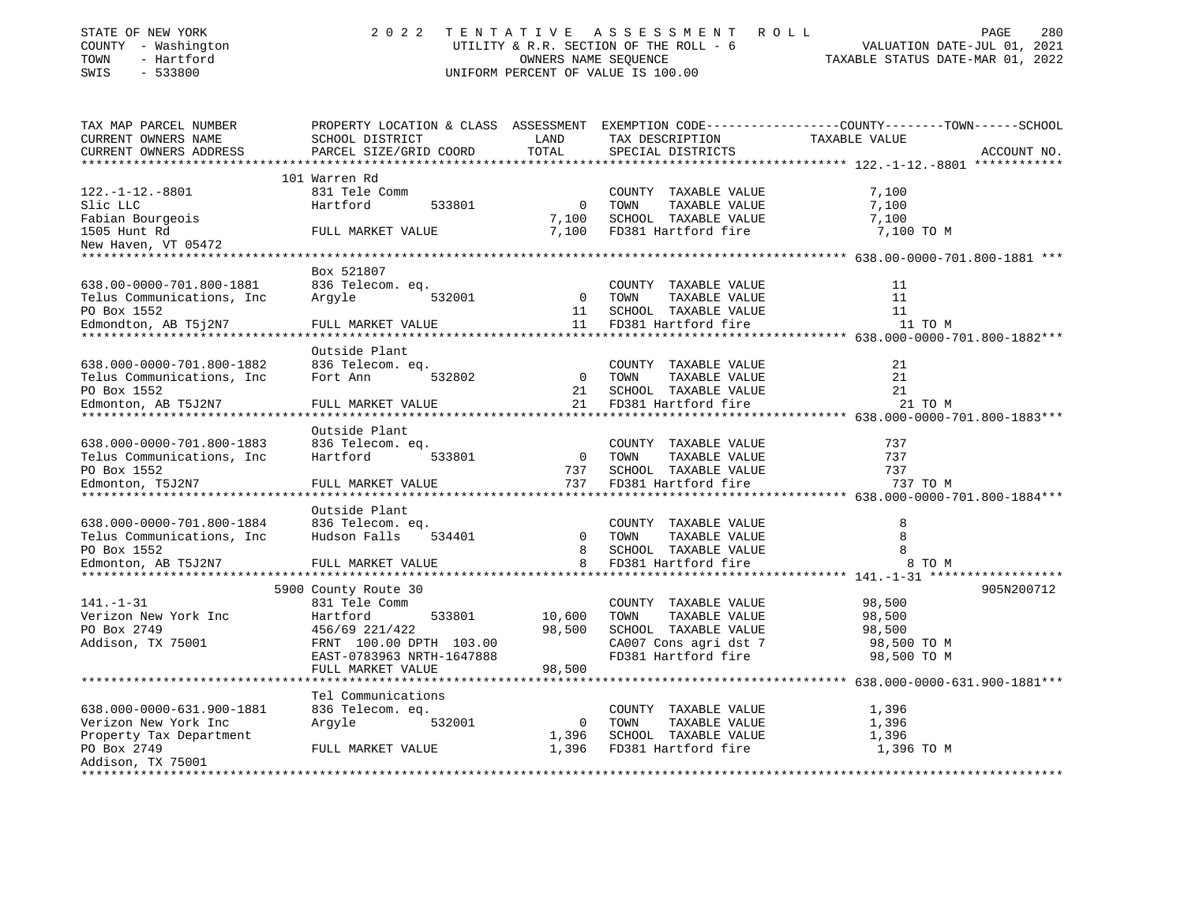STATE OF NEW YORK — 2022 TENTATIVE ASSESSMENT ROLL
COUNTY - Washington — UTILITY & R.R. SECTION OF THE ROLL - 6 — VALUATION DATE-JUL 01, 2021
TOWN - Hartford — OWNERS NAME SEQUENCE — TAXABLE STATUS DATE-MAR 01, 2022
SWIS - 533800 — UNIFORM PERCENT OF VALUE IS 100.00

| TAX MAP PARCEL NUMBER / CURRENT OWNERS NAME / CURRENT OWNERS ADDRESS | PROPERTY LOCATION & CLASS / SCHOOL DISTRICT / PARCEL SIZE/GRID COORD | LAND / TOTAL | EXEMPTION CODE / TAX DESCRIPTION / SPECIAL DISTRICTS | TAXABLE VALUE (COUNTY / TOWN / SCHOOL) | ACCOUNT NO. |
|---|---|---|---|---|---|
| **122.-1-12.-8801** | 101 Warren Rd | | | | |
| 122.-1-12.-8801 | 831 Tele Comm | | COUNTY TAXABLE VALUE | 7,100 | |
| Slic LLC | Hartford 533801 | 0 | TOWN TAXABLE VALUE | 7,100 | |
| Fabian Bourgeois | | 7,100 | SCHOOL TAXABLE VALUE | 7,100 | |
| 1505 Hunt Rd | FULL MARKET VALUE | 7,100 | FD381 Hartford fire | 7,100 TO M | |
| New Haven, VT 05472 | | | | | |
| **638.00-0000-701.800-1881** | Box 521807 | | | | |
| 638.00-0000-701.800-1881 | 836 Telecom. eq. | | COUNTY TAXABLE VALUE | 11 | |
| Telus Communications, Inc | Argyle 532001 | 0 | TOWN TAXABLE VALUE | 11 | |
| PO Box 1552 | | 11 | SCHOOL TAXABLE VALUE | 11 | |
| Edmondton, AB T5j2N7 | FULL MARKET VALUE | 11 | FD381 Hartford fire | 11 TO M | |
| **638.000-0000-701.800-1882** | Outside Plant | | | | |
| 638.000-0000-701.800-1882 | 836 Telecom. eq. | | COUNTY TAXABLE VALUE | 21 | |
| Telus Communications, Inc | Fort Ann 532802 | 0 | TOWN TAXABLE VALUE | 21 | |
| PO Box 1552 | | 21 | SCHOOL TAXABLE VALUE | 21 | |
| Edmonton, AB T5J2N7 | FULL MARKET VALUE | 21 | FD381 Hartford fire | 21 TO M | |
| **638.000-0000-701.800-1883** | Outside Plant | | | | |
| 638.000-0000-701.800-1883 | 836 Telecom. eq. | | COUNTY TAXABLE VALUE | 737 | |
| Telus Communications, Inc | Hartford 533801 | 0 | TOWN TAXABLE VALUE | 737 | |
| PO Box 1552 | | 737 | SCHOOL TAXABLE VALUE | 737 | |
| Edmonton, T5J2N7 | FULL MARKET VALUE | 737 | FD381 Hartford fire | 737 TO M | |
| **638.000-0000-701.800-1884** | Outside Plant | | | | |
| 638.000-0000-701.800-1884 | 836 Telecom. eq. | | COUNTY TAXABLE VALUE | 8 | |
| Telus Communications, Inc | Hudson Falls 534401 | 0 | TOWN TAXABLE VALUE | 8 | |
| PO Box 1552 | | 8 | SCHOOL TAXABLE VALUE | 8 | |
| Edmonton, AB T5J2N7 | FULL MARKET VALUE | 8 | FD381 Hartford fire | 8 TO M | |
| **141.-1-31** | 5900 County Route 30 | | | | 905N200712 |
| 141.-1-31 | 831 Tele Comm | | COUNTY TAXABLE VALUE | 98,500 | |
| Verizon New York Inc | Hartford 533801 | 10,600 | TOWN TAXABLE VALUE | 98,500 | |
| PO Box 2749 | 456/69 221/422 | 98,500 | SCHOOL TAXABLE VALUE | 98,500 | |
| Addison, TX 75001 | FRNT 100.00 DPTH 103.00 | | CA007 Cons agri dst 7 | 98,500 TO M | |
| | EAST-0783963 NRTH-1647888 | | FD381 Hartford fire | 98,500 TO M | |
| | FULL MARKET VALUE | 98,500 | | | |
| **638.000-0000-631.900-1881** | Tel Communications | | | | |
| 638.000-0000-631.900-1881 | 836 Telecom. eq. | | COUNTY TAXABLE VALUE | 1,396 | |
| Verizon New York Inc | Argyle 532001 | 0 | TOWN TAXABLE VALUE | 1,396 | |
| Property Tax Department | | 1,396 | SCHOOL TAXABLE VALUE | 1,396 | |
| PO Box 2749 | FULL MARKET VALUE | 1,396 | FD381 Hartford fire | 1,396 TO M | |
| Addison, TX 75001 | | | | | |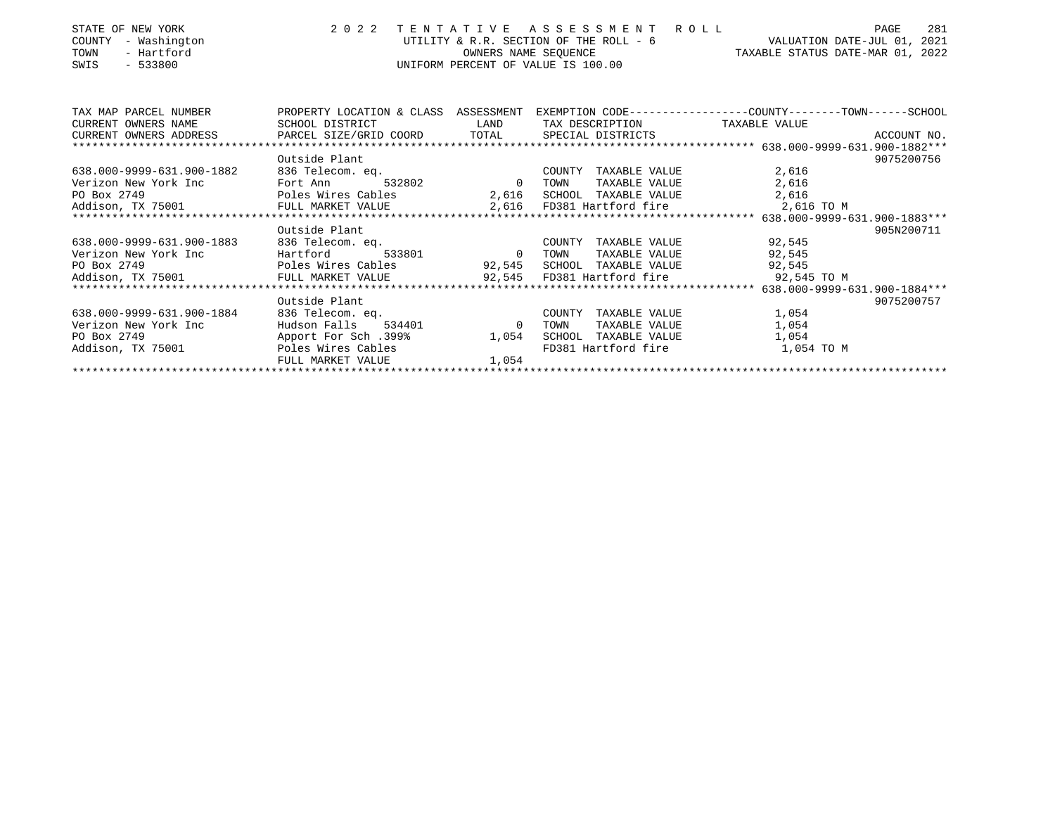STATE OF NEW YORK — COUNTY - Washington — TOWN - Hartford — SWIS - 533800

**2022 TENTATIVE ASSESSMENT ROLL**
UTILITY & R.R. SECTION OF THE ROLL - 6
OWNERS NAME SEQUENCE
UNIFORM PERCENT OF VALUE IS 100.00

VALUATION DATE-JUL 01, 2021
TAXABLE STATUS DATE-MAR 01, 2022

| TAX MAP PARCEL NUMBER / CURRENT OWNERS NAME / CURRENT OWNERS ADDRESS | PROPERTY LOCATION & CLASS / SCHOOL DISTRICT / PARCEL SIZE/GRID COORD | ASSESSMENT LAND / TOTAL | EXEMPTION CODE / TAX DESCRIPTION / SPECIAL DISTRICTS | COUNTY--------TOWN------SCHOOL TAXABLE VALUE | ACCOUNT NO. |
|---|---|---|---|---|---|
| **638.000-9999-631.900-1882** | Outside Plant | | | | 9075200756 |
| 638.000-9999-631.900-1882 | 836 Telecom. eq. | | COUNTY TAXABLE VALUE | 2,616 | |
| Verizon New York Inc | Fort Ann 532802 | 0 | TOWN TAXABLE VALUE | 2,616 | |
| PO Box 2749 | Poles Wires Cables | 2,616 | SCHOOL TAXABLE VALUE | 2,616 | |
| Addison, TX 75001 | FULL MARKET VALUE | 2,616 | FD381 Hartford fire | 2,616 TO M | |
| **638.000-9999-631.900-1883** | Outside Plant | | | | 905N200711 |
| 638.000-9999-631.900-1883 | 836 Telecom. eq. | | COUNTY TAXABLE VALUE | 92,545 | |
| Verizon New York Inc | Hartford 533801 | 0 | TOWN TAXABLE VALUE | 92,545 | |
| PO Box 2749 | Poles Wires Cables | 92,545 | SCHOOL TAXABLE VALUE | 92,545 | |
| Addison, TX 75001 | FULL MARKET VALUE | 92,545 | FD381 Hartford fire | 92,545 TO M | |
| **638.000-9999-631.900-1884** | Outside Plant | | | | 9075200757 |
| 638.000-9999-631.900-1884 | 836 Telecom. eq. | | COUNTY TAXABLE VALUE | 1,054 | |
| Verizon New York Inc | Hudson Falls 534401 | 0 | TOWN TAXABLE VALUE | 1,054 | |
| PO Box 2749 | Apport For Sch .399% | 1,054 | SCHOOL TAXABLE VALUE | 1,054 | |
| Addison, TX 75001 | Poles Wires Cables | | FD381 Hartford fire | 1,054 TO M | |
| | FULL MARKET VALUE | 1,054 | | | |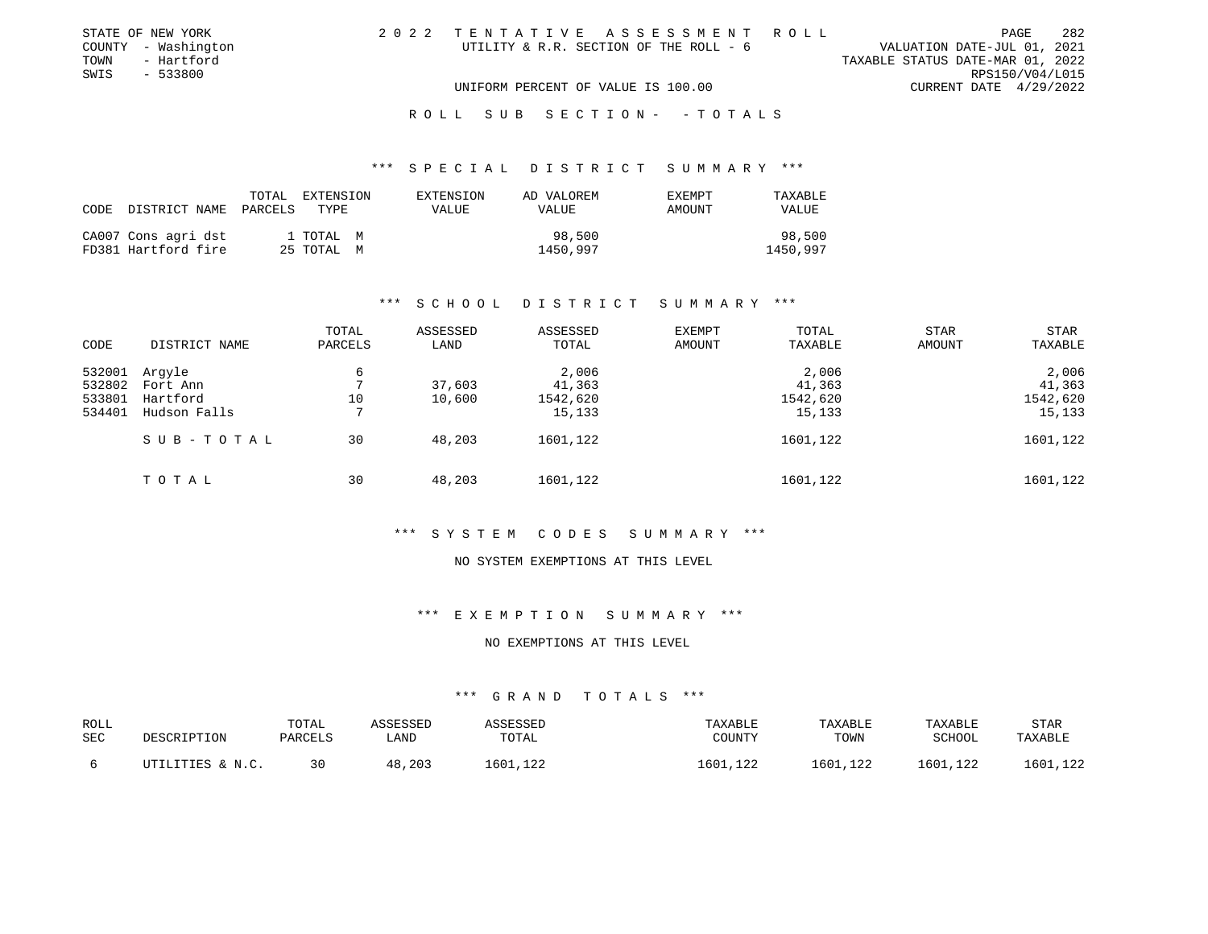STATE OF NEW YORK
COUNTY - Washington
TOWN - Hartford
SWIS - 533800

# 2022 TENTATIVE ASSESSMENT ROLL

UTILITY & R.R. SECTION OF THE ROLL - 6

VALUATION DATE-JUL 01, 2021
TAXABLE STATUS DATE-MAR 01, 2022
RPS150/V04/L015
CURRENT DATE 4/29/2022

UNIFORM PERCENT OF VALUE IS 100.00

## ROLL SUB SECTION- - TOTALS

### *** SPECIAL DISTRICT SUMMARY ***

| CODE | DISTRICT NAME | TOTAL PARCELS | EXTENSION TYPE | EXTENSION VALUE | AD VALOREM VALUE | EXEMPT AMOUNT | TAXABLE VALUE |
|---|---|---|---|---|---|---|---|
| CA007 | Cons agri dst | 1 | TOTAL M | | 98,500 | | 98,500 |
| FD381 | Hartford fire | 25 | TOTAL M | | 1450,997 | | 1450,997 |

### *** SCHOOL DISTRICT SUMMARY ***

| CODE | DISTRICT NAME | TOTAL PARCELS | ASSESSED LAND | ASSESSED TOTAL | EXEMPT AMOUNT | TOTAL TAXABLE | STAR AMOUNT | STAR TAXABLE |
|---|---|---|---|---|---|---|---|---|
| 532001 | Argyle | 6 | | 2,006 | | 2,006 | | 2,006 |
| 532802 | Fort Ann | 7 | 37,603 | 41,363 | | 41,363 | | 41,363 |
| 533801 | Hartford | 10 | 10,600 | 1542,620 | | 1542,620 | | 1542,620 |
| 534401 | Hudson Falls | 7 | | 15,133 | | 15,133 | | 15,133 |
| | SUB-TOTAL | 30 | 48,203 | 1601,122 | | 1601,122 | | 1601,122 |
| | TOTAL | 30 | 48,203 | 1601,122 | | 1601,122 | | 1601,122 |

### *** SYSTEM CODES SUMMARY ***

NO SYSTEM EXEMPTIONS AT THIS LEVEL

### *** EXEMPTION SUMMARY ***

NO EXEMPTIONS AT THIS LEVEL

### *** GRAND TOTALS ***

| ROLL SEC | DESCRIPTION | TOTAL PARCELS | ASSESSED LAND | ASSESSED TOTAL | TAXABLE COUNTY | TAXABLE TOWN | TAXABLE SCHOOL | STAR TAXABLE |
|---|---|---|---|---|---|---|---|---|
| 6 | UTILITIES & N.C. | 30 | 48,203 | 1601,122 | 1601,122 | 1601,122 | 1601,122 | 1601,122 |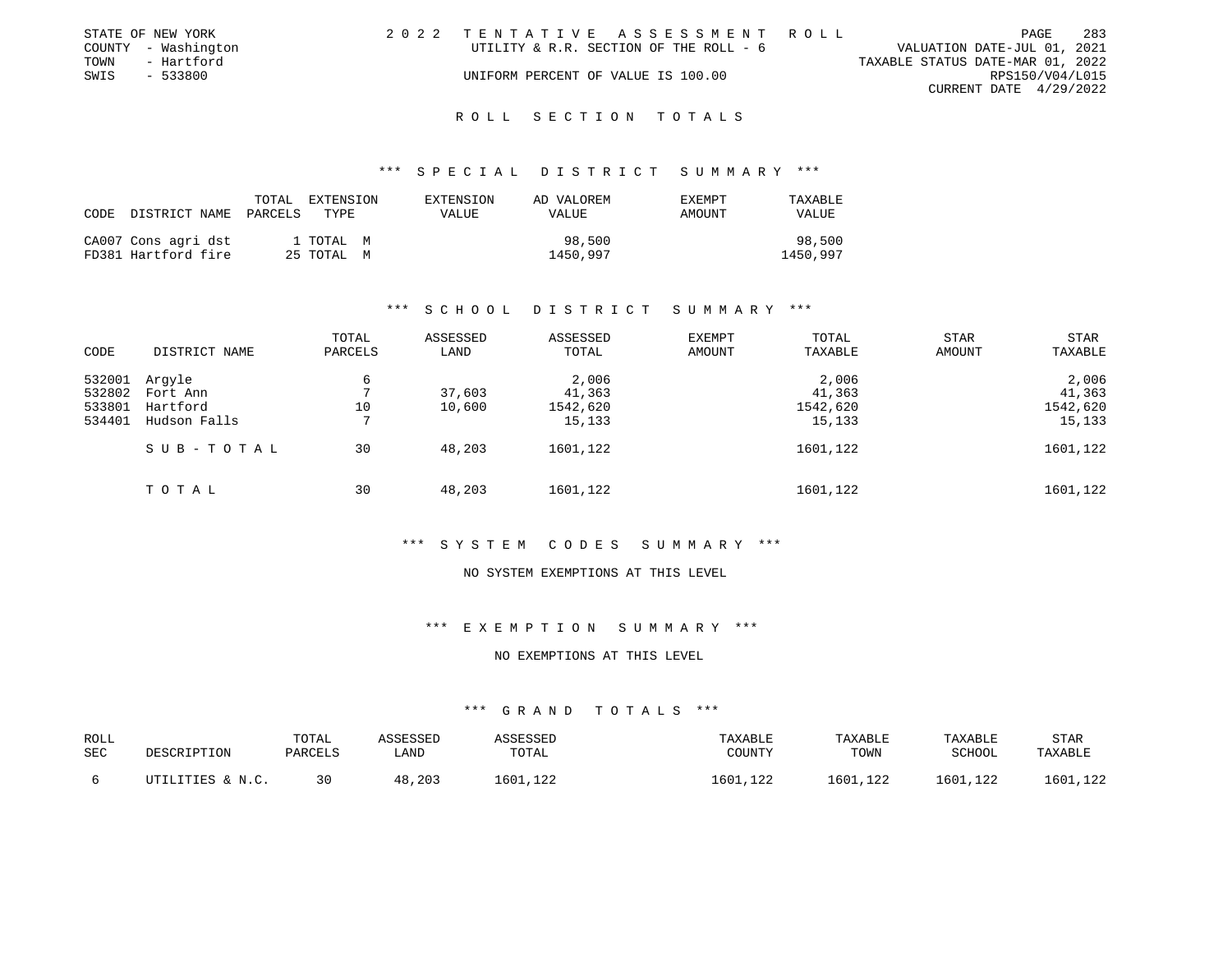STATE OF NEW YORK — COUNTY - Washington — TOWN - Hartford — SWIS - 533800

2 0 2 2 TENTATIVE ASSESSMENT ROLL
UTILITY & R.R. SECTION OF THE ROLL - 6
UNIFORM PERCENT OF VALUE IS 100.00

VALUATION DATE-JUL 01, 2021
TAXABLE STATUS DATE-MAR 01, 2022
RPS150/V04/L015
CURRENT DATE 4/29/2022

## ROLL SECTION TOTALS

### *** SPECIAL DISTRICT SUMMARY ***

| CODE | DISTRICT NAME | TOTAL PARCELS | EXTENSION TYPE | EXTENSION VALUE | AD VALOREM VALUE | EXEMPT AMOUNT | TAXABLE VALUE |
|---|---|---|---|---|---|---|---|
| CA007 | Cons agri dst | 1 | TOTAL M | | 98,500 | | 98,500 |
| FD381 | Hartford fire | 25 | TOTAL M | | 1450,997 | | 1450,997 |

### *** SCHOOL DISTRICT SUMMARY ***

| CODE | DISTRICT NAME | TOTAL PARCELS | ASSESSED LAND | ASSESSED TOTAL | EXEMPT AMOUNT | TOTAL TAXABLE | STAR AMOUNT | STAR TAXABLE |
|---|---|---|---|---|---|---|---|---|
| 532001 | Argyle | 6 | | 2,006 | | 2,006 | | 2,006 |
| 532802 | Fort Ann | 7 | 37,603 | 41,363 | | 41,363 | | 41,363 |
| 533801 | Hartford | 10 | 10,600 | 1542,620 | | 1542,620 | | 1542,620 |
| 534401 | Hudson Falls | 7 | | 15,133 | | 15,133 | | 15,133 |
| | SUB-TOTAL | 30 | 48,203 | 1601,122 | | 1601,122 | | 1601,122 |
| | TOTAL | 30 | 48,203 | 1601,122 | | 1601,122 | | 1601,122 |

### *** SYSTEM CODES SUMMARY ***

NO SYSTEM EXEMPTIONS AT THIS LEVEL

### *** EXEMPTION SUMMARY ***

NO EXEMPTIONS AT THIS LEVEL

### *** GRAND TOTALS ***

| ROLL SEC | DESCRIPTION | TOTAL PARCELS | ASSESSED LAND | ASSESSED TOTAL | TAXABLE COUNTY | TAXABLE TOWN | TAXABLE SCHOOL | STAR TAXABLE |
|---|---|---|---|---|---|---|---|---|
| 6 | UTILITIES & N.C. | 30 | 48,203 | 1601,122 | 1601,122 | 1601,122 | 1601,122 | 1601,122 |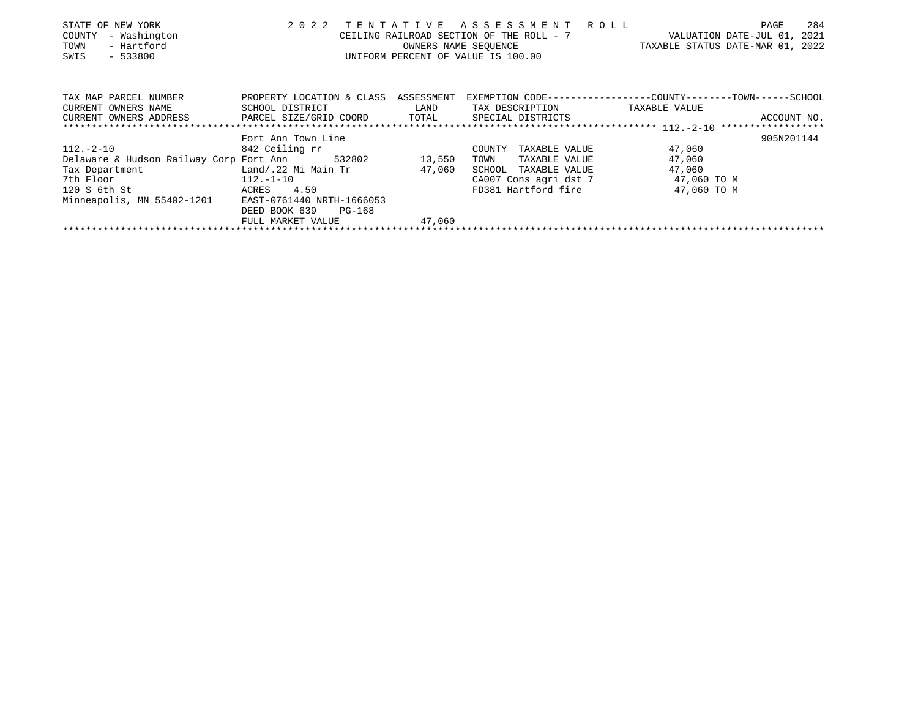STATE OF NEW YORK
COUNTY - Washington
TOWN - Hartford
SWIS - 533800

2022 TENTATIVE ASSESSMENT ROLL
CEILING RAILROAD SECTION OF THE ROLL - 7
OWNERS NAME SEQUENCE
UNIFORM PERCENT OF VALUE IS 100.00

VALUATION DATE-JUL 01, 2021
TAXABLE STATUS DATE-MAR 01, 2022

| TAX MAP PARCEL NUMBER / CURRENT OWNERS NAME / CURRENT OWNERS ADDRESS | PROPERTY LOCATION & CLASS / SCHOOL DISTRICT / PARCEL SIZE/GRID COORD | ASSESSMENT LAND / TOTAL | EXEMPTION CODE / TAX DESCRIPTION / SPECIAL DISTRICTS | COUNTY / TOWN / SCHOOL TAXABLE VALUE | ACCOUNT NO. |
|---|---|---|---|---|---|
| 112.-2-10 | Fort Ann Town Line | | | | 905N201144 |
| 112.-2-10 | 842 Ceiling rr | | COUNTY TAXABLE VALUE | 47,060 | |
| Delaware & Hudson Railway Corp | Fort Ann 532802 | 13,550 | TOWN TAXABLE VALUE | 47,060 | |
| Tax Department | Land/.22 Mi Main Tr | 47,060 | SCHOOL TAXABLE VALUE | 47,060 | |
| 7th Floor | 112.-1-10 | | CA007 Cons agri dst 7 | 47,060 TO M | |
| 120 S 6th St | ACRES 4.50 | | FD381 Hartford fire | 47,060 TO M | |
| Minneapolis, MN 55402-1201 | EAST-0761440 NRTH-1666053 | | | | |
| | DEED BOOK 639 PG-168 | | | | |
| | FULL MARKET VALUE | 47,060 | | | |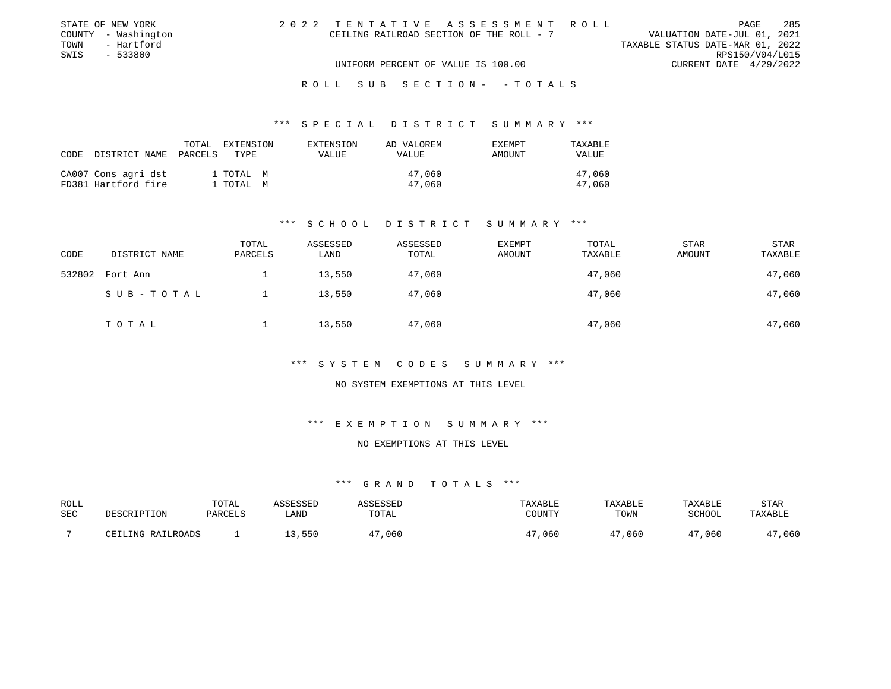STATE OF NEW YORK
COUNTY - Washington
TOWN - Hartford
SWIS - 533800

# 2022 TENTATIVE ASSESSMENT ROLL

CEILING RAILROAD SECTION OF THE ROLL - 7

UNIFORM PERCENT OF VALUE IS 100.00

VALUATION DATE-JUL 01, 2021
TAXABLE STATUS DATE-MAR 01, 2022
RPS150/V04/L015
CURRENT DATE 4/29/2022

## ROLL SUB SECTION - - TOTALS

### *** SPECIAL DISTRICT SUMMARY ***

| CODE | DISTRICT NAME | TOTAL PARCELS | EXTENSION TYPE | EXTENSION VALUE | AD VALOREM VALUE | EXEMPT AMOUNT | TAXABLE VALUE |
|---|---|---|---|---|---|---|---|
| CA007 | Cons agri dst | 1 | TOTAL M | | 47,060 | | 47,060 |
| FD381 | Hartford fire | 1 | TOTAL M | | 47,060 | | 47,060 |

### *** SCHOOL DISTRICT SUMMARY ***

| CODE | DISTRICT NAME | TOTAL PARCELS | ASSESSED LAND | ASSESSED TOTAL | EXEMPT AMOUNT | TOTAL TAXABLE | STAR AMOUNT | STAR TAXABLE |
|---|---|---|---|---|---|---|---|---|
| 532802 | Fort Ann | 1 | 13,550 | 47,060 | | 47,060 | | 47,060 |
| | SUB-TOTAL | 1 | 13,550 | 47,060 | | 47,060 | | 47,060 |
| | TOTAL | 1 | 13,550 | 47,060 | | 47,060 | | 47,060 |

### *** SYSTEM CODES SUMMARY ***

NO SYSTEM EXEMPTIONS AT THIS LEVEL

### *** EXEMPTION SUMMARY ***

NO EXEMPTIONS AT THIS LEVEL

### *** GRAND TOTALS ***

| ROLL SEC | DESCRIPTION | TOTAL PARCELS | ASSESSED LAND | ASSESSED TOTAL | TAXABLE COUNTY | TAXABLE TOWN | TAXABLE SCHOOL | STAR TAXABLE |
|---|---|---|---|---|---|---|---|---|
| 7 | CEILING RAILROADS | 1 | 13,550 | 47,060 | 47,060 | 47,060 | 47,060 | 47,060 |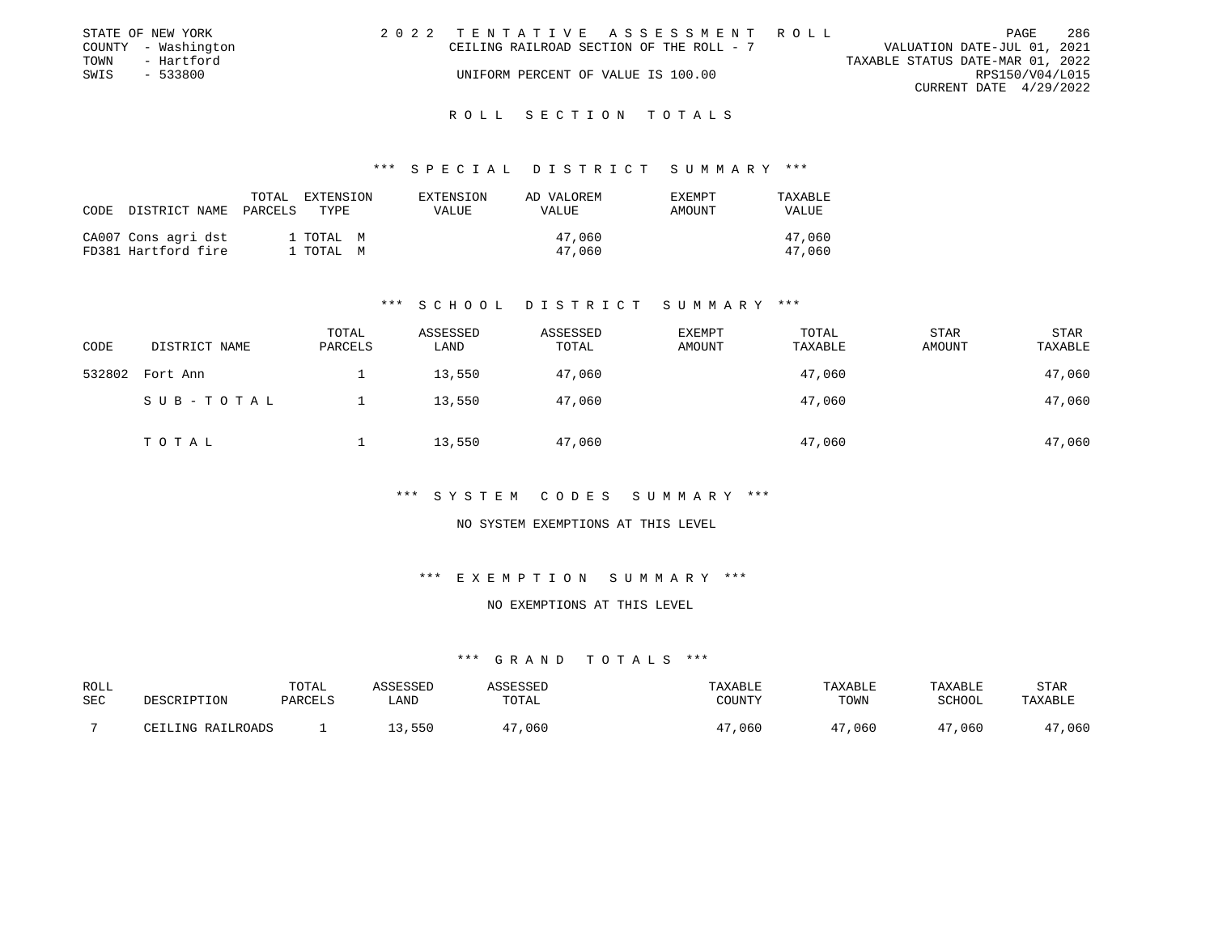STATE OF NEW YORK
COUNTY - Washington
TOWN - Hartford
SWIS - 533800

2022 TENTATIVE ASSESSMENT ROLL
CEILING RAILROAD SECTION OF THE ROLL - 7
UNIFORM PERCENT OF VALUE IS 100.00

VALUATION DATE-JUL 01, 2021
TAXABLE STATUS DATE-MAR 01, 2022
RPS150/V04/L015
CURRENT DATE 4/29/2022

## ROLL SECTION TOTALS

### *** SPECIAL DISTRICT SUMMARY ***

| CODE | DISTRICT NAME | TOTAL PARCELS | EXTENSION TYPE | EXTENSION VALUE | AD VALOREM VALUE | EXEMPT AMOUNT | TAXABLE VALUE |
|---|---|---|---|---|---|---|---|
| CA007 | Cons agri dst | 1 | TOTAL M | | 47,060 | | 47,060 |
| FD381 | Hartford fire | 1 | TOTAL M | | 47,060 | | 47,060 |

### *** SCHOOL DISTRICT SUMMARY ***

| CODE | DISTRICT NAME | TOTAL PARCELS | ASSESSED LAND | ASSESSED TOTAL | EXEMPT AMOUNT | TOTAL TAXABLE | STAR AMOUNT | STAR TAXABLE |
|---|---|---|---|---|---|---|---|---|
| 532802 | Fort Ann | 1 | 13,550 | 47,060 | | 47,060 | | 47,060 |
| | SUB-TOTAL | 1 | 13,550 | 47,060 | | 47,060 | | 47,060 |
| | TOTAL | 1 | 13,550 | 47,060 | | 47,060 | | 47,060 |

### *** SYSTEM CODES SUMMARY ***

NO SYSTEM EXEMPTIONS AT THIS LEVEL

### *** EXEMPTION SUMMARY ***

NO EXEMPTIONS AT THIS LEVEL

### *** GRAND TOTALS ***

| ROLL SEC | DESCRIPTION | TOTAL PARCELS | ASSESSED LAND | ASSESSED TOTAL | TAXABLE COUNTY | TAXABLE TOWN | TAXABLE SCHOOL | STAR TAXABLE |
|---|---|---|---|---|---|---|---|---|
| 7 | CEILING RAILROADS | 1 | 13,550 | 47,060 | 47,060 | 47,060 | 47,060 | 47,060 |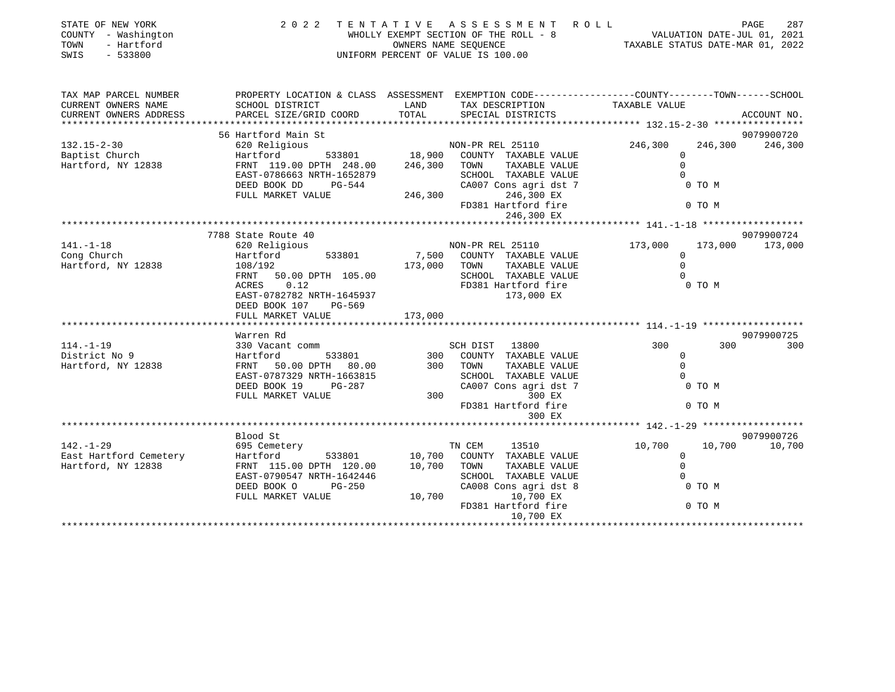STATE OF NEW YORK
COUNTY - Washington
TOWN - Hartford
SWIS - 533800

# 2022 TENTATIVE ASSESSMENT ROLL

WHOLLY EXEMPT SECTION OF THE ROLL - 8
OWNERS NAME SEQUENCE
UNIFORM PERCENT OF VALUE IS 100.00

VALUATION DATE-JUL 01, 2021
TAXABLE STATUS DATE-MAR 01, 2022

```
TAX MAP PARCEL NUMBER     PROPERTY LOCATION & CLASS  ASSESSMENT  EXEMPTION CODE-----------------COUNTY--------TOWN------SCHOOL
CURRENT OWNERS NAME       SCHOOL DISTRICT               LAND      TAX DESCRIPTION            TAXABLE VALUE
CURRENT OWNERS ADDRESS    PARCEL SIZE/GRID COORD       TOTAL      SPECIAL DISTRICTS                                   ACCOUNT NO.
******************************************************************************************** 132.15-2-30 ****************
                          56 Hartford Main St                                                                        9079900720
132.15-2-30               620 Religious                            NON-PR REL 25110            246,300    246,300    246,300
Baptist Church            Hartford         533801       18,900     COUNTY  TAXABLE VALUE            0
Hartford, NY 12838        FRNT 119.00 DPTH 248.00      246,300     TOWN    TAXABLE VALUE            0
                          EAST-0786663 NRTH-1652879                SCHOOL  TAXABLE VALUE            0
                          DEED BOOK DD      PG-544                 CA007 Cons agri dst 7             0 TO M
                          FULL MARKET VALUE            246,300          246,300 EX
                                                                   FD381 Hartford fire               0 TO M
                                                                        246,300 EX
******************************************************************************************** 141.-1-18 ******************
                          7788 State Route 40                                                                        9079900724
141.-1-18                 620 Religious                            NON-PR REL 25110            173,000    173,000    173,000
Cong Church               Hartford         533801        7,500     COUNTY  TAXABLE VALUE            0
Hartford, NY 12838        108/192                      173,000     TOWN    TAXABLE VALUE            0
                          FRNT  50.00 DPTH 105.00                  SCHOOL  TAXABLE VALUE            0
                          ACRES    0.12                            FD381 Hartford fire               0 TO M
                          EAST-0782782 NRTH-1645937                     173,000 EX
                          DEED BOOK 107     PG-569
                          FULL MARKET VALUE            173,000
******************************************************************************************** 114.-1-19 ******************
                          Warren Rd                                                                                  9079900725
114.-1-19                 330 Vacant comm                          SCH DIST    13800               300        300        300
District No 9             Hartford         533801          300     COUNTY  TAXABLE VALUE            0
Hartford, NY 12838        FRNT  50.00 DPTH  80.00          300     TOWN    TAXABLE VALUE            0
                          EAST-0787329 NRTH-1663815                SCHOOL  TAXABLE VALUE            0
                          DEED BOOK 19      PG-287                 CA007 Cons agri dst 7             0 TO M
                          FULL MARKET VALUE                300             300 EX
                                                                   FD381 Hartford fire               0 TO M
                                                                           300 EX
******************************************************************************************** 142.-1-29 ******************
                          Blood St                                                                                   9079900726
142.-1-29                 695 Cemetery                             TN CEM      13510            10,700     10,700     10,700
East Hartford Cemetery    Hartford         533801       10,700     COUNTY  TAXABLE VALUE            0
Hartford, NY 12838        FRNT 115.00 DPTH 120.00       10,700     TOWN    TAXABLE VALUE            0
                          EAST-0790547 NRTH-1642446                SCHOOL  TAXABLE VALUE            0
                          DEED BOOK O       PG-250                 CA008 Cons agri dst 8             0 TO M
                          FULL MARKET VALUE             10,700          10,700 EX
                                                                   FD381 Hartford fire               0 TO M
                                                                        10,700 EX
**************************************************************************************************************************
```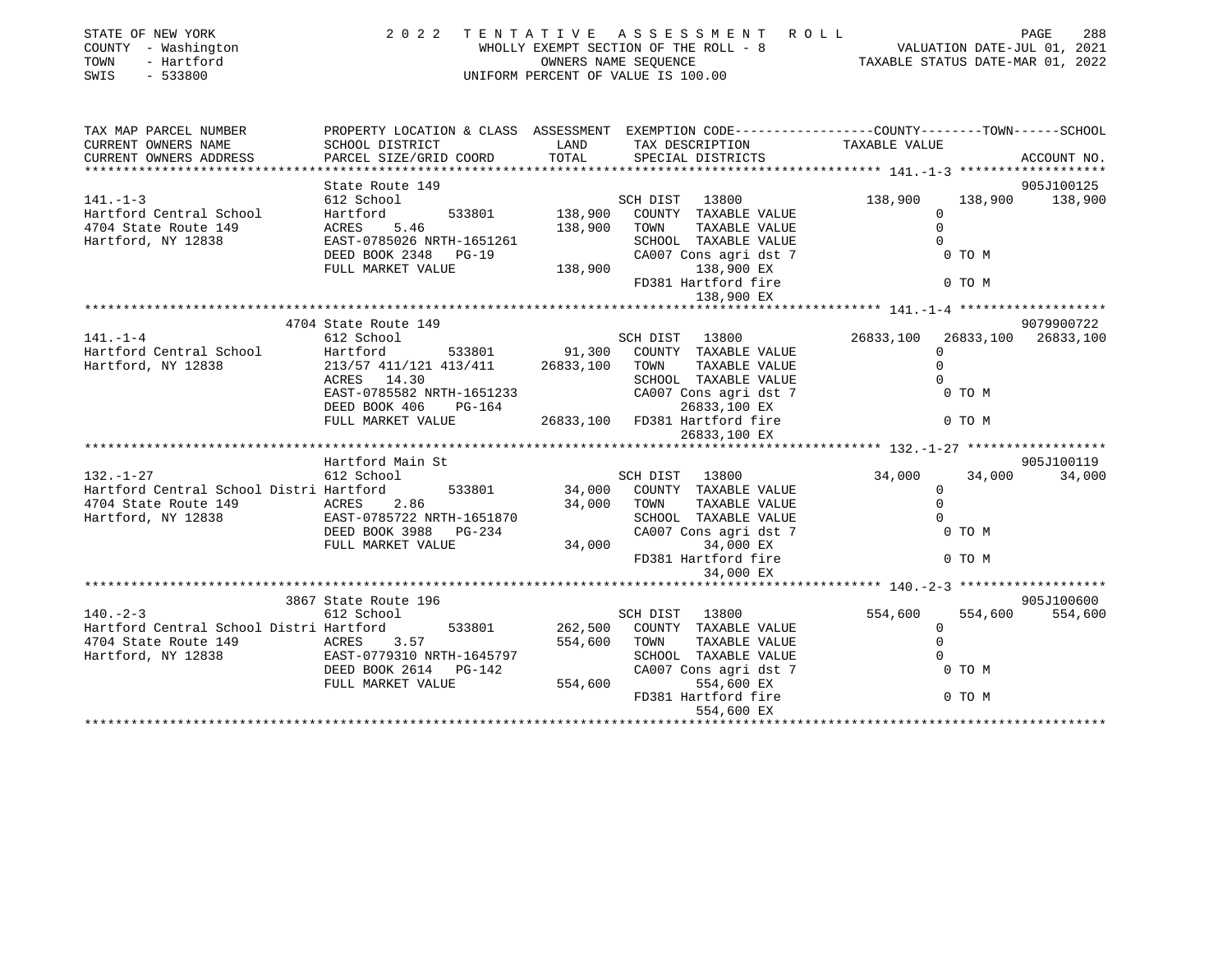STATE OF NEW YORK
COUNTY - Washington
TOWN - Hartford
SWIS - 533800

2 0 2 2 T E N T A T I V E A S S E S S M E N T R O L L
WHOLLY EXEMPT SECTION OF THE ROLL - 8
OWNERS NAME SEQUENCE
UNIFORM PERCENT OF VALUE IS 100.00

VALUATION DATE-JUL 01, 2021
TAXABLE STATUS DATE-MAR 01, 2022

```
TAX MAP PARCEL NUMBER          PROPERTY LOCATION & CLASS  ASSESSMENT  EXEMPTION CODE-----------------COUNTY--------TOWN------SCHOOL
CURRENT OWNERS NAME            SCHOOL DISTRICT             LAND        TAX DESCRIPTION            TAXABLE VALUE
CURRENT OWNERS ADDRESS         PARCEL SIZE/GRID COORD      TOTAL       SPECIAL DISTRICTS                                        ACCOUNT NO.
******************************************************************************************************* 141.-1-3 *******************
                               State Route 149                                                                              905J100125
141.-1-3                       612 School                              SCH DIST  13800              138,900     138,900     138,900
Hartford Central School        Hartford        533801      138,900     COUNTY  TAXABLE VALUE              0
4704 State Route 149           ACRES    5.46               138,900     TOWN    TAXABLE VALUE              0
Hartford, NY 12838             EAST-0785026 NRTH-1651261               SCHOOL  TAXABLE VALUE              0
                               DEED BOOK 2348   PG-19                  CA007 Cons agri dst 7               0 TO M
                               FULL MARKET VALUE           138,900          138,900 EX
                                                                       FD381 Hartford fire                 0 TO M
                                                                            138,900 EX
******************************************************************************************************* 141.-1-4 *******************
                               4704 State Route 149                                                                         9079900722
141.-1-4                       612 School                              SCH DIST  13800            26833,100   26833,100   26833,100
Hartford Central School        Hartford        533801       91,300     COUNTY  TAXABLE VALUE              0
Hartford, NY 12838             213/57 411/121 413/411    26833,100     TOWN    TAXABLE VALUE              0
                               ACRES   14.30                           SCHOOL  TAXABLE VALUE              0
                               EAST-0785582 NRTH-1651233               CA007 Cons agri dst 7               0 TO M
                               DEED BOOK 406    PG-164                      26833,100 EX
                               FULL MARKET VALUE         26833,100     FD381 Hartford fire                 0 TO M
                                                                            26833,100 EX
******************************************************************************************************* 132.-1-27 ******************
                               Hartford Main St                                                                             905J100119
132.-1-27                      612 School                              SCH DIST  13800               34,000      34,000      34,000
Hartford Central School Distri Hartford        533801       34,000     COUNTY  TAXABLE VALUE              0
4704 State Route 149           ACRES    2.86                34,000     TOWN    TAXABLE VALUE              0
Hartford, NY 12838             EAST-0785722 NRTH-1651870               SCHOOL  TAXABLE VALUE              0
                               DEED BOOK 3988   PG-234                 CA007 Cons agri dst 7               0 TO M
                               FULL MARKET VALUE            34,000           34,000 EX
                                                                       FD381 Hartford fire                 0 TO M
                                                                             34,000 EX
******************************************************************************************************* 140.-2-3 *******************
                               3867 State Route 196                                                                         905J100600
140.-2-3                       612 School                              SCH DIST  13800              554,600     554,600     554,600
Hartford Central School Distri Hartford        533801      262,500     COUNTY  TAXABLE VALUE              0
4704 State Route 149           ACRES    3.57               554,600     TOWN    TAXABLE VALUE              0
Hartford, NY 12838             EAST-0779310 NRTH-1645797               SCHOOL  TAXABLE VALUE              0
                               DEED BOOK 2614   PG-142                 CA007 Cons agri dst 7               0 TO M
                               FULL MARKET VALUE           554,600          554,600 EX
                                                                       FD381 Hartford fire                 0 TO M
                                                                            554,600 EX
************************************************************************************************************************************
```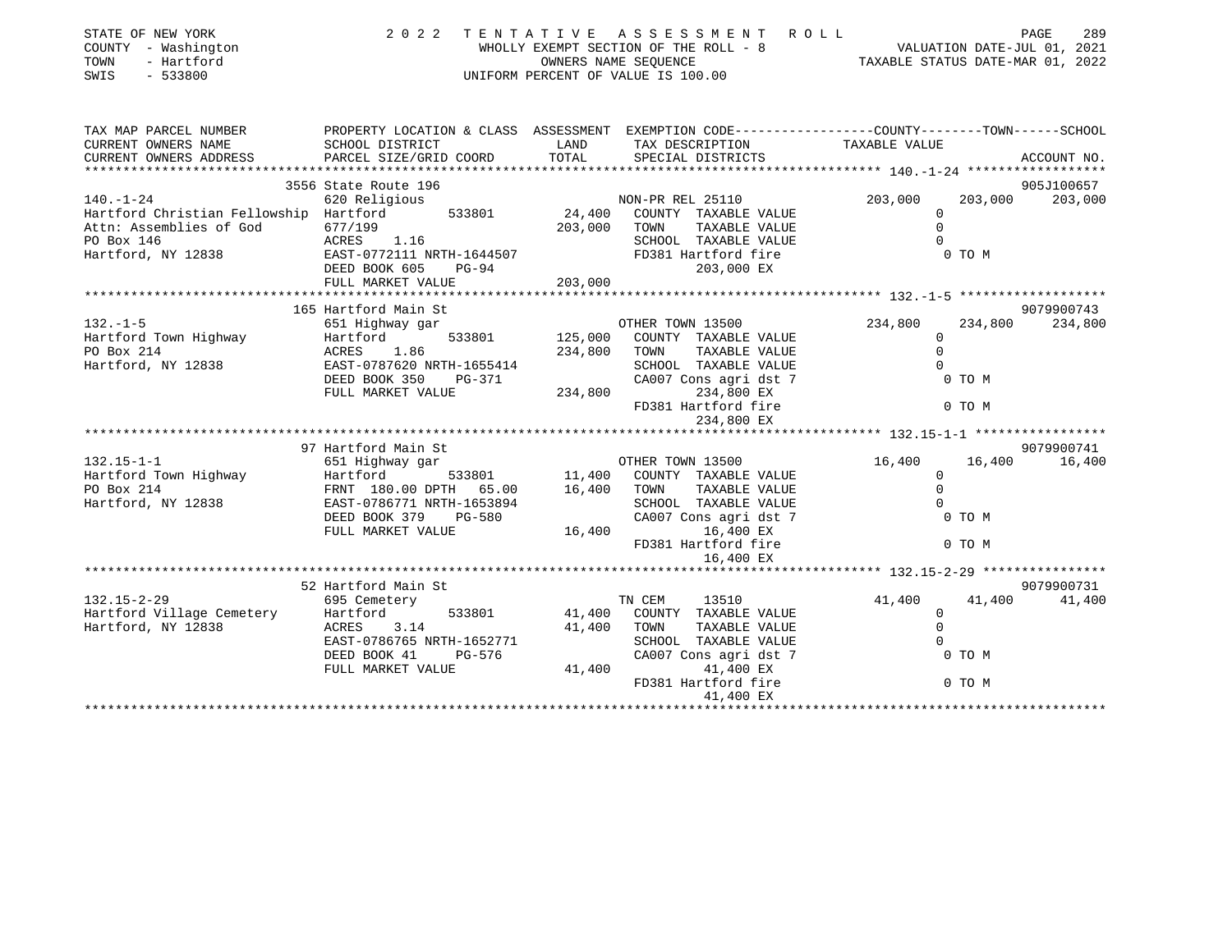STATE OF NEW YORK — 2022 TENTATIVE ASSESSMENT ROLL
COUNTY - Washington — WHOLLY EXEMPT SECTION OF THE ROLL - 8 — VALUATION DATE-JUL 01, 2021
TOWN - Hartford — OWNERS NAME SEQUENCE — TAXABLE STATUS DATE-MAR 01, 2022
SWIS - 533800 — UNIFORM PERCENT OF VALUE IS 100.00

| TAX MAP PARCEL NUMBER / CURRENT OWNERS NAME / CURRENT OWNERS ADDRESS | PROPERTY LOCATION & CLASS / SCHOOL DISTRICT / PARCEL SIZE/GRID COORD | ASSESSMENT LAND / TOTAL | EXEMPTION CODE / TAX DESCRIPTION / SPECIAL DISTRICTS | COUNTY TAXABLE VALUE | TOWN | SCHOOL / ACCOUNT NO. |
|---|---|---|---|---|---|---|
| **140.-1-24** | 3556 State Route 196 | | | | | 905J100657 |
| 140.-1-24 | 620 Religious | | NON-PR REL 25110 | 203,000 | 203,000 | 203,000 |
| Hartford Christian Fellowship | Hartford 533801 | 24,400 | COUNTY TAXABLE VALUE | 0 | | |
| Attn: Assemblies of God | 677/199 | 203,000 | TOWN TAXABLE VALUE | 0 | | |
| PO Box 146 | ACRES 1.16 | | SCHOOL TAXABLE VALUE | 0 | | |
| Hartford, NY 12838 | EAST-0772111 NRTH-1644507 | | FD381 Hartford fire | 0 TO M | | |
| | DEED BOOK 605 PG-94 | | 203,000 EX | | | |
| | FULL MARKET VALUE | 203,000 | | | | |
| **132.-1-5** | 165 Hartford Main St | | | | | 9079900743 |
| 132.-1-5 | 651 Highway gar | | OTHER TOWN 13500 | 234,800 | 234,800 | 234,800 |
| Hartford Town Highway | Hartford 533801 | 125,000 | COUNTY TAXABLE VALUE | 0 | | |
| PO Box 214 | ACRES 1.86 | 234,800 | TOWN TAXABLE VALUE | 0 | | |
| Hartford, NY 12838 | EAST-0787620 NRTH-1655414 | | SCHOOL TAXABLE VALUE | 0 | | |
| | DEED BOOK 350 PG-371 | | CA007 Cons agri dst 7 | 0 TO M | | |
| | FULL MARKET VALUE | 234,800 | 234,800 EX | | | |
| | | | FD381 Hartford fire | 0 TO M | | |
| | | | 234,800 EX | | | |
| **132.15-1-1** | 97 Hartford Main St | | | | | 9079900741 |
| 132.15-1-1 | 651 Highway gar | | OTHER TOWN 13500 | 16,400 | 16,400 | 16,400 |
| Hartford Town Highway | Hartford 533801 | 11,400 | COUNTY TAXABLE VALUE | 0 | | |
| PO Box 214 | FRNT 180.00 DPTH 65.00 | 16,400 | TOWN TAXABLE VALUE | 0 | | |
| Hartford, NY 12838 | EAST-0786771 NRTH-1653894 | | SCHOOL TAXABLE VALUE | 0 | | |
| | DEED BOOK 379 PG-580 | | CA007 Cons agri dst 7 | 0 TO M | | |
| | FULL MARKET VALUE | 16,400 | 16,400 EX | | | |
| | | | FD381 Hartford fire | 0 TO M | | |
| | | | 16,400 EX | | | |
| **132.15-2-29** | 52 Hartford Main St | | | | | 9079900731 |
| 132.15-2-29 | 695 Cemetery | | TN CEM 13510 | 41,400 | 41,400 | 41,400 |
| Hartford Village Cemetery | Hartford 533801 | 41,400 | COUNTY TAXABLE VALUE | 0 | | |
| Hartford, NY 12838 | ACRES 3.14 | 41,400 | TOWN TAXABLE VALUE | 0 | | |
| | EAST-0786765 NRTH-1652771 | | SCHOOL TAXABLE VALUE | 0 | | |
| | DEED BOOK 41 PG-576 | | CA007 Cons agri dst 7 | 0 TO M | | |
| | FULL MARKET VALUE | 41,400 | 41,400 EX | | | |
| | | | FD381 Hartford fire | 0 TO M | | |
| | | | 41,400 EX | | | |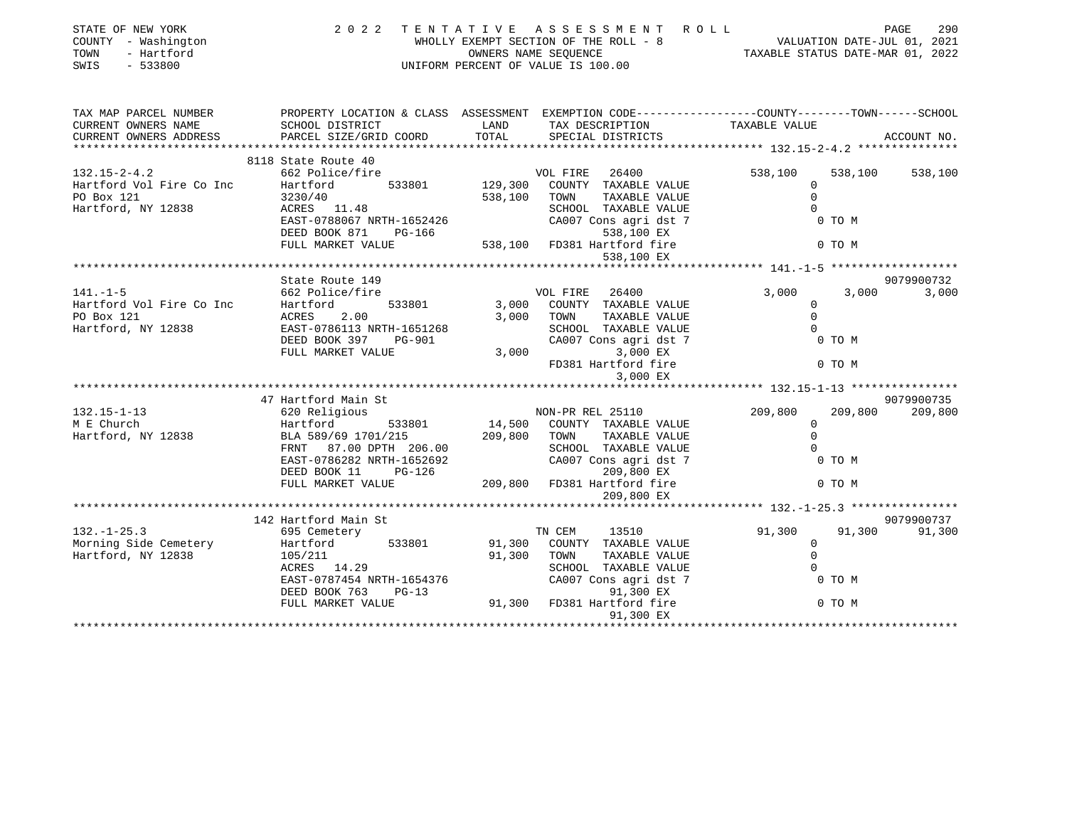STATE OF NEW YORK | 2 0 2 2 T E N T A T I V E A S S E S S M E N T R O L L | PAGE 290
COUNTY - Washington | WHOLLY EXEMPT SECTION OF THE ROLL - 8 | VALUATION DATE-JUL 01, 2021
TOWN - Hartford | OWNERS NAME SEQUENCE | TAXABLE STATUS DATE-MAR 01, 2022
SWIS - 533800 | UNIFORM PERCENT OF VALUE IS 100.00

```
TAX MAP PARCEL NUMBER          PROPERTY LOCATION & CLASS  ASSESSMENT  EXEMPTION CODE-----------------COUNTY--------TOWN------SCHOOL
CURRENT OWNERS NAME            SCHOOL DISTRICT             LAND       TAX DESCRIPTION              TAXABLE VALUE
CURRENT OWNERS ADDRESS         PARCEL SIZE/GRID COORD      TOTAL      SPECIAL DISTRICTS                                    ACCOUNT NO.
*********************************************************************************************** 132.15-2-4.2 ***************
                               8118 State Route 40
132.15-2-4.2                   662 Police/fire                         VOL FIRE    26400            538,100    538,100    538,100
Hartford Vol Fire Co Inc       Hartford      533801       129,300      COUNTY  TAXABLE VALUE              0
PO Box 121                     3230/40                    538,100      TOWN    TAXABLE VALUE              0
Hartford, NY 12838             ACRES   11.48                           SCHOOL  TAXABLE VALUE              0
                               EAST-0788067 NRTH-1652426               CA007 Cons agri dst 7               0 TO M
                               DEED BOOK 871    PG-166                      538,100 EX
                               FULL MARKET VALUE          538,100      FD381 Hartford fire                  0 TO M
                                                                            538,100 EX
*********************************************************************************************** 141.-1-5 *******************
                               State Route 149                                                                        9079900732
141.-1-5                       662 Police/fire                         VOL FIRE    26400              3,000      3,000      3,000
Hartford Vol Fire Co Inc       Hartford      533801         3,000      COUNTY  TAXABLE VALUE              0
PO Box 121                     ACRES    2.00                3,000      TOWN    TAXABLE VALUE              0
Hartford, NY 12838             EAST-0786113 NRTH-1651268               SCHOOL  TAXABLE VALUE              0
                               DEED BOOK 397    PG-901                 CA007 Cons agri dst 7               0 TO M
                               FULL MARKET VALUE            3,000           3,000 EX
                                                                       FD381 Hartford fire                  0 TO M
                                                                            3,000 EX
*********************************************************************************************** 132.15-1-13 ****************
                               47 Hartford Main St                                                                    9079900735
132.15-1-13                    620 Religious                           NON-PR REL 25110             209,800    209,800    209,800
M E Church                     Hartford      533801        14,500      COUNTY  TAXABLE VALUE              0
Hartford, NY 12838             BLA 589/69 1701/215        209,800      TOWN    TAXABLE VALUE              0
                               FRNT   87.00 DPTH 206.00                SCHOOL  TAXABLE VALUE              0
                               EAST-0786282 NRTH-1652692               CA007 Cons agri dst 7               0 TO M
                               DEED BOOK 11     PG-126                      209,800 EX
                               FULL MARKET VALUE          209,800      FD381 Hartford fire                  0 TO M
                                                                            209,800 EX
*********************************************************************************************** 132.-1-25.3 ****************
                               142 Hartford Main St                                                                   9079900737
132.-1-25.3                    695 Cemetery                            TN CEM      13510             91,300     91,300     91,300
Morning Side Cemetery          Hartford      533801        91,300      COUNTY  TAXABLE VALUE              0
Hartford, NY 12838             105/211                     91,300      TOWN    TAXABLE VALUE              0
                               ACRES   14.29                           SCHOOL  TAXABLE VALUE              0
                               EAST-0787454 NRTH-1654376               CA007 Cons agri dst 7               0 TO M
                               DEED BOOK 763    PG-13                       91,300 EX
                               FULL MARKET VALUE           91,300      FD381 Hartford fire                  0 TO M
                                                                            91,300 EX
******************************************************************************************************************************
```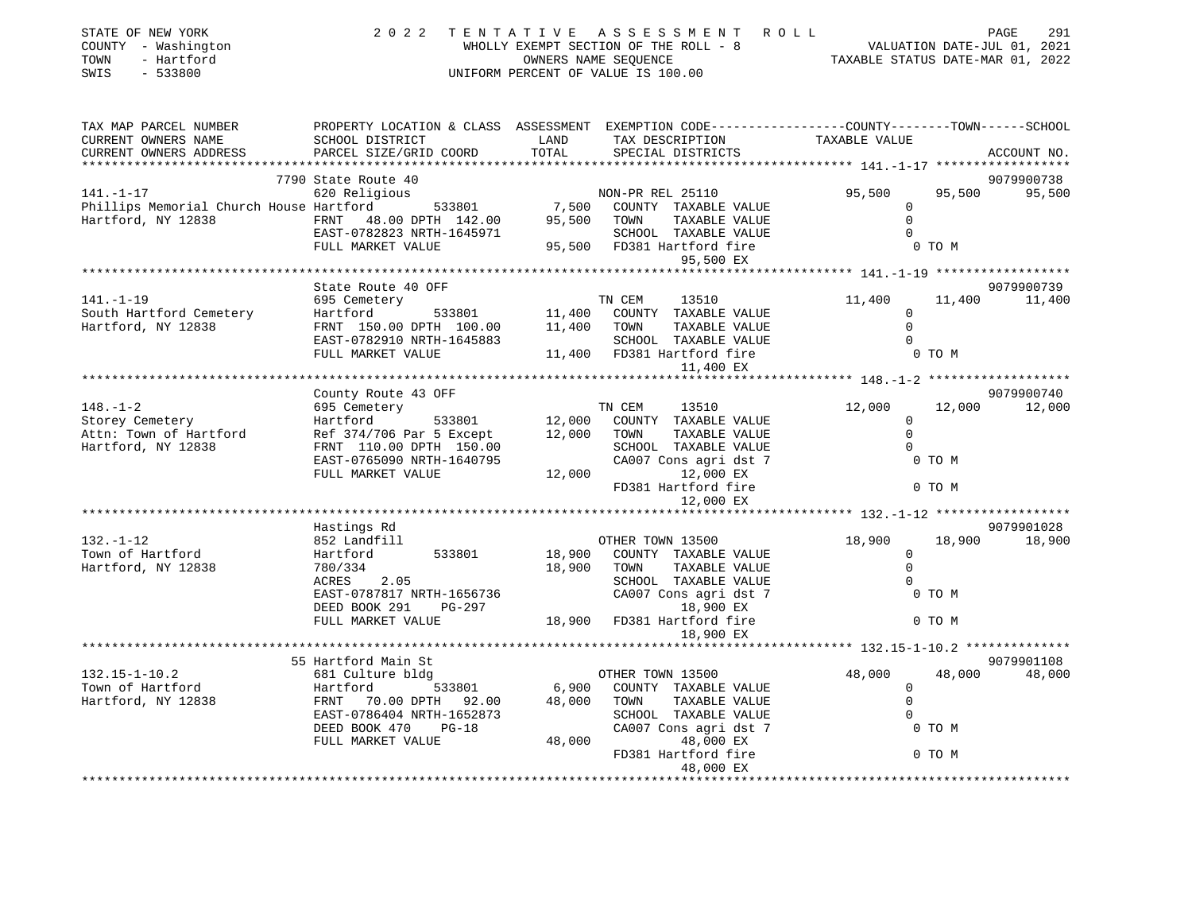STATE OF NEW YORK
COUNTY - Washington
TOWN - Hartford
SWIS - 533800

2 0 2 2 T E N T A T I V E A S S E S S M E N T R O L L
WHOLLY EXEMPT SECTION OF THE ROLL - 8
OWNERS NAME SEQUENCE
UNIFORM PERCENT OF VALUE IS 100.00

VALUATION DATE-JUL 01, 2021
TAXABLE STATUS DATE-MAR 01, 2022

```
TAX MAP PARCEL NUMBER          PROPERTY LOCATION & CLASS  ASSESSMENT  EXEMPTION CODE-----------------COUNTY--------TOWN------SCHOOL
CURRENT OWNERS NAME            SCHOOL DISTRICT              LAND      TAX DESCRIPTION             TAXABLE VALUE
CURRENT OWNERS ADDRESS         PARCEL SIZE/GRID COORD       TOTAL     SPECIAL DISTRICTS                                   ACCOUNT NO.
*******************************************************************************************************  141.-1-17 ******************
                               7790 State Route 40                                                                      9079900738
141.-1-17                      620 Religious                          NON-PR REL 25110              95,500     95,500     95,500
Phillips Memorial Church House Hartford        533801         7,500   COUNTY  TAXABLE VALUE              0
Hartford, NY 12838             FRNT  48.00 DPTH 142.00       95,500   TOWN    TAXABLE VALUE              0
                               EAST-0782823 NRTH-1645971               SCHOOL  TAXABLE VALUE              0
                               FULL MARKET VALUE             95,500   FD381 Hartford fire                 0 TO M
                                                                         95,500 EX
*******************************************************************************************************  141.-1-19 ******************
                               State Route 40 OFF                                                                       9079900739
141.-1-19                      695 Cemetery                           TN CEM      13510             11,400     11,400     11,400
South Hartford Cemetery        Hartford        533801        11,400   COUNTY  TAXABLE VALUE              0
Hartford, NY 12838             FRNT 150.00 DPTH 100.00       11,400   TOWN    TAXABLE VALUE              0
                               EAST-0782910 NRTH-1645883               SCHOOL  TAXABLE VALUE              0
                               FULL MARKET VALUE             11,400   FD381 Hartford fire                 0 TO M
                                                                         11,400 EX
*******************************************************************************************************  148.-1-2 *******************
                               County Route 43 OFF                                                                      9079900740
148.-1-2                       695 Cemetery                           TN CEM      13510             12,000     12,000     12,000
Storey Cemetery                Hartford        533801        12,000   COUNTY  TAXABLE VALUE              0
Attn: Town of Hartford         Ref 374/706 Par 5 Except      12,000   TOWN    TAXABLE VALUE              0
Hartford, NY 12838             FRNT 110.00 DPTH 150.00                 SCHOOL  TAXABLE VALUE              0
                               EAST-0765090 NRTH-1640795               CA007 Cons agri dst 7              0 TO M
                               FULL MARKET VALUE             12,000          12,000 EX
                                                                       FD381 Hartford fire                 0 TO M
                                                                         12,000 EX
*******************************************************************************************************  132.-1-12 ******************
                               Hastings Rd                                                                              9079901028
132.-1-12                      852 Landfill                           OTHER TOWN 13500              18,900     18,900     18,900
Town of Hartford               Hartford        533801        18,900   COUNTY  TAXABLE VALUE              0
Hartford, NY 12838             780/334                       18,900   TOWN    TAXABLE VALUE              0
                               ACRES    2.05                           SCHOOL  TAXABLE VALUE              0
                               EAST-0787817 NRTH-1656736               CA007 Cons agri dst 7              0 TO M
                               DEED BOOK 291     PG-297                      18,900 EX
                               FULL MARKET VALUE             18,900   FD381 Hartford fire                 0 TO M
                                                                         18,900 EX
*******************************************************************************************************  132.15-1-10.2 **************
                               55 Hartford Main St                                                                      9079901108
132.15-1-10.2                  681 Culture bldg                       OTHER TOWN 13500              48,000     48,000     48,000
Town of Hartford               Hartford        533801         6,900   COUNTY  TAXABLE VALUE              0
Hartford, NY 12838             FRNT  70.00 DPTH  92.00       48,000   TOWN    TAXABLE VALUE              0
                               EAST-0786404 NRTH-1652873               SCHOOL  TAXABLE VALUE              0
                               DEED BOOK 470     PG-18                 CA007 Cons agri dst 7              0 TO M
                               FULL MARKET VALUE             48,000          48,000 EX
                                                                       FD381 Hartford fire                 0 TO M
                                                                         48,000 EX
************************************************************************************************************************************
```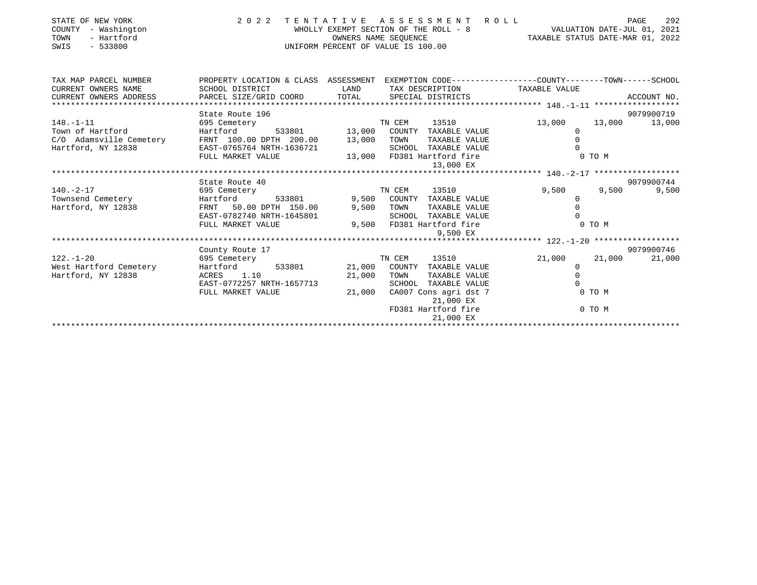STATE OF NEW YORK
COUNTY - Washington
TOWN - Hartford
SWIS - 533800

# 2022 TENTATIVE ASSESSMENT ROLL

WHOLLY EXEMPT SECTION OF THE ROLL - 8
OWNERS NAME SEQUENCE
UNIFORM PERCENT OF VALUE IS 100.00

VALUATION DATE-JUL 01, 2021
TAXABLE STATUS DATE-MAR 01, 2022

| TAX MAP PARCEL NUMBER / CURRENT OWNERS NAME / CURRENT OWNERS ADDRESS | PROPERTY LOCATION & CLASS / SCHOOL DISTRICT / PARCEL SIZE/GRID COORD | ASSESSMENT LAND | TOTAL | EXEMPTION CODE / TAX DESCRIPTION / SPECIAL DISTRICTS | COUNTY TAXABLE VALUE | TOWN | SCHOOL | ACCOUNT NO. |
|---|---|---|---|---|---|---|---|---|
| 148.-1-11 | State Route 196 | | | | | | | 9079900719 |
| Town of Hartford | 695 Cemetery | | | TN CEM 13510 | 13,000 | 13,000 | 13,000 | |
| C/O Adamsville Cemetery | Hartford 533801 | 13,000 | | COUNTY TAXABLE VALUE | 0 | | | |
| Hartford, NY 12838 | FRNT 100.00 DPTH 200.00 | | 13,000 | TOWN TAXABLE VALUE | 0 | | | |
| | EAST-0765764 NRTH-1636721 | | | SCHOOL TAXABLE VALUE | 0 | | | |
| | FULL MARKET VALUE | | 13,000 | FD381 Hartford fire 13,000 EX | 0 TO M | | | |
| 140.-2-17 | State Route 40 | | | | | | | 9079900744 |
| Townsend Cemetery | 695 Cemetery | | | TN CEM 13510 | 9,500 | 9,500 | 9,500 | |
| Hartford, NY 12838 | Hartford 533801 | 9,500 | | COUNTY TAXABLE VALUE | 0 | | | |
| | FRNT 50.00 DPTH 150.00 | | 9,500 | TOWN TAXABLE VALUE | 0 | | | |
| | EAST-0782740 NRTH-1645801 | | | SCHOOL TAXABLE VALUE | 0 | | | |
| | FULL MARKET VALUE | | 9,500 | FD381 Hartford fire 9,500 EX | 0 TO M | | | |
| 122.-1-20 | County Route 17 | | | | | | | 9079900746 |
| West Hartford Cemetery | 695 Cemetery | | | TN CEM 13510 | 21,000 | 21,000 | 21,000 | |
| Hartford, NY 12838 | Hartford 533801 | 21,000 | | COUNTY TAXABLE VALUE | 0 | | | |
| | ACRES 1.10 | | 21,000 | TOWN TAXABLE VALUE | 0 | | | |
| | EAST-0772257 NRTH-1657713 | | | SCHOOL TAXABLE VALUE | 0 | | | |
| | FULL MARKET VALUE | | 21,000 | CA007 Cons agri dst 7 21,000 EX | 0 TO M | | | |
| | | | | FD381 Hartford fire 21,000 EX | 0 TO M | | | |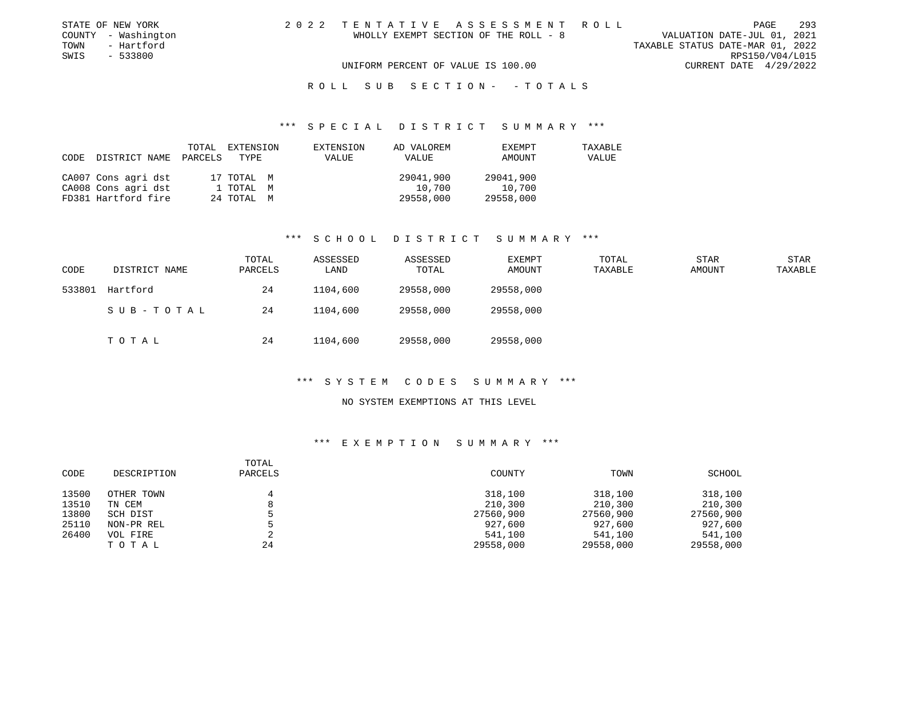STATE OF NEW YORK
COUNTY - Washington
TOWN - Hartford
SWIS - 533800

2022 TENTATIVE ASSESSMENT ROLL
WHOLLY EXEMPT SECTION OF THE ROLL - 8

VALUATION DATE-JUL 01, 2021
TAXABLE STATUS DATE-MAR 01, 2022
RPS150/V04/L015
CURRENT DATE 4/29/2022

UNIFORM PERCENT OF VALUE IS 100.00

ROLL SUB SECTION- -TOTALS

### *** SPECIAL DISTRICT SUMMARY ***

| CODE | DISTRICT NAME | TOTAL PARCELS | EXTENSION TYPE | EXTENSION VALUE | AD VALOREM VALUE | EXEMPT AMOUNT | TAXABLE VALUE |
|---|---|---|---|---|---|---|---|
| CA007 | Cons agri dst | 17 | TOTAL M | | 29041,900 | 29041,900 | |
| CA008 | Cons agri dst | 1 | TOTAL M | | 10,700 | 10,700 | |
| FD381 | Hartford fire | 24 | TOTAL M | | 29558,000 | 29558,000 | |

### *** SCHOOL DISTRICT SUMMARY ***

| CODE | DISTRICT NAME | TOTAL PARCELS | ASSESSED LAND | ASSESSED TOTAL | EXEMPT AMOUNT | TOTAL TAXABLE | STAR AMOUNT | STAR TAXABLE |
|---|---|---|---|---|---|---|---|---|
| 533801 | Hartford | 24 | 1104,600 | 29558,000 | 29558,000 | | | |
| | SUB-TOTAL | 24 | 1104,600 | 29558,000 | 29558,000 | | | |
| | TOTAL | 24 | 1104,600 | 29558,000 | 29558,000 | | | |

### *** SYSTEM CODES SUMMARY ***

NO SYSTEM EXEMPTIONS AT THIS LEVEL

### *** EXEMPTION SUMMARY ***

| CODE | DESCRIPTION | TOTAL PARCELS | COUNTY | TOWN | SCHOOL |
|---|---|---|---|---|---|
| 13500 | OTHER TOWN | 4 | 318,100 | 318,100 | 318,100 |
| 13510 | TN CEM | 8 | 210,300 | 210,300 | 210,300 |
| 13800 | SCH DIST | 5 | 27560,900 | 27560,900 | 27560,900 |
| 25110 | NON-PR REL | 5 | 927,600 | 927,600 | 927,600 |
| 26400 | VOL FIRE | 2 | 541,100 | 541,100 | 541,100 |
| | TOTAL | 24 | 29558,000 | 29558,000 | 29558,000 |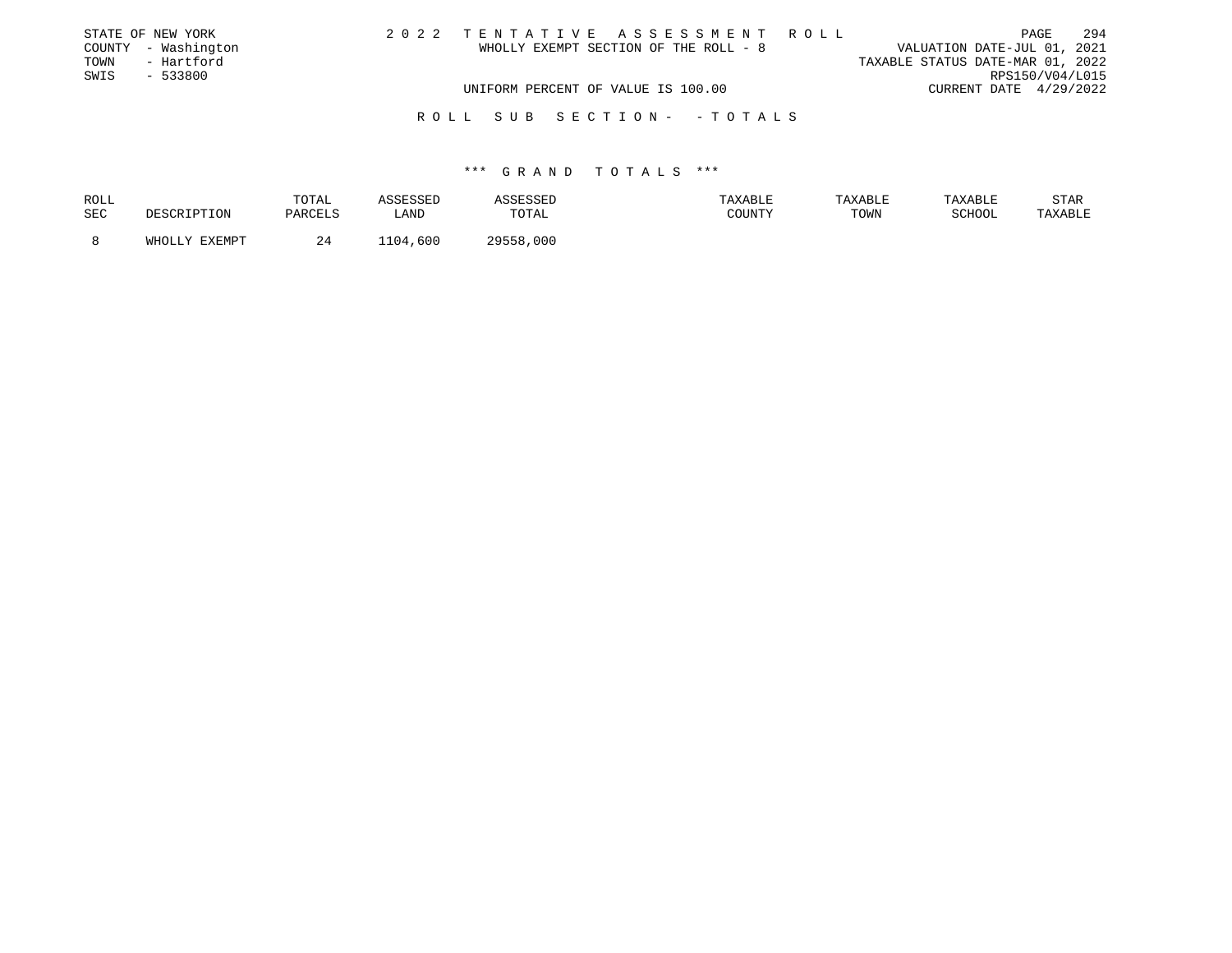STATE OF NEW YORK
COUNTY - Washington
TOWN - Hartford
SWIS - 533800

2022 TENTATIVE ASSESSMENT ROLL
WHOLLY EXEMPT SECTION OF THE ROLL - 8
UNIFORM PERCENT OF VALUE IS 100.00

VALUATION DATE-JUL 01, 2021
TAXABLE STATUS DATE-MAR 01, 2022
RPS150/V04/L015
CURRENT DATE 4/29/2022

ROLL SUB SECTION- - TOTALS

*** GRAND TOTALS ***

| ROLL SEC | DESCRIPTION | TOTAL PARCELS | ASSESSED LAND | ASSESSED TOTAL | TAXABLE COUNTY | TAXABLE TOWN | TAXABLE SCHOOL | STAR TAXABLE |
|---|---|---|---|---|---|---|---|---|
| 8 | WHOLLY EXEMPT | 24 | 1104,600 | 29558,000 | | | | |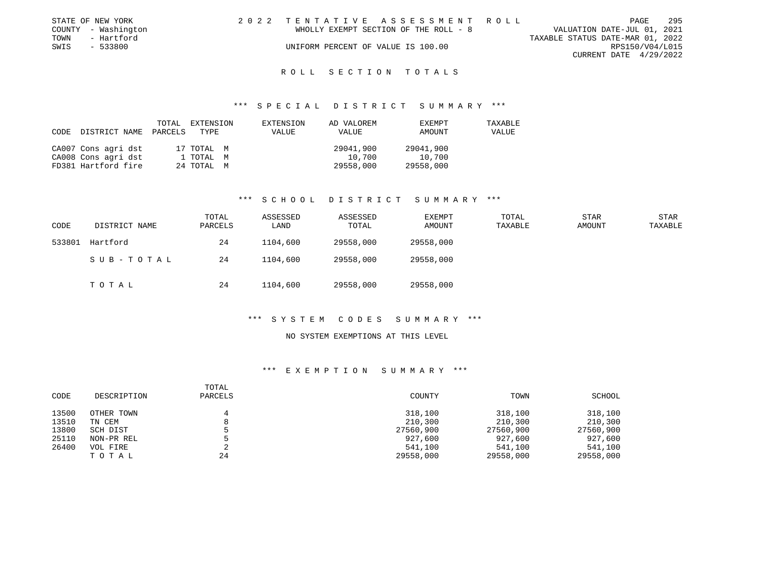STATE OF NEW YORK — COUNTY - Washington — TOWN - Hartford — SWIS - 533800

2 0 2 2 T E N T A T I V E A S S E S S M E N T R O L L

WHOLLY EXEMPT SECTION OF THE ROLL - 8

UNIFORM PERCENT OF VALUE IS 100.00

VALUATION DATE-JUL 01, 2021
TAXABLE STATUS DATE-MAR 01, 2022
RPS150/V04/L015
CURRENT DATE 4/29/2022

## R O L L S E C T I O N T O T A L S

### *** S P E C I A L D I S T R I C T S U M M A R Y ***

| CODE | DISTRICT NAME | TOTAL PARCELS | EXTENSION TYPE | EXTENSION VALUE | AD VALOREM VALUE | EXEMPT AMOUNT | TAXABLE VALUE |
|---|---|---|---|---|---|---|---|
| CA007 | Cons agri dst | 17 | TOTAL M | | 29041,900 | 29041,900 | |
| CA008 | Cons agri dst | 1 | TOTAL M | | 10,700 | 10,700 | |
| FD381 | Hartford fire | 24 | TOTAL M | | 29558,000 | 29558,000 | |

### *** S C H O O L D I S T R I C T S U M M A R Y ***

| CODE | DISTRICT NAME | TOTAL PARCELS | ASSESSED LAND | ASSESSED TOTAL | EXEMPT AMOUNT | TOTAL TAXABLE | STAR AMOUNT | STAR TAXABLE |
|---|---|---|---|---|---|---|---|---|
| 533801 | Hartford | 24 | 1104,600 | 29558,000 | 29558,000 | | | |
| | S U B - T O T A L | 24 | 1104,600 | 29558,000 | 29558,000 | | | |
| | T O T A L | 24 | 1104,600 | 29558,000 | 29558,000 | | | |

### *** S Y S T E M C O D E S S U M M A R Y ***

NO SYSTEM EXEMPTIONS AT THIS LEVEL

### *** E X E M P T I O N S U M M A R Y ***

| CODE | DESCRIPTION | TOTAL PARCELS | COUNTY | TOWN | SCHOOL |
|---|---|---|---|---|---|
| 13500 | OTHER TOWN | 4 | 318,100 | 318,100 | 318,100 |
| 13510 | TN CEM | 8 | 210,300 | 210,300 | 210,300 |
| 13800 | SCH DIST | 5 | 27560,900 | 27560,900 | 27560,900 |
| 25110 | NON-PR REL | 5 | 927,600 | 927,600 | 927,600 |
| 26400 | VOL FIRE | 2 | 541,100 | 541,100 | 541,100 |
| | T O T A L | 24 | 29558,000 | 29558,000 | 29558,000 |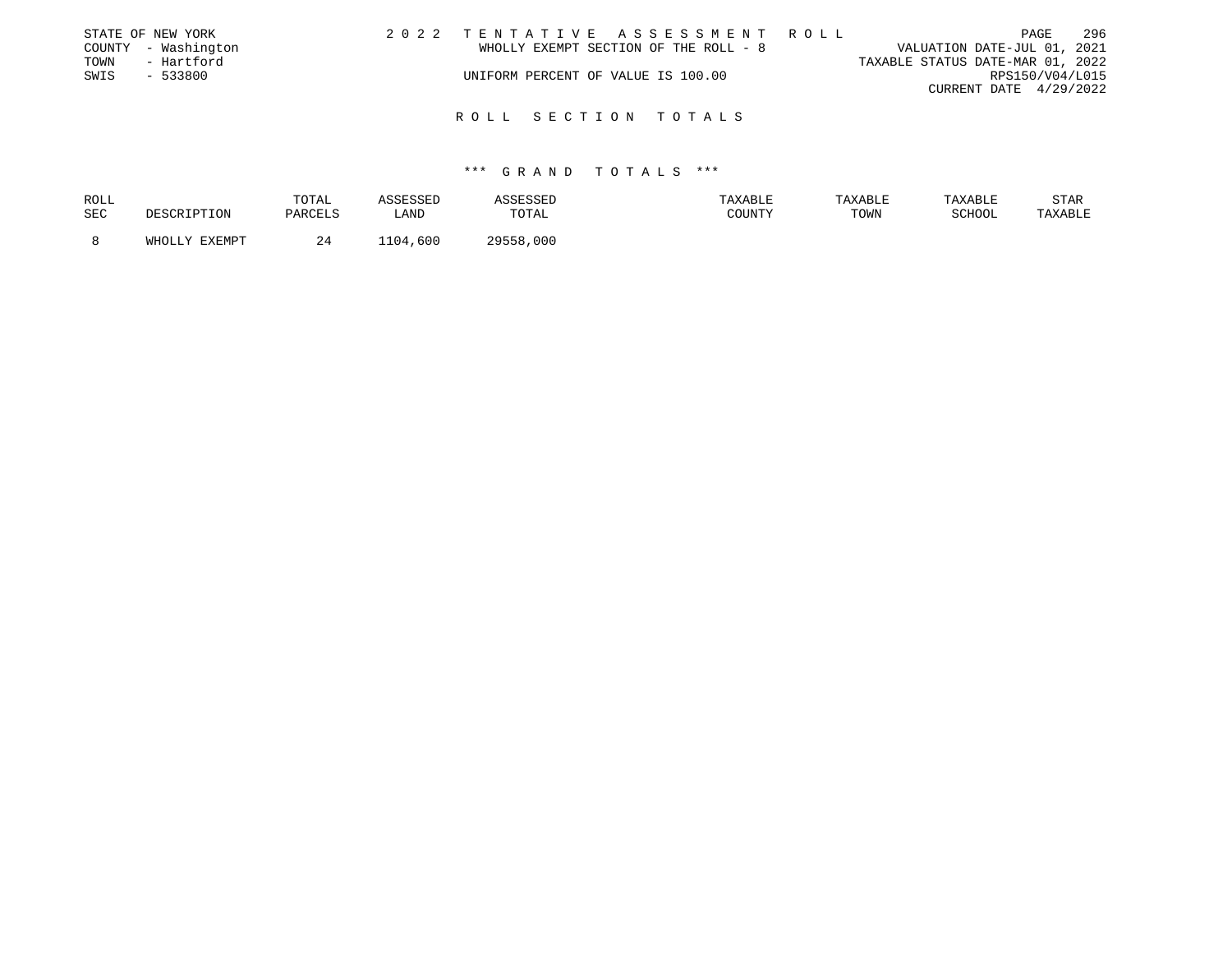STATE OF NEW YORK
COUNTY - Washington
TOWN - Hartford
SWIS - 533800

2 0 2 2 T E N T A T I V E A S S E S S M E N T R O L L

WHOLLY EXEMPT SECTION OF THE ROLL - 8

UNIFORM PERCENT OF VALUE IS 100.00

VALUATION DATE-JUL 01, 2021
TAXABLE STATUS DATE-MAR 01, 2022
RPS150/V04/L015
CURRENT DATE 4/29/2022

R O L L S E C T I O N T O T A L S

\*\*\* G R A N D T O T A L S \*\*\*

| ROLL SEC | DESCRIPTION | TOTAL PARCELS | ASSESSED LAND | ASSESSED TOTAL | TAXABLE COUNTY | TAXABLE TOWN | TAXABLE SCHOOL | STAR TAXABLE |
|---|---|---|---|---|---|---|---|---|
| 8 | WHOLLY EXEMPT | 24 | 1104,600 | 29558,000 | | | | |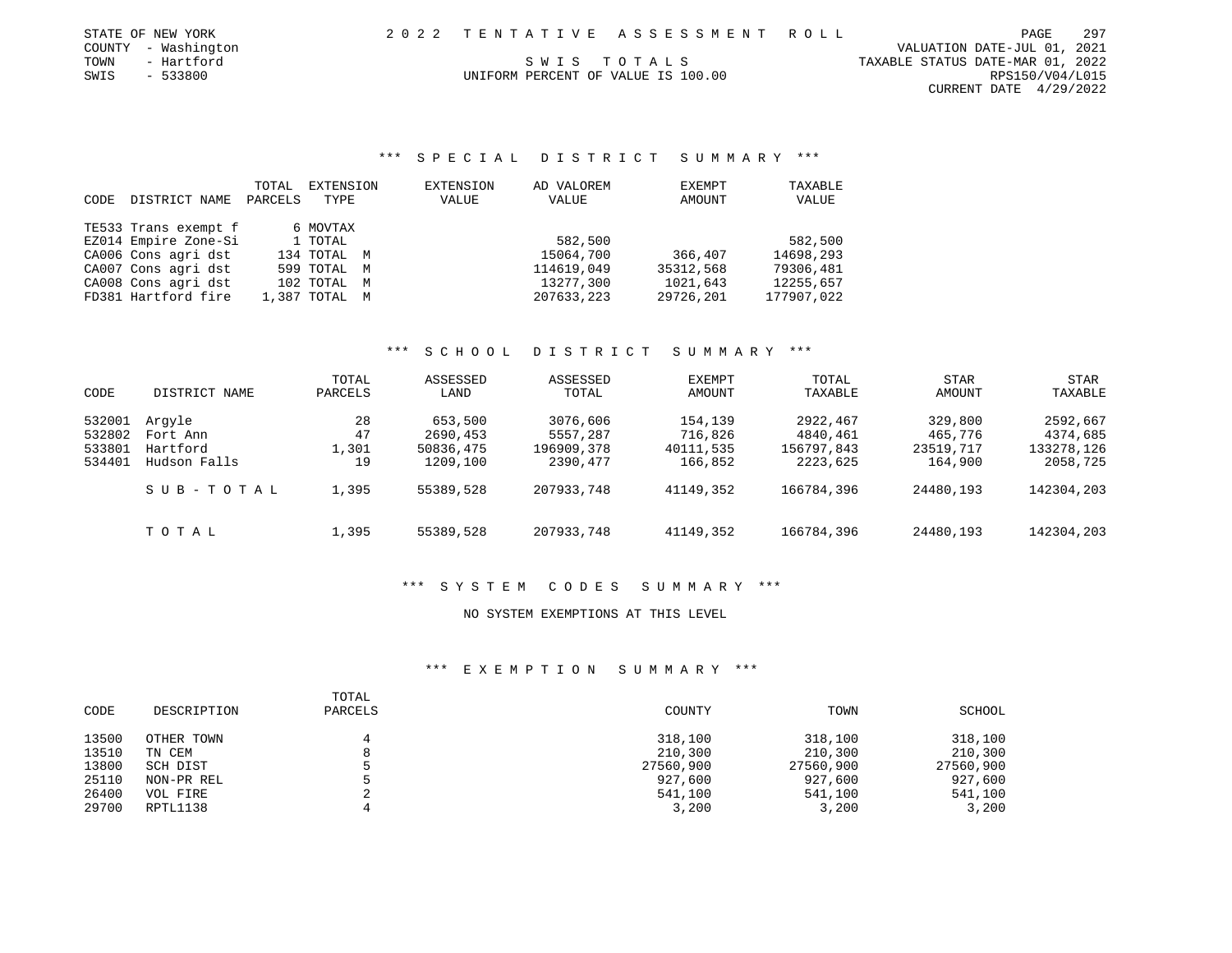STATE OF NEW YORK
COUNTY - Washington
TOWN - Hartford
SWIS - 533800

2022 TENTATIVE ASSESSMENT ROLL

SWIS TOTALS

UNIFORM PERCENT OF VALUE IS 100.00

VALUATION DATE-JUL 01, 2021
TAXABLE STATUS DATE-MAR 01, 2022
RPS150/V04/L015
CURRENT DATE 4/29/2022

## *** SPECIAL DISTRICT SUMMARY ***

| CODE | DISTRICT NAME | TOTAL PARCELS | EXTENSION TYPE | EXTENSION VALUE | AD VALOREM VALUE | EXEMPT AMOUNT | TAXABLE VALUE |
|---|---|---|---|---|---|---|---|
| TE533 | Trans exempt f | 6 | MOVTAX | | | | |
| EZ014 | Empire Zone-Si | 1 | TOTAL | | 582,500 | | 582,500 |
| CA006 | Cons agri dst | 134 | TOTAL M | | 15064,700 | 366,407 | 14698,293 |
| CA007 | Cons agri dst | 599 | TOTAL M | | 114619,049 | 35312,568 | 79306,481 |
| CA008 | Cons agri dst | 102 | TOTAL M | | 13277,300 | 1021,643 | 12255,657 |
| FD381 | Hartford fire | 1,387 | TOTAL M | | 207633,223 | 29726,201 | 177907,022 |

## *** SCHOOL DISTRICT SUMMARY ***

| CODE | DISTRICT NAME | TOTAL PARCELS | ASSESSED LAND | ASSESSED TOTAL | EXEMPT AMOUNT | TOTAL TAXABLE | STAR AMOUNT | STAR TAXABLE |
|---|---|---|---|---|---|---|---|---|
| 532001 | Argyle | 28 | 653,500 | 3076,606 | 154,139 | 2922,467 | 329,800 | 2592,667 |
| 532802 | Fort Ann | 47 | 2690,453 | 5557,287 | 716,826 | 4840,461 | 465,776 | 4374,685 |
| 533801 | Hartford | 1,301 | 50836,475 | 196909,378 | 40111,535 | 156797,843 | 23519,717 | 133278,126 |
| 534401 | Hudson Falls | 19 | 1209,100 | 2390,477 | 166,852 | 2223,625 | 164,900 | 2058,725 |
| | SUB-TOTAL | 1,395 | 55389,528 | 207933,748 | 41149,352 | 166784,396 | 24480,193 | 142304,203 |
| | TOTAL | 1,395 | 55389,528 | 207933,748 | 41149,352 | 166784,396 | 24480,193 | 142304,203 |

## *** SYSTEM CODES SUMMARY ***

NO SYSTEM EXEMPTIONS AT THIS LEVEL

## *** EXEMPTION SUMMARY ***

| CODE | DESCRIPTION | TOTAL PARCELS | COUNTY | TOWN | SCHOOL |
|---|---|---|---|---|---|
| 13500 | OTHER TOWN | 4 | 318,100 | 318,100 | 318,100 |
| 13510 | TN CEM | 8 | 210,300 | 210,300 | 210,300 |
| 13800 | SCH DIST | 5 | 27560,900 | 27560,900 | 27560,900 |
| 25110 | NON-PR REL | 5 | 927,600 | 927,600 | 927,600 |
| 26400 | VOL FIRE | 2 | 541,100 | 541,100 | 541,100 |
| 29700 | RPTL1138 | 4 | 3,200 | 3,200 | 3,200 |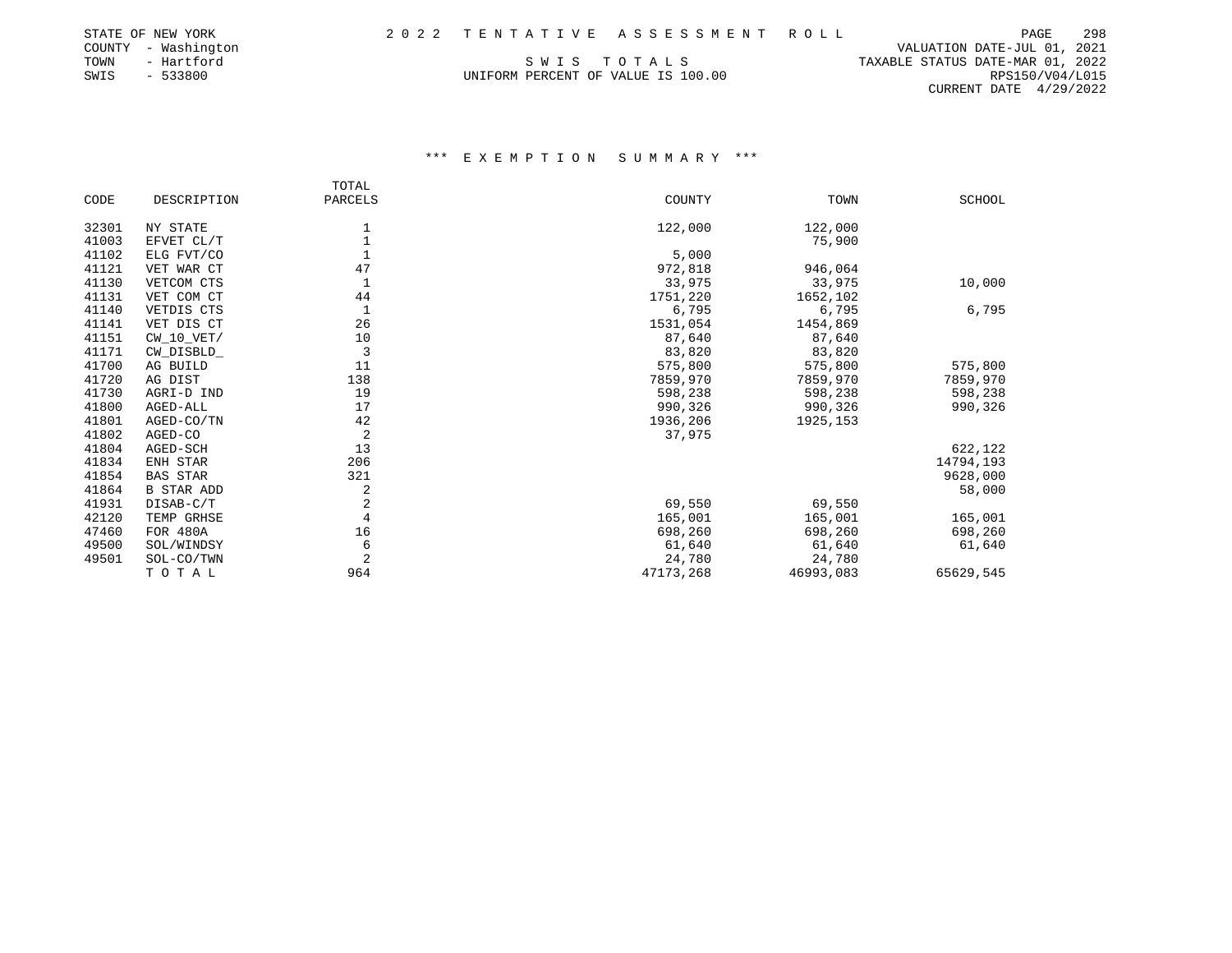STATE OF NEW YORK
COUNTY - Washington
TOWN - Hartford
SWIS - 533800

2 0 2 2 T E N T A T I V E A S S E S S M E N T R O L L

S W I S T O T A L S
UNIFORM PERCENT OF VALUE IS 100.00

VALUATION DATE-JUL 01, 2021
TAXABLE STATUS DATE-MAR 01, 2022
RPS150/V04/L015
CURRENT DATE 4/29/2022

### *** E X E M P T I O N S U M M A R Y ***

| CODE | DESCRIPTION | TOTAL PARCELS | COUNTY | TOWN | SCHOOL |
|---|---|---|---|---|---|
| 32301 | NY STATE | 1 | 122,000 | 122,000 | |
| 41003 | EFVET CL/T | 1 | | 75,900 | |
| 41102 | ELG FVT/CO | 1 | 5,000 | | |
| 41121 | VET WAR CT | 47 | 972,818 | 946,064 | |
| 41130 | VETCOM CTS | 1 | 33,975 | 33,975 | 10,000 |
| 41131 | VET COM CT | 44 | 1751,220 | 1652,102 | |
| 41140 | VETDIS CTS | 1 | 6,795 | 6,795 | 6,795 |
| 41141 | VET DIS CT | 26 | 1531,054 | 1454,869 | |
| 41151 | CW_10_VET/ | 10 | 87,640 | 87,640 | |
| 41171 | CW_DISBLD_ | 3 | 83,820 | 83,820 | |
| 41700 | AG BUILD | 11 | 575,800 | 575,800 | 575,800 |
| 41720 | AG DIST | 138 | 7859,970 | 7859,970 | 7859,970 |
| 41730 | AGRI-D IND | 19 | 598,238 | 598,238 | 598,238 |
| 41800 | AGED-ALL | 17 | 990,326 | 990,326 | 990,326 |
| 41801 | AGED-CO/TN | 42 | 1936,206 | 1925,153 | |
| 41802 | AGED-CO | 2 | 37,975 | | |
| 41804 | AGED-SCH | 13 | | | 622,122 |
| 41834 | ENH STAR | 206 | | | 14794,193 |
| 41854 | BAS STAR | 321 | | | 9628,000 |
| 41864 | B STAR ADD | 2 | | | 58,000 |
| 41931 | DISAB-C/T | 2 | 69,550 | 69,550 | |
| 42120 | TEMP GRHSE | 4 | 165,001 | 165,001 | 165,001 |
| 47460 | FOR 480A | 16 | 698,260 | 698,260 | 698,260 |
| 49500 | SOL/WINDSY | 6 | 61,640 | 61,640 | 61,640 |
| 49501 | SOL-CO/TWN | 2 | 24,780 | 24,780 | |
| | T O T A L | 964 | 47173,268 | 46993,083 | 65629,545 |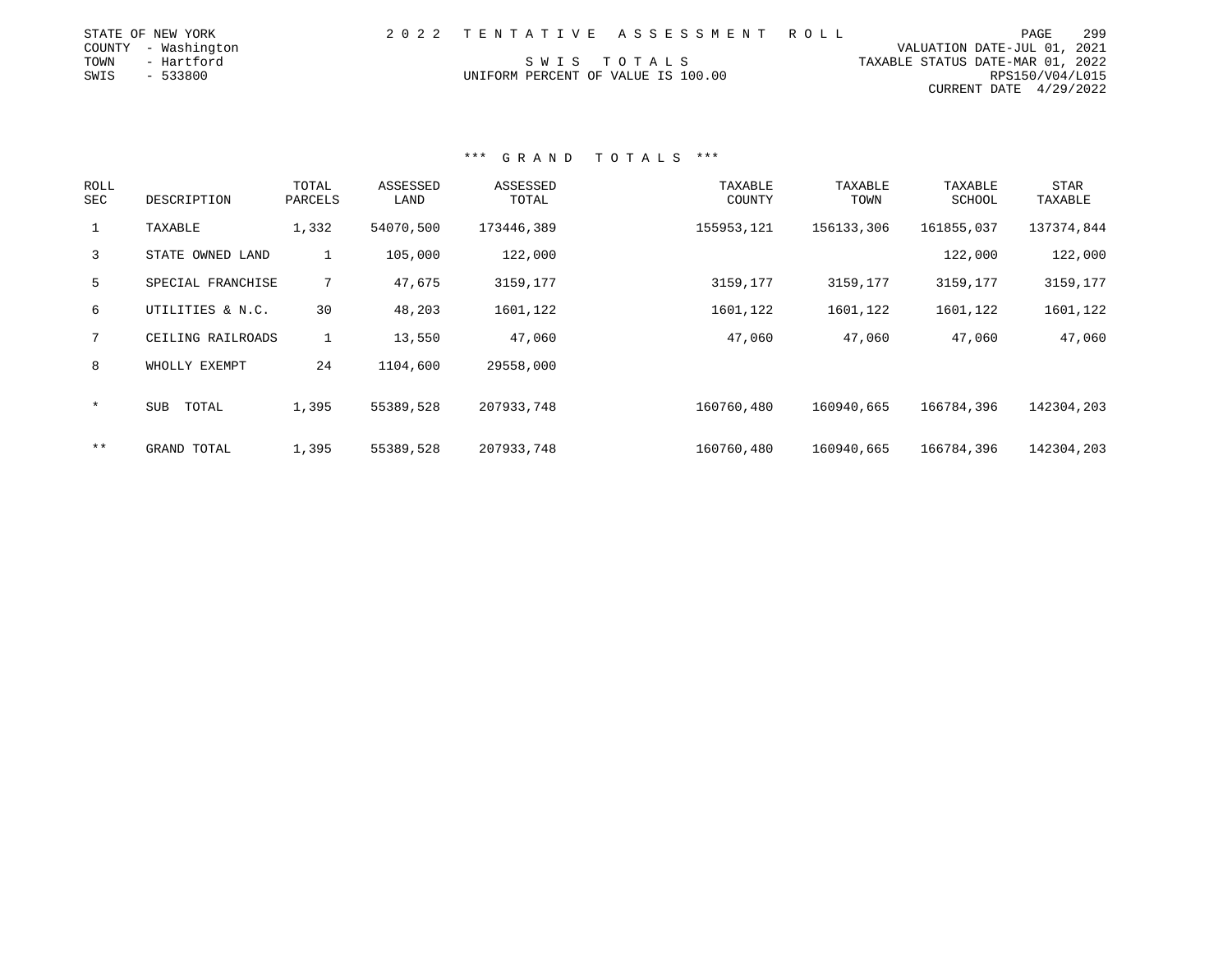STATE OF NEW YORK
COUNTY - Washington
TOWN - Hartford
SWIS - 533800

2 0 2 2 T E N T A T I V E A S S E S S M E N T R O L L

S W I S T O T A L S

UNIFORM PERCENT OF VALUE IS 100.00

VALUATION DATE-JUL 01, 2021
TAXABLE STATUS DATE-MAR 01, 2022
RPS150/V04/L015
CURRENT DATE 4/29/2022

*** G R A N D T O T A L S ***

| ROLL SEC | DESCRIPTION | TOTAL PARCELS | ASSESSED LAND | ASSESSED TOTAL | TAXABLE COUNTY | TAXABLE TOWN | TAXABLE SCHOOL | STAR TAXABLE |
|---|---|---|---|---|---|---|---|---|
| 1 | TAXABLE | 1,332 | 54070,500 | 173446,389 | 155953,121 | 156133,306 | 161855,037 | 137374,844 |
| 3 | STATE OWNED LAND | 1 | 105,000 | 122,000 | | | 122,000 | 122,000 |
| 5 | SPECIAL FRANCHISE | 7 | 47,675 | 3159,177 | 3159,177 | 3159,177 | 3159,177 | 3159,177 |
| 6 | UTILITIES & N.C. | 30 | 48,203 | 1601,122 | 1601,122 | 1601,122 | 1601,122 | 1601,122 |
| 7 | CEILING RAILROADS | 1 | 13,550 | 47,060 | 47,060 | 47,060 | 47,060 | 47,060 |
| 8 | WHOLLY EXEMPT | 24 | 1104,600 | 29558,000 | | | | |
| * | SUB TOTAL | 1,395 | 55389,528 | 207933,748 | 160760,480 | 160940,665 | 166784,396 | 142304,203 |
| ** | GRAND TOTAL | 1,395 | 55389,528 | 207933,748 | 160760,480 | 160940,665 | 166784,396 | 142304,203 |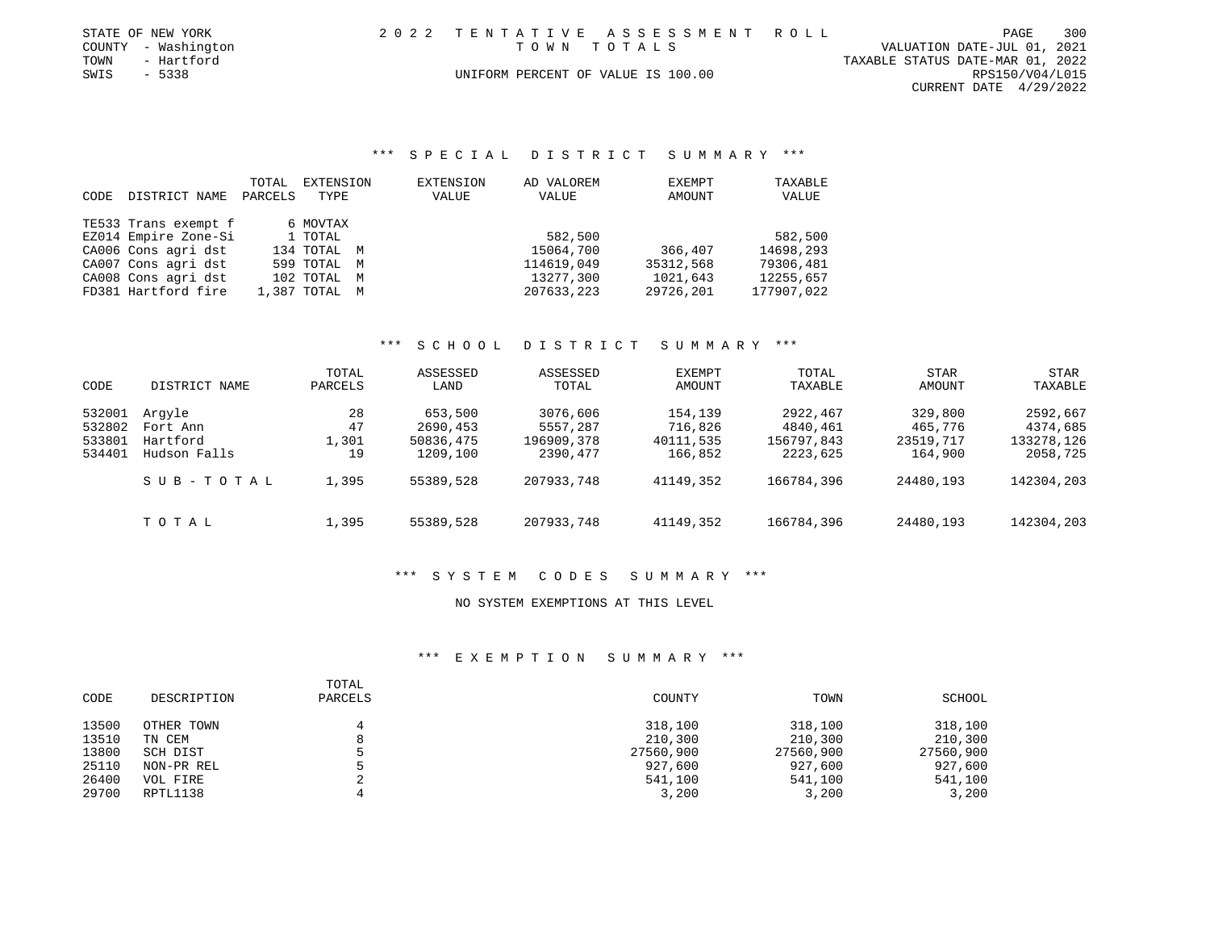STATE OF NEW YORK
COUNTY - Washington
TOWN - Hartford
SWIS - 5338

2 0 2 2 T E N T A T I V E A S S E S S M E N T R O L L
T O W N T O T A L S
UNIFORM PERCENT OF VALUE IS 100.00

VALUATION DATE-JUL 01, 2021
TAXABLE STATUS DATE-MAR 01, 2022
RPS150/V04/L015
CURRENT DATE 4/29/2022

### *** S P E C I A L D I S T R I C T S U M M A R Y ***

| CODE | DISTRICT NAME | TOTAL PARCELS | EXTENSION TYPE | EXTENSION VALUE | AD VALOREM VALUE | EXEMPT AMOUNT | TAXABLE VALUE |
|---|---|---|---|---|---|---|---|
| TE533 | Trans exempt f | 6 | MOVTAX | | | | |
| EZ014 | Empire Zone-Si | 1 | TOTAL | | 582,500 | | 582,500 |
| CA006 | Cons agri dst | 134 | TOTAL M | | 15064,700 | 366,407 | 14698,293 |
| CA007 | Cons agri dst | 599 | TOTAL M | | 114619,049 | 35312,568 | 79306,481 |
| CA008 | Cons agri dst | 102 | TOTAL M | | 13277,300 | 1021,643 | 12255,657 |
| FD381 | Hartford fire | 1,387 | TOTAL M | | 207633,223 | 29726,201 | 177907,022 |

### *** S C H O O L D I S T R I C T S U M M A R Y ***

| CODE | DISTRICT NAME | TOTAL PARCELS | ASSESSED LAND | ASSESSED TOTAL | EXEMPT AMOUNT | TOTAL TAXABLE | STAR AMOUNT | STAR TAXABLE |
|---|---|---|---|---|---|---|---|---|
| 532001 | Argyle | 28 | 653,500 | 3076,606 | 154,139 | 2922,467 | 329,800 | 2592,667 |
| 532802 | Fort Ann | 47 | 2690,453 | 5557,287 | 716,826 | 4840,461 | 465,776 | 4374,685 |
| 533801 | Hartford | 1,301 | 50836,475 | 196909,378 | 40111,535 | 156797,843 | 23519,717 | 133278,126 |
| 534401 | Hudson Falls | 19 | 1209,100 | 2390,477 | 166,852 | 2223,625 | 164,900 | 2058,725 |
| | S U B - T O T A L | 1,395 | 55389,528 | 207933,748 | 41149,352 | 166784,396 | 24480,193 | 142304,203 |
| | T O T A L | 1,395 | 55389,528 | 207933,748 | 41149,352 | 166784,396 | 24480,193 | 142304,203 |

### *** S Y S T E M C O D E S S U M M A R Y ***

NO SYSTEM EXEMPTIONS AT THIS LEVEL

### *** E X E M P T I O N S U M M A R Y ***

| CODE | DESCRIPTION | TOTAL PARCELS | COUNTY | TOWN | SCHOOL |
|---|---|---|---|---|---|
| 13500 | OTHER TOWN | 4 | 318,100 | 318,100 | 318,100 |
| 13510 | TN CEM | 8 | 210,300 | 210,300 | 210,300 |
| 13800 | SCH DIST | 5 | 27560,900 | 27560,900 | 27560,900 |
| 25110 | NON-PR REL | 5 | 927,600 | 927,600 | 927,600 |
| 26400 | VOL FIRE | 2 | 541,100 | 541,100 | 541,100 |
| 29700 | RPTL1138 | 4 | 3,200 | 3,200 | 3,200 |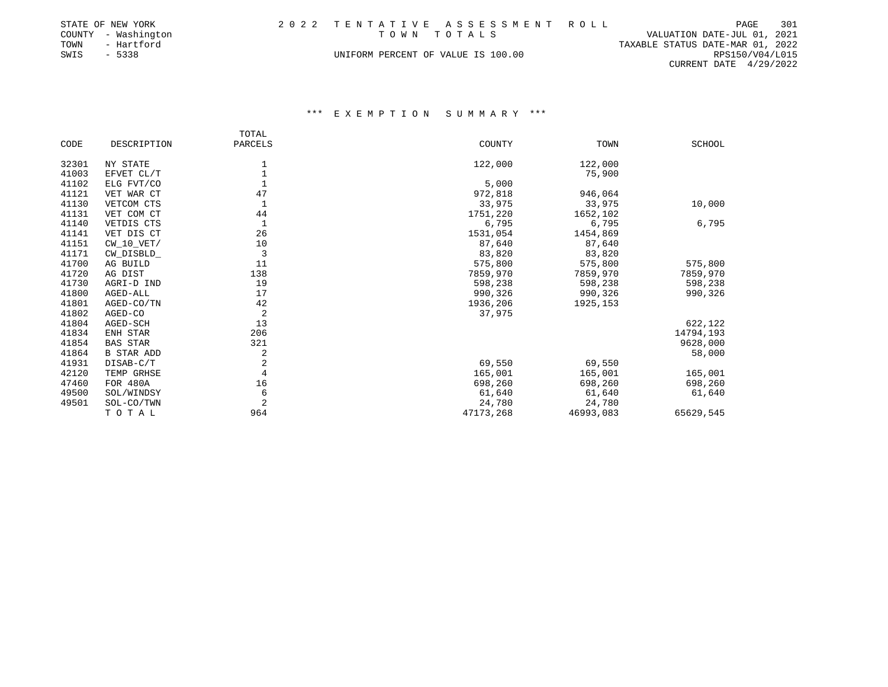STATE OF NEW YORK
COUNTY - Washington
TOWN - Hartford
SWIS - 5338

2022 TENTATIVE ASSESSMENT ROLL
TOWN TOTALS
UNIFORM PERCENT OF VALUE IS 100.00

VALUATION DATE-JUL 01, 2021
TAXABLE STATUS DATE-MAR 01, 2022
RPS150/V04/L015
CURRENT DATE 4/29/2022

### *** EXEMPTION SUMMARY ***

| CODE | DESCRIPTION | TOTAL PARCELS | COUNTY | TOWN | SCHOOL |
|---|---|---|---|---|---|
| 32301 | NY STATE | 1 | 122,000 | 122,000 | |
| 41003 | EFVET CL/T | 1 | | 75,900 | |
| 41102 | ELG FVT/CO | 1 | 5,000 | | |
| 41121 | VET WAR CT | 47 | 972,818 | 946,064 | |
| 41130 | VETCOM CTS | 1 | 33,975 | 33,975 | 10,000 |
| 41131 | VET COM CT | 44 | 1751,220 | 1652,102 | |
| 41140 | VETDIS CTS | 1 | 6,795 | 6,795 | 6,795 |
| 41141 | VET DIS CT | 26 | 1531,054 | 1454,869 | |
| 41151 | CW_10_VET/ | 10 | 87,640 | 87,640 | |
| 41171 | CW_DISBLD_ | 3 | 83,820 | 83,820 | |
| 41700 | AG BUILD | 11 | 575,800 | 575,800 | 575,800 |
| 41720 | AG DIST | 138 | 7859,970 | 7859,970 | 7859,970 |
| 41730 | AGRI-D IND | 19 | 598,238 | 598,238 | 598,238 |
| 41800 | AGED-ALL | 17 | 990,326 | 990,326 | 990,326 |
| 41801 | AGED-CO/TN | 42 | 1936,206 | 1925,153 | |
| 41802 | AGED-CO | 2 | 37,975 | | |
| 41804 | AGED-SCH | 13 | | | 622,122 |
| 41834 | ENH STAR | 206 | | | 14794,193 |
| 41854 | BAS STAR | 321 | | | 9628,000 |
| 41864 | B STAR ADD | 2 | | | 58,000 |
| 41931 | DISAB-C/T | 2 | 69,550 | 69,550 | |
| 42120 | TEMP GRHSE | 4 | 165,001 | 165,001 | 165,001 |
| 47460 | FOR 480A | 16 | 698,260 | 698,260 | 698,260 |
| 49500 | SOL/WINDSY | 6 | 61,640 | 61,640 | 61,640 |
| 49501 | SOL-CO/TWN | 2 | 24,780 | 24,780 | |
| | TOTAL | 964 | 47173,268 | 46993,083 | 65629,545 |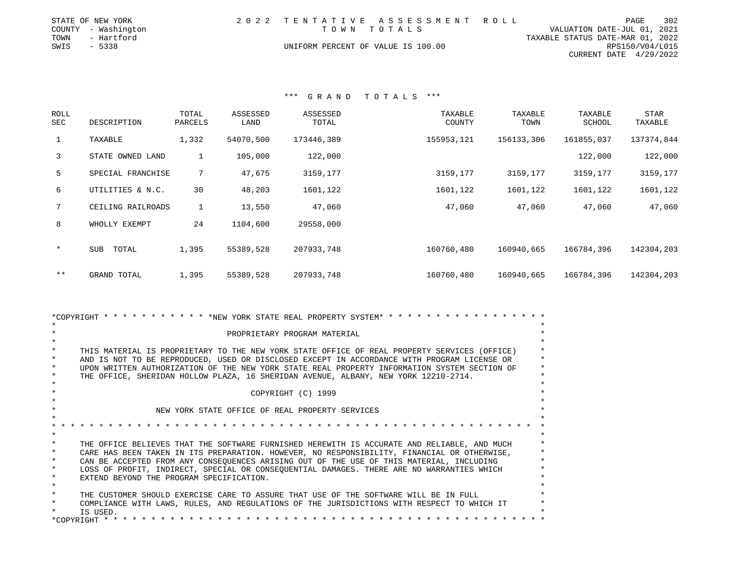STATE OF NEW YORK
COUNTY - Washington
TOWN - Hartford
SWIS - 5338

2 0 2 2 T E N T A T I V E A S S E S S M E N T R O L L
T O W N T O T A L S
UNIFORM PERCENT OF VALUE IS 100.00

VALUATION DATE-JUL 01, 2021
TAXABLE STATUS DATE-MAR 01, 2022
RPS150/V04/L015
CURRENT DATE 4/29/2022

## *** G R A N D T O T A L S ***

| ROLL SEC | DESCRIPTION | TOTAL PARCELS | ASSESSED LAND | ASSESSED TOTAL | TAXABLE COUNTY | TAXABLE TOWN | TAXABLE SCHOOL | STAR TAXABLE |
|---|---|---|---|---|---|---|---|---|
| 1 | TAXABLE | 1,332 | 54070,500 | 173446,389 | 155953,121 | 156133,306 | 161855,037 | 137374,844 |
| 3 | STATE OWNED LAND | 1 | 105,000 | 122,000 | | | 122,000 | 122,000 |
| 5 | SPECIAL FRANCHISE | 7 | 47,675 | 3159,177 | 3159,177 | 3159,177 | 3159,177 | 3159,177 |
| 6 | UTILITIES & N.C. | 30 | 48,203 | 1601,122 | 1601,122 | 1601,122 | 1601,122 | 1601,122 |
| 7 | CEILING RAILROADS | 1 | 13,550 | 47,060 | 47,060 | 47,060 | 47,060 | 47,060 |
| 8 | WHOLLY EXEMPT | 24 | 1104,600 | 29558,000 | | | | |
| * | SUB TOTAL | 1,395 | 55389,528 | 207933,748 | 160760,480 | 160940,665 | 166784,396 | 142304,203 |
| ** | GRAND TOTAL | 1,395 | 55389,528 | 207933,748 | 160760,480 | 160940,665 | 166784,396 | 142304,203 |

*COPYRIGHT * * * * * * * * * * * *NEW YORK STATE REAL PROPERTY SYSTEM* * * * * * * * * * * * * * * * * *

PROPRIETARY PROGRAM MATERIAL

THIS MATERIAL IS PROPRIETARY TO THE NEW YORK STATE OFFICE OF REAL PROPERTY SERVICES (OFFICE) AND IS NOT TO BE REPRODUCED, USED OR DISCLOSED EXCEPT IN ACCORDANCE WITH PROGRAM LICENSE OR UPON WRITTEN AUTHORIZATION OF THE NEW YORK STATE REAL PROPERTY INFORMATION SYSTEM SECTION OF THE OFFICE, SHERIDAN HOLLOW PLAZA, 16 SHERIDAN AVENUE, ALBANY, NEW YORK 12210-2714.

COPYRIGHT (C) 1999

NEW YORK STATE OFFICE OF REAL PROPERTY SERVICES

THE OFFICE BELIEVES THAT THE SOFTWARE FURNISHED HEREWITH IS ACCURATE AND RELIABLE, AND MUCH CARE HAS BEEN TAKEN IN ITS PREPARATION. HOWEVER, NO RESPONSIBILITY, FINANCIAL OR OTHERWISE, CAN BE ACCEPTED FROM ANY CONSEQUENCES ARISING OUT OF THE USE OF THIS MATERIAL, INCLUDING LOSS OF PROFIT, INDIRECT, SPECIAL OR CONSEQUENTIAL DAMAGES. THERE ARE NO WARRANTIES WHICH EXTEND BEYOND THE PROGRAM SPECIFICATION.

THE CUSTOMER SHOULD EXERCISE CARE TO ASSURE THAT USE OF THE SOFTWARE WILL BE IN FULL COMPLIANCE WITH LAWS, RULES, AND REGULATIONS OF THE JURISDICTIONS WITH RESPECT TO WHICH IT IS USED.

*COPYRIGHT * * * * * * * * * * * * * * * * * * * * * * * * * * * * * * * * * * * * * * * * * * * * *